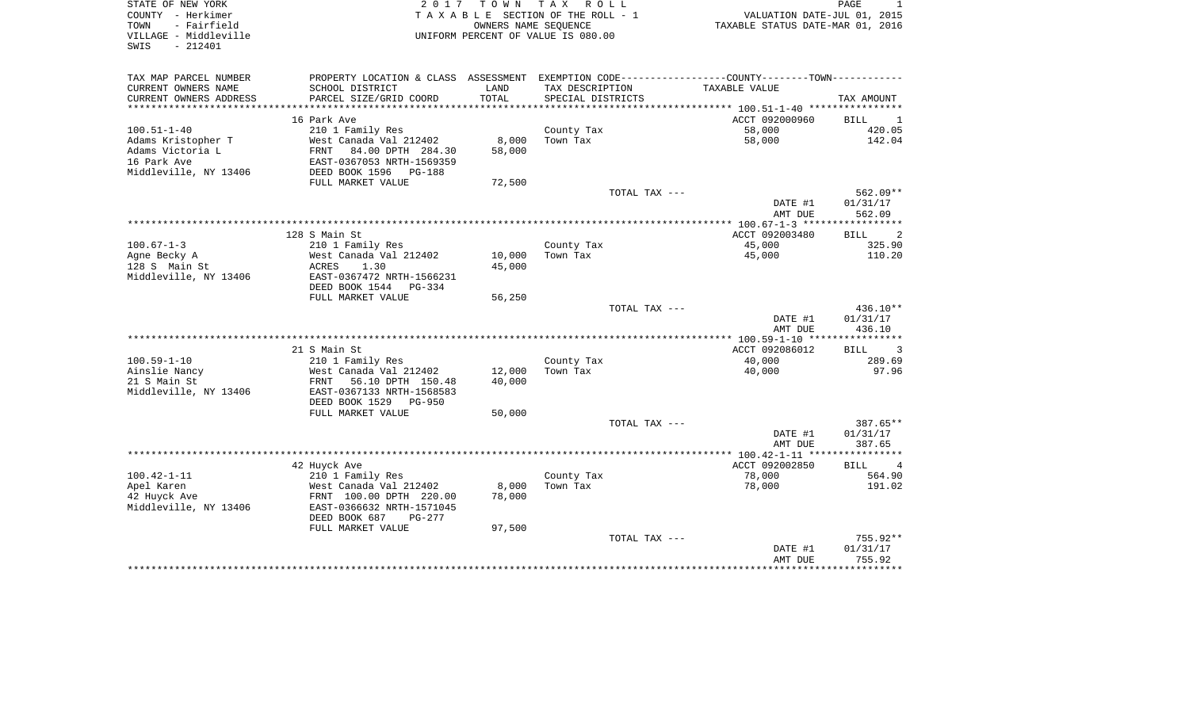STATE OF NEW YORK
COUNTY - Herkimer
TOWN - Fairfield
VILLAGE - Middleville
SWIS - 212401

2 0 1 7 T O W N T A X R O L L
T A X A B L E SECTION OF THE ROLL - 1
OWNERS NAME SEQUENCE
UNIFORM PERCENT OF VALUE IS 080.00

VALUATION DATE-JUL 01, 2015
TAXABLE STATUS DATE-MAR 01, 2016

| TAX MAP PARCEL NUMBER / CURRENT OWNERS NAME / CURRENT OWNERS ADDRESS | PROPERTY LOCATION & CLASS / SCHOOL DISTRICT / PARCEL SIZE/GRID COORD | ASSESSMENT LAND / TOTAL | EXEMPTION CODE / TAX DESCRIPTION / SPECIAL DISTRICTS | COUNTY--------TOWN TAXABLE VALUE | TAX AMOUNT |
|---|---|---|---|---|---|
| | 16 Park Ave | | | ACCT 092000960 | BILL 1 |
| 100.51-1-40 | 210 1 Family Res | | County Tax | 58,000 | 420.05 |
| Adams Kristopher T | West Canada Val 212402 | 8,000 | Town Tax | 58,000 | 142.04 |
| Adams Victoria L | FRNT 84.00 DPTH 284.30 | 58,000 | | | |
| 16 Park Ave | EAST-0367053 NRTH-1569359 | | | | |
| Middleville, NY 13406 | DEED BOOK 1596 PG-188 | | | | |
| | FULL MARKET VALUE | 72,500 | | | |
| | | | TOTAL TAX --- | | 562.09** |
| | | | | DATE #1 | 01/31/17 |
| | | | | AMT DUE | 562.09 |
| | 128 S Main St | | | ACCT 092003480 | BILL 2 |
| 100.67-1-3 | 210 1 Family Res | | County Tax | 45,000 | 325.90 |
| Agne Becky A | West Canada Val 212402 | 10,000 | Town Tax | 45,000 | 110.20 |
| 128 S Main St | ACRES 1.30 | 45,000 | | | |
| Middleville, NY 13406 | EAST-0367472 NRTH-1566231 | | | | |
| | DEED BOOK 1544 PG-334 | | | | |
| | FULL MARKET VALUE | 56,250 | | | |
| | | | TOTAL TAX --- | | 436.10** |
| | | | | DATE #1 | 01/31/17 |
| | | | | AMT DUE | 436.10 |
| | 21 S Main St | | | ACCT 092086012 | BILL 3 |
| 100.59-1-10 | 210 1 Family Res | | County Tax | 40,000 | 289.69 |
| Ainslie Nancy | West Canada Val 212402 | 12,000 | Town Tax | 40,000 | 97.96 |
| 21 S Main St | FRNT 56.10 DPTH 150.48 | 40,000 | | | |
| Middleville, NY 13406 | EAST-0367133 NRTH-1568583 | | | | |
| | DEED BOOK 1529 PG-950 | | | | |
| | FULL MARKET VALUE | 50,000 | | | |
| | | | TOTAL TAX --- | | 387.65** |
| | | | | DATE #1 | 01/31/17 |
| | | | | AMT DUE | 387.65 |
| | 42 Huyck Ave | | | ACCT 092002850 | BILL 4 |
| 100.42-1-11 | 210 1 Family Res | | County Tax | 78,000 | 564.90 |
| Apel Karen | West Canada Val 212402 | 8,000 | Town Tax | 78,000 | 191.02 |
| 42 Huyck Ave | FRNT 100.00 DPTH 220.00 | 78,000 | | | |
| Middleville, NY 13406 | EAST-0366632 NRTH-1571045 | | | | |
| | DEED BOOK 687 PG-277 | | | | |
| | FULL MARKET VALUE | 97,500 | | | |
| | | | TOTAL TAX --- | | 755.92** |
| | | | | DATE #1 | 01/31/17 |
| | | | | AMT DUE | 755.92 |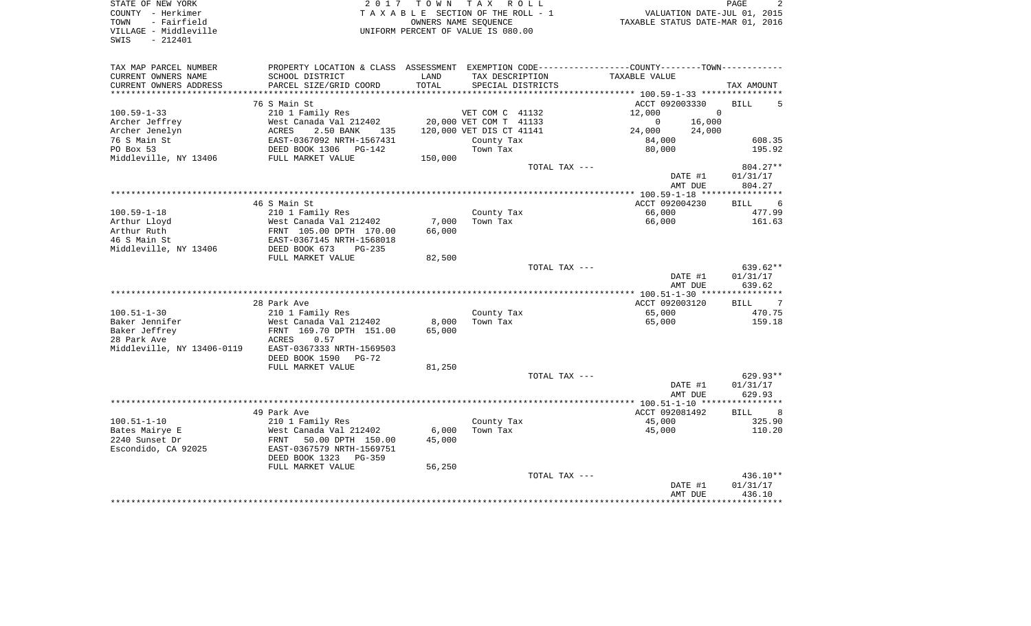STATE OF NEW YORK
COUNTY - Herkimer
TOWN - Fairfield
VILLAGE - Middleville
SWIS - 212401

2017 TOWN TAX ROLL
TAXABLE SECTION OF THE ROLL - 1
OWNERS NAME SEQUENCE
UNIFORM PERCENT OF VALUE IS 080.00

VALUATION DATE-JUL 01, 2015
TAXABLE STATUS DATE-MAR 01, 2016

| TAX MAP PARCEL NUMBER<br>CURRENT OWNERS NAME<br>CURRENT OWNERS ADDRESS | PROPERTY LOCATION & CLASS<br>SCHOOL DISTRICT<br>PARCEL SIZE/GRID COORD | ASSESSMENT<br>LAND<br>TOTAL | EXEMPTION CODE<br>TAX DESCRIPTION<br>SPECIAL DISTRICTS | COUNTY<br>TAXABLE VALUE | TOWN | TAX AMOUNT |
|---|---|---|---|---|---|---|
| | 76 S Main St | | | ACCT 092003330 | | BILL 5 |
| 100.59-1-33 | 210 1 Family Res | | VET COM C 41132 | 12,000 | 0 | |
| Archer Jeffrey | West Canada Val 212402 | 20,000 | VET COM T 41133 | 0 | 16,000 | |
| Archer Jenelyn | ACRES 2.50 BANK 135 | 120,000 | VET DIS CT 41141 | 24,000 | 24,000 | |
| 76 S Main St | EAST-0367092 NRTH-1567431 | | County Tax | 84,000 | | 608.35 |
| PO Box 53 | DEED BOOK 1306 PG-142 | | Town Tax | 80,000 | | 195.92 |
| Middleville, NY 13406 | FULL MARKET VALUE | 150,000 | | | | |
| | | | TOTAL TAX --- | | | 804.27** |
| | | | | DATE #1 | | 01/31/17 |
| | | | | AMT DUE | | 804.27 |
| | 46 S Main St | | | ACCT 092004230 | | BILL 6 |
| 100.59-1-18 | 210 1 Family Res | | County Tax | 66,000 | | 477.99 |
| Arthur Lloyd | West Canada Val 212402 | 7,000 | Town Tax | 66,000 | | 161.63 |
| Arthur Ruth | FRNT 105.00 DPTH 170.00 | 66,000 | | | | |
| 46 S Main St | EAST-0367145 NRTH-1568018 | | | | | |
| Middleville, NY 13406 | DEED BOOK 673 PG-235 | | | | | |
| | FULL MARKET VALUE | 82,500 | | | | |
| | | | TOTAL TAX --- | | | 639.62** |
| | | | | DATE #1 | | 01/31/17 |
| | | | | AMT DUE | | 639.62 |
| | 28 Park Ave | | | ACCT 092003120 | | BILL 7 |
| 100.51-1-30 | 210 1 Family Res | | County Tax | 65,000 | | 470.75 |
| Baker Jennifer | West Canada Val 212402 | 8,000 | Town Tax | 65,000 | | 159.18 |
| Baker Jeffrey | FRNT 169.70 DPTH 151.00 | 65,000 | | | | |
| 28 Park Ave | ACRES 0.57 | | | | | |
| Middleville, NY 13406-0119 | EAST-0367333 NRTH-1569503 | | | | | |
| | DEED BOOK 1590 PG-72 | | | | | |
| | FULL MARKET VALUE | 81,250 | | | | |
| | | | TOTAL TAX --- | | | 629.93** |
| | | | | DATE #1 | | 01/31/17 |
| | | | | AMT DUE | | 629.93 |
| | 49 Park Ave | | | ACCT 092081492 | | BILL 8 |
| 100.51-1-10 | 210 1 Family Res | | County Tax | 45,000 | | 325.90 |
| Bates Mairye E | West Canada Val 212402 | 6,000 | Town Tax | 45,000 | | 110.20 |
| 2240 Sunset Dr | FRNT 50.00 DPTH 150.00 | 45,000 | | | | |
| Escondido, CA 92025 | EAST-0367579 NRTH-1569751 | | | | | |
| | DEED BOOK 1323 PG-359 | | | | | |
| | FULL MARKET VALUE | 56,250 | | | | |
| | | | TOTAL TAX --- | | | 436.10** |
| | | | | DATE #1 | | 01/31/17 |
| | | | | AMT DUE | | 436.10 |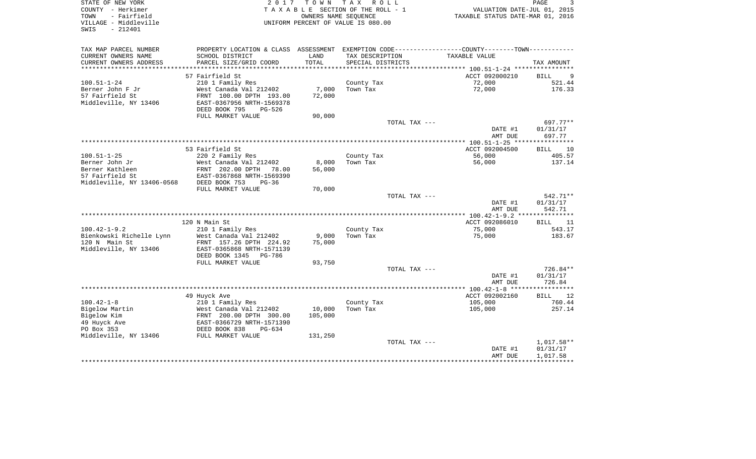STATE OF NEW YORK
COUNTY - Herkimer
TOWN - Fairfield
VILLAGE - Middleville
SWIS - 212401

2 0 1 7 T O W N T A X R O L L
T A X A B L E SECTION OF THE ROLL - 1
OWNERS NAME SEQUENCE
UNIFORM PERCENT OF VALUE IS 080.00

VALUATION DATE-JUL 01, 2015
TAXABLE STATUS DATE-MAR 01, 2016

| TAX MAP PARCEL NUMBER / CURRENT OWNERS NAME / CURRENT OWNERS ADDRESS | PROPERTY LOCATION & CLASS / SCHOOL DISTRICT / PARCEL SIZE/GRID COORD | ASSESSMENT LAND / TOTAL | EXEMPTION CODE / TAX DESCRIPTION / SPECIAL DISTRICTS | TAXABLE VALUE | TAX AMOUNT |
|---|---|---|---|---|---|
| **100.51-1-24** | 57 Fairfield St | | | ACCT 092000210 | BILL 9 |
| | 210 1 Family Res | | County Tax | 72,000 | 521.44 |
| Berner John F Jr | West Canada Val 212402 | 7,000 | Town Tax | 72,000 | 176.33 |
| 57 Fairfield St | FRNT 100.00 DPTH 193.00 | 72,000 | | | |
| Middleville, NY 13406 | EAST-0367956 NRTH-1569378 | | | | |
| | DEED BOOK 795 PG-526 | | | | |
| | FULL MARKET VALUE | 90,000 | | | |
| | | | TOTAL TAX --- | | 697.77** |
| | | | | DATE #1 | 01/31/17 |
| | | | | AMT DUE | 697.77 |
| **100.51-1-25** | 53 Fairfield St | | | ACCT 092004500 | BILL 10 |
| | 220 2 Family Res | | County Tax | 56,000 | 405.57 |
| Berner John Jr | West Canada Val 212402 | 8,000 | Town Tax | 56,000 | 137.14 |
| Berner Kathleen | FRNT 202.00 DPTH 78.00 | 56,000 | | | |
| 57 Fairfield St | EAST-0367868 NRTH-1569390 | | | | |
| Middleville, NY 13406-0568 | DEED BOOK 753 PG-36 | | | | |
| | FULL MARKET VALUE | 70,000 | | | |
| | | | TOTAL TAX --- | | 542.71** |
| | | | | DATE #1 | 01/31/17 |
| | | | | AMT DUE | 542.71 |
| **100.42-1-9.2** | 120 N Main St | | | ACCT 092086010 | BILL 11 |
| | 210 1 Family Res | | County Tax | 75,000 | 543.17 |
| Bienkowski Richelle Lynn | West Canada Val 212402 | 9,000 | Town Tax | 75,000 | 183.67 |
| 120 N Main St | FRNT 157.26 DPTH 224.92 | 75,000 | | | |
| Middleville, NY 13406 | EAST-0365868 NRTH-1571139 | | | | |
| | DEED BOOK 1345 PG-786 | | | | |
| | FULL MARKET VALUE | 93,750 | | | |
| | | | TOTAL TAX --- | | 726.84** |
| | | | | DATE #1 | 01/31/17 |
| | | | | AMT DUE | 726.84 |
| **100.42-1-8** | 49 Huyck Ave | | | ACCT 092002160 | BILL 12 |
| | 210 1 Family Res | | County Tax | 105,000 | 760.44 |
| Bigelow Martin | West Canada Val 212402 | 10,000 | Town Tax | 105,000 | 257.14 |
| Bigelow Kim | FRNT 200.00 DPTH 300.00 | 105,000 | | | |
| 49 Huyck Ave | EAST-0366729 NRTH-1571390 | | | | |
| PO Box 353 | DEED BOOK 838 PG-634 | | | | |
| Middleville, NY 13406 | FULL MARKET VALUE | 131,250 | | | |
| | | | TOTAL TAX --- | | 1,017.58** |
| | | | | DATE #1 | 01/31/17 |
| | | | | AMT DUE | 1,017.58 |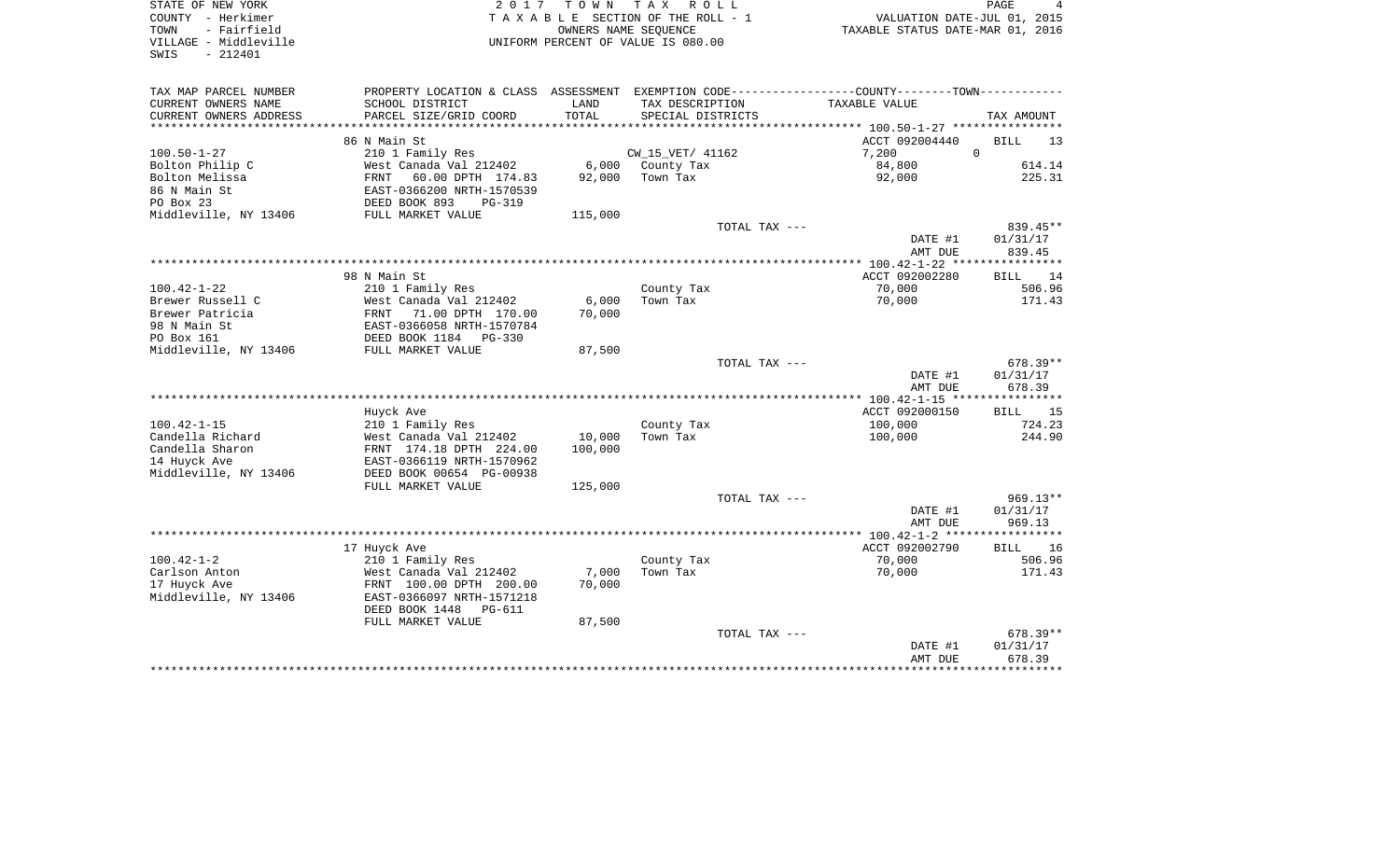STATE OF NEW YORK
COUNTY - Herkimer
TOWN - Fairfield
VILLAGE - Middleville
SWIS - 212401

2017 TOWN TAX ROLL
TAXABLE SECTION OF THE ROLL - 1
OWNERS NAME SEQUENCE
UNIFORM PERCENT OF VALUE IS 080.00

VALUATION DATE-JUL 01, 2015
TAXABLE STATUS DATE-MAR 01, 2016

| TAX MAP PARCEL NUMBER / CURRENT OWNERS NAME / CURRENT OWNERS ADDRESS | PROPERTY LOCATION & CLASS / SCHOOL DISTRICT / PARCEL SIZE/GRID COORD | ASSESSMENT LAND | ASSESSMENT TOTAL | EXEMPTION CODE / TAX DESCRIPTION / SPECIAL DISTRICTS | TAXABLE VALUE | TAX AMOUNT |
|---|---|---|---|---|---|---|
| | 86 N Main St | | | | ACCT 092004440 | BILL 13 |
| 100.50-1-27 | 210 1 Family Res | | | CW_15_VET/ 41162 | 7,200 | 0 |
| Bolton Philip C | West Canada Val 212402 | 6,000 | | County Tax | 84,800 | 614.14 |
| Bolton Melissa | FRNT 60.00 DPTH 174.83 | | 92,000 | Town Tax | 92,000 | 225.31 |
| 86 N Main St | EAST-0366200 NRTH-1570539 | | | | | |
| PO Box 23 | DEED BOOK 893 PG-319 | | | | | |
| Middleville, NY 13406 | FULL MARKET VALUE | | 115,000 | | | |
| | | | | TOTAL TAX --- | | 839.45** |
| | | | | | DATE #1 | 01/31/17 |
| | | | | | AMT DUE | 839.45 |
| | 98 N Main St | | | | ACCT 092002280 | BILL 14 |
| 100.42-1-22 | 210 1 Family Res | | | County Tax | 70,000 | 506.96 |
| Brewer Russell C | West Canada Val 212402 | 6,000 | | Town Tax | 70,000 | 171.43 |
| Brewer Patricia | FRNT 71.00 DPTH 170.00 | | 70,000 | | | |
| 98 N Main St | EAST-0366058 NRTH-1570784 | | | | | |
| PO Box 161 | DEED BOOK 1184 PG-330 | | | | | |
| Middleville, NY 13406 | FULL MARKET VALUE | | 87,500 | | | |
| | | | | TOTAL TAX --- | | 678.39** |
| | | | | | DATE #1 | 01/31/17 |
| | | | | | AMT DUE | 678.39 |
| | Huyck Ave | | | | ACCT 092000150 | BILL 15 |
| 100.42-1-15 | 210 1 Family Res | | | County Tax | 100,000 | 724.23 |
| Candella Richard | West Canada Val 212402 | 10,000 | | Town Tax | 100,000 | 244.90 |
| Candella Sharon | FRNT 174.18 DPTH 224.00 | | 100,000 | | | |
| 14 Huyck Ave | EAST-0366119 NRTH-1570962 | | | | | |
| Middleville, NY 13406 | DEED BOOK 00654 PG-00938 | | | | | |
| | FULL MARKET VALUE | | 125,000 | | | |
| | | | | TOTAL TAX --- | | 969.13** |
| | | | | | DATE #1 | 01/31/17 |
| | | | | | AMT DUE | 969.13 |
| | 17 Huyck Ave | | | | ACCT 092002790 | BILL 16 |
| 100.42-1-2 | 210 1 Family Res | | | County Tax | 70,000 | 506.96 |
| Carlson Anton | West Canada Val 212402 | 7,000 | | Town Tax | 70,000 | 171.43 |
| 17 Huyck Ave | FRNT 100.00 DPTH 200.00 | | 70,000 | | | |
| Middleville, NY 13406 | EAST-0366097 NRTH-1571218 | | | | | |
| | DEED BOOK 1448 PG-611 | | | | | |
| | FULL MARKET VALUE | | 87,500 | | | |
| | | | | TOTAL TAX --- | | 678.39** |
| | | | | | DATE #1 | 01/31/17 |
| | | | | | AMT DUE | 678.39 |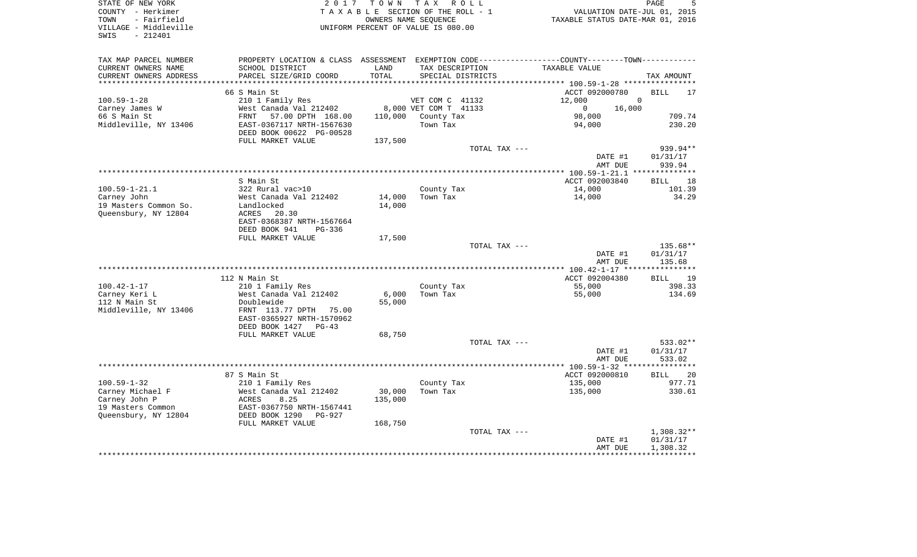STATE OF NEW YORK  
COUNTY - Herkimer  
TOWN - Fairfield  
VILLAGE - Middleville  
SWIS - 212401

2017 TOWN TAX ROLL  
TAXABLE SECTION OF THE ROLL - 1  
OWNERS NAME SEQUENCE  
UNIFORM PERCENT OF VALUE IS 080.00

VALUATION DATE-JUL 01, 2015  
TAXABLE STATUS DATE-MAR 01, 2016

| TAX MAP PARCEL NUMBER / CURRENT OWNERS NAME / CURRENT OWNERS ADDRESS | PROPERTY LOCATION & CLASS / SCHOOL DISTRICT / PARCEL SIZE/GRID COORD | ASSESSMENT LAND / TOTAL | EXEMPTION CODE / TAX DESCRIPTION / SPECIAL DISTRICTS | COUNTY / TOWN TAXABLE VALUE | TAX AMOUNT |
|---|---|---|---|---|---|
| | 66 S Main St | | | ACCT 092000780 | BILL 17 |
| 100.59-1-28 | 210 1 Family Res | | VET COM C 41132 | 12,000 0 | |
| Carney James W | West Canada Val 212402 | 8,000 | VET COM T 41133 | 0 16,000 | |
| 66 S Main St | FRNT 57.00 DPTH 168.00 | 110,000 | County Tax | 98,000 | 709.74 |
| Middleville, NY 13406 | EAST-0367117 NRTH-1567630 | | Town Tax | 94,000 | 230.20 |
| | DEED BOOK 00622 PG-00528 | | | | |
| | FULL MARKET VALUE | 137,500 | | | |
| | | | TOTAL TAX --- | | 939.94** |
| | | | | DATE #1 | 01/31/17 |
| | | | | AMT DUE | 939.94 |
| | S Main St | | | ACCT 092003840 | BILL 18 |
| 100.59-1-21.1 | 322 Rural vac>10 | | County Tax | 14,000 | 101.39 |
| Carney John | West Canada Val 212402 | 14,000 | Town Tax | 14,000 | 34.29 |
| 19 Masters Common So. | Landlocked | 14,000 | | | |
| Queensbury, NY 12804 | ACRES 20.30 | | | | |
| | EAST-0368387 NRTH-1567664 | | | | |
| | DEED BOOK 941 PG-336 | | | | |
| | FULL MARKET VALUE | 17,500 | | | |
| | | | TOTAL TAX --- | | 135.68** |
| | | | | DATE #1 | 01/31/17 |
| | | | | AMT DUE | 135.68 |
| | 112 N Main St | | | ACCT 092004380 | BILL 19 |
| 100.42-1-17 | 210 1 Family Res | | County Tax | 55,000 | 398.33 |
| Carney Keri L | West Canada Val 212402 | 6,000 | Town Tax | 55,000 | 134.69 |
| 112 N Main St | Doublewide | 55,000 | | | |
| Middleville, NY 13406 | FRNT 113.77 DPTH 75.00 | | | | |
| | EAST-0365927 NRTH-1570962 | | | | |
| | DEED BOOK 1427 PG-43 | | | | |
| | FULL MARKET VALUE | 68,750 | | | |
| | | | TOTAL TAX --- | | 533.02** |
| | | | | DATE #1 | 01/31/17 |
| | | | | AMT DUE | 533.02 |
| | 87 S Main St | | | ACCT 092000810 | BILL 20 |
| 100.59-1-32 | 210 1 Family Res | | County Tax | 135,000 | 977.71 |
| Carney Michael F | West Canada Val 212402 | 30,000 | Town Tax | 135,000 | 330.61 |
| Carney John P | ACRES 8.25 | 135,000 | | | |
| 19 Masters Common | EAST-0367750 NRTH-1567441 | | | | |
| Queensbury, NY 12804 | DEED BOOK 1290 PG-927 | | | | |
| | FULL MARKET VALUE | 168,750 | | | |
| | | | TOTAL TAX --- | | 1,308.32** |
| | | | | DATE #1 | 01/31/17 |
| | | | | AMT DUE | 1,308.32 |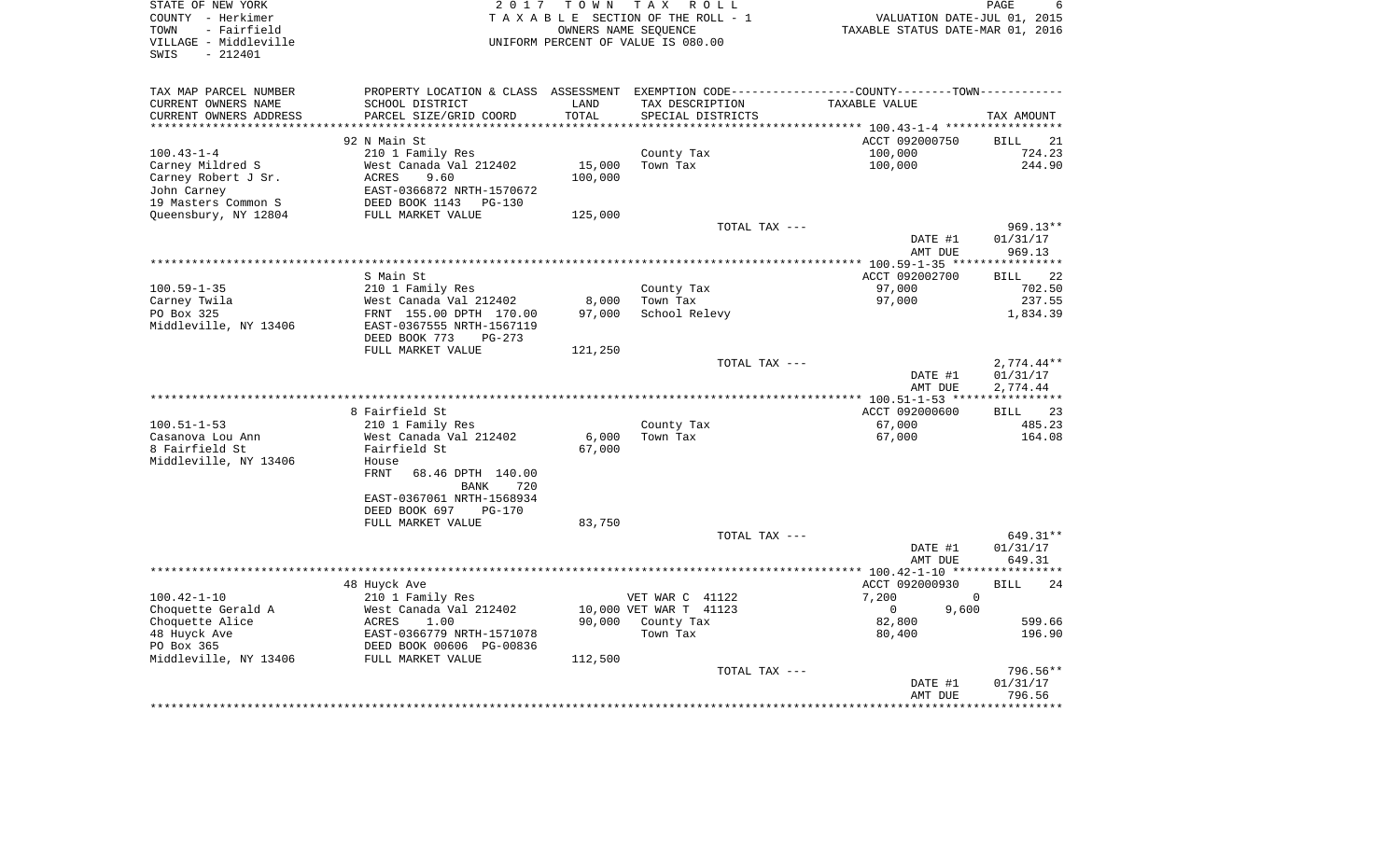STATE OF NEW YORK
COUNTY - Herkimer
TOWN - Fairfield
VILLAGE - Middleville
SWIS - 212401

2017 TOWN TAX ROLL
TAXABLE SECTION OF THE ROLL - 1
OWNERS NAME SEQUENCE
UNIFORM PERCENT OF VALUE IS 080.00

VALUATION DATE-JUL 01, 2015
TAXABLE STATUS DATE-MAR 01, 2016

| TAX MAP PARCEL NUMBER / CURRENT OWNERS NAME / CURRENT OWNERS ADDRESS | PROPERTY LOCATION & CLASS / SCHOOL DISTRICT / PARCEL SIZE/GRID COORD | ASSESSMENT LAND / TOTAL | EXEMPTION CODE / TAX DESCRIPTION / SPECIAL DISTRICTS | COUNTY / TOWN TAXABLE VALUE | TAX AMOUNT |
|---|---|---|---|---|---|
| | 92 N Main St | | | ACCT 092000750 | BILL 21 |
| 100.43-1-4 | 210 1 Family Res | | County Tax | 100,000 | 724.23 |
| Carney Mildred S | West Canada Val 212402 | 15,000 | Town Tax | 100,000 | 244.90 |
| Carney Robert J Sr. | ACRES 9.60 | 100,000 | | | |
| John Carney | EAST-0366872 NRTH-1570672 | | | | |
| 19 Masters Common S | DEED BOOK 1143 PG-130 | | | | |
| Queensbury, NY 12804 | FULL MARKET VALUE | 125,000 | | | |
| | | | TOTAL TAX --- | | 969.13** |
| | | | | DATE #1 | 01/31/17 |
| | | | | AMT DUE | 969.13 |
| | S Main St | | | ACCT 092002700 | BILL 22 |
| 100.59-1-35 | 210 1 Family Res | | County Tax | 97,000 | 702.50 |
| Carney Twila | West Canada Val 212402 | 8,000 | Town Tax | 97,000 | 237.55 |
| PO Box 325 | FRNT 155.00 DPTH 170.00 | 97,000 | School Relevy | | 1,834.39 |
| Middleville, NY 13406 | EAST-0367555 NRTH-1567119 | | | | |
| | DEED BOOK 773 PG-273 | | | | |
| | FULL MARKET VALUE | 121,250 | | | |
| | | | TOTAL TAX --- | | 2,774.44** |
| | | | | DATE #1 | 01/31/17 |
| | | | | AMT DUE | 2,774.44 |
| | 8 Fairfield St | | | ACCT 092000600 | BILL 23 |
| 100.51-1-53 | 210 1 Family Res | | County Tax | 67,000 | 485.23 |
| Casanova Lou Ann | West Canada Val 212402 | 6,000 | Town Tax | 67,000 | 164.08 |
| 8 Fairfield St | Fairfield St | 67,000 | | | |
| Middleville, NY 13406 | House | | | | |
| | FRNT 68.46 DPTH 140.00 | | | | |
| | BANK 720 | | | | |
| | EAST-0367061 NRTH-1568934 | | | | |
| | DEED BOOK 697 PG-170 | | | | |
| | FULL MARKET VALUE | 83,750 | | | |
| | | | TOTAL TAX --- | | 649.31** |
| | | | | DATE #1 | 01/31/17 |
| | | | | AMT DUE | 649.31 |
| | 48 Huyck Ave | | | ACCT 092000930 | BILL 24 |
| 100.42-1-10 | 210 1 Family Res | | VET WAR C 41122 | 7,200 / 0 | |
| Choquette Gerald A | West Canada Val 212402 | 10,000 | VET WAR T 41123 | 0 / 9,600 | |
| Choquette Alice | ACRES 1.00 | 90,000 | County Tax | 82,800 | 599.66 |
| 48 Huyck Ave | EAST-0366779 NRTH-1571078 | | Town Tax | 80,400 | 196.90 |
| PO Box 365 | DEED BOOK 00606 PG-00836 | | | | |
| Middleville, NY 13406 | FULL MARKET VALUE | 112,500 | | | |
| | | | TOTAL TAX --- | | 796.56** |
| | | | | DATE #1 | 01/31/17 |
| | | | | AMT DUE | 796.56 |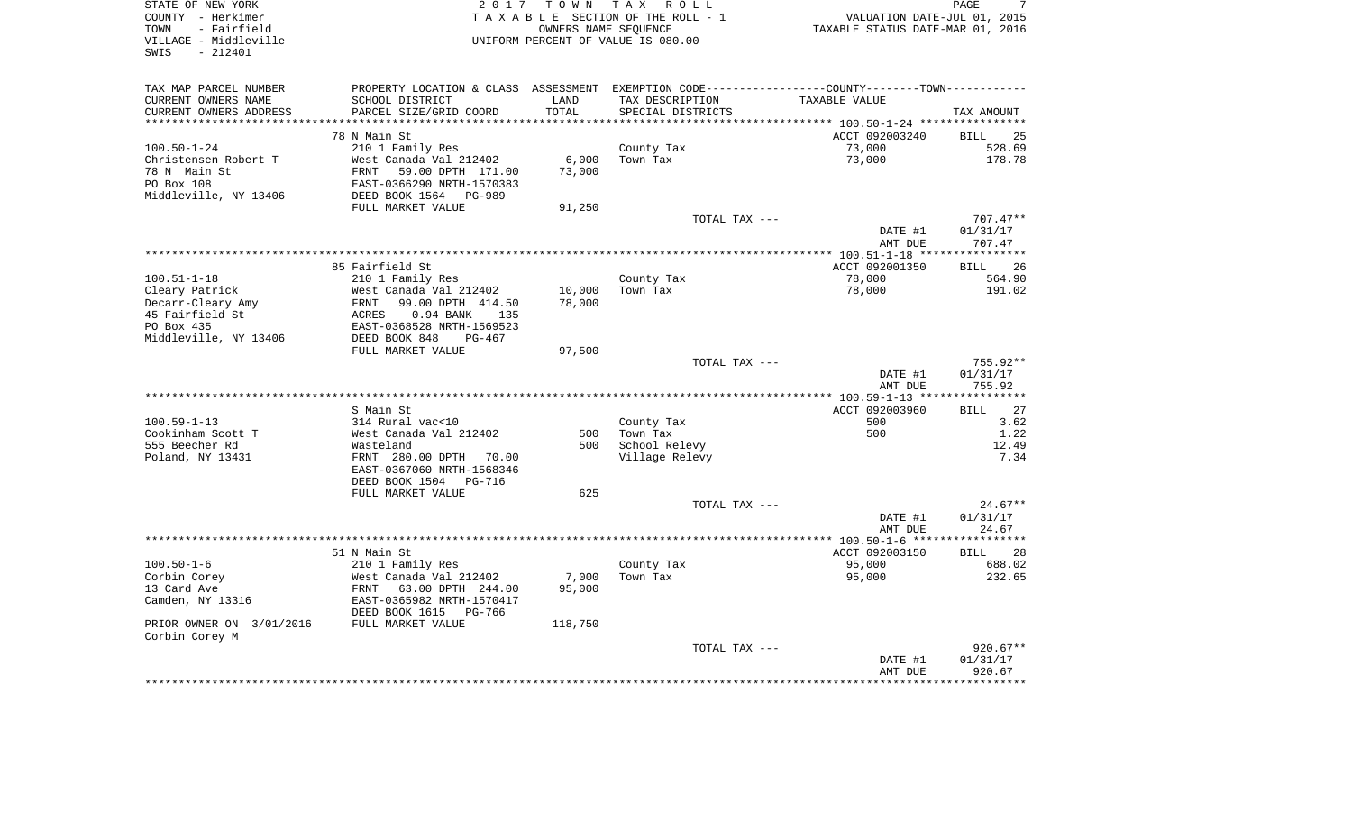STATE OF NEW YORK
COUNTY - Herkimer
TOWN - Fairfield
VILLAGE - Middleville
SWIS - 212401

2017 TOWN TAX ROLL
TAXABLE SECTION OF THE ROLL - 1
OWNERS NAME SEQUENCE
UNIFORM PERCENT OF VALUE IS 080.00

VALUATION DATE-JUL 01, 2015
TAXABLE STATUS DATE-MAR 01, 2016

| TAX MAP PARCEL NUMBER<br>CURRENT OWNERS NAME<br>CURRENT OWNERS ADDRESS | PROPERTY LOCATION & CLASS<br>SCHOOL DISTRICT<br>PARCEL SIZE/GRID COORD | ASSESSMENT<br>LAND<br>TOTAL | EXEMPTION CODE<br>TAX DESCRIPTION<br>SPECIAL DISTRICTS | COUNTY--------TOWN<br>TAXABLE VALUE | TAX AMOUNT |
|---|---|---|---|---|---|
| **100.50-1-24** | 78 N Main St | | | ACCT 092003240 | BILL 25 |
| 100.50-1-24 | 210 1 Family Res | | County Tax | 73,000 | 528.69 |
| Christensen Robert T | West Canada Val 212402 | 6,000 | Town Tax | 73,000 | 178.78 |
| 78 N Main St | FRNT 59.00 DPTH 171.00 | 73,000 | | | |
| PO Box 108 | EAST-0366290 NRTH-1570383 | | | | |
| Middleville, NY 13406 | DEED BOOK 1564 PG-989 | | | | |
| | FULL MARKET VALUE | 91,250 | | | |
| | | | TOTAL TAX --- | | 707.47** |
| | | | | DATE #1 | 01/31/17 |
| | | | | AMT DUE | 707.47 |
| **100.51-1-18** | 85 Fairfield St | | | ACCT 092001350 | BILL 26 |
| 100.51-1-18 | 210 1 Family Res | | County Tax | 78,000 | 564.90 |
| Cleary Patrick | West Canada Val 212402 | 10,000 | Town Tax | 78,000 | 191.02 |
| Decarr-Cleary Amy | FRNT 99.00 DPTH 414.50 | 78,000 | | | |
| 45 Fairfield St | ACRES 0.94 BANK 135 | | | | |
| PO Box 435 | EAST-0368528 NRTH-1569523 | | | | |
| Middleville, NY 13406 | DEED BOOK 848 PG-467 | | | | |
| | FULL MARKET VALUE | 97,500 | | | |
| | | | TOTAL TAX --- | | 755.92** |
| | | | | DATE #1 | 01/31/17 |
| | | | | AMT DUE | 755.92 |
| **100.59-1-13** | S Main St | | | ACCT 092003960 | BILL 27 |
| 100.59-1-13 | 314 Rural vac<10 | | County Tax | 500 | 3.62 |
| Cookinham Scott T | West Canada Val 212402 | 500 | Town Tax | 500 | 1.22 |
| 555 Beecher Rd | Wasteland | 500 | School Relevy | | 12.49 |
| Poland, NY 13431 | FRNT 280.00 DPTH 70.00 | | Village Relevy | | 7.34 |
| | EAST-0367060 NRTH-1568346 | | | | |
| | DEED BOOK 1504 PG-716 | | | | |
| | FULL MARKET VALUE | 625 | | | |
| | | | TOTAL TAX --- | | 24.67** |
| | | | | DATE #1 | 01/31/17 |
| | | | | AMT DUE | 24.67 |
| **100.50-1-6** | 51 N Main St | | | ACCT 092003150 | BILL 28 |
| 100.50-1-6 | 210 1 Family Res | | County Tax | 95,000 | 688.02 |
| Corbin Corey | West Canada Val 212402 | 7,000 | Town Tax | 95,000 | 232.65 |
| 13 Card Ave | FRNT 63.00 DPTH 244.00 | 95,000 | | | |
| Camden, NY 13316 | EAST-0365982 NRTH-1570417 | | | | |
| | DEED BOOK 1615 PG-766 | | | | |
| PRIOR OWNER ON 3/01/2016 | FULL MARKET VALUE | 118,750 | | | |
| Corbin Corey M | | | | | |
| | | | TOTAL TAX --- | | 920.67** |
| | | | | DATE #1 | 01/31/17 |
| | | | | AMT DUE | 920.67 |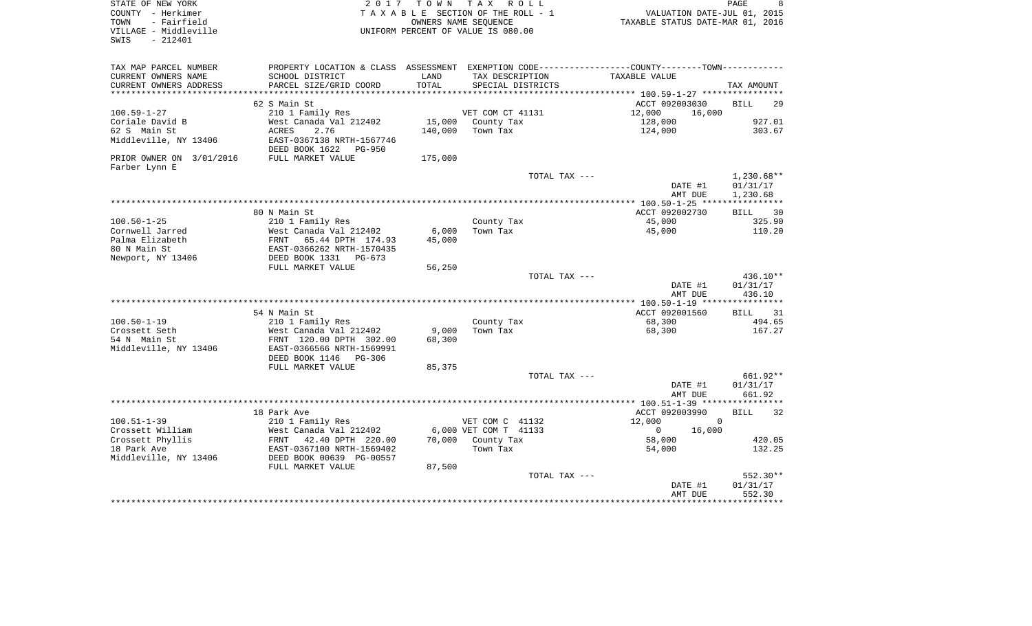STATE OF NEW YORK
COUNTY - Herkimer
TOWN - Fairfield
VILLAGE - Middleville
SWIS - 212401

2017 TOWN TAX ROLL
TAXABLE SECTION OF THE ROLL - 1
OWNERS NAME SEQUENCE
UNIFORM PERCENT OF VALUE IS 080.00

VALUATION DATE-JUL 01, 2015
TAXABLE STATUS DATE-MAR 01, 2016

| TAX MAP PARCEL NUMBER / CURRENT OWNERS NAME / CURRENT OWNERS ADDRESS | PROPERTY LOCATION & CLASS / SCHOOL DISTRICT / PARCEL SIZE/GRID COORD | ASSESSMENT LAND / TOTAL | EXEMPTION CODE / TAX DESCRIPTION / SPECIAL DISTRICTS | COUNTY / TAXABLE VALUE | TOWN | TAX AMOUNT |
|---|---|---|---|---|---|---|
| | 62 S Main St | | | ACCT 092003030 | | BILL 29 |
| 100.59-1-27 | 210 1 Family Res | | VET COM CT 41131 | 12,000 | 16,000 | |
| Coriale David B | West Canada Val 212402 | 15,000 | County Tax | 128,000 | | 927.01 |
| 62 S Main St | ACRES 2.76 | 140,000 | Town Tax | 124,000 | | 303.67 |
| Middleville, NY 13406 | EAST-0367138 NRTH-1567746 | | | | | |
| | DEED BOOK 1622 PG-950 | | | | | |
| PRIOR OWNER ON 3/01/2016 | FULL MARKET VALUE | 175,000 | | | | |
| Farber Lynn E | | | | | | |
| | | | TOTAL TAX --- | | | 1,230.68** |
| | | | | DATE #1 | | 01/31/17 |
| | | | | AMT DUE | | 1,230.68 |
| | 80 N Main St | | | ACCT 092002730 | | BILL 30 |
| 100.50-1-25 | 210 1 Family Res | | County Tax | 45,000 | | 325.90 |
| Cornwell Jarred | West Canada Val 212402 | 6,000 | Town Tax | 45,000 | | 110.20 |
| Palma Elizabeth | FRNT 65.44 DPTH 174.93 | 45,000 | | | | |
| 80 N Main St | EAST-0366262 NRTH-1570435 | | | | | |
| Newport, NY 13406 | DEED BOOK 1331 PG-673 | | | | | |
| | FULL MARKET VALUE | 56,250 | | | | |
| | | | TOTAL TAX --- | | | 436.10** |
| | | | | DATE #1 | | 01/31/17 |
| | | | | AMT DUE | | 436.10 |
| | 54 N Main St | | | ACCT 092001560 | | BILL 31 |
| 100.50-1-19 | 210 1 Family Res | | County Tax | 68,300 | | 494.65 |
| Crossett Seth | West Canada Val 212402 | 9,000 | Town Tax | 68,300 | | 167.27 |
| 54 N Main St | FRNT 120.00 DPTH 302.00 | 68,300 | | | | |
| Middleville, NY 13406 | EAST-0366566 NRTH-1569991 | | | | | |
| | DEED BOOK 1146 PG-306 | | | | | |
| | FULL MARKET VALUE | 85,375 | | | | |
| | | | TOTAL TAX --- | | | 661.92** |
| | | | | DATE #1 | | 01/31/17 |
| | | | | AMT DUE | | 661.92 |
| | 18 Park Ave | | | ACCT 092003990 | | BILL 32 |
| 100.51-1-39 | 210 1 Family Res | | VET COM C 41132 | 12,000 | 0 | |
| Crossett William | West Canada Val 212402 | 6,000 | VET COM T 41133 | 0 | 16,000 | |
| Crossett Phyllis | FRNT 42.40 DPTH 220.00 | 70,000 | County Tax | 58,000 | | 420.05 |
| 18 Park Ave | EAST-0367100 NRTH-1569402 | | Town Tax | 54,000 | | 132.25 |
| Middleville, NY 13406 | DEED BOOK 00639 PG-00557 | | | | | |
| | FULL MARKET VALUE | 87,500 | | | | |
| | | | TOTAL TAX --- | | | 552.30** |
| | | | | DATE #1 | | 01/31/17 |
| | | | | AMT DUE | | 552.30 |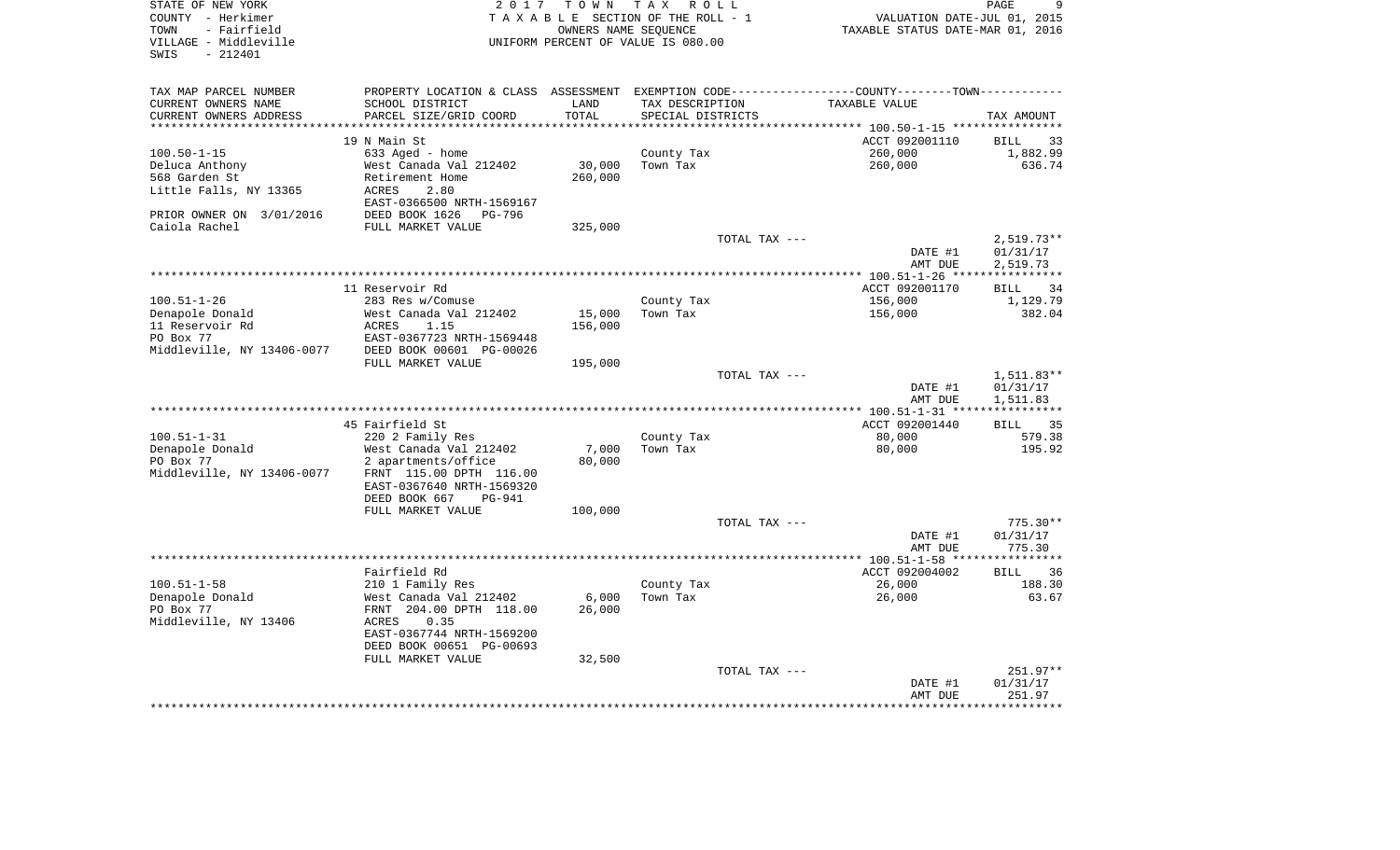STATE OF NEW YORK
COUNTY - Herkimer
TOWN - Fairfield
VILLAGE - Middleville
SWIS - 212401

2017 TOWN TAX ROLL
TAXABLE SECTION OF THE ROLL - 1
OWNERS NAME SEQUENCE
UNIFORM PERCENT OF VALUE IS 080.00

VALUATION DATE-JUL 01, 2015
TAXABLE STATUS DATE-MAR 01, 2016

| TAX MAP PARCEL NUMBER / CURRENT OWNERS NAME / CURRENT OWNERS ADDRESS | PROPERTY LOCATION & CLASS / SCHOOL DISTRICT / PARCEL SIZE/GRID COORD | ASSESSMENT LAND / TOTAL | EXEMPTION CODE / TAX DESCRIPTION / SPECIAL DISTRICTS | COUNTY--------TOWN / TAXABLE VALUE | TAX AMOUNT |
|---|---|---|---|---|---|
| | 19 N Main St | | | ACCT 092001110 | BILL 33 |
| 100.50-1-15 | 633 Aged - home | | County Tax | 260,000 | 1,882.99 |
| Deluca Anthony | West Canada Val 212402 | 30,000 | Town Tax | 260,000 | 636.74 |
| 568 Garden St | Retirement Home | 260,000 | | | |
| Little Falls, NY 13365 | ACRES 2.80 | | | | |
| | EAST-0366500 NRTH-1569167 | | | | |
| PRIOR OWNER ON 3/01/2016 | DEED BOOK 1626 PG-796 | | | | |
| Caiola Rachel | FULL MARKET VALUE | 325,000 | | | |
| | | | TOTAL TAX --- | | 2,519.73** |
| | | | | DATE #1 | 01/31/17 |
| | | | | AMT DUE | 2,519.73 |
| | 11 Reservoir Rd | | | ACCT 092001170 | BILL 34 |
| 100.51-1-26 | 283 Res w/Comuse | | County Tax | 156,000 | 1,129.79 |
| Denapole Donald | West Canada Val 212402 | 15,000 | Town Tax | 156,000 | 382.04 |
| 11 Reservoir Rd | ACRES 1.15 | 156,000 | | | |
| PO Box 77 | EAST-0367723 NRTH-1569448 | | | | |
| Middleville, NY 13406-0077 | DEED BOOK 00601 PG-00026 | | | | |
| | FULL MARKET VALUE | 195,000 | | | |
| | | | TOTAL TAX --- | | 1,511.83** |
| | | | | DATE #1 | 01/31/17 |
| | | | | AMT DUE | 1,511.83 |
| | 45 Fairfield St | | | ACCT 092001440 | BILL 35 |
| 100.51-1-31 | 220 2 Family Res | | County Tax | 80,000 | 579.38 |
| Denapole Donald | West Canada Val 212402 | 7,000 | Town Tax | 80,000 | 195.92 |
| PO Box 77 | 2 apartments/office | 80,000 | | | |
| Middleville, NY 13406-0077 | FRNT 115.00 DPTH 116.00 | | | | |
| | EAST-0367640 NRTH-1569320 | | | | |
| | DEED BOOK 667 PG-941 | | | | |
| | FULL MARKET VALUE | 100,000 | | | |
| | | | TOTAL TAX --- | | 775.30** |
| | | | | DATE #1 | 01/31/17 |
| | | | | AMT DUE | 775.30 |
| | Fairfield Rd | | | ACCT 092004002 | BILL 36 |
| 100.51-1-58 | 210 1 Family Res | | County Tax | 26,000 | 188.30 |
| Denapole Donald | West Canada Val 212402 | 6,000 | Town Tax | 26,000 | 63.67 |
| PO Box 77 | FRNT 204.00 DPTH 118.00 | 26,000 | | | |
| Middleville, NY 13406 | ACRES 0.35 | | | | |
| | EAST-0367744 NRTH-1569200 | | | | |
| | DEED BOOK 00651 PG-00693 | | | | |
| | FULL MARKET VALUE | 32,500 | | | |
| | | | TOTAL TAX --- | | 251.97** |
| | | | | DATE #1 | 01/31/17 |
| | | | | AMT DUE | 251.97 |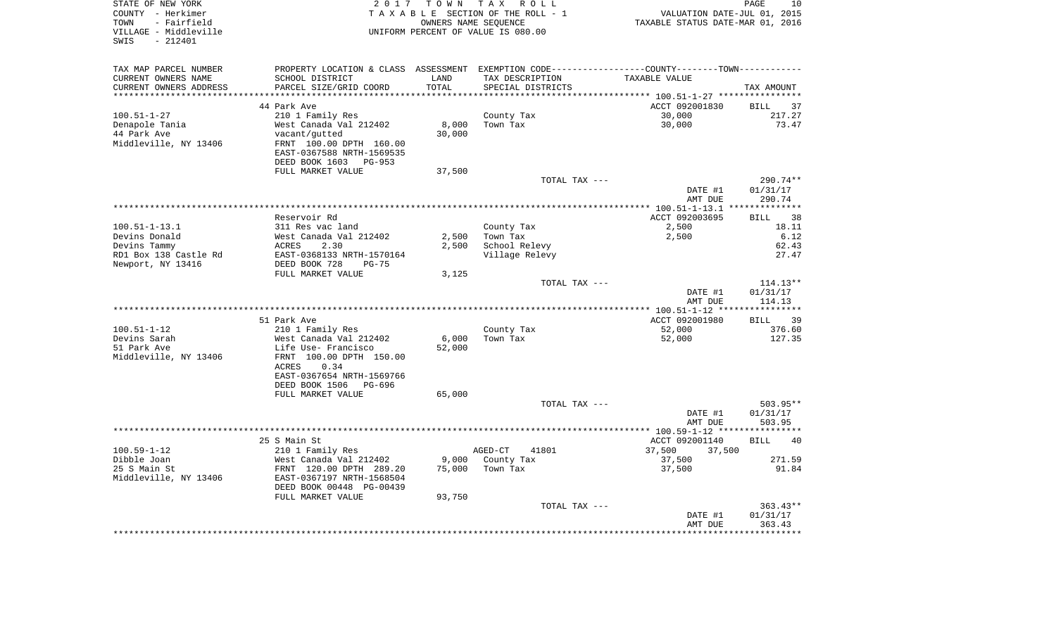STATE OF NEW YORK
COUNTY - Herkimer
TOWN - Fairfield
VILLAGE - Middleville
SWIS - 212401

2017 TOWN TAX ROLL
TAXABLE SECTION OF THE ROLL - 1
OWNERS NAME SEQUENCE
UNIFORM PERCENT OF VALUE IS 080.00

VALUATION DATE-JUL 01, 2015
TAXABLE STATUS DATE-MAR 01, 2016

| TAX MAP PARCEL NUMBER / CURRENT OWNERS NAME / CURRENT OWNERS ADDRESS | PROPERTY LOCATION & CLASS / SCHOOL DISTRICT / PARCEL SIZE/GRID COORD | ASSESSMENT LAND / TOTAL | EXEMPTION CODE / TAX DESCRIPTION / SPECIAL DISTRICTS | COUNTY / TOWN TAXABLE VALUE | TAX AMOUNT |
|---|---|---|---|---|---|
| | 44 Park Ave | | | ACCT 092001830 | BILL 37 |
| 100.51-1-27 | 210 1 Family Res | | County Tax | 30,000 | 217.27 |
| Denapole Tania | West Canada Val 212402 | 8,000 | Town Tax | 30,000 | 73.47 |
| 44 Park Ave | vacant/gutted | 30,000 | | | |
| Middleville, NY 13406 | FRNT 100.00 DPTH 160.00 | | | | |
| | EAST-0367588 NRTH-1569535 | | | | |
| | DEED BOOK 1603 PG-953 | | | | |
| | FULL MARKET VALUE | 37,500 | | | |
| | | | TOTAL TAX --- | | 290.74** |
| | | | | DATE #1 | 01/31/17 |
| | | | | AMT DUE | 290.74 |
| | Reservoir Rd | | | ACCT 092003695 | BILL 38 |
| 100.51-1-13.1 | 311 Res vac land | | County Tax | 2,500 | 18.11 |
| Devins Donald | West Canada Val 212402 | 2,500 | Town Tax | 2,500 | 6.12 |
| Devins Tammy | ACRES 2.30 | 2,500 | School Relevy | | 62.43 |
| RD1 Box 138 Castle Rd | EAST-0368133 NRTH-1570164 | | Village Relevy | | 27.47 |
| Newport, NY 13416 | DEED BOOK 728 PG-75 | | | | |
| | FULL MARKET VALUE | 3,125 | | | |
| | | | TOTAL TAX --- | | 114.13** |
| | | | | DATE #1 | 01/31/17 |
| | | | | AMT DUE | 114.13 |
| | 51 Park Ave | | | ACCT 092001980 | BILL 39 |
| 100.51-1-12 | 210 1 Family Res | | County Tax | 52,000 | 376.60 |
| Devins Sarah | West Canada Val 212402 | 6,000 | Town Tax | 52,000 | 127.35 |
| 51 Park Ave | Life Use- Francisco | 52,000 | | | |
| Middleville, NY 13406 | FRNT 100.00 DPTH 150.00 | | | | |
| | ACRES 0.34 | | | | |
| | EAST-0367654 NRTH-1569766 | | | | |
| | DEED BOOK 1506 PG-696 | | | | |
| | FULL MARKET VALUE | 65,000 | | | |
| | | | TOTAL TAX --- | | 503.95** |
| | | | | DATE #1 | 01/31/17 |
| | | | | AMT DUE | 503.95 |
| | 25 S Main St | | | ACCT 092001140 | BILL 40 |
| 100.59-1-12 | 210 1 Family Res | | AGED-CT 41801 | 37,500 37,500 | |
| Dibble Joan | West Canada Val 212402 | 9,000 | County Tax | 37,500 | 271.59 |
| 25 S Main St | FRNT 120.00 DPTH 289.20 | 75,000 | Town Tax | 37,500 | 91.84 |
| Middleville, NY 13406 | EAST-0367197 NRTH-1568504 | | | | |
| | DEED BOOK 00448 PG-00439 | | | | |
| | FULL MARKET VALUE | 93,750 | | | |
| | | | TOTAL TAX --- | | 363.43** |
| | | | | DATE #1 | 01/31/17 |
| | | | | AMT DUE | 363.43 |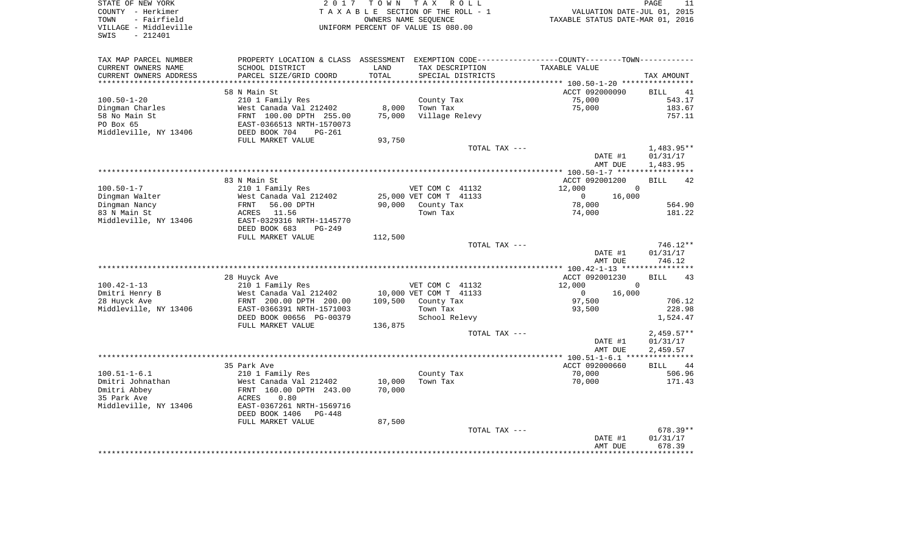STATE OF NEW YORK
COUNTY - Herkimer
TOWN - Fairfield
VILLAGE - Middleville
SWIS - 212401

2 0 1 7 T O W N T A X R O L L
T A X A B L E SECTION OF THE ROLL - 1
OWNERS NAME SEQUENCE
UNIFORM PERCENT OF VALUE IS 080.00

VALUATION DATE-JUL 01, 2015
TAXABLE STATUS DATE-MAR 01, 2016

| TAX MAP PARCEL NUMBER / CURRENT OWNERS NAME / CURRENT OWNERS ADDRESS | PROPERTY LOCATION & CLASS / SCHOOL DISTRICT / PARCEL SIZE/GRID COORD | ASSESSMENT LAND / TOTAL | EXEMPTION CODE / TAX DESCRIPTION / SPECIAL DISTRICTS | COUNTY / TOWN TAXABLE VALUE | TAX AMOUNT |
|---|---|---|---|---|---|
| 100.50-1-20 | 58 N Main St | | | ACCT 092000090 | BILL 41 |
| | 210 1 Family Res | | County Tax | 75,000 | 543.17 |
| Dingman Charles | West Canada Val 212402 | 8,000 | Town Tax | 75,000 | 183.67 |
| 58 No Main St | FRNT 100.00 DPTH 255.00 | 75,000 | Village Relevy | | 757.11 |
| PO Box 65 | EAST-0366513 NRTH-1570073 | | | | |
| Middleville, NY 13406 | DEED BOOK 704 PG-261 | | | | |
| | FULL MARKET VALUE | 93,750 | | | |
| | | | TOTAL TAX --- | | 1,483.95** |
| | | | | DATE #1 | 01/31/17 |
| | | | | AMT DUE | 1,483.95 |
| 100.50-1-7 | 83 N Main St | | | ACCT 092001200 | BILL 42 |
| | 210 1 Family Res | | VET COM C 41132 | 12,000 0 | |
| Dingman Walter | West Canada Val 212402 | 25,000 | VET COM T 41133 | 0 16,000 | |
| Dingman Nancy | FRNT 56.00 DPTH | 90,000 | County Tax | 78,000 | 564.90 |
| 83 N Main St | ACRES 11.56 | | Town Tax | 74,000 | 181.22 |
| Middleville, NY 13406 | EAST-0329316 NRTH-1145770 | | | | |
| | DEED BOOK 683 PG-249 | | | | |
| | FULL MARKET VALUE | 112,500 | | | |
| | | | TOTAL TAX --- | | 746.12** |
| | | | | DATE #1 | 01/31/17 |
| | | | | AMT DUE | 746.12 |
| 100.42-1-13 | 28 Huyck Ave | | | ACCT 092001230 | BILL 43 |
| | 210 1 Family Res | | VET COM C 41132 | 12,000 0 | |
| Dmitri Henry B | West Canada Val 212402 | 10,000 | VET COM T 41133 | 0 16,000 | |
| 28 Huyck Ave | FRNT 200.00 DPTH 200.00 | 109,500 | County Tax | 97,500 | 706.12 |
| Middleville, NY 13406 | EAST-0366391 NRTH-1571003 | | Town Tax | 93,500 | 228.98 |
| | DEED BOOK 00656 PG-00379 | | School Relevy | | 1,524.47 |
| | FULL MARKET VALUE | 136,875 | | | |
| | | | TOTAL TAX --- | | 2,459.57** |
| | | | | DATE #1 | 01/31/17 |
| | | | | AMT DUE | 2,459.57 |
| 100.51-1-6.1 | 35 Park Ave | | | ACCT 092000660 | BILL 44 |
| | 210 1 Family Res | | County Tax | 70,000 | 506.96 |
| Dmitri Johnathan | West Canada Val 212402 | 10,000 | Town Tax | 70,000 | 171.43 |
| Dmitri Abbey | FRNT 160.00 DPTH 243.00 | 70,000 | | | |
| 35 Park Ave | ACRES 0.80 | | | | |
| Middleville, NY 13406 | EAST-0367261 NRTH-1569716 | | | | |
| | DEED BOOK 1406 PG-448 | | | | |
| | FULL MARKET VALUE | 87,500 | | | |
| | | | TOTAL TAX --- | | 678.39** |
| | | | | DATE #1 | 01/31/17 |
| | | | | AMT DUE | 678.39 |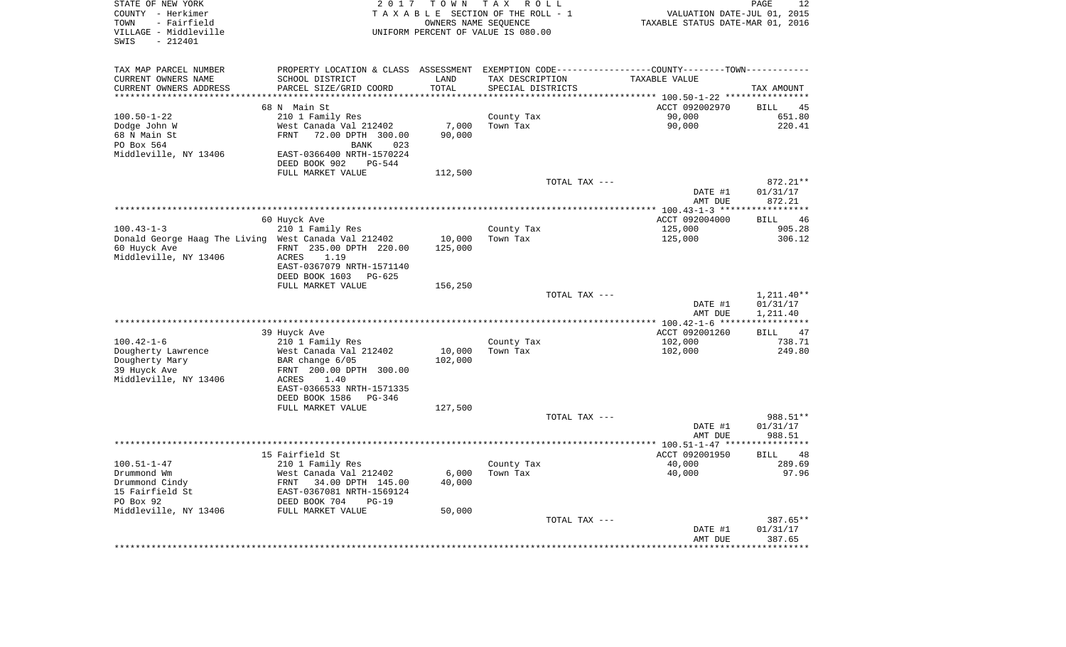STATE OF NEW YORK
COUNTY - Herkimer
TOWN - Fairfield
VILLAGE - Middleville
SWIS - 212401

2 0 1 7 T O W N T A X R O L L
T A X A B L E SECTION OF THE ROLL - 1
OWNERS NAME SEQUENCE
UNIFORM PERCENT OF VALUE IS 080.00

VALUATION DATE-JUL 01, 2015
TAXABLE STATUS DATE-MAR 01, 2016

| TAX MAP PARCEL NUMBER / CURRENT OWNERS NAME / CURRENT OWNERS ADDRESS | PROPERTY LOCATION & CLASS / SCHOOL DISTRICT / PARCEL SIZE/GRID COORD | ASSESSMENT LAND / TOTAL | EXEMPTION CODE / TAX DESCRIPTION / SPECIAL DISTRICTS | TAXABLE VALUE | TAX AMOUNT |
|---|---|---|---|---|---|
| | 68 N Main St | | | ACCT 092002970 | BILL 45 |
| 100.50-1-22 | 210 1 Family Res | | County Tax | 90,000 | 651.80 |
| Dodge John W | West Canada Val 212402 | 7,000 | Town Tax | 90,000 | 220.41 |
| 68 N Main St | FRNT 72.00 DPTH 300.00 | 90,000 | | | |
| PO Box 564 | BANK 023 | | | | |
| Middleville, NY 13406 | EAST-0366400 NRTH-1570224 | | | | |
| | DEED BOOK 902 PG-544 | | | | |
| | FULL MARKET VALUE | 112,500 | | | |
| | | | TOTAL TAX --- | | 872.21** |
| | | | | DATE #1 | 01/31/17 |
| | | | | AMT DUE | 872.21 |
| | 60 Huyck Ave | | | ACCT 092004000 | BILL 46 |
| 100.43-1-3 | 210 1 Family Res | | County Tax | 125,000 | 905.28 |
| Donald George Haag The Living | West Canada Val 212402 | 10,000 | Town Tax | 125,000 | 306.12 |
| 60 Huyck Ave | FRNT 235.00 DPTH 220.00 | 125,000 | | | |
| Middleville, NY 13406 | ACRES 1.19 | | | | |
| | EAST-0367079 NRTH-1571140 | | | | |
| | DEED BOOK 1603 PG-625 | | | | |
| | FULL MARKET VALUE | 156,250 | | | |
| | | | TOTAL TAX --- | | 1,211.40** |
| | | | | DATE #1 | 01/31/17 |
| | | | | AMT DUE | 1,211.40 |
| | 39 Huyck Ave | | | ACCT 092001260 | BILL 47 |
| 100.42-1-6 | 210 1 Family Res | | County Tax | 102,000 | 738.71 |
| Dougherty Lawrence | West Canada Val 212402 | 10,000 | Town Tax | 102,000 | 249.80 |
| Dougherty Mary | BAR change 6/05 | 102,000 | | | |
| 39 Huyck Ave | FRNT 200.00 DPTH 300.00 | | | | |
| Middleville, NY 13406 | ACRES 1.40 | | | | |
| | EAST-0366533 NRTH-1571335 | | | | |
| | DEED BOOK 1586 PG-346 | | | | |
| | FULL MARKET VALUE | 127,500 | | | |
| | | | TOTAL TAX --- | | 988.51** |
| | | | | DATE #1 | 01/31/17 |
| | | | | AMT DUE | 988.51 |
| | 15 Fairfield St | | | ACCT 092001950 | BILL 48 |
| 100.51-1-47 | 210 1 Family Res | | County Tax | 40,000 | 289.69 |
| Drummond Wm | West Canada Val 212402 | 6,000 | Town Tax | 40,000 | 97.96 |
| Drummond Cindy | FRNT 34.00 DPTH 145.00 | 40,000 | | | |
| 15 Fairfield St | EAST-0367081 NRTH-1569124 | | | | |
| PO Box 92 | DEED BOOK 704 PG-19 | | | | |
| Middleville, NY 13406 | FULL MARKET VALUE | 50,000 | | | |
| | | | TOTAL TAX --- | | 387.65** |
| | | | | DATE #1 | 01/31/17 |
| | | | | AMT DUE | 387.65 |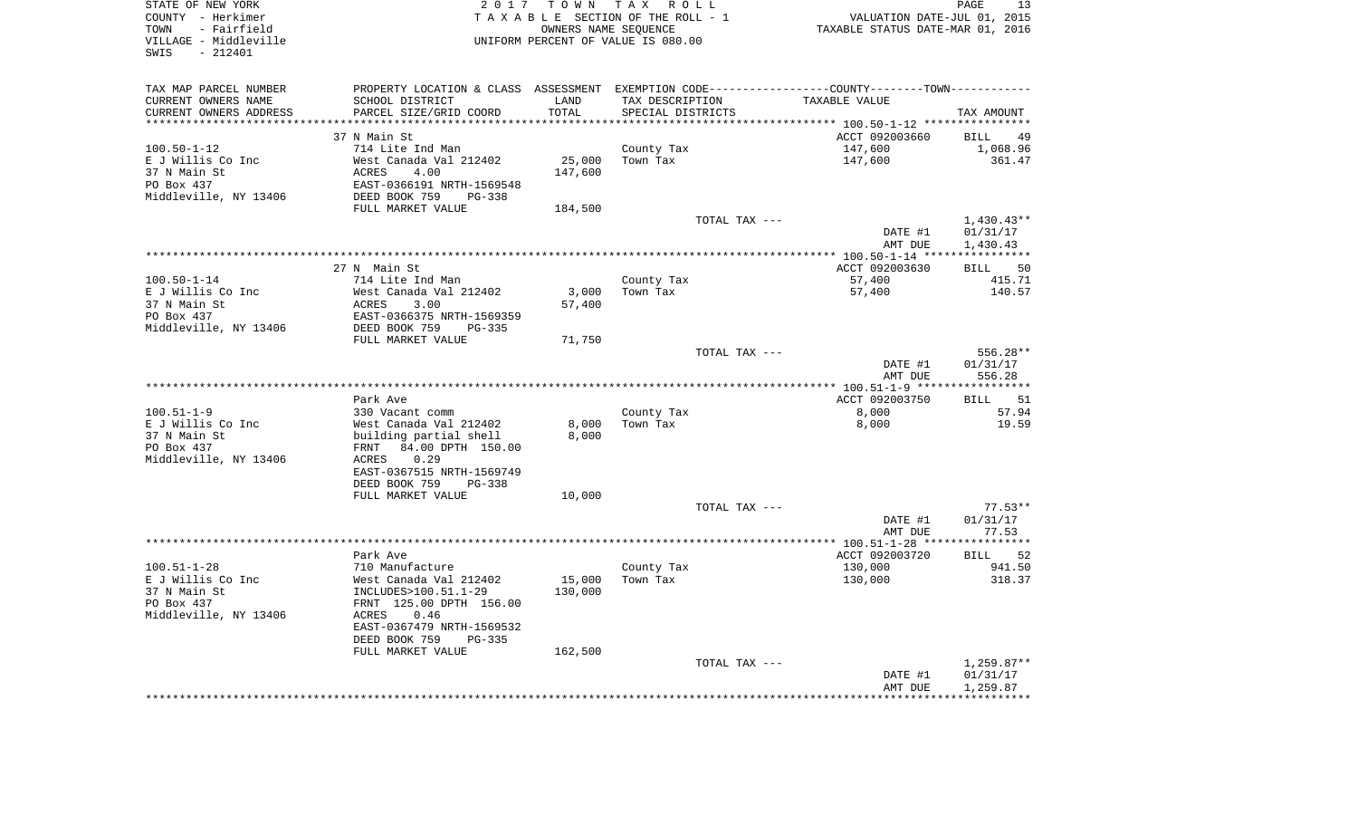STATE OF NEW YORK
COUNTY - Herkimer
TOWN - Fairfield
VILLAGE - Middleville
SWIS - 212401

2 0 1 7 T O W N T A X R O L L
T A X A B L E SECTION OF THE ROLL - 1
OWNERS NAME SEQUENCE
UNIFORM PERCENT OF VALUE IS 080.00

VALUATION DATE-JUL 01, 2015
TAXABLE STATUS DATE-MAR 01, 2016

| TAX MAP PARCEL NUMBER<br>CURRENT OWNERS NAME<br>CURRENT OWNERS ADDRESS | PROPERTY LOCATION & CLASS<br>SCHOOL DISTRICT<br>PARCEL SIZE/GRID COORD | ASSESSMENT<br>LAND | <br>TOTAL | EXEMPTION CODE-----COUNTY-----TOWN<br>TAX DESCRIPTION<br>SPECIAL DISTRICTS | TAXABLE VALUE | TAX AMOUNT |
|---|---|---|---|---|---|---|
| | 37 N Main St | | | | ACCT 092003660 | BILL 49 |
| 100.50-1-12 | 714 Lite Ind Man | | | County Tax | 147,600 | 1,068.96 |
| E J Willis Co Inc | West Canada Val 212402 | 25,000 | | Town Tax | 147,600 | 361.47 |
| 37 N Main St | ACRES 4.00 | | 147,600 | | | |
| PO Box 437 | EAST-0366191 NRTH-1569548 | | | | | |
| Middleville, NY 13406 | DEED BOOK 759 PG-338 | | | | | |
| | FULL MARKET VALUE | | 184,500 | | | |
| | | | | TOTAL TAX --- | | 1,430.43** |
| | | | | | DATE #1 | 01/31/17 |
| | | | | | AMT DUE | 1,430.43 |
| | 27 N Main St | | | | ACCT 092003630 | BILL 50 |
| 100.50-1-14 | 714 Lite Ind Man | | | County Tax | 57,400 | 415.71 |
| E J Willis Co Inc | West Canada Val 212402 | 3,000 | | Town Tax | 57,400 | 140.57 |
| 37 N Main St | ACRES 3.00 | | 57,400 | | | |
| PO Box 437 | EAST-0366375 NRTH-1569359 | | | | | |
| Middleville, NY 13406 | DEED BOOK 759 PG-335 | | | | | |
| | FULL MARKET VALUE | | 71,750 | | | |
| | | | | TOTAL TAX --- | | 556.28** |
| | | | | | DATE #1 | 01/31/17 |
| | | | | | AMT DUE | 556.28 |
| | Park Ave | | | | ACCT 092003750 | BILL 51 |
| 100.51-1-9 | 330 Vacant comm | | | County Tax | 8,000 | 57.94 |
| E J Willis Co Inc | West Canada Val 212402 | 8,000 | | Town Tax | 8,000 | 19.59 |
| 37 N Main St | building partial shell | | 8,000 | | | |
| PO Box 437 | FRNT 84.00 DPTH 150.00 | | | | | |
| Middleville, NY 13406 | ACRES 0.29 | | | | | |
| | EAST-0367515 NRTH-1569749 | | | | | |
| | DEED BOOK 759 PG-338 | | | | | |
| | FULL MARKET VALUE | | 10,000 | | | |
| | | | | TOTAL TAX --- | | 77.53** |
| | | | | | DATE #1 | 01/31/17 |
| | | | | | AMT DUE | 77.53 |
| | Park Ave | | | | ACCT 092003720 | BILL 52 |
| 100.51-1-28 | 710 Manufacture | | | County Tax | 130,000 | 941.50 |
| E J Willis Co Inc | West Canada Val 212402 | 15,000 | | Town Tax | 130,000 | 318.37 |
| 37 N Main St | INCLUDES>100.51.1-29 | | 130,000 | | | |
| PO Box 437 | FRNT 125.00 DPTH 156.00 | | | | | |
| Middleville, NY 13406 | ACRES 0.46 | | | | | |
| | EAST-0367479 NRTH-1569532 | | | | | |
| | DEED BOOK 759 PG-335 | | | | | |
| | FULL MARKET VALUE | | 162,500 | | | |
| | | | | TOTAL TAX --- | | 1,259.87** |
| | | | | | DATE #1 | 01/31/17 |
| | | | | | AMT DUE | 1,259.87 |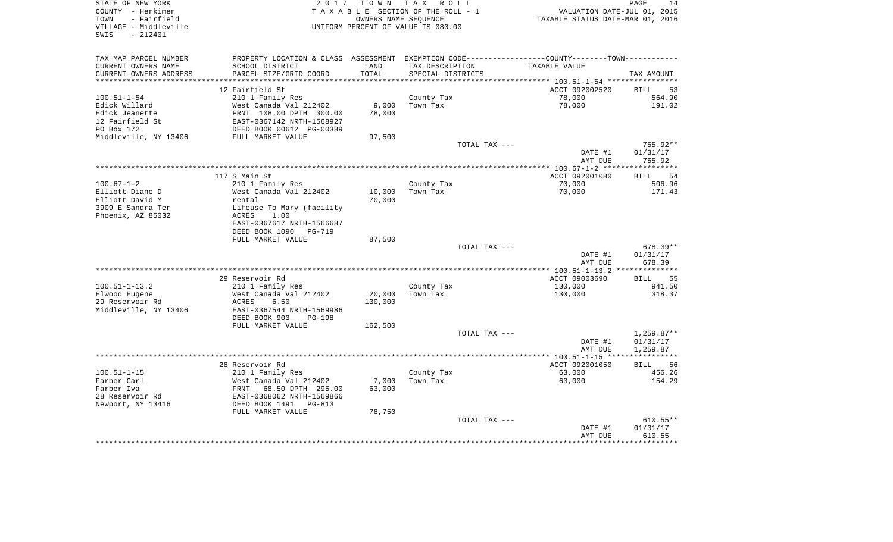STATE OF NEW YORK
COUNTY - Herkimer
TOWN - Fairfield
VILLAGE - Middleville
SWIS - 212401

2 0 1 7 T O W N T A X R O L L
T A X A B L E SECTION OF THE ROLL - 1
OWNERS NAME SEQUENCE
UNIFORM PERCENT OF VALUE IS 080.00

VALUATION DATE-JUL 01, 2015
TAXABLE STATUS DATE-MAR 01, 2016

| TAX MAP PARCEL NUMBER / CURRENT OWNERS NAME / CURRENT OWNERS ADDRESS | PROPERTY LOCATION & CLASS / SCHOOL DISTRICT / PARCEL SIZE/GRID COORD | ASSESSMENT LAND / TOTAL | EXEMPTION CODE / TAX DESCRIPTION / SPECIAL DISTRICTS | COUNTY--------TOWN / TAXABLE VALUE | TAX AMOUNT |
|---|---|---|---|---|---|
| | 12 Fairfield St | | | ACCT 092002520 | BILL 53 |
| 100.51-1-54 | 210 1 Family Res | | County Tax | 78,000 | 564.90 |
| Edick Willard | West Canada Val 212402 | 9,000 | Town Tax | 78,000 | 191.02 |
| Edick Jeanette | FRNT 108.00 DPTH 300.00 | 78,000 | | | |
| 12 Fairfield St | EAST-0367142 NRTH-1568927 | | | | |
| PO Box 172 | DEED BOOK 00612 PG-00389 | | | | |
| Middleville, NY 13406 | FULL MARKET VALUE | 97,500 | | | |
| | | | TOTAL TAX --- | | 755.92** |
| | | | | DATE #1 | 01/31/17 |
| | | | | AMT DUE | 755.92 |
| | 117 S Main St | | | ACCT 092001080 | BILL 54 |
| 100.67-1-2 | 210 1 Family Res | | County Tax | 70,000 | 506.96 |
| Elliott Diane D | West Canada Val 212402 | 10,000 | Town Tax | 70,000 | 171.43 |
| Elliott David M | rental | 70,000 | | | |
| 3909 E Sandra Ter | Lifeuse To Mary (facility | | | | |
| Phoenix, AZ 85032 | ACRES 1.00 | | | | |
| | EAST-0367617 NRTH-1566687 | | | | |
| | DEED BOOK 1090 PG-719 | | | | |
| | FULL MARKET VALUE | 87,500 | | | |
| | | | TOTAL TAX --- | | 678.39** |
| | | | | DATE #1 | 01/31/17 |
| | | | | AMT DUE | 678.39 |
| | 29 Reservoir Rd | | | ACCT 09003690 | BILL 55 |
| 100.51-1-13.2 | 210 1 Family Res | | County Tax | 130,000 | 941.50 |
| Elwood Eugene | West Canada Val 212402 | 20,000 | Town Tax | 130,000 | 318.37 |
| 29 Reservoir Rd | ACRES 6.50 | 130,000 | | | |
| Middleville, NY 13406 | EAST-0367544 NRTH-1569986 | | | | |
| | DEED BOOK 903 PG-198 | | | | |
| | FULL MARKET VALUE | 162,500 | | | |
| | | | TOTAL TAX --- | | 1,259.87** |
| | | | | DATE #1 | 01/31/17 |
| | | | | AMT DUE | 1,259.87 |
| | 28 Reservoir Rd | | | ACCT 092001050 | BILL 56 |
| 100.51-1-15 | 210 1 Family Res | | County Tax | 63,000 | 456.26 |
| Farber Carl | West Canada Val 212402 | 7,000 | Town Tax | 63,000 | 154.29 |
| Farber Iva | FRNT 68.50 DPTH 295.00 | 63,000 | | | |
| 28 Reservoir Rd | EAST-0368062 NRTH-1569866 | | | | |
| Newport, NY 13416 | DEED BOOK 1491 PG-813 | | | | |
| | FULL MARKET VALUE | 78,750 | | | |
| | | | TOTAL TAX --- | | 610.55** |
| | | | | DATE #1 | 01/31/17 |
| | | | | AMT DUE | 610.55 |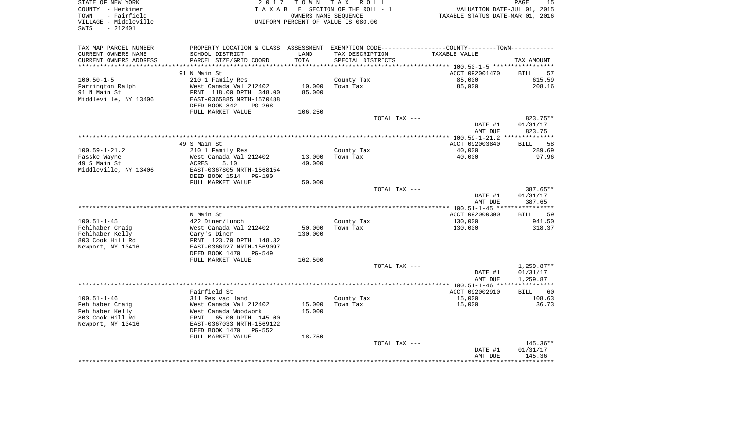STATE OF NEW YORK · COUNTY - Herkimer · TOWN - Fairfield · VILLAGE - Middleville · SWIS - 212401

**2017 TOWN TAX ROLL**
TAXABLE SECTION OF THE ROLL - 1
OWNERS NAME SEQUENCE
UNIFORM PERCENT OF VALUE IS 080.00

VALUATION DATE-JUL 01, 2015
TAXABLE STATUS DATE-MAR 01, 2016

| TAX MAP PARCEL NUMBER / CURRENT OWNERS NAME / CURRENT OWNERS ADDRESS | PROPERTY LOCATION & CLASS / SCHOOL DISTRICT / PARCEL SIZE/GRID COORD | ASSESSMENT LAND | TOTAL | EXEMPTION CODE / TAX DESCRIPTION / SPECIAL DISTRICTS | TAXABLE VALUE | TAX AMOUNT |
|---|---|---|---|---|---|---|
| 100.50-1-5 | 91 N Main St | | | | ACCT 092001470 | BILL 57 |
| Farrington Ralph | 210 1 Family Res | | | County Tax | 85,000 | 615.59 |
| 91 N Main St | West Canada Val 212402 | 10,000 | 85,000 | Town Tax | 85,000 | 208.16 |
| Middleville, NY 13406 | FRNT 118.00 DPTH 348.00 | | | | | |
| | EAST-0365885 NRTH-1570488 | | | | | |
| | DEED BOOK 842 PG-268 | | | | | |
| | FULL MARKET VALUE | 106,250 | | | | |
| | | | | TOTAL TAX --- | | 823.75** |
| | | | | | DATE #1 | 01/31/17 |
| | | | | | AMT DUE | 823.75 |
| 100.59-1-21.2 | 49 S Main St | | | | ACCT 092003840 | BILL 58 |
| Fasske Wayne | 210 1 Family Res | | | County Tax | 40,000 | 289.69 |
| 49 S Main St | West Canada Val 212402 | 13,000 | 40,000 | Town Tax | 40,000 | 97.96 |
| Middleville, NY 13406 | ACRES 5.10 | | | | | |
| | EAST-0367805 NRTH-1568154 | | | | | |
| | DEED BOOK 1514 PG-190 | | | | | |
| | FULL MARKET VALUE | 50,000 | | | | |
| | | | | TOTAL TAX --- | | 387.65** |
| | | | | | DATE #1 | 01/31/17 |
| | | | | | AMT DUE | 387.65 |
| 100.51-1-45 | N Main St | | | | ACCT 092000390 | BILL 59 |
| Fehlhaber Craig | 422 Diner/lunch | | | County Tax | 130,000 | 941.50 |
| Fehlhaber Kelly | West Canada Val 212402 | 50,000 | 130,000 | Town Tax | 130,000 | 318.37 |
| 803 Cook Hill Rd | Cary's Diner | | | | | |
| Newport, NY 13416 | FRNT 123.70 DPTH 148.32 | | | | | |
| | EAST-0366927 NRTH-1569097 | | | | | |
| | DEED BOOK 1470 PG-549 | | | | | |
| | FULL MARKET VALUE | 162,500 | | | | |
| | | | | TOTAL TAX --- | | 1,259.87** |
| | | | | | DATE #1 | 01/31/17 |
| | | | | | AMT DUE | 1,259.87 |
| 100.51-1-46 | Fairfield St | | | | ACCT 092002910 | BILL 60 |
| Fehlhaber Craig | 311 Res vac land | | | County Tax | 15,000 | 108.63 |
| Fehlhaber Kelly | West Canada Val 212402 | 15,000 | 15,000 | Town Tax | 15,000 | 36.73 |
| 803 Cook Hill Rd | West Canada Woodwork | | | | | |
| Newport, NY 13416 | FRNT 65.00 DPTH 145.00 | | | | | |
| | EAST-0367033 NRTH-1569122 | | | | | |
| | DEED BOOK 1470 PG-552 | | | | | |
| | FULL MARKET VALUE | 18,750 | | | | |
| | | | | TOTAL TAX --- | | 145.36** |
| | | | | | DATE #1 | 01/31/17 |
| | | | | | AMT DUE | 145.36 |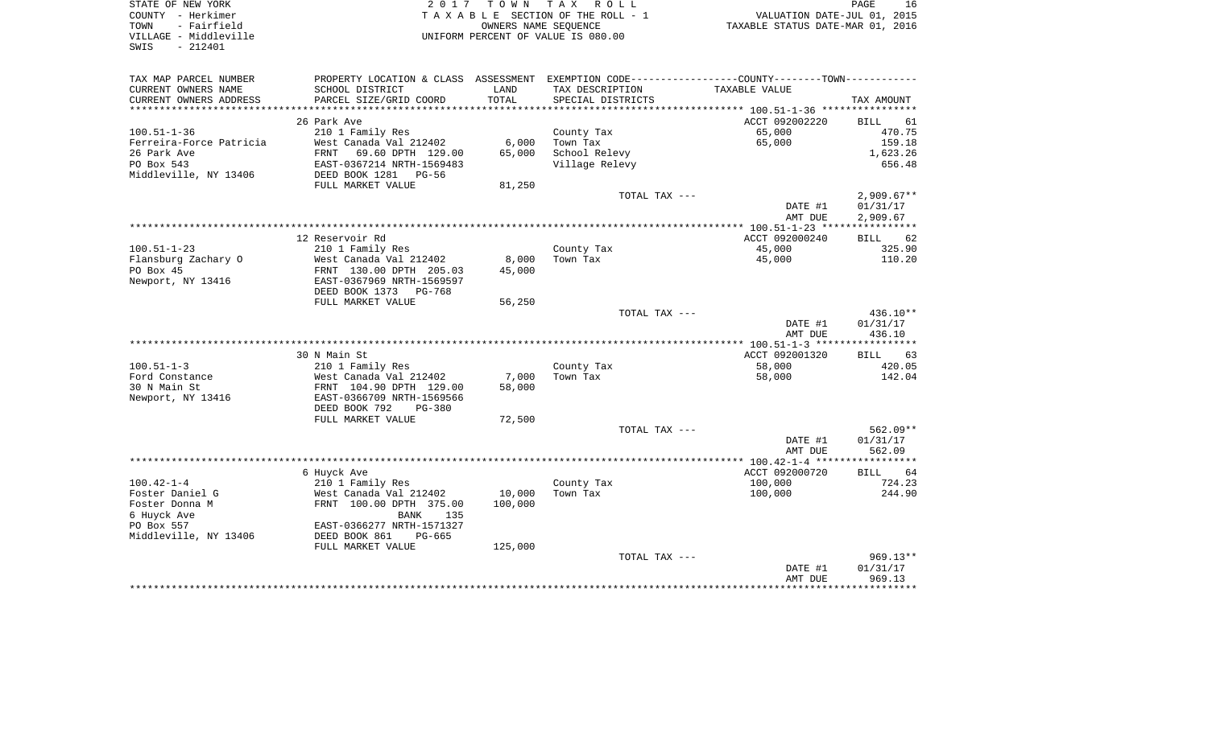STATE OF NEW YORK
COUNTY - Herkimer
TOWN - Fairfield
VILLAGE - Middleville
SWIS - 212401

2017 TOWN TAX ROLL
TAXABLE SECTION OF THE ROLL - 1
OWNERS NAME SEQUENCE
UNIFORM PERCENT OF VALUE IS 080.00

VALUATION DATE-JUL 01, 2015
TAXABLE STATUS DATE-MAR 01, 2016

| TAX MAP PARCEL NUMBER<br>CURRENT OWNERS NAME<br>CURRENT OWNERS ADDRESS | PROPERTY LOCATION & CLASS<br>SCHOOL DISTRICT<br>PARCEL SIZE/GRID COORD | ASSESSMENT<br>LAND<br>TOTAL | EXEMPTION CODE<br>TAX DESCRIPTION<br>SPECIAL DISTRICTS | COUNTY--------TOWN<br>TAXABLE VALUE | TAX AMOUNT |
|---|---|---|---|---|---|
| | 26 Park Ave | | | ACCT 092002220 | BILL 61 |
| 100.51-1-36 | 210 1 Family Res | | County Tax | 65,000 | 470.75 |
| Ferreira-Force Patricia | West Canada Val 212402 | 6,000 | Town Tax | 65,000 | 159.18 |
| 26 Park Ave | FRNT 69.60 DPTH 129.00 | 65,000 | School Relevy | | 1,623.26 |
| PO Box 543 | EAST-0367214 NRTH-1569483 | | Village Relevy | | 656.48 |
| Middleville, NY 13406 | DEED BOOK 1281 PG-56 | | | | |
| | FULL MARKET VALUE | 81,250 | | | |
| | | | TOTAL TAX --- | | 2,909.67** |
| | | | | DATE #1 | 01/31/17 |
| | | | | AMT DUE | 2,909.67 |
| | 12 Reservoir Rd | | | ACCT 092000240 | BILL 62 |
| 100.51-1-23 | 210 1 Family Res | | County Tax | 45,000 | 325.90 |
| Flansburg Zachary O | West Canada Val 212402 | 8,000 | Town Tax | 45,000 | 110.20 |
| PO Box 45 | FRNT 130.00 DPTH 205.03 | 45,000 | | | |
| Newport, NY 13416 | EAST-0367969 NRTH-1569597 | | | | |
| | DEED BOOK 1373 PG-768 | | | | |
| | FULL MARKET VALUE | 56,250 | | | |
| | | | TOTAL TAX --- | | 436.10** |
| | | | | DATE #1 | 01/31/17 |
| | | | | AMT DUE | 436.10 |
| | 30 N Main St | | | ACCT 092001320 | BILL 63 |
| 100.51-1-3 | 210 1 Family Res | | County Tax | 58,000 | 420.05 |
| Ford Constance | West Canada Val 212402 | 7,000 | Town Tax | 58,000 | 142.04 |
| 30 N Main St | FRNT 104.90 DPTH 129.00 | 58,000 | | | |
| Newport, NY 13416 | EAST-0366709 NRTH-1569566 | | | | |
| | DEED BOOK 792 PG-380 | | | | |
| | FULL MARKET VALUE | 72,500 | | | |
| | | | TOTAL TAX --- | | 562.09** |
| | | | | DATE #1 | 01/31/17 |
| | | | | AMT DUE | 562.09 |
| | 6 Huyck Ave | | | ACCT 092000720 | BILL 64 |
| 100.42-1-4 | 210 1 Family Res | | County Tax | 100,000 | 724.23 |
| Foster Daniel G | West Canada Val 212402 | 10,000 | Town Tax | 100,000 | 244.90 |
| Foster Donna M | FRNT 100.00 DPTH 375.00 | 100,000 | | | |
| 6 Huyck Ave | BANK 135 | | | | |
| PO Box 557 | EAST-0366277 NRTH-1571327 | | | | |
| Middleville, NY 13406 | DEED BOOK 861 PG-665 | | | | |
| | FULL MARKET VALUE | 125,000 | | | |
| | | | TOTAL TAX --- | | 969.13** |
| | | | | DATE #1 | 01/31/17 |
| | | | | AMT DUE | 969.13 |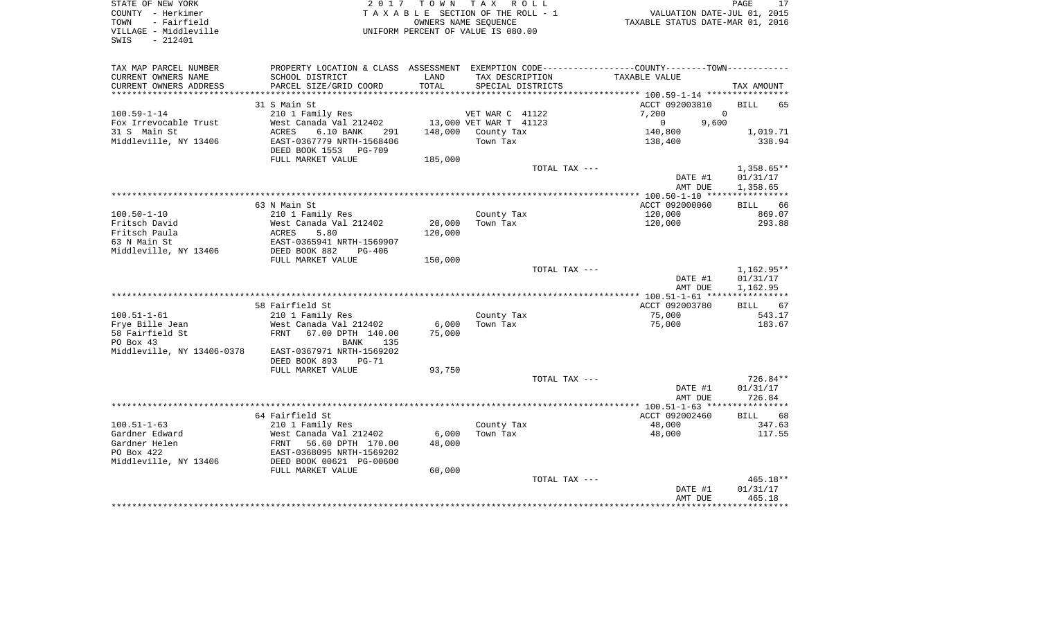STATE OF NEW YORK
COUNTY - Herkimer
TOWN - Fairfield
VILLAGE - Middleville
SWIS - 212401

2 0 1 7 T O W N T A X R O L L
T A X A B L E SECTION OF THE ROLL - 1
OWNERS NAME SEQUENCE
UNIFORM PERCENT OF VALUE IS 080.00

VALUATION DATE-JUL 01, 2015
TAXABLE STATUS DATE-MAR 01, 2016

| TAX MAP PARCEL NUMBER / CURRENT OWNERS NAME / CURRENT OWNERS ADDRESS | PROPERTY LOCATION & CLASS / SCHOOL DISTRICT / PARCEL SIZE/GRID COORD | ASSESSMENT LAND / TOTAL | EXEMPTION CODE / TAX DESCRIPTION / SPECIAL DISTRICTS | COUNTY / TOWN TAXABLE VALUE | TAX AMOUNT |
|---|---|---|---|---|---|
| 100.59-1-14 | 31 S Main St | | | ACCT 092003810 | BILL 65 |
| | 210 1 Family Res | | VET WAR C 41122 | 7,200 0 | |
| Fox Irrevocable Trust | West Canada Val 212402 | 13,000 | VET WAR T 41123 | 0 9,600 | |
| 31 S Main St | ACRES 6.10 BANK 291 | 148,000 | County Tax | 140,800 | 1,019.71 |
| Middleville, NY 13406 | EAST-0367779 NRTH-1568406 | | Town Tax | 138,400 | 338.94 |
| | DEED BOOK 1553 PG-709 | | | | |
| | FULL MARKET VALUE | 185,000 | | | |
| | | | TOTAL TAX --- | | 1,358.65** |
| | | | | DATE #1 | 01/31/17 |
| | | | | AMT DUE | 1,358.65 |
| 100.50-1-10 | 63 N Main St | | | ACCT 092000060 | BILL 66 |
| | 210 1 Family Res | | County Tax | 120,000 | 869.07 |
| Fritsch David | West Canada Val 212402 | 20,000 | Town Tax | 120,000 | 293.88 |
| Fritsch Paula | ACRES 5.80 | 120,000 | | | |
| 63 N Main St | EAST-0365941 NRTH-1569907 | | | | |
| Middleville, NY 13406 | DEED BOOK 882 PG-406 | | | | |
| | FULL MARKET VALUE | 150,000 | | | |
| | | | TOTAL TAX --- | | 1,162.95** |
| | | | | DATE #1 | 01/31/17 |
| | | | | AMT DUE | 1,162.95 |
| 100.51-1-61 | 58 Fairfield St | | | ACCT 092003780 | BILL 67 |
| | 210 1 Family Res | | County Tax | 75,000 | 543.17 |
| Frye Bille Jean | West Canada Val 212402 | 6,000 | Town Tax | 75,000 | 183.67 |
| 58 Fairfield St | FRNT 67.00 DPTH 140.00 | 75,000 | | | |
| PO Box 43 | BANK 135 | | | | |
| Middleville, NY 13406-0378 | EAST-0367971 NRTH-1569202 | | | | |
| | DEED BOOK 893 PG-71 | | | | |
| | FULL MARKET VALUE | 93,750 | | | |
| | | | TOTAL TAX --- | | 726.84** |
| | | | | DATE #1 | 01/31/17 |
| | | | | AMT DUE | 726.84 |
| 100.51-1-63 | 64 Fairfield St | | | ACCT 092002460 | BILL 68 |
| | 210 1 Family Res | | County Tax | 48,000 | 347.63 |
| Gardner Edward | West Canada Val 212402 | 6,000 | Town Tax | 48,000 | 117.55 |
| Gardner Helen | FRNT 56.60 DPTH 170.00 | 48,000 | | | |
| PO Box 422 | EAST-0368095 NRTH-1569202 | | | | |
| Middleville, NY 13406 | DEED BOOK 00621 PG-00600 | | | | |
| | FULL MARKET VALUE | 60,000 | | | |
| | | | TOTAL TAX --- | | 465.18** |
| | | | | DATE #1 | 01/31/17 |
| | | | | AMT DUE | 465.18 |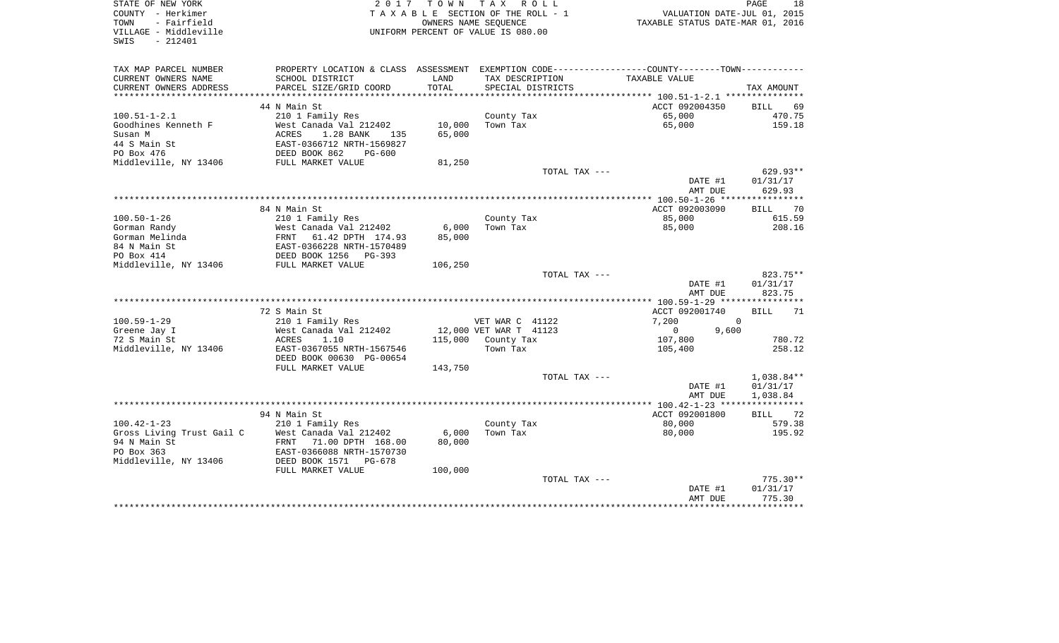STATE OF NEW YORK
COUNTY - Herkimer
TOWN - Fairfield
VILLAGE - Middleville
SWIS - 212401

2017 TOWN TAX ROLL
TAXABLE SECTION OF THE ROLL - 1
OWNERS NAME SEQUENCE
UNIFORM PERCENT OF VALUE IS 080.00

VALUATION DATE-JUL 01, 2015
TAXABLE STATUS DATE-MAR 01, 2016

| TAX MAP PARCEL NUMBER / CURRENT OWNERS NAME / CURRENT OWNERS ADDRESS | PROPERTY LOCATION & CLASS / SCHOOL DISTRICT / PARCEL SIZE/GRID COORD | ASSESSMENT LAND / TOTAL | EXEMPTION CODE / TAX DESCRIPTION / SPECIAL DISTRICTS | COUNTY / TAXABLE VALUE | TOWN | TAX AMOUNT |
|---|---|---|---|---|---|---|
| | 44 N Main St | | | ACCT 092004350 | | BILL 69 |
| 100.51-1-2.1 | 210 1 Family Res | | County Tax | 65,000 | | 470.75 |
| Goodhines Kenneth F | West Canada Val 212402 | 10,000 | Town Tax | 65,000 | | 159.18 |
| Susan M | ACRES 1.28 BANK 135 | 65,000 | | | | |
| 44 S Main St | EAST-0366712 NRTH-1569827 | | | | | |
| PO Box 476 | DEED BOOK 862 PG-600 | | | | | |
| Middleville, NY 13406 | FULL MARKET VALUE | 81,250 | | | | |
| | | | TOTAL TAX --- | | | 629.93** |
| | | | | DATE #1 | | 01/31/17 |
| | | | | AMT DUE | | 629.93 |
| | 84 N Main St | | | ACCT 092003090 | | BILL 70 |
| 100.50-1-26 | 210 1 Family Res | | County Tax | 85,000 | | 615.59 |
| Gorman Randy | West Canada Val 212402 | 6,000 | Town Tax | 85,000 | | 208.16 |
| Gorman Melinda | FRNT 61.42 DPTH 174.93 | 85,000 | | | | |
| 84 N Main St | EAST-0366228 NRTH-1570489 | | | | | |
| PO Box 414 | DEED BOOK 1256 PG-393 | | | | | |
| Middleville, NY 13406 | FULL MARKET VALUE | 106,250 | | | | |
| | | | TOTAL TAX --- | | | 823.75** |
| | | | | DATE #1 | | 01/31/17 |
| | | | | AMT DUE | | 823.75 |
| | 72 S Main St | | | ACCT 092001740 | | BILL 71 |
| 100.59-1-29 | 210 1 Family Res | | VET WAR C 41122 | 7,200 | 0 | |
| Greene Jay I | West Canada Val 212402 | 12,000 | VET WAR T 41123 | 0 | 9,600 | |
| 72 S Main St | ACRES 1.10 | 115,000 | County Tax | 107,800 | | 780.72 |
| Middleville, NY 13406 | EAST-0367055 NRTH-1567546 | | Town Tax | 105,400 | | 258.12 |
| | DEED BOOK 00630 PG-00654 | | | | | |
| | FULL MARKET VALUE | 143,750 | | | | |
| | | | TOTAL TAX --- | | | 1,038.84** |
| | | | | DATE #1 | | 01/31/17 |
| | | | | AMT DUE | | 1,038.84 |
| | 94 N Main St | | | ACCT 092001800 | | BILL 72 |
| 100.42-1-23 | 210 1 Family Res | | County Tax | 80,000 | | 579.38 |
| Gross Living Trust Gail C | West Canada Val 212402 | 6,000 | Town Tax | 80,000 | | 195.92 |
| 94 N Main St | FRNT 71.00 DPTH 168.00 | 80,000 | | | | |
| PO Box 363 | EAST-0366088 NRTH-1570730 | | | | | |
| Middleville, NY 13406 | DEED BOOK 1571 PG-678 | | | | | |
| | FULL MARKET VALUE | 100,000 | | | | |
| | | | TOTAL TAX --- | | | 775.30** |
| | | | | DATE #1 | | 01/31/17 |
| | | | | AMT DUE | | 775.30 |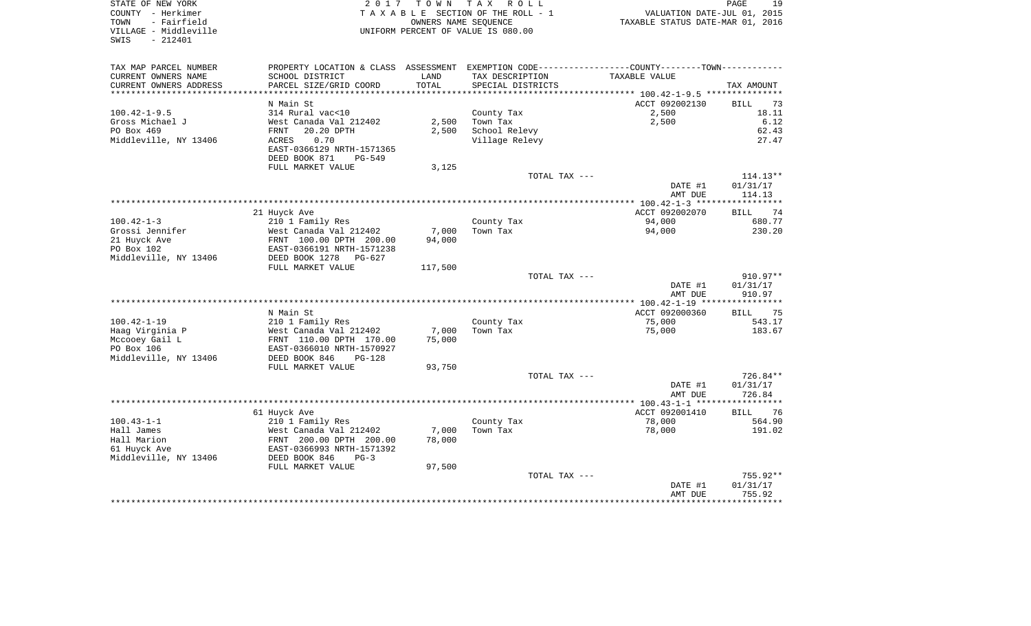STATE OF NEW YORK
COUNTY - Herkimer
TOWN - Fairfield
VILLAGE - Middleville
SWIS - 212401

2017 TOWN TAX ROLL
TAXABLE SECTION OF THE ROLL - 1
OWNERS NAME SEQUENCE
UNIFORM PERCENT OF VALUE IS 080.00

VALUATION DATE-JUL 01, 2015
TAXABLE STATUS DATE-MAR 01, 2016

| TAX MAP PARCEL NUMBER<br>CURRENT OWNERS NAME<br>CURRENT OWNERS ADDRESS | PROPERTY LOCATION & CLASS<br>SCHOOL DISTRICT<br>PARCEL SIZE/GRID COORD | ASSESSMENT<br>LAND<br>TOTAL | EXEMPTION CODE<br>TAX DESCRIPTION<br>SPECIAL DISTRICTS | COUNTY--------TOWN<br>TAXABLE VALUE | TAX AMOUNT |
|---|---|---|---|---|---|
| **100.42-1-9.5** | N Main St | | | ACCT 092002130 | BILL 73 |
| 100.42-1-9.5 | 314 Rural vac<10 | | County Tax | 2,500 | 18.11 |
| Gross Michael J | West Canada Val 212402 | 2,500 | Town Tax | 2,500 | 6.12 |
| PO Box 469 | FRNT 20.20 DPTH | 2,500 | School Relevy | | 62.43 |
| Middleville, NY 13406 | ACRES 0.70 | | Village Relevy | | 27.47 |
| | EAST-0366129 NRTH-1571365 | | | | |
| | DEED BOOK 871 PG-549 | | | | |
| | FULL MARKET VALUE | 3,125 | | | |
| | | | TOTAL TAX --- | | 114.13** |
| | | | | DATE #1 | 01/31/17 |
| | | | | AMT DUE | 114.13 |
| **100.42-1-3** | 21 Huyck Ave | | | ACCT 092002070 | BILL 74 |
| 100.42-1-3 | 210 1 Family Res | | County Tax | 94,000 | 680.77 |
| Grossi Jennifer | West Canada Val 212402 | 7,000 | Town Tax | 94,000 | 230.20 |
| 21 Huyck Ave | FRNT 100.00 DPTH 200.00 | 94,000 | | | |
| PO Box 102 | EAST-0366191 NRTH-1571238 | | | | |
| Middleville, NY 13406 | DEED BOOK 1278 PG-627 | | | | |
| | FULL MARKET VALUE | 117,500 | | | |
| | | | TOTAL TAX --- | | 910.97** |
| | | | | DATE #1 | 01/31/17 |
| | | | | AMT DUE | 910.97 |
| **100.42-1-19** | N Main St | | | ACCT 092000360 | BILL 75 |
| 100.42-1-19 | 210 1 Family Res | | County Tax | 75,000 | 543.17 |
| Haag Virginia P | West Canada Val 212402 | 7,000 | Town Tax | 75,000 | 183.67 |
| Mccooey Gail L | FRNT 110.00 DPTH 170.00 | 75,000 | | | |
| PO Box 106 | EAST-0366010 NRTH-1570927 | | | | |
| Middleville, NY 13406 | DEED BOOK 846 PG-128 | | | | |
| | FULL MARKET VALUE | 93,750 | | | |
| | | | TOTAL TAX --- | | 726.84** |
| | | | | DATE #1 | 01/31/17 |
| | | | | AMT DUE | 726.84 |
| **100.43-1-1** | 61 Huyck Ave | | | ACCT 092001410 | BILL 76 |
| 100.43-1-1 | 210 1 Family Res | | County Tax | 78,000 | 564.90 |
| Hall James | West Canada Val 212402 | 7,000 | Town Tax | 78,000 | 191.02 |
| Hall Marion | FRNT 200.00 DPTH 200.00 | 78,000 | | | |
| 61 Huyck Ave | EAST-0366993 NRTH-1571392 | | | | |
| Middleville, NY 13406 | DEED BOOK 846 PG-3 | | | | |
| | FULL MARKET VALUE | 97,500 | | | |
| | | | TOTAL TAX --- | | 755.92** |
| | | | | DATE #1 | 01/31/17 |
| | | | | AMT DUE | 755.92 |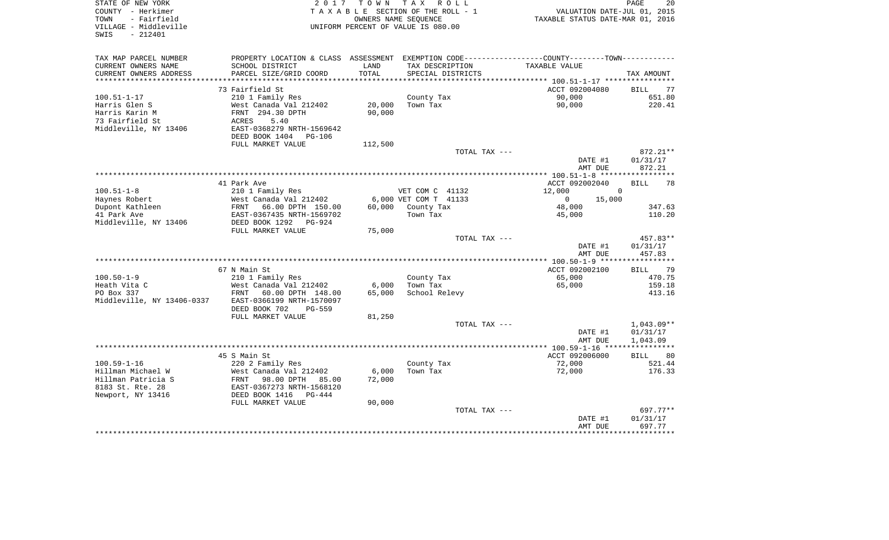STATE OF NEW YORK
COUNTY - Herkimer
TOWN - Fairfield
VILLAGE - Middleville
SWIS - 212401

2017 TOWN TAX ROLL
TAXABLE SECTION OF THE ROLL - 1
OWNERS NAME SEQUENCE
UNIFORM PERCENT OF VALUE IS 080.00

VALUATION DATE-JUL 01, 2015
TAXABLE STATUS DATE-MAR 01, 2016

```
TAX MAP PARCEL NUMBER     PROPERTY LOCATION & CLASS  ASSESSMENT  EXEMPTION CODE-----------------COUNTY--------TOWN-----------
CURRENT OWNERS NAME       SCHOOL DISTRICT               LAND      TAX DESCRIPTION            TAXABLE VALUE
CURRENT OWNERS ADDRESS    PARCEL SIZE/GRID COORD        TOTAL     SPECIAL DISTRICTS                                   TAX AMOUNT
******************************************************************************************** 100.51-1-17 ****************
                          73 Fairfield St                                                   ACCT 092004080      BILL    77
100.51-1-17               210 1 Family Res                        County Tax                     90,000              651.80
Harris Glen S             West Canada Val 212402       20,000     Town Tax                       90,000              220.41
Harris Karin M            FRNT  294.30 DPTH            90,000
73 Fairfield St           ACRES     5.40
Middleville, NY 13406     EAST-0368279 NRTH-1569642
                          DEED BOOK 1404   PG-106
                          FULL MARKET VALUE            112,500
                                                                  TOTAL TAX ---                                      872.21**
                                                                                            DATE #1              01/31/17
                                                                                            AMT DUE                872.21
******************************************************************************************** 100.51-1-8 *****************
                          41 Park Ave                                                       ACCT 092002040      BILL    78
100.51-1-8                210 1 Family Res                        VET COM C  41132          12,000          0
Haynes Robert             West Canada Val 212402        6,000 VET COM T  41133                 0      15,000
Dupont Kathleen           FRNT   66.00 DPTH  150.00    60,000     County Tax                     48,000              347.63
41 Park Ave               EAST-0367435 NRTH-1569702               Town Tax                       45,000              110.20
Middleville, NY 13406     DEED BOOK 1292   PG-924
                          FULL MARKET VALUE             75,000
                                                                  TOTAL TAX ---                                      457.83**
                                                                                            DATE #1              01/31/17
                                                                                            AMT DUE                457.83
******************************************************************************************** 100.50-1-9 *****************
                          67 N Main St                                                      ACCT 092002100      BILL    79
100.50-1-9                210 1 Family Res                        County Tax                     65,000              470.75
Heath Vita C              West Canada Val 212402        6,000     Town Tax                       65,000              159.18
PO Box 337                FRNT   60.00 DPTH  148.00    65,000     School Relevy                                      413.16
Middleville, NY 13406-0337 EAST-0366199 NRTH-1570097
                          DEED BOOK 702    PG-559
                          FULL MARKET VALUE             81,250
                                                                  TOTAL TAX ---                                    1,043.09**
                                                                                            DATE #1              01/31/17
                                                                                            AMT DUE              1,043.09
******************************************************************************************** 100.59-1-16 ****************
                          45 S Main St                                                      ACCT 092006000      BILL    80
100.59-1-16               220 2 Family Res                        County Tax                     72,000              521.44
Hillman Michael W         West Canada Val 212402        6,000     Town Tax                       72,000              176.33
Hillman Patricia S        FRNT   98.00 DPTH   85.00    72,000
8183 St. Rte. 28          EAST-0367273 NRTH-1568120
Newport, NY 13416         DEED BOOK 1416   PG-444
                          FULL MARKET VALUE             90,000
                                                                  TOTAL TAX ---                                      697.77**
                                                                                            DATE #1              01/31/17
                                                                                            AMT DUE                697.77
****************************************************************************************************************************
```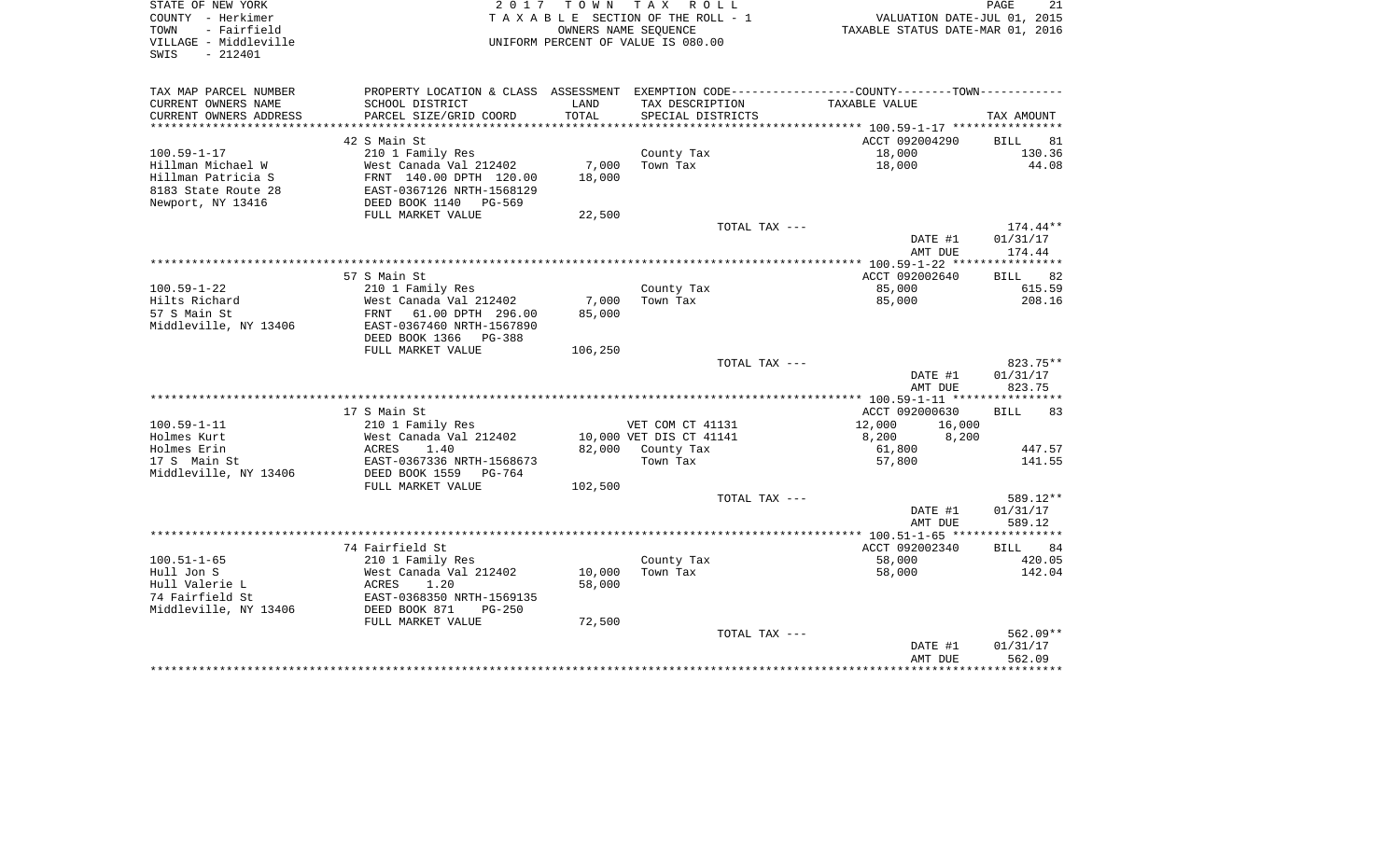STATE OF NEW YORK
COUNTY - Herkimer
TOWN - Fairfield
VILLAGE - Middleville
SWIS - 212401

2 0 1 7 T O W N T A X R O L L
T A X A B L E SECTION OF THE ROLL - 1
OWNERS NAME SEQUENCE
UNIFORM PERCENT OF VALUE IS 080.00

VALUATION DATE-JUL 01, 2015
TAXABLE STATUS DATE-MAR 01, 2016

| TAX MAP PARCEL NUMBER / CURRENT OWNERS NAME / CURRENT OWNERS ADDRESS | PROPERTY LOCATION & CLASS / SCHOOL DISTRICT / PARCEL SIZE/GRID COORD | ASSESSMENT LAND / TOTAL | EXEMPTION CODE / TAX DESCRIPTION / SPECIAL DISTRICTS | COUNTY TAXABLE VALUE | TOWN | TAX AMOUNT |
|---|---|---|---|---|---|---|
| **100.59-1-17** | 42 S Main St | | | ACCT 092004290 | | BILL 81 |
| Hillman Michael W | 210 1 Family Res | | County Tax | 18,000 | | 130.36 |
| Hillman Patricia S | West Canada Val 212402 | 7,000 | Town Tax | 18,000 | | 44.08 |
| 8183 State Route 28 | FRNT 140.00 DPTH 120.00 | 18,000 | | | | |
| Newport, NY 13416 | EAST-0367126 NRTH-1568129 | | | | | |
| | DEED BOOK 1140 PG-569 | | | | | |
| | FULL MARKET VALUE | 22,500 | | | | |
| | | | TOTAL TAX --- | | | 174.44** |
| | | | | DATE #1 | | 01/31/17 |
| | | | | AMT DUE | | 174.44 |
| **100.59-1-22** | 57 S Main St | | | ACCT 092002640 | | BILL 82 |
| Hilts Richard | 210 1 Family Res | | County Tax | 85,000 | | 615.59 |
| 57 S Main St | West Canada Val 212402 | 7,000 | Town Tax | 85,000 | | 208.16 |
| Middleville, NY 13406 | FRNT 61.00 DPTH 296.00 | 85,000 | | | | |
| | EAST-0367460 NRTH-1567890 | | | | | |
| | DEED BOOK 1366 PG-388 | | | | | |
| | FULL MARKET VALUE | 106,250 | | | | |
| | | | TOTAL TAX --- | | | 823.75** |
| | | | | DATE #1 | | 01/31/17 |
| | | | | AMT DUE | | 823.75 |
| **100.59-1-11** | 17 S Main St | | | ACCT 092000630 | | BILL 83 |
| Holmes Kurt | 210 1 Family Res | | VET COM CT 41131 | 12,000 | 16,000 | |
| Holmes Erin | West Canada Val 212402 | 10,000 | VET DIS CT 41141 | 8,200 | 8,200 | |
| 17 S Main St | ACRES 1.40 | 82,000 | County Tax | 61,800 | | 447.57 |
| Middleville, NY 13406 | EAST-0367336 NRTH-1568673 | | Town Tax | 57,800 | | 141.55 |
| | DEED BOOK 1559 PG-764 | | | | | |
| | FULL MARKET VALUE | 102,500 | | | | |
| | | | TOTAL TAX --- | | | 589.12** |
| | | | | DATE #1 | | 01/31/17 |
| | | | | AMT DUE | | 589.12 |
| **100.51-1-65** | 74 Fairfield St | | | ACCT 092002340 | | BILL 84 |
| Hull Jon S | 210 1 Family Res | | County Tax | 58,000 | | 420.05 |
| Hull Valerie L | West Canada Val 212402 | 10,000 | Town Tax | 58,000 | | 142.04 |
| 74 Fairfield St | ACRES 1.20 | 58,000 | | | | |
| Middleville, NY 13406 | EAST-0368350 NRTH-1569135 | | | | | |
| | DEED BOOK 871 PG-250 | | | | | |
| | FULL MARKET VALUE | 72,500 | | | | |
| | | | TOTAL TAX --- | | | 562.09** |
| | | | | DATE #1 | | 01/31/17 |
| | | | | AMT DUE | | 562.09 |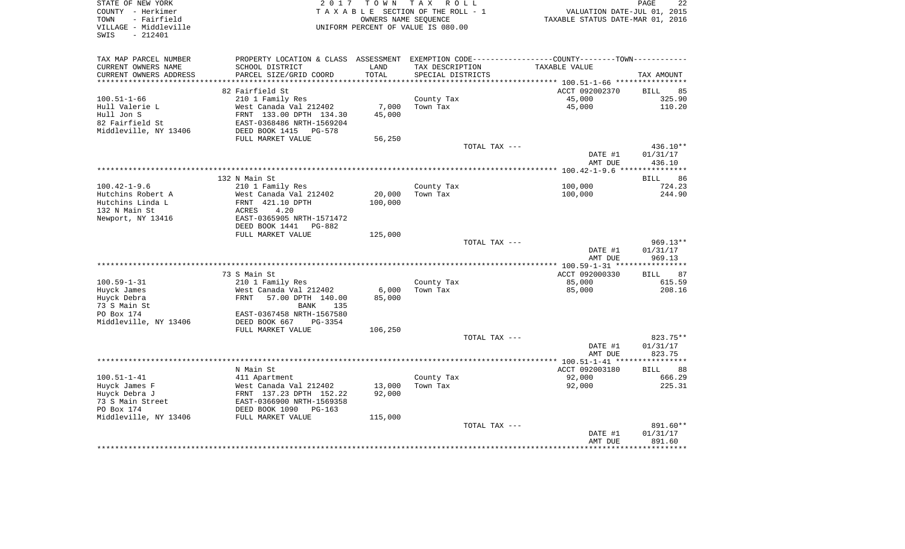STATE OF NEW YORK
COUNTY - Herkimer
TOWN - Fairfield
VILLAGE - Middleville
SWIS - 212401

2 0 1 7 T O W N T A X R O L L
T A X A B L E SECTION OF THE ROLL - 1
OWNERS NAME SEQUENCE
UNIFORM PERCENT OF VALUE IS 080.00

VALUATION DATE-JUL 01, 2015
TAXABLE STATUS DATE-MAR 01, 2016

| TAX MAP PARCEL NUMBER<br>CURRENT OWNERS NAME<br>CURRENT OWNERS ADDRESS | PROPERTY LOCATION & CLASS<br>SCHOOL DISTRICT<br>PARCEL SIZE/GRID COORD | ASSESSMENT<br>LAND<br>TOTAL | EXEMPTION CODE-----COUNTY-----TOWN<br>TAX DESCRIPTION<br>SPECIAL DISTRICTS | TAXABLE VALUE | TAX AMOUNT |
|---|---|---|---|---|---|
| | 82 Fairfield St | | | ACCT 092002370 | BILL 85 |
| 100.51-1-66 | 210 1 Family Res | | County Tax | 45,000 | 325.90 |
| Hull Valerie L | West Canada Val 212402 | 7,000 | Town Tax | 45,000 | 110.20 |
| Hull Jon S | FRNT 133.00 DPTH 134.30 | 45,000 | | | |
| 82 Fairfield St | EAST-0368486 NRTH-1569204 | | | | |
| Middleville, NY 13406 | DEED BOOK 1415 PG-578 | | | | |
| | FULL MARKET VALUE | 56,250 | | | |
| | | | TOTAL TAX --- | | 436.10** |
| | | | | DATE #1 | 01/31/17 |
| | | | | AMT DUE | 436.10 |
| | 132 N Main St | | | | BILL 86 |
| 100.42-1-9.6 | 210 1 Family Res | | County Tax | 100,000 | 724.23 |
| Hutchins Robert A | West Canada Val 212402 | 20,000 | Town Tax | 100,000 | 244.90 |
| Hutchins Linda L | FRNT 421.10 DPTH | 100,000 | | | |
| 132 N Main St | ACRES 4.20 | | | | |
| Newport, NY 13416 | EAST-0365905 NRTH-1571472 | | | | |
| | DEED BOOK 1441 PG-882 | | | | |
| | FULL MARKET VALUE | 125,000 | | | |
| | | | TOTAL TAX --- | | 969.13** |
| | | | | DATE #1 | 01/31/17 |
| | | | | AMT DUE | 969.13 |
| | 73 S Main St | | | ACCT 092000330 | BILL 87 |
| 100.59-1-31 | 210 1 Family Res | | County Tax | 85,000 | 615.59 |
| Huyck James | West Canada Val 212402 | 6,000 | Town Tax | 85,000 | 208.16 |
| Huyck Debra | FRNT 57.00 DPTH 140.00 | 85,000 | | | |
| 73 S Main St | BANK 135 | | | | |
| PO Box 174 | EAST-0367458 NRTH-1567580 | | | | |
| Middleville, NY 13406 | DEED BOOK 667 PG-3354 | | | | |
| | FULL MARKET VALUE | 106,250 | | | |
| | | | TOTAL TAX --- | | 823.75** |
| | | | | DATE #1 | 01/31/17 |
| | | | | AMT DUE | 823.75 |
| | N Main St | | | ACCT 092003180 | BILL 88 |
| 100.51-1-41 | 411 Apartment | | County Tax | 92,000 | 666.29 |
| Huyck James F | West Canada Val 212402 | 13,000 | Town Tax | 92,000 | 225.31 |
| Huyck Debra J | FRNT 137.23 DPTH 152.22 | 92,000 | | | |
| 73 S Main Street | EAST-0366900 NRTH-1569358 | | | | |
| PO Box 174 | DEED BOOK 1090 PG-163 | | | | |
| Middleville, NY 13406 | FULL MARKET VALUE | 115,000 | | | |
| | | | TOTAL TAX --- | | 891.60** |
| | | | | DATE #1 | 01/31/17 |
| | | | | AMT DUE | 891.60 |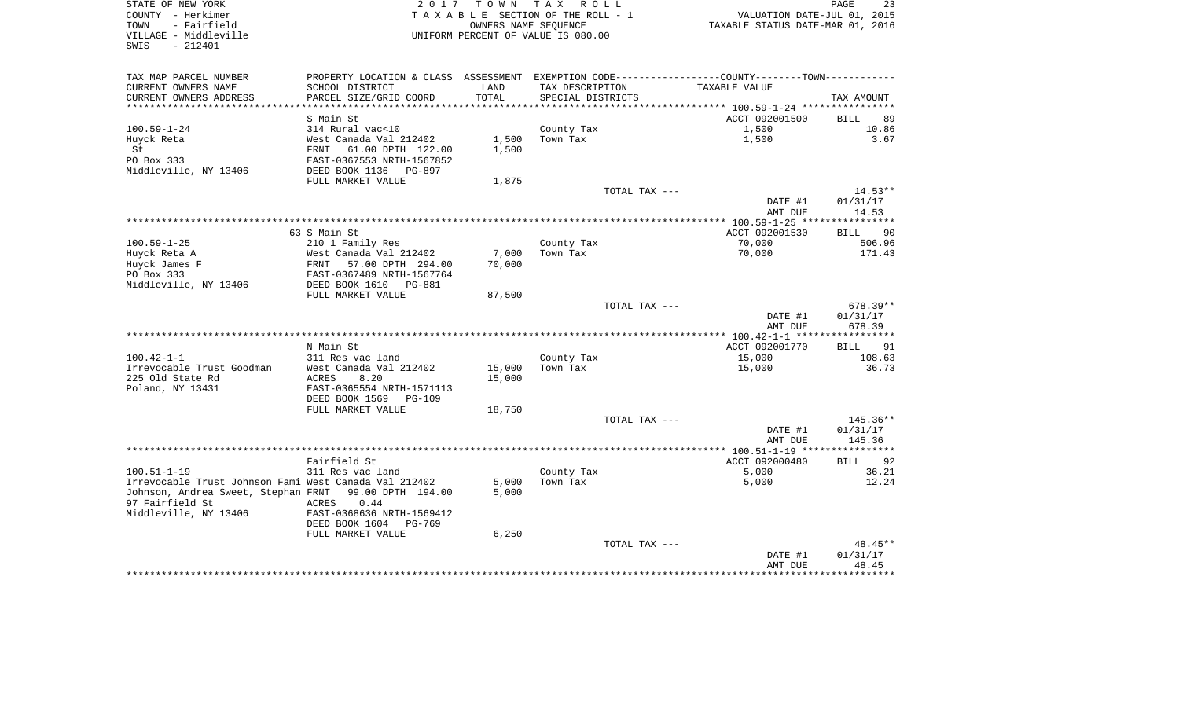STATE OF NEW YORK
COUNTY - Herkimer
TOWN - Fairfield
VILLAGE - Middleville
SWIS - 212401

2017 TOWN TAX ROLL
TAXABLE SECTION OF THE ROLL - 1
OWNERS NAME SEQUENCE
UNIFORM PERCENT OF VALUE IS 080.00

VALUATION DATE-JUL 01, 2015
TAXABLE STATUS DATE-MAR 01, 2016

| TAX MAP PARCEL NUMBER / CURRENT OWNERS NAME / CURRENT OWNERS ADDRESS | PROPERTY LOCATION & CLASS / SCHOOL DISTRICT / PARCEL SIZE/GRID COORD | ASSESSMENT LAND | TOTAL | EXEMPTION CODE / TAX DESCRIPTION / SPECIAL DISTRICTS | COUNTY--------TOWN / TAXABLE VALUE | TAX AMOUNT |
|---|---|---|---|---|---|---|
| **100.59-1-24** | S Main St | | | | ACCT 092001500 | BILL 89 |
| 100.59-1-24 | 314 Rural vac<10 | | | County Tax | 1,500 | 10.86 |
| Huyck Reta | West Canada Val 212402 | 1,500 | | Town Tax | 1,500 | 3.67 |
| St | FRNT 61.00 DPTH 122.00 | | 1,500 | | | |
| PO Box 333 | EAST-0367553 NRTH-1567852 | | | | | |
| Middleville, NY 13406 | DEED BOOK 1136 PG-897 | | | | | |
| | FULL MARKET VALUE | | 1,875 | | | |
| | | | | TOTAL TAX --- | | 14.53** |
| | | | | | DATE #1 | 01/31/17 |
| | | | | | AMT DUE | 14.53 |
| **100.59-1-25** | 63 S Main St | | | | ACCT 092001530 | BILL 90 |
| 100.59-1-25 | 210 1 Family Res | | | County Tax | 70,000 | 506.96 |
| Huyck Reta A | West Canada Val 212402 | 7,000 | | Town Tax | 70,000 | 171.43 |
| Huyck James F | FRNT 57.00 DPTH 294.00 | | 70,000 | | | |
| PO Box 333 | EAST-0367489 NRTH-1567764 | | | | | |
| Middleville, NY 13406 | DEED BOOK 1610 PG-881 | | | | | |
| | FULL MARKET VALUE | | 87,500 | | | |
| | | | | TOTAL TAX --- | | 678.39** |
| | | | | | DATE #1 | 01/31/17 |
| | | | | | AMT DUE | 678.39 |
| **100.42-1-1** | N Main St | | | | ACCT 092001770 | BILL 91 |
| 100.42-1-1 | 311 Res vac land | | | County Tax | 15,000 | 108.63 |
| Irrevocable Trust Goodman | West Canada Val 212402 | 15,000 | | Town Tax | 15,000 | 36.73 |
| 225 Old State Rd | ACRES 8.20 | | 15,000 | | | |
| Poland, NY 13431 | EAST-0365554 NRTH-1571113 | | | | | |
| | DEED BOOK 1569 PG-109 | | | | | |
| | FULL MARKET VALUE | | 18,750 | | | |
| | | | | TOTAL TAX --- | | 145.36** |
| | | | | | DATE #1 | 01/31/17 |
| | | | | | AMT DUE | 145.36 |
| **100.51-1-19** | Fairfield St | | | | ACCT 092000480 | BILL 92 |
| 100.51-1-19 | 311 Res vac land | | | County Tax | 5,000 | 36.21 |
| Irrevocable Trust Johnson Fami | West Canada Val 212402 | 5,000 | | Town Tax | 5,000 | 12.24 |
| Johnson, Andrea Sweet, Stephan | FRNT 99.00 DPTH 194.00 | | 5,000 | | | |
| 97 Fairfield St | ACRES 0.44 | | | | | |
| Middleville, NY 13406 | EAST-0368636 NRTH-1569412 | | | | | |
| | DEED BOOK 1604 PG-769 | | | | | |
| | FULL MARKET VALUE | | 6,250 | | | |
| | | | | TOTAL TAX --- | | 48.45** |
| | | | | | DATE #1 | 01/31/17 |
| | | | | | AMT DUE | 48.45 |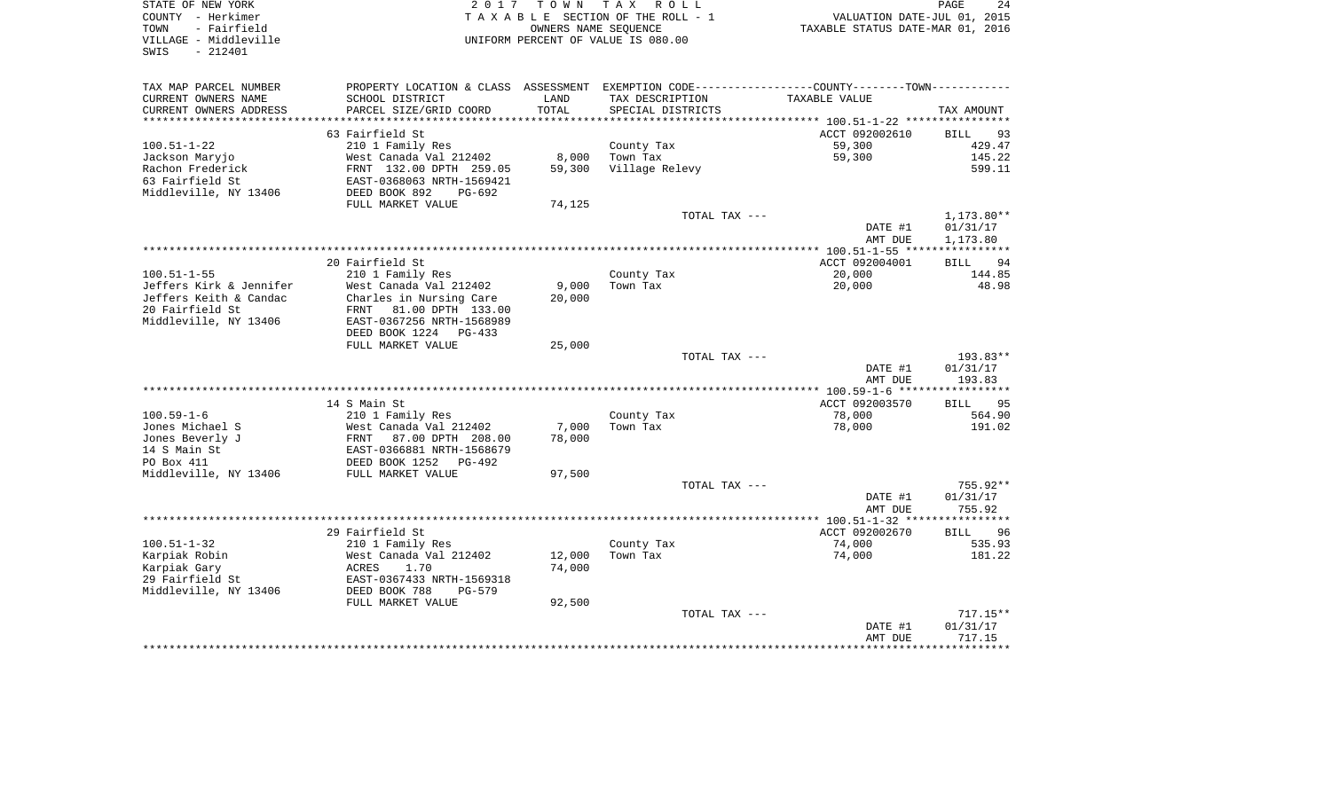STATE OF NEW YORK
COUNTY - Herkimer
TOWN - Fairfield
VILLAGE - Middleville
SWIS - 212401

2017 TOWN TAX ROLL
TAXABLE SECTION OF THE ROLL - 1
OWNERS NAME SEQUENCE
UNIFORM PERCENT OF VALUE IS 080.00

VALUATION DATE-JUL 01, 2015
TAXABLE STATUS DATE-MAR 01, 2016

| TAX MAP PARCEL NUMBER / CURRENT OWNERS NAME / CURRENT OWNERS ADDRESS | PROPERTY LOCATION & CLASS / SCHOOL DISTRICT / PARCEL SIZE/GRID COORD | ASSESSMENT LAND / TOTAL | EXEMPTION CODE / TAX DESCRIPTION / SPECIAL DISTRICTS | COUNTY--------TOWN / TAXABLE VALUE | TAX AMOUNT |
|---|---|---|---|---|---|
| **100.51-1-22** | 63 Fairfield St | | | ACCT 092002610 | BILL 93 |
| 100.51-1-22 | 210 1 Family Res | | County Tax | 59,300 | 429.47 |
| Jackson Maryjo | West Canada Val 212402 | 8,000 | Town Tax | 59,300 | 145.22 |
| Rachon Frederick | FRNT 132.00 DPTH 259.05 | 59,300 | Village Relevy | | 599.11 |
| 63 Fairfield St | EAST-0368063 NRTH-1569421 | | | | |
| Middleville, NY 13406 | DEED BOOK 892 PG-692 | | | | |
| | FULL MARKET VALUE | 74,125 | | | |
| | | | TOTAL TAX --- | | 1,173.80** |
| | | | | DATE #1 | 01/31/17 |
| | | | | AMT DUE | 1,173.80 |
| **100.51-1-55** | 20 Fairfield St | | | ACCT 092004001 | BILL 94 |
| 100.51-1-55 | 210 1 Family Res | | County Tax | 20,000 | 144.85 |
| Jeffers Kirk & Jennifer | West Canada Val 212402 | 9,000 | Town Tax | 20,000 | 48.98 |
| Jeffers Keith & Candac | Charles in Nursing Care | 20,000 | | | |
| 20 Fairfield St | FRNT 81.00 DPTH 133.00 | | | | |
| Middleville, NY 13406 | EAST-0367256 NRTH-1568989 | | | | |
| | DEED BOOK 1224 PG-433 | | | | |
| | FULL MARKET VALUE | 25,000 | | | |
| | | | TOTAL TAX --- | | 193.83** |
| | | | | DATE #1 | 01/31/17 |
| | | | | AMT DUE | 193.83 |
| **100.59-1-6** | 14 S Main St | | | ACCT 092003570 | BILL 95 |
| 100.59-1-6 | 210 1 Family Res | | County Tax | 78,000 | 564.90 |
| Jones Michael S | West Canada Val 212402 | 7,000 | Town Tax | 78,000 | 191.02 |
| Jones Beverly J | FRNT 87.00 DPTH 208.00 | 78,000 | | | |
| 14 S Main St | EAST-0366881 NRTH-1568679 | | | | |
| PO Box 411 | DEED BOOK 1252 PG-492 | | | | |
| Middleville, NY 13406 | FULL MARKET VALUE | 97,500 | | | |
| | | | TOTAL TAX --- | | 755.92** |
| | | | | DATE #1 | 01/31/17 |
| | | | | AMT DUE | 755.92 |
| **100.51-1-32** | 29 Fairfield St | | | ACCT 092002670 | BILL 96 |
| 100.51-1-32 | 210 1 Family Res | | County Tax | 74,000 | 535.93 |
| Karpiak Robin | West Canada Val 212402 | 12,000 | Town Tax | 74,000 | 181.22 |
| Karpiak Gary | ACRES 1.70 | 74,000 | | | |
| 29 Fairfield St | EAST-0367433 NRTH-1569318 | | | | |
| Middleville, NY 13406 | DEED BOOK 788 PG-579 | | | | |
| | FULL MARKET VALUE | 92,500 | | | |
| | | | TOTAL TAX --- | | 717.15** |
| | | | | DATE #1 | 01/31/17 |
| | | | | AMT DUE | 717.15 |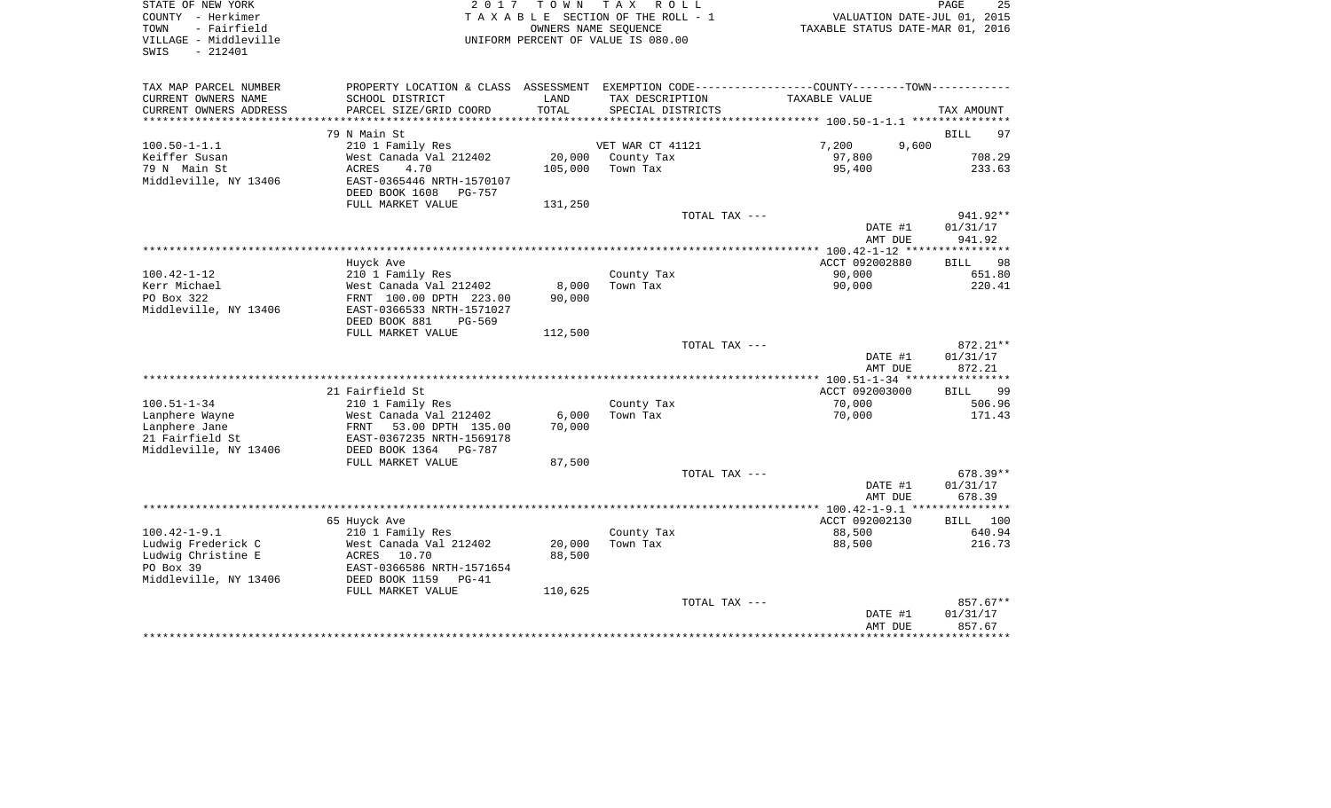STATE OF NEW YORK
COUNTY - Herkimer
TOWN - Fairfield
VILLAGE - Middleville
SWIS - 212401

2 0 1 7 T O W N T A X R O L L
T A X A B L E SECTION OF THE ROLL - 1
OWNERS NAME SEQUENCE
UNIFORM PERCENT OF VALUE IS 080.00

VALUATION DATE-JUL 01, 2015
TAXABLE STATUS DATE-MAR 01, 2016

| TAX MAP PARCEL NUMBER / CURRENT OWNERS NAME / CURRENT OWNERS ADDRESS | PROPERTY LOCATION & CLASS / SCHOOL DISTRICT / PARCEL SIZE/GRID COORD | ASSESSMENT LAND / TOTAL | EXEMPTION CODE / TAX DESCRIPTION / SPECIAL DISTRICTS | COUNTY / TOWN TAXABLE VALUE | TAX AMOUNT |
|---|---|---|---|---|---|
| **100.50-1-1.1** | 79 N Main St | | | | BILL 97 |
| 100.50-1-1.1 | 210 1 Family Res | | VET WAR CT 41121 | 7,200 9,600 | |
| Keiffer Susan | West Canada Val 212402 | 20,000 | County Tax | 97,800 | 708.29 |
| 79 N Main St | ACRES 4.70 | 105,000 | Town Tax | 95,400 | 233.63 |
| Middleville, NY 13406 | EAST-0365446 NRTH-1570107 | | | | |
| | DEED BOOK 1608 PG-757 | | | | |
| | FULL MARKET VALUE | 131,250 | | | |
| | | | TOTAL TAX --- | | 941.92** |
| | | | | DATE #1 | 01/31/17 |
| | | | | AMT DUE | 941.92 |
| **100.42-1-12** | Huyck Ave | | | ACCT 092002880 | BILL 98 |
| 100.42-1-12 | 210 1 Family Res | | County Tax | 90,000 | 651.80 |
| Kerr Michael | West Canada Val 212402 | 8,000 | Town Tax | 90,000 | 220.41 |
| PO Box 322 | FRNT 100.00 DPTH 223.00 | 90,000 | | | |
| Middleville, NY 13406 | EAST-0366533 NRTH-1571027 | | | | |
| | DEED BOOK 881 PG-569 | | | | |
| | FULL MARKET VALUE | 112,500 | | | |
| | | | TOTAL TAX --- | | 872.21** |
| | | | | DATE #1 | 01/31/17 |
| | | | | AMT DUE | 872.21 |
| **100.51-1-34** | 21 Fairfield St | | | ACCT 092003000 | BILL 99 |
| 100.51-1-34 | 210 1 Family Res | | County Tax | 70,000 | 506.96 |
| Lanphere Wayne | West Canada Val 212402 | 6,000 | Town Tax | 70,000 | 171.43 |
| Lanphere Jane | FRNT 53.00 DPTH 135.00 | 70,000 | | | |
| 21 Fairfield St | EAST-0367235 NRTH-1569178 | | | | |
| Middleville, NY 13406 | DEED BOOK 1364 PG-787 | | | | |
| | FULL MARKET VALUE | 87,500 | | | |
| | | | TOTAL TAX --- | | 678.39** |
| | | | | DATE #1 | 01/31/17 |
| | | | | AMT DUE | 678.39 |
| **100.42-1-9.1** | 65 Huyck Ave | | | ACCT 092002130 | BILL 100 |
| 100.42-1-9.1 | 210 1 Family Res | | County Tax | 88,500 | 640.94 |
| Ludwig Frederick C | West Canada Val 212402 | 20,000 | Town Tax | 88,500 | 216.73 |
| Ludwig Christine E | ACRES 10.70 | 88,500 | | | |
| PO Box 39 | EAST-0366586 NRTH-1571654 | | | | |
| Middleville, NY 13406 | DEED BOOK 1159 PG-41 | | | | |
| | FULL MARKET VALUE | 110,625 | | | |
| | | | TOTAL TAX --- | | 857.67** |
| | | | | DATE #1 | 01/31/17 |
| | | | | AMT DUE | 857.67 |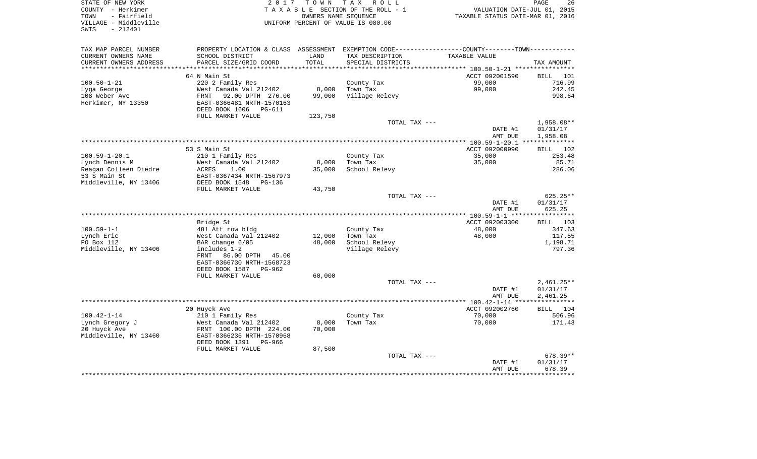STATE OF NEW YORK
COUNTY - Herkimer
TOWN - Fairfield
VILLAGE - Middleville
SWIS - 212401

2017 TOWN TAX ROLL
TAXABLE SECTION OF THE ROLL - 1
OWNERS NAME SEQUENCE
UNIFORM PERCENT OF VALUE IS 080.00

VALUATION DATE-JUL 01, 2015
TAXABLE STATUS DATE-MAR 01, 2016

| TAX MAP PARCEL NUMBER / CURRENT OWNERS NAME / CURRENT OWNERS ADDRESS | PROPERTY LOCATION & CLASS / SCHOOL DISTRICT / PARCEL SIZE/GRID COORD | ASSESSMENT LAND / TOTAL | EXEMPTION CODE / TAX DESCRIPTION / SPECIAL DISTRICTS | COUNTY--------TOWN TAXABLE VALUE | TAX AMOUNT |
|---|---|---|---|---|---|
| | 64 N Main St | | | ACCT 092001590 | BILL 101 |
| 100.50-1-21 | 220 2 Family Res | | County Tax | 99,000 | 716.99 |
| Lyga George | West Canada Val 212402 | 8,000 | Town Tax | 99,000 | 242.45 |
| 108 Weber Ave | FRNT 92.00 DPTH 276.00 | 99,000 | Village Relevy | | 998.64 |
| Herkimer, NY 13350 | EAST-0366481 NRTH-1570163 | | | | |
| | DEED BOOK 1606 PG-611 | | | | |
| | FULL MARKET VALUE | 123,750 | | | |
| | | | TOTAL TAX --- | | 1,958.08** |
| | | | | DATE #1 | 01/31/17 |
| | | | | AMT DUE | 1,958.08 |
| | 53 S Main St | | | ACCT 092000990 | BILL 102 |
| 100.59-1-20.1 | 210 1 Family Res | | County Tax | 35,000 | 253.48 |
| Lynch Dennis M | West Canada Val 212402 | 8,000 | Town Tax | 35,000 | 85.71 |
| Reagan Colleen Diedre | ACRES 1.00 | 35,000 | School Relevy | | 286.06 |
| 53 S Main St | EAST-0367434 NRTH-1567973 | | | | |
| Middleville, NY 13406 | DEED BOOK 1548 PG-136 | | | | |
| | FULL MARKET VALUE | 43,750 | | | |
| | | | TOTAL TAX --- | | 625.25** |
| | | | | DATE #1 | 01/31/17 |
| | | | | AMT DUE | 625.25 |
| | Bridge St | | | ACCT 092003300 | BILL 103 |
| 100.59-1-1 | 481 Att row bldg | | County Tax | 48,000 | 347.63 |
| Lynch Eric | West Canada Val 212402 | 12,000 | Town Tax | 48,000 | 117.55 |
| PO Box 112 | BAR change 6/05 | 48,000 | School Relevy | | 1,198.71 |
| Middleville, NY 13406 | includes 1-2 | | Village Relevy | | 797.36 |
| | FRNT 86.00 DPTH 45.00 | | | | |
| | EAST-0366730 NRTH-1568723 | | | | |
| | DEED BOOK 1587 PG-962 | | | | |
| | FULL MARKET VALUE | 60,000 | | | |
| | | | TOTAL TAX --- | | 2,461.25** |
| | | | | DATE #1 | 01/31/17 |
| | | | | AMT DUE | 2,461.25 |
| | 20 Huyck Ave | | | ACCT 092002760 | BILL 104 |
| 100.42-1-14 | 210 1 Family Res | | County Tax | 70,000 | 506.96 |
| Lynch Gregory J | West Canada Val 212402 | 8,000 | Town Tax | 70,000 | 171.43 |
| 20 Huyck Ave | FRNT 100.00 DPTH 224.00 | 70,000 | | | |
| Middleville, NY 13460 | EAST-0366236 NRTH-1570968 | | | | |
| | DEED BOOK 1391 PG-966 | | | | |
| | FULL MARKET VALUE | 87,500 | | | |
| | | | TOTAL TAX --- | | 678.39** |
| | | | | DATE #1 | 01/31/17 |
| | | | | AMT DUE | 678.39 |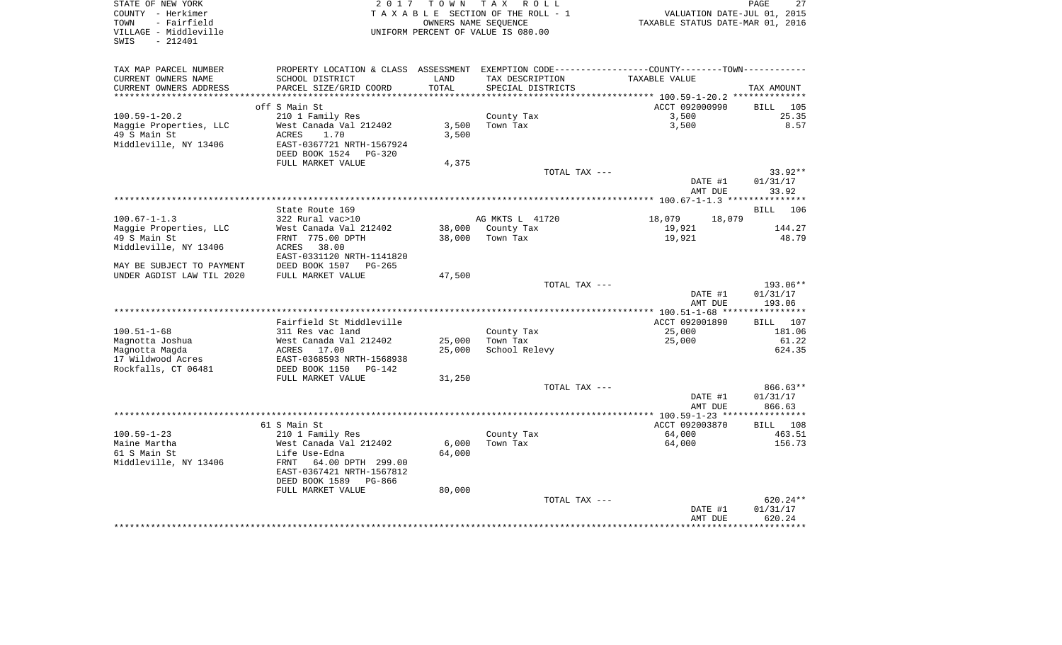STATE OF NEW YORK
COUNTY - Herkimer
TOWN - Fairfield
VILLAGE - Middleville
SWIS - 212401

2 0 1 7 T O W N T A X R O L L
T A X A B L E SECTION OF THE ROLL - 1
OWNERS NAME SEQUENCE
UNIFORM PERCENT OF VALUE IS 080.00

VALUATION DATE-JUL 01, 2015
TAXABLE STATUS DATE-MAR 01, 2016

| TAX MAP PARCEL NUMBER<br>CURRENT OWNERS NAME<br>CURRENT OWNERS ADDRESS | PROPERTY LOCATION & CLASS<br>SCHOOL DISTRICT<br>PARCEL SIZE/GRID COORD | ASSESSMENT<br>LAND<br>TOTAL | EXEMPTION CODE<br>TAX DESCRIPTION<br>SPECIAL DISTRICTS | COUNTY--------TOWN<br>TAXABLE VALUE | TAX AMOUNT |
|---|---|---|---|---|---|
| 100.59-1-20.2 | off S Main St | | | ACCT 092000990 | BILL 105 |
| | 210 1 Family Res | | County Tax | 3,500 | 25.35 |
| Maggie Properties, LLC | West Canada Val 212402 | 3,500 | Town Tax | 3,500 | 8.57 |
| 49 S Main St | ACRES 1.70 | 3,500 | | | |
| Middleville, NY 13406 | EAST-0367721 NRTH-1567924 | | | | |
| | DEED BOOK 1524 PG-320 | | | | |
| | FULL MARKET VALUE | 4,375 | | | |
| | | | TOTAL TAX --- | | 33.92** |
| | | | | DATE #1 | 01/31/17 |
| | | | | AMT DUE | 33.92 |
| 100.67-1-1.3 | State Route 169 | | | | BILL 106 |
| | 322 Rural vac>10 | | AG MKTS L 41720 | 18,079 18,079 | |
| Maggie Properties, LLC | West Canada Val 212402 | 38,000 | County Tax | 19,921 | 144.27 |
| 49 S Main St | FRNT 775.00 DPTH | 38,000 | Town Tax | 19,921 | 48.79 |
| Middleville, NY 13406 | ACRES 38.00 | | | | |
| | EAST-0331120 NRTH-1141820 | | | | |
| MAY BE SUBJECT TO PAYMENT | DEED BOOK 1507 PG-265 | | | | |
| UNDER AGDIST LAW TIL 2020 | FULL MARKET VALUE | 47,500 | | | |
| | | | TOTAL TAX --- | | 193.06** |
| | | | | DATE #1 | 01/31/17 |
| | | | | AMT DUE | 193.06 |
| 100.51-1-68 | Fairfield St Middleville | | | ACCT 092001890 | BILL 107 |
| | 311 Res vac land | | County Tax | 25,000 | 181.06 |
| Magnotta Joshua | West Canada Val 212402 | 25,000 | Town Tax | 25,000 | 61.22 |
| Magnotta Magda | ACRES 17.00 | 25,000 | School Relevy | | 624.35 |
| 17 Wildwood Acres | EAST-0368593 NRTH-1568938 | | | | |
| Rockfalls, CT 06481 | DEED BOOK 1150 PG-142 | | | | |
| | FULL MARKET VALUE | 31,250 | | | |
| | | | TOTAL TAX --- | | 866.63** |
| | | | | DATE #1 | 01/31/17 |
| | | | | AMT DUE | 866.63 |
| 100.59-1-23 | 61 S Main St | | | ACCT 092003870 | BILL 108 |
| | 210 1 Family Res | | County Tax | 64,000 | 463.51 |
| Maine Martha | West Canada Val 212402 | 6,000 | Town Tax | 64,000 | 156.73 |
| 61 S Main St | Life Use-Edna | 64,000 | | | |
| Middleville, NY 13406 | FRNT 64.00 DPTH 299.00 | | | | |
| | EAST-0367421 NRTH-1567812 | | | | |
| | DEED BOOK 1589 PG-866 | | | | |
| | FULL MARKET VALUE | 80,000 | | | |
| | | | TOTAL TAX --- | | 620.24** |
| | | | | DATE #1 | 01/31/17 |
| | | | | AMT DUE | 620.24 |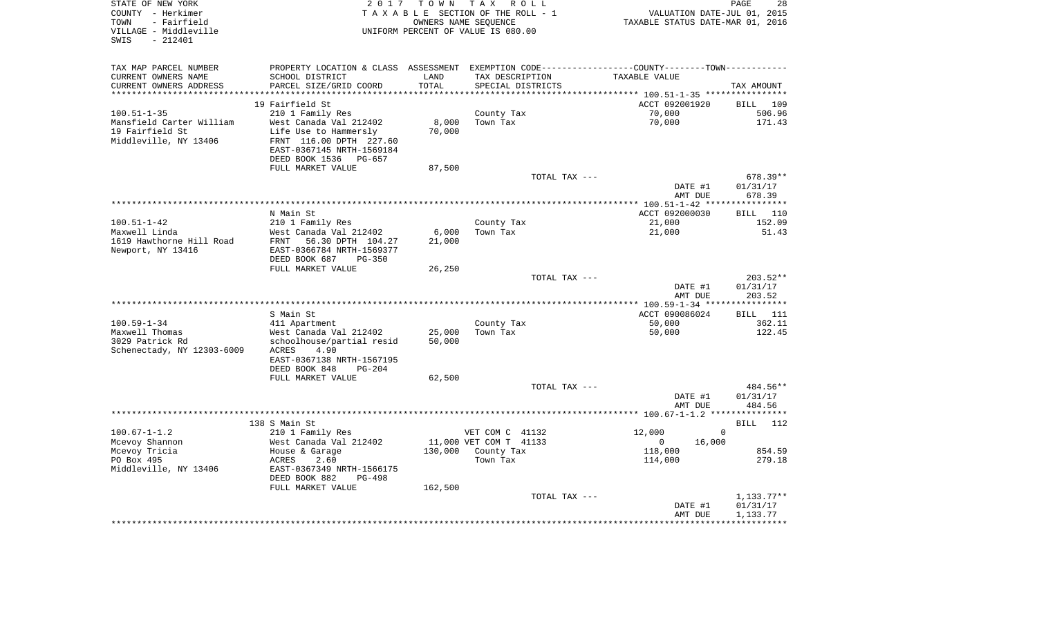STATE OF NEW YORK
COUNTY - Herkimer
TOWN - Fairfield
VILLAGE - Middleville
SWIS - 212401

2017 TOWN TAX ROLL
TAXABLE SECTION OF THE ROLL - 1
OWNERS NAME SEQUENCE
UNIFORM PERCENT OF VALUE IS 080.00

VALUATION DATE-JUL 01, 2015
TAXABLE STATUS DATE-MAR 01, 2016

| TAX MAP PARCEL NUMBER / CURRENT OWNERS NAME / CURRENT OWNERS ADDRESS | PROPERTY LOCATION & CLASS / SCHOOL DISTRICT / PARCEL SIZE/GRID COORD | ASSESSMENT LAND / TOTAL | EXEMPTION CODE / TAX DESCRIPTION / SPECIAL DISTRICTS | COUNTY / TOWN TAXABLE VALUE | TAX AMOUNT |
|---|---|---|---|---|---|
| | 19 Fairfield St | | | ACCT 092001920 | BILL 109 |
| 100.51-1-35 | 210 1 Family Res | | County Tax | 70,000 | 506.96 |
| Mansfield Carter William | West Canada Val 212402 | 8,000 | Town Tax | 70,000 | 171.43 |
| 19 Fairfield St | Life Use to Hammersly | 70,000 | | | |
| Middleville, NY 13406 | FRNT 116.00 DPTH 227.60 | | | | |
| | EAST-0367145 NRTH-1569184 | | | | |
| | DEED BOOK 1536 PG-657 | | | | |
| | FULL MARKET VALUE | 87,500 | | | |
| | | | TOTAL TAX --- | | 678.39** |
| | | | | DATE #1 | 01/31/17 |
| | | | | AMT DUE | 678.39 |
| | N Main St | | | ACCT 092000030 | BILL 110 |
| 100.51-1-42 | 210 1 Family Res | | County Tax | 21,000 | 152.09 |
| Maxwell Linda | West Canada Val 212402 | 6,000 | Town Tax | 21,000 | 51.43 |
| 1619 Hawthorne Hill Road | FRNT 56.30 DPTH 104.27 | 21,000 | | | |
| Newport, NY 13416 | EAST-0366784 NRTH-1569377 | | | | |
| | DEED BOOK 687 PG-350 | | | | |
| | FULL MARKET VALUE | 26,250 | | | |
| | | | TOTAL TAX --- | | 203.52** |
| | | | | DATE #1 | 01/31/17 |
| | | | | AMT DUE | 203.52 |
| | S Main St | | | ACCT 090086024 | BILL 111 |
| 100.59-1-34 | 411 Apartment | | County Tax | 50,000 | 362.11 |
| Maxwell Thomas | West Canada Val 212402 | 25,000 | Town Tax | 50,000 | 122.45 |
| 3029 Patrick Rd | schoolhouse/partial resid | 50,000 | | | |
| Schenectady, NY 12303-6009 | ACRES 4.90 | | | | |
| | EAST-0367138 NRTH-1567195 | | | | |
| | DEED BOOK 848 PG-204 | | | | |
| | FULL MARKET VALUE | 62,500 | | | |
| | | | TOTAL TAX --- | | 484.56** |
| | | | | DATE #1 | 01/31/17 |
| | | | | AMT DUE | 484.56 |
| | 138 S Main St | | | | BILL 112 |
| 100.67-1-1.2 | 210 1 Family Res | | VET COM C 41132 | 12,000 0 | |
| Mcevoy Shannon | West Canada Val 212402 | 11,000 | VET COM T 41133 | 0 16,000 | |
| Mcevoy Tricia | House & Garage | 130,000 | County Tax | 118,000 | 854.59 |
| PO Box 495 | ACRES 2.60 | | Town Tax | 114,000 | 279.18 |
| Middleville, NY 13406 | EAST-0367349 NRTH-1566175 | | | | |
| | DEED BOOK 882 PG-498 | | | | |
| | FULL MARKET VALUE | 162,500 | | | |
| | | | TOTAL TAX --- | | 1,133.77** |
| | | | | DATE #1 | 01/31/17 |
| | | | | AMT DUE | 1,133.77 |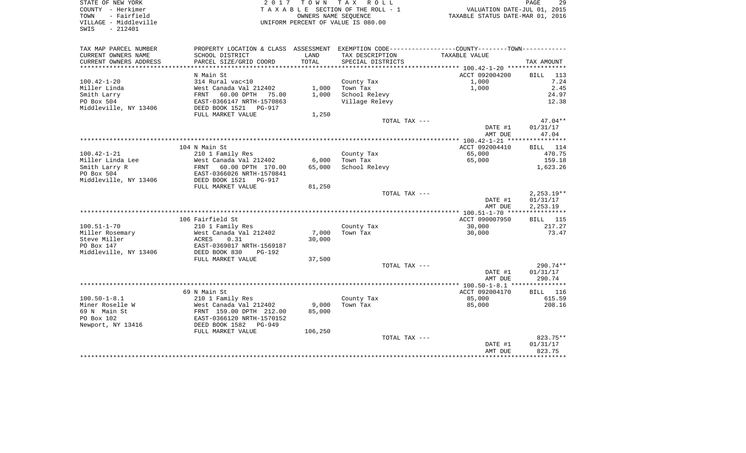STATE OF NEW YORK
COUNTY - Herkimer
TOWN - Fairfield
VILLAGE - Middleville
SWIS - 212401

2 0 1 7 T O W N T A X R O L L
T A X A B L E SECTION OF THE ROLL - 1
OWNERS NAME SEQUENCE
UNIFORM PERCENT OF VALUE IS 080.00

VALUATION DATE-JUL 01, 2015
TAXABLE STATUS DATE-MAR 01, 2016

| TAX MAP PARCEL NUMBER / CURRENT OWNERS NAME / CURRENT OWNERS ADDRESS | PROPERTY LOCATION & CLASS / SCHOOL DISTRICT / PARCEL SIZE/GRID COORD | ASSESSMENT LAND / TOTAL | EXEMPTION CODE / TAX DESCRIPTION / SPECIAL DISTRICTS | TAXABLE VALUE | TAX AMOUNT |
|---|---|---|---|---|---|
| 100.42-1-20 | N Main St | | | ACCT 092004200 | BILL 113 |
| 100.42-1-20 | 314 Rural vac<10 | | County Tax | 1,000 | 7.24 |
| Miller Linda | West Canada Val 212402 | 1,000 | Town Tax | 1,000 | 2.45 |
| Smith Larry | FRNT 60.00 DPTH 75.00 | 1,000 | School Relevy | | 24.97 |
| PO Box 504 | EAST-0366147 NRTH-1570863 | | Village Relevy | | 12.38 |
| Middleville, NY 13406 | DEED BOOK 1521 PG-917 | | | | |
| | FULL MARKET VALUE | 1,250 | | | |
| | | | TOTAL TAX --- | | 47.04** |
| | | | | DATE #1 | 01/31/17 |
| | | | | AMT DUE | 47.04 |
| 100.42-1-21 | 104 N Main St | | | ACCT 092004410 | BILL 114 |
| 100.42-1-21 | 210 1 Family Res | | County Tax | 65,000 | 470.75 |
| Miller Linda Lee | West Canada Val 212402 | 6,000 | Town Tax | 65,000 | 159.18 |
| Smith Larry R | FRNT 60.00 DPTH 170.00 | 65,000 | School Relevy | | 1,623.26 |
| PO Box 504 | EAST-0366026 NRTH-1570841 | | | | |
| Middleville, NY 13406 | DEED BOOK 1521 PG-917 | | | | |
| | FULL MARKET VALUE | 81,250 | | | |
| | | | TOTAL TAX --- | | 2,253.19** |
| | | | | DATE #1 | 01/31/17 |
| | | | | AMT DUE | 2,253.19 |
| 100.51-1-70 | 106 Fairfield St | | | ACCT 090007950 | BILL 115 |
| 100.51-1-70 | 210 1 Family Res | | County Tax | 30,000 | 217.27 |
| Miller Rosemary | West Canada Val 212402 | 7,000 | Town Tax | 30,000 | 73.47 |
| Steve Miller | ACRES 0.31 | 30,000 | | | |
| PO Box 147 | EAST-0369017 NRTH-1569187 | | | | |
| Middleville, NY 13406 | DEED BOOK 830 PG-192 | | | | |
| | FULL MARKET VALUE | 37,500 | | | |
| | | | TOTAL TAX --- | | 290.74** |
| | | | | DATE #1 | 01/31/17 |
| | | | | AMT DUE | 290.74 |
| 100.50-1-8.1 | 69 N Main St | | | ACCT 092004170 | BILL 116 |
| 100.50-1-8.1 | 210 1 Family Res | | County Tax | 85,000 | 615.59 |
| Miner Roselle W | West Canada Val 212402 | 9,000 | Town Tax | 85,000 | 208.16 |
| 69 N Main St | FRNT 159.00 DPTH 212.00 | 85,000 | | | |
| PO Box 102 | EAST-0366120 NRTH-1570152 | | | | |
| Newport, NY 13416 | DEED BOOK 1582 PG-949 | | | | |
| | FULL MARKET VALUE | 106,250 | | | |
| | | | TOTAL TAX --- | | 823.75** |
| | | | | DATE #1 | 01/31/17 |
| | | | | AMT DUE | 823.75 |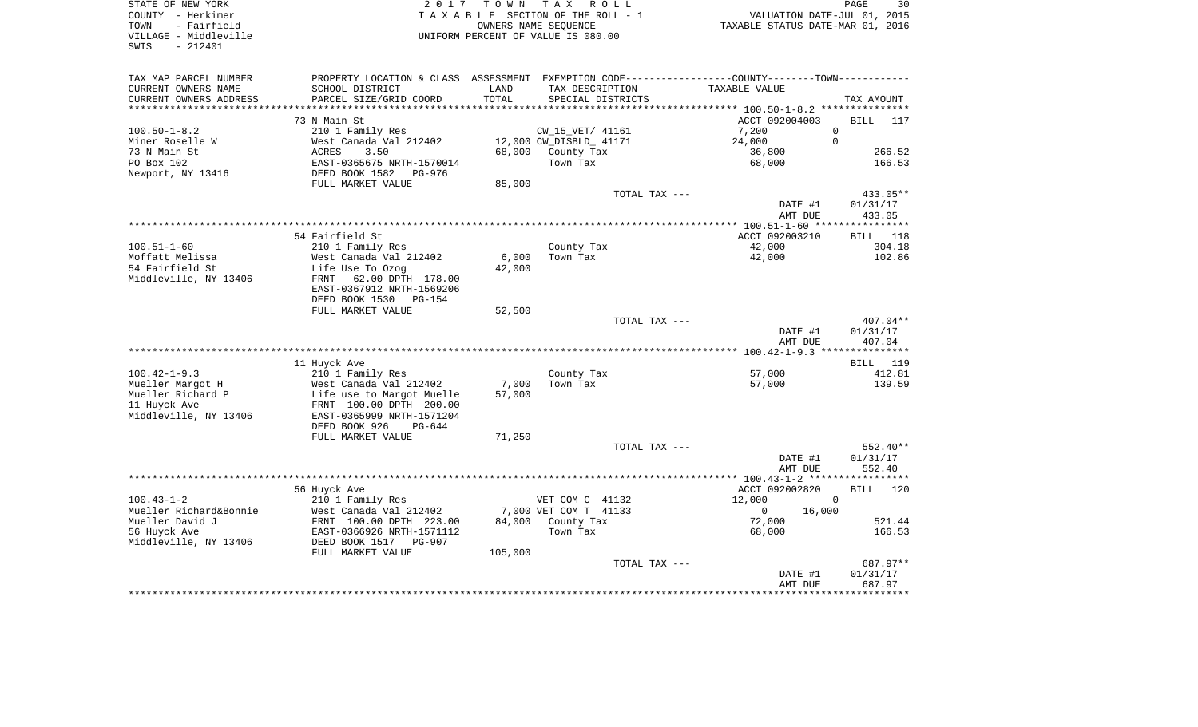STATE OF NEW YORK
COUNTY - Herkimer
TOWN - Fairfield
VILLAGE - Middleville
SWIS - 212401

2 0 1 7 T O W N T A X R O L L
T A X A B L E SECTION OF THE ROLL - 1
OWNERS NAME SEQUENCE
UNIFORM PERCENT OF VALUE IS 080.00

VALUATION DATE-JUL 01, 2015
TAXABLE STATUS DATE-MAR 01, 2016

| TAX MAP PARCEL NUMBER / CURRENT OWNERS NAME / CURRENT OWNERS ADDRESS | PROPERTY LOCATION & CLASS / SCHOOL DISTRICT / PARCEL SIZE/GRID COORD | ASSESSMENT LAND / TOTAL | EXEMPTION CODE / TAX DESCRIPTION / SPECIAL DISTRICTS | COUNTY / TOWN TAXABLE VALUE | TAX AMOUNT |
|---|---|---|---|---|---|
| 100.50-1-8.2 | 73 N Main St | | | ACCT 092004003 | BILL 117 |
| | 210 1 Family Res | | CW_15_VET/ 41161 | 7,200 0 | |
| Miner Roselle W | West Canada Val 212402 | 12,000 | CW_DISBLD_ 41171 | 24,000 0 | |
| 73 N Main St | ACRES 3.50 | 68,000 | County Tax | 36,800 | 266.52 |
| PO Box 102 | EAST-0365675 NRTH-1570014 | | Town Tax | 68,000 | 166.53 |
| Newport, NY 13416 | DEED BOOK 1582 PG-976 | | | | |
| | FULL MARKET VALUE | 85,000 | | | |
| | | | TOTAL TAX --- | | 433.05** |
| | | | | DATE #1 | 01/31/17 |
| | | | | AMT DUE | 433.05 |
| 100.51-1-60 | 54 Fairfield St | | | ACCT 092003210 | BILL 118 |
| | 210 1 Family Res | | County Tax | 42,000 | 304.18 |
| Moffatt Melissa | West Canada Val 212402 | 6,000 | Town Tax | 42,000 | 102.86 |
| 54 Fairfield St | Life Use To Ozog | 42,000 | | | |
| Middleville, NY 13406 | FRNT 62.00 DPTH 178.00 | | | | |
| | EAST-0367912 NRTH-1569206 | | | | |
| | DEED BOOK 1530 PG-154 | | | | |
| | FULL MARKET VALUE | 52,500 | | | |
| | | | TOTAL TAX --- | | 407.04** |
| | | | | DATE #1 | 01/31/17 |
| | | | | AMT DUE | 407.04 |
| 100.42-1-9.3 | 11 Huyck Ave | | | | BILL 119 |
| | 210 1 Family Res | | County Tax | 57,000 | 412.81 |
| Mueller Margot H | West Canada Val 212402 | 7,000 | Town Tax | 57,000 | 139.59 |
| Mueller Richard P | Life use to Margot Muelle | 57,000 | | | |
| 11 Huyck Ave | FRNT 100.00 DPTH 200.00 | | | | |
| Middleville, NY 13406 | EAST-0365999 NRTH-1571204 | | | | |
| | DEED BOOK 926 PG-644 | | | | |
| | FULL MARKET VALUE | 71,250 | | | |
| | | | TOTAL TAX --- | | 552.40** |
| | | | | DATE #1 | 01/31/17 |
| | | | | AMT DUE | 552.40 |
| 100.43-1-2 | 56 Huyck Ave | | | ACCT 092002820 | BILL 120 |
| | 210 1 Family Res | | VET COM C 41132 | 12,000 0 | |
| Mueller Richard&Bonnie | West Canada Val 212402 | 7,000 | VET COM T 41133 | 0 16,000 | |
| Mueller David J | FRNT 100.00 DPTH 223.00 | 84,000 | County Tax | 72,000 | 521.44 |
| 56 Huyck Ave | EAST-0366926 NRTH-1571112 | | Town Tax | 68,000 | 166.53 |
| Middleville, NY 13406 | DEED BOOK 1517 PG-907 | | | | |
| | FULL MARKET VALUE | 105,000 | | | |
| | | | TOTAL TAX --- | | 687.97** |
| | | | | DATE #1 | 01/31/17 |
| | | | | AMT DUE | 687.97 |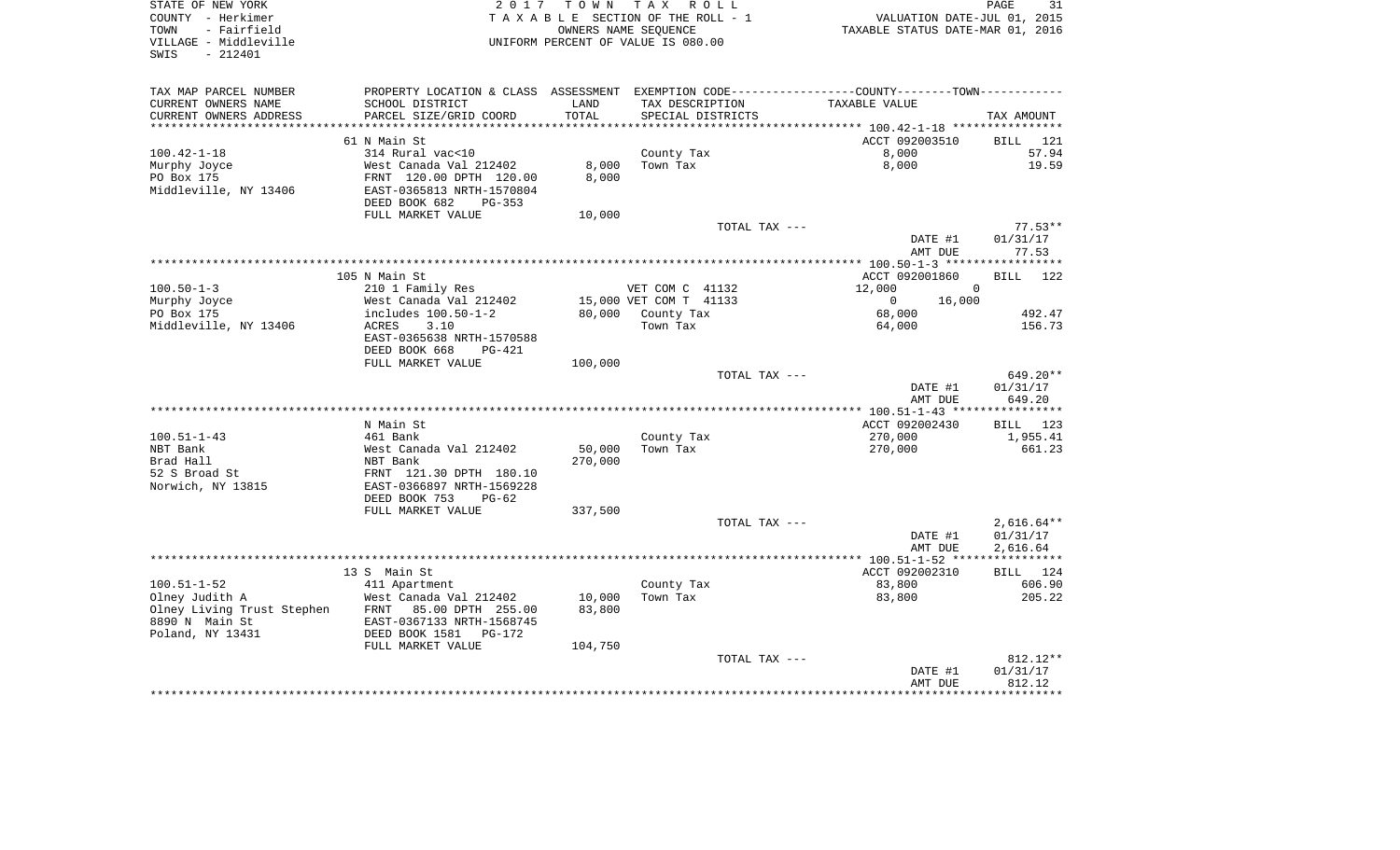STATE OF NEW YORK
COUNTY - Herkimer
TOWN - Fairfield
VILLAGE - Middleville
SWIS - 212401

2017 TOWN TAX ROLL
TAXABLE SECTION OF THE ROLL - 1
OWNERS NAME SEQUENCE
UNIFORM PERCENT OF VALUE IS 080.00

VALUATION DATE-JUL 01, 2015
TAXABLE STATUS DATE-MAR 01, 2016

| TAX MAP PARCEL NUMBER / CURRENT OWNERS NAME / CURRENT OWNERS ADDRESS | PROPERTY LOCATION & CLASS / SCHOOL DISTRICT / PARCEL SIZE/GRID COORD | ASSESSMENT LAND | TOTAL | EXEMPTION CODE / TAX DESCRIPTION / SPECIAL DISTRICTS | COUNTY | TOWN | TAX AMOUNT |
|---|---|---|---|---|---|---|---|
| **100.42-1-18** | 61 N Main St | | | | ACCT 092003510 | | BILL 121 |
| Murphy Joyce | 314 Rural vac<10 | | | County Tax | 8,000 | | 57.94 |
| PO Box 175 | West Canada Val 212402 | 8,000 | | Town Tax | 8,000 | | 19.59 |
| Middleville, NY 13406 | FRNT 120.00 DPTH 120.00 | | 8,000 | | | | |
| | EAST-0365813 NRTH-1570804 | | | | | | |
| | DEED BOOK 682 PG-353 | | | | | | |
| | FULL MARKET VALUE | 10,000 | | | | | |
| | | | | TOTAL TAX --- | | | 77.53** |
| | | | | | DATE #1 | | 01/31/17 |
| | | | | | AMT DUE | | 77.53 |
| **100.50-1-3** | 105 N Main St | | | | ACCT 092001860 | | BILL 122 |
| Murphy Joyce | 210 1 Family Res | | | VET COM C 41132 | 12,000 | 0 | |
| PO Box 175 | West Canada Val 212402 | 15,000 | | VET COM T 41133 | 0 | 16,000 | |
| Middleville, NY 13406 | includes 100.50-1-2 | | 80,000 | County Tax | 68,000 | | 492.47 |
| | ACRES 3.10 | | | Town Tax | 64,000 | | 156.73 |
| | EAST-0365638 NRTH-1570588 | | | | | | |
| | DEED BOOK 668 PG-421 | | | | | | |
| | FULL MARKET VALUE | 100,000 | | | | | |
| | | | | TOTAL TAX --- | | | 649.20** |
| | | | | | DATE #1 | | 01/31/17 |
| | | | | | AMT DUE | | 649.20 |
| **100.51-1-43** | N Main St | | | | ACCT 092002430 | | BILL 123 |
| NBT Bank | 461 Bank | | | County Tax | 270,000 | | 1,955.41 |
| Brad Hall | West Canada Val 212402 | 50,000 | | Town Tax | 270,000 | | 661.23 |
| 52 S Broad St | NBT Bank | | 270,000 | | | | |
| Norwich, NY 13815 | FRNT 121.30 DPTH 180.10 | | | | | | |
| | EAST-0366897 NRTH-1569228 | | | | | | |
| | DEED BOOK 753 PG-62 | | | | | | |
| | FULL MARKET VALUE | 337,500 | | | | | |
| | | | | TOTAL TAX --- | | | 2,616.64** |
| | | | | | DATE #1 | | 01/31/17 |
| | | | | | AMT DUE | | 2,616.64 |
| **100.51-1-52** | 13 S Main St | | | | ACCT 092002310 | | BILL 124 |
| Olney Judith A | 411 Apartment | | | County Tax | 83,800 | | 606.90 |
| Olney Living Trust Stephen | West Canada Val 212402 | 10,000 | | Town Tax | 83,800 | | 205.22 |
| 8890 N Main St | FRNT 85.00 DPTH 255.00 | | 83,800 | | | | |
| Poland, NY 13431 | EAST-0367133 NRTH-1568745 | | | | | | |
| | DEED BOOK 1581 PG-172 | | | | | | |
| | FULL MARKET VALUE | 104,750 | | | | | |
| | | | | TOTAL TAX --- | | | 812.12** |
| | | | | | DATE #1 | | 01/31/17 |
| | | | | | AMT DUE | | 812.12 |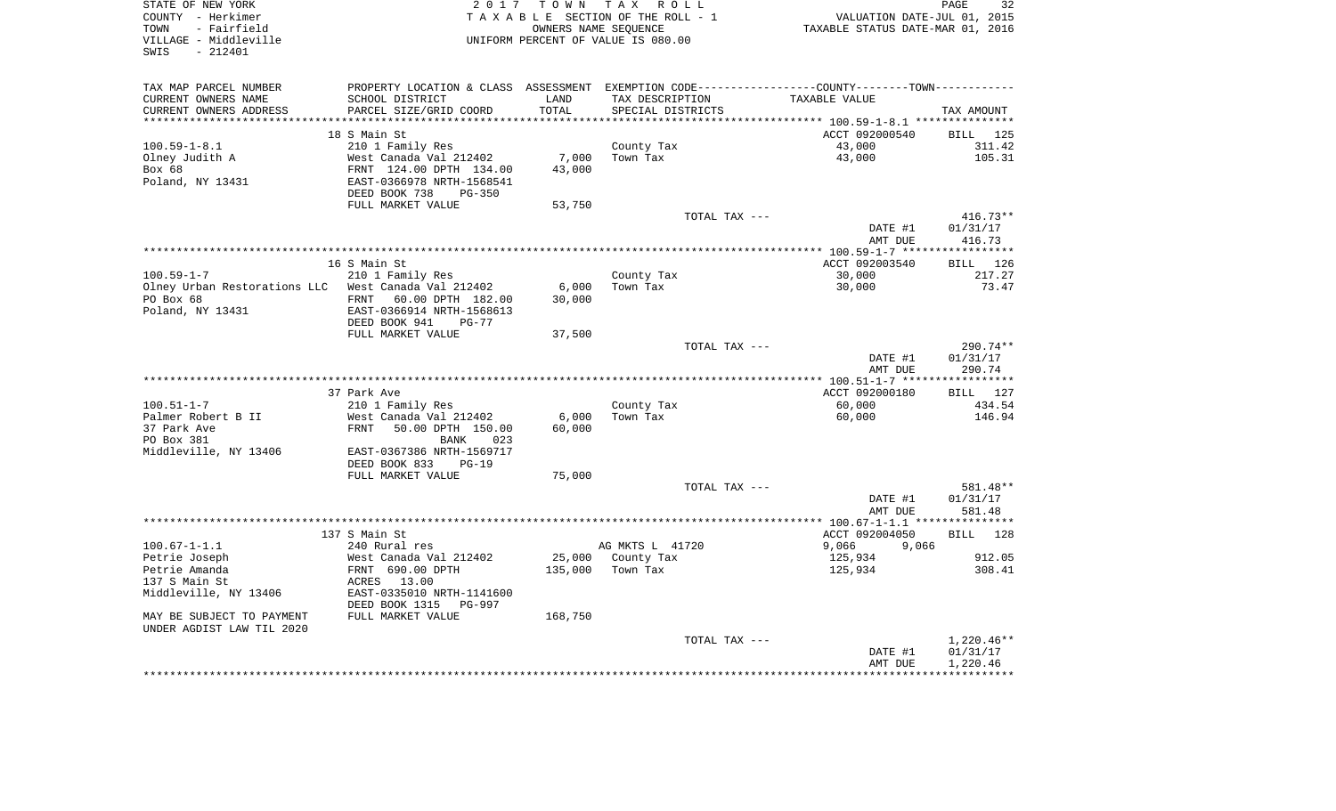STATE OF NEW YORK
COUNTY - Herkimer
TOWN - Fairfield
VILLAGE - Middleville
SWIS - 212401

2 0 1 7 T O W N T A X R O L L
T A X A B L E SECTION OF THE ROLL - 1
OWNERS NAME SEQUENCE
UNIFORM PERCENT OF VALUE IS 080.00

VALUATION DATE-JUL 01, 2015
TAXABLE STATUS DATE-MAR 01, 2016

| TAX MAP PARCEL NUMBER<br>CURRENT OWNERS NAME<br>CURRENT OWNERS ADDRESS | PROPERTY LOCATION & CLASS<br>SCHOOL DISTRICT<br>PARCEL SIZE/GRID COORD | ASSESSMENT<br>LAND<br>TOTAL | EXEMPTION CODE<br>TAX DESCRIPTION<br>SPECIAL DISTRICTS | COUNTY--------TOWN<br>TAXABLE VALUE | TAX AMOUNT |
|---|---|---|---|---|---|
| 100.59-1-8.1 | 18 S Main St | | | ACCT 092000540 | BILL 125 |
| | 210 1 Family Res | | County Tax | 43,000 | 311.42 |
| Olney Judith A | West Canada Val 212402 | 7,000 | Town Tax | 43,000 | 105.31 |
| Box 68 | FRNT 124.00 DPTH 134.00 | 43,000 | | | |
| Poland, NY 13431 | EAST-0366978 NRTH-1568541 | | | | |
| | DEED BOOK 738 PG-350 | | | | |
| | FULL MARKET VALUE | 53,750 | | | |
| | | | TOTAL TAX --- | | 416.73** |
| | | | | DATE #1 | 01/31/17 |
| | | | | AMT DUE | 416.73 |
| 100.59-1-7 | 16 S Main St | | | ACCT 092003540 | BILL 126 |
| | 210 1 Family Res | | County Tax | 30,000 | 217.27 |
| Olney Urban Restorations LLC | West Canada Val 212402 | 6,000 | Town Tax | 30,000 | 73.47 |
| PO Box 68 | FRNT 60.00 DPTH 182.00 | 30,000 | | | |
| Poland, NY 13431 | EAST-0366914 NRTH-1568613 | | | | |
| | DEED BOOK 941 PG-77 | | | | |
| | FULL MARKET VALUE | 37,500 | | | |
| | | | TOTAL TAX --- | | 290.74** |
| | | | | DATE #1 | 01/31/17 |
| | | | | AMT DUE | 290.74 |
| 100.51-1-7 | 37 Park Ave | | | ACCT 092000180 | BILL 127 |
| | 210 1 Family Res | | County Tax | 60,000 | 434.54 |
| Palmer Robert B II | West Canada Val 212402 | 6,000 | Town Tax | 60,000 | 146.94 |
| 37 Park Ave | FRNT 50.00 DPTH 150.00 | 60,000 | | | |
| PO Box 381 | BANK 023 | | | | |
| Middleville, NY 13406 | EAST-0367386 NRTH-1569717 | | | | |
| | DEED BOOK 833 PG-19 | | | | |
| | FULL MARKET VALUE | 75,000 | | | |
| | | | TOTAL TAX --- | | 581.48** |
| | | | | DATE #1 | 01/31/17 |
| | | | | AMT DUE | 581.48 |
| 100.67-1-1.1 | 137 S Main St | | | ACCT 092004050 | BILL 128 |
| | 240 Rural res | | AG MKTS L 41720 | 9,066 9,066 | |
| Petrie Joseph | West Canada Val 212402 | 25,000 | County Tax | 125,934 | 912.05 |
| Petrie Amanda | FRNT 690.00 DPTH | 135,000 | Town Tax | 125,934 | 308.41 |
| 137 S Main St | ACRES 13.00 | | | | |
| Middleville, NY 13406 | EAST-0335010 NRTH-1141600 | | | | |
| | DEED BOOK 1315 PG-997 | | | | |
| MAY BE SUBJECT TO PAYMENT | FULL MARKET VALUE | 168,750 | | | |
| UNDER AGDIST LAW TIL 2020 | | | | | |
| | | | TOTAL TAX --- | | 1,220.46** |
| | | | | DATE #1 | 01/31/17 |
| | | | | AMT DUE | 1,220.46 |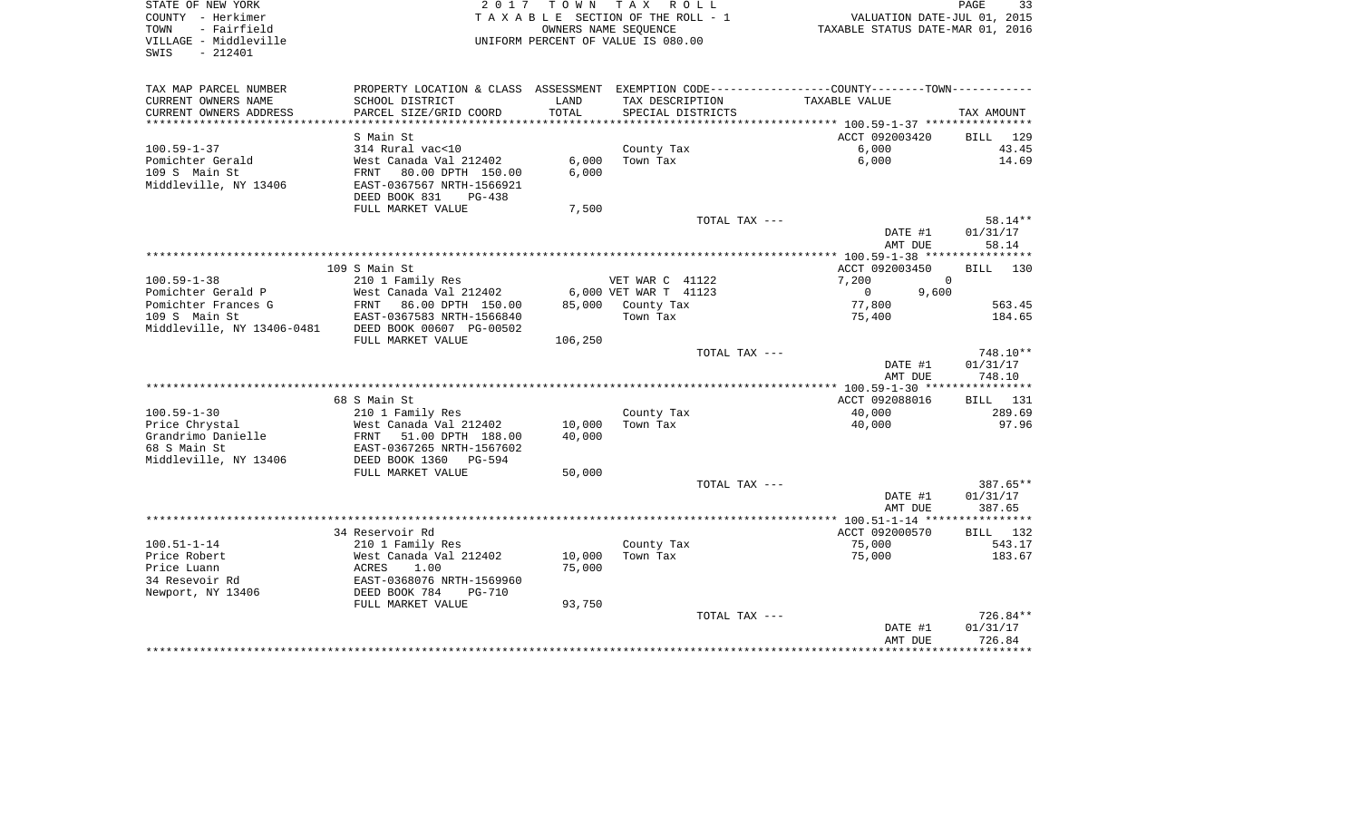STATE OF NEW YORK | 2017 TOWN TAX ROLL | VALUATION DATE-JUL 01, 2015
COUNTY - Herkimer | TAXABLE SECTION OF THE ROLL - 1 | TAXABLE STATUS DATE-MAR 01, 2016
TOWN - Fairfield | OWNERS NAME SEQUENCE
VILLAGE - Middleville | UNIFORM PERCENT OF VALUE IS 080.00
SWIS - 212401

| TAX MAP PARCEL NUMBER / CURRENT OWNERS NAME / CURRENT OWNERS ADDRESS | PROPERTY LOCATION & CLASS / SCHOOL DISTRICT / PARCEL SIZE/GRID COORD | ASSESSMENT LAND / TOTAL | EXEMPTION CODE / TAX DESCRIPTION / SPECIAL DISTRICTS | COUNTY / TOWN TAXABLE VALUE | TAX AMOUNT |
|---|---|---|---|---|---|
| 100.59-1-37 | S Main St | | | ACCT 092003420 | BILL 129 |
| 100.59-1-37 | 314 Rural vac<10 | | County Tax | 6,000 | 43.45 |
| Pomichter Gerald | West Canada Val 212402 | 6,000 | Town Tax | 6,000 | 14.69 |
| 109 S Main St | FRNT 80.00 DPTH 150.00 | 6,000 | | | |
| Middleville, NY 13406 | EAST-0367567 NRTH-1566921 | | | | |
| | DEED BOOK 831 PG-438 | | | | |
| | FULL MARKET VALUE | 7,500 | | | |
| | | | TOTAL TAX --- | | 58.14** |
| | | | | DATE #1 | 01/31/17 |
| | | | | AMT DUE | 58.14 |
| 100.59-1-38 | 109 S Main St | | | ACCT 092003450 | BILL 130 |
| 100.59-1-38 | 210 1 Family Res | | VET WAR C 41122 | 7,200 / 0 | |
| Pomichter Gerald P | West Canada Val 212402 | 6,000 | VET WAR T 41123 | 0 / 9,600 | |
| Pomichter Frances G | FRNT 86.00 DPTH 150.00 | 85,000 | County Tax | 77,800 | 563.45 |
| 109 S Main St | EAST-0367583 NRTH-1566840 | | Town Tax | 75,400 | 184.65 |
| Middleville, NY 13406-0481 | DEED BOOK 00607 PG-00502 | | | | |
| | FULL MARKET VALUE | 106,250 | | | |
| | | | TOTAL TAX --- | | 748.10** |
| | | | | DATE #1 | 01/31/17 |
| | | | | AMT DUE | 748.10 |
| 100.59-1-30 | 68 S Main St | | | ACCT 092088016 | BILL 131 |
| 100.59-1-30 | 210 1 Family Res | | County Tax | 40,000 | 289.69 |
| Price Chrystal | West Canada Val 212402 | 10,000 | Town Tax | 40,000 | 97.96 |
| Grandrimo Danielle | FRNT 51.00 DPTH 188.00 | 40,000 | | | |
| 68 S Main St | EAST-0367265 NRTH-1567602 | | | | |
| Middleville, NY 13406 | DEED BOOK 1360 PG-594 | | | | |
| | FULL MARKET VALUE | 50,000 | | | |
| | | | TOTAL TAX --- | | 387.65** |
| | | | | DATE #1 | 01/31/17 |
| | | | | AMT DUE | 387.65 |
| 100.51-1-14 | 34 Reservoir Rd | | | ACCT 092000570 | BILL 132 |
| 100.51-1-14 | 210 1 Family Res | | County Tax | 75,000 | 543.17 |
| Price Robert | West Canada Val 212402 | 10,000 | Town Tax | 75,000 | 183.67 |
| Price Luann | ACRES 1.00 | 75,000 | | | |
| 34 Resevoir Rd | EAST-0368076 NRTH-1569960 | | | | |
| Newport, NY 13406 | DEED BOOK 784 PG-710 | | | | |
| | FULL MARKET VALUE | 93,750 | | | |
| | | | TOTAL TAX --- | | 726.84** |
| | | | | DATE #1 | 01/31/17 |
| | | | | AMT DUE | 726.84 |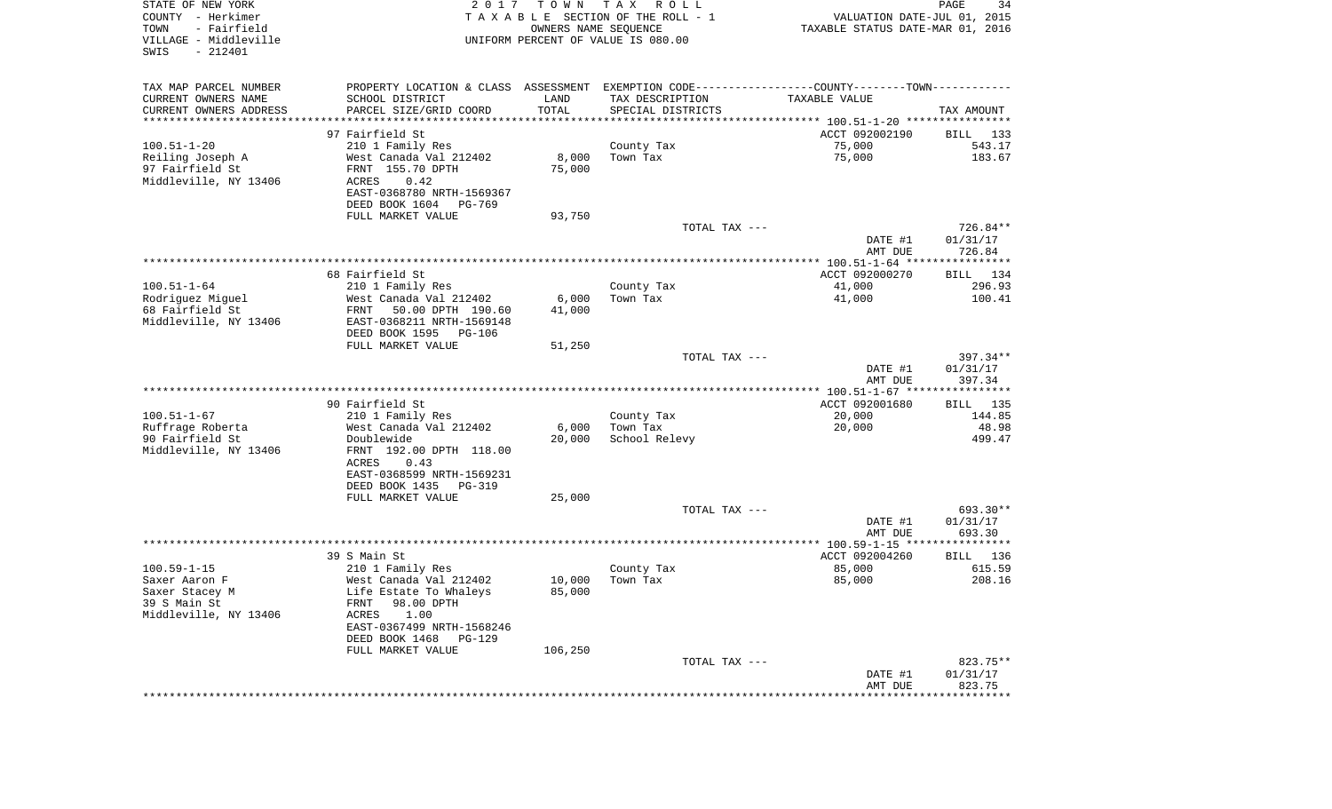STATE OF NEW YORK
COUNTY - Herkimer
TOWN - Fairfield
VILLAGE - Middleville
SWIS - 212401

2 0 1 7 T O W N T A X R O L L
T A X A B L E SECTION OF THE ROLL - 1
OWNERS NAME SEQUENCE
UNIFORM PERCENT OF VALUE IS 080.00

VALUATION DATE-JUL 01, 2015
TAXABLE STATUS DATE-MAR 01, 2016

| TAX MAP PARCEL NUMBER / CURRENT OWNERS NAME / CURRENT OWNERS ADDRESS | PROPERTY LOCATION & CLASS / SCHOOL DISTRICT / PARCEL SIZE/GRID COORD | ASSESSMENT LAND / TOTAL | EXEMPTION CODE / TAX DESCRIPTION / SPECIAL DISTRICTS | TAXABLE VALUE | TAX AMOUNT |
|---|---|---|---|---|---|
| | 97 Fairfield St | | | ACCT 092002190 | BILL 133 |
| 100.51-1-20 | 210 1 Family Res | | County Tax | 75,000 | 543.17 |
| Reiling Joseph A | West Canada Val 212402 | 8,000 | Town Tax | 75,000 | 183.67 |
| 97 Fairfield St | FRNT 155.70 DPTH | 75,000 | | | |
| Middleville, NY 13406 | ACRES 0.42 | | | | |
| | EAST-0368780 NRTH-1569367 | | | | |
| | DEED BOOK 1604 PG-769 | | | | |
| | FULL MARKET VALUE | 93,750 | | | |
| | | | TOTAL TAX --- | | 726.84** |
| | | | | DATE #1 | 01/31/17 |
| | | | | AMT DUE | 726.84 |
| | 68 Fairfield St | | | ACCT 092000270 | BILL 134 |
| 100.51-1-64 | 210 1 Family Res | | County Tax | 41,000 | 296.93 |
| Rodriguez Miguel | West Canada Val 212402 | 6,000 | Town Tax | 41,000 | 100.41 |
| 68 Fairfield St | FRNT 50.00 DPTH 190.60 | 41,000 | | | |
| Middleville, NY 13406 | EAST-0368211 NRTH-1569148 | | | | |
| | DEED BOOK 1595 PG-106 | | | | |
| | FULL MARKET VALUE | 51,250 | | | |
| | | | TOTAL TAX --- | | 397.34** |
| | | | | DATE #1 | 01/31/17 |
| | | | | AMT DUE | 397.34 |
| | 90 Fairfield St | | | ACCT 092001680 | BILL 135 |
| 100.51-1-67 | 210 1 Family Res | | County Tax | 20,000 | 144.85 |
| Ruffrage Roberta | West Canada Val 212402 | 6,000 | Town Tax | 20,000 | 48.98 |
| 90 Fairfield St | Doublewide | 20,000 | School Relevy | | 499.47 |
| Middleville, NY 13406 | FRNT 192.00 DPTH 118.00 | | | | |
| | ACRES 0.43 | | | | |
| | EAST-0368599 NRTH-1569231 | | | | |
| | DEED BOOK 1435 PG-319 | | | | |
| | FULL MARKET VALUE | 25,000 | | | |
| | | | TOTAL TAX --- | | 693.30** |
| | | | | DATE #1 | 01/31/17 |
| | | | | AMT DUE | 693.30 |
| | 39 S Main St | | | ACCT 092004260 | BILL 136 |
| 100.59-1-15 | 210 1 Family Res | | County Tax | 85,000 | 615.59 |
| Saxer Aaron F | West Canada Val 212402 | 10,000 | Town Tax | 85,000 | 208.16 |
| Saxer Stacey M | Life Estate To Whaleys | 85,000 | | | |
| 39 S Main St | FRNT 98.00 DPTH | | | | |
| Middleville, NY 13406 | ACRES 1.00 | | | | |
| | EAST-0367499 NRTH-1568246 | | | | |
| | DEED BOOK 1468 PG-129 | | | | |
| | FULL MARKET VALUE | 106,250 | | | |
| | | | TOTAL TAX --- | | 823.75** |
| | | | | DATE #1 | 01/31/17 |
| | | | | AMT DUE | 823.75 |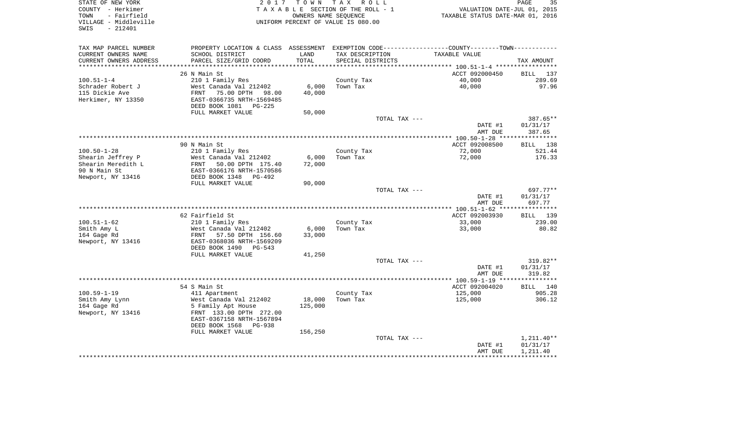STATE OF NEW YORK
COUNTY - Herkimer
TOWN - Fairfield
VILLAGE - Middleville
SWIS - 212401

2017 TOWN TAX ROLL
TAXABLE SECTION OF THE ROLL - 1
OWNERS NAME SEQUENCE
UNIFORM PERCENT OF VALUE IS 080.00

VALUATION DATE-JUL 01, 2015
TAXABLE STATUS DATE-MAR 01, 2016

| TAX MAP PARCEL NUMBER / CURRENT OWNERS NAME / CURRENT OWNERS ADDRESS | PROPERTY LOCATION & CLASS / SCHOOL DISTRICT / PARCEL SIZE/GRID COORD | ASSESSMENT LAND / TOTAL | EXEMPTION CODE / TAX DESCRIPTION / SPECIAL DISTRICTS | COUNTY--------TOWN / TAXABLE VALUE | TAX AMOUNT |
|---|---|---|---|---|---|
| **100.51-1-4** | 26 N Main St | | | ACCT 092000450 | BILL 137 |
| 100.51-1-4 | 210 1 Family Res | | County Tax | 40,000 | 289.69 |
| Schrader Robert J | West Canada Val 212402 | 6,000 | Town Tax | 40,000 | 97.96 |
| 115 Dickie Ave | FRNT 75.00 DPTH 98.00 | 40,000 | | | |
| Herkimer, NY 13350 | EAST-0366735 NRTH-1569485 | | | | |
| | DEED BOOK 1081 PG-225 | | | | |
| | FULL MARKET VALUE | 50,000 | | | |
| | | | TOTAL TAX --- | | 387.65** |
| | | | | DATE #1 | 01/31/17 |
| | | | | AMT DUE | 387.65 |
| **100.50-1-28** | 90 N Main St | | | ACCT 092008500 | BILL 138 |
| 100.50-1-28 | 210 1 Family Res | | County Tax | 72,000 | 521.44 |
| Shearin Jeffrey P | West Canada Val 212402 | 6,000 | Town Tax | 72,000 | 176.33 |
| Shearin Meredith L | FRNT 50.00 DPTH 175.40 | 72,000 | | | |
| 90 N Main St | EAST-0366176 NRTH-1570586 | | | | |
| Newport, NY 13416 | DEED BOOK 1348 PG-492 | | | | |
| | FULL MARKET VALUE | 90,000 | | | |
| | | | TOTAL TAX --- | | 697.77** |
| | | | | DATE #1 | 01/31/17 |
| | | | | AMT DUE | 697.77 |
| **100.51-1-62** | 62 Fairfield St | | | ACCT 092003930 | BILL 139 |
| 100.51-1-62 | 210 1 Family Res | | County Tax | 33,000 | 239.00 |
| Smith Amy L | West Canada Val 212402 | 6,000 | Town Tax | 33,000 | 80.82 |
| 164 Gage Rd | FRNT 57.50 DPTH 156.60 | 33,000 | | | |
| Newport, NY 13416 | EAST-0368036 NRTH-1569209 | | | | |
| | DEED BOOK 1490 PG-543 | | | | |
| | FULL MARKET VALUE | 41,250 | | | |
| | | | TOTAL TAX --- | | 319.82** |
| | | | | DATE #1 | 01/31/17 |
| | | | | AMT DUE | 319.82 |
| **100.59-1-19** | 54 S Main St | | | ACCT 092004020 | BILL 140 |
| 100.59-1-19 | 411 Apartment | | County Tax | 125,000 | 905.28 |
| Smith Amy Lynn | West Canada Val 212402 | 18,000 | Town Tax | 125,000 | 306.12 |
| 164 Gage Rd | 5 Family Apt House | 125,000 | | | |
| Newport, NY 13416 | FRNT 133.00 DPTH 272.00 | | | | |
| | EAST-0367158 NRTH-1567894 | | | | |
| | DEED BOOK 1568 PG-938 | | | | |
| | FULL MARKET VALUE | 156,250 | | | |
| | | | TOTAL TAX --- | | 1,211.40** |
| | | | | DATE #1 | 01/31/17 |
| | | | | AMT DUE | 1,211.40 |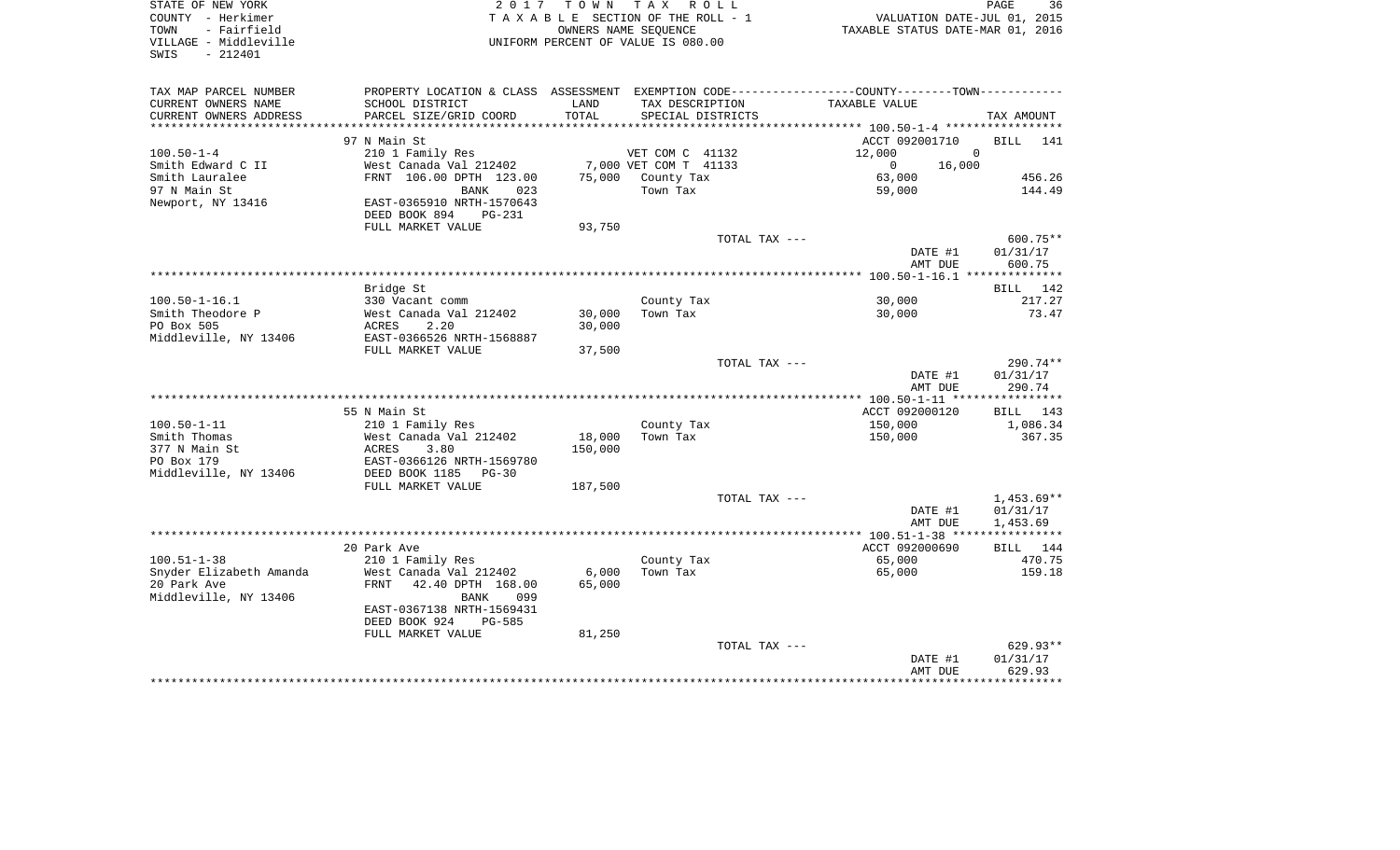STATE OF NEW YORK — 2017 TOWN TAX ROLL
COUNTY - Herkimer — TAXABLE SECTION OF THE ROLL - 1 — VALUATION DATE-JUL 01, 2015
TOWN - Fairfield — OWNERS NAME SEQUENCE — TAXABLE STATUS DATE-MAR 01, 2016
VILLAGE - Middleville — UNIFORM PERCENT OF VALUE IS 080.00
SWIS - 212401

| TAX MAP PARCEL NUMBER / CURRENT OWNERS NAME / CURRENT OWNERS ADDRESS | PROPERTY LOCATION & CLASS / SCHOOL DISTRICT / PARCEL SIZE/GRID COORD | ASSESSMENT LAND | TOTAL | EXEMPTION CODE / TAX DESCRIPTION / SPECIAL DISTRICTS | COUNTY TAXABLE VALUE | TOWN TAXABLE VALUE | TAX AMOUNT |
|---|---|---|---|---|---|---|---|
| | 97 N Main St | | | | ACCT 092001710 | | BILL 141 |
| 100.50-1-4 | 210 1 Family Res | | | VET COM C 41132 | 12,000 | 0 | |
| Smith Edward C II | West Canada Val 212402 | 7,000 | | VET COM T 41133 | 0 | 16,000 | |
| Smith Lauralee | FRNT 106.00 DPTH 123.00 | | 75,000 | County Tax | 63,000 | | 456.26 |
| 97 N Main St | BANK 023 | | | Town Tax | 59,000 | | 144.49 |
| Newport, NY 13416 | EAST-0365910 NRTH-1570643 | | | | | | |
| | DEED BOOK 894 PG-231 | | | | | | |
| | FULL MARKET VALUE | | 93,750 | | | | |
| | | | | TOTAL TAX --- | | | 600.75** |
| | | | | | DATE #1 | | 01/31/17 |
| | | | | | AMT DUE | | 600.75 |
| | Bridge St | | | | | | BILL 142 |
| 100.50-1-16.1 | 330 Vacant comm | | | County Tax | 30,000 | | 217.27 |
| Smith Theodore P | West Canada Val 212402 | 30,000 | | Town Tax | 30,000 | | 73.47 |
| PO Box 505 | ACRES 2.20 | | 30,000 | | | | |
| Middleville, NY 13406 | EAST-0366526 NRTH-1568887 | | | | | | |
| | FULL MARKET VALUE | | 37,500 | | | | |
| | | | | TOTAL TAX --- | | | 290.74** |
| | | | | | DATE #1 | | 01/31/17 |
| | | | | | AMT DUE | | 290.74 |
| | 55 N Main St | | | | ACCT 092000120 | | BILL 143 |
| 100.50-1-11 | 210 1 Family Res | | | County Tax | 150,000 | | 1,086.34 |
| Smith Thomas | West Canada Val 212402 | 18,000 | | Town Tax | 150,000 | | 367.35 |
| 377 N Main St | ACRES 3.80 | | 150,000 | | | | |
| PO Box 179 | EAST-0366126 NRTH-1569780 | | | | | | |
| Middleville, NY 13406 | DEED BOOK 1185 PG-30 | | | | | | |
| | FULL MARKET VALUE | | 187,500 | | | | |
| | | | | TOTAL TAX --- | | | 1,453.69** |
| | | | | | DATE #1 | | 01/31/17 |
| | | | | | AMT DUE | | 1,453.69 |
| | 20 Park Ave | | | | ACCT 092000690 | | BILL 144 |
| 100.51-1-38 | 210 1 Family Res | | | County Tax | 65,000 | | 470.75 |
| Snyder Elizabeth Amanda | West Canada Val 212402 | 6,000 | | Town Tax | 65,000 | | 159.18 |
| 20 Park Ave | FRNT 42.40 DPTH 168.00 | | 65,000 | | | | |
| Middleville, NY 13406 | BANK 099 | | | | | | |
| | EAST-0367138 NRTH-1569431 | | | | | | |
| | DEED BOOK 924 PG-585 | | | | | | |
| | FULL MARKET VALUE | | 81,250 | | | | |
| | | | | TOTAL TAX --- | | | 629.93** |
| | | | | | DATE #1 | | 01/31/17 |
| | | | | | AMT DUE | | 629.93 |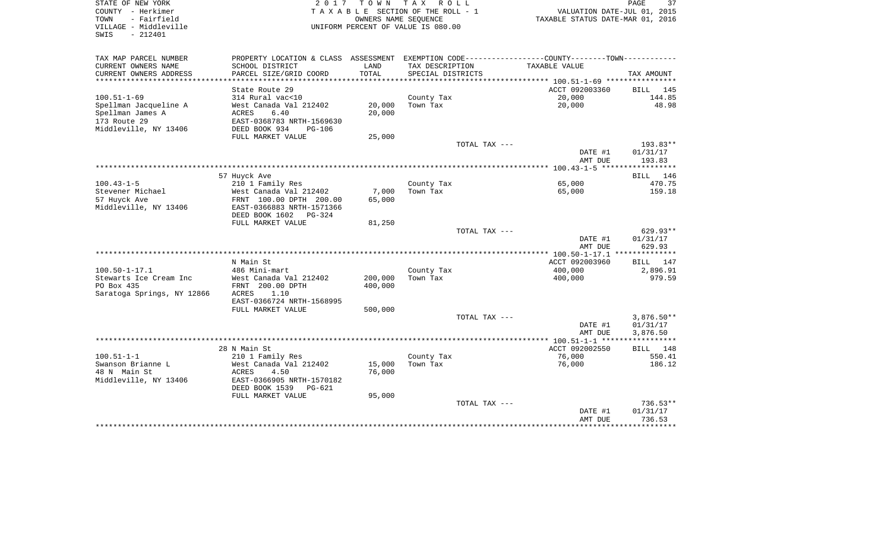STATE OF NEW YORK
COUNTY - Herkimer
TOWN - Fairfield
VILLAGE - Middleville
SWIS - 212401

2 0 1 7 T O W N T A X R O L L
T A X A B L E SECTION OF THE ROLL - 1
OWNERS NAME SEQUENCE
UNIFORM PERCENT OF VALUE IS 080.00

VALUATION DATE-JUL 01, 2015
TAXABLE STATUS DATE-MAR 01, 2016

| TAX MAP PARCEL NUMBER<br>CURRENT OWNERS NAME<br>CURRENT OWNERS ADDRESS | PROPERTY LOCATION & CLASS<br>SCHOOL DISTRICT<br>PARCEL SIZE/GRID COORD | ASSESSMENT<br>LAND<br>TOTAL | EXEMPTION CODE<br>TAX DESCRIPTION<br>SPECIAL DISTRICTS | COUNTY--------TOWN<br>TAXABLE VALUE | TAX AMOUNT |
|---|---|---|---|---|---|
| **100.51-1-69** | State Route 29 | | | ACCT 092003360 | BILL 145 |
| 100.51-1-69 | 314 Rural vac<10 | | County Tax | 20,000 | 144.85 |
| Spellman Jacqueline A | West Canada Val 212402 | 20,000 | Town Tax | 20,000 | 48.98 |
| Spellman James A | ACRES 6.40 | 20,000 | | | |
| 173 Route 29 | EAST-0368783 NRTH-1569630 | | | | |
| Middleville, NY 13406 | DEED BOOK 934 PG-106 | | | | |
| | FULL MARKET VALUE | 25,000 | | | |
| | | | TOTAL TAX --- | | 193.83** |
| | | | | DATE #1 | 01/31/17 |
| | | | | AMT DUE | 193.83 |
| **100.43-1-5** | 57 Huyck Ave | | | | BILL 146 |
| 100.43-1-5 | 210 1 Family Res | | County Tax | 65,000 | 470.75 |
| Stevener Michael | West Canada Val 212402 | 7,000 | Town Tax | 65,000 | 159.18 |
| 57 Huyck Ave | FRNT 100.00 DPTH 200.00 | 65,000 | | | |
| Middleville, NY 13406 | EAST-0366883 NRTH-1571366 | | | | |
| | DEED BOOK 1602 PG-324 | | | | |
| | FULL MARKET VALUE | 81,250 | | | |
| | | | TOTAL TAX --- | | 629.93** |
| | | | | DATE #1 | 01/31/17 |
| | | | | AMT DUE | 629.93 |
| **100.50-1-17.1** | N Main St | | | ACCT 092003960 | BILL 147 |
| 100.50-1-17.1 | 486 Mini-mart | | County Tax | 400,000 | 2,896.91 |
| Stewarts Ice Cream Inc | West Canada Val 212402 | 200,000 | Town Tax | 400,000 | 979.59 |
| PO Box 435 | FRNT 200.00 DPTH | 400,000 | | | |
| Saratoga Springs, NY 12866 | ACRES 1.10 | | | | |
| | EAST-0366724 NRTH-1568995 | | | | |
| | FULL MARKET VALUE | 500,000 | | | |
| | | | TOTAL TAX --- | | 3,876.50** |
| | | | | DATE #1 | 01/31/17 |
| | | | | AMT DUE | 3,876.50 |
| **100.51-1-1** | 28 N Main St | | | ACCT 092002550 | BILL 148 |
| 100.51-1-1 | 210 1 Family Res | | County Tax | 76,000 | 550.41 |
| Swanson Brianne L | West Canada Val 212402 | 15,000 | Town Tax | 76,000 | 186.12 |
| 48 N Main St | ACRES 4.50 | 76,000 | | | |
| Middleville, NY 13406 | EAST-0366905 NRTH-1570182 | | | | |
| | DEED BOOK 1539 PG-621 | | | | |
| | FULL MARKET VALUE | 95,000 | | | |
| | | | TOTAL TAX --- | | 736.53** |
| | | | | DATE #1 | 01/31/17 |
| | | | | AMT DUE | 736.53 |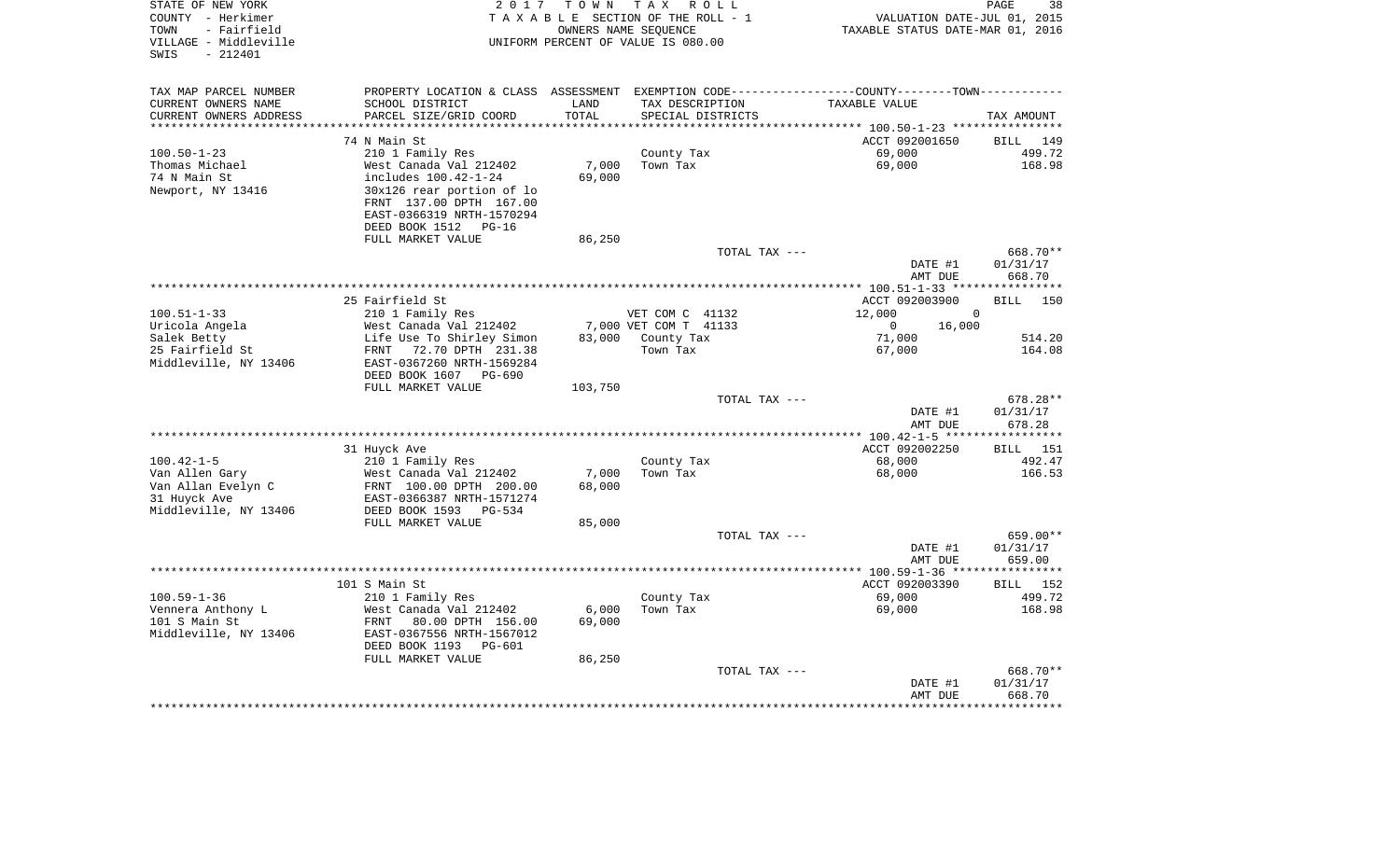STATE OF NEW YORK
COUNTY - Herkimer
TOWN - Fairfield
VILLAGE - Middleville
SWIS - 212401

2 0 1 7 T O W N T A X R O L L
T A X A B L E SECTION OF THE ROLL - 1
OWNERS NAME SEQUENCE
UNIFORM PERCENT OF VALUE IS 080.00

VALUATION DATE-JUL 01, 2015
TAXABLE STATUS DATE-MAR 01, 2016

```
TAX MAP PARCEL NUMBER     PROPERTY LOCATION & CLASS  ASSESSMENT  EXEMPTION CODE-----------------COUNTY--------TOWN-----------
CURRENT OWNERS NAME       SCHOOL DISTRICT               LAND      TAX DESCRIPTION            TAXABLE VALUE
CURRENT OWNERS ADDRESS    PARCEL SIZE/GRID COORD        TOTAL     SPECIAL DISTRICTS                                  TAX AMOUNT
******************************************************************************************** 100.50-1-23 ****************
                          74 N Main St                                                       ACCT 092001650     BILL  149
100.50-1-23               210 1 Family Res                         County Tax                    69,000            499.72
Thomas Michael            West Canada Val 212402        7,000      Town Tax                      69,000            168.98
74 N Main St              includes 100.42-1-24         69,000
Newport, NY 13416         30x126 rear portion of lo
                          FRNT 137.00 DPTH 167.00
                          EAST-0366319 NRTH-1570294
                          DEED BOOK 1512   PG-16
                          FULL MARKET VALUE            86,250
                                                                   TOTAL TAX ---                                   668.70**
                                                                                             DATE #1             01/31/17
                                                                                             AMT DUE               668.70
******************************************************************************************** 100.51-1-33 ****************
                          25 Fairfield St                                                    ACCT 092003900     BILL  150
100.51-1-33               210 1 Family Res                         VET COM C  41132              12,000         0
Uricola Angela            West Canada Val 212402        7,000 VET COM T  41133                    0        16,000
Salek Betty               Life Use To Shirley Simon    83,000      County Tax                    71,000            514.20
25 Fairfield St           FRNT  72.70 DPTH 231.38                  Town Tax                      67,000            164.08
Middleville, NY 13406     EAST-0367260 NRTH-1569284
                          DEED BOOK 1607   PG-690
                          FULL MARKET VALUE           103,750
                                                                   TOTAL TAX ---                                   678.28**
                                                                                             DATE #1             01/31/17
                                                                                             AMT DUE               678.28
******************************************************************************************** 100.42-1-5 *****************
                          31 Huyck Ave                                                       ACCT 092002250     BILL  151
100.42-1-5                210 1 Family Res                         County Tax                    68,000            492.47
Van Allen Gary            West Canada Val 212402        7,000      Town Tax                      68,000            166.53
Van Allan Evelyn C        FRNT 100.00 DPTH 200.00      68,000
31 Huyck Ave              EAST-0366387 NRTH-1571274
Middleville, NY 13406     DEED BOOK 1593   PG-534
                          FULL MARKET VALUE            85,000
                                                                   TOTAL TAX ---                                   659.00**
                                                                                             DATE #1             01/31/17
                                                                                             AMT DUE               659.00
******************************************************************************************** 100.59-1-36 ****************
                          101 S Main St                                                      ACCT 092003390     BILL  152
100.59-1-36               210 1 Family Res                         County Tax                    69,000            499.72
Vennera Anthony L         West Canada Val 212402        6,000      Town Tax                      69,000            168.98
101 S Main St             FRNT  80.00 DPTH 156.00      69,000
Middleville, NY 13406     EAST-0367556 NRTH-1567012
                          DEED BOOK 1193   PG-601
                          FULL MARKET VALUE            86,250
                                                                   TOTAL TAX ---                                   668.70**
                                                                                             DATE #1             01/31/17
                                                                                             AMT DUE               668.70
****************************************************************************************************************************
```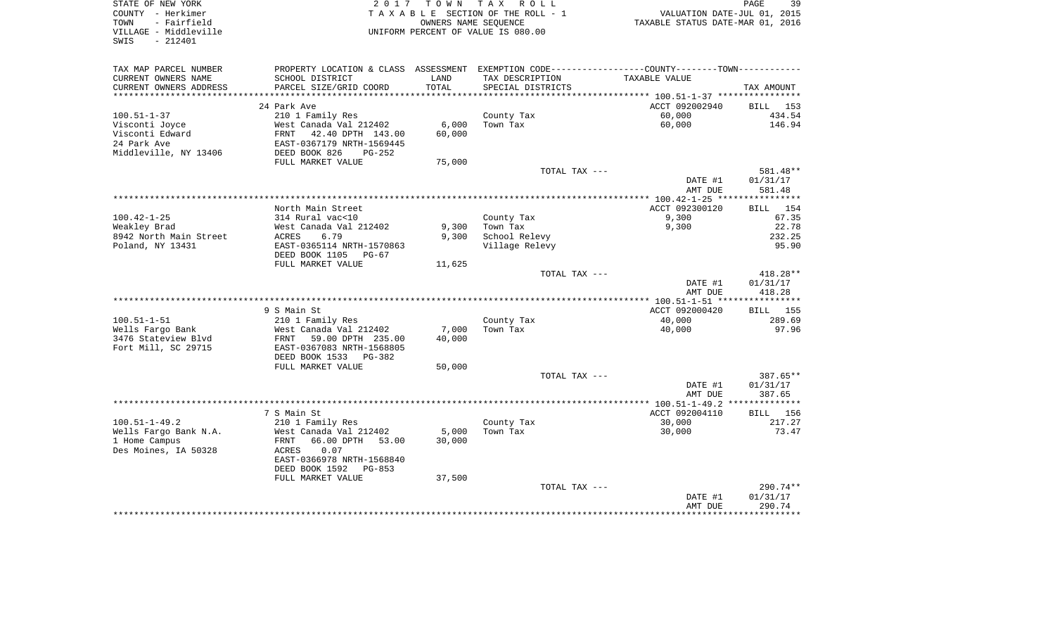STATE OF NEW YORK
COUNTY - Herkimer
TOWN - Fairfield
VILLAGE - Middleville
SWIS - 212401

2017 TOWN TAX ROLL
TAXABLE SECTION OF THE ROLL - 1
OWNERS NAME SEQUENCE
UNIFORM PERCENT OF VALUE IS 080.00

VALUATION DATE-JUL 01, 2015
TAXABLE STATUS DATE-MAR 01, 2016

| TAX MAP PARCEL NUMBER / CURRENT OWNERS NAME / CURRENT OWNERS ADDRESS | PROPERTY LOCATION & CLASS / SCHOOL DISTRICT / PARCEL SIZE/GRID COORD | ASSESSMENT LAND / TOTAL | EXEMPTION CODE / TAX DESCRIPTION / SPECIAL DISTRICTS | COUNTY/TOWN TAXABLE VALUE | TAX AMOUNT |
|---|---|---|---|---|---|
| **100.51-1-37** | 24 Park Ave | | | ACCT 092002940 | BILL 153 |
| Visconti Joyce | 210 1 Family Res | | County Tax | 60,000 | 434.54 |
| Visconti Edward | West Canada Val 212402 | 6,000 | Town Tax | 60,000 | 146.94 |
| 24 Park Ave | FRNT 42.40 DPTH 143.00 | 60,000 | | | |
| Middleville, NY 13406 | EAST-0367179 NRTH-1569445 | | | | |
| | DEED BOOK 826 PG-252 | | | | |
| | FULL MARKET VALUE | 75,000 | | | |
| | | | TOTAL TAX --- | | 581.48** |
| | | | | DATE #1 | 01/31/17 |
| | | | | AMT DUE | 581.48 |
| **100.42-1-25** | North Main Street | | | ACCT 092300120 | BILL 154 |
| Weakley Brad | 314 Rural vac<10 | | County Tax | 9,300 | 67.35 |
| 8942 North Main Street | West Canada Val 212402 | 9,300 | Town Tax | 9,300 | 22.78 |
| Poland, NY 13431 | ACRES 6.79 | 9,300 | School Relevy | | 232.25 |
| | EAST-0365114 NRTH-1570863 | | Village Relevy | | 95.90 |
| | DEED BOOK 1105 PG-67 | | | | |
| | FULL MARKET VALUE | 11,625 | | | |
| | | | TOTAL TAX --- | | 418.28** |
| | | | | DATE #1 | 01/31/17 |
| | | | | AMT DUE | 418.28 |
| **100.51-1-51** | 9 S Main St | | | ACCT 092000420 | BILL 155 |
| Wells Fargo Bank | 210 1 Family Res | | County Tax | 40,000 | 289.69 |
| 3476 Stateview Blvd | West Canada Val 212402 | 7,000 | Town Tax | 40,000 | 97.96 |
| Fort Mill, SC 29715 | FRNT 59.00 DPTH 235.00 | 40,000 | | | |
| | EAST-0367083 NRTH-1568805 | | | | |
| | DEED BOOK 1533 PG-382 | | | | |
| | FULL MARKET VALUE | 50,000 | | | |
| | | | TOTAL TAX --- | | 387.65** |
| | | | | DATE #1 | 01/31/17 |
| | | | | AMT DUE | 387.65 |
| **100.51-1-49.2** | 7 S Main St | | | ACCT 092004110 | BILL 156 |
| Wells Fargo Bank N.A. | 210 1 Family Res | | County Tax | 30,000 | 217.27 |
| 1 Home Campus | West Canada Val 212402 | 5,000 | Town Tax | 30,000 | 73.47 |
| Des Moines, IA 50328 | FRNT 66.00 DPTH 53.00 | 30,000 | | | |
| | ACRES 0.07 | | | | |
| | EAST-0366978 NRTH-1568840 | | | | |
| | DEED BOOK 1592 PG-853 | | | | |
| | FULL MARKET VALUE | 37,500 | | | |
| | | | TOTAL TAX --- | | 290.74** |
| | | | | DATE #1 | 01/31/17 |
| | | | | AMT DUE | 290.74 |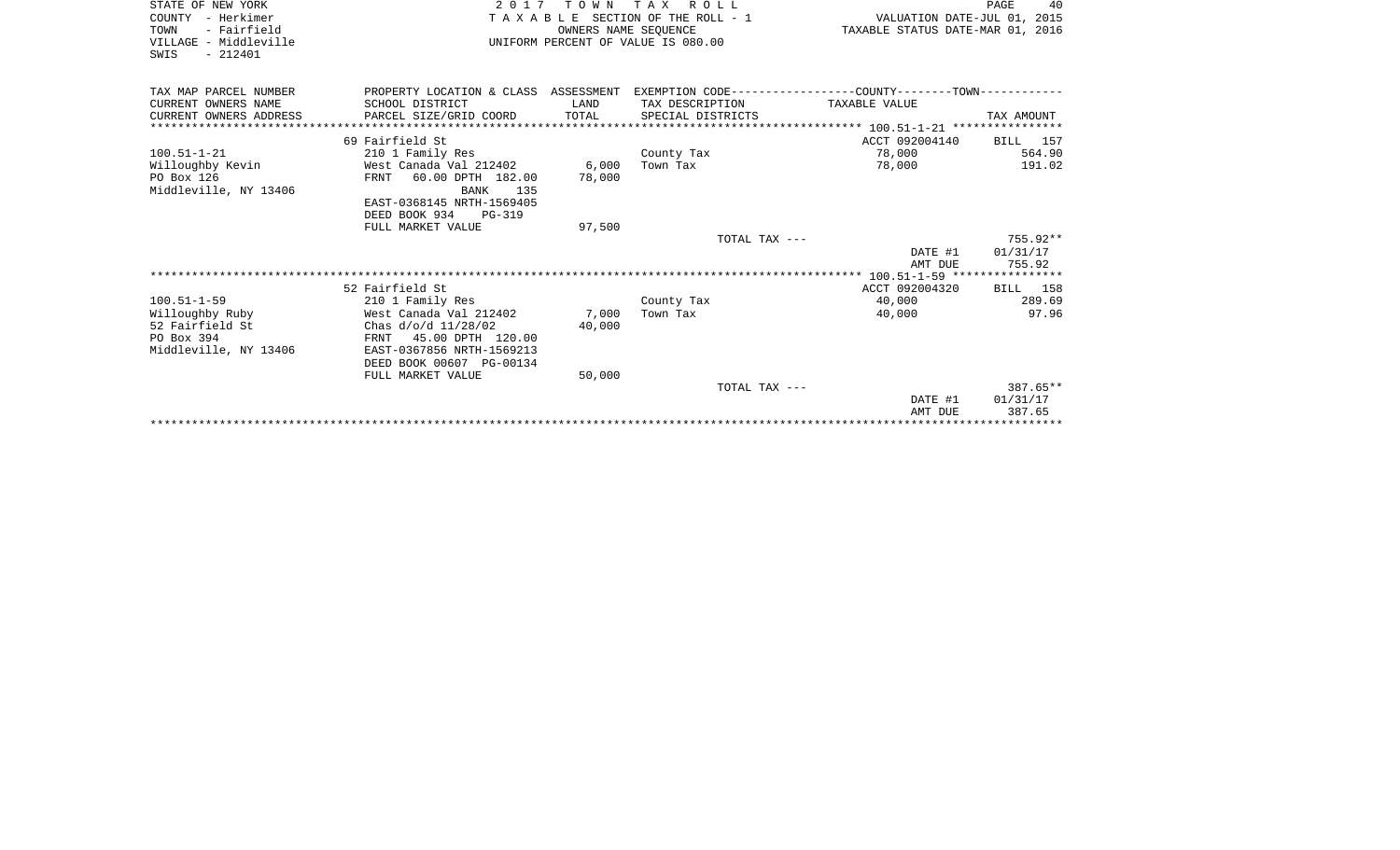STATE OF NEW YORK
COUNTY - Herkimer
TOWN - Fairfield
VILLAGE - Middleville
SWIS - 212401

2 0 1 7 T O W N T A X R O L L
T A X A B L E SECTION OF THE ROLL - 1
OWNERS NAME SEQUENCE
UNIFORM PERCENT OF VALUE IS 080.00

VALUATION DATE-JUL 01, 2015
TAXABLE STATUS DATE-MAR 01, 2016

| TAX MAP PARCEL NUMBER<br>CURRENT OWNERS NAME<br>CURRENT OWNERS ADDRESS | PROPERTY LOCATION & CLASS<br>SCHOOL DISTRICT<br>PARCEL SIZE/GRID COORD | ASSESSMENT<br>LAND<br>TOTAL | EXEMPTION CODE<br>TAX DESCRIPTION<br>SPECIAL DISTRICTS | COUNTY--------TOWN<br>TAXABLE VALUE | TAX AMOUNT |
|---|---|---|---|---|---|
| 100.51-1-21 | 69 Fairfield St | | | ACCT 092004140 | BILL 157 |
| Willoughby Kevin | 210 1 Family Res | | County Tax | 78,000 | 564.90 |
| PO Box 126 | West Canada Val 212402 | 6,000 | Town Tax | 78,000 | 191.02 |
| Middleville, NY 13406 | FRNT 60.00 DPTH 182.00 | 78,000 | | | |
| | BANK 135 | | | | |
| | EAST-0368145 NRTH-1569405 | | | | |
| | DEED BOOK 934 PG-319 | | | | |
| | FULL MARKET VALUE | 97,500 | | | |
| | | | TOTAL TAX --- | | 755.92** |
| | | | | DATE #1 | 01/31/17 |
| | | | | AMT DUE | 755.92 |
| 100.51-1-59 | 52 Fairfield St | | | ACCT 092004320 | BILL 158 |
| Willoughby Ruby | 210 1 Family Res | | County Tax | 40,000 | 289.69 |
| 52 Fairfield St | West Canada Val 212402 | 7,000 | Town Tax | 40,000 | 97.96 |
| PO Box 394 | Chas d/o/d 11/28/02 | 40,000 | | | |
| Middleville, NY 13406 | FRNT 45.00 DPTH 120.00 | | | | |
| | EAST-0367856 NRTH-1569213 | | | | |
| | DEED BOOK 00607 PG-00134 | | | | |
| | FULL MARKET VALUE | 50,000 | | | |
| | | | TOTAL TAX --- | | 387.65** |
| | | | | DATE #1 | 01/31/17 |
| | | | | AMT DUE | 387.65 |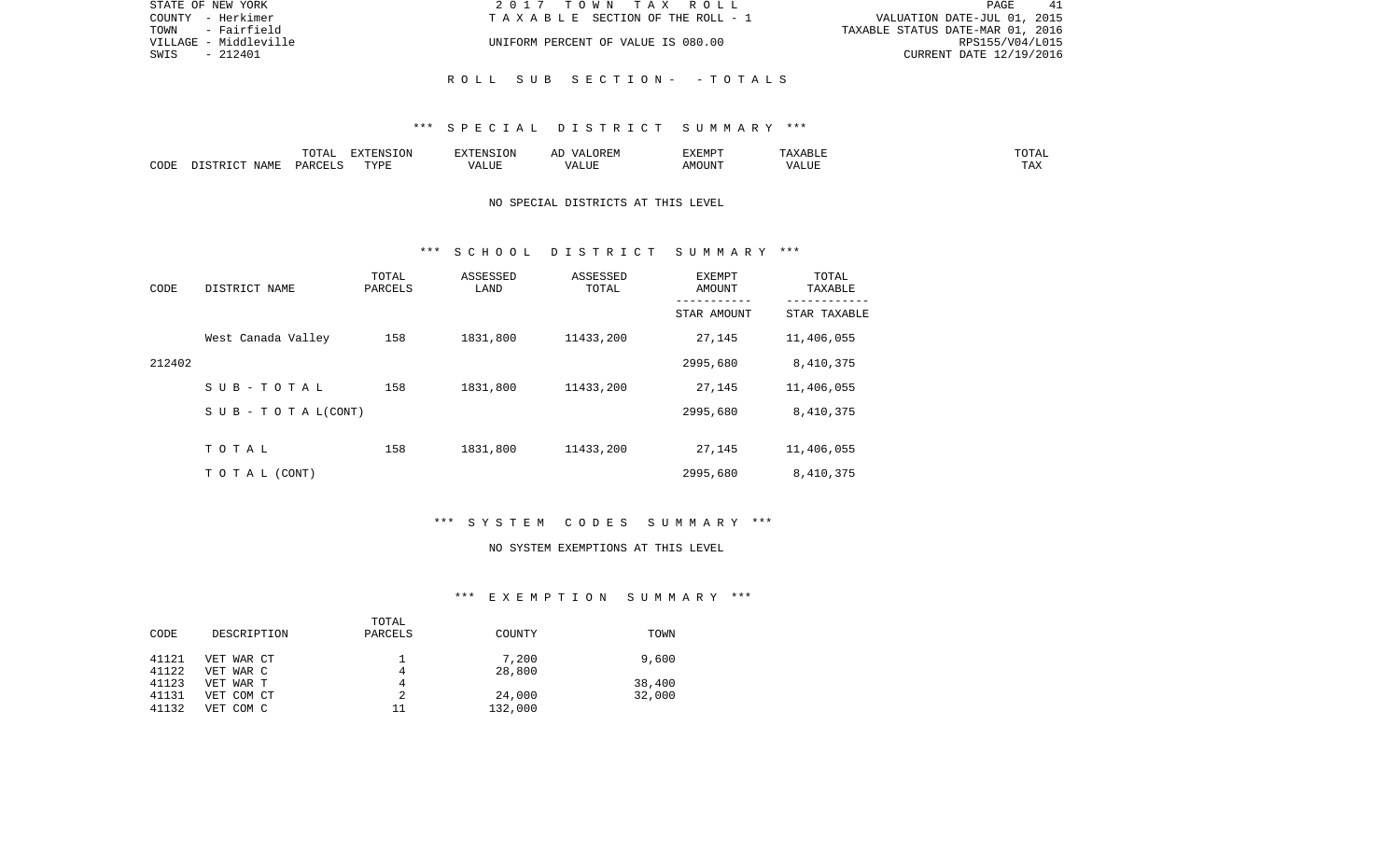STATE OF NEW YORK
COUNTY - Herkimer
TOWN - Fairfield
VILLAGE - Middleville
SWIS - 212401

2017 TOWN TAX ROLL
TAXABLE SECTION OF THE ROLL - 1
UNIFORM PERCENT OF VALUE IS 080.00

VALUATION DATE-JUL 01, 2015
TAXABLE STATUS DATE-MAR 01, 2016
RPS155/V04/L015
CURRENT DATE 12/19/2016

## ROLL SUB SECTION - - TOTALS

### *** SPECIAL DISTRICT SUMMARY ***

| CODE | DISTRICT NAME | TOTAL PARCELS | EXTENSION TYPE | EXTENSION VALUE | AD VALOREM VALUE | EXEMPT AMOUNT | TAXABLE VALUE | TOTAL TAX |
|---|---|---|---|---|---|---|---|---|

NO SPECIAL DISTRICTS AT THIS LEVEL

### *** SCHOOL DISTRICT SUMMARY ***

| CODE | DISTRICT NAME | TOTAL PARCELS | ASSESSED LAND | ASSESSED TOTAL | EXEMPT AMOUNT / STAR AMOUNT | TOTAL TAXABLE / STAR TAXABLE |
|---|---|---|---|---|---|---|
| | West Canada Valley | 158 | 1831,800 | 11433,200 | 27,145 | 11,406,055 |
| 212402 | | | | | 2995,680 | 8,410,375 |
| | S U B - T O T A L | 158 | 1831,800 | 11433,200 | 27,145 | 11,406,055 |
| | S U B - T O T A L(CONT) | | | | 2995,680 | 8,410,375 |
| | T O T A L | 158 | 1831,800 | 11433,200 | 27,145 | 11,406,055 |
| | T O T A L (CONT) | | | | 2995,680 | 8,410,375 |

### *** SYSTEM CODES SUMMARY ***

NO SYSTEM EXEMPTIONS AT THIS LEVEL

### *** EXEMPTION SUMMARY ***

| CODE | DESCRIPTION | TOTAL PARCELS | COUNTY | TOWN |
|---|---|---|---|---|
| 41121 | VET WAR CT | 1 | 7,200 | 9,600 |
| 41122 | VET WAR C | 4 | 28,800 | |
| 41123 | VET WAR T | 4 | | 38,400 |
| 41131 | VET COM CT | 2 | 24,000 | 32,000 |
| 41132 | VET COM C | 11 | 132,000 | |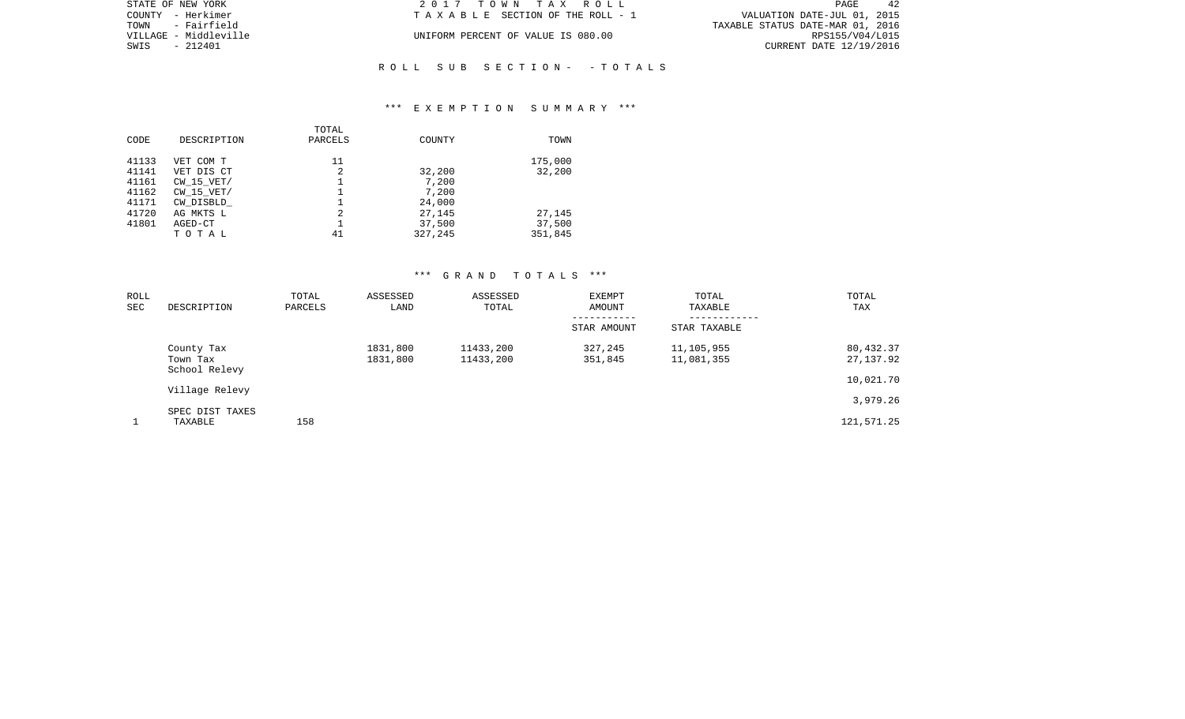STATE OF NEW YORK
COUNTY - Herkimer
TOWN - Fairfield
VILLAGE - Middleville
SWIS - 212401

2 0 1 7 T O W N T A X R O L L
T A X A B L E SECTION OF THE ROLL - 1

UNIFORM PERCENT OF VALUE IS 080.00

VALUATION DATE-JUL 01, 2015
TAXABLE STATUS DATE-MAR 01, 2016
RPS155/V04/L015
CURRENT DATE 12/19/2016

R O L L S U B S E C T I O N - - T O T A L S

*** E X E M P T I O N S U M M A R Y ***

| CODE | DESCRIPTION | TOTAL PARCELS | COUNTY | TOWN |
|---|---|---|---|---|
| 41133 | VET COM T | 11 | | 175,000 |
| 41141 | VET DIS CT | 2 | 32,200 | 32,200 |
| 41161 | CW_15_VET/ | 1 | 7,200 | |
| 41162 | CW_15_VET/ | 1 | 7,200 | |
| 41171 | CW_DISBLD_ | 1 | 24,000 | |
| 41720 | AG MKTS L | 2 | 27,145 | 27,145 |
| 41801 | AGED-CT | 1 | 37,500 | 37,500 |
| | T O T A L | 41 | 327,245 | 351,845 |

*** G R A N D T O T A L S ***

| ROLL SEC | DESCRIPTION | TOTAL PARCELS | ASSESSED LAND | ASSESSED TOTAL | EXEMPT AMOUNT / STAR AMOUNT | TOTAL TAXABLE / STAR TAXABLE | TOTAL TAX |
|---|---|---|---|---|---|---|---|
| | County Tax | | 1831,800 | 11433,200 | 327,245 | 11,105,955 | 80,432.37 |
| | Town Tax | | 1831,800 | 11433,200 | 351,845 | 11,081,355 | 27,137.92 |
| | School Relevy | | | | | | 10,021.70 |
| | Village Relevy | | | | | | 3,979.26 |
| | SPEC DIST TAXES | | | | | | |
| 1 | TAXABLE | 158 | | | | | 121,571.25 |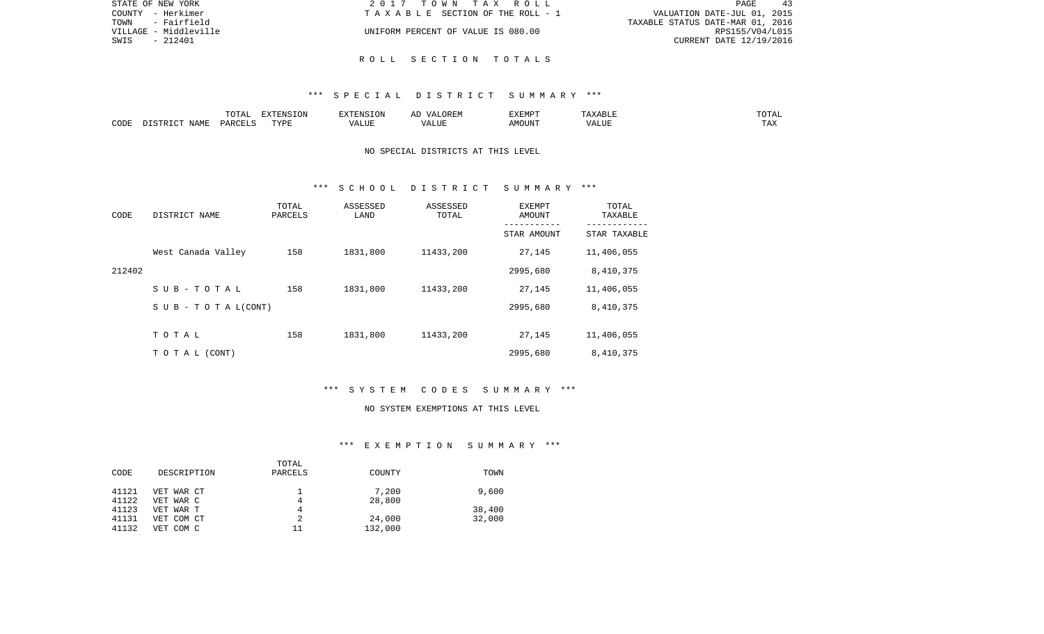STATE OF NEW YORK | 2017 TOWN TAX ROLL | PAGE 43
COUNTY - Herkimer | TAXABLE SECTION OF THE ROLL - 1 | VALUATION DATE-JUL 01, 2015
TOWN - Fairfield | | TAXABLE STATUS DATE-MAR 01, 2016
VILLAGE - Middleville | UNIFORM PERCENT OF VALUE IS 080.00 | RPS155/V04/L015
SWIS - 212401 | | CURRENT DATE 12/19/2016

# ROLL SECTION TOTALS

## *** SPECIAL DISTRICT SUMMARY ***

| CODE | DISTRICT NAME | TOTAL PARCELS | EXTENSION TYPE | EXTENSION VALUE | AD VALOREM VALUE | EXEMPT AMOUNT | TAXABLE VALUE | TOTAL TAX |
|---|---|---|---|---|---|---|---|---|

NO SPECIAL DISTRICTS AT THIS LEVEL

## *** SCHOOL DISTRICT SUMMARY ***

| CODE | DISTRICT NAME | TOTAL PARCELS | ASSESSED LAND | ASSESSED TOTAL | EXEMPT AMOUNT / STAR AMOUNT | TOTAL TAXABLE / STAR TAXABLE |
|---|---|---|---|---|---|---|
| | West Canada Valley | 158 | 1831,800 | 11433,200 | 27,145 | 11,406,055 |
| 212402 | | | | | 2995,680 | 8,410,375 |
| | SUB-TOTAL | 158 | 1831,800 | 11433,200 | 27,145 | 11,406,055 |
| | SUB-TOTAL(CONT) | | | | 2995,680 | 8,410,375 |
| | TOTAL | 158 | 1831,800 | 11433,200 | 27,145 | 11,406,055 |
| | TOTAL (CONT) | | | | 2995,680 | 8,410,375 |

## *** SYSTEM CODES SUMMARY ***

NO SYSTEM EXEMPTIONS AT THIS LEVEL

## *** EXEMPTION SUMMARY ***

| CODE | DESCRIPTION | TOTAL PARCELS | COUNTY | TOWN |
|---|---|---|---|---|
| 41121 | VET WAR CT | 1 | 7,200 | 9,600 |
| 41122 | VET WAR C | 4 | 28,800 | |
| 41123 | VET WAR T | 4 | | 38,400 |
| 41131 | VET COM CT | 2 | 24,000 | 32,000 |
| 41132 | VET COM C | 11 | 132,000 | |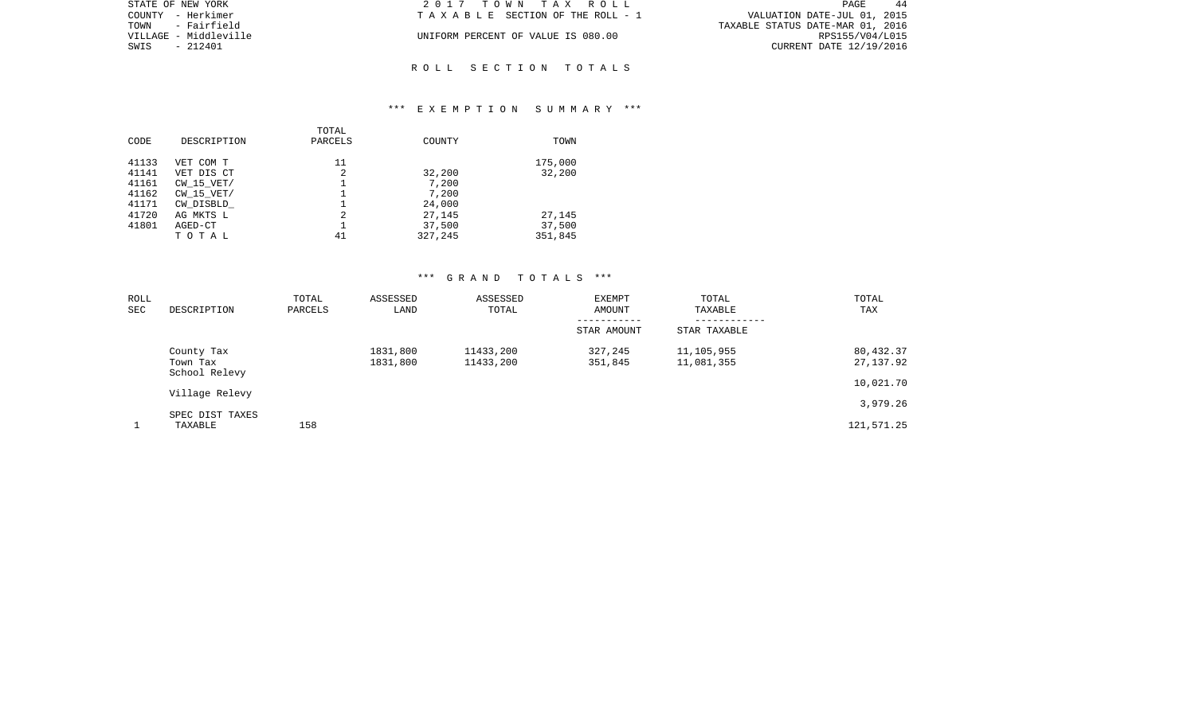STATE OF NEW YORK
COUNTY - Herkimer
TOWN - Fairfield
VILLAGE - Middleville
SWIS - 212401

2017 TOWN TAX ROLL
TAXABLE SECTION OF THE ROLL - 1

UNIFORM PERCENT OF VALUE IS 080.00

VALUATION DATE-JUL 01, 2015
TAXABLE STATUS DATE-MAR 01, 2016
RPS155/V04/L015
CURRENT DATE 12/19/2016

## ROLL SECTION TOTALS

### *** EXEMPTION SUMMARY ***

| CODE | DESCRIPTION | TOTAL PARCELS | COUNTY | TOWN |
|---|---|---|---|---|
| 41133 | VET COM T | 11 | | 175,000 |
| 41141 | VET DIS CT | 2 | 32,200 | 32,200 |
| 41161 | CW_15_VET/ | 1 | 7,200 | |
| 41162 | CW_15_VET/ | 1 | 7,200 | |
| 41171 | CW_DISBLD_ | 1 | 24,000 | |
| 41720 | AG MKTS L | 2 | 27,145 | 27,145 |
| 41801 | AGED-CT | 1 | 37,500 | 37,500 |
| | TOTAL | 41 | 327,245 | 351,845 |

### *** GRAND TOTALS ***

| ROLL SEC | DESCRIPTION | TOTAL PARCELS | ASSESSED LAND | ASSESSED TOTAL | EXEMPT AMOUNT / STAR AMOUNT | TOTAL TAXABLE / STAR TAXABLE | TOTAL TAX |
|---|---|---|---|---|---|---|---|
| | County Tax | | 1831,800 | 11433,200 | 327,245 | 11,105,955 | 80,432.37 |
| | Town Tax | | 1831,800 | 11433,200 | 351,845 | 11,081,355 | 27,137.92 |
| | School Relevy | | | | | | 10,021.70 |
| | Village Relevy | | | | | | 3,979.26 |
| | SPEC DIST TAXES | | | | | | |
| 1 | TAXABLE | 158 | | | | | 121,571.25 |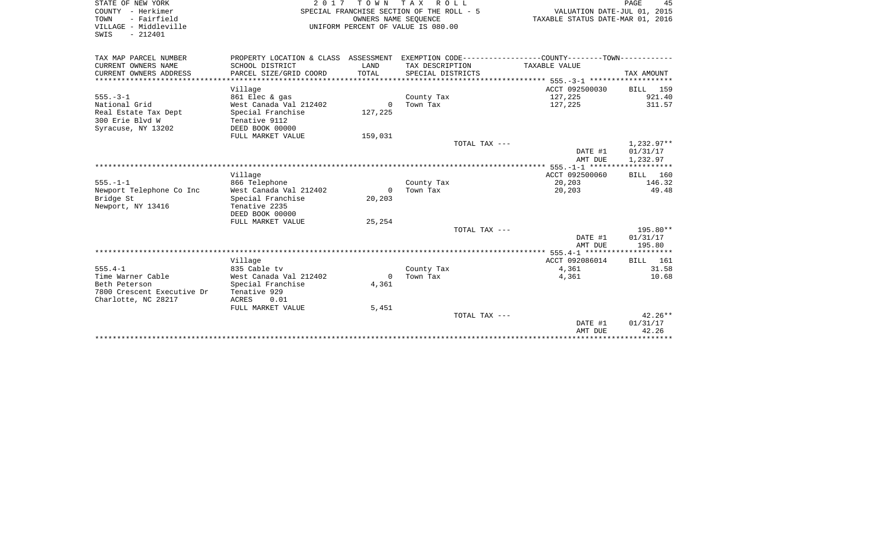STATE OF NEW YORK
COUNTY - Herkimer
TOWN - Fairfield
VILLAGE - Middleville
SWIS - 212401

2 0 1 7 T O W N T A X R O L L
SPECIAL FRANCHISE SECTION OF THE ROLL - 5
OWNERS NAME SEQUENCE
UNIFORM PERCENT OF VALUE IS 080.00

VALUATION DATE-JUL 01, 2015
TAXABLE STATUS DATE-MAR 01, 2016

| TAX MAP PARCEL NUMBER / CURRENT OWNERS NAME / CURRENT OWNERS ADDRESS | PROPERTY LOCATION & CLASS / SCHOOL DISTRICT / PARCEL SIZE/GRID COORD | ASSESSMENT LAND / TOTAL | EXEMPTION CODE / TAX DESCRIPTION / SPECIAL DISTRICTS | COUNTY--------TOWN / TAXABLE VALUE | TAX AMOUNT |
|---|---|---|---|---|---|
| 555.-3-1 | Village | | | ACCT 092500030 | BILL 159 |
| 555.-3-1 | 861 Elec & gas | | County Tax | 127,225 | 921.40 |
| National Grid | West Canada Val 212402 | 0 | Town Tax | 127,225 | 311.57 |
| Real Estate Tax Dept | Special Franchise | 127,225 | | | |
| 300 Erie Blvd W | Tenative 9112 | | | | |
| Syracuse, NY 13202 | DEED BOOK 00000 | | | | |
| | FULL MARKET VALUE | 159,031 | | | |
| | | | TOTAL TAX --- | | 1,232.97** |
| | | | | DATE #1 | 01/31/17 |
| | | | | AMT DUE | 1,232.97 |
| 555.-1-1 | Village | | | ACCT 092500060 | BILL 160 |
| 555.-1-1 | 866 Telephone | | County Tax | 20,203 | 146.32 |
| Newport Telephone Co Inc | West Canada Val 212402 | 0 | Town Tax | 20,203 | 49.48 |
| Bridge St | Special Franchise | 20,203 | | | |
| Newport, NY 13416 | Tenative 2235 | | | | |
| | DEED BOOK 00000 | | | | |
| | FULL MARKET VALUE | 25,254 | | | |
| | | | TOTAL TAX --- | | 195.80** |
| | | | | DATE #1 | 01/31/17 |
| | | | | AMT DUE | 195.80 |
| 555.4-1 | Village | | | ACCT 092086014 | BILL 161 |
| 555.4-1 | 835 Cable tv | | County Tax | 4,361 | 31.58 |
| Time Warner Cable | West Canada Val 212402 | 0 | Town Tax | 4,361 | 10.68 |
| Beth Peterson | Special Franchise | 4,361 | | | |
| 7800 Crescent Executive Dr | Tenative 929 | | | | |
| Charlotte, NC 28217 | ACRES 0.01 | | | | |
| | FULL MARKET VALUE | 5,451 | | | |
| | | | TOTAL TAX --- | | 42.26** |
| | | | | DATE #1 | 01/31/17 |
| | | | | AMT DUE | 42.26 |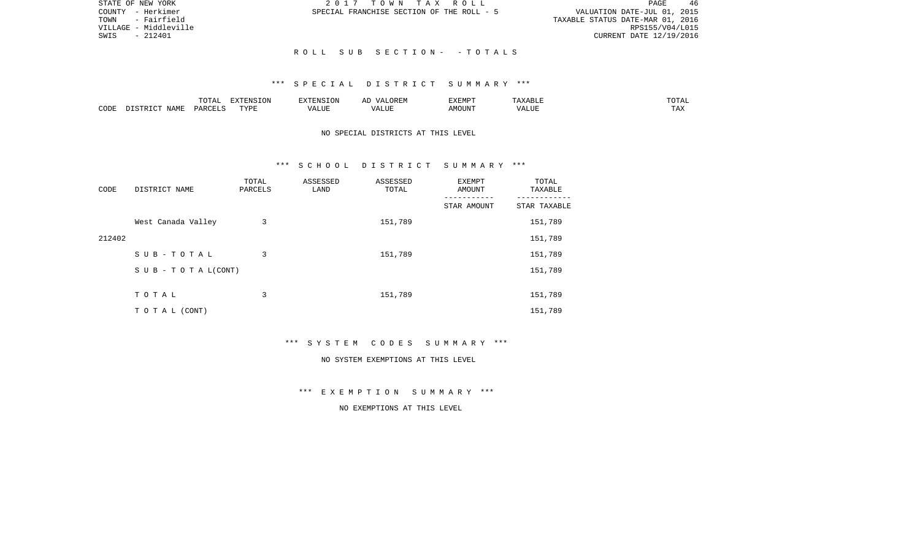# ROLL SUB SECTION - - TOTALS

## *** SPECIAL DISTRICT SUMMARY ***

| CODE | DISTRICT NAME | TOTAL PARCELS | EXTENSION TYPE | EXTENSION VALUE | AD VALOREM VALUE | EXEMPT AMOUNT | TAXABLE VALUE | TOTAL TAX |
|---|---|---|---|---|---|---|---|---|

NO SPECIAL DISTRICTS AT THIS LEVEL

## *** SCHOOL DISTRICT SUMMARY ***

| CODE | DISTRICT NAME | TOTAL PARCELS | ASSESSED LAND | ASSESSED TOTAL | EXEMPT AMOUNT / STAR AMOUNT | TOTAL TAXABLE / STAR TAXABLE |
|---|---|---|---|---|---|---|
| | West Canada Valley | 3 | | 151,789 | | 151,789 |
| 212402 | | | | | | 151,789 |
| | S U B - T O T A L | 3 | | 151,789 | | 151,789 |
| | S U B - T O T A L(CONT) | | | | | 151,789 |
| | T O T A L | 3 | | 151,789 | | 151,789 |
| | T O T A L (CONT) | | | | | 151,789 |

## *** SYSTEM CODES SUMMARY ***

NO SYSTEM EXEMPTIONS AT THIS LEVEL

## *** EXEMPTION SUMMARY ***

NO EXEMPTIONS AT THIS LEVEL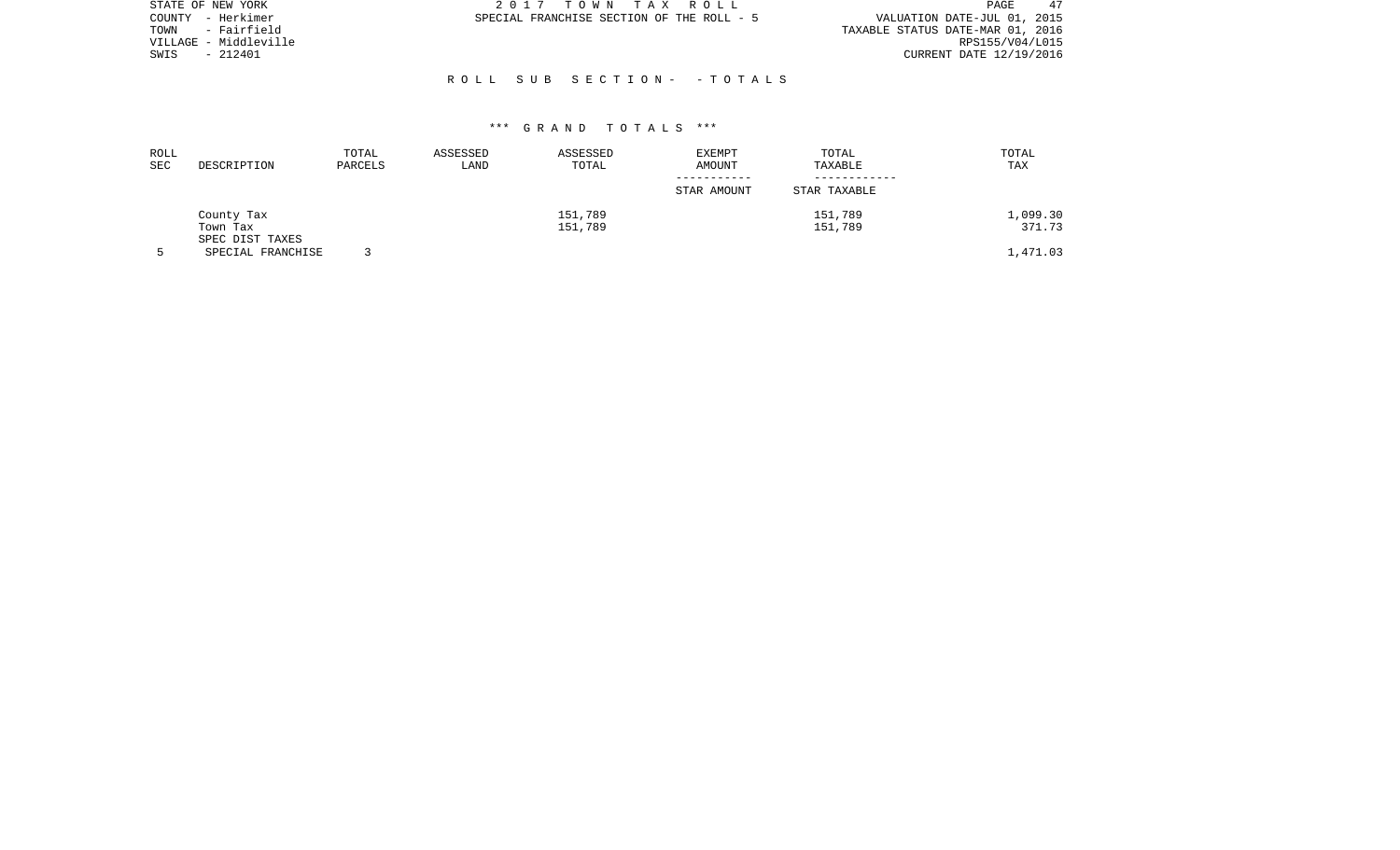STATE OF NEW YORK
COUNTY - Herkimer
TOWN - Fairfield
VILLAGE - Middleville
SWIS - 212401

2 0 1 7 T O W N T A X R O L L
SPECIAL FRANCHISE SECTION OF THE ROLL - 5

VALUATION DATE-JUL 01, 2015
TAXABLE STATUS DATE-MAR 01, 2016
RPS155/V04/L015
CURRENT DATE 12/19/2016

R O L L S U B S E C T I O N - - T O T A L S

\*\*\* G R A N D T O T A L S \*\*\*

| ROLL SEC | DESCRIPTION | TOTAL PARCELS | ASSESSED LAND | ASSESSED TOTAL | EXEMPT AMOUNT / STAR AMOUNT | TOTAL TAXABLE / STAR TAXABLE | TOTAL TAX |
|---|---|---|---|---|---|---|---|
| | County Tax | | | 151,789 | | 151,789 | 1,099.30 |
| | Town Tax | | | 151,789 | | 151,789 | 371.73 |
| | SPEC DIST TAXES | | | | | | |
| 5 | SPECIAL FRANCHISE | 3 | | | | | 1,471.03 |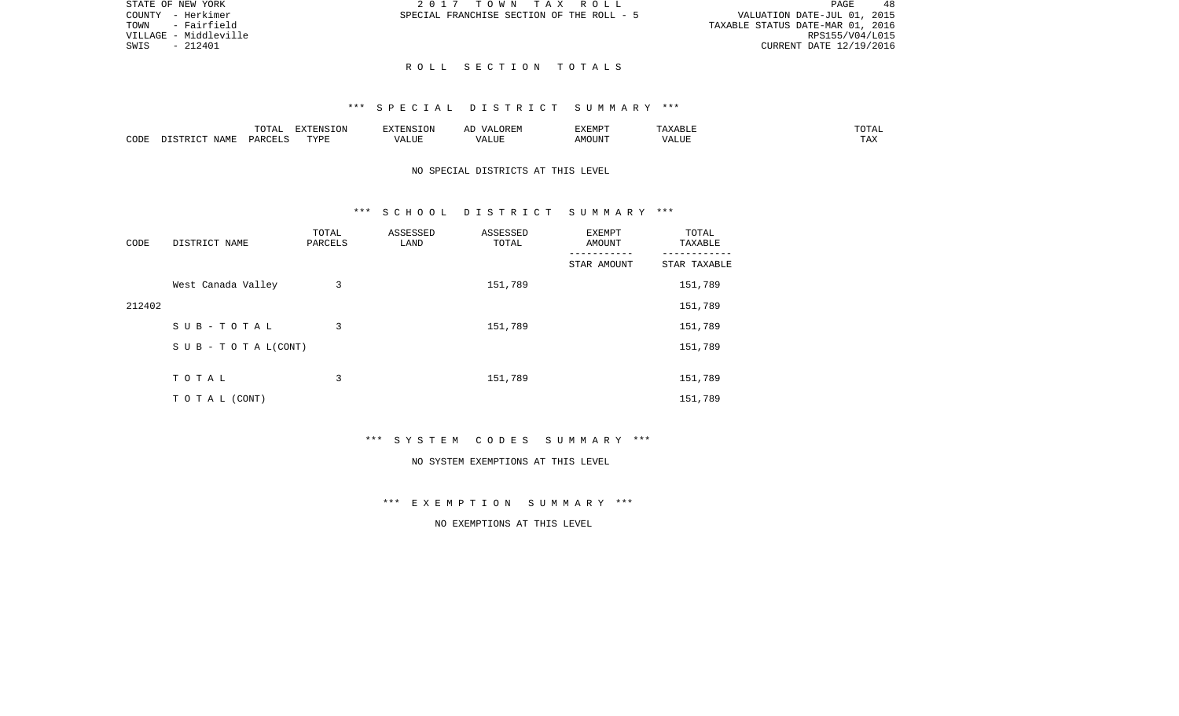STATE OF NEW YORK
COUNTY - Herkimer
TOWN - Fairfield
VILLAGE - Middleville
SWIS - 212401

2 0 1 7 T O W N T A X R O L L
SPECIAL FRANCHISE SECTION OF THE ROLL - 5

VALUATION DATE-JUL 01, 2015
TAXABLE STATUS DATE-MAR 01, 2016
RPS155/V04/L015
CURRENT DATE 12/19/2016

R O L L S E C T I O N T O T A L S

*** S P E C I A L D I S T R I C T S U M M A R Y ***

| CODE | DISTRICT NAME | TOTAL PARCELS | EXTENSION TYPE | EXTENSION VALUE | AD VALOREM VALUE | EXEMPT AMOUNT | TAXABLE VALUE | TOTAL TAX |
|---|---|---|---|---|---|---|---|---|

NO SPECIAL DISTRICTS AT THIS LEVEL

*** S C H O O L D I S T R I C T S U M M A R Y ***

| CODE | DISTRICT NAME | TOTAL PARCELS | ASSESSED LAND | ASSESSED TOTAL | EXEMPT AMOUNT<br>STAR AMOUNT | TOTAL TAXABLE<br>STAR TAXABLE |
|---|---|---|---|---|---|---|
| | West Canada Valley | 3 | | 151,789 | | 151,789 |
| 212402 | | | | | | 151,789 |
| | S U B - T O T A L | 3 | | 151,789 | | 151,789 |
| | S U B - T O T A L(CONT) | | | | | 151,789 |
| | T O T A L | 3 | | 151,789 | | 151,789 |
| | T O T A L (CONT) | | | | | 151,789 |

*** S Y S T E M C O D E S S U M M A R Y ***

NO SYSTEM EXEMPTIONS AT THIS LEVEL

*** E X E M P T I O N S U M M A R Y ***

NO EXEMPTIONS AT THIS LEVEL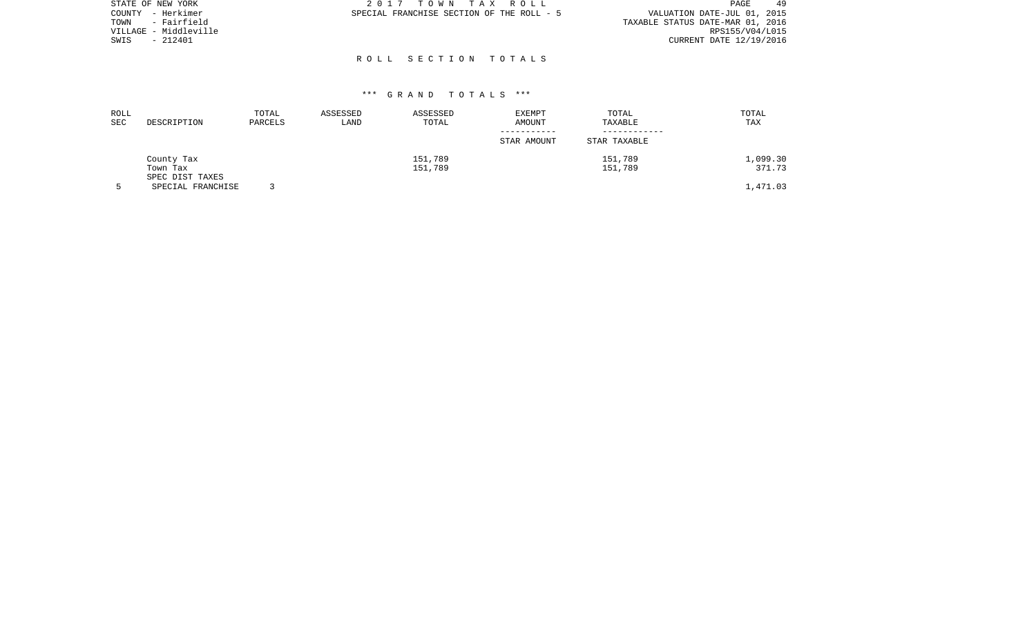STATE OF NEW YORK
COUNTY - Herkimer
TOWN - Fairfield
VILLAGE - Middleville
SWIS - 212401

2 0 1 7 T O W N T A X R O L L
SPECIAL FRANCHISE SECTION OF THE ROLL - 5

VALUATION DATE-JUL 01, 2015
TAXABLE STATUS DATE-MAR 01, 2016
RPS155/V04/L015
CURRENT DATE 12/19/2016

## R O L L S E C T I O N T O T A L S

### *** G R A N D T O T A L S ***

| ROLL SEC | DESCRIPTION | TOTAL PARCELS | ASSESSED LAND | ASSESSED TOTAL | EXEMPT AMOUNT / STAR AMOUNT | TOTAL TAXABLE / STAR TAXABLE | TOTAL TAX |
|---|---|---|---|---|---|---|---|
| | County Tax | | | 151,789 | | 151,789 | 1,099.30 |
| | Town Tax | | | 151,789 | | 151,789 | 371.73 |
| | SPEC DIST TAXES | | | | | | |
| 5 | SPECIAL FRANCHISE | 3 | | | | | 1,471.03 |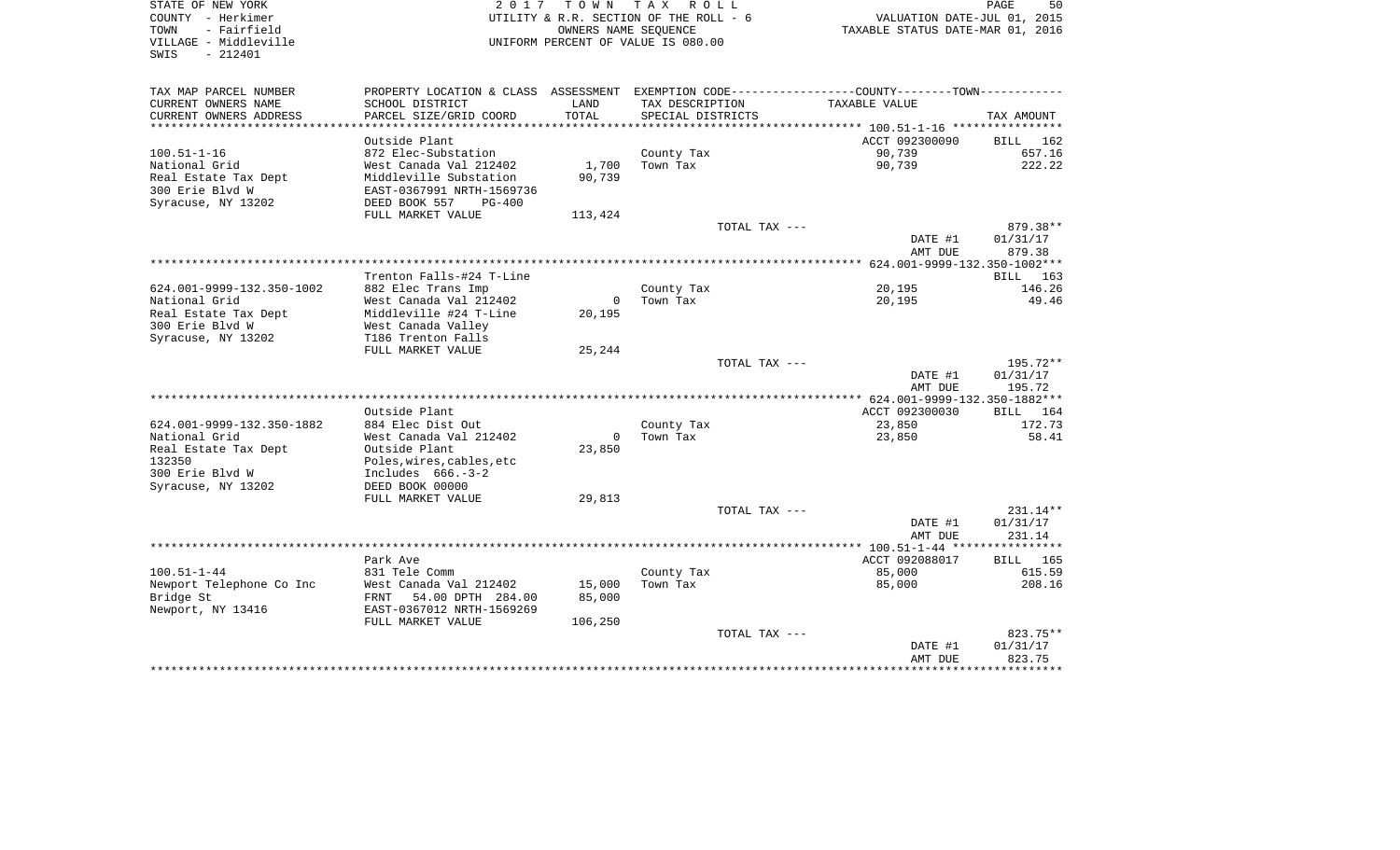STATE OF NEW YORK | 2017 TOWN TAX ROLL | VALUATION DATE-JUL 01, 2015
COUNTY - Herkimer | UTILITY & R.R. SECTION OF THE ROLL - 6 | TAXABLE STATUS DATE-MAR 01, 2016
TOWN - Fairfield | OWNERS NAME SEQUENCE
VILLAGE - Middleville | UNIFORM PERCENT OF VALUE IS 080.00
SWIS - 212401

| TAX MAP PARCEL NUMBER / CURRENT OWNERS NAME / CURRENT OWNERS ADDRESS | PROPERTY LOCATION & CLASS / SCHOOL DISTRICT / PARCEL SIZE/GRID COORD | ASSESSMENT LAND / TOTAL | EXEMPTION CODE / TAX DESCRIPTION / SPECIAL DISTRICTS | COUNTY--------TOWN TAXABLE VALUE | TAX AMOUNT |
|---|---|---|---|---|---|
| **100.51-1-16** | | | | | |
| | Outside Plant | | | ACCT 092300090 | BILL 162 |
| 100.51-1-16 | 872 Elec-Substation | | County Tax | 90,739 | 657.16 |
| National Grid | West Canada Val 212402 | 1,700 | Town Tax | 90,739 | 222.22 |
| Real Estate Tax Dept | Middleville Substation | 90,739 | | | |
| 300 Erie Blvd W | EAST-0367991 NRTH-1569736 | | | | |
| Syracuse, NY 13202 | DEED BOOK 557 PG-400 | | | | |
| | FULL MARKET VALUE | 113,424 | | | |
| | | | TOTAL TAX --- | | 879.38** |
| | | | | DATE #1 | 01/31/17 |
| | | | | AMT DUE | 879.38 |
| **624.001-9999-132.350-1002** | | | | | |
| | Trenton Falls-#24 T-Line | | | | BILL 163 |
| 624.001-9999-132.350-1002 | 882 Elec Trans Imp | | County Tax | 20,195 | 146.26 |
| National Grid | West Canada Val 212402 | 0 | Town Tax | 20,195 | 49.46 |
| Real Estate Tax Dept | Middleville #24 T-Line | 20,195 | | | |
| 300 Erie Blvd W | West Canada Valley | | | | |
| Syracuse, NY 13202 | T186 Trenton Falls | | | | |
| | FULL MARKET VALUE | 25,244 | | | |
| | | | TOTAL TAX --- | | 195.72** |
| | | | | DATE #1 | 01/31/17 |
| | | | | AMT DUE | 195.72 |
| **624.001-9999-132.350-1882** | | | | | |
| | Outside Plant | | | ACCT 092300030 | BILL 164 |
| 624.001-9999-132.350-1882 | 884 Elec Dist Out | | County Tax | 23,850 | 172.73 |
| National Grid | West Canada Val 212402 | 0 | Town Tax | 23,850 | 58.41 |
| Real Estate Tax Dept | Outside Plant | 23,850 | | | |
| 132350 | Poles,wires,cables,etc | | | | |
| 300 Erie Blvd W | Includes 666.-3-2 | | | | |
| Syracuse, NY 13202 | DEED BOOK 00000 | | | | |
| | FULL MARKET VALUE | 29,813 | | | |
| | | | TOTAL TAX --- | | 231.14** |
| | | | | DATE #1 | 01/31/17 |
| | | | | AMT DUE | 231.14 |
| **100.51-1-44** | | | | | |
| | Park Ave | | | ACCT 092088017 | BILL 165 |
| 100.51-1-44 | 831 Tele Comm | | County Tax | 85,000 | 615.59 |
| Newport Telephone Co Inc | West Canada Val 212402 | 15,000 | Town Tax | 85,000 | 208.16 |
| Bridge St | FRNT 54.00 DPTH 284.00 | 85,000 | | | |
| Newport, NY 13416 | EAST-0367012 NRTH-1569269 | | | | |
| | FULL MARKET VALUE | 106,250 | | | |
| | | | TOTAL TAX --- | | 823.75** |
| | | | | DATE #1 | 01/31/17 |
| | | | | AMT DUE | 823.75 |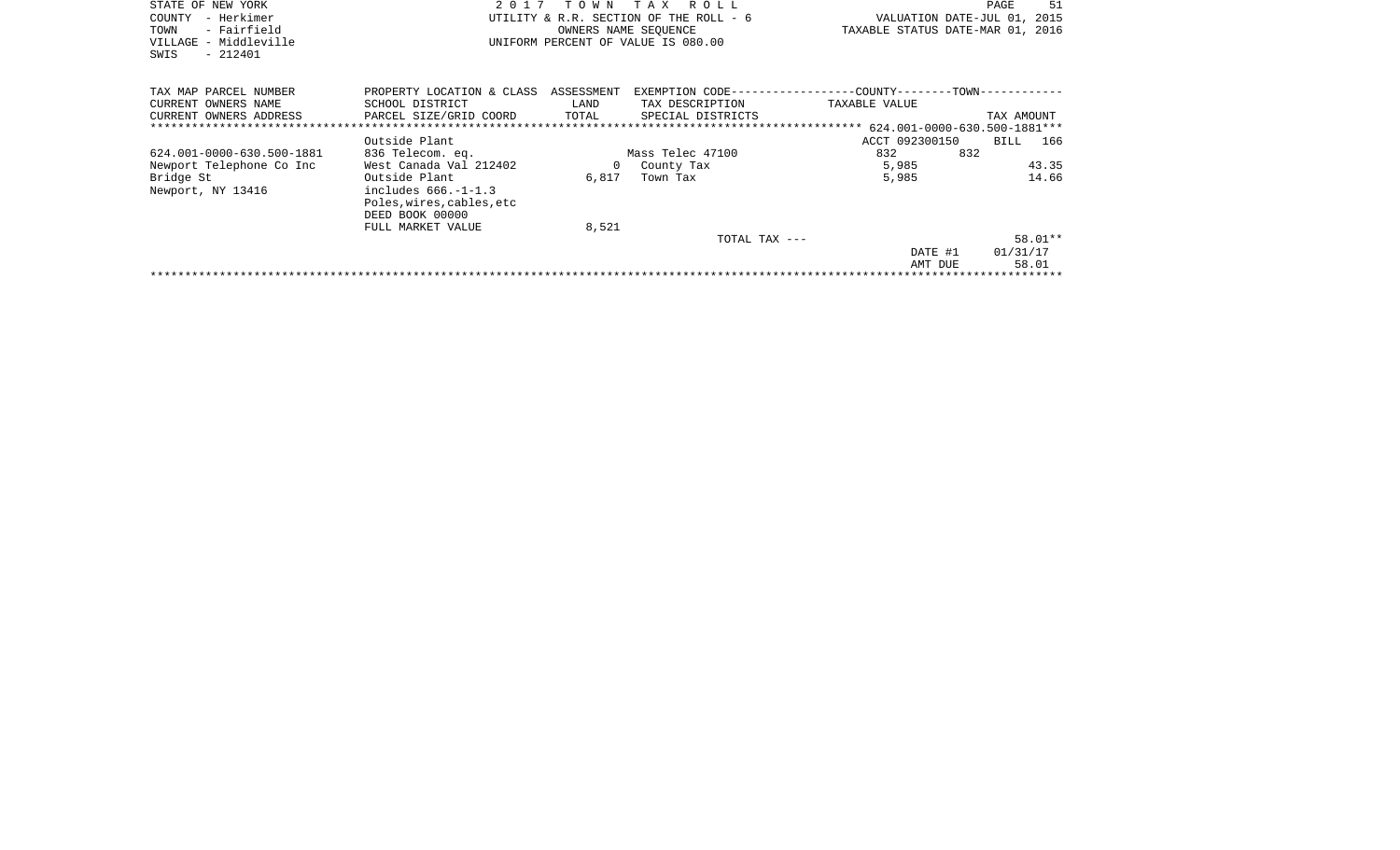STATE OF NEW YORK
COUNTY - Herkimer
TOWN - Fairfield
VILLAGE - Middleville
SWIS - 212401

2017 TOWN TAX ROLL
UTILITY & R.R. SECTION OF THE ROLL - 6
OWNERS NAME SEQUENCE
UNIFORM PERCENT OF VALUE IS 080.00

PAGE 51
VALUATION DATE-JUL 01, 2015
TAXABLE STATUS DATE-MAR 01, 2016

| TAX MAP PARCEL NUMBER<br>CURRENT OWNERS NAME<br>CURRENT OWNERS ADDRESS | PROPERTY LOCATION & CLASS<br>SCHOOL DISTRICT<br>PARCEL SIZE/GRID COORD | ASSESSMENT<br>LAND<br>TOTAL | EXEMPTION CODE<br>TAX DESCRIPTION<br>SPECIAL DISTRICTS | COUNTY<br>TAXABLE VALUE | TOWN | TAX AMOUNT |
|---|---|---|---|---|---|---|
| ******** 624.001-0000-630.500-1881 *** | | | | | | |
| | Outside Plant | | | ACCT 092300150 | | BILL 166 |
| 624.001-0000-630.500-1881 | 836 Telecom. eq. | | Mass Telec 47100 | 832 | 832 | |
| Newport Telephone Co Inc | West Canada Val 212402 | 0 | County Tax | 5,985 | | 43.35 |
| Bridge St | Outside Plant | 6,817 | Town Tax | 5,985 | | 14.66 |
| Newport, NY 13416 | includes 666.-1-1.3 | | | | | |
| | Poles,wires,cables,etc | | | | | |
| | DEED BOOK 00000 | | | | | |
| | FULL MARKET VALUE | 8,521 | | | | |
| | | | TOTAL TAX --- | | | 58.01** |
| | | | | | DATE #1 | 01/31/17 |
| | | | | | AMT DUE | 58.01 |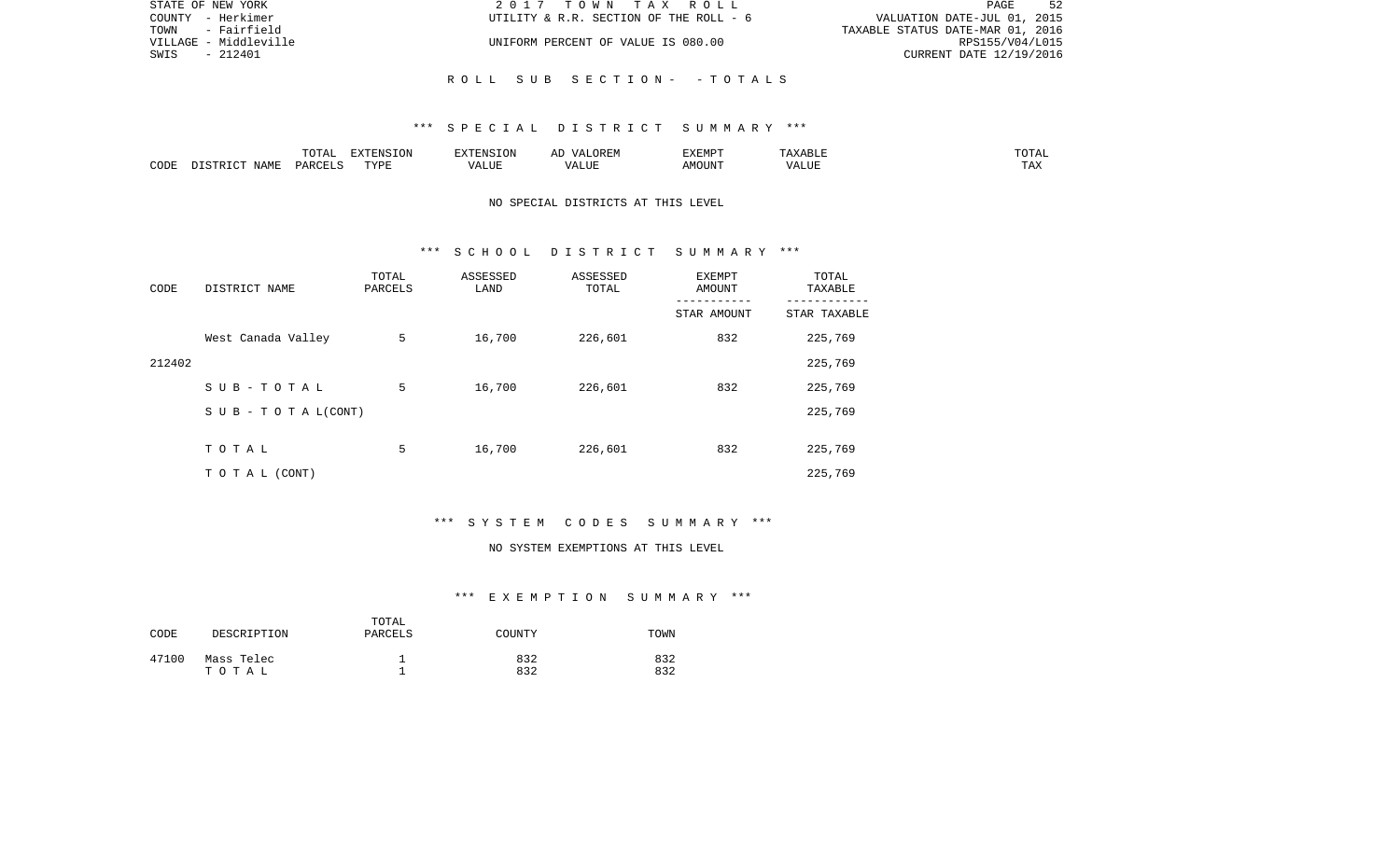STATE OF NEW YORK
COUNTY - Herkimer
TOWN - Fairfield
VILLAGE - Middleville
SWIS - 212401

2 0 1 7 T O W N T A X R O L L
UTILITY & R.R. SECTION OF THE ROLL - 6
UNIFORM PERCENT OF VALUE IS 080.00

VALUATION DATE-JUL 01, 2015
TAXABLE STATUS DATE-MAR 01, 2016
RPS155/V04/L015
CURRENT DATE 12/19/2016

R O L L S U B S E C T I O N - - T O T A L S

*** S P E C I A L D I S T R I C T S U M M A R Y ***

| CODE | DISTRICT NAME | TOTAL PARCELS | EXTENSION TYPE | EXTENSION VALUE | AD VALOREM VALUE | EXEMPT AMOUNT | TAXABLE VALUE | TOTAL TAX |
|---|---|---|---|---|---|---|---|---|

NO SPECIAL DISTRICTS AT THIS LEVEL

*** S C H O O L D I S T R I C T S U M M A R Y ***

| CODE | DISTRICT NAME | TOTAL PARCELS | ASSESSED LAND | ASSESSED TOTAL | EXEMPT AMOUNT / STAR AMOUNT | TOTAL TAXABLE / STAR TAXABLE |
|---|---|---|---|---|---|---|
| | West Canada Valley | 5 | 16,700 | 226,601 | 832 | 225,769 |
| 212402 | | | | | | 225,769 |
| | S U B - T O T A L | 5 | 16,700 | 226,601 | 832 | 225,769 |
| | S U B - T O T A L(CONT) | | | | | 225,769 |
| | T O T A L | 5 | 16,700 | 226,601 | 832 | 225,769 |
| | T O T A L (CONT) | | | | | 225,769 |

*** S Y S T E M C O D E S S U M M A R Y ***

NO SYSTEM EXEMPTIONS AT THIS LEVEL

*** E X E M P T I O N S U M M A R Y ***

| CODE | DESCRIPTION | TOTAL PARCELS | COUNTY | TOWN |
|---|---|---|---|---|
| 47100 | Mass Telec | 1 | 832 | 832 |
| | T O T A L | 1 | 832 | 832 |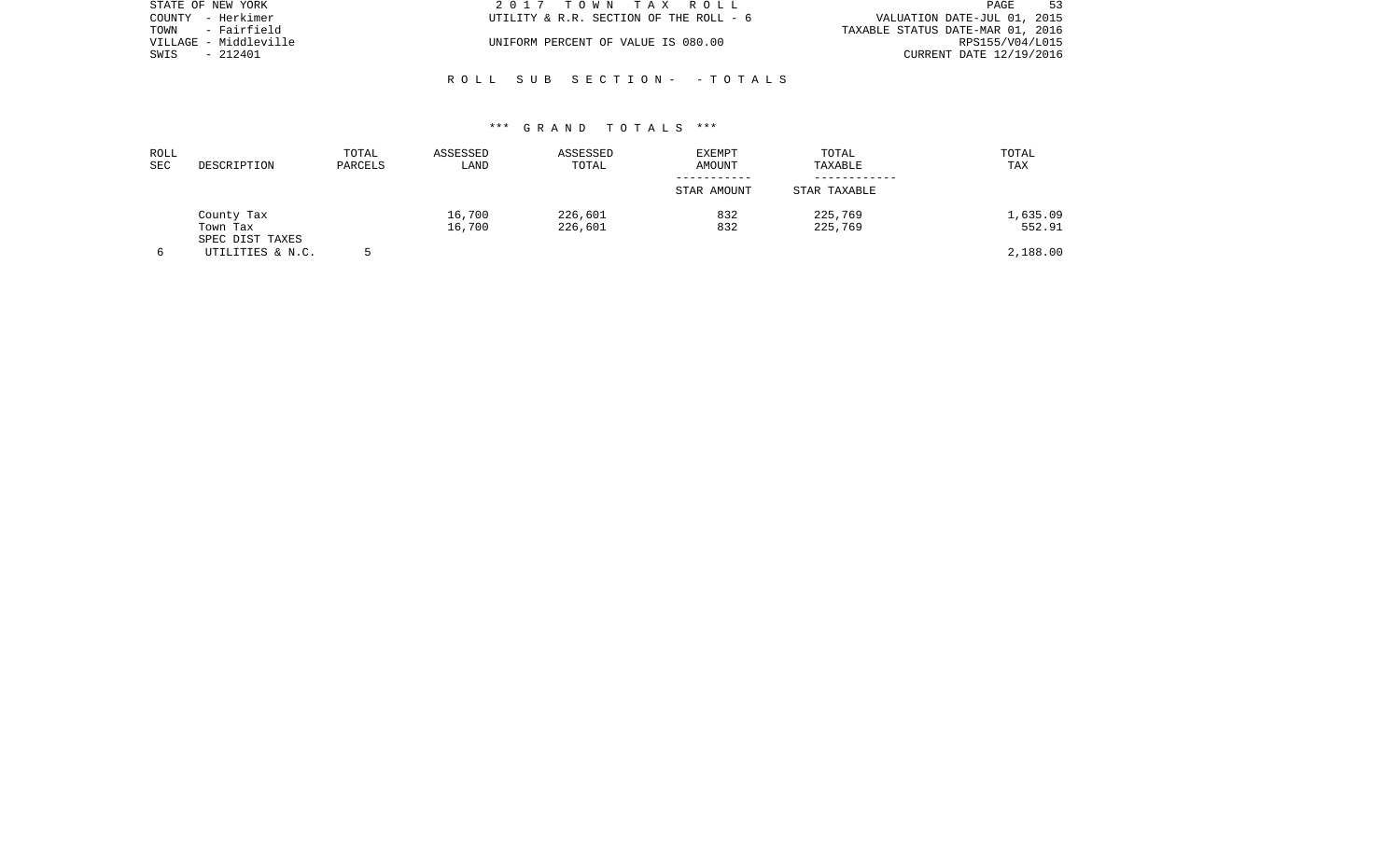STATE OF NEW YORK
COUNTY - Herkimer
TOWN - Fairfield
VILLAGE - Middleville
SWIS - 212401

2 0 1 7 T O W N T A X R O L L
UTILITY & R.R. SECTION OF THE ROLL - 6

UNIFORM PERCENT OF VALUE IS 080.00

VALUATION DATE-JUL 01, 2015
TAXABLE STATUS DATE-MAR 01, 2016
RPS155/V04/L015
CURRENT DATE 12/19/2016

R O L L S U B S E C T I O N - - T O T A L S

*** G R A N D T O T A L S ***

| ROLL SEC | DESCRIPTION | TOTAL PARCELS | ASSESSED LAND | ASSESSED TOTAL | EXEMPT AMOUNT<br>-----------<br>STAR AMOUNT | TOTAL TAXABLE<br>------------<br>STAR TAXABLE | TOTAL TAX |
|---|---|---|---|---|---|---|---|
| | County Tax | | 16,700 | 226,601 | 832 | 225,769 | 1,635.09 |
| | Town Tax | | 16,700 | 226,601 | 832 | 225,769 | 552.91 |
| | SPEC DIST TAXES | | | | | | |
| 6 | UTILITIES & N.C. | 5 | | | | | 2,188.00 |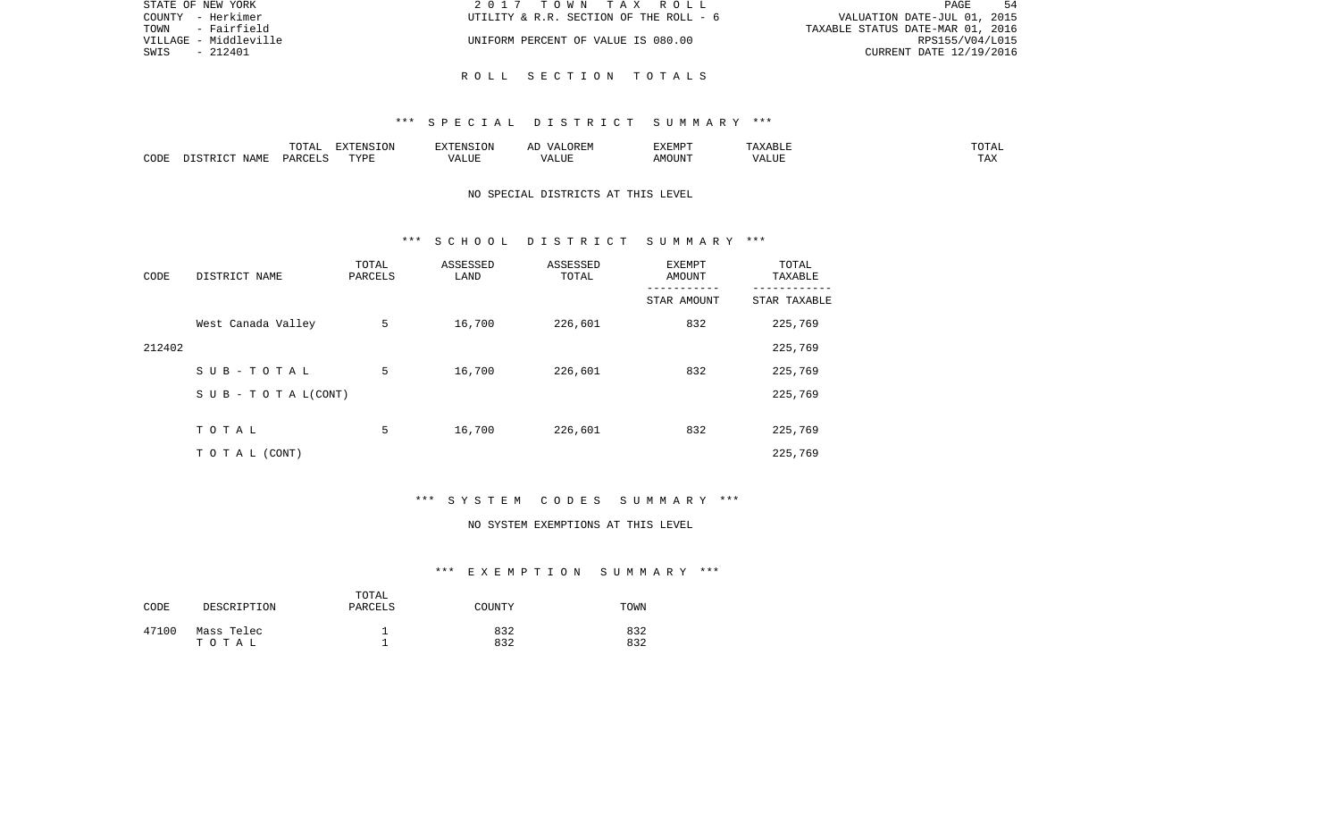STATE OF NEW YORK                    2 0 1 7   T O W N   T A X   R O L L
COUNTY - Herkimer                    UTILITY & R.R. SECTION OF THE ROLL - 6                    VALUATION DATE-JUL 01, 2015
TOWN - Fairfield                                                                                TAXABLE STATUS DATE-MAR 01, 2016
VILLAGE - Middleville                UNIFORM PERCENT OF VALUE IS 080.00                        RPS155/V04/L015
SWIS - 212401                                                                                   CURRENT DATE 12/19/2016

## R O L L   S E C T I O N   T O T A L S

### *** S P E C I A L   D I S T R I C T   S U M M A R Y ***

| CODE | DISTRICT NAME | TOTAL PARCELS | EXTENSION TYPE | EXTENSION VALUE | AD VALOREM VALUE | EXEMPT AMOUNT | TAXABLE VALUE | TOTAL TAX |
|---|---|---|---|---|---|---|---|---|

NO SPECIAL DISTRICTS AT THIS LEVEL

### *** S C H O O L   D I S T R I C T   S U M M A R Y ***

| CODE | DISTRICT NAME | TOTAL PARCELS | ASSESSED LAND | ASSESSED TOTAL | EXEMPT AMOUNT / STAR AMOUNT | TOTAL TAXABLE / STAR TAXABLE |
|---|---|---|---|---|---|---|
| | West Canada Valley | 5 | 16,700 | 226,601 | 832 | 225,769 |
| 212402 | | | | | | 225,769 |
| | S U B - T O T A L | 5 | 16,700 | 226,601 | 832 | 225,769 |
| | S U B - T O T A L(CONT) | | | | | 225,769 |
| | T O T A L | 5 | 16,700 | 226,601 | 832 | 225,769 |
| | T O T A L (CONT) | | | | | 225,769 |

### *** S Y S T E M   C O D E S   S U M M A R Y ***

NO SYSTEM EXEMPTIONS AT THIS LEVEL

### *** E X E M P T I O N   S U M M A R Y ***

| CODE | DESCRIPTION | TOTAL PARCELS | COUNTY | TOWN |
|---|---|---|---|---|
| 47100 | Mass Telec | 1 | 832 | 832 |
| | T O T A L | 1 | 832 | 832 |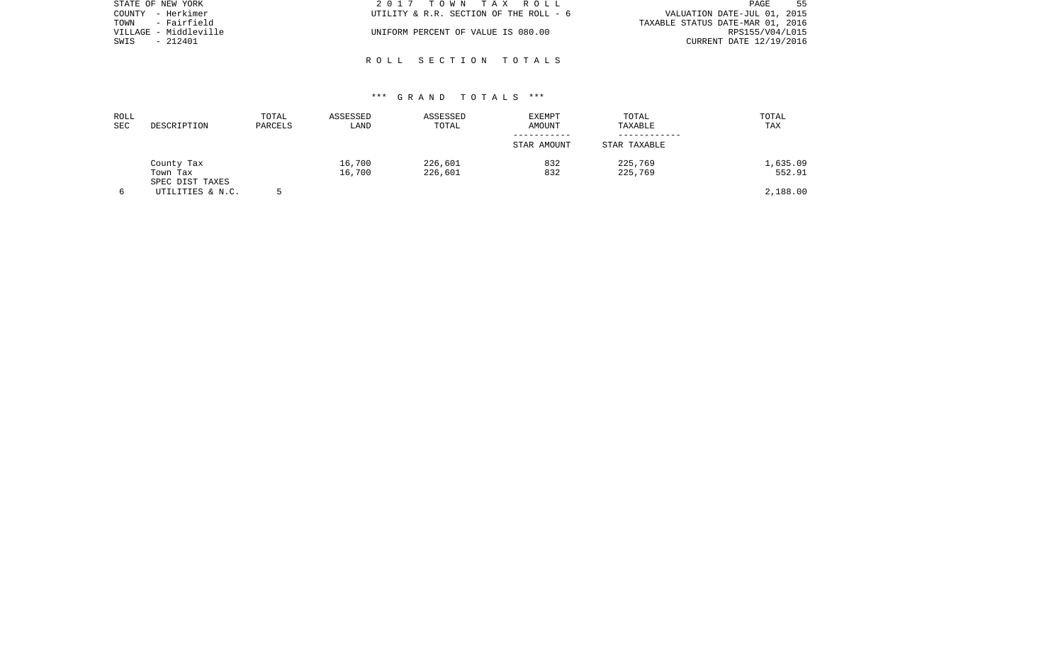STATE OF NEW YORK | 2 0 1 7 T O W N T A X R O L L
COUNTY - Herkimer | UTILITY & R.R. SECTION OF THE ROLL - 6 | VALUATION DATE-JUL 01, 2015
TOWN - Fairfield | | TAXABLE STATUS DATE-MAR 01, 2016
VILLAGE - Middleville | UNIFORM PERCENT OF VALUE IS 080.00 | RPS155/V04/L015
SWIS - 212401 | | CURRENT DATE 12/19/2016

## R O L L S E C T I O N T O T A L S

### *** G R A N D T O T A L S ***

| ROLL SEC | DESCRIPTION | TOTAL PARCELS | ASSESSED LAND | ASSESSED TOTAL | EXEMPT AMOUNT / STAR AMOUNT | TOTAL TAXABLE / STAR TAXABLE | TOTAL TAX |
|---|---|---|---|---|---|---|---|
| | County Tax | | 16,700 | 226,601 | 832 | 225,769 | 1,635.09 |
| | Town Tax | | 16,700 | 226,601 | 832 | 225,769 | 552.91 |
| | SPEC DIST TAXES | | | | | | |
| 6 | UTILITIES & N.C. | 5 | | | | | 2,188.00 |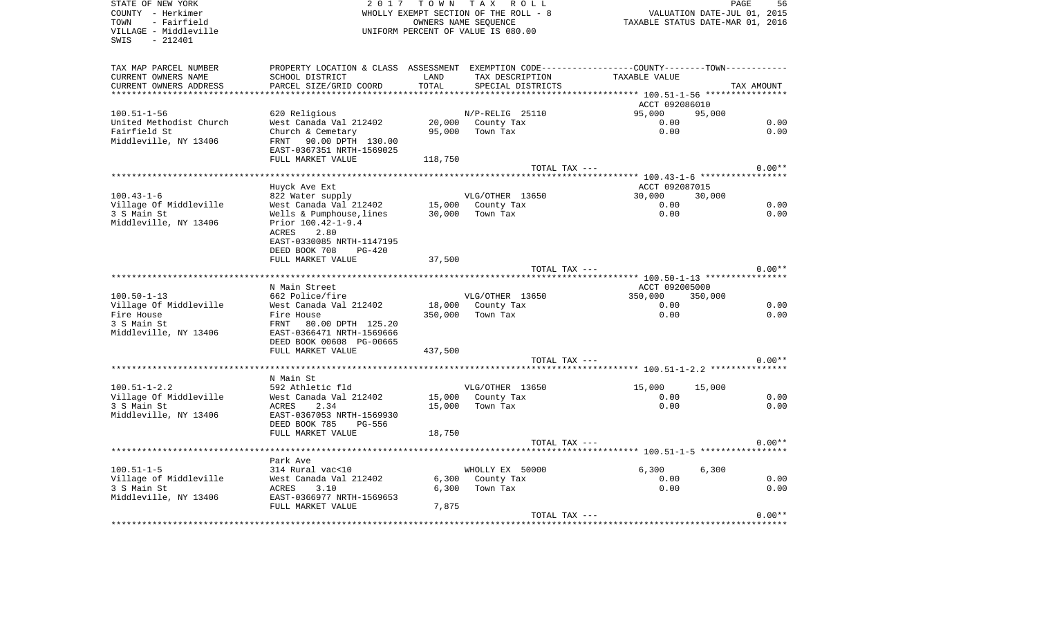STATE OF NEW YORK
COUNTY - Herkimer
TOWN - Fairfield
VILLAGE - Middleville
SWIS - 212401

2017 TOWN TAX ROLL
WHOLLY EXEMPT SECTION OF THE ROLL - 8
OWNERS NAME SEQUENCE
UNIFORM PERCENT OF VALUE IS 080.00

VALUATION DATE-JUL 01, 2015
TAXABLE STATUS DATE-MAR 01, 2016

| TAX MAP PARCEL NUMBER / CURRENT OWNERS NAME / CURRENT OWNERS ADDRESS | PROPERTY LOCATION & CLASS / SCHOOL DISTRICT / PARCEL SIZE/GRID COORD | ASSESSMENT LAND / TOTAL | EXEMPTION CODE / TAX DESCRIPTION / SPECIAL DISTRICTS | COUNTY TAXABLE VALUE | TOWN TAXABLE VALUE | TAX AMOUNT |
|---|---|---|---|---|---|---|
| **100.51-1-56** | | | | ACCT 092086010 | | |
| 100.51-1-56 | 620 Religious | | N/P-RELIG 25110 | 95,000 | 95,000 | |
| United Methodist Church | West Canada Val 212402 | 20,000 | County Tax | 0.00 | | 0.00 |
| Fairfield St | Church & Cemetary | 95,000 | Town Tax | 0.00 | | 0.00 |
| Middleville, NY 13406 | FRNT 90.00 DPTH 130.00 | | | | | |
| | EAST-0367351 NRTH-1569025 | | | | | |
| | FULL MARKET VALUE | 118,750 | | | | |
| | | | TOTAL TAX --- | | | 0.00** |
| **100.43-1-6** | Huyck Ave Ext | | | ACCT 092087015 | | |
| 100.43-1-6 | 822 Water supply | | VLG/OTHER 13650 | 30,000 | 30,000 | |
| Village Of Middleville | West Canada Val 212402 | 15,000 | County Tax | 0.00 | | 0.00 |
| 3 S Main St | Wells & Pumphouse,lines | 30,000 | Town Tax | 0.00 | | 0.00 |
| Middleville, NY 13406 | Prior 100.42-1-9.4 | | | | | |
| | ACRES 2.80 | | | | | |
| | EAST-0330085 NRTH-1147195 | | | | | |
| | DEED BOOK 708 PG-420 | | | | | |
| | FULL MARKET VALUE | 37,500 | | | | |
| | | | TOTAL TAX --- | | | 0.00** |
| **100.50-1-13** | N Main Street | | | ACCT 092005000 | | |
| 100.50-1-13 | 662 Police/fire | | VLG/OTHER 13650 | 350,000 | 350,000 | |
| Village Of Middleville | West Canada Val 212402 | 18,000 | County Tax | 0.00 | | 0.00 |
| Fire House | Fire House | 350,000 | Town Tax | 0.00 | | 0.00 |
| 3 S Main St | FRNT 80.00 DPTH 125.20 | | | | | |
| Middleville, NY 13406 | EAST-0366471 NRTH-1569666 | | | | | |
| | DEED BOOK 00608 PG-00665 | | | | | |
| | FULL MARKET VALUE | 437,500 | | | | |
| | | | TOTAL TAX --- | | | 0.00** |
| **100.51-1-2.2** | N Main St | | | | | |
| 100.51-1-2.2 | 592 Athletic fld | | VLG/OTHER 13650 | 15,000 | 15,000 | |
| Village Of Middleville | West Canada Val 212402 | 15,000 | County Tax | 0.00 | | 0.00 |
| 3 S Main St | ACRES 2.34 | 15,000 | Town Tax | 0.00 | | 0.00 |
| Middleville, NY 13406 | EAST-0367053 NRTH-1569930 | | | | | |
| | DEED BOOK 785 PG-556 | | | | | |
| | FULL MARKET VALUE | 18,750 | | | | |
| | | | TOTAL TAX --- | | | 0.00** |
| **100.51-1-5** | Park Ave | | | | | |
| 100.51-1-5 | 314 Rural vac<10 | | WHOLLY EX 50000 | 6,300 | 6,300 | |
| Village of Middleville | West Canada Val 212402 | 6,300 | County Tax | 0.00 | | 0.00 |
| 3 S Main St | ACRES 3.10 | 6,300 | Town Tax | 0.00 | | 0.00 |
| Middleville, NY 13406 | EAST-0366977 NRTH-1569653 | | | | | |
| | FULL MARKET VALUE | 7,875 | | | | |
| | | | TOTAL TAX --- | | | 0.00** |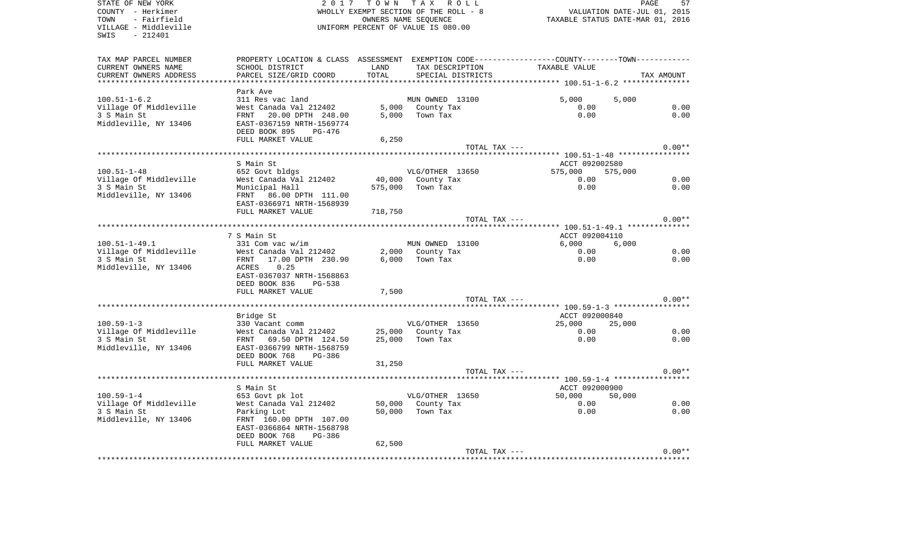STATE OF NEW YORK — 2017 TOWN TAX ROLL — WHOLLY EXEMPT SECTION OF THE ROLL - 8 — VALUATION DATE-JUL 01, 2015
COUNTY - Herkimer — OWNERS NAME SEQUENCE — TAXABLE STATUS DATE-MAR 01, 2016
TOWN - Fairfield — UNIFORM PERCENT OF VALUE IS 080.00
VILLAGE - Middleville
SWIS - 212401

| TAX MAP PARCEL NUMBER / CURRENT OWNERS NAME / CURRENT OWNERS ADDRESS | PROPERTY LOCATION & CLASS / SCHOOL DISTRICT / PARCEL SIZE/GRID COORD | ASSESSMENT LAND | ASSESSMENT TOTAL | EXEMPTION CODE / TAX DESCRIPTION / SPECIAL DISTRICTS | COUNTY TAXABLE VALUE | TOWN TAXABLE VALUE | TAX AMOUNT |
|---|---|---|---|---|---|---|---|
| 100.51-1-6.2 | Park Ave | | | | | | |
| | 311 Res vac land | | | MUN OWNED 13100 | 5,000 | 5,000 | |
| Village Of Middleville | West Canada Val 212402 | 5,000 | | County Tax | 0.00 | | 0.00 |
| 3 S Main St | FRNT 20.00 DPTH 248.00 | | 5,000 | Town Tax | 0.00 | | 0.00 |
| Middleville, NY 13406 | EAST-0367159 NRTH-1569774 | | | | | | |
| | DEED BOOK 895 PG-476 | | | | | | |
| | FULL MARKET VALUE | | 6,250 | | | | |
| | | | | TOTAL TAX --- | | | 0.00** |
| 100.51-1-48 | S Main St | | | | ACCT 092002580 | | |
| | 652 Govt bldgs | | | VLG/OTHER 13650 | 575,000 | 575,000 | |
| Village Of Middleville | West Canada Val 212402 | 40,000 | | County Tax | 0.00 | | 0.00 |
| 3 S Main St | Municipal Hall | | 575,000 | Town Tax | 0.00 | | 0.00 |
| Middleville, NY 13406 | FRNT 86.00 DPTH 111.00 | | | | | | |
| | EAST-0366971 NRTH-1568939 | | | | | | |
| | FULL MARKET VALUE | | 718,750 | | | | |
| | | | | TOTAL TAX --- | | | 0.00** |
| 100.51-1-49.1 | 7 S Main St | | | | ACCT 092004110 | | |
| | 331 Com vac w/im | | | MUN OWNED 13100 | 6,000 | 6,000 | |
| Village Of Middleville | West Canada Val 212402 | 2,000 | | County Tax | 0.00 | | 0.00 |
| 3 S Main St | FRNT 17.00 DPTH 230.90 | | 6,000 | Town Tax | 0.00 | | 0.00 |
| Middleville, NY 13406 | ACRES 0.25 | | | | | | |
| | EAST-0367037 NRTH-1568863 | | | | | | |
| | DEED BOOK 836 PG-538 | | | | | | |
| | FULL MARKET VALUE | | 7,500 | | | | |
| | | | | TOTAL TAX --- | | | 0.00** |
| 100.59-1-3 | Bridge St | | | | ACCT 092000840 | | |
| | 330 Vacant comm | | | VLG/OTHER 13650 | 25,000 | 25,000 | |
| Village Of Middleville | West Canada Val 212402 | 25,000 | | County Tax | 0.00 | | 0.00 |
| 3 S Main St | FRNT 69.50 DPTH 124.50 | | 25,000 | Town Tax | 0.00 | | 0.00 |
| Middleville, NY 13406 | EAST-0366799 NRTH-1568759 | | | | | | |
| | DEED BOOK 768 PG-386 | | | | | | |
| | FULL MARKET VALUE | | 31,250 | | | | |
| | | | | TOTAL TAX --- | | | 0.00** |
| 100.59-1-4 | S Main St | | | | ACCT 092000900 | | |
| | 653 Govt pk lot | | | VLG/OTHER 13650 | 50,000 | 50,000 | |
| Village Of Middleville | West Canada Val 212402 | 50,000 | | County Tax | 0.00 | | 0.00 |
| 3 S Main St | Parking Lot | | 50,000 | Town Tax | 0.00 | | 0.00 |
| Middleville, NY 13406 | FRNT 160.00 DPTH 107.00 | | | | | | |
| | EAST-0366864 NRTH-1568798 | | | | | | |
| | DEED BOOK 768 PG-386 | | | | | | |
| | FULL MARKET VALUE | | 62,500 | | | | |
| | | | | TOTAL TAX --- | | | 0.00** |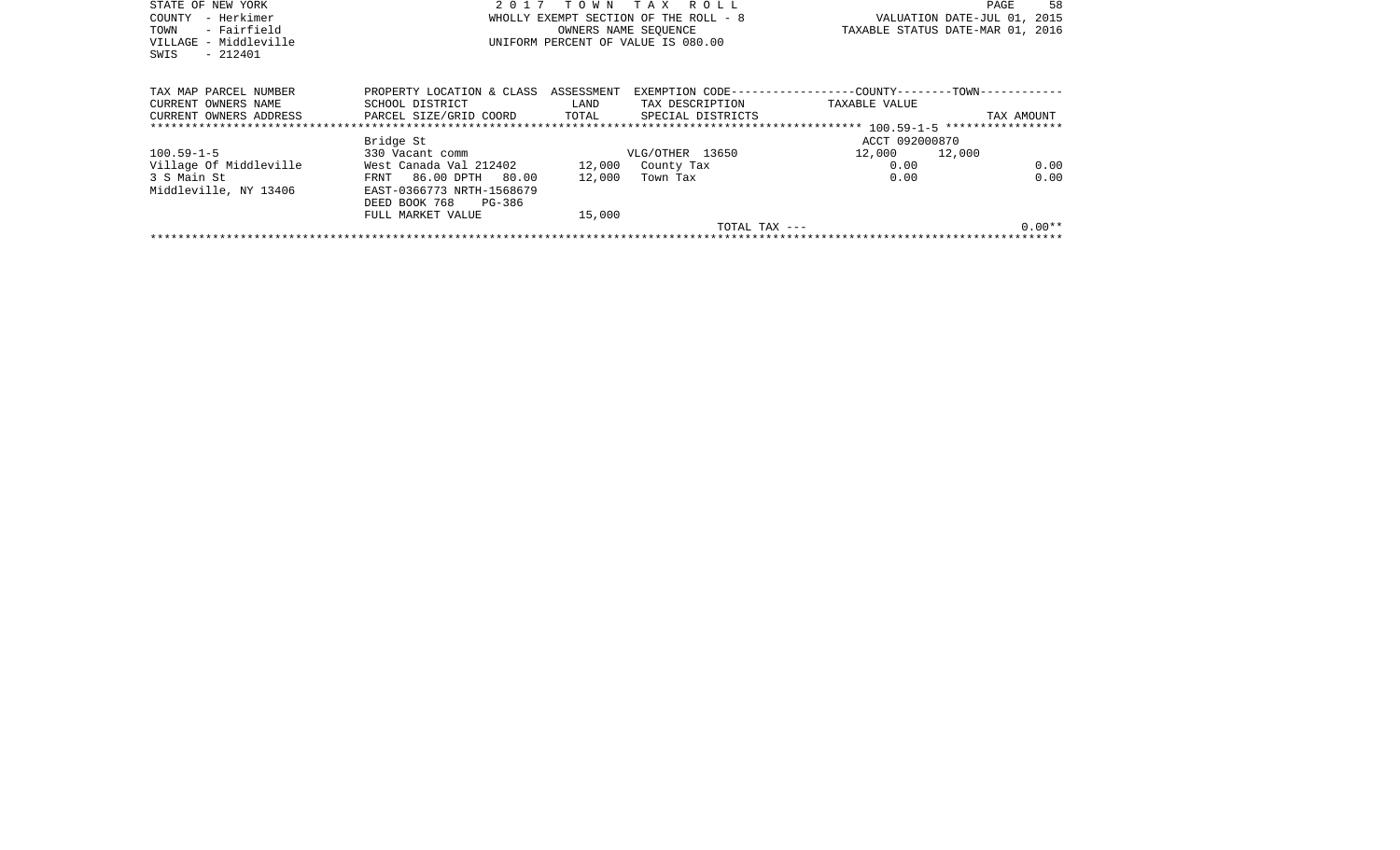STATE OF NEW YORK
COUNTY - Herkimer
TOWN - Fairfield
VILLAGE - Middleville
SWIS - 212401

2 0 1 7 T O W N T A X R O L L
WHOLLY EXEMPT SECTION OF THE ROLL - 8
OWNERS NAME SEQUENCE
UNIFORM PERCENT OF VALUE IS 080.00

VALUATION DATE-JUL 01, 2015
TAXABLE STATUS DATE-MAR 01, 2016

| TAX MAP PARCEL NUMBER<br>CURRENT OWNERS NAME<br>CURRENT OWNERS ADDRESS | PROPERTY LOCATION & CLASS<br>SCHOOL DISTRICT<br>PARCEL SIZE/GRID COORD | ASSESSMENT<br>LAND<br>TOTAL | EXEMPTION CODE-----------------COUNTY--------TOWN-----------<br>TAX DESCRIPTION<br>SPECIAL DISTRICTS | TAXABLE VALUE | | TAX AMOUNT |
|---|---|---|---|---|---|---|
| | | | ****** 100.59-1-5 ***************** | | | |
| | Bridge St | | | ACCT 092000870 | | |
| 100.59-1-5 | 330 Vacant comm | | VLG/OTHER 13650 | 12,000 | 12,000 | |
| Village Of Middleville | West Canada Val 212402 | 12,000 | County Tax | 0.00 | | 0.00 |
| 3 S Main St | FRNT 86.00 DPTH 80.00 | 12,000 | Town Tax | 0.00 | | 0.00 |
| Middleville, NY 13406 | EAST-0366773 NRTH-1568679 | | | | | |
| | DEED BOOK 768 PG-386 | | | | | |
| | FULL MARKET VALUE | 15,000 | | | | |
| | | | TOTAL TAX --- | | | 0.00** |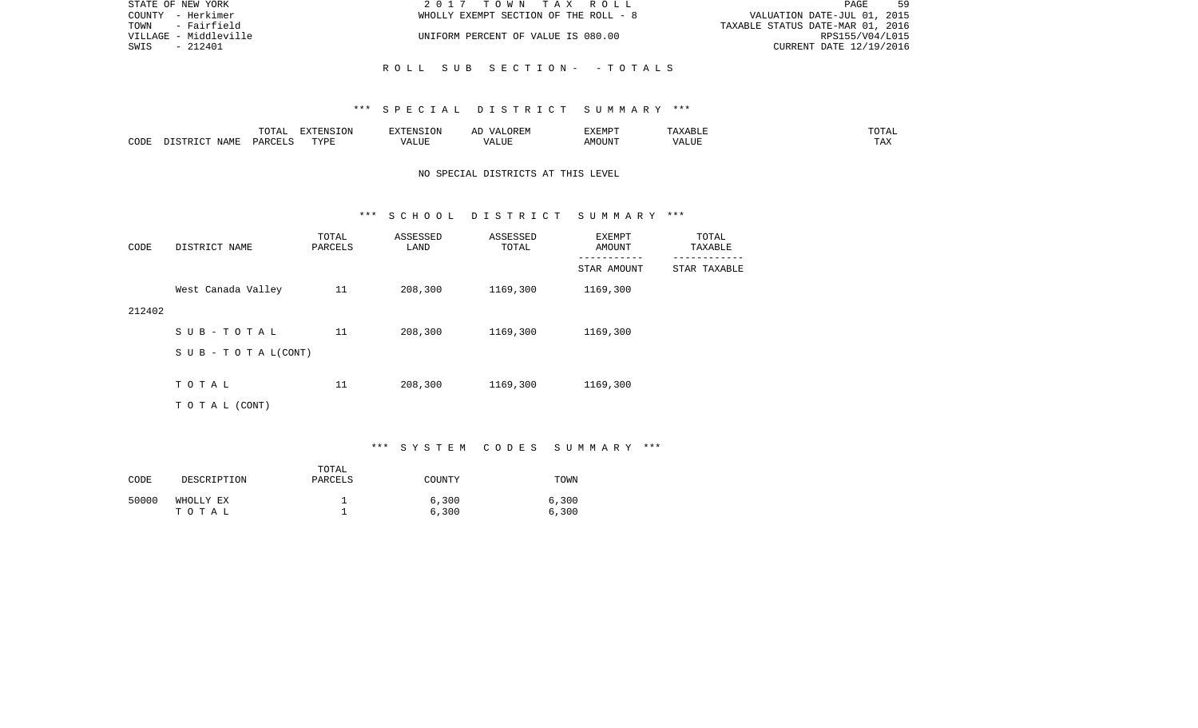ROLL SUB SECTION- - TOTALS

*** SPECIAL DISTRICT SUMMARY ***

| CODE | DISTRICT NAME | TOTAL PARCELS | EXTENSION TYPE | EXTENSION VALUE | AD VALOREM VALUE | EXEMPT AMOUNT | TAXABLE VALUE | TOTAL TAX |
|---|---|---|---|---|---|---|---|---|

NO SPECIAL DISTRICTS AT THIS LEVEL

*** SCHOOL DISTRICT SUMMARY ***

| CODE | DISTRICT NAME | TOTAL PARCELS | ASSESSED LAND | ASSESSED TOTAL | EXEMPT AMOUNT / STAR AMOUNT | TOTAL TAXABLE / STAR TAXABLE |
|---|---|---|---|---|---|---|
| 212402 | West Canada Valley | 11 | 208,300 | 1169,300 | 1169,300 | |
| | S U B - T O T A L | 11 | 208,300 | 1169,300 | 1169,300 | |
| | S U B - T O T A L(CONT) | | | | | |
| | T O T A L | 11 | 208,300 | 1169,300 | 1169,300 | |
| | T O T A L (CONT) | | | | | |

*** SYSTEM CODES SUMMARY ***

| CODE | DESCRIPTION | TOTAL PARCELS | COUNTY | TOWN |
|---|---|---|---|---|
| 50000 | WHOLLY EX | 1 | 6,300 | 6,300 |
| | T O T A L | 1 | 6,300 | 6,300 |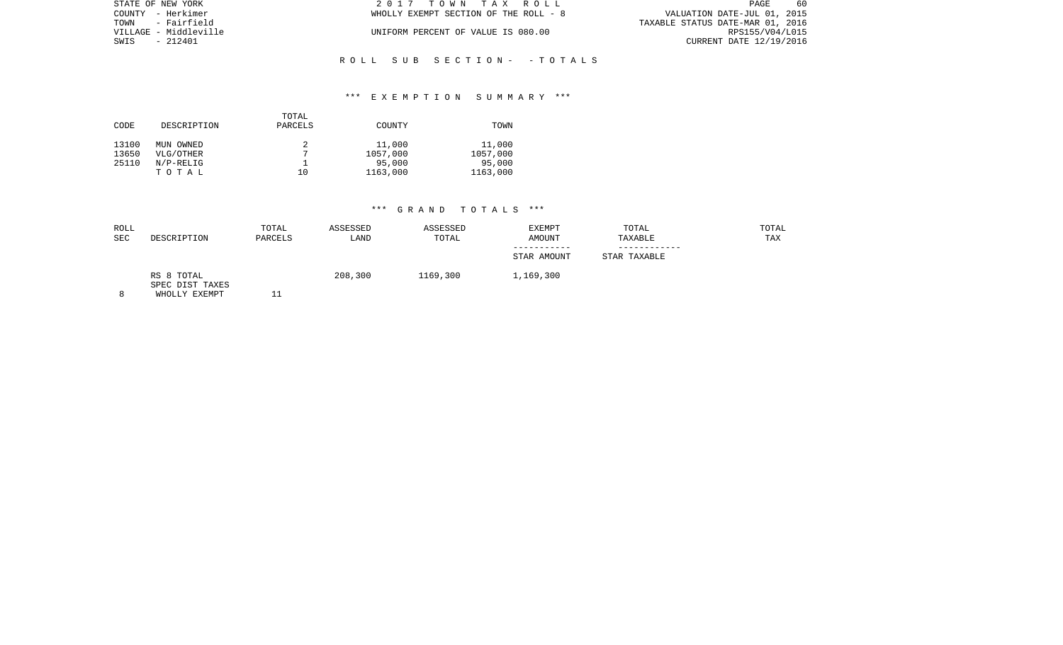STATE OF NEW YORK
COUNTY - Herkimer
TOWN - Fairfield
VILLAGE - Middleville
SWIS - 212401

2 0 1 7 T O W N T A X R O L L
WHOLLY EXEMPT SECTION OF THE ROLL - 8

UNIFORM PERCENT OF VALUE IS 080.00

VALUATION DATE-JUL 01, 2015
TAXABLE STATUS DATE-MAR 01, 2016
RPS155/V04/L015
CURRENT DATE 12/19/2016

R O L L S U B S E C T I O N - - T O T A L S

*** E X E M P T I O N S U M M A R Y ***

| CODE | DESCRIPTION | TOTAL PARCELS | COUNTY | TOWN |
|---|---|---|---|---|
| 13100 | MUN OWNED | 2 | 11,000 | 11,000 |
| 13650 | VLG/OTHER | 7 | 1057,000 | 1057,000 |
| 25110 | N/P-RELIG | 1 | 95,000 | 95,000 |
| | T O T A L | 10 | 1163,000 | 1163,000 |

*** G R A N D T O T A L S ***

| ROLL SEC | DESCRIPTION | TOTAL PARCELS | ASSESSED LAND | ASSESSED TOTAL | EXEMPT AMOUNT<br>-----------<br>STAR AMOUNT | TOTAL TAXABLE<br>------------<br>STAR TAXABLE | TOTAL TAX |
|---|---|---|---|---|---|---|---|
| | RS 8 TOTAL<br>SPEC DIST TAXES | | 208,300 | 1169,300 | 1,169,300 | | |
| 8 | WHOLLY EXEMPT | 11 | | | | | |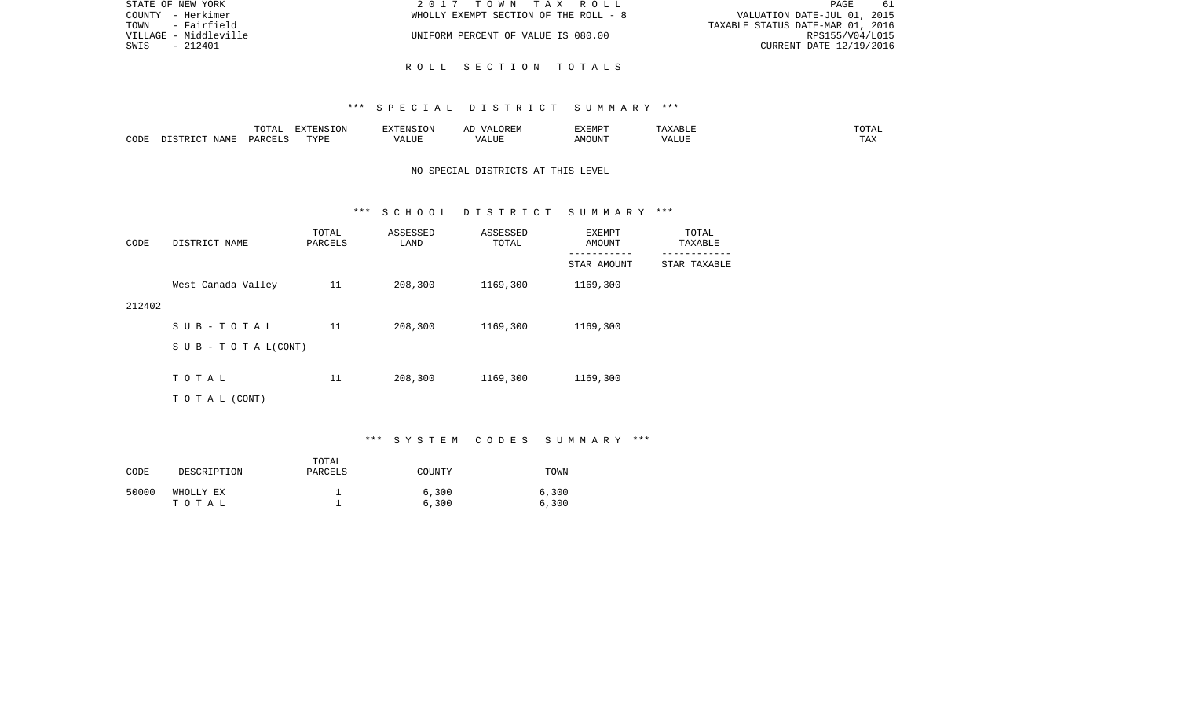STATE OF NEW YORK  
COUNTY - Herkimer  
TOWN - Fairfield  
VILLAGE - Middleville  
SWIS - 212401

2 0 1 7 T O W N T A X R O L L  
WHOLLY EXEMPT SECTION OF THE ROLL - 8  
UNIFORM PERCENT OF VALUE IS 080.00

VALUATION DATE-JUL 01, 2015  
TAXABLE STATUS DATE-MAR 01, 2016  
RPS155/V04/L015  
CURRENT DATE 12/19/2016

## R O L L S E C T I O N T O T A L S

### *** S P E C I A L D I S T R I C T S U M M A R Y ***

| CODE | DISTRICT NAME | TOTAL PARCELS | EXTENSION TYPE | EXTENSION VALUE | AD VALOREM VALUE | EXEMPT AMOUNT | TAXABLE VALUE | TOTAL TAX |
|---|---|---|---|---|---|---|---|---|

NO SPECIAL DISTRICTS AT THIS LEVEL

### *** S C H O O L D I S T R I C T S U M M A R Y ***

| CODE | DISTRICT NAME | TOTAL PARCELS | ASSESSED LAND | ASSESSED TOTAL | EXEMPT AMOUNT / STAR AMOUNT | TOTAL TAXABLE / STAR TAXABLE |
|---|---|---|---|---|---|---|
| 212402 | West Canada Valley | 11 | 208,300 | 1169,300 | 1169,300 | |
| | S U B - T O T A L | 11 | 208,300 | 1169,300 | 1169,300 | |
| | S U B - T O T A L(CONT) | | | | | |
| | T O T A L | 11 | 208,300 | 1169,300 | 1169,300 | |
| | T O T A L (CONT) | | | | | |

### *** S Y S T E M C O D E S S U M M A R Y ***

| CODE | DESCRIPTION | TOTAL PARCELS | COUNTY | TOWN |
|---|---|---|---|---|
| 50000 | WHOLLY EX | 1 | 6,300 | 6,300 |
| | T O T A L | 1 | 6,300 | 6,300 |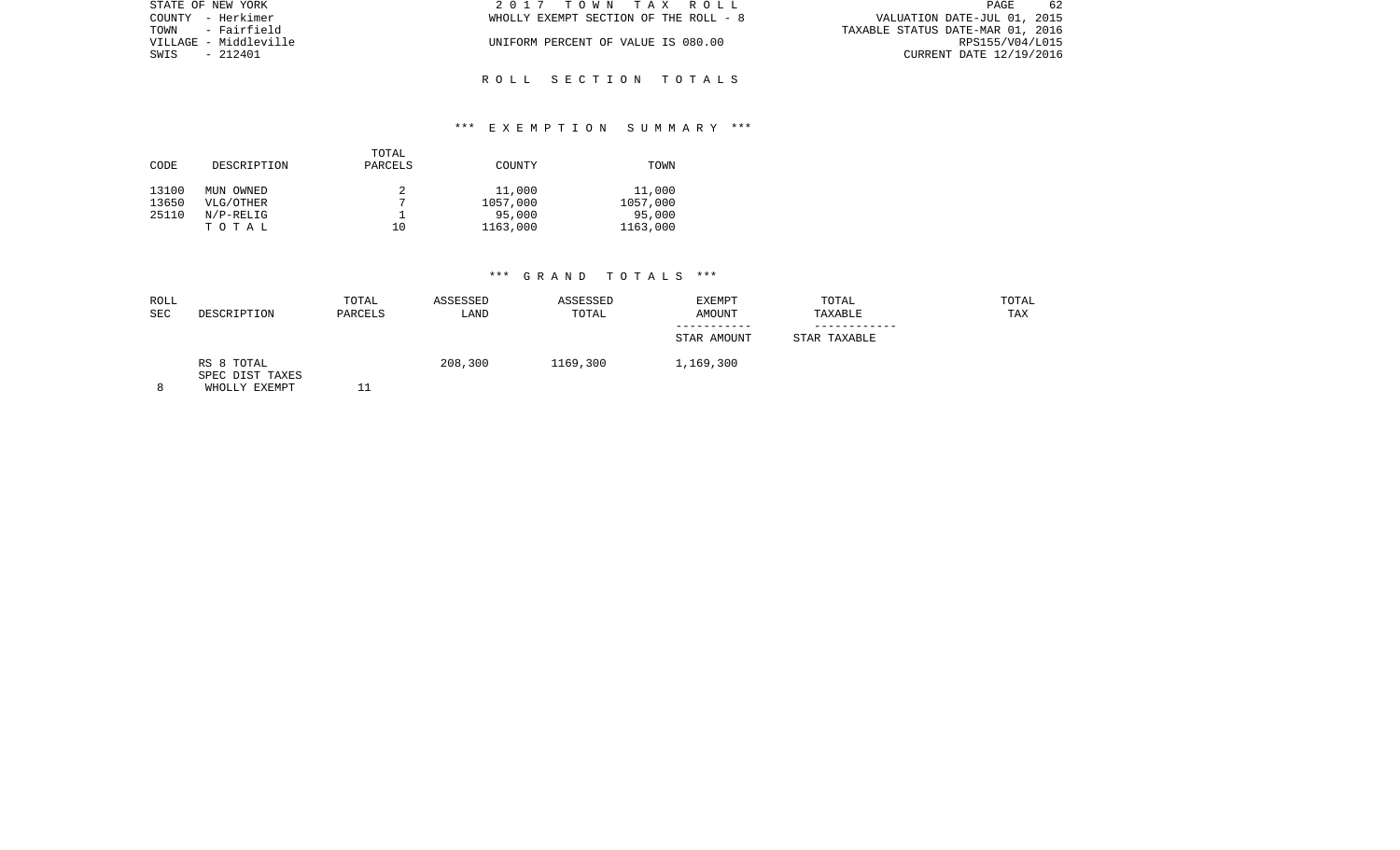STATE OF NEW YORK
COUNTY - Herkimer
TOWN - Fairfield
VILLAGE - Middleville
SWIS - 212401

2 0 1 7 T O W N T A X R O L L
WHOLLY EXEMPT SECTION OF THE ROLL - 8

UNIFORM PERCENT OF VALUE IS 080.00

VALUATION DATE-JUL 01, 2015
TAXABLE STATUS DATE-MAR 01, 2016
RPS155/V04/L015
CURRENT DATE 12/19/2016

## R O L L S E C T I O N T O T A L S

### *** E X E M P T I O N S U M M A R Y ***

| CODE | DESCRIPTION | TOTAL PARCELS | COUNTY | TOWN |
|---|---|---|---|---|
| 13100 | MUN OWNED | 2 | 11,000 | 11,000 |
| 13650 | VLG/OTHER | 7 | 1057,000 | 1057,000 |
| 25110 | N/P-RELIG | 1 | 95,000 | 95,000 |
| | T O T A L | 10 | 1163,000 | 1163,000 |

### *** G R A N D T O T A L S ***

| ROLL SEC | DESCRIPTION | TOTAL PARCELS | ASSESSED LAND | ASSESSED TOTAL | EXEMPT AMOUNT<br>-----------<br>STAR AMOUNT | TOTAL TAXABLE<br>------------<br>STAR TAXABLE | TOTAL TAX |
|---|---|---|---|---|---|---|---|
| | RS 8 TOTAL<br>SPEC DIST TAXES | | 208,300 | 1169,300 | 1,169,300 | | |
| 8 | WHOLLY EXEMPT | 11 | | | | | |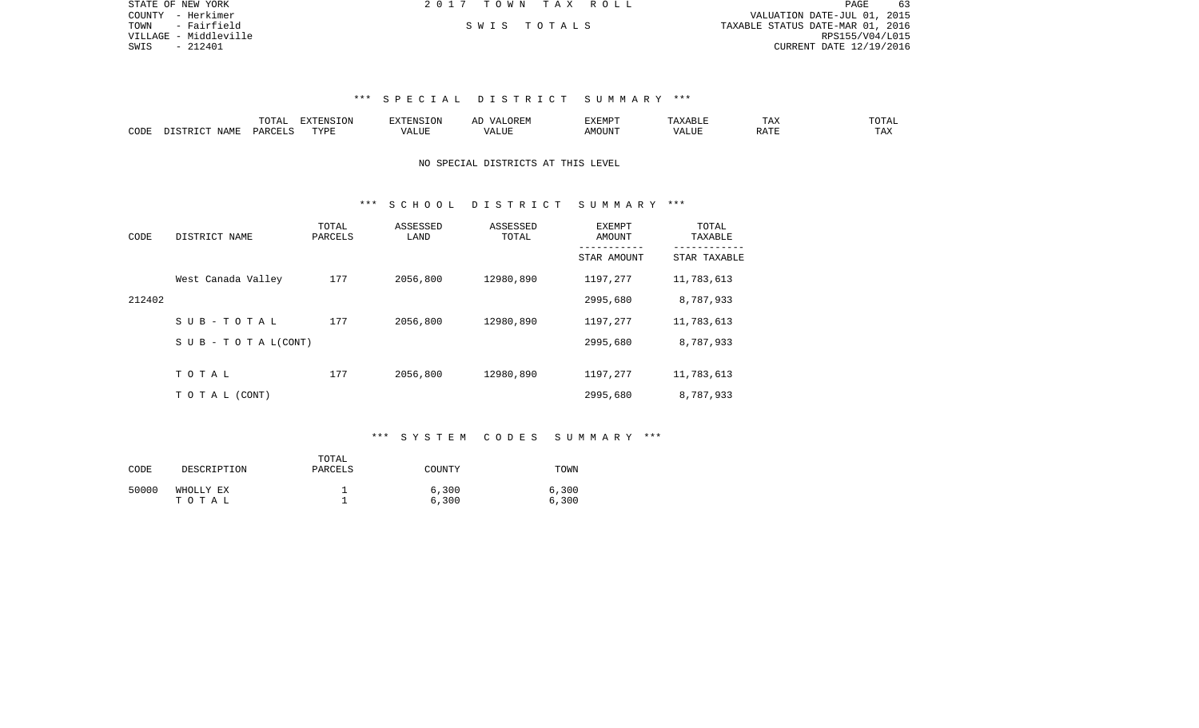STATE OF NEW YORK
COUNTY - Herkimer
TOWN - Fairfield
VILLAGE - Middleville
SWIS - 212401

2 0 1 7 T O W N T A X R O L L

S W I S T O T A L S

VALUATION DATE-JUL 01, 2015
TAXABLE STATUS DATE-MAR 01, 2016
RPS155/V04/L015
CURRENT DATE 12/19/2016

### *** S P E C I A L D I S T R I C T S U M M A R Y ***

| CODE | DISTRICT NAME | TOTAL PARCELS | EXTENSION TYPE | EXTENSION VALUE | AD VALOREM VALUE | EXEMPT AMOUNT | TAXABLE VALUE | TAX RATE | TOTAL TAX |
|---|---|---|---|---|---|---|---|---|---|

NO SPECIAL DISTRICTS AT THIS LEVEL

### *** S C H O O L D I S T R I C T S U M M A R Y ***

| CODE | DISTRICT NAME | TOTAL PARCELS | ASSESSED LAND | ASSESSED TOTAL | EXEMPT AMOUNT / STAR AMOUNT | TOTAL TAXABLE / STAR TAXABLE |
|---|---|---|---|---|---|---|
| | West Canada Valley | 177 | 2056,800 | 12980,890 | 1197,277 | 11,783,613 |
| 212402 | | | | | 2995,680 | 8,787,933 |
| | S U B - T O T A L | 177 | 2056,800 | 12980,890 | 1197,277 | 11,783,613 |
| | S U B - T O T A L(CONT) | | | | 2995,680 | 8,787,933 |
| | T O T A L | 177 | 2056,800 | 12980,890 | 1197,277 | 11,783,613 |
| | T O T A L (CONT) | | | | 2995,680 | 8,787,933 |

### *** S Y S T E M C O D E S S U M M A R Y ***

| CODE | DESCRIPTION | TOTAL PARCELS | COUNTY | TOWN |
|---|---|---|---|---|
| 50000 | WHOLLY EX | 1 | 6,300 | 6,300 |
| | T O T A L | 1 | 6,300 | 6,300 |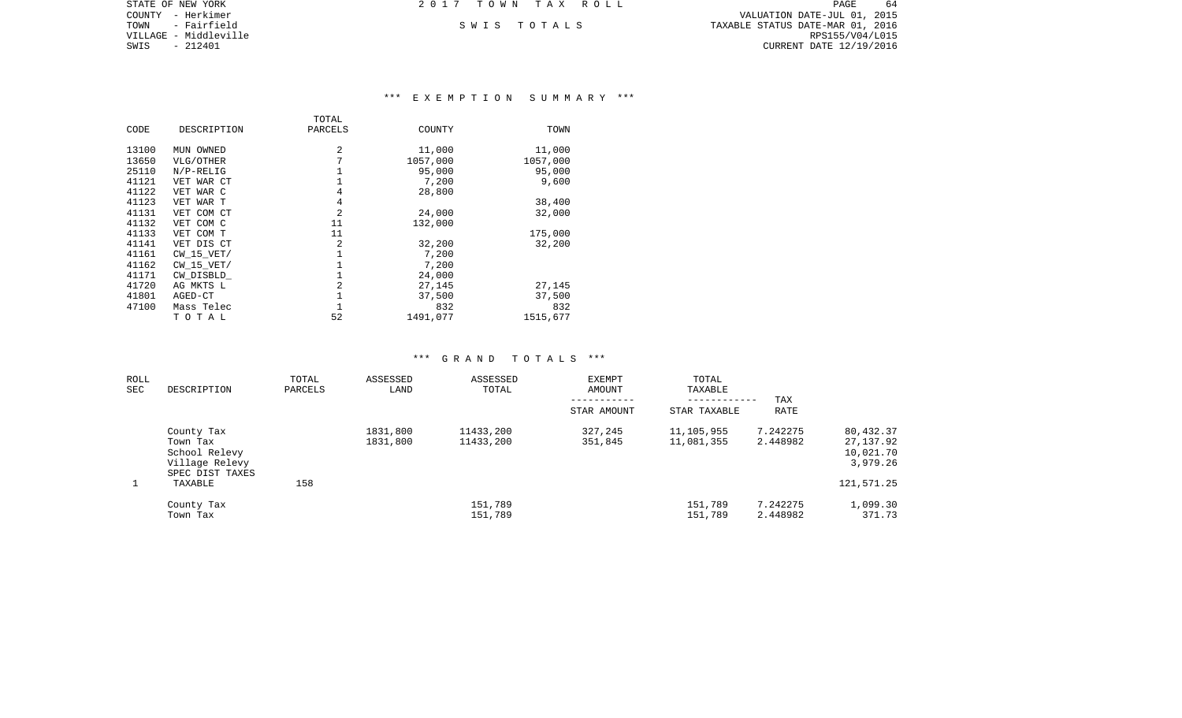STATE OF NEW YORK
COUNTY - Herkimer
TOWN - Fairfield
VILLAGE - Middleville
SWIS - 212401

2 0 1 7 T O W N T A X R O L L

S W I S T O T A L S

VALUATION DATE-JUL 01, 2015
TAXABLE STATUS DATE-MAR 01, 2016
RPS155/V04/L015
CURRENT DATE 12/19/2016

## *** E X E M P T I O N S U M M A R Y ***

| CODE | DESCRIPTION | TOTAL PARCELS | COUNTY | TOWN |
|---|---|---|---|---|
| 13100 | MUN OWNED | 2 | 11,000 | 11,000 |
| 13650 | VLG/OTHER | 7 | 1057,000 | 1057,000 |
| 25110 | N/P-RELIG | 1 | 95,000 | 95,000 |
| 41121 | VET WAR CT | 1 | 7,200 | 9,600 |
| 41122 | VET WAR C | 4 | 28,800 | |
| 41123 | VET WAR T | 4 | | 38,400 |
| 41131 | VET COM CT | 2 | 24,000 | 32,000 |
| 41132 | VET COM C | 11 | 132,000 | |
| 41133 | VET COM T | 11 | | 175,000 |
| 41141 | VET DIS CT | 2 | 32,200 | 32,200 |
| 41161 | CW_15_VET/ | 1 | 7,200 | |
| 41162 | CW_15_VET/ | 1 | 7,200 | |
| 41171 | CW_DISBLD_ | 1 | 24,000 | |
| 41720 | AG MKTS L | 2 | 27,145 | 27,145 |
| 41801 | AGED-CT | 1 | 37,500 | 37,500 |
| 47100 | Mass Telec | 1 | 832 | 832 |
| | T O T A L | 52 | 1491,077 | 1515,677 |

## *** G R A N D T O T A L S ***

| ROLL SEC | DESCRIPTION | TOTAL PARCELS | ASSESSED LAND | ASSESSED TOTAL | EXEMPT AMOUNT / STAR AMOUNT | TOTAL TAXABLE / STAR TAXABLE | TAX RATE | |
|---|---|---|---|---|---|---|---|---|
| | County Tax | | 1831,800 | 11433,200 | 327,245 | 11,105,955 | 7.242275 | 80,432.37 |
| | Town Tax | | 1831,800 | 11433,200 | 351,845 | 11,081,355 | 2.448982 | 27,137.92 |
| | School Relevy | | | | | | | 10,021.70 |
| | Village Relevy | | | | | | | 3,979.26 |
| | SPEC DIST TAXES | | | | | | | |
| 1 | TAXABLE | 158 | | | | | | 121,571.25 |
| | County Tax | | | 151,789 | | 151,789 | 7.242275 | 1,099.30 |
| | Town Tax | | | 151,789 | | 151,789 | 2.448982 | 371.73 |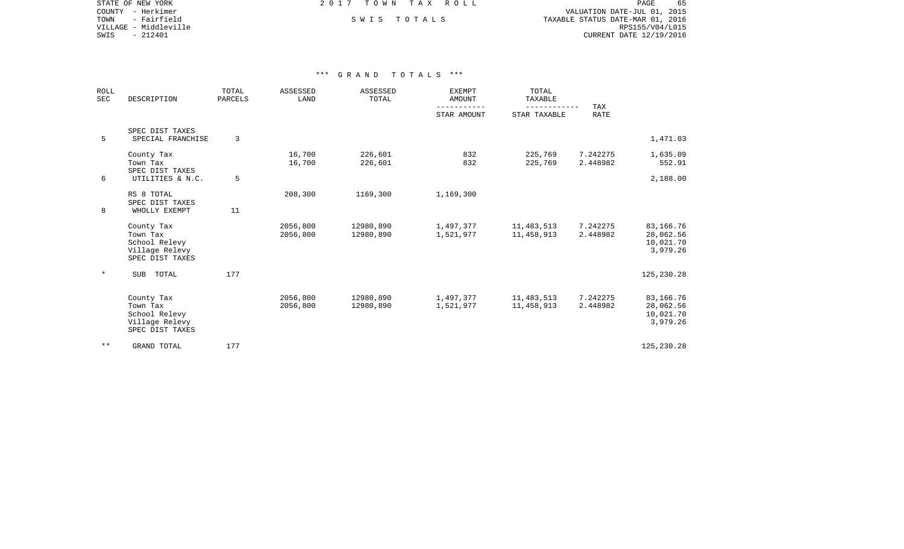STATE OF NEW YORK
COUNTY - Herkimer
TOWN - Fairfield
VILLAGE - Middleville
SWIS - 212401

2 0 1 7 T O W N T A X R O L L

S W I S T O T A L S

VALUATION DATE-JUL 01, 2015
TAXABLE STATUS DATE-MAR 01, 2016
RPS155/V04/L015
CURRENT DATE 12/19/2016

*** G R A N D T O T A L S ***

| ROLL SEC | DESCRIPTION | TOTAL PARCELS | ASSESSED LAND | ASSESSED TOTAL | EXEMPT AMOUNT / STAR AMOUNT | TOTAL TAXABLE / STAR TAXABLE | TAX RATE | |
|---|---|---|---|---|---|---|---|---|
| | SPEC DIST TAXES | | | | | | | |
| 5 | SPECIAL FRANCHISE | 3 | | | | | | 1,471.03 |
| | County Tax | | 16,700 | 226,601 | 832 | 225,769 | 7.242275 | 1,635.09 |
| | Town Tax | | 16,700 | 226,601 | 832 | 225,769 | 2.448982 | 552.91 |
| | SPEC DIST TAXES | | | | | | | |
| 6 | UTILITIES & N.C. | 5 | | | | | | 2,188.00 |
| | RS 8 TOTAL | | 208,300 | 1169,300 | 1,169,300 | | | |
| | SPEC DIST TAXES | | | | | | | |
| 8 | WHOLLY EXEMPT | 11 | | | | | | |
| | County Tax | | 2056,800 | 12980,890 | 1,497,377 | 11,483,513 | 7.242275 | 83,166.76 |
| | Town Tax | | 2056,800 | 12980,890 | 1,521,977 | 11,458,913 | 2.448982 | 28,062.56 |
| | School Relevy | | | | | | | 10,021.70 |
| | Village Relevy | | | | | | | 3,979.26 |
| | SPEC DIST TAXES | | | | | | | |
| * | SUB TOTAL | 177 | | | | | | 125,230.28 |
| | County Tax | | 2056,800 | 12980,890 | 1,497,377 | 11,483,513 | 7.242275 | 83,166.76 |
| | Town Tax | | 2056,800 | 12980,890 | 1,521,977 | 11,458,913 | 2.448982 | 28,062.56 |
| | School Relevy | | | | | | | 10,021.70 |
| | Village Relevy | | | | | | | 3,979.26 |
| | SPEC DIST TAXES | | | | | | | |
| ** | GRAND TOTAL | 177 | | | | | | 125,230.28 |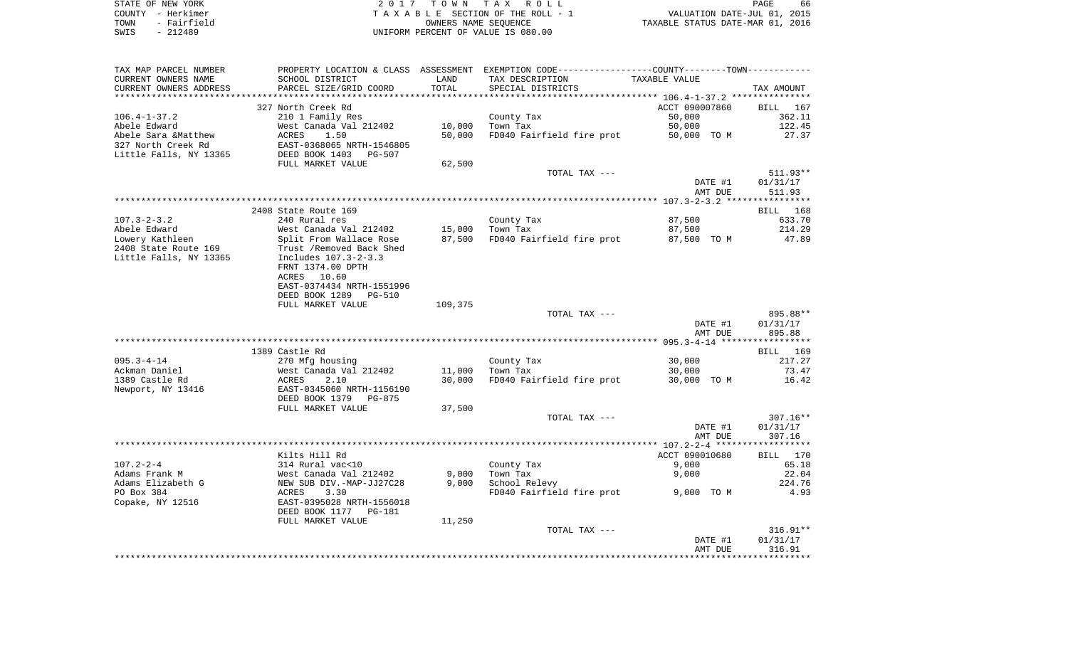STATE OF NEW YORK
COUNTY - Herkimer
TOWN - Fairfield
SWIS - 212489

2 0 1 7 T O W N T A X R O L L
T A X A B L E SECTION OF THE ROLL - 1
OWNERS NAME SEQUENCE
UNIFORM PERCENT OF VALUE IS 080.00

VALUATION DATE-JUL 01, 2015
TAXABLE STATUS DATE-MAR 01, 2016

| TAX MAP PARCEL NUMBER / CURRENT OWNERS NAME / CURRENT OWNERS ADDRESS | PROPERTY LOCATION & CLASS / SCHOOL DISTRICT / PARCEL SIZE/GRID COORD | ASSESSMENT LAND | TOTAL | EXEMPTION CODE / TAX DESCRIPTION / SPECIAL DISTRICTS | TAXABLE VALUE (COUNTY--------TOWN) | TAX AMOUNT |
|---|---|---|---|---|---|---|
| 106.4-1-37.2 | 327 North Creek Rd | | | | ACCT 090007860 | BILL 167 |
| 106.4-1-37.2 | 210 1 Family Res | | | County Tax | 50,000 | 362.11 |
| Abele Edward | West Canada Val 212402 | 10,000 | | Town Tax | 50,000 | 122.45 |
| Abele Sara &Matthew | ACRES 1.50 | | 50,000 | FD040 Fairfield fire prot | 50,000 TO M | 27.37 |
| 327 North Creek Rd | EAST-0368065 NRTH-1546805 | | | | | |
| Little Falls, NY 13365 | DEED BOOK 1403 PG-507 | | | | | |
| | FULL MARKET VALUE | 62,500 | | | | |
| | | | | TOTAL TAX --- | | 511.93** |
| | | | | | DATE #1 | 01/31/17 |
| | | | | | AMT DUE | 511.93 |
| 107.3-2-3.2 | 2408 State Route 169 | | | | | BILL 168 |
| 107.3-2-3.2 | 240 Rural res | | | County Tax | 87,500 | 633.70 |
| Abele Edward | West Canada Val 212402 | 15,000 | | Town Tax | 87,500 | 214.29 |
| Lowery Kathleen | Split From Wallace Rose | | 87,500 | FD040 Fairfield fire prot | 87,500 TO M | 47.89 |
| 2408 State Route 169 | Trust /Removed Back Shed | | | | | |
| Little Falls, NY 13365 | Includes 107.3-2-3.3 | | | | | |
| | FRNT 1374.00 DPTH | | | | | |
| | ACRES 10.60 | | | | | |
| | EAST-0374434 NRTH-1551996 | | | | | |
| | DEED BOOK 1289 PG-510 | | | | | |
| | FULL MARKET VALUE | 109,375 | | | | |
| | | | | TOTAL TAX --- | | 895.88** |
| | | | | | DATE #1 | 01/31/17 |
| | | | | | AMT DUE | 895.88 |
| 095.3-4-14 | 1389 Castle Rd | | | | | BILL 169 |
| 095.3-4-14 | 270 Mfg housing | | | County Tax | 30,000 | 217.27 |
| Ackman Daniel | West Canada Val 212402 | 11,000 | | Town Tax | 30,000 | 73.47 |
| 1389 Castle Rd | ACRES 2.10 | | 30,000 | FD040 Fairfield fire prot | 30,000 TO M | 16.42 |
| Newport, NY 13416 | EAST-0345060 NRTH-1156190 | | | | | |
| | DEED BOOK 1379 PG-875 | | | | | |
| | FULL MARKET VALUE | 37,500 | | | | |
| | | | | TOTAL TAX --- | | 307.16** |
| | | | | | DATE #1 | 01/31/17 |
| | | | | | AMT DUE | 307.16 |
| 107.2-2-4 | Kilts Hill Rd | | | | ACCT 090010680 | BILL 170 |
| 107.2-2-4 | 314 Rural vac<10 | | | County Tax | 9,000 | 65.18 |
| Adams Frank M | West Canada Val 212402 | 9,000 | | Town Tax | 9,000 | 22.04 |
| Adams Elizabeth G | NEW SUB DIV.-MAP-JJ27C28 | | 9,000 | School Relevy | | 224.76 |
| PO Box 384 | ACRES 3.30 | | | FD040 Fairfield fire prot | 9,000 TO M | 4.93 |
| Copake, NY 12516 | EAST-0395028 NRTH-1556018 | | | | | |
| | DEED BOOK 1177 PG-181 | | | | | |
| | FULL MARKET VALUE | 11,250 | | | | |
| | | | | TOTAL TAX --- | | 316.91** |
| | | | | | DATE #1 | 01/31/17 |
| | | | | | AMT DUE | 316.91 |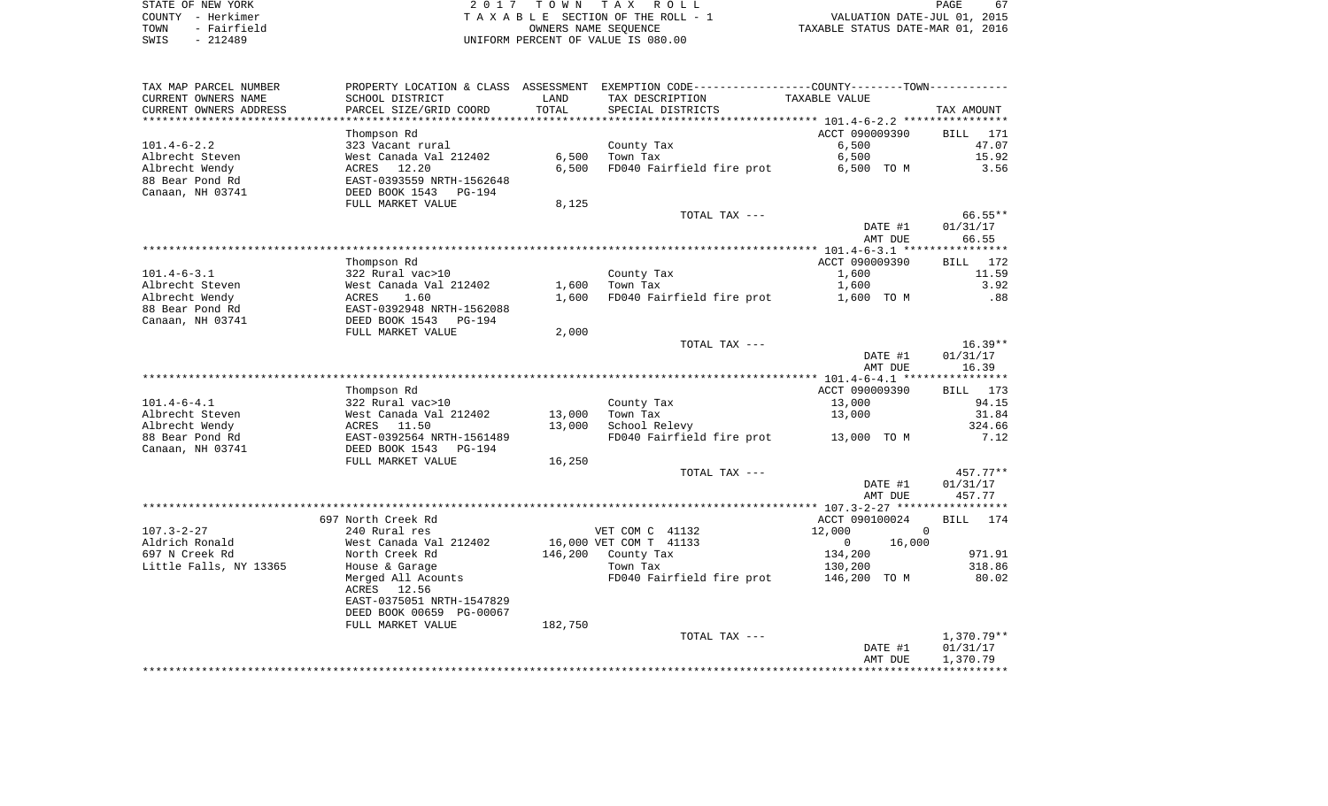STATE OF NEW YORK
COUNTY - Herkimer
TOWN - Fairfield
SWIS - 212489

2 0 1 7 T O W N T A X R O L L
T A X A B L E SECTION OF THE ROLL - 1
OWNERS NAME SEQUENCE
UNIFORM PERCENT OF VALUE IS 080.00

VALUATION DATE-JUL 01, 2015
TAXABLE STATUS DATE-MAR 01, 2016

| TAX MAP PARCEL NUMBER<br>CURRENT OWNERS NAME<br>CURRENT OWNERS ADDRESS | PROPERTY LOCATION & CLASS<br>SCHOOL DISTRICT<br>PARCEL SIZE/GRID COORD | ASSESSMENT<br>LAND<br>TOTAL | EXEMPTION CODE<br>TAX DESCRIPTION<br>SPECIAL DISTRICTS | COUNTY--------TOWN<br>TAXABLE VALUE | TAX AMOUNT |
|---|---|---|---|---|---|
| | Thompson Rd | | | ACCT 090009390 | BILL 171 |
| 101.4-6-2.2 | 323 Vacant rural | | County Tax | 6,500 | 47.07 |
| Albrecht Steven | West Canada Val 212402 | 6,500 | Town Tax | 6,500 | 15.92 |
| Albrecht Wendy | ACRES 12.20 | 6,500 | FD040 Fairfield fire prot | 6,500 TO M | 3.56 |
| 88 Bear Pond Rd | EAST-0393559 NRTH-1562648 | | | | |
| Canaan, NH 03741 | DEED BOOK 1543 PG-194 | | | | |
| | FULL MARKET VALUE | 8,125 | | | |
| | | | TOTAL TAX --- | | 66.55** |
| | | | | DATE #1 | 01/31/17 |
| | | | | AMT DUE | 66.55 |
| | Thompson Rd | | | ACCT 090009390 | BILL 172 |
| 101.4-6-3.1 | 322 Rural vac>10 | | County Tax | 1,600 | 11.59 |
| Albrecht Steven | West Canada Val 212402 | 1,600 | Town Tax | 1,600 | 3.92 |
| Albrecht Wendy | ACRES 1.60 | 1,600 | FD040 Fairfield fire prot | 1,600 TO M | .88 |
| 88 Bear Pond Rd | EAST-0392948 NRTH-1562088 | | | | |
| Canaan, NH 03741 | DEED BOOK 1543 PG-194 | | | | |
| | FULL MARKET VALUE | 2,000 | | | |
| | | | TOTAL TAX --- | | 16.39** |
| | | | | DATE #1 | 01/31/17 |
| | | | | AMT DUE | 16.39 |
| | Thompson Rd | | | ACCT 090009390 | BILL 173 |
| 101.4-6-4.1 | 322 Rural vac>10 | | County Tax | 13,000 | 94.15 |
| Albrecht Steven | West Canada Val 212402 | 13,000 | Town Tax | 13,000 | 31.84 |
| Albrecht Wendy | ACRES 11.50 | 13,000 | School Relevy | | 324.66 |
| 88 Bear Pond Rd | EAST-0392564 NRTH-1561489 | | FD040 Fairfield fire prot | 13,000 TO M | 7.12 |
| Canaan, NH 03741 | DEED BOOK 1543 PG-194 | | | | |
| | FULL MARKET VALUE | 16,250 | | | |
| | | | TOTAL TAX --- | | 457.77** |
| | | | | DATE #1 | 01/31/17 |
| | | | | AMT DUE | 457.77 |
| | 697 North Creek Rd | | | ACCT 090100024 | BILL 174 |
| 107.3-2-27 | 240 Rural res | | VET COM C 41132 | 12,000 0 | |
| Aldrich Ronald | West Canada Val 212402 | 16,000 | VET COM T 41133 | 0 16,000 | |
| 697 N Creek Rd | North Creek Rd | 146,200 | County Tax | 134,200 | 971.91 |
| Little Falls, NY 13365 | House & Garage | | Town Tax | 130,200 | 318.86 |
| | Merged All Acounts | | FD040 Fairfield fire prot | 146,200 TO M | 80.02 |
| | ACRES 12.56 | | | | |
| | EAST-0375051 NRTH-1547829 | | | | |
| | DEED BOOK 00659 PG-00067 | | | | |
| | FULL MARKET VALUE | 182,750 | | | |
| | | | TOTAL TAX --- | | 1,370.79** |
| | | | | DATE #1 | 01/31/17 |
| | | | | AMT DUE | 1,370.79 |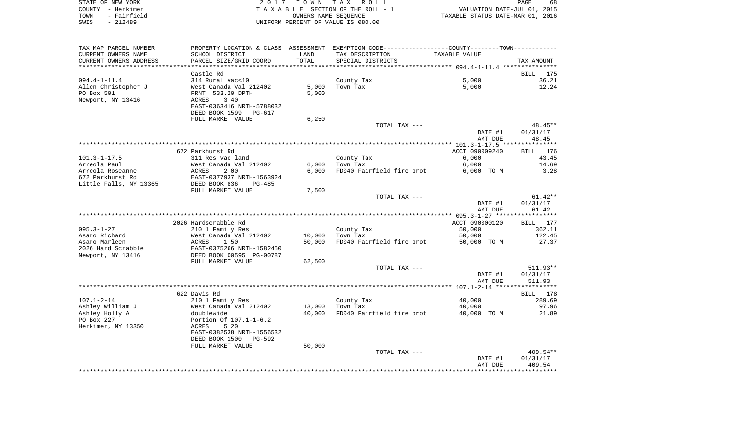STATE OF NEW YORK
COUNTY - Herkimer
TOWN - Fairfield
SWIS - 212489

2 0 1 7 T O W N T A X R O L L
T A X A B L E SECTION OF THE ROLL - 1
OWNERS NAME SEQUENCE
UNIFORM PERCENT OF VALUE IS 080.00

VALUATION DATE-JUL 01, 2015
TAXABLE STATUS DATE-MAR 01, 2016

| TAX MAP PARCEL NUMBER / CURRENT OWNERS NAME / CURRENT OWNERS ADDRESS | PROPERTY LOCATION & CLASS / SCHOOL DISTRICT / PARCEL SIZE/GRID COORD | ASSESSMENT LAND / TOTAL | EXEMPTION CODE / TAX DESCRIPTION / SPECIAL DISTRICTS | COUNTY--------TOWN TAXABLE VALUE | TAX AMOUNT |
|---|---|---|---|---|---|
| **094.4-1-11.4** | Castle Rd | | | | BILL 175 |
| 094.4-1-11.4 | 314 Rural vac<10 | | County Tax | 5,000 | 36.21 |
| Allen Christopher J | West Canada Val 212402 | 5,000 | Town Tax | 5,000 | 12.24 |
| PO Box 501 | FRNT 533.20 DPTH | 5,000 | | | |
| Newport, NY 13416 | ACRES 3.40 | | | | |
| | EAST-0363416 NRTH-5788032 | | | | |
| | DEED BOOK 1599 PG-617 | | | | |
| | FULL MARKET VALUE | 6,250 | | | |
| | | | TOTAL TAX --- | | 48.45** |
| | | | | DATE #1 | 01/31/17 |
| | | | | AMT DUE | 48.45 |
| **101.3-1-17.5** | 672 Parkhurst Rd | | | ACCT 090009240 | BILL 176 |
| 101.3-1-17.5 | 311 Res vac land | | County Tax | 6,000 | 43.45 |
| Arreola Paul | West Canada Val 212402 | 6,000 | Town Tax | 6,000 | 14.69 |
| Arreola Roseanne | ACRES 2.00 | 6,000 | FD040 Fairfield fire prot | 6,000 TO M | 3.28 |
| 672 Parkhurst Rd | EAST-0377937 NRTH-1563924 | | | | |
| Little Falls, NY 13365 | DEED BOOK 836 PG-485 | | | | |
| | FULL MARKET VALUE | 7,500 | | | |
| | | | TOTAL TAX --- | | 61.42** |
| | | | | DATE #1 | 01/31/17 |
| | | | | AMT DUE | 61.42 |
| **095.3-1-27** | 2026 Hardscrabble Rd | | | ACCT 090000120 | BILL 177 |
| 095.3-1-27 | 210 1 Family Res | | County Tax | 50,000 | 362.11 |
| Asaro Richard | West Canada Val 212402 | 10,000 | Town Tax | 50,000 | 122.45 |
| Asaro Marleen | ACRES 1.50 | 50,000 | FD040 Fairfield fire prot | 50,000 TO M | 27.37 |
| 2026 Hard Scrabble | EAST-0375266 NRTH-1582450 | | | | |
| Newport, NY 13416 | DEED BOOK 00595 PG-00787 | | | | |
| | FULL MARKET VALUE | 62,500 | | | |
| | | | TOTAL TAX --- | | 511.93** |
| | | | | DATE #1 | 01/31/17 |
| | | | | AMT DUE | 511.93 |
| **107.1-2-14** | 622 Davis Rd | | | | BILL 178 |
| 107.1-2-14 | 210 1 Family Res | | County Tax | 40,000 | 289.69 |
| Ashley William J | West Canada Val 212402 | 13,000 | Town Tax | 40,000 | 97.96 |
| Ashley Holly A | doublewide | 40,000 | FD040 Fairfield fire prot | 40,000 TO M | 21.89 |
| PO Box 227 | Portion Of 107.1-1-6.2 | | | | |
| Herkimer, NY 13350 | ACRES 5.20 | | | | |
| | EAST-0382538 NRTH-1556532 | | | | |
| | DEED BOOK 1500 PG-592 | | | | |
| | FULL MARKET VALUE | 50,000 | | | |
| | | | TOTAL TAX --- | | 409.54** |
| | | | | DATE #1 | 01/31/17 |
| | | | | AMT DUE | 409.54 |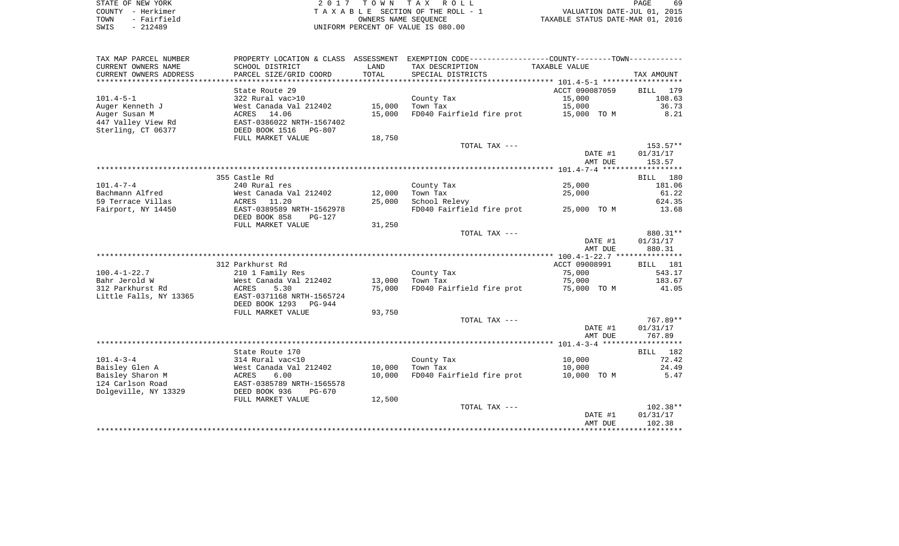STATE OF NEW YORK — 2017 TOWN TAX ROLL
COUNTY - Herkimer — TAXABLE SECTION OF THE ROLL - 1 — VALUATION DATE-JUL 01, 2015
TOWN - Fairfield — OWNERS NAME SEQUENCE — TAXABLE STATUS DATE-MAR 01, 2016
SWIS - 212489 — UNIFORM PERCENT OF VALUE IS 080.00

| TAX MAP PARCEL NUMBER / CURRENT OWNERS NAME / CURRENT OWNERS ADDRESS | PROPERTY LOCATION & CLASS / SCHOOL DISTRICT / PARCEL SIZE/GRID COORD | ASSESSMENT LAND / TOTAL | EXEMPTION CODE / TAX DESCRIPTION / SPECIAL DISTRICTS | COUNTY--------TOWN / TAXABLE VALUE | TAX AMOUNT |
|---|---|---|---|---|---|
| | State Route 29 | | | ACCT 090087059 | BILL 179 |
| 101.4-5-1 | 322 Rural vac>10 | | County Tax | 15,000 | 108.63 |
| Auger Kenneth J | West Canada Val 212402 | 15,000 | Town Tax | 15,000 | 36.73 |
| Auger Susan M | ACRES 14.06 | 15,000 | FD040 Fairfield fire prot | 15,000 TO M | 8.21 |
| 447 Valley View Rd | EAST-0386022 NRTH-1567402 | | | | |
| Sterling, CT 06377 | DEED BOOK 1516 PG-807 | | | | |
| | FULL MARKET VALUE | 18,750 | | | |
| | | | TOTAL TAX --- | | 153.57** |
| | | | | DATE #1 | 01/31/17 |
| | | | | AMT DUE | 153.57 |
| | 355 Castle Rd | | | | BILL 180 |
| 101.4-7-4 | 240 Rural res | | County Tax | 25,000 | 181.06 |
| Bachmann Alfred | West Canada Val 212402 | 12,000 | Town Tax | 25,000 | 61.22 |
| 59 Terrace Villas | ACRES 11.20 | 25,000 | School Relevy | | 624.35 |
| Fairport, NY 14450 | EAST-0389589 NRTH-1562978 | | FD040 Fairfield fire prot | 25,000 TO M | 13.68 |
| | DEED BOOK 858 PG-127 | | | | |
| | FULL MARKET VALUE | 31,250 | | | |
| | | | TOTAL TAX --- | | 880.31** |
| | | | | DATE #1 | 01/31/17 |
| | | | | AMT DUE | 880.31 |
| | 312 Parkhurst Rd | | | ACCT 09008991 | BILL 181 |
| 100.4-1-22.7 | 210 1 Family Res | | County Tax | 75,000 | 543.17 |
| Bahr Jerold W | West Canada Val 212402 | 13,000 | Town Tax | 75,000 | 183.67 |
| 312 Parkhurst Rd | ACRES 5.30 | 75,000 | FD040 Fairfield fire prot | 75,000 TO M | 41.05 |
| Little Falls, NY 13365 | EAST-0371168 NRTH-1565724 | | | | |
| | DEED BOOK 1293 PG-944 | | | | |
| | FULL MARKET VALUE | 93,750 | | | |
| | | | TOTAL TAX --- | | 767.89** |
| | | | | DATE #1 | 01/31/17 |
| | | | | AMT DUE | 767.89 |
| | State Route 170 | | | | BILL 182 |
| 101.4-3-4 | 314 Rural vac<10 | | County Tax | 10,000 | 72.42 |
| Baisley Glen A | West Canada Val 212402 | 10,000 | Town Tax | 10,000 | 24.49 |
| Baisley Sharon M | ACRES 6.00 | 10,000 | FD040 Fairfield fire prot | 10,000 TO M | 5.47 |
| 124 Carlson Road | EAST-0385789 NRTH-1565578 | | | | |
| Dolgeville, NY 13329 | DEED BOOK 936 PG-670 | | | | |
| | FULL MARKET VALUE | 12,500 | | | |
| | | | TOTAL TAX --- | | 102.38** |
| | | | | DATE #1 | 01/31/17 |
| | | | | AMT DUE | 102.38 |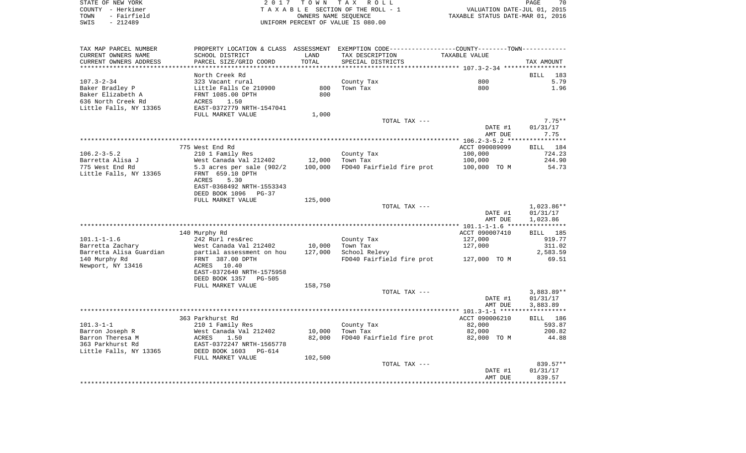STATE OF NEW YORK | 2 0 1 7 T O W N T A X R O L L | PAGE 70
COUNTY - Herkimer | T A X A B L E SECTION OF THE ROLL - 1 | VALUATION DATE-JUL 01, 2015
TOWN - Fairfield | OWNERS NAME SEQUENCE | TAXABLE STATUS DATE-MAR 01, 2016
SWIS - 212489 | UNIFORM PERCENT OF VALUE IS 080.00

| TAX MAP PARCEL NUMBER / CURRENT OWNERS NAME / CURRENT OWNERS ADDRESS | PROPERTY LOCATION & CLASS / SCHOOL DISTRICT / PARCEL SIZE/GRID COORD | ASSESSMENT LAND / TOTAL | EXEMPTION CODE / TAX DESCRIPTION / SPECIAL DISTRICTS | TAXABLE VALUE | TAX AMOUNT |
|---|---|---|---|---|---|
| **107.3-2-34** | North Creek Rd | | | | BILL 183 |
| 107.3-2-34 | 323 Vacant rural | | County Tax | 800 | 5.79 |
| Baker Bradley P | Little Falls Ce 210900 | 800 | Town Tax | 800 | 1.96 |
| Baker Elizabeth A | FRNT 1085.00 DPTH | 800 | | | |
| 636 North Creek Rd | ACRES 1.50 | | | | |
| Little Falls, NY 13365 | EAST-0372779 NRTH-1547041 | | | | |
| | FULL MARKET VALUE | 1,000 | | | |
| | | | TOTAL TAX --- | | 7.75** |
| | | | | DATE #1 | 01/31/17 |
| | | | | AMT DUE | 7.75 |
| **106.2-3-5.2** | 775 West End Rd | | | ACCT 090089099 | BILL 184 |
| 106.2-3-5.2 | 210 1 Family Res | | County Tax | 100,000 | 724.23 |
| Barretta Alisa J | West Canada Val 212402 | 12,000 | Town Tax | 100,000 | 244.90 |
| 775 West End Rd | 5.3 acres per sale (902/2 | 100,000 | FD040 Fairfield fire prot | 100,000 TO M | 54.73 |
| Little Falls, NY 13365 | FRNT 659.10 DPTH | | | | |
| | ACRES 5.30 | | | | |
| | EAST-0368492 NRTH-1553343 | | | | |
| | DEED BOOK 1096 PG-37 | | | | |
| | FULL MARKET VALUE | 125,000 | | | |
| | | | TOTAL TAX --- | | 1,023.86** |
| | | | | DATE #1 | 01/31/17 |
| | | | | AMT DUE | 1,023.86 |
| **101.1-1-1.6** | 140 Murphy Rd | | | ACCT 090007410 | BILL 185 |
| 101.1-1-1.6 | 242 Rurl res&rec | | County Tax | 127,000 | 919.77 |
| Barretta Zachary | West Canada Val 212402 | 10,000 | Town Tax | 127,000 | 311.02 |
| Barretta Alisa Guardian | partial assessment on hou | 127,000 | School Relevy | | 2,583.59 |
| 140 Murphy Rd | FRNT 387.00 DPTH | | FD040 Fairfield fire prot | 127,000 TO M | 69.51 |
| Newport, NY 13416 | ACRES 10.40 | | | | |
| | EAST-0372640 NRTH-1575958 | | | | |
| | DEED BOOK 1357 PG-505 | | | | |
| | FULL MARKET VALUE | 158,750 | | | |
| | | | TOTAL TAX --- | | 3,883.89** |
| | | | | DATE #1 | 01/31/17 |
| | | | | AMT DUE | 3,883.89 |
| **101.3-1-1** | 363 Parkhurst Rd | | | ACCT 090006210 | BILL 186 |
| 101.3-1-1 | 210 1 Family Res | | County Tax | 82,000 | 593.87 |
| Barron Joseph R | West Canada Val 212402 | 10,000 | Town Tax | 82,000 | 200.82 |
| Barron Theresa M | ACRES 1.50 | 82,000 | FD040 Fairfield fire prot | 82,000 TO M | 44.88 |
| 363 Parkhurst Rd | EAST-0372247 NRTH-1565778 | | | | |
| Little Falls, NY 13365 | DEED BOOK 1603 PG-614 | | | | |
| | FULL MARKET VALUE | 102,500 | | | |
| | | | TOTAL TAX --- | | 839.57** |
| | | | | DATE #1 | 01/31/17 |
| | | | | AMT DUE | 839.57 |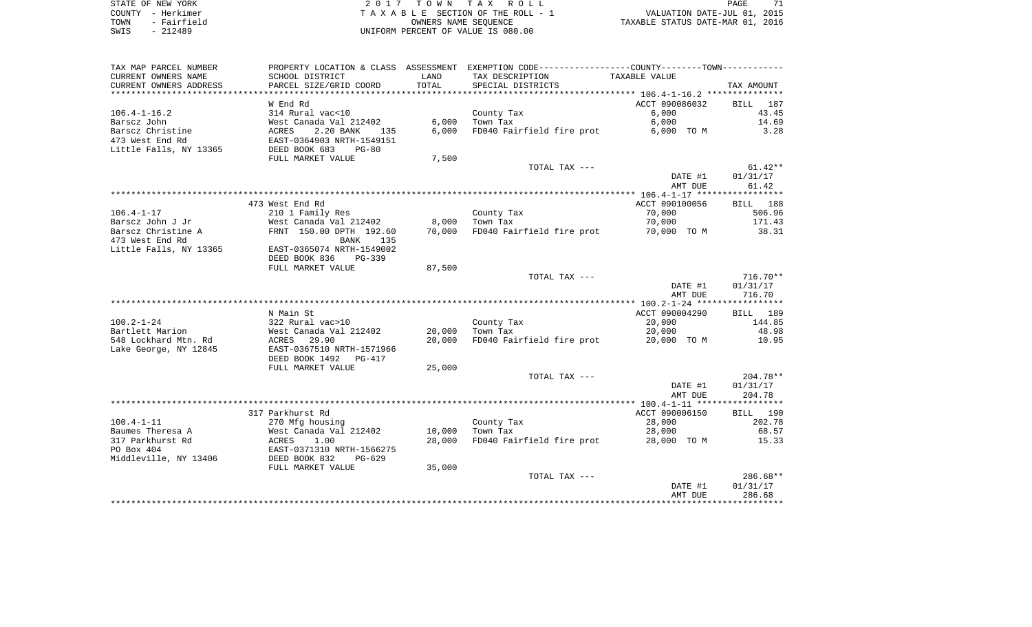STATE OF NEW YORK | COUNTY - Herkimer | TOWN - Fairfield | SWIS - 212489

# 2017 TOWN TAX ROLL

TAXABLE SECTION OF THE ROLL - 1
OWNERS NAME SEQUENCE
UNIFORM PERCENT OF VALUE IS 080.00

VALUATION DATE-JUL 01, 2015
TAXABLE STATUS DATE-MAR 01, 2016

| TAX MAP PARCEL NUMBER / CURRENT OWNERS NAME / CURRENT OWNERS ADDRESS | PROPERTY LOCATION & CLASS / SCHOOL DISTRICT / PARCEL SIZE/GRID COORD | ASSESSMENT LAND / TOTAL | EXEMPTION CODE / TAX DESCRIPTION / SPECIAL DISTRICTS | TAXABLE VALUE | TAX AMOUNT |
|---|---|---|---|---|---|
| 106.4-1-16.2 | W End Rd | | | ACCT 090086032 | BILL 187 |
| | 314 Rural vac<10 | | County Tax | 6,000 | 43.45 |
| Barscz John | West Canada Val 212402 | 6,000 | Town Tax | 6,000 | 14.69 |
| Barscz Christine | ACRES 2.20 BANK 135 | 6,000 | FD040 Fairfield fire prot | 6,000 TO M | 3.28 |
| 473 West End Rd | EAST-0364903 NRTH-1549151 | | | | |
| Little Falls, NY 13365 | DEED BOOK 683 PG-80 | | | | |
| | FULL MARKET VALUE | 7,500 | | | |
| | | | TOTAL TAX --- | | 61.42** |
| | | | | DATE #1 | 01/31/17 |
| | | | | AMT DUE | 61.42 |
| 106.4-1-17 | 473 West End Rd | | | ACCT 090100056 | BILL 188 |
| | 210 1 Family Res | | County Tax | 70,000 | 506.96 |
| Barscz John J Jr | West Canada Val 212402 | 8,000 | Town Tax | 70,000 | 171.43 |
| Barscz Christine A | FRNT 150.00 DPTH 192.60 | 70,000 | FD040 Fairfield fire prot | 70,000 TO M | 38.31 |
| 473 West End Rd | BANK 135 | | | | |
| Little Falls, NY 13365 | EAST-0365074 NRTH-1549002 | | | | |
| | DEED BOOK 836 PG-339 | | | | |
| | FULL MARKET VALUE | 87,500 | | | |
| | | | TOTAL TAX --- | | 716.70** |
| | | | | DATE #1 | 01/31/17 |
| | | | | AMT DUE | 716.70 |
| 100.2-1-24 | N Main St | | | ACCT 090004290 | BILL 189 |
| | 322 Rural vac>10 | | County Tax | 20,000 | 144.85 |
| Bartlett Marion | West Canada Val 212402 | 20,000 | Town Tax | 20,000 | 48.98 |
| 548 Lockhard Mtn. Rd | ACRES 29.90 | 20,000 | FD040 Fairfield fire prot | 20,000 TO M | 10.95 |
| Lake George, NY 12845 | EAST-0367510 NRTH-1571966 | | | | |
| | DEED BOOK 1492 PG-417 | | | | |
| | FULL MARKET VALUE | 25,000 | | | |
| | | | TOTAL TAX --- | | 204.78** |
| | | | | DATE #1 | 01/31/17 |
| | | | | AMT DUE | 204.78 |
| 100.4-1-11 | 317 Parkhurst Rd | | | ACCT 090006150 | BILL 190 |
| | 270 Mfg housing | | County Tax | 28,000 | 202.78 |
| Baumes Theresa A | West Canada Val 212402 | 10,000 | Town Tax | 28,000 | 68.57 |
| 317 Parkhurst Rd | ACRES 1.00 | 28,000 | FD040 Fairfield fire prot | 28,000 TO M | 15.33 |
| PO Box 404 | EAST-0371310 NRTH-1566275 | | | | |
| Middleville, NY 13406 | DEED BOOK 832 PG-629 | | | | |
| | FULL MARKET VALUE | 35,000 | | | |
| | | | TOTAL TAX --- | | 286.68** |
| | | | | DATE #1 | 01/31/17 |
| | | | | AMT DUE | 286.68 |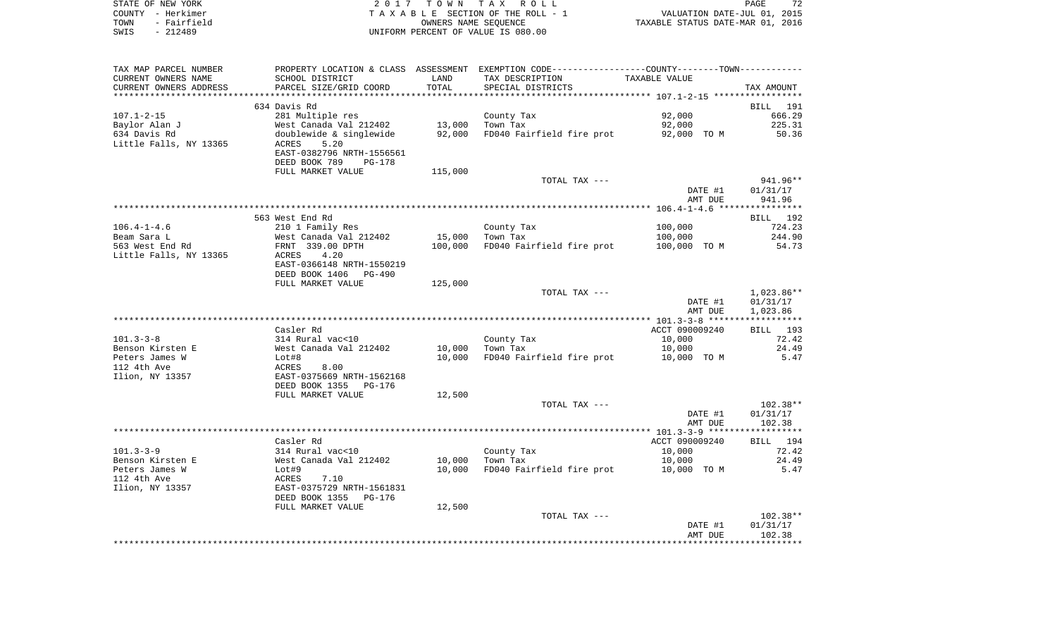STATE OF NEW YORK | 2017 TOWN TAX ROLL | PAGE 72
COUNTY - Herkimer | TAXABLE SECTION OF THE ROLL - 1 | VALUATION DATE-JUL 01, 2015
TOWN - Fairfield | OWNERS NAME SEQUENCE | TAXABLE STATUS DATE-MAR 01, 2016
SWIS - 212489 | UNIFORM PERCENT OF VALUE IS 080.00

| TAX MAP PARCEL NUMBER / CURRENT OWNERS NAME / CURRENT OWNERS ADDRESS | PROPERTY LOCATION & CLASS / SCHOOL DISTRICT / PARCEL SIZE/GRID COORD | ASSESSMENT LAND / TOTAL | EXEMPTION CODE / TAX DESCRIPTION / SPECIAL DISTRICTS | COUNTY--------TOWN / TAXABLE VALUE | TAX AMOUNT |
|---|---|---|---|---|---|
| | 634 Davis Rd | | | | BILL 191 |
| 107.1-2-15 | 281 Multiple res | | County Tax | 92,000 | 666.29 |
| Baylor Alan J | West Canada Val 212402 | 13,000 | Town Tax | 92,000 | 225.31 |
| 634 Davis Rd | doublewide & singlewide | 92,000 | FD040 Fairfield fire prot | 92,000 TO M | 50.36 |
| Little Falls, NY 13365 | ACRES 5.20 | | | | |
| | EAST-0382796 NRTH-1556561 | | | | |
| | DEED BOOK 789 PG-178 | | | | |
| | FULL MARKET VALUE | 115,000 | | | |
| | | | TOTAL TAX --- | | 941.96** |
| | | | | DATE #1 | 01/31/17 |
| | | | | AMT DUE | 941.96 |
| | 563 West End Rd | | | | BILL 192 |
| 106.4-1-4.6 | 210 1 Family Res | | County Tax | 100,000 | 724.23 |
| Beam Sara L | West Canada Val 212402 | 15,000 | Town Tax | 100,000 | 244.90 |
| 563 West End Rd | FRNT 339.00 DPTH | 100,000 | FD040 Fairfield fire prot | 100,000 TO M | 54.73 |
| Little Falls, NY 13365 | ACRES 4.20 | | | | |
| | EAST-0366148 NRTH-1550219 | | | | |
| | DEED BOOK 1406 PG-490 | | | | |
| | FULL MARKET VALUE | 125,000 | | | |
| | | | TOTAL TAX --- | | 1,023.86** |
| | | | | DATE #1 | 01/31/17 |
| | | | | AMT DUE | 1,023.86 |
| | Casler Rd | | | ACCT 090009240 | BILL 193 |
| 101.3-3-8 | 314 Rural vac<10 | | County Tax | 10,000 | 72.42 |
| Benson Kirsten E | West Canada Val 212402 | 10,000 | Town Tax | 10,000 | 24.49 |
| Peters James W | Lot#8 | 10,000 | FD040 Fairfield fire prot | 10,000 TO M | 5.47 |
| 112 4th Ave | ACRES 8.00 | | | | |
| Ilion, NY 13357 | EAST-0375669 NRTH-1562168 | | | | |
| | DEED BOOK 1355 PG-176 | | | | |
| | FULL MARKET VALUE | 12,500 | | | |
| | | | TOTAL TAX --- | | 102.38** |
| | | | | DATE #1 | 01/31/17 |
| | | | | AMT DUE | 102.38 |
| | Casler Rd | | | ACCT 090009240 | BILL 194 |
| 101.3-3-9 | 314 Rural vac<10 | | County Tax | 10,000 | 72.42 |
| Benson Kirsten E | West Canada Val 212402 | 10,000 | Town Tax | 10,000 | 24.49 |
| Peters James W | Lot#9 | 10,000 | FD040 Fairfield fire prot | 10,000 TO M | 5.47 |
| 112 4th Ave | ACRES 7.10 | | | | |
| Ilion, NY 13357 | EAST-0375729 NRTH-1561831 | | | | |
| | DEED BOOK 1355 PG-176 | | | | |
| | FULL MARKET VALUE | 12,500 | | | |
| | | | TOTAL TAX --- | | 102.38** |
| | | | | DATE #1 | 01/31/17 |
| | | | | AMT DUE | 102.38 |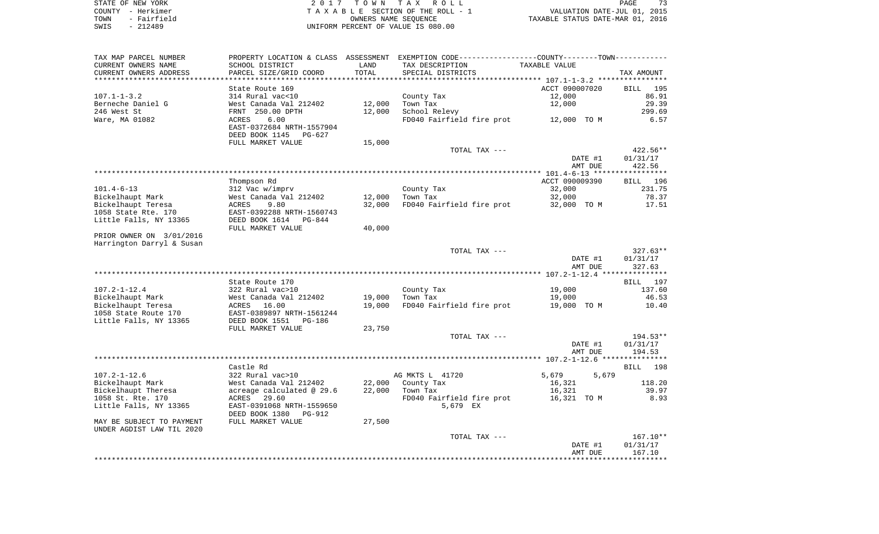STATE OF NEW YORK | COUNTY - Herkimer | TOWN - Fairfield | SWIS - 212489

**2017 TOWN TAX ROLL**
TAXABLE SECTION OF THE ROLL - 1
OWNERS NAME SEQUENCE
UNIFORM PERCENT OF VALUE IS 080.00

VALUATION DATE-JUL 01, 2015
TAXABLE STATUS DATE-MAR 01, 2016

| TAX MAP PARCEL NUMBER / CURRENT OWNERS NAME / CURRENT OWNERS ADDRESS | PROPERTY LOCATION & CLASS / SCHOOL DISTRICT / PARCEL SIZE/GRID COORD | ASSESSMENT LAND / TOTAL | EXEMPTION CODE / TAX DESCRIPTION / SPECIAL DISTRICTS | TAXABLE VALUE | TAX AMOUNT |
|---|---|---|---|---|---|
| **107.1-1-3.2** | State Route 169 | | | ACCT 090007020 | BILL 195 |
| 107.1-1-3.2 | 314 Rural vac<10 | | County Tax | 12,000 | 86.91 |
| Berneche Daniel G | West Canada Val 212402 | 12,000 | Town Tax | 12,000 | 29.39 |
| 246 West St | FRNT 250.00 DPTH | 12,000 | School Relevy | | 299.69 |
| Ware, MA 01082 | ACRES 6.00 | | FD040 Fairfield fire prot | 12,000 TO M | 6.57 |
| | EAST-0372684 NRTH-1557904 | | | | |
| | DEED BOOK 1145 PG-627 | | | | |
| | FULL MARKET VALUE | 15,000 | | | |
| | | | TOTAL TAX --- | | 422.56** |
| | | | | DATE #1 | 01/31/17 |
| | | | | AMT DUE | 422.56 |
| **101.4-6-13** | Thompson Rd | | | ACCT 090009390 | BILL 196 |
| 101.4-6-13 | 312 Vac w/imprv | | County Tax | 32,000 | 231.75 |
| Bickelhaupt Mark | West Canada Val 212402 | 12,000 | Town Tax | 32,000 | 78.37 |
| Bickelhaupt Teresa | ACRES 9.80 | 32,000 | FD040 Fairfield fire prot | 32,000 TO M | 17.51 |
| 1058 State Rte. 170 | EAST-0392288 NRTH-1560743 | | | | |
| Little Falls, NY 13365 | DEED BOOK 1614 PG-844 | | | | |
| | FULL MARKET VALUE | 40,000 | | | |
| PRIOR OWNER ON 3/01/2016 | | | | | |
| Harrington Darryl & Susan | | | | | |
| | | | TOTAL TAX --- | | 327.63** |
| | | | | DATE #1 | 01/31/17 |
| | | | | AMT DUE | 327.63 |
| **107.2-1-12.4** | State Route 170 | | | | BILL 197 |
| 107.2-1-12.4 | 322 Rural vac>10 | | County Tax | 19,000 | 137.60 |
| Bickelhaupt Mark | West Canada Val 212402 | 19,000 | Town Tax | 19,000 | 46.53 |
| Bickelhaupt Teresa | ACRES 16.00 | 19,000 | FD040 Fairfield fire prot | 19,000 TO M | 10.40 |
| 1058 State Route 170 | EAST-0389897 NRTH-1561244 | | | | |
| Little Falls, NY 13365 | DEED BOOK 1551 PG-186 | | | | |
| | FULL MARKET VALUE | 23,750 | | | |
| | | | TOTAL TAX --- | | 194.53** |
| | | | | DATE #1 | 01/31/17 |
| | | | | AMT DUE | 194.53 |
| **107.2-1-12.6** | Castle Rd | | | | BILL 198 |
| 107.2-1-12.6 | 322 Rural vac>10 | | AG MKTS L 41720 | 5,679 5,679 | |
| Bickelhaupt Mark | West Canada Val 212402 | 22,000 | County Tax | 16,321 | 118.20 |
| Bickelhaupt Theresa | acreage calculated @ 29.6 | 22,000 | Town Tax | 16,321 | 39.97 |
| 1058 St. Rte. 170 | ACRES 29.60 | | FD040 Fairfield fire prot | 16,321 TO M | 8.93 |
| Little Falls, NY 13365 | EAST-0391068 NRTH-1559650 | | 5,679 EX | | |
| | DEED BOOK 1380 PG-912 | | | | |
| MAY BE SUBJECT TO PAYMENT | FULL MARKET VALUE | 27,500 | | | |
| UNDER AGDIST LAW TIL 2020 | | | | | |
| | | | TOTAL TAX --- | | 167.10** |
| | | | | DATE #1 | 01/31/17 |
| | | | | AMT DUE | 167.10 |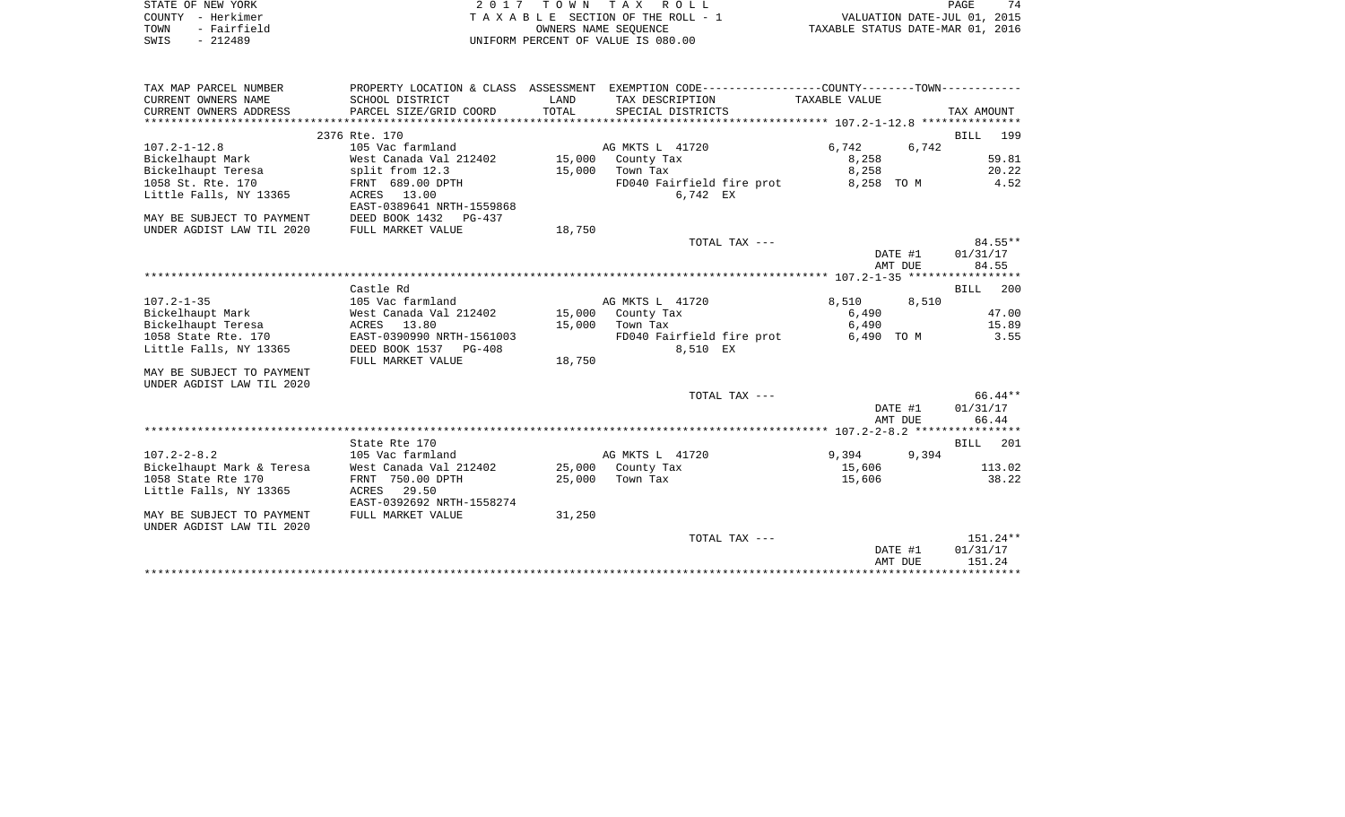STATE OF NEW YORK
COUNTY - Herkimer
TOWN - Fairfield
SWIS - 212489

2 0 1 7 T O W N T A X R O L L
T A X A B L E SECTION OF THE ROLL - 1
OWNERS NAME SEQUENCE
UNIFORM PERCENT OF VALUE IS 080.00

VALUATION DATE-JUL 01, 2015
TAXABLE STATUS DATE-MAR 01, 2016

| TAX MAP PARCEL NUMBER / CURRENT OWNERS NAME / CURRENT OWNERS ADDRESS | PROPERTY LOCATION & CLASS / SCHOOL DISTRICT / PARCEL SIZE/GRID COORD | ASSESSMENT LAND / TOTAL | EXEMPTION CODE / TAX DESCRIPTION / SPECIAL DISTRICTS | COUNTY TAXABLE VALUE | TOWN | TAX AMOUNT |
|---|---|---|---|---|---|---|
| 107.2-1-12.8 | 2376 Rte. 170 | | | | | BILL 199 |
| | 105 Vac farmland | | AG MKTS L 41720 | 6,742 | 6,742 | |
| Bickelhaupt Mark | West Canada Val 212402 | 15,000 | County Tax | 8,258 | | 59.81 |
| Bickelhaupt Teresa | split from 12.3 | 15,000 | Town Tax | 8,258 | | 20.22 |
| 1058 St. Rte. 170 | FRNT 689.00 DPTH | | FD040 Fairfield fire prot | 8,258 | TO M | 4.52 |
| Little Falls, NY 13365 | ACRES 13.00 | | 6,742 EX | | | |
| | EAST-0389641 NRTH-1559868 | | | | | |
| MAY BE SUBJECT TO PAYMENT | DEED BOOK 1432 PG-437 | | | | | |
| UNDER AGDIST LAW TIL 2020 | FULL MARKET VALUE | 18,750 | | | | |
| | | | TOTAL TAX --- | | | 84.55** |
| | | | | | DATE #1 | 01/31/17 |
| | | | | | AMT DUE | 84.55 |
| 107.2-1-35 | Castle Rd | | | | | BILL 200 |
| | 105 Vac farmland | | AG MKTS L 41720 | 8,510 | 8,510 | |
| Bickelhaupt Mark | West Canada Val 212402 | 15,000 | County Tax | 6,490 | | 47.00 |
| Bickelhaupt Teresa | ACRES 13.80 | 15,000 | Town Tax | 6,490 | | 15.89 |
| 1058 State Rte. 170 | EAST-0390990 NRTH-1561003 | | FD040 Fairfield fire prot | 6,490 | TO M | 3.55 |
| Little Falls, NY 13365 | DEED BOOK 1537 PG-408 | | 8,510 EX | | | |
| | FULL MARKET VALUE | 18,750 | | | | |
| MAY BE SUBJECT TO PAYMENT | | | | | | |
| UNDER AGDIST LAW TIL 2020 | | | | | | |
| | | | TOTAL TAX --- | | | 66.44** |
| | | | | | DATE #1 | 01/31/17 |
| | | | | | AMT DUE | 66.44 |
| 107.2-2-8.2 | State Rte 170 | | | | | BILL 201 |
| | 105 Vac farmland | | AG MKTS L 41720 | 9,394 | 9,394 | |
| Bickelhaupt Mark & Teresa | West Canada Val 212402 | 25,000 | County Tax | 15,606 | | 113.02 |
| 1058 State Rte 170 | FRNT 750.00 DPTH | 25,000 | Town Tax | 15,606 | | 38.22 |
| Little Falls, NY 13365 | ACRES 29.50 | | | | | |
| | EAST-0392692 NRTH-1558274 | | | | | |
| MAY BE SUBJECT TO PAYMENT | FULL MARKET VALUE | 31,250 | | | | |
| UNDER AGDIST LAW TIL 2020 | | | | | | |
| | | | TOTAL TAX --- | | | 151.24** |
| | | | | | DATE #1 | 01/31/17 |
| | | | | | AMT DUE | 151.24 |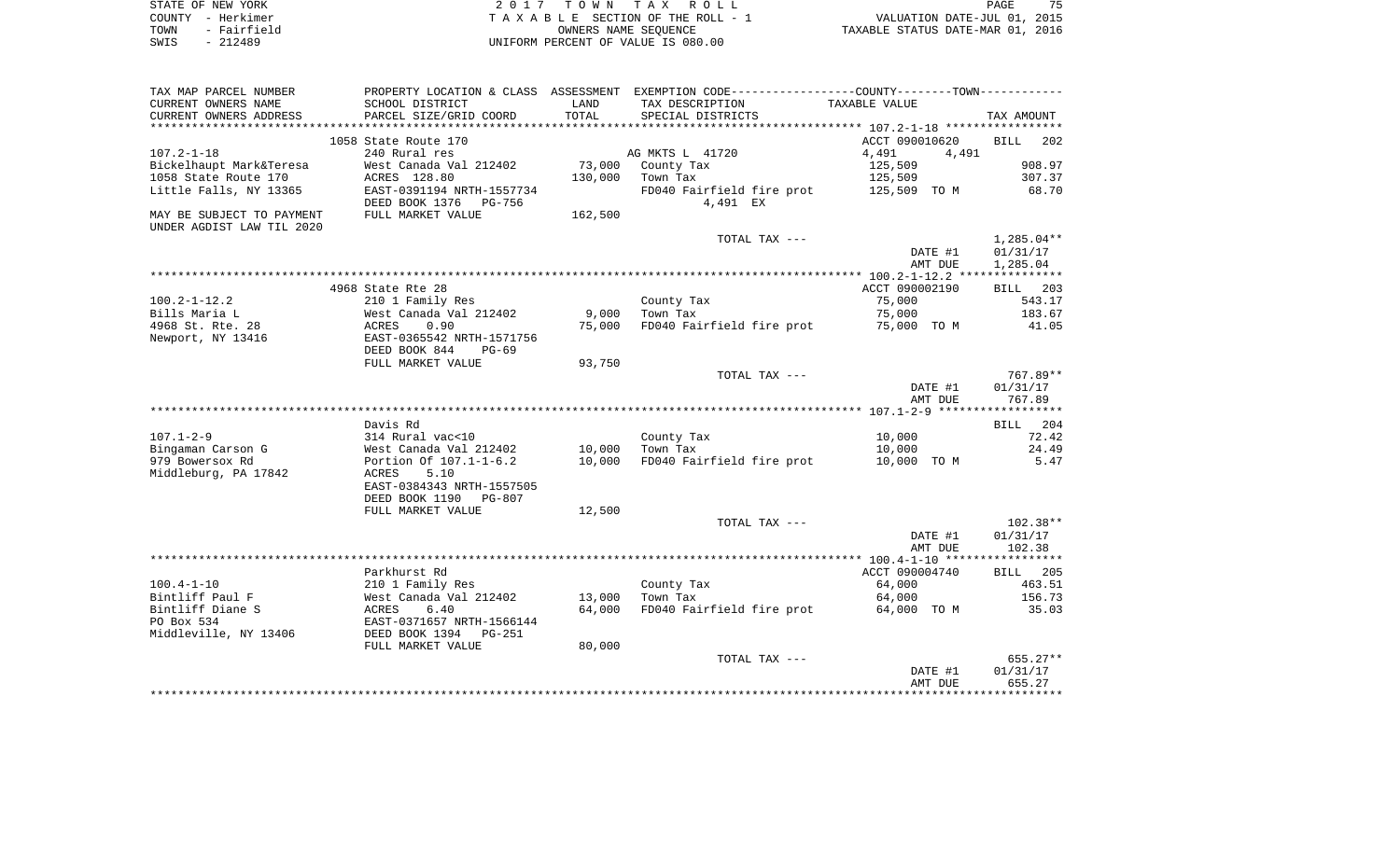STATE OF NEW YORK
COUNTY - Herkimer
TOWN - Fairfield
SWIS - 212489

2 0 1 7 T O W N T A X R O L L
T A X A B L E SECTION OF THE ROLL - 1
OWNERS NAME SEQUENCE
UNIFORM PERCENT OF VALUE IS 080.00

VALUATION DATE-JUL 01, 2015
TAXABLE STATUS DATE-MAR 01, 2016

| TAX MAP PARCEL NUMBER<br>CURRENT OWNERS NAME<br>CURRENT OWNERS ADDRESS | PROPERTY LOCATION & CLASS<br>SCHOOL DISTRICT<br>PARCEL SIZE/GRID COORD | ASSESSMENT<br>LAND<br>TOTAL | EXEMPTION CODE-----COUNTY-----TOWN<br>TAX DESCRIPTION<br>SPECIAL DISTRICTS | TAXABLE VALUE | TAX AMOUNT |
|---|---|---|---|---|---|
| | 1058 State Route 170 | | | ACCT 090010620 | BILL 202 |
| 107.2-1-18 | 240 Rural res | | AG MKTS L 41720 | 4,491 4,491 | |
| Bickelhaupt Mark&Teresa | West Canada Val 212402 | 73,000 | County Tax | 125,509 | 908.97 |
| 1058 State Route 170 | ACRES 128.80 | 130,000 | Town Tax | 125,509 | 307.37 |
| Little Falls, NY 13365 | EAST-0391194 NRTH-1557734 | | FD040 Fairfield fire prot | 125,509 TO M | 68.70 |
| | DEED BOOK 1376 PG-756 | | 4,491 EX | | |
| MAY BE SUBJECT TO PAYMENT | FULL MARKET VALUE | 162,500 | | | |
| UNDER AGDIST LAW TIL 2020 | | | | | |
| | | | TOTAL TAX --- | | 1,285.04** |
| | | | | DATE #1 | 01/31/17 |
| | | | | AMT DUE | 1,285.04 |
| | 4968 State Rte 28 | | | ACCT 090002190 | BILL 203 |
| 100.2-1-12.2 | 210 1 Family Res | | County Tax | 75,000 | 543.17 |
| Bills Maria L | West Canada Val 212402 | 9,000 | Town Tax | 75,000 | 183.67 |
| 4968 St. Rte. 28 | ACRES 0.90 | 75,000 | FD040 Fairfield fire prot | 75,000 TO M | 41.05 |
| Newport, NY 13416 | EAST-0365542 NRTH-1571756 | | | | |
| | DEED BOOK 844 PG-69 | | | | |
| | FULL MARKET VALUE | 93,750 | | | |
| | | | TOTAL TAX --- | | 767.89** |
| | | | | DATE #1 | 01/31/17 |
| | | | | AMT DUE | 767.89 |
| | Davis Rd | | | | BILL 204 |
| 107.1-2-9 | 314 Rural vac<10 | | County Tax | 10,000 | 72.42 |
| Bingaman Carson G | West Canada Val 212402 | 10,000 | Town Tax | 10,000 | 24.49 |
| 979 Bowersox Rd | Portion Of 107.1-1-6.2 | 10,000 | FD040 Fairfield fire prot | 10,000 TO M | 5.47 |
| Middleburg, PA 17842 | ACRES 5.10 | | | | |
| | EAST-0384343 NRTH-1557505 | | | | |
| | DEED BOOK 1190 PG-807 | | | | |
| | FULL MARKET VALUE | 12,500 | | | |
| | | | TOTAL TAX --- | | 102.38** |
| | | | | DATE #1 | 01/31/17 |
| | | | | AMT DUE | 102.38 |
| | Parkhurst Rd | | | ACCT 090004740 | BILL 205 |
| 100.4-1-10 | 210 1 Family Res | | County Tax | 64,000 | 463.51 |
| Bintliff Paul F | West Canada Val 212402 | 13,000 | Town Tax | 64,000 | 156.73 |
| Bintliff Diane S | ACRES 6.40 | 64,000 | FD040 Fairfield fire prot | 64,000 TO M | 35.03 |
| PO Box 534 | EAST-0371657 NRTH-1566144 | | | | |
| Middleville, NY 13406 | DEED BOOK 1394 PG-251 | | | | |
| | FULL MARKET VALUE | 80,000 | | | |
| | | | TOTAL TAX --- | | 655.27** |
| | | | | DATE #1 | 01/31/17 |
| | | | | AMT DUE | 655.27 |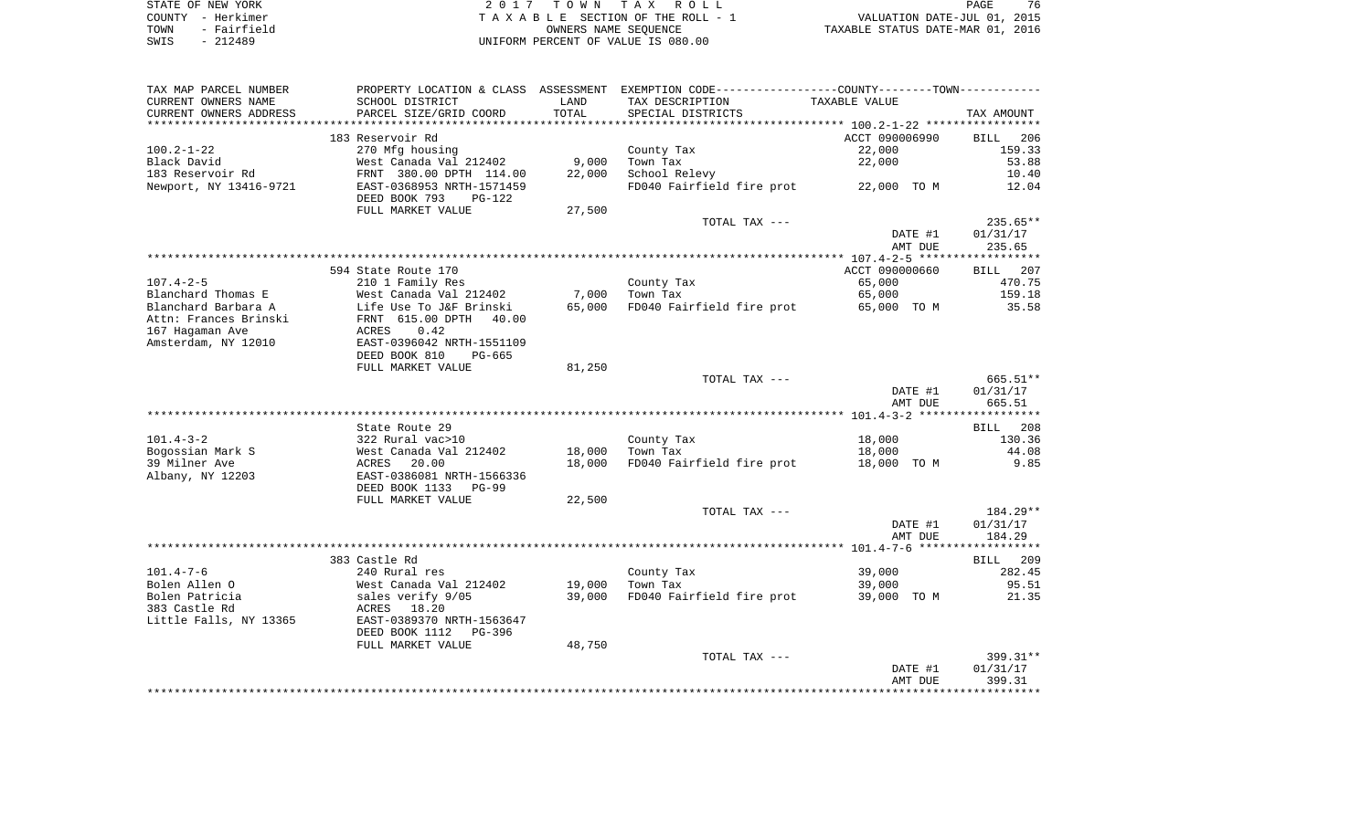STATE OF NEW YORK
COUNTY - Herkimer
TOWN - Fairfield
SWIS - 212489

2 0 1 7 T O W N T A X R O L L
T A X A B L E SECTION OF THE ROLL - 1
OWNERS NAME SEQUENCE
UNIFORM PERCENT OF VALUE IS 080.00

VALUATION DATE-JUL 01, 2015
TAXABLE STATUS DATE-MAR 01, 2016

| TAX MAP PARCEL NUMBER / CURRENT OWNERS NAME / CURRENT OWNERS ADDRESS | PROPERTY LOCATION & CLASS / SCHOOL DISTRICT / PARCEL SIZE/GRID COORD | ASSESSMENT LAND / TOTAL | EXEMPTION CODE / TAX DESCRIPTION / SPECIAL DISTRICTS | COUNTY--------TOWN / TAXABLE VALUE | TAX AMOUNT |
|---|---|---|---|---|---|
| **100.2-1-22** | 183 Reservoir Rd | | | ACCT 090006990 | BILL 206 |
| 100.2-1-22 | 270 Mfg housing | | County Tax | 22,000 | 159.33 |
| Black David | West Canada Val 212402 | 9,000 | Town Tax | 22,000 | 53.88 |
| 183 Reservoir Rd | FRNT 380.00 DPTH 114.00 | 22,000 | School Relevy | | 10.40 |
| Newport, NY 13416-9721 | EAST-0368953 NRTH-1571459 | | FD040 Fairfield fire prot | 22,000 TO M | 12.04 |
| | DEED BOOK 793 PG-122 | | | | |
| | FULL MARKET VALUE | 27,500 | | | |
| | | | TOTAL TAX --- | | 235.65** |
| | | | | DATE #1 | 01/31/17 |
| | | | | AMT DUE | 235.65 |
| **107.4-2-5** | 594 State Route 170 | | | ACCT 090000660 | BILL 207 |
| 107.4-2-5 | 210 1 Family Res | | County Tax | 65,000 | 470.75 |
| Blanchard Thomas E | West Canada Val 212402 | 7,000 | Town Tax | 65,000 | 159.18 |
| Blanchard Barbara A | Life Use To J&F Brinski | 65,000 | FD040 Fairfield fire prot | 65,000 TO M | 35.58 |
| Attn: Frances Brinski | FRNT 615.00 DPTH 40.00 | | | | |
| 167 Hagaman Ave | ACRES 0.42 | | | | |
| Amsterdam, NY 12010 | EAST-0396042 NRTH-1551109 | | | | |
| | DEED BOOK 810 PG-665 | | | | |
| | FULL MARKET VALUE | 81,250 | | | |
| | | | TOTAL TAX --- | | 665.51** |
| | | | | DATE #1 | 01/31/17 |
| | | | | AMT DUE | 665.51 |
| **101.4-3-2** | State Route 29 | | | | BILL 208 |
| 101.4-3-2 | 322 Rural vac>10 | | County Tax | 18,000 | 130.36 |
| Bogossian Mark S | West Canada Val 212402 | 18,000 | Town Tax | 18,000 | 44.08 |
| 39 Milner Ave | ACRES 20.00 | 18,000 | FD040 Fairfield fire prot | 18,000 TO M | 9.85 |
| Albany, NY 12203 | EAST-0386081 NRTH-1566336 | | | | |
| | DEED BOOK 1133 PG-99 | | | | |
| | FULL MARKET VALUE | 22,500 | | | |
| | | | TOTAL TAX --- | | 184.29** |
| | | | | DATE #1 | 01/31/17 |
| | | | | AMT DUE | 184.29 |
| **101.4-7-6** | 383 Castle Rd | | | | BILL 209 |
| 101.4-7-6 | 240 Rural res | | County Tax | 39,000 | 282.45 |
| Bolen Allen O | West Canada Val 212402 | 19,000 | Town Tax | 39,000 | 95.51 |
| Bolen Patricia | sales verify 9/05 | 39,000 | FD040 Fairfield fire prot | 39,000 TO M | 21.35 |
| 383 Castle Rd | ACRES 18.20 | | | | |
| Little Falls, NY 13365 | EAST-0389370 NRTH-1563647 | | | | |
| | DEED BOOK 1112 PG-396 | | | | |
| | FULL MARKET VALUE | 48,750 | | | |
| | | | TOTAL TAX --- | | 399.31** |
| | | | | DATE #1 | 01/31/17 |
| | | | | AMT DUE | 399.31 |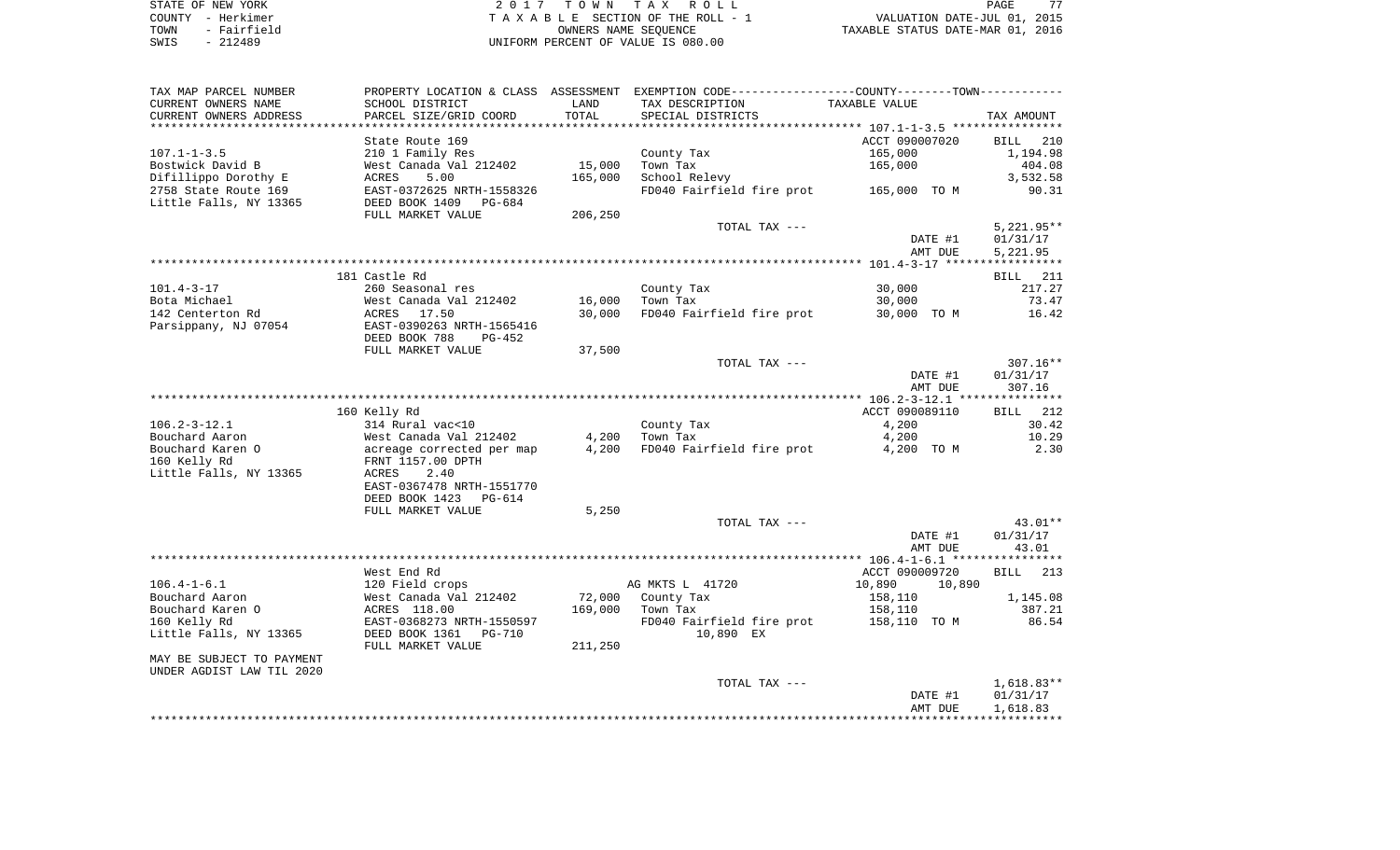STATE OF NEW YORK — COUNTY - Herkimer — TOWN - Fairfield — SWIS - 212489

2017 TOWN TAX ROLL
TAXABLE SECTION OF THE ROLL - 1
OWNERS NAME SEQUENCE
UNIFORM PERCENT OF VALUE IS 080.00

VALUATION DATE-JUL 01, 2015
TAXABLE STATUS DATE-MAR 01, 2016

| TAX MAP PARCEL NUMBER / CURRENT OWNERS NAME / CURRENT OWNERS ADDRESS | PROPERTY LOCATION & CLASS / SCHOOL DISTRICT / PARCEL SIZE/GRID COORD | ASSESSMENT LAND / TOTAL | EXEMPTION CODE / TAX DESCRIPTION / SPECIAL DISTRICTS | TAXABLE VALUE | TAX AMOUNT |
|---|---|---|---|---|---|
| **107.1-1-3.5** | State Route 169 | | | ACCT 090007020 | BILL 210 |
| 107.1-1-3.5 | 210 1 Family Res | | County Tax | 165,000 | 1,194.98 |
| Bostwick David B | West Canada Val 212402 | 15,000 | Town Tax | 165,000 | 404.08 |
| Difillippo Dorothy E | ACRES 5.00 | 165,000 | School Relevy | | 3,532.58 |
| 2758 State Route 169 | EAST-0372625 NRTH-1558326 | | FD040 Fairfield fire prot | 165,000 TO M | 90.31 |
| Little Falls, NY 13365 | DEED BOOK 1409 PG-684 | | | | |
| | FULL MARKET VALUE | 206,250 | | | |
| | | | TOTAL TAX --- | | 5,221.95** |
| | | | | DATE #1 | 01/31/17 |
| | | | | AMT DUE | 5,221.95 |
| **101.4-3-17** | 181 Castle Rd | | | | BILL 211 |
| 101.4-3-17 | 260 Seasonal res | | County Tax | 30,000 | 217.27 |
| Bota Michael | West Canada Val 212402 | 16,000 | Town Tax | 30,000 | 73.47 |
| 142 Centerton Rd | ACRES 17.50 | 30,000 | FD040 Fairfield fire prot | 30,000 TO M | 16.42 |
| Parsippany, NJ 07054 | EAST-0390263 NRTH-1565416 | | | | |
| | DEED BOOK 788 PG-452 | | | | |
| | FULL MARKET VALUE | 37,500 | | | |
| | | | TOTAL TAX --- | | 307.16** |
| | | | | DATE #1 | 01/31/17 |
| | | | | AMT DUE | 307.16 |
| **106.2-3-12.1** | 160 Kelly Rd | | | ACCT 090089110 | BILL 212 |
| 106.2-3-12.1 | 314 Rural vac<10 | | County Tax | 4,200 | 30.42 |
| Bouchard Aaron | West Canada Val 212402 | 4,200 | Town Tax | 4,200 | 10.29 |
| Bouchard Karen O | acreage corrected per map | 4,200 | FD040 Fairfield fire prot | 4,200 TO M | 2.30 |
| 160 Kelly Rd | FRNT 1157.00 DPTH | | | | |
| Little Falls, NY 13365 | ACRES 2.40 | | | | |
| | EAST-0367478 NRTH-1551770 | | | | |
| | DEED BOOK 1423 PG-614 | | | | |
| | FULL MARKET VALUE | 5,250 | | | |
| | | | TOTAL TAX --- | | 43.01** |
| | | | | DATE #1 | 01/31/17 |
| | | | | AMT DUE | 43.01 |
| **106.4-1-6.1** | West End Rd | | | ACCT 090009720 | BILL 213 |
| 106.4-1-6.1 | 120 Field crops | | AG MKTS L 41720 | 10,890 10,890 | |
| Bouchard Aaron | West Canada Val 212402 | 72,000 | County Tax | 158,110 | 1,145.08 |
| Bouchard Karen O | ACRES 118.00 | 169,000 | Town Tax | 158,110 | 387.21 |
| 160 Kelly Rd | EAST-0368273 NRTH-1550597 | | FD040 Fairfield fire prot | 158,110 TO M | 86.54 |
| Little Falls, NY 13365 | DEED BOOK 1361 PG-710 | | 10,890 EX | | |
| | FULL MARKET VALUE | 211,250 | | | |
| MAY BE SUBJECT TO PAYMENT UNDER AGDIST LAW TIL 2020 | | | | | |
| | | | TOTAL TAX --- | | 1,618.83** |
| | | | | DATE #1 | 01/31/17 |
| | | | | AMT DUE | 1,618.83 |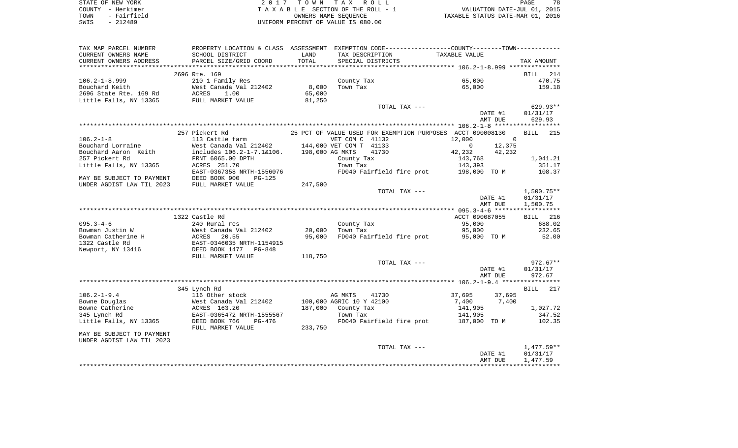STATE OF NEW YORK
COUNTY - Herkimer
TOWN - Fairfield
SWIS - 212489

2 0 1 7 T O W N T A X R O L L
T A X A B L E SECTION OF THE ROLL - 1
OWNERS NAME SEQUENCE
UNIFORM PERCENT OF VALUE IS 080.00

VALUATION DATE-JUL 01, 2015
TAXABLE STATUS DATE-MAR 01, 2016

| TAX MAP PARCEL NUMBER / CURRENT OWNERS NAME / CURRENT OWNERS ADDRESS | PROPERTY LOCATION & CLASS / SCHOOL DISTRICT / PARCEL SIZE/GRID COORD | ASSESSMENT LAND / TOTAL | EXEMPTION CODE / TAX DESCRIPTION / SPECIAL DISTRICTS | COUNTY / TAXABLE VALUE | TOWN | TAX AMOUNT |
|---|---|---|---|---|---|---|
| **106.2-1-8.999** | 2696 Rte. 169 | | | | | BILL 214 |
| 106.2-1-8.999 | 210 1 Family Res | | County Tax | 65,000 | | 470.75 |
| Bouchard Keith | West Canada Val 212402 | 8,000 | Town Tax | 65,000 | | 159.18 |
| 2696 State Rte. 169 Rd | ACRES 1.00 | 65,000 | | | | |
| Little Falls, NY 13365 | FULL MARKET VALUE | 81,250 | | | | |
| | | | TOTAL TAX --- | | | 629.93** |
| | | | | DATE #1 | | 01/31/17 |
| | | | | AMT DUE | | 629.93 |
| **106.2-1-8** | 257 Pickert Rd | | 25 PCT OF VALUE USED FOR EXEMPTION PURPOSES | ACCT 090008130 | | BILL 215 |
| 106.2-1-8 | 113 Cattle farm | | VET COM C 41132 | 12,000 | 0 | |
| Bouchard Lorraine | West Canada Val 212402 | 144,000 | VET COM T 41133 | 0 | 12,375 | |
| Bouchard Aaron Keith | includes 106.2-1-7.1&106. | 198,000 | AG MKTS 41730 | 42,232 | 42,232 | |
| 257 Pickert Rd | FRNT 6065.00 DPTH | | County Tax | 143,768 | | 1,041.21 |
| Little Falls, NY 13365 | ACRES 251.70 | | Town Tax | 143,393 | | 351.17 |
| | EAST-0367358 NRTH-1556076 | | FD040 Fairfield fire prot | 198,000 TO M | | 108.37 |
| MAY BE SUBJECT TO PAYMENT | DEED BOOK 900 PG-125 | | | | | |
| UNDER AGDIST LAW TIL 2023 | FULL MARKET VALUE | 247,500 | | | | |
| | | | TOTAL TAX --- | | | 1,500.75** |
| | | | | DATE #1 | | 01/31/17 |
| | | | | AMT DUE | | 1,500.75 |
| **095.3-4-6** | 1322 Castle Rd | | | ACCT 090087055 | | BILL 216 |
| 095.3-4-6 | 240 Rural res | | County Tax | 95,000 | | 688.02 |
| Bowman Justin W | West Canada Val 212402 | 20,000 | Town Tax | 95,000 | | 232.65 |
| Bowman Catherine H | ACRES 20.55 | 95,000 | FD040 Fairfield fire prot | 95,000 TO M | | 52.00 |
| 1322 Castle Rd | EAST-0346035 NRTH-1154915 | | | | | |
| Newport, NY 13416 | DEED BOOK 1477 PG-848 | | | | | |
| | FULL MARKET VALUE | 118,750 | | | | |
| | | | TOTAL TAX --- | | | 972.67** |
| | | | | DATE #1 | | 01/31/17 |
| | | | | AMT DUE | | 972.67 |
| **106.2-1-9.4** | 345 Lynch Rd | | | | | BILL 217 |
| 106.2-1-9.4 | 116 Other stock | | AG MKTS 41730 | 37,695 | 37,695 | |
| Bowne Douglas | West Canada Val 212402 | 100,000 | AGRIC 10 Y 42100 | 7,400 | 7,400 | |
| Bowne Catherine | ACRES 163.20 | 187,000 | County Tax | 141,905 | | 1,027.72 |
| 345 Lynch Rd | EAST-0365472 NRTH-1555567 | | Town Tax | 141,905 | | 347.52 |
| Little Falls, NY 13365 | DEED BOOK 766 PG-476 | | FD040 Fairfield fire prot | 187,000 TO M | | 102.35 |
| | FULL MARKET VALUE | 233,750 | | | | |
| MAY BE SUBJECT TO PAYMENT | | | | | | |
| UNDER AGDIST LAW TIL 2023 | | | | | | |
| | | | TOTAL TAX --- | | | 1,477.59** |
| | | | | DATE #1 | | 01/31/17 |
| | | | | AMT DUE | | 1,477.59 |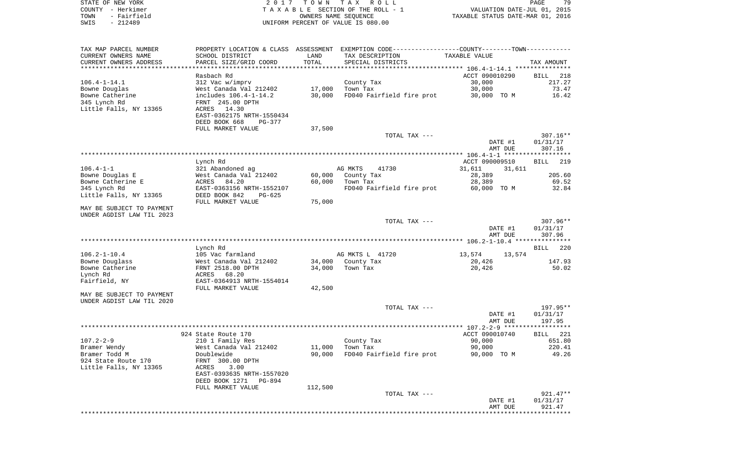STATE OF NEW YORK | COUNTY - Herkimer | TOWN - Fairfield | SWIS - 212489

2017 TOWN TAX ROLL
TAXABLE SECTION OF THE ROLL - 1
OWNERS NAME SEQUENCE
UNIFORM PERCENT OF VALUE IS 080.00

VALUATION DATE-JUL 01, 2015
TAXABLE STATUS DATE-MAR 01, 2016

| TAX MAP PARCEL NUMBER / CURRENT OWNERS NAME / CURRENT OWNERS ADDRESS | PROPERTY LOCATION & CLASS / SCHOOL DISTRICT / PARCEL SIZE/GRID COORD | ASSESSMENT LAND | ASSESSMENT TOTAL | EXEMPTION CODE / TAX DESCRIPTION / SPECIAL DISTRICTS | COUNTY TAXABLE VALUE | TOWN TAXABLE VALUE | TAX AMOUNT |
|---|---|---|---|---|---|---|---|
| **106.4-1-14.1** | Rasbach Rd | | | | ACCT 090010290 | | BILL 218 |
| 106.4-1-14.1 | 312 Vac w/imprv | | | County Tax | 30,000 | | 217.27 |
| Bowne Douglas | West Canada Val 212402 | 17,000 | | Town Tax | 30,000 | | 73.47 |
| Bowne Catherine | includes 106.4-1-14.2 | | 30,000 | FD040 Fairfield fire prot | 30,000 TO M | | 16.42 |
| 345 Lynch Rd | FRNT 245.00 DPTH | | | | | | |
| Little Falls, NY 13365 | ACRES 14.30 | | | | | | |
| | EAST-0362175 NRTH-1550434 | | | | | | |
| | DEED BOOK 668 PG-377 | | | | | | |
| | FULL MARKET VALUE | 37,500 | | | | | |
| | | | | TOTAL TAX --- | | | 307.16** |
| | | | | | DATE #1 | | 01/31/17 |
| | | | | | AMT DUE | | 307.16 |
| **106.4-1-1** | Lynch Rd | | | | ACCT 090009510 | | BILL 219 |
| 106.4-1-1 | 321 Abandoned ag | | | AG MKTS 41730 | 31,611 | 31,611 | |
| Bowne Douglas E | West Canada Val 212402 | 60,000 | | County Tax | 28,389 | | 205.60 |
| Bowne Catherine E | ACRES 84.20 | | 60,000 | Town Tax | 28,389 | | 69.52 |
| 345 Lynch Rd | EAST-0363156 NRTH-1552107 | | | FD040 Fairfield fire prot | 60,000 TO M | | 32.84 |
| Little Falls, NY 13365 | DEED BOOK 842 PG-625 | | | | | | |
| | FULL MARKET VALUE | 75,000 | | | | | |
| MAY BE SUBJECT TO PAYMENT UNDER AGDIST LAW TIL 2023 | | | | | | | |
| | | | | TOTAL TAX --- | | | 307.96** |
| | | | | | DATE #1 | | 01/31/17 |
| | | | | | AMT DUE | | 307.96 |
| **106.2-1-10.4** | Lynch Rd | | | | | | BILL 220 |
| 106.2-1-10.4 | 105 Vac farmland | | | AG MKTS L 41720 | 13,574 | 13,574 | |
| Bowne Douglass | West Canada Val 212402 | 34,000 | | County Tax | 20,426 | | 147.93 |
| Bowne Catherine | FRNT 2518.00 DPTH | | 34,000 | Town Tax | 20,426 | | 50.02 |
| Lynch Rd | ACRES 68.20 | | | | | | |
| Fairfield, NY | EAST-0364913 NRTH-1554014 | | | | | | |
| | FULL MARKET VALUE | 42,500 | | | | | |
| MAY BE SUBJECT TO PAYMENT UNDER AGDIST LAW TIL 2020 | | | | | | | |
| | | | | TOTAL TAX --- | | | 197.95** |
| | | | | | DATE #1 | | 01/31/17 |
| | | | | | AMT DUE | | 197.95 |
| **107.2-2-9** | 924 State Route 170 | | | | ACCT 090010740 | | BILL 221 |
| 107.2-2-9 | 210 1 Family Res | | | County Tax | 90,000 | | 651.80 |
| Bramer Wendy | West Canada Val 212402 | 11,000 | | Town Tax | 90,000 | | 220.41 |
| Bramer Todd M | Doublewide | | 90,000 | FD040 Fairfield fire prot | 90,000 TO M | | 49.26 |
| 924 State Route 170 | FRNT 300.00 DPTH | | | | | | |
| Little Falls, NY 13365 | ACRES 3.00 | | | | | | |
| | EAST-0393635 NRTH-1557020 | | | | | | |
| | DEED BOOK 1271 PG-894 | | | | | | |
| | FULL MARKET VALUE | 112,500 | | | | | |
| | | | | TOTAL TAX --- | | | 921.47** |
| | | | | | DATE #1 | | 01/31/17 |
| | | | | | AMT DUE | | 921.47 |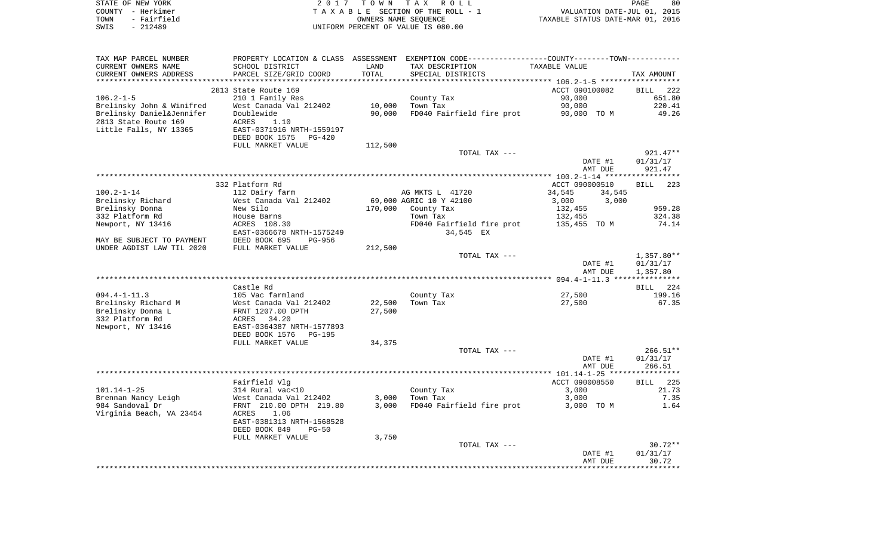STATE OF NEW YORK | 2017 TOWN TAX ROLL | PAGE 80
COUNTY - Herkimer | TAXABLE SECTION OF THE ROLL - 1 | VALUATION DATE-JUL 01, 2015
TOWN - Fairfield | OWNERS NAME SEQUENCE | TAXABLE STATUS DATE-MAR 01, 2016
SWIS - 212489 | UNIFORM PERCENT OF VALUE IS 080.00

| TAX MAP PARCEL NUMBER / CURRENT OWNERS NAME / CURRENT OWNERS ADDRESS | PROPERTY LOCATION & CLASS / SCHOOL DISTRICT / PARCEL SIZE/GRID COORD | ASSESSMENT LAND / TOTAL | EXEMPTION CODE / TAX DESCRIPTION / SPECIAL DISTRICTS | COUNTY--------TOWN TAXABLE VALUE | TAX AMOUNT |
|---|---|---|---|---|---|
| | 2813 State Route 169 | | | ACCT 090100082 | BILL 222 |
| 106.2-1-5 | 210 1 Family Res | | County Tax | 90,000 | 651.80 |
| Brelinsky John & Winifred | West Canada Val 212402 | 10,000 | Town Tax | 90,000 | 220.41 |
| Brelinsky Daniel&Jennifer | Doublewide | 90,000 | FD040 Fairfield fire prot | 90,000 TO M | 49.26 |
| 2813 State Route 169 | ACRES 1.10 | | | | |
| Little Falls, NY 13365 | EAST-0371916 NRTH-1559197 | | | | |
| | DEED BOOK 1575 PG-420 | | | | |
| | FULL MARKET VALUE | 112,500 | | | |
| | | | TOTAL TAX --- | | 921.47** |
| | | | | DATE #1 | 01/31/17 |
| | | | | AMT DUE | 921.47 |
| | 332 Platform Rd | | | ACCT 090000510 | BILL 223 |
| 100.2-1-14 | 112 Dairy farm | | AG MKTS L 41720 | 34,545 34,545 | |
| Brelinsky Richard | West Canada Val 212402 | 69,000 | AGRIC 10 Y 42100 | 3,000 3,000 | |
| Brelinsky Donna | New Silo | 170,000 | County Tax | 132,455 | 959.28 |
| 332 Platform Rd | House Barns | | Town Tax | 132,455 | 324.38 |
| Newport, NY 13416 | ACRES 108.30 | | FD040 Fairfield fire prot | 135,455 TO M | 74.14 |
| | EAST-0366678 NRTH-1575249 | | 34,545 EX | | |
| MAY BE SUBJECT TO PAYMENT | DEED BOOK 695 PG-956 | | | | |
| UNDER AGDIST LAW TIL 2020 | FULL MARKET VALUE | 212,500 | | | |
| | | | TOTAL TAX --- | | 1,357.80** |
| | | | | DATE #1 | 01/31/17 |
| | | | | AMT DUE | 1,357.80 |
| | Castle Rd | | | | BILL 224 |
| 094.4-1-11.3 | 105 Vac farmland | | County Tax | 27,500 | 199.16 |
| Brelinsky Richard M | West Canada Val 212402 | 22,500 | Town Tax | 27,500 | 67.35 |
| Brelinsky Donna L | FRNT 1207.00 DPTH | 27,500 | | | |
| 332 Platform Rd | ACRES 34.20 | | | | |
| Newport, NY 13416 | EAST-0364387 NRTH-1577893 | | | | |
| | DEED BOOK 1576 PG-195 | | | | |
| | FULL MARKET VALUE | 34,375 | | | |
| | | | TOTAL TAX --- | | 266.51** |
| | | | | DATE #1 | 01/31/17 |
| | | | | AMT DUE | 266.51 |
| | Fairfield Vlg | | | ACCT 090008550 | BILL 225 |
| 101.14-1-25 | 314 Rural vac<10 | | County Tax | 3,000 | 21.73 |
| Brennan Nancy Leigh | West Canada Val 212402 | 3,000 | Town Tax | 3,000 | 7.35 |
| 984 Sandoval Dr | FRNT 210.00 DPTH 219.80 | 3,000 | FD040 Fairfield fire prot | 3,000 TO M | 1.64 |
| Virginia Beach, VA 23454 | ACRES 1.06 | | | | |
| | EAST-0381313 NRTH-1568528 | | | | |
| | DEED BOOK 849 PG-50 | | | | |
| | FULL MARKET VALUE | 3,750 | | | |
| | | | TOTAL TAX --- | | 30.72** |
| | | | | DATE #1 | 01/31/17 |
| | | | | AMT DUE | 30.72 |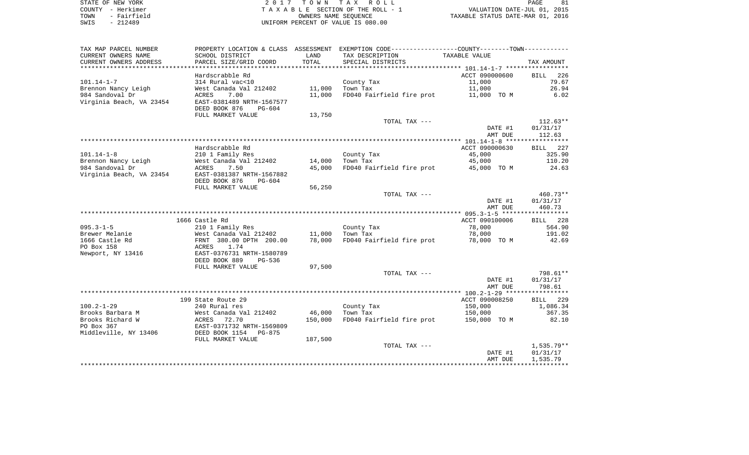STATE OF NEW YORK
COUNTY - Herkimer
TOWN - Fairfield
SWIS - 212489

2 0 1 7 T O W N T A X R O L L
T A X A B L E SECTION OF THE ROLL - 1
OWNERS NAME SEQUENCE
UNIFORM PERCENT OF VALUE IS 080.00

VALUATION DATE-JUL 01, 2015
TAXABLE STATUS DATE-MAR 01, 2016

| TAX MAP PARCEL NUMBER / CURRENT OWNERS NAME / CURRENT OWNERS ADDRESS | PROPERTY LOCATION & CLASS / SCHOOL DISTRICT / PARCEL SIZE/GRID COORD | ASSESSMENT LAND / TOTAL | EXEMPTION CODE / TAX DESCRIPTION / SPECIAL DISTRICTS | TAXABLE VALUE | TAX AMOUNT |
|---|---|---|---|---|---|
| | Hardscrabble Rd | | | ACCT 090000600 | BILL 226 |
| 101.14-1-7 | 314 Rural vac<10 | | County Tax | 11,000 | 79.67 |
| Brennon Nancy Leigh | West Canada Val 212402 | 11,000 | Town Tax | 11,000 | 26.94 |
| 984 Sandoval Dr | ACRES 7.00 | 11,000 | FD040 Fairfield fire prot | 11,000 TO M | 6.02 |
| Virginia Beach, VA 23454 | EAST-0381489 NRTH-1567577 | | | | |
| | DEED BOOK 876 PG-604 | | | | |
| | FULL MARKET VALUE | 13,750 | | | |
| | | | TOTAL TAX --- | | 112.63** |
| | | | | DATE #1 | 01/31/17 |
| | | | | AMT DUE | 112.63 |
| | Hardscrabble Rd | | | ACCT 090000630 | BILL 227 |
| 101.14-1-8 | 210 1 Family Res | | County Tax | 45,000 | 325.90 |
| Brennon Nancy Leigh | West Canada Val 212402 | 14,000 | Town Tax | 45,000 | 110.20 |
| 984 Sandoval Dr | ACRES 7.50 | 45,000 | FD040 Fairfield fire prot | 45,000 TO M | 24.63 |
| Virginia Beach, VA 23454 | EAST-0381387 NRTH-1567882 | | | | |
| | DEED BOOK 876 PG-604 | | | | |
| | FULL MARKET VALUE | 56,250 | | | |
| | | | TOTAL TAX --- | | 460.73** |
| | | | | DATE #1 | 01/31/17 |
| | | | | AMT DUE | 460.73 |
| | 1666 Castle Rd | | | ACCT 090100006 | BILL 228 |
| 095.3-1-5 | 210 1 Family Res | | County Tax | 78,000 | 564.90 |
| Brewer Melanie | West Canada Val 212402 | 11,000 | Town Tax | 78,000 | 191.02 |
| 1666 Castle Rd | FRNT 380.00 DPTH 200.00 | 78,000 | FD040 Fairfield fire prot | 78,000 TO M | 42.69 |
| PO Box 158 | ACRES 1.74 | | | | |
| Newport, NY 13416 | EAST-0376731 NRTH-1580789 | | | | |
| | DEED BOOK 889 PG-536 | | | | |
| | FULL MARKET VALUE | 97,500 | | | |
| | | | TOTAL TAX --- | | 798.61** |
| | | | | DATE #1 | 01/31/17 |
| | | | | AMT DUE | 798.61 |
| | 199 State Route 29 | | | ACCT 090008250 | BILL 229 |
| 100.2-1-29 | 240 Rural res | | County Tax | 150,000 | 1,086.34 |
| Brooks Barbara M | West Canada Val 212402 | 46,000 | Town Tax | 150,000 | 367.35 |
| Brooks Richard W | ACRES 72.70 | 150,000 | FD040 Fairfield fire prot | 150,000 TO M | 82.10 |
| PO Box 367 | EAST-0371732 NRTH-1569809 | | | | |
| Middleville, NY 13406 | DEED BOOK 1154 PG-875 | | | | |
| | FULL MARKET VALUE | 187,500 | | | |
| | | | TOTAL TAX --- | | 1,535.79** |
| | | | | DATE #1 | 01/31/17 |
| | | | | AMT DUE | 1,535.79 |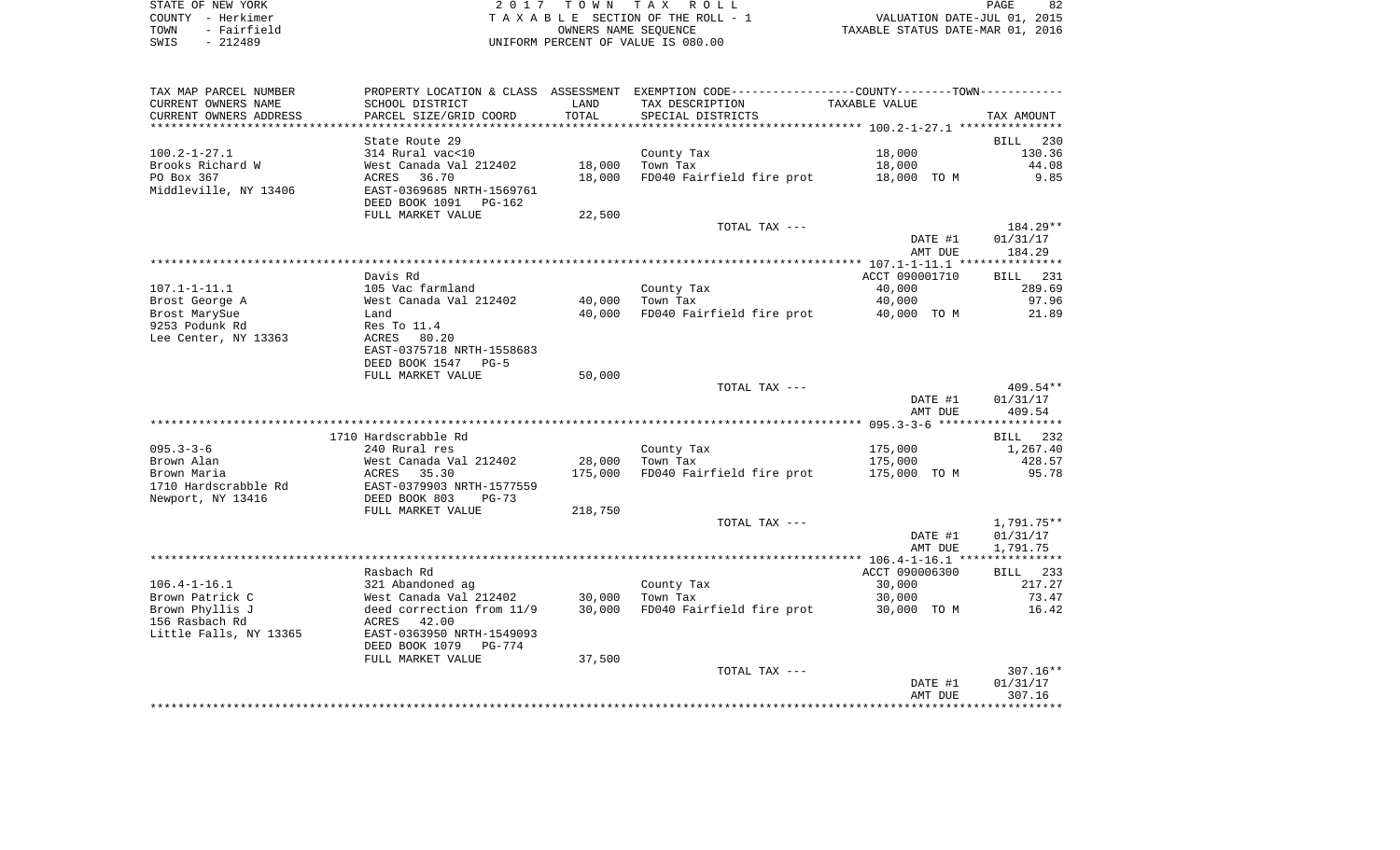STATE OF NEW YORK
COUNTY - Herkimer
TOWN - Fairfield
SWIS - 212489

2 0 1 7 T O W N T A X R O L L
T A X A B L E SECTION OF THE ROLL - 1
OWNERS NAME SEQUENCE
UNIFORM PERCENT OF VALUE IS 080.00

VALUATION DATE-JUL 01, 2015
TAXABLE STATUS DATE-MAR 01, 2016

| TAX MAP PARCEL NUMBER / CURRENT OWNERS NAME / CURRENT OWNERS ADDRESS | PROPERTY LOCATION & CLASS / SCHOOL DISTRICT / PARCEL SIZE/GRID COORD | ASSESSMENT LAND / TOTAL | EXEMPTION CODE / TAX DESCRIPTION / SPECIAL DISTRICTS | COUNTY--------TOWN TAXABLE VALUE | TAX AMOUNT |
|---|---|---|---|---|---|
| | State Route 29 | | | | BILL 230 |
| 100.2-1-27.1 | 314 Rural vac<10 | | County Tax | 18,000 | 130.36 |
| Brooks Richard W | West Canada Val 212402 | 18,000 | Town Tax | 18,000 | 44.08 |
| PO Box 367 | ACRES 36.70 | 18,000 | FD040 Fairfield fire prot | 18,000 TO M | 9.85 |
| Middleville, NY 13406 | EAST-0369685 NRTH-1569761 | | | | |
| | DEED BOOK 1091 PG-162 | | | | |
| | FULL MARKET VALUE | 22,500 | | | |
| | | | TOTAL TAX --- | | 184.29** |
| | | | | DATE #1 | 01/31/17 |
| | | | | AMT DUE | 184.29 |
| | Davis Rd | | | ACCT 090001710 | BILL 231 |
| 107.1-1-11.1 | 105 Vac farmland | | County Tax | 40,000 | 289.69 |
| Brost George A | West Canada Val 212402 | 40,000 | Town Tax | 40,000 | 97.96 |
| Brost MarySue | Land | 40,000 | FD040 Fairfield fire prot | 40,000 TO M | 21.89 |
| 9253 Podunk Rd | Res To 11.4 | | | | |
| Lee Center, NY 13363 | ACRES 80.20 | | | | |
| | EAST-0375718 NRTH-1558683 | | | | |
| | DEED BOOK 1547 PG-5 | | | | |
| | FULL MARKET VALUE | 50,000 | | | |
| | | | TOTAL TAX --- | | 409.54** |
| | | | | DATE #1 | 01/31/17 |
| | | | | AMT DUE | 409.54 |
| | 1710 Hardscrabble Rd | | | | BILL 232 |
| 095.3-3-6 | 240 Rural res | | County Tax | 175,000 | 1,267.40 |
| Brown Alan | West Canada Val 212402 | 28,000 | Town Tax | 175,000 | 428.57 |
| Brown Maria | ACRES 35.30 | 175,000 | FD040 Fairfield fire prot | 175,000 TO M | 95.78 |
| 1710 Hardscrabble Rd | EAST-0379903 NRTH-1577559 | | | | |
| Newport, NY 13416 | DEED BOOK 803 PG-73 | | | | |
| | FULL MARKET VALUE | 218,750 | | | |
| | | | TOTAL TAX --- | | 1,791.75** |
| | | | | DATE #1 | 01/31/17 |
| | | | | AMT DUE | 1,791.75 |
| | Rasbach Rd | | | ACCT 090006300 | BILL 233 |
| 106.4-1-16.1 | 321 Abandoned ag | | County Tax | 30,000 | 217.27 |
| Brown Patrick C | West Canada Val 212402 | 30,000 | Town Tax | 30,000 | 73.47 |
| Brown Phyllis J | deed correction from 11/9 | 30,000 | FD040 Fairfield fire prot | 30,000 TO M | 16.42 |
| 156 Rasbach Rd | ACRES 42.00 | | | | |
| Little Falls, NY 13365 | EAST-0363950 NRTH-1549093 | | | | |
| | DEED BOOK 1079 PG-774 | | | | |
| | FULL MARKET VALUE | 37,500 | | | |
| | | | TOTAL TAX --- | | 307.16** |
| | | | | DATE #1 | 01/31/17 |
| | | | | AMT DUE | 307.16 |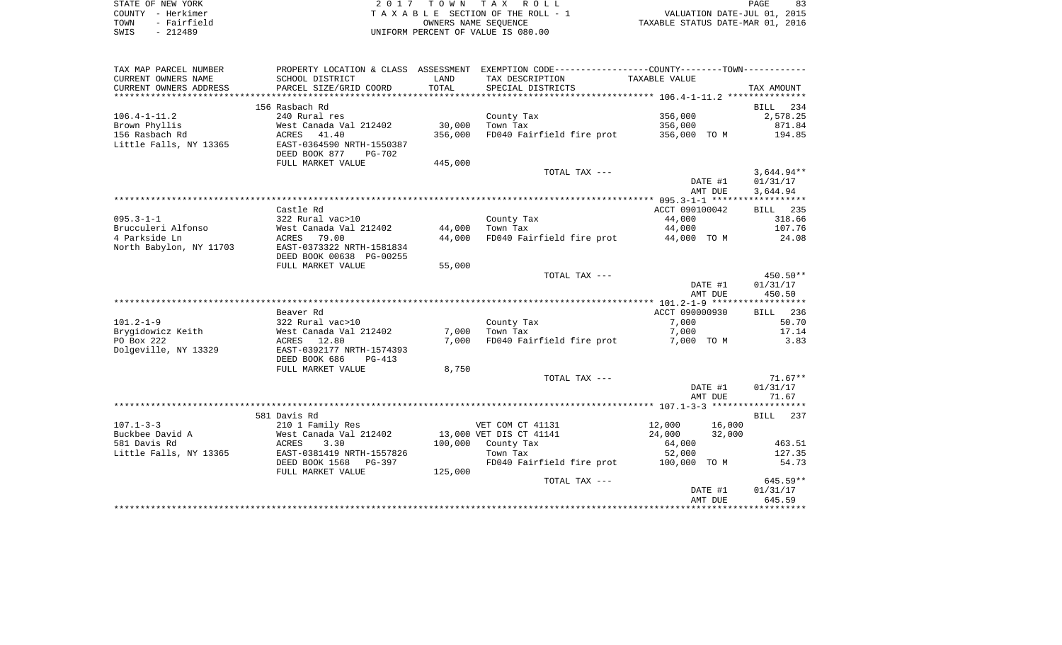STATE OF NEW YORK
COUNTY - Herkimer
TOWN - Fairfield
SWIS - 212489

2 0 1 7 T O W N T A X R O L L
T A X A B L E SECTION OF THE ROLL - 1
OWNERS NAME SEQUENCE
UNIFORM PERCENT OF VALUE IS 080.00

VALUATION DATE-JUL 01, 2015
TAXABLE STATUS DATE-MAR 01, 2016

| TAX MAP PARCEL NUMBER / CURRENT OWNERS NAME / CURRENT OWNERS ADDRESS | PROPERTY LOCATION & CLASS / SCHOOL DISTRICT / PARCEL SIZE/GRID COORD | ASSESSMENT LAND / TOTAL | EXEMPTION CODE / TAX DESCRIPTION / SPECIAL DISTRICTS | COUNTY / TOWN TAXABLE VALUE | TAX AMOUNT |
|---|---|---|---|---|---|
| | 156 Rasbach Rd | | | | BILL 234 |
| 106.4-1-11.2 | 240 Rural res | | County Tax | 356,000 | 2,578.25 |
| Brown Phyllis | West Canada Val 212402 | 30,000 | Town Tax | 356,000 | 871.84 |
| 156 Rasbach Rd | ACRES 41.40 | 356,000 | FD040 Fairfield fire prot | 356,000 TO M | 194.85 |
| Little Falls, NY 13365 | EAST-0364590 NRTH-1550387 | | | | |
| | DEED BOOK 877 PG-702 | | | | |
| | FULL MARKET VALUE | 445,000 | | | |
| | | | TOTAL TAX --- | | 3,644.94** |
| | | | | DATE #1 | 01/31/17 |
| | | | | AMT DUE | 3,644.94 |
| | Castle Rd | | | ACCT 090100042 | BILL 235 |
| 095.3-1-1 | 322 Rural vac>10 | | County Tax | 44,000 | 318.66 |
| Brucculeri Alfonso | West Canada Val 212402 | 44,000 | Town Tax | 44,000 | 107.76 |
| 4 Parkside Ln | ACRES 79.00 | 44,000 | FD040 Fairfield fire prot | 44,000 TO M | 24.08 |
| North Babylon, NY 11703 | EAST-0373322 NRTH-1581834 | | | | |
| | DEED BOOK 00638 PG-00255 | | | | |
| | FULL MARKET VALUE | 55,000 | | | |
| | | | TOTAL TAX --- | | 450.50** |
| | | | | DATE #1 | 01/31/17 |
| | | | | AMT DUE | 450.50 |
| | Beaver Rd | | | ACCT 090000930 | BILL 236 |
| 101.2-1-9 | 322 Rural vac>10 | | County Tax | 7,000 | 50.70 |
| Brygidowicz Keith | West Canada Val 212402 | 7,000 | Town Tax | 7,000 | 17.14 |
| PO Box 222 | ACRES 12.80 | 7,000 | FD040 Fairfield fire prot | 7,000 TO M | 3.83 |
| Dolgeville, NY 13329 | EAST-0392177 NRTH-1574393 | | | | |
| | DEED BOOK 686 PG-413 | | | | |
| | FULL MARKET VALUE | 8,750 | | | |
| | | | TOTAL TAX --- | | 71.67** |
| | | | | DATE #1 | 01/31/17 |
| | | | | AMT DUE | 71.67 |
| | 581 Davis Rd | | | | BILL 237 |
| 107.1-3-3 | 210 1 Family Res | | VET COM CT 41131 | 12,000 16,000 | |
| Buckbee David A | West Canada Val 212402 | 13,000 | VET DIS CT 41141 | 24,000 32,000 | |
| 581 Davis Rd | ACRES 3.30 | 100,000 | County Tax | 64,000 | 463.51 |
| Little Falls, NY 13365 | EAST-0381419 NRTH-1557826 | | Town Tax | 52,000 | 127.35 |
| | DEED BOOK 1568 PG-397 | | FD040 Fairfield fire prot | 100,000 TO M | 54.73 |
| | FULL MARKET VALUE | 125,000 | | | |
| | | | TOTAL TAX --- | | 645.59** |
| | | | | DATE #1 | 01/31/17 |
| | | | | AMT DUE | 645.59 |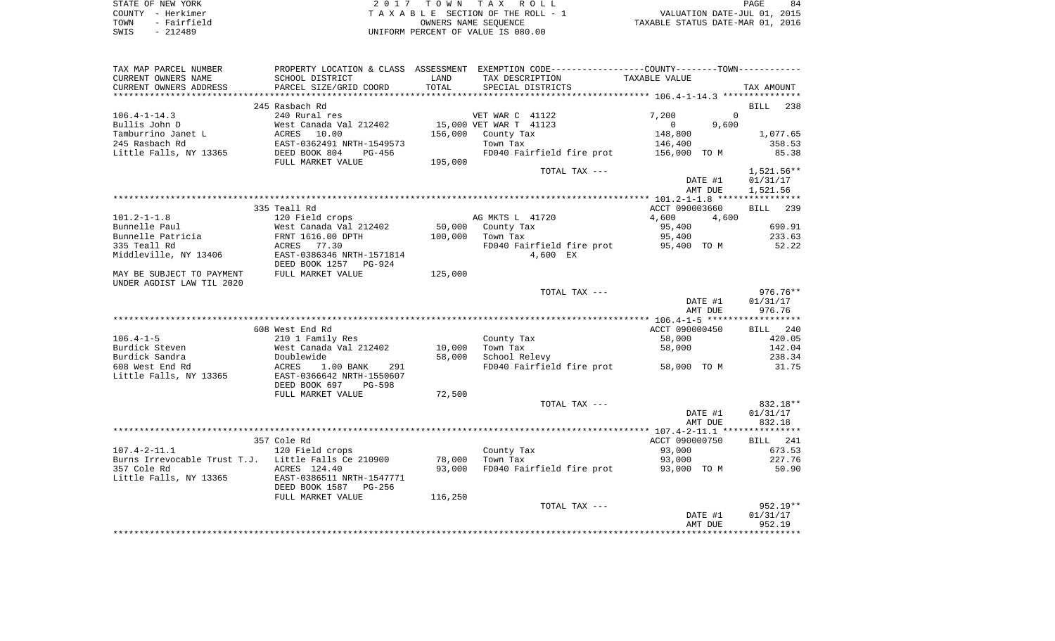STATE OF NEW YORK
COUNTY - Herkimer
TOWN - Fairfield
SWIS - 212489

2 0 1 7 T O W N T A X R O L L
T A X A B L E SECTION OF THE ROLL - 1
OWNERS NAME SEQUENCE
UNIFORM PERCENT OF VALUE IS 080.00

VALUATION DATE-JUL 01, 2015
TAXABLE STATUS DATE-MAR 01, 2016

| TAX MAP PARCEL NUMBER / CURRENT OWNERS NAME / CURRENT OWNERS ADDRESS | PROPERTY LOCATION & CLASS / SCHOOL DISTRICT / PARCEL SIZE/GRID COORD | ASSESSMENT LAND / TOTAL | EXEMPTION CODE / TAX DESCRIPTION / SPECIAL DISTRICTS | COUNTY / TOWN TAXABLE VALUE | TAX AMOUNT |
|---|---|---|---|---|---|
| | 245 Rasbach Rd | | | | BILL 238 |
| 106.4-1-14.3 | 240 Rural res | | VET WAR C 41122 | 7,200 0 | |
| Bullis John D | West Canada Val 212402 | 15,000 | VET WAR T 41123 | 0 9,600 | |
| Tamburrino Janet L | ACRES 10.00 | 156,000 | County Tax | 148,800 | 1,077.65 |
| 245 Rasbach Rd | EAST-0362491 NRTH-1549573 | | Town Tax | 146,400 | 358.53 |
| Little Falls, NY 13365 | DEED BOOK 804 PG-456 | | FD040 Fairfield fire prot | 156,000 TO M | 85.38 |
| | FULL MARKET VALUE | 195,000 | | | |
| | | | TOTAL TAX --- | | 1,521.56** |
| | | | | DATE #1 | 01/31/17 |
| | | | | AMT DUE | 1,521.56 |
| | 335 Teall Rd | | | ACCT 090003660 | BILL 239 |
| 101.2-1-1.8 | 120 Field crops | | AG MKTS L 41720 | 4,600 4,600 | |
| Bunnelle Paul | West Canada Val 212402 | 50,000 | County Tax | 95,400 | 690.91 |
| Bunnelle Patricia | FRNT 1616.00 DPTH | 100,000 | Town Tax | 95,400 | 233.63 |
| 335 Teall Rd | ACRES 77.30 | | FD040 Fairfield fire prot | 95,400 TO M | 52.22 |
| Middleville, NY 13406 | EAST-0386346 NRTH-1571814 | | 4,600 EX | | |
| | DEED BOOK 1257 PG-924 | | | | |
| MAY BE SUBJECT TO PAYMENT | FULL MARKET VALUE | 125,000 | | | |
| UNDER AGDIST LAW TIL 2020 | | | | | |
| | | | TOTAL TAX --- | | 976.76** |
| | | | | DATE #1 | 01/31/17 |
| | | | | AMT DUE | 976.76 |
| | 608 West End Rd | | | ACCT 090000450 | BILL 240 |
| 106.4-1-5 | 210 1 Family Res | | County Tax | 58,000 | 420.05 |
| Burdick Steven | West Canada Val 212402 | 10,000 | Town Tax | 58,000 | 142.04 |
| Burdick Sandra | Doublewide | 58,000 | School Relevy | | 238.34 |
| 608 West End Rd | ACRES 1.00 BANK 291 | | FD040 Fairfield fire prot | 58,000 TO M | 31.75 |
| Little Falls, NY 13365 | EAST-0366642 NRTH-1550607 | | | | |
| | DEED BOOK 697 PG-598 | | | | |
| | FULL MARKET VALUE | 72,500 | | | |
| | | | TOTAL TAX --- | | 832.18** |
| | | | | DATE #1 | 01/31/17 |
| | | | | AMT DUE | 832.18 |
| | 357 Cole Rd | | | ACCT 090000750 | BILL 241 |
| 107.4-2-11.1 | 120 Field crops | | County Tax | 93,000 | 673.53 |
| Burns Irrevocable Trust T.J. | Little Falls Ce 210900 | 78,000 | Town Tax | 93,000 | 227.76 |
| 357 Cole Rd | ACRES 124.40 | 93,000 | FD040 Fairfield fire prot | 93,000 TO M | 50.90 |
| Little Falls, NY 13365 | EAST-0386511 NRTH-1547771 | | | | |
| | DEED BOOK 1587 PG-256 | | | | |
| | FULL MARKET VALUE | 116,250 | | | |
| | | | TOTAL TAX --- | | 952.19** |
| | | | | DATE #1 | 01/31/17 |
| | | | | AMT DUE | 952.19 |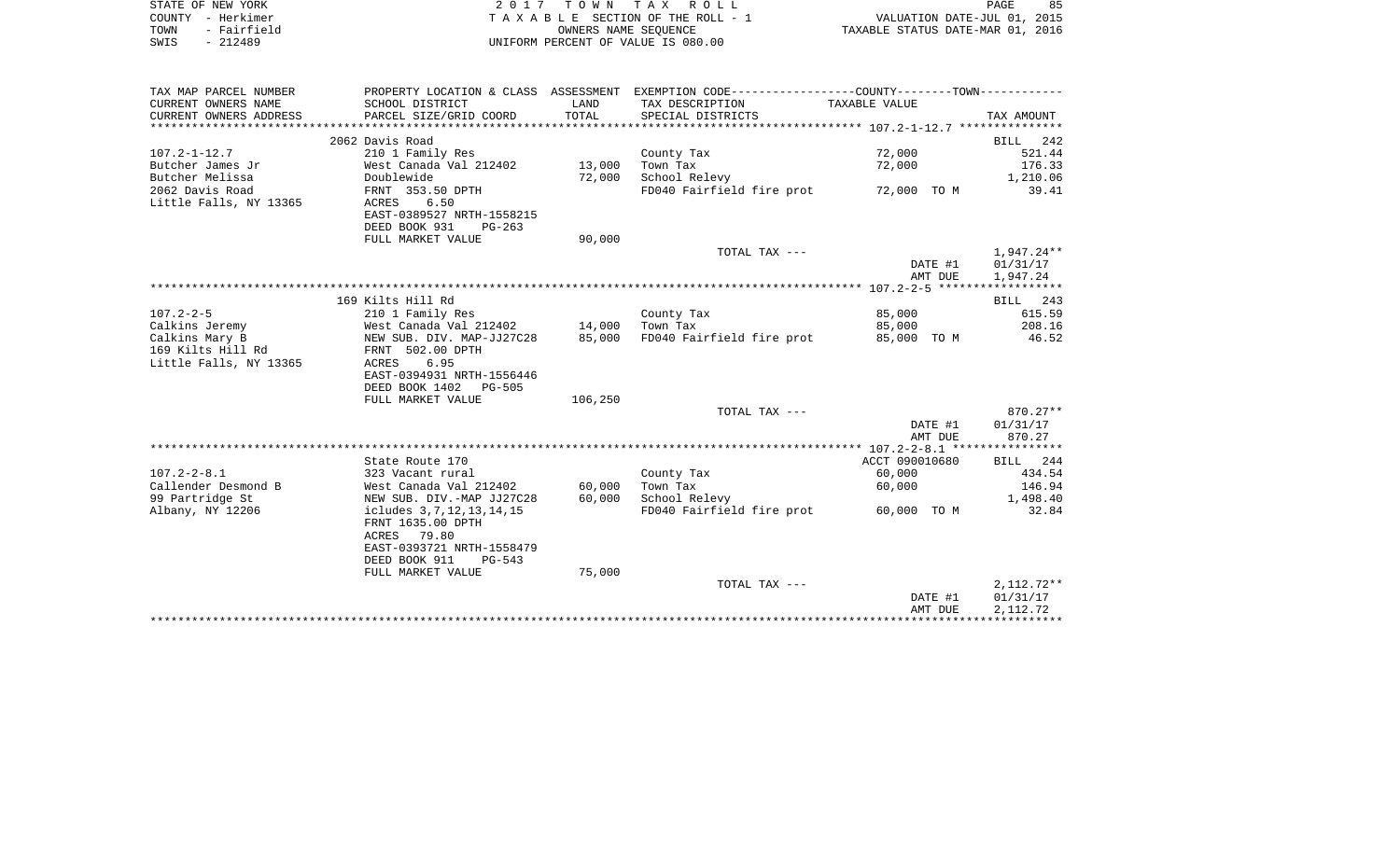STATE OF NEW YORK
COUNTY - Herkimer
TOWN - Fairfield
SWIS - 212489

2 0 1 7 T O W N T A X R O L L
T A X A B L E SECTION OF THE ROLL - 1
OWNERS NAME SEQUENCE
UNIFORM PERCENT OF VALUE IS 080.00

VALUATION DATE-JUL 01, 2015
TAXABLE STATUS DATE-MAR 01, 2016

| TAX MAP PARCEL NUMBER / CURRENT OWNERS NAME / CURRENT OWNERS ADDRESS | PROPERTY LOCATION & CLASS / SCHOOL DISTRICT / PARCEL SIZE/GRID COORD | ASSESSMENT LAND / TOTAL | EXEMPTION CODE / TAX DESCRIPTION / SPECIAL DISTRICTS | COUNTY--------TOWN / TAXABLE VALUE | TAX AMOUNT |
|---|---|---|---|---|---|
| **107.2-1-12.7** | 2062 Davis Road | | | | BILL 242 |
| 107.2-1-12.7 | 210 1 Family Res | | County Tax | 72,000 | 521.44 |
| Butcher James Jr | West Canada Val 212402 | 13,000 | Town Tax | 72,000 | 176.33 |
| Butcher Melissa | Doublewide | 72,000 | School Relevy | | 1,210.06 |
| 2062 Davis Road | FRNT 353.50 DPTH | | FD040 Fairfield fire prot | 72,000 TO M | 39.41 |
| Little Falls, NY 13365 | ACRES 6.50 | | | | |
| | EAST-0389527 NRTH-1558215 | | | | |
| | DEED BOOK 931 PG-263 | | | | |
| | FULL MARKET VALUE | 90,000 | | | |
| | | | TOTAL TAX --- | | 1,947.24** |
| | | | | DATE #1 | 01/31/17 |
| | | | | AMT DUE | 1,947.24 |
| **107.2-2-5** | 169 Kilts Hill Rd | | | | BILL 243 |
| 107.2-2-5 | 210 1 Family Res | | County Tax | 85,000 | 615.59 |
| Calkins Jeremy | West Canada Val 212402 | 14,000 | Town Tax | 85,000 | 208.16 |
| Calkins Mary B | NEW SUB. DIV. MAP-JJ27C28 | 85,000 | FD040 Fairfield fire prot | 85,000 TO M | 46.52 |
| 169 Kilts Hill Rd | FRNT 502.00 DPTH | | | | |
| Little Falls, NY 13365 | ACRES 6.95 | | | | |
| | EAST-0394931 NRTH-1556446 | | | | |
| | DEED BOOK 1402 PG-505 | | | | |
| | FULL MARKET VALUE | 106,250 | | | |
| | | | TOTAL TAX --- | | 870.27** |
| | | | | DATE #1 | 01/31/17 |
| | | | | AMT DUE | 870.27 |
| **107.2-2-8.1** | State Route 170 | | | ACCT 090010680 | BILL 244 |
| 107.2-2-8.1 | 323 Vacant rural | | County Tax | 60,000 | 434.54 |
| Callender Desmond B | West Canada Val 212402 | 60,000 | Town Tax | 60,000 | 146.94 |
| 99 Partridge St | NEW SUB. DIV.-MAP JJ27C28 | 60,000 | School Relevy | | 1,498.40 |
| Albany, NY 12206 | icludes 3,7,12,13,14,15 | | FD040 Fairfield fire prot | 60,000 TO M | 32.84 |
| | FRNT 1635.00 DPTH | | | | |
| | ACRES 79.80 | | | | |
| | EAST-0393721 NRTH-1558479 | | | | |
| | DEED BOOK 911 PG-543 | | | | |
| | FULL MARKET VALUE | 75,000 | | | |
| | | | TOTAL TAX --- | | 2,112.72** |
| | | | | DATE #1 | 01/31/17 |
| | | | | AMT DUE | 2,112.72 |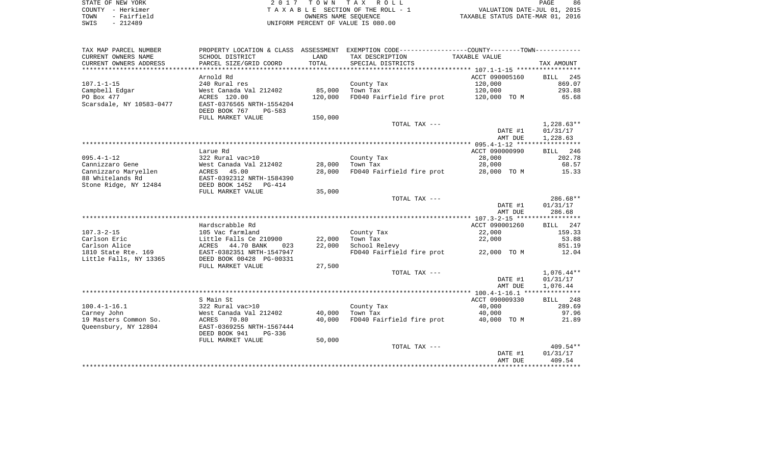STATE OF NEW YORK
COUNTY - Herkimer
TOWN - Fairfield
SWIS - 212489

2 0 1 7 T O W N T A X R O L L
T A X A B L E SECTION OF THE ROLL - 1
OWNERS NAME SEQUENCE
UNIFORM PERCENT OF VALUE IS 080.00

VALUATION DATE-JUL 01, 2015
TAXABLE STATUS DATE-MAR 01, 2016

| TAX MAP PARCEL NUMBER / CURRENT OWNERS NAME / CURRENT OWNERS ADDRESS | PROPERTY LOCATION & CLASS / SCHOOL DISTRICT / PARCEL SIZE/GRID COORD | ASSESSMENT LAND / TOTAL | EXEMPTION CODE / TAX DESCRIPTION / SPECIAL DISTRICTS | TAXABLE VALUE | TAX AMOUNT |
|---|---|---|---|---|---|
| | Arnold Rd | | | ACCT 090005160 | BILL 245 |
| 107.1-1-15 | 240 Rural res | | County Tax | 120,000 | 869.07 |
| Campbell Edgar | West Canada Val 212402 | 85,000 | Town Tax | 120,000 | 293.88 |
| PO Box 477 | ACRES 120.00 | 120,000 | FD040 Fairfield fire prot | 120,000 TO M | 65.68 |
| Scarsdale, NY 10583-0477 | EAST-0376565 NRTH-1554204 | | | | |
| | DEED BOOK 767 PG-583 | | | | |
| | FULL MARKET VALUE | 150,000 | | | |
| | | | TOTAL TAX --- | | 1,228.63** |
| | | | | DATE #1 | 01/31/17 |
| | | | | AMT DUE | 1,228.63 |
| | Larue Rd | | | ACCT 090000990 | BILL 246 |
| 095.4-1-12 | 322 Rural vac>10 | | County Tax | 28,000 | 202.78 |
| Cannizzaro Gene | West Canada Val 212402 | 28,000 | Town Tax | 28,000 | 68.57 |
| Cannizzaro Maryellen | ACRES 45.00 | 28,000 | FD040 Fairfield fire prot | 28,000 TO M | 15.33 |
| 88 Whitelands Rd | EAST-0392312 NRTH-1584390 | | | | |
| Stone Ridge, NY 12484 | DEED BOOK 1452 PG-414 | | | | |
| | FULL MARKET VALUE | 35,000 | | | |
| | | | TOTAL TAX --- | | 286.68** |
| | | | | DATE #1 | 01/31/17 |
| | | | | AMT DUE | 286.68 |
| | Hardscrabble Rd | | | ACCT 090001260 | BILL 247 |
| 107.3-2-15 | 105 Vac farmland | | County Tax | 22,000 | 159.33 |
| Carlson Eric | Little Falls Ce 210900 | 22,000 | Town Tax | 22,000 | 53.88 |
| Carlson Alice | ACRES 44.70 BANK 023 | 22,000 | School Relevy | | 851.19 |
| 1810 State Rte. 169 | EAST-0382351 NRTH-1547947 | | FD040 Fairfield fire prot | 22,000 TO M | 12.04 |
| Little Falls, NY 13365 | DEED BOOK 00428 PG-00331 | | | | |
| | FULL MARKET VALUE | 27,500 | | | |
| | | | TOTAL TAX --- | | 1,076.44** |
| | | | | DATE #1 | 01/31/17 |
| | | | | AMT DUE | 1,076.44 |
| | S Main St | | | ACCT 090009330 | BILL 248 |
| 100.4-1-16.1 | 322 Rural vac>10 | | County Tax | 40,000 | 289.69 |
| Carney John | West Canada Val 212402 | 40,000 | Town Tax | 40,000 | 97.96 |
| 19 Masters Common So. | ACRES 70.80 | 40,000 | FD040 Fairfield fire prot | 40,000 TO M | 21.89 |
| Queensbury, NY 12804 | EAST-0369255 NRTH-1567444 | | | | |
| | DEED BOOK 941 PG-336 | | | | |
| | FULL MARKET VALUE | 50,000 | | | |
| | | | TOTAL TAX --- | | 409.54** |
| | | | | DATE #1 | 01/31/17 |
| | | | | AMT DUE | 409.54 |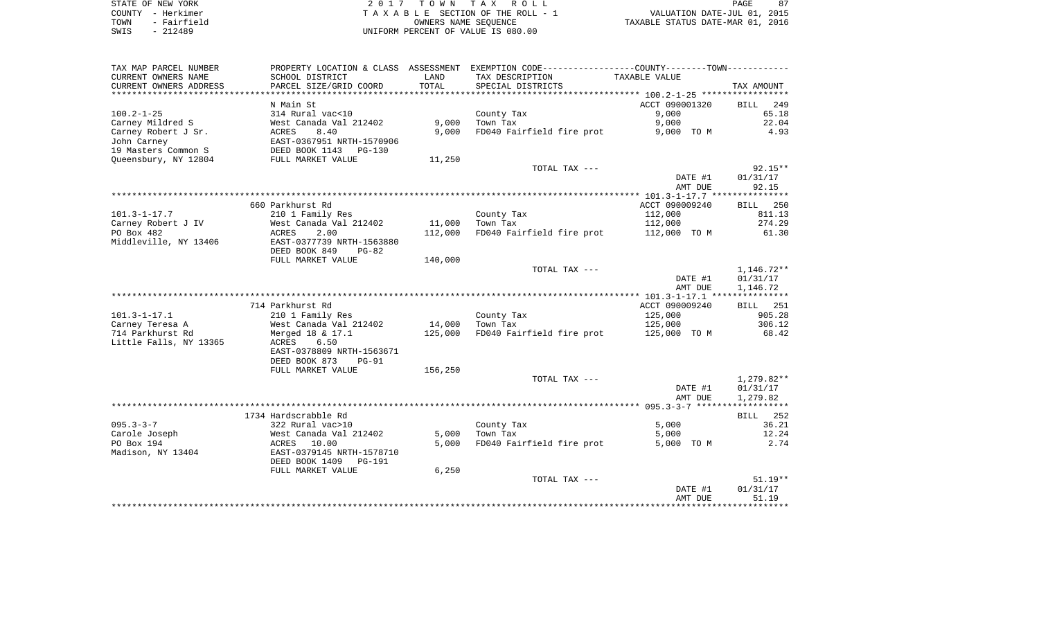STATE OF NEW YORK — 2017 TOWN TAX ROLL
COUNTY - Herkimer — TAXABLE SECTION OF THE ROLL - 1 — VALUATION DATE-JUL 01, 2015
TOWN - Fairfield — OWNERS NAME SEQUENCE — TAXABLE STATUS DATE-MAR 01, 2016
SWIS - 212489 — UNIFORM PERCENT OF VALUE IS 080.00

| TAX MAP PARCEL NUMBER / CURRENT OWNERS NAME / CURRENT OWNERS ADDRESS | PROPERTY LOCATION & CLASS / SCHOOL DISTRICT / PARCEL SIZE/GRID COORD | ASSESSMENT LAND | ASSESSMENT TOTAL | EXEMPTION CODE / TAX DESCRIPTION / SPECIAL DISTRICTS | COUNTY/TOWN TAXABLE VALUE | TAX AMOUNT |
|---|---|---|---|---|---|---|
| **100.2-1-25** | N Main St | | | | ACCT 090001320 | BILL 249 |
| Carney Mildred S | 314 Rural vac<10 | | | County Tax | 9,000 | 65.18 |
| Carney Robert J Sr. | West Canada Val 212402 | 9,000 | | Town Tax | 9,000 | 22.04 |
| John Carney | ACRES 8.40 | | 9,000 | FD040 Fairfield fire prot | 9,000 TO M | 4.93 |
| 19 Masters Common S | EAST-0367951 NRTH-1570906 | | | | | |
| Queensbury, NY 12804 | DEED BOOK 1143 PG-130 | | | | | |
| | FULL MARKET VALUE | 11,250 | | | | |
| | | | | TOTAL TAX --- | | 92.15** |
| | | | | | DATE #1 | 01/31/17 |
| | | | | | AMT DUE | 92.15 |
| **101.3-1-17.7** | 660 Parkhurst Rd | | | | ACCT 090009240 | BILL 250 |
| Carney Robert J IV | 210 1 Family Res | | | County Tax | 112,000 | 811.13 |
| PO Box 482 | West Canada Val 212402 | 11,000 | | Town Tax | 112,000 | 274.29 |
| Middleville, NY 13406 | ACRES 2.00 | | 112,000 | FD040 Fairfield fire prot | 112,000 TO M | 61.30 |
| | EAST-0377739 NRTH-1563880 | | | | | |
| | DEED BOOK 849 PG-82 | | | | | |
| | FULL MARKET VALUE | 140,000 | | | | |
| | | | | TOTAL TAX --- | | 1,146.72** |
| | | | | | DATE #1 | 01/31/17 |
| | | | | | AMT DUE | 1,146.72 |
| **101.3-1-17.1** | 714 Parkhurst Rd | | | | ACCT 090009240 | BILL 251 |
| Carney Teresa A | 210 1 Family Res | | | County Tax | 125,000 | 905.28 |
| 714 Parkhurst Rd | West Canada Val 212402 | 14,000 | | Town Tax | 125,000 | 306.12 |
| Little Falls, NY 13365 | Merged 18 & 17.1 | | 125,000 | FD040 Fairfield fire prot | 125,000 TO M | 68.42 |
| | ACRES 6.50 | | | | | |
| | EAST-0378809 NRTH-1563671 | | | | | |
| | DEED BOOK 873 PG-91 | | | | | |
| | FULL MARKET VALUE | 156,250 | | | | |
| | | | | TOTAL TAX --- | | 1,279.82** |
| | | | | | DATE #1 | 01/31/17 |
| | | | | | AMT DUE | 1,279.82 |
| **095.3-3-7** | 1734 Hardscrabble Rd | | | | | BILL 252 |
| Carole Joseph | 322 Rural vac>10 | | | County Tax | 5,000 | 36.21 |
| PO Box 194 | West Canada Val 212402 | 5,000 | | Town Tax | 5,000 | 12.24 |
| Madison, NY 13404 | ACRES 10.00 | | 5,000 | FD040 Fairfield fire prot | 5,000 TO M | 2.74 |
| | EAST-0379145 NRTH-1578710 | | | | | |
| | DEED BOOK 1409 PG-191 | | | | | |
| | FULL MARKET VALUE | 6,250 | | | | |
| | | | | TOTAL TAX --- | | 51.19** |
| | | | | | DATE #1 | 01/31/17 |
| | | | | | AMT DUE | 51.19 |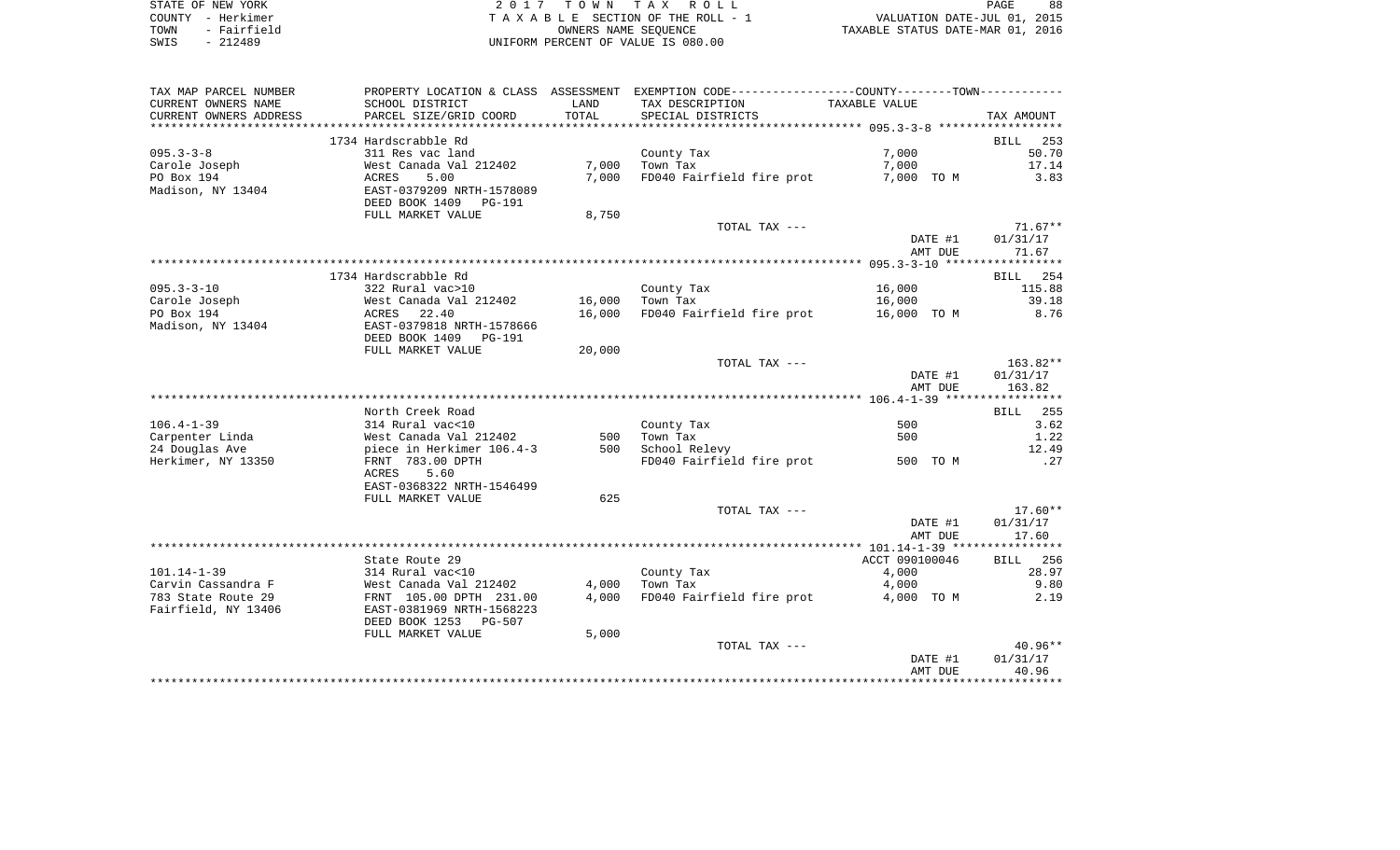STATE OF NEW YORK | COUNTY - Herkimer | TOWN - Fairfield | SWIS - 212489

2017 TOWN TAX ROLL
TAXABLE SECTION OF THE ROLL - 1
OWNERS NAME SEQUENCE
UNIFORM PERCENT OF VALUE IS 080.00

VALUATION DATE-JUL 01, 2015
TAXABLE STATUS DATE-MAR 01, 2016

| TAX MAP PARCEL NUMBER / CURRENT OWNERS NAME / CURRENT OWNERS ADDRESS | PROPERTY LOCATION & CLASS / SCHOOL DISTRICT / PARCEL SIZE/GRID COORD | ASSESSMENT LAND / TOTAL | EXEMPTION CODE / TAX DESCRIPTION / SPECIAL DISTRICTS | TAXABLE VALUE | TAX AMOUNT |
|---|---|---|---|---|---|
| | 1734 Hardscrabble Rd | | | | BILL 253 |
| 095.3-3-8 | 311 Res vac land | | County Tax | 7,000 | 50.70 |
| Carole Joseph | West Canada Val 212402 | 7,000 | Town Tax | 7,000 | 17.14 |
| PO Box 194 | ACRES 5.00 | 7,000 | FD040 Fairfield fire prot | 7,000 TO M | 3.83 |
| Madison, NY 13404 | EAST-0379209 NRTH-1578089 | | | | |
| | DEED BOOK 1409 PG-191 | | | | |
| | FULL MARKET VALUE | 8,750 | | | |
| | | | TOTAL TAX --- | | 71.67** |
| | | | | DATE #1 | 01/31/17 |
| | | | | AMT DUE | 71.67 |
| | 1734 Hardscrabble Rd | | | | BILL 254 |
| 095.3-3-10 | 322 Rural vac>10 | | County Tax | 16,000 | 115.88 |
| Carole Joseph | West Canada Val 212402 | 16,000 | Town Tax | 16,000 | 39.18 |
| PO Box 194 | ACRES 22.40 | 16,000 | FD040 Fairfield fire prot | 16,000 TO M | 8.76 |
| Madison, NY 13404 | EAST-0379818 NRTH-1578666 | | | | |
| | DEED BOOK 1409 PG-191 | | | | |
| | FULL MARKET VALUE | 20,000 | | | |
| | | | TOTAL TAX --- | | 163.82** |
| | | | | DATE #1 | 01/31/17 |
| | | | | AMT DUE | 163.82 |
| | North Creek Road | | | | BILL 255 |
| 106.4-1-39 | 314 Rural vac<10 | | County Tax | 500 | 3.62 |
| Carpenter Linda | West Canada Val 212402 | 500 | Town Tax | 500 | 1.22 |
| 24 Douglas Ave | piece in Herkimer 106.4-3 | 500 | School Relevy | | 12.49 |
| Herkimer, NY 13350 | FRNT 783.00 DPTH | | FD040 Fairfield fire prot | 500 TO M | .27 |
| | ACRES 5.60 | | | | |
| | EAST-0368322 NRTH-1546499 | | | | |
| | FULL MARKET VALUE | 625 | | | |
| | | | TOTAL TAX --- | | 17.60** |
| | | | | DATE #1 | 01/31/17 |
| | | | | AMT DUE | 17.60 |
| | State Route 29 | | | ACCT 090100046 | BILL 256 |
| 101.14-1-39 | 314 Rural vac<10 | | County Tax | 4,000 | 28.97 |
| Carvin Cassandra F | West Canada Val 212402 | 4,000 | Town Tax | 4,000 | 9.80 |
| 783 State Route 29 | FRNT 105.00 DPTH 231.00 | 4,000 | FD040 Fairfield fire prot | 4,000 TO M | 2.19 |
| Fairfield, NY 13406 | EAST-0381969 NRTH-1568223 | | | | |
| | DEED BOOK 1253 PG-507 | | | | |
| | FULL MARKET VALUE | 5,000 | | | |
| | | | TOTAL TAX --- | | 40.96** |
| | | | | DATE #1 | 01/31/17 |
| | | | | AMT DUE | 40.96 |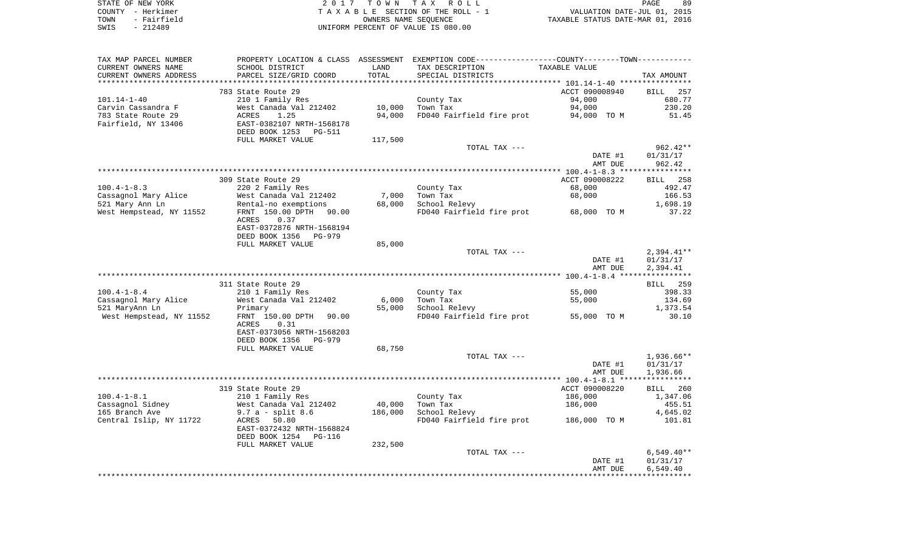STATE OF NEW YORK
COUNTY - Herkimer
TOWN - Fairfield
SWIS - 212489

2 0 1 7 T O W N T A X R O L L
T A X A B L E SECTION OF THE ROLL - 1
OWNERS NAME SEQUENCE
UNIFORM PERCENT OF VALUE IS 080.00

VALUATION DATE-JUL 01, 2015
TAXABLE STATUS DATE-MAR 01, 2016

| TAX MAP PARCEL NUMBER / CURRENT OWNERS NAME / CURRENT OWNERS ADDRESS | PROPERTY LOCATION & CLASS / SCHOOL DISTRICT / PARCEL SIZE/GRID COORD | ASSESSMENT LAND | TOTAL | EXEMPTION CODE / TAX DESCRIPTION / SPECIAL DISTRICTS | COUNTY--------TOWN TAXABLE VALUE | TAX AMOUNT |
|---|---|---|---|---|---|---|
| 101.14-1-40 | 783 State Route 29 | | | | ACCT 090008940 | BILL 257 |
| Carvin Cassandra F | 210 1 Family Res | | | County Tax | 94,000 | 680.77 |
| 783 State Route 29 | West Canada Val 212402 | 10,000 | | Town Tax | 94,000 | 230.20 |
| Fairfield, NY 13406 | ACRES 1.25 | | 94,000 | FD040 Fairfield fire prot | 94,000 TO M | 51.45 |
| | EAST-0382107 NRTH-1568178 | | | | | |
| | DEED BOOK 1253 PG-511 | | | | | |
| | FULL MARKET VALUE | | 117,500 | | | |
| | | | | TOTAL TAX --- | | 962.42** |
| | | | | | DATE #1 | 01/31/17 |
| | | | | | AMT DUE | 962.42 |
| 100.4-1-8.3 | 309 State Route 29 | | | | ACCT 090008222 | BILL 258 |
| Cassagnol Mary Alice | 220 2 Family Res | | | County Tax | 68,000 | 492.47 |
| 521 Mary Ann Ln | West Canada Val 212402 | 7,000 | | Town Tax | 68,000 | 166.53 |
| West Hempstead, NY 11552 | Rental-no exemptions | | 68,000 | School Relevy | | 1,698.19 |
| | FRNT 150.00 DPTH 90.00 | | | FD040 Fairfield fire prot | 68,000 TO M | 37.22 |
| | ACRES 0.37 | | | | | |
| | EAST-0372876 NRTH-1568194 | | | | | |
| | DEED BOOK 1356 PG-979 | | | | | |
| | FULL MARKET VALUE | | 85,000 | | | |
| | | | | TOTAL TAX --- | | 2,394.41** |
| | | | | | DATE #1 | 01/31/17 |
| | | | | | AMT DUE | 2,394.41 |
| 100.4-1-8.4 | 311 State Route 29 | | | | | BILL 259 |
| Cassagnol Mary Alice | 210 1 Family Res | | | County Tax | 55,000 | 398.33 |
| 521 MaryAnn Ln | West Canada Val 212402 | 6,000 | | Town Tax | 55,000 | 134.69 |
| West Hempstead, NY 11552 | Primary | | 55,000 | School Relevy | | 1,373.54 |
| | FRNT 150.00 DPTH 90.00 | | | FD040 Fairfield fire prot | 55,000 TO M | 30.10 |
| | ACRES 0.31 | | | | | |
| | EAST-0373056 NRTH-1568203 | | | | | |
| | DEED BOOK 1356 PG-979 | | | | | |
| | FULL MARKET VALUE | | 68,750 | | | |
| | | | | TOTAL TAX --- | | 1,936.66** |
| | | | | | DATE #1 | 01/31/17 |
| | | | | | AMT DUE | 1,936.66 |
| 100.4-1-8.1 | 319 State Route 29 | | | | ACCT 090008220 | BILL 260 |
| Cassagnol Sidney | 210 1 Family Res | | | County Tax | 186,000 | 1,347.06 |
| 165 Branch Ave | West Canada Val 212402 | 40,000 | | Town Tax | 186,000 | 455.51 |
| Central Islip, NY 11722 | 9.7 a - split 8.6 | | 186,000 | School Relevy | | 4,645.02 |
| | ACRES 50.80 | | | FD040 Fairfield fire prot | 186,000 TO M | 101.81 |
| | EAST-0372432 NRTH-1568824 | | | | | |
| | DEED BOOK 1254 PG-116 | | | | | |
| | FULL MARKET VALUE | | 232,500 | | | |
| | | | | TOTAL TAX --- | | 6,549.40** |
| | | | | | DATE #1 | 01/31/17 |
| | | | | | AMT DUE | 6,549.40 |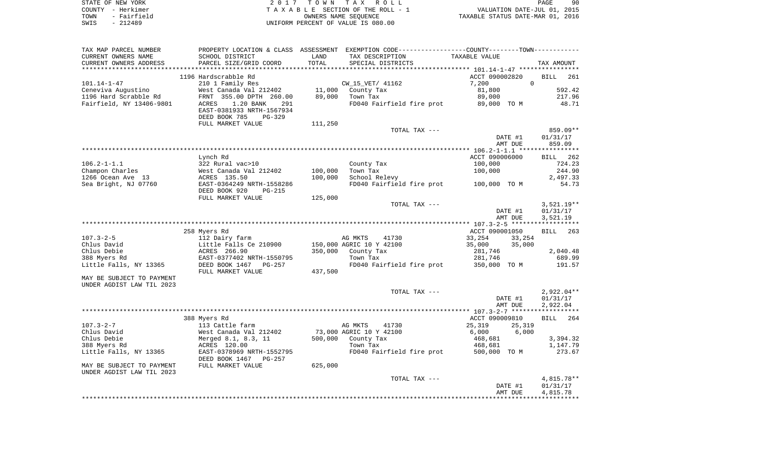STATE OF NEW YORK
COUNTY - Herkimer
TOWN - Fairfield
SWIS - 212489

2 0 1 7 T O W N T A X R O L L
T A X A B L E SECTION OF THE ROLL - 1
OWNERS NAME SEQUENCE
UNIFORM PERCENT OF VALUE IS 080.00

VALUATION DATE-JUL 01, 2015
TAXABLE STATUS DATE-MAR 01, 2016

| TAX MAP PARCEL NUMBER / CURRENT OWNERS NAME / CURRENT OWNERS ADDRESS | PROPERTY LOCATION & CLASS / SCHOOL DISTRICT / PARCEL SIZE/GRID COORD | ASSESSMENT LAND / TOTAL | EXEMPTION CODE / TAX DESCRIPTION / SPECIAL DISTRICTS | COUNTY / TOWN TAXABLE VALUE | TAX AMOUNT |
|---|---|---|---|---|---|
| | 1196 Hardscrabble Rd | | | ACCT 090002820 | BILL 261 |
| 101.14-1-47 | 210 1 Family Res | | CW_15_VET/ 41162 | 7,200 0 | |
| Ceneviva Augustino | West Canada Val 212402 | 11,000 | County Tax | 81,800 | 592.42 |
| 1196 Hard Scrabble Rd | FRNT 355.00 DPTH 260.00 | 89,000 | Town Tax | 89,000 | 217.96 |
| Fairfield, NY 13406-9801 | ACRES 1.20 BANK 291 | | FD040 Fairfield fire prot | 89,000 TO M | 48.71 |
| | EAST-0381933 NRTH-1567934 | | | | |
| | DEED BOOK 785 PG-329 | | | | |
| | FULL MARKET VALUE | 111,250 | | | |
| | | | TOTAL TAX --- | | 859.09** |
| | | | | DATE #1 | 01/31/17 |
| | | | | AMT DUE | 859.09 |
| | Lynch Rd | | | ACCT 090006000 | BILL 262 |
| 106.2-1-1.1 | 322 Rural vac>10 | | County Tax | 100,000 | 724.23 |
| Champon Charles | West Canada Val 212402 | 100,000 | Town Tax | 100,000 | 244.90 |
| 1266 Ocean Ave 13 | ACRES 135.50 | 100,000 | School Relevy | | 2,497.33 |
| Sea Bright, NJ 07760 | EAST-0364249 NRTH-1558286 | | FD040 Fairfield fire prot | 100,000 TO M | 54.73 |
| | DEED BOOK 920 PG-215 | | | | |
| | FULL MARKET VALUE | 125,000 | | | |
| | | | TOTAL TAX --- | | 3,521.19** |
| | | | | DATE #1 | 01/31/17 |
| | | | | AMT DUE | 3,521.19 |
| | 258 Myers Rd | | | ACCT 090001050 | BILL 263 |
| 107.3-2-5 | 112 Dairy farm | | AG MKTS 41730 | 33,254 33,254 | |
| Chlus David | Little Falls Ce 210900 | 150,000 | AGRIC 10 Y 42100 | 35,000 35,000 | |
| Chlus Debie | ACRES 266.90 | 350,000 | County Tax | 281,746 | 2,040.48 |
| 388 Myers Rd | EAST-0377402 NRTH-1550795 | | Town Tax | 281,746 | 689.99 |
| Little Falls, NY 13365 | DEED BOOK 1467 PG-257 | | FD040 Fairfield fire prot | 350,000 TO M | 191.57 |
| | FULL MARKET VALUE | 437,500 | | | |
| MAY BE SUBJECT TO PAYMENT UNDER AGDIST LAW TIL 2023 | | | | | |
| | | | TOTAL TAX --- | | 2,922.04** |
| | | | | DATE #1 | 01/31/17 |
| | | | | AMT DUE | 2,922.04 |
| | 388 Myers Rd | | | ACCT 090009810 | BILL 264 |
| 107.3-2-7 | 113 Cattle farm | | AG MKTS 41730 | 25,319 25,319 | |
| Chlus David | West Canada Val 212402 | 73,000 | AGRIC 10 Y 42100 | 6,000 6,000 | |
| Chlus Debie | Merged 8.1, 8.3, 11 | 500,000 | County Tax | 468,681 | 3,394.32 |
| 388 Myers Rd | ACRES 120.00 | | Town Tax | 468,681 | 1,147.79 |
| Little Falls, NY 13365 | EAST-0378969 NRTH-1552795 | | FD040 Fairfield fire prot | 500,000 TO M | 273.67 |
| | DEED BOOK 1467 PG-257 | | | | |
| MAY BE SUBJECT TO PAYMENT UNDER AGDIST LAW TIL 2023 | FULL MARKET VALUE | 625,000 | | | |
| | | | TOTAL TAX --- | | 4,815.78** |
| | | | | DATE #1 | 01/31/17 |
| | | | | AMT DUE | 4,815.78 |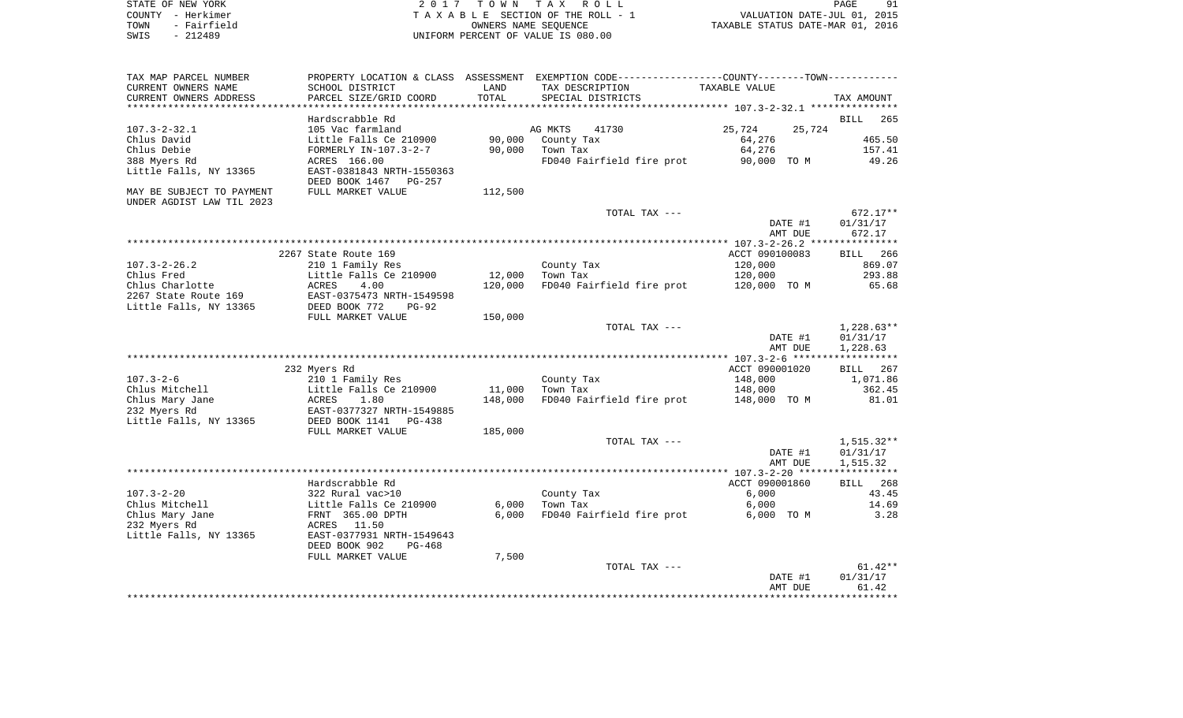STATE OF NEW YORK | COUNTY - Herkimer | TOWN - Fairfield | SWIS - 212489

2017 TOWN TAX ROLL
TAXABLE SECTION OF THE ROLL - 1
OWNERS NAME SEQUENCE
UNIFORM PERCENT OF VALUE IS 080.00

VALUATION DATE-JUL 01, 2015
TAXABLE STATUS DATE-MAR 01, 2016

| TAX MAP PARCEL NUMBER / CURRENT OWNERS NAME / CURRENT OWNERS ADDRESS | PROPERTY LOCATION & CLASS / SCHOOL DISTRICT / PARCEL SIZE/GRID COORD | ASSESSMENT LAND / TOTAL | EXEMPTION CODE / TAX DESCRIPTION / SPECIAL DISTRICTS | COUNTY / TOWN TAXABLE VALUE | TAX AMOUNT |
|---|---|---|---|---|---|
| 107.3-2-32.1 | Hardscrabble Rd | | | | BILL 265 |
| | 105 Vac farmland | | AG MKTS 41730 | 25,724 25,724 | |
| Chlus David | Little Falls Ce 210900 | 90,000 | County Tax | 64,276 | 465.50 |
| Chlus Debie | FORMERLY IN-107.3-2-7 | 90,000 | Town Tax | 64,276 | 157.41 |
| 388 Myers Rd | ACRES 166.00 | | FD040 Fairfield fire prot | 90,000 TO M | 49.26 |
| Little Falls, NY 13365 | EAST-0381843 NRTH-1550363 | | | | |
| | DEED BOOK 1467 PG-257 | | | | |
| MAY BE SUBJECT TO PAYMENT UNDER AGDIST LAW TIL 2023 | FULL MARKET VALUE | 112,500 | | | |
| | | | TOTAL TAX --- | | 672.17** |
| | | | | DATE #1 | 01/31/17 |
| | | | | AMT DUE | 672.17 |
| 107.3-2-26.2 | 2267 State Route 169 | | | ACCT 090100083 | BILL 266 |
| Chlus Fred | 210 1 Family Res | | County Tax | 120,000 | 869.07 |
| Chlus Charlotte | Little Falls Ce 210900 | 12,000 | Town Tax | 120,000 | 293.88 |
| 2267 State Route 169 | ACRES 4.00 | 120,000 | FD040 Fairfield fire prot | 120,000 TO M | 65.68 |
| Little Falls, NY 13365 | EAST-0375473 NRTH-1549598 | | | | |
| | DEED BOOK 772 PG-92 | | | | |
| | FULL MARKET VALUE | 150,000 | | | |
| | | | TOTAL TAX --- | | 1,228.63** |
| | | | | DATE #1 | 01/31/17 |
| | | | | AMT DUE | 1,228.63 |
| 107.3-2-6 | 232 Myers Rd | | | ACCT 090001020 | BILL 267 |
| Chlus Mitchell | 210 1 Family Res | | County Tax | 148,000 | 1,071.86 |
| Chlus Mary Jane | Little Falls Ce 210900 | 11,000 | Town Tax | 148,000 | 362.45 |
| 232 Myers Rd | ACRES 1.80 | 148,000 | FD040 Fairfield fire prot | 148,000 TO M | 81.01 |
| Little Falls, NY 13365 | EAST-0377327 NRTH-1549885 | | | | |
| | DEED BOOK 1141 PG-438 | | | | |
| | FULL MARKET VALUE | 185,000 | | | |
| | | | TOTAL TAX --- | | 1,515.32** |
| | | | | DATE #1 | 01/31/17 |
| | | | | AMT DUE | 1,515.32 |
| 107.3-2-20 | Hardscrabble Rd | | | ACCT 090001860 | BILL 268 |
| Chlus Mitchell | 322 Rural vac>10 | | County Tax | 6,000 | 43.45 |
| Chlus Mary Jane | Little Falls Ce 210900 | 6,000 | Town Tax | 6,000 | 14.69 |
| 232 Myers Rd | FRNT 365.00 DPTH | 6,000 | FD040 Fairfield fire prot | 6,000 TO M | 3.28 |
| Little Falls, NY 13365 | ACRES 11.50 | | | | |
| | EAST-0377931 NRTH-1549643 | | | | |
| | DEED BOOK 902 PG-468 | | | | |
| | FULL MARKET VALUE | 7,500 | | | |
| | | | TOTAL TAX --- | | 61.42** |
| | | | | DATE #1 | 01/31/17 |
| | | | | AMT DUE | 61.42 |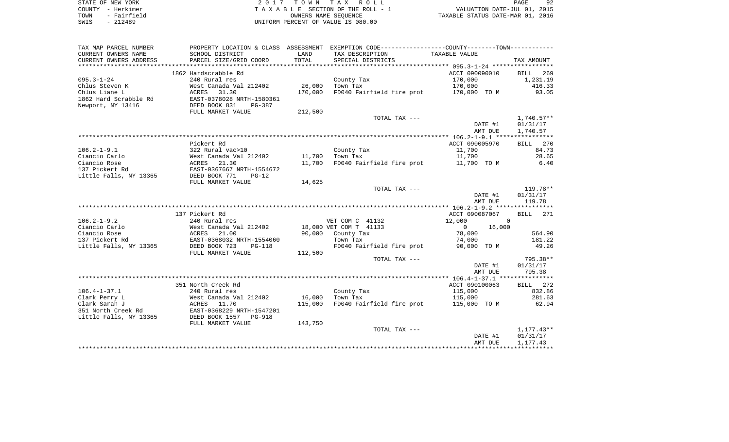STATE OF NEW YORK  
COUNTY - Herkimer  
TOWN - Fairfield  
SWIS - 212489

2 0 1 7 T O W N T A X R O L L  
T A X A B L E SECTION OF THE ROLL - 1  
OWNERS NAME SEQUENCE  
UNIFORM PERCENT OF VALUE IS 080.00

VALUATION DATE-JUL 01, 2015  
TAXABLE STATUS DATE-MAR 01, 2016

| TAX MAP PARCEL NUMBER / CURRENT OWNERS NAME / CURRENT OWNERS ADDRESS | PROPERTY LOCATION & CLASS / SCHOOL DISTRICT / PARCEL SIZE/GRID COORD | ASSESSMENT LAND | TOTAL | EXEMPTION CODE / TAX DESCRIPTION / SPECIAL DISTRICTS | COUNTY / TOWN TAXABLE VALUE | | TAX AMOUNT |
|---|---|---|---|---|---|---|---|
| | 1862 Hardscrabble Rd | | | | ACCT 090090010 | | BILL 269 |
| 095.3-1-24 | 240 Rural res | | | County Tax | 170,000 | | 1,231.19 |
| Chlus Steven K | West Canada Val 212402 | 26,000 | | Town Tax | 170,000 | | 416.33 |
| Chlus Liane L | ACRES 31.30 | | 170,000 | FD040 Fairfield fire prot | 170,000 TO M | | 93.05 |
| 1862 Hard Scrabble Rd | EAST-0378028 NRTH-1580361 | | | | | | |
| Newport, NY 13416 | DEED BOOK 831 PG-387 | | | | | | |
| | FULL MARKET VALUE | 212,500 | | | | | |
| | | | | TOTAL TAX --- | | | 1,740.57** |
| | | | | | DATE #1 | | 01/31/17 |
| | | | | | AMT DUE | | 1,740.57 |
| | Pickert Rd | | | | ACCT 090005970 | | BILL 270 |
| 106.2-1-9.1 | 322 Rural vac>10 | | | County Tax | 11,700 | | 84.73 |
| Ciancio Carlo | West Canada Val 212402 | 11,700 | | Town Tax | 11,700 | | 28.65 |
| Ciancio Rose | ACRES 21.30 | | 11,700 | FD040 Fairfield fire prot | 11,700 TO M | | 6.40 |
| 137 Pickert Rd | EAST-0367667 NRTH-1554672 | | | | | | |
| Little Falls, NY 13365 | DEED BOOK 771 PG-12 | | | | | | |
| | FULL MARKET VALUE | 14,625 | | | | | |
| | | | | TOTAL TAX --- | | | 119.78** |
| | | | | | DATE #1 | | 01/31/17 |
| | | | | | AMT DUE | | 119.78 |
| | 137 Pickert Rd | | | | ACCT 090087067 | | BILL 271 |
| 106.2-1-9.2 | 240 Rural res | | | VET COM C 41132 | 12,000 | 0 | |
| Ciancio Carlo | West Canada Val 212402 | 18,000 | | VET COM T 41133 | 0 | 16,000 | |
| Ciancio Rose | ACRES 21.00 | | 90,000 | County Tax | 78,000 | | 564.90 |
| 137 Pickert Rd | EAST-0368032 NRTH-1554060 | | | Town Tax | 74,000 | | 181.22 |
| Little Falls, NY 13365 | DEED BOOK 723 PG-118 | | | FD040 Fairfield fire prot | 90,000 TO M | | 49.26 |
| | FULL MARKET VALUE | 112,500 | | | | | |
| | | | | TOTAL TAX --- | | | 795.38** |
| | | | | | DATE #1 | | 01/31/17 |
| | | | | | AMT DUE | | 795.38 |
| | 351 North Creek Rd | | | | ACCT 090100063 | | BILL 272 |
| 106.4-1-37.1 | 240 Rural res | | | County Tax | 115,000 | | 832.86 |
| Clark Perry L | West Canada Val 212402 | 16,000 | | Town Tax | 115,000 | | 281.63 |
| Clark Sarah J | ACRES 11.70 | | 115,000 | FD040 Fairfield fire prot | 115,000 TO M | | 62.94 |
| 351 North Creek Rd | EAST-0368229 NRTH-1547201 | | | | | | |
| Little Falls, NY 13365 | DEED BOOK 1557 PG-918 | | | | | | |
| | FULL MARKET VALUE | 143,750 | | | | | |
| | | | | TOTAL TAX --- | | | 1,177.43** |
| | | | | | DATE #1 | | 01/31/17 |
| | | | | | AMT DUE | | 1,177.43 |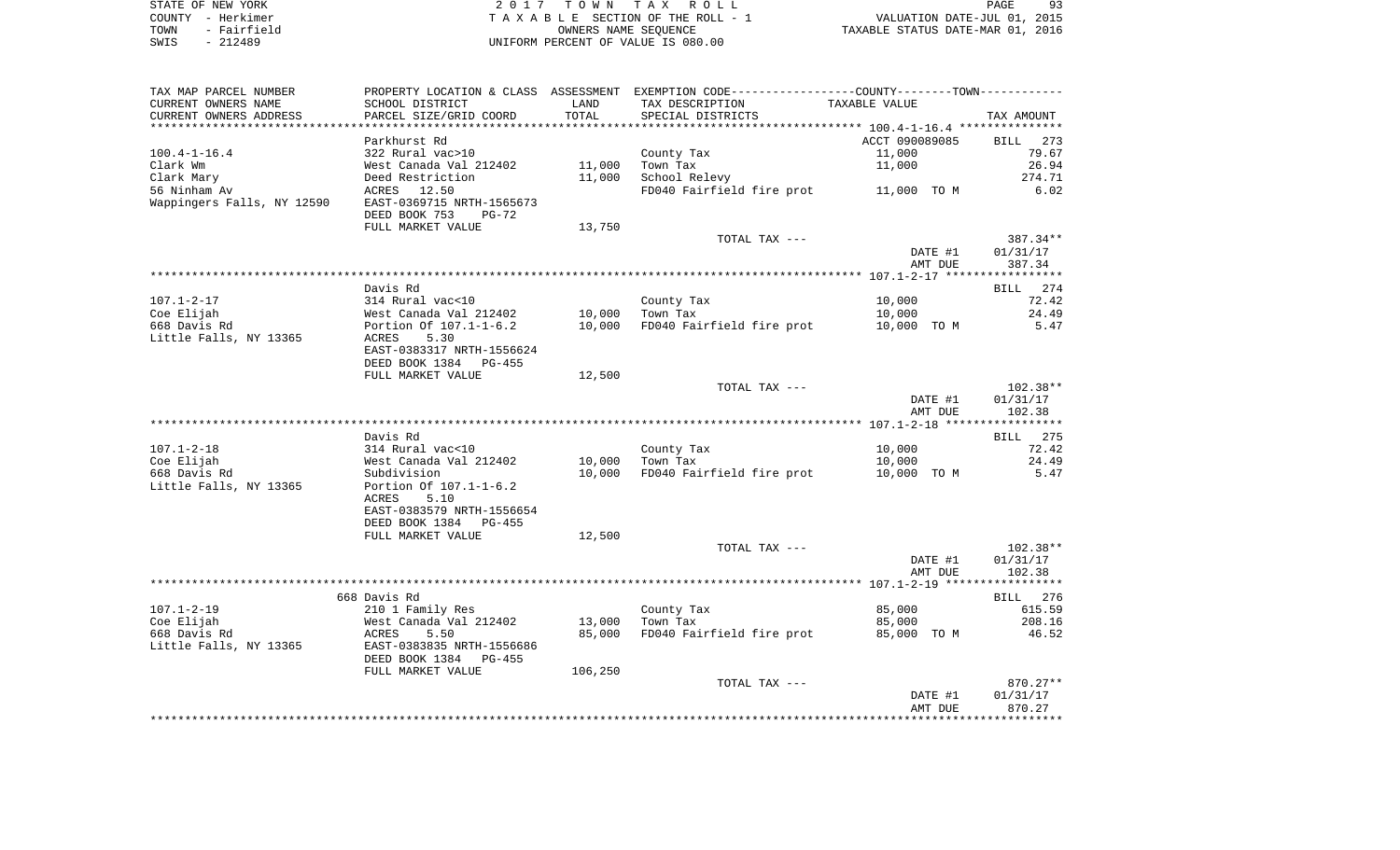STATE OF NEW YORK
COUNTY - Herkimer
TOWN - Fairfield
SWIS - 212489

2 0 1 7 T O W N T A X R O L L
T A X A B L E SECTION OF THE ROLL - 1
OWNERS NAME SEQUENCE
UNIFORM PERCENT OF VALUE IS 080.00

VALUATION DATE-JUL 01, 2015
TAXABLE STATUS DATE-MAR 01, 2016

| TAX MAP PARCEL NUMBER<br>CURRENT OWNERS NAME<br>CURRENT OWNERS ADDRESS | PROPERTY LOCATION & CLASS<br>SCHOOL DISTRICT<br>PARCEL SIZE/GRID COORD | ASSESSMENT<br>LAND<br>TOTAL | EXEMPTION CODE-----COUNTY--------TOWN-----<br>TAX DESCRIPTION<br>SPECIAL DISTRICTS | TAXABLE VALUE | TAX AMOUNT |
|---|---|---|---|---|---|
| **100.4-1-16.4** | Parkhurst Rd | | | ACCT 090089085 | BILL 273 |
| 100.4-1-16.4 | 322 Rural vac>10 | | County Tax | 11,000 | 79.67 |
| Clark Wm | West Canada Val 212402 | 11,000 | Town Tax | 11,000 | 26.94 |
| Clark Mary | Deed Restriction | 11,000 | School Relevy | | 274.71 |
| 56 Ninham Av | ACRES 12.50 | | FD040 Fairfield fire prot | 11,000 TO M | 6.02 |
| Wappingers Falls, NY 12590 | EAST-0369715 NRTH-1565673 | | | | |
| | DEED BOOK 753 PG-72 | | | | |
| | FULL MARKET VALUE | 13,750 | | | |
| | | | TOTAL TAX --- | | 387.34** |
| | | | | DATE #1 | 01/31/17 |
| | | | | AMT DUE | 387.34 |
| **107.1-2-17** | Davis Rd | | | | BILL 274 |
| 107.1-2-17 | 314 Rural vac<10 | | County Tax | 10,000 | 72.42 |
| Coe Elijah | West Canada Val 212402 | 10,000 | Town Tax | 10,000 | 24.49 |
| 668 Davis Rd | Portion Of 107.1-1-6.2 | 10,000 | FD040 Fairfield fire prot | 10,000 TO M | 5.47 |
| Little Falls, NY 13365 | ACRES 5.30 | | | | |
| | EAST-0383317 NRTH-1556624 | | | | |
| | DEED BOOK 1384 PG-455 | | | | |
| | FULL MARKET VALUE | 12,500 | | | |
| | | | TOTAL TAX --- | | 102.38** |
| | | | | DATE #1 | 01/31/17 |
| | | | | AMT DUE | 102.38 |
| **107.1-2-18** | Davis Rd | | | | BILL 275 |
| 107.1-2-18 | 314 Rural vac<10 | | County Tax | 10,000 | 72.42 |
| Coe Elijah | West Canada Val 212402 | 10,000 | Town Tax | 10,000 | 24.49 |
| 668 Davis Rd | Subdivision | 10,000 | FD040 Fairfield fire prot | 10,000 TO M | 5.47 |
| Little Falls, NY 13365 | Portion Of 107.1-1-6.2 | | | | |
| | ACRES 5.10 | | | | |
| | EAST-0383579 NRTH-1556654 | | | | |
| | DEED BOOK 1384 PG-455 | | | | |
| | FULL MARKET VALUE | 12,500 | | | |
| | | | TOTAL TAX --- | | 102.38** |
| | | | | DATE #1 | 01/31/17 |
| | | | | AMT DUE | 102.38 |
| **107.1-2-19** | 668 Davis Rd | | | | BILL 276 |
| 107.1-2-19 | 210 1 Family Res | | County Tax | 85,000 | 615.59 |
| Coe Elijah | West Canada Val 212402 | 13,000 | Town Tax | 85,000 | 208.16 |
| 668 Davis Rd | ACRES 5.50 | 85,000 | FD040 Fairfield fire prot | 85,000 TO M | 46.52 |
| Little Falls, NY 13365 | EAST-0383835 NRTH-1556686 | | | | |
| | DEED BOOK 1384 PG-455 | | | | |
| | FULL MARKET VALUE | 106,250 | | | |
| | | | TOTAL TAX --- | | 870.27** |
| | | | | DATE #1 | 01/31/17 |
| | | | | AMT DUE | 870.27 |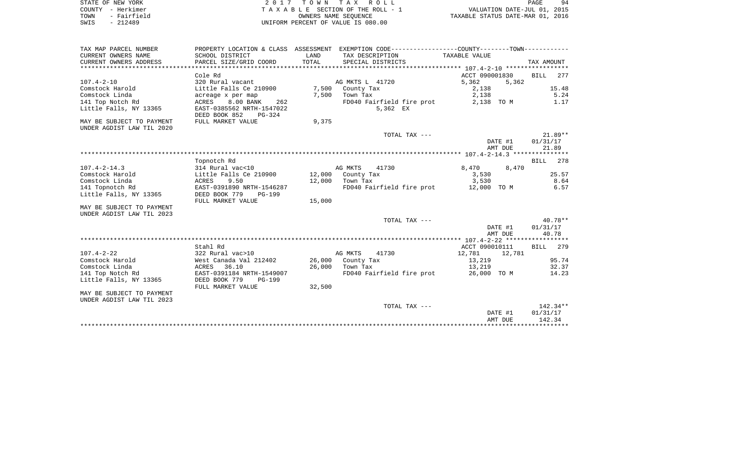STATE OF NEW YORK
COUNTY - Herkimer
TOWN - Fairfield
SWIS - 212489

2 0 1 7 T O W N T A X R O L L
T A X A B L E SECTION OF THE ROLL - 1
OWNERS NAME SEQUENCE
UNIFORM PERCENT OF VALUE IS 080.00

VALUATION DATE-JUL 01, 2015
TAXABLE STATUS DATE-MAR 01, 2016

| TAX MAP PARCEL NUMBER<br>CURRENT OWNERS NAME<br>CURRENT OWNERS ADDRESS | PROPERTY LOCATION & CLASS<br>SCHOOL DISTRICT<br>PARCEL SIZE/GRID COORD | ASSESSMENT<br>LAND<br>TOTAL | EXEMPTION CODE-----COUNTY-----TOWN-----<br>TAX DESCRIPTION<br>SPECIAL DISTRICTS | TAXABLE VALUE | TAX AMOUNT |
|---|---|---|---|---|---|
| ****** 107.4-2-10 ****** | | | | | |
| | Cole Rd | | | ACCT 090001830 | BILL 277 |
| 107.4-2-10 | 320 Rural vacant | | AG MKTS L 41720 | 5,362 5,362 | |
| Comstock Harold | Little Falls Ce 210900 | 7,500 | County Tax | 2,138 | 15.48 |
| Comstock Linda | acreage x per map | 7,500 | Town Tax | 2,138 | 5.24 |
| 141 Top Notch Rd | ACRES 8.00 BANK 262 | | FD040 Fairfield fire prot | 2,138 TO M | 1.17 |
| Little Falls, NY 13365 | EAST-0385562 NRTH-1547022 | | 5,362 EX | | |
| | DEED BOOK 852 PG-324 | | | | |
| MAY BE SUBJECT TO PAYMENT | FULL MARKET VALUE | 9,375 | | | |
| UNDER AGDIST LAW TIL 2020 | | | | | |
| | | | TOTAL TAX --- | | 21.89** |
| | | | | DATE #1 | 01/31/17 |
| | | | | AMT DUE | 21.89 |
| ****** 107.4-2-14.3 ****** | | | | | |
| | Topnotch Rd | | | | BILL 278 |
| 107.4-2-14.3 | 314 Rural vac<10 | | AG MKTS 41730 | 8,470 8,470 | |
| Comstock Harold | Little Falls Ce 210900 | 12,000 | County Tax | 3,530 | 25.57 |
| Comstock Linda | ACRES 9.50 | 12,000 | Town Tax | 3,530 | 8.64 |
| 141 Topnotch Rd | EAST-0391890 NRTH-1546287 | | FD040 Fairfield fire prot | 12,000 TO M | 6.57 |
| Little Falls, NY 13365 | DEED BOOK 779 PG-199 | | | | |
| | FULL MARKET VALUE | 15,000 | | | |
| MAY BE SUBJECT TO PAYMENT | | | | | |
| UNDER AGDIST LAW TIL 2023 | | | | | |
| | | | TOTAL TAX --- | | 40.78** |
| | | | | DATE #1 | 01/31/17 |
| | | | | AMT DUE | 40.78 |
| ****** 107.4-2-22 ****** | | | | | |
| | Stahl Rd | | | ACCT 090010111 | BILL 279 |
| 107.4-2-22 | 322 Rural vac>10 | | AG MKTS 41730 | 12,781 12,781 | |
| Comstock Harold | West Canada Val 212402 | 26,000 | County Tax | 13,219 | 95.74 |
| Comstock Linda | ACRES 36.10 | 26,000 | Town Tax | 13,219 | 32.37 |
| 141 Top Notch Rd | EAST-0391184 NRTH-1549007 | | FD040 Fairfield fire prot | 26,000 TO M | 14.23 |
| Little Falls, NY 13365 | DEED BOOK 779 PG-199 | | | | |
| | FULL MARKET VALUE | 32,500 | | | |
| MAY BE SUBJECT TO PAYMENT | | | | | |
| UNDER AGDIST LAW TIL 2023 | | | | | |
| | | | TOTAL TAX --- | | 142.34** |
| | | | | DATE #1 | 01/31/17 |
| | | | | AMT DUE | 142.34 |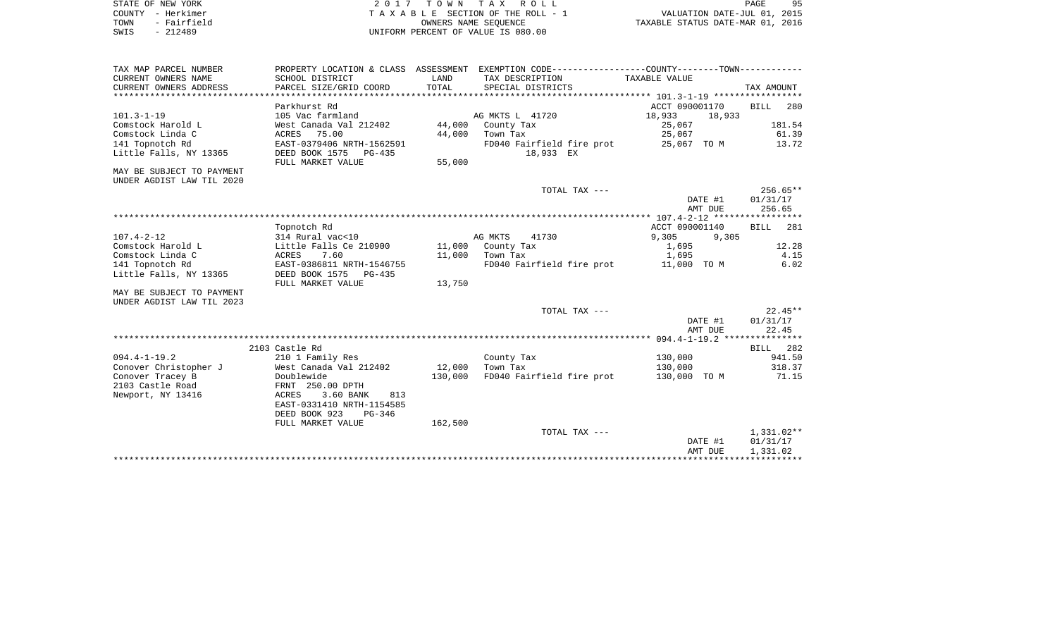STATE OF NEW YORK — 2017 TOWN TAX ROLL
COUNTY - Herkimer — TAXABLE SECTION OF THE ROLL - 1 — VALUATION DATE-JUL 01, 2015
TOWN - Fairfield — OWNERS NAME SEQUENCE — TAXABLE STATUS DATE-MAR 01, 2016
SWIS - 212489 — UNIFORM PERCENT OF VALUE IS 080.00

| TAX MAP PARCEL NUMBER / CURRENT OWNERS NAME / CURRENT OWNERS ADDRESS | PROPERTY LOCATION & CLASS / SCHOOL DISTRICT / PARCEL SIZE/GRID COORD | ASSESSMENT LAND / TOTAL | EXEMPTION CODE / TAX DESCRIPTION / SPECIAL DISTRICTS | COUNTY / TOWN TAXABLE VALUE | TAX AMOUNT |
|---|---|---|---|---|---|
| | Parkhurst Rd | | | ACCT 090001170 | BILL 280 |
| 101.3-1-19 | 105 Vac farmland | | AG MKTS L 41720 | 18,933 18,933 | |
| Comstock Harold L | West Canada Val 212402 | 44,000 | County Tax | 25,067 | 181.54 |
| Comstock Linda C | ACRES 75.00 | 44,000 | Town Tax | 25,067 | 61.39 |
| 141 Topnotch Rd | EAST-0379406 NRTH-1562591 | | FD040 Fairfield fire prot | 25,067 TO M | 13.72 |
| Little Falls, NY 13365 | DEED BOOK 1575 PG-435 | | 18,933 EX | | |
| | FULL MARKET VALUE | 55,000 | | | |
| MAY BE SUBJECT TO PAYMENT UNDER AGDIST LAW TIL 2020 | | | | | |
| | | | TOTAL TAX --- | | 256.65** |
| | | | | DATE #1 | 01/31/17 |
| | | | | AMT DUE | 256.65 |
| | Topnotch Rd | | | ACCT 090001140 | BILL 281 |
| 107.4-2-12 | 314 Rural vac<10 | | AG MKTS 41730 | 9,305 9,305 | |
| Comstock Harold L | Little Falls Ce 210900 | 11,000 | County Tax | 1,695 | 12.28 |
| Comstock Linda C | ACRES 7.60 | 11,000 | Town Tax | 1,695 | 4.15 |
| 141 Topnotch Rd | EAST-0386811 NRTH-1546755 | | FD040 Fairfield fire prot | 11,000 TO M | 6.02 |
| Little Falls, NY 13365 | DEED BOOK 1575 PG-435 | | | | |
| | FULL MARKET VALUE | 13,750 | | | |
| MAY BE SUBJECT TO PAYMENT UNDER AGDIST LAW TIL 2023 | | | | | |
| | | | TOTAL TAX --- | | 22.45** |
| | | | | DATE #1 | 01/31/17 |
| | | | | AMT DUE | 22.45 |
| | 2103 Castle Rd | | | | BILL 282 |
| 094.4-1-19.2 | 210 1 Family Res | | County Tax | 130,000 | 941.50 |
| Conover Christopher J | West Canada Val 212402 | 12,000 | Town Tax | 130,000 | 318.37 |
| Conover Tracey B | Doublewide | 130,000 | FD040 Fairfield fire prot | 130,000 TO M | 71.15 |
| 2103 Castle Road | FRNT 250.00 DPTH | | | | |
| Newport, NY 13416 | ACRES 3.60 BANK 813 | | | | |
| | EAST-0331410 NRTH-1154585 | | | | |
| | DEED BOOK 923 PG-346 | | | | |
| | FULL MARKET VALUE | 162,500 | | | |
| | | | TOTAL TAX --- | | 1,331.02** |
| | | | | DATE #1 | 01/31/17 |
| | | | | AMT DUE | 1,331.02 |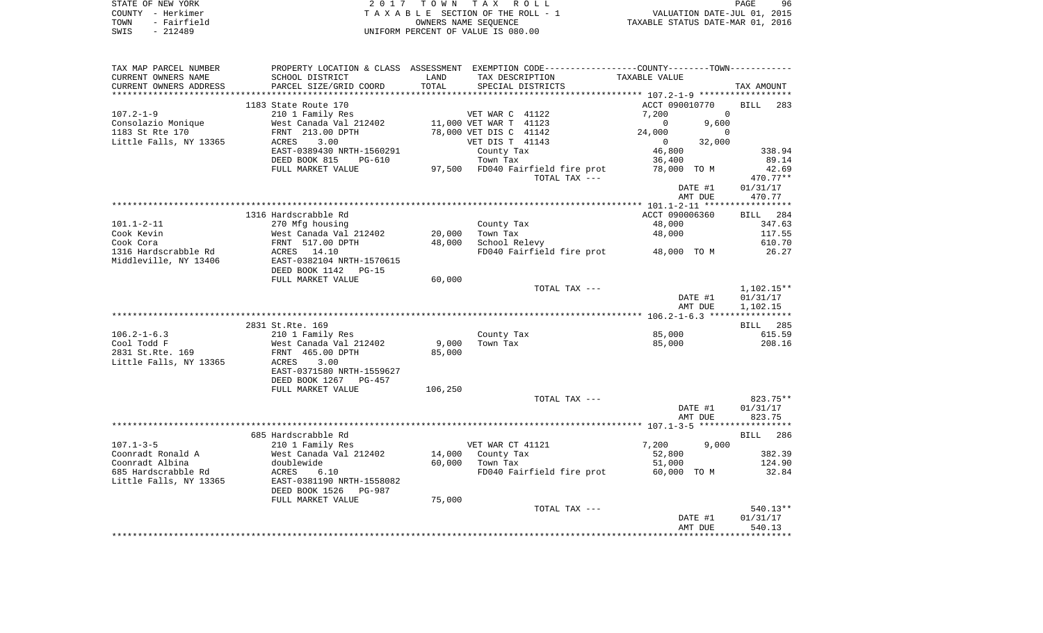STATE OF NEW YORK
COUNTY - Herkimer
TOWN - Fairfield
SWIS - 212489

2017 TOWN TAX ROLL
TAXABLE SECTION OF THE ROLL - 1
OWNERS NAME SEQUENCE
UNIFORM PERCENT OF VALUE IS 080.00

VALUATION DATE-JUL 01, 2015
TAXABLE STATUS DATE-MAR 01, 2016

| TAX MAP PARCEL NUMBER / CURRENT OWNERS NAME / CURRENT OWNERS ADDRESS | PROPERTY LOCATION & CLASS / SCHOOL DISTRICT / PARCEL SIZE/GRID COORD | ASSESSMENT LAND / TOTAL | EXEMPTION CODE / TAX DESCRIPTION / SPECIAL DISTRICTS | COUNTY TAXABLE VALUE | TOWN TAXABLE VALUE | TAX AMOUNT |
|---|---|---|---|---|---|---|
| 107.2-1-9 | 1183 State Route 170 | | | ACCT 090010770 | | BILL 283 |
| Consolazio Monique | 210 1 Family Res | | VET WAR C 41122 | 7,200 | 0 | |
| 1183 St Rte 170 | West Canada Val 212402 | 11,000 | VET WAR T 41123 | 0 | 9,600 | |
| Little Falls, NY 13365 | FRNT 213.00 DPTH | 78,000 | VET DIS C 41142 | 24,000 | 0 | |
| | ACRES 3.00 | | VET DIS T 41143 | 0 | 32,000 | |
| | EAST-0389430 NRTH-1560291 | | County Tax | 46,800 | | 338.94 |
| | DEED BOOK 815 PG-610 | | Town Tax | 36,400 | | 89.14 |
| | FULL MARKET VALUE | 97,500 | FD040 Fairfield fire prot | 78,000 TO M | | 42.69 |
| | | | TOTAL TAX --- | | | 470.77** |
| | | | | DATE #1 | | 01/31/17 |
| | | | | AMT DUE | | 470.77 |
| 101.1-2-11 | 1316 Hardscrabble Rd | | | ACCT 090006360 | | BILL 284 |
| Cook Kevin | 270 Mfg housing | | County Tax | 48,000 | | 347.63 |
| Cook Cora | West Canada Val 212402 | 20,000 | Town Tax | 48,000 | | 117.55 |
| 1316 Hardscrabble Rd | FRNT 517.00 DPTH | 48,000 | School Relevy | | | 610.70 |
| Middleville, NY 13406 | ACRES 14.10 | | FD040 Fairfield fire prot | 48,000 TO M | | 26.27 |
| | EAST-0382104 NRTH-1570615 | | | | | |
| | DEED BOOK 1142 PG-15 | | | | | |
| | FULL MARKET VALUE | 60,000 | | | | |
| | | | TOTAL TAX --- | | | 1,102.15** |
| | | | | DATE #1 | | 01/31/17 |
| | | | | AMT DUE | | 1,102.15 |
| 106.2-1-6.3 | 2831 St.Rte. 169 | | | | | BILL 285 |
| Cool Todd F | 210 1 Family Res | | County Tax | 85,000 | | 615.59 |
| 2831 St.Rte. 169 | West Canada Val 212402 | 9,000 | Town Tax | 85,000 | | 208.16 |
| Little Falls, NY 13365 | FRNT 465.00 DPTH | 85,000 | | | | |
| | ACRES 3.00 | | | | | |
| | EAST-0371580 NRTH-1559627 | | | | | |
| | DEED BOOK 1267 PG-457 | | | | | |
| | FULL MARKET VALUE | 106,250 | | | | |
| | | | TOTAL TAX --- | | | 823.75** |
| | | | | DATE #1 | | 01/31/17 |
| | | | | AMT DUE | | 823.75 |
| 107.1-3-5 | 685 Hardscrabble Rd | | | | | BILL 286 |
| Coonradt Ronald A | 210 1 Family Res | | VET WAR CT 41121 | 7,200 | 9,000 | |
| Coonradt Albina | West Canada Val 212402 | 14,000 | County Tax | 52,800 | | 382.39 |
| 685 Hardscrabble Rd | doublewide | 60,000 | Town Tax | 51,000 | | 124.90 |
| Little Falls, NY 13365 | ACRES 6.10 | | FD040 Fairfield fire prot | 60,000 TO M | | 32.84 |
| | EAST-0381190 NRTH-1558082 | | | | | |
| | DEED BOOK 1526 PG-987 | | | | | |
| | FULL MARKET VALUE | 75,000 | | | | |
| | | | TOTAL TAX --- | | | 540.13** |
| | | | | DATE #1 | | 01/31/17 |
| | | | | AMT DUE | | 540.13 |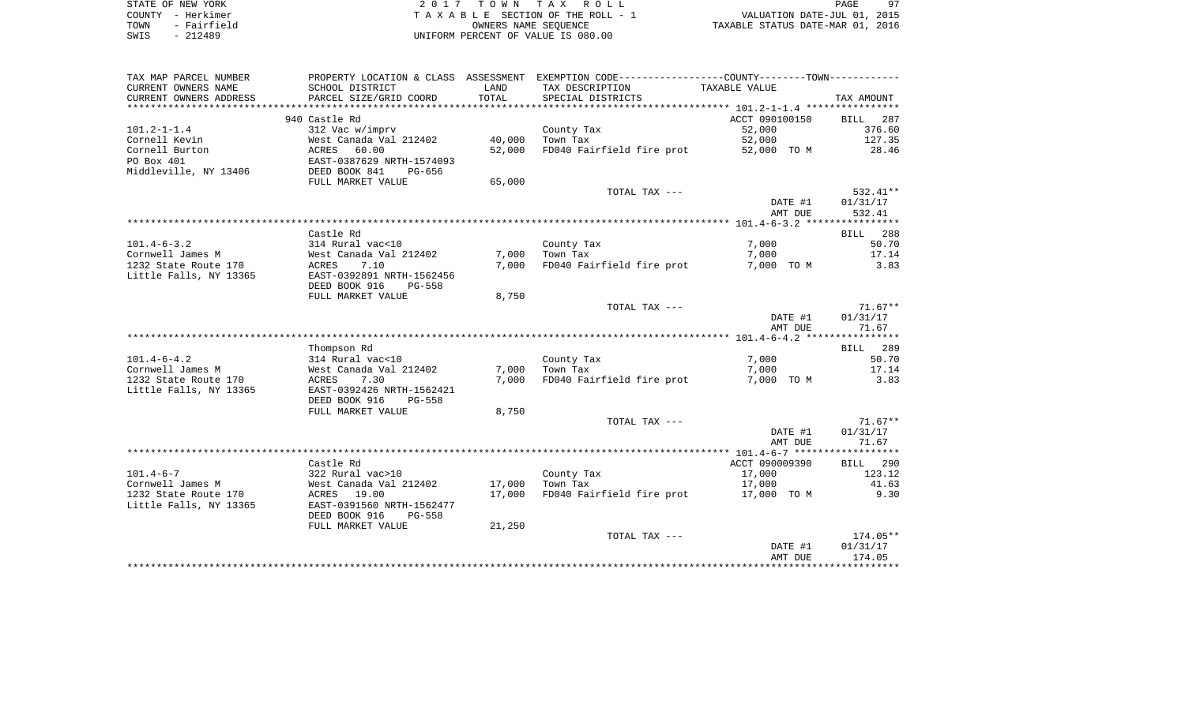STATE OF NEW YORK — 2017 TOWN TAX ROLL
COUNTY - Herkimer — TAXABLE SECTION OF THE ROLL - 1 — VALUATION DATE-JUL 01, 2015
TOWN - Fairfield — OWNERS NAME SEQUENCE — TAXABLE STATUS DATE-MAR 01, 2016
SWIS - 212489 — UNIFORM PERCENT OF VALUE IS 080.00

| TAX MAP PARCEL NUMBER / CURRENT OWNERS NAME / CURRENT OWNERS ADDRESS | PROPERTY LOCATION & CLASS / SCHOOL DISTRICT / PARCEL SIZE/GRID COORD | ASSESSMENT LAND / TOTAL | EXEMPTION CODE / TAX DESCRIPTION / SPECIAL DISTRICTS | TAXABLE VALUE | TAX AMOUNT |
|---|---|---|---|---|---|
| 101.2-1-1.4 | 940 Castle Rd | | | ACCT 090100150 | BILL 287 |
| 101.2-1-1.4 | 312 Vac w/imprv | | County Tax | 52,000 | 376.60 |
| Cornell Kevin | West Canada Val 212402 | 40,000 | Town Tax | 52,000 | 127.35 |
| Cornell Burton | ACRES 60.00 | 52,000 | FD040 Fairfield fire prot | 52,000 TO M | 28.46 |
| PO Box 401 | EAST-0387629 NRTH-1574093 | | | | |
| Middleville, NY 13406 | DEED BOOK 841 PG-656 | | | | |
| | FULL MARKET VALUE | 65,000 | | | |
| | | | TOTAL TAX --- | | 532.41** |
| | | | | DATE #1 | 01/31/17 |
| | | | | AMT DUE | 532.41 |
| 101.4-6-3.2 | Castle Rd | | | | BILL 288 |
| 101.4-6-3.2 | 314 Rural vac<10 | | County Tax | 7,000 | 50.70 |
| Cornwell James M | West Canada Val 212402 | 7,000 | Town Tax | 7,000 | 17.14 |
| 1232 State Route 170 | ACRES 7.10 | 7,000 | FD040 Fairfield fire prot | 7,000 TO M | 3.83 |
| Little Falls, NY 13365 | EAST-0392891 NRTH-1562456 | | | | |
| | DEED BOOK 916 PG-558 | | | | |
| | FULL MARKET VALUE | 8,750 | | | |
| | | | TOTAL TAX --- | | 71.67** |
| | | | | DATE #1 | 01/31/17 |
| | | | | AMT DUE | 71.67 |
| 101.4-6-4.2 | Thompson Rd | | | | BILL 289 |
| 101.4-6-4.2 | 314 Rural vac<10 | | County Tax | 7,000 | 50.70 |
| Cornwell James M | West Canada Val 212402 | 7,000 | Town Tax | 7,000 | 17.14 |
| 1232 State Route 170 | ACRES 7.30 | 7,000 | FD040 Fairfield fire prot | 7,000 TO M | 3.83 |
| Little Falls, NY 13365 | EAST-0392426 NRTH-1562421 | | | | |
| | DEED BOOK 916 PG-558 | | | | |
| | FULL MARKET VALUE | 8,750 | | | |
| | | | TOTAL TAX --- | | 71.67** |
| | | | | DATE #1 | 01/31/17 |
| | | | | AMT DUE | 71.67 |
| 101.4-6-7 | Castle Rd | | | ACCT 090009390 | BILL 290 |
| 101.4-6-7 | 322 Rural vac>10 | | County Tax | 17,000 | 123.12 |
| Cornwell James M | West Canada Val 212402 | 17,000 | Town Tax | 17,000 | 41.63 |
| 1232 State Route 170 | ACRES 19.00 | 17,000 | FD040 Fairfield fire prot | 17,000 TO M | 9.30 |
| Little Falls, NY 13365 | EAST-0391560 NRTH-1562477 | | | | |
| | DEED BOOK 916 PG-558 | | | | |
| | FULL MARKET VALUE | 21,250 | | | |
| | | | TOTAL TAX --- | | 174.05** |
| | | | | DATE #1 | 01/31/17 |
| | | | | AMT DUE | 174.05 |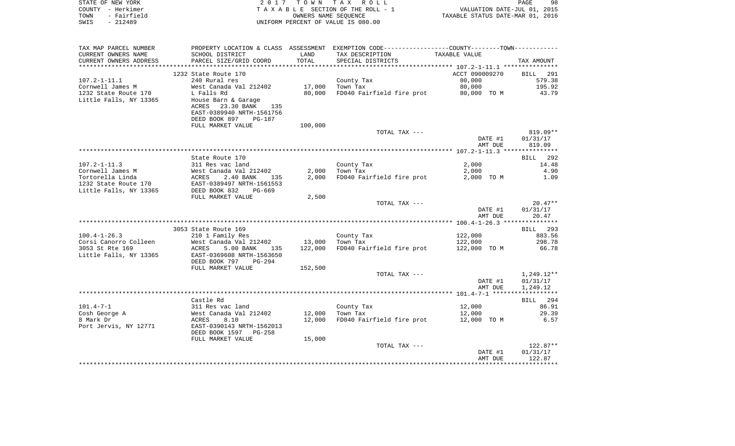STATE OF NEW YORK  
COUNTY - Herkimer  
TOWN - Fairfield  
SWIS - 212489

2 0 1 7 T O W N T A X R O L L  
T A X A B L E SECTION OF THE ROLL - 1  
OWNERS NAME SEQUENCE  
UNIFORM PERCENT OF VALUE IS 080.00

VALUATION DATE-JUL 01, 2015  
TAXABLE STATUS DATE-MAR 01, 2016

| TAX MAP PARCEL NUMBER / CURRENT OWNERS NAME / CURRENT OWNERS ADDRESS | PROPERTY LOCATION & CLASS / SCHOOL DISTRICT / PARCEL SIZE/GRID COORD | ASSESSMENT LAND / TOTAL | EXEMPTION CODE / TAX DESCRIPTION / SPECIAL DISTRICTS | TAXABLE VALUE | TAX AMOUNT |
|---|---|---|---|---|---|
| **107.2-1-11.1** | 1232 State Route 170 | | | ACCT 090009270 | BILL 291 |
| 107.2-1-11.1 | 240 Rural res | | County Tax | 80,000 | 579.38 |
| Cornwell James M | West Canada Val 212402 | 17,000 | Town Tax | 80,000 | 195.92 |
| 1232 State Route 170 | L Falls Rd | 80,000 | FD040 Fairfield fire prot | 80,000 TO M | 43.79 |
| Little Falls, NY 13365 | House Barn & Garage | | | | |
| | ACRES 23.30 BANK 135 | | | | |
| | EAST-0389940 NRTH-1561756 | | | | |
| | DEED BOOK 897 PG-187 | | | | |
| | FULL MARKET VALUE | 100,000 | | | |
| | | | TOTAL TAX --- | | 819.09** |
| | | | | DATE #1 | 01/31/17 |
| | | | | AMT DUE | 819.09 |
| **107.2-1-11.3** | State Route 170 | | | | BILL 292 |
| 107.2-1-11.3 | 311 Res vac land | | County Tax | 2,000 | 14.48 |
| Cornwell James M | West Canada Val 212402 | 2,000 | Town Tax | 2,000 | 4.90 |
| Tortorella Linda | ACRES 2.40 BANK 135 | 2,000 | FD040 Fairfield fire prot | 2,000 TO M | 1.09 |
| 1232 State Route 170 | EAST-0389497 NRTH-1561553 | | | | |
| Little Falls, NY 13365 | DEED BOOK 832 PG-669 | | | | |
| | FULL MARKET VALUE | 2,500 | | | |
| | | | TOTAL TAX --- | | 20.47** |
| | | | | DATE #1 | 01/31/17 |
| | | | | AMT DUE | 20.47 |
| **100.4-1-26.3** | 3053 State Route 169 | | | | BILL 293 |
| 100.4-1-26.3 | 210 1 Family Res | | County Tax | 122,000 | 883.56 |
| Corsi Canorro Colleen | West Canada Val 212402 | 13,000 | Town Tax | 122,000 | 298.78 |
| 3053 St Rte 169 | ACRES 5.00 BANK 135 | 122,000 | FD040 Fairfield fire prot | 122,000 TO M | 66.78 |
| Little Falls, NY 13365 | EAST-0369608 NRTH-1563650 | | | | |
| | DEED BOOK 797 PG-294 | | | | |
| | FULL MARKET VALUE | 152,500 | | | |
| | | | TOTAL TAX --- | | 1,249.12** |
| | | | | DATE #1 | 01/31/17 |
| | | | | AMT DUE | 1,249.12 |
| **101.4-7-1** | Castle Rd | | | | BILL 294 |
| 101.4-7-1 | 311 Res vac land | | County Tax | 12,000 | 86.91 |
| Cosh George A | West Canada Val 212402 | 12,000 | Town Tax | 12,000 | 29.39 |
| 8 Mark Dr | ACRES 8.10 | 12,000 | FD040 Fairfield fire prot | 12,000 TO M | 6.57 |
| Port Jervis, NY 12771 | EAST-0390143 NRTH-1562013 | | | | |
| | DEED BOOK 1597 PG-258 | | | | |
| | FULL MARKET VALUE | 15,000 | | | |
| | | | TOTAL TAX --- | | 122.87** |
| | | | | DATE #1 | 01/31/17 |
| | | | | AMT DUE | 122.87 |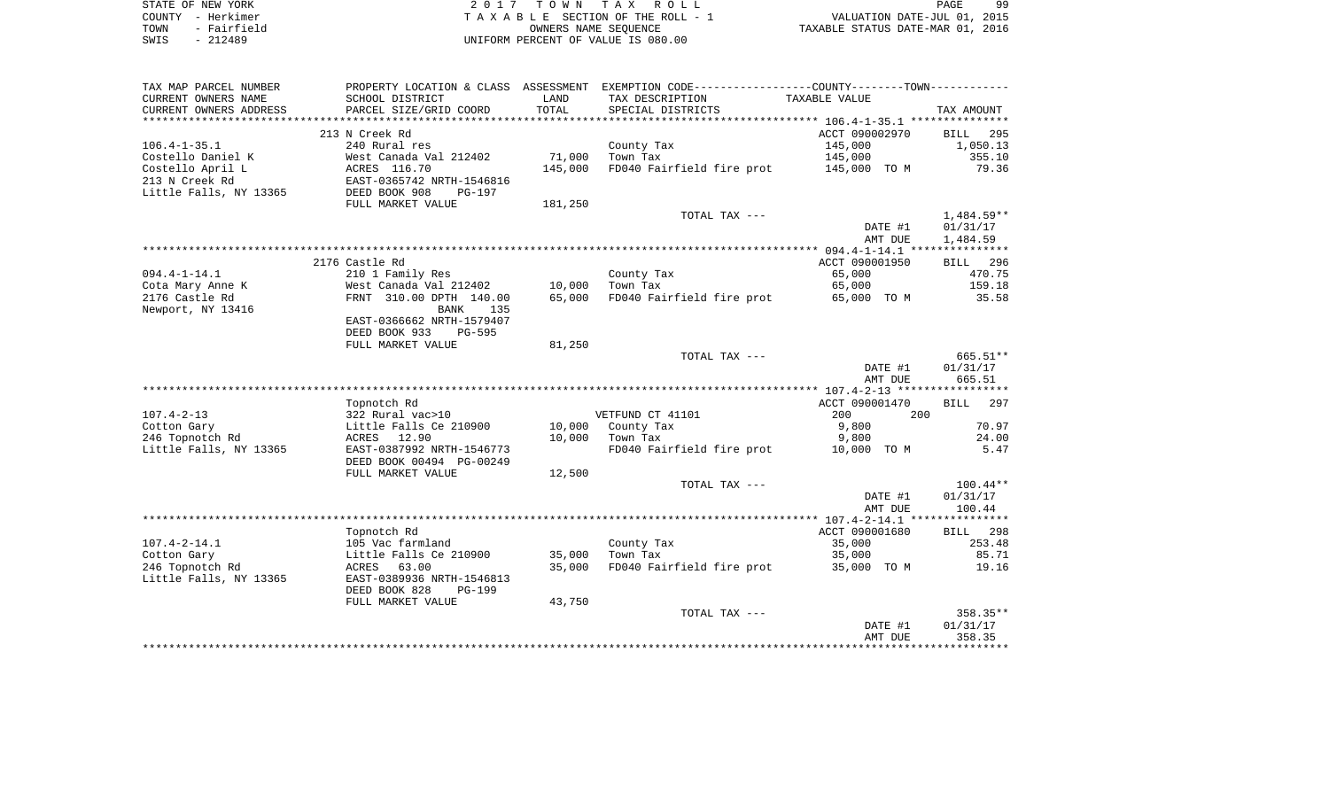STATE OF NEW YORK
COUNTY - Herkimer
TOWN - Fairfield
SWIS - 212489

2 0 1 7 T O W N T A X R O L L
T A X A B L E SECTION OF THE ROLL - 1
OWNERS NAME SEQUENCE
UNIFORM PERCENT OF VALUE IS 080.00

VALUATION DATE-JUL 01, 2015
TAXABLE STATUS DATE-MAR 01, 2016

| TAX MAP PARCEL NUMBER / CURRENT OWNERS NAME / CURRENT OWNERS ADDRESS | PROPERTY LOCATION & CLASS / SCHOOL DISTRICT / PARCEL SIZE/GRID COORD | ASSESSMENT LAND / TOTAL | EXEMPTION CODE / TAX DESCRIPTION / SPECIAL DISTRICTS | COUNTY / TOWN TAXABLE VALUE | TAX AMOUNT |
|---|---|---|---|---|---|
| 106.4-1-35.1 | 213 N Creek Rd | | | ACCT 090002970 | BILL 295 |
| | 240 Rural res | | County Tax | 145,000 | 1,050.13 |
| Costello Daniel K | West Canada Val 212402 | 71,000 | Town Tax | 145,000 | 355.10 |
| Costello April L | ACRES 116.70 | 145,000 | FD040 Fairfield fire prot | 145,000 TO M | 79.36 |
| 213 N Creek Rd | EAST-0365742 NRTH-1546816 | | | | |
| Little Falls, NY 13365 | DEED BOOK 908 PG-197 | | | | |
| | FULL MARKET VALUE | 181,250 | | | |
| | | | TOTAL TAX --- | | 1,484.59** |
| | | | | DATE #1 | 01/31/17 |
| | | | | AMT DUE | 1,484.59 |
| 094.4-1-14.1 | 2176 Castle Rd | | | ACCT 090001950 | BILL 296 |
| | 210 1 Family Res | | County Tax | 65,000 | 470.75 |
| Cota Mary Anne K | West Canada Val 212402 | 10,000 | Town Tax | 65,000 | 159.18 |
| 2176 Castle Rd | FRNT 310.00 DPTH 140.00 | 65,000 | FD040 Fairfield fire prot | 65,000 TO M | 35.58 |
| Newport, NY 13416 | BANK 135 | | | | |
| | EAST-0366662 NRTH-1579407 | | | | |
| | DEED BOOK 933 PG-595 | | | | |
| | FULL MARKET VALUE | 81,250 | | | |
| | | | TOTAL TAX --- | | 665.51** |
| | | | | DATE #1 | 01/31/17 |
| | | | | AMT DUE | 665.51 |
| 107.4-2-13 | Topnotch Rd | | | ACCT 090001470 | BILL 297 |
| | 322 Rural vac>10 | | VETFUND CT 41101 | 200 200 | |
| Cotton Gary | Little Falls Ce 210900 | 10,000 | County Tax | 9,800 | 70.97 |
| 246 Topnotch Rd | ACRES 12.90 | 10,000 | Town Tax | 9,800 | 24.00 |
| Little Falls, NY 13365 | EAST-0387992 NRTH-1546773 | | FD040 Fairfield fire prot | 10,000 TO M | 5.47 |
| | DEED BOOK 00494 PG-00249 | | | | |
| | FULL MARKET VALUE | 12,500 | | | |
| | | | TOTAL TAX --- | | 100.44** |
| | | | | DATE #1 | 01/31/17 |
| | | | | AMT DUE | 100.44 |
| 107.4-2-14.1 | Topnotch Rd | | | ACCT 090001680 | BILL 298 |
| | 105 Vac farmland | | County Tax | 35,000 | 253.48 |
| Cotton Gary | Little Falls Ce 210900 | 35,000 | Town Tax | 35,000 | 85.71 |
| 246 Topnotch Rd | ACRES 63.00 | 35,000 | FD040 Fairfield fire prot | 35,000 TO M | 19.16 |
| Little Falls, NY 13365 | EAST-0389936 NRTH-1546813 | | | | |
| | DEED BOOK 828 PG-199 | | | | |
| | FULL MARKET VALUE | 43,750 | | | |
| | | | TOTAL TAX --- | | 358.35** |
| | | | | DATE #1 | 01/31/17 |
| | | | | AMT DUE | 358.35 |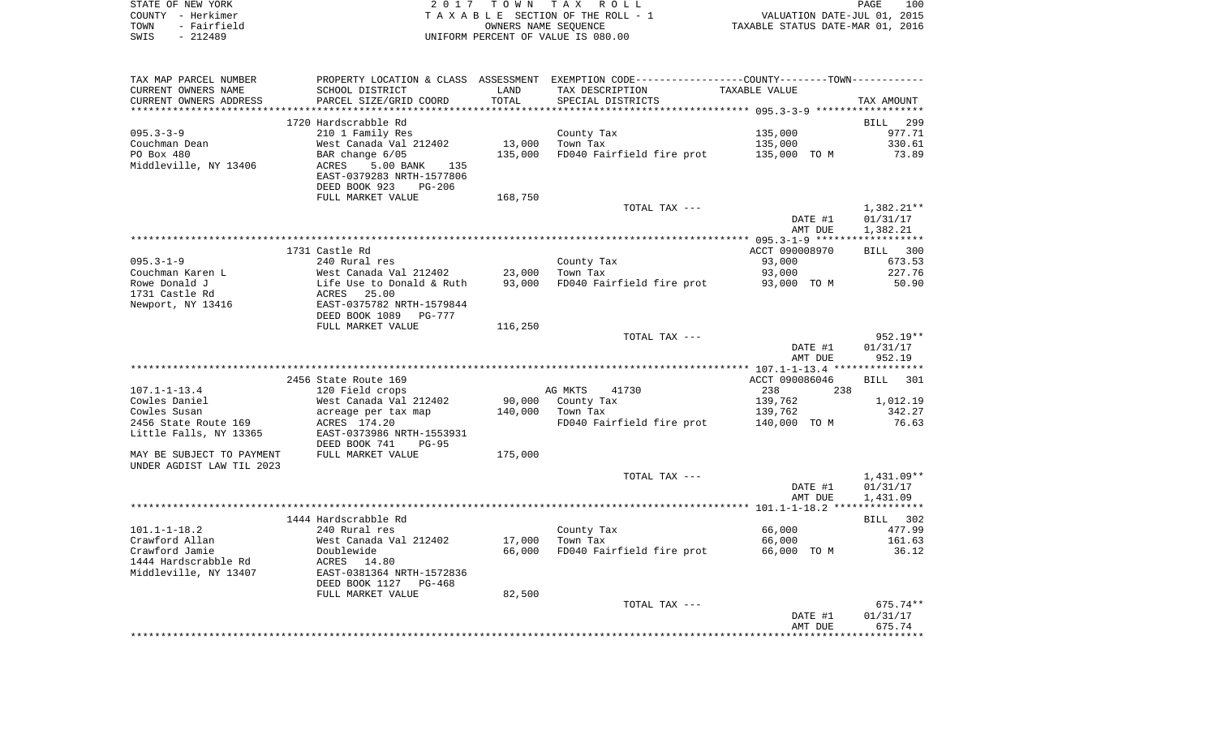STATE OF NEW YORK — 2017 TOWN TAX ROLL
COUNTY - Herkimer — TAXABLE SECTION OF THE ROLL - 1 — VALUATION DATE-JUL 01, 2015
TOWN - Fairfield — OWNERS NAME SEQUENCE — TAXABLE STATUS DATE-MAR 01, 2016
SWIS - 212489 — UNIFORM PERCENT OF VALUE IS 080.00

| TAX MAP PARCEL NUMBER / CURRENT OWNERS NAME / CURRENT OWNERS ADDRESS | PROPERTY LOCATION & CLASS / SCHOOL DISTRICT / PARCEL SIZE/GRID COORD | ASSESSMENT LAND | TOTAL | EXEMPTION CODE / TAX DESCRIPTION / SPECIAL DISTRICTS | COUNTY--------TOWN TAXABLE VALUE | TAX AMOUNT |
|---|---|---|---|---|---|---|
| **095.3-3-9** | 1720 Hardscrabble Rd | | | | | BILL 299 |
| 095.3-3-9 | 210 1 Family Res | | | County Tax | 135,000 | 977.71 |
| Couchman Dean | West Canada Val 212402 | 13,000 | | Town Tax | 135,000 | 330.61 |
| PO Box 480 | BAR change 6/05 | | 135,000 | FD040 Fairfield fire prot | 135,000 TO M | 73.89 |
| Middleville, NY 13406 | ACRES 5.00 BANK 135 | | | | | |
| | EAST-0379283 NRTH-1577806 | | | | | |
| | DEED BOOK 923 PG-206 | | | | | |
| | FULL MARKET VALUE | | 168,750 | | | |
| | | | | TOTAL TAX --- | | 1,382.21** |
| | | | | | DATE #1 | 01/31/17 |
| | | | | | AMT DUE | 1,382.21 |
| **095.3-1-9** | 1731 Castle Rd | | | | ACCT 090008970 | BILL 300 |
| 095.3-1-9 | 240 Rural res | | | County Tax | 93,000 | 673.53 |
| Couchman Karen L | West Canada Val 212402 | 23,000 | | Town Tax | 93,000 | 227.76 |
| Rowe Donald J | Life Use to Donald & Ruth | | 93,000 | FD040 Fairfield fire prot | 93,000 TO M | 50.90 |
| 1731 Castle Rd | ACRES 25.00 | | | | | |
| Newport, NY 13416 | EAST-0375782 NRTH-1579844 | | | | | |
| | DEED BOOK 1089 PG-777 | | | | | |
| | FULL MARKET VALUE | | 116,250 | | | |
| | | | | TOTAL TAX --- | | 952.19** |
| | | | | | DATE #1 | 01/31/17 |
| | | | | | AMT DUE | 952.19 |
| **107.1-1-13.4** | 2456 State Route 169 | | | | ACCT 090086046 | BILL 301 |
| 107.1-1-13.4 | 120 Field crops | | | AG MKTS 41730 | 238 238 | |
| Cowles Daniel | West Canada Val 212402 | 90,000 | | County Tax | 139,762 | 1,012.19 |
| Cowles Susan | acreage per tax map | | 140,000 | Town Tax | 139,762 | 342.27 |
| 2456 State Route 169 | ACRES 174.20 | | | FD040 Fairfield fire prot | 140,000 TO M | 76.63 |
| Little Falls, NY 13365 | EAST-0373986 NRTH-1553931 | | | | | |
| | DEED BOOK 741 PG-95 | | | | | |
| MAY BE SUBJECT TO PAYMENT | FULL MARKET VALUE | | 175,000 | | | |
| UNDER AGDIST LAW TIL 2023 | | | | | | |
| | | | | TOTAL TAX --- | | 1,431.09** |
| | | | | | DATE #1 | 01/31/17 |
| | | | | | AMT DUE | 1,431.09 |
| **101.1-1-18.2** | 1444 Hardscrabble Rd | | | | | BILL 302 |
| 101.1-1-18.2 | 240 Rural res | | | County Tax | 66,000 | 477.99 |
| Crawford Allan | West Canada Val 212402 | 17,000 | | Town Tax | 66,000 | 161.63 |
| Crawford Jamie | Doublewide | | 66,000 | FD040 Fairfield fire prot | 66,000 TO M | 36.12 |
| 1444 Hardscrabble Rd | ACRES 14.80 | | | | | |
| Middleville, NY 13407 | EAST-0381364 NRTH-1572836 | | | | | |
| | DEED BOOK 1127 PG-468 | | | | | |
| | FULL MARKET VALUE | | 82,500 | | | |
| | | | | TOTAL TAX --- | | 675.74** |
| | | | | | DATE #1 | 01/31/17 |
| | | | | | AMT DUE | 675.74 |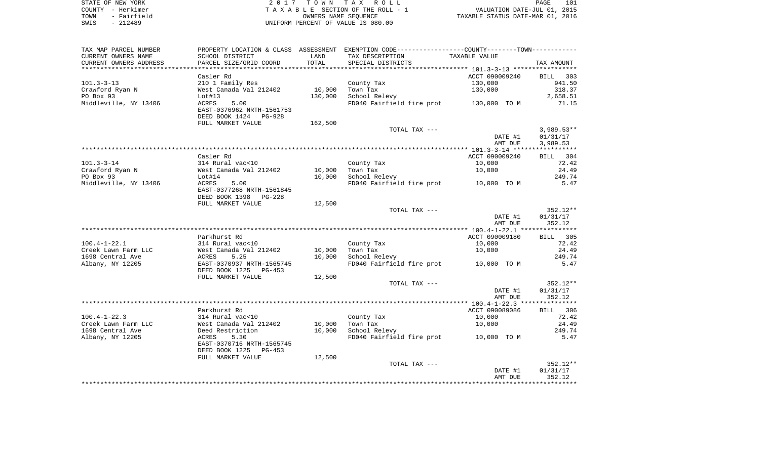STATE OF NEW YORK | COUNTY - Herkimer | TOWN - Fairfield | SWIS - 212489

2 0 1 7 T O W N T A X R O L L
T A X A B L E SECTION OF THE ROLL - 1
OWNERS NAME SEQUENCE
UNIFORM PERCENT OF VALUE IS 080.00

VALUATION DATE-JUL 01, 2015
TAXABLE STATUS DATE-MAR 01, 2016

| TAX MAP PARCEL NUMBER / CURRENT OWNERS NAME / CURRENT OWNERS ADDRESS | PROPERTY LOCATION & CLASS / SCHOOL DISTRICT / PARCEL SIZE/GRID COORD | ASSESSMENT LAND / TOTAL | EXEMPTION CODE / TAX DESCRIPTION / SPECIAL DISTRICTS | TAXABLE VALUE | TAX AMOUNT |
|---|---|---|---|---|---|
| 101.3-3-13 | Casler Rd | | | ACCT 090009240 | BILL 303 |
| 101.3-3-13 | 210 1 Family Res | | County Tax | 130,000 | 941.50 |
| Crawford Ryan N | West Canada Val 212402 | 10,000 | Town Tax | 130,000 | 318.37 |
| PO Box 93 | Lot#13 | 130,000 | School Relevy | | 2,658.51 |
| Middleville, NY 13406 | ACRES 5.00 | | FD040 Fairfield fire prot | 130,000 TO M | 71.15 |
| | EAST-0376962 NRTH-1561753 | | | | |
| | DEED BOOK 1424 PG-928 | | | | |
| | FULL MARKET VALUE | 162,500 | | | |
| | | | TOTAL TAX --- | | 3,989.53** |
| | | | | DATE #1 | 01/31/17 |
| | | | | AMT DUE | 3,989.53 |
| 101.3-3-14 | Casler Rd | | | ACCT 090009240 | BILL 304 |
| 101.3-3-14 | 314 Rural vac<10 | | County Tax | 10,000 | 72.42 |
| Crawford Ryan N | West Canada Val 212402 | 10,000 | Town Tax | 10,000 | 24.49 |
| PO Box 93 | Lot#14 | 10,000 | School Relevy | | 249.74 |
| Middleville, NY 13406 | ACRES 5.00 | | FD040 Fairfield fire prot | 10,000 TO M | 5.47 |
| | EAST-0377268 NRTH-1561845 | | | | |
| | DEED BOOK 1398 PG-228 | | | | |
| | FULL MARKET VALUE | 12,500 | | | |
| | | | TOTAL TAX --- | | 352.12** |
| | | | | DATE #1 | 01/31/17 |
| | | | | AMT DUE | 352.12 |
| 100.4-1-22.1 | Parkhurst Rd | | | ACCT 090009180 | BILL 305 |
| 100.4-1-22.1 | 314 Rural vac<10 | | County Tax | 10,000 | 72.42 |
| Creek Lawn Farm LLC | West Canada Val 212402 | 10,000 | Town Tax | 10,000 | 24.49 |
| 1698 Central Ave | ACRES 5.25 | 10,000 | School Relevy | | 249.74 |
| Albany, NY 12205 | EAST-0370937 NRTH-1565745 | | FD040 Fairfield fire prot | 10,000 TO M | 5.47 |
| | DEED BOOK 1225 PG-453 | | | | |
| | FULL MARKET VALUE | 12,500 | | | |
| | | | TOTAL TAX --- | | 352.12** |
| | | | | DATE #1 | 01/31/17 |
| | | | | AMT DUE | 352.12 |
| 100.4-1-22.3 | Parkhurst Rd | | | ACCT 090089086 | BILL 306 |
| 100.4-1-22.3 | 314 Rural vac<10 | | County Tax | 10,000 | 72.42 |
| Creek Lawn Farm LLC | West Canada Val 212402 | 10,000 | Town Tax | 10,000 | 24.49 |
| 1698 Central Ave | Deed Restriction | 10,000 | School Relevy | | 249.74 |
| Albany, NY 12205 | ACRES 5.30 | | FD040 Fairfield fire prot | 10,000 TO M | 5.47 |
| | EAST-0370716 NRTH-1565745 | | | | |
| | DEED BOOK 1225 PG-453 | | | | |
| | FULL MARKET VALUE | 12,500 | | | |
| | | | TOTAL TAX --- | | 352.12** |
| | | | | DATE #1 | 01/31/17 |
| | | | | AMT DUE | 352.12 |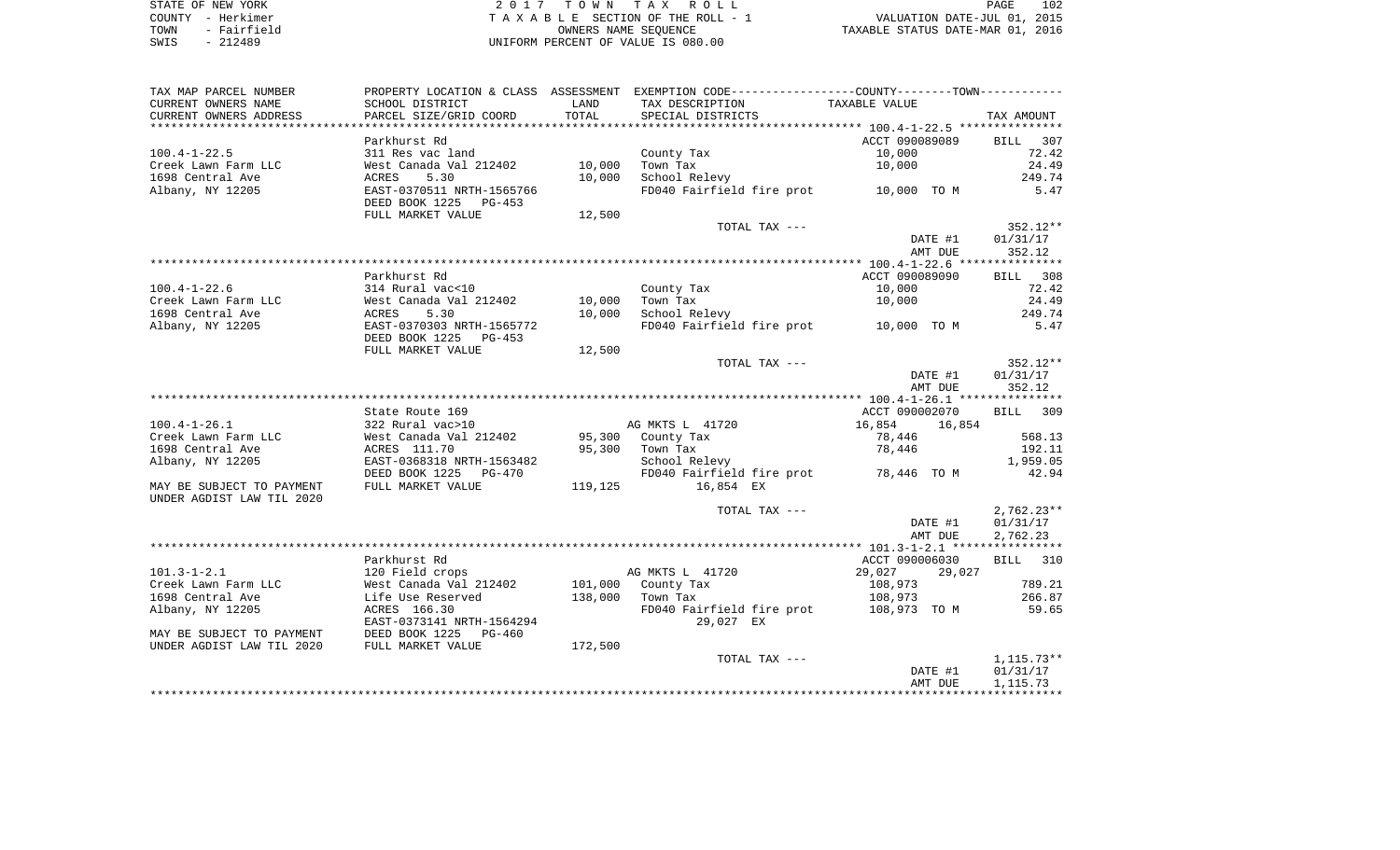STATE OF NEW YORK — 2017 TOWN TAX ROLL — PAGE 102
COUNTY - Herkimer — TAXABLE SECTION OF THE ROLL - 1 — VALUATION DATE-JUL 01, 2015
TOWN - Fairfield — OWNERS NAME SEQUENCE — TAXABLE STATUS DATE-MAR 01, 2016
SWIS - 212489 — UNIFORM PERCENT OF VALUE IS 080.00

| TAX MAP PARCEL NUMBER / CURRENT OWNERS NAME / CURRENT OWNERS ADDRESS | PROPERTY LOCATION & CLASS / SCHOOL DISTRICT / PARCEL SIZE/GRID COORD | ASSESSMENT LAND | TOTAL | EXEMPTION CODE / TAX DESCRIPTION / SPECIAL DISTRICTS | COUNTY TAXABLE VALUE | TOWN | TAX AMOUNT |
|---|---|---|---|---|---|---|---|
| | Parkhurst Rd | | | | ACCT 090089089 | | BILL 307 |
| 100.4-1-22.5 | 311 Res vac land | | | County Tax | 10,000 | | 72.42 |
| Creek Lawn Farm LLC | West Canada Val 212402 | 10,000 | | Town Tax | 10,000 | | 24.49 |
| 1698 Central Ave | ACRES 5.30 | | 10,000 | School Relevy | | | 249.74 |
| Albany, NY 12205 | EAST-0370511 NRTH-1565766 | | | FD040 Fairfield fire prot | 10,000 TO M | | 5.47 |
| | DEED BOOK 1225 PG-453 | | | | | | |
| | FULL MARKET VALUE | | 12,500 | | | | |
| | | | | TOTAL TAX --- | | | 352.12** |
| | | | | | DATE #1 | | 01/31/17 |
| | | | | | AMT DUE | | 352.12 |
| | Parkhurst Rd | | | | ACCT 090089090 | | BILL 308 |
| 100.4-1-22.6 | 314 Rural vac<10 | | | County Tax | 10,000 | | 72.42 |
| Creek Lawn Farm LLC | West Canada Val 212402 | 10,000 | | Town Tax | 10,000 | | 24.49 |
| 1698 Central Ave | ACRES 5.30 | | 10,000 | School Relevy | | | 249.74 |
| Albany, NY 12205 | EAST-0370303 NRTH-1565772 | | | FD040 Fairfield fire prot | 10,000 TO M | | 5.47 |
| | DEED BOOK 1225 PG-453 | | | | | | |
| | FULL MARKET VALUE | | 12,500 | | | | |
| | | | | TOTAL TAX --- | | | 352.12** |
| | | | | | DATE #1 | | 01/31/17 |
| | | | | | AMT DUE | | 352.12 |
| | State Route 169 | | | | ACCT 090002070 | | BILL 309 |
| 100.4-1-26.1 | 322 Rural vac>10 | | | AG MKTS L 41720 | 16,854 | 16,854 | |
| Creek Lawn Farm LLC | West Canada Val 212402 | 95,300 | | County Tax | 78,446 | | 568.13 |
| 1698 Central Ave | ACRES 111.70 | | 95,300 | Town Tax | 78,446 | | 192.11 |
| Albany, NY 12205 | EAST-0368318 NRTH-1563482 | | | School Relevy | | | 1,959.05 |
| | DEED BOOK 1225 PG-470 | | | FD040 Fairfield fire prot | 78,446 TO M | | 42.94 |
| MAY BE SUBJECT TO PAYMENT | FULL MARKET VALUE | | 119,125 | 16,854 EX | | | |
| UNDER AGDIST LAW TIL 2020 | | | | | | | |
| | | | | TOTAL TAX --- | | | 2,762.23** |
| | | | | | DATE #1 | | 01/31/17 |
| | | | | | AMT DUE | | 2,762.23 |
| | Parkhurst Rd | | | | ACCT 090006030 | | BILL 310 |
| 101.3-1-2.1 | 120 Field crops | | | AG MKTS L 41720 | 29,027 | 29,027 | |
| Creek Lawn Farm LLC | West Canada Val 212402 | 101,000 | | County Tax | 108,973 | | 789.21 |
| 1698 Central Ave | Life Use Reserved | | 138,000 | Town Tax | 108,973 | | 266.87 |
| Albany, NY 12205 | ACRES 166.30 | | | FD040 Fairfield fire prot | 108,973 TO M | | 59.65 |
| | EAST-0373141 NRTH-1564294 | | | 29,027 EX | | | |
| MAY BE SUBJECT TO PAYMENT | DEED BOOK 1225 PG-460 | | | | | | |
| UNDER AGDIST LAW TIL 2020 | FULL MARKET VALUE | | 172,500 | | | | |
| | | | | TOTAL TAX --- | | | 1,115.73** |
| | | | | | DATE #1 | | 01/31/17 |
| | | | | | AMT DUE | | 1,115.73 |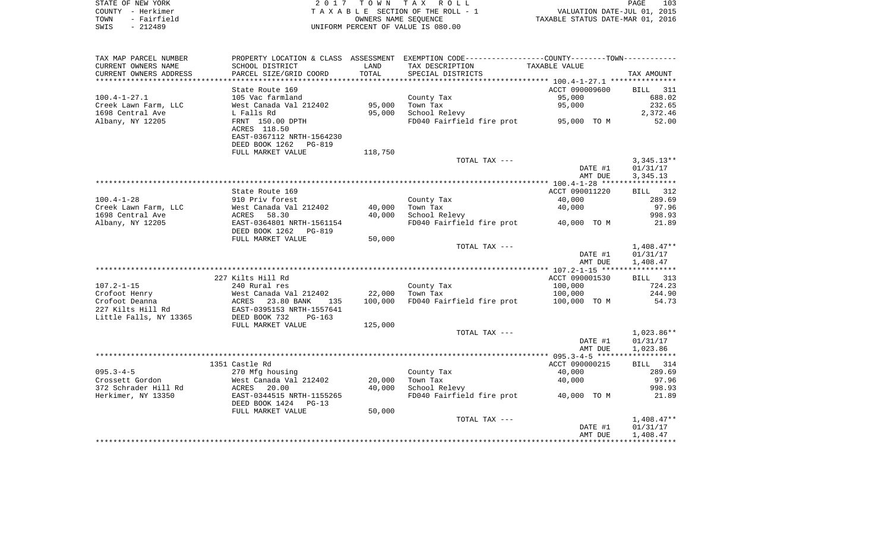STATE OF NEW YORK
COUNTY - Herkimer
TOWN - Fairfield
SWIS - 212489

2 0 1 7 T O W N T A X R O L L
T A X A B L E SECTION OF THE ROLL - 1
OWNERS NAME SEQUENCE
UNIFORM PERCENT OF VALUE IS 080.00

VALUATION DATE-JUL 01, 2015
TAXABLE STATUS DATE-MAR 01, 2016

| TAX MAP PARCEL NUMBER / CURRENT OWNERS NAME / CURRENT OWNERS ADDRESS | PROPERTY LOCATION & CLASS / SCHOOL DISTRICT / PARCEL SIZE/GRID COORD | ASSESSMENT LAND | ASSESSMENT TOTAL | EXEMPTION CODE / TAX DESCRIPTION / SPECIAL DISTRICTS | TAXABLE VALUE | TAX AMOUNT |
|---|---|---|---|---|---|---|
| 100.4-1-27.1 | State Route 169 | | | | ACCT 090009600 | BILL 311 |
| Creek Lawn Farm, LLC | 105 Vac farmland | | | County Tax | 95,000 | 688.02 |
| 1698 Central Ave | West Canada Val 212402 | 95,000 | | Town Tax | 95,000 | 232.65 |
| Albany, NY 12205 | L Falls Rd | | 95,000 | School Relevy | | 2,372.46 |
| | FRNT 150.00 DPTH | | | FD040 Fairfield fire prot | 95,000 TO M | 52.00 |
| | ACRES 118.50 | | | | | |
| | EAST-0367112 NRTH-1564230 | | | | | |
| | DEED BOOK 1262 PG-819 | | | | | |
| | FULL MARKET VALUE | 118,750 | | | | |
| | | | | TOTAL TAX --- | | 3,345.13** |
| | | | | | DATE #1 | 01/31/17 |
| | | | | | AMT DUE | 3,345.13 |
| 100.4-1-28 | State Route 169 | | | | ACCT 090011220 | BILL 312 |
| Creek Lawn Farm, LLC | 910 Priv forest | | | County Tax | 40,000 | 289.69 |
| 1698 Central Ave | West Canada Val 212402 | 40,000 | | Town Tax | 40,000 | 97.96 |
| Albany, NY 12205 | ACRES 58.30 | | 40,000 | School Relevy | | 998.93 |
| | EAST-0364801 NRTH-1561154 | | | FD040 Fairfield fire prot | 40,000 TO M | 21.89 |
| | DEED BOOK 1262 PG-819 | | | | | |
| | FULL MARKET VALUE | 50,000 | | | | |
| | | | | TOTAL TAX --- | | 1,408.47** |
| | | | | | DATE #1 | 01/31/17 |
| | | | | | AMT DUE | 1,408.47 |
| 107.2-1-15 | 227 Kilts Hill Rd | | | | ACCT 090001530 | BILL 313 |
| Crofoot Henry | 240 Rural res | | | County Tax | 100,000 | 724.23 |
| Crofoot Deanna | West Canada Val 212402 | 22,000 | | Town Tax | 100,000 | 244.90 |
| 227 Kilts Hill Rd | ACRES 23.80 BANK 135 | | 100,000 | FD040 Fairfield fire prot | 100,000 TO M | 54.73 |
| Little Falls, NY 13365 | EAST-0395153 NRTH-1557641 | | | | | |
| | DEED BOOK 732 PG-163 | | | | | |
| | FULL MARKET VALUE | 125,000 | | | | |
| | | | | TOTAL TAX --- | | 1,023.86** |
| | | | | | DATE #1 | 01/31/17 |
| | | | | | AMT DUE | 1,023.86 |
| 095.3-4-5 | 1351 Castle Rd | | | | ACCT 090000215 | BILL 314 |
| Crossett Gordon | 270 Mfg housing | | | County Tax | 40,000 | 289.69 |
| 372 Schrader Hill Rd | West Canada Val 212402 | 20,000 | | Town Tax | 40,000 | 97.96 |
| Herkimer, NY 13350 | ACRES 20.00 | | 40,000 | School Relevy | | 998.93 |
| | EAST-0344515 NRTH-1155265 | | | FD040 Fairfield fire prot | 40,000 TO M | 21.89 |
| | DEED BOOK 1424 PG-13 | | | | | |
| | FULL MARKET VALUE | 50,000 | | | | |
| | | | | TOTAL TAX --- | | 1,408.47** |
| | | | | | DATE #1 | 01/31/17 |
| | | | | | AMT DUE | 1,408.47 |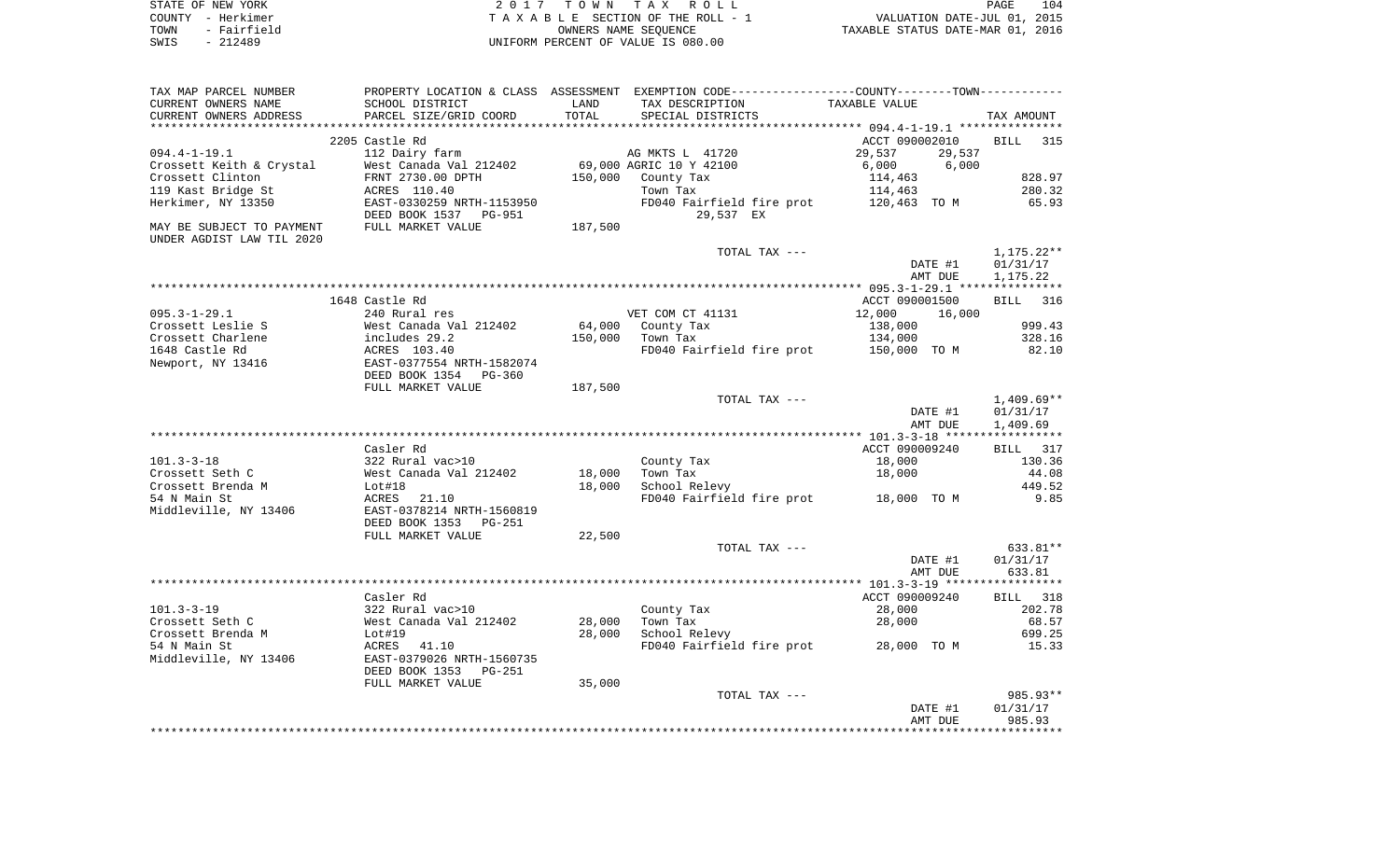STATE OF NEW YORK
COUNTY - Herkimer
TOWN - Fairfield
SWIS - 212489

2017 TOWN TAX ROLL
TAXABLE SECTION OF THE ROLL - 1
OWNERS NAME SEQUENCE
UNIFORM PERCENT OF VALUE IS 080.00

VALUATION DATE-JUL 01, 2015
TAXABLE STATUS DATE-MAR 01, 2016

| TAX MAP PARCEL NUMBER / CURRENT OWNERS NAME / CURRENT OWNERS ADDRESS | PROPERTY LOCATION & CLASS / SCHOOL DISTRICT / PARCEL SIZE/GRID COORD | ASSESSMENT LAND / TOTAL | EXEMPTION CODE / TAX DESCRIPTION / SPECIAL DISTRICTS | COUNTY / TOWN TAXABLE VALUE | TAX AMOUNT |
|---|---|---|---|---|---|
| **094.4-1-19.1** | 2205 Castle Rd | | | ACCT 090002010 | BILL 315 |
| | 112 Dairy farm | | AG MKTS L 41720 | 29,537 29,537 | |
| Crossett Keith & Crystal | West Canada Val 212402 | 69,000 | AGRIC 10 Y 42100 | 6,000 6,000 | |
| Crossett Clinton | FRNT 2730.00 DPTH | 150,000 | County Tax | 114,463 | 828.97 |
| 119 Kast Bridge St | ACRES 110.40 | | Town Tax | 114,463 | 280.32 |
| Herkimer, NY 13350 | EAST-0330259 NRTH-1153950 | | FD040 Fairfield fire prot | 120,463 TO M | 65.93 |
| | DEED BOOK 1537 PG-951 | | 29,537 EX | | |
| MAY BE SUBJECT TO PAYMENT UNDER AGDIST LAW TIL 2020 | FULL MARKET VALUE | 187,500 | | | |
| | | | TOTAL TAX --- | | 1,175.22** |
| | | | | DATE #1 | 01/31/17 |
| | | | | AMT DUE | 1,175.22 |
| **095.3-1-29.1** | 1648 Castle Rd | | | ACCT 090001500 | BILL 316 |
| | 240 Rural res | | VET COM CT 41131 | 12,000 16,000 | |
| Crossett Leslie S | West Canada Val 212402 | 64,000 | County Tax | 138,000 | 999.43 |
| Crossett Charlene | includes 29.2 | 150,000 | Town Tax | 134,000 | 328.16 |
| 1648 Castle Rd | ACRES 103.40 | | FD040 Fairfield fire prot | 150,000 TO M | 82.10 |
| Newport, NY 13416 | EAST-0377554 NRTH-1582074 | | | | |
| | DEED BOOK 1354 PG-360 | | | | |
| | FULL MARKET VALUE | 187,500 | | | |
| | | | TOTAL TAX --- | | 1,409.69** |
| | | | | DATE #1 | 01/31/17 |
| | | | | AMT DUE | 1,409.69 |
| **101.3-3-18** | Casler Rd | | | ACCT 090009240 | BILL 317 |
| | 322 Rural vac>10 | | County Tax | 18,000 | 130.36 |
| Crossett Seth C | West Canada Val 212402 | 18,000 | Town Tax | 18,000 | 44.08 |
| Crossett Brenda M | Lot#18 | 18,000 | School Relevy | | 449.52 |
| 54 N Main St | ACRES 21.10 | | FD040 Fairfield fire prot | 18,000 TO M | 9.85 |
| Middleville, NY 13406 | EAST-0378214 NRTH-1560819 | | | | |
| | DEED BOOK 1353 PG-251 | | | | |
| | FULL MARKET VALUE | 22,500 | | | |
| | | | TOTAL TAX --- | | 633.81** |
| | | | | DATE #1 | 01/31/17 |
| | | | | AMT DUE | 633.81 |
| **101.3-3-19** | Casler Rd | | | ACCT 090009240 | BILL 318 |
| | 322 Rural vac>10 | | County Tax | 28,000 | 202.78 |
| Crossett Seth C | West Canada Val 212402 | 28,000 | Town Tax | 28,000 | 68.57 |
| Crossett Brenda M | Lot#19 | 28,000 | School Relevy | | 699.25 |
| 54 N Main St | ACRES 41.10 | | FD040 Fairfield fire prot | 28,000 TO M | 15.33 |
| Middleville, NY 13406 | EAST-0379026 NRTH-1560735 | | | | |
| | DEED BOOK 1353 PG-251 | | | | |
| | FULL MARKET VALUE | 35,000 | | | |
| | | | TOTAL TAX --- | | 985.93** |
| | | | | DATE #1 | 01/31/17 |
| | | | | AMT DUE | 985.93 |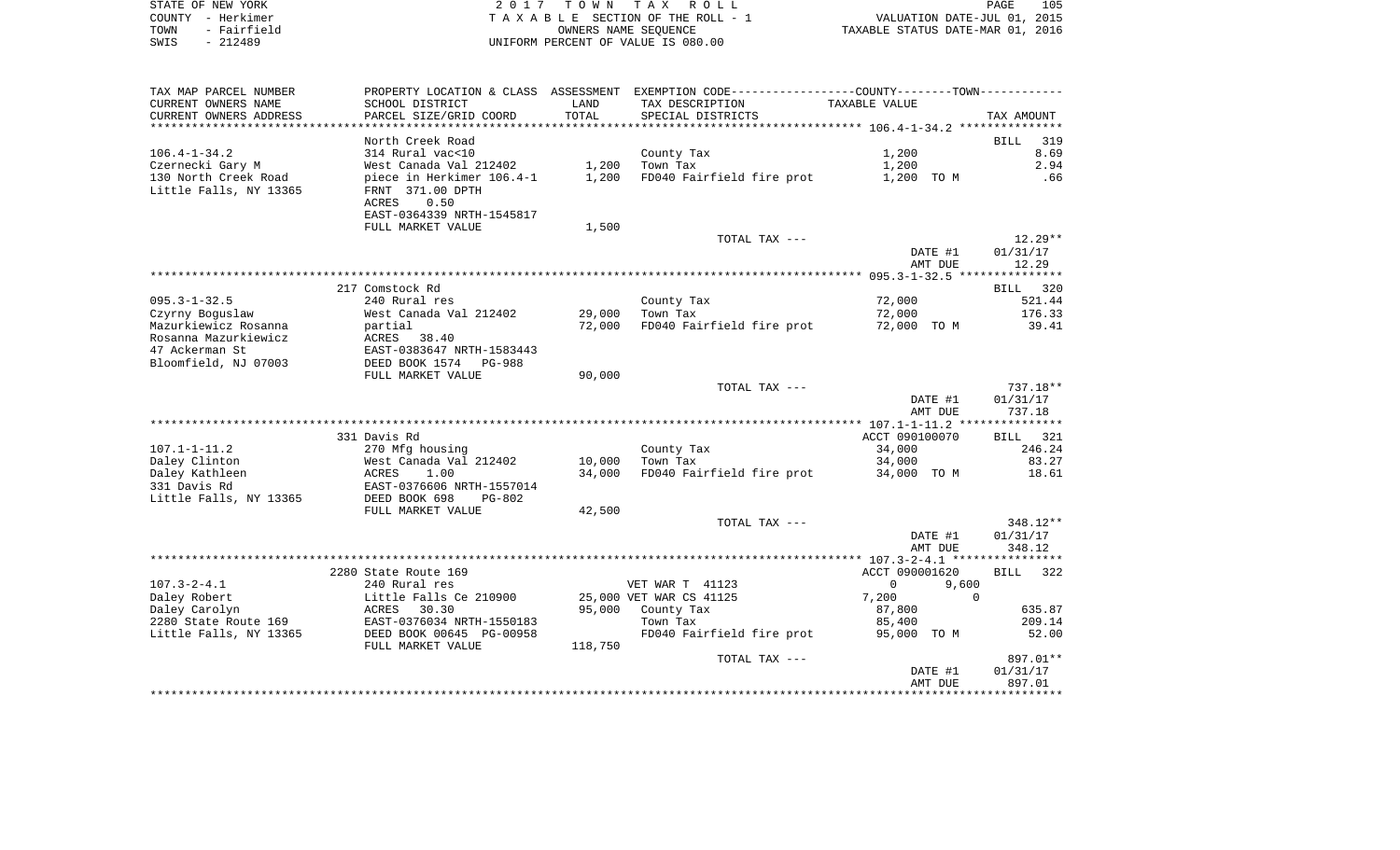STATE OF NEW YORK
COUNTY - Herkimer
TOWN - Fairfield
SWIS - 212489

2 0 1 7 T O W N T A X R O L L
T A X A B L E SECTION OF THE ROLL - 1
OWNERS NAME SEQUENCE
UNIFORM PERCENT OF VALUE IS 080.00

VALUATION DATE-JUL 01, 2015
TAXABLE STATUS DATE-MAR 01, 2016

| TAX MAP PARCEL NUMBER / CURRENT OWNERS NAME / CURRENT OWNERS ADDRESS | PROPERTY LOCATION & CLASS / SCHOOL DISTRICT / PARCEL SIZE/GRID COORD | ASSESSMENT LAND / TOTAL | EXEMPTION CODE / TAX DESCRIPTION / SPECIAL DISTRICTS | COUNTY--------TOWN / TAXABLE VALUE | TAX AMOUNT |
|---|---|---|---|---|---|
| **106.4-1-34.2** | North Creek Road | | | | BILL 319 |
| 106.4-1-34.2 | 314 Rural vac<10 | | County Tax | 1,200 | 8.69 |
| Czernecki Gary M | West Canada Val 212402 | 1,200 | Town Tax | 1,200 | 2.94 |
| 130 North Creek Road | piece in Herkimer 106.4-1 | 1,200 | FD040 Fairfield fire prot | 1,200 TO M | .66 |
| Little Falls, NY 13365 | FRNT 371.00 DPTH | | | | |
| | ACRES 0.50 | | | | |
| | EAST-0364339 NRTH-1545817 | | | | |
| | FULL MARKET VALUE | 1,500 | | | |
| | | | TOTAL TAX --- | | 12.29** |
| | | | | DATE #1 | 01/31/17 |
| | | | | AMT DUE | 12.29 |
| **095.3-1-32.5** | 217 Comstock Rd | | | | BILL 320 |
| 095.3-1-32.5 | 240 Rural res | | County Tax | 72,000 | 521.44 |
| Czyrny Boguslaw | West Canada Val 212402 | 29,000 | Town Tax | 72,000 | 176.33 |
| Mazurkiewicz Rosanna | partial | 72,000 | FD040 Fairfield fire prot | 72,000 TO M | 39.41 |
| Rosanna Mazurkiewicz | ACRES 38.40 | | | | |
| 47 Ackerman St | EAST-0383647 NRTH-1583443 | | | | |
| Bloomfield, NJ 07003 | DEED BOOK 1574 PG-988 | | | | |
| | FULL MARKET VALUE | 90,000 | | | |
| | | | TOTAL TAX --- | | 737.18** |
| | | | | DATE #1 | 01/31/17 |
| | | | | AMT DUE | 737.18 |
| **107.1-1-11.2** | 331 Davis Rd | | | ACCT 090100070 | BILL 321 |
| 107.1-1-11.2 | 270 Mfg housing | | County Tax | 34,000 | 246.24 |
| Daley Clinton | West Canada Val 212402 | 10,000 | Town Tax | 34,000 | 83.27 |
| Daley Kathleen | ACRES 1.00 | 34,000 | FD040 Fairfield fire prot | 34,000 TO M | 18.61 |
| 331 Davis Rd | EAST-0376606 NRTH-1557014 | | | | |
| Little Falls, NY 13365 | DEED BOOK 698 PG-802 | | | | |
| | FULL MARKET VALUE | 42,500 | | | |
| | | | TOTAL TAX --- | | 348.12** |
| | | | | DATE #1 | 01/31/17 |
| | | | | AMT DUE | 348.12 |
| **107.3-2-4.1** | 2280 State Route 169 | | | ACCT 090001620 | BILL 322 |
| 107.3-2-4.1 | 240 Rural res | | VET WAR T 41123 | 0 9,600 | |
| Daley Robert | Little Falls Ce 210900 | 25,000 | VET WAR CS 41125 | 7,200 0 | |
| Daley Carolyn | ACRES 30.30 | 95,000 | County Tax | 87,800 | 635.87 |
| 2280 State Route 169 | EAST-0376034 NRTH-1550183 | | Town Tax | 85,400 | 209.14 |
| Little Falls, NY 13365 | DEED BOOK 00645 PG-00958 | | FD040 Fairfield fire prot | 95,000 TO M | 52.00 |
| | FULL MARKET VALUE | 118,750 | | | |
| | | | TOTAL TAX --- | | 897.01** |
| | | | | DATE #1 | 01/31/17 |
| | | | | AMT DUE | 897.01 |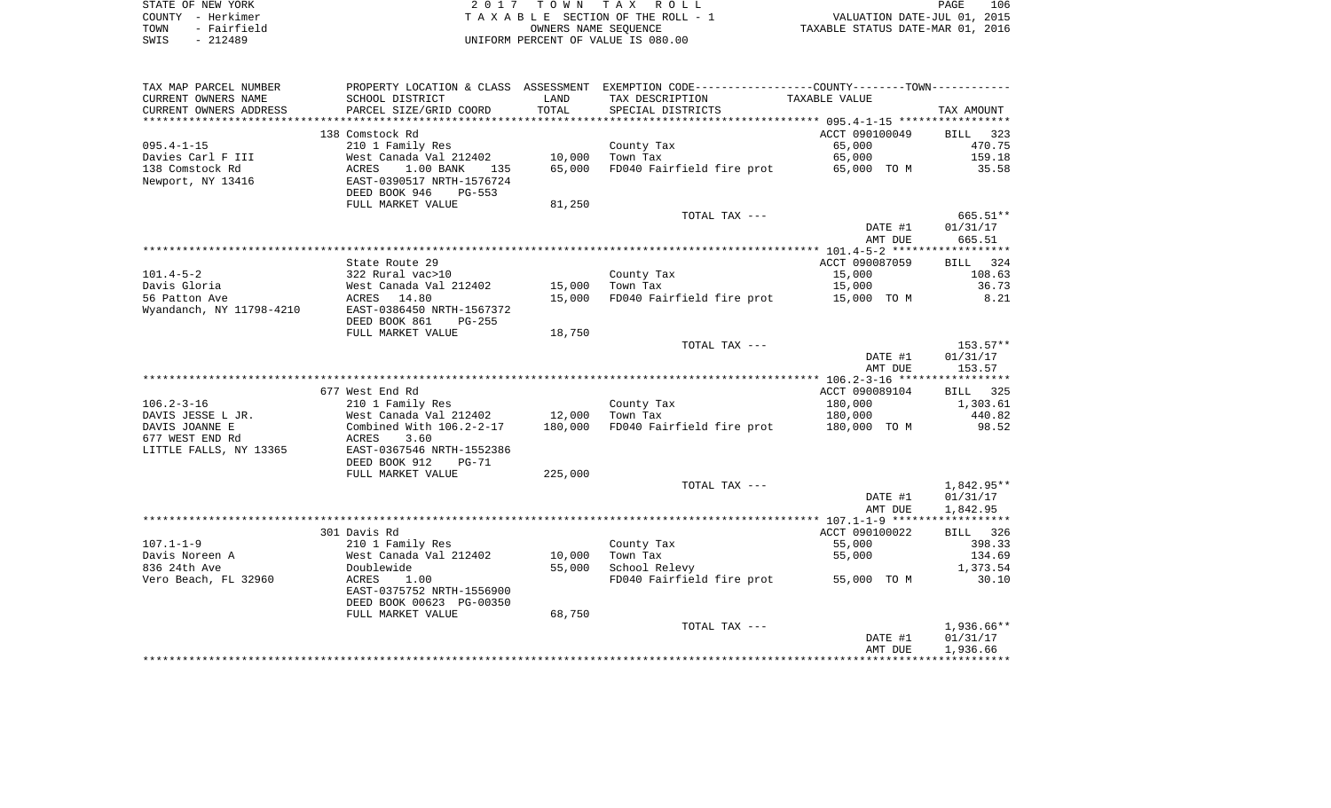STATE OF NEW YORK　　　　　　　　2 0 1 7　T O W N　T A X　R O L L
COUNTY - Herkimer　　　　　　　T A X A B L E SECTION OF THE ROLL - 1　　　　VALUATION DATE-JUL 01, 2015
TOWN - Fairfield　　　　　　　　　OWNERS NAME SEQUENCE　　　　　　TAXABLE STATUS DATE-MAR 01, 2016
SWIS - 212489　　　　　　　　UNIFORM PERCENT OF VALUE IS 080.00

| TAX MAP PARCEL NUMBER / CURRENT OWNERS NAME / CURRENT OWNERS ADDRESS | PROPERTY LOCATION & CLASS / SCHOOL DISTRICT / PARCEL SIZE/GRID COORD | ASSESSMENT LAND / TOTAL | EXEMPTION CODE / TAX DESCRIPTION / SPECIAL DISTRICTS | TAXABLE VALUE | TAX AMOUNT |
|---|---|---|---|---|---|
| **095.4-1-15** | 138 Comstock Rd | | | ACCT 090100049 | BILL 323 |
| Davies Carl F III | 210 1 Family Res | | County Tax | 65,000 | 470.75 |
| 138 Comstock Rd | West Canada Val 212402 | 10,000 | Town Tax | 65,000 | 159.18 |
| Newport, NY 13416 | ACRES 1.00 BANK 135 | 65,000 | FD040 Fairfield fire prot | 65,000 TO M | 35.58 |
| | EAST-0390517 NRTH-1576724 | | | | |
| | DEED BOOK 946 PG-553 | | | | |
| | FULL MARKET VALUE | 81,250 | | | |
| | | | TOTAL TAX --- | | 665.51** |
| | | | | DATE #1 | 01/31/17 |
| | | | | AMT DUE | 665.51 |
| **101.4-5-2** | State Route 29 | | | ACCT 090087059 | BILL 324 |
| Davis Gloria | 322 Rural vac>10 | | County Tax | 15,000 | 108.63 |
| 56 Patton Ave | West Canada Val 212402 | 15,000 | Town Tax | 15,000 | 36.73 |
| Wyandanch, NY 11798-4210 | ACRES 14.80 | 15,000 | FD040 Fairfield fire prot | 15,000 TO M | 8.21 |
| | EAST-0386450 NRTH-1567372 | | | | |
| | DEED BOOK 861 PG-255 | | | | |
| | FULL MARKET VALUE | 18,750 | | | |
| | | | TOTAL TAX --- | | 153.57** |
| | | | | DATE #1 | 01/31/17 |
| | | | | AMT DUE | 153.57 |
| **106.2-3-16** | 677 West End Rd | | | ACCT 090089104 | BILL 325 |
| DAVIS JESSE L JR. | 210 1 Family Res | | County Tax | 180,000 | 1,303.61 |
| DAVIS JOANNE E | West Canada Val 212402 | 12,000 | Town Tax | 180,000 | 440.82 |
| 677 WEST END Rd | Combined With 106.2-2-17 | 180,000 | FD040 Fairfield fire prot | 180,000 TO M | 98.52 |
| LITTLE FALLS, NY 13365 | ACRES 3.60 | | | | |
| | EAST-0367546 NRTH-1552386 | | | | |
| | DEED BOOK 912 PG-71 | | | | |
| | FULL MARKET VALUE | 225,000 | | | |
| | | | TOTAL TAX --- | | 1,842.95** |
| | | | | DATE #1 | 01/31/17 |
| | | | | AMT DUE | 1,842.95 |
| **107.1-1-9** | 301 Davis Rd | | | ACCT 090100022 | BILL 326 |
| Davis Noreen A | 210 1 Family Res | | County Tax | 55,000 | 398.33 |
| 836 24th Ave | West Canada Val 212402 | 10,000 | Town Tax | 55,000 | 134.69 |
| Vero Beach, FL 32960 | Doublewide | 55,000 | School Relevy | | 1,373.54 |
| | ACRES 1.00 | | FD040 Fairfield fire prot | 55,000 TO M | 30.10 |
| | EAST-0375752 NRTH-1556900 | | | | |
| | DEED BOOK 00623 PG-00350 | | | | |
| | FULL MARKET VALUE | 68,750 | | | |
| | | | TOTAL TAX --- | | 1,936.66** |
| | | | | DATE #1 | 01/31/17 |
| | | | | AMT DUE | 1,936.66 |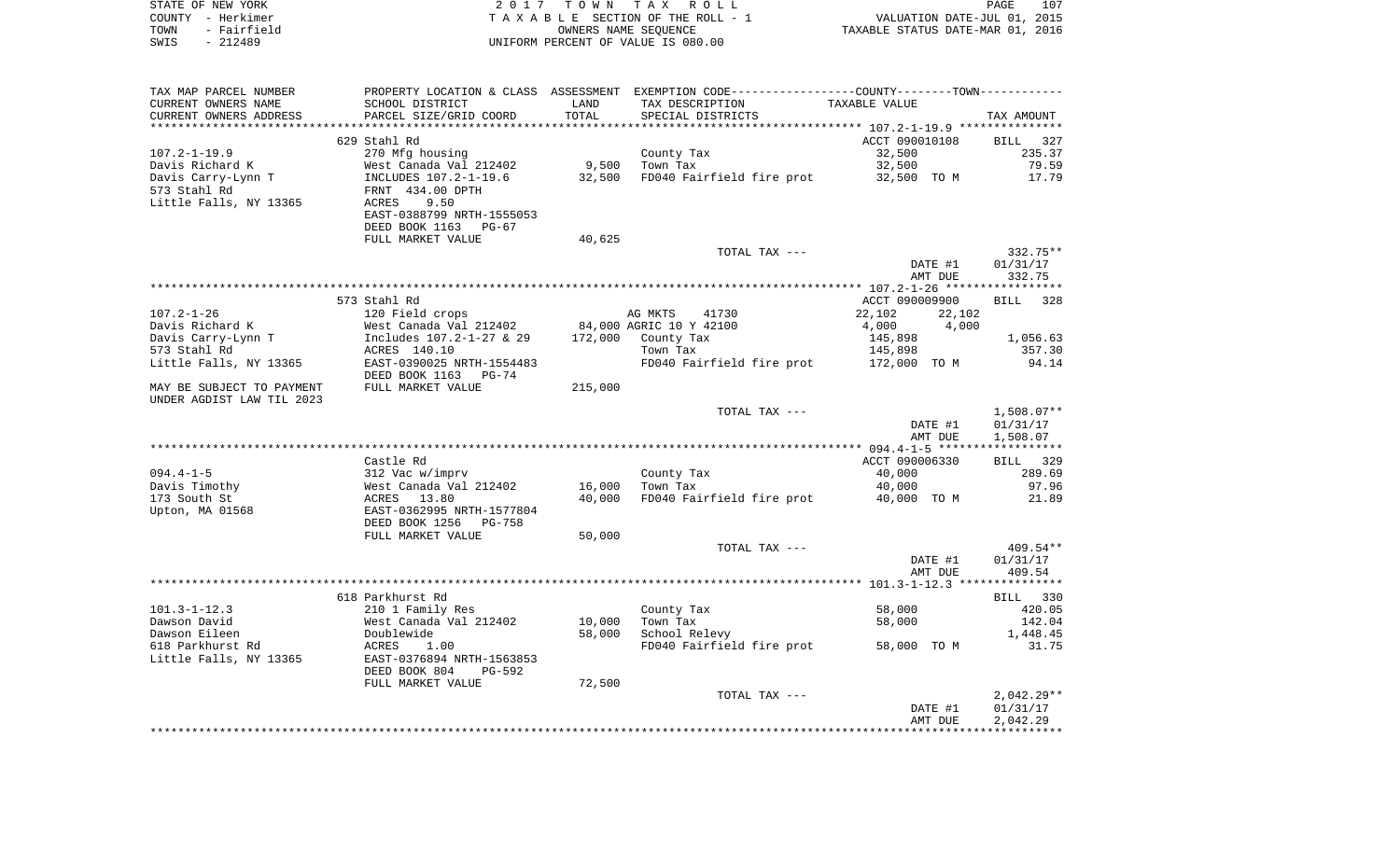STATE OF NEW YORK
COUNTY - Herkimer
TOWN - Fairfield
SWIS - 212489

2017 TOWN TAX ROLL
TAXABLE SECTION OF THE ROLL - 1
OWNERS NAME SEQUENCE
UNIFORM PERCENT OF VALUE IS 080.00

VALUATION DATE-JUL 01, 2015
TAXABLE STATUS DATE-MAR 01, 2016

| TAX MAP PARCEL NUMBER / CURRENT OWNERS NAME / CURRENT OWNERS ADDRESS | PROPERTY LOCATION & CLASS / SCHOOL DISTRICT / PARCEL SIZE/GRID COORD | ASSESSMENT LAND / TOTAL | EXEMPTION CODE / TAX DESCRIPTION / SPECIAL DISTRICTS | TAXABLE VALUE (COUNTY / TOWN) | TAX AMOUNT |
|---|---|---|---|---|---|
| 107.2-1-19.9 | 629 Stahl Rd | | | ACCT 090010108 | BILL 327 |
| | 270 Mfg housing | | County Tax | 32,500 | 235.37 |
| Davis Richard K | West Canada Val 212402 | 9,500 | Town Tax | 32,500 | 79.59 |
| Davis Carry-Lynn T | INCLUDES 107.2-1-19.6 | 32,500 | FD040 Fairfield fire prot | 32,500 TO M | 17.79 |
| 573 Stahl Rd | FRNT 434.00 DPTH | | | | |
| Little Falls, NY 13365 | ACRES 9.50 | | | | |
| | EAST-0388799 NRTH-1555053 | | | | |
| | DEED BOOK 1163 PG-67 | | | | |
| | FULL MARKET VALUE | 40,625 | | | |
| | | | TOTAL TAX --- | | 332.75** |
| | | | | DATE #1 | 01/31/17 |
| | | | | AMT DUE | 332.75 |
| 107.2-1-26 | 573 Stahl Rd | | | ACCT 090009900 | BILL 328 |
| | 120 Field crops | | AG MKTS 41730 | 22,102 22,102 | |
| Davis Richard K | West Canada Val 212402 | 84,000 | AGRIC 10 Y 42100 | 4,000 4,000 | |
| Davis Carry-Lynn T | Includes 107.2-1-27 & 29 | 172,000 | County Tax | 145,898 | 1,056.63 |
| 573 Stahl Rd | ACRES 140.10 | | Town Tax | 145,898 | 357.30 |
| Little Falls, NY 13365 | EAST-0390025 NRTH-1554483 | | FD040 Fairfield fire prot | 172,000 TO M | 94.14 |
| | DEED BOOK 1163 PG-74 | | | | |
| MAY BE SUBJECT TO PAYMENT | FULL MARKET VALUE | 215,000 | | | |
| UNDER AGDIST LAW TIL 2023 | | | | | |
| | | | TOTAL TAX --- | | 1,508.07** |
| | | | | DATE #1 | 01/31/17 |
| | | | | AMT DUE | 1,508.07 |
| 094.4-1-5 | Castle Rd | | | ACCT 090006330 | BILL 329 |
| | 312 Vac w/imprv | | County Tax | 40,000 | 289.69 |
| Davis Timothy | West Canada Val 212402 | 16,000 | Town Tax | 40,000 | 97.96 |
| 173 South St | ACRES 13.80 | 40,000 | FD040 Fairfield fire prot | 40,000 TO M | 21.89 |
| Upton, MA 01568 | EAST-0362995 NRTH-1577804 | | | | |
| | DEED BOOK 1256 PG-758 | | | | |
| | FULL MARKET VALUE | 50,000 | | | |
| | | | TOTAL TAX --- | | 409.54** |
| | | | | DATE #1 | 01/31/17 |
| | | | | AMT DUE | 409.54 |
| 101.3-1-12.3 | 618 Parkhurst Rd | | | | BILL 330 |
| | 210 1 Family Res | | County Tax | 58,000 | 420.05 |
| Dawson David | West Canada Val 212402 | 10,000 | Town Tax | 58,000 | 142.04 |
| Dawson Eileen | Doublewide | 58,000 | School Relevy | | 1,448.45 |
| 618 Parkhurst Rd | ACRES 1.00 | | FD040 Fairfield fire prot | 58,000 TO M | 31.75 |
| Little Falls, NY 13365 | EAST-0376894 NRTH-1563853 | | | | |
| | DEED BOOK 804 PG-592 | | | | |
| | FULL MARKET VALUE | 72,500 | | | |
| | | | TOTAL TAX --- | | 2,042.29** |
| | | | | DATE #1 | 01/31/17 |
| | | | | AMT DUE | 2,042.29 |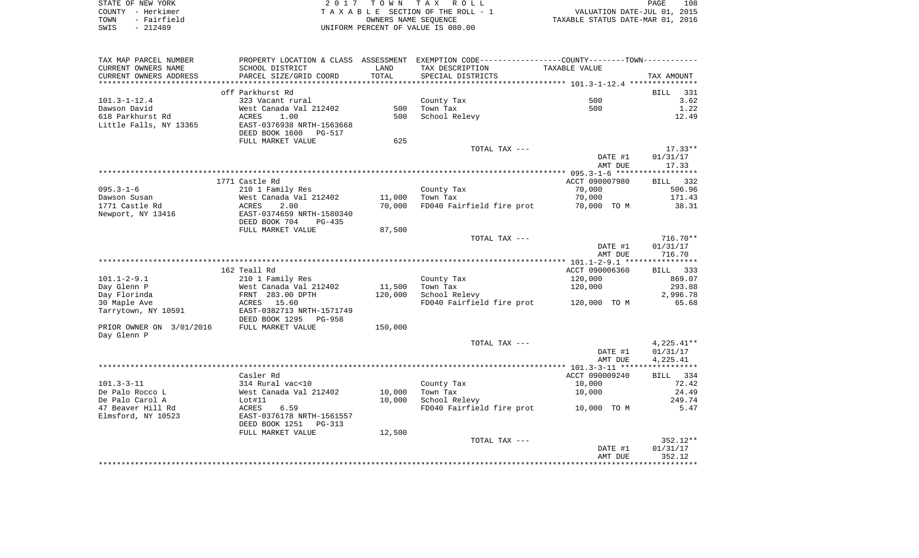STATE OF NEW YORK | 2 0 1 7 T O W N T A X R O L L | PAGE 108
COUNTY - Herkimer | T A X A B L E SECTION OF THE ROLL - 1 | VALUATION DATE-JUL 01, 2015
TOWN - Fairfield | OWNERS NAME SEQUENCE | TAXABLE STATUS DATE-MAR 01, 2016
SWIS - 212489 | UNIFORM PERCENT OF VALUE IS 080.00

| TAX MAP PARCEL NUMBER / CURRENT OWNERS NAME / CURRENT OWNERS ADDRESS | PROPERTY LOCATION & CLASS / SCHOOL DISTRICT / PARCEL SIZE/GRID COORD | ASSESSMENT LAND / TOTAL | EXEMPTION CODE / TAX DESCRIPTION / SPECIAL DISTRICTS | TAXABLE VALUE | TAX AMOUNT |
|---|---|---|---|---|---|
| **101.3-1-12.4** | off Parkhurst Rd | | | | BILL 331 |
| 101.3-1-12.4 | 323 Vacant rural | | County Tax | 500 | 3.62 |
| Dawson David | West Canada Val 212402 | 500 | Town Tax | 500 | 1.22 |
| 618 Parkhurst Rd | ACRES 1.00 | 500 | School Relevy | | 12.49 |
| Little Falls, NY 13365 | EAST-0376938 NRTH-1563668 | | | | |
| | DEED BOOK 1600 PG-517 | | | | |
| | FULL MARKET VALUE | 625 | | | |
| | | | TOTAL TAX --- | | 17.33** |
| | | | | DATE #1 | 01/31/17 |
| | | | | AMT DUE | 17.33 |
| **095.3-1-6** | 1771 Castle Rd | | | ACCT 090007980 | BILL 332 |
| 095.3-1-6 | 210 1 Family Res | | County Tax | 70,000 | 506.96 |
| Dawson Susan | West Canada Val 212402 | 11,000 | Town Tax | 70,000 | 171.43 |
| 1771 Castle Rd | ACRES 2.00 | 70,000 | FD040 Fairfield fire prot | 70,000 TO M | 38.31 |
| Newport, NY 13416 | EAST-0374659 NRTH-1580340 | | | | |
| | DEED BOOK 704 PG-435 | | | | |
| | FULL MARKET VALUE | 87,500 | | | |
| | | | TOTAL TAX --- | | 716.70** |
| | | | | DATE #1 | 01/31/17 |
| | | | | AMT DUE | 716.70 |
| **101.1-2-9.1** | 162 Teall Rd | | | ACCT 090006360 | BILL 333 |
| 101.1-2-9.1 | 210 1 Family Res | | County Tax | 120,000 | 869.07 |
| Day Glenn P | West Canada Val 212402 | 11,500 | Town Tax | 120,000 | 293.88 |
| Day Florinda | FRNT 283.00 DPTH | 120,000 | School Relevy | | 2,996.78 |
| 30 Maple Ave | ACRES 15.60 | | FD040 Fairfield fire prot | 120,000 TO M | 65.68 |
| Tarrytown, NY 10591 | EAST-0382713 NRTH-1571749 | | | | |
| | DEED BOOK 1295 PG-958 | | | | |
| PRIOR OWNER ON 3/01/2016 | FULL MARKET VALUE | 150,000 | | | |
| Day Glenn P | | | | | |
| | | | TOTAL TAX --- | | 4,225.41** |
| | | | | DATE #1 | 01/31/17 |
| | | | | AMT DUE | 4,225.41 |
| **101.3-3-11** | Casler Rd | | | ACCT 090009240 | BILL 334 |
| 101.3-3-11 | 314 Rural vac<10 | | County Tax | 10,000 | 72.42 |
| De Palo Rocco L | West Canada Val 212402 | 10,000 | Town Tax | 10,000 | 24.49 |
| De Palo Carol A | Lot#11 | 10,000 | School Relevy | | 249.74 |
| 47 Beaver Hill Rd | ACRES 6.59 | | FD040 Fairfield fire prot | 10,000 TO M | 5.47 |
| Elmsford, NY 10523 | EAST-0376178 NRTH-1561557 | | | | |
| | DEED BOOK 1251 PG-313 | | | | |
| | FULL MARKET VALUE | 12,500 | | | |
| | | | TOTAL TAX --- | | 352.12** |
| | | | | DATE #1 | 01/31/17 |
| | | | | AMT DUE | 352.12 |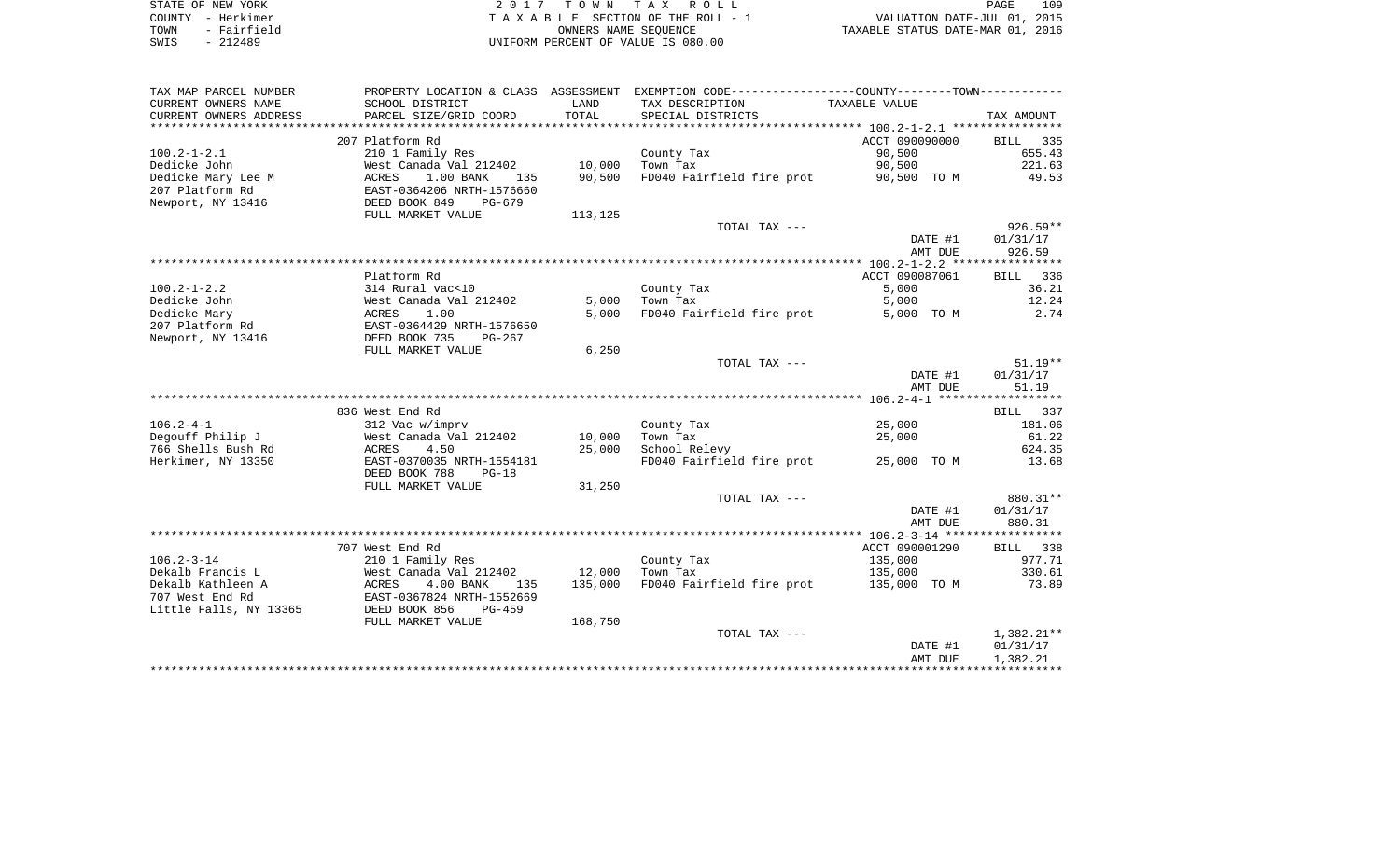STATE OF NEW YORK
COUNTY - Herkimer
TOWN - Fairfield
SWIS - 212489

2 0 1 7 T O W N T A X R O L L
T A X A B L E SECTION OF THE ROLL - 1
OWNERS NAME SEQUENCE
UNIFORM PERCENT OF VALUE IS 080.00

VALUATION DATE-JUL 01, 2015
TAXABLE STATUS DATE-MAR 01, 2016

| TAX MAP PARCEL NUMBER / CURRENT OWNERS NAME / CURRENT OWNERS ADDRESS | PROPERTY LOCATION & CLASS / SCHOOL DISTRICT / PARCEL SIZE/GRID COORD | ASSESSMENT LAND | ASSESSMENT TOTAL | EXEMPTION CODE / TAX DESCRIPTION / SPECIAL DISTRICTS | TAXABLE VALUE | TAX AMOUNT |
|---|---|---|---|---|---|---|
| **100.2-1-2.1** | 207 Platform Rd | | | | ACCT 090090000 | BILL 335 |
| 100.2-1-2.1 | 210 1 Family Res | | | County Tax | 90,500 | 655.43 |
| Dedicke John | West Canada Val 212402 | 10,000 | | Town Tax | 90,500 | 221.63 |
| Dedicke Mary Lee M | ACRES 1.00 BANK 135 | | 90,500 | FD040 Fairfield fire prot | 90,500 TO M | 49.53 |
| 207 Platform Rd | EAST-0364206 NRTH-1576660 | | | | | |
| Newport, NY 13416 | DEED BOOK 849 PG-679 | | | | | |
| | FULL MARKET VALUE | | 113,125 | | | |
| | | | | TOTAL TAX --- | | 926.59** |
| | | | | | DATE #1 | 01/31/17 |
| | | | | | AMT DUE | 926.59 |
| **100.2-1-2.2** | Platform Rd | | | | ACCT 090087061 | BILL 336 |
| 100.2-1-2.2 | 314 Rural vac<10 | | | County Tax | 5,000 | 36.21 |
| Dedicke John | West Canada Val 212402 | 5,000 | | Town Tax | 5,000 | 12.24 |
| Dedicke Mary | ACRES 1.00 | | 5,000 | FD040 Fairfield fire prot | 5,000 TO M | 2.74 |
| 207 Platform Rd | EAST-0364429 NRTH-1576650 | | | | | |
| Newport, NY 13416 | DEED BOOK 735 PG-267 | | | | | |
| | FULL MARKET VALUE | | 6,250 | | | |
| | | | | TOTAL TAX --- | | 51.19** |
| | | | | | DATE #1 | 01/31/17 |
| | | | | | AMT DUE | 51.19 |
| **106.2-4-1** | 836 West End Rd | | | | | BILL 337 |
| 106.2-4-1 | 312 Vac w/imprv | | | County Tax | 25,000 | 181.06 |
| Degouff Philip J | West Canada Val 212402 | 10,000 | | Town Tax | 25,000 | 61.22 |
| 766 Shells Bush Rd | ACRES 4.50 | | 25,000 | School Relevy | | 624.35 |
| Herkimer, NY 13350 | EAST-0370035 NRTH-1554181 | | | FD040 Fairfield fire prot | 25,000 TO M | 13.68 |
| | DEED BOOK 788 PG-18 | | | | | |
| | FULL MARKET VALUE | | 31,250 | | | |
| | | | | TOTAL TAX --- | | 880.31** |
| | | | | | DATE #1 | 01/31/17 |
| | | | | | AMT DUE | 880.31 |
| **106.2-3-14** | 707 West End Rd | | | | ACCT 090001290 | BILL 338 |
| 106.2-3-14 | 210 1 Family Res | | | County Tax | 135,000 | 977.71 |
| Dekalb Francis L | West Canada Val 212402 | 12,000 | | Town Tax | 135,000 | 330.61 |
| Dekalb Kathleen A | ACRES 4.00 BANK 135 | | 135,000 | FD040 Fairfield fire prot | 135,000 TO M | 73.89 |
| 707 West End Rd | EAST-0367824 NRTH-1552669 | | | | | |
| Little Falls, NY 13365 | DEED BOOK 856 PG-459 | | | | | |
| | FULL MARKET VALUE | | 168,750 | | | |
| | | | | TOTAL TAX --- | | 1,382.21** |
| | | | | | DATE #1 | 01/31/17 |
| | | | | | AMT DUE | 1,382.21 |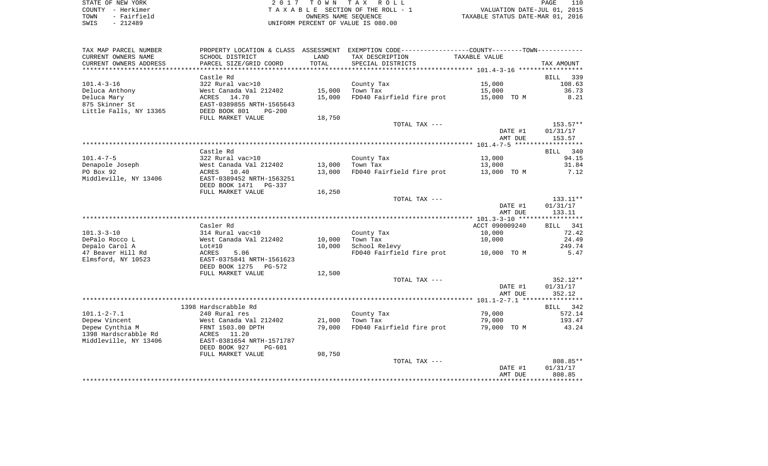STATE OF NEW YORK                    2 0 1 7   T O W N   T A X   R O L L                    PAGE 110
COUNTY - Herkimer                    T A X A B L E SECTION OF THE ROLL - 1                  VALUATION DATE-JUL 01, 2015
TOWN - Fairfield                     OWNERS NAME SEQUENCE                                   TAXABLE STATUS DATE-MAR 01, 2016
SWIS - 212489                        UNIFORM PERCENT OF VALUE IS 080.00

| TAX MAP PARCEL NUMBER / CURRENT OWNERS NAME / CURRENT OWNERS ADDRESS | PROPERTY LOCATION & CLASS / SCHOOL DISTRICT / PARCEL SIZE/GRID COORD | ASSESSMENT LAND / TOTAL | EXEMPTION CODE / TAX DESCRIPTION / SPECIAL DISTRICTS | TAXABLE VALUE (COUNTY--------TOWN) | TAX AMOUNT |
|---|---|---|---|---|---|
| **101.4-3-16** | Castle Rd | | | | BILL 339 |
| 101.4-3-16 | 322 Rural vac>10 | | County Tax | 15,000 | 108.63 |
| Deluca Anthony | West Canada Val 212402 | 15,000 | Town Tax | 15,000 | 36.73 |
| Deluca Mary | ACRES 14.70 | 15,000 | FD040 Fairfield fire prot | 15,000 TO M | 8.21 |
| 875 Skinner St | EAST-0389855 NRTH-1565643 | | | | |
| Little Falls, NY 13365 | DEED BOOK 801 PG-200 | | | | |
| | FULL MARKET VALUE | 18,750 | | | |
| | | | TOTAL TAX --- | | 153.57** |
| | | | | DATE #1 | 01/31/17 |
| | | | | AMT DUE | 153.57 |
| **101.4-7-5** | Castle Rd | | | | BILL 340 |
| 101.4-7-5 | 322 Rural vac>10 | | County Tax | 13,000 | 94.15 |
| Denapole Joseph | West Canada Val 212402 | 13,000 | Town Tax | 13,000 | 31.84 |
| PO Box 92 | ACRES 10.40 | 13,000 | FD040 Fairfield fire prot | 13,000 TO M | 7.12 |
| Middleville, NY 13406 | EAST-0389452 NRTH-1563251 | | | | |
| | DEED BOOK 1471 PG-337 | | | | |
| | FULL MARKET VALUE | 16,250 | | | |
| | | | TOTAL TAX --- | | 133.11** |
| | | | | DATE #1 | 01/31/17 |
| | | | | AMT DUE | 133.11 |
| **101.3-3-10** | Casler Rd | | | ACCT 090009240 | BILL 341 |
| 101.3-3-10 | 314 Rural vac<10 | | County Tax | 10,000 | 72.42 |
| DePalo Rocco L | West Canada Val 212402 | 10,000 | Town Tax | 10,000 | 24.49 |
| Depalo Carol A | Lot#10 | 10,000 | School Relevy | | 249.74 |
| 47 Beaver Hill Rd | ACRES 5.06 | | FD040 Fairfield fire prot | 10,000 TO M | 5.47 |
| Elmsford, NY 10523 | EAST-0375841 NRTH-1561623 | | | | |
| | DEED BOOK 1275 PG-572 | | | | |
| | FULL MARKET VALUE | 12,500 | | | |
| | | | TOTAL TAX --- | | 352.12** |
| | | | | DATE #1 | 01/31/17 |
| | | | | AMT DUE | 352.12 |
| **101.1-2-7.1** | 1398 Hardscrabble Rd | | | | BILL 342 |
| 101.1-2-7.1 | 240 Rural res | | County Tax | 79,000 | 572.14 |
| Depew Vincent | West Canada Val 212402 | 21,000 | Town Tax | 79,000 | 193.47 |
| Depew Cynthia M | FRNT 1503.00 DPTH | 79,000 | FD040 Fairfield fire prot | 79,000 TO M | 43.24 |
| 1398 Hardscrabble Rd | ACRES 11.20 | | | | |
| Middleville, NY 13406 | EAST-0381654 NRTH-1571787 | | | | |
| | DEED BOOK 927 PG-601 | | | | |
| | FULL MARKET VALUE | 98,750 | | | |
| | | | TOTAL TAX --- | | 808.85** |
| | | | | DATE #1 | 01/31/17 |
| | | | | AMT DUE | 808.85 |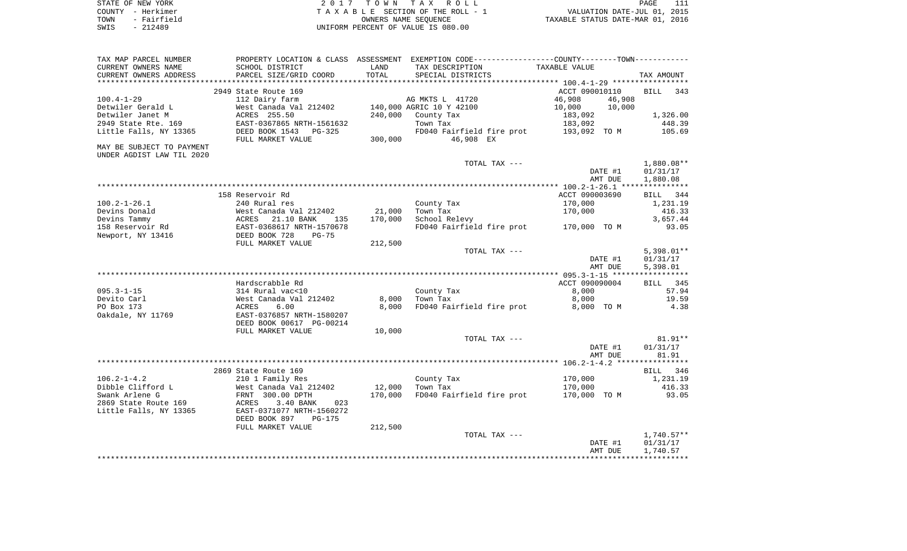STATE OF NEW YORK
COUNTY - Herkimer
TOWN - Fairfield
SWIS - 212489

2 0 1 7 T O W N T A X R O L L
T A X A B L E SECTION OF THE ROLL - 1
OWNERS NAME SEQUENCE
UNIFORM PERCENT OF VALUE IS 080.00

VALUATION DATE-JUL 01, 2015
TAXABLE STATUS DATE-MAR 01, 2016

| TAX MAP PARCEL NUMBER / CURRENT OWNERS NAME / CURRENT OWNERS ADDRESS | PROPERTY LOCATION & CLASS / SCHOOL DISTRICT / PARCEL SIZE/GRID COORD | ASSESSMENT LAND | TOTAL | EXEMPTION CODE / TAX DESCRIPTION / SPECIAL DISTRICTS | COUNTY TAXABLE VALUE | TOWN | TAX AMOUNT |
|---|---|---|---|---|---|---|---|
| **100.4-1-29** | 2949 State Route 169 | | | | ACCT 090010110 | | BILL 343 |
| 100.4-1-29 | 112 Dairy farm | | | AG MKTS L 41720 | 46,908 | 46,908 | |
| Detwiler Gerald L | West Canada Val 212402 | 140,000 | | AGRIC 10 Y 42100 | 10,000 | 10,000 | |
| Detwiler Janet M | ACRES 255.50 | | 240,000 | County Tax | 183,092 | | 1,326.00 |
| 2949 State Rte. 169 | EAST-0367865 NRTH-1561632 | | | Town Tax | 183,092 | | 448.39 |
| Little Falls, NY 13365 | DEED BOOK 1543 PG-325 | | | FD040 Fairfield fire prot | 193,092 TO M | | 105.69 |
| | FULL MARKET VALUE | | 300,000 | 46,908 EX | | | |
| MAY BE SUBJECT TO PAYMENT UNDER AGDIST LAW TIL 2020 | | | | | | | |
| | | | | TOTAL TAX --- | | | 1,880.08** |
| | | | | | DATE #1 | | 01/31/17 |
| | | | | | AMT DUE | | 1,880.08 |
| **100.2-1-26.1** | 158 Reservoir Rd | | | | ACCT 090003690 | | BILL 344 |
| 100.2-1-26.1 | 240 Rural res | | | County Tax | 170,000 | | 1,231.19 |
| Devins Donald | West Canada Val 212402 | 21,000 | | Town Tax | 170,000 | | 416.33 |
| Devins Tammy | ACRES 21.10 BANK 135 | | 170,000 | School Relevy | | | 3,657.44 |
| 158 Reservoir Rd | EAST-0368617 NRTH-1570678 | | | FD040 Fairfield fire prot | 170,000 TO M | | 93.05 |
| Newport, NY 13416 | DEED BOOK 728 PG-75 | | | | | | |
| | FULL MARKET VALUE | | 212,500 | | | | |
| | | | | TOTAL TAX --- | | | 5,398.01** |
| | | | | | DATE #1 | | 01/31/17 |
| | | | | | AMT DUE | | 5,398.01 |
| **095.3-1-15** | Hardscrabble Rd | | | | ACCT 090090004 | | BILL 345 |
| 095.3-1-15 | 314 Rural vac<10 | | | County Tax | 8,000 | | 57.94 |
| Devito Carl | West Canada Val 212402 | 8,000 | | Town Tax | 8,000 | | 19.59 |
| PO Box 173 | ACRES 6.00 | | 8,000 | FD040 Fairfield fire prot | 8,000 TO M | | 4.38 |
| Oakdale, NY 11769 | EAST-0376857 NRTH-1580207 | | | | | | |
| | DEED BOOK 00617 PG-00214 | | | | | | |
| | FULL MARKET VALUE | | 10,000 | | | | |
| | | | | TOTAL TAX --- | | | 81.91** |
| | | | | | DATE #1 | | 01/31/17 |
| | | | | | AMT DUE | | 81.91 |
| **106.2-1-4.2** | 2869 State Route 169 | | | | | | BILL 346 |
| 106.2-1-4.2 | 210 1 Family Res | | | County Tax | 170,000 | | 1,231.19 |
| Dibble Clifford L | West Canada Val 212402 | 12,000 | | Town Tax | 170,000 | | 416.33 |
| Swank Arlene G | FRNT 300.00 DPTH | | 170,000 | FD040 Fairfield fire prot | 170,000 TO M | | 93.05 |
| 2869 State Route 169 | ACRES 3.40 BANK 023 | | | | | | |
| Little Falls, NY 13365 | EAST-0371077 NRTH-1560272 | | | | | | |
| | DEED BOOK 897 PG-175 | | | | | | |
| | FULL MARKET VALUE | | 212,500 | | | | |
| | | | | TOTAL TAX --- | | | 1,740.57** |
| | | | | | DATE #1 | | 01/31/17 |
| | | | | | AMT DUE | | 1,740.57 |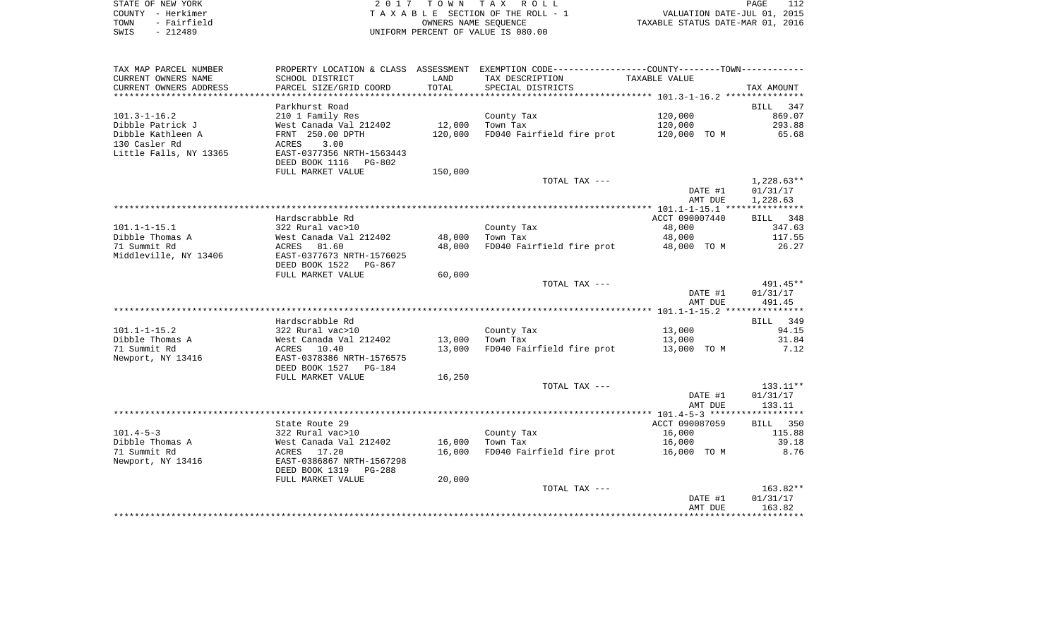STATE OF NEW YORK
COUNTY - Herkimer
TOWN - Fairfield
SWIS - 212489

2 0 1 7 T O W N T A X R O L L
T A X A B L E SECTION OF THE ROLL - 1
OWNERS NAME SEQUENCE
UNIFORM PERCENT OF VALUE IS 080.00

VALUATION DATE-JUL 01, 2015
TAXABLE STATUS DATE-MAR 01, 2016

| TAX MAP PARCEL NUMBER / CURRENT OWNERS NAME / CURRENT OWNERS ADDRESS | PROPERTY LOCATION & CLASS / SCHOOL DISTRICT / PARCEL SIZE/GRID COORD | ASSESSMENT LAND / TOTAL | EXEMPTION CODE / TAX DESCRIPTION / SPECIAL DISTRICTS | TAXABLE VALUE | TAX AMOUNT |
|---|---|---|---|---|---|
| 101.3-1-16.2 | Parkhurst Road | | | | BILL 347 |
| Dibble Patrick J | 210 1 Family Res | | County Tax | 120,000 | 869.07 |
| Dibble Kathleen A | West Canada Val 212402 | 12,000 | Town Tax | 120,000 | 293.88 |
| 130 Casler Rd | FRNT 250.00 DPTH | 120,000 | FD040 Fairfield fire prot | 120,000 TO M | 65.68 |
| Little Falls, NY 13365 | ACRES 3.00 | | | | |
| | EAST-0377356 NRTH-1563443 | | | | |
| | DEED BOOK 1116 PG-802 | | | | |
| | FULL MARKET VALUE | 150,000 | | | |
| | | | TOTAL TAX --- | | 1,228.63** |
| | | | | DATE #1 | 01/31/17 |
| | | | | AMT DUE | 1,228.63 |
| 101.1-1-15.1 | Hardscrabble Rd | | | ACCT 090007440 | BILL 348 |
| Dibble Thomas A | 322 Rural vac>10 | | County Tax | 48,000 | 347.63 |
| 71 Summit Rd | West Canada Val 212402 | 48,000 | Town Tax | 48,000 | 117.55 |
| Middleville, NY 13406 | ACRES 81.60 | 48,000 | FD040 Fairfield fire prot | 48,000 TO M | 26.27 |
| | EAST-0377673 NRTH-1576025 | | | | |
| | DEED BOOK 1522 PG-867 | | | | |
| | FULL MARKET VALUE | 60,000 | | | |
| | | | TOTAL TAX --- | | 491.45** |
| | | | | DATE #1 | 01/31/17 |
| | | | | AMT DUE | 491.45 |
| 101.1-1-15.2 | Hardscrabble Rd | | | | BILL 349 |
| Dibble Thomas A | 322 Rural vac>10 | | County Tax | 13,000 | 94.15 |
| 71 Summit Rd | West Canada Val 212402 | 13,000 | Town Tax | 13,000 | 31.84 |
| Newport, NY 13416 | ACRES 10.40 | 13,000 | FD040 Fairfield fire prot | 13,000 TO M | 7.12 |
| | EAST-0378386 NRTH-1576575 | | | | |
| | DEED BOOK 1527 PG-184 | | | | |
| | FULL MARKET VALUE | 16,250 | | | |
| | | | TOTAL TAX --- | | 133.11** |
| | | | | DATE #1 | 01/31/17 |
| | | | | AMT DUE | 133.11 |
| 101.4-5-3 | State Route 29 | | | ACCT 090087059 | BILL 350 |
| Dibble Thomas A | 322 Rural vac>10 | | County Tax | 16,000 | 115.88 |
| 71 Summit Rd | West Canada Val 212402 | 16,000 | Town Tax | 16,000 | 39.18 |
| Newport, NY 13416 | ACRES 17.20 | 16,000 | FD040 Fairfield fire prot | 16,000 TO M | 8.76 |
| | EAST-0386867 NRTH-1567298 | | | | |
| | DEED BOOK 1319 PG-288 | | | | |
| | FULL MARKET VALUE | 20,000 | | | |
| | | | TOTAL TAX --- | | 163.82** |
| | | | | DATE #1 | 01/31/17 |
| | | | | AMT DUE | 163.82 |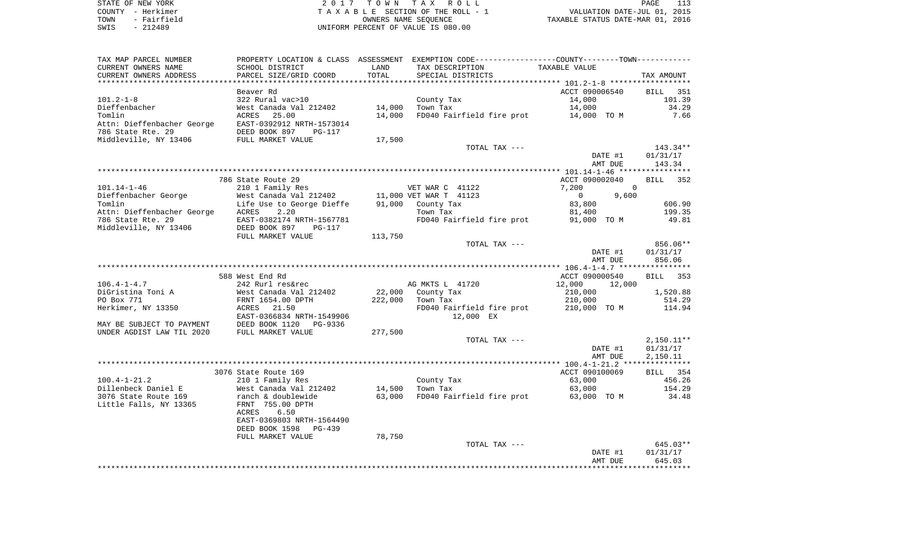STATE OF NEW YORK — 2017 TOWN TAX ROLL — PAGE 113
COUNTY - Herkimer — TAXABLE SECTION OF THE ROLL - 1 — VALUATION DATE-JUL 01, 2015
TOWN - Fairfield — OWNERS NAME SEQUENCE — TAXABLE STATUS DATE-MAR 01, 2016
SWIS - 212489 — UNIFORM PERCENT OF VALUE IS 080.00

| TAX MAP PARCEL NUMBER / CURRENT OWNERS NAME / CURRENT OWNERS ADDRESS | PROPERTY LOCATION & CLASS / SCHOOL DISTRICT / PARCEL SIZE/GRID COORD | ASSESSMENT LAND / TOTAL | EXEMPTION CODE / TAX DESCRIPTION / SPECIAL DISTRICTS | COUNTY / TOWN TAXABLE VALUE | TAX AMOUNT |
|---|---|---|---|---|---|
| 101.2-1-8 | Beaver Rd | | | ACCT 090006540 | BILL 351 |
| 101.2-1-8 | 322 Rural vac>10 | | County Tax | 14,000 | 101.39 |
| Dieffenbacher | West Canada Val 212402 | 14,000 | Town Tax | 14,000 | 34.29 |
| Tomlin | ACRES 25.00 | 14,000 | FD040 Fairfield fire prot | 14,000 TO M | 7.66 |
| Attn: Dieffenbacher George | EAST-0392912 NRTH-1573014 | | | | |
| 786 State Rte. 29 | DEED BOOK 897 PG-117 | | | | |
| Middleville, NY 13406 | FULL MARKET VALUE | 17,500 | | | |
| | | | TOTAL TAX --- | | 143.34** |
| | | | | DATE #1 | 01/31/17 |
| | | | | AMT DUE | 143.34 |
| 101.14-1-46 | 786 State Route 29 | | | ACCT 090002040 | BILL 352 |
| 101.14-1-46 | 210 1 Family Res | | VET WAR C 41122 | 7,200 0 | |
| Dieffenbacher George | West Canada Val 212402 | 11,000 | VET WAR T 41123 | 0 9,600 | |
| Tomlin | Life Use to George Dieffe | 91,000 | County Tax | 83,800 | 606.90 |
| Attn: Dieffenbacher George | ACRES 2.20 | | Town Tax | 81,400 | 199.35 |
| 786 State Rte. 29 | EAST-0382174 NRTH-1567781 | | FD040 Fairfield fire prot | 91,000 TO M | 49.81 |
| Middleville, NY 13406 | DEED BOOK 897 PG-117 | | | | |
| | FULL MARKET VALUE | 113,750 | | | |
| | | | TOTAL TAX --- | | 856.06** |
| | | | | DATE #1 | 01/31/17 |
| | | | | AMT DUE | 856.06 |
| 106.4-1-4.7 | 588 West End Rd | | | ACCT 090000540 | BILL 353 |
| 106.4-1-4.7 | 242 Rurl res&rec | | AG MKTS L 41720 | 12,000 12,000 | |
| DiGristina Toni A | West Canada Val 212402 | 22,000 | County Tax | 210,000 | 1,520.88 |
| PO Box 771 | FRNT 1654.00 DPTH | 222,000 | Town Tax | 210,000 | 514.29 |
| Herkimer, NY 13350 | ACRES 21.50 | | FD040 Fairfield fire prot | 210,000 TO M | 114.94 |
| | EAST-0366834 NRTH-1549906 | | 12,000 EX | | |
| MAY BE SUBJECT TO PAYMENT | DEED BOOK 1120 PG-9336 | | | | |
| UNDER AGDIST LAW TIL 2020 | FULL MARKET VALUE | 277,500 | | | |
| | | | TOTAL TAX --- | | 2,150.11** |
| | | | | DATE #1 | 01/31/17 |
| | | | | AMT DUE | 2,150.11 |
| 100.4-1-21.2 | 3076 State Route 169 | | | ACCT 090100069 | BILL 354 |
| 100.4-1-21.2 | 210 1 Family Res | | County Tax | 63,000 | 456.26 |
| Dillenbeck Daniel E | West Canada Val 212402 | 14,500 | Town Tax | 63,000 | 154.29 |
| 3076 State Route 169 | ranch & doublewide | 63,000 | FD040 Fairfield fire prot | 63,000 TO M | 34.48 |
| Little Falls, NY 13365 | FRNT 755.00 DPTH | | | | |
| | ACRES 6.50 | | | | |
| | EAST-0369803 NRTH-1564490 | | | | |
| | DEED BOOK 1598 PG-439 | | | | |
| | FULL MARKET VALUE | 78,750 | | | |
| | | | TOTAL TAX --- | | 645.03** |
| | | | | DATE #1 | 01/31/17 |
| | | | | AMT DUE | 645.03 |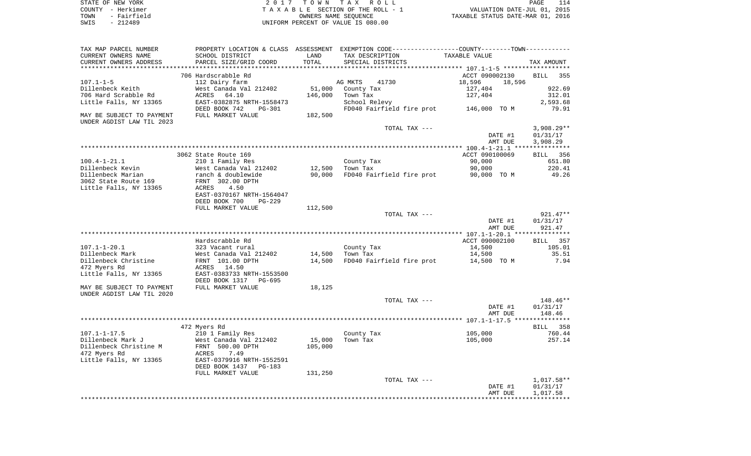STATE OF NEW YORK
COUNTY - Herkimer
TOWN - Fairfield
SWIS - 212489

2 0 1 7 T O W N T A X R O L L
T A X A B L E SECTION OF THE ROLL - 1
OWNERS NAME SEQUENCE
UNIFORM PERCENT OF VALUE IS 080.00

VALUATION DATE-JUL 01, 2015
TAXABLE STATUS DATE-MAR 01, 2016

| TAX MAP PARCEL NUMBER / CURRENT OWNERS NAME / CURRENT OWNERS ADDRESS | PROPERTY LOCATION & CLASS / SCHOOL DISTRICT / PARCEL SIZE/GRID COORD | ASSESSMENT LAND / TOTAL | EXEMPTION CODE / TAX DESCRIPTION / SPECIAL DISTRICTS | COUNTY / TOWN TAXABLE VALUE | TAX AMOUNT |
|---|---|---|---|---|---|
| | 706 Hardscrabble Rd | | | ACCT 090002130 | BILL 355 |
| 107.1-1-5 | 112 Dairy farm | | AG MKTS 41730 | 18,596 18,596 | |
| Dillenbeck Keith | West Canada Val 212402 | 51,000 | County Tax | 127,404 | 922.69 |
| 706 Hard Scrabble Rd | ACRES 64.10 | 146,000 | Town Tax | 127,404 | 312.01 |
| Little Falls, NY 13365 | EAST-0382875 NRTH-1558473 | | School Relevy | | 2,593.68 |
| | DEED BOOK 742 PG-301 | | FD040 Fairfield fire prot | 146,000 TO M | 79.91 |
| MAY BE SUBJECT TO PAYMENT | FULL MARKET VALUE | 182,500 | | | |
| UNDER AGDIST LAW TIL 2023 | | | | | |
| | | | TOTAL TAX --- | | 3,908.29** |
| | | | | DATE #1 | 01/31/17 |
| | | | | AMT DUE | 3,908.29 |
| | 3062 State Route 169 | | | ACCT 090100069 | BILL 356 |
| 100.4-1-21.1 | 210 1 Family Res | | County Tax | 90,000 | 651.80 |
| Dillenbeck Kevin | West Canada Val 212402 | 12,500 | Town Tax | 90,000 | 220.41 |
| Dillenbeck Marian | ranch & doublewide | 90,000 | FD040 Fairfield fire prot | 90,000 TO M | 49.26 |
| 3062 State Route 169 | FRNT 302.00 DPTH | | | | |
| Little Falls, NY 13365 | ACRES 4.50 | | | | |
| | EAST-0370167 NRTH-1564047 | | | | |
| | DEED BOOK 700 PG-229 | | | | |
| | FULL MARKET VALUE | 112,500 | | | |
| | | | TOTAL TAX --- | | 921.47** |
| | | | | DATE #1 | 01/31/17 |
| | | | | AMT DUE | 921.47 |
| | Hardscrabble Rd | | | ACCT 090002100 | BILL 357 |
| 107.1-1-20.1 | 323 Vacant rural | | County Tax | 14,500 | 105.01 |
| Dillenbeck Mark | West Canada Val 212402 | 14,500 | Town Tax | 14,500 | 35.51 |
| Dillenbeck Christine | FRNT 101.00 DPTH | 14,500 | FD040 Fairfield fire prot | 14,500 TO M | 7.94 |
| 472 Myers Rd | ACRES 14.50 | | | | |
| Little Falls, NY 13365 | EAST-0383733 NRTH-1553500 | | | | |
| | DEED BOOK 1317 PG-695 | | | | |
| MAY BE SUBJECT TO PAYMENT | FULL MARKET VALUE | 18,125 | | | |
| UNDER AGDIST LAW TIL 2020 | | | | | |
| | | | TOTAL TAX --- | | 148.46** |
| | | | | DATE #1 | 01/31/17 |
| | | | | AMT DUE | 148.46 |
| | 472 Myers Rd | | | | BILL 358 |
| 107.1-1-17.5 | 210 1 Family Res | | County Tax | 105,000 | 760.44 |
| Dillenbeck Mark J | West Canada Val 212402 | 15,000 | Town Tax | 105,000 | 257.14 |
| Dillenbeck Christine M | FRNT 500.00 DPTH | 105,000 | | | |
| 472 Myers Rd | ACRES 7.49 | | | | |
| Little Falls, NY 13365 | EAST-0379916 NRTH-1552591 | | | | |
| | DEED BOOK 1437 PG-183 | | | | |
| | FULL MARKET VALUE | 131,250 | | | |
| | | | TOTAL TAX --- | | 1,017.58** |
| | | | | DATE #1 | 01/31/17 |
| | | | | AMT DUE | 1,017.58 |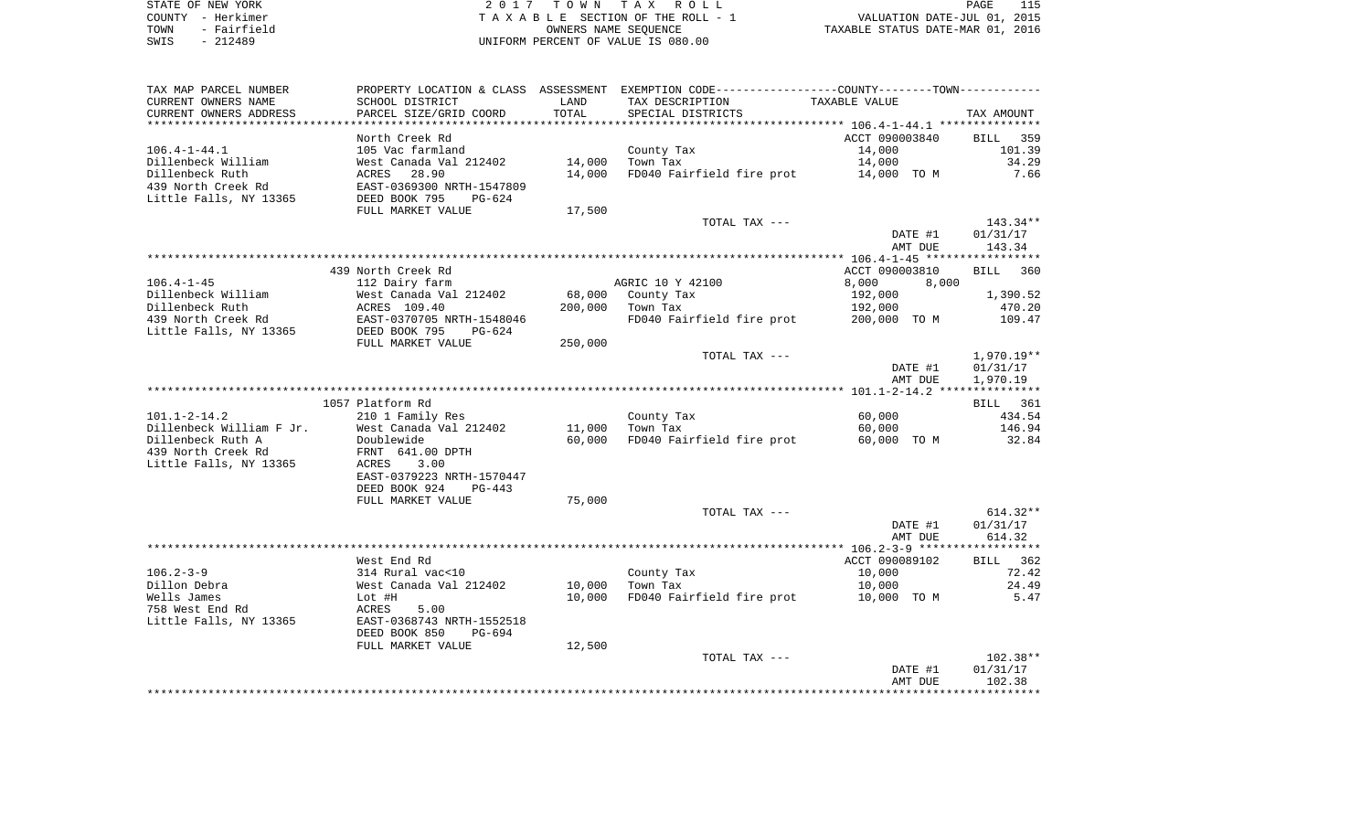STATE OF NEW YORK | 2017 TOWN TAX ROLL
COUNTY - Herkimer | TAXABLE SECTION OF THE ROLL - 1 | VALUATION DATE-JUL 01, 2015
TOWN - Fairfield | OWNERS NAME SEQUENCE | TAXABLE STATUS DATE-MAR 01, 2016
SWIS - 212489 | UNIFORM PERCENT OF VALUE IS 080.00

| TAX MAP PARCEL NUMBER<br>CURRENT OWNERS NAME<br>CURRENT OWNERS ADDRESS | PROPERTY LOCATION & CLASS<br>SCHOOL DISTRICT<br>PARCEL SIZE/GRID COORD | ASSESSMENT<br>LAND<br>TOTAL | EXEMPTION CODE<br>TAX DESCRIPTION<br>SPECIAL DISTRICTS | COUNTY--------TOWN<br>TAXABLE VALUE | TAX AMOUNT |
|---|---|---|---|---|---|
| | North Creek Rd | | | ACCT 090003840 | BILL 359 |
| 106.4-1-44.1 | 105 Vac farmland | | County Tax | 14,000 | 101.39 |
| Dillenbeck William | West Canada Val 212402 | 14,000 | Town Tax | 14,000 | 34.29 |
| Dillenbeck Ruth | ACRES 28.90 | 14,000 | FD040 Fairfield fire prot | 14,000 TO M | 7.66 |
| 439 North Creek Rd | EAST-0369300 NRTH-1547809 | | | | |
| Little Falls, NY 13365 | DEED BOOK 795 PG-624 | | | | |
| | FULL MARKET VALUE | 17,500 | | | |
| | | | TOTAL TAX --- | | 143.34** |
| | | | | DATE #1 | 01/31/17 |
| | | | | AMT DUE | 143.34 |
| | 439 North Creek Rd | | | ACCT 090003810 | BILL 360 |
| 106.4-1-45 | 112 Dairy farm | | AGRIC 10 Y 42100 | 8,000 8,000 | |
| Dillenbeck William | West Canada Val 212402 | 68,000 | County Tax | 192,000 | 1,390.52 |
| Dillenbeck Ruth | ACRES 109.40 | 200,000 | Town Tax | 192,000 | 470.20 |
| 439 North Creek Rd | EAST-0370705 NRTH-1548046 | | FD040 Fairfield fire prot | 200,000 TO M | 109.47 |
| Little Falls, NY 13365 | DEED BOOK 795 PG-624 | | | | |
| | FULL MARKET VALUE | 250,000 | | | |
| | | | TOTAL TAX --- | | 1,970.19** |
| | | | | DATE #1 | 01/31/17 |
| | | | | AMT DUE | 1,970.19 |
| | 1057 Platform Rd | | | | BILL 361 |
| 101.1-2-14.2 | 210 1 Family Res | | County Tax | 60,000 | 434.54 |
| Dillenbeck William F Jr. | West Canada Val 212402 | 11,000 | Town Tax | 60,000 | 146.94 |
| Dillenbeck Ruth A | Doublewide | 60,000 | FD040 Fairfield fire prot | 60,000 TO M | 32.84 |
| 439 North Creek Rd | FRNT 641.00 DPTH | | | | |
| Little Falls, NY 13365 | ACRES 3.00 | | | | |
| | EAST-0379223 NRTH-1570447 | | | | |
| | DEED BOOK 924 PG-443 | | | | |
| | FULL MARKET VALUE | 75,000 | | | |
| | | | TOTAL TAX --- | | 614.32** |
| | | | | DATE #1 | 01/31/17 |
| | | | | AMT DUE | 614.32 |
| | West End Rd | | | ACCT 090089102 | BILL 362 |
| 106.2-3-9 | 314 Rural vac<10 | | County Tax | 10,000 | 72.42 |
| Dillon Debra | West Canada Val 212402 | 10,000 | Town Tax | 10,000 | 24.49 |
| Wells James | Lot #H | 10,000 | FD040 Fairfield fire prot | 10,000 TO M | 5.47 |
| 758 West End Rd | ACRES 5.00 | | | | |
| Little Falls, NY 13365 | EAST-0368743 NRTH-1552518 | | | | |
| | DEED BOOK 850 PG-694 | | | | |
| | FULL MARKET VALUE | 12,500 | | | |
| | | | TOTAL TAX --- | | 102.38** |
| | | | | DATE #1 | 01/31/17 |
| | | | | AMT DUE | 102.38 |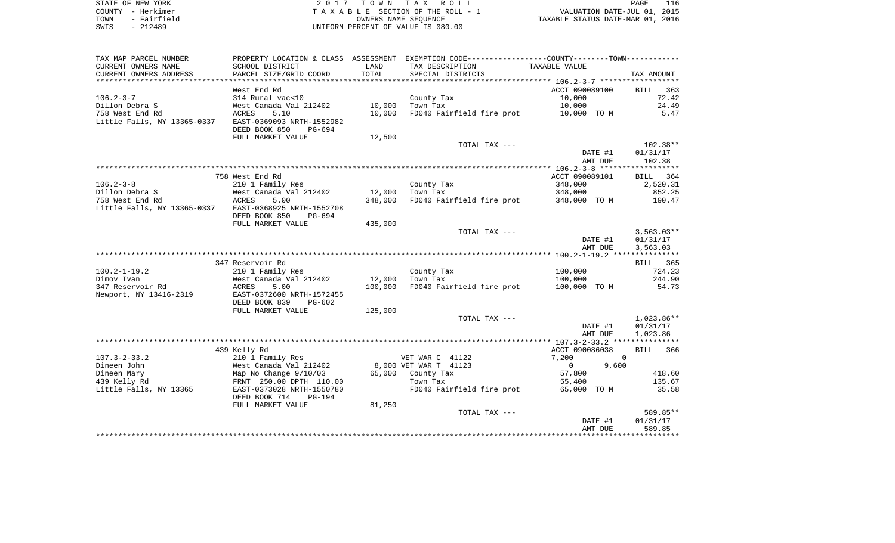STATE OF NEW YORK
COUNTY - Herkimer
TOWN - Fairfield
SWIS - 212489

2 0 1 7 T O W N T A X R O L L
T A X A B L E SECTION OF THE ROLL - 1
OWNERS NAME SEQUENCE
UNIFORM PERCENT OF VALUE IS 080.00

VALUATION DATE-JUL 01, 2015
TAXABLE STATUS DATE-MAR 01, 2016

| TAX MAP PARCEL NUMBER<br>CURRENT OWNERS NAME<br>CURRENT OWNERS ADDRESS | PROPERTY LOCATION & CLASS<br>SCHOOL DISTRICT<br>PARCEL SIZE/GRID COORD | ASSESSMENT<br>LAND<br>TOTAL | EXEMPTION CODE-----COUNTY-----TOWN-----<br>TAX DESCRIPTION<br>SPECIAL DISTRICTS | TAXABLE VALUE | TAX AMOUNT |
|---|---|---|---|---|---|
| **106.2-3-7** | West End Rd | | | ACCT 090089100 | BILL 363 |
| 106.2-3-7 | 314 Rural vac<10 | | County Tax | 10,000 | 72.42 |
| Dillon Debra S | West Canada Val 212402 | 10,000 | Town Tax | 10,000 | 24.49 |
| 758 West End Rd | ACRES 5.10 | 10,000 | FD040 Fairfield fire prot | 10,000 TO M | 5.47 |
| Little Falls, NY 13365-0337 | EAST-0369093 NRTH-1552982 | | | | |
| | DEED BOOK 850 PG-694 | | | | |
| | FULL MARKET VALUE | 12,500 | | | |
| | | | TOTAL TAX --- | | 102.38** |
| | | | | DATE #1 | 01/31/17 |
| | | | | AMT DUE | 102.38 |
| **106.2-3-8** | 758 West End Rd | | | ACCT 090089101 | BILL 364 |
| 106.2-3-8 | 210 1 Family Res | | County Tax | 348,000 | 2,520.31 |
| Dillon Debra S | West Canada Val 212402 | 12,000 | Town Tax | 348,000 | 852.25 |
| 758 West End Rd | ACRES 5.00 | 348,000 | FD040 Fairfield fire prot | 348,000 TO M | 190.47 |
| Little Falls, NY 13365-0337 | EAST-0368925 NRTH-1552708 | | | | |
| | DEED BOOK 850 PG-694 | | | | |
| | FULL MARKET VALUE | 435,000 | | | |
| | | | TOTAL TAX --- | | 3,563.03** |
| | | | | DATE #1 | 01/31/17 |
| | | | | AMT DUE | 3,563.03 |
| **100.2-1-19.2** | 347 Reservoir Rd | | | | BILL 365 |
| 100.2-1-19.2 | 210 1 Family Res | | County Tax | 100,000 | 724.23 |
| Dimov Ivan | West Canada Val 212402 | 12,000 | Town Tax | 100,000 | 244.90 |
| 347 Reservoir Rd | ACRES 5.00 | 100,000 | FD040 Fairfield fire prot | 100,000 TO M | 54.73 |
| Newport, NY 13416-2319 | EAST-0372600 NRTH-1572455 | | | | |
| | DEED BOOK 839 PG-602 | | | | |
| | FULL MARKET VALUE | 125,000 | | | |
| | | | TOTAL TAX --- | | 1,023.86** |
| | | | | DATE #1 | 01/31/17 |
| | | | | AMT DUE | 1,023.86 |
| **107.3-2-33.2** | 439 Kelly Rd | | | ACCT 090086038 | BILL 366 |
| 107.3-2-33.2 | 210 1 Family Res | | VET WAR C 41122 | 7,200 0 | |
| Dineen John | West Canada Val 212402 | 8,000 | VET WAR T 41123 | 0 9,600 | |
| Dineen Mary | Map No Change 9/10/03 | 65,000 | County Tax | 57,800 | 418.60 |
| 439 Kelly Rd | FRNT 250.00 DPTH 110.00 | | Town Tax | 55,400 | 135.67 |
| Little Falls, NY 13365 | EAST-0373028 NRTH-1550780 | | FD040 Fairfield fire prot | 65,000 TO M | 35.58 |
| | DEED BOOK 714 PG-194 | | | | |
| | FULL MARKET VALUE | 81,250 | | | |
| | | | TOTAL TAX --- | | 589.85** |
| | | | | DATE #1 | 01/31/17 |
| | | | | AMT DUE | 589.85 |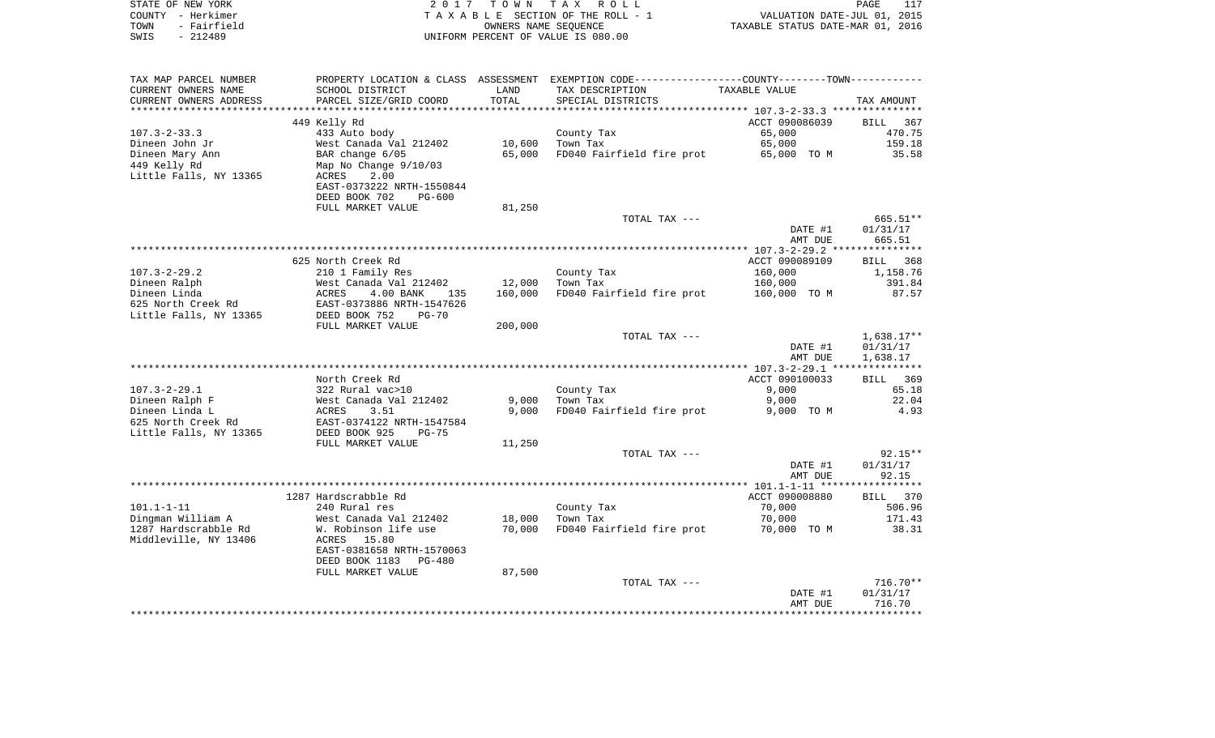STATE OF NEW YORK
COUNTY - Herkimer
TOWN - Fairfield
SWIS - 212489

2 0 1 7 T O W N T A X R O L L
T A X A B L E SECTION OF THE ROLL - 1
OWNERS NAME SEQUENCE
UNIFORM PERCENT OF VALUE IS 080.00

VALUATION DATE-JUL 01, 2015
TAXABLE STATUS DATE-MAR 01, 2016

| TAX MAP PARCEL NUMBER<br>CURRENT OWNERS NAME<br>CURRENT OWNERS ADDRESS | PROPERTY LOCATION & CLASS<br>SCHOOL DISTRICT<br>PARCEL SIZE/GRID COORD | ASSESSMENT<br>LAND<br>TOTAL | EXEMPTION CODE-----COUNTY-----TOWN-----<br>TAX DESCRIPTION<br>SPECIAL DISTRICTS | TAXABLE VALUE | TAX AMOUNT |
|---|---|---|---|---|---|
| | 449 Kelly Rd | | | ACCT 090086039 | BILL 367 |
| 107.3-2-33.3 | 433 Auto body | | County Tax | 65,000 | 470.75 |
| Dineen John Jr | West Canada Val 212402 | 10,600 | Town Tax | 65,000 | 159.18 |
| Dineen Mary Ann | BAR change 6/05 | 65,000 | FD040 Fairfield fire prot | 65,000 TO M | 35.58 |
| 449 Kelly Rd | Map No Change 9/10/03 | | | | |
| Little Falls, NY 13365 | ACRES 2.00 | | | | |
| | EAST-0373222 NRTH-1550844 | | | | |
| | DEED BOOK 702 PG-600 | | | | |
| | FULL MARKET VALUE | 81,250 | | | |
| | | | TOTAL TAX --- | | 665.51** |
| | | | | DATE #1 | 01/31/17 |
| | | | | AMT DUE | 665.51 |
| | 625 North Creek Rd | | | ACCT 090089109 | BILL 368 |
| 107.3-2-29.2 | 210 1 Family Res | | County Tax | 160,000 | 1,158.76 |
| Dineen Ralph | West Canada Val 212402 | 12,000 | Town Tax | 160,000 | 391.84 |
| Dineen Linda | ACRES 4.00 BANK 135 | 160,000 | FD040 Fairfield fire prot | 160,000 TO M | 87.57 |
| 625 North Creek Rd | EAST-0373886 NRTH-1547626 | | | | |
| Little Falls, NY 13365 | DEED BOOK 752 PG-70 | | | | |
| | FULL MARKET VALUE | 200,000 | | | |
| | | | TOTAL TAX --- | | 1,638.17** |
| | | | | DATE #1 | 01/31/17 |
| | | | | AMT DUE | 1,638.17 |
| | North Creek Rd | | | ACCT 090100033 | BILL 369 |
| 107.3-2-29.1 | 322 Rural vac>10 | | County Tax | 9,000 | 65.18 |
| Dineen Ralph F | West Canada Val 212402 | 9,000 | Town Tax | 9,000 | 22.04 |
| Dineen Linda L | ACRES 3.51 | 9,000 | FD040 Fairfield fire prot | 9,000 TO M | 4.93 |
| 625 North Creek Rd | EAST-0374122 NRTH-1547584 | | | | |
| Little Falls, NY 13365 | DEED BOOK 925 PG-75 | | | | |
| | FULL MARKET VALUE | 11,250 | | | |
| | | | TOTAL TAX --- | | 92.15** |
| | | | | DATE #1 | 01/31/17 |
| | | | | AMT DUE | 92.15 |
| | 1287 Hardscrabble Rd | | | ACCT 090008880 | BILL 370 |
| 101.1-1-11 | 240 Rural res | | County Tax | 70,000 | 506.96 |
| Dingman William A | West Canada Val 212402 | 18,000 | Town Tax | 70,000 | 171.43 |
| 1287 Hardscrabble Rd | W. Robinson life use | 70,000 | FD040 Fairfield fire prot | 70,000 TO M | 38.31 |
| Middleville, NY 13406 | ACRES 15.80 | | | | |
| | EAST-0381658 NRTH-1570063 | | | | |
| | DEED BOOK 1183 PG-480 | | | | |
| | FULL MARKET VALUE | 87,500 | | | |
| | | | TOTAL TAX --- | | 716.70** |
| | | | | DATE #1 | 01/31/17 |
| | | | | AMT DUE | 716.70 |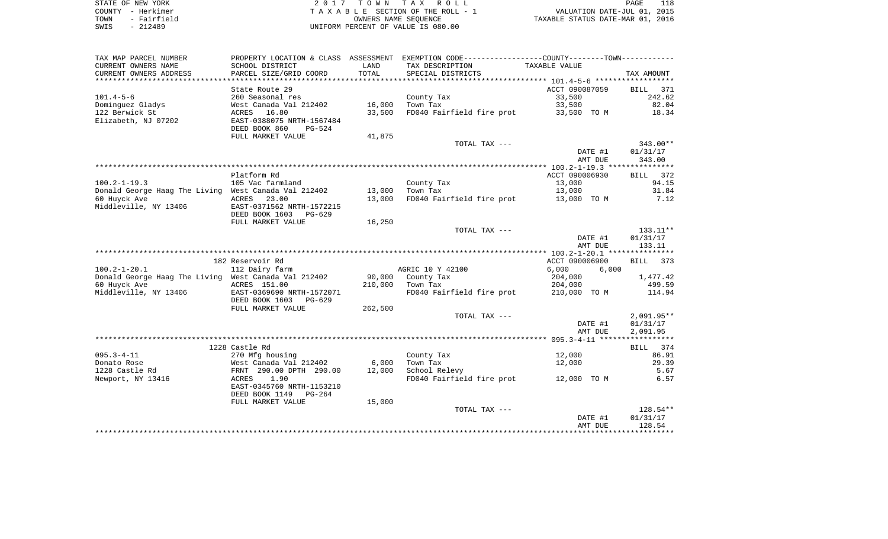STATE OF NEW YORK
COUNTY - Herkimer
TOWN - Fairfield
SWIS - 212489

2 0 1 7 T O W N T A X R O L L
T A X A B L E SECTION OF THE ROLL - 1
OWNERS NAME SEQUENCE
UNIFORM PERCENT OF VALUE IS 080.00

VALUATION DATE-JUL 01, 2015
TAXABLE STATUS DATE-MAR 01, 2016

| TAX MAP PARCEL NUMBER<br>CURRENT OWNERS NAME<br>CURRENT OWNERS ADDRESS | PROPERTY LOCATION & CLASS<br>SCHOOL DISTRICT<br>PARCEL SIZE/GRID COORD | ASSESSMENT<br>LAND<br>TOTAL | EXEMPTION CODE-----COUNTY-----TOWN-----<br>TAX DESCRIPTION<br>SPECIAL DISTRICTS | TAXABLE VALUE | TAX AMOUNT |
|---|---|---|---|---|---|
| | State Route 29 | | | ACCT 090087059 | BILL 371 |
| 101.4-5-6 | 260 Seasonal res | | County Tax | 33,500 | 242.62 |
| Dominguez Gladys | West Canada Val 212402 | 16,000 | Town Tax | 33,500 | 82.04 |
| 122 Berwick St | ACRES 16.80 | 33,500 | FD040 Fairfield fire prot | 33,500 TO M | 18.34 |
| Elizabeth, NJ 07202 | EAST-0388075 NRTH-1567484 | | | | |
| | DEED BOOK 860 PG-524 | | | | |
| | FULL MARKET VALUE | 41,875 | | | |
| | | | TOTAL TAX --- | | 343.00** |
| | | | | DATE #1 | 01/31/17 |
| | | | | AMT DUE | 343.00 |
| | Platform Rd | | | ACCT 090006930 | BILL 372 |
| 100.2-1-19.3 | 105 Vac farmland | | County Tax | 13,000 | 94.15 |
| Donald George Haag The Living | West Canada Val 212402 | 13,000 | Town Tax | 13,000 | 31.84 |
| 60 Huyck Ave | ACRES 23.00 | 13,000 | FD040 Fairfield fire prot | 13,000 TO M | 7.12 |
| Middleville, NY 13406 | EAST-0371562 NRTH-1572215 | | | | |
| | DEED BOOK 1603 PG-629 | | | | |
| | FULL MARKET VALUE | 16,250 | | | |
| | | | TOTAL TAX --- | | 133.11** |
| | | | | DATE #1 | 01/31/17 |
| | | | | AMT DUE | 133.11 |
| | 182 Reservoir Rd | | | ACCT 090006900 | BILL 373 |
| 100.2-1-20.1 | 112 Dairy farm | | AGRIC 10 Y 42100 | 6,000 6,000 | |
| Donald George Haag The Living | West Canada Val 212402 | 90,000 | County Tax | 204,000 | 1,477.42 |
| 60 Huyck Ave | ACRES 151.00 | 210,000 | Town Tax | 204,000 | 499.59 |
| Middleville, NY 13406 | EAST-0369690 NRTH-1572071 | | FD040 Fairfield fire prot | 210,000 TO M | 114.94 |
| | DEED BOOK 1603 PG-629 | | | | |
| | FULL MARKET VALUE | 262,500 | | | |
| | | | TOTAL TAX --- | | 2,091.95** |
| | | | | DATE #1 | 01/31/17 |
| | | | | AMT DUE | 2,091.95 |
| | 1228 Castle Rd | | | | BILL 374 |
| 095.3-4-11 | 270 Mfg housing | | County Tax | 12,000 | 86.91 |
| Donato Rose | West Canada Val 212402 | 6,000 | Town Tax | 12,000 | 29.39 |
| 1228 Castle Rd | FRNT 290.00 DPTH 290.00 | 12,000 | School Relevy | | 5.67 |
| Newport, NY 13416 | ACRES 1.90 | | FD040 Fairfield fire prot | 12,000 TO M | 6.57 |
| | EAST-0345760 NRTH-1153210 | | | | |
| | DEED BOOK 1149 PG-264 | | | | |
| | FULL MARKET VALUE | 15,000 | | | |
| | | | TOTAL TAX --- | | 128.54** |
| | | | | DATE #1 | 01/31/17 |
| | | | | AMT DUE | 128.54 |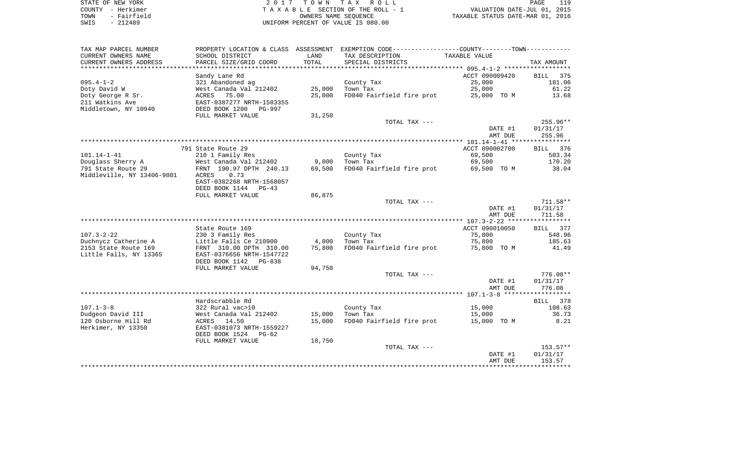STATE OF NEW YORK
COUNTY - Herkimer
TOWN - Fairfield
SWIS - 212489

2017 TOWN TAX ROLL
TAXABLE SECTION OF THE ROLL - 1
OWNERS NAME SEQUENCE
UNIFORM PERCENT OF VALUE IS 080.00

VALUATION DATE-JUL 01, 2015
TAXABLE STATUS DATE-MAR 01, 2016

| TAX MAP PARCEL NUMBER / CURRENT OWNERS NAME / CURRENT OWNERS ADDRESS | PROPERTY LOCATION & CLASS / SCHOOL DISTRICT / PARCEL SIZE/GRID COORD | ASSESSMENT LAND / TOTAL | EXEMPTION CODE / TAX DESCRIPTION / SPECIAL DISTRICTS | TAXABLE VALUE | TAX AMOUNT |
|---|---|---|---|---|---|
| 095.4-1-2 | Sandy Lane Rd | | | ACCT 090009420 | BILL 375 |
| Doty David W | 321 Abandoned ag | | County Tax | 25,000 | 181.06 |
| Doty George R Sr. | West Canada Val 212402 | 25,000 | Town Tax | 25,000 | 61.22 |
| 211 Watkins Ave | ACRES 75.00 | 25,000 | FD040 Fairfield fire prot | 25,000 TO M | 13.68 |
| Middletown, NY 10940 | EAST-0387277 NRTH-1583355 | | | | |
| | DEED BOOK 1200 PG-997 | | | | |
| | FULL MARKET VALUE | 31,250 | | | |
| | | | TOTAL TAX --- | | 255.96** |
| | | | | DATE #1 | 01/31/17 |
| | | | | AMT DUE | 255.96 |
| 101.14-1-41 | 791 State Route 29 | | | ACCT 090002700 | BILL 376 |
| Douglass Sherry A | 210 1 Family Res | | County Tax | 69,500 | 503.34 |
| 791 State Route 29 | West Canada Val 212402 | 9,000 | Town Tax | 69,500 | 170.20 |
| Middleville, NY 13406-9801 | FRNT 190.97 DPTH 240.13 | 69,500 | FD040 Fairfield fire prot | 69,500 TO M | 38.04 |
| | ACRES 0.73 | | | | |
| | EAST-0382268 NRTH-1568057 | | | | |
| | DEED BOOK 1144 PG-43 | | | | |
| | FULL MARKET VALUE | 86,875 | | | |
| | | | TOTAL TAX --- | | 711.58** |
| | | | | DATE #1 | 01/31/17 |
| | | | | AMT DUE | 711.58 |
| 107.3-2-22 | State Route 169 | | | ACCT 090010050 | BILL 377 |
| Duchnycz Catherine A | 230 3 Family Res | | County Tax | 75,800 | 548.96 |
| 2153 State Route 169 | Little Falls Ce 210900 | 4,000 | Town Tax | 75,800 | 185.63 |
| Little Falls, NY 13365 | FRNT 310.00 DPTH 310.00 | 75,800 | FD040 Fairfield fire prot | 75,800 TO M | 41.49 |
| | EAST-0376656 NRTH-1547722 | | | | |
| | DEED BOOK 1142 PG-838 | | | | |
| | FULL MARKET VALUE | 94,750 | | | |
| | | | TOTAL TAX --- | | 776.08** |
| | | | | DATE #1 | 01/31/17 |
| | | | | AMT DUE | 776.08 |
| 107.1-3-8 | Hardscrabble Rd | | | | BILL 378 |
| Dudgeon David III | 322 Rural vac>10 | | County Tax | 15,000 | 108.63 |
| 120 Osborne Hill Rd | West Canada Val 212402 | 15,000 | Town Tax | 15,000 | 36.73 |
| Herkimer, NY 13350 | ACRES 14.50 | 15,000 | FD040 Fairfield fire prot | 15,000 TO M | 8.21 |
| | EAST-0381073 NRTH-1559227 | | | | |
| | DEED BOOK 1524 PG-62 | | | | |
| | FULL MARKET VALUE | 18,750 | | | |
| | | | TOTAL TAX --- | | 153.57** |
| | | | | DATE #1 | 01/31/17 |
| | | | | AMT DUE | 153.57 |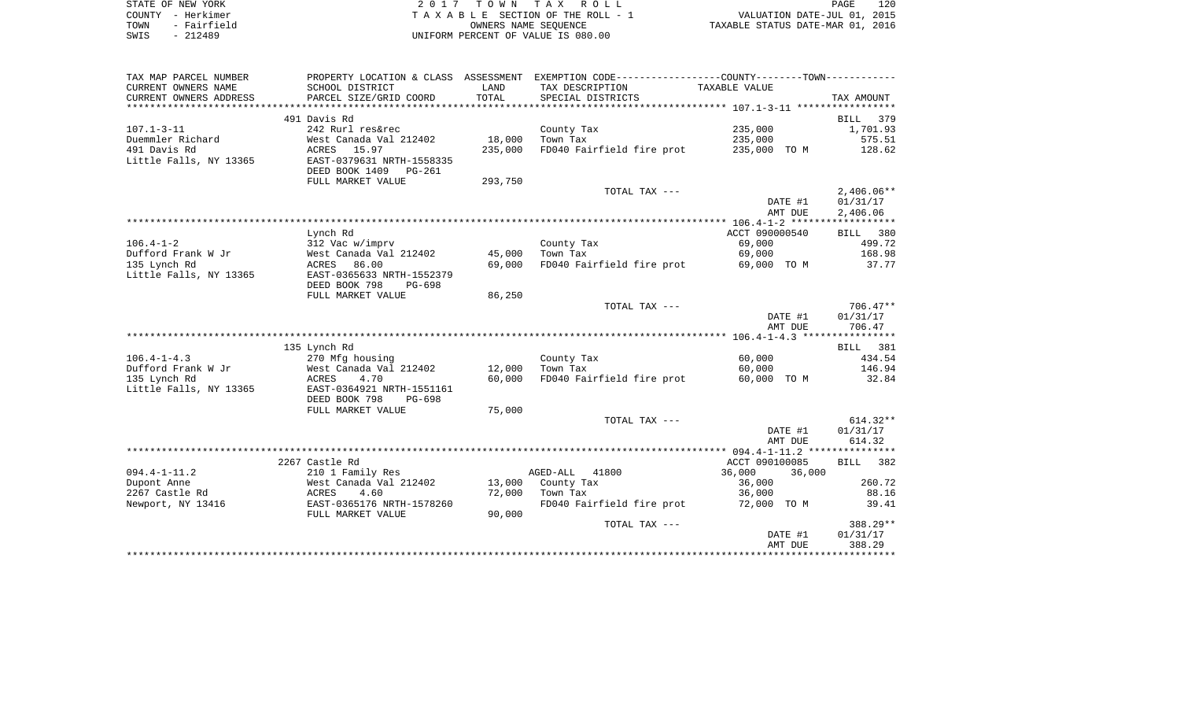STATE OF NEW YORK
COUNTY - Herkimer
TOWN - Fairfield
SWIS - 212489

2 0 1 7 T O W N T A X R O L L
T A X A B L E SECTION OF THE ROLL - 1
OWNERS NAME SEQUENCE
UNIFORM PERCENT OF VALUE IS 080.00

VALUATION DATE-JUL 01, 2015
TAXABLE STATUS DATE-MAR 01, 2016

| TAX MAP PARCEL NUMBER<br>CURRENT OWNERS NAME<br>CURRENT OWNERS ADDRESS | PROPERTY LOCATION & CLASS<br>SCHOOL DISTRICT<br>PARCEL SIZE/GRID COORD | ASSESSMENT<br>LAND<br>TOTAL | EXEMPTION CODE<br>TAX DESCRIPTION<br>SPECIAL DISTRICTS | COUNTY--------TOWN<br>TAXABLE VALUE | TAX AMOUNT |
|---|---|---|---|---|---|
| | 491 Davis Rd | | | | BILL 379 |
| 107.1-3-11 | 242 Rurl res&rec | | County Tax | 235,000 | 1,701.93 |
| Duemmler Richard | West Canada Val 212402 | 18,000 | Town Tax | 235,000 | 575.51 |
| 491 Davis Rd | ACRES 15.97 | 235,000 | FD040 Fairfield fire prot | 235,000 TO M | 128.62 |
| Little Falls, NY 13365 | EAST-0379631 NRTH-1558335 | | | | |
| | DEED BOOK 1409 PG-261 | | | | |
| | FULL MARKET VALUE | 293,750 | | | |
| | | | TOTAL TAX --- | | 2,406.06** |
| | | | | DATE #1 | 01/31/17 |
| | | | | AMT DUE | 2,406.06 |
| | Lynch Rd | | | ACCT 090000540 | BILL 380 |
| 106.4-1-2 | 312 Vac w/imprv | | County Tax | 69,000 | 499.72 |
| Dufford Frank W Jr | West Canada Val 212402 | 45,000 | Town Tax | 69,000 | 168.98 |
| 135 Lynch Rd | ACRES 86.00 | 69,000 | FD040 Fairfield fire prot | 69,000 TO M | 37.77 |
| Little Falls, NY 13365 | EAST-0365633 NRTH-1552379 | | | | |
| | DEED BOOK 798 PG-698 | | | | |
| | FULL MARKET VALUE | 86,250 | | | |
| | | | TOTAL TAX --- | | 706.47** |
| | | | | DATE #1 | 01/31/17 |
| | | | | AMT DUE | 706.47 |
| | 135 Lynch Rd | | | | BILL 381 |
| 106.4-1-4.3 | 270 Mfg housing | | County Tax | 60,000 | 434.54 |
| Dufford Frank W Jr | West Canada Val 212402 | 12,000 | Town Tax | 60,000 | 146.94 |
| 135 Lynch Rd | ACRES 4.70 | 60,000 | FD040 Fairfield fire prot | 60,000 TO M | 32.84 |
| Little Falls, NY 13365 | EAST-0364921 NRTH-1551161 | | | | |
| | DEED BOOK 798 PG-698 | | | | |
| | FULL MARKET VALUE | 75,000 | | | |
| | | | TOTAL TAX --- | | 614.32** |
| | | | | DATE #1 | 01/31/17 |
| | | | | AMT DUE | 614.32 |
| | 2267 Castle Rd | | | ACCT 090100085 | BILL 382 |
| 094.4-1-11.2 | 210 1 Family Res | | AGED-ALL 41800 | 36,000 36,000 | |
| Dupont Anne | West Canada Val 212402 | 13,000 | County Tax | 36,000 | 260.72 |
| 2267 Castle Rd | ACRES 4.60 | 72,000 | Town Tax | 36,000 | 88.16 |
| Newport, NY 13416 | EAST-0365176 NRTH-1578260 | | FD040 Fairfield fire prot | 72,000 TO M | 39.41 |
| | FULL MARKET VALUE | 90,000 | | | |
| | | | TOTAL TAX --- | | 388.29** |
| | | | | DATE #1 | 01/31/17 |
| | | | | AMT DUE | 388.29 |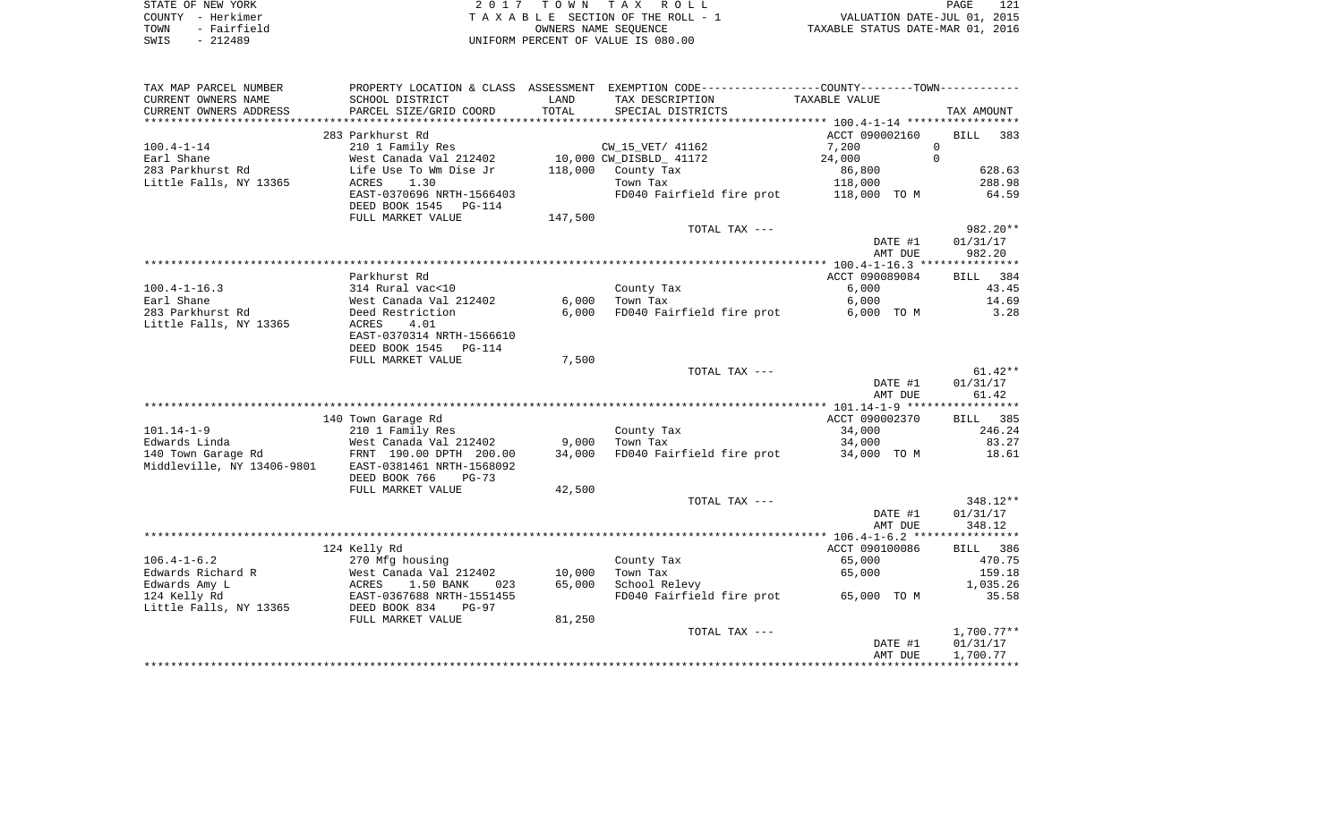STATE OF NEW YORK — 2017 TOWN TAX ROLL
COUNTY - Herkimer — TAXABLE SECTION OF THE ROLL - 1 — VALUATION DATE-JUL 01, 2015
TOWN - Fairfield — OWNERS NAME SEQUENCE — TAXABLE STATUS DATE-MAR 01, 2016
SWIS - 212489 — UNIFORM PERCENT OF VALUE IS 080.00

| TAX MAP PARCEL NUMBER / CURRENT OWNERS NAME / CURRENT OWNERS ADDRESS | PROPERTY LOCATION & CLASS / SCHOOL DISTRICT / PARCEL SIZE/GRID COORD | ASSESSMENT LAND / TOTAL | EXEMPTION CODE / TAX DESCRIPTION / SPECIAL DISTRICTS | COUNTY / TOWN TAXABLE VALUE | TAX AMOUNT |
|---|---|---|---|---|---|
| | 283 Parkhurst Rd | | | ACCT 090002160 | BILL 383 |
| 100.4-1-14 | 210 1 Family Res | | CW_15_VET/ 41162 | 7,200 0 | |
| Earl Shane | West Canada Val 212402 | 10,000 | CW_DISBLD_ 41172 | 24,000 0 | |
| 283 Parkhurst Rd | Life Use To Wm Dise Jr | 118,000 | County Tax | 86,800 | 628.63 |
| Little Falls, NY 13365 | ACRES 1.30 | | Town Tax | 118,000 | 288.98 |
| | EAST-0370696 NRTH-1566403 | | FD040 Fairfield fire prot | 118,000 TO M | 64.59 |
| | DEED BOOK 1545 PG-114 | | | | |
| | FULL MARKET VALUE | 147,500 | | | |
| | | | TOTAL TAX --- | | 982.20** |
| | | | | DATE #1 | 01/31/17 |
| | | | | AMT DUE | 982.20 |
| | Parkhurst Rd | | | ACCT 090089084 | BILL 384 |
| 100.4-1-16.3 | 314 Rural vac<10 | | County Tax | 6,000 | 43.45 |
| Earl Shane | West Canada Val 212402 | 6,000 | Town Tax | 6,000 | 14.69 |
| 283 Parkhurst Rd | Deed Restriction | 6,000 | FD040 Fairfield fire prot | 6,000 TO M | 3.28 |
| Little Falls, NY 13365 | ACRES 4.01 | | | | |
| | EAST-0370314 NRTH-1566610 | | | | |
| | DEED BOOK 1545 PG-114 | | | | |
| | FULL MARKET VALUE | 7,500 | | | |
| | | | TOTAL TAX --- | | 61.42** |
| | | | | DATE #1 | 01/31/17 |
| | | | | AMT DUE | 61.42 |
| | 140 Town Garage Rd | | | ACCT 090002370 | BILL 385 |
| 101.14-1-9 | 210 1 Family Res | | County Tax | 34,000 | 246.24 |
| Edwards Linda | West Canada Val 212402 | 9,000 | Town Tax | 34,000 | 83.27 |
| 140 Town Garage Rd | FRNT 190.00 DPTH 200.00 | 34,000 | FD040 Fairfield fire prot | 34,000 TO M | 18.61 |
| Middleville, NY 13406-9801 | EAST-0381461 NRTH-1568092 | | | | |
| | DEED BOOK 766 PG-73 | | | | |
| | FULL MARKET VALUE | 42,500 | | | |
| | | | TOTAL TAX --- | | 348.12** |
| | | | | DATE #1 | 01/31/17 |
| | | | | AMT DUE | 348.12 |
| | 124 Kelly Rd | | | ACCT 090100086 | BILL 386 |
| 106.4-1-6.2 | 270 Mfg housing | | County Tax | 65,000 | 470.75 |
| Edwards Richard R | West Canada Val 212402 | 10,000 | Town Tax | 65,000 | 159.18 |
| Edwards Amy L | ACRES 1.50 BANK 023 | 65,000 | School Relevy | | 1,035.26 |
| 124 Kelly Rd | EAST-0367688 NRTH-1551455 | | FD040 Fairfield fire prot | 65,000 TO M | 35.58 |
| Little Falls, NY 13365 | DEED BOOK 834 PG-97 | | | | |
| | FULL MARKET VALUE | 81,250 | | | |
| | | | TOTAL TAX --- | | 1,700.77** |
| | | | | DATE #1 | 01/31/17 |
| | | | | AMT DUE | 1,700.77 |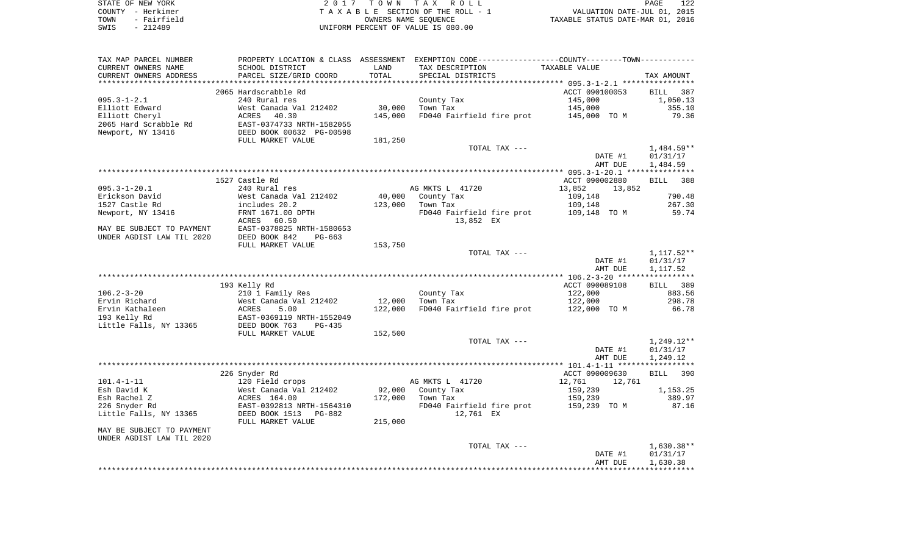STATE OF NEW YORK
COUNTY - Herkimer
TOWN - Fairfield
SWIS - 212489

2 0 1 7 T O W N T A X R O L L
T A X A B L E SECTION OF THE ROLL - 1
OWNERS NAME SEQUENCE
UNIFORM PERCENT OF VALUE IS 080.00

VALUATION DATE-JUL 01, 2015
TAXABLE STATUS DATE-MAR 01, 2016

| TAX MAP PARCEL NUMBER / CURRENT OWNERS NAME / CURRENT OWNERS ADDRESS | PROPERTY LOCATION & CLASS / SCHOOL DISTRICT / PARCEL SIZE/GRID COORD | ASSESSMENT LAND / TOTAL | EXEMPTION CODE / TAX DESCRIPTION / SPECIAL DISTRICTS | COUNTY / TOWN TAXABLE VALUE | TAX AMOUNT |
|---|---|---|---|---|---|
| | 2065 Hardscrabble Rd | | | ACCT 090100053 | BILL 387 |
| 095.3-1-2.1 | 240 Rural res | | County Tax | 145,000 | 1,050.13 |
| Elliott Edward | West Canada Val 212402 | 30,000 | Town Tax | 145,000 | 355.10 |
| Elliott Cheryl | ACRES 40.30 | 145,000 | FD040 Fairfield fire prot | 145,000 TO M | 79.36 |
| 2065 Hard Scrabble Rd | EAST-0374733 NRTH-1582055 | | | | |
| Newport, NY 13416 | DEED BOOK 00632 PG-00598 | | | | |
| | FULL MARKET VALUE | 181,250 | | | |
| | | | TOTAL TAX --- | | 1,484.59** |
| | | | | DATE #1 | 01/31/17 |
| | | | | AMT DUE | 1,484.59 |
| | 1527 Castle Rd | | | ACCT 090002880 | BILL 388 |
| 095.3-1-20.1 | 240 Rural res | | AG MKTS L 41720 | 13,852 13,852 | |
| Erickson David | West Canada Val 212402 | 40,000 | County Tax | 109,148 | 790.48 |
| 1527 Castle Rd | includes 20.2 | 123,000 | Town Tax | 109,148 | 267.30 |
| Newport, NY 13416 | FRNT 1671.00 DPTH | | FD040 Fairfield fire prot | 109,148 TO M | 59.74 |
| | ACRES 60.50 | | 13,852 EX | | |
| MAY BE SUBJECT TO PAYMENT | EAST-0378825 NRTH-1580653 | | | | |
| UNDER AGDIST LAW TIL 2020 | DEED BOOK 842 PG-663 | | | | |
| | FULL MARKET VALUE | 153,750 | | | |
| | | | TOTAL TAX --- | | 1,117.52** |
| | | | | DATE #1 | 01/31/17 |
| | | | | AMT DUE | 1,117.52 |
| | 193 Kelly Rd | | | ACCT 090089108 | BILL 389 |
| 106.2-3-20 | 210 1 Family Res | | County Tax | 122,000 | 883.56 |
| Ervin Richard | West Canada Val 212402 | 12,000 | Town Tax | 122,000 | 298.78 |
| Ervin Kathaleen | ACRES 5.00 | 122,000 | FD040 Fairfield fire prot | 122,000 TO M | 66.78 |
| 193 Kelly Rd | EAST-0369119 NRTH-1552049 | | | | |
| Little Falls, NY 13365 | DEED BOOK 763 PG-435 | | | | |
| | FULL MARKET VALUE | 152,500 | | | |
| | | | TOTAL TAX --- | | 1,249.12** |
| | | | | DATE #1 | 01/31/17 |
| | | | | AMT DUE | 1,249.12 |
| | 226 Snyder Rd | | | ACCT 090009630 | BILL 390 |
| 101.4-1-11 | 120 Field crops | | AG MKTS L 41720 | 12,761 12,761 | |
| Esh David K | West Canada Val 212402 | 92,000 | County Tax | 159,239 | 1,153.25 |
| Esh Rachel Z | ACRES 164.00 | 172,000 | Town Tax | 159,239 | 389.97 |
| 226 Snyder Rd | EAST-0392813 NRTH-1564310 | | FD040 Fairfield fire prot | 159,239 TO M | 87.16 |
| Little Falls, NY 13365 | DEED BOOK 1513 PG-882 | | 12,761 EX | | |
| | FULL MARKET VALUE | 215,000 | | | |
| MAY BE SUBJECT TO PAYMENT | | | | | |
| UNDER AGDIST LAW TIL 2020 | | | | | |
| | | | TOTAL TAX --- | | 1,630.38** |
| | | | | DATE #1 | 01/31/17 |
| | | | | AMT DUE | 1,630.38 |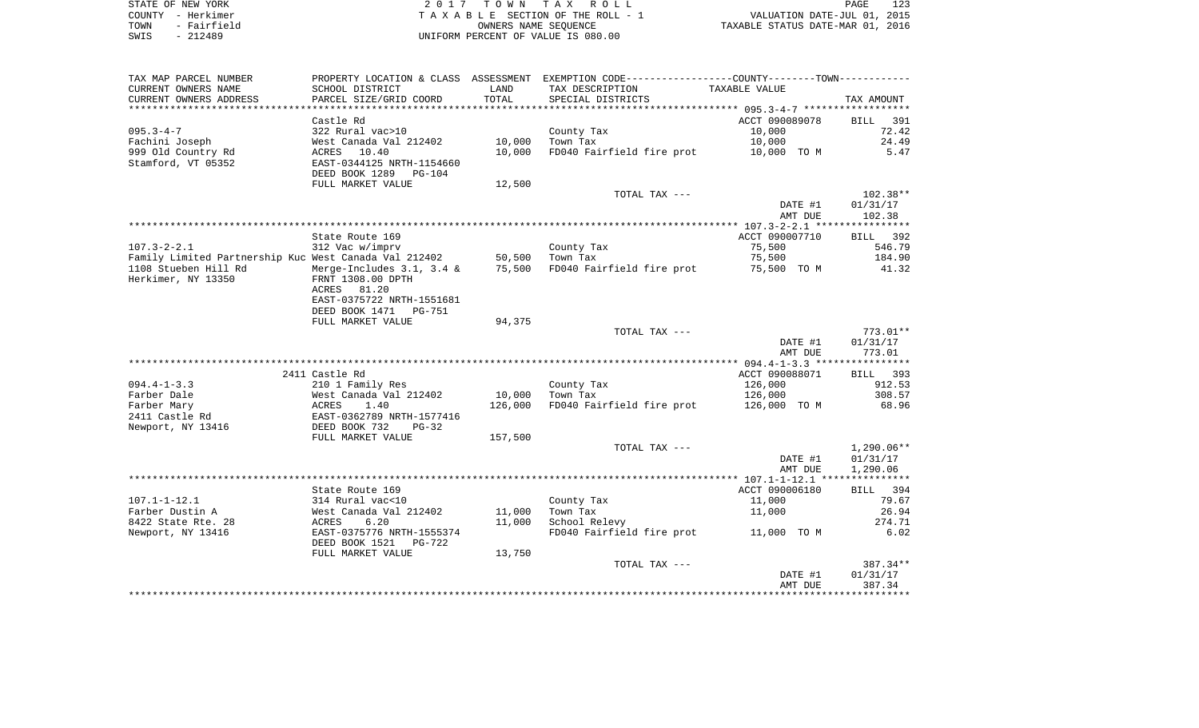STATE OF NEW YORK — COUNTY - Herkimer — TOWN - Fairfield — SWIS - 212489

2017 TOWN TAX ROLL
TAXABLE SECTION OF THE ROLL - 1
OWNERS NAME SEQUENCE
UNIFORM PERCENT OF VALUE IS 080.00

VALUATION DATE-JUL 01, 2015
TAXABLE STATUS DATE-MAR 01, 2016

| TAX MAP PARCEL NUMBER / CURRENT OWNERS NAME / CURRENT OWNERS ADDRESS | PROPERTY LOCATION & CLASS / SCHOOL DISTRICT / PARCEL SIZE/GRID COORD | ASSESSMENT LAND / TOTAL | EXEMPTION CODE / TAX DESCRIPTION / SPECIAL DISTRICTS | COUNTY--------TOWN / TAXABLE VALUE | TAX AMOUNT |
|---|---|---|---|---|---|
| | Castle Rd | | | ACCT 090089078 | BILL 391 |
| 095.3-4-7 | 322 Rural vac>10 | | County Tax | 10,000 | 72.42 |
| Fachini Joseph | West Canada Val 212402 | 10,000 | Town Tax | 10,000 | 24.49 |
| 999 Old Country Rd | ACRES 10.40 | 10,000 | FD040 Fairfield fire prot | 10,000 TO M | 5.47 |
| Stamford, VT 05352 | EAST-0344125 NRTH-1154660 | | | | |
| | DEED BOOK 1289 PG-104 | | | | |
| | FULL MARKET VALUE | 12,500 | | | |
| | | | TOTAL TAX --- | | 102.38** |
| | | | | DATE #1 | 01/31/17 |
| | | | | AMT DUE | 102.38 |
| | State Route 169 | | | ACCT 090007710 | BILL 392 |
| 107.3-2-2.1 | 312 Vac w/imprv | | County Tax | 75,500 | 546.79 |
| Family Limited Partnership Kuc | West Canada Val 212402 | 50,500 | Town Tax | 75,500 | 184.90 |
| 1108 Stueben Hill Rd | Merge-Includes 3.1, 3.4 & | 75,500 | FD040 Fairfield fire prot | 75,500 TO M | 41.32 |
| Herkimer, NY 13350 | FRNT 1308.00 DPTH | | | | |
| | ACRES 81.20 | | | | |
| | EAST-0375722 NRTH-1551681 | | | | |
| | DEED BOOK 1471 PG-751 | | | | |
| | FULL MARKET VALUE | 94,375 | | | |
| | | | TOTAL TAX --- | | 773.01** |
| | | | | DATE #1 | 01/31/17 |
| | | | | AMT DUE | 773.01 |
| | 2411 Castle Rd | | | ACCT 090088071 | BILL 393 |
| 094.4-1-3.3 | 210 1 Family Res | | County Tax | 126,000 | 912.53 |
| Farber Dale | West Canada Val 212402 | 10,000 | Town Tax | 126,000 | 308.57 |
| Farber Mary | ACRES 1.40 | 126,000 | FD040 Fairfield fire prot | 126,000 TO M | 68.96 |
| 2411 Castle Rd | EAST-0362789 NRTH-1577416 | | | | |
| Newport, NY 13416 | DEED BOOK 732 PG-32 | | | | |
| | FULL MARKET VALUE | 157,500 | | | |
| | | | TOTAL TAX --- | | 1,290.06** |
| | | | | DATE #1 | 01/31/17 |
| | | | | AMT DUE | 1,290.06 |
| | State Route 169 | | | ACCT 090006180 | BILL 394 |
| 107.1-1-12.1 | 314 Rural vac<10 | | County Tax | 11,000 | 79.67 |
| Farber Dustin A | West Canada Val 212402 | 11,000 | Town Tax | 11,000 | 26.94 |
| 8422 State Rte. 28 | ACRES 6.20 | 11,000 | School Relevy | | 274.71 |
| Newport, NY 13416 | EAST-0375776 NRTH-1555374 | | FD040 Fairfield fire prot | 11,000 TO M | 6.02 |
| | DEED BOOK 1521 PG-722 | | | | |
| | FULL MARKET VALUE | 13,750 | | | |
| | | | TOTAL TAX --- | | 387.34** |
| | | | | DATE #1 | 01/31/17 |
| | | | | AMT DUE | 387.34 |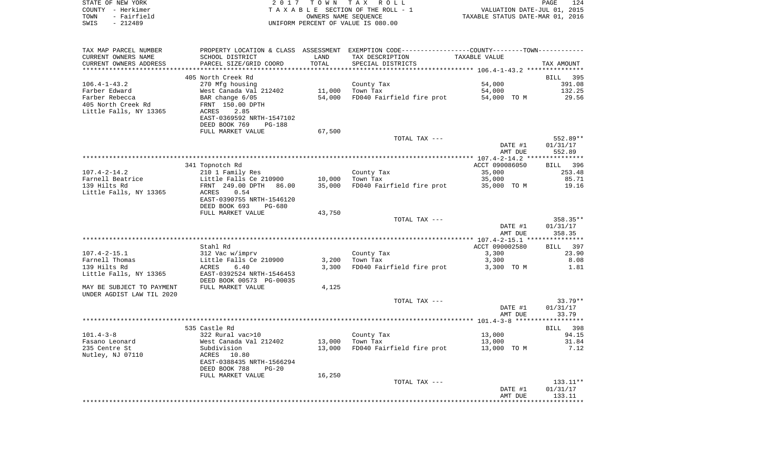STATE OF NEW YORK | 2017 TOWN TAX ROLL
COUNTY - Herkimer | TAXABLE SECTION OF THE ROLL - 1 | VALUATION DATE-JUL 01, 2015
TOWN - Fairfield | OWNERS NAME SEQUENCE | TAXABLE STATUS DATE-MAR 01, 2016
SWIS - 212489 | UNIFORM PERCENT OF VALUE IS 080.00

| TAX MAP PARCEL NUMBER / CURRENT OWNERS NAME / CURRENT OWNERS ADDRESS | PROPERTY LOCATION & CLASS / SCHOOL DISTRICT / PARCEL SIZE/GRID COORD | ASSESSMENT LAND / TOTAL | EXEMPTION CODE / TAX DESCRIPTION / SPECIAL DISTRICTS | TAXABLE VALUE | TAX AMOUNT |
|---|---|---|---|---|---|
| 106.4-1-43.2 | 405 North Creek Rd | | | | BILL 395 |
| 106.4-1-43.2 | 270 Mfg housing | | County Tax | 54,000 | 391.08 |
| Farber Edward | West Canada Val 212402 | 11,000 | Town Tax | 54,000 | 132.25 |
| Farber Rebecca | BAR change 6/05 | 54,000 | FD040 Fairfield fire prot | 54,000 TO M | 29.56 |
| 405 North Creek Rd | FRNT 150.00 DPTH | | | | |
| Little Falls, NY 13365 | ACRES 2.85 | | | | |
| | EAST-0369592 NRTH-1547102 | | | | |
| | DEED BOOK 769 PG-188 | | | | |
| | FULL MARKET VALUE | 67,500 | | | |
| | | | TOTAL TAX --- | | 552.89** |
| | | | | DATE #1 | 01/31/17 |
| | | | | AMT DUE | 552.89 |
| 107.4-2-14.2 | 341 Topnotch Rd | | | ACCT 090086050 | BILL 396 |
| 107.4-2-14.2 | 210 1 Family Res | | County Tax | 35,000 | 253.48 |
| Farnell Beatrice | Little Falls Ce 210900 | 10,000 | Town Tax | 35,000 | 85.71 |
| 139 Hilts Rd | FRNT 249.00 DPTH 86.00 | 35,000 | FD040 Fairfield fire prot | 35,000 TO M | 19.16 |
| Little Falls, NY 13365 | ACRES 0.54 | | | | |
| | EAST-0390755 NRTH-1546120 | | | | |
| | DEED BOOK 693 PG-680 | | | | |
| | FULL MARKET VALUE | 43,750 | | | |
| | | | TOTAL TAX --- | | 358.35** |
| | | | | DATE #1 | 01/31/17 |
| | | | | AMT DUE | 358.35 |
| 107.4-2-15.1 | Stahl Rd | | | ACCT 090002580 | BILL 397 |
| 107.4-2-15.1 | 312 Vac w/imprv | | County Tax | 3,300 | 23.90 |
| Farnell Thomas | Little Falls Ce 210900 | 3,200 | Town Tax | 3,300 | 8.08 |
| 139 Hilts Rd | ACRES 6.40 | 3,300 | FD040 Fairfield fire prot | 3,300 TO M | 1.81 |
| Little Falls, NY 13365 | EAST-0392524 NRTH-1546453 | | | | |
| | DEED BOOK 00573 PG-00035 | | | | |
| MAY BE SUBJECT TO PAYMENT | FULL MARKET VALUE | 4,125 | | | |
| UNDER AGDIST LAW TIL 2020 | | | | | |
| | | | TOTAL TAX --- | | 33.79** |
| | | | | DATE #1 | 01/31/17 |
| | | | | AMT DUE | 33.79 |
| 101.4-3-8 | 535 Castle Rd | | | | BILL 398 |
| 101.4-3-8 | 322 Rural vac>10 | | County Tax | 13,000 | 94.15 |
| Fasano Leonard | West Canada Val 212402 | 13,000 | Town Tax | 13,000 | 31.84 |
| 235 Centre St | Subdivision | 13,000 | FD040 Fairfield fire prot | 13,000 TO M | 7.12 |
| Nutley, NJ 07110 | ACRES 10.80 | | | | |
| | EAST-0388435 NRTH-1566294 | | | | |
| | DEED BOOK 788 PG-20 | | | | |
| | FULL MARKET VALUE | 16,250 | | | |
| | | | TOTAL TAX --- | | 133.11** |
| | | | | DATE #1 | 01/31/17 |
| | | | | AMT DUE | 133.11 |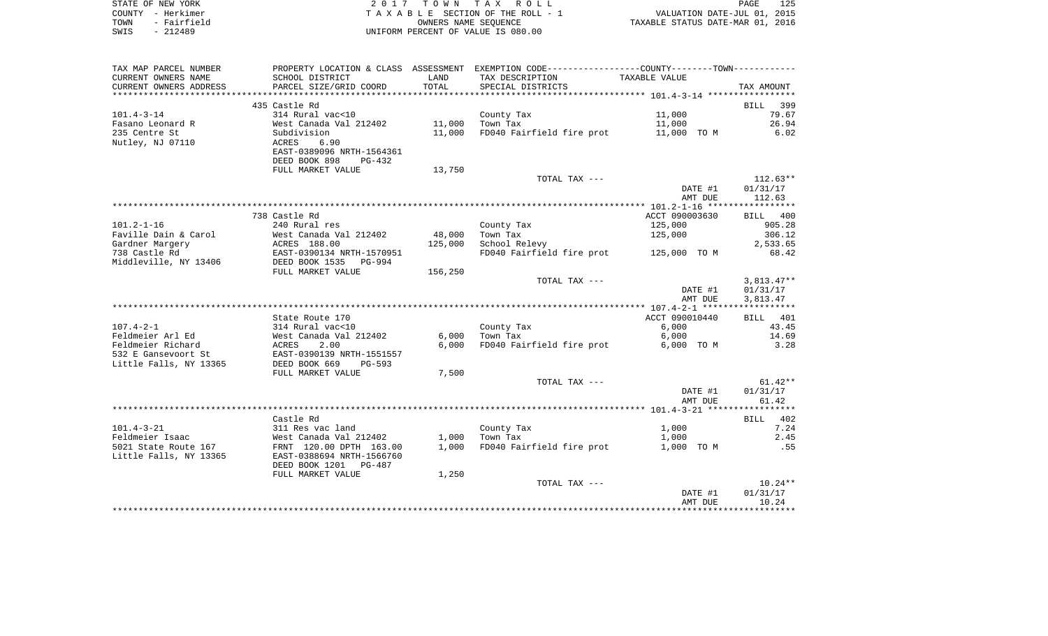STATE OF NEW YORK
COUNTY - Herkimer
TOWN - Fairfield
SWIS - 212489

2017 TOWN TAX ROLL
TAXABLE SECTION OF THE ROLL - 1
OWNERS NAME SEQUENCE
UNIFORM PERCENT OF VALUE IS 080.00

VALUATION DATE-JUL 01, 2015
TAXABLE STATUS DATE-MAR 01, 2016

| TAX MAP PARCEL NUMBER / CURRENT OWNERS NAME / CURRENT OWNERS ADDRESS | PROPERTY LOCATION & CLASS / SCHOOL DISTRICT / PARCEL SIZE/GRID COORD | ASSESSMENT LAND | TOTAL | EXEMPTION CODE / TAX DESCRIPTION / SPECIAL DISTRICTS | TAXABLE VALUE | TAX AMOUNT |
|---|---|---|---|---|---|---|
| **101.4-3-14** | 435 Castle Rd | | | | | BILL 399 |
| Fasano Leonard R | 314 Rural vac<10 | | | County Tax | 11,000 | 79.67 |
| 235 Centre St | West Canada Val 212402 | 11,000 | | Town Tax | 11,000 | 26.94 |
| Nutley, NJ 07110 | Subdivision | | 11,000 | FD040 Fairfield fire prot | 11,000 TO M | 6.02 |
| | ACRES 6.90 | | | | | |
| | EAST-0389096 NRTH-1564361 | | | | | |
| | DEED BOOK 898 PG-432 | | | | | |
| | FULL MARKET VALUE | | 13,750 | | | |
| | | | | TOTAL TAX --- | | 112.63** |
| | | | | | DATE #1 | 01/31/17 |
| | | | | | AMT DUE | 112.63 |
| **101.2-1-16** | 738 Castle Rd | | | | ACCT 090003630 | BILL 400 |
| Faville Dain & Carol | 240 Rural res | | | County Tax | 125,000 | 905.28 |
| Gardner Margery | West Canada Val 212402 | 48,000 | | Town Tax | 125,000 | 306.12 |
| 738 Castle Rd | ACRES 188.00 | | 125,000 | School Relevy | | 2,533.65 |
| Middleville, NY 13406 | EAST-0390134 NRTH-1570951 | | | FD040 Fairfield fire prot | 125,000 TO M | 68.42 |
| | DEED BOOK 1535 PG-994 | | | | | |
| | FULL MARKET VALUE | | 156,250 | | | |
| | | | | TOTAL TAX --- | | 3,813.47** |
| | | | | | DATE #1 | 01/31/17 |
| | | | | | AMT DUE | 3,813.47 |
| **107.4-2-1** | State Route 170 | | | | ACCT 090010440 | BILL 401 |
| Feldmeier Arl Ed | 314 Rural vac<10 | | | County Tax | 6,000 | 43.45 |
| Feldmeier Richard | West Canada Val 212402 | 6,000 | | Town Tax | 6,000 | 14.69 |
| 532 E Gansevoort St | ACRES 2.00 | | 6,000 | FD040 Fairfield fire prot | 6,000 TO M | 3.28 |
| Little Falls, NY 13365 | EAST-0390139 NRTH-1551557 | | | | | |
| | DEED BOOK 669 PG-593 | | | | | |
| | FULL MARKET VALUE | | 7,500 | | | |
| | | | | TOTAL TAX --- | | 61.42** |
| | | | | | DATE #1 | 01/31/17 |
| | | | | | AMT DUE | 61.42 |
| **101.4-3-21** | Castle Rd | | | | | BILL 402 |
| Feldmeier Isaac | 311 Res vac land | | | County Tax | 1,000 | 7.24 |
| 5021 State Route 167 | West Canada Val 212402 | 1,000 | | Town Tax | 1,000 | 2.45 |
| Little Falls, NY 13365 | FRNT 120.00 DPTH 163.00 | | 1,000 | FD040 Fairfield fire prot | 1,000 TO M | .55 |
| | EAST-0388694 NRTH-1566760 | | | | | |
| | DEED BOOK 1201 PG-487 | | | | | |
| | FULL MARKET VALUE | | 1,250 | | | |
| | | | | TOTAL TAX --- | | 10.24** |
| | | | | | DATE #1 | 01/31/17 |
| | | | | | AMT DUE | 10.24 |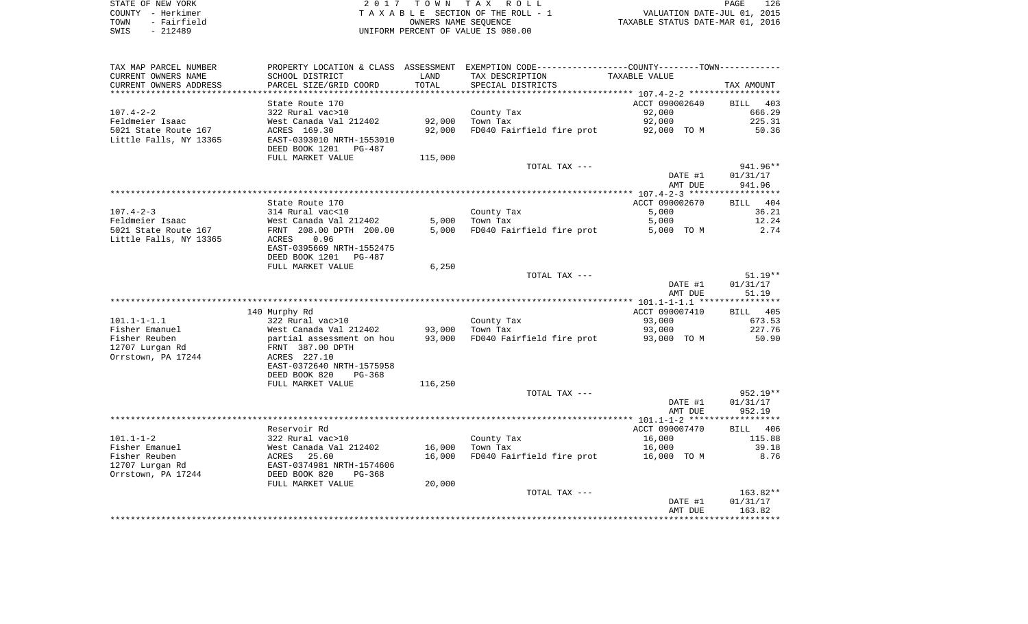STATE OF NEW YORK | COUNTY - Herkimer | TOWN - Fairfield | SWIS - 212489

2 0 1 7  T O W N  T A X  R O L L
T A X A B L E SECTION OF THE ROLL - 1
OWNERS NAME SEQUENCE
UNIFORM PERCENT OF VALUE IS 080.00

VALUATION DATE-JUL 01, 2015
TAXABLE STATUS DATE-MAR 01, 2016

| TAX MAP PARCEL NUMBER / CURRENT OWNERS NAME / CURRENT OWNERS ADDRESS | PROPERTY LOCATION & CLASS / SCHOOL DISTRICT / PARCEL SIZE/GRID COORD | ASSESSMENT LAND / TOTAL | EXEMPTION CODE / TAX DESCRIPTION / SPECIAL DISTRICTS | TAXABLE VALUE | TAX AMOUNT |
|---|---|---|---|---|---|
| **107.4-2-2** | State Route 170 | | | ACCT 090002640 | BILL 403 |
| 107.4-2-2 | 322 Rural vac>10 | | County Tax | 92,000 | 666.29 |
| Feldmeier Isaac | West Canada Val 212402 | 92,000 | Town Tax | 92,000 | 225.31 |
| 5021 State Route 167 | ACRES 169.30 | 92,000 | FD040 Fairfield fire prot | 92,000 TO M | 50.36 |
| Little Falls, NY 13365 | EAST-0393010 NRTH-1553010 | | | | |
| | DEED BOOK 1201 PG-487 | | | | |
| | FULL MARKET VALUE | 115,000 | | | |
| | | | TOTAL TAX --- | | 941.96** |
| | | | | DATE #1 | 01/31/17 |
| | | | | AMT DUE | 941.96 |
| **107.4-2-3** | State Route 170 | | | ACCT 090002670 | BILL 404 |
| 107.4-2-3 | 314 Rural vac<10 | | County Tax | 5,000 | 36.21 |
| Feldmeier Isaac | West Canada Val 212402 | 5,000 | Town Tax | 5,000 | 12.24 |
| 5021 State Route 167 | FRNT 208.00 DPTH 200.00 | 5,000 | FD040 Fairfield fire prot | 5,000 TO M | 2.74 |
| Little Falls, NY 13365 | ACRES 0.96 | | | | |
| | EAST-0395669 NRTH-1552475 | | | | |
| | DEED BOOK 1201 PG-487 | | | | |
| | FULL MARKET VALUE | 6,250 | | | |
| | | | TOTAL TAX --- | | 51.19** |
| | | | | DATE #1 | 01/31/17 |
| | | | | AMT DUE | 51.19 |
| **101.1-1-1.1** | 140 Murphy Rd | | | ACCT 090007410 | BILL 405 |
| 101.1-1-1.1 | 322 Rural vac>10 | | County Tax | 93,000 | 673.53 |
| Fisher Emanuel | West Canada Val 212402 | 93,000 | Town Tax | 93,000 | 227.76 |
| Fisher Reuben | partial assessment on hou | 93,000 | FD040 Fairfield fire prot | 93,000 TO M | 50.90 |
| 12707 Lurgan Rd | FRNT 387.00 DPTH | | | | |
| Orrstown, PA 17244 | ACRES 227.10 | | | | |
| | EAST-0372640 NRTH-1575958 | | | | |
| | DEED BOOK 820 PG-368 | | | | |
| | FULL MARKET VALUE | 116,250 | | | |
| | | | TOTAL TAX --- | | 952.19** |
| | | | | DATE #1 | 01/31/17 |
| | | | | AMT DUE | 952.19 |
| **101.1-1-2** | Reservoir Rd | | | ACCT 090007470 | BILL 406 |
| 101.1-1-2 | 322 Rural vac>10 | | County Tax | 16,000 | 115.88 |
| Fisher Emanuel | West Canada Val 212402 | 16,000 | Town Tax | 16,000 | 39.18 |
| Fisher Reuben | ACRES 25.60 | 16,000 | FD040 Fairfield fire prot | 16,000 TO M | 8.76 |
| 12707 Lurgan Rd | EAST-0374981 NRTH-1574606 | | | | |
| Orrstown, PA 17244 | DEED BOOK 820 PG-368 | | | | |
| | FULL MARKET VALUE | 20,000 | | | |
| | | | TOTAL TAX --- | | 163.82** |
| | | | | DATE #1 | 01/31/17 |
| | | | | AMT DUE | 163.82 |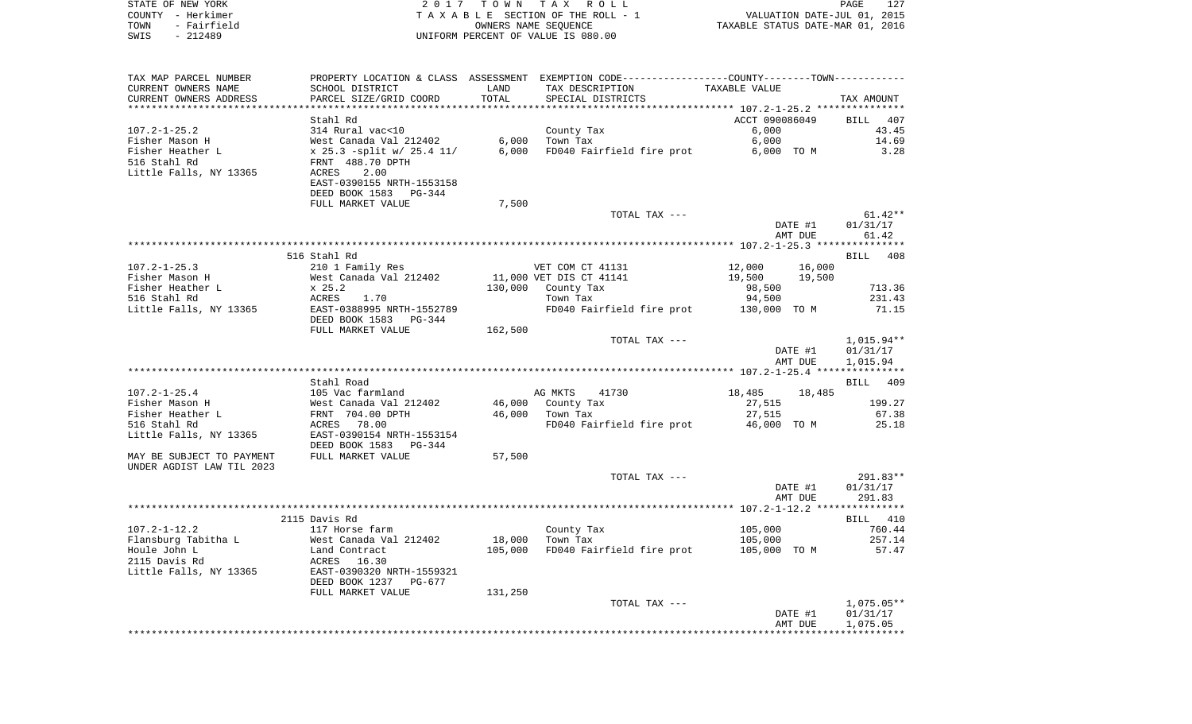STATE OF NEW YORK
COUNTY - Herkimer
TOWN - Fairfield
SWIS - 212489

2 0 1 7 T O W N T A X R O L L
T A X A B L E SECTION OF THE ROLL - 1
OWNERS NAME SEQUENCE
UNIFORM PERCENT OF VALUE IS 080.00

VALUATION DATE-JUL 01, 2015
TAXABLE STATUS DATE-MAR 01, 2016

| TAX MAP PARCEL NUMBER / CURRENT OWNERS NAME / CURRENT OWNERS ADDRESS | PROPERTY LOCATION & CLASS / SCHOOL DISTRICT / PARCEL SIZE/GRID COORD | ASSESSMENT LAND / TOTAL | EXEMPTION CODE / TAX DESCRIPTION / SPECIAL DISTRICTS | COUNTY TAXABLE VALUE | TOWN TAXABLE VALUE | TAX AMOUNT |
|---|---|---|---|---|---|---|
| 107.2-1-25.2 | Stahl Rd | | | ACCT 090086049 | | BILL 407 |
| | 314 Rural vac<10 | | County Tax | 6,000 | | 43.45 |
| Fisher Mason H | West Canada Val 212402 | 6,000 | Town Tax | 6,000 | | 14.69 |
| Fisher Heather L | x 25.3 -split w/ 25.4 11/ | 6,000 | FD040 Fairfield fire prot | 6,000 TO M | | 3.28 |
| 516 Stahl Rd | FRNT 488.70 DPTH | | | | | |
| Little Falls, NY 13365 | ACRES 2.00 | | | | | |
| | EAST-0390155 NRTH-1553158 | | | | | |
| | DEED BOOK 1583 PG-344 | | | | | |
| | FULL MARKET VALUE | 7,500 | | | | |
| | | | TOTAL TAX --- | | | 61.42** |
| | | | | DATE #1 | | 01/31/17 |
| | | | | AMT DUE | | 61.42 |
| 107.2-1-25.3 | 516 Stahl Rd | | | | | BILL 408 |
| | 210 1 Family Res | | VET COM CT 41131 | 12,000 | 16,000 | |
| Fisher Mason H | West Canada Val 212402 | 11,000 | VET DIS CT 41141 | 19,500 | 19,500 | |
| Fisher Heather L | x 25.2 | 130,000 | County Tax | 98,500 | | 713.36 |
| 516 Stahl Rd | ACRES 1.70 | | Town Tax | 94,500 | | 231.43 |
| Little Falls, NY 13365 | EAST-0388995 NRTH-1552789 | | FD040 Fairfield fire prot | 130,000 TO M | | 71.15 |
| | DEED BOOK 1583 PG-344 | | | | | |
| | FULL MARKET VALUE | 162,500 | | | | |
| | | | TOTAL TAX --- | | | 1,015.94** |
| | | | | DATE #1 | | 01/31/17 |
| | | | | AMT DUE | | 1,015.94 |
| 107.2-1-25.4 | Stahl Road | | | | | BILL 409 |
| | 105 Vac farmland | | AG MKTS 41730 | 18,485 | 18,485 | |
| Fisher Mason H | West Canada Val 212402 | 46,000 | County Tax | 27,515 | | 199.27 |
| Fisher Heather L | FRNT 704.00 DPTH | 46,000 | Town Tax | 27,515 | | 67.38 |
| 516 Stahl Rd | ACRES 78.00 | | FD040 Fairfield fire prot | 46,000 TO M | | 25.18 |
| Little Falls, NY 13365 | EAST-0390154 NRTH-1553154 | | | | | |
| | DEED BOOK 1583 PG-344 | | | | | |
| MAY BE SUBJECT TO PAYMENT UNDER AGDIST LAW TIL 2023 | FULL MARKET VALUE | 57,500 | | | | |
| | | | TOTAL TAX --- | | | 291.83** |
| | | | | DATE #1 | | 01/31/17 |
| | | | | AMT DUE | | 291.83 |
| 107.2-1-12.2 | 2115 Davis Rd | | | | | BILL 410 |
| | 117 Horse farm | | County Tax | 105,000 | | 760.44 |
| Flansburg Tabitha L | West Canada Val 212402 | 18,000 | Town Tax | 105,000 | | 257.14 |
| Houle John L | Land Contract | 105,000 | FD040 Fairfield fire prot | 105,000 TO M | | 57.47 |
| 2115 Davis Rd | ACRES 16.30 | | | | | |
| Little Falls, NY 13365 | EAST-0390320 NRTH-1559321 | | | | | |
| | DEED BOOK 1237 PG-677 | | | | | |
| | FULL MARKET VALUE | 131,250 | | | | |
| | | | TOTAL TAX --- | | | 1,075.05** |
| | | | | DATE #1 | | 01/31/17 |
| | | | | AMT DUE | | 1,075.05 |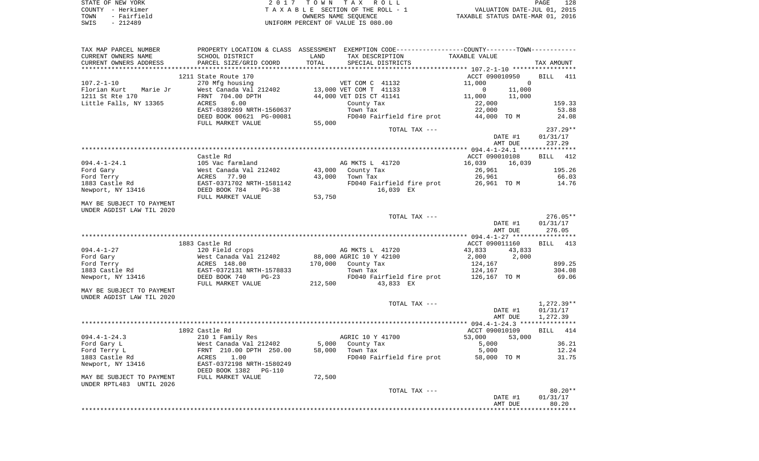STATE OF NEW YORK　　　　　　　　　　　　2 0 1 7　T O W N　T A X　R O L L
COUNTY - Herkimer　　　　　　　　　　T A X A B L E SECTION OF THE ROLL - 1　　　　　VALUATION DATE-JUL 01, 2015
TOWN - Fairfield　　　　　　　　　　　　　OWNERS NAME SEQUENCE　　　　　　TAXABLE STATUS DATE-MAR 01, 2016
SWIS - 212489　　　　　　　　　　　UNIFORM PERCENT OF VALUE IS 080.00

| TAX MAP PARCEL NUMBER / CURRENT OWNERS NAME / CURRENT OWNERS ADDRESS | PROPERTY LOCATION & CLASS / SCHOOL DISTRICT / PARCEL SIZE/GRID COORD | ASSESSMENT LAND / TOTAL | EXEMPTION CODE / TAX DESCRIPTION / SPECIAL DISTRICTS | COUNTY | TOWN | TAXABLE VALUE / TAX AMOUNT |
|---|---|---|---|---|---|---|
| 107.2-1-10 | 1211 State Route 170 | | | ACCT 090010950 | | BILL 411 |
| Florian Kurt　Marie Jr | 270 Mfg housing | | VET COM C 41132 | 11,000 | 0 | |
| 1211 St Rte 170 | West Canada Val 212402 | 13,000 | VET COM T 41133 | 0 | 11,000 | |
| Little Falls, NY 13365 | FRNT 704.00 DPTH | 44,000 | VET DIS CT 41141 | 11,000 | 11,000 | |
| | ACRES 6.00 | | County Tax | 22,000 | | 159.33 |
| | EAST-0389269 NRTH-1560637 | | Town Tax | 22,000 | | 53.88 |
| | DEED BOOK 00621 PG-00081 | | FD040 Fairfield fire prot | 44,000 TO M | | 24.08 |
| | FULL MARKET VALUE | 55,000 | | | | |
| | | | TOTAL TAX --- | | | 237.29** |
| | | | | DATE #1 | | 01/31/17 |
| | | | | AMT DUE | | 237.29 |
| 094.4-1-24.1 | Castle Rd | | | ACCT 090010108 | | BILL 412 |
| Ford Gary | 105 Vac farmland | | AG MKTS L 41720 | 16,039 | 16,039 | |
| Ford Terry | West Canada Val 212402 | 43,000 | County Tax | 26,961 | | 195.26 |
| 1883 Castle Rd | ACRES 77.90 | 43,000 | Town Tax | 26,961 | | 66.03 |
| Newport, NY 13416 | EAST-0371702 NRTH-1581142 | | FD040 Fairfield fire prot | 26,961 TO M | | 14.76 |
| | DEED BOOK 784 PG-38 | | 16,039 EX | | | |
| | FULL MARKET VALUE | 53,750 | | | | |
| MAY BE SUBJECT TO PAYMENT UNDER AGDIST LAW TIL 2020 | | | | | | |
| | | | TOTAL TAX --- | | | 276.05** |
| | | | | DATE #1 | | 01/31/17 |
| | | | | AMT DUE | | 276.05 |
| 094.4-1-27 | 1883 Castle Rd | | | ACCT 090011160 | | BILL 413 |
| Ford Gary | 120 Field crops | | AG MKTS L 41720 | 43,833 | 43,833 | |
| Ford Terry | West Canada Val 212402 | 88,000 | AGRIC 10 Y 42100 | 2,000 | 2,000 | |
| 1883 Castle Rd | ACRES 148.00 | 170,000 | County Tax | 124,167 | | 899.25 |
| Newport, NY 13416 | EAST-0372131 NRTH-1578833 | | Town Tax | 124,167 | | 304.08 |
| | DEED BOOK 740 PG-23 | | FD040 Fairfield fire prot | 126,167 TO M | | 69.06 |
| | FULL MARKET VALUE | 212,500 | 43,833 EX | | | |
| MAY BE SUBJECT TO PAYMENT UNDER AGDIST LAW TIL 2020 | | | | | | |
| | | | TOTAL TAX --- | | | 1,272.39** |
| | | | | DATE #1 | | 01/31/17 |
| | | | | AMT DUE | | 1,272.39 |
| 094.4-1-24.3 | 1892 Castle Rd | | | ACCT 090010109 | | BILL 414 |
| Ford Gary L | 210 1 Family Res | | AGRIC 10 Y 41700 | 53,000 | 53,000 | |
| Ford Terry L | West Canada Val 212402 | 5,000 | County Tax | 5,000 | | 36.21 |
| 1883 Castle Rd | FRNT 210.00 DPTH 250.00 | 58,000 | Town Tax | 5,000 | | 12.24 |
| Newport, NY 13416 | ACRES 1.00 | | FD040 Fairfield fire prot | 58,000 TO M | | 31.75 |
| | EAST-0372198 NRTH-1580249 | | | | | |
| | DEED BOOK 1382 PG-110 | | | | | |
| MAY BE SUBJECT TO PAYMENT UNDER RPTL483 UNTIL 2026 | FULL MARKET VALUE | 72,500 | | | | |
| | | | TOTAL TAX --- | | | 80.20** |
| | | | | DATE #1 | | 01/31/17 |
| | | | | AMT DUE | | 80.20 |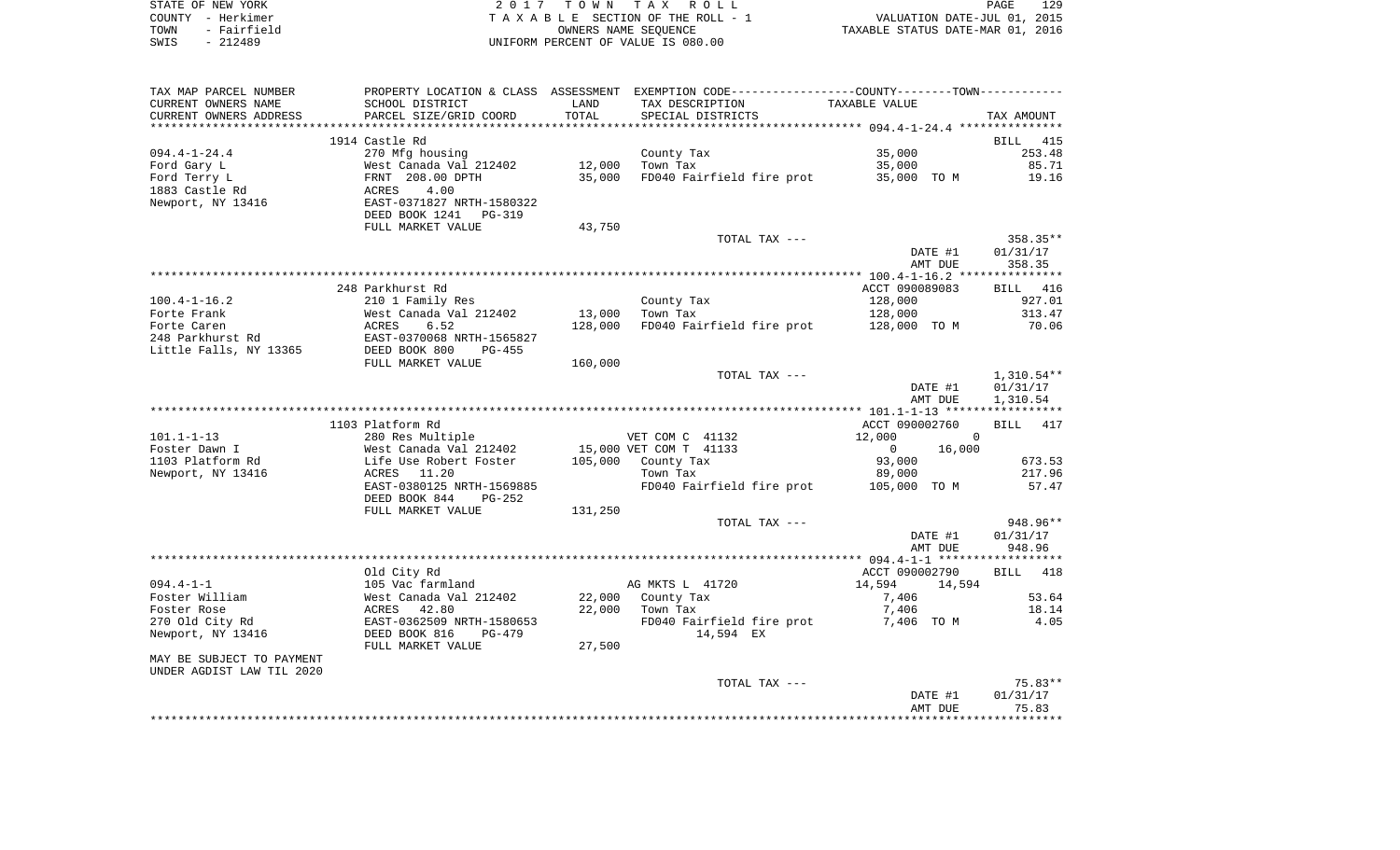STATE OF NEW YORK
COUNTY - Herkimer
TOWN - Fairfield
SWIS - 212489

2 0 1 7 T O W N T A X R O L L
T A X A B L E SECTION OF THE ROLL - 1
OWNERS NAME SEQUENCE
UNIFORM PERCENT OF VALUE IS 080.00

VALUATION DATE-JUL 01, 2015
TAXABLE STATUS DATE-MAR 01, 2016

| TAX MAP PARCEL NUMBER / CURRENT OWNERS NAME / CURRENT OWNERS ADDRESS | PROPERTY LOCATION & CLASS / SCHOOL DISTRICT / PARCEL SIZE/GRID COORD | ASSESSMENT LAND / TOTAL | EXEMPTION CODE / TAX DESCRIPTION / SPECIAL DISTRICTS | COUNTY / TOWN TAXABLE VALUE | TAX AMOUNT |
|---|---|---|---|---|---|
| | 1914 Castle Rd | | | | BILL 415 |
| 094.4-1-24.4 | 270 Mfg housing | | County Tax | 35,000 | 253.48 |
| Ford Gary L | West Canada Val 212402 | 12,000 | Town Tax | 35,000 | 85.71 |
| Ford Terry L | FRNT 208.00 DPTH | 35,000 | FD040 Fairfield fire prot | 35,000 TO M | 19.16 |
| 1883 Castle Rd | ACRES 4.00 | | | | |
| Newport, NY 13416 | EAST-0371827 NRTH-1580322 | | | | |
| | DEED BOOK 1241 PG-319 | | | | |
| | FULL MARKET VALUE | 43,750 | | | |
| | | | TOTAL TAX --- | | 358.35** |
| | | | | DATE #1 | 01/31/17 |
| | | | | AMT DUE | 358.35 |
| | 248 Parkhurst Rd | | | ACCT 090089083 | BILL 416 |
| 100.4-1-16.2 | 210 1 Family Res | | County Tax | 128,000 | 927.01 |
| Forte Frank | West Canada Val 212402 | 13,000 | Town Tax | 128,000 | 313.47 |
| Forte Caren | ACRES 6.52 | 128,000 | FD040 Fairfield fire prot | 128,000 TO M | 70.06 |
| 248 Parkhurst Rd | EAST-0370068 NRTH-1565827 | | | | |
| Little Falls, NY 13365 | DEED BOOK 800 PG-455 | | | | |
| | FULL MARKET VALUE | 160,000 | | | |
| | | | TOTAL TAX --- | | 1,310.54** |
| | | | | DATE #1 | 01/31/17 |
| | | | | AMT DUE | 1,310.54 |
| | 1103 Platform Rd | | | ACCT 090002760 | BILL 417 |
| 101.1-1-13 | 280 Res Multiple | | VET COM C 41132 | 12,000 0 | |
| Foster Dawn I | West Canada Val 212402 | 15,000 | VET COM T 41133 | 0 16,000 | |
| 1103 Platform Rd | Life Use Robert Foster | 105,000 | County Tax | 93,000 | 673.53 |
| Newport, NY 13416 | ACRES 11.20 | | Town Tax | 89,000 | 217.96 |
| | EAST-0380125 NRTH-1569885 | | FD040 Fairfield fire prot | 105,000 TO M | 57.47 |
| | DEED BOOK 844 PG-252 | | | | |
| | FULL MARKET VALUE | 131,250 | | | |
| | | | TOTAL TAX --- | | 948.96** |
| | | | | DATE #1 | 01/31/17 |
| | | | | AMT DUE | 948.96 |
| | Old City Rd | | | ACCT 090002790 | BILL 418 |
| 094.4-1-1 | 105 Vac farmland | | AG MKTS L 41720 | 14,594 14,594 | |
| Foster William | West Canada Val 212402 | 22,000 | County Tax | 7,406 | 53.64 |
| Foster Rose | ACRES 42.80 | 22,000 | Town Tax | 7,406 | 18.14 |
| 270 Old City Rd | EAST-0362509 NRTH-1580653 | | FD040 Fairfield fire prot | 7,406 TO M | 4.05 |
| Newport, NY 13416 | DEED BOOK 816 PG-479 | | 14,594 EX | | |
| | FULL MARKET VALUE | 27,500 | | | |
| MAY BE SUBJECT TO PAYMENT | | | | | |
| UNDER AGDIST LAW TIL 2020 | | | | | |
| | | | TOTAL TAX --- | | 75.83** |
| | | | | DATE #1 | 01/31/17 |
| | | | | AMT DUE | 75.83 |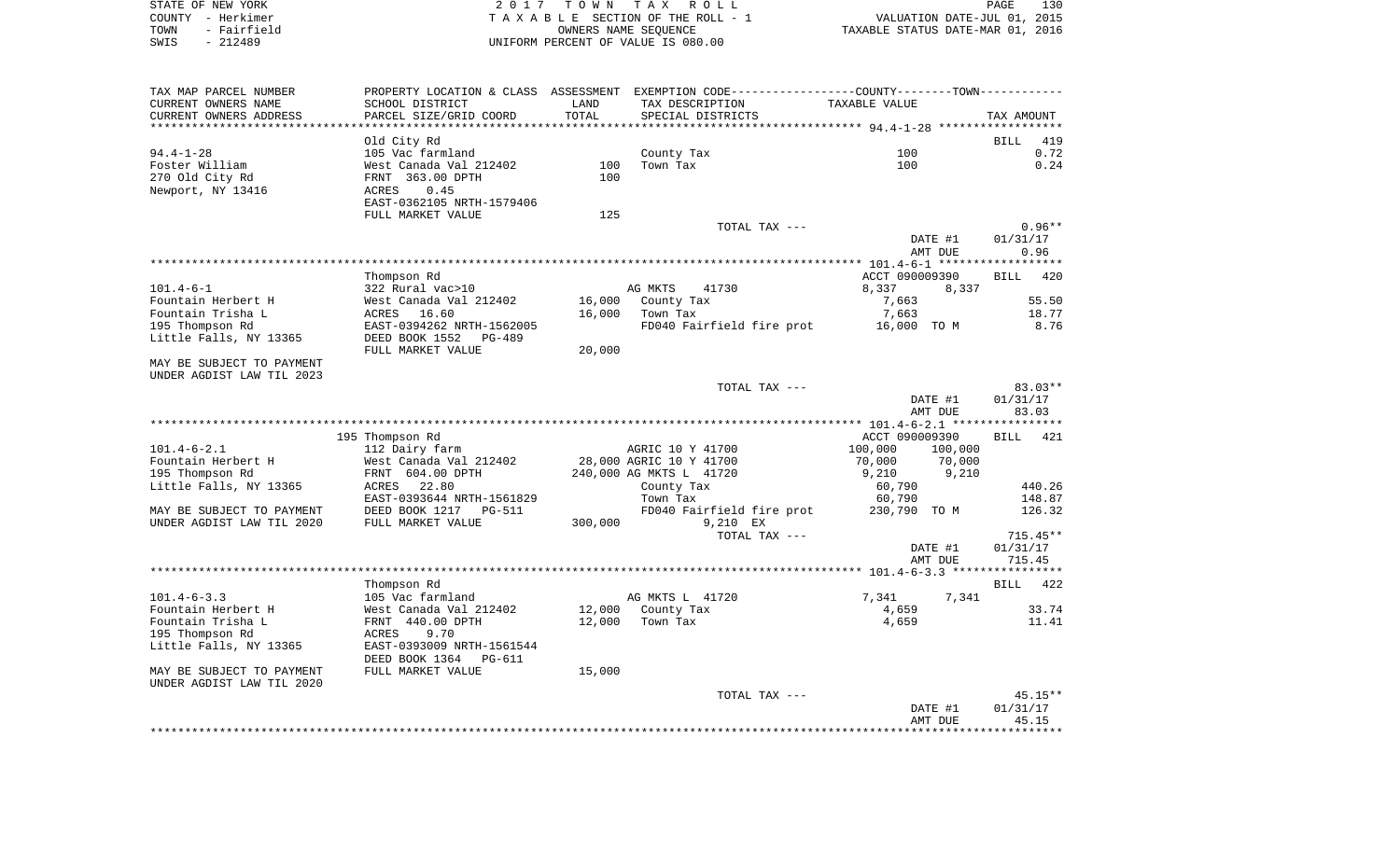STATE OF NEW YORK
COUNTY - Herkimer
TOWN - Fairfield
SWIS - 212489

2017 TOWN TAX ROLL
TAXABLE SECTION OF THE ROLL - 1
OWNERS NAME SEQUENCE
UNIFORM PERCENT OF VALUE IS 080.00

VALUATION DATE-JUL 01, 2015
TAXABLE STATUS DATE-MAR 01, 2016

```
TAX MAP PARCEL NUMBER      PROPERTY LOCATION & CLASS  ASSESSMENT  EXEMPTION CODE------------------COUNTY--------TOWN-----------
CURRENT OWNERS NAME        SCHOOL DISTRICT              LAND      TAX DESCRIPTION             TAXABLE VALUE
CURRENT OWNERS ADDRESS     PARCEL SIZE/GRID COORD       TOTAL     SPECIAL DISTRICTS                                     TAX AMOUNT
****************************************************************************************************** 94.4-1-28 ******************
                           Old City Rd                                                                               BILL   419
94.4-1-28                  105 Vac farmland                       County Tax                     100                     0.72
Foster William             West Canada Val 212402        100      Town Tax                       100                     0.24
270 Old City Rd            FRNT 363.00 DPTH              100
Newport, NY 13416          ACRES    0.45
                           EAST-0362105 NRTH-1579406
                           FULL MARKET VALUE             125
                                                                  TOTAL TAX ---                                         0.96**
                                                                                                DATE #1             01/31/17
                                                                                                AMT DUE                 0.96
****************************************************************************************************** 101.4-6-1 ******************
                           Thompson Rd                                                     ACCT 090009390            BILL   420
101.4-6-1                  322 Rural vac>10                       AG MKTS     41730          8,337        8,337
Fountain Herbert H         West Canada Val 212402     16,000      County Tax                 7,663                      55.50
Fountain Trisha L          ACRES   16.60              16,000      Town Tax                   7,663                      18.77
195 Thompson Rd            EAST-0394262 NRTH-1562005              FD040 Fairfield fire prot     16,000 TO M               8.76
Little Falls, NY 13365     DEED BOOK 1552   PG-489
                           FULL MARKET VALUE          20,000
MAY BE SUBJECT TO PAYMENT
UNDER AGDIST LAW TIL 2023
                                                                  TOTAL TAX ---                                        83.03**
                                                                                                DATE #1             01/31/17
                                                                                                AMT DUE                83.03
****************************************************************************************************** 101.4-6-2.1 ****************
                           195 Thompson Rd                                                 ACCT 090009390            BILL   421
101.4-6-2.1                112 Dairy farm                         AGRIC 10 Y 41700         100,000      100,000
Fountain Herbert H         West Canada Val 212402     28,000 AGRIC 10 Y 41700               70,000       70,000
195 Thompson Rd            FRNT 604.00 DPTH          240,000 AG MKTS L  41720                9,210        9,210
Little Falls, NY 13365     ACRES   22.80                          County Tax                60,790                     440.26
                           EAST-0393644 NRTH-1561829              Town Tax                  60,790                     148.87
MAY BE SUBJECT TO PAYMENT  DEED BOOK 1217   PG-511                FD040 Fairfield fire prot    230,790 TO M             126.32
UNDER AGDIST LAW TIL 2020  FULL MARKET VALUE         300,000           9,210 EX
                                                                  TOTAL TAX ---                                       715.45**
                                                                                                DATE #1             01/31/17
                                                                                                AMT DUE               715.45
****************************************************************************************************** 101.4-6-3.3 ****************
                           Thompson Rd                                                                               BILL   422
101.4-6-3.3                105 Vac farmland                       AG MKTS L  41720           7,341        7,341
Fountain Herbert H         West Canada Val 212402     12,000      County Tax                 4,659                      33.74
Fountain Trisha L          FRNT 440.00 DPTH           12,000      Town Tax                   4,659                      11.41
195 Thompson Rd            ACRES    9.70
Little Falls, NY 13365     EAST-0393009 NRTH-1561544
                           DEED BOOK 1364   PG-611
MAY BE SUBJECT TO PAYMENT  FULL MARKET VALUE          15,000
UNDER AGDIST LAW TIL 2020
                                                                  TOTAL TAX ---                                        45.15**
                                                                                                DATE #1             01/31/17
                                                                                                AMT DUE                45.15
************************************************************************************************************************************
```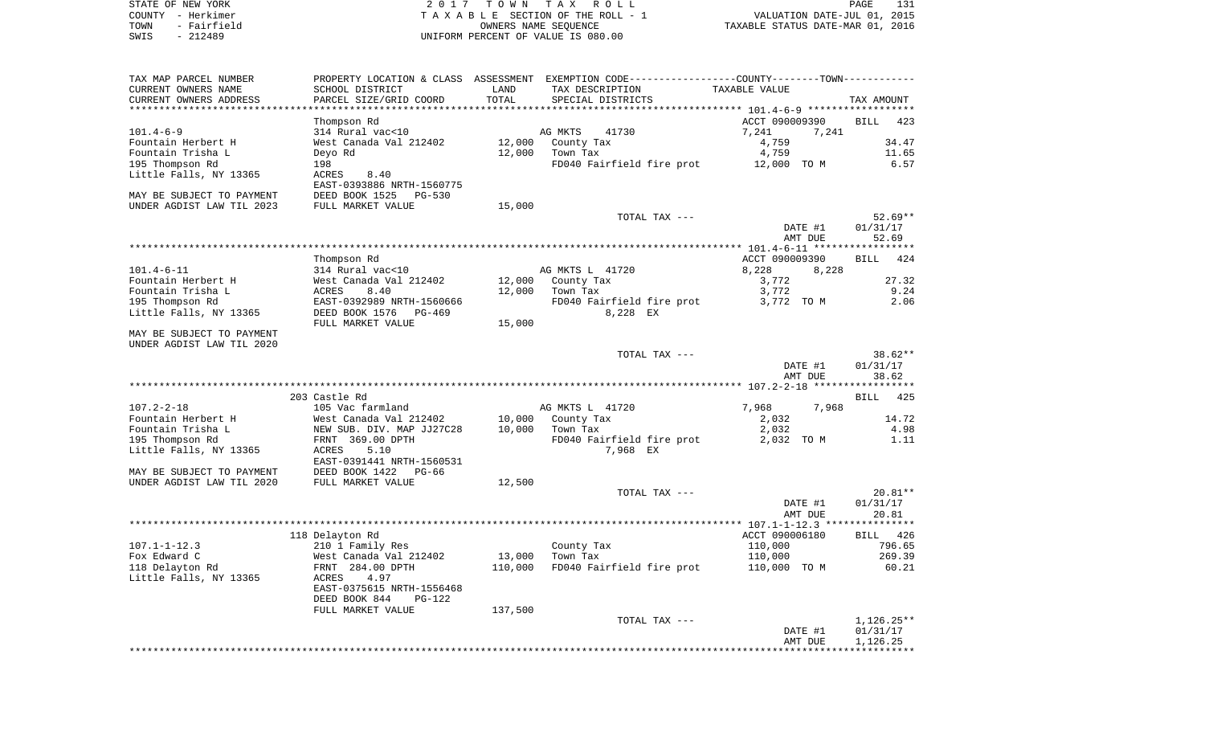STATE OF NEW YORK
COUNTY - Herkimer
TOWN - Fairfield
SWIS - 212489

2 0 1 7 T O W N T A X R O L L
T A X A B L E SECTION OF THE ROLL - 1
OWNERS NAME SEQUENCE
UNIFORM PERCENT OF VALUE IS 080.00

VALUATION DATE-JUL 01, 2015
TAXABLE STATUS DATE-MAR 01, 2016

| TAX MAP PARCEL NUMBER / CURRENT OWNERS NAME / CURRENT OWNERS ADDRESS | PROPERTY LOCATION & CLASS / SCHOOL DISTRICT / PARCEL SIZE/GRID COORD | ASSESSMENT LAND / TOTAL | EXEMPTION CODE / TAX DESCRIPTION / SPECIAL DISTRICTS | COUNTY / TOWN TAXABLE VALUE | TAX AMOUNT |
|---|---|---|---|---|---|
| | Thompson Rd | | | ACCT 090009390 | BILL 423 |
| 101.4-6-9 | 314 Rural vac<10 | | AG MKTS 41730 | 7,241 7,241 | |
| Fountain Herbert H | West Canada Val 212402 | 12,000 | County Tax | 4,759 | 34.47 |
| Fountain Trisha L | Deyo Rd | 12,000 | Town Tax | 4,759 | 11.65 |
| 195 Thompson Rd | 198 | | FD040 Fairfield fire prot | 12,000 TO M | 6.57 |
| Little Falls, NY 13365 | ACRES 8.40 | | | | |
| | EAST-0393886 NRTH-1560775 | | | | |
| MAY BE SUBJECT TO PAYMENT | DEED BOOK 1525 PG-530 | | | | |
| UNDER AGDIST LAW TIL 2023 | FULL MARKET VALUE | 15,000 | | | |
| | | | TOTAL TAX --- | | 52.69** |
| | | | | DATE #1 | 01/31/17 |
| | | | | AMT DUE | 52.69 |
| | Thompson Rd | | | ACCT 090009390 | BILL 424 |
| 101.4-6-11 | 314 Rural vac<10 | | AG MKTS L 41720 | 8,228 8,228 | |
| Fountain Herbert H | West Canada Val 212402 | 12,000 | County Tax | 3,772 | 27.32 |
| Fountain Trisha L | ACRES 8.40 | 12,000 | Town Tax | 3,772 | 9.24 |
| 195 Thompson Rd | EAST-0392989 NRTH-1560666 | | FD040 Fairfield fire prot | 3,772 TO M | 2.06 |
| Little Falls, NY 13365 | DEED BOOK 1576 PG-469 | | 8,228 EX | | |
| | FULL MARKET VALUE | 15,000 | | | |
| MAY BE SUBJECT TO PAYMENT | | | | | |
| UNDER AGDIST LAW TIL 2020 | | | | | |
| | | | TOTAL TAX --- | | 38.62** |
| | | | | DATE #1 | 01/31/17 |
| | | | | AMT DUE | 38.62 |
| | 203 Castle Rd | | | | BILL 425 |
| 107.2-2-18 | 105 Vac farmland | | AG MKTS L 41720 | 7,968 7,968 | |
| Fountain Herbert H | West Canada Val 212402 | 10,000 | County Tax | 2,032 | 14.72 |
| Fountain Trisha L | NEW SUB. DIV. MAP JJ27C28 | 10,000 | Town Tax | 2,032 | 4.98 |
| 195 Thompson Rd | FRNT 369.00 DPTH | | FD040 Fairfield fire prot | 2,032 TO M | 1.11 |
| Little Falls, NY 13365 | ACRES 5.10 | | 7,968 EX | | |
| | EAST-0391441 NRTH-1560531 | | | | |
| MAY BE SUBJECT TO PAYMENT | DEED BOOK 1422 PG-66 | | | | |
| UNDER AGDIST LAW TIL 2020 | FULL MARKET VALUE | 12,500 | | | |
| | | | TOTAL TAX --- | | 20.81** |
| | | | | DATE #1 | 01/31/17 |
| | | | | AMT DUE | 20.81 |
| | 118 Delayton Rd | | | ACCT 090006180 | BILL 426 |
| 107.1-1-12.3 | 210 1 Family Res | | County Tax | 110,000 | 796.65 |
| Fox Edward C | West Canada Val 212402 | 13,000 | Town Tax | 110,000 | 269.39 |
| 118 Delayton Rd | FRNT 284.00 DPTH | 110,000 | FD040 Fairfield fire prot | 110,000 TO M | 60.21 |
| Little Falls, NY 13365 | ACRES 4.97 | | | | |
| | EAST-0375615 NRTH-1556468 | | | | |
| | DEED BOOK 844 PG-122 | | | | |
| | FULL MARKET VALUE | 137,500 | | | |
| | | | TOTAL TAX --- | | 1,126.25** |
| | | | | DATE #1 | 01/31/17 |
| | | | | AMT DUE | 1,126.25 |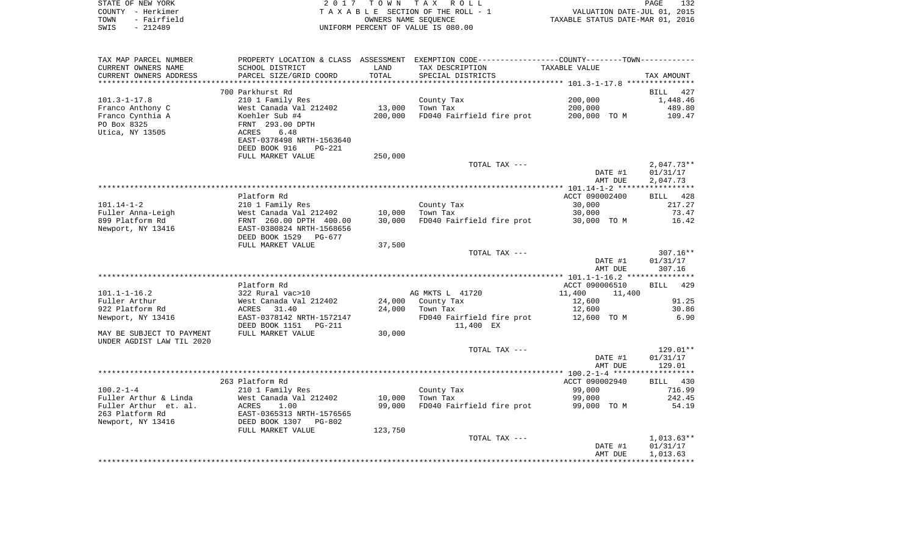STATE OF NEW YORK — COUNTY - Herkimer — TOWN - Fairfield — SWIS - 212489

2017 TOWN TAX ROLL
TAXABLE SECTION OF THE ROLL - 1
OWNERS NAME SEQUENCE
UNIFORM PERCENT OF VALUE IS 080.00

VALUATION DATE-JUL 01, 2015
TAXABLE STATUS DATE-MAR 01, 2016

| TAX MAP PARCEL NUMBER / CURRENT OWNERS NAME / CURRENT OWNERS ADDRESS | PROPERTY LOCATION & CLASS / SCHOOL DISTRICT / PARCEL SIZE/GRID COORD | ASSESSMENT LAND / TOTAL | EXEMPTION CODE / TAX DESCRIPTION / SPECIAL DISTRICTS | TAXABLE VALUE | TAX AMOUNT |
|---|---|---|---|---|---|
| | 700 Parkhurst Rd | | | | BILL 427 |
| 101.3-1-17.8 | 210 1 Family Res | | County Tax | 200,000 | 1,448.46 |
| Franco Anthony C | West Canada Val 212402 | 13,000 | Town Tax | 200,000 | 489.80 |
| Franco Cynthia A | Koehler Sub #4 | 200,000 | FD040 Fairfield fire prot | 200,000 TO M | 109.47 |
| PO Box 8325 | FRNT 293.00 DPTH | | | | |
| Utica, NY 13505 | ACRES 6.48 | | | | |
| | EAST-0378498 NRTH-1563640 | | | | |
| | DEED BOOK 916 PG-221 | | | | |
| | FULL MARKET VALUE | 250,000 | | | |
| | | | TOTAL TAX --- | | 2,047.73** |
| | | | | DATE #1 | 01/31/17 |
| | | | | AMT DUE | 2,047.73 |
| | Platform Rd | | | ACCT 090002400 | BILL 428 |
| 101.14-1-2 | 210 1 Family Res | | County Tax | 30,000 | 217.27 |
| Fuller Anna-Leigh | West Canada Val 212402 | 10,000 | Town Tax | 30,000 | 73.47 |
| 899 Platform Rd | FRNT 260.00 DPTH 400.00 | 30,000 | FD040 Fairfield fire prot | 30,000 TO M | 16.42 |
| Newport, NY 13416 | EAST-0380824 NRTH-1568656 | | | | |
| | DEED BOOK 1529 PG-677 | | | | |
| | FULL MARKET VALUE | 37,500 | | | |
| | | | TOTAL TAX --- | | 307.16** |
| | | | | DATE #1 | 01/31/17 |
| | | | | AMT DUE | 307.16 |
| | Platform Rd | | | ACCT 090006510 | BILL 429 |
| 101.1-1-16.2 | 322 Rural vac>10 | | AG MKTS L 41720 | 11,400 11,400 | |
| Fuller Arthur | West Canada Val 212402 | 24,000 | County Tax | 12,600 | 91.25 |
| 922 Platform Rd | ACRES 31.40 | 24,000 | Town Tax | 12,600 | 30.86 |
| Newport, NY 13416 | EAST-0378142 NRTH-1572147 | | FD040 Fairfield fire prot | 12,600 TO M | 6.90 |
| | DEED BOOK 1151 PG-211 | | 11,400 EX | | |
| MAY BE SUBJECT TO PAYMENT UNDER AGDIST LAW TIL 2020 | FULL MARKET VALUE | 30,000 | | | |
| | | | TOTAL TAX --- | | 129.01** |
| | | | | DATE #1 | 01/31/17 |
| | | | | AMT DUE | 129.01 |
| | 263 Platform Rd | | | ACCT 090002940 | BILL 430 |
| 100.2-1-4 | 210 1 Family Res | | County Tax | 99,000 | 716.99 |
| Fuller Arthur & Linda | West Canada Val 212402 | 10,000 | Town Tax | 99,000 | 242.45 |
| Fuller Arthur et. al. | ACRES 1.00 | 99,000 | FD040 Fairfield fire prot | 99,000 TO M | 54.19 |
| 263 Platform Rd | EAST-0365313 NRTH-1576565 | | | | |
| Newport, NY 13416 | DEED BOOK 1307 PG-802 | | | | |
| | FULL MARKET VALUE | 123,750 | | | |
| | | | TOTAL TAX --- | | 1,013.63** |
| | | | | DATE #1 | 01/31/17 |
| | | | | AMT DUE | 1,013.63 |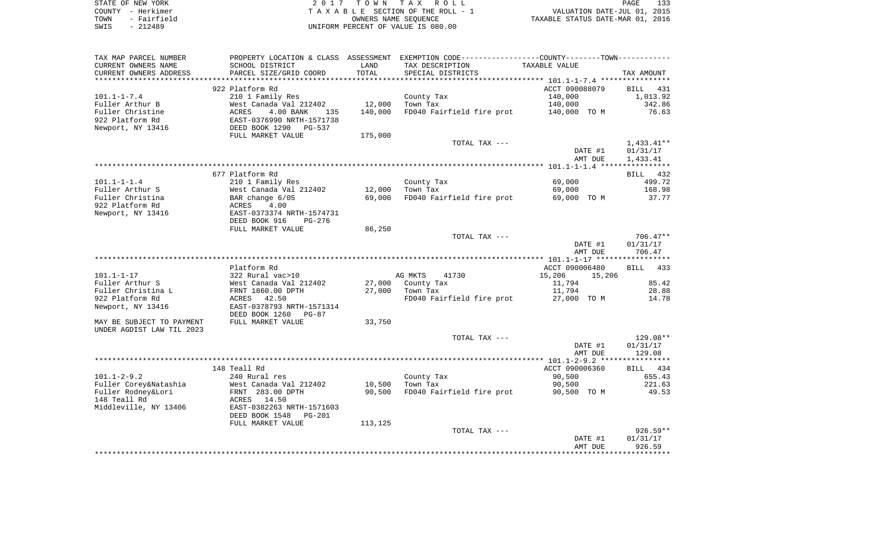STATE OF NEW YORK
COUNTY - Herkimer
TOWN - Fairfield
SWIS - 212489

2 0 1 7 T O W N T A X R O L L
T A X A B L E SECTION OF THE ROLL - 1
OWNERS NAME SEQUENCE
UNIFORM PERCENT OF VALUE IS 080.00

VALUATION DATE-JUL 01, 2015
TAXABLE STATUS DATE-MAR 01, 2016

| TAX MAP PARCEL NUMBER / CURRENT OWNERS NAME / CURRENT OWNERS ADDRESS | PROPERTY LOCATION & CLASS / SCHOOL DISTRICT / PARCEL SIZE/GRID COORD | ASSESSMENT LAND / TOTAL | EXEMPTION CODE / TAX DESCRIPTION / SPECIAL DISTRICTS | TAXABLE VALUE | TAX AMOUNT |
|---|---|---|---|---|---|
| 101.1-1-7.4 | 922 Platform Rd | | | ACCT 090088079 | BILL 431 |
| | 210 1 Family Res | | County Tax | 140,000 | 1,013.92 |
| Fuller Arthur B | West Canada Val 212402 | 12,000 | Town Tax | 140,000 | 342.86 |
| Fuller Christine | ACRES 4.00 BANK 135 | 140,000 | FD040 Fairfield fire prot | 140,000 TO M | 76.63 |
| 922 Platform Rd | EAST-0376990 NRTH-1571738 | | | | |
| Newport, NY 13416 | DEED BOOK 1290 PG-537 | | | | |
| | FULL MARKET VALUE | 175,000 | | | |
| | | | TOTAL TAX --- | | 1,433.41** |
| | | | | DATE #1 | 01/31/17 |
| | | | | AMT DUE | 1,433.41 |
| 101.1-1-1.4 | 677 Platform Rd | | | | BILL 432 |
| | 210 1 Family Res | | County Tax | 69,000 | 499.72 |
| Fuller Arthur S | West Canada Val 212402 | 12,000 | Town Tax | 69,000 | 168.98 |
| Fuller Christina | BAR change 6/05 | 69,000 | FD040 Fairfield fire prot | 69,000 TO M | 37.77 |
| 922 Platform Rd | ACRES 4.00 | | | | |
| Newport, NY 13416 | EAST-0373374 NRTH-1574731 | | | | |
| | DEED BOOK 916 PG-276 | | | | |
| | FULL MARKET VALUE | 86,250 | | | |
| | | | TOTAL TAX --- | | 706.47** |
| | | | | DATE #1 | 01/31/17 |
| | | | | AMT DUE | 706.47 |
| 101.1-1-17 | Platform Rd | | | ACCT 090006480 | BILL 433 |
| | 322 Rural vac>10 | | AG MKTS 41730 | 15,206 15,206 | |
| Fuller Arthur S | West Canada Val 212402 | 27,000 | County Tax | 11,794 | 85.42 |
| Fuller Christina L | FRNT 1860.00 DPTH | 27,000 | Town Tax | 11,794 | 28.88 |
| 922 Platform Rd | ACRES 42.50 | | FD040 Fairfield fire prot | 27,000 TO M | 14.78 |
| Newport, NY 13416 | EAST-0378793 NRTH-1571314 | | | | |
| | DEED BOOK 1260 PG-87 | | | | |
| MAY BE SUBJECT TO PAYMENT | FULL MARKET VALUE | 33,750 | | | |
| UNDER AGDIST LAW TIL 2023 | | | | | |
| | | | TOTAL TAX --- | | 129.08** |
| | | | | DATE #1 | 01/31/17 |
| | | | | AMT DUE | 129.08 |
| 101.1-2-9.2 | 148 Teall Rd | | | ACCT 090006360 | BILL 434 |
| | 240 Rural res | | County Tax | 90,500 | 655.43 |
| Fuller Corey&Natashia | West Canada Val 212402 | 10,500 | Town Tax | 90,500 | 221.63 |
| Fuller Rodney&Lori | FRNT 283.00 DPTH | 90,500 | FD040 Fairfield fire prot | 90,500 TO M | 49.53 |
| 148 Teall Rd | ACRES 14.50 | | | | |
| Middleville, NY 13406 | EAST-0382263 NRTH-1571603 | | | | |
| | DEED BOOK 1548 PG-201 | | | | |
| | FULL MARKET VALUE | 113,125 | | | |
| | | | TOTAL TAX --- | | 926.59** |
| | | | | DATE #1 | 01/31/17 |
| | | | | AMT DUE | 926.59 |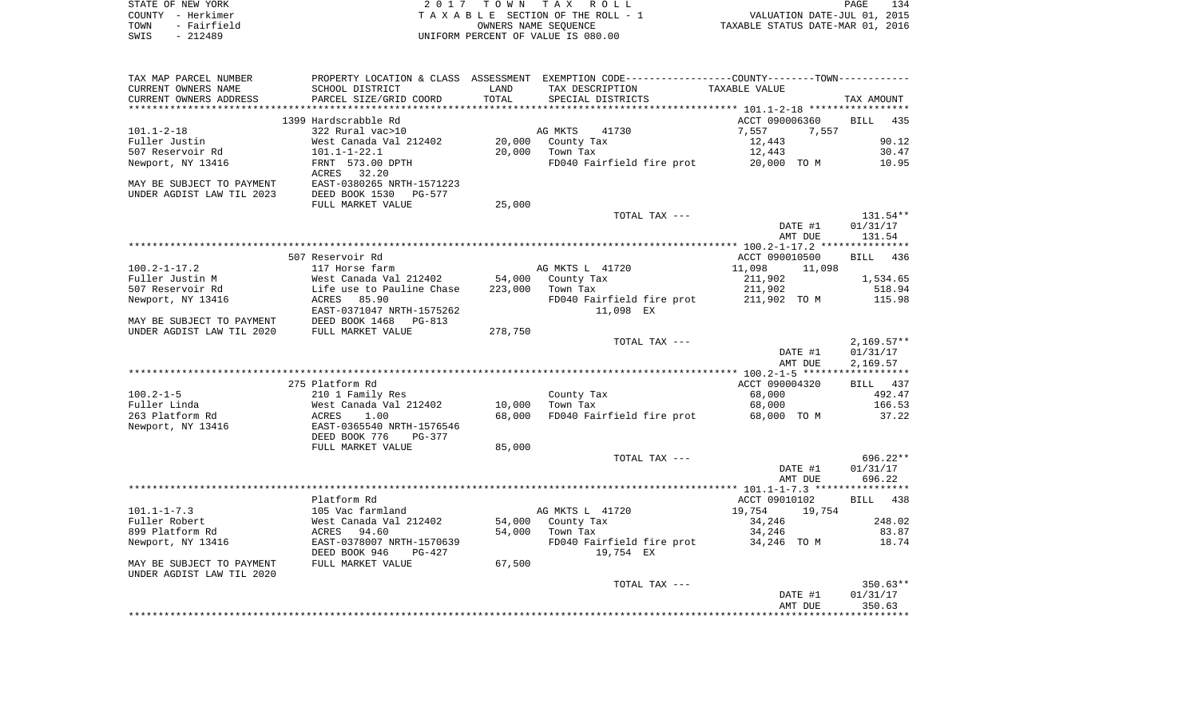STATE OF NEW YORK — 2017 TOWN TAX ROLL
COUNTY - Herkimer — TAXABLE SECTION OF THE ROLL - 1 — VALUATION DATE-JUL 01, 2015
TOWN - Fairfield — OWNERS NAME SEQUENCE — TAXABLE STATUS DATE-MAR 01, 2016
SWIS - 212489 — UNIFORM PERCENT OF VALUE IS 080.00

| TAX MAP PARCEL NUMBER / CURRENT OWNERS NAME / CURRENT OWNERS ADDRESS | PROPERTY LOCATION & CLASS / SCHOOL DISTRICT / PARCEL SIZE/GRID COORD | ASSESSMENT LAND / TOTAL | EXEMPTION CODE / TAX DESCRIPTION / SPECIAL DISTRICTS | COUNTY / TOWN TAXABLE VALUE | TAX AMOUNT |
|---|---|---|---|---|---|
| | 1399 Hardscrabble Rd | | | ACCT 090006360 | BILL 435 |
| 101.1-2-18 | 322 Rural vac>10 | | AG MKTS 41730 | 7,557 7,557 | |
| Fuller Justin | West Canada Val 212402 | 20,000 | County Tax | 12,443 | 90.12 |
| 507 Reservoir Rd | 101.1-1-22.1 | 20,000 | Town Tax | 12,443 | 30.47 |
| Newport, NY 13416 | FRNT 573.00 DPTH | | FD040 Fairfield fire prot | 20,000 TO M | 10.95 |
| | ACRES 32.20 | | | | |
| MAY BE SUBJECT TO PAYMENT | EAST-0380265 NRTH-1571223 | | | | |
| UNDER AGDIST LAW TIL 2023 | DEED BOOK 1530 PG-577 | | | | |
| | FULL MARKET VALUE | 25,000 | | | |
| | | | TOTAL TAX --- | | 131.54** |
| | | | | DATE #1 | 01/31/17 |
| | | | | AMT DUE | 131.54 |
| | 507 Reservoir Rd | | | ACCT 090010500 | BILL 436 |
| 100.2-1-17.2 | 117 Horse farm | | AG MKTS L 41720 | 11,098 11,098 | |
| Fuller Justin M | West Canada Val 212402 | 54,000 | County Tax | 211,902 | 1,534.65 |
| 507 Reservoir Rd | Life use to Pauline Chase | 223,000 | Town Tax | 211,902 | 518.94 |
| Newport, NY 13416 | ACRES 85.90 | | FD040 Fairfield fire prot | 211,902 TO M | 115.98 |
| | EAST-0371047 NRTH-1575262 | | 11,098 EX | | |
| MAY BE SUBJECT TO PAYMENT | DEED BOOK 1468 PG-813 | | | | |
| UNDER AGDIST LAW TIL 2020 | FULL MARKET VALUE | 278,750 | | | |
| | | | TOTAL TAX --- | | 2,169.57** |
| | | | | DATE #1 | 01/31/17 |
| | | | | AMT DUE | 2,169.57 |
| | 275 Platform Rd | | | ACCT 090004320 | BILL 437 |
| 100.2-1-5 | 210 1 Family Res | | County Tax | 68,000 | 492.47 |
| Fuller Linda | West Canada Val 212402 | 10,000 | Town Tax | 68,000 | 166.53 |
| 263 Platform Rd | ACRES 1.00 | 68,000 | FD040 Fairfield fire prot | 68,000 TO M | 37.22 |
| Newport, NY 13416 | EAST-0365540 NRTH-1576546 | | | | |
| | DEED BOOK 776 PG-377 | | | | |
| | FULL MARKET VALUE | 85,000 | | | |
| | | | TOTAL TAX --- | | 696.22** |
| | | | | DATE #1 | 01/31/17 |
| | | | | AMT DUE | 696.22 |
| | Platform Rd | | | ACCT 09010102 | BILL 438 |
| 101.1-1-7.3 | 105 Vac farmland | | AG MKTS L 41720 | 19,754 19,754 | |
| Fuller Robert | West Canada Val 212402 | 54,000 | County Tax | 34,246 | 248.02 |
| 899 Platform Rd | ACRES 94.60 | 54,000 | Town Tax | 34,246 | 83.87 |
| Newport, NY 13416 | EAST-0378007 NRTH-1570639 | | FD040 Fairfield fire prot | 34,246 TO M | 18.74 |
| | DEED BOOK 946 PG-427 | | 19,754 EX | | |
| MAY BE SUBJECT TO PAYMENT | FULL MARKET VALUE | 67,500 | | | |
| UNDER AGDIST LAW TIL 2020 | | | | | |
| | | | TOTAL TAX --- | | 350.63** |
| | | | | DATE #1 | 01/31/17 |
| | | | | AMT DUE | 350.63 |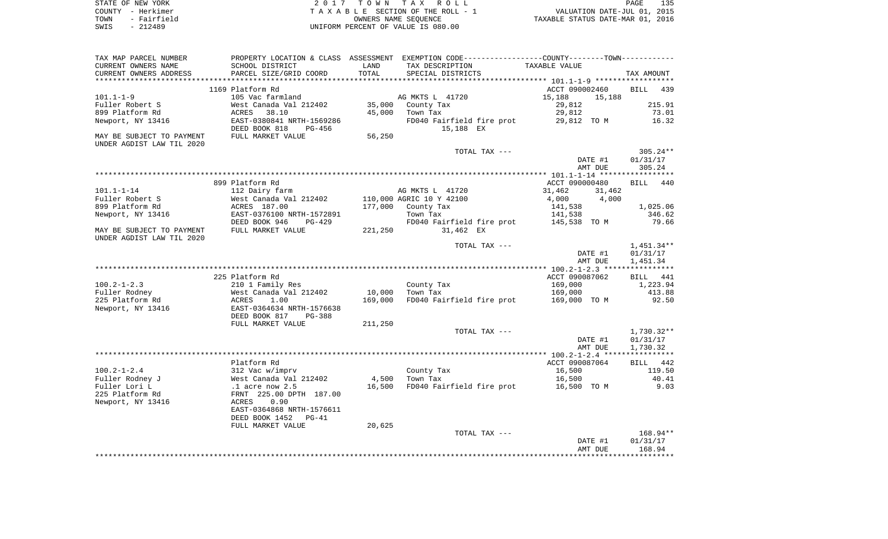STATE OF NEW YORK
COUNTY - Herkimer
TOWN - Fairfield
SWIS - 212489

2017 TOWN TAX ROLL
TAXABLE SECTION OF THE ROLL - 1
OWNERS NAME SEQUENCE
UNIFORM PERCENT OF VALUE IS 080.00

VALUATION DATE-JUL 01, 2015
TAXABLE STATUS DATE-MAR 01, 2016

| TAX MAP PARCEL NUMBER<br>CURRENT OWNERS NAME<br>CURRENT OWNERS ADDRESS | PROPERTY LOCATION & CLASS<br>SCHOOL DISTRICT<br>PARCEL SIZE/GRID COORD | ASSESSMENT<br>LAND<br>TOTAL | EXEMPTION CODE-----COUNTY-----TOWN<br>TAX DESCRIPTION<br>SPECIAL DISTRICTS | TAXABLE VALUE | TAX AMOUNT |
|---|---|---|---|---|---|
| | 1169 Platform Rd | | | ACCT 090002460 | BILL 439 |
| 101.1-1-9 | 105 Vac farmland | | AG MKTS L 41720 | 15,188 15,188 | |
| Fuller Robert S | West Canada Val 212402 | 35,000 | County Tax | 29,812 | 215.91 |
| 899 Platform Rd | ACRES 38.10 | 45,000 | Town Tax | 29,812 | 73.01 |
| Newport, NY 13416 | EAST-0380841 NRTH-1569286 | | FD040 Fairfield fire prot | 29,812 TO M | 16.32 |
| | DEED BOOK 818 PG-456 | | 15,188 EX | | |
| MAY BE SUBJECT TO PAYMENT UNDER AGDIST LAW TIL 2020 | FULL MARKET VALUE | 56,250 | | | |
| | | | TOTAL TAX --- | | 305.24** |
| | | | | DATE #1 | 01/31/17 |
| | | | | AMT DUE | 305.24 |
| | 899 Platform Rd | | | ACCT 090000480 | BILL 440 |
| 101.1-1-14 | 112 Dairy farm | | AG MKTS L 41720 | 31,462 31,462 | |
| Fuller Robert S | West Canada Val 212402 | 110,000 | AGRIC 10 Y 42100 | 4,000 4,000 | |
| 899 Platform Rd | ACRES 187.00 | 177,000 | County Tax | 141,538 | 1,025.06 |
| Newport, NY 13416 | EAST-0376100 NRTH-1572891 | | Town Tax | 141,538 | 346.62 |
| | DEED BOOK 946 PG-429 | | FD040 Fairfield fire prot | 145,538 TO M | 79.66 |
| MAY BE SUBJECT TO PAYMENT UNDER AGDIST LAW TIL 2020 | FULL MARKET VALUE | 221,250 | 31,462 EX | | |
| | | | TOTAL TAX --- | | 1,451.34** |
| | | | | DATE #1 | 01/31/17 |
| | | | | AMT DUE | 1,451.34 |
| | 225 Platform Rd | | | ACCT 090087062 | BILL 441 |
| 100.2-1-2.3 | 210 1 Family Res | | County Tax | 169,000 | 1,223.94 |
| Fuller Rodney | West Canada Val 212402 | 10,000 | Town Tax | 169,000 | 413.88 |
| 225 Platform Rd | ACRES 1.00 | 169,000 | FD040 Fairfield fire prot | 169,000 TO M | 92.50 |
| Newport, NY 13416 | EAST-0364634 NRTH-1576638 | | | | |
| | DEED BOOK 817 PG-388 | | | | |
| | FULL MARKET VALUE | 211,250 | | | |
| | | | TOTAL TAX --- | | 1,730.32** |
| | | | | DATE #1 | 01/31/17 |
| | | | | AMT DUE | 1,730.32 |
| | Platform Rd | | | ACCT 090087064 | BILL 442 |
| 100.2-1-2.4 | 312 Vac w/imprv | | County Tax | 16,500 | 119.50 |
| Fuller Rodney J | West Canada Val 212402 | 4,500 | Town Tax | 16,500 | 40.41 |
| Fuller Lori L | .1 acre now 2.5 | 16,500 | FD040 Fairfield fire prot | 16,500 TO M | 9.03 |
| 225 Platform Rd | FRNT 225.00 DPTH 187.00 | | | | |
| Newport, NY 13416 | ACRES 0.90 | | | | |
| | EAST-0364868 NRTH-1576611 | | | | |
| | DEED BOOK 1452 PG-41 | | | | |
| | FULL MARKET VALUE | 20,625 | | | |
| | | | TOTAL TAX --- | | 168.94** |
| | | | | DATE #1 | 01/31/17 |
| | | | | AMT DUE | 168.94 |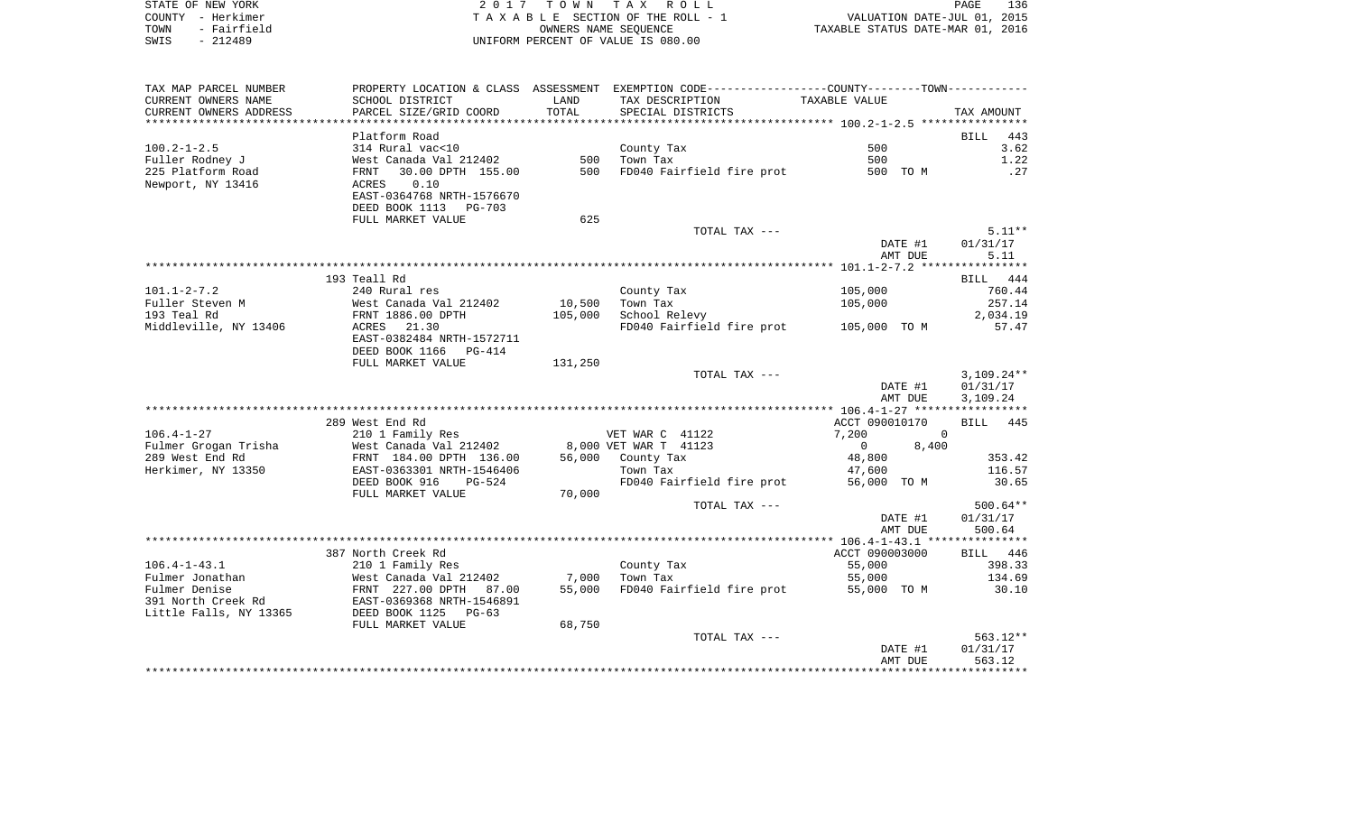STATE OF NEW YORK
COUNTY - Herkimer
TOWN - Fairfield
SWIS - 212489

2017 TOWN TAX ROLL
TAXABLE SECTION OF THE ROLL - 1
OWNERS NAME SEQUENCE
UNIFORM PERCENT OF VALUE IS 080.00

VALUATION DATE-JUL 01, 2015
TAXABLE STATUS DATE-MAR 01, 2016

| TAX MAP PARCEL NUMBER / CURRENT OWNERS NAME / CURRENT OWNERS ADDRESS | PROPERTY LOCATION & CLASS / SCHOOL DISTRICT / PARCEL SIZE/GRID COORD | ASSESSMENT LAND / TOTAL | EXEMPTION CODE / TAX DESCRIPTION / SPECIAL DISTRICTS | TAXABLE VALUE (COUNTY / TOWN) | TAX AMOUNT |
|---|---|---|---|---|---|
| **100.2-1-2.5** | Platform Road | | | | BILL 443 |
| 100.2-1-2.5 | 314 Rural vac<10 | | County Tax | 500 | 3.62 |
| Fuller Rodney J | West Canada Val 212402 | 500 | Town Tax | 500 | 1.22 |
| 225 Platform Road | FRNT 30.00 DPTH 155.00 | 500 | FD040 Fairfield fire prot | 500 TO M | .27 |
| Newport, NY 13416 | ACRES 0.10 | | | | |
| | EAST-0364768 NRTH-1576670 | | | | |
| | DEED BOOK 1113 PG-703 | | | | |
| | FULL MARKET VALUE | 625 | | | |
| | | | TOTAL TAX --- | | 5.11** |
| | | | | DATE #1 | 01/31/17 |
| | | | | AMT DUE | 5.11 |
| **101.1-2-7.2** | 193 Teall Rd | | | | BILL 444 |
| 101.1-2-7.2 | 240 Rural res | | County Tax | 105,000 | 760.44 |
| Fuller Steven M | West Canada Val 212402 | 10,500 | Town Tax | 105,000 | 257.14 |
| 193 Teal Rd | FRNT 1886.00 DPTH | 105,000 | School Relevy | | 2,034.19 |
| Middleville, NY 13406 | ACRES 21.30 | | FD040 Fairfield fire prot | 105,000 TO M | 57.47 |
| | EAST-0382484 NRTH-1572711 | | | | |
| | DEED BOOK 1166 PG-414 | | | | |
| | FULL MARKET VALUE | 131,250 | | | |
| | | | TOTAL TAX --- | | 3,109.24** |
| | | | | DATE #1 | 01/31/17 |
| | | | | AMT DUE | 3,109.24 |
| **106.4-1-27** | 289 West End Rd | | | ACCT 090010170 | BILL 445 |
| 106.4-1-27 | 210 1 Family Res | | VET WAR C 41122 | 7,200 / 0 | |
| Fulmer Grogan Trisha | West Canada Val 212402 | 8,000 | VET WAR T 41123 | 0 / 8,400 | |
| 289 West End Rd | FRNT 184.00 DPTH 136.00 | 56,000 | County Tax | 48,800 | 353.42 |
| Herkimer, NY 13350 | EAST-0363301 NRTH-1546406 | | Town Tax | 47,600 | 116.57 |
| | DEED BOOK 916 PG-524 | | FD040 Fairfield fire prot | 56,000 TO M | 30.65 |
| | FULL MARKET VALUE | 70,000 | | | |
| | | | TOTAL TAX --- | | 500.64** |
| | | | | DATE #1 | 01/31/17 |
| | | | | AMT DUE | 500.64 |
| **106.4-1-43.1** | 387 North Creek Rd | | | ACCT 090003000 | BILL 446 |
| 106.4-1-43.1 | 210 1 Family Res | | County Tax | 55,000 | 398.33 |
| Fulmer Jonathan | West Canada Val 212402 | 7,000 | Town Tax | 55,000 | 134.69 |
| Fulmer Denise | FRNT 227.00 DPTH 87.00 | 55,000 | FD040 Fairfield fire prot | 55,000 TO M | 30.10 |
| 391 North Creek Rd | EAST-0369368 NRTH-1546891 | | | | |
| Little Falls, NY 13365 | DEED BOOK 1125 PG-63 | | | | |
| | FULL MARKET VALUE | 68,750 | | | |
| | | | TOTAL TAX --- | | 563.12** |
| | | | | DATE #1 | 01/31/17 |
| | | | | AMT DUE | 563.12 |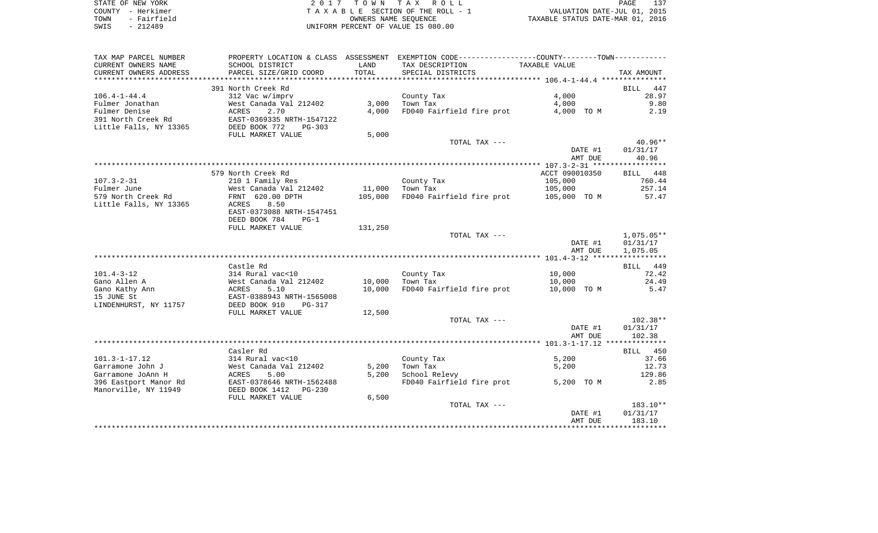STATE OF NEW YORK
COUNTY - Herkimer
TOWN - Fairfield
SWIS - 212489

2 0 1 7 T O W N T A X R O L L
T A X A B L E SECTION OF THE ROLL - 1
OWNERS NAME SEQUENCE
UNIFORM PERCENT OF VALUE IS 080.00

VALUATION DATE-JUL 01, 2015
TAXABLE STATUS DATE-MAR 01, 2016

| TAX MAP PARCEL NUMBER / CURRENT OWNERS NAME / CURRENT OWNERS ADDRESS | PROPERTY LOCATION & CLASS / SCHOOL DISTRICT / PARCEL SIZE/GRID COORD | ASSESSMENT LAND / TOTAL | EXEMPTION CODE / TAX DESCRIPTION / SPECIAL DISTRICTS | COUNTY--------TOWN / TAXABLE VALUE | TAX AMOUNT |
|---|---|---|---|---|---|
| | 391 North Creek Rd | | | | BILL 447 |
| 106.4-1-44.4 | 312 Vac w/imprv | | County Tax | 4,000 | 28.97 |
| Fulmer Jonathan | West Canada Val 212402 | 3,000 | Town Tax | 4,000 | 9.80 |
| Fulmer Denise | ACRES 2.70 | 4,000 | FD040 Fairfield fire prot | 4,000 TO M | 2.19 |
| 391 North Creek Rd | EAST-0369335 NRTH-1547122 | | | | |
| Little Falls, NY 13365 | DEED BOOK 772 PG-303 | | | | |
| | FULL MARKET VALUE | 5,000 | | | |
| | | | TOTAL TAX --- | | 40.96** |
| | | | | DATE #1 | 01/31/17 |
| | | | | AMT DUE | 40.96 |
| | 579 North Creek Rd | | | ACCT 090010350 | BILL 448 |
| 107.3-2-31 | 210 1 Family Res | | County Tax | 105,000 | 760.44 |
| Fulmer June | West Canada Val 212402 | 11,000 | Town Tax | 105,000 | 257.14 |
| 579 North Creek Rd | FRNT 620.00 DPTH | 105,000 | FD040 Fairfield fire prot | 105,000 TO M | 57.47 |
| Little Falls, NY 13365 | ACRES 8.50 | | | | |
| | EAST-0373088 NRTH-1547451 | | | | |
| | DEED BOOK 784 PG-1 | | | | |
| | FULL MARKET VALUE | 131,250 | | | |
| | | | TOTAL TAX --- | | 1,075.05** |
| | | | | DATE #1 | 01/31/17 |
| | | | | AMT DUE | 1,075.05 |
| | Castle Rd | | | | BILL 449 |
| 101.4-3-12 | 314 Rural vac<10 | | County Tax | 10,000 | 72.42 |
| Gano Allen A | West Canada Val 212402 | 10,000 | Town Tax | 10,000 | 24.49 |
| Gano Kathy Ann | ACRES 5.10 | 10,000 | FD040 Fairfield fire prot | 10,000 TO M | 5.47 |
| 15 JUNE St | EAST-0388943 NRTH-1565008 | | | | |
| LINDENHURST, NY 11757 | DEED BOOK 910 PG-317 | | | | |
| | FULL MARKET VALUE | 12,500 | | | |
| | | | TOTAL TAX --- | | 102.38** |
| | | | | DATE #1 | 01/31/17 |
| | | | | AMT DUE | 102.38 |
| | Casler Rd | | | | BILL 450 |
| 101.3-1-17.12 | 314 Rural vac<10 | | County Tax | 5,200 | 37.66 |
| Garramone John J | West Canada Val 212402 | 5,200 | Town Tax | 5,200 | 12.73 |
| Garramone JoAnn H | ACRES 5.00 | 5,200 | School Relevy | | 129.86 |
| 396 Eastport Manor Rd | EAST-0378646 NRTH-1562488 | | FD040 Fairfield fire prot | 5,200 TO M | 2.85 |
| Manorville, NY 11949 | DEED BOOK 1412 PG-230 | | | | |
| | FULL MARKET VALUE | 6,500 | | | |
| | | | TOTAL TAX --- | | 183.10** |
| | | | | DATE #1 | 01/31/17 |
| | | | | AMT DUE | 183.10 |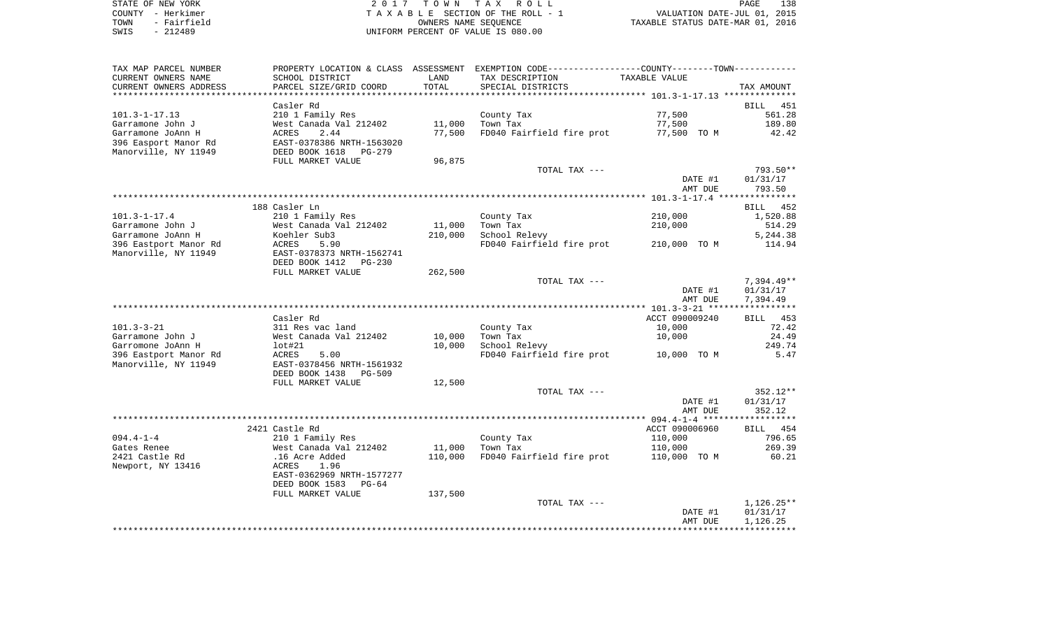STATE OF NEW YORK
COUNTY - Herkimer
TOWN - Fairfield
SWIS - 212489

2 0 1 7 T O W N T A X R O L L
T A X A B L E SECTION OF THE ROLL - 1
OWNERS NAME SEQUENCE
UNIFORM PERCENT OF VALUE IS 080.00

VALUATION DATE-JUL 01, 2015
TAXABLE STATUS DATE-MAR 01, 2016

| TAX MAP PARCEL NUMBER / CURRENT OWNERS NAME / CURRENT OWNERS ADDRESS | PROPERTY LOCATION & CLASS / SCHOOL DISTRICT / PARCEL SIZE/GRID COORD | ASSESSMENT LAND / TOTAL | EXEMPTION CODE / TAX DESCRIPTION / SPECIAL DISTRICTS | COUNTY--------TOWN TAXABLE VALUE | TAX AMOUNT |
|---|---|---|---|---|---|
| 101.3-1-17.13 | Casler Rd | | | | BILL 451 |
| | 210 1 Family Res | | County Tax | 77,500 | 561.28 |
| Garramone John J | West Canada Val 212402 | 11,000 | Town Tax | 77,500 | 189.80 |
| Garramone JoAnn H | ACRES 2.44 | 77,500 | FD040 Fairfield fire prot | 77,500 TO M | 42.42 |
| 396 Easport Manor Rd | EAST-0378386 NRTH-1563020 | | | | |
| Manorville, NY 11949 | DEED BOOK 1618 PG-279 | | | | |
| | FULL MARKET VALUE | 96,875 | | | |
| | | | TOTAL TAX --- | | 793.50** |
| | | | | DATE #1 | 01/31/17 |
| | | | | AMT DUE | 793.50 |
| 101.3-1-17.4 | 188 Casler Ln | | | | BILL 452 |
| | 210 1 Family Res | | County Tax | 210,000 | 1,520.88 |
| Garramone John J | West Canada Val 212402 | 11,000 | Town Tax | 210,000 | 514.29 |
| Garramone JoAnn H | Koehler Sub3 | 210,000 | School Relevy | | 5,244.38 |
| 396 Eastport Manor Rd | ACRES 5.90 | | FD040 Fairfield fire prot | 210,000 TO M | 114.94 |
| Manorville, NY 11949 | EAST-0378373 NRTH-1562741 | | | | |
| | DEED BOOK 1412 PG-230 | | | | |
| | FULL MARKET VALUE | 262,500 | | | |
| | | | TOTAL TAX --- | | 7,394.49** |
| | | | | DATE #1 | 01/31/17 |
| | | | | AMT DUE | 7,394.49 |
| 101.3-3-21 | Casler Rd | | | ACCT 090009240 | BILL 453 |
| | 311 Res vac land | | County Tax | 10,000 | 72.42 |
| Garramone John J | West Canada Val 212402 | 10,000 | Town Tax | 10,000 | 24.49 |
| Garromone JoAnn H | lot#21 | 10,000 | School Relevy | | 249.74 |
| 396 Eastport Manor Rd | ACRES 5.00 | | FD040 Fairfield fire prot | 10,000 TO M | 5.47 |
| Manorville, NY 11949 | EAST-0378456 NRTH-1561932 | | | | |
| | DEED BOOK 1438 PG-509 | | | | |
| | FULL MARKET VALUE | 12,500 | | | |
| | | | TOTAL TAX --- | | 352.12** |
| | | | | DATE #1 | 01/31/17 |
| | | | | AMT DUE | 352.12 |
| 094.4-1-4 | 2421 Castle Rd | | | ACCT 090006960 | BILL 454 |
| | 210 1 Family Res | | County Tax | 110,000 | 796.65 |
| Gates Renee | West Canada Val 212402 | 11,000 | Town Tax | 110,000 | 269.39 |
| 2421 Castle Rd | .16 Acre Added | 110,000 | FD040 Fairfield fire prot | 110,000 TO M | 60.21 |
| Newport, NY 13416 | ACRES 1.96 | | | | |
| | EAST-0362969 NRTH-1577277 | | | | |
| | DEED BOOK 1583 PG-64 | | | | |
| | FULL MARKET VALUE | 137,500 | | | |
| | | | TOTAL TAX --- | | 1,126.25** |
| | | | | DATE #1 | 01/31/17 |
| | | | | AMT DUE | 1,126.25 |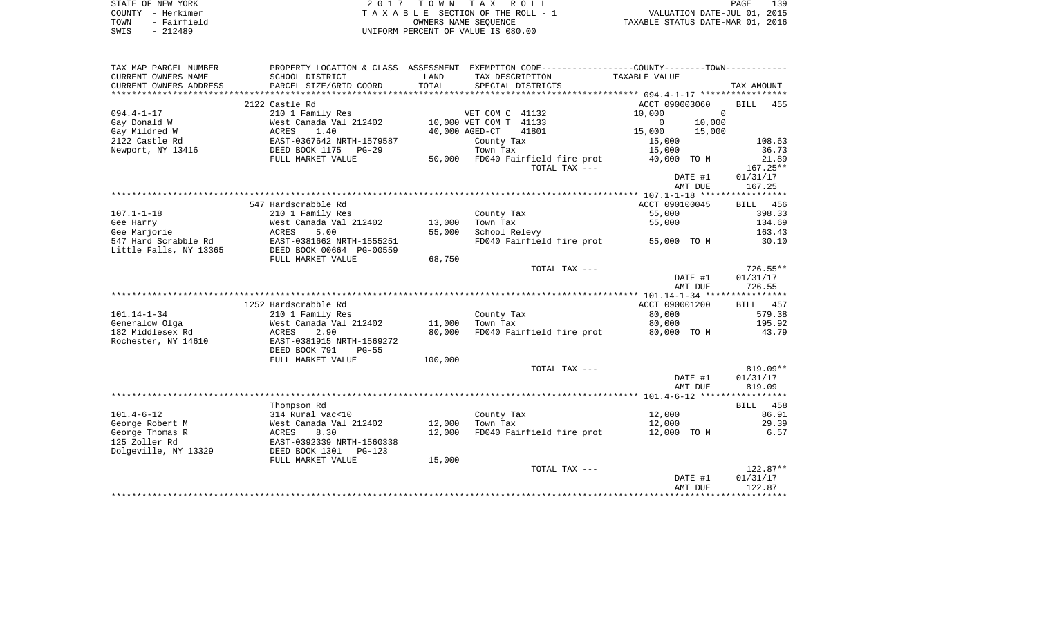STATE OF NEW YORK
COUNTY - Herkimer
TOWN - Fairfield
SWIS - 212489

2 0 1 7 T O W N T A X R O L L
T A X A B L E SECTION OF THE ROLL - 1
OWNERS NAME SEQUENCE
UNIFORM PERCENT OF VALUE IS 080.00

VALUATION DATE-JUL 01, 2015
TAXABLE STATUS DATE-MAR 01, 2016

| TAX MAP PARCEL NUMBER<br>CURRENT OWNERS NAME<br>CURRENT OWNERS ADDRESS | PROPERTY LOCATION & CLASS<br>SCHOOL DISTRICT<br>PARCEL SIZE/GRID COORD | ASSESSMENT<br>LAND<br>TOTAL | EXEMPTION CODE-----COUNTY-----TOWN------<br>TAX DESCRIPTION<br>SPECIAL DISTRICTS | TAXABLE VALUE | | TAX AMOUNT |
|---|---|---|---|---|---|---|
| | 2122 Castle Rd | | | ACCT 090003060 | | BILL 455 |
| 094.4-1-17 | 210 1 Family Res | | VET COM C 41132 | 10,000 | 0 | |
| Gay Donald W | West Canada Val 212402 | 10,000 | VET COM T 41133 | 0 | 10,000 | |
| Gay Mildred W | ACRES 1.40 | 40,000 | AGED-CT 41801 | 15,000 | 15,000 | |
| 2122 Castle Rd | EAST-0367642 NRTH-1579587 | | County Tax | 15,000 | | 108.63 |
| Newport, NY 13416 | DEED BOOK 1175 PG-29 | | Town Tax | 15,000 | | 36.73 |
| | FULL MARKET VALUE | 50,000 | FD040 Fairfield fire prot | 40,000 TO M | | 21.89 |
| | | | TOTAL TAX --- | | | 167.25** |
| | | | | DATE #1 | | 01/31/17 |
| | | | | AMT DUE | | 167.25 |
| | 547 Hardscrabble Rd | | | ACCT 090100045 | | BILL 456 |
| 107.1-1-18 | 210 1 Family Res | | County Tax | 55,000 | | 398.33 |
| Gee Harry | West Canada Val 212402 | 13,000 | Town Tax | 55,000 | | 134.69 |
| Gee Marjorie | ACRES 5.00 | 55,000 | School Relevy | | | 163.43 |
| 547 Hard Scrabble Rd | EAST-0381662 NRTH-1555251 | | FD040 Fairfield fire prot | 55,000 TO M | | 30.10 |
| Little Falls, NY 13365 | DEED BOOK 00664 PG-00559 | | | | | |
| | FULL MARKET VALUE | 68,750 | | | | |
| | | | TOTAL TAX --- | | | 726.55** |
| | | | | DATE #1 | | 01/31/17 |
| | | | | AMT DUE | | 726.55 |
| | 1252 Hardscrabble Rd | | | ACCT 090001200 | | BILL 457 |
| 101.14-1-34 | 210 1 Family Res | | County Tax | 80,000 | | 579.38 |
| Generalow Olga | West Canada Val 212402 | 11,000 | Town Tax | 80,000 | | 195.92 |
| 182 Middlesex Rd | ACRES 2.90 | 80,000 | FD040 Fairfield fire prot | 80,000 TO M | | 43.79 |
| Rochester, NY 14610 | EAST-0381915 NRTH-1569272 | | | | | |
| | DEED BOOK 791 PG-55 | | | | | |
| | FULL MARKET VALUE | 100,000 | | | | |
| | | | TOTAL TAX --- | | | 819.09** |
| | | | | DATE #1 | | 01/31/17 |
| | | | | AMT DUE | | 819.09 |
| | Thompson Rd | | | | | BILL 458 |
| 101.4-6-12 | 314 Rural vac<10 | | County Tax | 12,000 | | 86.91 |
| George Robert M | West Canada Val 212402 | 12,000 | Town Tax | 12,000 | | 29.39 |
| George Thomas R | ACRES 8.30 | 12,000 | FD040 Fairfield fire prot | 12,000 TO M | | 6.57 |
| 125 Zoller Rd | EAST-0392339 NRTH-1560338 | | | | | |
| Dolgeville, NY 13329 | DEED BOOK 1301 PG-123 | | | | | |
| | FULL MARKET VALUE | 15,000 | | | | |
| | | | TOTAL TAX --- | | | 122.87** |
| | | | | DATE #1 | | 01/31/17 |
| | | | | AMT DUE | | 122.87 |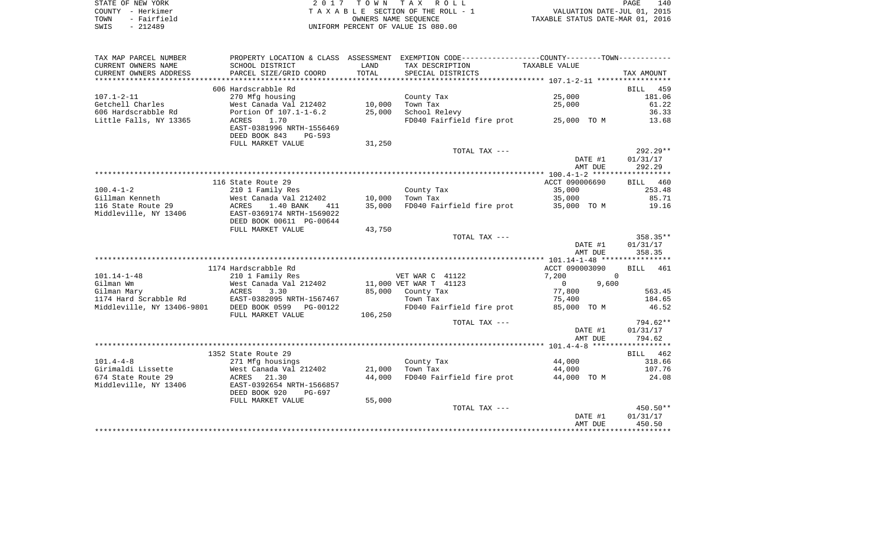STATE OF NEW YORK | COUNTY - Herkimer | TOWN - Fairfield | SWIS - 212489

2017 TOWN TAX ROLL
TAXABLE SECTION OF THE ROLL - 1
OWNERS NAME SEQUENCE
UNIFORM PERCENT OF VALUE IS 080.00

VALUATION DATE-JUL 01, 2015
TAXABLE STATUS DATE-MAR 01, 2016

| TAX MAP PARCEL NUMBER / CURRENT OWNERS NAME / CURRENT OWNERS ADDRESS | PROPERTY LOCATION & CLASS / SCHOOL DISTRICT / PARCEL SIZE/GRID COORD | ASSESSMENT LAND / TOTAL | EXEMPTION CODE / TAX DESCRIPTION / SPECIAL DISTRICTS | COUNTY / TOWN TAXABLE VALUE | TAX AMOUNT |
|---|---|---|---|---|---|
| | 606 Hardscrabble Rd | | | | BILL 459 |
| 107.1-2-11 | 270 Mfg housing | | County Tax | 25,000 | 181.06 |
| Getchell Charles | West Canada Val 212402 | 10,000 | Town Tax | 25,000 | 61.22 |
| 606 Hardscrabble Rd | Portion Of 107.1-1-6.2 | 25,000 | School Relevy | | 36.33 |
| Little Falls, NY 13365 | ACRES 1.70 | | FD040 Fairfield fire prot | 25,000 TO M | 13.68 |
| | EAST-0381996 NRTH-1556469 | | | | |
| | DEED BOOK 843 PG-593 | | | | |
| | FULL MARKET VALUE | 31,250 | | | |
| | | | TOTAL TAX --- | | 292.29** |
| | | | | DATE #1 | 01/31/17 |
| | | | | AMT DUE | 292.29 |
| | 116 State Route 29 | | | ACCT 090006690 | BILL 460 |
| 100.4-1-2 | 210 1 Family Res | | County Tax | 35,000 | 253.48 |
| Gillman Kenneth | West Canada Val 212402 | 10,000 | Town Tax | 35,000 | 85.71 |
| 116 State Route 29 | ACRES 1.40 BANK 411 | 35,000 | FD040 Fairfield fire prot | 35,000 TO M | 19.16 |
| Middleville, NY 13406 | EAST-0369174 NRTH-1569022 | | | | |
| | DEED BOOK 00611 PG-00644 | | | | |
| | FULL MARKET VALUE | 43,750 | | | |
| | | | TOTAL TAX --- | | 358.35** |
| | | | | DATE #1 | 01/31/17 |
| | | | | AMT DUE | 358.35 |
| | 1174 Hardscrabble Rd | | | ACCT 090003090 | BILL 461 |
| 101.14-1-48 | 210 1 Family Res | | VET WAR C 41122 | 7,200 / 0 | |
| Gilman Wm | West Canada Val 212402 | 11,000 | VET WAR T 41123 | 0 / 9,600 | |
| Gilman Mary | ACRES 3.30 | 85,000 | County Tax | 77,800 | 563.45 |
| 1174 Hard Scrabble Rd | EAST-0382095 NRTH-1567467 | | Town Tax | 75,400 | 184.65 |
| Middleville, NY 13406-9801 | DEED BOOK 0599 PG-00122 | | FD040 Fairfield fire prot | 85,000 TO M | 46.52 |
| | FULL MARKET VALUE | 106,250 | | | |
| | | | TOTAL TAX --- | | 794.62** |
| | | | | DATE #1 | 01/31/17 |
| | | | | AMT DUE | 794.62 |
| | 1352 State Route 29 | | | | BILL 462 |
| 101.4-4-8 | 271 Mfg housings | | County Tax | 44,000 | 318.66 |
| Girimaldi Lissette | West Canada Val 212402 | 21,000 | Town Tax | 44,000 | 107.76 |
| 674 State Route 29 | ACRES 21.30 | 44,000 | FD040 Fairfield fire prot | 44,000 TO M | 24.08 |
| Middleville, NY 13406 | EAST-0392654 NRTH-1566857 | | | | |
| | DEED BOOK 920 PG-697 | | | | |
| | FULL MARKET VALUE | 55,000 | | | |
| | | | TOTAL TAX --- | | 450.50** |
| | | | | DATE #1 | 01/31/17 |
| | | | | AMT DUE | 450.50 |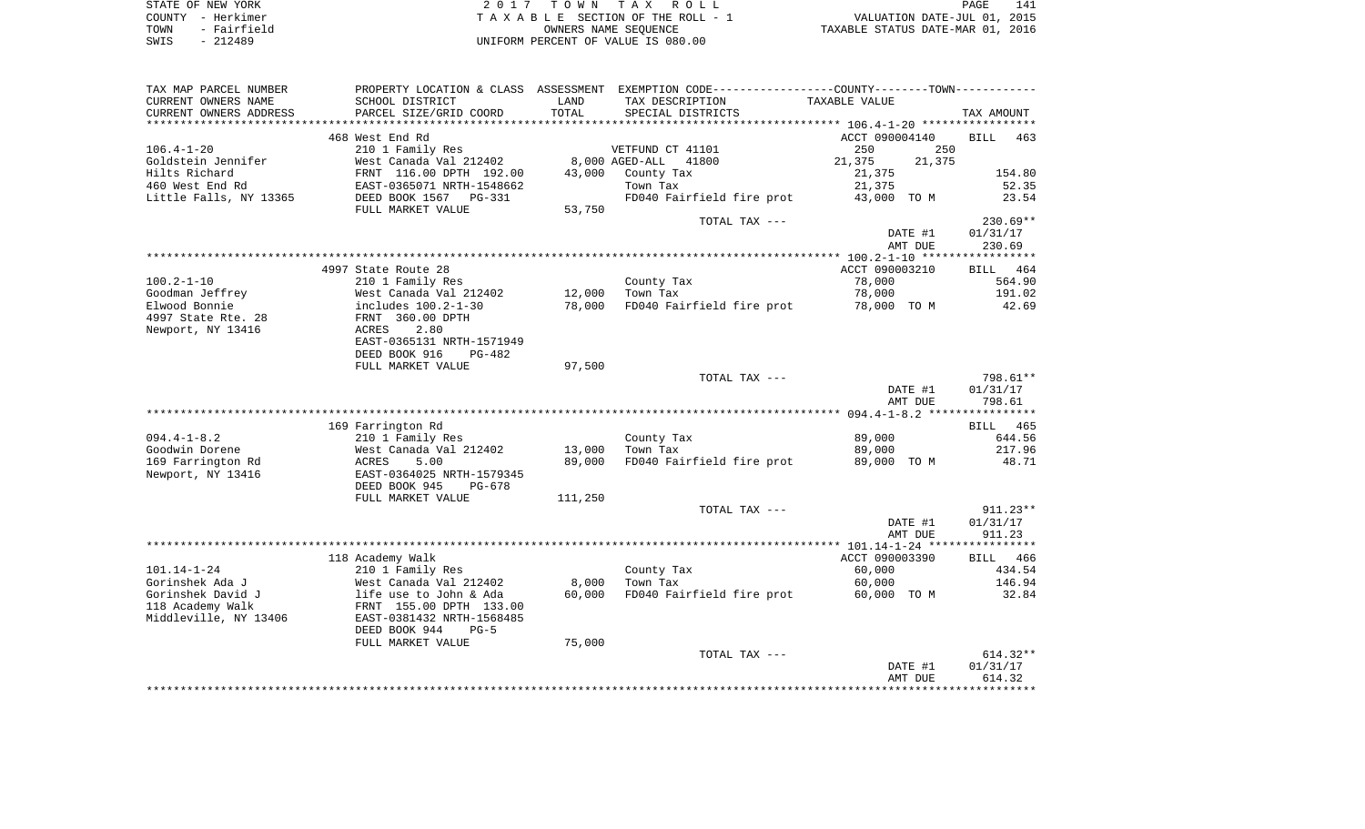STATE OF NEW YORK — 2017 TOWN TAX ROLL
COUNTY - Herkimer — TAXABLE SECTION OF THE ROLL - 1 — VALUATION DATE-JUL 01, 2015
TOWN - Fairfield — OWNERS NAME SEQUENCE — TAXABLE STATUS DATE-MAR 01, 2016
SWIS - 212489 — UNIFORM PERCENT OF VALUE IS 080.00

| TAX MAP PARCEL NUMBER / CURRENT OWNERS NAME / CURRENT OWNERS ADDRESS | PROPERTY LOCATION & CLASS / SCHOOL DISTRICT / PARCEL SIZE/GRID COORD | ASSESSMENT LAND | TOTAL | EXEMPTION CODE / TAX DESCRIPTION / SPECIAL DISTRICTS | COUNTY | TOWN | TAX AMOUNT |
|---|---|---|---|---|---|---|---|
| | 468 West End Rd | | | | ACCT 090004140 | | BILL 463 |
| 106.4-1-20 | 210 1 Family Res | | | VETFUND CT 41101 | 250 | 250 | |
| Goldstein Jennifer | West Canada Val 212402 | 8,000 | | AGED-ALL 41800 | 21,375 | 21,375 | |
| Hilts Richard | FRNT 116.00 DPTH 192.00 | | 43,000 | County Tax | 21,375 | | 154.80 |
| 460 West End Rd | EAST-0365071 NRTH-1548662 | | | Town Tax | 21,375 | | 52.35 |
| Little Falls, NY 13365 | DEED BOOK 1567 PG-331 | | | FD040 Fairfield fire prot | 43,000 TO M | | 23.54 |
| | FULL MARKET VALUE | | 53,750 | | | | |
| | | | | TOTAL TAX --- | | | 230.69** |
| | | | | | DATE #1 | | 01/31/17 |
| | | | | | AMT DUE | | 230.69 |
| | 4997 State Route 28 | | | | ACCT 090003210 | | BILL 464 |
| 100.2-1-10 | 210 1 Family Res | | | County Tax | 78,000 | | 564.90 |
| Goodman Jeffrey | West Canada Val 212402 | 12,000 | | Town Tax | 78,000 | | 191.02 |
| Elwood Bonnie | includes 100.2-1-30 | | 78,000 | FD040 Fairfield fire prot | 78,000 TO M | | 42.69 |
| 4997 State Rte. 28 | FRNT 360.00 DPTH | | | | | | |
| Newport, NY 13416 | ACRES 2.80 | | | | | | |
| | EAST-0365131 NRTH-1571949 | | | | | | |
| | DEED BOOK 916 PG-482 | | | | | | |
| | FULL MARKET VALUE | | 97,500 | | | | |
| | | | | TOTAL TAX --- | | | 798.61** |
| | | | | | DATE #1 | | 01/31/17 |
| | | | | | AMT DUE | | 798.61 |
| | 169 Farrington Rd | | | | | | BILL 465 |
| 094.4-1-8.2 | 210 1 Family Res | | | County Tax | 89,000 | | 644.56 |
| Goodwin Dorene | West Canada Val 212402 | 13,000 | | Town Tax | 89,000 | | 217.96 |
| 169 Farrington Rd | ACRES 5.00 | | 89,000 | FD040 Fairfield fire prot | 89,000 TO M | | 48.71 |
| Newport, NY 13416 | EAST-0364025 NRTH-1579345 | | | | | | |
| | DEED BOOK 945 PG-678 | | | | | | |
| | FULL MARKET VALUE | | 111,250 | | | | |
| | | | | TOTAL TAX --- | | | 911.23** |
| | | | | | DATE #1 | | 01/31/17 |
| | | | | | AMT DUE | | 911.23 |
| | 118 Academy Walk | | | | ACCT 090003390 | | BILL 466 |
| 101.14-1-24 | 210 1 Family Res | | | County Tax | 60,000 | | 434.54 |
| Gorinshek Ada J | West Canada Val 212402 | 8,000 | | Town Tax | 60,000 | | 146.94 |
| Gorinshek David J | life use to John & Ada | | 60,000 | FD040 Fairfield fire prot | 60,000 TO M | | 32.84 |
| 118 Academy Walk | FRNT 155.00 DPTH 133.00 | | | | | | |
| Middleville, NY 13406 | EAST-0381432 NRTH-1568485 | | | | | | |
| | DEED BOOK 944 PG-5 | | | | | | |
| | FULL MARKET VALUE | | 75,000 | | | | |
| | | | | TOTAL TAX --- | | | 614.32** |
| | | | | | DATE #1 | | 01/31/17 |
| | | | | | AMT DUE | | 614.32 |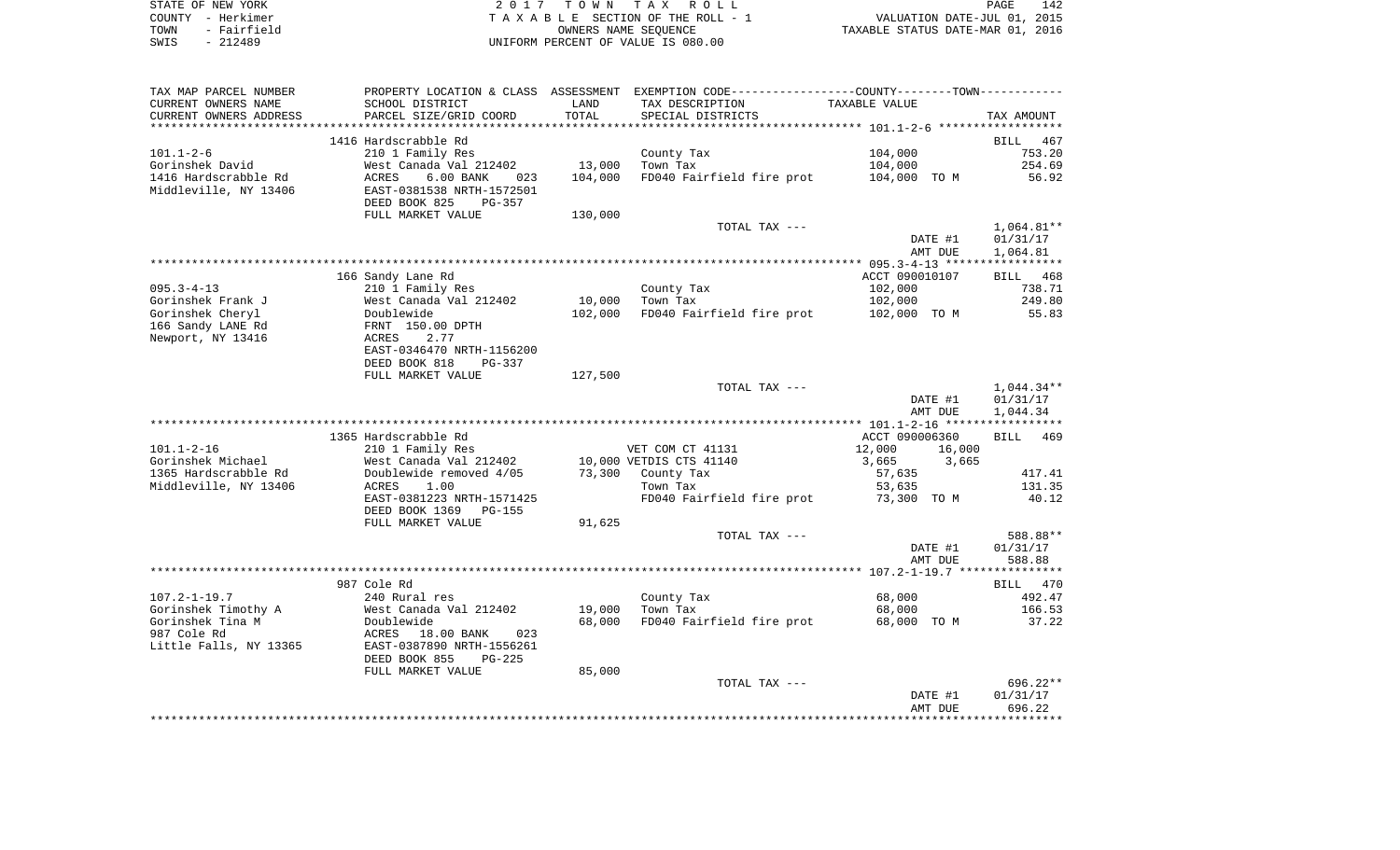STATE OF NEW YORK
COUNTY - Herkimer
TOWN - Fairfield
SWIS - 212489

2017 TOWN TAX ROLL
TAXABLE SECTION OF THE ROLL - 1
OWNERS NAME SEQUENCE
UNIFORM PERCENT OF VALUE IS 080.00

VALUATION DATE-JUL 01, 2015
TAXABLE STATUS DATE-MAR 01, 2016

| TAX MAP PARCEL NUMBER / CURRENT OWNERS NAME / CURRENT OWNERS ADDRESS | PROPERTY LOCATION & CLASS / SCHOOL DISTRICT / PARCEL SIZE/GRID COORD | ASSESSMENT LAND / TOTAL | EXEMPTION CODE / TAX DESCRIPTION / SPECIAL DISTRICTS | COUNTY / TOWN TAXABLE VALUE | TAX AMOUNT |
|---|---|---|---|---|---|
| **101.1-2-6** | 1416 Hardscrabble Rd | | | | BILL 467 |
| 101.1-2-6 | 210 1 Family Res | | County Tax | 104,000 | 753.20 |
| Gorinshek David | West Canada Val 212402 | 13,000 | Town Tax | 104,000 | 254.69 |
| 1416 Hardscrabble Rd | ACRES 6.00 BANK 023 | 104,000 | FD040 Fairfield fire prot | 104,000 TO M | 56.92 |
| Middleville, NY 13406 | EAST-0381538 NRTH-1572501 | | | | |
| | DEED BOOK 825 PG-357 | | | | |
| | FULL MARKET VALUE | 130,000 | | | |
| | | | TOTAL TAX --- | | 1,064.81** |
| | | | | DATE #1 | 01/31/17 |
| | | | | AMT DUE | 1,064.81 |
| **095.3-4-13** | 166 Sandy Lane Rd | | | ACCT 090010107 | BILL 468 |
| 095.3-4-13 | 210 1 Family Res | | County Tax | 102,000 | 738.71 |
| Gorinshek Frank J | West Canada Val 212402 | 10,000 | Town Tax | 102,000 | 249.80 |
| Gorinshek Cheryl | Doublewide | 102,000 | FD040 Fairfield fire prot | 102,000 TO M | 55.83 |
| 166 Sandy LANE Rd | FRNT 150.00 DPTH | | | | |
| Newport, NY 13416 | ACRES 2.77 | | | | |
| | EAST-0346470 NRTH-1156200 | | | | |
| | DEED BOOK 818 PG-337 | | | | |
| | FULL MARKET VALUE | 127,500 | | | |
| | | | TOTAL TAX --- | | 1,044.34** |
| | | | | DATE #1 | 01/31/17 |
| | | | | AMT DUE | 1,044.34 |
| **101.1-2-16** | 1365 Hardscrabble Rd | | | ACCT 090006360 | BILL 469 |
| 101.1-2-16 | 210 1 Family Res | | VET COM CT 41131 | 12,000 16,000 | |
| Gorinshek Michael | West Canada Val 212402 | 10,000 | VETDIS CTS 41140 | 3,665 3,665 | |
| 1365 Hardscrabble Rd | Doublewide removed 4/05 | 73,300 | County Tax | 57,635 | 417.41 |
| Middleville, NY 13406 | ACRES 1.00 | | Town Tax | 53,635 | 131.35 |
| | EAST-0381223 NRTH-1571425 | | FD040 Fairfield fire prot | 73,300 TO M | 40.12 |
| | DEED BOOK 1369 PG-155 | | | | |
| | FULL MARKET VALUE | 91,625 | | | |
| | | | TOTAL TAX --- | | 588.88** |
| | | | | DATE #1 | 01/31/17 |
| | | | | AMT DUE | 588.88 |
| **107.2-1-19.7** | 987 Cole Rd | | | | BILL 470 |
| 107.2-1-19.7 | 240 Rural res | | County Tax | 68,000 | 492.47 |
| Gorinshek Timothy A | West Canada Val 212402 | 19,000 | Town Tax | 68,000 | 166.53 |
| Gorinshek Tina M | Doublewide | 68,000 | FD040 Fairfield fire prot | 68,000 TO M | 37.22 |
| 987 Cole Rd | ACRES 18.00 BANK 023 | | | | |
| Little Falls, NY 13365 | EAST-0387890 NRTH-1556261 | | | | |
| | DEED BOOK 855 PG-225 | | | | |
| | FULL MARKET VALUE | 85,000 | | | |
| | | | TOTAL TAX --- | | 696.22** |
| | | | | DATE #1 | 01/31/17 |
| | | | | AMT DUE | 696.22 |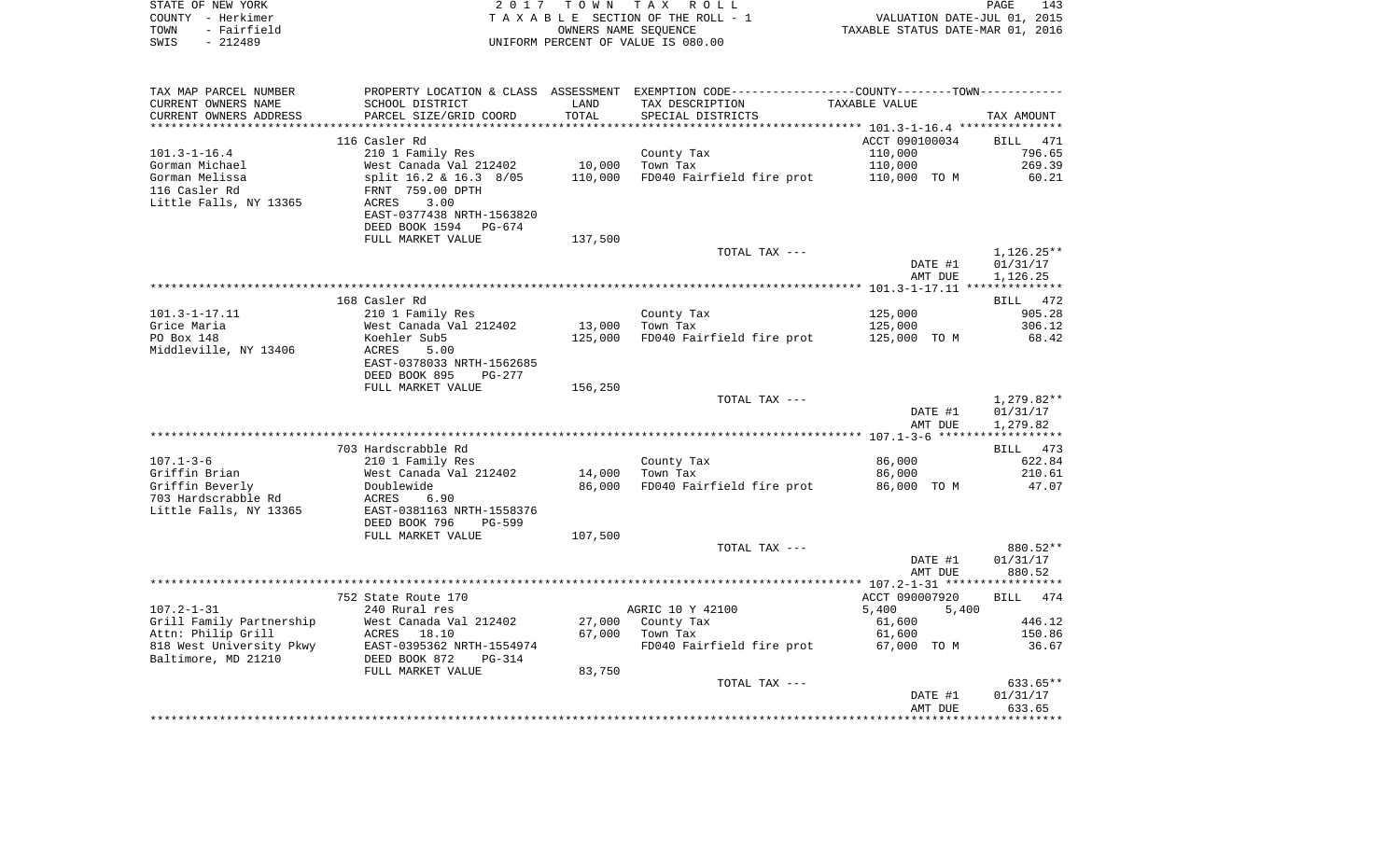STATE OF NEW YORK | 2017 TOWN TAX ROLL | PAGE 143
COUNTY - Herkimer | TAXABLE SECTION OF THE ROLL - 1 | VALUATION DATE-JUL 01, 2015
TOWN - Fairfield | OWNERS NAME SEQUENCE | TAXABLE STATUS DATE-MAR 01, 2016
SWIS - 212489 | UNIFORM PERCENT OF VALUE IS 080.00

| TAX MAP PARCEL NUMBER / CURRENT OWNERS NAME / CURRENT OWNERS ADDRESS | PROPERTY LOCATION & CLASS / SCHOOL DISTRICT / PARCEL SIZE/GRID COORD | ASSESSMENT LAND | TOTAL | EXEMPTION CODE / TAX DESCRIPTION / SPECIAL DISTRICTS | COUNTY / TOWN TAXABLE VALUE | TAX AMOUNT |
|---|---|---|---|---|---|---|
| | 116 Casler Rd | | | | ACCT 090100034 | BILL 471 |
| 101.3-1-16.4 | 210 1 Family Res | | | County Tax | 110,000 | 796.65 |
| Gorman Michael | West Canada Val 212402 | 10,000 | | Town Tax | 110,000 | 269.39 |
| Gorman Melissa | split 16.2 & 16.3 8/05 | | 110,000 | FD040 Fairfield fire prot | 110,000 TO M | 60.21 |
| 116 Casler Rd | FRNT 759.00 DPTH | | | | | |
| Little Falls, NY 13365 | ACRES 3.00 | | | | | |
| | EAST-0377438 NRTH-1563820 | | | | | |
| | DEED BOOK 1594 PG-674 | | | | | |
| | FULL MARKET VALUE | | 137,500 | | | |
| | | | | TOTAL TAX --- | | 1,126.25** |
| | | | | | DATE #1 | 01/31/17 |
| | | | | | AMT DUE | 1,126.25 |
| | 168 Casler Rd | | | | | BILL 472 |
| 101.3-1-17.11 | 210 1 Family Res | | | County Tax | 125,000 | 905.28 |
| Grice Maria | West Canada Val 212402 | 13,000 | | Town Tax | 125,000 | 306.12 |
| PO Box 148 | Koehler Sub5 | | 125,000 | FD040 Fairfield fire prot | 125,000 TO M | 68.42 |
| Middleville, NY 13406 | ACRES 5.00 | | | | | |
| | EAST-0378033 NRTH-1562685 | | | | | |
| | DEED BOOK 895 PG-277 | | | | | |
| | FULL MARKET VALUE | | 156,250 | | | |
| | | | | TOTAL TAX --- | | 1,279.82** |
| | | | | | DATE #1 | 01/31/17 |
| | | | | | AMT DUE | 1,279.82 |
| | 703 Hardscrabble Rd | | | | | BILL 473 |
| 107.1-3-6 | 210 1 Family Res | | | County Tax | 86,000 | 622.84 |
| Griffin Brian | West Canada Val 212402 | 14,000 | | Town Tax | 86,000 | 210.61 |
| Griffin Beverly | Doublewide | | 86,000 | FD040 Fairfield fire prot | 86,000 TO M | 47.07 |
| 703 Hardscrabble Rd | ACRES 6.90 | | | | | |
| Little Falls, NY 13365 | EAST-0381163 NRTH-1558376 | | | | | |
| | DEED BOOK 796 PG-599 | | | | | |
| | FULL MARKET VALUE | | 107,500 | | | |
| | | | | TOTAL TAX --- | | 880.52** |
| | | | | | DATE #1 | 01/31/17 |
| | | | | | AMT DUE | 880.52 |
| | 752 State Route 170 | | | | ACCT 090007920 | BILL 474 |
| 107.2-1-31 | 240 Rural res | | | AGRIC 10 Y 42100 | 5,400 5,400 | |
| Grill Family Partnership | West Canada Val 212402 | 27,000 | | County Tax | 61,600 | 446.12 |
| Attn: Philip Grill | ACRES 18.10 | | 67,000 | Town Tax | 61,600 | 150.86 |
| 818 West University Pkwy | EAST-0395362 NRTH-1554974 | | | FD040 Fairfield fire prot | 67,000 TO M | 36.67 |
| Baltimore, MD 21210 | DEED BOOK 872 PG-314 | | | | | |
| | FULL MARKET VALUE | | 83,750 | | | |
| | | | | TOTAL TAX --- | | 633.65** |
| | | | | | DATE #1 | 01/31/17 |
| | | | | | AMT DUE | 633.65 |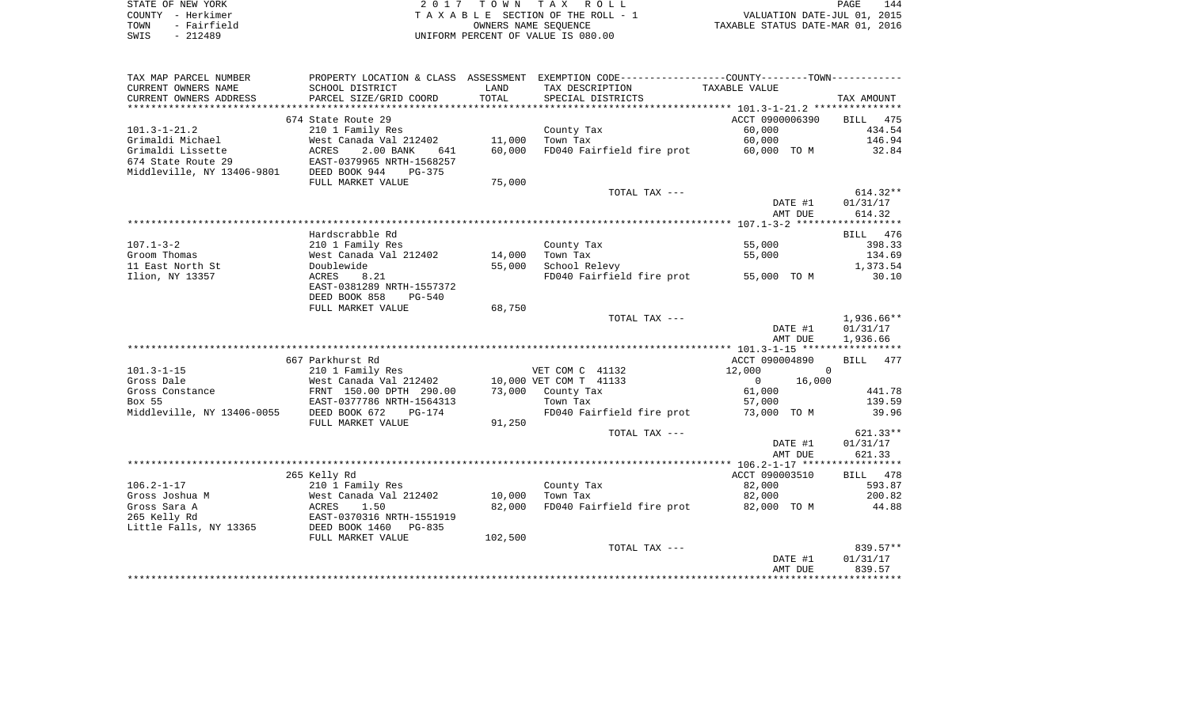STATE OF NEW YORK | 2017 TOWN TAX ROLL | VALUATION DATE-JUL 01, 2015
COUNTY - Herkimer | TAXABLE SECTION OF THE ROLL - 1 | TAXABLE STATUS DATE-MAR 01, 2016
TOWN - Fairfield | OWNERS NAME SEQUENCE
SWIS - 212489 | UNIFORM PERCENT OF VALUE IS 080.00

| TAX MAP PARCEL NUMBER / CURRENT OWNERS NAME / CURRENT OWNERS ADDRESS | PROPERTY LOCATION & CLASS / SCHOOL DISTRICT / PARCEL SIZE/GRID COORD | ASSESSMENT LAND / TOTAL | EXEMPTION CODE / TAX DESCRIPTION / SPECIAL DISTRICTS | COUNTY--------TOWN TAXABLE VALUE | TAX AMOUNT |
|---|---|---|---|---|---|
| 101.3-1-21.2 | 674 State Route 29 | | | ACCT 0900006390 | BILL 475 |
| | 210 1 Family Res | | County Tax | 60,000 | 434.54 |
| Grimaldi Michael | West Canada Val 212402 | 11,000 | Town Tax | 60,000 | 146.94 |
| Grimaldi Lissette | ACRES 2.00 BANK 641 | 60,000 | FD040 Fairfield fire prot | 60,000 TO M | 32.84 |
| 674 State Route 29 | EAST-0379965 NRTH-1568257 | | | | |
| Middleville, NY 13406-9801 | DEED BOOK 944 PG-375 | | | | |
| | FULL MARKET VALUE | 75,000 | | | |
| | | | TOTAL TAX --- | | 614.32** |
| | | | | DATE #1 | 01/31/17 |
| | | | | AMT DUE | 614.32 |
| 107.1-3-2 | Hardscrabble Rd | | | | BILL 476 |
| | 210 1 Family Res | | County Tax | 55,000 | 398.33 |
| Groom Thomas | West Canada Val 212402 | 14,000 | Town Tax | 55,000 | 134.69 |
| 11 East North St | Doublewide | 55,000 | School Relevy | | 1,373.54 |
| Ilion, NY 13357 | ACRES 8.21 | | FD040 Fairfield fire prot | 55,000 TO M | 30.10 |
| | EAST-0381289 NRTH-1557372 | | | | |
| | DEED BOOK 858 PG-540 | | | | |
| | FULL MARKET VALUE | 68,750 | | | |
| | | | TOTAL TAX --- | | 1,936.66** |
| | | | | DATE #1 | 01/31/17 |
| | | | | AMT DUE | 1,936.66 |
| 101.3-1-15 | 667 Parkhurst Rd | | | ACCT 090004890 | BILL 477 |
| | 210 1 Family Res | | VET COM C 41132 | 12,000 0 | |
| Gross Dale | West Canada Val 212402 | 10,000 | VET COM T 41133 | 0 16,000 | |
| Gross Constance | FRNT 150.00 DPTH 290.00 | 73,000 | County Tax | 61,000 | 441.78 |
| Box 55 | EAST-0377786 NRTH-1564313 | | Town Tax | 57,000 | 139.59 |
| Middleville, NY 13406-0055 | DEED BOOK 672 PG-174 | | FD040 Fairfield fire prot | 73,000 TO M | 39.96 |
| | FULL MARKET VALUE | 91,250 | | | |
| | | | TOTAL TAX --- | | 621.33** |
| | | | | DATE #1 | 01/31/17 |
| | | | | AMT DUE | 621.33 |
| 106.2-1-17 | 265 Kelly Rd | | | ACCT 090003510 | BILL 478 |
| | 210 1 Family Res | | County Tax | 82,000 | 593.87 |
| Gross Joshua M | West Canada Val 212402 | 10,000 | Town Tax | 82,000 | 200.82 |
| Gross Sara A | ACRES 1.50 | 82,000 | FD040 Fairfield fire prot | 82,000 TO M | 44.88 |
| 265 Kelly Rd | EAST-0370316 NRTH-1551919 | | | | |
| Little Falls, NY 13365 | DEED BOOK 1460 PG-835 | | | | |
| | FULL MARKET VALUE | 102,500 | | | |
| | | | TOTAL TAX --- | | 839.57** |
| | | | | DATE #1 | 01/31/17 |
| | | | | AMT DUE | 839.57 |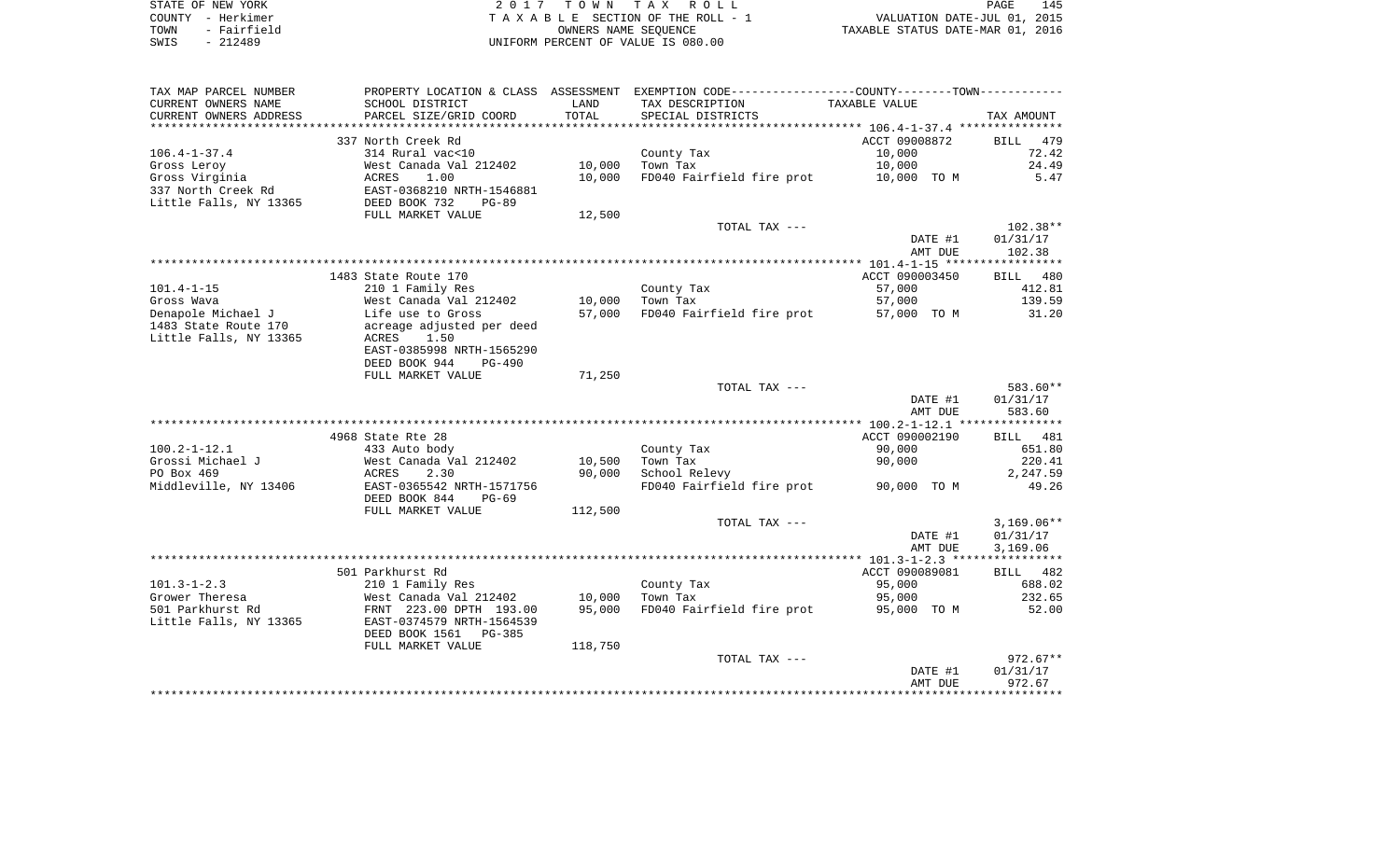STATE OF NEW YORK — COUNTY - Herkimer — TOWN - Fairfield — SWIS - 212489

2017 TOWN TAX ROLL
TAXABLE SECTION OF THE ROLL - 1
OWNERS NAME SEQUENCE
UNIFORM PERCENT OF VALUE IS 080.00

VALUATION DATE-JUL 01, 2015
TAXABLE STATUS DATE-MAR 01, 2016

| TAX MAP PARCEL NUMBER / CURRENT OWNERS NAME / CURRENT OWNERS ADDRESS | PROPERTY LOCATION & CLASS / SCHOOL DISTRICT / PARCEL SIZE/GRID COORD | ASSESSMENT LAND / TOTAL | EXEMPTION CODE / TAX DESCRIPTION / SPECIAL DISTRICTS | COUNTY--------TOWN TAXABLE VALUE | TAX AMOUNT |
|---|---|---|---|---|---|
| | 337 North Creek Rd | | | ACCT 09008872 | BILL 479 |
| 106.4-1-37.4 | 314 Rural vac<10 | | County Tax | 10,000 | 72.42 |
| Gross Leroy | West Canada Val 212402 | 10,000 | Town Tax | 10,000 | 24.49 |
| Gross Virginia | ACRES 1.00 | 10,000 | FD040 Fairfield fire prot | 10,000 TO M | 5.47 |
| 337 North Creek Rd | EAST-0368210 NRTH-1546881 | | | | |
| Little Falls, NY 13365 | DEED BOOK 732 PG-89 | | | | |
| | FULL MARKET VALUE | 12,500 | | | |
| | | | TOTAL TAX --- | | 102.38** |
| | | | | DATE #1 | 01/31/17 |
| | | | | AMT DUE | 102.38 |
| | 1483 State Route 170 | | | ACCT 090003450 | BILL 480 |
| 101.4-1-15 | 210 1 Family Res | | County Tax | 57,000 | 412.81 |
| Gross Wava | West Canada Val 212402 | 10,000 | Town Tax | 57,000 | 139.59 |
| Denapole Michael J | Life use to Gross | 57,000 | FD040 Fairfield fire prot | 57,000 TO M | 31.20 |
| 1483 State Route 170 | acreage adjusted per deed | | | | |
| Little Falls, NY 13365 | ACRES 1.50 | | | | |
| | EAST-0385998 NRTH-1565290 | | | | |
| | DEED BOOK 944 PG-490 | | | | |
| | FULL MARKET VALUE | 71,250 | | | |
| | | | TOTAL TAX --- | | 583.60** |
| | | | | DATE #1 | 01/31/17 |
| | | | | AMT DUE | 583.60 |
| | 4968 State Rte 28 | | | ACCT 090002190 | BILL 481 |
| 100.2-1-12.1 | 433 Auto body | | County Tax | 90,000 | 651.80 |
| Grossi Michael J | West Canada Val 212402 | 10,500 | Town Tax | 90,000 | 220.41 |
| PO Box 469 | ACRES 2.30 | 90,000 | School Relevy | | 2,247.59 |
| Middleville, NY 13406 | EAST-0365542 NRTH-1571756 | | FD040 Fairfield fire prot | 90,000 TO M | 49.26 |
| | DEED BOOK 844 PG-69 | | | | |
| | FULL MARKET VALUE | 112,500 | | | |
| | | | TOTAL TAX --- | | 3,169.06** |
| | | | | DATE #1 | 01/31/17 |
| | | | | AMT DUE | 3,169.06 |
| | 501 Parkhurst Rd | | | ACCT 090089081 | BILL 482 |
| 101.3-1-2.3 | 210 1 Family Res | | County Tax | 95,000 | 688.02 |
| Grower Theresa | West Canada Val 212402 | 10,000 | Town Tax | 95,000 | 232.65 |
| 501 Parkhurst Rd | FRNT 223.00 DPTH 193.00 | 95,000 | FD040 Fairfield fire prot | 95,000 TO M | 52.00 |
| Little Falls, NY 13365 | EAST-0374579 NRTH-1564539 | | | | |
| | DEED BOOK 1561 PG-385 | | | | |
| | FULL MARKET VALUE | 118,750 | | | |
| | | | TOTAL TAX --- | | 972.67** |
| | | | | DATE #1 | 01/31/17 |
| | | | | AMT DUE | 972.67 |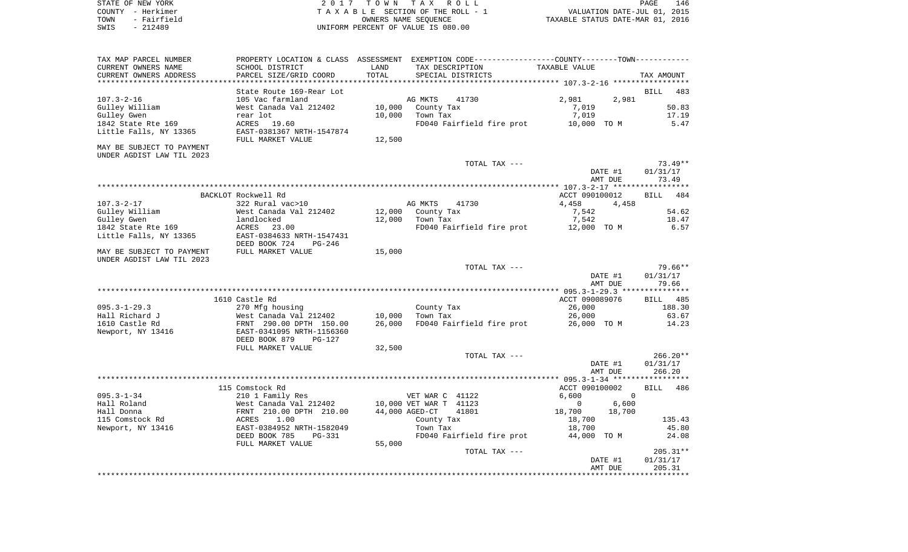STATE OF NEW YORK | 2017 TOWN TAX ROLL
COUNTY - Herkimer | TAXABLE SECTION OF THE ROLL - 1 | VALUATION DATE-JUL 01, 2015
TOWN - Fairfield | OWNERS NAME SEQUENCE | TAXABLE STATUS DATE-MAR 01, 2016
SWIS - 212489 | UNIFORM PERCENT OF VALUE IS 080.00

| TAX MAP PARCEL NUMBER<br>CURRENT OWNERS NAME<br>CURRENT OWNERS ADDRESS | PROPERTY LOCATION & CLASS<br>SCHOOL DISTRICT<br>PARCEL SIZE/GRID COORD | ASSESSMENT<br>LAND<br>TOTAL | EXEMPTION CODE<br>TAX DESCRIPTION<br>SPECIAL DISTRICTS | COUNTY / TOWN<br>TAXABLE VALUE | TAX AMOUNT |
|---|---|---|---|---|---|
| **107.3-2-16** | State Route 169-Rear Lot | | | | BILL 483 |
| 107.3-2-16 | 105 Vac farmland | | AG MKTS 41730 | 2,981 2,981 | |
| Gulley William | West Canada Val 212402 | 10,000 | County Tax | 7,019 | 50.83 |
| Gulley Gwen | rear lot | 10,000 | Town Tax | 7,019 | 17.19 |
| 1842 State Rte 169 | ACRES 19.60 | | FD040 Fairfield fire prot | 10,000 TO M | 5.47 |
| Little Falls, NY 13365 | EAST-0381367 NRTH-1547874 | | | | |
| | FULL MARKET VALUE | 12,500 | | | |
| MAY BE SUBJECT TO PAYMENT UNDER AGDIST LAW TIL 2023 | | | | | |
| | | | TOTAL TAX --- | | 73.49** |
| | | | | DATE #1 | 01/31/17 |
| | | | | AMT DUE | 73.49 |
| **107.3-2-17** | BACKLOT Rockwell Rd | | | ACCT 090100012 | BILL 484 |
| 107.3-2-17 | 322 Rural vac>10 | | AG MKTS 41730 | 4,458 4,458 | |
| Gulley William | West Canada Val 212402 | 12,000 | County Tax | 7,542 | 54.62 |
| Gulley Gwen | landlocked | 12,000 | Town Tax | 7,542 | 18.47 |
| 1842 State Rte 169 | ACRES 23.00 | | FD040 Fairfield fire prot | 12,000 TO M | 6.57 |
| Little Falls, NY 13365 | EAST-0384633 NRTH-1547431 | | | | |
| | DEED BOOK 724 PG-246 | | | | |
| MAY BE SUBJECT TO PAYMENT UNDER AGDIST LAW TIL 2023 | FULL MARKET VALUE | 15,000 | | | |
| | | | TOTAL TAX --- | | 79.66** |
| | | | | DATE #1 | 01/31/17 |
| | | | | AMT DUE | 79.66 |
| **095.3-1-29.3** | 1610 Castle Rd | | | ACCT 090089076 | BILL 485 |
| 095.3-1-29.3 | 270 Mfg housing | | County Tax | 26,000 | 188.30 |
| Hall Richard J | West Canada Val 212402 | 10,000 | Town Tax | 26,000 | 63.67 |
| 1610 Castle Rd | FRNT 290.00 DPTH 150.00 | 26,000 | FD040 Fairfield fire prot | 26,000 TO M | 14.23 |
| Newport, NY 13416 | EAST-0341095 NRTH-1156360 | | | | |
| | DEED BOOK 879 PG-127 | | | | |
| | FULL MARKET VALUE | 32,500 | | | |
| | | | TOTAL TAX --- | | 266.20** |
| | | | | DATE #1 | 01/31/17 |
| | | | | AMT DUE | 266.20 |
| **095.3-1-34** | 115 Comstock Rd | | | ACCT 090100002 | BILL 486 |
| 095.3-1-34 | 210 1 Family Res | | VET WAR C 41122 | 6,600 0 | |
| Hall Roland | West Canada Val 212402 | 10,000 | VET WAR T 41123 | 0 6,600 | |
| Hall Donna | FRNT 210.00 DPTH 210.00 | 44,000 | AGED-CT 41801 | 18,700 18,700 | |
| 115 Comstock Rd | ACRES 1.00 | | County Tax | 18,700 | 135.43 |
| Newport, NY 13416 | EAST-0384952 NRTH-1582049 | | Town Tax | 18,700 | 45.80 |
| | DEED BOOK 785 PG-331 | | FD040 Fairfield fire prot | 44,000 TO M | 24.08 |
| | FULL MARKET VALUE | 55,000 | | | |
| | | | TOTAL TAX --- | | 205.31** |
| | | | | DATE #1 | 01/31/17 |
| | | | | AMT DUE | 205.31 |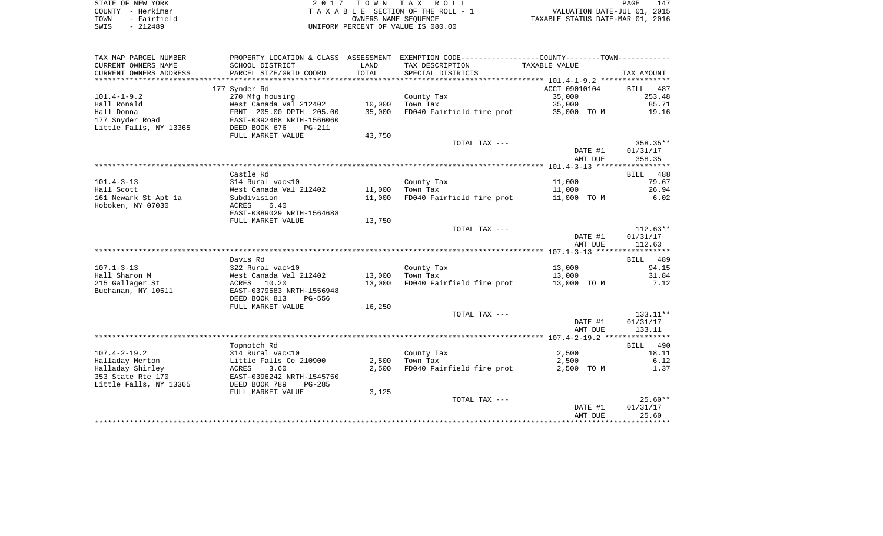STATE OF NEW YORK
COUNTY - Herkimer
TOWN - Fairfield
SWIS - 212489

2 0 1 7 T O W N T A X R O L L
T A X A B L E SECTION OF THE ROLL - 1
OWNERS NAME SEQUENCE
UNIFORM PERCENT OF VALUE IS 080.00

VALUATION DATE-JUL 01, 2015
TAXABLE STATUS DATE-MAR 01, 2016

| TAX MAP PARCEL NUMBER / CURRENT OWNERS NAME / CURRENT OWNERS ADDRESS | PROPERTY LOCATION & CLASS / SCHOOL DISTRICT / PARCEL SIZE/GRID COORD | ASSESSMENT LAND / TOTAL | EXEMPTION CODE / TAX DESCRIPTION / SPECIAL DISTRICTS | TAXABLE VALUE | TAX AMOUNT |
|---|---|---|---|---|---|
| | 177 Synder Rd | | | ACCT 09010104 | BILL 487 |
| 101.4-1-9.2 | 270 Mfg housing | | County Tax | 35,000 | 253.48 |
| Hall Ronald | West Canada Val 212402 | 10,000 | Town Tax | 35,000 | 85.71 |
| Hall Donna | FRNT 205.00 DPTH 205.00 | 35,000 | FD040 Fairfield fire prot | 35,000 TO M | 19.16 |
| 177 Snyder Road | EAST-0392468 NRTH-1566060 | | | | |
| Little Falls, NY 13365 | DEED BOOK 676 PG-211 | | | | |
| | FULL MARKET VALUE | 43,750 | | | |
| | | | TOTAL TAX --- | | 358.35** |
| | | | | DATE #1 | 01/31/17 |
| | | | | AMT DUE | 358.35 |
| | Castle Rd | | | | BILL 488 |
| 101.4-3-13 | 314 Rural vac<10 | | County Tax | 11,000 | 79.67 |
| Hall Scott | West Canada Val 212402 | 11,000 | Town Tax | 11,000 | 26.94 |
| 161 Newark St Apt 1a | Subdivision | 11,000 | FD040 Fairfield fire prot | 11,000 TO M | 6.02 |
| Hoboken, NY 07030 | ACRES 6.40 | | | | |
| | EAST-0389029 NRTH-1564688 | | | | |
| | FULL MARKET VALUE | 13,750 | | | |
| | | | TOTAL TAX --- | | 112.63** |
| | | | | DATE #1 | 01/31/17 |
| | | | | AMT DUE | 112.63 |
| | Davis Rd | | | | BILL 489 |
| 107.1-3-13 | 322 Rural vac>10 | | County Tax | 13,000 | 94.15 |
| Hall Sharon M | West Canada Val 212402 | 13,000 | Town Tax | 13,000 | 31.84 |
| 215 Gallager St | ACRES 10.20 | 13,000 | FD040 Fairfield fire prot | 13,000 TO M | 7.12 |
| Buchanan, NY 10511 | EAST-0379583 NRTH-1556948 | | | | |
| | DEED BOOK 813 PG-556 | | | | |
| | FULL MARKET VALUE | 16,250 | | | |
| | | | TOTAL TAX --- | | 133.11** |
| | | | | DATE #1 | 01/31/17 |
| | | | | AMT DUE | 133.11 |
| | Topnotch Rd | | | | BILL 490 |
| 107.4-2-19.2 | 314 Rural vac<10 | | County Tax | 2,500 | 18.11 |
| Halladay Merton | Little Falls Ce 210900 | 2,500 | Town Tax | 2,500 | 6.12 |
| Halladay Shirley | ACRES 3.60 | 2,500 | FD040 Fairfield fire prot | 2,500 TO M | 1.37 |
| 353 State Rte 170 | EAST-0396242 NRTH-1545750 | | | | |
| Little Falls, NY 13365 | DEED BOOK 789 PG-285 | | | | |
| | FULL MARKET VALUE | 3,125 | | | |
| | | | TOTAL TAX --- | | 25.60** |
| | | | | DATE #1 | 01/31/17 |
| | | | | AMT DUE | 25.60 |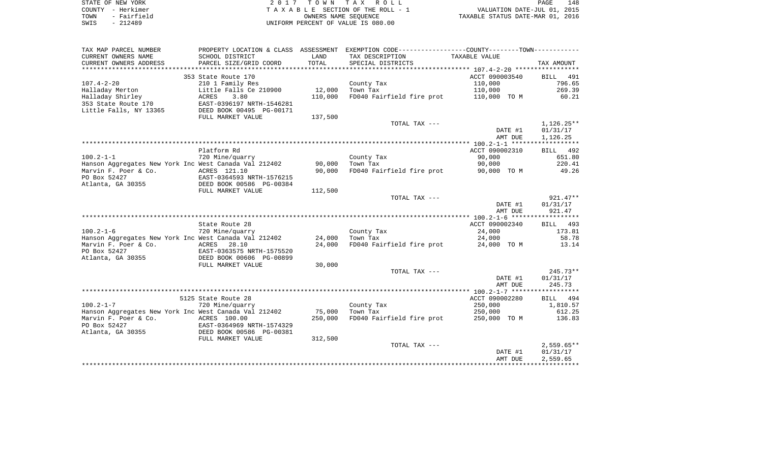STATE OF NEW YORK | 2 0 1 7 T O W N T A X R O L L
COUNTY - Herkimer | T A X A B L E SECTION OF THE ROLL - 1 | VALUATION DATE-JUL 01, 2015
TOWN - Fairfield | OWNERS NAME SEQUENCE | TAXABLE STATUS DATE-MAR 01, 2016
SWIS - 212489 | UNIFORM PERCENT OF VALUE IS 080.00

| TAX MAP PARCEL NUMBER / CURRENT OWNERS NAME / CURRENT OWNERS ADDRESS | PROPERTY LOCATION & CLASS / SCHOOL DISTRICT / PARCEL SIZE/GRID COORD | ASSESSMENT LAND / TOTAL | EXEMPTION CODE / TAX DESCRIPTION / SPECIAL DISTRICTS | COUNTY--------TOWN TAXABLE VALUE | TAX AMOUNT |
|---|---|---|---|---|---|
| 107.4-2-20 | 353 State Route 170 | | | ACCT 090003540 | BILL 491 |
| Halladay Merton | 210 1 Family Res | | County Tax | 110,000 | 796.65 |
| Halladay Shirley | Little Falls Ce 210900 | 12,000 | Town Tax | 110,000 | 269.39 |
| 353 State Route 170 | ACRES 3.80 | 110,000 | FD040 Fairfield fire prot | 110,000 TO M | 60.21 |
| Little Falls, NY 13365 | EAST-0396197 NRTH-1546281 | | | | |
| | DEED BOOK 00495 PG-00171 | | | | |
| | FULL MARKET VALUE | 137,500 | | | |
| | | | TOTAL TAX --- | | 1,126.25** |
| | | | | DATE #1 | 01/31/17 |
| | | | | AMT DUE | 1,126.25 |
| 100.2-1-1 | Platform Rd | | | ACCT 090002310 | BILL 492 |
| Hanson Aggregates New York Inc | 720 Mine/quarry | | County Tax | 90,000 | 651.80 |
| Marvin F. Poer & Co. | West Canada Val 212402 | 90,000 | Town Tax | 90,000 | 220.41 |
| PO Box 52427 | ACRES 121.10 | 90,000 | FD040 Fairfield fire prot | 90,000 TO M | 49.26 |
| Atlanta, GA 30355 | EAST-0364593 NRTH-1576215 | | | | |
| | DEED BOOK 00586 PG-00384 | | | | |
| | FULL MARKET VALUE | 112,500 | | | |
| | | | TOTAL TAX --- | | 921.47** |
| | | | | DATE #1 | 01/31/17 |
| | | | | AMT DUE | 921.47 |
| 100.2-1-6 | State Route 28 | | | ACCT 090002340 | BILL 493 |
| Hanson Aggregates New York Inc | 720 Mine/quarry | | County Tax | 24,000 | 173.81 |
| Marvin F. Poer & Co. | West Canada Val 212402 | 24,000 | Town Tax | 24,000 | 58.78 |
| PO Box 52427 | ACRES 28.10 | 24,000 | FD040 Fairfield fire prot | 24,000 TO M | 13.14 |
| Atlanta, GA 30355 | EAST-0363575 NRTH-1575520 | | | | |
| | DEED BOOK 00606 PG-00899 | | | | |
| | FULL MARKET VALUE | 30,000 | | | |
| | | | TOTAL TAX --- | | 245.73** |
| | | | | DATE #1 | 01/31/17 |
| | | | | AMT DUE | 245.73 |
| 100.2-1-7 | 5125 State Route 28 | | | ACCT 090002280 | BILL 494 |
| Hanson Aggregates New York Inc | 720 Mine/quarry | | County Tax | 250,000 | 1,810.57 |
| Marvin F. Poer & Co. | West Canada Val 212402 | 75,000 | Town Tax | 250,000 | 612.25 |
| PO Box 52427 | ACRES 100.00 | 250,000 | FD040 Fairfield fire prot | 250,000 TO M | 136.83 |
| Atlanta, GA 30355 | EAST-0364969 NRTH-1574329 | | | | |
| | DEED BOOK 00586 PG-00381 | | | | |
| | FULL MARKET VALUE | 312,500 | | | |
| | | | TOTAL TAX --- | | 2,559.65** |
| | | | | DATE #1 | 01/31/17 |
| | | | | AMT DUE | 2,559.65 |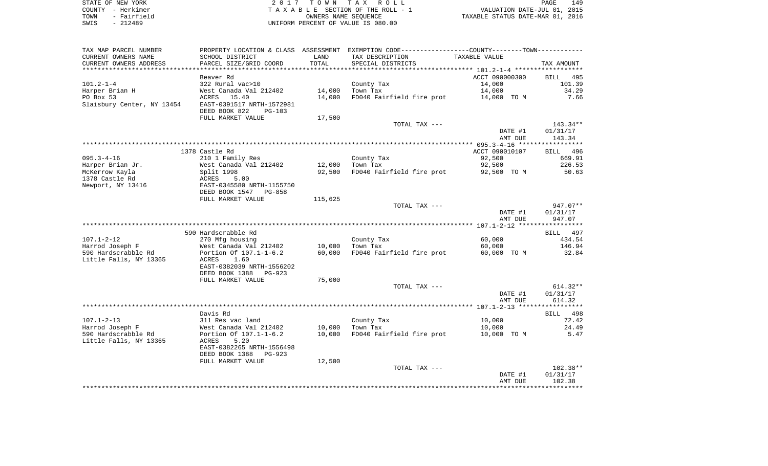STATE OF NEW YORK
COUNTY - Herkimer
TOWN - Fairfield
SWIS - 212489

2 0 1 7 T O W N T A X R O L L
T A X A B L E SECTION OF THE ROLL - 1
OWNERS NAME SEQUENCE
UNIFORM PERCENT OF VALUE IS 080.00

VALUATION DATE-JUL 01, 2015
TAXABLE STATUS DATE-MAR 01, 2016

| TAX MAP PARCEL NUMBER / CURRENT OWNERS NAME / CURRENT OWNERS ADDRESS | PROPERTY LOCATION & CLASS / SCHOOL DISTRICT / PARCEL SIZE/GRID COORD | ASSESSMENT LAND / TOTAL | EXEMPTION CODE / TAX DESCRIPTION / SPECIAL DISTRICTS | COUNTY--------TOWN / TAXABLE VALUE | TAX AMOUNT |
|---|---|---|---|---|---|
| **101.2-1-4** | | | | | |
| | Beaver Rd | | | ACCT 090000300 | BILL 495 |
| 101.2-1-4 | 322 Rural vac>10 | | County Tax | 14,000 | 101.39 |
| Harper Brian H | West Canada Val 212402 | 14,000 | Town Tax | 14,000 | 34.29 |
| PO Box 53 | ACRES 15.40 | 14,000 | FD040 Fairfield fire prot | 14,000 TO M | 7.66 |
| Slaisbury Center, NY 13454 | EAST-0391517 NRTH-1572981 | | | | |
| | DEED BOOK 822 PG-103 | | | | |
| | FULL MARKET VALUE | 17,500 | | | |
| | | | TOTAL TAX --- | | 143.34** |
| | | | | DATE #1 | 01/31/17 |
| | | | | AMT DUE | 143.34 |
| **095.3-4-16** | | | | | |
| | 1378 Castle Rd | | | ACCT 090010107 | BILL 496 |
| 095.3-4-16 | 210 1 Family Res | | County Tax | 92,500 | 669.91 |
| Harper Brian Jr. | West Canada Val 212402 | 12,000 | Town Tax | 92,500 | 226.53 |
| McKerrow Kayla | Split 1998 | 92,500 | FD040 Fairfield fire prot | 92,500 TO M | 50.63 |
| 1378 Castle Rd | ACRES 5.00 | | | | |
| Newport, NY 13416 | EAST-0345580 NRTH-1155750 | | | | |
| | DEED BOOK 1547 PG-858 | | | | |
| | FULL MARKET VALUE | 115,625 | | | |
| | | | TOTAL TAX --- | | 947.07** |
| | | | | DATE #1 | 01/31/17 |
| | | | | AMT DUE | 947.07 |
| **107.1-2-12** | | | | | |
| | 590 Hardscrabble Rd | | | | BILL 497 |
| 107.1-2-12 | 270 Mfg housing | | County Tax | 60,000 | 434.54 |
| Harrod Joseph F | West Canada Val 212402 | 10,000 | Town Tax | 60,000 | 146.94 |
| 590 Hardscrabble Rd | Portion Of 107.1-1-6.2 | 60,000 | FD040 Fairfield fire prot | 60,000 TO M | 32.84 |
| Little Falls, NY 13365 | ACRES 1.60 | | | | |
| | EAST-0382039 NRTH-1556202 | | | | |
| | DEED BOOK 1388 PG-923 | | | | |
| | FULL MARKET VALUE | 75,000 | | | |
| | | | TOTAL TAX --- | | 614.32** |
| | | | | DATE #1 | 01/31/17 |
| | | | | AMT DUE | 614.32 |
| **107.1-2-13** | | | | | |
| | Davis Rd | | | | BILL 498 |
| 107.1-2-13 | 311 Res vac land | | County Tax | 10,000 | 72.42 |
| Harrod Joseph F | West Canada Val 212402 | 10,000 | Town Tax | 10,000 | 24.49 |
| 590 Hardscrabble Rd | Portion Of 107.1-1-6.2 | 10,000 | FD040 Fairfield fire prot | 10,000 TO M | 5.47 |
| Little Falls, NY 13365 | ACRES 5.20 | | | | |
| | EAST-0382265 NRTH-1556498 | | | | |
| | DEED BOOK 1388 PG-923 | | | | |
| | FULL MARKET VALUE | 12,500 | | | |
| | | | TOTAL TAX --- | | 102.38** |
| | | | | DATE #1 | 01/31/17 |
| | | | | AMT DUE | 102.38 |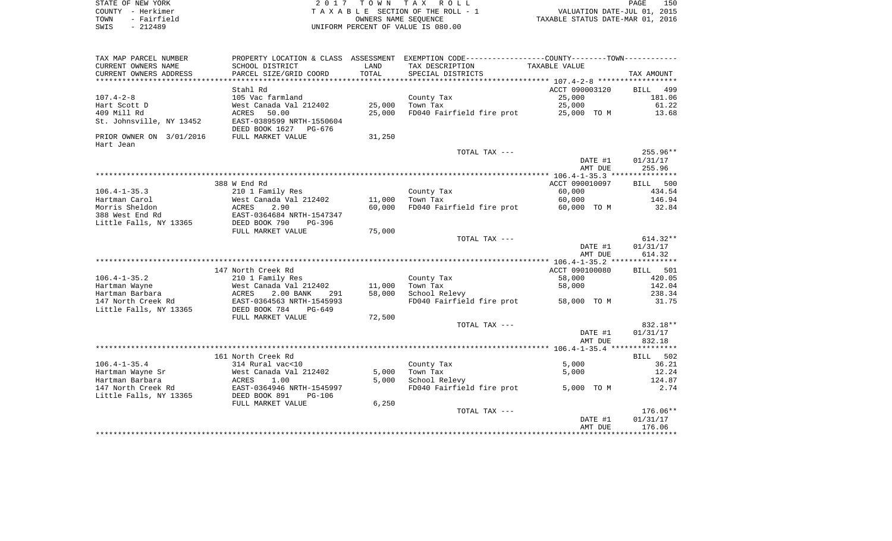STATE OF NEW YORK
COUNTY - Herkimer
TOWN - Fairfield
SWIS - 212489

2017 TOWN TAX ROLL
TAXABLE SECTION OF THE ROLL - 1
OWNERS NAME SEQUENCE
UNIFORM PERCENT OF VALUE IS 080.00

VALUATION DATE-JUL 01, 2015
TAXABLE STATUS DATE-MAR 01, 2016

| TAX MAP PARCEL NUMBER<br>CURRENT OWNERS NAME<br>CURRENT OWNERS ADDRESS | PROPERTY LOCATION & CLASS<br>SCHOOL DISTRICT<br>PARCEL SIZE/GRID COORD | ASSESSMENT<br>LAND<br>TOTAL | EXEMPTION CODE<br>TAX DESCRIPTION<br>SPECIAL DISTRICTS | COUNTY--------TOWN<br>TAXABLE VALUE | TAX AMOUNT |
|---|---|---|---|---|---|
| | Stahl Rd | | | ACCT 090003120 | BILL 499 |
| 107.4-2-8 | 105 Vac farmland | | County Tax | 25,000 | 181.06 |
| Hart Scott D | West Canada Val 212402 | 25,000 | Town Tax | 25,000 | 61.22 |
| 409 Mill Rd | ACRES 50.00 | 25,000 | FD040 Fairfield fire prot | 25,000 TO M | 13.68 |
| St. Johnsville, NY 13452 | EAST-0389599 NRTH-1550604 | | | | |
| | DEED BOOK 1627 PG-676 | | | | |
| PRIOR OWNER ON 3/01/2016 | FULL MARKET VALUE | 31,250 | | | |
| Hart Jean | | | | | |
| | | | TOTAL TAX --- | | 255.96** |
| | | | | DATE #1 | 01/31/17 |
| | | | | AMT DUE | 255.96 |
| | 388 W End Rd | | | ACCT 090010097 | BILL 500 |
| 106.4-1-35.3 | 210 1 Family Res | | County Tax | 60,000 | 434.54 |
| Hartman Carol | West Canada Val 212402 | 11,000 | Town Tax | 60,000 | 146.94 |
| Morris Sheldon | ACRES 2.90 | 60,000 | FD040 Fairfield fire prot | 60,000 TO M | 32.84 |
| 388 West End Rd | EAST-0364684 NRTH-1547347 | | | | |
| Little Falls, NY 13365 | DEED BOOK 790 PG-396 | | | | |
| | FULL MARKET VALUE | 75,000 | | | |
| | | | TOTAL TAX --- | | 614.32** |
| | | | | DATE #1 | 01/31/17 |
| | | | | AMT DUE | 614.32 |
| | 147 North Creek Rd | | | ACCT 090100080 | BILL 501 |
| 106.4-1-35.2 | 210 1 Family Res | | County Tax | 58,000 | 420.05 |
| Hartman Wayne | West Canada Val 212402 | 11,000 | Town Tax | 58,000 | 142.04 |
| Hartman Barbara | ACRES 2.00 BANK 291 | 58,000 | School Relevy | | 238.34 |
| 147 North Creek Rd | EAST-0364563 NRTH-1545993 | | FD040 Fairfield fire prot | 58,000 TO M | 31.75 |
| Little Falls, NY 13365 | DEED BOOK 784 PG-649 | | | | |
| | FULL MARKET VALUE | 72,500 | | | |
| | | | TOTAL TAX --- | | 832.18** |
| | | | | DATE #1 | 01/31/17 |
| | | | | AMT DUE | 832.18 |
| | 161 North Creek Rd | | | | BILL 502 |
| 106.4-1-35.4 | 314 Rural vac<10 | | County Tax | 5,000 | 36.21 |
| Hartman Wayne Sr | West Canada Val 212402 | 5,000 | Town Tax | 5,000 | 12.24 |
| Hartman Barbara | ACRES 1.00 | 5,000 | School Relevy | | 124.87 |
| 147 North Creek Rd | EAST-0364946 NRTH-1545997 | | FD040 Fairfield fire prot | 5,000 TO M | 2.74 |
| Little Falls, NY 13365 | DEED BOOK 891 PG-106 | | | | |
| | FULL MARKET VALUE | 6,250 | | | |
| | | | TOTAL TAX --- | | 176.06** |
| | | | | DATE #1 | 01/31/17 |
| | | | | AMT DUE | 176.06 |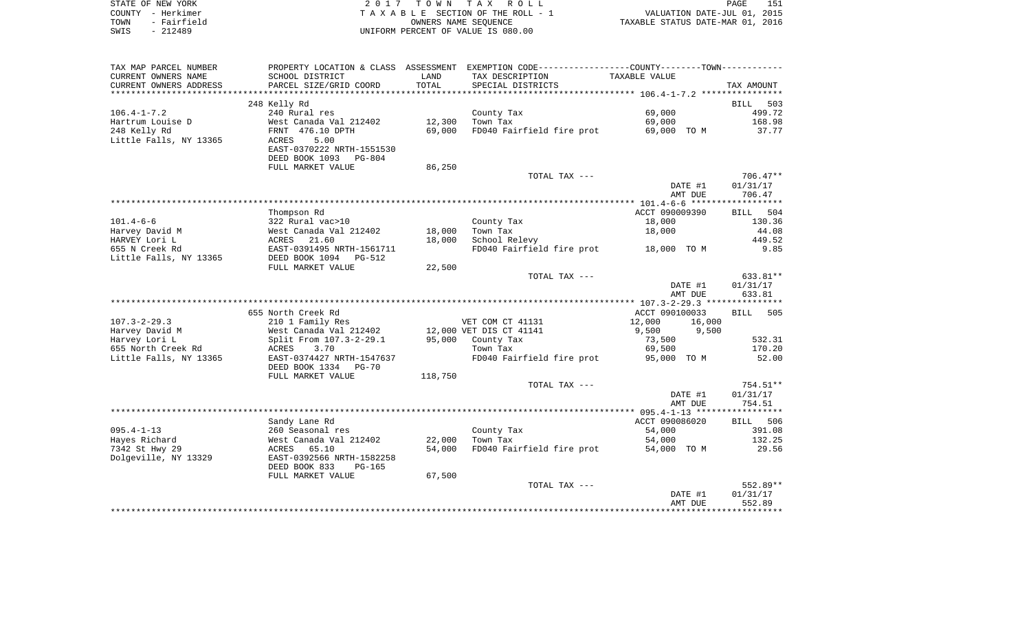STATE OF NEW YORK — 2 0 1 7 T O W N T A X R O L L

COUNTY - Herkimer — T A X A B L E SECTION OF THE ROLL - 1 — VALUATION DATE-JUL 01, 2015

TOWN - Fairfield — OWNERS NAME SEQUENCE — TAXABLE STATUS DATE-MAR 01, 2016

SWIS - 212489 — UNIFORM PERCENT OF VALUE IS 080.00

| TAX MAP PARCEL NUMBER / CURRENT OWNERS NAME / CURRENT OWNERS ADDRESS | PROPERTY LOCATION & CLASS / SCHOOL DISTRICT / PARCEL SIZE/GRID COORD | ASSESSMENT LAND | TOTAL | EXEMPTION CODE / TAX DESCRIPTION / SPECIAL DISTRICTS | COUNTY / TOWN TAXABLE VALUE | TAX AMOUNT |
|---|---|---|---|---|---|---|
| 106.4-1-7.2 | 248 Kelly Rd | | | | | BILL 503 |
| | 240 Rural res | | | County Tax | 69,000 | 499.72 |
| Hartrum Louise D | West Canada Val 212402 | 12,300 | | Town Tax | 69,000 | 168.98 |
| 248 Kelly Rd | FRNT 476.10 DPTH | | 69,000 | FD040 Fairfield fire prot | 69,000 TO M | 37.77 |
| Little Falls, NY 13365 | ACRES 5.00 | | | | | |
| | EAST-0370222 NRTH-1551530 | | | | | |
| | DEED BOOK 1093 PG-804 | | | | | |
| | FULL MARKET VALUE | | 86,250 | | | |
| | | | | TOTAL TAX --- | | 706.47** |
| | | | | | DATE #1 | 01/31/17 |
| | | | | | AMT DUE | 706.47 |
| 101.4-6-6 | Thompson Rd | | | | ACCT 090009390 | BILL 504 |
| | 322 Rural vac>10 | | | County Tax | 18,000 | 130.36 |
| Harvey David M | West Canada Val 212402 | 18,000 | | Town Tax | 18,000 | 44.08 |
| HARVEY Lori L | ACRES 21.60 | | 18,000 | School Relevy | | 449.52 |
| 655 N Creek Rd | EAST-0391495 NRTH-1561711 | | | FD040 Fairfield fire prot | 18,000 TO M | 9.85 |
| Little Falls, NY 13365 | DEED BOOK 1094 PG-512 | | | | | |
| | FULL MARKET VALUE | | 22,500 | | | |
| | | | | TOTAL TAX --- | | 633.81** |
| | | | | | DATE #1 | 01/31/17 |
| | | | | | AMT DUE | 633.81 |
| 107.3-2-29.3 | 655 North Creek Rd | | | | ACCT 090100033 | BILL 505 |
| | 210 1 Family Res | | | VET COM CT 41131 | 12,000 16,000 | |
| Harvey David M | West Canada Val 212402 | 12,000 | | VET DIS CT 41141 | 9,500 9,500 | |
| Harvey Lori L | Split From 107.3-2-29.1 | | 95,000 | County Tax | 73,500 | 532.31 |
| 655 North Creek Rd | ACRES 3.70 | | | Town Tax | 69,500 | 170.20 |
| Little Falls, NY 13365 | EAST-0374427 NRTH-1547637 | | | FD040 Fairfield fire prot | 95,000 TO M | 52.00 |
| | DEED BOOK 1334 PG-70 | | | | | |
| | FULL MARKET VALUE | | 118,750 | | | |
| | | | | TOTAL TAX --- | | 754.51** |
| | | | | | DATE #1 | 01/31/17 |
| | | | | | AMT DUE | 754.51 |
| 095.4-1-13 | Sandy Lane Rd | | | | ACCT 090086020 | BILL 506 |
| | 260 Seasonal res | | | County Tax | 54,000 | 391.08 |
| Hayes Richard | West Canada Val 212402 | 22,000 | | Town Tax | 54,000 | 132.25 |
| 7342 St Hwy 29 | ACRES 65.10 | | 54,000 | FD040 Fairfield fire prot | 54,000 TO M | 29.56 |
| Dolgeville, NY 13329 | EAST-0392566 NRTH-1582258 | | | | | |
| | DEED BOOK 833 PG-165 | | | | | |
| | FULL MARKET VALUE | | 67,500 | | | |
| | | | | TOTAL TAX --- | | 552.89** |
| | | | | | DATE #1 | 01/31/17 |
| | | | | | AMT DUE | 552.89 |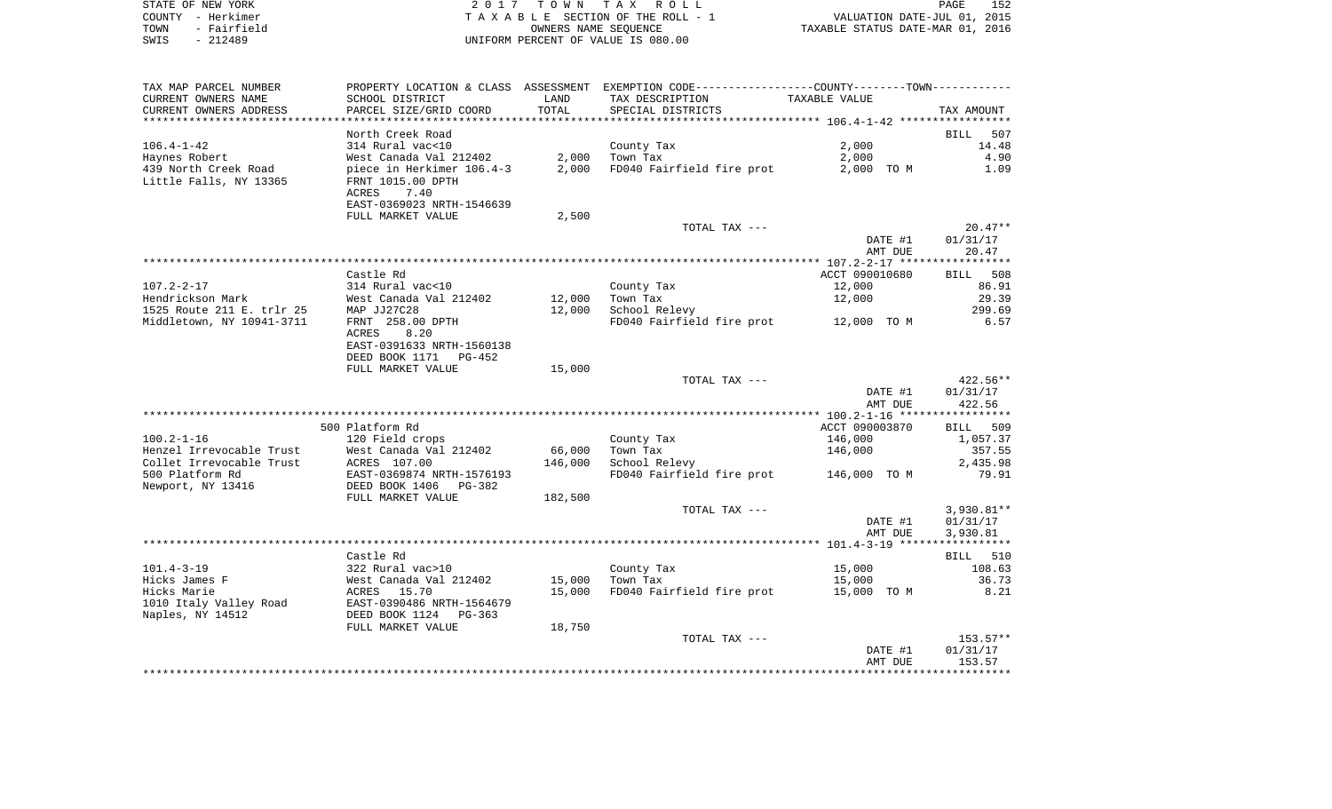STATE OF NEW YORK
COUNTY - Herkimer
TOWN - Fairfield
SWIS - 212489

2017 TOWN TAX ROLL
TAXABLE SECTION OF THE ROLL - 1
OWNERS NAME SEQUENCE
UNIFORM PERCENT OF VALUE IS 080.00

VALUATION DATE-JUL 01, 2015
TAXABLE STATUS DATE-MAR 01, 2016

| TAX MAP PARCEL NUMBER / CURRENT OWNERS NAME / CURRENT OWNERS ADDRESS | PROPERTY LOCATION & CLASS / SCHOOL DISTRICT / PARCEL SIZE/GRID COORD | ASSESSMENT LAND / TOTAL | EXEMPTION CODE / TAX DESCRIPTION / SPECIAL DISTRICTS | COUNTY--------TOWN TAXABLE VALUE | TAX AMOUNT |
|---|---|---|---|---|---|
| 106.4-1-42 | North Creek Road | | | | BILL 507 |
| 106.4-1-42 | 314 Rural vac<10 | | County Tax | 2,000 | 14.48 |
| Haynes Robert | West Canada Val 212402 | 2,000 | Town Tax | 2,000 | 4.90 |
| 439 North Creek Road | piece in Herkimer 106.4-3 | 2,000 | FD040 Fairfield fire prot | 2,000 TO M | 1.09 |
| Little Falls, NY 13365 | FRNT 1015.00 DPTH | | | | |
| | ACRES 7.40 | | | | |
| | EAST-0369023 NRTH-1546639 | | | | |
| | FULL MARKET VALUE | 2,500 | | | |
| | | | TOTAL TAX --- | | 20.47** |
| | | | | DATE #1 | 01/31/17 |
| | | | | AMT DUE | 20.47 |
| 107.2-2-17 | Castle Rd | | | ACCT 090010680 | BILL 508 |
| 107.2-2-17 | 314 Rural vac<10 | | County Tax | 12,000 | 86.91 |
| Hendrickson Mark | West Canada Val 212402 | 12,000 | Town Tax | 12,000 | 29.39 |
| 1525 Route 211 E. trlr 25 | MAP JJ27C28 | 12,000 | School Relevy | | 299.69 |
| Middletown, NY 10941-3711 | FRNT 258.00 DPTH | | FD040 Fairfield fire prot | 12,000 TO M | 6.57 |
| | ACRES 8.20 | | | | |
| | EAST-0391633 NRTH-1560138 | | | | |
| | DEED BOOK 1171 PG-452 | | | | |
| | FULL MARKET VALUE | 15,000 | | | |
| | | | TOTAL TAX --- | | 422.56** |
| | | | | DATE #1 | 01/31/17 |
| | | | | AMT DUE | 422.56 |
| 100.2-1-16 | 500 Platform Rd | | | ACCT 090003870 | BILL 509 |
| 100.2-1-16 | 120 Field crops | | County Tax | 146,000 | 1,057.37 |
| Henzel Irrevocable Trust | West Canada Val 212402 | 66,000 | Town Tax | 146,000 | 357.55 |
| Collet Irrevocable Trust | ACRES 107.00 | 146,000 | School Relevy | | 2,435.98 |
| 500 Platform Rd | EAST-0369874 NRTH-1576193 | | FD040 Fairfield fire prot | 146,000 TO M | 79.91 |
| Newport, NY 13416 | DEED BOOK 1406 PG-382 | | | | |
| | FULL MARKET VALUE | 182,500 | | | |
| | | | TOTAL TAX --- | | 3,930.81** |
| | | | | DATE #1 | 01/31/17 |
| | | | | AMT DUE | 3,930.81 |
| 101.4-3-19 | Castle Rd | | | | BILL 510 |
| 101.4-3-19 | 322 Rural vac>10 | | County Tax | 15,000 | 108.63 |
| Hicks James F | West Canada Val 212402 | 15,000 | Town Tax | 15,000 | 36.73 |
| Hicks Marie | ACRES 15.70 | 15,000 | FD040 Fairfield fire prot | 15,000 TO M | 8.21 |
| 1010 Italy Valley Road | EAST-0390486 NRTH-1564679 | | | | |
| Naples, NY 14512 | DEED BOOK 1124 PG-363 | | | | |
| | FULL MARKET VALUE | 18,750 | | | |
| | | | TOTAL TAX --- | | 153.57** |
| | | | | DATE #1 | 01/31/17 |
| | | | | AMT DUE | 153.57 |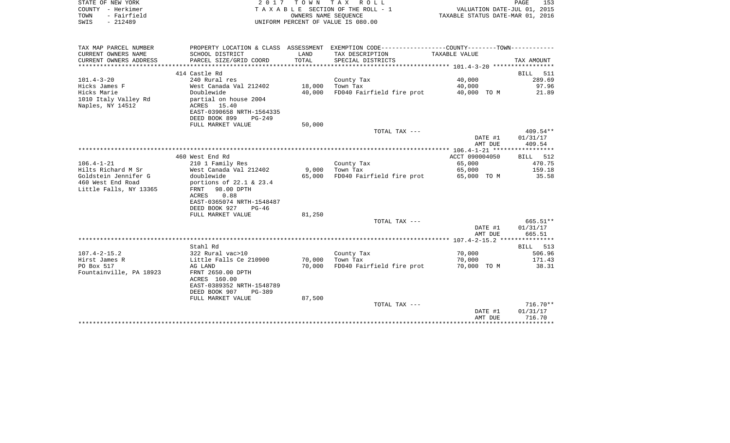STATE OF NEW YORK
COUNTY - Herkimer
TOWN - Fairfield
SWIS - 212489

2 0 1 7 T O W N T A X R O L L
T A X A B L E SECTION OF THE ROLL - 1
OWNERS NAME SEQUENCE
UNIFORM PERCENT OF VALUE IS 080.00

VALUATION DATE-JUL 01, 2015
TAXABLE STATUS DATE-MAR 01, 2016

| TAX MAP PARCEL NUMBER / CURRENT OWNERS NAME / CURRENT OWNERS ADDRESS | PROPERTY LOCATION & CLASS / SCHOOL DISTRICT / PARCEL SIZE/GRID COORD | ASSESSMENT LAND / TOTAL | EXEMPTION CODE / TAX DESCRIPTION / SPECIAL DISTRICTS | COUNTY / TOWN TAXABLE VALUE | TAX AMOUNT |
|---|---|---|---|---|---|
| 101.4-3-20 | 414 Castle Rd | | | | BILL 511 |
| | 240 Rural res | | County Tax | 40,000 | 289.69 |
| Hicks James F | West Canada Val 212402 | 18,000 | Town Tax | 40,000 | 97.96 |
| Hicks Marie | Doublewide | 40,000 | FD040 Fairfield fire prot | 40,000 TO M | 21.89 |
| 1010 Italy Valley Rd | partial on house 2004 | | | | |
| Naples, NY 14512 | ACRES 15.40 | | | | |
| | EAST-0390658 NRTH-1564335 | | | | |
| | DEED BOOK 899 PG-249 | | | | |
| | FULL MARKET VALUE | 50,000 | | | |
| | | | TOTAL TAX --- | | 409.54** |
| | | | | DATE #1 | 01/31/17 |
| | | | | AMT DUE | 409.54 |
| 106.4-1-21 | 460 West End Rd | | | ACCT 090004050 | BILL 512 |
| | 210 1 Family Res | | County Tax | 65,000 | 470.75 |
| Hilts Richard M Sr | West Canada Val 212402 | 9,000 | Town Tax | 65,000 | 159.18 |
| Goldstein Jennifer G | doublewide | 65,000 | FD040 Fairfield fire prot | 65,000 TO M | 35.58 |
| 460 West End Road | portions of 22.1 & 23.4 | | | | |
| Little Falls, NY 13365 | FRNT 98.00 DPTH | | | | |
| | ACRES 0.88 | | | | |
| | EAST-0365074 NRTH-1548487 | | | | |
| | DEED BOOK 927 PG-46 | | | | |
| | FULL MARKET VALUE | 81,250 | | | |
| | | | TOTAL TAX --- | | 665.51** |
| | | | | DATE #1 | 01/31/17 |
| | | | | AMT DUE | 665.51 |
| 107.4-2-15.2 | Stahl Rd | | | | BILL 513 |
| | 322 Rural vac>10 | | County Tax | 70,000 | 506.96 |
| Hirst James R | Little Falls Ce 210900 | 70,000 | Town Tax | 70,000 | 171.43 |
| PO Box 517 | AG LAND | 70,000 | FD040 Fairfield fire prot | 70,000 TO M | 38.31 |
| Fountainville, PA 18923 | FRNT 2650.00 DPTH | | | | |
| | ACRES 160.00 | | | | |
| | EAST-0389352 NRTH-1548789 | | | | |
| | DEED BOOK 907 PG-389 | | | | |
| | FULL MARKET VALUE | 87,500 | | | |
| | | | TOTAL TAX --- | | 716.70** |
| | | | | DATE #1 | 01/31/17 |
| | | | | AMT DUE | 716.70 |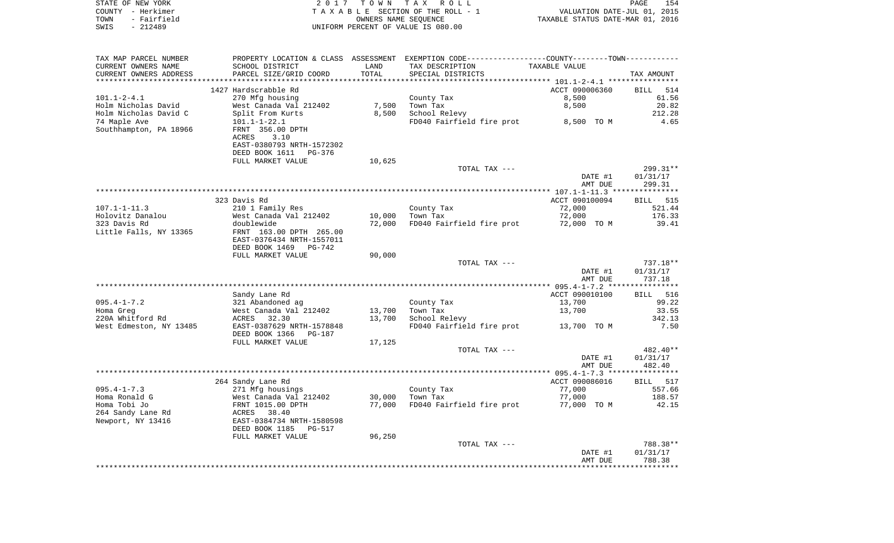STATE OF NEW YORK
COUNTY - Herkimer
TOWN - Fairfield
SWIS - 212489

2 0 1 7 T O W N T A X R O L L
T A X A B L E SECTION OF THE ROLL - 1
OWNERS NAME SEQUENCE
UNIFORM PERCENT OF VALUE IS 080.00

VALUATION DATE-JUL 01, 2015
TAXABLE STATUS DATE-MAR 01, 2016

| TAX MAP PARCEL NUMBER / CURRENT OWNERS NAME / CURRENT OWNERS ADDRESS | PROPERTY LOCATION & CLASS / SCHOOL DISTRICT / PARCEL SIZE/GRID COORD | ASSESSMENT LAND | TOTAL | EXEMPTION CODE / TAX DESCRIPTION / SPECIAL DISTRICTS | COUNTY-TOWN TAXABLE VALUE | TAX AMOUNT |
|---|---|---|---|---|---|---|
| | 1427 Hardscrabble Rd | | | | ACCT 090006360 | BILL 514 |
| 101.1-2-4.1 | 270 Mfg housing | | | County Tax | 8,500 | 61.56 |
| Holm Nicholas David | West Canada Val 212402 | 7,500 | | Town Tax | 8,500 | 20.82 |
| Holm Nicholas David C | Split From Kurts | | 8,500 | School Relevy | | 212.28 |
| 74 Maple Ave | 101.1-1-22.1 | | | FD040 Fairfield fire prot | 8,500 TO M | 4.65 |
| Southhampton, PA 18966 | FRNT 356.00 DPTH | | | | | |
| | ACRES 3.10 | | | | | |
| | EAST-0380793 NRTH-1572302 | | | | | |
| | DEED BOOK 1611 PG-376 | | | | | |
| | FULL MARKET VALUE | 10,625 | | | | |
| | | | | TOTAL TAX --- | | 299.31** |
| | | | | | DATE #1 | 01/31/17 |
| | | | | | AMT DUE | 299.31 |
| | 323 Davis Rd | | | | ACCT 090100094 | BILL 515 |
| 107.1-1-11.3 | 210 1 Family Res | | | County Tax | 72,000 | 521.44 |
| Holovitz Danalou | West Canada Val 212402 | 10,000 | | Town Tax | 72,000 | 176.33 |
| 323 Davis Rd | doublewide | | 72,000 | FD040 Fairfield fire prot | 72,000 TO M | 39.41 |
| Little Falls, NY 13365 | FRNT 163.00 DPTH 265.00 | | | | | |
| | EAST-0376434 NRTH-1557011 | | | | | |
| | DEED BOOK 1469 PG-742 | | | | | |
| | FULL MARKET VALUE | 90,000 | | | | |
| | | | | TOTAL TAX --- | | 737.18** |
| | | | | | DATE #1 | 01/31/17 |
| | | | | | AMT DUE | 737.18 |
| | Sandy Lane Rd | | | | ACCT 090010100 | BILL 516 |
| 095.4-1-7.2 | 321 Abandoned ag | | | County Tax | 13,700 | 99.22 |
| Homa Greg | West Canada Val 212402 | 13,700 | | Town Tax | 13,700 | 33.55 |
| 220A Whitford Rd | ACRES 32.30 | | 13,700 | School Relevy | | 342.13 |
| West Edmeston, NY 13485 | EAST-0387629 NRTH-1578848 | | | FD040 Fairfield fire prot | 13,700 TO M | 7.50 |
| | DEED BOOK 1366 PG-187 | | | | | |
| | FULL MARKET VALUE | 17,125 | | | | |
| | | | | TOTAL TAX --- | | 482.40** |
| | | | | | DATE #1 | 01/31/17 |
| | | | | | AMT DUE | 482.40 |
| | 264 Sandy Lane Rd | | | | ACCT 090086016 | BILL 517 |
| 095.4-1-7.3 | 271 Mfg housings | | | County Tax | 77,000 | 557.66 |
| Homa Ronald G | West Canada Val 212402 | 30,000 | | Town Tax | 77,000 | 188.57 |
| Homa Tobi Jo | FRNT 1015.00 DPTH | | 77,000 | FD040 Fairfield fire prot | 77,000 TO M | 42.15 |
| 264 Sandy Lane Rd | ACRES 38.40 | | | | | |
| Newport, NY 13416 | EAST-0384734 NRTH-1580598 | | | | | |
| | DEED BOOK 1185 PG-517 | | | | | |
| | FULL MARKET VALUE | 96,250 | | | | |
| | | | | TOTAL TAX --- | | 788.38** |
| | | | | | DATE #1 | 01/31/17 |
| | | | | | AMT DUE | 788.38 |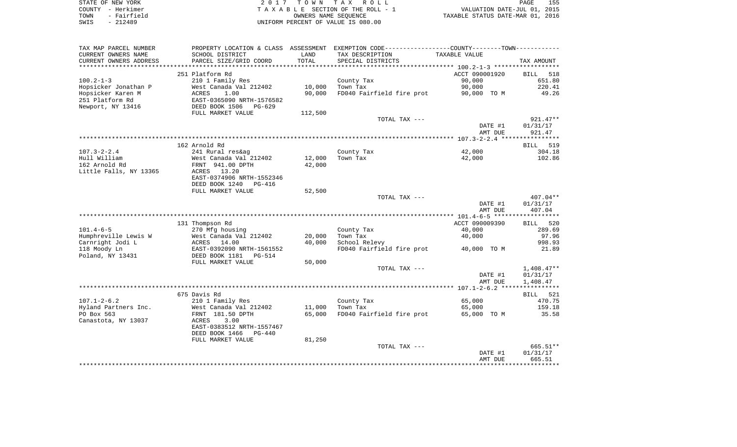STATE OF NEW YORK
COUNTY - Herkimer
TOWN - Fairfield
SWIS - 212489

2 0 1 7 T O W N T A X R O L L
T A X A B L E SECTION OF THE ROLL - 1
OWNERS NAME SEQUENCE
UNIFORM PERCENT OF VALUE IS 080.00

VALUATION DATE-JUL 01, 2015
TAXABLE STATUS DATE-MAR 01, 2016

| TAX MAP PARCEL NUMBER / CURRENT OWNERS NAME / CURRENT OWNERS ADDRESS | PROPERTY LOCATION & CLASS / SCHOOL DISTRICT / PARCEL SIZE/GRID COORD | ASSESSMENT LAND / TOTAL | EXEMPTION CODE / TAX DESCRIPTION / SPECIAL DISTRICTS | TAXABLE VALUE | TAX AMOUNT |
|---|---|---|---|---|---|
| 100.2-1-3 | 251 Platform Rd | | | ACCT 090001920 | BILL 518 |
| Hopsicker Jonathan P | 210 1 Family Res | | County Tax | 90,000 | 651.80 |
| Hopsicker Karen M | West Canada Val 212402 | 10,000 | Town Tax | 90,000 | 220.41 |
| 251 Platform Rd | ACRES 1.00 | 90,000 | FD040 Fairfield fire prot | 90,000 TO M | 49.26 |
| Newport, NY 13416 | EAST-0365090 NRTH-1576582 | | | | |
| | DEED BOOK 1506 PG-629 | | | | |
| | FULL MARKET VALUE | 112,500 | | | |
| | | | TOTAL TAX --- | | 921.47** |
| | | | | DATE #1 | 01/31/17 |
| | | | | AMT DUE | 921.47 |
| 107.3-2-2.4 | 162 Arnold Rd | | | | BILL 519 |
| Hull William | 241 Rural res&ag | | County Tax | 42,000 | 304.18 |
| 162 Arnold Rd | West Canada Val 212402 | 12,000 | Town Tax | 42,000 | 102.86 |
| Little Falls, NY 13365 | FRNT 941.00 DPTH | 42,000 | | | |
| | ACRES 13.20 | | | | |
| | EAST-0374906 NRTH-1552346 | | | | |
| | DEED BOOK 1240 PG-416 | | | | |
| | FULL MARKET VALUE | 52,500 | | | |
| | | | TOTAL TAX --- | | 407.04** |
| | | | | DATE #1 | 01/31/17 |
| | | | | AMT DUE | 407.04 |
| 101.4-6-5 | 131 Thompson Rd | | | ACCT 090009390 | BILL 520 |
| Humphreville Lewis W | 270 Mfg housing | | County Tax | 40,000 | 289.69 |
| Carnright Jodi L | West Canada Val 212402 | 20,000 | Town Tax | 40,000 | 97.96 |
| 118 Moody Ln | ACRES 14.00 | 40,000 | School Relevy | | 998.93 |
| Poland, NY 13431 | EAST-0392090 NRTH-1561552 | | FD040 Fairfield fire prot | 40,000 TO M | 21.89 |
| | DEED BOOK 1181 PG-514 | | | | |
| | FULL MARKET VALUE | 50,000 | | | |
| | | | TOTAL TAX --- | | 1,408.47** |
| | | | | DATE #1 | 01/31/17 |
| | | | | AMT DUE | 1,408.47 |
| 107.1-2-6.2 | 675 Davis Rd | | | | BILL 521 |
| Hyland Partners Inc. | 210 1 Family Res | | County Tax | 65,000 | 470.75 |
| PO Box 563 | West Canada Val 212402 | 11,000 | Town Tax | 65,000 | 159.18 |
| Canastota, NY 13037 | FRNT 181.50 DPTH | 65,000 | FD040 Fairfield fire prot | 65,000 TO M | 35.58 |
| | ACRES 3.00 | | | | |
| | EAST-0383512 NRTH-1557467 | | | | |
| | DEED BOOK 1466 PG-440 | | | | |
| | FULL MARKET VALUE | 81,250 | | | |
| | | | TOTAL TAX --- | | 665.51** |
| | | | | DATE #1 | 01/31/17 |
| | | | | AMT DUE | 665.51 |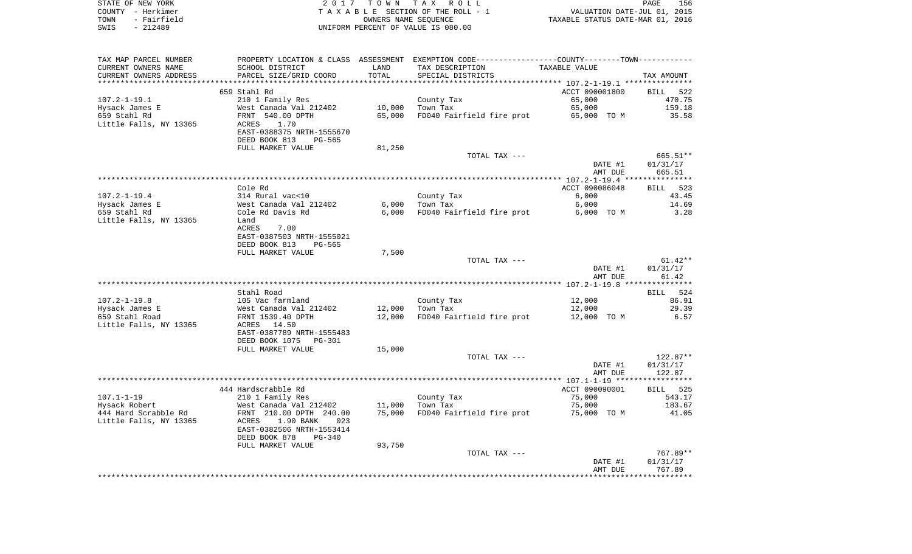STATE OF NEW YORK
COUNTY - Herkimer
TOWN - Fairfield
SWIS - 212489

2 0 1 7 T O W N T A X R O L L
T A X A B L E SECTION OF THE ROLL - 1
OWNERS NAME SEQUENCE
UNIFORM PERCENT OF VALUE IS 080.00

VALUATION DATE-JUL 01, 2015
TAXABLE STATUS DATE-MAR 01, 2016

| TAX MAP PARCEL NUMBER<br>CURRENT OWNERS NAME<br>CURRENT OWNERS ADDRESS | PROPERTY LOCATION & CLASS<br>SCHOOL DISTRICT<br>PARCEL SIZE/GRID COORD | ASSESSMENT<br>LAND<br>TOTAL | EXEMPTION CODE<br>TAX DESCRIPTION<br>SPECIAL DISTRICTS | COUNTY--------TOWN<br>TAXABLE VALUE | TAX AMOUNT |
|---|---|---|---|---|---|
| | 659 Stahl Rd | | | ACCT 090001800 | BILL 522 |
| 107.2-1-19.1 | 210 1 Family Res | | County Tax | 65,000 | 470.75 |
| Hysack James E | West Canada Val 212402 | 10,000 | Town Tax | 65,000 | 159.18 |
| 659 Stahl Rd | FRNT 540.00 DPTH | 65,000 | FD040 Fairfield fire prot | 65,000 TO M | 35.58 |
| Little Falls, NY 13365 | ACRES 1.70 | | | | |
| | EAST-0388375 NRTH-1555670 | | | | |
| | DEED BOOK 813 PG-565 | | | | |
| | FULL MARKET VALUE | 81,250 | | | |
| | | | TOTAL TAX --- | | 665.51** |
| | | | | DATE #1 | 01/31/17 |
| | | | | AMT DUE | 665.51 |
| | Cole Rd | | | ACCT 090086048 | BILL 523 |
| 107.2-1-19.4 | 314 Rural vac<10 | | County Tax | 6,000 | 43.45 |
| Hysack James E | West Canada Val 212402 | 6,000 | Town Tax | 6,000 | 14.69 |
| 659 Stahl Rd | Cole Rd Davis Rd | 6,000 | FD040 Fairfield fire prot | 6,000 TO M | 3.28 |
| Little Falls, NY 13365 | Land | | | | |
| | ACRES 7.00 | | | | |
| | EAST-0387503 NRTH-1555021 | | | | |
| | DEED BOOK 813 PG-565 | | | | |
| | FULL MARKET VALUE | 7,500 | | | |
| | | | TOTAL TAX --- | | 61.42** |
| | | | | DATE #1 | 01/31/17 |
| | | | | AMT DUE | 61.42 |
| | Stahl Road | | | | BILL 524 |
| 107.2-1-19.8 | 105 Vac farmland | | County Tax | 12,000 | 86.91 |
| Hysack James E | West Canada Val 212402 | 12,000 | Town Tax | 12,000 | 29.39 |
| 659 Stahl Road | FRNT 1539.40 DPTH | 12,000 | FD040 Fairfield fire prot | 12,000 TO M | 6.57 |
| Little Falls, NY 13365 | ACRES 14.50 | | | | |
| | EAST-0387789 NRTH-1555483 | | | | |
| | DEED BOOK 1075 PG-301 | | | | |
| | FULL MARKET VALUE | 15,000 | | | |
| | | | TOTAL TAX --- | | 122.87** |
| | | | | DATE #1 | 01/31/17 |
| | | | | AMT DUE | 122.87 |
| | 444 Hardscrabble Rd | | | ACCT 090090001 | BILL 525 |
| 107.1-1-19 | 210 1 Family Res | | County Tax | 75,000 | 543.17 |
| Hysack Robert | West Canada Val 212402 | 11,000 | Town Tax | 75,000 | 183.67 |
| 444 Hard Scrabble Rd | FRNT 210.00 DPTH 240.00 | 75,000 | FD040 Fairfield fire prot | 75,000 TO M | 41.05 |
| Little Falls, NY 13365 | ACRES 1.90 BANK 023 | | | | |
| | EAST-0382506 NRTH-1553414 | | | | |
| | DEED BOOK 878 PG-340 | | | | |
| | FULL MARKET VALUE | 93,750 | | | |
| | | | TOTAL TAX --- | | 767.89** |
| | | | | DATE #1 | 01/31/17 |
| | | | | AMT DUE | 767.89 |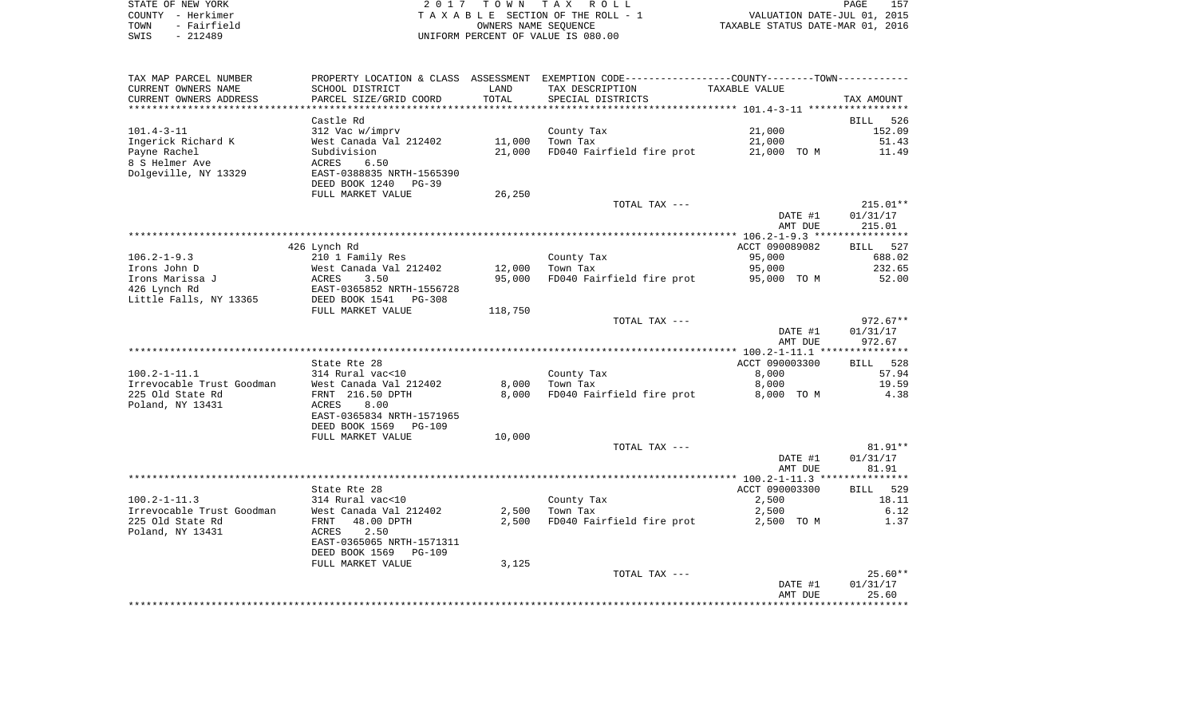STATE OF NEW YORK
COUNTY - Herkimer
TOWN - Fairfield
SWIS - 212489

2 0 1 7 T O W N T A X R O L L
T A X A B L E SECTION OF THE ROLL - 1
OWNERS NAME SEQUENCE
UNIFORM PERCENT OF VALUE IS 080.00

VALUATION DATE-JUL 01, 2015
TAXABLE STATUS DATE-MAR 01, 2016

| TAX MAP PARCEL NUMBER / CURRENT OWNERS NAME / CURRENT OWNERS ADDRESS | PROPERTY LOCATION & CLASS / SCHOOL DISTRICT / PARCEL SIZE/GRID COORD | ASSESSMENT LAND / TOTAL | EXEMPTION CODE / TAX DESCRIPTION / SPECIAL DISTRICTS | TAXABLE VALUE | TAX AMOUNT |
|---|---|---|---|---|---|
| | Castle Rd | | | | BILL 526 |
| 101.4-3-11 | 312 Vac w/imprv | | County Tax | 21,000 | 152.09 |
| Ingerick Richard K | West Canada Val 212402 | 11,000 | Town Tax | 21,000 | 51.43 |
| Payne Rachel | Subdivision | 21,000 | FD040 Fairfield fire prot | 21,000 TO M | 11.49 |
| 8 S Helmer Ave | ACRES 6.50 | | | | |
| Dolgeville, NY 13329 | EAST-0388835 NRTH-1565390 | | | | |
| | DEED BOOK 1240 PG-39 | | | | |
| | FULL MARKET VALUE | 26,250 | | | |
| | | | TOTAL TAX --- | | 215.01** |
| | | | | DATE #1 | 01/31/17 |
| | | | | AMT DUE | 215.01 |
| | 426 Lynch Rd | | | ACCT 090089082 | BILL 527 |
| 106.2-1-9.3 | 210 1 Family Res | | County Tax | 95,000 | 688.02 |
| Irons John D | West Canada Val 212402 | 12,000 | Town Tax | 95,000 | 232.65 |
| Irons Marissa J | ACRES 3.50 | 95,000 | FD040 Fairfield fire prot | 95,000 TO M | 52.00 |
| 426 Lynch Rd | EAST-0365852 NRTH-1556728 | | | | |
| Little Falls, NY 13365 | DEED BOOK 1541 PG-308 | | | | |
| | FULL MARKET VALUE | 118,750 | | | |
| | | | TOTAL TAX --- | | 972.67** |
| | | | | DATE #1 | 01/31/17 |
| | | | | AMT DUE | 972.67 |
| | State Rte 28 | | | ACCT 090003300 | BILL 528 |
| 100.2-1-11.1 | 314 Rural vac<10 | | County Tax | 8,000 | 57.94 |
| Irrevocable Trust Goodman | West Canada Val 212402 | 8,000 | Town Tax | 8,000 | 19.59 |
| 225 Old State Rd | FRNT 216.50 DPTH | 8,000 | FD040 Fairfield fire prot | 8,000 TO M | 4.38 |
| Poland, NY 13431 | ACRES 8.00 | | | | |
| | EAST-0365834 NRTH-1571965 | | | | |
| | DEED BOOK 1569 PG-109 | | | | |
| | FULL MARKET VALUE | 10,000 | | | |
| | | | TOTAL TAX --- | | 81.91** |
| | | | | DATE #1 | 01/31/17 |
| | | | | AMT DUE | 81.91 |
| | State Rte 28 | | | ACCT 090003300 | BILL 529 |
| 100.2-1-11.3 | 314 Rural vac<10 | | County Tax | 2,500 | 18.11 |
| Irrevocable Trust Goodman | West Canada Val 212402 | 2,500 | Town Tax | 2,500 | 6.12 |
| 225 Old State Rd | FRNT 48.00 DPTH | 2,500 | FD040 Fairfield fire prot | 2,500 TO M | 1.37 |
| Poland, NY 13431 | ACRES 2.50 | | | | |
| | EAST-0365065 NRTH-1571311 | | | | |
| | DEED BOOK 1569 PG-109 | | | | |
| | FULL MARKET VALUE | 3,125 | | | |
| | | | TOTAL TAX --- | | 25.60** |
| | | | | DATE #1 | 01/31/17 |
| | | | | AMT DUE | 25.60 |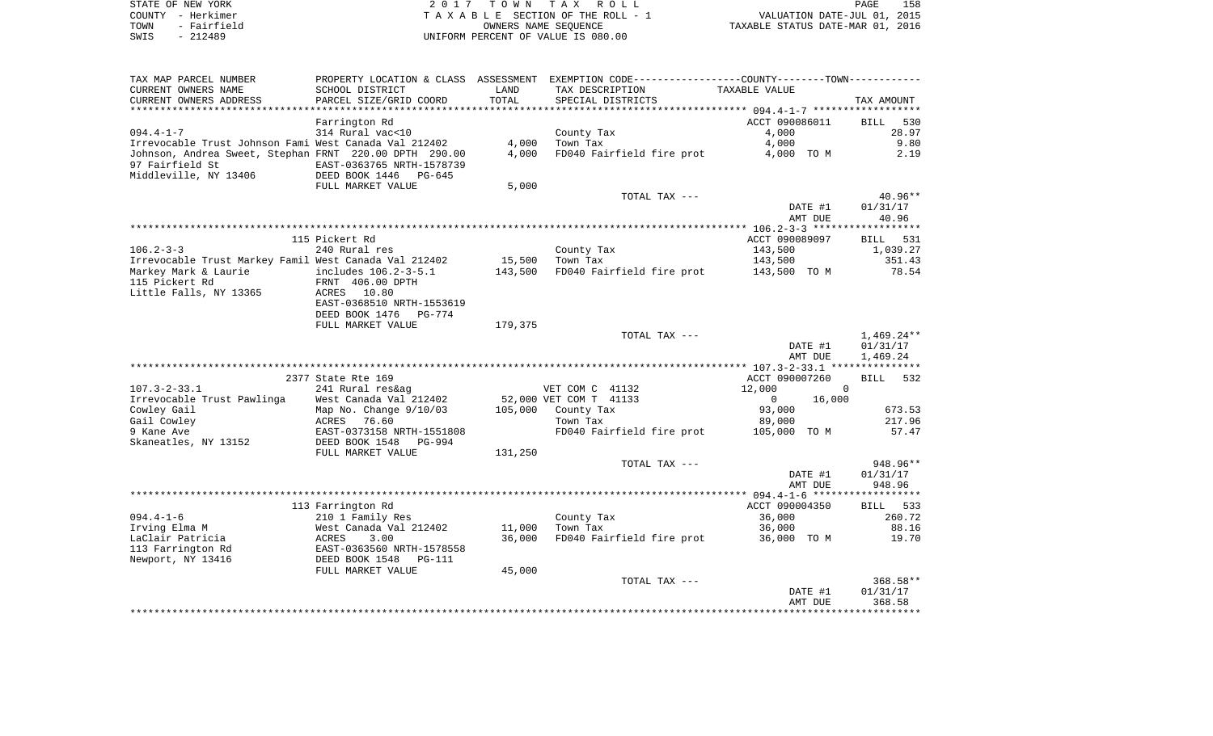STATE OF NEW YORK　　　　2 0 1 7　T O W N　T A X　R O L L
COUNTY - Herkimer　　　　T A X A B L E SECTION OF THE ROLL - 1　　　　VALUATION DATE-JUL 01, 2015
TOWN - Fairfield　　　　OWNERS NAME SEQUENCE　　　　TAXABLE STATUS DATE-MAR 01, 2016
SWIS - 212489　　　　UNIFORM PERCENT OF VALUE IS 080.00

| TAX MAP PARCEL NUMBER / CURRENT OWNERS NAME / CURRENT OWNERS ADDRESS | PROPERTY LOCATION & CLASS / SCHOOL DISTRICT / PARCEL SIZE/GRID COORD | ASSESSMENT LAND / TOTAL | EXEMPTION CODE / TAX DESCRIPTION / SPECIAL DISTRICTS | COUNTY--------TOWN / TAXABLE VALUE | TAX AMOUNT |
|---|---|---|---|---|---|
| **094.4-1-7** | Farrington Rd | | | ACCT 090086011 | BILL 530 |
| | 314 Rural vac<10 | | County Tax | 4,000 | 28.97 |
| Irrevocable Trust Johnson Fami | West Canada Val 212402 | 4,000 | Town Tax | 4,000 | 9.80 |
| Johnson, Andrea Sweet, Stephan | FRNT 220.00 DPTH 290.00 | 4,000 | FD040 Fairfield fire prot | 4,000 TO M | 2.19 |
| 97 Fairfield St | EAST-0363765 NRTH-1578739 | | | | |
| Middleville, NY 13406 | DEED BOOK 1446 PG-645 | | | | |
| | FULL MARKET VALUE | 5,000 | | | |
| | | | TOTAL TAX --- | | 40.96** |
| | | | | DATE #1 | 01/31/17 |
| | | | | AMT DUE | 40.96 |
| **106.2-3-3** | 115 Pickert Rd | | | ACCT 090089097 | BILL 531 |
| | 240 Rural res | | County Tax | 143,500 | 1,039.27 |
| Irrevocable Trust Markey Famil | West Canada Val 212402 | 15,500 | Town Tax | 143,500 | 351.43 |
| Markey Mark & Laurie | includes 106.2-3-5.1 | 143,500 | FD040 Fairfield fire prot | 143,500 TO M | 78.54 |
| 115 Pickert Rd | FRNT 406.00 DPTH | | | | |
| Little Falls, NY 13365 | ACRES 10.80 | | | | |
| | EAST-0368510 NRTH-1553619 | | | | |
| | DEED BOOK 1476 PG-774 | | | | |
| | FULL MARKET VALUE | 179,375 | | | |
| | | | TOTAL TAX --- | | 1,469.24** |
| | | | | DATE #1 | 01/31/17 |
| | | | | AMT DUE | 1,469.24 |
| **107.3-2-33.1** | 2377 State Rte 169 | | | ACCT 090007260 | BILL 532 |
| | 241 Rural res&ag | | VET COM C 41132 | 12,000 0 | |
| Irrevocable Trust Pawlinga | West Canada Val 212402 | 52,000 | VET COM T 41133 | 0 16,000 | |
| Cowley Gail | Map No. Change 9/10/03 | 105,000 | County Tax | 93,000 | 673.53 |
| Gail Cowley | ACRES 76.60 | | Town Tax | 89,000 | 217.96 |
| 9 Kane Ave | EAST-0373158 NRTH-1551808 | | FD040 Fairfield fire prot | 105,000 TO M | 57.47 |
| Skaneatles, NY 13152 | DEED BOOK 1548 PG-994 | | | | |
| | FULL MARKET VALUE | 131,250 | | | |
| | | | TOTAL TAX --- | | 948.96** |
| | | | | DATE #1 | 01/31/17 |
| | | | | AMT DUE | 948.96 |
| **094.4-1-6** | 113 Farrington Rd | | | ACCT 090004350 | BILL 533 |
| | 210 1 Family Res | | County Tax | 36,000 | 260.72 |
| Irving Elma M | West Canada Val 212402 | 11,000 | Town Tax | 36,000 | 88.16 |
| LaClair Patricia | ACRES 3.00 | 36,000 | FD040 Fairfield fire prot | 36,000 TO M | 19.70 |
| 113 Farrington Rd | EAST-0363560 NRTH-1578558 | | | | |
| Newport, NY 13416 | DEED BOOK 1548 PG-111 | | | | |
| | FULL MARKET VALUE | 45,000 | | | |
| | | | TOTAL TAX --- | | 368.58** |
| | | | | DATE #1 | 01/31/17 |
| | | | | AMT DUE | 368.58 |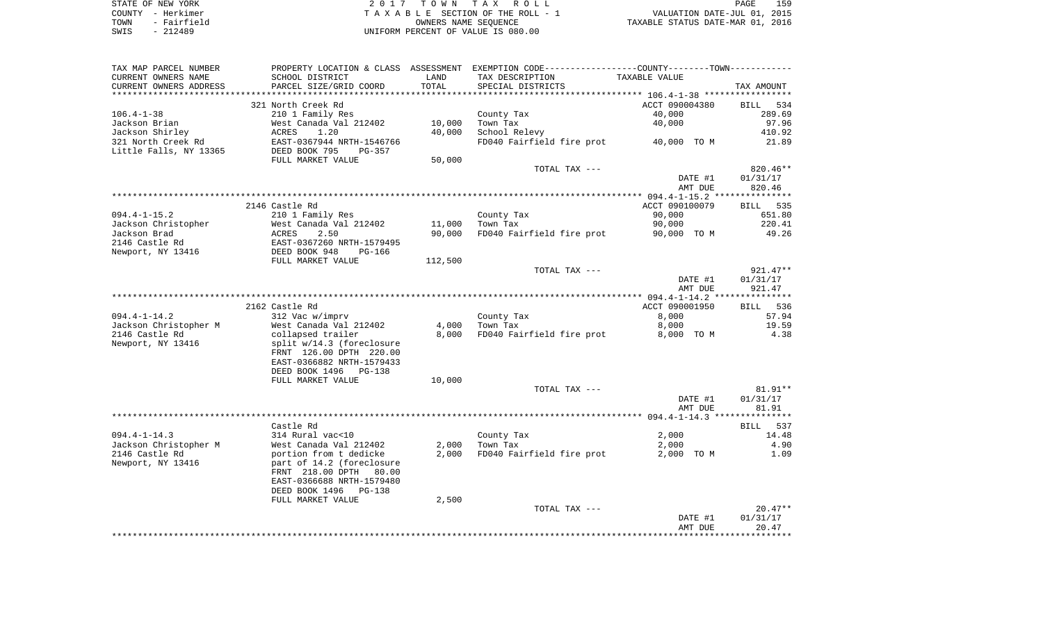STATE OF NEW YORK — 2017 TOWN TAX ROLL — PAGE 159
COUNTY - Herkimer — TAXABLE SECTION OF THE ROLL - 1 — VALUATION DATE-JUL 01, 2015
TOWN - Fairfield — OWNERS NAME SEQUENCE — TAXABLE STATUS DATE-MAR 01, 2016
SWIS - 212489 — UNIFORM PERCENT OF VALUE IS 080.00

| TAX MAP PARCEL NUMBER / CURRENT OWNERS NAME / CURRENT OWNERS ADDRESS | PROPERTY LOCATION & CLASS / SCHOOL DISTRICT / PARCEL SIZE/GRID COORD | ASSESSMENT LAND | TOTAL | EXEMPTION CODE / TAX DESCRIPTION / SPECIAL DISTRICTS | TAXABLE VALUE | TAX AMOUNT |
|---|---|---|---|---|---|---|
| **106.4-1-38** | 321 North Creek Rd | | | | ACCT 090004380 | BILL 534 |
| 106.4-1-38 | 210 1 Family Res | | | County Tax | 40,000 | 289.69 |
| Jackson Brian | West Canada Val 212402 | 10,000 | | Town Tax | 40,000 | 97.96 |
| Jackson Shirley | ACRES 1.20 | | 40,000 | School Relevy | | 410.92 |
| 321 North Creek Rd | EAST-0367944 NRTH-1546766 | | | FD040 Fairfield fire prot | 40,000 TO M | 21.89 |
| Little Falls, NY 13365 | DEED BOOK 795 PG-357 | | | | | |
| | FULL MARKET VALUE | 50,000 | | | | |
| | | | | TOTAL TAX --- | | 820.46** |
| | | | | | DATE #1 | 01/31/17 |
| | | | | | AMT DUE | 820.46 |
| **094.4-1-15.2** | 2146 Castle Rd | | | | ACCT 090100079 | BILL 535 |
| 094.4-1-15.2 | 210 1 Family Res | | | County Tax | 90,000 | 651.80 |
| Jackson Christopher | West Canada Val 212402 | 11,000 | | Town Tax | 90,000 | 220.41 |
| Jackson Brad | ACRES 2.50 | | 90,000 | FD040 Fairfield fire prot | 90,000 TO M | 49.26 |
| 2146 Castle Rd | EAST-0367260 NRTH-1579495 | | | | | |
| Newport, NY 13416 | DEED BOOK 948 PG-166 | | | | | |
| | FULL MARKET VALUE | 112,500 | | | | |
| | | | | TOTAL TAX --- | | 921.47** |
| | | | | | DATE #1 | 01/31/17 |
| | | | | | AMT DUE | 921.47 |
| **094.4-1-14.2** | 2162 Castle Rd | | | | ACCT 090001950 | BILL 536 |
| 094.4-1-14.2 | 312 Vac w/imprv | | | County Tax | 8,000 | 57.94 |
| Jackson Christopher M | West Canada Val 212402 | 4,000 | | Town Tax | 8,000 | 19.59 |
| 2146 Castle Rd | collapsed trailer | | 8,000 | FD040 Fairfield fire prot | 8,000 TO M | 4.38 |
| Newport, NY 13416 | split w/14.3 (foreclosure | | | | | |
| | FRNT 126.00 DPTH 220.00 | | | | | |
| | EAST-0366882 NRTH-1579433 | | | | | |
| | DEED BOOK 1496 PG-138 | | | | | |
| | FULL MARKET VALUE | 10,000 | | | | |
| | | | | TOTAL TAX --- | | 81.91** |
| | | | | | DATE #1 | 01/31/17 |
| | | | | | AMT DUE | 81.91 |
| **094.4-1-14.3** | Castle Rd | | | | | BILL 537 |
| 094.4-1-14.3 | 314 Rural vac<10 | | | County Tax | 2,000 | 14.48 |
| Jackson Christopher M | West Canada Val 212402 | 2,000 | | Town Tax | 2,000 | 4.90 |
| 2146 Castle Rd | portion from t dedicke | | 2,000 | FD040 Fairfield fire prot | 2,000 TO M | 1.09 |
| Newport, NY 13416 | part of 14.2 (foreclosure | | | | | |
| | FRNT 218.00 DPTH 80.00 | | | | | |
| | EAST-0366688 NRTH-1579480 | | | | | |
| | DEED BOOK 1496 PG-138 | | | | | |
| | FULL MARKET VALUE | 2,500 | | | | |
| | | | | TOTAL TAX --- | | 20.47** |
| | | | | | DATE #1 | 01/31/17 |
| | | | | | AMT DUE | 20.47 |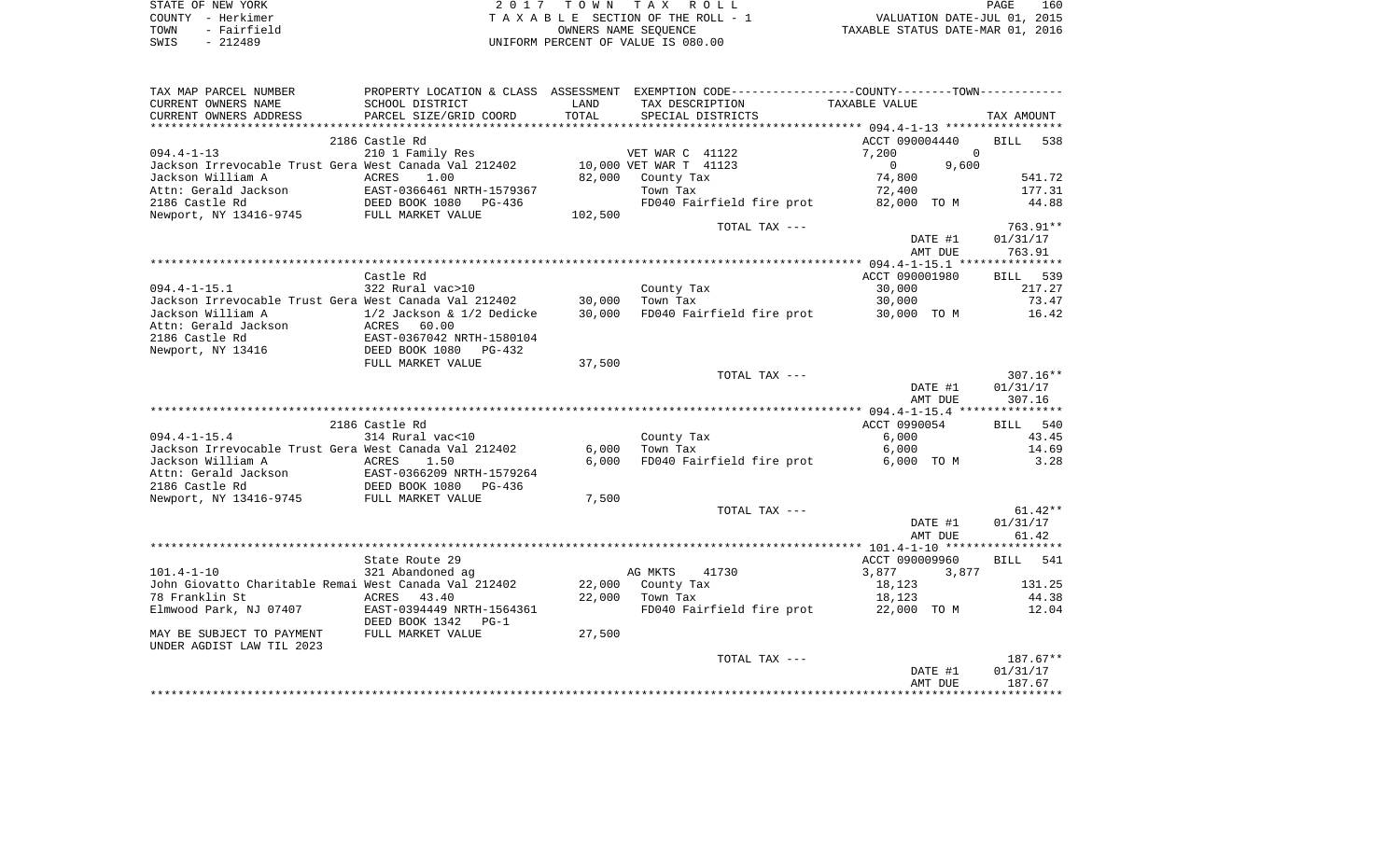STATE OF NEW YORK
COUNTY - Herkimer
TOWN - Fairfield
SWIS - 212489

2 0 1 7 T O W N T A X R O L L
T A X A B L E SECTION OF THE ROLL - 1
OWNERS NAME SEQUENCE
UNIFORM PERCENT OF VALUE IS 080.00

VALUATION DATE-JUL 01, 2015
TAXABLE STATUS DATE-MAR 01, 2016

| TAX MAP PARCEL NUMBER / CURRENT OWNERS NAME / CURRENT OWNERS ADDRESS | PROPERTY LOCATION & CLASS / SCHOOL DISTRICT / PARCEL SIZE/GRID COORD | ASSESSMENT LAND / TOTAL | EXEMPTION CODE / TAX DESCRIPTION / SPECIAL DISTRICTS | COUNTY / TOWN TAXABLE VALUE | TAX AMOUNT |
|---|---|---|---|---|---|
| **094.4-1-13** | 2186 Castle Rd | | | ACCT 090004440 | BILL 538 |
| | 210 1 Family Res | | VET WAR C 41122 | 7,200 0 | |
| Jackson Irrevocable Trust Gera | West Canada Val 212402 | 10,000 | VET WAR T 41123 | 0 9,600 | |
| Jackson William A | ACRES 1.00 | 82,000 | County Tax | 74,800 | 541.72 |
| Attn: Gerald Jackson | EAST-0366461 NRTH-1579367 | | Town Tax | 72,400 | 177.31 |
| 2186 Castle Rd | DEED BOOK 1080 PG-436 | | FD040 Fairfield fire prot | 82,000 TO M | 44.88 |
| Newport, NY 13416-9745 | FULL MARKET VALUE | 102,500 | | | |
| | | | TOTAL TAX --- | | 763.91** |
| | | | | DATE #1 | 01/31/17 |
| | | | | AMT DUE | 763.91 |
| **094.4-1-15.1** | Castle Rd | | | ACCT 090001980 | BILL 539 |
| | 322 Rural vac>10 | | County Tax | 30,000 | 217.27 |
| Jackson Irrevocable Trust Gera | West Canada Val 212402 | 30,000 | Town Tax | 30,000 | 73.47 |
| Jackson William A | 1/2 Jackson & 1/2 Dedicke | 30,000 | FD040 Fairfield fire prot | 30,000 TO M | 16.42 |
| Attn: Gerald Jackson | ACRES 60.00 | | | | |
| 2186 Castle Rd | EAST-0367042 NRTH-1580104 | | | | |
| Newport, NY 13416 | DEED BOOK 1080 PG-432 | | | | |
| | FULL MARKET VALUE | 37,500 | | | |
| | | | TOTAL TAX --- | | 307.16** |
| | | | | DATE #1 | 01/31/17 |
| | | | | AMT DUE | 307.16 |
| **094.4-1-15.4** | 2186 Castle Rd | | | ACCT 0990054 | BILL 540 |
| | 314 Rural vac<10 | | County Tax | 6,000 | 43.45 |
| Jackson Irrevocable Trust Gera | West Canada Val 212402 | 6,000 | Town Tax | 6,000 | 14.69 |
| Jackson William A | ACRES 1.50 | 6,000 | FD040 Fairfield fire prot | 6,000 TO M | 3.28 |
| Attn: Gerald Jackson | EAST-0366209 NRTH-1579264 | | | | |
| 2186 Castle Rd | DEED BOOK 1080 PG-436 | | | | |
| Newport, NY 13416-9745 | FULL MARKET VALUE | 7,500 | | | |
| | | | TOTAL TAX --- | | 61.42** |
| | | | | DATE #1 | 01/31/17 |
| | | | | AMT DUE | 61.42 |
| **101.4-1-10** | State Route 29 | | | ACCT 090009960 | BILL 541 |
| | 321 Abandoned ag | | AG MKTS 41730 | 3,877 3,877 | |
| John Giovatto Charitable Remai | West Canada Val 212402 | 22,000 | County Tax | 18,123 | 131.25 |
| 78 Franklin St | ACRES 43.40 | 22,000 | Town Tax | 18,123 | 44.38 |
| Elmwood Park, NJ 07407 | EAST-0394449 NRTH-1564361 | | FD040 Fairfield fire prot | 22,000 TO M | 12.04 |
| | DEED BOOK 1342 PG-1 | | | | |
| MAY BE SUBJECT TO PAYMENT | FULL MARKET VALUE | 27,500 | | | |
| UNDER AGDIST LAW TIL 2023 | | | | | |
| | | | TOTAL TAX --- | | 187.67** |
| | | | | DATE #1 | 01/31/17 |
| | | | | AMT DUE | 187.67 |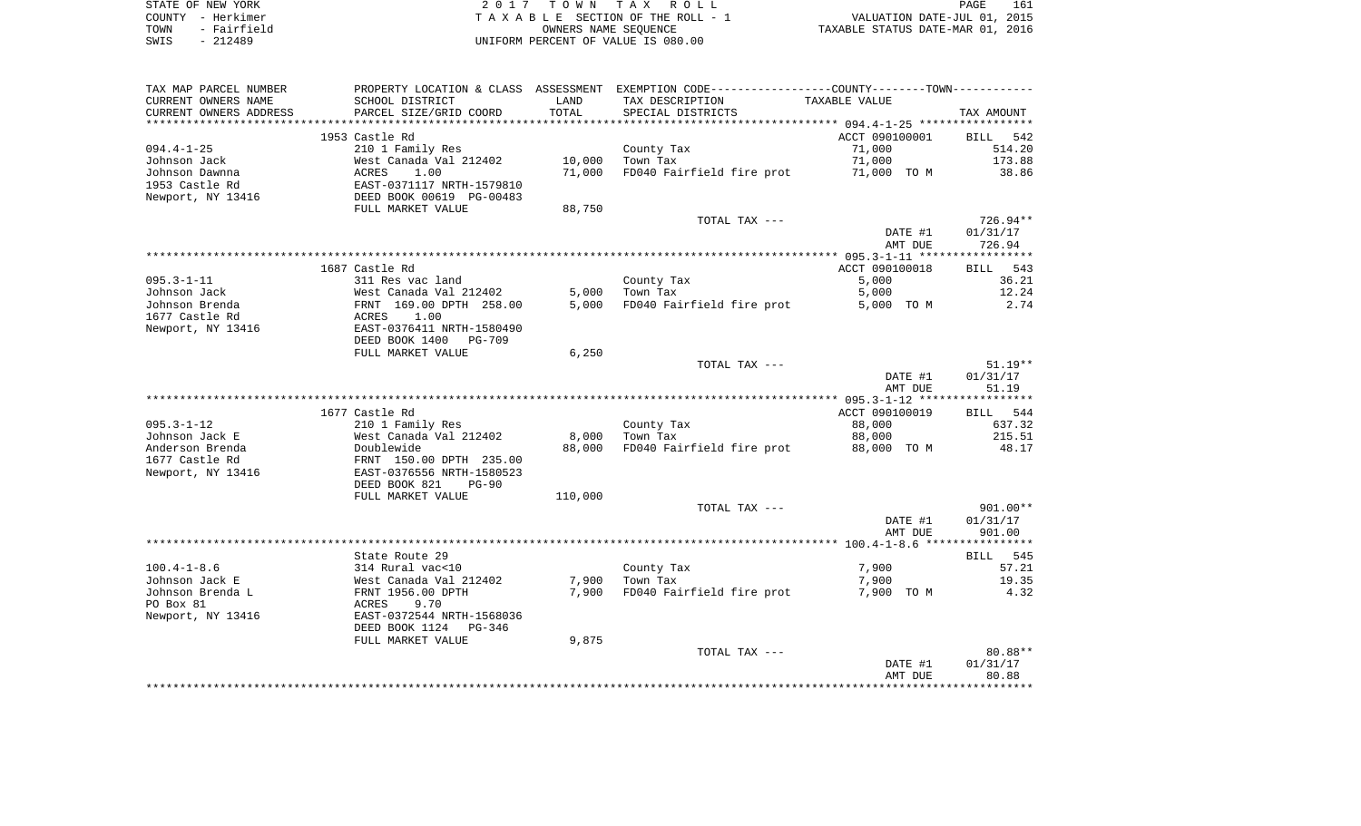STATE OF NEW YORK
COUNTY - Herkimer
TOWN - Fairfield
SWIS - 212489

2 0 1 7 T O W N T A X R O L L
T A X A B L E SECTION OF THE ROLL - 1
OWNERS NAME SEQUENCE
UNIFORM PERCENT OF VALUE IS 080.00

VALUATION DATE-JUL 01, 2015
TAXABLE STATUS DATE-MAR 01, 2016

| TAX MAP PARCEL NUMBER / CURRENT OWNERS NAME / CURRENT OWNERS ADDRESS | PROPERTY LOCATION & CLASS / SCHOOL DISTRICT / PARCEL SIZE/GRID COORD | ASSESSMENT LAND / TOTAL | EXEMPTION CODE / TAX DESCRIPTION / SPECIAL DISTRICTS | COUNTY/TOWN TAXABLE VALUE | TAX AMOUNT |
|---|---|---|---|---|---|
| 094.4-1-25 | 1953 Castle Rd | | | ACCT 090100001 | BILL 542 |
| | 210 1 Family Res | | County Tax | 71,000 | 514.20 |
| Johnson Jack | West Canada Val 212402 | 10,000 | Town Tax | 71,000 | 173.88 |
| Johnson Dawnna | ACRES 1.00 | 71,000 | FD040 Fairfield fire prot | 71,000 TO M | 38.86 |
| 1953 Castle Rd | EAST-0371117 NRTH-1579810 | | | | |
| Newport, NY 13416 | DEED BOOK 00619 PG-00483 | | | | |
| | FULL MARKET VALUE | 88,750 | | | |
| | | | TOTAL TAX --- | | 726.94** |
| | | | | DATE #1 | 01/31/17 |
| | | | | AMT DUE | 726.94 |
| 095.3-1-11 | 1687 Castle Rd | | | ACCT 090100018 | BILL 543 |
| | 311 Res vac land | | County Tax | 5,000 | 36.21 |
| Johnson Jack | West Canada Val 212402 | 5,000 | Town Tax | 5,000 | 12.24 |
| Johnson Brenda | FRNT 169.00 DPTH 258.00 | 5,000 | FD040 Fairfield fire prot | 5,000 TO M | 2.74 |
| 1677 Castle Rd | ACRES 1.00 | | | | |
| Newport, NY 13416 | EAST-0376411 NRTH-1580490 | | | | |
| | DEED BOOK 1400 PG-709 | | | | |
| | FULL MARKET VALUE | 6,250 | | | |
| | | | TOTAL TAX --- | | 51.19** |
| | | | | DATE #1 | 01/31/17 |
| | | | | AMT DUE | 51.19 |
| 095.3-1-12 | 1677 Castle Rd | | | ACCT 090100019 | BILL 544 |
| | 210 1 Family Res | | County Tax | 88,000 | 637.32 |
| Johnson Jack E | West Canada Val 212402 | 8,000 | Town Tax | 88,000 | 215.51 |
| Anderson Brenda | Doublewide | 88,000 | FD040 Fairfield fire prot | 88,000 TO M | 48.17 |
| 1677 Castle Rd | FRNT 150.00 DPTH 235.00 | | | | |
| Newport, NY 13416 | EAST-0376556 NRTH-1580523 | | | | |
| | DEED BOOK 821 PG-90 | | | | |
| | FULL MARKET VALUE | 110,000 | | | |
| | | | TOTAL TAX --- | | 901.00** |
| | | | | DATE #1 | 01/31/17 |
| | | | | AMT DUE | 901.00 |
| 100.4-1-8.6 | State Route 29 | | | | BILL 545 |
| | 314 Rural vac<10 | | County Tax | 7,900 | 57.21 |
| Johnson Jack E | West Canada Val 212402 | 7,900 | Town Tax | 7,900 | 19.35 |
| Johnson Brenda L | FRNT 1956.00 DPTH | 7,900 | FD040 Fairfield fire prot | 7,900 TO M | 4.32 |
| PO Box 81 | ACRES 9.70 | | | | |
| Newport, NY 13416 | EAST-0372544 NRTH-1568036 | | | | |
| | DEED BOOK 1124 PG-346 | | | | |
| | FULL MARKET VALUE | 9,875 | | | |
| | | | TOTAL TAX --- | | 80.88** |
| | | | | DATE #1 | 01/31/17 |
| | | | | AMT DUE | 80.88 |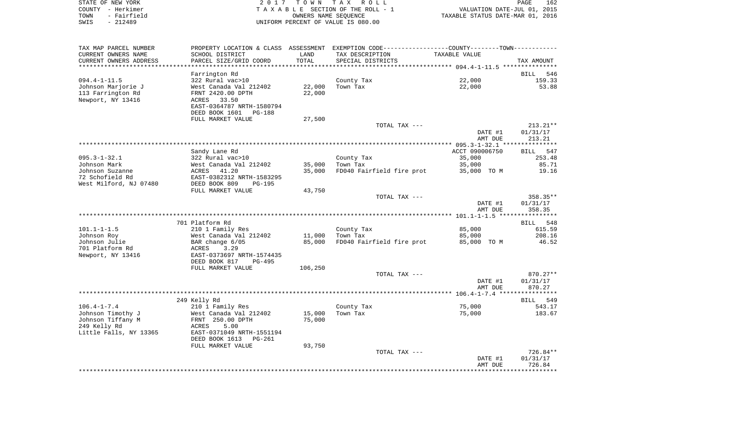STATE OF NEW YORK — COUNTY - Herkimer — TOWN - Fairfield — SWIS - 212489

2017 TOWN TAX ROLL
TAXABLE SECTION OF THE ROLL - 1
OWNERS NAME SEQUENCE
UNIFORM PERCENT OF VALUE IS 080.00

VALUATION DATE-JUL 01, 2015
TAXABLE STATUS DATE-MAR 01, 2016

| TAX MAP PARCEL NUMBER / CURRENT OWNERS NAME / CURRENT OWNERS ADDRESS | PROPERTY LOCATION & CLASS / SCHOOL DISTRICT / PARCEL SIZE/GRID COORD | ASSESSMENT LAND / TOTAL | EXEMPTION CODE / TAX DESCRIPTION / SPECIAL DISTRICTS | COUNTY--------TOWN TAXABLE VALUE | TAX AMOUNT |
|---|---|---|---|---|---|
| 094.4-1-11.5 | Farrington Rd | | | | BILL 546 |
| Johnson Marjorie J | 322 Rural vac>10 | | County Tax | 22,000 | 159.33 |
| 113 Farrington Rd | West Canada Val 212402 | 22,000 | Town Tax | 22,000 | 53.88 |
| Newport, NY 13416 | FRNT 2420.00 DPTH | 22,000 | | | |
| | ACRES 33.50 | | | | |
| | EAST-0364787 NRTH-1580794 | | | | |
| | DEED BOOK 1601 PG-188 | | | | |
| | FULL MARKET VALUE | 27,500 | | | |
| | | | TOTAL TAX --- | | 213.21** |
| | | | | DATE #1 | 01/31/17 |
| | | | | AMT DUE | 213.21 |
| 095.3-1-32.1 | Sandy Lane Rd | | | ACCT 090006750 | BILL 547 |
| Johnson Mark | 322 Rural vac>10 | | County Tax | 35,000 | 253.48 |
| Johnson Suzanne | West Canada Val 212402 | 35,000 | Town Tax | 35,000 | 85.71 |
| 72 Schofield Rd | ACRES 41.20 | 35,000 | FD040 Fairfield fire prot | 35,000 TO M | 19.16 |
| West Milford, NJ 07480 | EAST-0382312 NRTH-1583295 | | | | |
| | DEED BOOK 809 PG-195 | | | | |
| | FULL MARKET VALUE | 43,750 | | | |
| | | | TOTAL TAX --- | | 358.35** |
| | | | | DATE #1 | 01/31/17 |
| | | | | AMT DUE | 358.35 |
| 101.1-1-1.5 | 701 Platform Rd | | | | BILL 548 |
| Johnson Roy | 210 1 Family Res | | County Tax | 85,000 | 615.59 |
| Johnson Julie | West Canada Val 212402 | 11,000 | Town Tax | 85,000 | 208.16 |
| 701 Platform Rd | BAR change 6/05 | 85,000 | FD040 Fairfield fire prot | 85,000 TO M | 46.52 |
| Newport, NY 13416 | ACRES 3.29 | | | | |
| | EAST-0373697 NRTH-1574435 | | | | |
| | DEED BOOK 817 PG-495 | | | | |
| | FULL MARKET VALUE | 106,250 | | | |
| | | | TOTAL TAX --- | | 870.27** |
| | | | | DATE #1 | 01/31/17 |
| | | | | AMT DUE | 870.27 |
| 106.4-1-7.4 | 249 Kelly Rd | | | | BILL 549 |
| Johnson Timothy J | 210 1 Family Res | | County Tax | 75,000 | 543.17 |
| Johnson Tiffany M | West Canada Val 212402 | 15,000 | Town Tax | 75,000 | 183.67 |
| 249 Kelly Rd | FRNT 250.00 DPTH | 75,000 | | | |
| Little Falls, NY 13365 | ACRES 5.00 | | | | |
| | EAST-0371049 NRTH-1551194 | | | | |
| | DEED BOOK 1613 PG-261 | | | | |
| | FULL MARKET VALUE | 93,750 | | | |
| | | | TOTAL TAX --- | | 726.84** |
| | | | | DATE #1 | 01/31/17 |
| | | | | AMT DUE | 726.84 |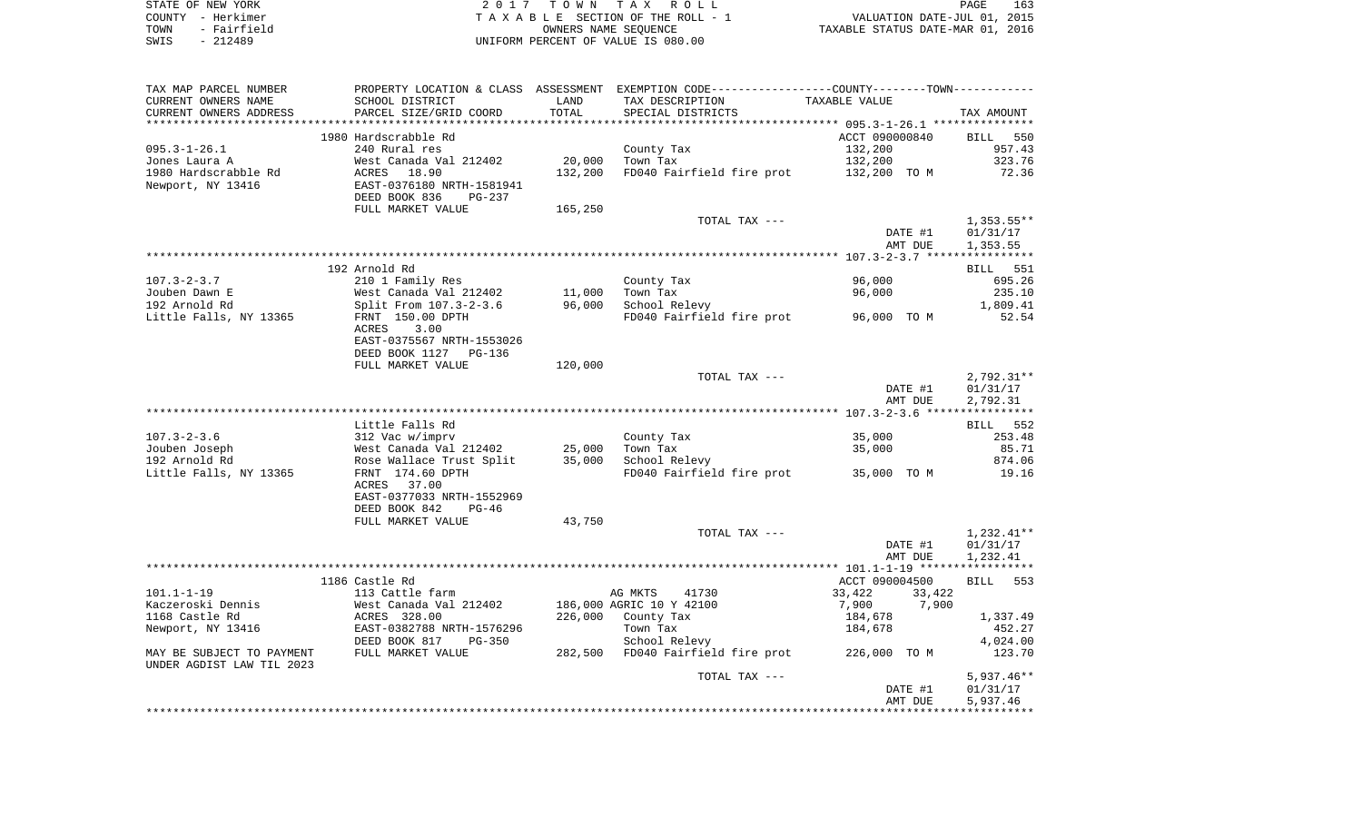STATE OF NEW YORK — 2017 TOWN TAX ROLL — PAGE 163
COUNTY - Herkimer — TAXABLE SECTION OF THE ROLL - 1 — VALUATION DATE-JUL 01, 2015
TOWN - Fairfield — OWNERS NAME SEQUENCE — TAXABLE STATUS DATE-MAR 01, 2016
SWIS - 212489 — UNIFORM PERCENT OF VALUE IS 080.00

| TAX MAP PARCEL NUMBER / CURRENT OWNERS NAME / CURRENT OWNERS ADDRESS | PROPERTY LOCATION & CLASS / SCHOOL DISTRICT / PARCEL SIZE/GRID COORD | ASSESSMENT LAND / TOTAL | EXEMPTION CODE / TAX DESCRIPTION / SPECIAL DISTRICTS | COUNTY--------TOWN / TAXABLE VALUE | TAX AMOUNT |
|---|---|---|---|---|---|
| **095.3-1-26.1** | 1980 Hardscrabble Rd | | | ACCT 090000840 | BILL 550 |
| 095.3-1-26.1 | 240 Rural res | | County Tax | 132,200 | 957.43 |
| Jones Laura A | West Canada Val 212402 | 20,000 | Town Tax | 132,200 | 323.76 |
| 1980 Hardscrabble Rd | ACRES 18.90 | 132,200 | FD040 Fairfield fire prot | 132,200 TO M | 72.36 |
| Newport, NY 13416 | EAST-0376180 NRTH-1581941 | | | | |
| | DEED BOOK 836 PG-237 | | | | |
| | FULL MARKET VALUE | 165,250 | | | |
| | | | TOTAL TAX --- | | 1,353.55** |
| | | | | DATE #1 | 01/31/17 |
| | | | | AMT DUE | 1,353.55 |
| **107.3-2-3.7** | 192 Arnold Rd | | | | BILL 551 |
| 107.3-2-3.7 | 210 1 Family Res | | County Tax | 96,000 | 695.26 |
| Jouben Dawn E | West Canada Val 212402 | 11,000 | Town Tax | 96,000 | 235.10 |
| 192 Arnold Rd | Split From 107.3-2-3.6 | 96,000 | School Relevy | | 1,809.41 |
| Little Falls, NY 13365 | FRNT 150.00 DPTH | | FD040 Fairfield fire prot | 96,000 TO M | 52.54 |
| | ACRES 3.00 | | | | |
| | EAST-0375567 NRTH-1553026 | | | | |
| | DEED BOOK 1127 PG-136 | | | | |
| | FULL MARKET VALUE | 120,000 | | | |
| | | | TOTAL TAX --- | | 2,792.31** |
| | | | | DATE #1 | 01/31/17 |
| | | | | AMT DUE | 2,792.31 |
| **107.3-2-3.6** | Little Falls Rd | | | | BILL 552 |
| 107.3-2-3.6 | 312 Vac w/imprv | | County Tax | 35,000 | 253.48 |
| Jouben Joseph | West Canada Val 212402 | 25,000 | Town Tax | 35,000 | 85.71 |
| 192 Arnold Rd | Rose Wallace Trust Split | 35,000 | School Relevy | | 874.06 |
| Little Falls, NY 13365 | FRNT 174.60 DPTH | | FD040 Fairfield fire prot | 35,000 TO M | 19.16 |
| | ACRES 37.00 | | | | |
| | EAST-0377033 NRTH-1552969 | | | | |
| | DEED BOOK 842 PG-46 | | | | |
| | FULL MARKET VALUE | 43,750 | | | |
| | | | TOTAL TAX --- | | 1,232.41** |
| | | | | DATE #1 | 01/31/17 |
| | | | | AMT DUE | 1,232.41 |
| **101.1-1-19** | 1186 Castle Rd | | | ACCT 090004500 | BILL 553 |
| 101.1-1-19 | 113 Cattle farm | | AG MKTS 41730 | 33,422 33,422 | |
| Kaczeroski Dennis | West Canada Val 212402 | 186,000 | AGRIC 10 Y 42100 | 7,900 7,900 | |
| 1168 Castle Rd | ACRES 328.00 | 226,000 | County Tax | 184,678 | 1,337.49 |
| Newport, NY 13416 | EAST-0382788 NRTH-1576296 | | Town Tax | 184,678 | 452.27 |
| | DEED BOOK 817 PG-350 | | School Relevy | | 4,024.00 |
| MAY BE SUBJECT TO PAYMENT | FULL MARKET VALUE | 282,500 | FD040 Fairfield fire prot | 226,000 TO M | 123.70 |
| UNDER AGDIST LAW TIL 2023 | | | | | |
| | | | TOTAL TAX --- | | 5,937.46** |
| | | | | DATE #1 | 01/31/17 |
| | | | | AMT DUE | 5,937.46 |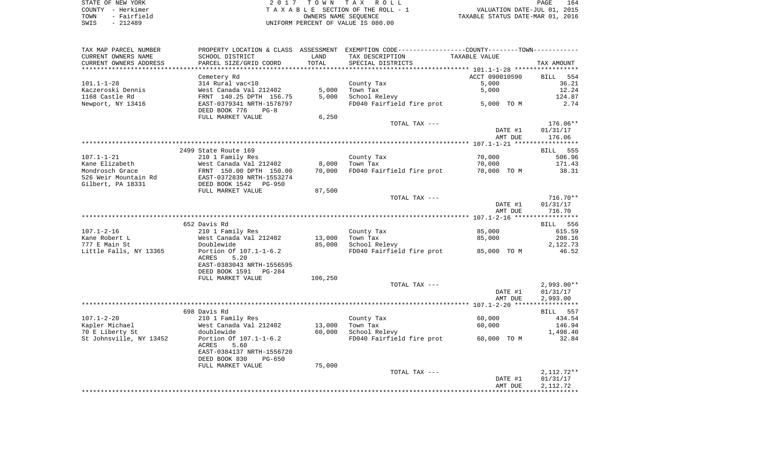STATE OF NEW YORK
COUNTY - Herkimer
TOWN - Fairfield
SWIS - 212489

2 0 1 7 T O W N T A X R O L L
T A X A B L E SECTION OF THE ROLL - 1
OWNERS NAME SEQUENCE
UNIFORM PERCENT OF VALUE IS 080.00

VALUATION DATE-JUL 01, 2015
TAXABLE STATUS DATE-MAR 01, 2016

| TAX MAP PARCEL NUMBER / CURRENT OWNERS NAME / CURRENT OWNERS ADDRESS | PROPERTY LOCATION & CLASS / SCHOOL DISTRICT / PARCEL SIZE/GRID COORD | ASSESSMENT LAND | TOTAL | EXEMPTION CODE / TAX DESCRIPTION / SPECIAL DISTRICTS | COUNTY--------TOWN TAXABLE VALUE | TAX AMOUNT |
|---|---|---|---|---|---|---|
| | Cemetery Rd | | | | ACCT 090010590 | BILL 554 |
| 101.1-1-28 | 314 Rural vac<10 | | | County Tax | 5,000 | 36.21 |
| Kaczeroski Dennis | West Canada Val 212402 | 5,000 | | Town Tax | 5,000 | 12.24 |
| 1168 Castle Rd | FRNT 140.25 DPTH 156.75 | | 5,000 | School Relevy | | 124.87 |
| Newport, NY 13416 | EAST-0379341 NRTH-1576797 | | | FD040 Fairfield fire prot | 5,000 TO M | 2.74 |
| | DEED BOOK 776 PG-8 | | | | | |
| | FULL MARKET VALUE | | 6,250 | | | |
| | | | | TOTAL TAX --- | | 176.06** |
| | | | | | DATE #1 | 01/31/17 |
| | | | | | AMT DUE | 176.06 |
| | 2499 State Route 169 | | | | | BILL 555 |
| 107.1-1-21 | 210 1 Family Res | | | County Tax | 70,000 | 506.96 |
| Kane Elizabeth | West Canada Val 212402 | 8,000 | | Town Tax | 70,000 | 171.43 |
| Mondrosch Grace | FRNT 150.00 DPTH 150.00 | | 70,000 | FD040 Fairfield fire prot | 70,000 TO M | 38.31 |
| 526 Weir Mountain Rd | EAST-0372839 NRTH-1553274 | | | | | |
| Gilbert, PA 18331 | DEED BOOK 1542 PG-950 | | | | | |
| | FULL MARKET VALUE | | 87,500 | | | |
| | | | | TOTAL TAX --- | | 716.70** |
| | | | | | DATE #1 | 01/31/17 |
| | | | | | AMT DUE | 716.70 |
| | 652 Davis Rd | | | | | BILL 556 |
| 107.1-2-16 | 210 1 Family Res | | | County Tax | 85,000 | 615.59 |
| Kane Robert L | West Canada Val 212402 | 13,000 | | Town Tax | 85,000 | 208.16 |
| 777 E Main St | Doublewide | | 85,000 | School Relevy | | 2,122.73 |
| Little Falls, NY 13365 | Portion Of 107.1-1-6.2 | | | FD040 Fairfield fire prot | 85,000 TO M | 46.52 |
| | ACRES 5.20 | | | | | |
| | EAST-0383043 NRTH-1556595 | | | | | |
| | DEED BOOK 1591 PG-284 | | | | | |
| | FULL MARKET VALUE | | 106,250 | | | |
| | | | | TOTAL TAX --- | | 2,993.00** |
| | | | | | DATE #1 | 01/31/17 |
| | | | | | AMT DUE | 2,993.00 |
| | 698 Davis Rd | | | | | BILL 557 |
| 107.1-2-20 | 210 1 Family Res | | | County Tax | 60,000 | 434.54 |
| Kapler Michael | West Canada Val 212402 | 13,000 | | Town Tax | 60,000 | 146.94 |
| 70 E Liberty St | doublewide | | 60,000 | School Relevy | | 1,498.40 |
| St Johnsville, NY 13452 | Portion Of 107.1-1-6.2 | | | FD040 Fairfield fire prot | 60,000 TO M | 32.84 |
| | ACRES 5.60 | | | | | |
| | EAST-0384137 NRTH-1556720 | | | | | |
| | DEED BOOK 830 PG-650 | | | | | |
| | FULL MARKET VALUE | | 75,000 | | | |
| | | | | TOTAL TAX --- | | 2,112.72** |
| | | | | | DATE #1 | 01/31/17 |
| | | | | | AMT DUE | 2,112.72 |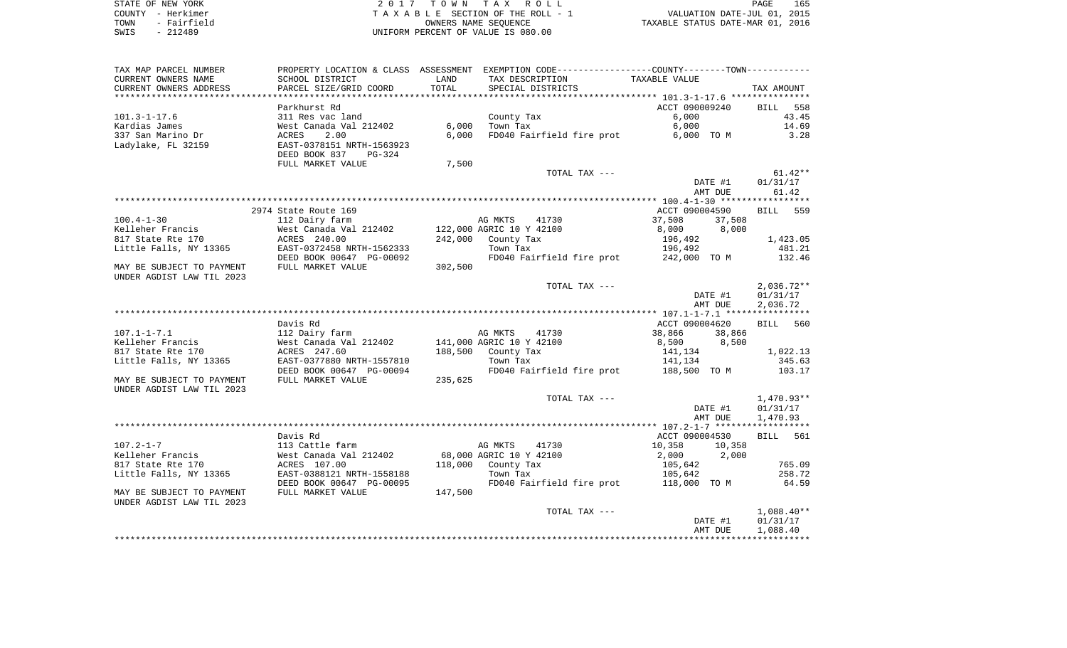STATE OF NEW YORK | 2 0 1 7 T O W N T A X R O L L
COUNTY - Herkimer | T A X A B L E SECTION OF THE ROLL - 1 | VALUATION DATE-JUL 01, 2015
TOWN - Fairfield | OWNERS NAME SEQUENCE | TAXABLE STATUS DATE-MAR 01, 2016
SWIS - 212489 | UNIFORM PERCENT OF VALUE IS 080.00

| TAX MAP PARCEL NUMBER<br>CURRENT OWNERS NAME<br>CURRENT OWNERS ADDRESS | PROPERTY LOCATION & CLASS<br>SCHOOL DISTRICT<br>PARCEL SIZE/GRID COORD | ASSESSMENT<br>LAND<br>TOTAL | EXEMPTION CODE<br>TAX DESCRIPTION<br>SPECIAL DISTRICTS | COUNTY / TOWN<br>TAXABLE VALUE | TAX AMOUNT |
|---|---|---|---|---|---|
| | Parkhurst Rd | | | ACCT 090009240 | BILL 558 |
| 101.3-1-17.6 | 311 Res vac land | | County Tax | 6,000 | 43.45 |
| Kardias James | West Canada Val 212402 | 6,000 | Town Tax | 6,000 | 14.69 |
| 337 San Marino Dr | ACRES 2.00 | 6,000 | FD040 Fairfield fire prot | 6,000 TO M | 3.28 |
| Ladylake, FL 32159 | EAST-0378151 NRTH-1563923 | | | | |
| | DEED BOOK 837 PG-324 | | | | |
| | FULL MARKET VALUE | 7,500 | | | |
| | | | TOTAL TAX --- | | 61.42** |
| | | | | DATE #1 | 01/31/17 |
| | | | | AMT DUE | 61.42 |
| | 2974 State Route 169 | | | ACCT 090004590 | BILL 559 |
| 100.4-1-30 | 112 Dairy farm | | AG MKTS 41730 | 37,508 37,508 | |
| Kelleher Francis | West Canada Val 212402 | 122,000 | AGRIC 10 Y 42100 | 8,000 8,000 | |
| 817 State Rte 170 | ACRES 240.00 | 242,000 | County Tax | 196,492 | 1,423.05 |
| Little Falls, NY 13365 | EAST-0372458 NRTH-1562333 | | Town Tax | 196,492 | 481.21 |
| | DEED BOOK 00647 PG-00092 | | FD040 Fairfield fire prot | 242,000 TO M | 132.46 |
| MAY BE SUBJECT TO PAYMENT UNDER AGDIST LAW TIL 2023 | FULL MARKET VALUE | 302,500 | | | |
| | | | TOTAL TAX --- | | 2,036.72** |
| | | | | DATE #1 | 01/31/17 |
| | | | | AMT DUE | 2,036.72 |
| | Davis Rd | | | ACCT 090004620 | BILL 560 |
| 107.1-1-7.1 | 112 Dairy farm | | AG MKTS 41730 | 38,866 38,866 | |
| Kelleher Francis | West Canada Val 212402 | 141,000 | AGRIC 10 Y 42100 | 8,500 8,500 | |
| 817 State Rte 170 | ACRES 247.60 | 188,500 | County Tax | 141,134 | 1,022.13 |
| Little Falls, NY 13365 | EAST-0377880 NRTH-1557810 | | Town Tax | 141,134 | 345.63 |
| | DEED BOOK 00647 PG-00094 | | FD040 Fairfield fire prot | 188,500 TO M | 103.17 |
| MAY BE SUBJECT TO PAYMENT UNDER AGDIST LAW TIL 2023 | FULL MARKET VALUE | 235,625 | | | |
| | | | TOTAL TAX --- | | 1,470.93** |
| | | | | DATE #1 | 01/31/17 |
| | | | | AMT DUE | 1,470.93 |
| | Davis Rd | | | ACCT 090004530 | BILL 561 |
| 107.2-1-7 | 113 Cattle farm | | AG MKTS 41730 | 10,358 10,358 | |
| Kelleher Francis | West Canada Val 212402 | 68,000 | AGRIC 10 Y 42100 | 2,000 2,000 | |
| 817 State Rte 170 | ACRES 107.00 | 118,000 | County Tax | 105,642 | 765.09 |
| Little Falls, NY 13365 | EAST-0388121 NRTH-1558188 | | Town Tax | 105,642 | 258.72 |
| | DEED BOOK 00647 PG-00095 | | FD040 Fairfield fire prot | 118,000 TO M | 64.59 |
| MAY BE SUBJECT TO PAYMENT UNDER AGDIST LAW TIL 2023 | FULL MARKET VALUE | 147,500 | | | |
| | | | TOTAL TAX --- | | 1,088.40** |
| | | | | DATE #1 | 01/31/17 |
| | | | | AMT DUE | 1,088.40 |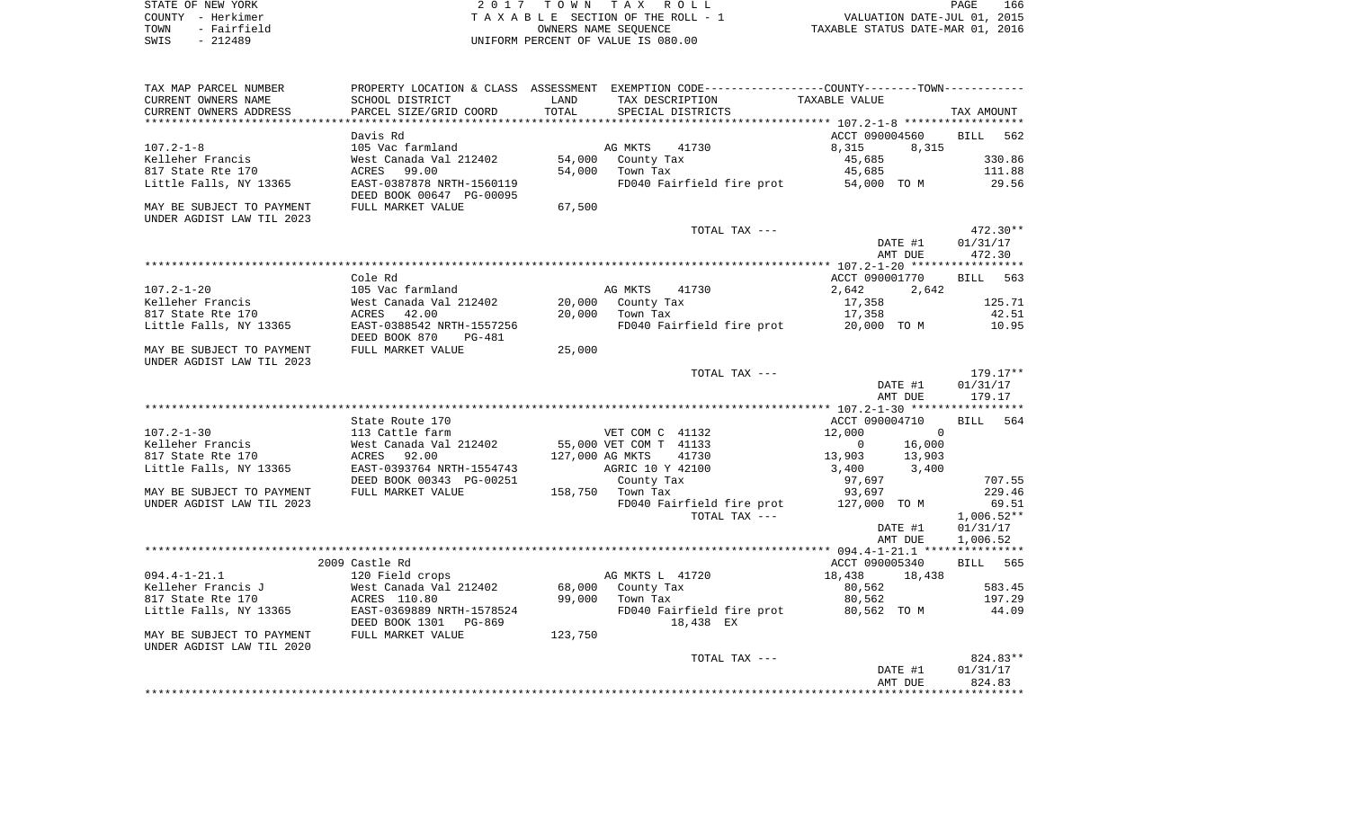STATE OF NEW YORK
COUNTY - Herkimer
TOWN - Fairfield
SWIS - 212489

# 2017 TOWN TAX ROLL
TAXABLE SECTION OF THE ROLL - 1
OWNERS NAME SEQUENCE
UNIFORM PERCENT OF VALUE IS 080.00

VALUATION DATE-JUL 01, 2015
TAXABLE STATUS DATE-MAR 01, 2016

| TAX MAP PARCEL NUMBER<br>CURRENT OWNERS NAME<br>CURRENT OWNERS ADDRESS | PROPERTY LOCATION & CLASS<br>SCHOOL DISTRICT<br>PARCEL SIZE/GRID COORD | ASSESSMENT LAND | TOTAL | EXEMPTION CODE / TAX DESCRIPTION / SPECIAL DISTRICTS | COUNTY TAXABLE VALUE | TOWN | TAX AMOUNT |
|---|---|---|---|---|---|---|---|
| | Davis Rd | | | | ACCT 090004560 | | BILL 562 |
| 107.2-1-8 | 105 Vac farmland | | | AG MKTS 41730 | 8,315 | 8,315 | |
| Kelleher Francis | West Canada Val 212402 | 54,000 | | County Tax | 45,685 | | 330.86 |
| 817 State Rte 170 | ACRES 99.00 | | 54,000 | Town Tax | 45,685 | | 111.88 |
| Little Falls, NY 13365 | EAST-0387878 NRTH-1560119 | | | FD040 Fairfield fire prot | 54,000 TO M | | 29.56 |
| | DEED BOOK 00647 PG-00095 | | | | | | |
| MAY BE SUBJECT TO PAYMENT | FULL MARKET VALUE | | 67,500 | | | | |
| UNDER AGDIST LAW TIL 2023 | | | | | | | |
| | | | | TOTAL TAX --- | | | 472.30** |
| | | | | | DATE #1 | | 01/31/17 |
| | | | | | AMT DUE | | 472.30 |
| | Cole Rd | | | | ACCT 090001770 | | BILL 563 |
| 107.2-1-20 | 105 Vac farmland | | | AG MKTS 41730 | 2,642 | 2,642 | |
| Kelleher Francis | West Canada Val 212402 | 20,000 | | County Tax | 17,358 | | 125.71 |
| 817 State Rte 170 | ACRES 42.00 | | 20,000 | Town Tax | 17,358 | | 42.51 |
| Little Falls, NY 13365 | EAST-0388542 NRTH-1557256 | | | FD040 Fairfield fire prot | 20,000 TO M | | 10.95 |
| | DEED BOOK 870 PG-481 | | | | | | |
| MAY BE SUBJECT TO PAYMENT | FULL MARKET VALUE | | 25,000 | | | | |
| UNDER AGDIST LAW TIL 2023 | | | | | | | |
| | | | | TOTAL TAX --- | | | 179.17** |
| | | | | | DATE #1 | | 01/31/17 |
| | | | | | AMT DUE | | 179.17 |
| | State Route 170 | | | | ACCT 090004710 | | BILL 564 |
| 107.2-1-30 | 113 Cattle farm | | | VET COM C 41132 | 12,000 | 0 | |
| Kelleher Francis | West Canada Val 212402 | 55,000 | | VET COM T 41133 | 0 | 16,000 | |
| 817 State Rte 170 | ACRES 92.00 | | 127,000 | AG MKTS 41730 | 13,903 | 13,903 | |
| Little Falls, NY 13365 | EAST-0393764 NRTH-1554743 | | | AGRIC 10 Y 42100 | 3,400 | 3,400 | |
| | DEED BOOK 00343 PG-00251 | | | County Tax | 97,697 | | 707.55 |
| MAY BE SUBJECT TO PAYMENT | FULL MARKET VALUE | | 158,750 | Town Tax | 93,697 | | 229.46 |
| UNDER AGDIST LAW TIL 2023 | | | | FD040 Fairfield fire prot | 127,000 TO M | | 69.51 |
| | | | | TOTAL TAX --- | | | 1,006.52** |
| | | | | | DATE #1 | | 01/31/17 |
| | | | | | AMT DUE | | 1,006.52 |
| | 2009 Castle Rd | | | | ACCT 090005340 | | BILL 565 |
| 094.4-1-21.1 | 120 Field crops | | | AG MKTS L 41720 | 18,438 | 18,438 | |
| Kelleher Francis J | West Canada Val 212402 | 68,000 | | County Tax | 80,562 | | 583.45 |
| 817 State Rte 170 | ACRES 110.80 | | 99,000 | Town Tax | 80,562 | | 197.29 |
| Little Falls, NY 13365 | EAST-0369889 NRTH-1578524 | | | FD040 Fairfield fire prot | 80,562 TO M | | 44.09 |
| | DEED BOOK 1301 PG-869 | | | 18,438 EX | | | |
| MAY BE SUBJECT TO PAYMENT | FULL MARKET VALUE | | 123,750 | | | | |
| UNDER AGDIST LAW TIL 2020 | | | | | | | |
| | | | | TOTAL TAX --- | | | 824.83** |
| | | | | | DATE #1 | | 01/31/17 |
| | | | | | AMT DUE | | 824.83 |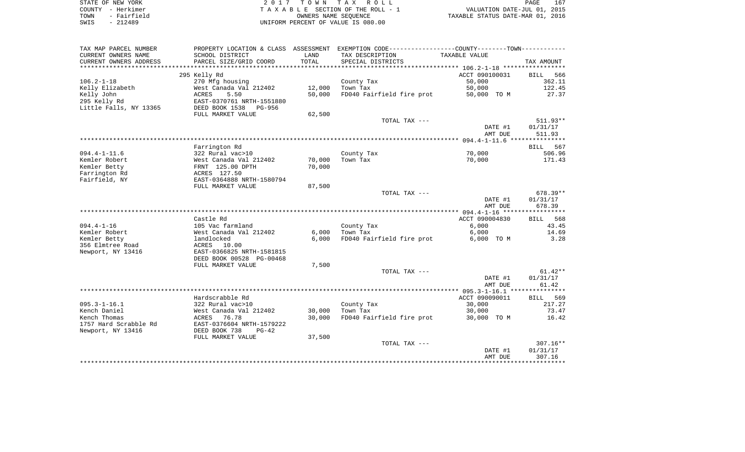STATE OF NEW YORK
COUNTY - Herkimer
TOWN - Fairfield
SWIS - 212489

2 0 1 7 T O W N T A X R O L L
T A X A B L E SECTION OF THE ROLL - 1
OWNERS NAME SEQUENCE
UNIFORM PERCENT OF VALUE IS 080.00

VALUATION DATE-JUL 01, 2015
TAXABLE STATUS DATE-MAR 01, 2016

| TAX MAP PARCEL NUMBER / CURRENT OWNERS NAME / CURRENT OWNERS ADDRESS | PROPERTY LOCATION & CLASS / SCHOOL DISTRICT / PARCEL SIZE/GRID COORD | ASSESSMENT LAND / TOTAL | EXEMPTION CODE / TAX DESCRIPTION / SPECIAL DISTRICTS | TAXABLE VALUE | TAX AMOUNT |
|---|---|---|---|---|---|
| 106.2-1-18 | 295 Kelly Rd | | | ACCT 090100031 | BILL 566 |
| | 270 Mfg housing | | County Tax | 50,000 | 362.11 |
| Kelly Elizabeth | West Canada Val 212402 | 12,000 | Town Tax | 50,000 | 122.45 |
| Kelly John | ACRES 5.50 | 50,000 | FD040 Fairfield fire prot | 50,000 TO M | 27.37 |
| 295 Kelly Rd | EAST-0370761 NRTH-1551880 | | | | |
| Little Falls, NY 13365 | DEED BOOK 1538 PG-956 | | | | |
| | FULL MARKET VALUE | 62,500 | | | |
| | | | TOTAL TAX --- | | 511.93** |
| | | | | DATE #1 | 01/31/17 |
| | | | | AMT DUE | 511.93 |
| 094.4-1-11.6 | Farrington Rd | | | | BILL 567 |
| | 322 Rural vac>10 | | County Tax | 70,000 | 506.96 |
| Kemler Robert | West Canada Val 212402 | 70,000 | Town Tax | 70,000 | 171.43 |
| Kemler Betty | FRNT 125.00 DPTH | 70,000 | | | |
| Farrington Rd | ACRES 127.50 | | | | |
| Fairfield, NY | EAST-0364888 NRTH-1580794 | | | | |
| | FULL MARKET VALUE | 87,500 | | | |
| | | | TOTAL TAX --- | | 678.39** |
| | | | | DATE #1 | 01/31/17 |
| | | | | AMT DUE | 678.39 |
| 094.4-1-16 | Castle Rd | | | ACCT 090004830 | BILL 568 |
| | 105 Vac farmland | | County Tax | 6,000 | 43.45 |
| Kemler Robert | West Canada Val 212402 | 6,000 | Town Tax | 6,000 | 14.69 |
| Kemler Betty | landlocked | 6,000 | FD040 Fairfield fire prot | 6,000 TO M | 3.28 |
| 356 Elmtree Road | ACRES 10.00 | | | | |
| Newport, NY 13416 | EAST-0366825 NRTH-1581815 | | | | |
| | DEED BOOK 00528 PG-00468 | | | | |
| | FULL MARKET VALUE | 7,500 | | | |
| | | | TOTAL TAX --- | | 61.42** |
| | | | | DATE #1 | 01/31/17 |
| | | | | AMT DUE | 61.42 |
| 095.3-1-16.1 | Hardscrabble Rd | | | ACCT 090090011 | BILL 569 |
| | 322 Rural vac>10 | | County Tax | 30,000 | 217.27 |
| Kench Daniel | West Canada Val 212402 | 30,000 | Town Tax | 30,000 | 73.47 |
| Kench Thomas | ACRES 76.78 | 30,000 | FD040 Fairfield fire prot | 30,000 TO M | 16.42 |
| 1757 Hard Scrabble Rd | EAST-0376604 NRTH-1579222 | | | | |
| Newport, NY 13416 | DEED BOOK 738 PG-42 | | | | |
| | FULL MARKET VALUE | 37,500 | | | |
| | | | TOTAL TAX --- | | 307.16** |
| | | | | DATE #1 | 01/31/17 |
| | | | | AMT DUE | 307.16 |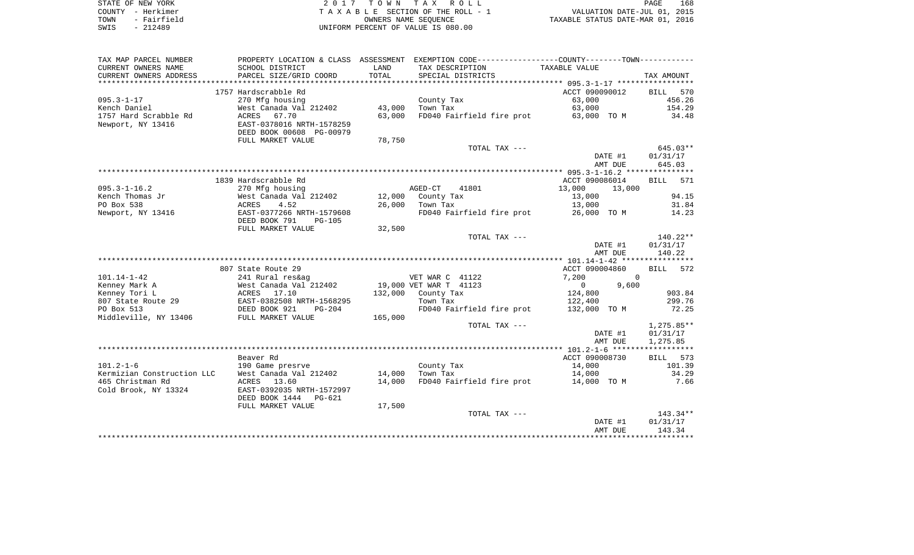STATE OF NEW YORK
COUNTY - Herkimer
TOWN - Fairfield
SWIS - 212489

2 0 1 7 T O W N T A X R O L L
T A X A B L E SECTION OF THE ROLL - 1
OWNERS NAME SEQUENCE
UNIFORM PERCENT OF VALUE IS 080.00

VALUATION DATE-JUL 01, 2015
TAXABLE STATUS DATE-MAR 01, 2016

| TAX MAP PARCEL NUMBER<br>CURRENT OWNERS NAME<br>CURRENT OWNERS ADDRESS | PROPERTY LOCATION & CLASS<br>SCHOOL DISTRICT<br>PARCEL SIZE/GRID COORD | ASSESSMENT<br>LAND<br>TOTAL | EXEMPTION CODE----COUNTY----TOWN----<br>TAX DESCRIPTION<br>SPECIAL DISTRICTS | TAXABLE VALUE | TAX AMOUNT |
|---|---|---|---|---|---|
| | 1757 Hardscrabble Rd | | | ACCT 090090012 | BILL 570 |
| 095.3-1-17 | 270 Mfg housing | | County Tax | 63,000 | 456.26 |
| Kench Daniel | West Canada Val 212402 | 43,000 | Town Tax | 63,000 | 154.29 |
| 1757 Hard Scrabble Rd | ACRES 67.70 | 63,000 | FD040 Fairfield fire prot | 63,000 TO M | 34.48 |
| Newport, NY 13416 | EAST-0378016 NRTH-1578259 | | | | |
| | DEED BOOK 00608 PG-00979 | | | | |
| | FULL MARKET VALUE | 78,750 | | | |
| | | | TOTAL TAX --- | | 645.03** |
| | | | | DATE #1 | 01/31/17 |
| | | | | AMT DUE | 645.03 |
| | 1839 Hardscrabble Rd | | | ACCT 090086014 | BILL 571 |
| 095.3-1-16.2 | 270 Mfg housing | | AGED-CT 41801 | 13,000 13,000 | |
| Kench Thomas Jr | West Canada Val 212402 | 12,000 | County Tax | 13,000 | 94.15 |
| PO Box 538 | ACRES 4.52 | 26,000 | Town Tax | 13,000 | 31.84 |
| Newport, NY 13416 | EAST-0377266 NRTH-1579608 | | FD040 Fairfield fire prot | 26,000 TO M | 14.23 |
| | DEED BOOK 791 PG-105 | | | | |
| | FULL MARKET VALUE | 32,500 | | | |
| | | | TOTAL TAX --- | | 140.22** |
| | | | | DATE #1 | 01/31/17 |
| | | | | AMT DUE | 140.22 |
| | 807 State Route 29 | | | ACCT 090004860 | BILL 572 |
| 101.14-1-42 | 241 Rural res&ag | | VET WAR C 41122 | 7,200 0 | |
| Kenney Mark A | West Canada Val 212402 | 19,000 | VET WAR T 41123 | 0 9,600 | |
| Kenney Tori L | ACRES 17.10 | 132,000 | County Tax | 124,800 | 903.84 |
| 807 State Route 29 | EAST-0382508 NRTH-1568295 | | Town Tax | 122,400 | 299.76 |
| PO Box 513 | DEED BOOK 921 PG-204 | | FD040 Fairfield fire prot | 132,000 TO M | 72.25 |
| Middleville, NY 13406 | FULL MARKET VALUE | 165,000 | | | |
| | | | TOTAL TAX --- | | 1,275.85** |
| | | | | DATE #1 | 01/31/17 |
| | | | | AMT DUE | 1,275.85 |
| | Beaver Rd | | | ACCT 090008730 | BILL 573 |
| 101.2-1-6 | 190 Game presrve | | County Tax | 14,000 | 101.39 |
| Kermizian Construction LLC | West Canada Val 212402 | 14,000 | Town Tax | 14,000 | 34.29 |
| 465 Christman Rd | ACRES 13.60 | 14,000 | FD040 Fairfield fire prot | 14,000 TO M | 7.66 |
| Cold Brook, NY 13324 | EAST-0392035 NRTH-1572997 | | | | |
| | DEED BOOK 1444 PG-621 | | | | |
| | FULL MARKET VALUE | 17,500 | | | |
| | | | TOTAL TAX --- | | 143.34** |
| | | | | DATE #1 | 01/31/17 |
| | | | | AMT DUE | 143.34 |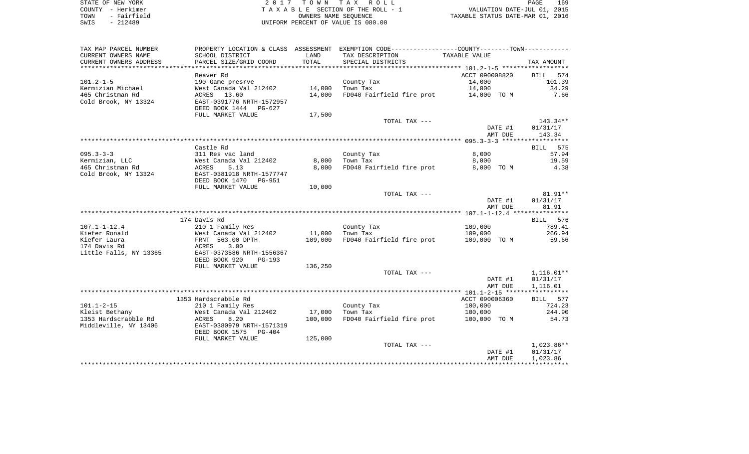STATE OF NEW YORK — COUNTY - Herkimer — TOWN - Fairfield — SWIS - 212489

2017 TOWN TAX ROLL
TAXABLE SECTION OF THE ROLL - 1
OWNERS NAME SEQUENCE
UNIFORM PERCENT OF VALUE IS 080.00

VALUATION DATE-JUL 01, 2015
TAXABLE STATUS DATE-MAR 01, 2016

| TAX MAP PARCEL NUMBER / CURRENT OWNERS NAME / CURRENT OWNERS ADDRESS | PROPERTY LOCATION & CLASS / SCHOOL DISTRICT / PARCEL SIZE/GRID COORD | ASSESSMENT LAND | TOTAL | EXEMPTION CODE / TAX DESCRIPTION / SPECIAL DISTRICTS | TAXABLE VALUE | TAX AMOUNT |
|---|---|---|---|---|---|---|
| | Beaver Rd | | | | ACCT 090008820 | BILL 574 |
| 101.2-1-5 | 190 Game presrve | | | County Tax | 14,000 | 101.39 |
| Kermizian Michael | West Canada Val 212402 | 14,000 | | Town Tax | 14,000 | 34.29 |
| 465 Christman Rd | ACRES 13.60 | | 14,000 | FD040 Fairfield fire prot | 14,000 TO M | 7.66 |
| Cold Brook, NY 13324 | EAST-0391776 NRTH-1572957 | | | | | |
| | DEED BOOK 1444 PG-627 | | | | | |
| | FULL MARKET VALUE | 17,500 | | | | |
| | | | | TOTAL TAX --- | | 143.34** |
| | | | | | DATE #1 | 01/31/17 |
| | | | | | AMT DUE | 143.34 |
| | Castle Rd | | | | | BILL 575 |
| 095.3-3-3 | 311 Res vac land | | | County Tax | 8,000 | 57.94 |
| Kermizian, LLC | West Canada Val 212402 | 8,000 | | Town Tax | 8,000 | 19.59 |
| 465 Christman Rd | ACRES 5.13 | | 8,000 | FD040 Fairfield fire prot | 8,000 TO M | 4.38 |
| Cold Brook, NY 13324 | EAST-0381918 NRTH-1577747 | | | | | |
| | DEED BOOK 1470 PG-951 | | | | | |
| | FULL MARKET VALUE | 10,000 | | | | |
| | | | | TOTAL TAX --- | | 81.91** |
| | | | | | DATE #1 | 01/31/17 |
| | | | | | AMT DUE | 81.91 |
| | 174 Davis Rd | | | | | BILL 576 |
| 107.1-1-12.4 | 210 1 Family Res | | | County Tax | 109,000 | 789.41 |
| Kiefer Ronald | West Canada Val 212402 | 11,000 | | Town Tax | 109,000 | 266.94 |
| Kiefer Laura | FRNT 563.00 DPTH | | 109,000 | FD040 Fairfield fire prot | 109,000 TO M | 59.66 |
| 174 Davis Rd | ACRES 3.00 | | | | | |
| Little Falls, NY 13365 | EAST-0373586 NRTH-1556367 | | | | | |
| | DEED BOOK 920 PG-193 | | | | | |
| | FULL MARKET VALUE | 136,250 | | | | |
| | | | | TOTAL TAX --- | | 1,116.01** |
| | | | | | DATE #1 | 01/31/17 |
| | | | | | AMT DUE | 1,116.01 |
| | 1353 Hardscrabble Rd | | | | ACCT 090006360 | BILL 577 |
| 101.1-2-15 | 210 1 Family Res | | | County Tax | 100,000 | 724.23 |
| Kleist Bethany | West Canada Val 212402 | 17,000 | | Town Tax | 100,000 | 244.90 |
| 1353 Hardscrabble Rd | ACRES 8.20 | | 100,000 | FD040 Fairfield fire prot | 100,000 TO M | 54.73 |
| Middleville, NY 13406 | EAST-0380979 NRTH-1571319 | | | | | |
| | DEED BOOK 1575 PG-404 | | | | | |
| | FULL MARKET VALUE | 125,000 | | | | |
| | | | | TOTAL TAX --- | | 1,023.86** |
| | | | | | DATE #1 | 01/31/17 |
| | | | | | AMT DUE | 1,023.86 |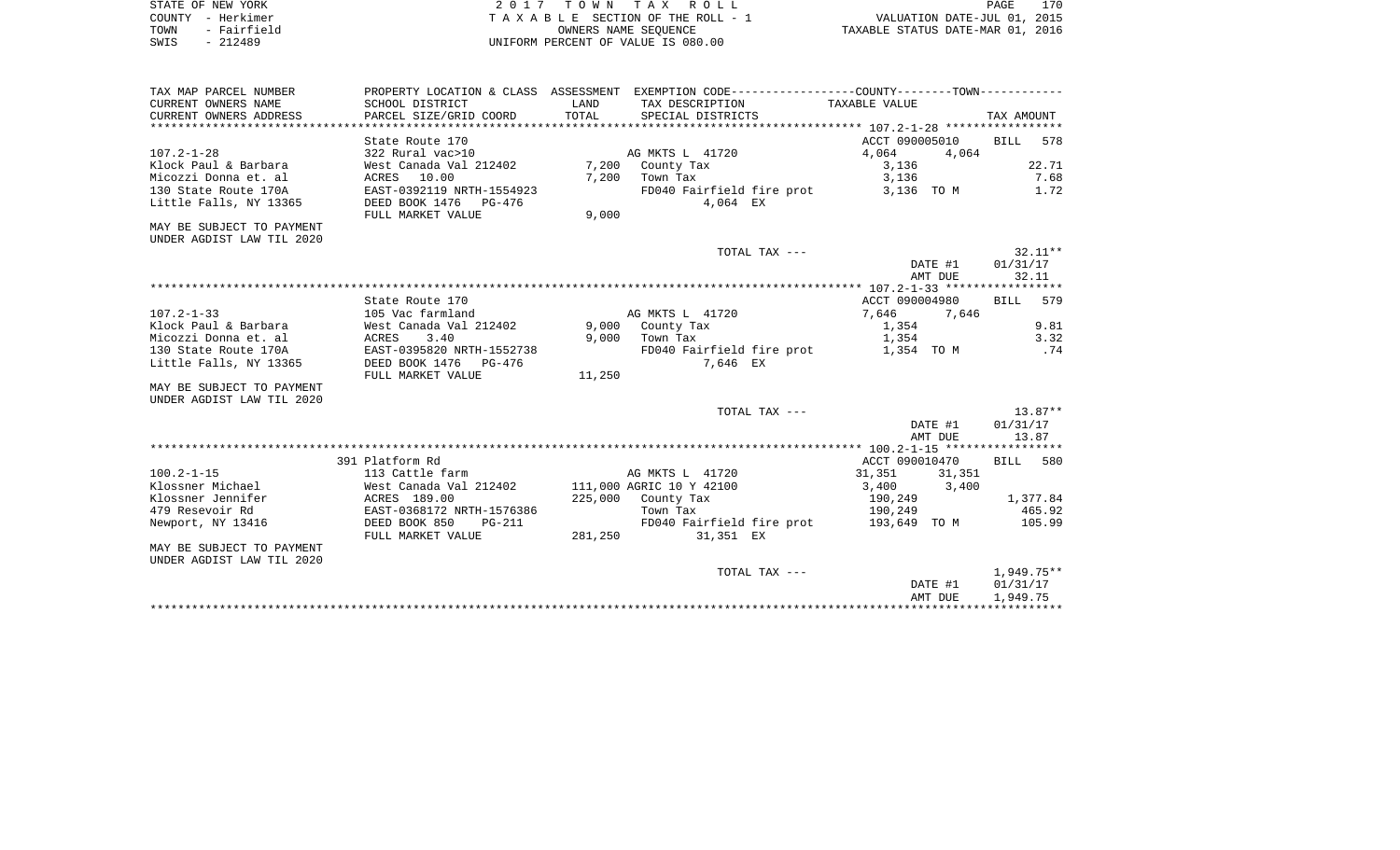STATE OF NEW YORK
COUNTY - Herkimer
TOWN - Fairfield
SWIS - 212489

2017 TOWN TAX ROLL
TAXABLE SECTION OF THE ROLL - 1
OWNERS NAME SEQUENCE
UNIFORM PERCENT OF VALUE IS 080.00

VALUATION DATE-JUL 01, 2015
TAXABLE STATUS DATE-MAR 01, 2016

| TAX MAP PARCEL NUMBER / CURRENT OWNERS NAME / CURRENT OWNERS ADDRESS | PROPERTY LOCATION & CLASS / SCHOOL DISTRICT / PARCEL SIZE/GRID COORD | ASSESSMENT LAND / TOTAL | EXEMPTION CODE / TAX DESCRIPTION / SPECIAL DISTRICTS | COUNTY TAXABLE VALUE | TOWN | TAX AMOUNT |
|---|---|---|---|---|---|---|
| | State Route 170 | | | ACCT 090005010 | | BILL 578 |
| 107.2-1-28 | 322 Rural vac>10 | | AG MKTS L 41720 | 4,064 | 4,064 | |
| Klock Paul & Barbara | West Canada Val 212402 | 7,200 | County Tax | 3,136 | | 22.71 |
| Micozzi Donna et. al | ACRES 10.00 | 7,200 | Town Tax | 3,136 | | 7.68 |
| 130 State Route 170A | EAST-0392119 NRTH-1554923 | | FD040 Fairfield fire prot | 3,136 TO M | | 1.72 |
| Little Falls, NY 13365 | DEED BOOK 1476 PG-476 | | 4,064 EX | | | |
| | FULL MARKET VALUE | 9,000 | | | | |
| MAY BE SUBJECT TO PAYMENT UNDER AGDIST LAW TIL 2020 | | | | | | |
| | | | TOTAL TAX --- | | | 32.11** |
| | | | | | DATE #1 | 01/31/17 |
| | | | | | AMT DUE | 32.11 |
| | State Route 170 | | | ACCT 090004980 | | BILL 579 |
| 107.2-1-33 | 105 Vac farmland | | AG MKTS L 41720 | 7,646 | 7,646 | |
| Klock Paul & Barbara | West Canada Val 212402 | 9,000 | County Tax | 1,354 | | 9.81 |
| Micozzi Donna et. al | ACRES 3.40 | 9,000 | Town Tax | 1,354 | | 3.32 |
| 130 State Route 170A | EAST-0395820 NRTH-1552738 | | FD040 Fairfield fire prot | 1,354 TO M | | .74 |
| Little Falls, NY 13365 | DEED BOOK 1476 PG-476 | | 7,646 EX | | | |
| | FULL MARKET VALUE | 11,250 | | | | |
| MAY BE SUBJECT TO PAYMENT UNDER AGDIST LAW TIL 2020 | | | | | | |
| | | | TOTAL TAX --- | | | 13.87** |
| | | | | | DATE #1 | 01/31/17 |
| | | | | | AMT DUE | 13.87 |
| | 391 Platform Rd | | | ACCT 090010470 | | BILL 580 |
| 100.2-1-15 | 113 Cattle farm | | AG MKTS L 41720 | 31,351 | 31,351 | |
| Klossner Michael | West Canada Val 212402 | 111,000 | AGRIC 10 Y 42100 | 3,400 | 3,400 | |
| Klossner Jennifer | ACRES 189.00 | 225,000 | County Tax | 190,249 | | 1,377.84 |
| 479 Resevoir Rd | EAST-0368172 NRTH-1576386 | | Town Tax | 190,249 | | 465.92 |
| Newport, NY 13416 | DEED BOOK 850 PG-211 | | FD040 Fairfield fire prot | 193,649 TO M | | 105.99 |
| | FULL MARKET VALUE | 281,250 | 31,351 EX | | | |
| MAY BE SUBJECT TO PAYMENT UNDER AGDIST LAW TIL 2020 | | | | | | |
| | | | TOTAL TAX --- | | | 1,949.75** |
| | | | | | DATE #1 | 01/31/17 |
| | | | | | AMT DUE | 1,949.75 |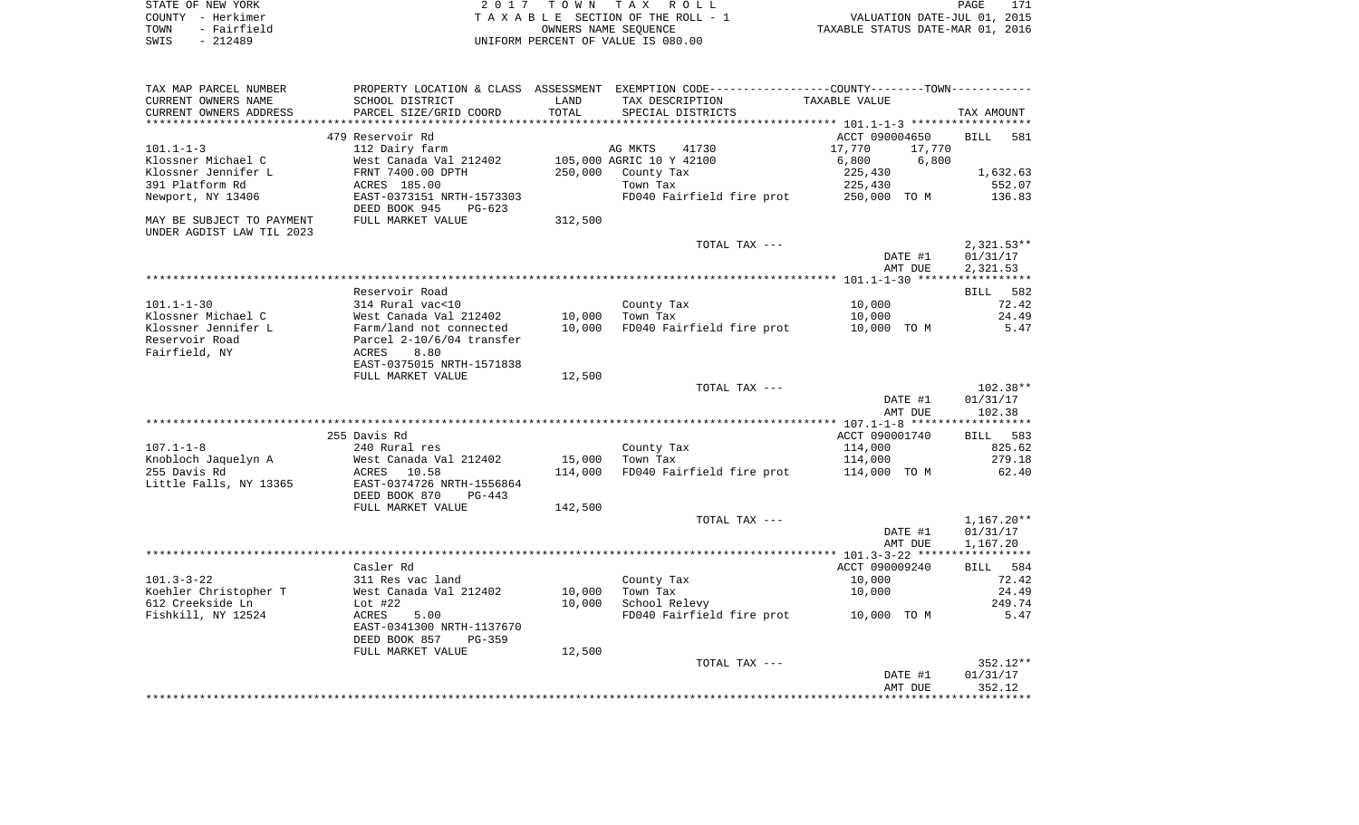STATE OF NEW YORK
COUNTY - Herkimer
TOWN - Fairfield
SWIS - 212489

2017 TOWN TAX ROLL
TAXABLE SECTION OF THE ROLL - 1
OWNERS NAME SEQUENCE
UNIFORM PERCENT OF VALUE IS 080.00

VALUATION DATE-JUL 01, 2015
TAXABLE STATUS DATE-MAR 01, 2016

| TAX MAP PARCEL NUMBER<br>CURRENT OWNERS NAME<br>CURRENT OWNERS ADDRESS | PROPERTY LOCATION & CLASS<br>SCHOOL DISTRICT<br>PARCEL SIZE/GRID COORD | ASSESSMENT<br>LAND<br>TOTAL | EXEMPTION CODE-----COUNTY-----TOWN<br>TAX DESCRIPTION<br>SPECIAL DISTRICTS | TAXABLE VALUE | TAX AMOUNT |
|---|---|---|---|---|---|
| **101.1-1-3** | 479 Reservoir Rd | | | ACCT 090004650 | BILL 581 |
| 101.1-1-3 | 112 Dairy farm | | AG MKTS 41730 | 17,770 17,770 | |
| Klossner Michael C | West Canada Val 212402 | 105,000 | AGRIC 10 Y 42100 | 6,800 6,800 | |
| Klossner Jennifer L | FRNT 7400.00 DPTH | 250,000 | County Tax | 225,430 | 1,632.63 |
| 391 Platform Rd | ACRES 185.00 | | Town Tax | 225,430 | 552.07 |
| Newport, NY 13406 | EAST-0373151 NRTH-1573303 | | FD040 Fairfield fire prot | 250,000 TO M | 136.83 |
| | DEED BOOK 945 PG-623 | | | | |
| MAY BE SUBJECT TO PAYMENT | FULL MARKET VALUE | 312,500 | | | |
| UNDER AGDIST LAW TIL 2023 | | | | | |
| | | | TOTAL TAX --- | | 2,321.53** |
| | | | | DATE #1 | 01/31/17 |
| | | | | AMT DUE | 2,321.53 |
| **101.1-1-30** | Reservoir Road | | | | BILL 582 |
| 101.1-1-30 | 314 Rural vac<10 | | County Tax | 10,000 | 72.42 |
| Klossner Michael C | West Canada Val 212402 | 10,000 | Town Tax | 10,000 | 24.49 |
| Klossner Jennifer L | Farm/land not connected | 10,000 | FD040 Fairfield fire prot | 10,000 TO M | 5.47 |
| Reservoir Road | Parcel 2-10/6/04 transfer | | | | |
| Fairfield, NY | ACRES 8.80 | | | | |
| | EAST-0375015 NRTH-1571838 | | | | |
| | FULL MARKET VALUE | 12,500 | | | |
| | | | TOTAL TAX --- | | 102.38** |
| | | | | DATE #1 | 01/31/17 |
| | | | | AMT DUE | 102.38 |
| **107.1-1-8** | 255 Davis Rd | | | ACCT 090001740 | BILL 583 |
| 107.1-1-8 | 240 Rural res | | County Tax | 114,000 | 825.62 |
| Knobloch Jaquelyn A | West Canada Val 212402 | 15,000 | Town Tax | 114,000 | 279.18 |
| 255 Davis Rd | ACRES 10.58 | 114,000 | FD040 Fairfield fire prot | 114,000 TO M | 62.40 |
| Little Falls, NY 13365 | EAST-0374726 NRTH-1556864 | | | | |
| | DEED BOOK 870 PG-443 | | | | |
| | FULL MARKET VALUE | 142,500 | | | |
| | | | TOTAL TAX --- | | 1,167.20** |
| | | | | DATE #1 | 01/31/17 |
| | | | | AMT DUE | 1,167.20 |
| **101.3-3-22** | Casler Rd | | | ACCT 090009240 | BILL 584 |
| 101.3-3-22 | 311 Res vac land | | County Tax | 10,000 | 72.42 |
| Koehler Christopher T | West Canada Val 212402 | 10,000 | Town Tax | 10,000 | 24.49 |
| 612 Creekside Ln | Lot #22 | 10,000 | School Relevy | | 249.74 |
| Fishkill, NY 12524 | ACRES 5.00 | | FD040 Fairfield fire prot | 10,000 TO M | 5.47 |
| | EAST-0341300 NRTH-1137670 | | | | |
| | DEED BOOK 857 PG-359 | | | | |
| | FULL MARKET VALUE | 12,500 | | | |
| | | | TOTAL TAX --- | | 352.12** |
| | | | | DATE #1 | 01/31/17 |
| | | | | AMT DUE | 352.12 |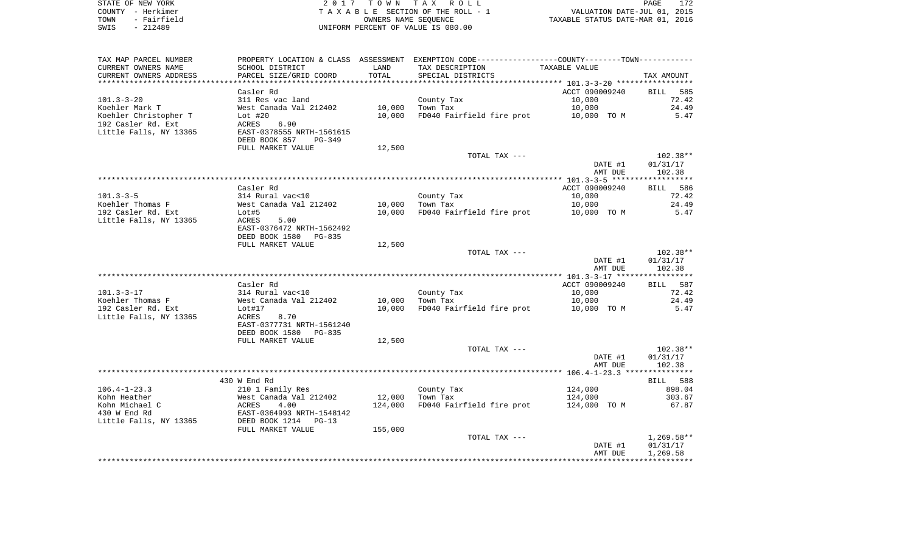STATE OF NEW YORK
COUNTY - Herkimer
TOWN - Fairfield
SWIS - 212489

2017 TOWN TAX ROLL
TAXABLE SECTION OF THE ROLL - 1
OWNERS NAME SEQUENCE
UNIFORM PERCENT OF VALUE IS 080.00

VALUATION DATE-JUL 01, 2015
TAXABLE STATUS DATE-MAR 01, 2016

| TAX MAP PARCEL NUMBER / CURRENT OWNERS NAME / CURRENT OWNERS ADDRESS | PROPERTY LOCATION & CLASS / SCHOOL DISTRICT / PARCEL SIZE/GRID COORD | ASSESSMENT LAND / TOTAL | EXEMPTION CODE / TAX DESCRIPTION / SPECIAL DISTRICTS | TAXABLE VALUE | TAX AMOUNT |
|---|---|---|---|---|---|
| | Casler Rd | | | ACCT 090009240 | BILL 585 |
| 101.3-3-20 | 311 Res vac land | | County Tax | 10,000 | 72.42 |
| Koehler Mark T | West Canada Val 212402 | 10,000 | Town Tax | 10,000 | 24.49 |
| Koehler Christopher T | Lot #20 | 10,000 | FD040 Fairfield fire prot | 10,000 TO M | 5.47 |
| 192 Casler Rd. Ext | ACRES 6.90 | | | | |
| Little Falls, NY 13365 | EAST-0378555 NRTH-1561615 | | | | |
| | DEED BOOK 857 PG-349 | | | | |
| | FULL MARKET VALUE | 12,500 | | | |
| | | | TOTAL TAX --- | | 102.38** |
| | | | | DATE #1 | 01/31/17 |
| | | | | AMT DUE | 102.38 |
| | Casler Rd | | | ACCT 090009240 | BILL 586 |
| 101.3-3-5 | 314 Rural vac<10 | | County Tax | 10,000 | 72.42 |
| Koehler Thomas F | West Canada Val 212402 | 10,000 | Town Tax | 10,000 | 24.49 |
| 192 Casler Rd. Ext | Lot#5 | 10,000 | FD040 Fairfield fire prot | 10,000 TO M | 5.47 |
| Little Falls, NY 13365 | ACRES 5.00 | | | | |
| | EAST-0376472 NRTH-1562492 | | | | |
| | DEED BOOK 1580 PG-835 | | | | |
| | FULL MARKET VALUE | 12,500 | | | |
| | | | TOTAL TAX --- | | 102.38** |
| | | | | DATE #1 | 01/31/17 |
| | | | | AMT DUE | 102.38 |
| | Casler Rd | | | ACCT 090009240 | BILL 587 |
| 101.3-3-17 | 314 Rural vac<10 | | County Tax | 10,000 | 72.42 |
| Koehler Thomas F | West Canada Val 212402 | 10,000 | Town Tax | 10,000 | 24.49 |
| 192 Casler Rd. Ext | Lot#17 | 10,000 | FD040 Fairfield fire prot | 10,000 TO M | 5.47 |
| Little Falls, NY 13365 | ACRES 8.70 | | | | |
| | EAST-0377731 NRTH-1561240 | | | | |
| | DEED BOOK 1580 PG-835 | | | | |
| | FULL MARKET VALUE | 12,500 | | | |
| | | | TOTAL TAX --- | | 102.38** |
| | | | | DATE #1 | 01/31/17 |
| | | | | AMT DUE | 102.38 |
| | 430 W End Rd | | | | BILL 588 |
| 106.4-1-23.3 | 210 1 Family Res | | County Tax | 124,000 | 898.04 |
| Kohn Heather | West Canada Val 212402 | 12,000 | Town Tax | 124,000 | 303.67 |
| Kohn Michael C | ACRES 4.00 | 124,000 | FD040 Fairfield fire prot | 124,000 TO M | 67.87 |
| 430 W End Rd | EAST-0364993 NRTH-1548142 | | | | |
| Little Falls, NY 13365 | DEED BOOK 1214 PG-13 | | | | |
| | FULL MARKET VALUE | 155,000 | | | |
| | | | TOTAL TAX --- | | 1,269.58** |
| | | | | DATE #1 | 01/31/17 |
| | | | | AMT DUE | 1,269.58 |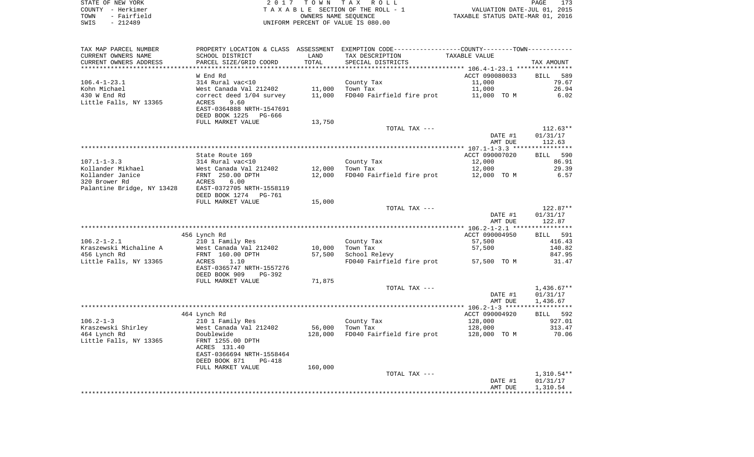STATE OF NEW YORK
COUNTY - Herkimer
TOWN - Fairfield
SWIS - 212489

2 0 1 7 T O W N T A X R O L L
T A X A B L E SECTION OF THE ROLL - 1
OWNERS NAME SEQUENCE
UNIFORM PERCENT OF VALUE IS 080.00

VALUATION DATE-JUL 01, 2015
TAXABLE STATUS DATE-MAR 01, 2016

| TAX MAP PARCEL NUMBER / CURRENT OWNERS NAME / CURRENT OWNERS ADDRESS | PROPERTY LOCATION & CLASS / SCHOOL DISTRICT / PARCEL SIZE/GRID COORD | ASSESSMENT LAND | TOTAL | EXEMPTION CODE / TAX DESCRIPTION / SPECIAL DISTRICTS | COUNTY--------TOWN TAXABLE VALUE | TAX AMOUNT |
|---|---|---|---|---|---|---|
| 106.4-1-23.1 | W End Rd | | | | ACCT 090080033 | BILL 589 |
| Kohn Michael | 314 Rural vac<10 | | | County Tax | 11,000 | 79.67 |
| 430 W End Rd | West Canada Val 212402 | 11,000 | | Town Tax | 11,000 | 26.94 |
| Little Falls, NY 13365 | correct deed 1/04 survey | | 11,000 | FD040 Fairfield fire prot | 11,000 TO M | 6.02 |
| | ACRES 9.60 | | | | | |
| | EAST-0364888 NRTH-1547691 | | | | | |
| | DEED BOOK 1225 PG-666 | | | | | |
| | FULL MARKET VALUE | | 13,750 | | | |
| | | | | TOTAL TAX --- | | 112.63** |
| | | | | | DATE #1 | 01/31/17 |
| | | | | | AMT DUE | 112.63 |
| 107.1-1-3.3 | State Route 169 | | | | ACCT 090007020 | BILL 590 |
| Kollander Mikhael | 314 Rural vac<10 | | | County Tax | 12,000 | 86.91 |
| Kollander Janice | West Canada Val 212402 | 12,000 | | Town Tax | 12,000 | 29.39 |
| 320 Brower Rd | FRNT 250.00 DPTH | | 12,000 | FD040 Fairfield fire prot | 12,000 TO M | 6.57 |
| Palantine Bridge, NY 13428 | ACRES 6.00 | | | | | |
| | EAST-0372705 NRTH-1558119 | | | | | |
| | DEED BOOK 1274 PG-761 | | | | | |
| | FULL MARKET VALUE | | 15,000 | | | |
| | | | | TOTAL TAX --- | | 122.87** |
| | | | | | DATE #1 | 01/31/17 |
| | | | | | AMT DUE | 122.87 |
| 106.2-1-2.1 | 456 Lynch Rd | | | | ACCT 090004950 | BILL 591 |
| Kraszewski Michaline A | 210 1 Family Res | | | County Tax | 57,500 | 416.43 |
| 456 Lynch Rd | West Canada Val 212402 | 10,000 | | Town Tax | 57,500 | 140.82 |
| Little Falls, NY 13365 | FRNT 160.00 DPTH | | 57,500 | School Relevy | | 847.95 |
| | ACRES 1.10 | | | FD040 Fairfield fire prot | 57,500 TO M | 31.47 |
| | EAST-0365747 NRTH-1557276 | | | | | |
| | DEED BOOK 909 PG-392 | | | | | |
| | FULL MARKET VALUE | | 71,875 | | | |
| | | | | TOTAL TAX --- | | 1,436.67** |
| | | | | | DATE #1 | 01/31/17 |
| | | | | | AMT DUE | 1,436.67 |
| 106.2-1-3 | 464 Lynch Rd | | | | ACCT 090004920 | BILL 592 |
| Kraszewski Shirley | 210 1 Family Res | | | County Tax | 128,000 | 927.01 |
| 464 Lynch Rd | West Canada Val 212402 | 56,000 | | Town Tax | 128,000 | 313.47 |
| Little Falls, NY 13365 | Doublewide | | 128,000 | FD040 Fairfield fire prot | 128,000 TO M | 70.06 |
| | FRNT 1255.00 DPTH | | | | | |
| | ACRES 131.40 | | | | | |
| | EAST-0366694 NRTH-1558464 | | | | | |
| | DEED BOOK 871 PG-418 | | | | | |
| | FULL MARKET VALUE | | 160,000 | | | |
| | | | | TOTAL TAX --- | | 1,310.54** |
| | | | | | DATE #1 | 01/31/17 |
| | | | | | AMT DUE | 1,310.54 |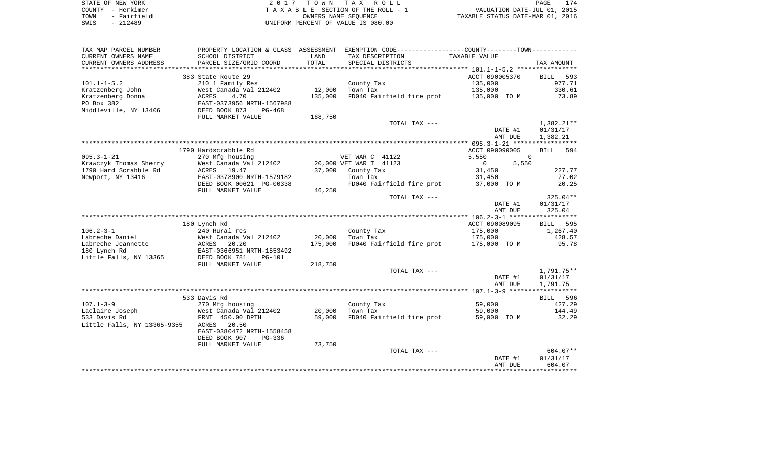STATE OF NEW YORK — 2017 TOWN TAX ROLL
COUNTY - Herkimer — TAXABLE SECTION OF THE ROLL - 1 — VALUATION DATE-JUL 01, 2015
TOWN - Fairfield — OWNERS NAME SEQUENCE — TAXABLE STATUS DATE-MAR 01, 2016
SWIS - 212489 — UNIFORM PERCENT OF VALUE IS 080.00

| TAX MAP PARCEL NUMBER / CURRENT OWNERS NAME / CURRENT OWNERS ADDRESS | PROPERTY LOCATION & CLASS / SCHOOL DISTRICT / PARCEL SIZE/GRID COORD | ASSESSMENT LAND / TOTAL | EXEMPTION CODE / TAX DESCRIPTION / SPECIAL DISTRICTS | COUNTY / TOWN TAXABLE VALUE | TAX AMOUNT |
|---|---|---|---|---|---|
| **101.1-1-5.2** | 383 State Route 29 | | | ACCT 090005370 | BILL 593 |
| 101.1-1-5.2 | 210 1 Family Res | | County Tax | 135,000 | 977.71 |
| Kratzenberg John | West Canada Val 212402 | 12,000 | Town Tax | 135,000 | 330.61 |
| Kratzenberg Donna | ACRES 4.70 | 135,000 | FD040 Fairfield fire prot | 135,000 TO M | 73.89 |
| PO Box 382 | EAST-0373956 NRTH-1567988 | | | | |
| Middleville, NY 13406 | DEED BOOK 873 PG-468 | | | | |
| | FULL MARKET VALUE | 168,750 | | | |
| | | | TOTAL TAX --- | | 1,382.21** |
| | | | | DATE #1 | 01/31/17 |
| | | | | AMT DUE | 1,382.21 |
| **095.3-1-21** | 1790 Hardscrabble Rd | | | ACCT 090090005 | BILL 594 |
| 095.3-1-21 | 270 Mfg housing | | VET WAR C 41122 | 5,550 0 | |
| Krawczyk Thomas Sherry | West Canada Val 212402 | 20,000 | VET WAR T 41123 | 0 5,550 | |
| 1790 Hard Scrabble Rd | ACRES 19.47 | 37,000 | County Tax | 31,450 | 227.77 |
| Newport, NY 13416 | EAST-0378900 NRTH-1579182 | | Town Tax | 31,450 | 77.02 |
| | DEED BOOK 00621 PG-00338 | | FD040 Fairfield fire prot | 37,000 TO M | 20.25 |
| | FULL MARKET VALUE | 46,250 | | | |
| | | | TOTAL TAX --- | | 325.04** |
| | | | | DATE #1 | 01/31/17 |
| | | | | AMT DUE | 325.04 |
| **106.2-3-1** | 180 Lynch Rd | | | ACCT 090089095 | BILL 595 |
| 106.2-3-1 | 240 Rural res | | County Tax | 175,000 | 1,267.40 |
| Labreche Daniel | West Canada Val 212402 | 20,000 | Town Tax | 175,000 | 428.57 |
| Labreche Jeannette | ACRES 20.20 | 175,000 | FD040 Fairfield fire prot | 175,000 TO M | 95.78 |
| 180 Lynch Rd | EAST-0366951 NRTH-1553492 | | | | |
| Little Falls, NY 13365 | DEED BOOK 781 PG-101 | | | | |
| | FULL MARKET VALUE | 218,750 | | | |
| | | | TOTAL TAX --- | | 1,791.75** |
| | | | | DATE #1 | 01/31/17 |
| | | | | AMT DUE | 1,791.75 |
| **107.1-3-9** | 533 Davis Rd | | | | BILL 596 |
| 107.1-3-9 | 270 Mfg housing | | County Tax | 59,000 | 427.29 |
| Laclaire Joseph | West Canada Val 212402 | 20,000 | Town Tax | 59,000 | 144.49 |
| 533 Davis Rd | FRNT 450.00 DPTH | 59,000 | FD040 Fairfield fire prot | 59,000 TO M | 32.29 |
| Little Falls, NY 13365-9355 | ACRES 20.50 | | | | |
| | EAST-0380472 NRTH-1558458 | | | | |
| | DEED BOOK 907 PG-336 | | | | |
| | FULL MARKET VALUE | 73,750 | | | |
| | | | TOTAL TAX --- | | 604.07** |
| | | | | DATE #1 | 01/31/17 |
| | | | | AMT DUE | 604.07 |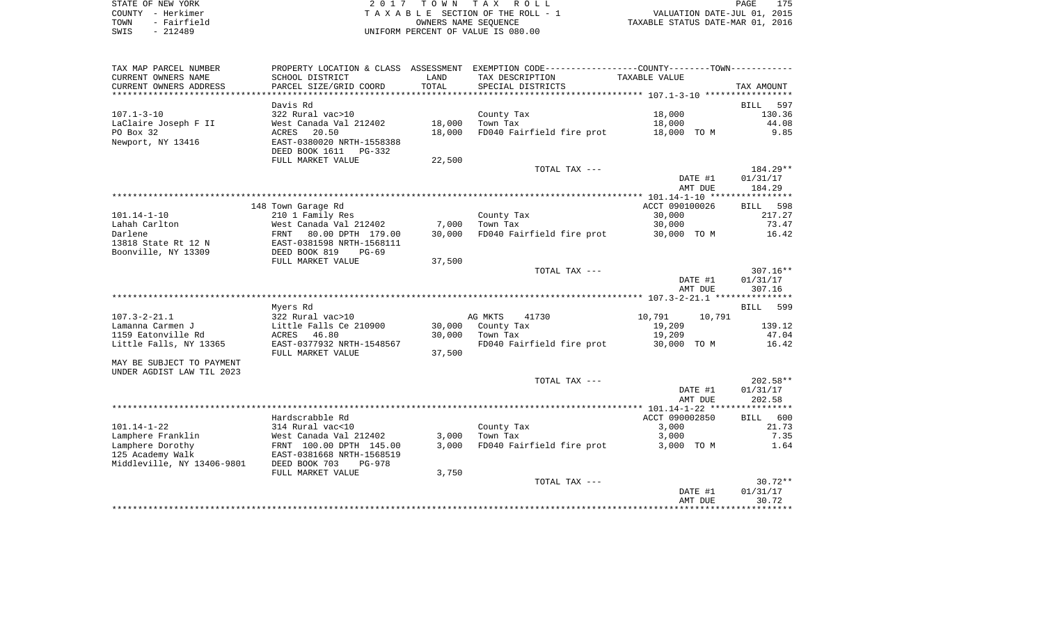STATE OF NEW YORK
COUNTY - Herkimer
TOWN - Fairfield
SWIS - 212489

2 0 1 7 T O W N T A X R O L L
T A X A B L E SECTION OF THE ROLL - 1
OWNERS NAME SEQUENCE
UNIFORM PERCENT OF VALUE IS 080.00

VALUATION DATE-JUL 01, 2015
TAXABLE STATUS DATE-MAR 01, 2016

| TAX MAP PARCEL NUMBER / CURRENT OWNERS NAME / CURRENT OWNERS ADDRESS | PROPERTY LOCATION & CLASS / SCHOOL DISTRICT / PARCEL SIZE/GRID COORD | ASSESSMENT LAND | TOTAL | EXEMPTION CODE / TAX DESCRIPTION / SPECIAL DISTRICTS | COUNTY / TOWN TAXABLE VALUE | TAX AMOUNT |
|---|---|---|---|---|---|---|
| **107.1-3-10** | Davis Rd | | | | | BILL 597 |
| 107.1-3-10 | 322 Rural vac>10 | | | County Tax | 18,000 | 130.36 |
| LaClaire Joseph F II | West Canada Val 212402 | 18,000 | | Town Tax | 18,000 | 44.08 |
| PO Box 32 | ACRES 20.50 | | 18,000 | FD040 Fairfield fire prot | 18,000 TO M | 9.85 |
| Newport, NY 13416 | EAST-0380020 NRTH-1558388 | | | | | |
| | DEED BOOK 1611 PG-332 | | | | | |
| | FULL MARKET VALUE | 22,500 | | | | |
| | | | | TOTAL TAX --- | | 184.29** |
| | | | | | DATE #1 | 01/31/17 |
| | | | | | AMT DUE | 184.29 |
| **101.14-1-10** | 148 Town Garage Rd | | | | ACCT 090100026 | BILL 598 |
| 101.14-1-10 | 210 1 Family Res | | | County Tax | 30,000 | 217.27 |
| Lahah Carlton | West Canada Val 212402 | 7,000 | | Town Tax | 30,000 | 73.47 |
| Darlene | FRNT 80.00 DPTH 179.00 | | 30,000 | FD040 Fairfield fire prot | 30,000 TO M | 16.42 |
| 13818 State Rt 12 N | EAST-0381598 NRTH-1568111 | | | | | |
| Boonville, NY 13309 | DEED BOOK 819 PG-69 | | | | | |
| | FULL MARKET VALUE | 37,500 | | | | |
| | | | | TOTAL TAX --- | | 307.16** |
| | | | | | DATE #1 | 01/31/17 |
| | | | | | AMT DUE | 307.16 |
| **107.3-2-21.1** | Myers Rd | | | | | BILL 599 |
| 107.3-2-21.1 | 322 Rural vac>10 | | | AG MKTS 41730 | 10,791 10,791 | |
| Lamanna Carmen J | Little Falls Ce 210900 | 30,000 | | County Tax | 19,209 | 139.12 |
| 1159 Eatonville Rd | ACRES 46.80 | | 30,000 | Town Tax | 19,209 | 47.04 |
| Little Falls, NY 13365 | EAST-0377932 NRTH-1548567 | | | FD040 Fairfield fire prot | 30,000 TO M | 16.42 |
| | FULL MARKET VALUE | 37,500 | | | | |
| MAY BE SUBJECT TO PAYMENT | | | | | | |
| UNDER AGDIST LAW TIL 2023 | | | | | | |
| | | | | TOTAL TAX --- | | 202.58** |
| | | | | | DATE #1 | 01/31/17 |
| | | | | | AMT DUE | 202.58 |
| **101.14-1-22** | Hardscrabble Rd | | | | ACCT 090002850 | BILL 600 |
| 101.14-1-22 | 314 Rural vac<10 | | | County Tax | 3,000 | 21.73 |
| Lamphere Franklin | West Canada Val 212402 | 3,000 | | Town Tax | 3,000 | 7.35 |
| Lamphere Dorothy | FRNT 100.00 DPTH 145.00 | | 3,000 | FD040 Fairfield fire prot | 3,000 TO M | 1.64 |
| 125 Academy Walk | EAST-0381668 NRTH-1568519 | | | | | |
| Middleville, NY 13406-9801 | DEED BOOK 703 PG-978 | | | | | |
| | FULL MARKET VALUE | 3,750 | | | | |
| | | | | TOTAL TAX --- | | 30.72** |
| | | | | | DATE #1 | 01/31/17 |
| | | | | | AMT DUE | 30.72 |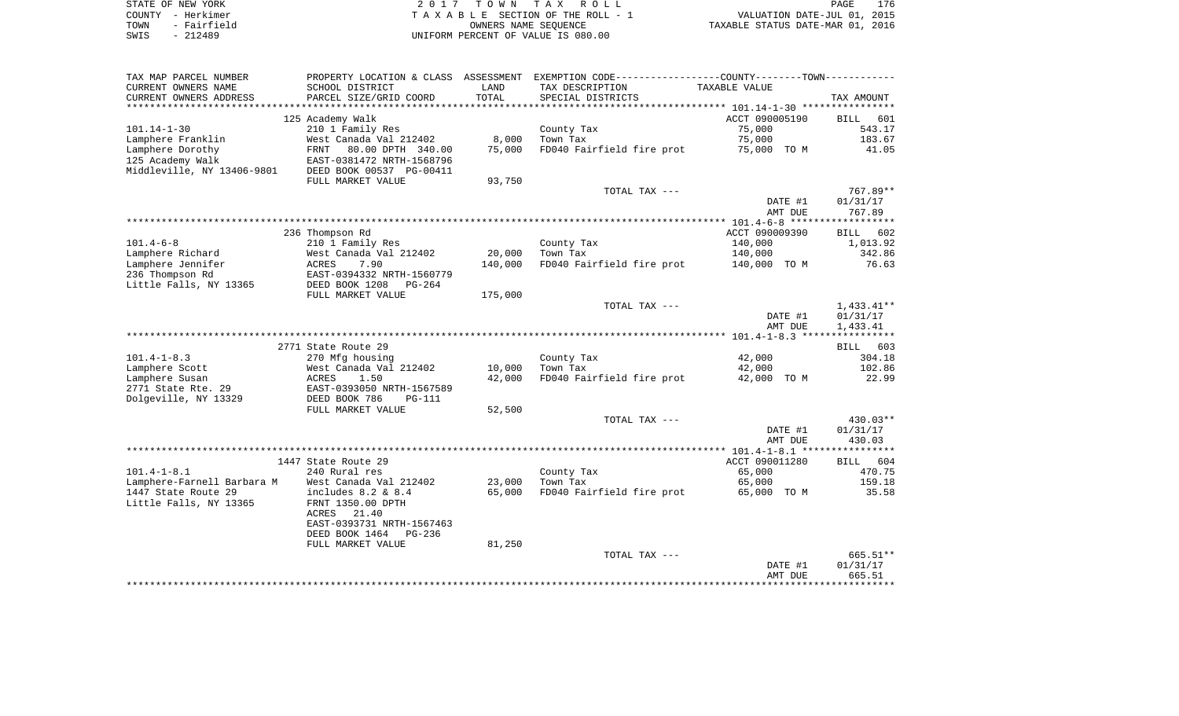STATE OF NEW YORK | 2017 TOWN TAX ROLL
COUNTY - Herkimer | TAXABLE SECTION OF THE ROLL - 1 | VALUATION DATE-JUL 01, 2015
TOWN - Fairfield | OWNERS NAME SEQUENCE | TAXABLE STATUS DATE-MAR 01, 2016
SWIS - 212489 | UNIFORM PERCENT OF VALUE IS 080.00

| TAX MAP PARCEL NUMBER / CURRENT OWNERS NAME / CURRENT OWNERS ADDRESS | PROPERTY LOCATION & CLASS / SCHOOL DISTRICT / PARCEL SIZE/GRID COORD | ASSESSMENT LAND / TOTAL | EXEMPTION CODE / TAX DESCRIPTION / SPECIAL DISTRICTS | TAXABLE VALUE | TAX AMOUNT |
|---|---|---|---|---|---|
| **101.14-1-30** | 125 Academy Walk | | | ACCT 090005190 | BILL 601 |
| Lamphere Franklin | 210 1 Family Res | | County Tax | 75,000 | 543.17 |
| Lamphere Dorothy | West Canada Val 212402 | 8,000 | Town Tax | 75,000 | 183.67 |
| 125 Academy Walk | FRNT 80.00 DPTH 340.00 | 75,000 | FD040 Fairfield fire prot | 75,000 TO M | 41.05 |
| Middleville, NY 13406-9801 | EAST-0381472 NRTH-1568796 | | | | |
| | DEED BOOK 00537 PG-00411 | | | | |
| | FULL MARKET VALUE | 93,750 | | | |
| | | | TOTAL TAX --- | | 767.89** |
| | | | | DATE #1 | 01/31/17 |
| | | | | AMT DUE | 767.89 |
| **101.4-6-8** | 236 Thompson Rd | | | ACCT 090009390 | BILL 602 |
| Lamphere Richard | 210 1 Family Res | | County Tax | 140,000 | 1,013.92 |
| Lamphere Jennifer | West Canada Val 212402 | 20,000 | Town Tax | 140,000 | 342.86 |
| 236 Thompson Rd | ACRES 7.90 | 140,000 | FD040 Fairfield fire prot | 140,000 TO M | 76.63 |
| Little Falls, NY 13365 | EAST-0394332 NRTH-1560779 | | | | |
| | DEED BOOK 1208 PG-264 | | | | |
| | FULL MARKET VALUE | 175,000 | | | |
| | | | TOTAL TAX --- | | 1,433.41** |
| | | | | DATE #1 | 01/31/17 |
| | | | | AMT DUE | 1,433.41 |
| **101.4-1-8.3** | 2771 State Route 29 | | | | BILL 603 |
| Lamphere Scott | 270 Mfg housing | | County Tax | 42,000 | 304.18 |
| Lamphere Susan | West Canada Val 212402 | 10,000 | Town Tax | 42,000 | 102.86 |
| 2771 State Rte. 29 | ACRES 1.50 | 42,000 | FD040 Fairfield fire prot | 42,000 TO M | 22.99 |
| Dolgeville, NY 13329 | EAST-0393050 NRTH-1567589 | | | | |
| | DEED BOOK 786 PG-111 | | | | |
| | FULL MARKET VALUE | 52,500 | | | |
| | | | TOTAL TAX --- | | 430.03** |
| | | | | DATE #1 | 01/31/17 |
| | | | | AMT DUE | 430.03 |
| **101.4-1-8.1** | 1447 State Route 29 | | | ACCT 090011280 | BILL 604 |
| Lamphere-Farnell Barbara M | 240 Rural res | | County Tax | 65,000 | 470.75 |
| 1447 State Route 29 | West Canada Val 212402 | 23,000 | Town Tax | 65,000 | 159.18 |
| Little Falls, NY 13365 | includes 8.2 & 8.4 | 65,000 | FD040 Fairfield fire prot | 65,000 TO M | 35.58 |
| | FRNT 1350.00 DPTH | | | | |
| | ACRES 21.40 | | | | |
| | EAST-0393731 NRTH-1567463 | | | | |
| | DEED BOOK 1464 PG-236 | | | | |
| | FULL MARKET VALUE | 81,250 | | | |
| | | | TOTAL TAX --- | | 665.51** |
| | | | | DATE #1 | 01/31/17 |
| | | | | AMT DUE | 665.51 |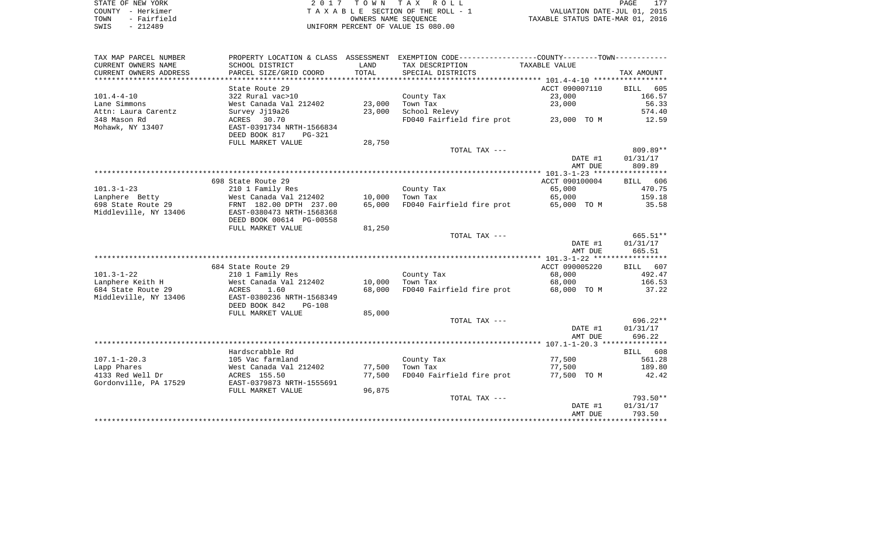STATE OF NEW YORK
COUNTY - Herkimer
TOWN - Fairfield
SWIS - 212489

2 0 1 7 T O W N T A X R O L L
T A X A B L E SECTION OF THE ROLL - 1
OWNERS NAME SEQUENCE
UNIFORM PERCENT OF VALUE IS 080.00

VALUATION DATE-JUL 01, 2015
TAXABLE STATUS DATE-MAR 01, 2016

| TAX MAP PARCEL NUMBER<br>CURRENT OWNERS NAME<br>CURRENT OWNERS ADDRESS | PROPERTY LOCATION & CLASS<br>SCHOOL DISTRICT<br>PARCEL SIZE/GRID COORD | ASSESSMENT<br>LAND<br>TOTAL | EXEMPTION CODE<br>TAX DESCRIPTION<br>SPECIAL DISTRICTS | COUNTY--------TOWN<br>TAXABLE VALUE | TAX AMOUNT |
|---|---|---|---|---|---|
| | State Route 29 | | | ACCT 090007110 | BILL 605 |
| 101.4-4-10 | 322 Rural vac>10 | | County Tax | 23,000 | 166.57 |
| Lane Simmons | West Canada Val 212402 | 23,000 | Town Tax | 23,000 | 56.33 |
| Attn: Laura Carentz | Survey Jj19a26 | 23,000 | School Relevy | | 574.40 |
| 348 Mason Rd | ACRES 30.70 | | FD040 Fairfield fire prot | 23,000 TO M | 12.59 |
| Mohawk, NY 13407 | EAST-0391734 NRTH-1566834 | | | | |
| | DEED BOOK 817 PG-321 | | | | |
| | FULL MARKET VALUE | 28,750 | | | |
| | | | TOTAL TAX --- | | 809.89** |
| | | | | DATE #1 | 01/31/17 |
| | | | | AMT DUE | 809.89 |
| | 698 State Route 29 | | | ACCT 090100004 | BILL 606 |
| 101.3-1-23 | 210 1 Family Res | | County Tax | 65,000 | 470.75 |
| Lanphere Betty | West Canada Val 212402 | 10,000 | Town Tax | 65,000 | 159.18 |
| 698 State Route 29 | FRNT 182.00 DPTH 237.00 | 65,000 | FD040 Fairfield fire prot | 65,000 TO M | 35.58 |
| Middleville, NY 13406 | EAST-0380473 NRTH-1568368 | | | | |
| | DEED BOOK 00614 PG-00558 | | | | |
| | FULL MARKET VALUE | 81,250 | | | |
| | | | TOTAL TAX --- | | 665.51** |
| | | | | DATE #1 | 01/31/17 |
| | | | | AMT DUE | 665.51 |
| | 684 State Route 29 | | | ACCT 090005220 | BILL 607 |
| 101.3-1-22 | 210 1 Family Res | | County Tax | 68,000 | 492.47 |
| Lanphere Keith H | West Canada Val 212402 | 10,000 | Town Tax | 68,000 | 166.53 |
| 684 State Route 29 | ACRES 1.60 | 68,000 | FD040 Fairfield fire prot | 68,000 TO M | 37.22 |
| Middleville, NY 13406 | EAST-0380236 NRTH-1568349 | | | | |
| | DEED BOOK 842 PG-108 | | | | |
| | FULL MARKET VALUE | 85,000 | | | |
| | | | TOTAL TAX --- | | 696.22** |
| | | | | DATE #1 | 01/31/17 |
| | | | | AMT DUE | 696.22 |
| | Hardscrabble Rd | | | | BILL 608 |
| 107.1-1-20.3 | 105 Vac farmland | | County Tax | 77,500 | 561.28 |
| Lapp Phares | West Canada Val 212402 | 77,500 | Town Tax | 77,500 | 189.80 |
| 4133 Red Well Dr | ACRES 155.50 | 77,500 | FD040 Fairfield fire prot | 77,500 TO M | 42.42 |
| Gordonville, PA 17529 | EAST-0379873 NRTH-1555691 | | | | |
| | FULL MARKET VALUE | 96,875 | | | |
| | | | TOTAL TAX --- | | 793.50** |
| | | | | DATE #1 | 01/31/17 |
| | | | | AMT DUE | 793.50 |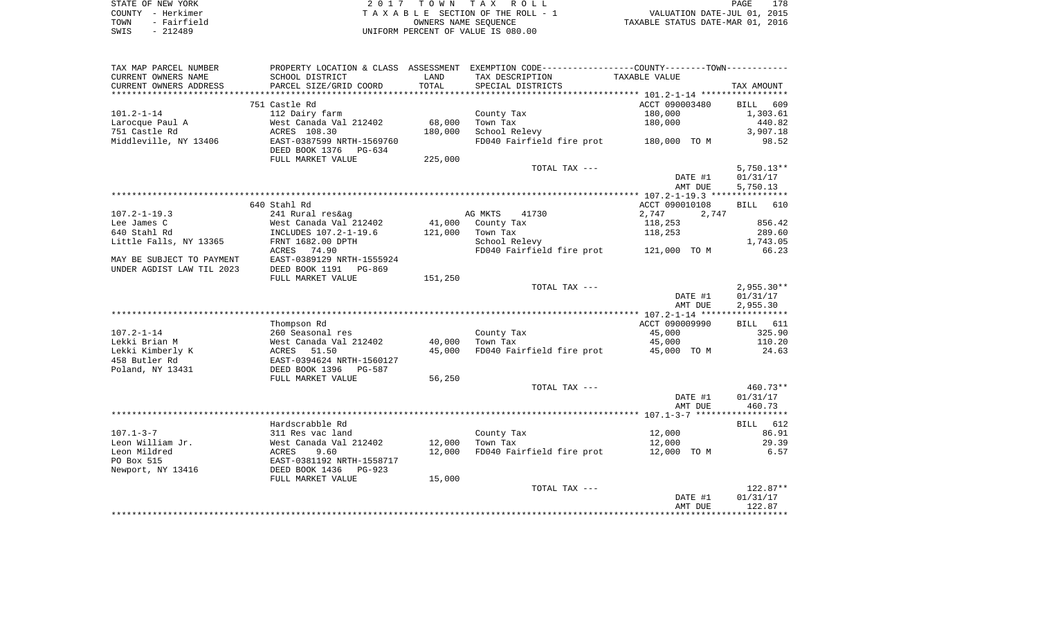STATE OF NEW YORK
COUNTY - Herkimer
TOWN - Fairfield
SWIS - 212489

2017 TOWN TAX ROLL
TAXABLE SECTION OF THE ROLL - 1
OWNERS NAME SEQUENCE
UNIFORM PERCENT OF VALUE IS 080.00

VALUATION DATE-JUL 01, 2015
TAXABLE STATUS DATE-MAR 01, 2016

| TAX MAP PARCEL NUMBER / CURRENT OWNERS NAME / CURRENT OWNERS ADDRESS | PROPERTY LOCATION & CLASS / SCHOOL DISTRICT / PARCEL SIZE/GRID COORD | ASSESSMENT LAND / TOTAL | EXEMPTION CODE / TAX DESCRIPTION / SPECIAL DISTRICTS | COUNTY--------TOWN TAXABLE VALUE | TAX AMOUNT |
|---|---|---|---|---|---|
| **101.2-1-14** | 751 Castle Rd | | | ACCT 090003480 | BILL 609 |
| Larocque Paul A | 112 Dairy farm | | County Tax | 180,000 | 1,303.61 |
| 751 Castle Rd | West Canada Val 212402 | 68,000 | Town Tax | 180,000 | 440.82 |
| Middleville, NY 13406 | ACRES 108.30 | 180,000 | School Relevy | | 3,907.18 |
| | EAST-0387599 NRTH-1569760 | | FD040 Fairfield fire prot | 180,000 TO M | 98.52 |
| | DEED BOOK 1376 PG-634 | | | | |
| | FULL MARKET VALUE | 225,000 | | | |
| | | | TOTAL TAX --- | | 5,750.13** |
| | | | | DATE #1 | 01/31/17 |
| | | | | AMT DUE | 5,750.13 |
| **107.2-1-19.3** | 640 Stahl Rd | | | ACCT 090010108 | BILL 610 |
| Lee James C | 241 Rural res&ag | | AG MKTS 41730 | 2,747 2,747 | |
| 640 Stahl Rd | West Canada Val 212402 | 41,000 | County Tax | 118,253 | 856.42 |
| Little Falls, NY 13365 | INCLUDES 107.2-1-19.6 | 121,000 | Town Tax | 118,253 | 289.60 |
| | FRNT 1682.00 DPTH | | School Relevy | | 1,743.05 |
| | ACRES 74.90 | | FD040 Fairfield fire prot | 121,000 TO M | 66.23 |
| MAY BE SUBJECT TO PAYMENT | EAST-0389129 NRTH-1555924 | | | | |
| UNDER AGDIST LAW TIL 2023 | DEED BOOK 1191 PG-869 | | | | |
| | FULL MARKET VALUE | 151,250 | | | |
| | | | TOTAL TAX --- | | 2,955.30** |
| | | | | DATE #1 | 01/31/17 |
| | | | | AMT DUE | 2,955.30 |
| **107.2-1-14** | Thompson Rd | | | ACCT 090009990 | BILL 611 |
| Lekki Brian M | 260 Seasonal res | | County Tax | 45,000 | 325.90 |
| Lekki Kimberly K | West Canada Val 212402 | 40,000 | Town Tax | 45,000 | 110.20 |
| 458 Butler Rd | ACRES 51.50 | 45,000 | FD040 Fairfield fire prot | 45,000 TO M | 24.63 |
| Poland, NY 13431 | EAST-0394624 NRTH-1560127 | | | | |
| | DEED BOOK 1396 PG-587 | | | | |
| | FULL MARKET VALUE | 56,250 | | | |
| | | | TOTAL TAX --- | | 460.73** |
| | | | | DATE #1 | 01/31/17 |
| | | | | AMT DUE | 460.73 |
| **107.1-3-7** | Hardscrabble Rd | | | | BILL 612 |
| Leon William Jr. | 311 Res vac land | | County Tax | 12,000 | 86.91 |
| Leon Mildred | West Canada Val 212402 | 12,000 | Town Tax | 12,000 | 29.39 |
| PO Box 515 | ACRES 9.60 | 12,000 | FD040 Fairfield fire prot | 12,000 TO M | 6.57 |
| Newport, NY 13416 | EAST-0381192 NRTH-1558717 | | | | |
| | DEED BOOK 1436 PG-923 | | | | |
| | FULL MARKET VALUE | 15,000 | | | |
| | | | TOTAL TAX --- | | 122.87** |
| | | | | DATE #1 | 01/31/17 |
| | | | | AMT DUE | 122.87 |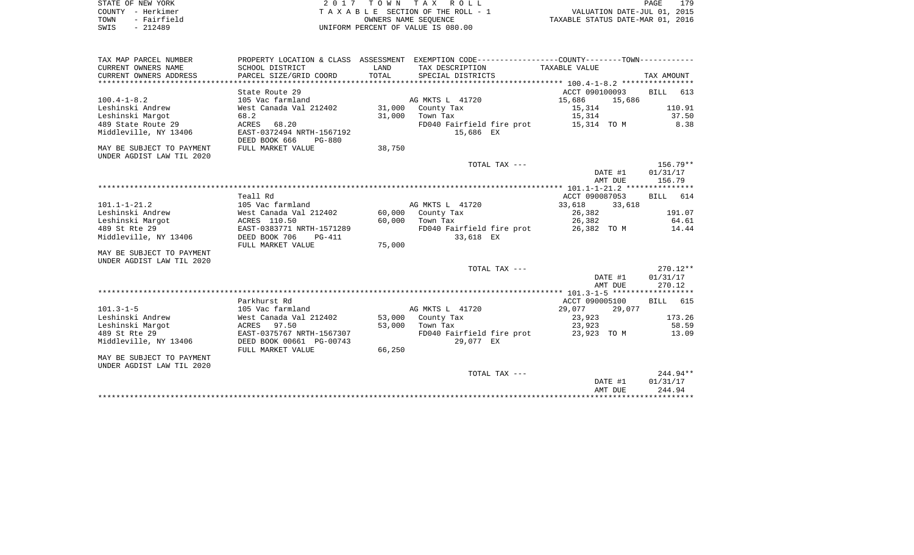STATE OF NEW YORK | 2 0 1 7 T O W N T A X R O L L | VALUATION DATE-JUL 01, 2015
COUNTY - Herkimer | T A X A B L E SECTION OF THE ROLL - 1 | TAXABLE STATUS DATE-MAR 01, 2016
TOWN - Fairfield | OWNERS NAME SEQUENCE
SWIS - 212489 | UNIFORM PERCENT OF VALUE IS 080.00

| TAX MAP PARCEL NUMBER / CURRENT OWNERS NAME / CURRENT OWNERS ADDRESS | PROPERTY LOCATION & CLASS / SCHOOL DISTRICT / PARCEL SIZE/GRID COORD | ASSESSMENT LAND / TOTAL | EXEMPTION CODE / TAX DESCRIPTION / SPECIAL DISTRICTS | COUNTY / TOWN TAXABLE VALUE | TAX AMOUNT |
|---|---|---|---|---|---|
| | State Route 29 | | | ACCT 090100093 | BILL 613 |
| 100.4-1-8.2 | 105 Vac farmland | | AG MKTS L 41720 | 15,686 15,686 | |
| Leshinski Andrew | West Canada Val 212402 | 31,000 | County Tax | 15,314 | 110.91 |
| Leshinski Margot | 68.2 | 31,000 | Town Tax | 15,314 | 37.50 |
| 489 State Route 29 | ACRES 68.20 | | FD040 Fairfield fire prot | 15,314 TO M | 8.38 |
| Middleville, NY 13406 | EAST-0372494 NRTH-1567192 | | 15,686 EX | | |
| | DEED BOOK 666 PG-880 | | | | |
| MAY BE SUBJECT TO PAYMENT | FULL MARKET VALUE | 38,750 | | | |
| UNDER AGDIST LAW TIL 2020 | | | | | |
| | | | TOTAL TAX --- | | 156.79** |
| | | | | DATE #1 | 01/31/17 |
| | | | | AMT DUE | 156.79 |
| | Teall Rd | | | ACCT 090087053 | BILL 614 |
| 101.1-1-21.2 | 105 Vac farmland | | AG MKTS L 41720 | 33,618 33,618 | |
| Leshinski Andrew | West Canada Val 212402 | 60,000 | County Tax | 26,382 | 191.07 |
| Leshinski Margot | ACRES 110.50 | 60,000 | Town Tax | 26,382 | 64.61 |
| 489 St Rte 29 | EAST-0383771 NRTH-1571289 | | FD040 Fairfield fire prot | 26,382 TO M | 14.44 |
| Middleville, NY 13406 | DEED BOOK 706 PG-411 | | 33,618 EX | | |
| | FULL MARKET VALUE | 75,000 | | | |
| MAY BE SUBJECT TO PAYMENT | | | | | |
| UNDER AGDIST LAW TIL 2020 | | | | | |
| | | | TOTAL TAX --- | | 270.12** |
| | | | | DATE #1 | 01/31/17 |
| | | | | AMT DUE | 270.12 |
| | Parkhurst Rd | | | ACCT 090005100 | BILL 615 |
| 101.3-1-5 | 105 Vac farmland | | AG MKTS L 41720 | 29,077 29,077 | |
| Leshinski Andrew | West Canada Val 212402 | 53,000 | County Tax | 23,923 | 173.26 |
| Leshinski Margot | ACRES 97.50 | 53,000 | Town Tax | 23,923 | 58.59 |
| 489 St Rte 29 | EAST-0375767 NRTH-1567307 | | FD040 Fairfield fire prot | 23,923 TO M | 13.09 |
| Middleville, NY 13406 | DEED BOOK 00661 PG-00743 | | 29,077 EX | | |
| | FULL MARKET VALUE | 66,250 | | | |
| MAY BE SUBJECT TO PAYMENT | | | | | |
| UNDER AGDIST LAW TIL 2020 | | | | | |
| | | | TOTAL TAX --- | | 244.94** |
| | | | | DATE #1 | 01/31/17 |
| | | | | AMT DUE | 244.94 |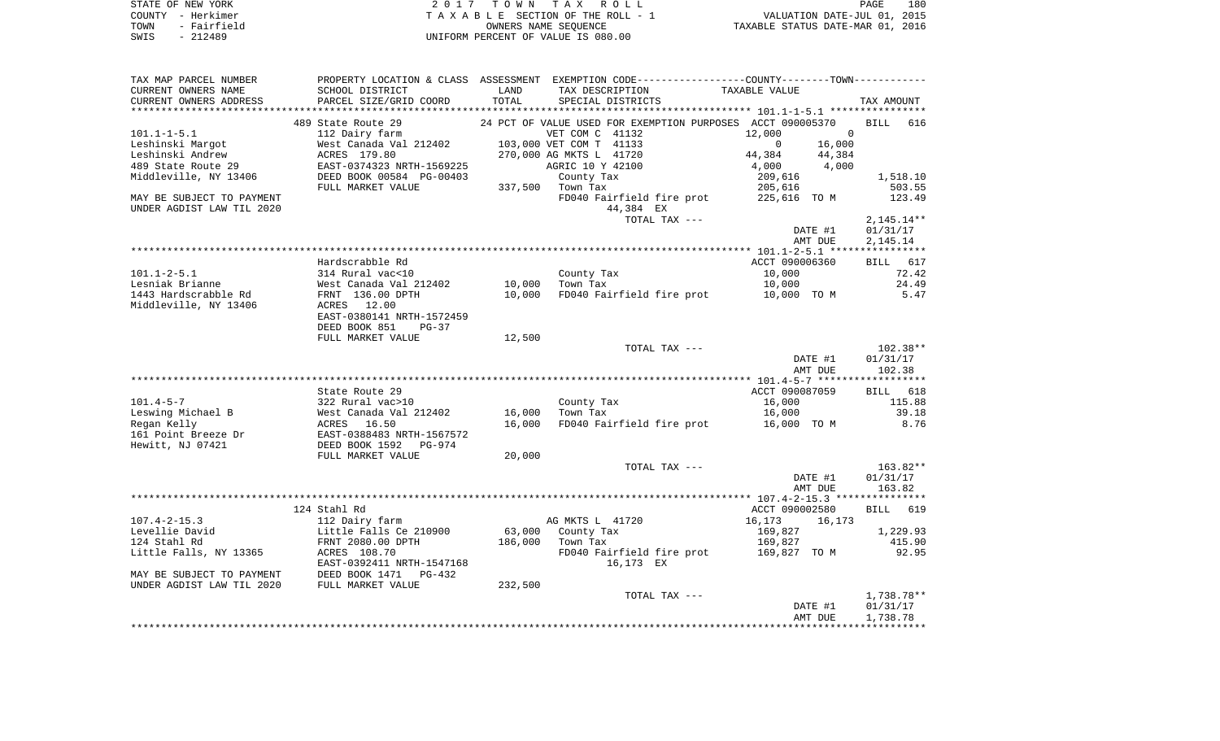STATE OF NEW YORK | 2 0 1 7 T O W N T A X R O L L | PAGE 180
COUNTY - Herkimer | T A X A B L E SECTION OF THE ROLL - 1 | VALUATION DATE-JUL 01, 2015
TOWN - Fairfield | OWNERS NAME SEQUENCE | TAXABLE STATUS DATE-MAR 01, 2016
SWIS - 212489 | UNIFORM PERCENT OF VALUE IS 080.00

```
TAX MAP PARCEL NUMBER     PROPERTY LOCATION & CLASS  ASSESSMENT  EXEMPTION CODE-----------------COUNTY--------TOWN-----------
CURRENT OWNERS NAME       SCHOOL DISTRICT             LAND      TAX DESCRIPTION            TAXABLE VALUE
CURRENT OWNERS ADDRESS    PARCEL SIZE/GRID COORD      TOTAL     SPECIAL DISTRICTS                                   TAX AMOUNT
****************************************************************************************** 101.1-1-5.1 ****************
                          489 State Route 29              24 PCT OF VALUE USED FOR EXEMPTION PURPOSES  ACCT 090005370    BILL  616
101.1-1-5.1               112 Dairy farm                      VET COM C  41132          12,000           0
Leshinski Margot          West Canada Val 212402     103,000 VET COM T  41133               0       16,000
Leshinski Andrew          ACRES 179.80               270,000 AG MKTS L  41720          44,384       44,384
489 State Route 29        EAST-0374323 NRTH-1569225          AGRIC 10 Y 42100           4,000        4,000
Middleville, NY 13406     DEED BOOK 00584 PG-00403           County Tax               209,616                  1,518.10
                          FULL MARKET VALUE          337,500  Town Tax                 205,616                    503.55
MAY BE SUBJECT TO PAYMENT                                     FD040 Fairfield fire prot  225,616 TO M             123.49
UNDER AGDIST LAW TIL 2020                                          44,384 EX
                                                              TOTAL TAX ---                                     2,145.14**
                                                                                                DATE #1        01/31/17
                                                                                                AMT DUE        2,145.14
****************************************************************************************** 101.1-2-5.1 ****************
                          Hardscrabble Rd                                                ACCT 090006360    BILL  617
101.1-2-5.1               314 Rural vac<10                    County Tax                10,000                     72.42
Lesniak Brianne           West Canada Val 212402      10,000  Town Tax                  10,000                     24.49
1443 Hardscrabble Rd      FRNT 136.00 DPTH            10,000  FD040 Fairfield fire prot  10,000 TO M                5.47
Middleville, NY 13406     ACRES  12.00
                          EAST-0380141 NRTH-1572459
                          DEED BOOK 851    PG-37
                          FULL MARKET VALUE           12,500
                                                              TOTAL TAX ---                                       102.38**
                                                                                                DATE #1        01/31/17
                                                                                                AMT DUE          102.38
****************************************************************************************** 101.4-5-7 ******************
                          State Route 29                                                 ACCT 090087059    BILL  618
101.4-5-7                 322 Rural vac>10                    County Tax                16,000                    115.88
Leswing Michael B         West Canada Val 212402      16,000  Town Tax                  16,000                     39.18
Regan Kelly               ACRES  16.50                16,000  FD040 Fairfield fire prot  16,000 TO M                8.76
161 Point Breeze Dr       EAST-0388483 NRTH-1567572
Hewitt, NJ 07421          DEED BOOK 1592   PG-974
                          FULL MARKET VALUE           20,000
                                                              TOTAL TAX ---                                       163.82**
                                                                                                DATE #1        01/31/17
                                                                                                AMT DUE          163.82
****************************************************************************************** 107.4-2-15.3 ***************
                          124 Stahl Rd                                                   ACCT 090002580    BILL  619
107.4-2-15.3              112 Dairy farm                      AG MKTS L  41720          16,173       16,173
Levellie David            Little Falls Ce 210900      63,000  County Tax               169,827                  1,229.93
124 Stahl Rd              FRNT 2080.00 DPTH          186,000  Town Tax                 169,827                    415.90
Little Falls, NY 13365    ACRES 108.70                        FD040 Fairfield fire prot  169,827 TO M              92.95
                          EAST-0392411 NRTH-1547168                16,173 EX
MAY BE SUBJECT TO PAYMENT DEED BOOK 1471   PG-432
UNDER AGDIST LAW TIL 2020 FULL MARKET VALUE          232,500
                                                              TOTAL TAX ---                                     1,738.78**
                                                                                                DATE #1        01/31/17
                                                                                                AMT DUE        1,738.78
************************************************************************************************************************
```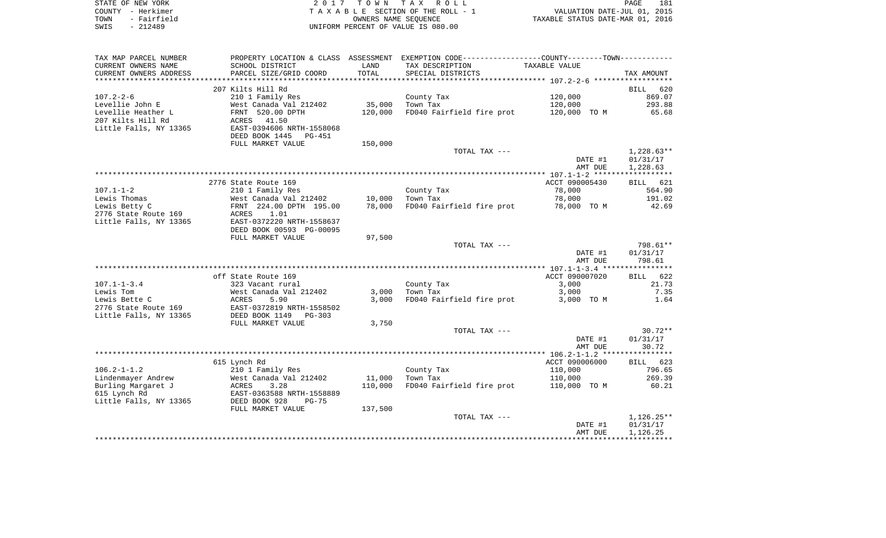STATE OF NEW YORK
COUNTY - Herkimer
TOWN - Fairfield
SWIS - 212489

2 0 1 7 T O W N T A X R O L L
T A X A B L E SECTION OF THE ROLL - 1
OWNERS NAME SEQUENCE
UNIFORM PERCENT OF VALUE IS 080.00

VALUATION DATE-JUL 01, 2015
TAXABLE STATUS DATE-MAR 01, 2016

| TAX MAP PARCEL NUMBER<br>CURRENT OWNERS NAME<br>CURRENT OWNERS ADDRESS | PROPERTY LOCATION & CLASS<br>SCHOOL DISTRICT<br>PARCEL SIZE/GRID COORD | ASSESSMENT<br>LAND<br>TOTAL | EXEMPTION CODE------COUNTY--------TOWN------<br>TAX DESCRIPTION<br>SPECIAL DISTRICTS | TAXABLE VALUE | TAX AMOUNT |
|---|---|---|---|---|---|
| | 207 Kilts Hill Rd | | | | BILL 620 |
| 107.2-2-6 | 210 1 Family Res | | County Tax | 120,000 | 869.07 |
| Levellie John E | West Canada Val 212402 | 35,000 | Town Tax | 120,000 | 293.88 |
| Levellie Heather L | FRNT 520.00 DPTH | 120,000 | FD040 Fairfield fire prot | 120,000 TO M | 65.68 |
| 207 Kilts Hill Rd | ACRES 41.50 | | | | |
| Little Falls, NY 13365 | EAST-0394606 NRTH-1558068 | | | | |
| | DEED BOOK 1445 PG-451 | | | | |
| | FULL MARKET VALUE | 150,000 | | | |
| | | | TOTAL TAX --- | | 1,228.63** |
| | | | | DATE #1 | 01/31/17 |
| | | | | AMT DUE | 1,228.63 |
| | 2776 State Route 169 | | | ACCT 090005430 | BILL 621 |
| 107.1-1-2 | 210 1 Family Res | | County Tax | 78,000 | 564.90 |
| Lewis Thomas | West Canada Val 212402 | 10,000 | Town Tax | 78,000 | 191.02 |
| Lewis Betty C | FRNT 224.00 DPTH 195.00 | 78,000 | FD040 Fairfield fire prot | 78,000 TO M | 42.69 |
| 2776 State Route 169 | ACRES 1.01 | | | | |
| Little Falls, NY 13365 | EAST-0372220 NRTH-1558637 | | | | |
| | DEED BOOK 00593 PG-00095 | | | | |
| | FULL MARKET VALUE | 97,500 | | | |
| | | | TOTAL TAX --- | | 798.61** |
| | | | | DATE #1 | 01/31/17 |
| | | | | AMT DUE | 798.61 |
| | off State Route 169 | | | ACCT 090007020 | BILL 622 |
| 107.1-1-3.4 | 323 Vacant rural | | County Tax | 3,000 | 21.73 |
| Lewis Tom | West Canada Val 212402 | 3,000 | Town Tax | 3,000 | 7.35 |
| Lewis Bette C | ACRES 5.90 | 3,000 | FD040 Fairfield fire prot | 3,000 TO M | 1.64 |
| 2776 State Route 169 | EAST-0372819 NRTH-1558502 | | | | |
| Little Falls, NY 13365 | DEED BOOK 1149 PG-303 | | | | |
| | FULL MARKET VALUE | 3,750 | | | |
| | | | TOTAL TAX --- | | 30.72** |
| | | | | DATE #1 | 01/31/17 |
| | | | | AMT DUE | 30.72 |
| | 615 Lynch Rd | | | ACCT 090006000 | BILL 623 |
| 106.2-1-1.2 | 210 1 Family Res | | County Tax | 110,000 | 796.65 |
| Lindenmayer Andrew | West Canada Val 212402 | 11,000 | Town Tax | 110,000 | 269.39 |
| Burling Margaret J | ACRES 3.28 | 110,000 | FD040 Fairfield fire prot | 110,000 TO M | 60.21 |
| 615 Lynch Rd | EAST-0363588 NRTH-1558889 | | | | |
| Little Falls, NY 13365 | DEED BOOK 928 PG-75 | | | | |
| | FULL MARKET VALUE | 137,500 | | | |
| | | | TOTAL TAX --- | | 1,126.25** |
| | | | | DATE #1 | 01/31/17 |
| | | | | AMT DUE | 1,126.25 |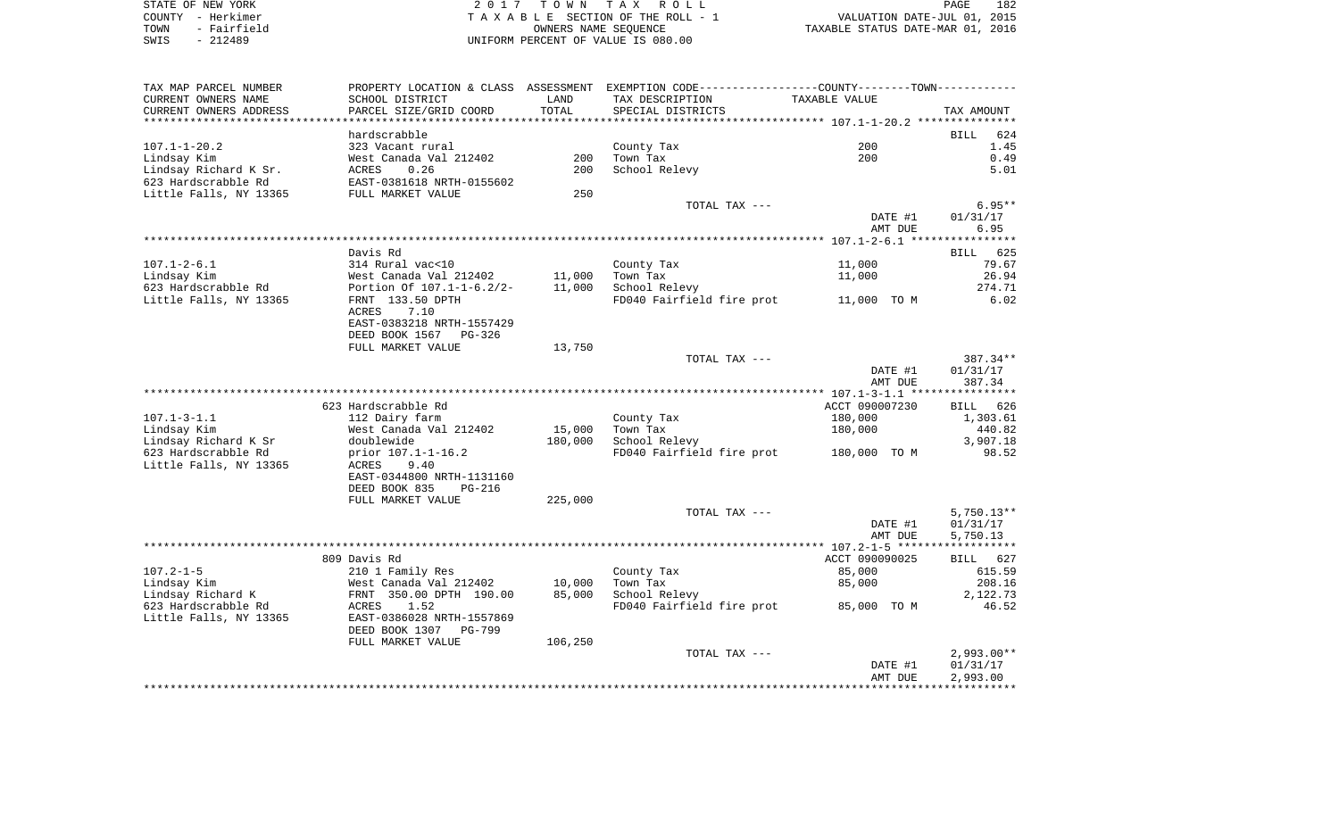STATE OF NEW YORK
COUNTY - Herkimer
TOWN - Fairfield
SWIS - 212489

2 0 1 7 T O W N T A X R O L L
T A X A B L E SECTION OF THE ROLL - 1
OWNERS NAME SEQUENCE
UNIFORM PERCENT OF VALUE IS 080.00

VALUATION DATE-JUL 01, 2015
TAXABLE STATUS DATE-MAR 01, 2016

| TAX MAP PARCEL NUMBER / CURRENT OWNERS NAME / CURRENT OWNERS ADDRESS | PROPERTY LOCATION & CLASS / SCHOOL DISTRICT / PARCEL SIZE/GRID COORD | ASSESSMENT LAND / TOTAL | EXEMPTION CODE / TAX DESCRIPTION / SPECIAL DISTRICTS | COUNTY/TOWN TAXABLE VALUE | TAX AMOUNT |
|---|---|---|---|---|---|
| **107.1-1-20.2** | hardscrabble | | | | BILL 624 |
| 107.1-1-20.2 | 323 Vacant rural | | County Tax | 200 | 1.45 |
| Lindsay Kim | West Canada Val 212402 | 200 | Town Tax | 200 | 0.49 |
| Lindsay Richard K Sr. | ACRES 0.26 | 200 | School Relevy | | 5.01 |
| 623 Hardscrabble Rd | EAST-0381618 NRTH-0155602 | | | | |
| Little Falls, NY 13365 | FULL MARKET VALUE | 250 | | | |
| | | | TOTAL TAX --- | | 6.95** |
| | | | | DATE #1 | 01/31/17 |
| | | | | AMT DUE | 6.95 |
| **107.1-2-6.1** | Davis Rd | | | | BILL 625 |
| 107.1-2-6.1 | 314 Rural vac<10 | | County Tax | 11,000 | 79.67 |
| Lindsay Kim | West Canada Val 212402 | 11,000 | Town Tax | 11,000 | 26.94 |
| 623 Hardscrabble Rd | Portion Of 107.1-1-6.2/2- | 11,000 | School Relevy | | 274.71 |
| Little Falls, NY 13365 | FRNT 133.50 DPTH | | FD040 Fairfield fire prot | 11,000 TO M | 6.02 |
| | ACRES 7.10 | | | | |
| | EAST-0383218 NRTH-1557429 | | | | |
| | DEED BOOK 1567 PG-326 | | | | |
| | FULL MARKET VALUE | 13,750 | | | |
| | | | TOTAL TAX --- | | 387.34** |
| | | | | DATE #1 | 01/31/17 |
| | | | | AMT DUE | 387.34 |
| **107.1-3-1.1** | 623 Hardscrabble Rd | | | ACCT 090007230 | BILL 626 |
| 107.1-3-1.1 | 112 Dairy farm | | County Tax | 180,000 | 1,303.61 |
| Lindsay Kim | West Canada Val 212402 | 15,000 | Town Tax | 180,000 | 440.82 |
| Lindsay Richard K Sr | doublewide | 180,000 | School Relevy | | 3,907.18 |
| 623 Hardscrabble Rd | prior 107.1-1-16.2 | | FD040 Fairfield fire prot | 180,000 TO M | 98.52 |
| Little Falls, NY 13365 | ACRES 9.40 | | | | |
| | EAST-0344800 NRTH-1131160 | | | | |
| | DEED BOOK 835 PG-216 | | | | |
| | FULL MARKET VALUE | 225,000 | | | |
| | | | TOTAL TAX --- | | 5,750.13** |
| | | | | DATE #1 | 01/31/17 |
| | | | | AMT DUE | 5,750.13 |
| **107.2-1-5** | 809 Davis Rd | | | ACCT 090090025 | BILL 627 |
| 107.2-1-5 | 210 1 Family Res | | County Tax | 85,000 | 615.59 |
| Lindsay Kim | West Canada Val 212402 | 10,000 | Town Tax | 85,000 | 208.16 |
| Lindsay Richard K | FRNT 350.00 DPTH 190.00 | 85,000 | School Relevy | | 2,122.73 |
| 623 Hardscrabble Rd | ACRES 1.52 | | FD040 Fairfield fire prot | 85,000 TO M | 46.52 |
| Little Falls, NY 13365 | EAST-0386028 NRTH-1557869 | | | | |
| | DEED BOOK 1307 PG-799 | | | | |
| | FULL MARKET VALUE | 106,250 | | | |
| | | | TOTAL TAX --- | | 2,993.00** |
| | | | | DATE #1 | 01/31/17 |
| | | | | AMT DUE | 2,993.00 |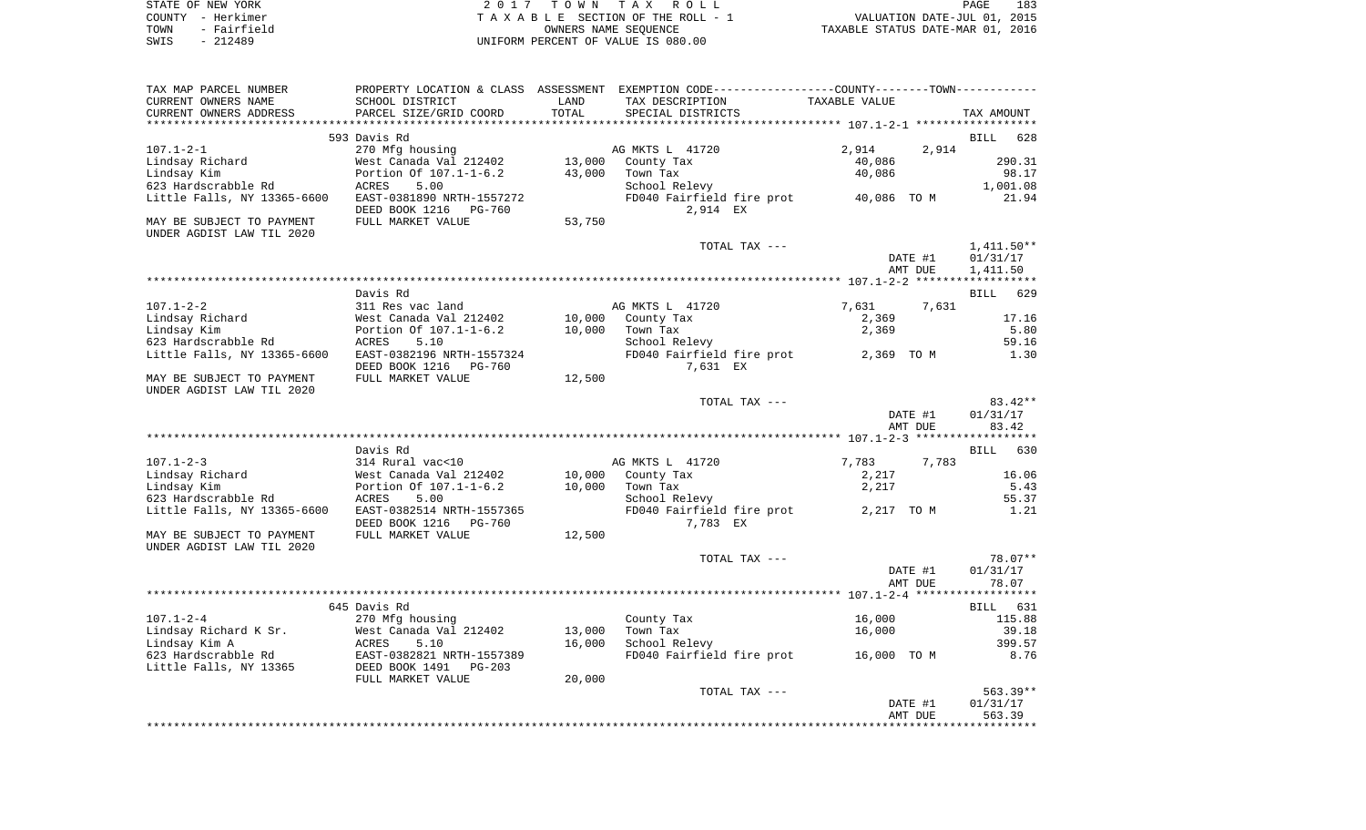STATE OF NEW YORK
COUNTY - Herkimer
TOWN - Fairfield
SWIS - 212489

2 0 1 7 T O W N T A X R O L L
T A X A B L E SECTION OF THE ROLL - 1
OWNERS NAME SEQUENCE
UNIFORM PERCENT OF VALUE IS 080.00

VALUATION DATE-JUL 01, 2015
TAXABLE STATUS DATE-MAR 01, 2016

| TAX MAP PARCEL NUMBER / CURRENT OWNERS NAME / CURRENT OWNERS ADDRESS | PROPERTY LOCATION & CLASS / SCHOOL DISTRICT / PARCEL SIZE/GRID COORD | ASSESSMENT LAND / TOTAL | EXEMPTION CODE / TAX DESCRIPTION / SPECIAL DISTRICTS | COUNTY / TOWN TAXABLE VALUE | TAX AMOUNT |
|---|---|---|---|---|---|
| | 593 Davis Rd | | | | BILL 628 |
| 107.1-2-1 | 270 Mfg housing | | AG MKTS L 41720 | 2,914 2,914 | |
| Lindsay Richard | West Canada Val 212402 | 13,000 | County Tax | 40,086 | 290.31 |
| Lindsay Kim | Portion Of 107.1-1-6.2 | 43,000 | Town Tax | 40,086 | 98.17 |
| 623 Hardscrabble Rd | ACRES 5.00 | | School Relevy | | 1,001.08 |
| Little Falls, NY 13365-6600 | EAST-0381890 NRTH-1557272 | | FD040 Fairfield fire prot | 40,086 TO M | 21.94 |
| | DEED BOOK 1216 PG-760 | | 2,914 EX | | |
| MAY BE SUBJECT TO PAYMENT | FULL MARKET VALUE | 53,750 | | | |
| UNDER AGDIST LAW TIL 2020 | | | | | |
| | | | TOTAL TAX --- | | 1,411.50** |
| | | | | DATE #1 | 01/31/17 |
| | | | | AMT DUE | 1,411.50 |
| | Davis Rd | | | | BILL 629 |
| 107.1-2-2 | 311 Res vac land | | AG MKTS L 41720 | 7,631 7,631 | |
| Lindsay Richard | West Canada Val 212402 | 10,000 | County Tax | 2,369 | 17.16 |
| Lindsay Kim | Portion Of 107.1-1-6.2 | 10,000 | Town Tax | 2,369 | 5.80 |
| 623 Hardscrabble Rd | ACRES 5.10 | | School Relevy | | 59.16 |
| Little Falls, NY 13365-6600 | EAST-0382196 NRTH-1557324 | | FD040 Fairfield fire prot | 2,369 TO M | 1.30 |
| | DEED BOOK 1216 PG-760 | | 7,631 EX | | |
| MAY BE SUBJECT TO PAYMENT | FULL MARKET VALUE | 12,500 | | | |
| UNDER AGDIST LAW TIL 2020 | | | | | |
| | | | TOTAL TAX --- | | 83.42** |
| | | | | DATE #1 | 01/31/17 |
| | | | | AMT DUE | 83.42 |
| | Davis Rd | | | | BILL 630 |
| 107.1-2-3 | 314 Rural vac<10 | | AG MKTS L 41720 | 7,783 7,783 | |
| Lindsay Richard | West Canada Val 212402 | 10,000 | County Tax | 2,217 | 16.06 |
| Lindsay Kim | Portion Of 107.1-1-6.2 | 10,000 | Town Tax | 2,217 | 5.43 |
| 623 Hardscrabble Rd | ACRES 5.00 | | School Relevy | | 55.37 |
| Little Falls, NY 13365-6600 | EAST-0382514 NRTH-1557365 | | FD040 Fairfield fire prot | 2,217 TO M | 1.21 |
| | DEED BOOK 1216 PG-760 | | 7,783 EX | | |
| MAY BE SUBJECT TO PAYMENT | FULL MARKET VALUE | 12,500 | | | |
| UNDER AGDIST LAW TIL 2020 | | | | | |
| | | | TOTAL TAX --- | | 78.07** |
| | | | | DATE #1 | 01/31/17 |
| | | | | AMT DUE | 78.07 |
| | 645 Davis Rd | | | | BILL 631 |
| 107.1-2-4 | 270 Mfg housing | | County Tax | 16,000 | 115.88 |
| Lindsay Richard K Sr. | West Canada Val 212402 | 13,000 | Town Tax | 16,000 | 39.18 |
| Lindsay Kim A | ACRES 5.10 | 16,000 | School Relevy | | 399.57 |
| 623 Hardscrabble Rd | EAST-0382821 NRTH-1557389 | | FD040 Fairfield fire prot | 16,000 TO M | 8.76 |
| Little Falls, NY 13365 | DEED BOOK 1491 PG-203 | | | | |
| | FULL MARKET VALUE | 20,000 | | | |
| | | | TOTAL TAX --- | | 563.39** |
| | | | | DATE #1 | 01/31/17 |
| | | | | AMT DUE | 563.39 |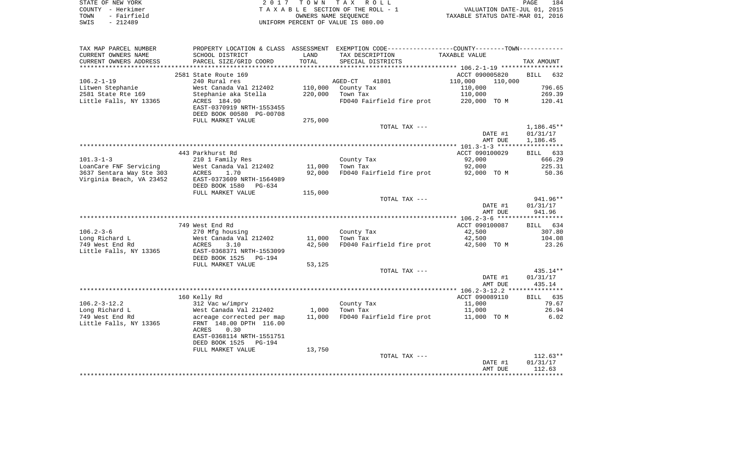STATE OF NEW YORK
COUNTY - Herkimer
TOWN - Fairfield
SWIS - 212489

2017 TOWN TAX ROLL
TAXABLE SECTION OF THE ROLL - 1
OWNERS NAME SEQUENCE
UNIFORM PERCENT OF VALUE IS 080.00

VALUATION DATE-JUL 01, 2015
TAXABLE STATUS DATE-MAR 01, 2016

| TAX MAP PARCEL NUMBER<br>CURRENT OWNERS NAME<br>CURRENT OWNERS ADDRESS | PROPERTY LOCATION & CLASS<br>SCHOOL DISTRICT<br>PARCEL SIZE/GRID COORD | ASSESSMENT<br>LAND<br>TOTAL | EXEMPTION CODE-----COUNTY-----TOWN<br>TAX DESCRIPTION<br>SPECIAL DISTRICTS | TAXABLE VALUE | TAX AMOUNT |
|---|---|---|---|---|---|
| **106.2-1-19** | 2581 State Route 169 | | | ACCT 090005820 | BILL 632 |
| 106.2-1-19 | 240 Rural res | | AGED-CT 41801 | 110,000 110,000 | |
| Litwen Stephanie | West Canada Val 212402 | 110,000 | County Tax | 110,000 | 796.65 |
| 2581 State Rte 169 | Stephanie aka Stella | 220,000 | Town Tax | 110,000 | 269.39 |
| Little Falls, NY 13365 | ACRES 184.90 | | FD040 Fairfield fire prot | 220,000 TO M | 120.41 |
| | EAST-0370919 NRTH-1553455 | | | | |
| | DEED BOOK 00580 PG-00708 | | | | |
| | FULL MARKET VALUE | 275,000 | | | |
| | | | TOTAL TAX --- | | 1,186.45** |
| | | | | DATE #1 | 01/31/17 |
| | | | | AMT DUE | 1,186.45 |
| **101.3-1-3** | 443 Parkhurst Rd | | | ACCT 090100029 | BILL 633 |
| 101.3-1-3 | 210 1 Family Res | | County Tax | 92,000 | 666.29 |
| LoanCare FNF Servicing | West Canada Val 212402 | 11,000 | Town Tax | 92,000 | 225.31 |
| 3637 Sentara Way Ste 303 | ACRES 1.70 | 92,000 | FD040 Fairfield fire prot | 92,000 TO M | 50.36 |
| Virginia Beach, VA 23452 | EAST-0373609 NRTH-1564989 | | | | |
| | DEED BOOK 1580 PG-634 | | | | |
| | FULL MARKET VALUE | 115,000 | | | |
| | | | TOTAL TAX --- | | 941.96** |
| | | | | DATE #1 | 01/31/17 |
| | | | | AMT DUE | 941.96 |
| **106.2-3-6** | 749 West End Rd | | | ACCT 090100087 | BILL 634 |
| 106.2-3-6 | 270 Mfg housing | | County Tax | 42,500 | 307.80 |
| Long Richard L | West Canada Val 212402 | 11,000 | Town Tax | 42,500 | 104.08 |
| 749 West End Rd | ACRES 3.10 | 42,500 | FD040 Fairfield fire prot | 42,500 TO M | 23.26 |
| Little Falls, NY 13365 | EAST-0368371 NRTH-1553099 | | | | |
| | DEED BOOK 1525 PG-194 | | | | |
| | FULL MARKET VALUE | 53,125 | | | |
| | | | TOTAL TAX --- | | 435.14** |
| | | | | DATE #1 | 01/31/17 |
| | | | | AMT DUE | 435.14 |
| **106.2-3-12.2** | 160 Kelly Rd | | | ACCT 090089110 | BILL 635 |
| 106.2-3-12.2 | 312 Vac w/imprv | | County Tax | 11,000 | 79.67 |
| Long Richard L | West Canada Val 212402 | 1,000 | Town Tax | 11,000 | 26.94 |
| 749 West End Rd | acreage corrected per map | 11,000 | FD040 Fairfield fire prot | 11,000 TO M | 6.02 |
| Little Falls, NY 13365 | FRNT 148.00 DPTH 116.00 | | | | |
| | ACRES 0.30 | | | | |
| | EAST-0368114 NRTH-1551751 | | | | |
| | DEED BOOK 1525 PG-194 | | | | |
| | FULL MARKET VALUE | 13,750 | | | |
| | | | TOTAL TAX --- | | 112.63** |
| | | | | DATE #1 | 01/31/17 |
| | | | | AMT DUE | 112.63 |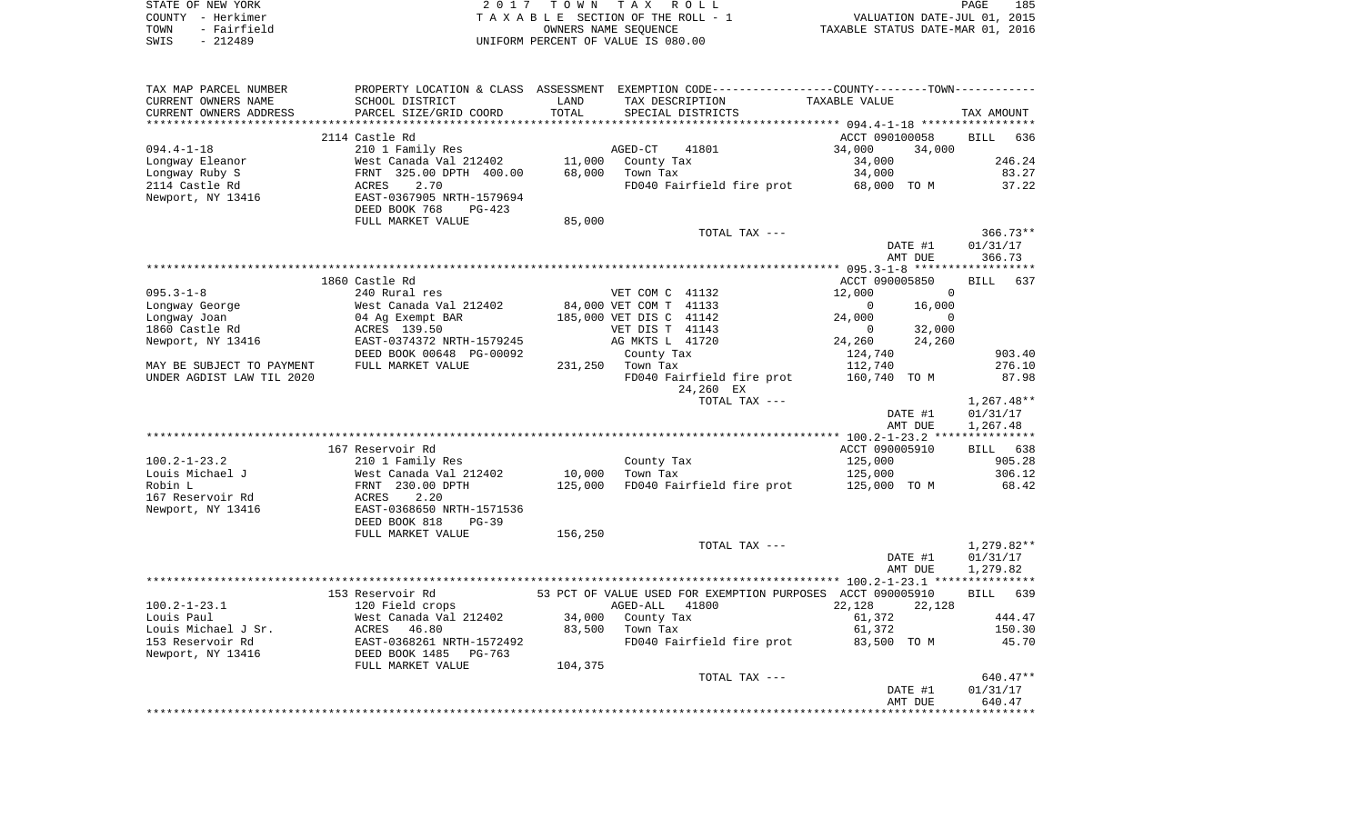STATE OF NEW YORK
COUNTY - Herkimer
TOWN - Fairfield
SWIS - 212489

2 0 1 7 T O W N T A X R O L L
T A X A B L E SECTION OF THE ROLL - 1
OWNERS NAME SEQUENCE
UNIFORM PERCENT OF VALUE IS 080.00

VALUATION DATE-JUL 01, 2015
TAXABLE STATUS DATE-MAR 01, 2016

```
TAX MAP PARCEL NUMBER     PROPERTY LOCATION & CLASS  ASSESSMENT  EXEMPTION CODE------------------COUNTY--------TOWN-----------
CURRENT OWNERS NAME       SCHOOL DISTRICT             LAND       TAX DESCRIPTION              TAXABLE VALUE
CURRENT OWNERS ADDRESS    PARCEL SIZE/GRID COORD      TOTAL      SPECIAL DISTRICTS                                          TAX AMOUNT
*********************************************************************************************** 094.4-1-18 *****************
                          2114 Castle Rd                                                      ACCT 090100058         BILL   636
094.4-1-18                210 1 Family Res                       AGED-CT     41801            34,000      34,000
Longway Eleanor           West Canada Val 212402      11,000     County Tax                   34,000                   246.24
Longway Ruby S            FRNT 325.00 DPTH 400.00     68,000     Town Tax                     34,000                    83.27
2114 Castle Rd            ACRES     2.70                         FD040 Fairfield fire prot    68,000 TO M               37.22
Newport, NY 13416         EAST-0367905 NRTH-1579694
                          DEED BOOK 768     PG-423
                          FULL MARKET VALUE           85,000
                                                                 TOTAL TAX ---                                         366.73**
                                                                                              DATE #1              01/31/17
                                                                                              AMT DUE                366.73
*********************************************************************************************** 095.3-1-8 ******************
                          1860 Castle Rd                                                      ACCT 090005850         BILL   637
095.3-1-8                 240 Rural res                          VET COM C  41132             12,000           0
Longway George            West Canada Val 212402      84,000 VET COM T  41133                      0      16,000
Longway Joan              04 Ag Exempt BAR           185,000 VET DIS C  41142                 24,000           0
1860 Castle Rd            ACRES 139.50                           VET DIS T  41143                  0      32,000
Newport, NY 13416         EAST-0374372 NRTH-1579245              AG MKTS L  41720             24,260      24,260
                          DEED BOOK 00648 PG-00092               County Tax                   124,740                  903.40
MAY BE SUBJECT TO PAYMENT FULL MARKET VALUE          231,250     Town Tax                     112,740                  276.10
UNDER AGDIST LAW TIL 2020                                        FD040 Fairfield fire prot    160,740 TO M              87.98
                                                                      24,260 EX
                                                                 TOTAL TAX ---                                       1,267.48**
                                                                                              DATE #1              01/31/17
                                                                                              AMT DUE              1,267.48
*********************************************************************************************** 100.2-1-23.2 ***************
                          167 Reservoir Rd                                                    ACCT 090005910         BILL   638
100.2-1-23.2              210 1 Family Res                       County Tax                   125,000                  905.28
Louis Michael J           West Canada Val 212402      10,000     Town Tax                     125,000                  306.12
Robin L                   FRNT 230.00 DPTH           125,000     FD040 Fairfield fire prot    125,000 TO M              68.42
167 Reservoir Rd          ACRES     2.20
Newport, NY 13416         EAST-0368650 NRTH-1571536
                          DEED BOOK 818     PG-39
                          FULL MARKET VALUE          156,250
                                                                 TOTAL TAX ---                                       1,279.82**
                                                                                              DATE #1              01/31/17
                                                                                              AMT DUE              1,279.82
*********************************************************************************************** 100.2-1-23.1 ***************
                          153 Reservoir Rd             53 PCT OF VALUE USED FOR EXEMPTION PURPOSES ACCT 090005910    BILL   639
100.2-1-23.1              120 Field crops                        AGED-ALL    41800            22,128      22,128
Louis Paul                West Canada Val 212402      34,000     County Tax                   61,372                   444.47
Louis Michael J Sr.       ACRES    46.80              83,500     Town Tax                     61,372                   150.30
153 Reservoir Rd          EAST-0368261 NRTH-1572492              FD040 Fairfield fire prot    83,500 TO M               45.70
Newport, NY 13416         DEED BOOK 1485    PG-763
                          FULL MARKET VALUE          104,375
                                                                 TOTAL TAX ---                                         640.47**
                                                                                              DATE #1              01/31/17
                                                                                              AMT DUE                640.47
*****************************************************************************************************************************
```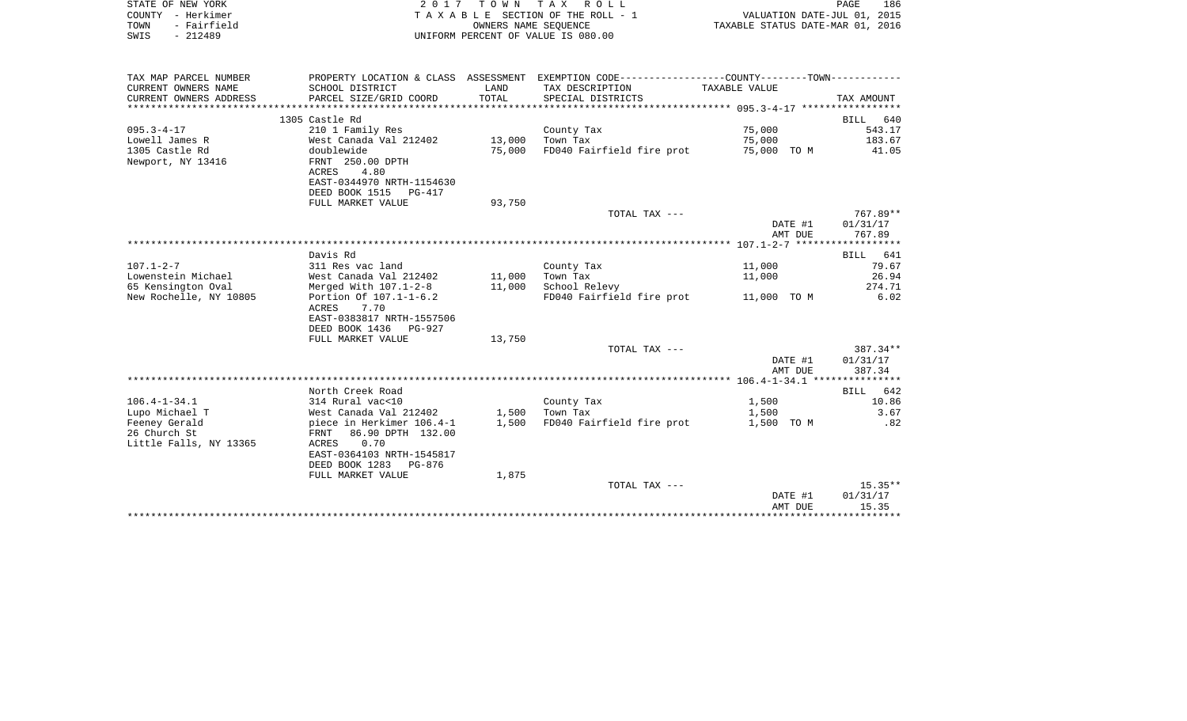STATE OF NEW YORK
COUNTY - Herkimer
TOWN - Fairfield
SWIS - 212489

2017 TOWN TAX ROLL
TAXABLE SECTION OF THE ROLL - 1
OWNERS NAME SEQUENCE
UNIFORM PERCENT OF VALUE IS 080.00

VALUATION DATE-JUL 01, 2015
TAXABLE STATUS DATE-MAR 01, 2016

| TAX MAP PARCEL NUMBER<br>CURRENT OWNERS NAME<br>CURRENT OWNERS ADDRESS | PROPERTY LOCATION & CLASS<br>SCHOOL DISTRICT<br>PARCEL SIZE/GRID COORD | ASSESSMENT<br>LAND<br>TOTAL | EXEMPTION CODE-----COUNTY-----TOWN-----<br>TAX DESCRIPTION<br>SPECIAL DISTRICTS | TAXABLE VALUE | TAX AMOUNT |
|---|---|---|---|---|---|
| **095.3-4-17** | 1305 Castle Rd | | | | BILL 640 |
| 095.3-4-17 | 210 1 Family Res | | County Tax | 75,000 | 543.17 |
| Lowell James R | West Canada Val 212402 | 13,000 | Town Tax | 75,000 | 183.67 |
| 1305 Castle Rd | doublewide | 75,000 | FD040 Fairfield fire prot | 75,000 TO M | 41.05 |
| Newport, NY 13416 | FRNT 250.00 DPTH | | | | |
| | ACRES 4.80 | | | | |
| | EAST-0344970 NRTH-1154630 | | | | |
| | DEED BOOK 1515 PG-417 | | | | |
| | FULL MARKET VALUE | 93,750 | | | |
| | | | TOTAL TAX --- | | 767.89** |
| | | | | DATE #1 | 01/31/17 |
| | | | | AMT DUE | 767.89 |
| **107.1-2-7** | Davis Rd | | | | BILL 641 |
| 107.1-2-7 | 311 Res vac land | | County Tax | 11,000 | 79.67 |
| Lowenstein Michael | West Canada Val 212402 | 11,000 | Town Tax | 11,000 | 26.94 |
| 65 Kensington Oval | Merged With 107.1-2-8 | 11,000 | School Relevy | | 274.71 |
| New Rochelle, NY 10805 | Portion Of 107.1-1-6.2 | | FD040 Fairfield fire prot | 11,000 TO M | 6.02 |
| | ACRES 7.70 | | | | |
| | EAST-0383817 NRTH-1557506 | | | | |
| | DEED BOOK 1436 PG-927 | | | | |
| | FULL MARKET VALUE | 13,750 | | | |
| | | | TOTAL TAX --- | | 387.34** |
| | | | | DATE #1 | 01/31/17 |
| | | | | AMT DUE | 387.34 |
| **106.4-1-34.1** | North Creek Road | | | | BILL 642 |
| 106.4-1-34.1 | 314 Rural vac<10 | | County Tax | 1,500 | 10.86 |
| Lupo Michael T | West Canada Val 212402 | 1,500 | Town Tax | 1,500 | 3.67 |
| Feeney Gerald | piece in Herkimer 106.4-1 | 1,500 | FD040 Fairfield fire prot | 1,500 TO M | .82 |
| 26 Church St | FRNT 86.90 DPTH 132.00 | | | | |
| Little Falls, NY 13365 | ACRES 0.70 | | | | |
| | EAST-0364103 NRTH-1545817 | | | | |
| | DEED BOOK 1283 PG-876 | | | | |
| | FULL MARKET VALUE | 1,875 | | | |
| | | | TOTAL TAX --- | | 15.35** |
| | | | | DATE #1 | 01/31/17 |
| | | | | AMT DUE | 15.35 |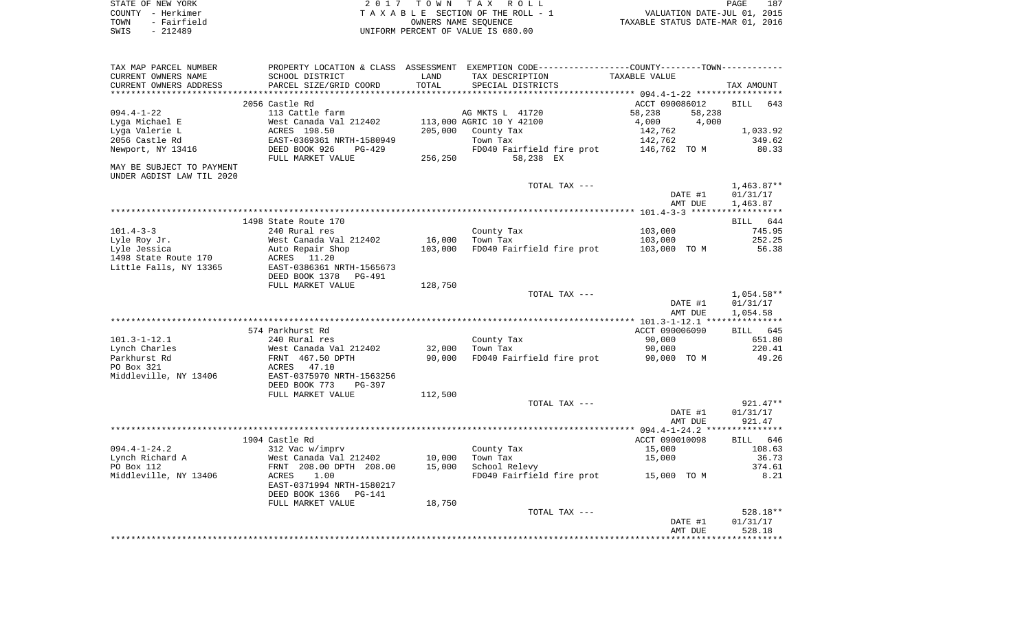STATE OF NEW YORK — COUNTY - Herkimer — TOWN - Fairfield — SWIS - 212489

2 0 1 7 T O W N T A X R O L L
T A X A B L E SECTION OF THE ROLL - 1
OWNERS NAME SEQUENCE
UNIFORM PERCENT OF VALUE IS 080.00

VALUATION DATE-JUL 01, 2015
TAXABLE STATUS DATE-MAR 01, 2016

| TAX MAP PARCEL NUMBER / CURRENT OWNERS NAME / CURRENT OWNERS ADDRESS | PROPERTY LOCATION & CLASS / SCHOOL DISTRICT / PARCEL SIZE/GRID COORD | ASSESSMENT LAND / TOTAL | EXEMPTION CODE / TAX DESCRIPTION / SPECIAL DISTRICTS | COUNTY TAXABLE VALUE | TOWN | TAX AMOUNT |
|---|---|---|---|---|---|---|
| | 2056 Castle Rd | | | ACCT 090086012 | | BILL 643 |
| 094.4-1-22 | 113 Cattle farm | | AG MKTS L 41720 | 58,238 | 58,238 | |
| Lyga Michael E | West Canada Val 212402 | 113,000 | AGRIC 10 Y 42100 | 4,000 | 4,000 | |
| Lyga Valerie L | ACRES 198.50 | 205,000 | County Tax | 142,762 | | 1,033.92 |
| 2056 Castle Rd | EAST-0369361 NRTH-1580949 | | Town Tax | 142,762 | | 349.62 |
| Newport, NY 13416 | DEED BOOK 926 PG-429 | | FD040 Fairfield fire prot | 146,762 TO M | | 80.33 |
| | FULL MARKET VALUE | 256,250 | 58,238 EX | | | |
| MAY BE SUBJECT TO PAYMENT UNDER AGDIST LAW TIL 2020 | | | | | | |
| | | | TOTAL TAX --- | | | 1,463.87** |
| | | | | DATE #1 | | 01/31/17 |
| | | | | AMT DUE | | 1,463.87 |
| | 1498 State Route 170 | | | | | BILL 644 |
| 101.4-3-3 | 240 Rural res | | County Tax | 103,000 | | 745.95 |
| Lyle Roy Jr. | West Canada Val 212402 | 16,000 | Town Tax | 103,000 | | 252.25 |
| Lyle Jessica | Auto Repair Shop | 103,000 | FD040 Fairfield fire prot | 103,000 TO M | | 56.38 |
| 1498 State Route 170 | ACRES 11.20 | | | | | |
| Little Falls, NY 13365 | EAST-0386361 NRTH-1565673 | | | | | |
| | DEED BOOK 1378 PG-491 | | | | | |
| | FULL MARKET VALUE | 128,750 | | | | |
| | | | TOTAL TAX --- | | | 1,054.58** |
| | | | | DATE #1 | | 01/31/17 |
| | | | | AMT DUE | | 1,054.58 |
| | 574 Parkhurst Rd | | | ACCT 090006090 | | BILL 645 |
| 101.3-1-12.1 | 240 Rural res | | County Tax | 90,000 | | 651.80 |
| Lynch Charles | West Canada Val 212402 | 32,000 | Town Tax | 90,000 | | 220.41 |
| Parkhurst Rd | FRNT 467.50 DPTH | 90,000 | FD040 Fairfield fire prot | 90,000 TO M | | 49.26 |
| PO Box 321 | ACRES 47.10 | | | | | |
| Middleville, NY 13406 | EAST-0375970 NRTH-1563256 | | | | | |
| | DEED BOOK 773 PG-397 | | | | | |
| | FULL MARKET VALUE | 112,500 | | | | |
| | | | TOTAL TAX --- | | | 921.47** |
| | | | | DATE #1 | | 01/31/17 |
| | | | | AMT DUE | | 921.47 |
| | 1904 Castle Rd | | | ACCT 090010098 | | BILL 646 |
| 094.4-1-24.2 | 312 Vac w/imprv | | County Tax | 15,000 | | 108.63 |
| Lynch Richard A | West Canada Val 212402 | 10,000 | Town Tax | 15,000 | | 36.73 |
| PO Box 112 | FRNT 208.00 DPTH 208.00 | 15,000 | School Relevy | | | 374.61 |
| Middleville, NY 13406 | ACRES 1.00 | | FD040 Fairfield fire prot | 15,000 TO M | | 8.21 |
| | EAST-0371994 NRTH-1580217 | | | | | |
| | DEED BOOK 1366 PG-141 | | | | | |
| | FULL MARKET VALUE | 18,750 | | | | |
| | | | TOTAL TAX --- | | | 528.18** |
| | | | | DATE #1 | | 01/31/17 |
| | | | | AMT DUE | | 528.18 |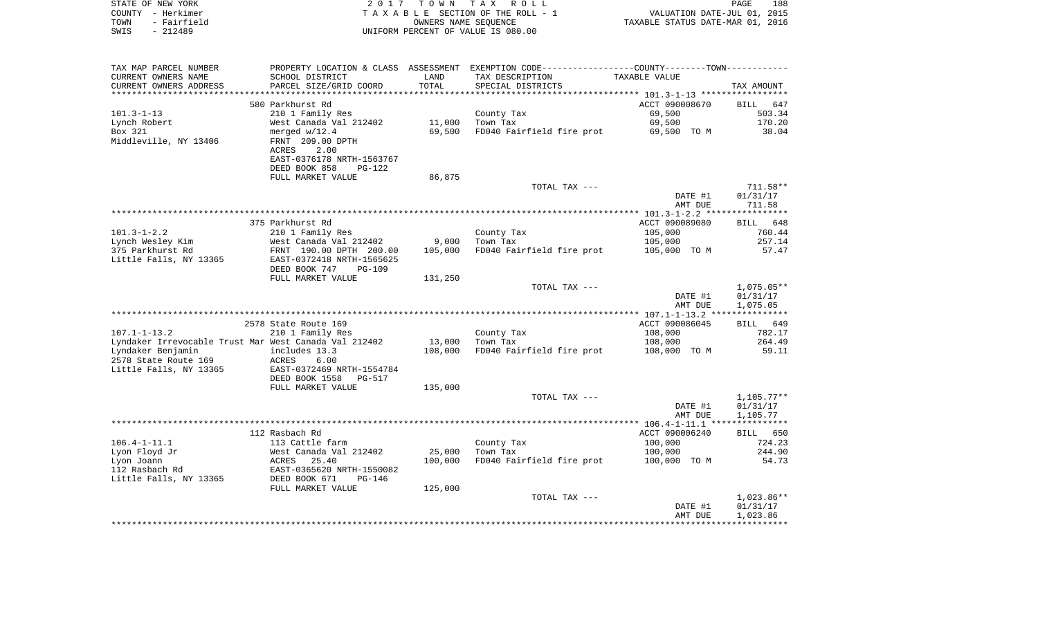STATE OF NEW YORK
COUNTY - Herkimer
TOWN - Fairfield
SWIS - 212489

2 0 1 7 T O W N T A X R O L L
T A X A B L E SECTION OF THE ROLL - 1
OWNERS NAME SEQUENCE
UNIFORM PERCENT OF VALUE IS 080.00

VALUATION DATE-JUL 01, 2015
TAXABLE STATUS DATE-MAR 01, 2016

| TAX MAP PARCEL NUMBER / CURRENT OWNERS NAME / CURRENT OWNERS ADDRESS | PROPERTY LOCATION & CLASS / SCHOOL DISTRICT / PARCEL SIZE/GRID COORD | ASSESSMENT LAND / TOTAL | EXEMPTION CODE / TAX DESCRIPTION / SPECIAL DISTRICTS | COUNTY--------TOWN TAXABLE VALUE | TAX AMOUNT |
|---|---|---|---|---|---|
| 101.3-1-13 | 580 Parkhurst Rd | | | ACCT 090008670 | BILL 647 |
| Lynch Robert | 210 1 Family Res | | County Tax | 69,500 | 503.34 |
| Box 321 | West Canada Val 212402 | 11,000 | Town Tax | 69,500 | 170.20 |
| Middleville, NY 13406 | merged w/12.4 | 69,500 | FD040 Fairfield fire prot | 69,500 TO M | 38.04 |
| | FRNT 209.00 DPTH | | | | |
| | ACRES 2.00 | | | | |
| | EAST-0376178 NRTH-1563767 | | | | |
| | DEED BOOK 858 PG-122 | | | | |
| | FULL MARKET VALUE | 86,875 | | | |
| | | | TOTAL TAX --- | | 711.58** |
| | | | | DATE #1 | 01/31/17 |
| | | | | AMT DUE | 711.58 |
| 101.3-1-2.2 | 375 Parkhurst Rd | | | ACCT 090089080 | BILL 648 |
| Lynch Wesley Kim | 210 1 Family Res | | County Tax | 105,000 | 760.44 |
| 375 Parkhurst Rd | West Canada Val 212402 | 9,000 | Town Tax | 105,000 | 257.14 |
| Little Falls, NY 13365 | FRNT 190.00 DPTH 200.00 | 105,000 | FD040 Fairfield fire prot | 105,000 TO M | 57.47 |
| | EAST-0372418 NRTH-1565625 | | | | |
| | DEED BOOK 747 PG-109 | | | | |
| | FULL MARKET VALUE | 131,250 | | | |
| | | | TOTAL TAX --- | | 1,075.05** |
| | | | | DATE #1 | 01/31/17 |
| | | | | AMT DUE | 1,075.05 |
| 107.1-1-13.2 | 2578 State Route 169 | | | ACCT 090086045 | BILL 649 |
| Lyndaker Irrevocable Trust Mar | 210 1 Family Res | | County Tax | 108,000 | 782.17 |
| Lyndaker Benjamin | West Canada Val 212402 | 13,000 | Town Tax | 108,000 | 264.49 |
| 2578 State Route 169 | includes 13.3 | 108,000 | FD040 Fairfield fire prot | 108,000 TO M | 59.11 |
| Little Falls, NY 13365 | ACRES 6.00 | | | | |
| | EAST-0372469 NRTH-1554784 | | | | |
| | DEED BOOK 1558 PG-517 | | | | |
| | FULL MARKET VALUE | 135,000 | | | |
| | | | TOTAL TAX --- | | 1,105.77** |
| | | | | DATE #1 | 01/31/17 |
| | | | | AMT DUE | 1,105.77 |
| 106.4-1-11.1 | 112 Rasbach Rd | | | ACCT 090006240 | BILL 650 |
| Lyon Floyd Jr | 113 Cattle farm | | County Tax | 100,000 | 724.23 |
| Lyon Joann | West Canada Val 212402 | 25,000 | Town Tax | 100,000 | 244.90 |
| 112 Rasbach Rd | ACRES 25.40 | 100,000 | FD040 Fairfield fire prot | 100,000 TO M | 54.73 |
| Little Falls, NY 13365 | EAST-0365620 NRTH-1550082 | | | | |
| | DEED BOOK 671 PG-146 | | | | |
| | FULL MARKET VALUE | 125,000 | | | |
| | | | TOTAL TAX --- | | 1,023.86** |
| | | | | DATE #1 | 01/31/17 |
| | | | | AMT DUE | 1,023.86 |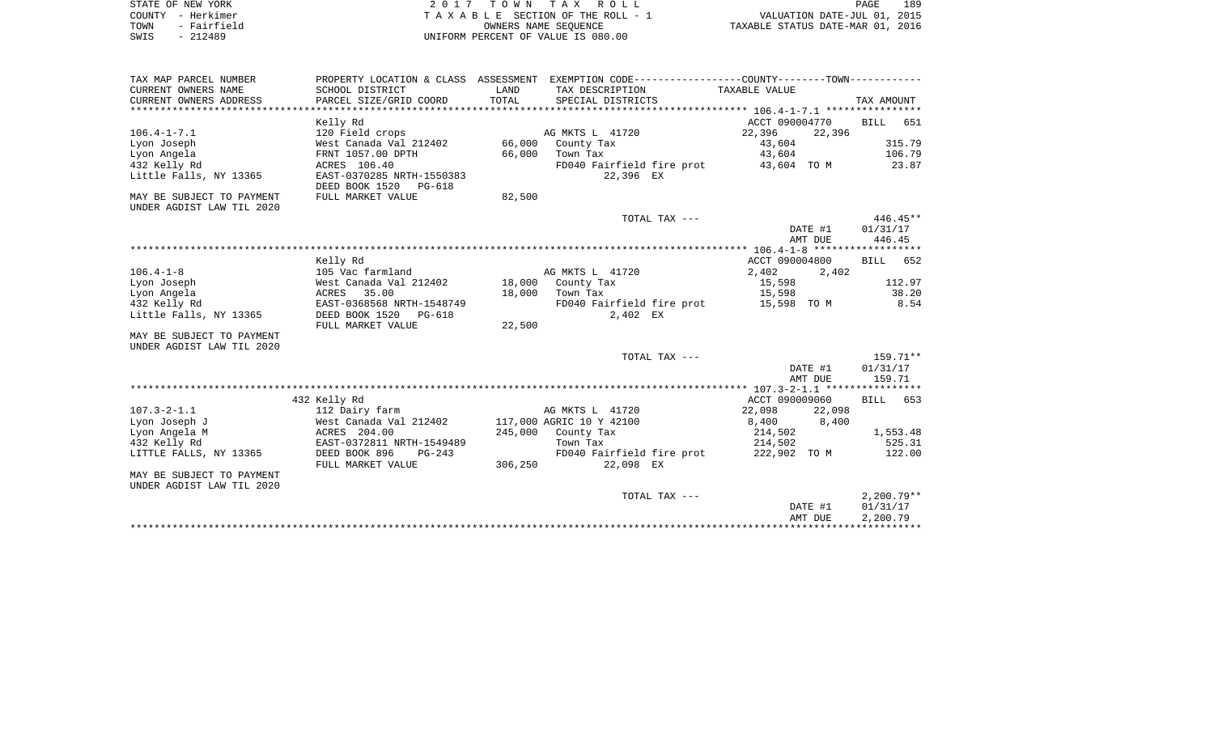STATE OF NEW YORK
COUNTY - Herkimer
TOWN - Fairfield
SWIS - 212489

2 0 1 7 T O W N T A X R O L L
T A X A B L E SECTION OF THE ROLL - 1
OWNERS NAME SEQUENCE
UNIFORM PERCENT OF VALUE IS 080.00

VALUATION DATE-JUL 01, 2015
TAXABLE STATUS DATE-MAR 01, 2016

| TAX MAP PARCEL NUMBER / CURRENT OWNERS NAME / CURRENT OWNERS ADDRESS | PROPERTY LOCATION & CLASS / SCHOOL DISTRICT / PARCEL SIZE/GRID COORD | ASSESSMENT LAND / TOTAL | EXEMPTION CODE / TAX DESCRIPTION / SPECIAL DISTRICTS | COUNTY TAXABLE VALUE | TOWN | TAX AMOUNT |
|---|---|---|---|---|---|---|
| | Kelly Rd | | | ACCT 090004770 | | BILL 651 |
| 106.4-1-7.1 | 120 Field crops | | AG MKTS L 41720 | 22,396 | 22,396 | |
| Lyon Joseph | West Canada Val 212402 | 66,000 | County Tax | 43,604 | | 315.79 |
| Lyon Angela | FRNT 1057.00 DPTH | 66,000 | Town Tax | 43,604 | | 106.79 |
| 432 Kelly Rd | ACRES 106.40 | | FD040 Fairfield fire prot | 43,604 | TO M | 23.87 |
| Little Falls, NY 13365 | EAST-0370285 NRTH-1550383 | | 22,396 EX | | | |
| | DEED BOOK 1520 PG-618 | | | | | |
| MAY BE SUBJECT TO PAYMENT UNDER AGDIST LAW TIL 2020 | FULL MARKET VALUE | 82,500 | | | | |
| | | | TOTAL TAX --- | | | 446.45** |
| | | | | | DATE #1 | 01/31/17 |
| | | | | | AMT DUE | 446.45 |
| | Kelly Rd | | | ACCT 090004800 | | BILL 652 |
| 106.4-1-8 | 105 Vac farmland | | AG MKTS L 41720 | 2,402 | 2,402 | |
| Lyon Joseph | West Canada Val 212402 | 18,000 | County Tax | 15,598 | | 112.97 |
| Lyon Angela | ACRES 35.00 | 18,000 | Town Tax | 15,598 | | 38.20 |
| 432 Kelly Rd | EAST-0368568 NRTH-1548749 | | FD040 Fairfield fire prot | 15,598 | TO M | 8.54 |
| Little Falls, NY 13365 | DEED BOOK 1520 PG-618 | | 2,402 EX | | | |
| | FULL MARKET VALUE | 22,500 | | | | |
| MAY BE SUBJECT TO PAYMENT UNDER AGDIST LAW TIL 2020 | | | | | | |
| | | | TOTAL TAX --- | | | 159.71** |
| | | | | | DATE #1 | 01/31/17 |
| | | | | | AMT DUE | 159.71 |
| | 432 Kelly Rd | | | ACCT 090009060 | | BILL 653 |
| 107.3-2-1.1 | 112 Dairy farm | | AG MKTS L 41720 | 22,098 | 22,098 | |
| Lyon Joseph J | West Canada Val 212402 | 117,000 | AGRIC 10 Y 42100 | 8,400 | 8,400 | |
| Lyon Angela M | ACRES 204.00 | 245,000 | County Tax | 214,502 | | 1,553.48 |
| 432 Kelly Rd | EAST-0372811 NRTH-1549489 | | Town Tax | 214,502 | | 525.31 |
| LITTLE FALLS, NY 13365 | DEED BOOK 896 PG-243 | | FD040 Fairfield fire prot | 222,902 | TO M | 122.00 |
| | FULL MARKET VALUE | 306,250 | 22,098 EX | | | |
| MAY BE SUBJECT TO PAYMENT UNDER AGDIST LAW TIL 2020 | | | | | | |
| | | | TOTAL TAX --- | | | 2,200.79** |
| | | | | | DATE #1 | 01/31/17 |
| | | | | | AMT DUE | 2,200.79 |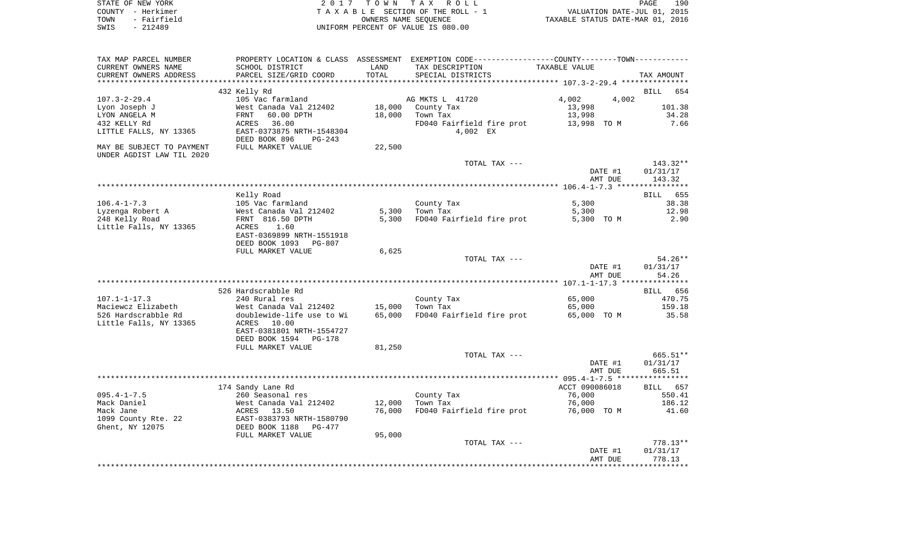STATE OF NEW YORK — COUNTY - Herkimer — TOWN - Fairfield — SWIS - 212489

2017 TOWN TAX ROLL
TAXABLE SECTION OF THE ROLL - 1
OWNERS NAME SEQUENCE
UNIFORM PERCENT OF VALUE IS 080.00

VALUATION DATE-JUL 01, 2015
TAXABLE STATUS DATE-MAR 01, 2016

| TAX MAP PARCEL NUMBER / CURRENT OWNERS NAME / CURRENT OWNERS ADDRESS | PROPERTY LOCATION & CLASS / SCHOOL DISTRICT / PARCEL SIZE/GRID COORD | ASSESSMENT LAND / TOTAL | EXEMPTION CODE / TAX DESCRIPTION / SPECIAL DISTRICTS | COUNTY / TOWN TAXABLE VALUE | TAX AMOUNT |
|---|---|---|---|---|---|
| | 432 Kelly Rd | | | | BILL 654 |
| 107.3-2-29.4 | 105 Vac farmland | | AG MKTS L 41720 | 4,002 4,002 | |
| Lyon Joseph J | West Canada Val 212402 | 18,000 | County Tax | 13,998 | 101.38 |
| LYON ANGELA M | FRNT 60.00 DPTH | 18,000 | Town Tax | 13,998 | 34.28 |
| 432 KELLY Rd | ACRES 36.00 | | FD040 Fairfield fire prot | 13,998 TO M | 7.66 |
| LITTLE FALLS, NY 13365 | EAST-0373875 NRTH-1548304 | | 4,002 EX | | |
| | DEED BOOK 896 PG-243 | | | | |
| MAY BE SUBJECT TO PAYMENT UNDER AGDIST LAW TIL 2020 | FULL MARKET VALUE | 22,500 | | | |
| | | | TOTAL TAX --- | | 143.32** |
| | | | | DATE #1 | 01/31/17 |
| | | | | AMT DUE | 143.32 |
| | Kelly Road | | | | BILL 655 |
| 106.4-1-7.3 | 105 Vac farmland | | County Tax | 5,300 | 38.38 |
| Lyzenga Robert A | West Canada Val 212402 | 5,300 | Town Tax | 5,300 | 12.98 |
| 248 Kelly Road | FRNT 816.50 DPTH | 5,300 | FD040 Fairfield fire prot | 5,300 TO M | 2.90 |
| Little Falls, NY 13365 | ACRES 1.60 | | | | |
| | EAST-0369899 NRTH-1551918 | | | | |
| | DEED BOOK 1093 PG-807 | | | | |
| | FULL MARKET VALUE | 6,625 | | | |
| | | | TOTAL TAX --- | | 54.26** |
| | | | | DATE #1 | 01/31/17 |
| | | | | AMT DUE | 54.26 |
| | 526 Hardscrabble Rd | | | | BILL 656 |
| 107.1-1-17.3 | 240 Rural res | | County Tax | 65,000 | 470.75 |
| Maciewcz Elizabeth | West Canada Val 212402 | 15,000 | Town Tax | 65,000 | 159.18 |
| 526 Hardscrabble Rd | doublewide-life use to Wi | 65,000 | FD040 Fairfield fire prot | 65,000 TO M | 35.58 |
| Little Falls, NY 13365 | ACRES 10.00 | | | | |
| | EAST-0381801 NRTH-1554727 | | | | |
| | DEED BOOK 1594 PG-178 | | | | |
| | FULL MARKET VALUE | 81,250 | | | |
| | | | TOTAL TAX --- | | 665.51** |
| | | | | DATE #1 | 01/31/17 |
| | | | | AMT DUE | 665.51 |
| | 174 Sandy Lane Rd | | | ACCT 090086018 | BILL 657 |
| 095.4-1-7.5 | 260 Seasonal res | | County Tax | 76,000 | 550.41 |
| Mack Daniel | West Canada Val 212402 | 12,000 | Town Tax | 76,000 | 186.12 |
| Mack Jane | ACRES 13.50 | 76,000 | FD040 Fairfield fire prot | 76,000 TO M | 41.60 |
| 1099 County Rte. 22 | EAST-0383793 NRTH-1580790 | | | | |
| Ghent, NY 12075 | DEED BOOK 1188 PG-477 | | | | |
| | FULL MARKET VALUE | 95,000 | | | |
| | | | TOTAL TAX --- | | 778.13** |
| | | | | DATE #1 | 01/31/17 |
| | | | | AMT DUE | 778.13 |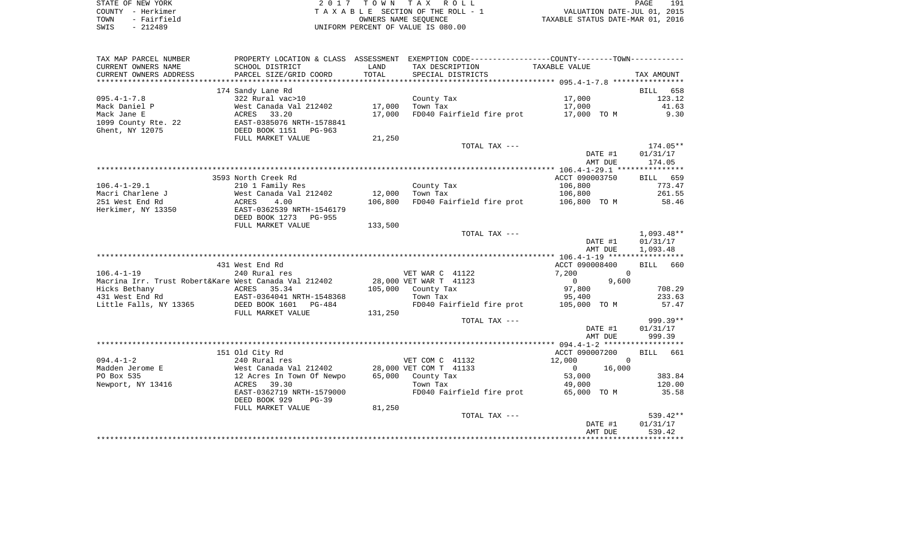STATE OF NEW YORK | 2017 TOWN TAX ROLL | VALUATION DATE-JUL 01, 2015
COUNTY - Herkimer | TAXABLE SECTION OF THE ROLL - 1 | TAXABLE STATUS DATE-MAR 01, 2016
TOWN - Fairfield | OWNERS NAME SEQUENCE
SWIS - 212489 | UNIFORM PERCENT OF VALUE IS 080.00

| TAX MAP PARCEL NUMBER / CURRENT OWNERS NAME / CURRENT OWNERS ADDRESS | PROPERTY LOCATION & CLASS / SCHOOL DISTRICT / PARCEL SIZE/GRID COORD | ASSESSMENT LAND / TOTAL | EXEMPTION CODE / TAX DESCRIPTION / SPECIAL DISTRICTS | COUNTY | TOWN / TAXABLE VALUE | TAX AMOUNT |
|---|---|---|---|---|---|---|
| **095.4-1-7.8** | 174 Sandy Lane Rd | | | | | BILL 658 |
| Mack Daniel P | 322 Rural vac>10 | | County Tax | 17,000 | | 123.12 |
| Mack Jane E | West Canada Val 212402 | 17,000 | Town Tax | 17,000 | | 41.63 |
| 1099 County Rte. 22 | ACRES 33.20 | 17,000 | FD040 Fairfield fire prot | 17,000 TO M | | 9.30 |
| Ghent, NY 12075 | EAST-0385076 NRTH-1578841 | | | | | |
| | DEED BOOK 1151 PG-963 | | | | | |
| | FULL MARKET VALUE | 21,250 | | | | |
| | | | TOTAL TAX --- | | | 174.05** |
| | | | | DATE #1 | | 01/31/17 |
| | | | | AMT DUE | | 174.05 |
| **106.4-1-29.1** | 3593 North Creek Rd | | | ACCT 090003750 | | BILL 659 |
| Macri Charlene J | 210 1 Family Res | | County Tax | 106,800 | | 773.47 |
| 251 West End Rd | West Canada Val 212402 | 12,000 | Town Tax | 106,800 | | 261.55 |
| Herkimer, NY 13350 | ACRES 4.00 | 106,800 | FD040 Fairfield fire prot | 106,800 TO M | | 58.46 |
| | EAST-0362539 NRTH-1546179 | | | | | |
| | DEED BOOK 1273 PG-955 | | | | | |
| | FULL MARKET VALUE | 133,500 | | | | |
| | | | TOTAL TAX --- | | | 1,093.48** |
| | | | | DATE #1 | | 01/31/17 |
| | | | | AMT DUE | | 1,093.48 |
| **106.4-1-19** | 431 West End Rd | | | ACCT 090008400 | | BILL 660 |
| Macrina Irr. Trust Robert&Kare | 240 Rural res | | VET WAR C 41122 | 7,200 | 0 | |
| Hicks Bethany | West Canada Val 212402 | 28,000 | VET WAR T 41123 | 0 | 9,600 | |
| 431 West End Rd | ACRES 35.34 | 105,000 | County Tax | 97,800 | | 708.29 |
| Little Falls, NY 13365 | EAST-0364041 NRTH-1548368 | | Town Tax | 95,400 | | 233.63 |
| | DEED BOOK 1601 PG-484 | | FD040 Fairfield fire prot | 105,000 TO M | | 57.47 |
| | FULL MARKET VALUE | 131,250 | | | | |
| | | | TOTAL TAX --- | | | 999.39** |
| | | | | DATE #1 | | 01/31/17 |
| | | | | AMT DUE | | 999.39 |
| **094.4-1-2** | 151 Old City Rd | | | ACCT 090007200 | | BILL 661 |
| Madden Jerome E | 240 Rural res | | VET COM C 41132 | 12,000 | 0 | |
| PO Box 535 | West Canada Val 212402 | 28,000 | VET COM T 41133 | 0 | 16,000 | |
| Newport, NY 13416 | 12 Acres In Town Of Newpo | 65,000 | County Tax | 53,000 | | 383.84 |
| | ACRES 39.30 | | Town Tax | 49,000 | | 120.00 |
| | EAST-0362719 NRTH-1579000 | | FD040 Fairfield fire prot | 65,000 TO M | | 35.58 |
| | DEED BOOK 929 PG-39 | | | | | |
| | FULL MARKET VALUE | 81,250 | | | | |
| | | | TOTAL TAX --- | | | 539.42** |
| | | | | DATE #1 | | 01/31/17 |
| | | | | AMT DUE | | 539.42 |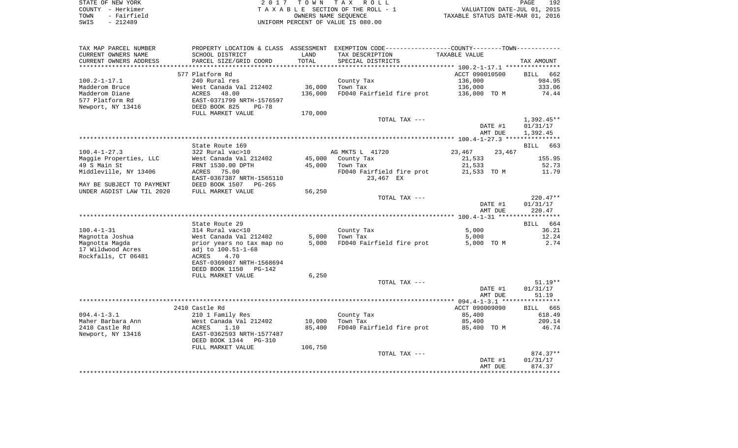STATE OF NEW YORK
COUNTY - Herkimer
TOWN - Fairfield
SWIS - 212489

2017 TOWN TAX ROLL
TAXABLE SECTION OF THE ROLL - 1
OWNERS NAME SEQUENCE
UNIFORM PERCENT OF VALUE IS 080.00

VALUATION DATE-JUL 01, 2015
TAXABLE STATUS DATE-MAR 01, 2016

| TAX MAP PARCEL NUMBER / CURRENT OWNERS NAME / CURRENT OWNERS ADDRESS | PROPERTY LOCATION & CLASS / SCHOOL DISTRICT / PARCEL SIZE/GRID COORD | ASSESSMENT LAND / TOTAL | EXEMPTION CODE / TAX DESCRIPTION / SPECIAL DISTRICTS | TAXABLE VALUE | TAX AMOUNT |
|---|---|---|---|---|---|
| | 577 Platform Rd | | | ACCT 090010500 | BILL 662 |
| 100.2-1-17.1 | 240 Rural res | | County Tax | 136,000 | 984.95 |
| Madderom Bruce | West Canada Val 212402 | 36,000 | Town Tax | 136,000 | 333.06 |
| Madderom Diane | ACRES 48.00 | 136,000 | FD040 Fairfield fire prot | 136,000 TO M | 74.44 |
| 577 Platform Rd | EAST-0371799 NRTH-1576597 | | | | |
| Newport, NY 13416 | DEED BOOK 825 PG-78 | | | | |
| | FULL MARKET VALUE | 170,000 | | | |
| | | | TOTAL TAX --- | | 1,392.45** |
| | | | | DATE #1 | 01/31/17 |
| | | | | AMT DUE | 1,392.45 |
| | State Route 169 | | | | BILL 663 |
| 100.4-1-27.3 | 322 Rural vac>10 | | AG MKTS L 41720 | 23,467 23,467 | |
| Maggie Properties, LLC | West Canada Val 212402 | 45,000 | County Tax | 21,533 | 155.95 |
| 49 S Main St | FRNT 1530.00 DPTH | 45,000 | Town Tax | 21,533 | 52.73 |
| Middleville, NY 13406 | ACRES 75.00 | | FD040 Fairfield fire prot | 21,533 TO M | 11.79 |
| | EAST-0367387 NRTH-1565110 | | 23,467 EX | | |
| MAY BE SUBJECT TO PAYMENT | DEED BOOK 1507 PG-265 | | | | |
| UNDER AGDIST LAW TIL 2020 | FULL MARKET VALUE | 56,250 | | | |
| | | | TOTAL TAX --- | | 220.47** |
| | | | | DATE #1 | 01/31/17 |
| | | | | AMT DUE | 220.47 |
| | State Route 29 | | | | BILL 664 |
| 100.4-1-31 | 314 Rural vac<10 | | County Tax | 5,000 | 36.21 |
| Magnotta Joshua | West Canada Val 212402 | 5,000 | Town Tax | 5,000 | 12.24 |
| Magnotta Magda | prior years no tax map no | 5,000 | FD040 Fairfield fire prot | 5,000 TO M | 2.74 |
| 17 Wildwood Acres | adj to 100.51-1-68 | | | | |
| Rockfalls, CT 06481 | ACRES 4.70 | | | | |
| | EAST-0369087 NRTH-1568694 | | | | |
| | DEED BOOK 1150 PG-142 | | | | |
| | FULL MARKET VALUE | 6,250 | | | |
| | | | TOTAL TAX --- | | 51.19** |
| | | | | DATE #1 | 01/31/17 |
| | | | | AMT DUE | 51.19 |
| | 2410 Castle Rd | | | ACCT 090009090 | BILL 665 |
| 094.4-1-3.1 | 210 1 Family Res | | County Tax | 85,400 | 618.49 |
| Maher Barbara Ann | West Canada Val 212402 | 10,000 | Town Tax | 85,400 | 209.14 |
| 2410 Castle Rd | ACRES 1.10 | 85,400 | FD040 Fairfield fire prot | 85,400 TO M | 46.74 |
| Newport, NY 13416 | EAST-0362593 NRTH-1577487 | | | | |
| | DEED BOOK 1344 PG-310 | | | | |
| | FULL MARKET VALUE | 106,750 | | | |
| | | | TOTAL TAX --- | | 874.37** |
| | | | | DATE #1 | 01/31/17 |
| | | | | AMT DUE | 874.37 |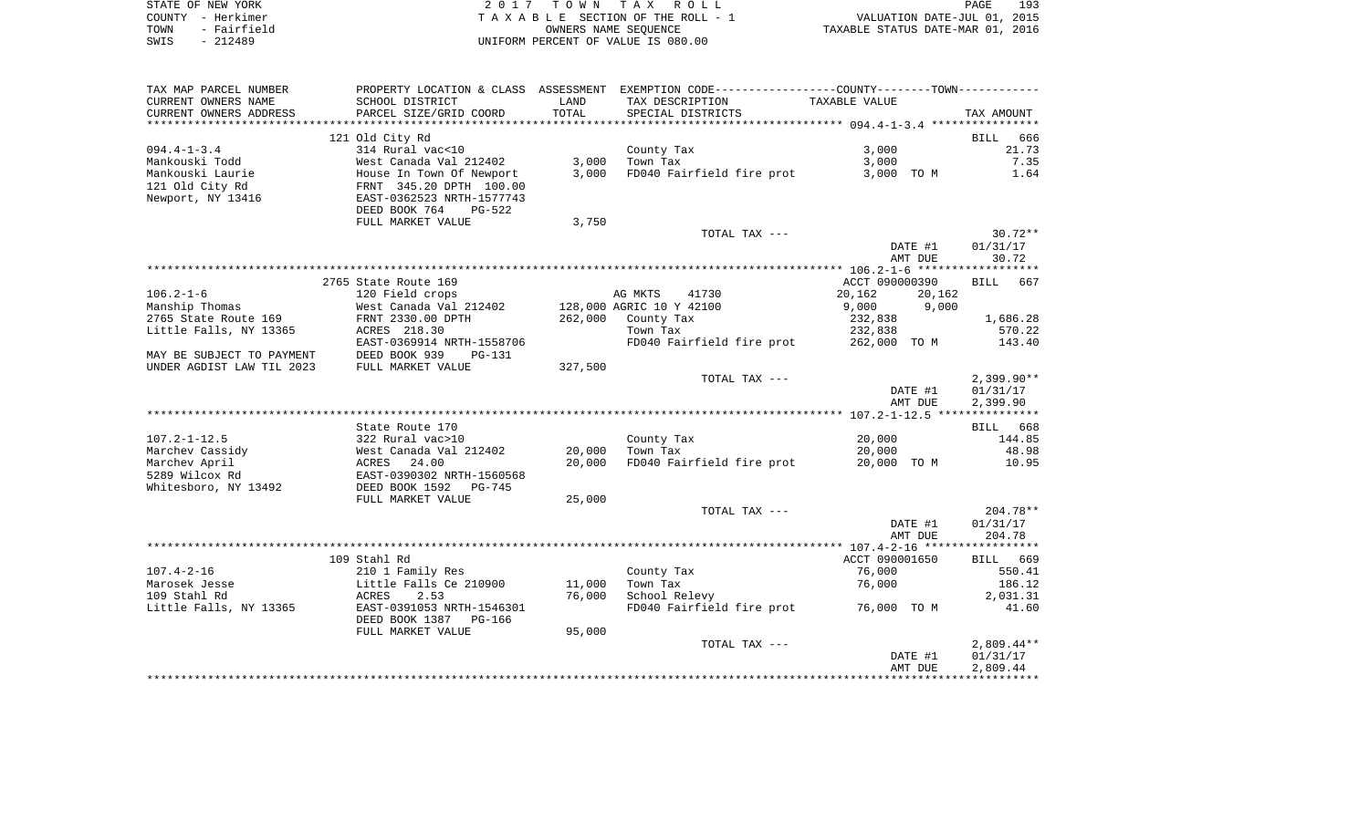STATE OF NEW YORK
COUNTY - Herkimer
TOWN - Fairfield
SWIS - 212489

2017 TOWN TAX ROLL
TAXABLE SECTION OF THE ROLL - 1
OWNERS NAME SEQUENCE
UNIFORM PERCENT OF VALUE IS 080.00

VALUATION DATE-JUL 01, 2015
TAXABLE STATUS DATE-MAR 01, 2016

| TAX MAP PARCEL NUMBER / CURRENT OWNERS NAME / CURRENT OWNERS ADDRESS | PROPERTY LOCATION & CLASS / SCHOOL DISTRICT / PARCEL SIZE/GRID COORD | ASSESSMENT LAND / TOTAL | EXEMPTION CODE / TAX DESCRIPTION / SPECIAL DISTRICTS | COUNTY / TOWN TAXABLE VALUE | TAX AMOUNT |
|---|---|---|---|---|---|
| **094.4-1-3.4** | 121 Old City Rd | | | | BILL 666 |
| | 314 Rural vac<10 | | County Tax | 3,000 | 21.73 |
| Mankouski Todd | West Canada Val 212402 | 3,000 | Town Tax | 3,000 | 7.35 |
| Mankouski Laurie | House In Town Of Newport | 3,000 | FD040 Fairfield fire prot | 3,000 TO M | 1.64 |
| 121 Old City Rd | FRNT 345.20 DPTH 100.00 | | | | |
| Newport, NY 13416 | EAST-0362523 NRTH-1577743 | | | | |
| | DEED BOOK 764 PG-522 | | | | |
| | FULL MARKET VALUE | 3,750 | | | |
| | | | TOTAL TAX --- | | 30.72** |
| | | | | DATE #1 | 01/31/17 |
| | | | | AMT DUE | 30.72 |
| **106.2-1-6** | 2765 State Route 169 | | | ACCT 090000390 | BILL 667 |
| | 120 Field crops | | AG MKTS 41730 | 20,162 20,162 | |
| Manship Thomas | West Canada Val 212402 | 128,000 | AGRIC 10 Y 42100 | 9,000 9,000 | |
| 2765 State Route 169 | FRNT 2330.00 DPTH | 262,000 | County Tax | 232,838 | 1,686.28 |
| Little Falls, NY 13365 | ACRES 218.30 | | Town Tax | 232,838 | 570.22 |
| | EAST-0369914 NRTH-1558706 | | FD040 Fairfield fire prot | 262,000 TO M | 143.40 |
| MAY BE SUBJECT TO PAYMENT | DEED BOOK 939 PG-131 | | | | |
| UNDER AGDIST LAW TIL 2023 | FULL MARKET VALUE | 327,500 | | | |
| | | | TOTAL TAX --- | | 2,399.90** |
| | | | | DATE #1 | 01/31/17 |
| | | | | AMT DUE | 2,399.90 |
| **107.2-1-12.5** | State Route 170 | | | | BILL 668 |
| | 322 Rural vac>10 | | County Tax | 20,000 | 144.85 |
| Marchev Cassidy | West Canada Val 212402 | 20,000 | Town Tax | 20,000 | 48.98 |
| Marchev April | ACRES 24.00 | 20,000 | FD040 Fairfield fire prot | 20,000 TO M | 10.95 |
| 5289 Wilcox Rd | EAST-0390302 NRTH-1560568 | | | | |
| Whitesboro, NY 13492 | DEED BOOK 1592 PG-745 | | | | |
| | FULL MARKET VALUE | 25,000 | | | |
| | | | TOTAL TAX --- | | 204.78** |
| | | | | DATE #1 | 01/31/17 |
| | | | | AMT DUE | 204.78 |
| **107.4-2-16** | 109 Stahl Rd | | | ACCT 090001650 | BILL 669 |
| | 210 1 Family Res | | County Tax | 76,000 | 550.41 |
| Marosek Jesse | Little Falls Ce 210900 | 11,000 | Town Tax | 76,000 | 186.12 |
| 109 Stahl Rd | ACRES 2.53 | 76,000 | School Relevy | | 2,031.31 |
| Little Falls, NY 13365 | EAST-0391053 NRTH-1546301 | | FD040 Fairfield fire prot | 76,000 TO M | 41.60 |
| | DEED BOOK 1387 PG-166 | | | | |
| | FULL MARKET VALUE | 95,000 | | | |
| | | | TOTAL TAX --- | | 2,809.44** |
| | | | | DATE #1 | 01/31/17 |
| | | | | AMT DUE | 2,809.44 |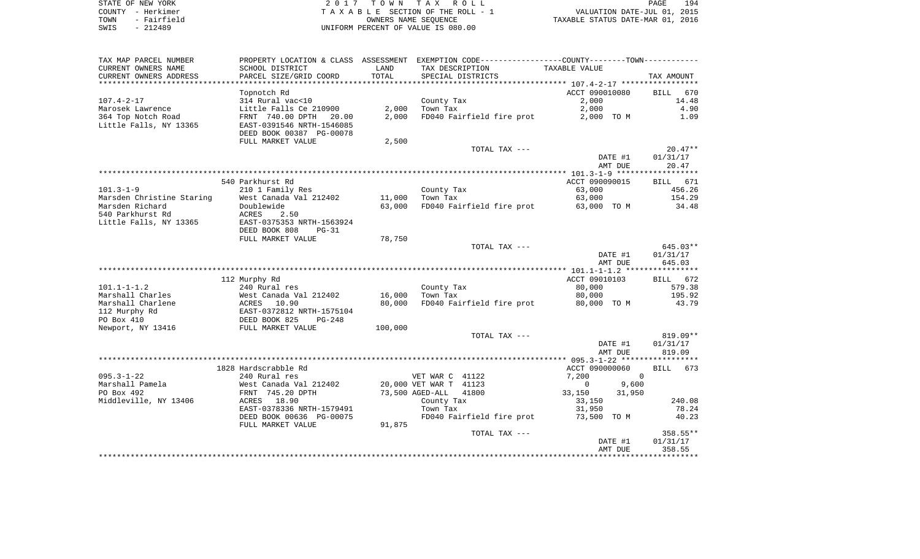STATE OF NEW YORK | COUNTY - Herkimer | TOWN - Fairfield | SWIS - 212489

2017 TOWN TAX ROLL
TAXABLE SECTION OF THE ROLL - 1
OWNERS NAME SEQUENCE
UNIFORM PERCENT OF VALUE IS 080.00

VALUATION DATE-JUL 01, 2015
TAXABLE STATUS DATE-MAR 01, 2016

| TAX MAP PARCEL NUMBER / CURRENT OWNERS NAME / CURRENT OWNERS ADDRESS | PROPERTY LOCATION & CLASS / SCHOOL DISTRICT / PARCEL SIZE/GRID COORD | ASSESSMENT LAND / TOTAL | EXEMPTION CODE / TAX DESCRIPTION / SPECIAL DISTRICTS | COUNTY / TOWN TAXABLE VALUE | TAX AMOUNT |
|---|---|---|---|---|---|
| **107.4-2-17** | Topnotch Rd | | | ACCT 090010080 | BILL 670 |
| Marosek Lawrence | 314 Rural vac<10 | | County Tax | 2,000 | 14.48 |
| 364 Top Notch Road | Little Falls Ce 210900 | 2,000 | Town Tax | 2,000 | 4.90 |
| Little Falls, NY 13365 | FRNT 740.00 DPTH 20.00 | 2,000 | FD040 Fairfield fire prot | 2,000 TO M | 1.09 |
| | EAST-0391546 NRTH-1546085 | | | | |
| | DEED BOOK 00387 PG-00078 | | | | |
| | FULL MARKET VALUE | 2,500 | | | |
| | | | TOTAL TAX --- | | 20.47** |
| | | | | DATE #1 | 01/31/17 |
| | | | | AMT DUE | 20.47 |
| **101.3-1-9** | 540 Parkhurst Rd | | | ACCT 090090015 | BILL 671 |
| Marsden Christine Staring | 210 1 Family Res | | County Tax | 63,000 | 456.26 |
| Marsden Richard | West Canada Val 212402 | 11,000 | Town Tax | 63,000 | 154.29 |
| 540 Parkhurst Rd | Doublewide | 63,000 | FD040 Fairfield fire prot | 63,000 TO M | 34.48 |
| Little Falls, NY 13365 | ACRES 2.50 | | | | |
| | EAST-0375353 NRTH-1563924 | | | | |
| | DEED BOOK 808 PG-31 | | | | |
| | FULL MARKET VALUE | 78,750 | | | |
| | | | TOTAL TAX --- | | 645.03** |
| | | | | DATE #1 | 01/31/17 |
| | | | | AMT DUE | 645.03 |
| **101.1-1-1.2** | 112 Murphy Rd | | | ACCT 09010103 | BILL 672 |
| Marshall Charles | 240 Rural res | | County Tax | 80,000 | 579.38 |
| Marshall Charlene | West Canada Val 212402 | 16,000 | Town Tax | 80,000 | 195.92 |
| 112 Murphy Rd | ACRES 10.90 | 80,000 | FD040 Fairfield fire prot | 80,000 TO M | 43.79 |
| PO Box 410 | EAST-0372812 NRTH-1575104 | | | | |
| Newport, NY 13416 | DEED BOOK 825 PG-248 | | | | |
| | FULL MARKET VALUE | 100,000 | | | |
| | | | TOTAL TAX --- | | 819.09** |
| | | | | DATE #1 | 01/31/17 |
| | | | | AMT DUE | 819.09 |
| **095.3-1-22** | 1828 Hardscrabble Rd | | | ACCT 090000060 | BILL 673 |
| Marshall Pamela | 240 Rural res | | VET WAR C 41122 | 7,200 / 0 | |
| PO Box 492 | West Canada Val 212402 | 20,000 | VET WAR T 41123 | 0 / 9,600 | |
| Middleville, NY 13406 | FRNT 745.20 DPTH | 73,500 | AGED-ALL 41800 | 33,150 / 31,950 | |
| | ACRES 18.90 | | County Tax | 33,150 | 240.08 |
| | EAST-0378336 NRTH-1579491 | | Town Tax | 31,950 | 78.24 |
| | DEED BOOK 00636 PG-00075 | | FD040 Fairfield fire prot | 73,500 TO M | 40.23 |
| | FULL MARKET VALUE | 91,875 | | | |
| | | | TOTAL TAX --- | | 358.55** |
| | | | | DATE #1 | 01/31/17 |
| | | | | AMT DUE | 358.55 |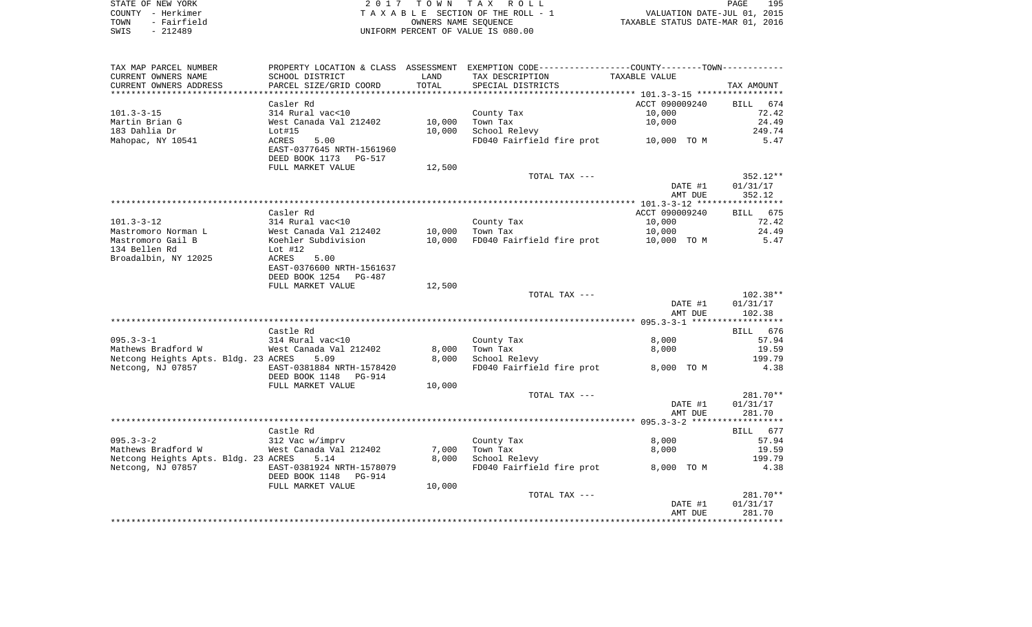STATE OF NEW YORK
COUNTY - Herkimer
TOWN - Fairfield
SWIS - 212489

2 0 1 7 T O W N T A X R O L L
T A X A B L E SECTION OF THE ROLL - 1
OWNERS NAME SEQUENCE
UNIFORM PERCENT OF VALUE IS 080.00

VALUATION DATE-JUL 01, 2015
TAXABLE STATUS DATE-MAR 01, 2016

| TAX MAP PARCEL NUMBER<br>CURRENT OWNERS NAME<br>CURRENT OWNERS ADDRESS | PROPERTY LOCATION & CLASS<br>SCHOOL DISTRICT<br>PARCEL SIZE/GRID COORD | ASSESSMENT<br>LAND<br>TOTAL | EXEMPTION CODE<br>TAX DESCRIPTION<br>SPECIAL DISTRICTS | COUNTY--------TOWN<br>TAXABLE VALUE | TAX AMOUNT |
|---|---|---|---|---|---|
| | Casler Rd | | | ACCT 090009240 | BILL 674 |
| 101.3-3-15 | 314 Rural vac<10 | | County Tax | 10,000 | 72.42 |
| Martin Brian G | West Canada Val 212402 | 10,000 | Town Tax | 10,000 | 24.49 |
| 183 Dahlia Dr | Lot#15 | 10,000 | School Relevy | | 249.74 |
| Mahopac, NY 10541 | ACRES 5.00 | | FD040 Fairfield fire prot | 10,000 TO M | 5.47 |
| | EAST-0377645 NRTH-1561960 | | | | |
| | DEED BOOK 1173 PG-517 | | | | |
| | FULL MARKET VALUE | 12,500 | | | |
| | | | TOTAL TAX --- | | 352.12** |
| | | | | DATE #1 | 01/31/17 |
| | | | | AMT DUE | 352.12 |
| | Casler Rd | | | ACCT 090009240 | BILL 675 |
| 101.3-3-12 | 314 Rural vac<10 | | County Tax | 10,000 | 72.42 |
| Mastromoro Norman L | West Canada Val 212402 | 10,000 | Town Tax | 10,000 | 24.49 |
| Mastromoro Gail B | Koehler Subdivision | 10,000 | FD040 Fairfield fire prot | 10,000 TO M | 5.47 |
| 134 Bellen Rd | Lot #12 | | | | |
| Broadalbin, NY 12025 | ACRES 5.00 | | | | |
| | EAST-0376600 NRTH-1561637 | | | | |
| | DEED BOOK 1254 PG-487 | | | | |
| | FULL MARKET VALUE | 12,500 | | | |
| | | | TOTAL TAX --- | | 102.38** |
| | | | | DATE #1 | 01/31/17 |
| | | | | AMT DUE | 102.38 |
| | Castle Rd | | | | BILL 676 |
| 095.3-3-1 | 314 Rural vac<10 | | County Tax | 8,000 | 57.94 |
| Mathews Bradford W | West Canada Val 212402 | 8,000 | Town Tax | 8,000 | 19.59 |
| Netcong Heights Apts. Bldg. 23 | ACRES 5.09 | 8,000 | School Relevy | | 199.79 |
| Netcong, NJ 07857 | EAST-0381884 NRTH-1578420 | | FD040 Fairfield fire prot | 8,000 TO M | 4.38 |
| | DEED BOOK 1148 PG-914 | | | | |
| | FULL MARKET VALUE | 10,000 | | | |
| | | | TOTAL TAX --- | | 281.70** |
| | | | | DATE #1 | 01/31/17 |
| | | | | AMT DUE | 281.70 |
| | Castle Rd | | | | BILL 677 |
| 095.3-3-2 | 312 Vac w/imprv | | County Tax | 8,000 | 57.94 |
| Mathews Bradford W | West Canada Val 212402 | 7,000 | Town Tax | 8,000 | 19.59 |
| Netcong Heights Apts. Bldg. 23 | ACRES 5.14 | 8,000 | School Relevy | | 199.79 |
| Netcong, NJ 07857 | EAST-0381924 NRTH-1578079 | | FD040 Fairfield fire prot | 8,000 TO M | 4.38 |
| | DEED BOOK 1148 PG-914 | | | | |
| | FULL MARKET VALUE | 10,000 | | | |
| | | | TOTAL TAX --- | | 281.70** |
| | | | | DATE #1 | 01/31/17 |
| | | | | AMT DUE | 281.70 |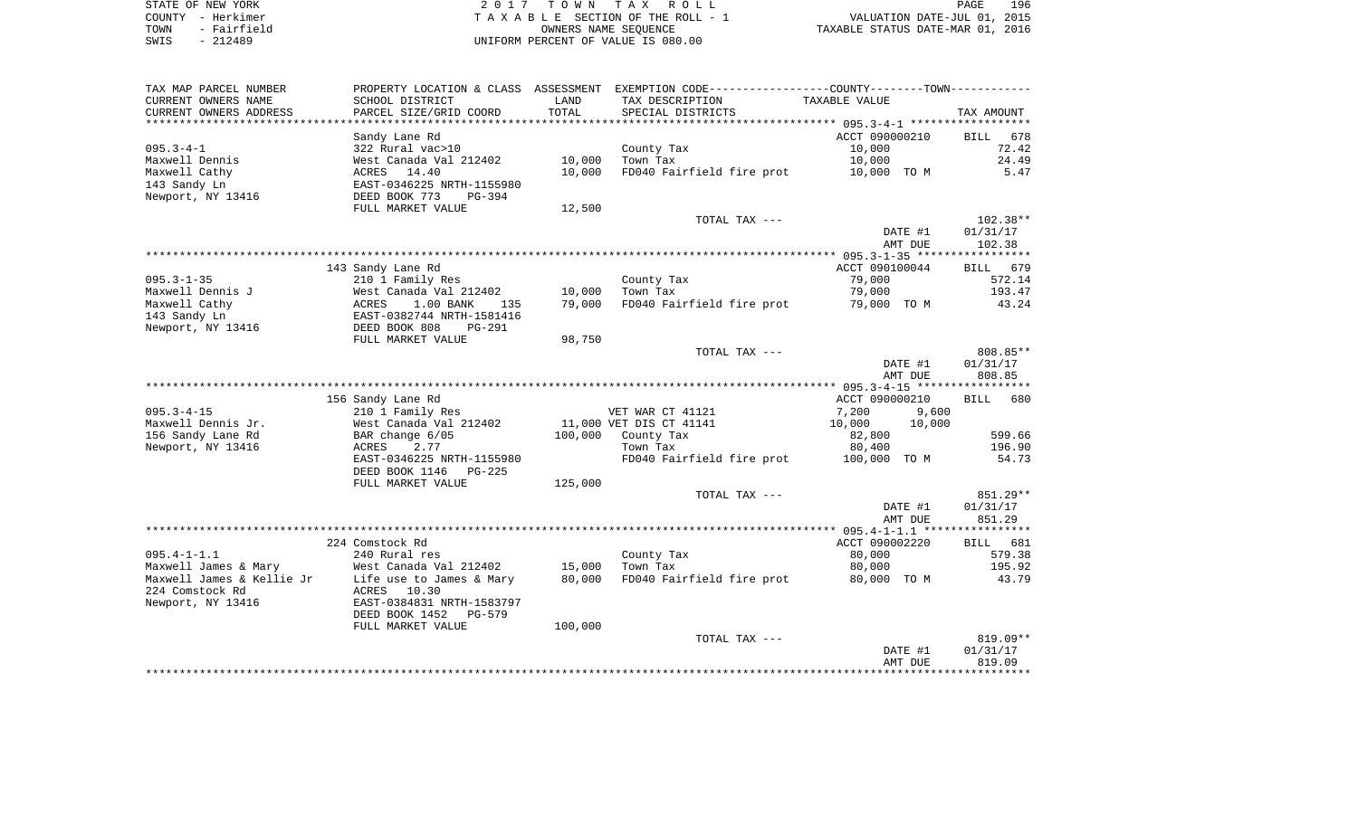STATE OF NEW YORK　　　　　　　　2 0 1 7　T O W N　T A X　R O L L
COUNTY - Herkimer　　　　　　　T A X A B L E SECTION OF THE ROLL - 1　　　　VALUATION DATE-JUL 01, 2015
TOWN - Fairfield　　　　　　　　OWNERS NAME SEQUENCE　　　　　　TAXABLE STATUS DATE-MAR 01, 2016
SWIS - 212489　　　　　　　　　UNIFORM PERCENT OF VALUE IS 080.00

| TAX MAP PARCEL NUMBER / CURRENT OWNERS NAME / CURRENT OWNERS ADDRESS | PROPERTY LOCATION & CLASS / SCHOOL DISTRICT / PARCEL SIZE/GRID COORD | ASSESSMENT LAND / TOTAL | EXEMPTION CODE / TAX DESCRIPTION / SPECIAL DISTRICTS | COUNTY / TOWN TAXABLE VALUE | TAX AMOUNT |
|---|---|---|---|---|---|
| **095.3-4-1** | Sandy Lane Rd | | | ACCT 090000210 | BILL 678 |
| Maxwell Dennis | 322 Rural vac>10 | | County Tax | 10,000 | 72.42 |
| Maxwell Cathy | West Canada Val 212402 | 10,000 | Town Tax | 10,000 | 24.49 |
| 143 Sandy Ln | ACRES 14.40 | 10,000 | FD040 Fairfield fire prot | 10,000 TO M | 5.47 |
| Newport, NY 13416 | EAST-0346225 NRTH-1155980 | | | | |
| | DEED BOOK 773 PG-394 | | | | |
| | FULL MARKET VALUE | 12,500 | | | |
| | | | TOTAL TAX --- | | 102.38** |
| | | | | DATE #1 | 01/31/17 |
| | | | | AMT DUE | 102.38 |
| **095.3-1-35** | 143 Sandy Lane Rd | | | ACCT 090100044 | BILL 679 |
| Maxwell Dennis J | 210 1 Family Res | | County Tax | 79,000 | 572.14 |
| Maxwell Cathy | West Canada Val 212402 | 10,000 | Town Tax | 79,000 | 193.47 |
| 143 Sandy Ln | ACRES 1.00 BANK 135 | 79,000 | FD040 Fairfield fire prot | 79,000 TO M | 43.24 |
| Newport, NY 13416 | EAST-0382744 NRTH-1581416 | | | | |
| | DEED BOOK 808 PG-291 | | | | |
| | FULL MARKET VALUE | 98,750 | | | |
| | | | TOTAL TAX --- | | 808.85** |
| | | | | DATE #1 | 01/31/17 |
| | | | | AMT DUE | 808.85 |
| **095.3-4-15** | 156 Sandy Lane Rd | | | ACCT 090000210 | BILL 680 |
| Maxwell Dennis Jr. | 210 1 Family Res | | VET WAR CT 41121 | 7,200 / 9,600 | |
| 156 Sandy Lane Rd | West Canada Val 212402 | 11,000 | VET DIS CT 41141 | 10,000 / 10,000 | |
| Newport, NY 13416 | BAR change 6/05 | 100,000 | County Tax | 82,800 | 599.66 |
| | ACRES 2.77 | | Town Tax | 80,400 | 196.90 |
| | EAST-0346225 NRTH-1155980 | | FD040 Fairfield fire prot | 100,000 TO M | 54.73 |
| | DEED BOOK 1146 PG-225 | | | | |
| | FULL MARKET VALUE | 125,000 | | | |
| | | | TOTAL TAX --- | | 851.29** |
| | | | | DATE #1 | 01/31/17 |
| | | | | AMT DUE | 851.29 |
| **095.4-1-1.1** | 224 Comstock Rd | | | ACCT 090002220 | BILL 681 |
| Maxwell James & Mary | 240 Rural res | | County Tax | 80,000 | 579.38 |
| Maxwell James & Kellie Jr | West Canada Val 212402 | 15,000 | Town Tax | 80,000 | 195.92 |
| 224 Comstock Rd | Life use to James & Mary | 80,000 | FD040 Fairfield fire prot | 80,000 TO M | 43.79 |
| Newport, NY 13416 | ACRES 10.30 | | | | |
| | EAST-0384831 NRTH-1583797 | | | | |
| | DEED BOOK 1452 PG-579 | | | | |
| | FULL MARKET VALUE | 100,000 | | | |
| | | | TOTAL TAX --- | | 819.09** |
| | | | | DATE #1 | 01/31/17 |
| | | | | AMT DUE | 819.09 |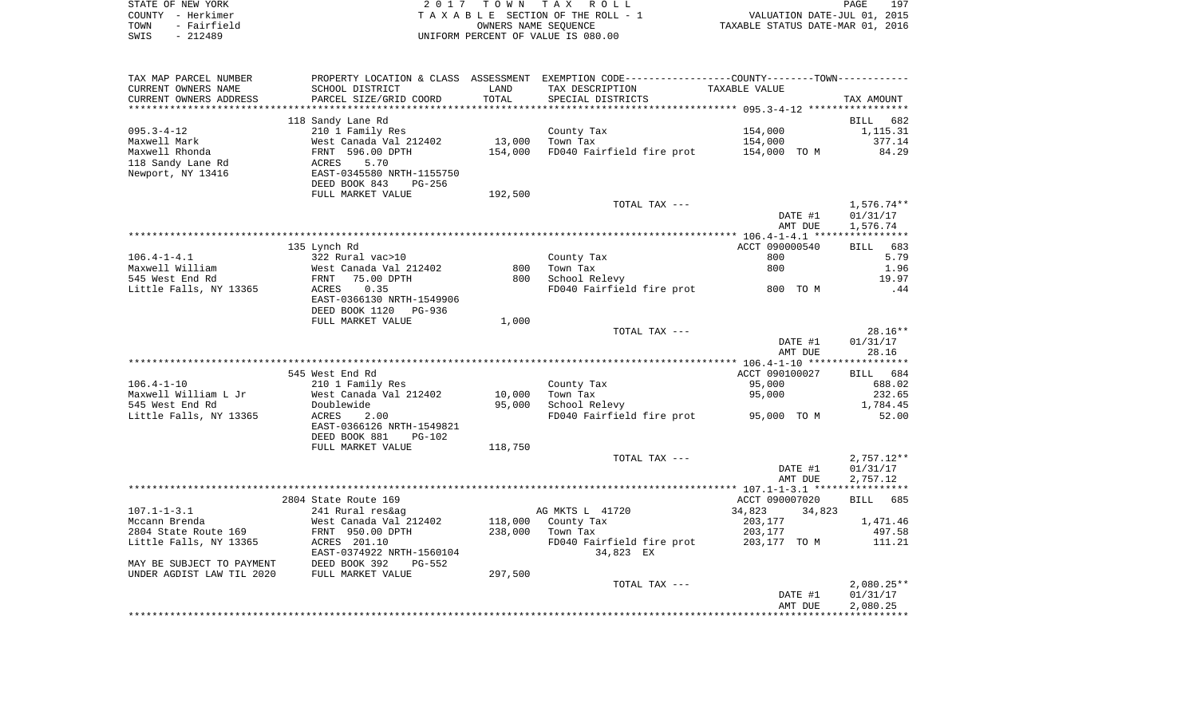STATE OF NEW YORK  
COUNTY - Herkimer  
TOWN - Fairfield  
SWIS - 212489

2 0 1 7 T O W N T A X R O L L  
T A X A B L E SECTION OF THE ROLL - 1  
OWNERS NAME SEQUENCE  
UNIFORM PERCENT OF VALUE IS 080.00

VALUATION DATE-JUL 01, 2015  
TAXABLE STATUS DATE-MAR 01, 2016

| TAX MAP PARCEL NUMBER<br>CURRENT OWNERS NAME<br>CURRENT OWNERS ADDRESS | PROPERTY LOCATION & CLASS<br>SCHOOL DISTRICT<br>PARCEL SIZE/GRID COORD | ASSESSMENT<br>LAND<br>TOTAL | EXEMPTION CODE-----COUNTY-----TOWN-----<br>TAX DESCRIPTION<br>SPECIAL DISTRICTS | TAXABLE VALUE | TAX AMOUNT |
|---|---|---|---|---|---|
| **095.3-4-12** | 118 Sandy Lane Rd | | | | BILL 682 |
| 095.3-4-12 | 210 1 Family Res | | County Tax | 154,000 | 1,115.31 |
| Maxwell Mark | West Canada Val 212402 | 13,000 | Town Tax | 154,000 | 377.14 |
| Maxwell Rhonda | FRNT 596.00 DPTH | 154,000 | FD040 Fairfield fire prot | 154,000 TO M | 84.29 |
| 118 Sandy Lane Rd | ACRES 5.70 | | | | |
| Newport, NY 13416 | EAST-0345580 NRTH-1155750 | | | | |
| | DEED BOOK 843 PG-256 | | | | |
| | FULL MARKET VALUE | 192,500 | | | |
| | | | TOTAL TAX --- | | 1,576.74** |
| | | | | DATE #1 | 01/31/17 |
| | | | | AMT DUE | 1,576.74 |
| **106.4-1-4.1** | 135 Lynch Rd | | | ACCT 090000540 | BILL 683 |
| 106.4-1-4.1 | 322 Rural vac>10 | | County Tax | 800 | 5.79 |
| Maxwell William | West Canada Val 212402 | 800 | Town Tax | 800 | 1.96 |
| 545 West End Rd | FRNT 75.00 DPTH | 800 | School Relevy | | 19.97 |
| Little Falls, NY 13365 | ACRES 0.35 | | FD040 Fairfield fire prot | 800 TO M | .44 |
| | EAST-0366130 NRTH-1549906 | | | | |
| | DEED BOOK 1120 PG-936 | | | | |
| | FULL MARKET VALUE | 1,000 | | | |
| | | | TOTAL TAX --- | | 28.16** |
| | | | | DATE #1 | 01/31/17 |
| | | | | AMT DUE | 28.16 |
| **106.4-1-10** | 545 West End Rd | | | ACCT 090100027 | BILL 684 |
| 106.4-1-10 | 210 1 Family Res | | County Tax | 95,000 | 688.02 |
| Maxwell William L Jr | West Canada Val 212402 | 10,000 | Town Tax | 95,000 | 232.65 |
| 545 West End Rd | Doublewide | 95,000 | School Relevy | | 1,784.45 |
| Little Falls, NY 13365 | ACRES 2.00 | | FD040 Fairfield fire prot | 95,000 TO M | 52.00 |
| | EAST-0366126 NRTH-1549821 | | | | |
| | DEED BOOK 881 PG-102 | | | | |
| | FULL MARKET VALUE | 118,750 | | | |
| | | | TOTAL TAX --- | | 2,757.12** |
| | | | | DATE #1 | 01/31/17 |
| | | | | AMT DUE | 2,757.12 |
| **107.1-1-3.1** | 2804 State Route 169 | | | ACCT 090007020 | BILL 685 |
| 107.1-1-3.1 | 241 Rural res&ag | | AG MKTS L 41720 | 34,823 34,823 | |
| Mccann Brenda | West Canada Val 212402 | 118,000 | County Tax | 203,177 | 1,471.46 |
| 2804 State Route 169 | FRNT 950.00 DPTH | 238,000 | Town Tax | 203,177 | 497.58 |
| Little Falls, NY 13365 | ACRES 201.10 | | FD040 Fairfield fire prot | 203,177 TO M | 111.21 |
| | EAST-0374922 NRTH-1560104 | | 34,823 EX | | |
| MAY BE SUBJECT TO PAYMENT | DEED BOOK 392 PG-552 | | | | |
| UNDER AGDIST LAW TIL 2020 | FULL MARKET VALUE | 297,500 | | | |
| | | | TOTAL TAX --- | | 2,080.25** |
| | | | | DATE #1 | 01/31/17 |
| | | | | AMT DUE | 2,080.25 |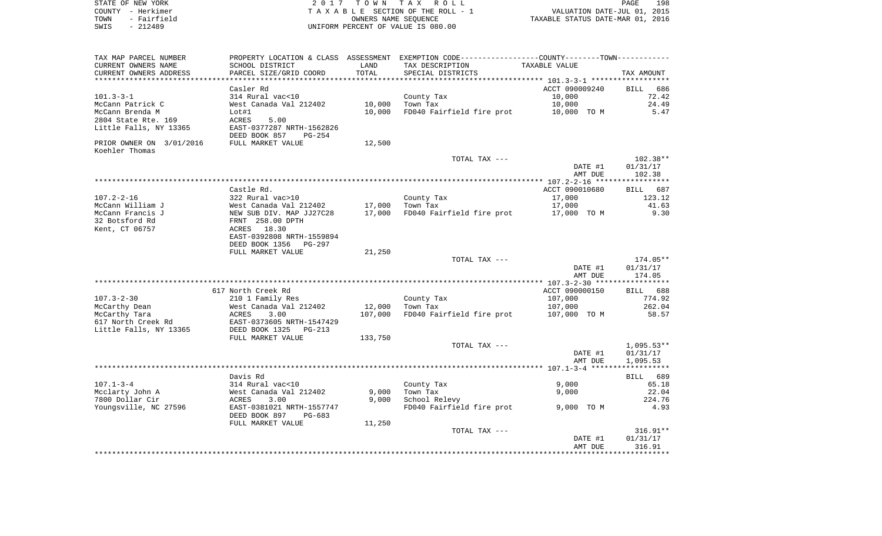STATE OF NEW YORK
COUNTY - Herkimer
TOWN - Fairfield
SWIS - 212489

2 0 1 7 T O W N T A X R O L L
T A X A B L E SECTION OF THE ROLL - 1
OWNERS NAME SEQUENCE
UNIFORM PERCENT OF VALUE IS 080.00

VALUATION DATE-JUL 01, 2015
TAXABLE STATUS DATE-MAR 01, 2016

| TAX MAP PARCEL NUMBER / CURRENT OWNERS NAME / CURRENT OWNERS ADDRESS | PROPERTY LOCATION & CLASS / SCHOOL DISTRICT / PARCEL SIZE/GRID COORD | ASSESSMENT LAND / TOTAL | EXEMPTION CODE / TAX DESCRIPTION / SPECIAL DISTRICTS | COUNTY--------TOWN / TAXABLE VALUE | TAX AMOUNT |
|---|---|---|---|---|---|
| | Casler Rd | | | ACCT 090009240 | BILL 686 |
| 101.3-3-1 | 314 Rural vac<10 | | County Tax | 10,000 | 72.42 |
| McCann Patrick C | West Canada Val 212402 | 10,000 | Town Tax | 10,000 | 24.49 |
| McCann Brenda M | Lot#1 | 10,000 | FD040 Fairfield fire prot | 10,000 TO M | 5.47 |
| 2804 State Rte. 169 | ACRES 5.00 | | | | |
| Little Falls, NY 13365 | EAST-0377287 NRTH-1562826 | | | | |
| | DEED BOOK 857 PG-254 | | | | |
| PRIOR OWNER ON 3/01/2016 | FULL MARKET VALUE | 12,500 | | | |
| Koehler Thomas | | | | | |
| | | | TOTAL TAX --- | | 102.38** |
| | | | | DATE #1 | 01/31/17 |
| | | | | AMT DUE | 102.38 |
| | Castle Rd. | | | ACCT 090010680 | BILL 687 |
| 107.2-2-16 | 322 Rural vac>10 | | County Tax | 17,000 | 123.12 |
| McCann William J | West Canada Val 212402 | 17,000 | Town Tax | 17,000 | 41.63 |
| McCann Francis J | NEW SUB DIV. MAP JJ27C28 | 17,000 | FD040 Fairfield fire prot | 17,000 TO M | 9.30 |
| 32 Botsford Rd | FRNT 258.00 DPTH | | | | |
| Kent, CT 06757 | ACRES 18.30 | | | | |
| | EAST-0392808 NRTH-1559894 | | | | |
| | DEED BOOK 1356 PG-297 | | | | |
| | FULL MARKET VALUE | 21,250 | | | |
| | | | TOTAL TAX --- | | 174.05** |
| | | | | DATE #1 | 01/31/17 |
| | | | | AMT DUE | 174.05 |
| | 617 North Creek Rd | | | ACCT 090000150 | BILL 688 |
| 107.3-2-30 | 210 1 Family Res | | County Tax | 107,000 | 774.92 |
| McCarthy Dean | West Canada Val 212402 | 12,000 | Town Tax | 107,000 | 262.04 |
| McCarthy Tara | ACRES 3.00 | 107,000 | FD040 Fairfield fire prot | 107,000 TO M | 58.57 |
| 617 North Creek Rd | EAST-0373605 NRTH-1547429 | | | | |
| Little Falls, NY 13365 | DEED BOOK 1325 PG-213 | | | | |
| | FULL MARKET VALUE | 133,750 | | | |
| | | | TOTAL TAX --- | | 1,095.53** |
| | | | | DATE #1 | 01/31/17 |
| | | | | AMT DUE | 1,095.53 |
| | Davis Rd | | | | BILL 689 |
| 107.1-3-4 | 314 Rural vac<10 | | County Tax | 9,000 | 65.18 |
| Mcclarty John A | West Canada Val 212402 | 9,000 | Town Tax | 9,000 | 22.04 |
| 7800 Dollar Cir | ACRES 3.00 | 9,000 | School Relevy | | 224.76 |
| Youngsville, NC 27596 | EAST-0381021 NRTH-1557747 | | FD040 Fairfield fire prot | 9,000 TO M | 4.93 |
| | DEED BOOK 897 PG-683 | | | | |
| | FULL MARKET VALUE | 11,250 | | | |
| | | | TOTAL TAX --- | | 316.91** |
| | | | | DATE #1 | 01/31/17 |
| | | | | AMT DUE | 316.91 |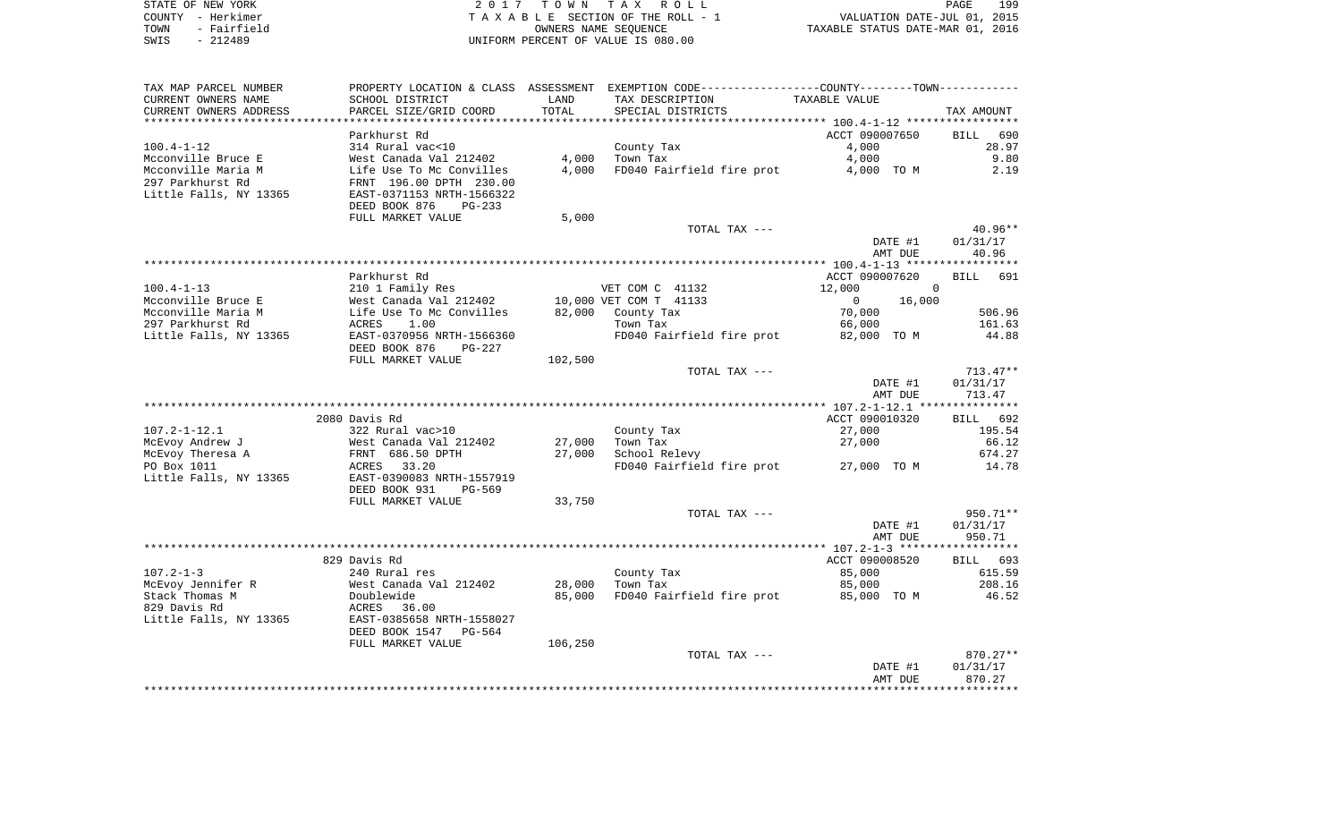STATE OF NEW YORK
COUNTY - Herkimer
TOWN - Fairfield
SWIS - 212489

2 0 1 7 T O W N T A X R O L L
T A X A B L E SECTION OF THE ROLL - 1
OWNERS NAME SEQUENCE
UNIFORM PERCENT OF VALUE IS 080.00

VALUATION DATE-JUL 01, 2015
TAXABLE STATUS DATE-MAR 01, 2016

| TAX MAP PARCEL NUMBER / CURRENT OWNERS NAME / CURRENT OWNERS ADDRESS | PROPERTY LOCATION & CLASS / SCHOOL DISTRICT / PARCEL SIZE/GRID COORD | ASSESSMENT LAND / TOTAL | EXEMPTION CODE / TAX DESCRIPTION / SPECIAL DISTRICTS | COUNTY / TOWN TAXABLE VALUE | TAX AMOUNT |
|---|---|---|---|---|---|
| 100.4-1-12 | Parkhurst Rd | | | ACCT 090007650 | BILL 690 |
| | 314 Rural vac<10 | | County Tax | 4,000 | 28.97 |
| Mcconville Bruce E | West Canada Val 212402 | 4,000 | Town Tax | 4,000 | 9.80 |
| Mcconville Maria M | Life Use To Mc Convilles | 4,000 | FD040 Fairfield fire prot | 4,000 TO M | 2.19 |
| 297 Parkhurst Rd | FRNT 196.00 DPTH 230.00 | | | | |
| Little Falls, NY 13365 | EAST-0371153 NRTH-1566322 | | | | |
| | DEED BOOK 876 PG-233 | | | | |
| | FULL MARKET VALUE | 5,000 | | | |
| | | | TOTAL TAX --- | | 40.96** |
| | | | | DATE #1 | 01/31/17 |
| | | | | AMT DUE | 40.96 |
| 100.4-1-13 | Parkhurst Rd | | | ACCT 090007620 | BILL 691 |
| | 210 1 Family Res | | VET COM C 41132 | 12,000 0 | |
| Mcconville Bruce E | West Canada Val 212402 | 10,000 | VET COM T 41133 | 0 16,000 | |
| Mcconville Maria M | Life Use To Mc Convilles | 82,000 | County Tax | 70,000 | 506.96 |
| 297 Parkhurst Rd | ACRES 1.00 | | Town Tax | 66,000 | 161.63 |
| Little Falls, NY 13365 | EAST-0370956 NRTH-1566360 | | FD040 Fairfield fire prot | 82,000 TO M | 44.88 |
| | DEED BOOK 876 PG-227 | | | | |
| | FULL MARKET VALUE | 102,500 | | | |
| | | | TOTAL TAX --- | | 713.47** |
| | | | | DATE #1 | 01/31/17 |
| | | | | AMT DUE | 713.47 |
| 107.2-1-12.1 | 2080 Davis Rd | | | ACCT 090010320 | BILL 692 |
| | 322 Rural vac>10 | | County Tax | 27,000 | 195.54 |
| McEvoy Andrew J | West Canada Val 212402 | 27,000 | Town Tax | 27,000 | 66.12 |
| McEvoy Theresa A | FRNT 686.50 DPTH | 27,000 | School Relevy | | 674.27 |
| PO Box 1011 | ACRES 33.20 | | FD040 Fairfield fire prot | 27,000 TO M | 14.78 |
| Little Falls, NY 13365 | EAST-0390083 NRTH-1557919 | | | | |
| | DEED BOOK 931 PG-569 | | | | |
| | FULL MARKET VALUE | 33,750 | | | |
| | | | TOTAL TAX --- | | 950.71** |
| | | | | DATE #1 | 01/31/17 |
| | | | | AMT DUE | 950.71 |
| 107.2-1-3 | 829 Davis Rd | | | ACCT 090008520 | BILL 693 |
| | 240 Rural res | | County Tax | 85,000 | 615.59 |
| McEvoy Jennifer R | West Canada Val 212402 | 28,000 | Town Tax | 85,000 | 208.16 |
| Stack Thomas M | Doublewide | 85,000 | FD040 Fairfield fire prot | 85,000 TO M | 46.52 |
| 829 Davis Rd | ACRES 36.00 | | | | |
| Little Falls, NY 13365 | EAST-0385658 NRTH-1558027 | | | | |
| | DEED BOOK 1547 PG-564 | | | | |
| | FULL MARKET VALUE | 106,250 | | | |
| | | | TOTAL TAX --- | | 870.27** |
| | | | | DATE #1 | 01/31/17 |
| | | | | AMT DUE | 870.27 |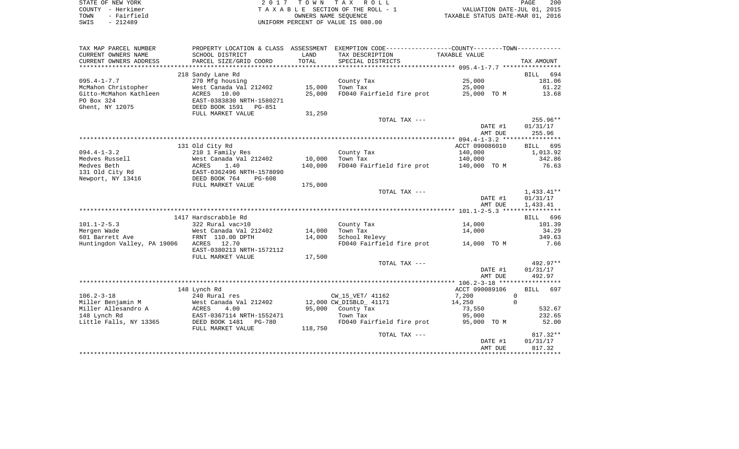STATE OF NEW YORK — 2017 TOWN TAX ROLL — PAGE 200
COUNTY - Herkimer — TAXABLE SECTION OF THE ROLL - 1 — VALUATION DATE-JUL 01, 2015
TOWN - Fairfield — OWNERS NAME SEQUENCE — TAXABLE STATUS DATE-MAR 01, 2016
SWIS - 212489 — UNIFORM PERCENT OF VALUE IS 080.00

| TAX MAP PARCEL NUMBER / CURRENT OWNERS NAME / CURRENT OWNERS ADDRESS | PROPERTY LOCATION & CLASS / SCHOOL DISTRICT / PARCEL SIZE/GRID COORD | ASSESSMENT LAND / TOTAL | EXEMPTION CODE / TAX DESCRIPTION / SPECIAL DISTRICTS | TAXABLE VALUE | TAX AMOUNT |
|---|---|---|---|---|---|
| **095.4-1-7.7** | 218 Sandy Lane Rd | | | | BILL 694 |
| 095.4-1-7.7 | 270 Mfg housing | | County Tax | 25,000 | 181.06 |
| McMahon Christopher | West Canada Val 212402 | 15,000 | Town Tax | 25,000 | 61.22 |
| Gitto-McMahon Kathleen | ACRES 10.00 | 25,000 | FD040 Fairfield fire prot | 25,000 TO M | 13.68 |
| PO Box 324 | EAST-0383830 NRTH-1580271 | | | | |
| Ghent, NY 12075 | DEED BOOK 1591 PG-851 | | | | |
| | FULL MARKET VALUE | 31,250 | | | |
| | | | TOTAL TAX --- | | 255.96** |
| | | | | DATE #1 | 01/31/17 |
| | | | | AMT DUE | 255.96 |
| **094.4-1-3.2** | 131 Old City Rd | | | ACCT 090086010 | BILL 695 |
| 094.4-1-3.2 | 210 1 Family Res | | County Tax | 140,000 | 1,013.92 |
| Medves Russell | West Canada Val 212402 | 10,000 | Town Tax | 140,000 | 342.86 |
| Medves Beth | ACRES 1.40 | 140,000 | FD040 Fairfield fire prot | 140,000 TO M | 76.63 |
| 131 Old City Rd | EAST-0362496 NRTH-1578090 | | | | |
| Newport, NY 13416 | DEED BOOK 764 PG-608 | | | | |
| | FULL MARKET VALUE | 175,000 | | | |
| | | | TOTAL TAX --- | | 1,433.41** |
| | | | | DATE #1 | 01/31/17 |
| | | | | AMT DUE | 1,433.41 |
| **101.1-2-5.3** | 1417 Hardscrabble Rd | | | | BILL 696 |
| 101.1-2-5.3 | 322 Rural vac>10 | | County Tax | 14,000 | 101.39 |
| Mergen Wade | West Canada Val 212402 | 14,000 | Town Tax | 14,000 | 34.29 |
| 601 Barrett Ave | FRNT 110.00 DPTH | 14,000 | School Relevy | | 349.63 |
| Huntingdon Valley, PA 19006 | ACRES 12.70 | | FD040 Fairfield fire prot | 14,000 TO M | 7.66 |
| | EAST-0380213 NRTH-1572112 | | | | |
| | FULL MARKET VALUE | 17,500 | | | |
| | | | TOTAL TAX --- | | 492.97** |
| | | | | DATE #1 | 01/31/17 |
| | | | | AMT DUE | 492.97 |
| **106.2-3-18** | 148 Lynch Rd | | | ACCT 090089106 | BILL 697 |
| 106.2-3-18 | 240 Rural res | | CW_15_VET/ 41162 | 7,200 0 | |
| Miller Benjamin M | West Canada Val 212402 | 12,000 | CW_DISBLD_ 41171 | 14,250 0 | |
| Miller Allesandro A | ACRES 4.00 | 95,000 | County Tax | 73,550 | 532.67 |
| 148 Lynch Rd | EAST-0367114 NRTH-1552471 | | Town Tax | 95,000 | 232.65 |
| Little Falls, NY 13365 | DEED BOOK 1481 PG-780 | | FD040 Fairfield fire prot | 95,000 TO M | 52.00 |
| | FULL MARKET VALUE | 118,750 | | | |
| | | | TOTAL TAX --- | | 817.32** |
| | | | | DATE #1 | 01/31/17 |
| | | | | AMT DUE | 817.32 |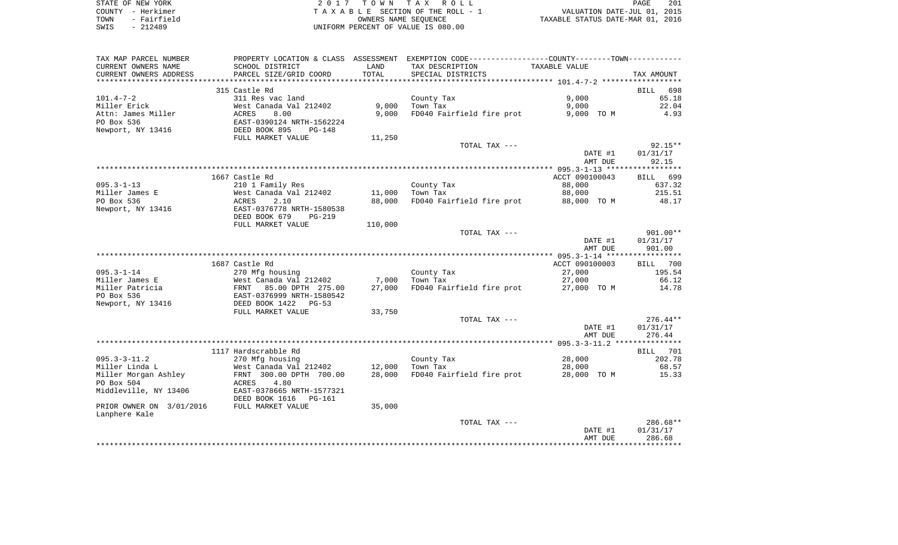STATE OF NEW YORK | 2017 TOWN TAX ROLL
COUNTY - Herkimer | TAXABLE SECTION OF THE ROLL - 1 | VALUATION DATE-JUL 01, 2015
TOWN - Fairfield | OWNERS NAME SEQUENCE | TAXABLE STATUS DATE-MAR 01, 2016
SWIS - 212489 | UNIFORM PERCENT OF VALUE IS 080.00

| TAX MAP PARCEL NUMBER<br>CURRENT OWNERS NAME<br>CURRENT OWNERS ADDRESS | PROPERTY LOCATION & CLASS<br>SCHOOL DISTRICT<br>PARCEL SIZE/GRID COORD | ASSESSMENT<br>LAND<br>TOTAL | EXEMPTION CODE-----COUNTY-----TOWN<br>TAX DESCRIPTION<br>SPECIAL DISTRICTS | TAXABLE VALUE | TAX AMOUNT |
|---|---|---|---|---|---|
| **101.4-7-2** | 315 Castle Rd | | | | BILL 698 |
| 101.4-7-2 | 311 Res vac land | | County Tax | 9,000 | 65.18 |
| Miller Erick | West Canada Val 212402 | 9,000 | Town Tax | 9,000 | 22.04 |
| Attn: James Miller | ACRES 8.00 | 9,000 | FD040 Fairfield fire prot | 9,000 TO M | 4.93 |
| PO Box 536 | EAST-0390124 NRTH-1562224 | | | | |
| Newport, NY 13416 | DEED BOOK 895 PG-148 | | | | |
| | FULL MARKET VALUE | 11,250 | | | |
| | | | TOTAL TAX --- | | 92.15** |
| | | | | DATE #1 | 01/31/17 |
| | | | | AMT DUE | 92.15 |
| **095.3-1-13** | 1667 Castle Rd | | | ACCT 090100043 | BILL 699 |
| 095.3-1-13 | 210 1 Family Res | | County Tax | 88,000 | 637.32 |
| Miller James E | West Canada Val 212402 | 11,000 | Town Tax | 88,000 | 215.51 |
| PO Box 536 | ACRES 2.10 | 88,000 | FD040 Fairfield fire prot | 88,000 TO M | 48.17 |
| Newport, NY 13416 | EAST-0376778 NRTH-1580538 | | | | |
| | DEED BOOK 679 PG-219 | | | | |
| | FULL MARKET VALUE | 110,000 | | | |
| | | | TOTAL TAX --- | | 901.00** |
| | | | | DATE #1 | 01/31/17 |
| | | | | AMT DUE | 901.00 |
| **095.3-1-14** | 1687 Castle Rd | | | ACCT 090100003 | BILL 700 |
| 095.3-1-14 | 270 Mfg housing | | County Tax | 27,000 | 195.54 |
| Miller James E | West Canada Val 212402 | 7,000 | Town Tax | 27,000 | 66.12 |
| Miller Patricia | FRNT 85.00 DPTH 275.00 | 27,000 | FD040 Fairfield fire prot | 27,000 TO M | 14.78 |
| PO Box 536 | EAST-0376999 NRTH-1580542 | | | | |
| Newport, NY 13416 | DEED BOOK 1422 PG-53 | | | | |
| | FULL MARKET VALUE | 33,750 | | | |
| | | | TOTAL TAX --- | | 276.44** |
| | | | | DATE #1 | 01/31/17 |
| | | | | AMT DUE | 276.44 |
| **095.3-3-11.2** | 1117 Hardscrabble Rd | | | | BILL 701 |
| 095.3-3-11.2 | 270 Mfg housing | | County Tax | 28,000 | 202.78 |
| Miller Linda L | West Canada Val 212402 | 12,000 | Town Tax | 28,000 | 68.57 |
| Miller Morgan Ashley | FRNT 300.00 DPTH 700.00 | 28,000 | FD040 Fairfield fire prot | 28,000 TO M | 15.33 |
| PO Box 504 | ACRES 4.80 | | | | |
| Middleville, NY 13406 | EAST-0378665 NRTH-1577321 | | | | |
| | DEED BOOK 1616 PG-161 | | | | |
| PRIOR OWNER ON 3/01/2016<br>Lanphere Kale | FULL MARKET VALUE | 35,000 | | | |
| | | | TOTAL TAX --- | | 286.68** |
| | | | | DATE #1 | 01/31/17 |
| | | | | AMT DUE | 286.68 |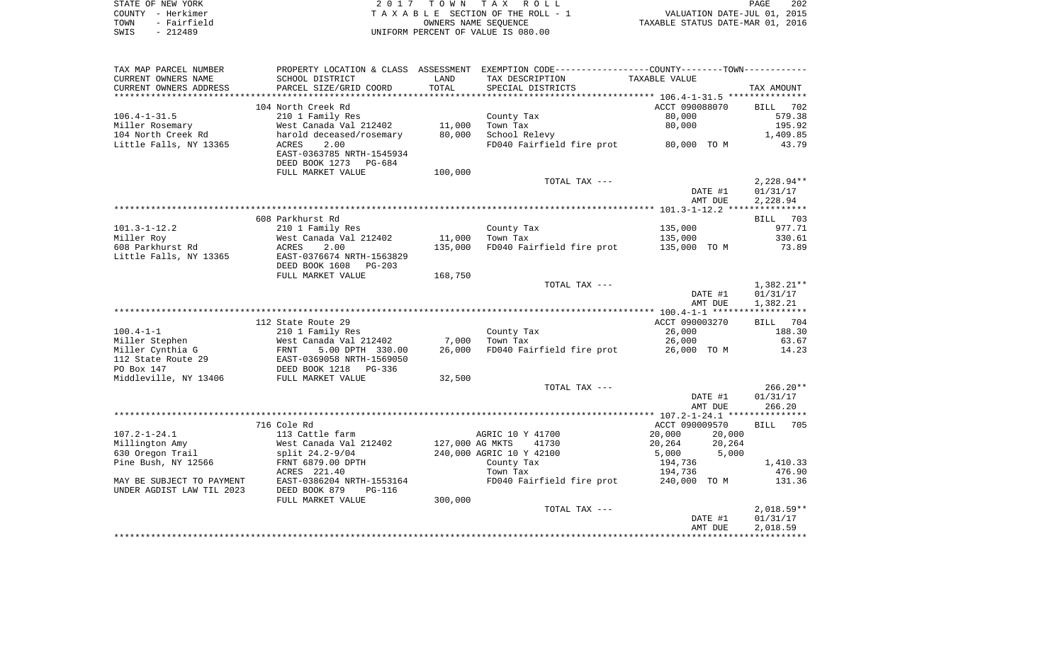STATE OF NEW YORK — 2017 TOWN TAX ROLL
COUNTY - Herkimer — TAXABLE SECTION OF THE ROLL - 1 — VALUATION DATE-JUL 01, 2015
TOWN - Fairfield — OWNERS NAME SEQUENCE — TAXABLE STATUS DATE-MAR 01, 2016
SWIS - 212489 — UNIFORM PERCENT OF VALUE IS 080.00

| TAX MAP PARCEL NUMBER / CURRENT OWNERS NAME / CURRENT OWNERS ADDRESS | PROPERTY LOCATION & CLASS / SCHOOL DISTRICT / PARCEL SIZE/GRID COORD | ASSESSMENT LAND / TOTAL | EXEMPTION CODE / TAX DESCRIPTION / SPECIAL DISTRICTS | COUNTY TAXABLE VALUE | TOWN TAXABLE VALUE | TAX AMOUNT |
|---|---|---|---|---|---|---|
| **106.4-1-31.5** | 104 North Creek Rd | | | ACCT 090088070 | | BILL 702 |
| 106.4-1-31.5 | 210 1 Family Res | | County Tax | 80,000 | | 579.38 |
| Miller Rosemary | West Canada Val 212402 | 11,000 | Town Tax | 80,000 | | 195.92 |
| 104 North Creek Rd | harold deceased/rosemary | 80,000 | School Relevy | | | 1,409.85 |
| Little Falls, NY 13365 | ACRES 2.00 | | FD040 Fairfield fire prot | 80,000 TO M | | 43.79 |
| | EAST-0363785 NRTH-1545934 | | | | | |
| | DEED BOOK 1273 PG-684 | | | | | |
| | FULL MARKET VALUE | 100,000 | | | | |
| | | | TOTAL TAX --- | | | 2,228.94** |
| | | | | DATE #1 | | 01/31/17 |
| | | | | AMT DUE | | 2,228.94 |
| **101.3-1-12.2** | 608 Parkhurst Rd | | | | | BILL 703 |
| 101.3-1-12.2 | 210 1 Family Res | | County Tax | 135,000 | | 977.71 |
| Miller Roy | West Canada Val 212402 | 11,000 | Town Tax | 135,000 | | 330.61 |
| 608 Parkhurst Rd | ACRES 2.00 | 135,000 | FD040 Fairfield fire prot | 135,000 TO M | | 73.89 |
| Little Falls, NY 13365 | EAST-0376674 NRTH-1563829 | | | | | |
| | DEED BOOK 1608 PG-203 | | | | | |
| | FULL MARKET VALUE | 168,750 | | | | |
| | | | TOTAL TAX --- | | | 1,382.21** |
| | | | | DATE #1 | | 01/31/17 |
| | | | | AMT DUE | | 1,382.21 |
| **100.4-1-1** | 112 State Route 29 | | | ACCT 090003270 | | BILL 704 |
| 100.4-1-1 | 210 1 Family Res | | County Tax | 26,000 | | 188.30 |
| Miller Stephen | West Canada Val 212402 | 7,000 | Town Tax | 26,000 | | 63.67 |
| Miller Cynthia G | FRNT 5.00 DPTH 330.00 | 26,000 | FD040 Fairfield fire prot | 26,000 TO M | | 14.23 |
| 112 State Route 29 | EAST-0369058 NRTH-1569050 | | | | | |
| PO Box 147 | DEED BOOK 1218 PG-336 | | | | | |
| Middleville, NY 13406 | FULL MARKET VALUE | 32,500 | | | | |
| | | | TOTAL TAX --- | | | 266.20** |
| | | | | DATE #1 | | 01/31/17 |
| | | | | AMT DUE | | 266.20 |
| **107.2-1-24.1** | 716 Cole Rd | | | ACCT 090009570 | | BILL 705 |
| 107.2-1-24.1 | 113 Cattle farm | | AGRIC 10 Y 41700 | 20,000 | 20,000 | |
| Millington Amy | West Canada Val 212402 | 127,000 | AG MKTS 41730 | 20,264 | 20,264 | |
| 630 Oregon Trail | split 24.2-9/04 | 240,000 | AGRIC 10 Y 42100 | 5,000 | 5,000 | |
| Pine Bush, NY 12566 | FRNT 6879.00 DPTH | | County Tax | 194,736 | | 1,410.33 |
| | ACRES 221.40 | | Town Tax | 194,736 | | 476.90 |
| MAY BE SUBJECT TO PAYMENT | EAST-0386204 NRTH-1553164 | | FD040 Fairfield fire prot | 240,000 TO M | | 131.36 |
| UNDER AGDIST LAW TIL 2023 | DEED BOOK 879 PG-116 | | | | | |
| | FULL MARKET VALUE | 300,000 | | | | |
| | | | TOTAL TAX --- | | | 2,018.59** |
| | | | | DATE #1 | | 01/31/17 |
| | | | | AMT DUE | | 2,018.59 |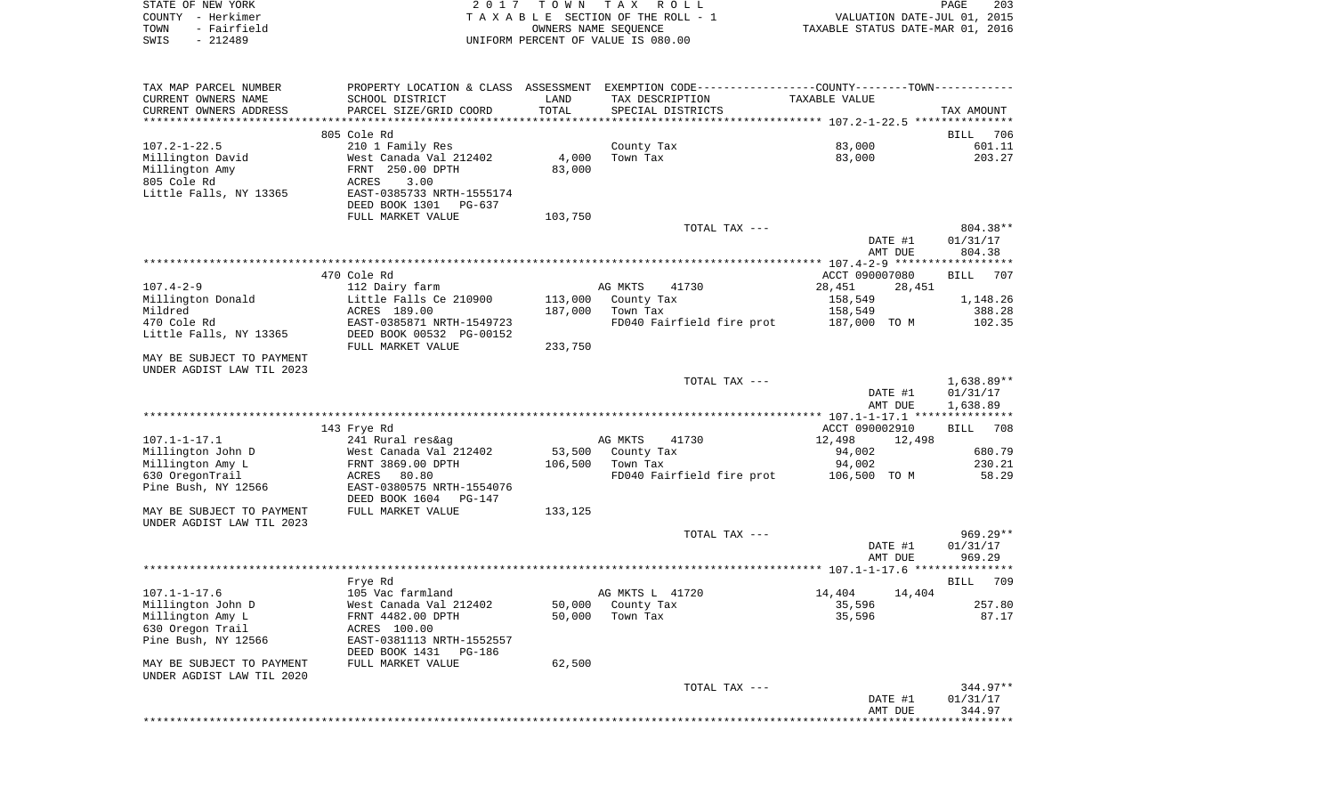STATE OF NEW YORK
COUNTY - Herkimer
TOWN - Fairfield
SWIS - 212489

2 0 1 7 T O W N T A X R O L L
T A X A B L E SECTION OF THE ROLL - 1
OWNERS NAME SEQUENCE
UNIFORM PERCENT OF VALUE IS 080.00

VALUATION DATE-JUL 01, 2015
TAXABLE STATUS DATE-MAR 01, 2016

| TAX MAP PARCEL NUMBER<br>CURRENT OWNERS NAME<br>CURRENT OWNERS ADDRESS | PROPERTY LOCATION & CLASS<br>SCHOOL DISTRICT<br>PARCEL SIZE/GRID COORD | ASSESSMENT<br>LAND<br>TOTAL | EXEMPTION CODE-----COUNTY-----TOWN-----<br>TAX DESCRIPTION<br>SPECIAL DISTRICTS | TAXABLE VALUE | TAX AMOUNT |
|---|---|---|---|---|---|
| | 805 Cole Rd | | | | BILL 706 |
| 107.2-1-22.5 | 210 1 Family Res | | County Tax | 83,000 | 601.11 |
| Millington David | West Canada Val 212402 | 4,000 | Town Tax | 83,000 | 203.27 |
| Millington Amy | FRNT 250.00 DPTH | 83,000 | | | |
| 805 Cole Rd | ACRES 3.00 | | | | |
| Little Falls, NY 13365 | EAST-0385733 NRTH-1555174 | | | | |
| | DEED BOOK 1301 PG-637 | | | | |
| | FULL MARKET VALUE | 103,750 | | | |
| | | | TOTAL TAX --- | | 804.38** |
| | | | | DATE #1 | 01/31/17 |
| | | | | AMT DUE | 804.38 |
| | 470 Cole Rd | | | ACCT 090007080 | BILL 707 |
| 107.4-2-9 | 112 Dairy farm | | AG MKTS 41730 | 28,451 28,451 | |
| Millington Donald | Little Falls Ce 210900 | 113,000 | County Tax | 158,549 | 1,148.26 |
| Mildred | ACRES 189.00 | 187,000 | Town Tax | 158,549 | 388.28 |
| 470 Cole Rd | EAST-0385871 NRTH-1549723 | | FD040 Fairfield fire prot | 187,000 TO M | 102.35 |
| Little Falls, NY 13365 | DEED BOOK 00532 PG-00152 | | | | |
| | FULL MARKET VALUE | 233,750 | | | |
| MAY BE SUBJECT TO PAYMENT | | | | | |
| UNDER AGDIST LAW TIL 2023 | | | | | |
| | | | TOTAL TAX --- | | 1,638.89** |
| | | | | DATE #1 | 01/31/17 |
| | | | | AMT DUE | 1,638.89 |
| | 143 Frye Rd | | | ACCT 090002910 | BILL 708 |
| 107.1-1-17.1 | 241 Rural res&ag | | AG MKTS 41730 | 12,498 12,498 | |
| Millington John D | West Canada Val 212402 | 53,500 | County Tax | 94,002 | 680.79 |
| Millington Amy L | FRNT 3869.00 DPTH | 106,500 | Town Tax | 94,002 | 230.21 |
| 630 OregonTrail | ACRES 80.80 | | FD040 Fairfield fire prot | 106,500 TO M | 58.29 |
| Pine Bush, NY 12566 | EAST-0380575 NRTH-1554076 | | | | |
| | DEED BOOK 1604 PG-147 | | | | |
| MAY BE SUBJECT TO PAYMENT | FULL MARKET VALUE | 133,125 | | | |
| UNDER AGDIST LAW TIL 2023 | | | | | |
| | | | TOTAL TAX --- | | 969.29** |
| | | | | DATE #1 | 01/31/17 |
| | | | | AMT DUE | 969.29 |
| | Frye Rd | | | | BILL 709 |
| 107.1-1-17.6 | 105 Vac farmland | | AG MKTS L 41720 | 14,404 14,404 | |
| Millington John D | West Canada Val 212402 | 50,000 | County Tax | 35,596 | 257.80 |
| Millington Amy L | FRNT 4482.00 DPTH | 50,000 | Town Tax | 35,596 | 87.17 |
| 630 Oregon Trail | ACRES 100.00 | | | | |
| Pine Bush, NY 12566 | EAST-0381113 NRTH-1552557 | | | | |
| | DEED BOOK 1431 PG-186 | | | | |
| MAY BE SUBJECT TO PAYMENT | FULL MARKET VALUE | 62,500 | | | |
| UNDER AGDIST LAW TIL 2020 | | | | | |
| | | | TOTAL TAX --- | | 344.97** |
| | | | | DATE #1 | 01/31/17 |
| | | | | AMT DUE | 344.97 |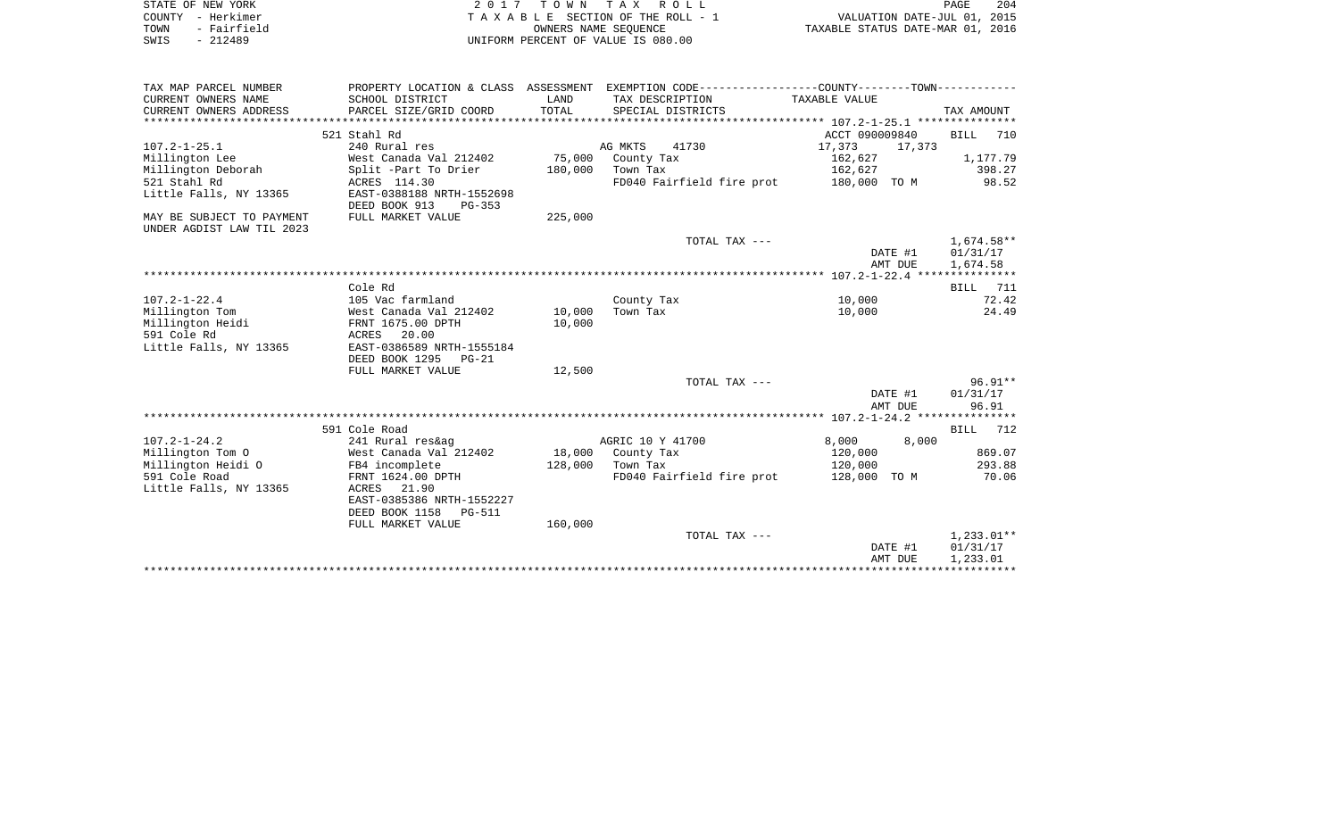STATE OF NEW YORK
COUNTY - Herkimer
TOWN - Fairfield
SWIS - 212489

2017 TOWN TAX ROLL
TAXABLE SECTION OF THE ROLL - 1
OWNERS NAME SEQUENCE
UNIFORM PERCENT OF VALUE IS 080.00

VALUATION DATE-JUL 01, 2015
TAXABLE STATUS DATE-MAR 01, 2016

| TAX MAP PARCEL NUMBER<br>CURRENT OWNERS NAME<br>CURRENT OWNERS ADDRESS | PROPERTY LOCATION & CLASS<br>SCHOOL DISTRICT<br>PARCEL SIZE/GRID COORD | ASSESSMENT<br>LAND<br>TOTAL | EXEMPTION CODE<br>TAX DESCRIPTION<br>SPECIAL DISTRICTS | COUNTY / TOWN<br>TAXABLE VALUE | TAX AMOUNT |
|---|---|---|---|---|---|
| **107.2-1-25.1** | 521 Stahl Rd | | | ACCT 090009840 | BILL 710 |
| 107.2-1-25.1 | 240 Rural res | | AG MKTS 41730 | 17,373 17,373 | |
| Millington Lee | West Canada Val 212402 | 75,000 | County Tax | 162,627 | 1,177.79 |
| Millington Deborah | Split -Part To Drier | 180,000 | Town Tax | 162,627 | 398.27 |
| 521 Stahl Rd | ACRES 114.30 | | FD040 Fairfield fire prot | 180,000 TO M | 98.52 |
| Little Falls, NY 13365 | EAST-0388188 NRTH-1552698 | | | | |
| | DEED BOOK 913 PG-353 | | | | |
| MAY BE SUBJECT TO PAYMENT UNDER AGDIST LAW TIL 2023 | FULL MARKET VALUE | 225,000 | | | |
| | | | TOTAL TAX --- | | 1,674.58** |
| | | | | DATE #1 | 01/31/17 |
| | | | | AMT DUE | 1,674.58 |
| **107.2-1-22.4** | Cole Rd | | | | BILL 711 |
| 107.2-1-22.4 | 105 Vac farmland | | County Tax | 10,000 | 72.42 |
| Millington Tom | West Canada Val 212402 | 10,000 | Town Tax | 10,000 | 24.49 |
| Millington Heidi | FRNT 1675.00 DPTH | 10,000 | | | |
| 591 Cole Rd | ACRES 20.00 | | | | |
| Little Falls, NY 13365 | EAST-0386589 NRTH-1555184 | | | | |
| | DEED BOOK 1295 PG-21 | | | | |
| | FULL MARKET VALUE | 12,500 | | | |
| | | | TOTAL TAX --- | | 96.91** |
| | | | | DATE #1 | 01/31/17 |
| | | | | AMT DUE | 96.91 |
| **107.2-1-24.2** | 591 Cole Road | | | | BILL 712 |
| 107.2-1-24.2 | 241 Rural res&ag | | AGRIC 10 Y 41700 | 8,000 8,000 | |
| Millington Tom O | West Canada Val 212402 | 18,000 | County Tax | 120,000 | 869.07 |
| Millington Heidi O | FB4 incomplete | 128,000 | Town Tax | 120,000 | 293.88 |
| 591 Cole Road | FRNT 1624.00 DPTH | | FD040 Fairfield fire prot | 128,000 TO M | 70.06 |
| Little Falls, NY 13365 | ACRES 21.90 | | | | |
| | EAST-0385386 NRTH-1552227 | | | | |
| | DEED BOOK 1158 PG-511 | | | | |
| | FULL MARKET VALUE | 160,000 | | | |
| | | | TOTAL TAX --- | | 1,233.01** |
| | | | | DATE #1 | 01/31/17 |
| | | | | AMT DUE | 1,233.01 |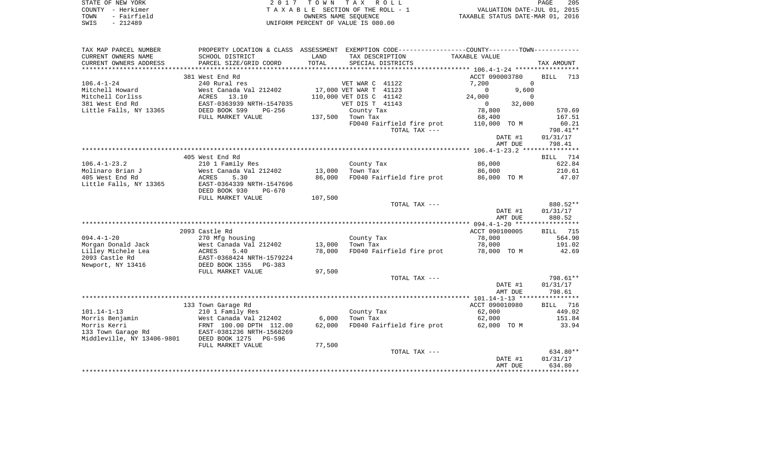STATE OF NEW YORK
COUNTY - Herkimer
TOWN - Fairfield
SWIS - 212489

2 0 1 7 T O W N T A X R O L L
T A X A B L E SECTION OF THE ROLL - 1
OWNERS NAME SEQUENCE
UNIFORM PERCENT OF VALUE IS 080.00

VALUATION DATE-JUL 01, 2015
TAXABLE STATUS DATE-MAR 01, 2016

| TAX MAP PARCEL NUMBER / CURRENT OWNERS NAME / CURRENT OWNERS ADDRESS | PROPERTY LOCATION & CLASS / SCHOOL DISTRICT / PARCEL SIZE/GRID COORD | ASSESSMENT LAND / TOTAL | EXEMPTION CODE / TAX DESCRIPTION / SPECIAL DISTRICTS | COUNTY TAXABLE VALUE | TOWN | TAX AMOUNT |
|---|---|---|---|---|---|---|
| 106.4-1-24 | 381 West End Rd | | | ACCT 090003780 | | BILL 713 |
| Mitchell Howard | 240 Rural res | | VET WAR C 41122 | 7,200 | 0 | |
| Mitchell Corliss | West Canada Val 212402 | 17,000 | VET WAR T 41123 | 0 | 9,600 | |
| 381 West End Rd | ACRES 13.10 | 110,000 | VET DIS C 41142 | 24,000 | 0 | |
| Little Falls, NY 13365 | EAST-0363939 NRTH-1547035 | | VET DIS T 41143 | 0 | 32,000 | |
| | DEED BOOK 599 PG-256 | | County Tax | 78,800 | | 570.69 |
| | FULL MARKET VALUE | 137,500 | Town Tax | 68,400 | | 167.51 |
| | | | FD040 Fairfield fire prot | 110,000 TO M | | 60.21 |
| | | | TOTAL TAX --- | | | 798.41** |
| | | | | DATE #1 | | 01/31/17 |
| | | | | AMT DUE | | 798.41 |
| 106.4-1-23.2 | 405 West End Rd | | | | | BILL 714 |
| Molinaro Brian J | 210 1 Family Res | | County Tax | 86,000 | | 622.84 |
| 405 West End Rd | West Canada Val 212402 | 13,000 | Town Tax | 86,000 | | 210.61 |
| Little Falls, NY 13365 | ACRES 5.30 | 86,000 | FD040 Fairfield fire prot | 86,000 TO M | | 47.07 |
| | EAST-0364339 NRTH-1547696 | | | | | |
| | DEED BOOK 930 PG-670 | | | | | |
| | FULL MARKET VALUE | 107,500 | | | | |
| | | | TOTAL TAX --- | | | 880.52** |
| | | | | DATE #1 | | 01/31/17 |
| | | | | AMT DUE | | 880.52 |
| 094.4-1-20 | 2093 Castle Rd | | | ACCT 090100005 | | BILL 715 |
| Morgan Donald Jack | 270 Mfg housing | | County Tax | 78,000 | | 564.90 |
| Lilley Michele Lea | West Canada Val 212402 | 13,000 | Town Tax | 78,000 | | 191.02 |
| 2093 Castle Rd | ACRES 5.40 | 78,000 | FD040 Fairfield fire prot | 78,000 TO M | | 42.69 |
| Newport, NY 13416 | EAST-0368424 NRTH-1579224 | | | | | |
| | DEED BOOK 1355 PG-383 | | | | | |
| | FULL MARKET VALUE | 97,500 | | | | |
| | | | TOTAL TAX --- | | | 798.61** |
| | | | | DATE #1 | | 01/31/17 |
| | | | | AMT DUE | | 798.61 |
| 101.14-1-13 | 133 Town Garage Rd | | | ACCT 090010980 | | BILL 716 |
| Morris Benjamin | 210 1 Family Res | | County Tax | 62,000 | | 449.02 |
| Morris Kerri | West Canada Val 212402 | 6,000 | Town Tax | 62,000 | | 151.84 |
| 133 Town Garage Rd | FRNT 100.00 DPTH 112.00 | 62,000 | FD040 Fairfield fire prot | 62,000 TO M | | 33.94 |
| Middleville, NY 13406-9801 | EAST-0381236 NRTH-1568269 | | | | | |
| | DEED BOOK 1275 PG-596 | | | | | |
| | FULL MARKET VALUE | 77,500 | | | | |
| | | | TOTAL TAX --- | | | 634.80** |
| | | | | DATE #1 | | 01/31/17 |
| | | | | AMT DUE | | 634.80 |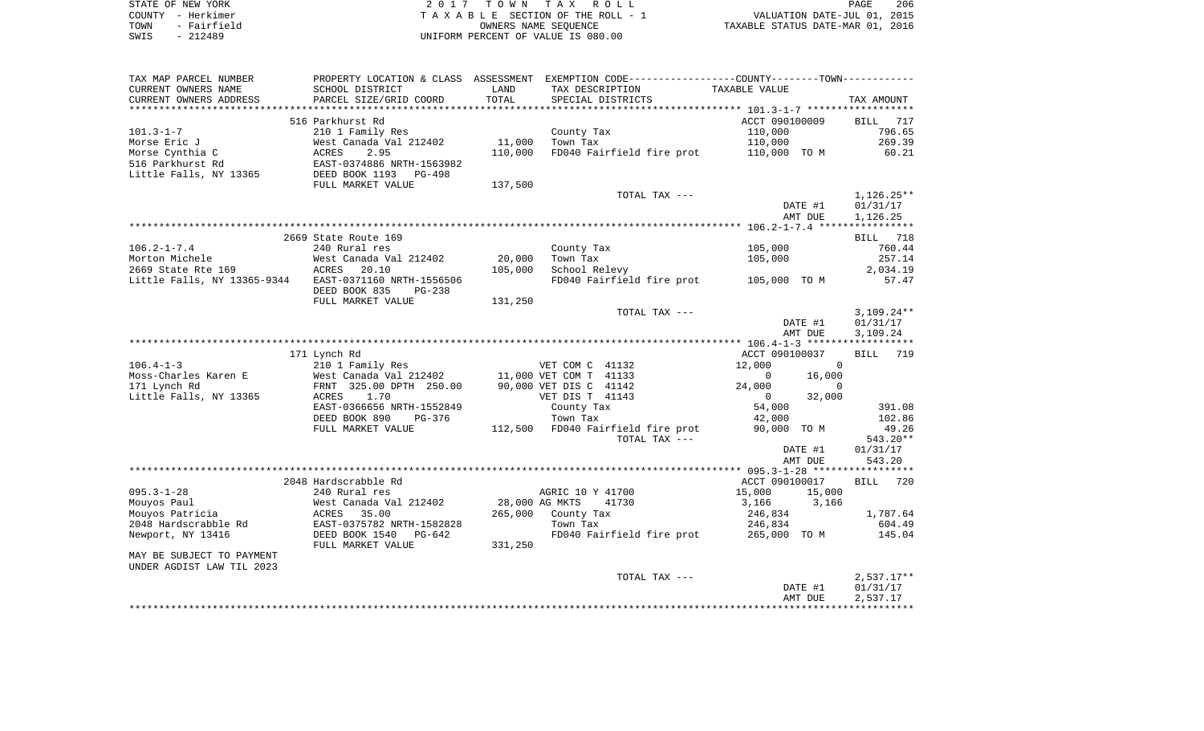STATE OF NEW YORK
COUNTY - Herkimer
TOWN - Fairfield
SWIS - 212489

2 0 1 7 T O W N T A X R O L L
T A X A B L E SECTION OF THE ROLL - 1
OWNERS NAME SEQUENCE
UNIFORM PERCENT OF VALUE IS 080.00

VALUATION DATE-JUL 01, 2015
TAXABLE STATUS DATE-MAR 01, 2016

| TAX MAP PARCEL NUMBER / CURRENT OWNERS NAME / CURRENT OWNERS ADDRESS | PROPERTY LOCATION & CLASS / SCHOOL DISTRICT / PARCEL SIZE/GRID COORD | ASSESSMENT LAND / TOTAL | EXEMPTION CODE / TAX DESCRIPTION / SPECIAL DISTRICTS | COUNTY / TOWN TAXABLE VALUE | TAX AMOUNT |
|---|---|---|---|---|---|
| | 516 Parkhurst Rd | | | ACCT 090100009 | BILL 717 |
| 101.3-1-7 | 210 1 Family Res | | County Tax | 110,000 | 796.65 |
| Morse Eric J | West Canada Val 212402 | 11,000 | Town Tax | 110,000 | 269.39 |
| Morse Cynthia C | ACRES 2.95 | 110,000 | FD040 Fairfield fire prot | 110,000 TO M | 60.21 |
| 516 Parkhurst Rd | EAST-0374886 NRTH-1563982 | | | | |
| Little Falls, NY 13365 | DEED BOOK 1193 PG-498 | | | | |
| | FULL MARKET VALUE | 137,500 | | | |
| | | | TOTAL TAX --- | | 1,126.25** |
| | | | | DATE #1 | 01/31/17 |
| | | | | AMT DUE | 1,126.25 |
| | 2669 State Route 169 | | | | BILL 718 |
| 106.2-1-7.4 | 240 Rural res | | County Tax | 105,000 | 760.44 |
| Morton Michele | West Canada Val 212402 | 20,000 | Town Tax | 105,000 | 257.14 |
| 2669 State Rte 169 | ACRES 20.10 | 105,000 | School Relevy | | 2,034.19 |
| Little Falls, NY 13365-9344 | EAST-0371160 NRTH-1556506 | | FD040 Fairfield fire prot | 105,000 TO M | 57.47 |
| | DEED BOOK 835 PG-238 | | | | |
| | FULL MARKET VALUE | 131,250 | | | |
| | | | TOTAL TAX --- | | 3,109.24** |
| | | | | DATE #1 | 01/31/17 |
| | | | | AMT DUE | 3,109.24 |
| | 171 Lynch Rd | | | ACCT 090100037 | BILL 719 |
| 106.4-1-3 | 210 1 Family Res | | VET COM C 41132 | 12,000 / 0 | |
| Moss-Charles Karen E | West Canada Val 212402 | 11,000 | VET COM T 41133 | 0 / 16,000 | |
| 171 Lynch Rd | FRNT 325.00 DPTH 250.00 | 90,000 | VET DIS C 41142 | 24,000 / 0 | |
| Little Falls, NY 13365 | ACRES 1.70 | | VET DIS T 41143 | 0 / 32,000 | |
| | EAST-0366656 NRTH-1552849 | | County Tax | 54,000 | 391.08 |
| | DEED BOOK 890 PG-376 | | Town Tax | 42,000 | 102.86 |
| | FULL MARKET VALUE | 112,500 | FD040 Fairfield fire prot | 90,000 TO M | 49.26 |
| | | | TOTAL TAX --- | | 543.20** |
| | | | | DATE #1 | 01/31/17 |
| | | | | AMT DUE | 543.20 |
| | 2048 Hardscrabble Rd | | | ACCT 090100017 | BILL 720 |
| 095.3-1-28 | 240 Rural res | | AGRIC 10 Y 41700 | 15,000 / 15,000 | |
| Mouyos Paul | West Canada Val 212402 | 28,000 | AG MKTS 41730 | 3,166 / 3,166 | |
| Mouyos Patricia | ACRES 35.00 | 265,000 | County Tax | 246,834 | 1,787.64 |
| 2048 Hardscrabble Rd | EAST-0375782 NRTH-1582828 | | Town Tax | 246,834 | 604.49 |
| Newport, NY 13416 | DEED BOOK 1540 PG-642 | | FD040 Fairfield fire prot | 265,000 TO M | 145.04 |
| | FULL MARKET VALUE | 331,250 | | | |
| MAY BE SUBJECT TO PAYMENT UNDER AGDIST LAW TIL 2023 | | | | | |
| | | | TOTAL TAX --- | | 2,537.17** |
| | | | | DATE #1 | 01/31/17 |
| | | | | AMT DUE | 2,537.17 |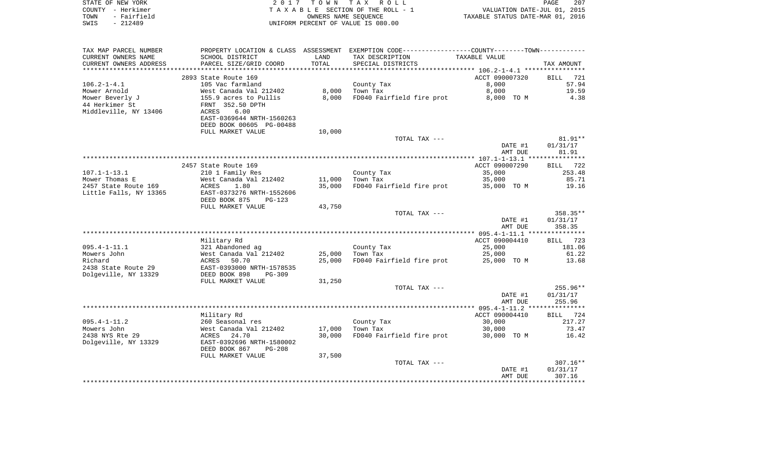STATE OF NEW YORK
COUNTY - Herkimer
TOWN - Fairfield
SWIS - 212489

2 0 1 7 T O W N T A X R O L L
T A X A B L E SECTION OF THE ROLL - 1
OWNERS NAME SEQUENCE
UNIFORM PERCENT OF VALUE IS 080.00

VALUATION DATE-JUL 01, 2015
TAXABLE STATUS DATE-MAR 01, 2016

| TAX MAP PARCEL NUMBER<br>CURRENT OWNERS NAME<br>CURRENT OWNERS ADDRESS | PROPERTY LOCATION & CLASS<br>SCHOOL DISTRICT<br>PARCEL SIZE/GRID COORD | ASSESSMENT<br>LAND<br>TOTAL | EXEMPTION CODE-----COUNTY-----TOWN-----<br>TAX DESCRIPTION<br>SPECIAL DISTRICTS | TAXABLE VALUE | TAX AMOUNT |
|---|---|---|---|---|---|
| | 2893 State Route 169 | | | ACCT 090007320 | BILL 721 |
| 106.2-1-4.1 | 105 Vac farmland | | County Tax | 8,000 | 57.94 |
| Mower Arnold | West Canada Val 212402 | 8,000 | Town Tax | 8,000 | 19.59 |
| Mower Beverly J | 155.9 acres to Pullis | 8,000 | FD040 Fairfield fire prot | 8,000 TO M | 4.38 |
| 44 Herkimer St | FRNT 352.50 DPTH | | | | |
| Middleville, NY 13406 | ACRES 6.00 | | | | |
| | EAST-0369644 NRTH-1560263 | | | | |
| | DEED BOOK 00605 PG-00488 | | | | |
| | FULL MARKET VALUE | 10,000 | | | |
| | | | TOTAL TAX --- | | 81.91** |
| | | | | DATE #1 | 01/31/17 |
| | | | | AMT DUE | 81.91 |
| | 2457 State Route 169 | | | ACCT 090007290 | BILL 722 |
| 107.1-1-13.1 | 210 1 Family Res | | County Tax | 35,000 | 253.48 |
| Mower Thomas E | West Canada Val 212402 | 11,000 | Town Tax | 35,000 | 85.71 |
| 2457 State Route 169 | ACRES 1.80 | 35,000 | FD040 Fairfield fire prot | 35,000 TO M | 19.16 |
| Little Falls, NY 13365 | EAST-0373276 NRTH-1552606 | | | | |
| | DEED BOOK 875 PG-123 | | | | |
| | FULL MARKET VALUE | 43,750 | | | |
| | | | TOTAL TAX --- | | 358.35** |
| | | | | DATE #1 | 01/31/17 |
| | | | | AMT DUE | 358.35 |
| | Military Rd | | | ACCT 090004410 | BILL 723 |
| 095.4-1-11.1 | 321 Abandoned ag | | County Tax | 25,000 | 181.06 |
| Mowers John | West Canada Val 212402 | 25,000 | Town Tax | 25,000 | 61.22 |
| Richard | ACRES 50.70 | 25,000 | FD040 Fairfield fire prot | 25,000 TO M | 13.68 |
| 2438 State Route 29 | EAST-0393000 NRTH-1578535 | | | | |
| Dolgeville, NY 13329 | DEED BOOK 898 PG-309 | | | | |
| | FULL MARKET VALUE | 31,250 | | | |
| | | | TOTAL TAX --- | | 255.96** |
| | | | | DATE #1 | 01/31/17 |
| | | | | AMT DUE | 255.96 |
| | Military Rd | | | ACCT 090004410 | BILL 724 |
| 095.4-1-11.2 | 260 Seasonal res | | County Tax | 30,000 | 217.27 |
| Mowers John | West Canada Val 212402 | 17,000 | Town Tax | 30,000 | 73.47 |
| 2438 NYS Rte 29 | ACRES 24.70 | 30,000 | FD040 Fairfield fire prot | 30,000 TO M | 16.42 |
| Dolgeville, NY 13329 | EAST-0392696 NRTH-1580002 | | | | |
| | DEED BOOK 867 PG-208 | | | | |
| | FULL MARKET VALUE | 37,500 | | | |
| | | | TOTAL TAX --- | | 307.16** |
| | | | | DATE #1 | 01/31/17 |
| | | | | AMT DUE | 307.16 |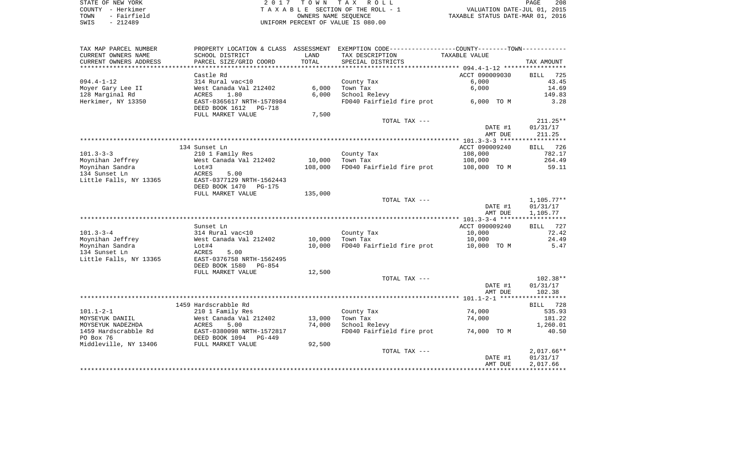STATE OF NEW YORK 2017 TOWN TAX ROLL
COUNTY - Herkimer T A X A B L E SECTION OF THE ROLL - 1 VALUATION DATE-JUL 01, 2015
TOWN - Fairfield OWNERS NAME SEQUENCE TAXABLE STATUS DATE-MAR 01, 2016
SWIS - 212489 UNIFORM PERCENT OF VALUE IS 080.00

| TAX MAP PARCEL NUMBER / CURRENT OWNERS NAME / CURRENT OWNERS ADDRESS | PROPERTY LOCATION & CLASS / SCHOOL DISTRICT / PARCEL SIZE/GRID COORD | ASSESSMENT LAND | TOTAL | EXEMPTION CODE / TAX DESCRIPTION / SPECIAL DISTRICTS | TAXABLE VALUE | TAX AMOUNT |
|---|---|---|---|---|---|---|
| **094.4-1-12** | Castle Rd | | | | ACCT 090009030 | BILL 725 |
| 094.4-1-12 | 314 Rural vac<10 | | | County Tax | 6,000 | 43.45 |
| Moyer Gary Lee II | West Canada Val 212402 | 6,000 | | Town Tax | 6,000 | 14.69 |
| 128 Marginal Rd | ACRES 1.80 | | 6,000 | School Relevy | | 149.83 |
| Herkimer, NY 13350 | EAST-0365617 NRTH-1578984 | | | FD040 Fairfield fire prot | 6,000 TO M | 3.28 |
| | DEED BOOK 1612 PG-718 | | | | | |
| | FULL MARKET VALUE | 7,500 | | | | |
| | | | | TOTAL TAX --- | | 211.25** |
| | | | | | DATE #1 | 01/31/17 |
| | | | | | AMT DUE | 211.25 |
| **101.3-3-3** | 134 Sunset Ln | | | | ACCT 090009240 | BILL 726 |
| 101.3-3-3 | 210 1 Family Res | | | County Tax | 108,000 | 782.17 |
| Moynihan Jeffrey | West Canada Val 212402 | 10,000 | | Town Tax | 108,000 | 264.49 |
| Moynihan Sandra | Lot#3 | | 108,000 | FD040 Fairfield fire prot | 108,000 TO M | 59.11 |
| 134 Sunset Ln | ACRES 5.00 | | | | | |
| Little Falls, NY 13365 | EAST-0377129 NRTH-1562443 | | | | | |
| | DEED BOOK 1470 PG-175 | | | | | |
| | FULL MARKET VALUE | 135,000 | | | | |
| | | | | TOTAL TAX --- | | 1,105.77** |
| | | | | | DATE #1 | 01/31/17 |
| | | | | | AMT DUE | 1,105.77 |
| **101.3-3-4** | Sunset Ln | | | | ACCT 090009240 | BILL 727 |
| 101.3-3-4 | 314 Rural vac<10 | | | County Tax | 10,000 | 72.42 |
| Moynihan Jeffrey | West Canada Val 212402 | 10,000 | | Town Tax | 10,000 | 24.49 |
| Moynihan Sandra | Lot#4 | | 10,000 | FD040 Fairfield fire prot | 10,000 TO M | 5.47 |
| 134 Sunset Ln | ACRES 5.00 | | | | | |
| Little Falls, NY 13365 | EAST-0376758 NRTH-1562495 | | | | | |
| | DEED BOOK 1580 PG-854 | | | | | |
| | FULL MARKET VALUE | 12,500 | | | | |
| | | | | TOTAL TAX --- | | 102.38** |
| | | | | | DATE #1 | 01/31/17 |
| | | | | | AMT DUE | 102.38 |
| **101.1-2-1** | 1459 Hardscrabble Rd | | | | | BILL 728 |
| 101.1-2-1 | 210 1 Family Res | | | County Tax | 74,000 | 535.93 |
| MOYSEYUK DANIIL | West Canada Val 212402 | 13,000 | | Town Tax | 74,000 | 181.22 |
| MOYSEYUK NADEZHDA | ACRES 5.00 | | 74,000 | School Relevy | | 1,260.01 |
| 1459 Hardscrabble Rd | EAST-0380098 NRTH-1572817 | | | FD040 Fairfield fire prot | 74,000 TO M | 40.50 |
| PO Box 76 | DEED BOOK 1094 PG-449 | | | | | |
| Middleville, NY 13406 | FULL MARKET VALUE | 92,500 | | | | |
| | | | | TOTAL TAX --- | | 2,017.66** |
| | | | | | DATE #1 | 01/31/17 |
| | | | | | AMT DUE | 2,017.66 |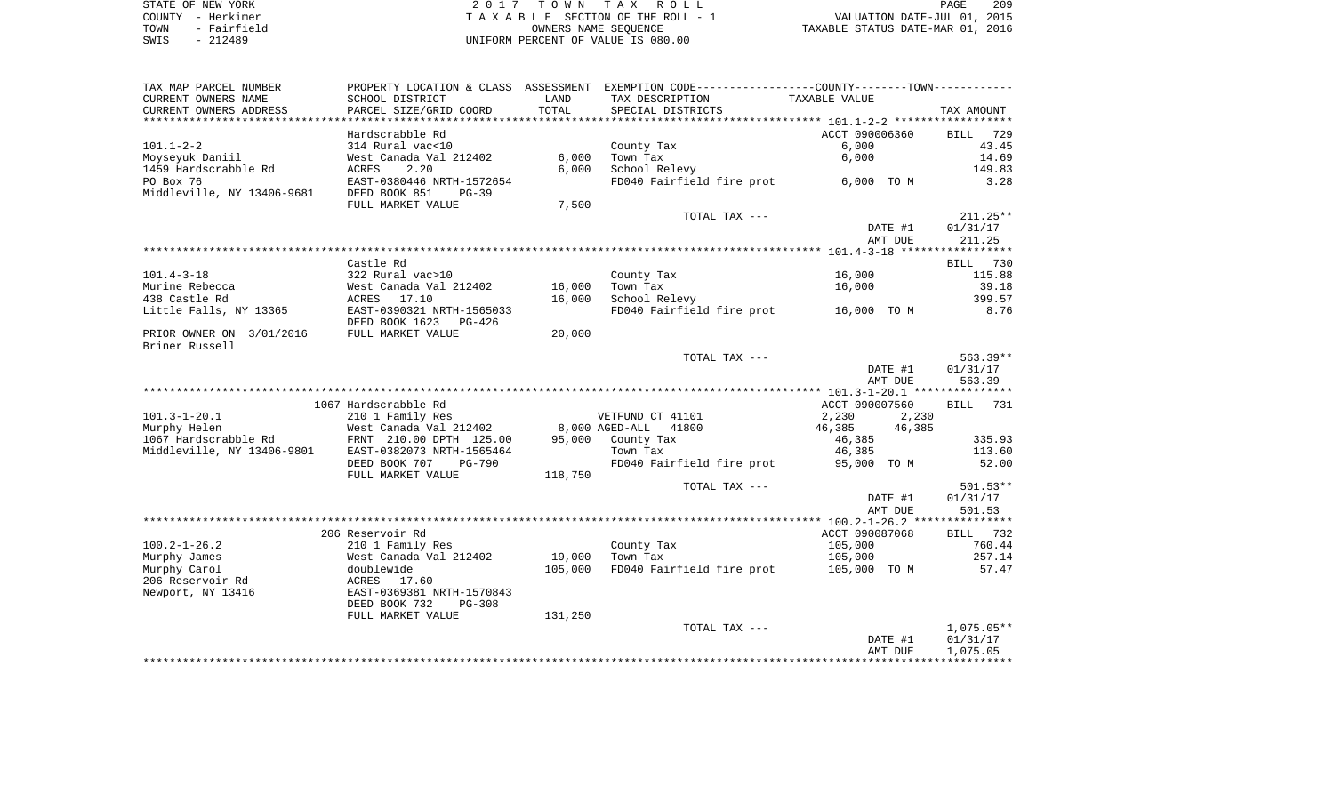STATE OF NEW YORK
COUNTY - Herkimer
TOWN - Fairfield
SWIS - 212489

2 0 1 7 T O W N T A X R O L L
T A X A B L E SECTION OF THE ROLL - 1
OWNERS NAME SEQUENCE
UNIFORM PERCENT OF VALUE IS 080.00

VALUATION DATE-JUL 01, 2015
TAXABLE STATUS DATE-MAR 01, 2016

| TAX MAP PARCEL NUMBER / CURRENT OWNERS NAME / CURRENT OWNERS ADDRESS | PROPERTY LOCATION & CLASS / SCHOOL DISTRICT / PARCEL SIZE/GRID COORD | ASSESSMENT LAND / TOTAL | EXEMPTION CODE / TAX DESCRIPTION / SPECIAL DISTRICTS | COUNTY TAXABLE VALUE | TOWN TAXABLE VALUE | TAX AMOUNT |
|---|---|---|---|---|---|---|
| **101.1-2-2** | Hardscrabble Rd | | | ACCT 090006360 | | BILL 729 |
| 101.1-2-2 | 314 Rural vac<10 | | County Tax | 6,000 | | 43.45 |
| Moyseyuk Daniil | West Canada Val 212402 | 6,000 | Town Tax | 6,000 | | 14.69 |
| 1459 Hardscrabble Rd | ACRES 2.20 | 6,000 | School Relevy | | | 149.83 |
| PO Box 76 | EAST-0380446 NRTH-1572654 | | FD040 Fairfield fire prot | 6,000 TO M | | 3.28 |
| Middleville, NY 13406-9681 | DEED BOOK 851 PG-39 | | | | | |
| | FULL MARKET VALUE | 7,500 | | | | |
| | | | TOTAL TAX --- | | | 211.25** |
| | | | | DATE #1 | | 01/31/17 |
| | | | | AMT DUE | | 211.25 |
| **101.4-3-18** | Castle Rd | | | | | BILL 730 |
| 101.4-3-18 | 322 Rural vac>10 | | County Tax | 16,000 | | 115.88 |
| Murine Rebecca | West Canada Val 212402 | 16,000 | Town Tax | 16,000 | | 39.18 |
| 438 Castle Rd | ACRES 17.10 | 16,000 | School Relevy | | | 399.57 |
| Little Falls, NY 13365 | EAST-0390321 NRTH-1565033 | | FD040 Fairfield fire prot | 16,000 TO M | | 8.76 |
| | DEED BOOK 1623 PG-426 | | | | | |
| PRIOR OWNER ON 3/01/2016 | FULL MARKET VALUE | 20,000 | | | | |
| Briner Russell | | | | | | |
| | | | TOTAL TAX --- | | | 563.39** |
| | | | | DATE #1 | | 01/31/17 |
| | | | | AMT DUE | | 563.39 |
| **101.3-1-20.1** | 1067 Hardscrabble Rd | | | ACCT 090007560 | | BILL 731 |
| 101.3-1-20.1 | 210 1 Family Res | | VETFUND CT 41101 | 2,230 | 2,230 | |
| Murphy Helen | West Canada Val 212402 | 8,000 | AGED-ALL 41800 | 46,385 | 46,385 | |
| 1067 Hardscrabble Rd | FRNT 210.00 DPTH 125.00 | 95,000 | County Tax | 46,385 | | 335.93 |
| Middleville, NY 13406-9801 | EAST-0382073 NRTH-1565464 | | Town Tax | 46,385 | | 113.60 |
| | DEED BOOK 707 PG-790 | | FD040 Fairfield fire prot | 95,000 TO M | | 52.00 |
| | FULL MARKET VALUE | 118,750 | | | | |
| | | | TOTAL TAX --- | | | 501.53** |
| | | | | DATE #1 | | 01/31/17 |
| | | | | AMT DUE | | 501.53 |
| **100.2-1-26.2** | 206 Reservoir Rd | | | ACCT 090087068 | | BILL 732 |
| 100.2-1-26.2 | 210 1 Family Res | | County Tax | 105,000 | | 760.44 |
| Murphy James | West Canada Val 212402 | 19,000 | Town Tax | 105,000 | | 257.14 |
| Murphy Carol | doublewide | 105,000 | FD040 Fairfield fire prot | 105,000 TO M | | 57.47 |
| 206 Reservoir Rd | ACRES 17.60 | | | | | |
| Newport, NY 13416 | EAST-0369381 NRTH-1570843 | | | | | |
| | DEED BOOK 732 PG-308 | | | | | |
| | FULL MARKET VALUE | 131,250 | | | | |
| | | | TOTAL TAX --- | | | 1,075.05** |
| | | | | DATE #1 | | 01/31/17 |
| | | | | AMT DUE | | 1,075.05 |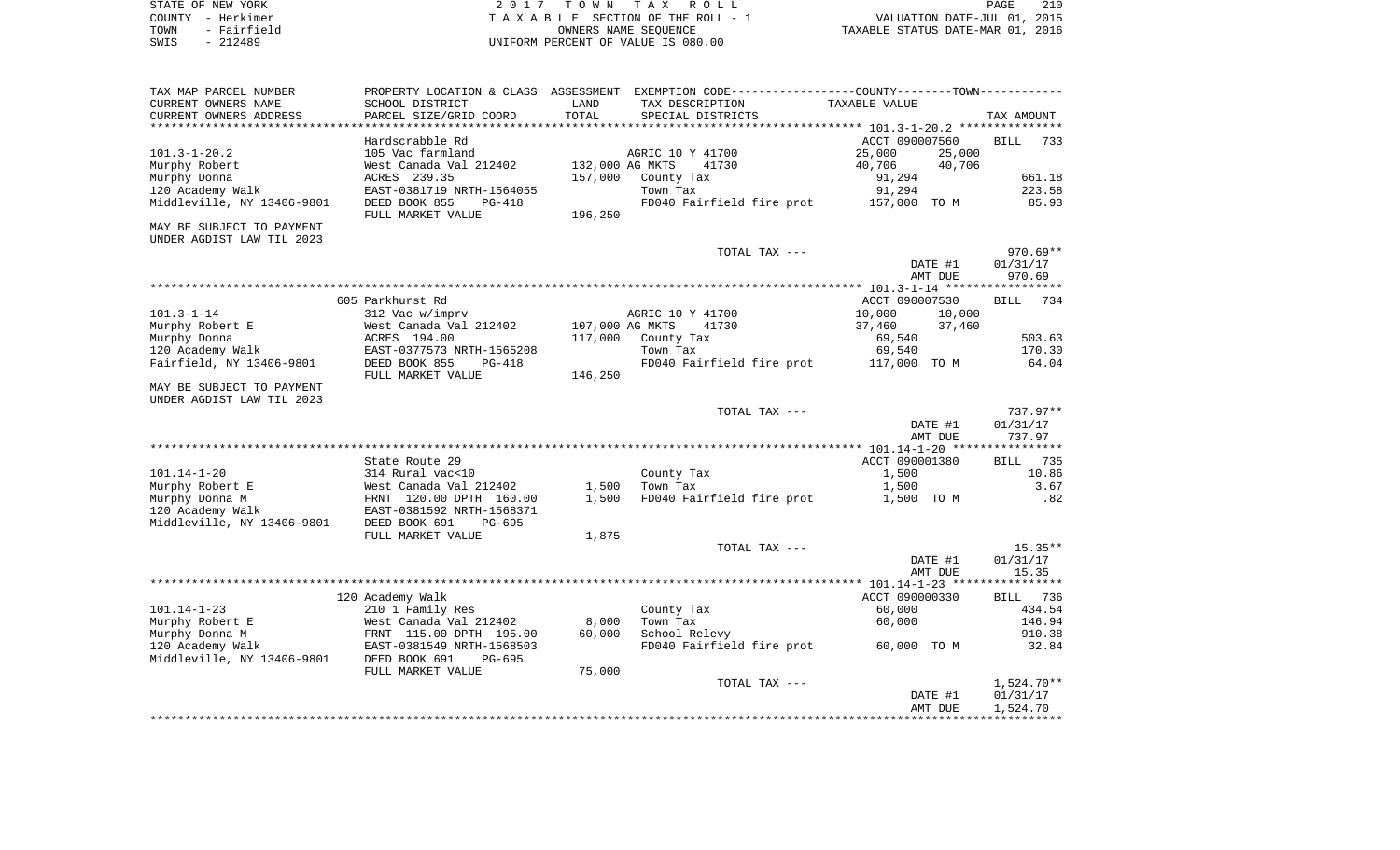STATE OF NEW YORK
COUNTY - Herkimer
TOWN - Fairfield
SWIS - 212489

2 0 1 7 T O W N T A X R O L L
T A X A B L E SECTION OF THE ROLL - 1
OWNERS NAME SEQUENCE
UNIFORM PERCENT OF VALUE IS 080.00

VALUATION DATE-JUL 01, 2015
TAXABLE STATUS DATE-MAR 01, 2016

| TAX MAP PARCEL NUMBER / CURRENT OWNERS NAME / CURRENT OWNERS ADDRESS | PROPERTY LOCATION & CLASS / SCHOOL DISTRICT / PARCEL SIZE/GRID COORD | ASSESSMENT LAND / TOTAL | EXEMPTION CODE / TAX DESCRIPTION / SPECIAL DISTRICTS | COUNTY / TOWN TAXABLE VALUE | TAX AMOUNT |
|---|---|---|---|---|---|
| **101.3-1-20.2** | Hardscrabble Rd | | | ACCT 090007560 | BILL 733 |
| 101.3-1-20.2 | 105 Vac farmland | | AGRIC 10 Y 41700 | 25,000 25,000 | |
| Murphy Robert | West Canada Val 212402 | 132,000 | AG MKTS 41730 | 40,706 40,706 | |
| Murphy Donna | ACRES 239.35 | 157,000 | County Tax | 91,294 | 661.18 |
| 120 Academy Walk | EAST-0381719 NRTH-1564055 | | Town Tax | 91,294 | 223.58 |
| Middleville, NY 13406-9801 | DEED BOOK 855 PG-418 | | FD040 Fairfield fire prot | 157,000 TO M | 85.93 |
| | FULL MARKET VALUE | 196,250 | | | |
| MAY BE SUBJECT TO PAYMENT UNDER AGDIST LAW TIL 2023 | | | | | |
| | | | TOTAL TAX --- | | 970.69** |
| | | | | DATE #1 | 01/31/17 |
| | | | | AMT DUE | 970.69 |
| **101.3-1-14** | 605 Parkhurst Rd | | | ACCT 090007530 | BILL 734 |
| 101.3-1-14 | 312 Vac w/imprv | | AGRIC 10 Y 41700 | 10,000 10,000 | |
| Murphy Robert E | West Canada Val 212402 | 107,000 | AG MKTS 41730 | 37,460 37,460 | |
| Murphy Donna | ACRES 194.00 | 117,000 | County Tax | 69,540 | 503.63 |
| 120 Academy Walk | EAST-0377573 NRTH-1565208 | | Town Tax | 69,540 | 170.30 |
| Fairfield, NY 13406-9801 | DEED BOOK 855 PG-418 | | FD040 Fairfield fire prot | 117,000 TO M | 64.04 |
| | FULL MARKET VALUE | 146,250 | | | |
| MAY BE SUBJECT TO PAYMENT UNDER AGDIST LAW TIL 2023 | | | | | |
| | | | TOTAL TAX --- | | 737.97** |
| | | | | DATE #1 | 01/31/17 |
| | | | | AMT DUE | 737.97 |
| **101.14-1-20** | State Route 29 | | | ACCT 090001380 | BILL 735 |
| 101.14-1-20 | 314 Rural vac<10 | | County Tax | 1,500 | 10.86 |
| Murphy Robert E | West Canada Val 212402 | 1,500 | Town Tax | 1,500 | 3.67 |
| Murphy Donna M | FRNT 120.00 DPTH 160.00 | 1,500 | FD040 Fairfield fire prot | 1,500 TO M | .82 |
| 120 Academy Walk | EAST-0381592 NRTH-1568371 | | | | |
| Middleville, NY 13406-9801 | DEED BOOK 691 PG-695 | | | | |
| | FULL MARKET VALUE | 1,875 | | | |
| | | | TOTAL TAX --- | | 15.35** |
| | | | | DATE #1 | 01/31/17 |
| | | | | AMT DUE | 15.35 |
| **101.14-1-23** | 120 Academy Walk | | | ACCT 090000330 | BILL 736 |
| 101.14-1-23 | 210 1 Family Res | | County Tax | 60,000 | 434.54 |
| Murphy Robert E | West Canada Val 212402 | 8,000 | Town Tax | 60,000 | 146.94 |
| Murphy Donna M | FRNT 115.00 DPTH 195.00 | 60,000 | School Relevy | | 910.38 |
| 120 Academy Walk | EAST-0381549 NRTH-1568503 | | FD040 Fairfield fire prot | 60,000 TO M | 32.84 |
| Middleville, NY 13406-9801 | DEED BOOK 691 PG-695 | | | | |
| | FULL MARKET VALUE | 75,000 | | | |
| | | | TOTAL TAX --- | | 1,524.70** |
| | | | | DATE #1 | 01/31/17 |
| | | | | AMT DUE | 1,524.70 |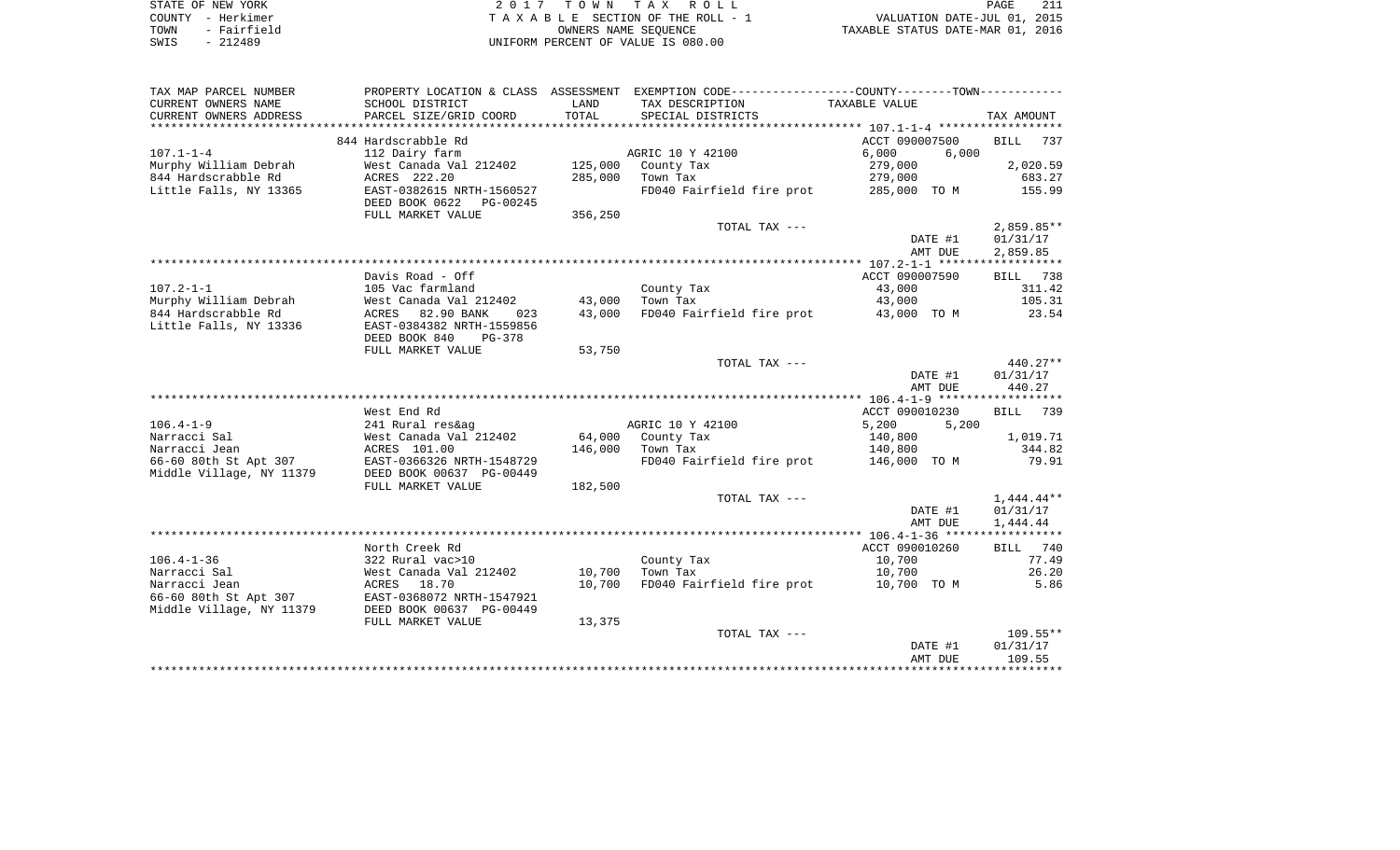STATE OF NEW YORK · COUNTY - Herkimer · TOWN - Fairfield · SWIS - 212489

2017 TOWN TAX ROLL
TAXABLE SECTION OF THE ROLL - 1
OWNERS NAME SEQUENCE
UNIFORM PERCENT OF VALUE IS 080.00

VALUATION DATE-JUL 01, 2015
TAXABLE STATUS DATE-MAR 01, 2016

| TAX MAP PARCEL NUMBER / CURRENT OWNERS NAME / CURRENT OWNERS ADDRESS | PROPERTY LOCATION & CLASS / SCHOOL DISTRICT / PARCEL SIZE/GRID COORD | ASSESSMENT LAND / TOTAL | EXEMPTION CODE / TAX DESCRIPTION / SPECIAL DISTRICTS | COUNTY / TOWN TAXABLE VALUE | TAX AMOUNT |
|---|---|---|---|---|---|
| | 844 Hardscrabble Rd | | | ACCT 090007500 | BILL 737 |
| 107.1-1-4 | 112 Dairy farm | | AGRIC 10 Y 42100 | 6,000 6,000 | |
| Murphy William Debrah | West Canada Val 212402 | 125,000 | County Tax | 279,000 | 2,020.59 |
| 844 Hardscrabble Rd | ACRES 222.20 | 285,000 | Town Tax | 279,000 | 683.27 |
| Little Falls, NY 13365 | EAST-0382615 NRTH-1560527 | | FD040 Fairfield fire prot | 285,000 TO M | 155.99 |
| | DEED BOOK 0622 PG-00245 | | | | |
| | FULL MARKET VALUE | 356,250 | | | |
| | | | TOTAL TAX --- | | 2,859.85** |
| | | | | DATE #1 | 01/31/17 |
| | | | | AMT DUE | 2,859.85 |
| | Davis Road - Off | | | ACCT 090007590 | BILL 738 |
| 107.2-1-1 | 105 Vac farmland | | County Tax | 43,000 | 311.42 |
| Murphy William Debrah | West Canada Val 212402 | 43,000 | Town Tax | 43,000 | 105.31 |
| 844 Hardscrabble Rd | ACRES 82.90 BANK 023 | 43,000 | FD040 Fairfield fire prot | 43,000 TO M | 23.54 |
| Little Falls, NY 13336 | EAST-0384382 NRTH-1559856 | | | | |
| | DEED BOOK 840 PG-378 | | | | |
| | FULL MARKET VALUE | 53,750 | | | |
| | | | TOTAL TAX --- | | 440.27** |
| | | | | DATE #1 | 01/31/17 |
| | | | | AMT DUE | 440.27 |
| | West End Rd | | | ACCT 090010230 | BILL 739 |
| 106.4-1-9 | 241 Rural res&ag | | AGRIC 10 Y 42100 | 5,200 5,200 | |
| Narracci Sal | West Canada Val 212402 | 64,000 | County Tax | 140,800 | 1,019.71 |
| Narracci Jean | ACRES 101.00 | 146,000 | Town Tax | 140,800 | 344.82 |
| 66-60 80th St Apt 307 | EAST-0366326 NRTH-1548729 | | FD040 Fairfield fire prot | 146,000 TO M | 79.91 |
| Middle Village, NY 11379 | DEED BOOK 00637 PG-00449 | | | | |
| | FULL MARKET VALUE | 182,500 | | | |
| | | | TOTAL TAX --- | | 1,444.44** |
| | | | | DATE #1 | 01/31/17 |
| | | | | AMT DUE | 1,444.44 |
| | North Creek Rd | | | ACCT 090010260 | BILL 740 |
| 106.4-1-36 | 322 Rural vac>10 | | County Tax | 10,700 | 77.49 |
| Narracci Sal | West Canada Val 212402 | 10,700 | Town Tax | 10,700 | 26.20 |
| Narracci Jean | ACRES 18.70 | 10,700 | FD040 Fairfield fire prot | 10,700 TO M | 5.86 |
| 66-60 80th St Apt 307 | EAST-0368072 NRTH-1547921 | | | | |
| Middle Village, NY 11379 | DEED BOOK 00637 PG-00449 | | | | |
| | FULL MARKET VALUE | 13,375 | | | |
| | | | TOTAL TAX --- | | 109.55** |
| | | | | DATE #1 | 01/31/17 |
| | | | | AMT DUE | 109.55 |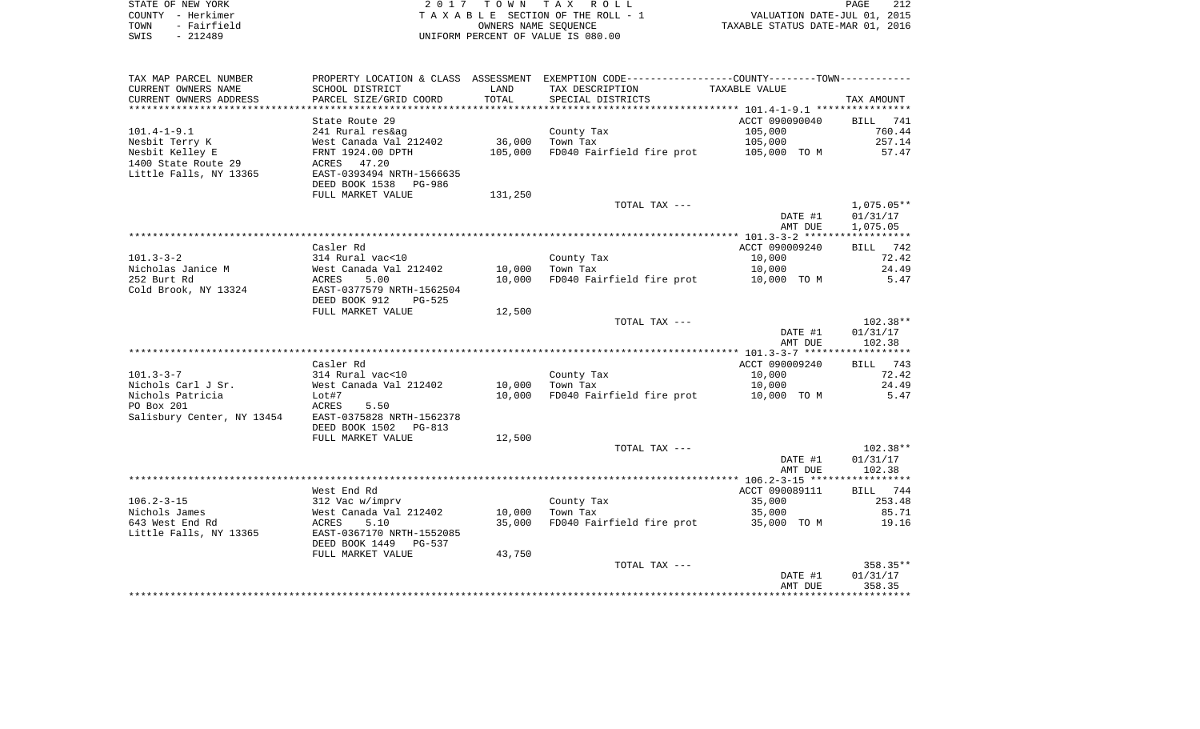STATE OF NEW YORK
COUNTY - Herkimer
TOWN - Fairfield
SWIS - 212489

2017 TOWN TAX ROLL
TAXABLE SECTION OF THE ROLL - 1
OWNERS NAME SEQUENCE
UNIFORM PERCENT OF VALUE IS 080.00

VALUATION DATE-JUL 01, 2015
TAXABLE STATUS DATE-MAR 01, 2016

| TAX MAP PARCEL NUMBER / CURRENT OWNERS NAME / CURRENT OWNERS ADDRESS | PROPERTY LOCATION & CLASS / SCHOOL DISTRICT / PARCEL SIZE/GRID COORD | ASSESSMENT LAND / TOTAL | EXEMPTION CODE / TAX DESCRIPTION / SPECIAL DISTRICTS | TAXABLE VALUE | TAX AMOUNT |
|---|---|---|---|---|---|
| 101.4-1-9.1 | State Route 29 | | | ACCT 090090040 | BILL 741 |
| Nesbit Terry K | 241 Rural res&ag | | County Tax | 105,000 | 760.44 |
| Nesbit Kelley E | West Canada Val 212402 | 36,000 | Town Tax | 105,000 | 257.14 |
| 1400 State Route 29 | FRNT 1924.00 DPTH | 105,000 | FD040 Fairfield fire prot | 105,000 TO M | 57.47 |
| Little Falls, NY 13365 | ACRES 47.20 | | | | |
| | EAST-0393494 NRTH-1566635 | | | | |
| | DEED BOOK 1538 PG-986 | | | | |
| | FULL MARKET VALUE | 131,250 | | | |
| | | | TOTAL TAX --- | | 1,075.05** |
| | | | | DATE #1 | 01/31/17 |
| | | | | AMT DUE | 1,075.05 |
| 101.3-3-2 | Casler Rd | | | ACCT 090009240 | BILL 742 |
| Nicholas Janice M | 314 Rural vac<10 | | County Tax | 10,000 | 72.42 |
| 252 Burt Rd | West Canada Val 212402 | 10,000 | Town Tax | 10,000 | 24.49 |
| Cold Brook, NY 13324 | ACRES 5.00 | 10,000 | FD040 Fairfield fire prot | 10,000 TO M | 5.47 |
| | EAST-0377579 NRTH-1562504 | | | | |
| | DEED BOOK 912 PG-525 | | | | |
| | FULL MARKET VALUE | 12,500 | | | |
| | | | TOTAL TAX --- | | 102.38** |
| | | | | DATE #1 | 01/31/17 |
| | | | | AMT DUE | 102.38 |
| 101.3-3-7 | Casler Rd | | | ACCT 090009240 | BILL 743 |
| Nichols Carl J Sr. | 314 Rural vac<10 | | County Tax | 10,000 | 72.42 |
| Nichols Patricia | West Canada Val 212402 | 10,000 | Town Tax | 10,000 | 24.49 |
| PO Box 201 | Lot#7 | 10,000 | FD040 Fairfield fire prot | 10,000 TO M | 5.47 |
| Salisbury Center, NY 13454 | ACRES 5.50 | | | | |
| | EAST-0375828 NRTH-1562378 | | | | |
| | DEED BOOK 1502 PG-813 | | | | |
| | FULL MARKET VALUE | 12,500 | | | |
| | | | TOTAL TAX --- | | 102.38** |
| | | | | DATE #1 | 01/31/17 |
| | | | | AMT DUE | 102.38 |
| 106.2-3-15 | West End Rd | | | ACCT 090089111 | BILL 744 |
| Nichols James | 312 Vac w/imprv | | County Tax | 35,000 | 253.48 |
| 643 West End Rd | West Canada Val 212402 | 10,000 | Town Tax | 35,000 | 85.71 |
| Little Falls, NY 13365 | ACRES 5.10 | 35,000 | FD040 Fairfield fire prot | 35,000 TO M | 19.16 |
| | EAST-0367170 NRTH-1552085 | | | | |
| | DEED BOOK 1449 PG-537 | | | | |
| | FULL MARKET VALUE | 43,750 | | | |
| | | | TOTAL TAX --- | | 358.35** |
| | | | | DATE #1 | 01/31/17 |
| | | | | AMT DUE | 358.35 |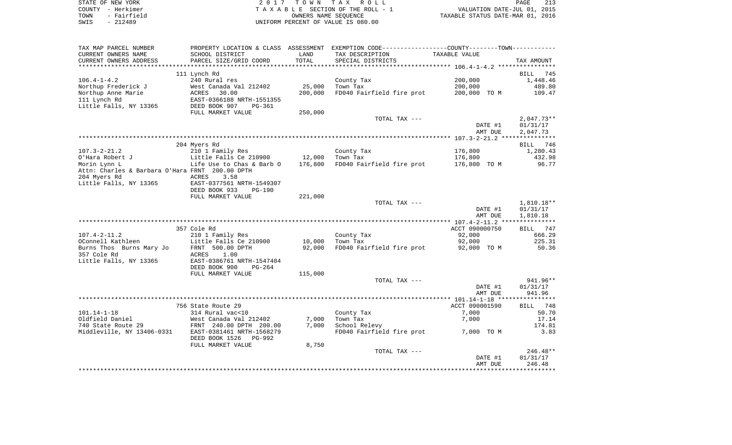STATE OF NEW YORK | 2 0 1 7 T O W N T A X R O L L | PAGE 213
COUNTY - Herkimer | T A X A B L E SECTION OF THE ROLL - 1 | VALUATION DATE-JUL 01, 2015
TOWN - Fairfield | OWNERS NAME SEQUENCE | TAXABLE STATUS DATE-MAR 01, 2016
SWIS - 212489 | UNIFORM PERCENT OF VALUE IS 080.00

| TAX MAP PARCEL NUMBER / CURRENT OWNERS NAME / CURRENT OWNERS ADDRESS | PROPERTY LOCATION & CLASS / SCHOOL DISTRICT / PARCEL SIZE/GRID COORD | ASSESSMENT LAND / TOTAL | EXEMPTION CODE / TAX DESCRIPTION / SPECIAL DISTRICTS | TAXABLE VALUE | TAX AMOUNT |
|---|---|---|---|---|---|
| 106.4-1-4.2 | 111 Lynch Rd | | | | BILL 745 |
| | 240 Rural res | | County Tax | 200,000 | 1,448.46 |
| Northup Frederick J | West Canada Val 212402 | 25,000 | Town Tax | 200,000 | 489.80 |
| Northup Anne Marie | ACRES 30.00 | 200,000 | FD040 Fairfield fire prot | 200,000 TO M | 109.47 |
| 111 Lynch Rd | EAST-0366188 NRTH-1551355 | | | | |
| Little Falls, NY 13365 | DEED BOOK 907 PG-361 | | | | |
| | FULL MARKET VALUE | 250,000 | | | |
| | | | TOTAL TAX --- | | 2,047.73** |
| | | | | DATE #1 | 01/31/17 |
| | | | | AMT DUE | 2,047.73 |
| 107.3-2-21.2 | 204 Myers Rd | | | | BILL 746 |
| | 210 1 Family Res | | County Tax | 176,800 | 1,280.43 |
| O'Hara Robert J | Little Falls Ce 210900 | 12,000 | Town Tax | 176,800 | 432.98 |
| Morin Lynn L | Life Use to Chas & Barb O | 176,800 | FD040 Fairfield fire prot | 176,800 TO M | 96.77 |
| Attn: Charles & Barbara O'Hara | FRNT 200.00 DPTH | | | | |
| 204 Myers Rd | ACRES 3.58 | | | | |
| Little Falls, NY 13365 | EAST-0377561 NRTH-1549307 | | | | |
| | DEED BOOK 933 PG-190 | | | | |
| | FULL MARKET VALUE | 221,000 | | | |
| | | | TOTAL TAX --- | | 1,810.18** |
| | | | | DATE #1 | 01/31/17 |
| | | | | AMT DUE | 1,810.18 |
| 107.4-2-11.2 | 357 Cole Rd | | | ACCT 090000750 | BILL 747 |
| | 210 1 Family Res | | County Tax | 92,000 | 666.29 |
| OConnell Kathleen | Little Falls Ce 210900 | 10,000 | Town Tax | 92,000 | 225.31 |
| Burns Thos Burns Mary Jo | FRNT 500.00 DPTH | 92,000 | FD040 Fairfield fire prot | 92,000 TO M | 50.36 |
| 357 Cole Rd | ACRES 1.00 | | | | |
| Little Falls, NY 13365 | EAST-0386761 NRTH-1547404 | | | | |
| | DEED BOOK 900 PG-264 | | | | |
| | FULL MARKET VALUE | 115,000 | | | |
| | | | TOTAL TAX --- | | 941.96** |
| | | | | DATE #1 | 01/31/17 |
| | | | | AMT DUE | 941.96 |
| 101.14-1-18 | 756 State Route 29 | | | ACCT 090001590 | BILL 748 |
| | 314 Rural vac<10 | | County Tax | 7,000 | 50.70 |
| Oldfield Daniel | West Canada Val 212402 | 7,000 | Town Tax | 7,000 | 17.14 |
| 740 State Route 29 | FRNT 240.00 DPTH 200.00 | 7,000 | School Relevy | | 174.81 |
| Middleville, NY 13406-0331 | EAST-0381461 NRTH-1568279 | | FD040 Fairfield fire prot | 7,000 TO M | 3.83 |
| | DEED BOOK 1526 PG-992 | | | | |
| | FULL MARKET VALUE | 8,750 | | | |
| | | | TOTAL TAX --- | | 246.48** |
| | | | | DATE #1 | 01/31/17 |
| | | | | AMT DUE | 246.48 |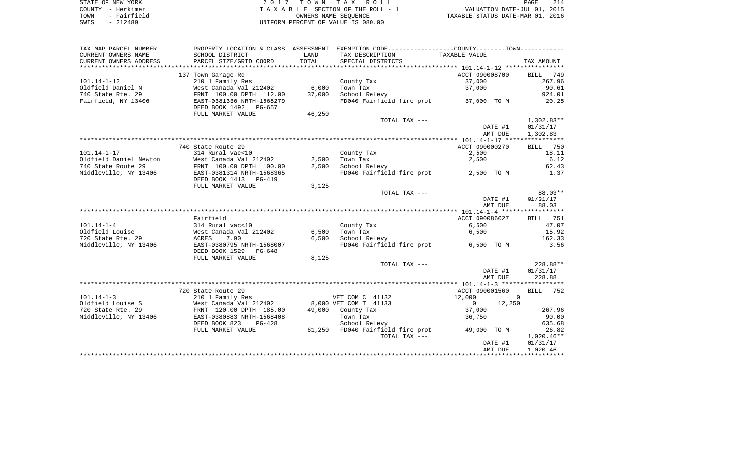STATE OF NEW YORK
COUNTY - Herkimer
TOWN - Fairfield
SWIS - 212489

2 0 1 7 T O W N T A X R O L L
T A X A B L E SECTION OF THE ROLL - 1
OWNERS NAME SEQUENCE
UNIFORM PERCENT OF VALUE IS 080.00

VALUATION DATE-JUL 01, 2015
TAXABLE STATUS DATE-MAR 01, 2016

| TAX MAP PARCEL NUMBER<br>CURRENT OWNERS NAME<br>CURRENT OWNERS ADDRESS | PROPERTY LOCATION & CLASS<br>SCHOOL DISTRICT<br>PARCEL SIZE/GRID COORD | ASSESSMENT<br>LAND<br>TOTAL | EXEMPTION CODE<br>TAX DESCRIPTION<br>SPECIAL DISTRICTS | COUNTY--------TOWN<br>TAXABLE VALUE | TAX AMOUNT |
|---|---|---|---|---|---|
| | 137 Town Garage Rd | | | ACCT 090008700 | BILL 749 |
| 101.14-1-12 | 210 1 Family Res | | County Tax | 37,000 | 267.96 |
| Oldfield Daniel N | West Canada Val 212402 | 6,000 | Town Tax | 37,000 | 90.61 |
| 740 State Rte. 29 | FRNT 100.00 DPTH 112.00 | 37,000 | School Relevy | | 924.01 |
| Fairfield, NY 13406 | EAST-0381336 NRTH-1568279 | | FD040 Fairfield fire prot | 37,000 TO M | 20.25 |
| | DEED BOOK 1492 PG-657 | | | | |
| | FULL MARKET VALUE | 46,250 | | | |
| | | | TOTAL TAX --- | | 1,302.83** |
| | | | | DATE #1 | 01/31/17 |
| | | | | AMT DUE | 1,302.83 |
| | 740 State Route 29 | | | ACCT 090000270 | BILL 750 |
| 101.14-1-17 | 314 Rural vac<10 | | County Tax | 2,500 | 18.11 |
| Oldfield Daniel Newton | West Canada Val 212402 | 2,500 | Town Tax | 2,500 | 6.12 |
| 740 State Route 29 | FRNT 100.00 DPTH 100.00 | 2,500 | School Relevy | | 62.43 |
| Middleville, NY 13406 | EAST-0381314 NRTH-1568365 | | FD040 Fairfield fire prot | 2,500 TO M | 1.37 |
| | DEED BOOK 1413 PG-419 | | | | |
| | FULL MARKET VALUE | 3,125 | | | |
| | | | TOTAL TAX --- | | 88.03** |
| | | | | DATE #1 | 01/31/17 |
| | | | | AMT DUE | 88.03 |
| | Fairfield | | | ACCT 090086027 | BILL 751 |
| 101.14-1-4 | 314 Rural vac<10 | | County Tax | 6,500 | 47.07 |
| Oldfield Louise | West Canada Val 212402 | 6,500 | Town Tax | 6,500 | 15.92 |
| 720 State Rte. 29 | ACRES 7.90 | 6,500 | School Relevy | | 162.33 |
| Middleville, NY 13406 | EAST-0380795 NRTH-1568007 | | FD040 Fairfield fire prot | 6,500 TO M | 3.56 |
| | DEED BOOK 1529 PG-648 | | | | |
| | FULL MARKET VALUE | 8,125 | | | |
| | | | TOTAL TAX --- | | 228.88** |
| | | | | DATE #1 | 01/31/17 |
| | | | | AMT DUE | 228.88 |
| | 720 State Route 29 | | | ACCT 090001560 | BILL 752 |
| 101.14-1-3 | 210 1 Family Res | | VET COM C 41132 | 12,000 0 | |
| Oldfield Louise S | West Canada Val 212402 | 8,000 | VET COM T 41133 | 0 12,250 | |
| 720 State Rte. 29 | FRNT 120.00 DPTH 185.00 | 49,000 | County Tax | 37,000 | 267.96 |
| Middleville, NY 13406 | EAST-0380883 NRTH-1568408 | | Town Tax | 36,750 | 90.00 |
| | DEED BOOK 823 PG-428 | | School Relevy | | 635.68 |
| | FULL MARKET VALUE | 61,250 | FD040 Fairfield fire prot | 49,000 TO M | 26.82 |
| | | | TOTAL TAX --- | | 1,020.46** |
| | | | | DATE #1 | 01/31/17 |
| | | | | AMT DUE | 1,020.46 |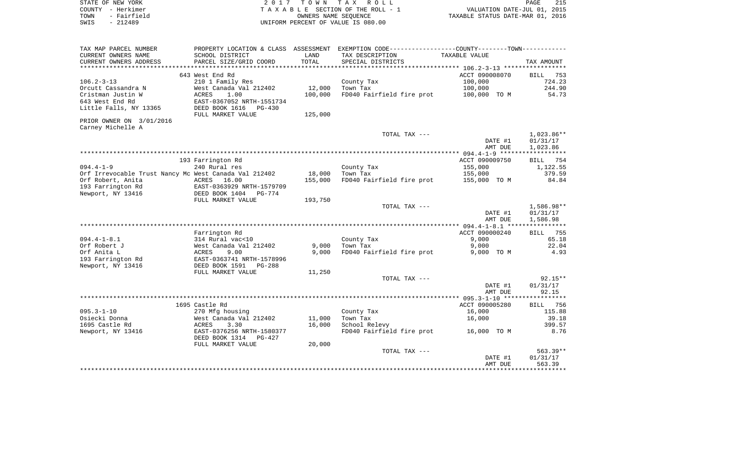STATE OF NEW YORK
COUNTY - Herkimer
TOWN - Fairfield
SWIS - 212489

2 0 1 7 T O W N T A X R O L L
T A X A B L E SECTION OF THE ROLL - 1
OWNERS NAME SEQUENCE
UNIFORM PERCENT OF VALUE IS 080.00

VALUATION DATE-JUL 01, 2015
TAXABLE STATUS DATE-MAR 01, 2016

| TAX MAP PARCEL NUMBER / CURRENT OWNERS NAME / CURRENT OWNERS ADDRESS | PROPERTY LOCATION & CLASS / SCHOOL DISTRICT / PARCEL SIZE/GRID COORD | ASSESSMENT LAND / TOTAL | EXEMPTION CODE / TAX DESCRIPTION / SPECIAL DISTRICTS | TAXABLE VALUE | TAX AMOUNT |
|---|---|---|---|---|---|
| 106.2-3-13 | 643 West End Rd | | | ACCT 090008070 | BILL 753 |
| 106.2-3-13 | 210 1 Family Res | | County Tax | 100,000 | 724.23 |
| Orcutt Cassandra N | West Canada Val 212402 | 12,000 | Town Tax | 100,000 | 244.90 |
| Cristman Justin W | ACRES 1.00 | 100,000 | FD040 Fairfield fire prot | 100,000 TO M | 54.73 |
| 643 West End Rd | EAST-0367052 NRTH-1551734 | | | | |
| Little Falls, NY 13365 | DEED BOOK 1616 PG-430 | | | | |
| | FULL MARKET VALUE | 125,000 | | | |
| PRIOR OWNER ON 3/01/2016 | | | | | |
| Carney Michelle A | | | | | |
| | | | TOTAL TAX --- | | 1,023.86** |
| | | | | DATE #1 | 01/31/17 |
| | | | | AMT DUE | 1,023.86 |
| 094.4-1-9 | 193 Farrington Rd | | | ACCT 090009750 | BILL 754 |
| 094.4-1-9 | 240 Rural res | | County Tax | 155,000 | 1,122.55 |
| Orf Irrevocable Trust Nancy Mc | West Canada Val 212402 | 18,000 | Town Tax | 155,000 | 379.59 |
| Orf Robert, Anita | ACRES 16.00 | 155,000 | FD040 Fairfield fire prot | 155,000 TO M | 84.84 |
| 193 Farrington Rd | EAST-0363929 NRTH-1579709 | | | | |
| Newport, NY 13416 | DEED BOOK 1404 PG-774 | | | | |
| | FULL MARKET VALUE | 193,750 | | | |
| | | | TOTAL TAX --- | | 1,586.98** |
| | | | | DATE #1 | 01/31/17 |
| | | | | AMT DUE | 1,586.98 |
| 094.4-1-8.1 | Farrington Rd | | | ACCT 090000240 | BILL 755 |
| 094.4-1-8.1 | 314 Rural vac<10 | | County Tax | 9,000 | 65.18 |
| Orf Robert J | West Canada Val 212402 | 9,000 | Town Tax | 9,000 | 22.04 |
| Orf Anita L | ACRES 9.00 | 9,000 | FD040 Fairfield fire prot | 9,000 TO M | 4.93 |
| 193 Farrington Rd | EAST-0363741 NRTH-1578996 | | | | |
| Newport, NY 13416 | DEED BOOK 1591 PG-288 | | | | |
| | FULL MARKET VALUE | 11,250 | | | |
| | | | TOTAL TAX --- | | 92.15** |
| | | | | DATE #1 | 01/31/17 |
| | | | | AMT DUE | 92.15 |
| 095.3-1-10 | 1695 Castle Rd | | | ACCT 090005280 | BILL 756 |
| 095.3-1-10 | 270 Mfg housing | | County Tax | 16,000 | 115.88 |
| Osiecki Donna | West Canada Val 212402 | 11,000 | Town Tax | 16,000 | 39.18 |
| 1695 Castle Rd | ACRES 3.30 | 16,000 | School Relevy | | 399.57 |
| Newport, NY 13416 | EAST-0376256 NRTH-1580377 | | FD040 Fairfield fire prot | 16,000 TO M | 8.76 |
| | DEED BOOK 1314 PG-427 | | | | |
| | FULL MARKET VALUE | 20,000 | | | |
| | | | TOTAL TAX --- | | 563.39** |
| | | | | DATE #1 | 01/31/17 |
| | | | | AMT DUE | 563.39 |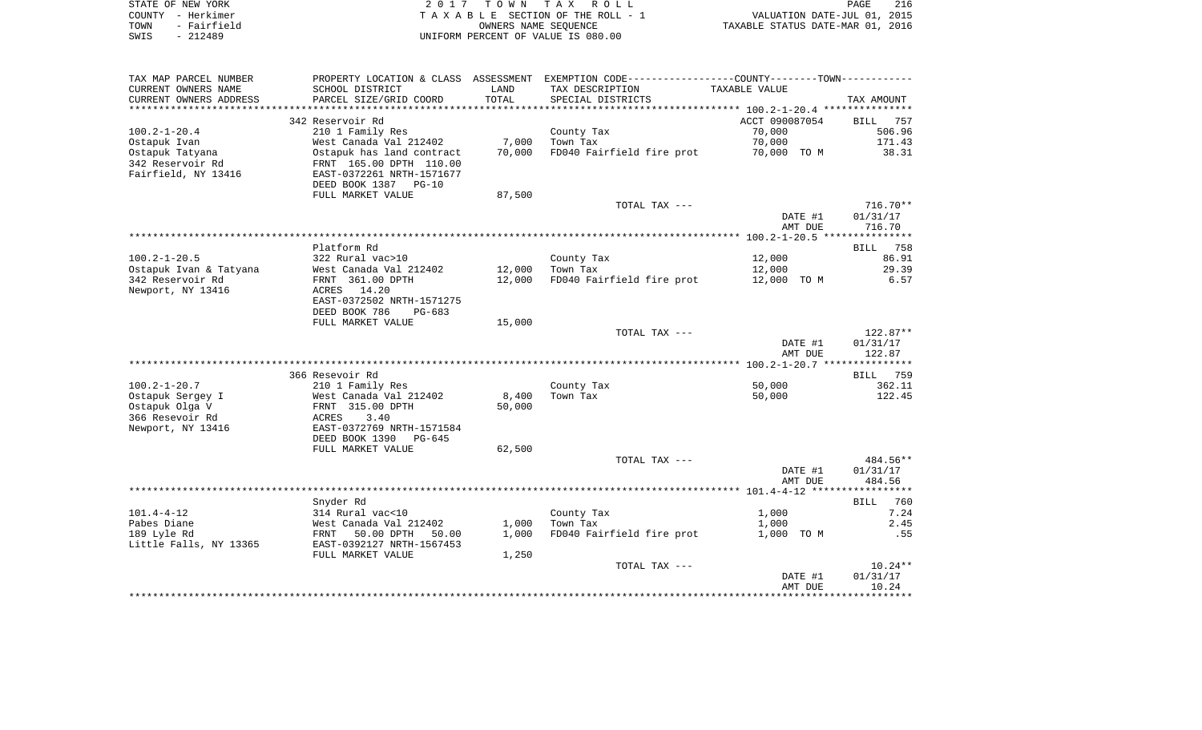STATE OF NEW YORK
COUNTY - Herkimer
TOWN - Fairfield
SWIS - 212489

2017 TOWN TAX ROLL
TAXABLE SECTION OF THE ROLL - 1
OWNERS NAME SEQUENCE
UNIFORM PERCENT OF VALUE IS 080.00

VALUATION DATE-JUL 01, 2015
TAXABLE STATUS DATE-MAR 01, 2016

| TAX MAP PARCEL NUMBER<br>CURRENT OWNERS NAME<br>CURRENT OWNERS ADDRESS | PROPERTY LOCATION & CLASS<br>SCHOOL DISTRICT<br>PARCEL SIZE/GRID COORD | ASSESSMENT<br>LAND<br>TOTAL | EXEMPTION CODE----COUNTY----TOWN<br>TAX DESCRIPTION<br>SPECIAL DISTRICTS | TAXABLE VALUE | TAX AMOUNT |
|---|---|---|---|---|---|
| **100.2-1-20.4** | 342 Reservoir Rd | | | ACCT 090087054 | BILL 757 |
| 100.2-1-20.4 | 210 1 Family Res | | County Tax | 70,000 | 506.96 |
| Ostapuk Ivan | West Canada Val 212402 | 7,000 | Town Tax | 70,000 | 171.43 |
| Ostapuk Tatyana | Ostapuk has land contract | 70,000 | FD040 Fairfield fire prot | 70,000 TO M | 38.31 |
| 342 Reservoir Rd | FRNT 165.00 DPTH 110.00 | | | | |
| Fairfield, NY 13416 | EAST-0372261 NRTH-1571677 | | | | |
| | DEED BOOK 1387 PG-10 | | | | |
| | FULL MARKET VALUE | 87,500 | | | |
| | | | TOTAL TAX --- | | 716.70** |
| | | | | DATE #1 | 01/31/17 |
| | | | | AMT DUE | 716.70 |
| **100.2-1-20.5** | Platform Rd | | | | BILL 758 |
| 100.2-1-20.5 | 322 Rural vac>10 | | County Tax | 12,000 | 86.91 |
| Ostapuk Ivan & Tatyana | West Canada Val 212402 | 12,000 | Town Tax | 12,000 | 29.39 |
| 342 Reservoir Rd | FRNT 361.00 DPTH | 12,000 | FD040 Fairfield fire prot | 12,000 TO M | 6.57 |
| Newport, NY 13416 | ACRES 14.20 | | | | |
| | EAST-0372502 NRTH-1571275 | | | | |
| | DEED BOOK 786 PG-683 | | | | |
| | FULL MARKET VALUE | 15,000 | | | |
| | | | TOTAL TAX --- | | 122.87** |
| | | | | DATE #1 | 01/31/17 |
| | | | | AMT DUE | 122.87 |
| **100.2-1-20.7** | 366 Resevoir Rd | | | | BILL 759 |
| 100.2-1-20.7 | 210 1 Family Res | | County Tax | 50,000 | 362.11 |
| Ostapuk Sergey I | West Canada Val 212402 | 8,400 | Town Tax | 50,000 | 122.45 |
| Ostapuk Olga V | FRNT 315.00 DPTH | 50,000 | | | |
| 366 Resevoir Rd | ACRES 3.40 | | | | |
| Newport, NY 13416 | EAST-0372769 NRTH-1571584 | | | | |
| | DEED BOOK 1390 PG-645 | | | | |
| | FULL MARKET VALUE | 62,500 | | | |
| | | | TOTAL TAX --- | | 484.56** |
| | | | | DATE #1 | 01/31/17 |
| | | | | AMT DUE | 484.56 |
| **101.4-4-12** | Snyder Rd | | | | BILL 760 |
| 101.4-4-12 | 314 Rural vac<10 | | County Tax | 1,000 | 7.24 |
| Pabes Diane | West Canada Val 212402 | 1,000 | Town Tax | 1,000 | 2.45 |
| 189 Lyle Rd | FRNT 50.00 DPTH 50.00 | 1,000 | FD040 Fairfield fire prot | 1,000 TO M | .55 |
| Little Falls, NY 13365 | EAST-0392127 NRTH-1567453 | | | | |
| | FULL MARKET VALUE | 1,250 | | | |
| | | | TOTAL TAX --- | | 10.24** |
| | | | | DATE #1 | 01/31/17 |
| | | | | AMT DUE | 10.24 |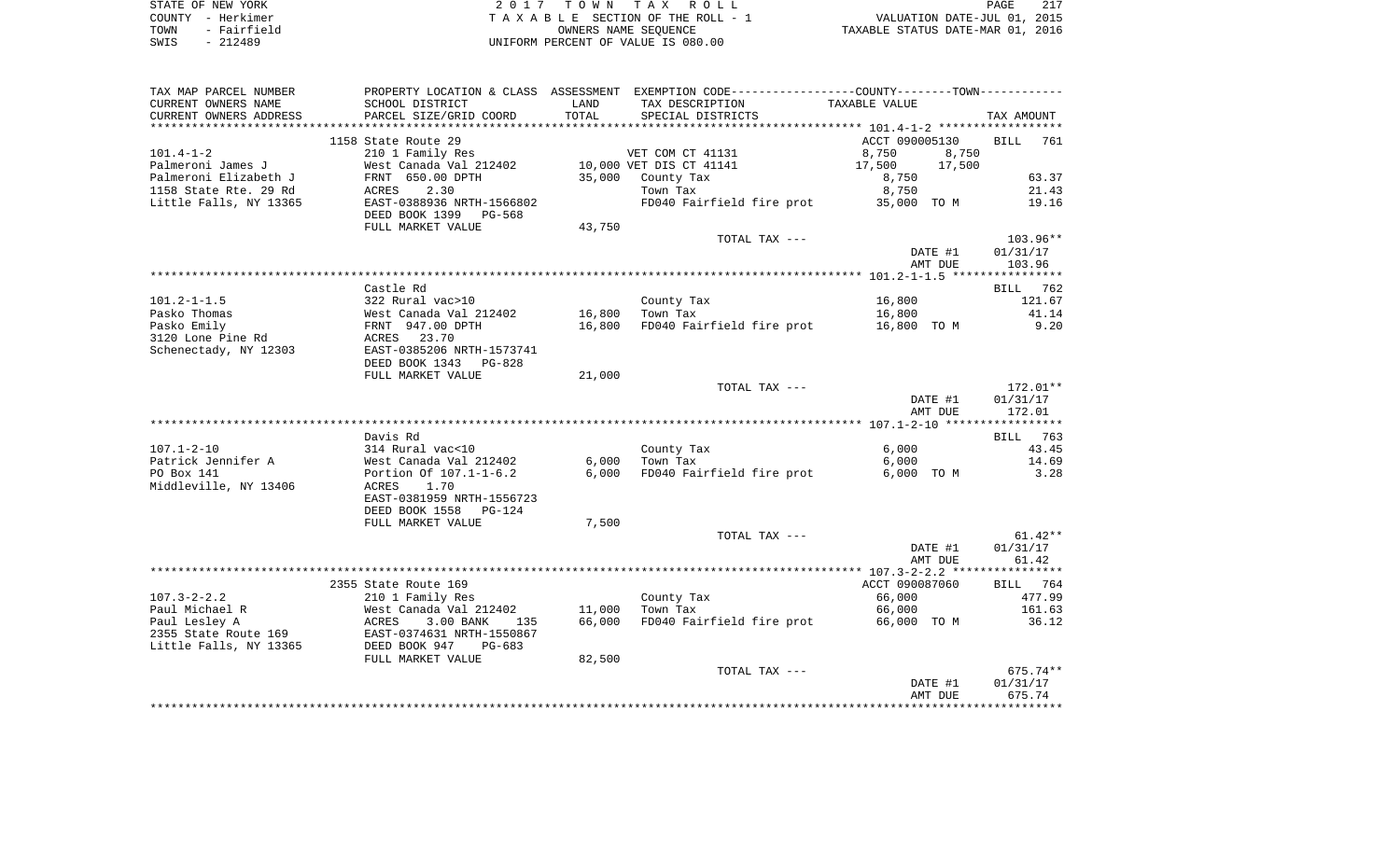STATE OF NEW YORK
COUNTY - Herkimer
TOWN - Fairfield
SWIS - 212489

2017 TOWN TAX ROLL
TAXABLE SECTION OF THE ROLL - 1
OWNERS NAME SEQUENCE
UNIFORM PERCENT OF VALUE IS 080.00

VALUATION DATE-JUL 01, 2015
TAXABLE STATUS DATE-MAR 01, 2016

| TAX MAP PARCEL NUMBER / CURRENT OWNERS NAME / CURRENT OWNERS ADDRESS | PROPERTY LOCATION & CLASS / SCHOOL DISTRICT / PARCEL SIZE/GRID COORD | ASSESSMENT LAND / TOTAL | EXEMPTION CODE / TAX DESCRIPTION / SPECIAL DISTRICTS | COUNTY / TOWN TAXABLE VALUE | TAX AMOUNT |
|---|---|---|---|---|---|
| **101.4-1-2** | 1158 State Route 29 | | | ACCT 090005130 | BILL 761 |
| 101.4-1-2 | 210 1 Family Res | | VET COM CT 41131 | 8,750 8,750 | |
| Palmeroni James J | West Canada Val 212402 | 10,000 | VET DIS CT 41141 | 17,500 17,500 | |
| Palmeroni Elizabeth J | FRNT 650.00 DPTH | 35,000 | County Tax | 8,750 | 63.37 |
| 1158 State Rte. 29 Rd | ACRES 2.30 | | Town Tax | 8,750 | 21.43 |
| Little Falls, NY 13365 | EAST-0388936 NRTH-1566802 | | FD040 Fairfield fire prot | 35,000 TO M | 19.16 |
| | DEED BOOK 1399 PG-568 | | | | |
| | FULL MARKET VALUE | 43,750 | | | |
| | | | TOTAL TAX --- | | 103.96** |
| | | | | DATE #1 | 01/31/17 |
| | | | | AMT DUE | 103.96 |
| **101.2-1-1.5** | Castle Rd | | | | BILL 762 |
| 101.2-1-1.5 | 322 Rural vac>10 | | County Tax | 16,800 | 121.67 |
| Pasko Thomas | West Canada Val 212402 | 16,800 | Town Tax | 16,800 | 41.14 |
| Pasko Emily | FRNT 947.00 DPTH | 16,800 | FD040 Fairfield fire prot | 16,800 TO M | 9.20 |
| 3120 Lone Pine Rd | ACRES 23.70 | | | | |
| Schenectady, NY 12303 | EAST-0385206 NRTH-1573741 | | | | |
| | DEED BOOK 1343 PG-828 | | | | |
| | FULL MARKET VALUE | 21,000 | | | |
| | | | TOTAL TAX --- | | 172.01** |
| | | | | DATE #1 | 01/31/17 |
| | | | | AMT DUE | 172.01 |
| **107.1-2-10** | Davis Rd | | | | BILL 763 |
| 107.1-2-10 | 314 Rural vac<10 | | County Tax | 6,000 | 43.45 |
| Patrick Jennifer A | West Canada Val 212402 | 6,000 | Town Tax | 6,000 | 14.69 |
| PO Box 141 | Portion Of 107.1-1-6.2 | 6,000 | FD040 Fairfield fire prot | 6,000 TO M | 3.28 |
| Middleville, NY 13406 | ACRES 1.70 | | | | |
| | EAST-0381959 NRTH-1556723 | | | | |
| | DEED BOOK 1558 PG-124 | | | | |
| | FULL MARKET VALUE | 7,500 | | | |
| | | | TOTAL TAX --- | | 61.42** |
| | | | | DATE #1 | 01/31/17 |
| | | | | AMT DUE | 61.42 |
| **107.3-2-2.2** | 2355 State Route 169 | | | ACCT 090087060 | BILL 764 |
| 107.3-2-2.2 | 210 1 Family Res | | County Tax | 66,000 | 477.99 |
| Paul Michael R | West Canada Val 212402 | 11,000 | Town Tax | 66,000 | 161.63 |
| Paul Lesley A | ACRES 3.00 BANK 135 | 66,000 | FD040 Fairfield fire prot | 66,000 TO M | 36.12 |
| 2355 State Route 169 | EAST-0374631 NRTH-1550867 | | | | |
| Little Falls, NY 13365 | DEED BOOK 947 PG-683 | | | | |
| | FULL MARKET VALUE | 82,500 | | | |
| | | | TOTAL TAX --- | | 675.74** |
| | | | | DATE #1 | 01/31/17 |
| | | | | AMT DUE | 675.74 |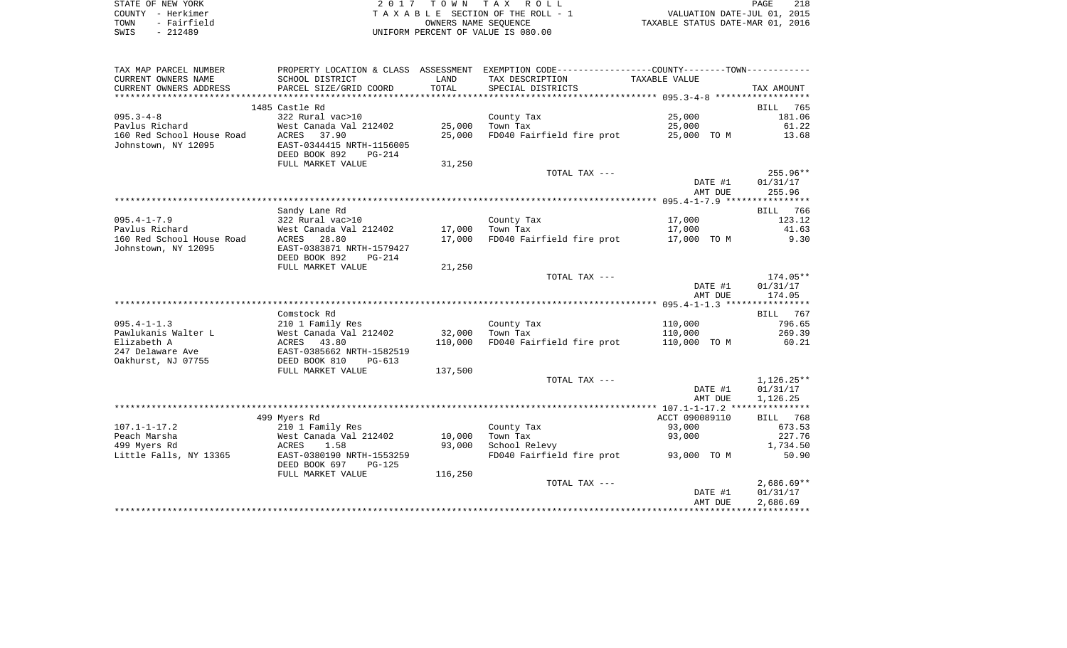STATE OF NEW YORK
COUNTY - Herkimer
TOWN - Fairfield
SWIS - 212489

2 0 1 7 T O W N T A X R O L L
T A X A B L E SECTION OF THE ROLL - 1
OWNERS NAME SEQUENCE
UNIFORM PERCENT OF VALUE IS 080.00

VALUATION DATE-JUL 01, 2015
TAXABLE STATUS DATE-MAR 01, 2016

| TAX MAP PARCEL NUMBER / CURRENT OWNERS NAME / CURRENT OWNERS ADDRESS | PROPERTY LOCATION & CLASS / SCHOOL DISTRICT / PARCEL SIZE/GRID COORD | ASSESSMENT LAND | TOTAL | EXEMPTION CODE / TAX DESCRIPTION / SPECIAL DISTRICTS | COUNTY--------TOWN TAXABLE VALUE | TAX AMOUNT |
|---|---|---|---|---|---|---|
| | 1485 Castle Rd | | | | | BILL 765 |
| 095.3-4-8 | 322 Rural vac>10 | | | County Tax | 25,000 | 181.06 |
| Pavlus Richard | West Canada Val 212402 | 25,000 | | Town Tax | 25,000 | 61.22 |
| 160 Red School House Road | ACRES 37.90 | | 25,000 | FD040 Fairfield fire prot | 25,000 TO M | 13.68 |
| Johnstown, NY 12095 | EAST-0344415 NRTH-1156005 | | | | | |
| | DEED BOOK 892 PG-214 | | | | | |
| | FULL MARKET VALUE | 31,250 | | | | |
| | | | | TOTAL TAX --- | | 255.96** |
| | | | | | DATE #1 | 01/31/17 |
| | | | | | AMT DUE | 255.96 |
| | Sandy Lane Rd | | | | | BILL 766 |
| 095.4-1-7.9 | 322 Rural vac>10 | | | County Tax | 17,000 | 123.12 |
| Pavlus Richard | West Canada Val 212402 | 17,000 | | Town Tax | 17,000 | 41.63 |
| 160 Red School House Road | ACRES 28.80 | | 17,000 | FD040 Fairfield fire prot | 17,000 TO M | 9.30 |
| Johnstown, NY 12095 | EAST-0383871 NRTH-1579427 | | | | | |
| | DEED BOOK 892 PG-214 | | | | | |
| | FULL MARKET VALUE | 21,250 | | | | |
| | | | | TOTAL TAX --- | | 174.05** |
| | | | | | DATE #1 | 01/31/17 |
| | | | | | AMT DUE | 174.05 |
| | Comstock Rd | | | | | BILL 767 |
| 095.4-1-1.3 | 210 1 Family Res | | | County Tax | 110,000 | 796.65 |
| Pawlukanis Walter L | West Canada Val 212402 | 32,000 | | Town Tax | 110,000 | 269.39 |
| Elizabeth A | ACRES 43.80 | | 110,000 | FD040 Fairfield fire prot | 110,000 TO M | 60.21 |
| 247 Delaware Ave | EAST-0385662 NRTH-1582519 | | | | | |
| Oakhurst, NJ 07755 | DEED BOOK 810 PG-613 | | | | | |
| | FULL MARKET VALUE | 137,500 | | | | |
| | | | | TOTAL TAX --- | | 1,126.25** |
| | | | | | DATE #1 | 01/31/17 |
| | | | | | AMT DUE | 1,126.25 |
| | 499 Myers Rd | | | | ACCT 090089110 | BILL 768 |
| 107.1-1-17.2 | 210 1 Family Res | | | County Tax | 93,000 | 673.53 |
| Peach Marsha | West Canada Val 212402 | 10,000 | | Town Tax | 93,000 | 227.76 |
| 499 Myers Rd | ACRES 1.58 | | 93,000 | School Relevy | | 1,734.50 |
| Little Falls, NY 13365 | EAST-0380190 NRTH-1553259 | | | FD040 Fairfield fire prot | 93,000 TO M | 50.90 |
| | DEED BOOK 697 PG-125 | | | | | |
| | FULL MARKET VALUE | 116,250 | | | | |
| | | | | TOTAL TAX --- | | 2,686.69** |
| | | | | | DATE #1 | 01/31/17 |
| | | | | | AMT DUE | 2,686.69 |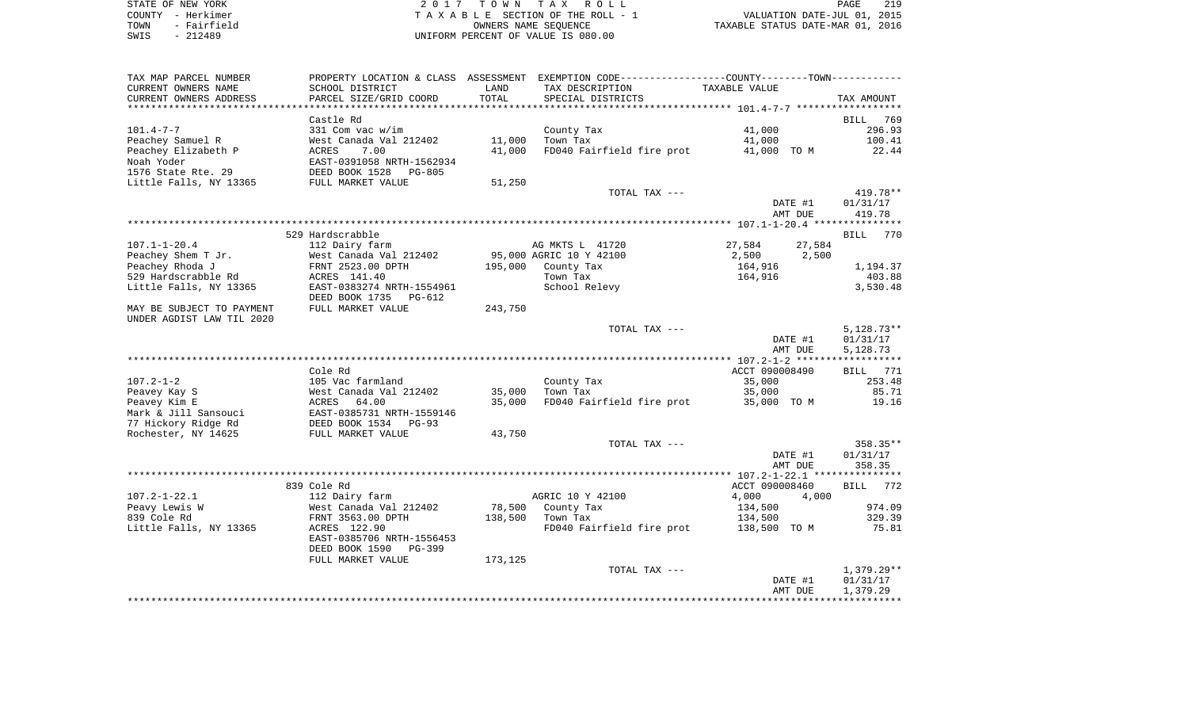STATE OF NEW YORK — 2017 TOWN TAX ROLL
COUNTY - Herkimer — TAXABLE SECTION OF THE ROLL - 1 — VALUATION DATE-JUL 01, 2015
TOWN - Fairfield — OWNERS NAME SEQUENCE — TAXABLE STATUS DATE-MAR 01, 2016
SWIS - 212489 — UNIFORM PERCENT OF VALUE IS 080.00

| TAX MAP PARCEL NUMBER / CURRENT OWNERS NAME / CURRENT OWNERS ADDRESS | PROPERTY LOCATION & CLASS / SCHOOL DISTRICT / PARCEL SIZE/GRID COORD | ASSESSMENT LAND / TOTAL | EXEMPTION CODE / TAX DESCRIPTION / SPECIAL DISTRICTS | COUNTY | TOWN | TAXABLE VALUE | TAX AMOUNT |
|---|---|---|---|---|---|---|---|
| **101.4-7-7** | Castle Rd | | | | | | BILL 769 |
| 101.4-7-7 | 331 Com vac w/im | | County Tax | | | 41,000 | 296.93 |
| Peachey Samuel R | West Canada Val 212402 | 11,000 | Town Tax | | | 41,000 | 100.41 |
| Peachey Elizabeth P | ACRES 7.00 | 41,000 | FD040 Fairfield fire prot | | | 41,000 TO M | 22.44 |
| Noah Yoder | EAST-0391058 NRTH-1562934 | | | | | | |
| 1576 State Rte. 29 | DEED BOOK 1528 PG-805 | | | | | | |
| Little Falls, NY 13365 | FULL MARKET VALUE | 51,250 | | | | | |
| | | | TOTAL TAX --- | | | | 419.78** |
| | | | | | | DATE #1 | 01/31/17 |
| | | | | | | AMT DUE | 419.78 |
| **107.1-1-20.4** | 529 Hardscrabble | | | | | | BILL 770 |
| 107.1-1-20.4 | 112 Dairy farm | | AG MKTS L 41720 | 27,584 | 27,584 | | |
| Peachey Shem T Jr. | West Canada Val 212402 | 95,000 | AGRIC 10 Y 42100 | 2,500 | 2,500 | | |
| Peachey Rhoda J | FRNT 2523.00 DPTH | 195,000 | County Tax | | | 164,916 | 1,194.37 |
| 529 Hardscrabble Rd | ACRES 141.40 | | Town Tax | | | 164,916 | 403.88 |
| Little Falls, NY 13365 | EAST-0383274 NRTH-1554961 | | School Relevy | | | | 3,530.48 |
| | DEED BOOK 1735 PG-612 | | | | | | |
| MAY BE SUBJECT TO PAYMENT UNDER AGDIST LAW TIL 2020 | FULL MARKET VALUE | 243,750 | | | | | |
| | | | TOTAL TAX --- | | | | 5,128.73** |
| | | | | | | DATE #1 | 01/31/17 |
| | | | | | | AMT DUE | 5,128.73 |
| **107.2-1-2** | Cole Rd | | | | | ACCT 090008490 | BILL 771 |
| 107.2-1-2 | 105 Vac farmland | | County Tax | | | 35,000 | 253.48 |
| Peavey Kay S | West Canada Val 212402 | 35,000 | Town Tax | | | 35,000 | 85.71 |
| Peavey Kim E | ACRES 64.00 | 35,000 | FD040 Fairfield fire prot | | | 35,000 TO M | 19.16 |
| Mark & Jill Sansouci | EAST-0385731 NRTH-1559146 | | | | | | |
| 77 Hickory Ridge Rd | DEED BOOK 1534 PG-93 | | | | | | |
| Rochester, NY 14625 | FULL MARKET VALUE | 43,750 | | | | | |
| | | | TOTAL TAX --- | | | | 358.35** |
| | | | | | | DATE #1 | 01/31/17 |
| | | | | | | AMT DUE | 358.35 |
| **107.2-1-22.1** | 839 Cole Rd | | | | | ACCT 090008460 | BILL 772 |
| 107.2-1-22.1 | 112 Dairy farm | | AGRIC 10 Y 42100 | 4,000 | 4,000 | | |
| Peavy Lewis W | West Canada Val 212402 | 78,500 | County Tax | | | 134,500 | 974.09 |
| 839 Cole Rd | FRNT 3563.00 DPTH | 138,500 | Town Tax | | | 134,500 | 329.39 |
| Little Falls, NY 13365 | ACRES 122.90 | | FD040 Fairfield fire prot | | | 138,500 TO M | 75.81 |
| | EAST-0385706 NRTH-1556453 | | | | | | |
| | DEED BOOK 1590 PG-399 | | | | | | |
| | FULL MARKET VALUE | 173,125 | | | | | |
| | | | TOTAL TAX --- | | | | 1,379.29** |
| | | | | | | DATE #1 | 01/31/17 |
| | | | | | | AMT DUE | 1,379.29 |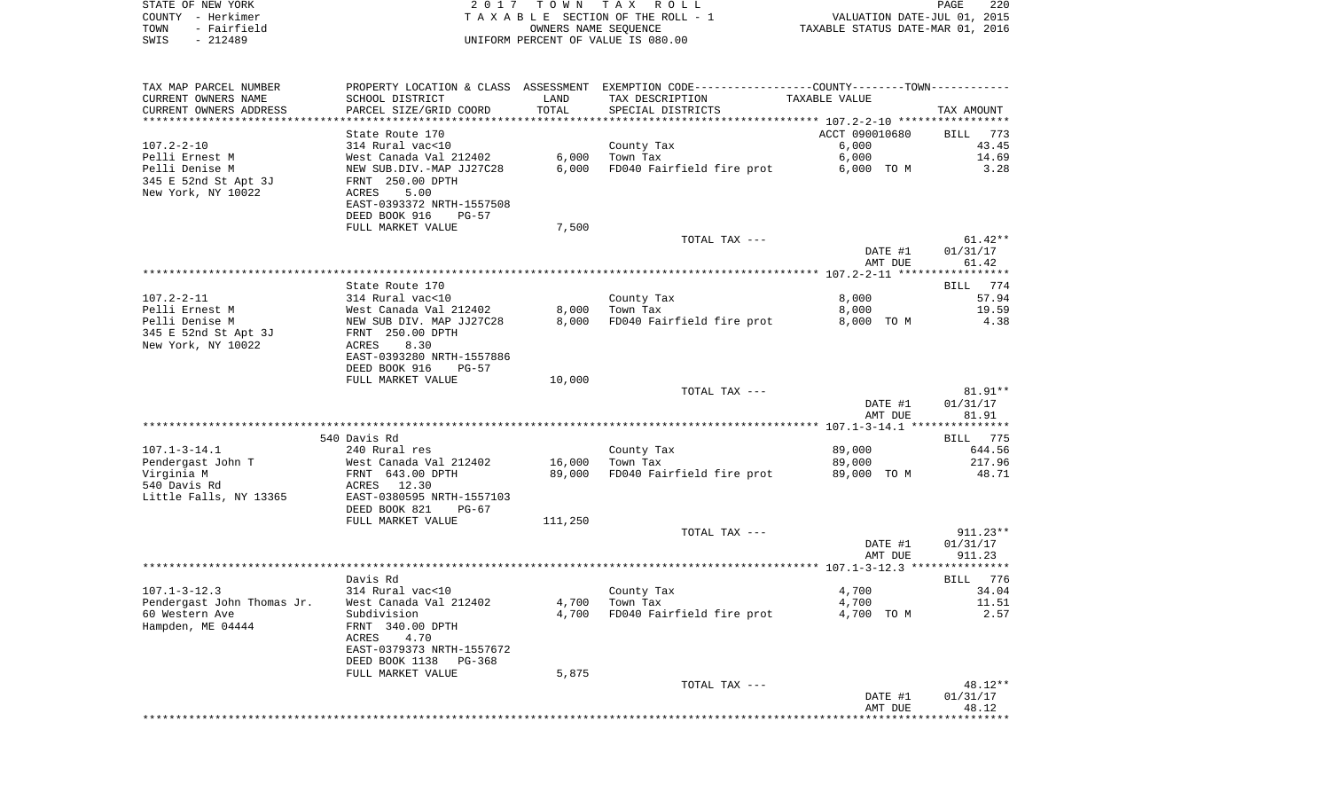STATE OF NEW YORK
COUNTY - Herkimer
TOWN - Fairfield
SWIS - 212489

2017 TOWN TAX ROLL
TAXABLE SECTION OF THE ROLL - 1
OWNERS NAME SEQUENCE
UNIFORM PERCENT OF VALUE IS 080.00

VALUATION DATE-JUL 01, 2015
TAXABLE STATUS DATE-MAR 01, 2016

| TAX MAP PARCEL NUMBER / CURRENT OWNERS NAME / CURRENT OWNERS ADDRESS | PROPERTY LOCATION & CLASS / SCHOOL DISTRICT / PARCEL SIZE/GRID COORD | ASSESSMENT LAND | TOTAL | EXEMPTION CODE / TAX DESCRIPTION / SPECIAL DISTRICTS | TAXABLE VALUE | TAX AMOUNT |
|---|---|---|---|---|---|---|
| **107.2-2-10** | State Route 170 | | | | ACCT 090010680 | BILL 773 |
| 107.2-2-10 | 314 Rural vac<10 | | | County Tax | 6,000 | 43.45 |
| Pelli Ernest M | West Canada Val 212402 | 6,000 | | Town Tax | 6,000 | 14.69 |
| Pelli Denise M | NEW SUB.DIV.-MAP JJ27C28 | | 6,000 | FD040 Fairfield fire prot | 6,000 TO M | 3.28 |
| 345 E 52nd St Apt 3J | FRNT 250.00 DPTH | | | | | |
| New York, NY 10022 | ACRES 5.00 | | | | | |
| | EAST-0393372 NRTH-1557508 | | | | | |
| | DEED BOOK 916 PG-57 | | | | | |
| | FULL MARKET VALUE | 7,500 | | | | |
| | | | | TOTAL TAX --- | | 61.42** |
| | | | | | DATE #1 | 01/31/17 |
| | | | | | AMT DUE | 61.42 |
| **107.2-2-11** | State Route 170 | | | | | BILL 774 |
| 107.2-2-11 | 314 Rural vac<10 | | | County Tax | 8,000 | 57.94 |
| Pelli Ernest M | West Canada Val 212402 | 8,000 | | Town Tax | 8,000 | 19.59 |
| Pelli Denise M | NEW SUB DIV. MAP JJ27C28 | | 8,000 | FD040 Fairfield fire prot | 8,000 TO M | 4.38 |
| 345 E 52nd St Apt 3J | FRNT 250.00 DPTH | | | | | |
| New York, NY 10022 | ACRES 8.30 | | | | | |
| | EAST-0393280 NRTH-1557886 | | | | | |
| | DEED BOOK 916 PG-57 | | | | | |
| | FULL MARKET VALUE | 10,000 | | | | |
| | | | | TOTAL TAX --- | | 81.91** |
| | | | | | DATE #1 | 01/31/17 |
| | | | | | AMT DUE | 81.91 |
| **107.1-3-14.1** | 540 Davis Rd | | | | | BILL 775 |
| 107.1-3-14.1 | 240 Rural res | | | County Tax | 89,000 | 644.56 |
| Pendergast John T | West Canada Val 212402 | 16,000 | | Town Tax | 89,000 | 217.96 |
| Virginia M | FRNT 643.00 DPTH | | 89,000 | FD040 Fairfield fire prot | 89,000 TO M | 48.71 |
| 540 Davis Rd | ACRES 12.30 | | | | | |
| Little Falls, NY 13365 | EAST-0380595 NRTH-1557103 | | | | | |
| | DEED BOOK 821 PG-67 | | | | | |
| | FULL MARKET VALUE | 111,250 | | | | |
| | | | | TOTAL TAX --- | | 911.23** |
| | | | | | DATE #1 | 01/31/17 |
| | | | | | AMT DUE | 911.23 |
| **107.1-3-12.3** | Davis Rd | | | | | BILL 776 |
| 107.1-3-12.3 | 314 Rural vac<10 | | | County Tax | 4,700 | 34.04 |
| Pendergast John Thomas Jr. | West Canada Val 212402 | 4,700 | | Town Tax | 4,700 | 11.51 |
| 60 Western Ave | Subdivision | | 4,700 | FD040 Fairfield fire prot | 4,700 TO M | 2.57 |
| Hampden, ME 04444 | FRNT 340.00 DPTH | | | | | |
| | ACRES 4.70 | | | | | |
| | EAST-0379373 NRTH-1557672 | | | | | |
| | DEED BOOK 1138 PG-368 | | | | | |
| | FULL MARKET VALUE | 5,875 | | | | |
| | | | | TOTAL TAX --- | | 48.12** |
| | | | | | DATE #1 | 01/31/17 |
| | | | | | AMT DUE | 48.12 |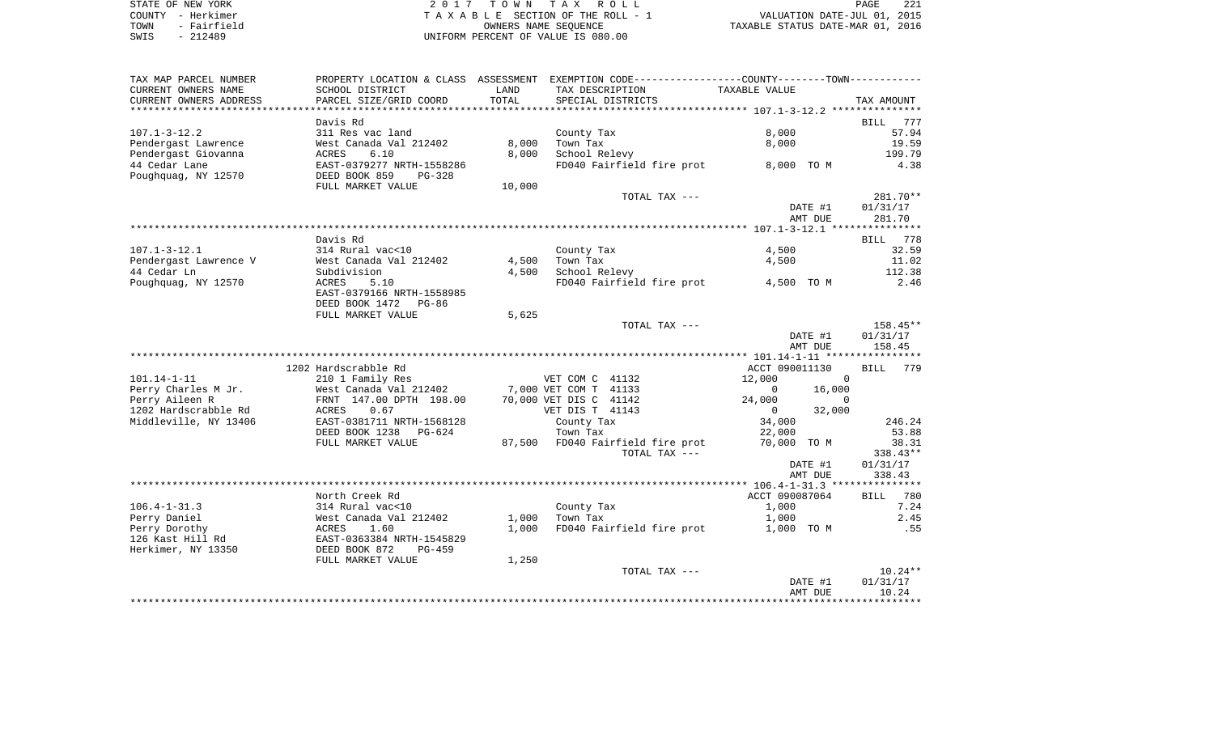STATE OF NEW YORK
COUNTY - Herkimer
TOWN - Fairfield
SWIS - 212489

2 0 1 7 T O W N T A X R O L L
T A X A B L E SECTION OF THE ROLL - 1
OWNERS NAME SEQUENCE
UNIFORM PERCENT OF VALUE IS 080.00

VALUATION DATE-JUL 01, 2015
TAXABLE STATUS DATE-MAR 01, 2016

| TAX MAP PARCEL NUMBER / CURRENT OWNERS NAME / CURRENT OWNERS ADDRESS | PROPERTY LOCATION & CLASS / SCHOOL DISTRICT / PARCEL SIZE/GRID COORD | ASSESSMENT LAND / TOTAL | EXEMPTION CODE / TAX DESCRIPTION / SPECIAL DISTRICTS | COUNTY / TOWN TAXABLE VALUE | TAX AMOUNT |
|---|---|---|---|---|---|
| 107.1-3-12.2 | Davis Rd | | | | BILL 777 |
| 107.1-3-12.2 | 311 Res vac land | | County Tax | 8,000 | 57.94 |
| Pendergast Lawrence | West Canada Val 212402 | 8,000 | Town Tax | 8,000 | 19.59 |
| Pendergast Giovanna | ACRES 6.10 | 8,000 | School Relevy | | 199.79 |
| 44 Cedar Lane | EAST-0379277 NRTH-1558286 | | FD040 Fairfield fire prot | 8,000 TO M | 4.38 |
| Poughquag, NY 12570 | DEED BOOK 859 PG-328 | | | | |
| | FULL MARKET VALUE | 10,000 | | | |
| | | | TOTAL TAX --- | | 281.70** |
| | | | | DATE #1 | 01/31/17 |
| | | | | AMT DUE | 281.70 |
| 107.1-3-12.1 | Davis Rd | | | | BILL 778 |
| 107.1-3-12.1 | 314 Rural vac<10 | | County Tax | 4,500 | 32.59 |
| Pendergast Lawrence V | West Canada Val 212402 | 4,500 | Town Tax | 4,500 | 11.02 |
| 44 Cedar Ln | Subdivision | 4,500 | School Relevy | | 112.38 |
| Poughquag, NY 12570 | ACRES 5.10 | | FD040 Fairfield fire prot | 4,500 TO M | 2.46 |
| | EAST-0379166 NRTH-1558985 | | | | |
| | DEED BOOK 1472 PG-86 | | | | |
| | FULL MARKET VALUE | 5,625 | | | |
| | | | TOTAL TAX --- | | 158.45** |
| | | | | DATE #1 | 01/31/17 |
| | | | | AMT DUE | 158.45 |
| 101.14-1-11 | 1202 Hardscrabble Rd | | | ACCT 090011130 | BILL 779 |
| 101.14-1-11 | 210 1 Family Res | | VET COM C 41132 | 12,000 / 0 | |
| Perry Charles M Jr. | West Canada Val 212402 | 7,000 | VET COM T 41133 | 0 / 16,000 | |
| Perry Aileen R | FRNT 147.00 DPTH 198.00 | 70,000 | VET DIS C 41142 | 24,000 / 0 | |
| 1202 Hardscrabble Rd | ACRES 0.67 | | VET DIS T 41143 | 0 / 32,000 | |
| Middleville, NY 13406 | EAST-0381711 NRTH-1568128 | | County Tax | 34,000 | 246.24 |
| | DEED BOOK 1238 PG-624 | | Town Tax | 22,000 | 53.88 |
| | FULL MARKET VALUE | 87,500 | FD040 Fairfield fire prot | 70,000 TO M | 38.31 |
| | | | TOTAL TAX --- | | 338.43** |
| | | | | DATE #1 | 01/31/17 |
| | | | | AMT DUE | 338.43 |
| 106.4-1-31.3 | North Creek Rd | | | ACCT 090087064 | BILL 780 |
| 106.4-1-31.3 | 314 Rural vac<10 | | County Tax | 1,000 | 7.24 |
| Perry Daniel | West Canada Val 212402 | 1,000 | Town Tax | 1,000 | 2.45 |
| Perry Dorothy | ACRES 1.60 | 1,000 | FD040 Fairfield fire prot | 1,000 TO M | .55 |
| 126 Kast Hill Rd | EAST-0363384 NRTH-1545829 | | | | |
| Herkimer, NY 13350 | DEED BOOK 872 PG-459 | | | | |
| | FULL MARKET VALUE | 1,250 | | | |
| | | | TOTAL TAX --- | | 10.24** |
| | | | | DATE #1 | 01/31/17 |
| | | | | AMT DUE | 10.24 |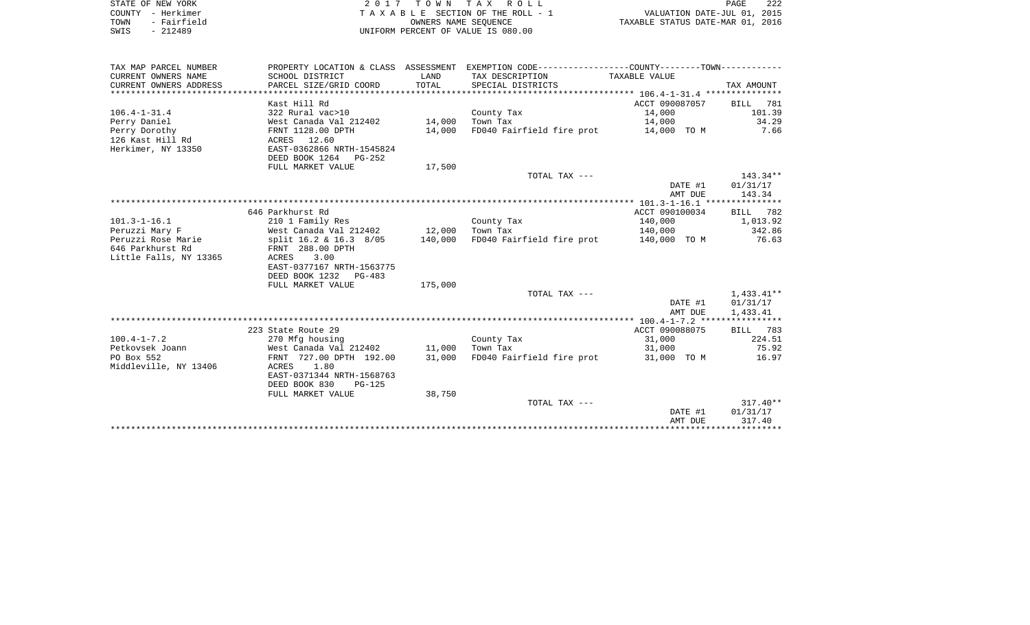STATE OF NEW YORK — 2017 TOWN TAX ROLL
COUNTY - Herkimer — TAXABLE SECTION OF THE ROLL - 1 — VALUATION DATE-JUL 01, 2015
TOWN - Fairfield — OWNERS NAME SEQUENCE — TAXABLE STATUS DATE-MAR 01, 2016
SWIS - 212489 — UNIFORM PERCENT OF VALUE IS 080.00

| TAX MAP PARCEL NUMBER / CURRENT OWNERS NAME / CURRENT OWNERS ADDRESS | PROPERTY LOCATION & CLASS / SCHOOL DISTRICT / PARCEL SIZE/GRID COORD | ASSESSMENT LAND | TOTAL | EXEMPTION CODE / TAX DESCRIPTION / SPECIAL DISTRICTS | TAXABLE VALUE | TAX AMOUNT |
|---|---|---|---|---|---|---|
| 106.4-1-31.4 | Kast Hill Rd | | | | ACCT 090087057 | BILL 781 |
| Perry Daniel | 322 Rural vac>10 | | | County Tax | 14,000 | 101.39 |
| Perry Dorothy | West Canada Val 212402 | 14,000 | | Town Tax | 14,000 | 34.29 |
| 126 Kast Hill Rd | FRNT 1128.00 DPTH | | 14,000 | FD040 Fairfield fire prot | 14,000 TO M | 7.66 |
| Herkimer, NY 13350 | ACRES 12.60 | | | | | |
| | EAST-0362866 NRTH-1545824 | | | | | |
| | DEED BOOK 1264 PG-252 | | | | | |
| | FULL MARKET VALUE | 17,500 | | | | |
| | | | | TOTAL TAX --- | | 143.34** |
| | | | | | DATE #1 | 01/31/17 |
| | | | | | AMT DUE | 143.34 |
| 101.3-1-16.1 | 646 Parkhurst Rd | | | | ACCT 090100034 | BILL 782 |
| Peruzzi Mary F | 210 1 Family Res | | | County Tax | 140,000 | 1,013.92 |
| Peruzzi Rose Marie | West Canada Val 212402 | 12,000 | | Town Tax | 140,000 | 342.86 |
| 646 Parkhurst Rd | split 16.2 & 16.3 8/05 | | 140,000 | FD040 Fairfield fire prot | 140,000 TO M | 76.63 |
| Little Falls, NY 13365 | FRNT 288.00 DPTH | | | | | |
| | ACRES 3.00 | | | | | |
| | EAST-0377167 NRTH-1563775 | | | | | |
| | DEED BOOK 1232 PG-483 | | | | | |
| | FULL MARKET VALUE | 175,000 | | | | |
| | | | | TOTAL TAX --- | | 1,433.41** |
| | | | | | DATE #1 | 01/31/17 |
| | | | | | AMT DUE | 1,433.41 |
| 100.4-1-7.2 | 223 State Route 29 | | | | ACCT 090088075 | BILL 783 |
| Petkovsek Joann | 270 Mfg housing | | | County Tax | 31,000 | 224.51 |
| PO Box 552 | West Canada Val 212402 | 11,000 | | Town Tax | 31,000 | 75.92 |
| Middleville, NY 13406 | FRNT 727.00 DPTH 192.00 | | 31,000 | FD040 Fairfield fire prot | 31,000 TO M | 16.97 |
| | ACRES 1.80 | | | | | |
| | EAST-0371344 NRTH-1568763 | | | | | |
| | DEED BOOK 830 PG-125 | | | | | |
| | FULL MARKET VALUE | 38,750 | | | | |
| | | | | TOTAL TAX --- | | 317.40** |
| | | | | | DATE #1 | 01/31/17 |
| | | | | | AMT DUE | 317.40 |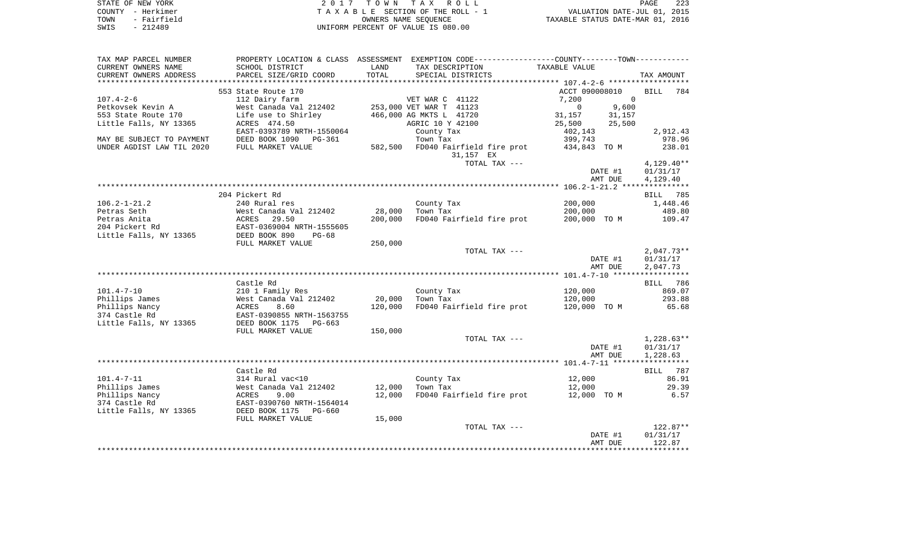STATE OF NEW YORK — COUNTY - Herkimer — TOWN - Fairfield — SWIS - 212489

2017 TOWN TAX ROLL
TAXABLE SECTION OF THE ROLL - 1
OWNERS NAME SEQUENCE
UNIFORM PERCENT OF VALUE IS 080.00

VALUATION DATE-JUL 01, 2015
TAXABLE STATUS DATE-MAR 01, 2016

| TAX MAP PARCEL NUMBER / CURRENT OWNERS NAME / CURRENT OWNERS ADDRESS | PROPERTY LOCATION & CLASS / SCHOOL DISTRICT / PARCEL SIZE/GRID COORD | ASSESSMENT LAND / TOTAL | EXEMPTION CODE / TAX DESCRIPTION / SPECIAL DISTRICTS | COUNTY TAXABLE VALUE | TOWN TAXABLE VALUE | TAX AMOUNT |
|---|---|---|---|---|---|---|
| **107.4-2-6** | 553 State Route 170 | | | ACCT 090008010 | | BILL 784 |
| | 112 Dairy farm | | VET WAR C 41122 | 7,200 | 0 | |
| Petkovsek Kevin A | West Canada Val 212402 | 253,000 | VET WAR T 41123 | 0 | 9,600 | |
| 553 State Route 170 | Life use to Shirley | 466,000 | AG MKTS L 41720 | 31,157 | 31,157 | |
| Little Falls, NY 13365 | ACRES 474.50 | | AGRIC 10 Y 42100 | 25,500 | 25,500 | |
| | EAST-0393789 NRTH-1550064 | | County Tax | 402,143 | | 2,912.43 |
| MAY BE SUBJECT TO PAYMENT | DEED BOOK 1090 PG-361 | | Town Tax | 399,743 | | 978.96 |
| UNDER AGDIST LAW TIL 2020 | FULL MARKET VALUE | 582,500 | FD040 Fairfield fire prot 31,157 EX | 434,843 TO M | | 238.01 |
| | | | TOTAL TAX --- | | | 4,129.40** |
| | | | | | DATE #1 | 01/31/17 |
| | | | | | AMT DUE | 4,129.40 |
| **106.2-1-21.2** | 204 Pickert Rd | | | | | BILL 785 |
| | 240 Rural res | | County Tax | 200,000 | | 1,448.46 |
| Petras Seth | West Canada Val 212402 | 28,000 | Town Tax | 200,000 | | 489.80 |
| Petras Anita | ACRES 29.50 | 200,000 | FD040 Fairfield fire prot | 200,000 TO M | | 109.47 |
| 204 Pickert Rd | EAST-0369004 NRTH-1555605 | | | | | |
| Little Falls, NY 13365 | DEED BOOK 890 PG-68 | | | | | |
| | FULL MARKET VALUE | 250,000 | | | | |
| | | | TOTAL TAX --- | | | 2,047.73** |
| | | | | | DATE #1 | 01/31/17 |
| | | | | | AMT DUE | 2,047.73 |
| **101.4-7-10** | Castle Rd | | | | | BILL 786 |
| | 210 1 Family Res | | County Tax | 120,000 | | 869.07 |
| Phillips James | West Canada Val 212402 | 20,000 | Town Tax | 120,000 | | 293.88 |
| Phillips Nancy | ACRES 8.60 | 120,000 | FD040 Fairfield fire prot | 120,000 TO M | | 65.68 |
| 374 Castle Rd | EAST-0390855 NRTH-1563755 | | | | | |
| Little Falls, NY 13365 | DEED BOOK 1175 PG-663 | | | | | |
| | FULL MARKET VALUE | 150,000 | | | | |
| | | | TOTAL TAX --- | | | 1,228.63** |
| | | | | | DATE #1 | 01/31/17 |
| | | | | | AMT DUE | 1,228.63 |
| **101.4-7-11** | Castle Rd | | | | | BILL 787 |
| | 314 Rural vac<10 | | County Tax | 12,000 | | 86.91 |
| Phillips James | West Canada Val 212402 | 12,000 | Town Tax | 12,000 | | 29.39 |
| Phillips Nancy | ACRES 9.00 | 12,000 | FD040 Fairfield fire prot | 12,000 TO M | | 6.57 |
| 374 Castle Rd | EAST-0390760 NRTH-1564014 | | | | | |
| Little Falls, NY 13365 | DEED BOOK 1175 PG-660 | | | | | |
| | FULL MARKET VALUE | 15,000 | | | | |
| | | | TOTAL TAX --- | | | 122.87** |
| | | | | | DATE #1 | 01/31/17 |
| | | | | | AMT DUE | 122.87 |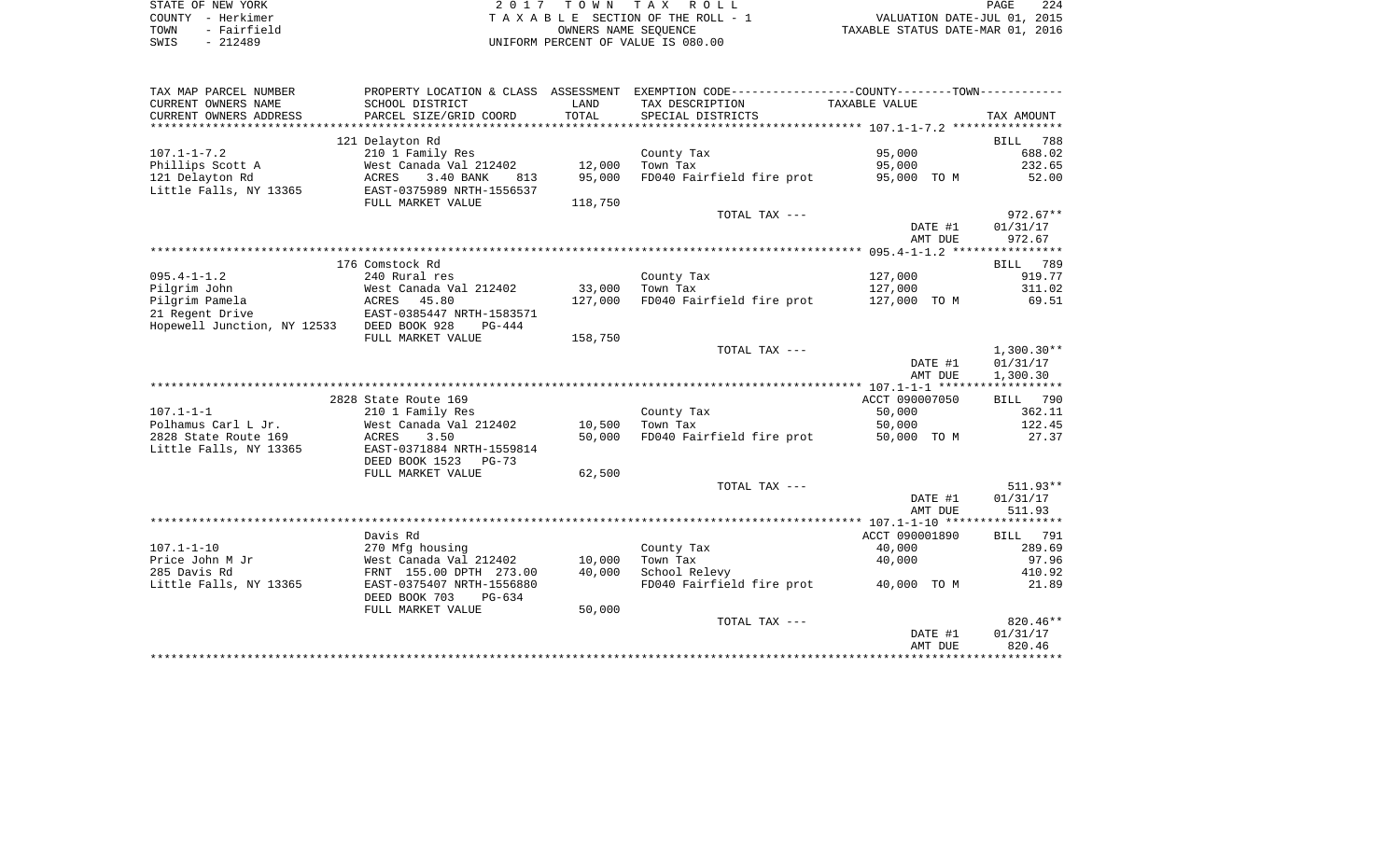STATE OF NEW YORK
COUNTY - Herkimer
TOWN - Fairfield
SWIS - 212489

2 0 1 7 T O W N T A X R O L L
T A X A B L E SECTION OF THE ROLL - 1
OWNERS NAME SEQUENCE
UNIFORM PERCENT OF VALUE IS 080.00

VALUATION DATE-JUL 01, 2015
TAXABLE STATUS DATE-MAR 01, 2016

| TAX MAP PARCEL NUMBER<br>CURRENT OWNERS NAME<br>CURRENT OWNERS ADDRESS | PROPERTY LOCATION & CLASS<br>SCHOOL DISTRICT<br>PARCEL SIZE/GRID COORD | ASSESSMENT<br>LAND<br>TOTAL | EXEMPTION CODE<br>TAX DESCRIPTION<br>SPECIAL DISTRICTS | COUNTY--------TOWN<br>TAXABLE VALUE | TAX AMOUNT |
|---|---|---|---|---|---|
| | 121 Delayton Rd | | | | BILL 788 |
| 107.1-1-7.2 | 210 1 Family Res | | County Tax | 95,000 | 688.02 |
| Phillips Scott A | West Canada Val 212402 | 12,000 | Town Tax | 95,000 | 232.65 |
| 121 Delayton Rd | ACRES 3.40 BANK 813 | 95,000 | FD040 Fairfield fire prot | 95,000 TO M | 52.00 |
| Little Falls, NY 13365 | EAST-0375989 NRTH-1556537 | | | | |
| | FULL MARKET VALUE | 118,750 | | | |
| | | | TOTAL TAX --- | | 972.67** |
| | | | | DATE #1 | 01/31/17 |
| | | | | AMT DUE | 972.67 |
| | 176 Comstock Rd | | | | BILL 789 |
| 095.4-1-1.2 | 240 Rural res | | County Tax | 127,000 | 919.77 |
| Pilgrim John | West Canada Val 212402 | 33,000 | Town Tax | 127,000 | 311.02 |
| Pilgrim Pamela | ACRES 45.80 | 127,000 | FD040 Fairfield fire prot | 127,000 TO M | 69.51 |
| 21 Regent Drive | EAST-0385447 NRTH-1583571 | | | | |
| Hopewell Junction, NY 12533 | DEED BOOK 928 PG-444 | | | | |
| | FULL MARKET VALUE | 158,750 | | | |
| | | | TOTAL TAX --- | | 1,300.30** |
| | | | | DATE #1 | 01/31/17 |
| | | | | AMT DUE | 1,300.30 |
| | 2828 State Route 169 | | | ACCT 090007050 | BILL 790 |
| 107.1-1-1 | 210 1 Family Res | | County Tax | 50,000 | 362.11 |
| Polhamus Carl L Jr. | West Canada Val 212402 | 10,500 | Town Tax | 50,000 | 122.45 |
| 2828 State Route 169 | ACRES 3.50 | 50,000 | FD040 Fairfield fire prot | 50,000 TO M | 27.37 |
| Little Falls, NY 13365 | EAST-0371884 NRTH-1559814 | | | | |
| | DEED BOOK 1523 PG-73 | | | | |
| | FULL MARKET VALUE | 62,500 | | | |
| | | | TOTAL TAX --- | | 511.93** |
| | | | | DATE #1 | 01/31/17 |
| | | | | AMT DUE | 511.93 |
| | Davis Rd | | | ACCT 090001890 | BILL 791 |
| 107.1-1-10 | 270 Mfg housing | | County Tax | 40,000 | 289.69 |
| Price John M Jr | West Canada Val 212402 | 10,000 | Town Tax | 40,000 | 97.96 |
| 285 Davis Rd | FRNT 155.00 DPTH 273.00 | 40,000 | School Relevy | | 410.92 |
| Little Falls, NY 13365 | EAST-0375407 NRTH-1556880 | | FD040 Fairfield fire prot | 40,000 TO M | 21.89 |
| | DEED BOOK 703 PG-634 | | | | |
| | FULL MARKET VALUE | 50,000 | | | |
| | | | TOTAL TAX --- | | 820.46** |
| | | | | DATE #1 | 01/31/17 |
| | | | | AMT DUE | 820.46 |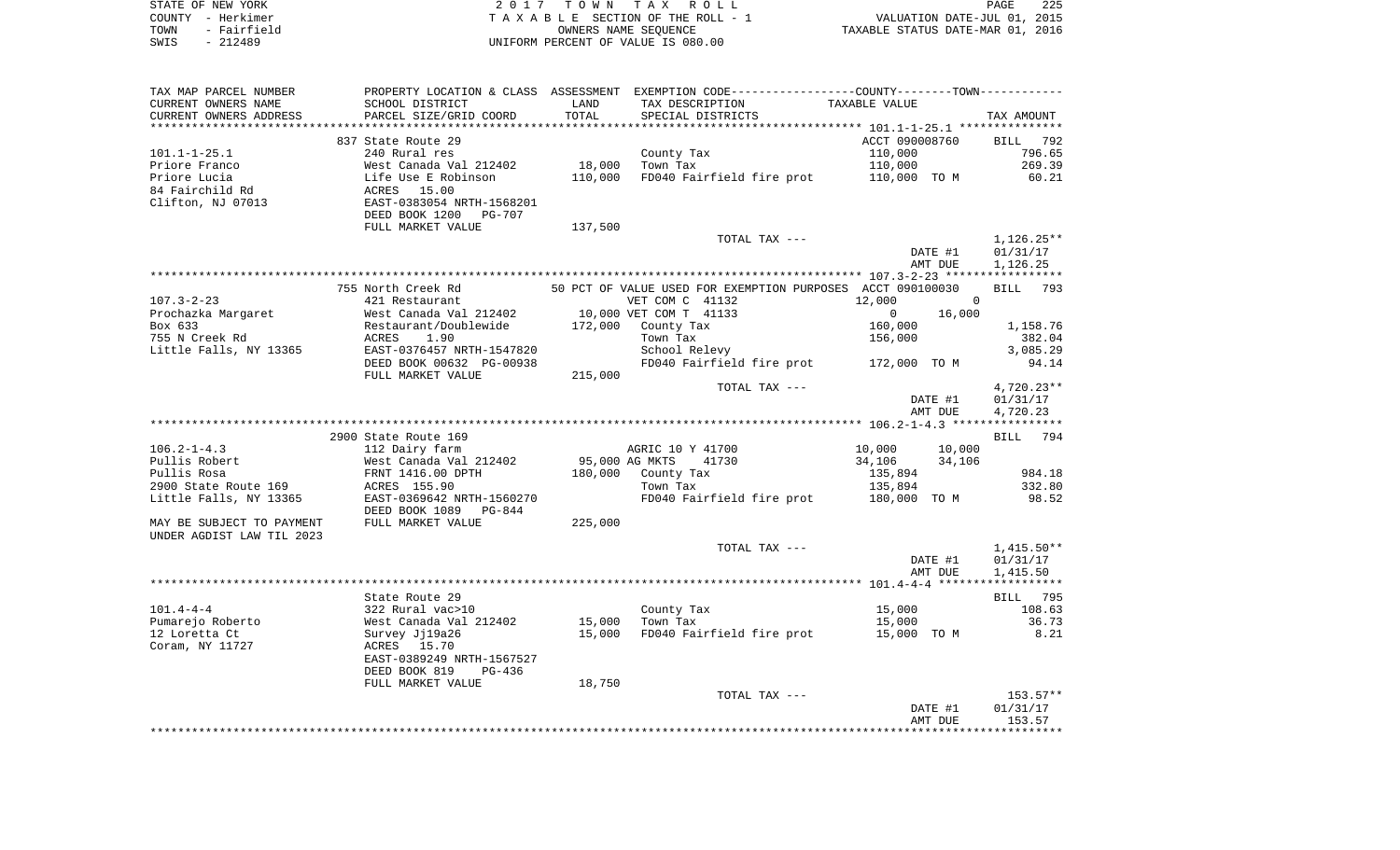STATE OF NEW YORK
COUNTY - Herkimer
TOWN - Fairfield
SWIS - 212489

2 0 1 7 T O W N T A X R O L L
T A X A B L E SECTION OF THE ROLL - 1
OWNERS NAME SEQUENCE
UNIFORM PERCENT OF VALUE IS 080.00

VALUATION DATE-JUL 01, 2015
TAXABLE STATUS DATE-MAR 01, 2016

| TAX MAP PARCEL NUMBER / CURRENT OWNERS NAME / CURRENT OWNERS ADDRESS | PROPERTY LOCATION & CLASS / SCHOOL DISTRICT / PARCEL SIZE/GRID COORD | ASSESSMENT LAND / TOTAL | EXEMPTION CODE / TAX DESCRIPTION / SPECIAL DISTRICTS | COUNTY | TOWN | TAX AMOUNT |
|---|---|---|---|---|---|---|
| | 837 State Route 29 | | | ACCT 090008760 | | BILL 792 |
| 101.1-1-25.1 | 240 Rural res | | County Tax | 110,000 | | 796.65 |
| Priore Franco | West Canada Val 212402 | 18,000 | Town Tax | 110,000 | | 269.39 |
| Priore Lucia | Life Use E Robinson | 110,000 | FD040 Fairfield fire prot | 110,000 TO M | | 60.21 |
| 84 Fairchild Rd | ACRES 15.00 | | | | | |
| Clifton, NJ 07013 | EAST-0383054 NRTH-1568201 | | | | | |
| | DEED BOOK 1200 PG-707 | | | | | |
| | FULL MARKET VALUE | 137,500 | | | | |
| | | | TOTAL TAX --- | | | 1,126.25** |
| | | | | | DATE #1 | 01/31/17 |
| | | | | | AMT DUE | 1,126.25 |
| | 755 North Creek Rd | | 50 PCT OF VALUE USED FOR EXEMPTION PURPOSES | ACCT 090100030 | | BILL 793 |
| 107.3-2-23 | 421 Restaurant | | VET COM C 41132 | 12,000 | 0 | |
| Prochazka Margaret | West Canada Val 212402 | 10,000 | VET COM T 41133 | 0 | 16,000 | |
| Box 633 | Restaurant/Doublewide | 172,000 | County Tax | 160,000 | | 1,158.76 |
| 755 N Creek Rd | ACRES 1.90 | | Town Tax | 156,000 | | 382.04 |
| Little Falls, NY 13365 | EAST-0376457 NRTH-1547820 | | School Relevy | | | 3,085.29 |
| | DEED BOOK 00632 PG-00938 | | FD040 Fairfield fire prot | 172,000 TO M | | 94.14 |
| | FULL MARKET VALUE | 215,000 | | | | |
| | | | TOTAL TAX --- | | | 4,720.23** |
| | | | | | DATE #1 | 01/31/17 |
| | | | | | AMT DUE | 4,720.23 |
| | 2900 State Route 169 | | | | | BILL 794 |
| 106.2-1-4.3 | 112 Dairy farm | | AGRIC 10 Y 41700 | 10,000 | 10,000 | |
| Pullis Robert | West Canada Val 212402 | 95,000 | AG MKTS 41730 | 34,106 | 34,106 | |
| Pullis Rosa | FRNT 1416.00 DPTH | 180,000 | County Tax | 135,894 | | 984.18 |
| 2900 State Route 169 | ACRES 155.90 | | Town Tax | 135,894 | | 332.80 |
| Little Falls, NY 13365 | EAST-0369642 NRTH-1560270 | | FD040 Fairfield fire prot | 180,000 TO M | | 98.52 |
| | DEED BOOK 1089 PG-844 | | | | | |
| MAY BE SUBJECT TO PAYMENT | FULL MARKET VALUE | 225,000 | | | | |
| UNDER AGDIST LAW TIL 2023 | | | | | | |
| | | | TOTAL TAX --- | | | 1,415.50** |
| | | | | | DATE #1 | 01/31/17 |
| | | | | | AMT DUE | 1,415.50 |
| | State Route 29 | | | | | BILL 795 |
| 101.4-4-4 | 322 Rural vac>10 | | County Tax | 15,000 | | 108.63 |
| Pumarejo Roberto | West Canada Val 212402 | 15,000 | Town Tax | 15,000 | | 36.73 |
| 12 Loretta Ct | Survey Jj19a26 | 15,000 | FD040 Fairfield fire prot | 15,000 TO M | | 8.21 |
| Coram, NY 11727 | ACRES 15.70 | | | | | |
| | EAST-0389249 NRTH-1567527 | | | | | |
| | DEED BOOK 819 PG-436 | | | | | |
| | FULL MARKET VALUE | 18,750 | | | | |
| | | | TOTAL TAX --- | | | 153.57** |
| | | | | | DATE #1 | 01/31/17 |
| | | | | | AMT DUE | 153.57 |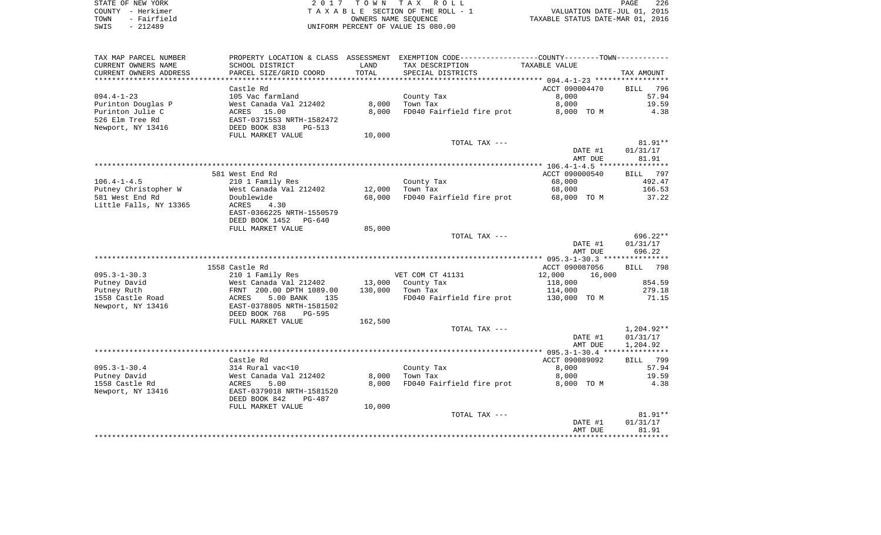STATE OF NEW YORK
COUNTY - Herkimer
TOWN - Fairfield
SWIS - 212489

2 0 1 7 T O W N T A X R O L L
T A X A B L E SECTION OF THE ROLL - 1
OWNERS NAME SEQUENCE
UNIFORM PERCENT OF VALUE IS 080.00

VALUATION DATE-JUL 01, 2015
TAXABLE STATUS DATE-MAR 01, 2016

| TAX MAP PARCEL NUMBER / CURRENT OWNERS NAME / CURRENT OWNERS ADDRESS | PROPERTY LOCATION & CLASS / SCHOOL DISTRICT / PARCEL SIZE/GRID COORD | ASSESSMENT LAND | TOTAL | EXEMPTION CODE / TAX DESCRIPTION / SPECIAL DISTRICTS | COUNTY / TOWN TAXABLE VALUE | TAX AMOUNT |
|---|---|---|---|---|---|---|
| 094.4-1-23 | Castle Rd | | | | ACCT 090004470 | BILL 796 |
| | 105 Vac farmland | | | County Tax | 8,000 | 57.94 |
| Purinton Douglas P | West Canada Val 212402 | 8,000 | | Town Tax | 8,000 | 19.59 |
| Purinton Julie C | ACRES 15.00 | | 8,000 | FD040 Fairfield fire prot | 8,000 TO M | 4.38 |
| 526 Elm Tree Rd | EAST-0371553 NRTH-1582472 | | | | | |
| Newport, NY 13416 | DEED BOOK 838 PG-513 | | | | | |
| | FULL MARKET VALUE | 10,000 | | | | |
| | | | | TOTAL TAX --- | | 81.91** |
| | | | | | DATE #1 | 01/31/17 |
| | | | | | AMT DUE | 81.91 |
| 106.4-1-4.5 | 581 West End Rd | | | | ACCT 090000540 | BILL 797 |
| | 210 1 Family Res | | | County Tax | 68,000 | 492.47 |
| Putney Christopher W | West Canada Val 212402 | 12,000 | | Town Tax | 68,000 | 166.53 |
| 581 West End Rd | Doublewide | | 68,000 | FD040 Fairfield fire prot | 68,000 TO M | 37.22 |
| Little Falls, NY 13365 | ACRES 4.30 | | | | | |
| | EAST-0366225 NRTH-1550579 | | | | | |
| | DEED BOOK 1452 PG-640 | | | | | |
| | FULL MARKET VALUE | 85,000 | | | | |
| | | | | TOTAL TAX --- | | 696.22** |
| | | | | | DATE #1 | 01/31/17 |
| | | | | | AMT DUE | 696.22 |
| 095.3-1-30.3 | 1558 Castle Rd | | | | ACCT 090087056 | BILL 798 |
| | 210 1 Family Res | | | VET COM CT 41131 | 12,000 16,000 | |
| Putney David | West Canada Val 212402 | 13,000 | | County Tax | 118,000 | 854.59 |
| Putney Ruth | FRNT 200.00 DPTH 1089.00 | | 130,000 | Town Tax | 114,000 | 279.18 |
| 1558 Castle Road | ACRES 5.00 BANK 135 | | | FD040 Fairfield fire prot | 130,000 TO M | 71.15 |
| Newport, NY 13416 | EAST-0378805 NRTH-1581502 | | | | | |
| | DEED BOOK 768 PG-595 | | | | | |
| | FULL MARKET VALUE | 162,500 | | | | |
| | | | | TOTAL TAX --- | | 1,204.92** |
| | | | | | DATE #1 | 01/31/17 |
| | | | | | AMT DUE | 1,204.92 |
| 095.3-1-30.4 | Castle Rd | | | | ACCT 090089092 | BILL 799 |
| | 314 Rural vac<10 | | | County Tax | 8,000 | 57.94 |
| Putney David | West Canada Val 212402 | 8,000 | | Town Tax | 8,000 | 19.59 |
| 1558 Castle Rd | ACRES 5.00 | | 8,000 | FD040 Fairfield fire prot | 8,000 TO M | 4.38 |
| Newport, NY 13416 | EAST-0379018 NRTH-1581520 | | | | | |
| | DEED BOOK 842 PG-487 | | | | | |
| | FULL MARKET VALUE | 10,000 | | | | |
| | | | | TOTAL TAX --- | | 81.91** |
| | | | | | DATE #1 | 01/31/17 |
| | | | | | AMT DUE | 81.91 |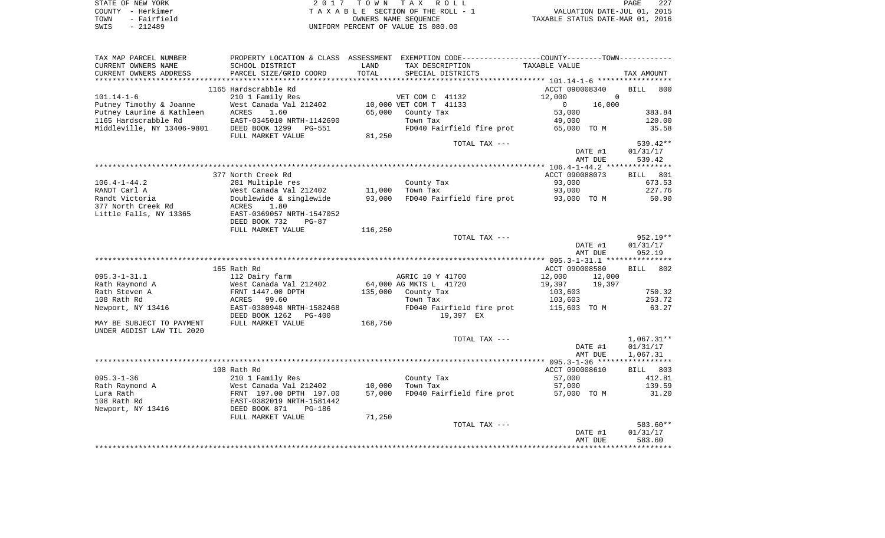STATE OF NEW YORK — 2017 TOWN TAX ROLL
COUNTY - Herkimer — TAXABLE SECTION OF THE ROLL - 1 — VALUATION DATE-JUL 01, 2015
TOWN - Fairfield — OWNERS NAME SEQUENCE — TAXABLE STATUS DATE-MAR 01, 2016
SWIS - 212489 — UNIFORM PERCENT OF VALUE IS 080.00

| TAX MAP PARCEL NUMBER / CURRENT OWNERS NAME / CURRENT OWNERS ADDRESS | PROPERTY LOCATION & CLASS / SCHOOL DISTRICT / PARCEL SIZE/GRID COORD | ASSESSMENT LAND / TOTAL | EXEMPTION CODE / TAX DESCRIPTION / SPECIAL DISTRICTS | COUNTY / TAXABLE VALUE | TOWN | TAX AMOUNT |
|---|---|---|---|---|---|---|
| | 1165 Hardscrabble Rd | | | ACCT 090008340 | | BILL 800 |
| 101.14-1-6 | 210 1 Family Res | | VET COM C 41132 | 12,000 | 0 | |
| Putney Timothy & Joanne | West Canada Val 212402 | 10,000 | VET COM T 41133 | 0 | 16,000 | |
| Putney Laurine & Kathleen | ACRES 1.60 | 65,000 | County Tax | 53,000 | | 383.84 |
| 1165 Hardscrabble Rd | EAST-0345010 NRTH-1142690 | | Town Tax | 49,000 | | 120.00 |
| Middleville, NY 13406-9801 | DEED BOOK 1299 PG-551 | | FD040 Fairfield fire prot | 65,000 TO M | | 35.58 |
| | FULL MARKET VALUE | 81,250 | | | | |
| | | | TOTAL TAX --- | | | 539.42** |
| | | | | DATE #1 | | 01/31/17 |
| | | | | AMT DUE | | 539.42 |
| | 377 North Creek Rd | | | ACCT 090088073 | | BILL 801 |
| 106.4-1-44.2 | 281 Multiple res | | County Tax | 93,000 | | 673.53 |
| RANDT Carl A | West Canada Val 212402 | 11,000 | Town Tax | 93,000 | | 227.76 |
| Randt Victoria | Doublewide & singlewide | 93,000 | FD040 Fairfield fire prot | 93,000 TO M | | 50.90 |
| 377 North Creek Rd | ACRES 1.80 | | | | | |
| Little Falls, NY 13365 | EAST-0369057 NRTH-1547052 | | | | | |
| | DEED BOOK 732 PG-87 | | | | | |
| | FULL MARKET VALUE | 116,250 | | | | |
| | | | TOTAL TAX --- | | | 952.19** |
| | | | | DATE #1 | | 01/31/17 |
| | | | | AMT DUE | | 952.19 |
| | 165 Rath Rd | | | ACCT 090008580 | | BILL 802 |
| 095.3-1-31.1 | 112 Dairy farm | | AGRIC 10 Y 41700 | 12,000 | 12,000 | |
| Rath Raymond A | West Canada Val 212402 | 64,000 | AG MKTS L 41720 | 19,397 | 19,397 | |
| Rath Steven A | FRNT 1447.00 DPTH | 135,000 | County Tax | 103,603 | | 750.32 |
| 108 Rath Rd | ACRES 99.60 | | Town Tax | 103,603 | | 253.72 |
| Newport, NY 13416 | EAST-0380948 NRTH-1582468 | | FD040 Fairfield fire prot | 115,603 TO M | | 63.27 |
| | DEED BOOK 1262 PG-400 | | 19,397 EX | | | |
| MAY BE SUBJECT TO PAYMENT | FULL MARKET VALUE | 168,750 | | | | |
| UNDER AGDIST LAW TIL 2020 | | | | | | |
| | | | TOTAL TAX --- | | | 1,067.31** |
| | | | | DATE #1 | | 01/31/17 |
| | | | | AMT DUE | | 1,067.31 |
| | 108 Rath Rd | | | ACCT 090008610 | | BILL 803 |
| 095.3-1-36 | 210 1 Family Res | | County Tax | 57,000 | | 412.81 |
| Rath Raymond A | West Canada Val 212402 | 10,000 | Town Tax | 57,000 | | 139.59 |
| Lura Rath | FRNT 197.00 DPTH 197.00 | 57,000 | FD040 Fairfield fire prot | 57,000 TO M | | 31.20 |
| 108 Rath Rd | EAST-0382019 NRTH-1581442 | | | | | |
| Newport, NY 13416 | DEED BOOK 871 PG-186 | | | | | |
| | FULL MARKET VALUE | 71,250 | | | | |
| | | | TOTAL TAX --- | | | 583.60** |
| | | | | DATE #1 | | 01/31/17 |
| | | | | AMT DUE | | 583.60 |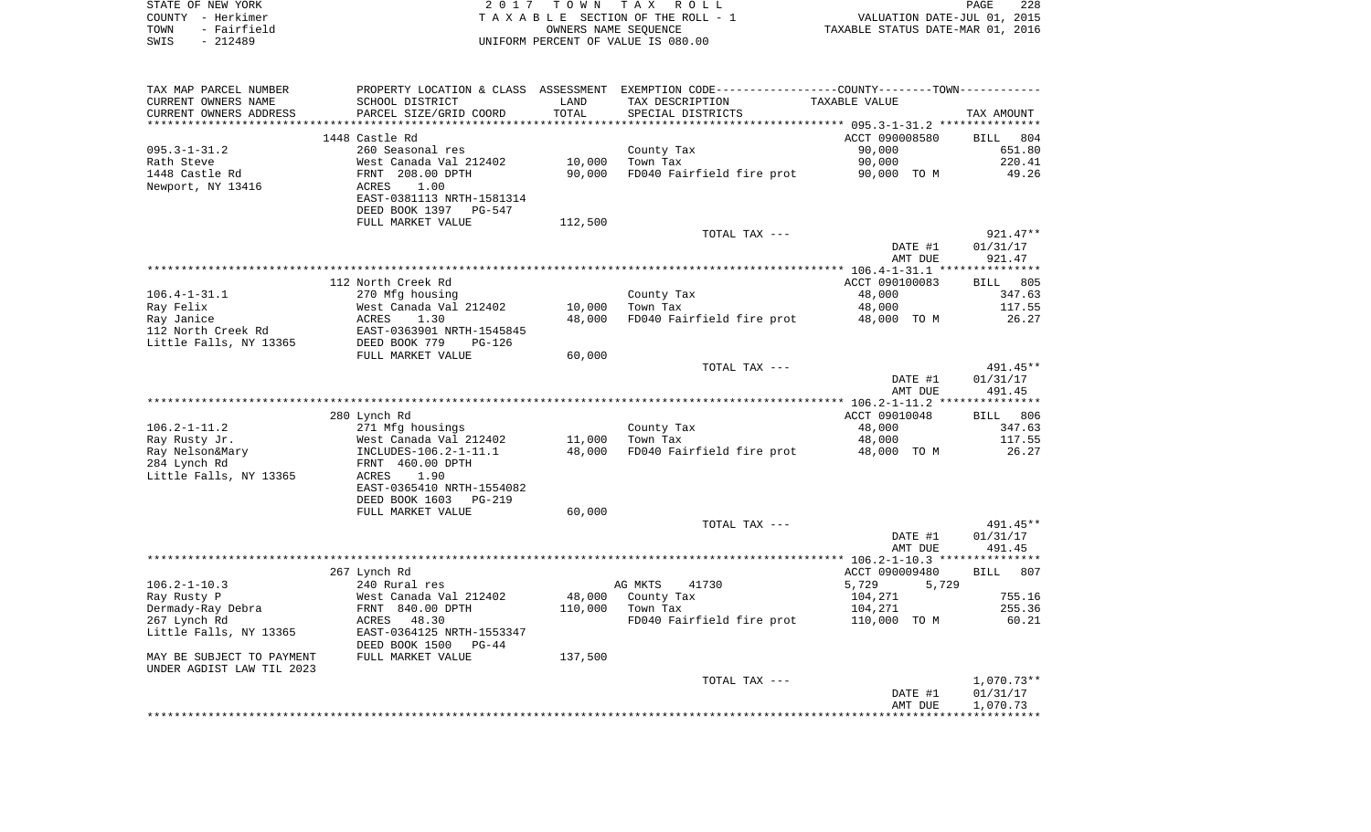STATE OF NEW YORK | 2 0 1 7 T O W N T A X R O L L | PAGE 228
COUNTY - Herkimer | T A X A B L E SECTION OF THE ROLL - 1 | VALUATION DATE-JUL 01, 2015
TOWN - Fairfield | OWNERS NAME SEQUENCE | TAXABLE STATUS DATE-MAR 01, 2016
SWIS - 212489 | UNIFORM PERCENT OF VALUE IS 080.00

| TAX MAP PARCEL NUMBER<br>CURRENT OWNERS NAME<br>CURRENT OWNERS ADDRESS | PROPERTY LOCATION & CLASS<br>SCHOOL DISTRICT<br>PARCEL SIZE/GRID COORD | ASSESSMENT<br>LAND<br>TOTAL | EXEMPTION CODE-----COUNTY-----TOWN-----<br>TAX DESCRIPTION<br>SPECIAL DISTRICTS | TAXABLE VALUE | TAX AMOUNT |
|---|---|---|---|---|---|
| | 1448 Castle Rd | | | ACCT 090008580 | BILL 804 |
| 095.3-1-31.2 | 260 Seasonal res | | County Tax | 90,000 | 651.80 |
| Rath Steve | West Canada Val 212402 | 10,000 | Town Tax | 90,000 | 220.41 |
| 1448 Castle Rd | FRNT 208.00 DPTH | 90,000 | FD040 Fairfield fire prot | 90,000 TO M | 49.26 |
| Newport, NY 13416 | ACRES 1.00 | | | | |
| | EAST-0381113 NRTH-1581314 | | | | |
| | DEED BOOK 1397 PG-547 | | | | |
| | FULL MARKET VALUE | 112,500 | | | |
| | | | TOTAL TAX --- | | 921.47** |
| | | | | DATE #1 | 01/31/17 |
| | | | | AMT DUE | 921.47 |
| | 112 North Creek Rd | | | ACCT 090100083 | BILL 805 |
| 106.4-1-31.1 | 270 Mfg housing | | County Tax | 48,000 | 347.63 |
| Ray Felix | West Canada Val 212402 | 10,000 | Town Tax | 48,000 | 117.55 |
| Ray Janice | ACRES 1.30 | 48,000 | FD040 Fairfield fire prot | 48,000 TO M | 26.27 |
| 112 North Creek Rd | EAST-0363901 NRTH-1545845 | | | | |
| Little Falls, NY 13365 | DEED BOOK 779 PG-126 | | | | |
| | FULL MARKET VALUE | 60,000 | | | |
| | | | TOTAL TAX --- | | 491.45** |
| | | | | DATE #1 | 01/31/17 |
| | | | | AMT DUE | 491.45 |
| | 280 Lynch Rd | | | ACCT 09010048 | BILL 806 |
| 106.2-1-11.2 | 271 Mfg housings | | County Tax | 48,000 | 347.63 |
| Ray Rusty Jr. | West Canada Val 212402 | 11,000 | Town Tax | 48,000 | 117.55 |
| Ray Nelson&Mary | INCLUDES-106.2-1-11.1 | 48,000 | FD040 Fairfield fire prot | 48,000 TO M | 26.27 |
| 284 Lynch Rd | FRNT 460.00 DPTH | | | | |
| Little Falls, NY 13365 | ACRES 1.90 | | | | |
| | EAST-0365410 NRTH-1554082 | | | | |
| | DEED BOOK 1603 PG-219 | | | | |
| | FULL MARKET VALUE | 60,000 | | | |
| | | | TOTAL TAX --- | | 491.45** |
| | | | | DATE #1 | 01/31/17 |
| | | | | AMT DUE | 491.45 |
| | 267 Lynch Rd | | | ACCT 090009480 | BILL 807 |
| 106.2-1-10.3 | 240 Rural res | | AG MKTS 41730 | 5,729 5,729 | |
| Ray Rusty P | West Canada Val 212402 | 48,000 | County Tax | 104,271 | 755.16 |
| Dermady-Ray Debra | FRNT 840.00 DPTH | 110,000 | Town Tax | 104,271 | 255.36 |
| 267 Lynch Rd | ACRES 48.30 | | FD040 Fairfield fire prot | 110,000 TO M | 60.21 |
| Little Falls, NY 13365 | EAST-0364125 NRTH-1553347 | | | | |
| | DEED BOOK 1500 PG-44 | | | | |
| MAY BE SUBJECT TO PAYMENT | FULL MARKET VALUE | 137,500 | | | |
| UNDER AGDIST LAW TIL 2023 | | | | | |
| | | | TOTAL TAX --- | | 1,070.73** |
| | | | | DATE #1 | 01/31/17 |
| | | | | AMT DUE | 1,070.73 |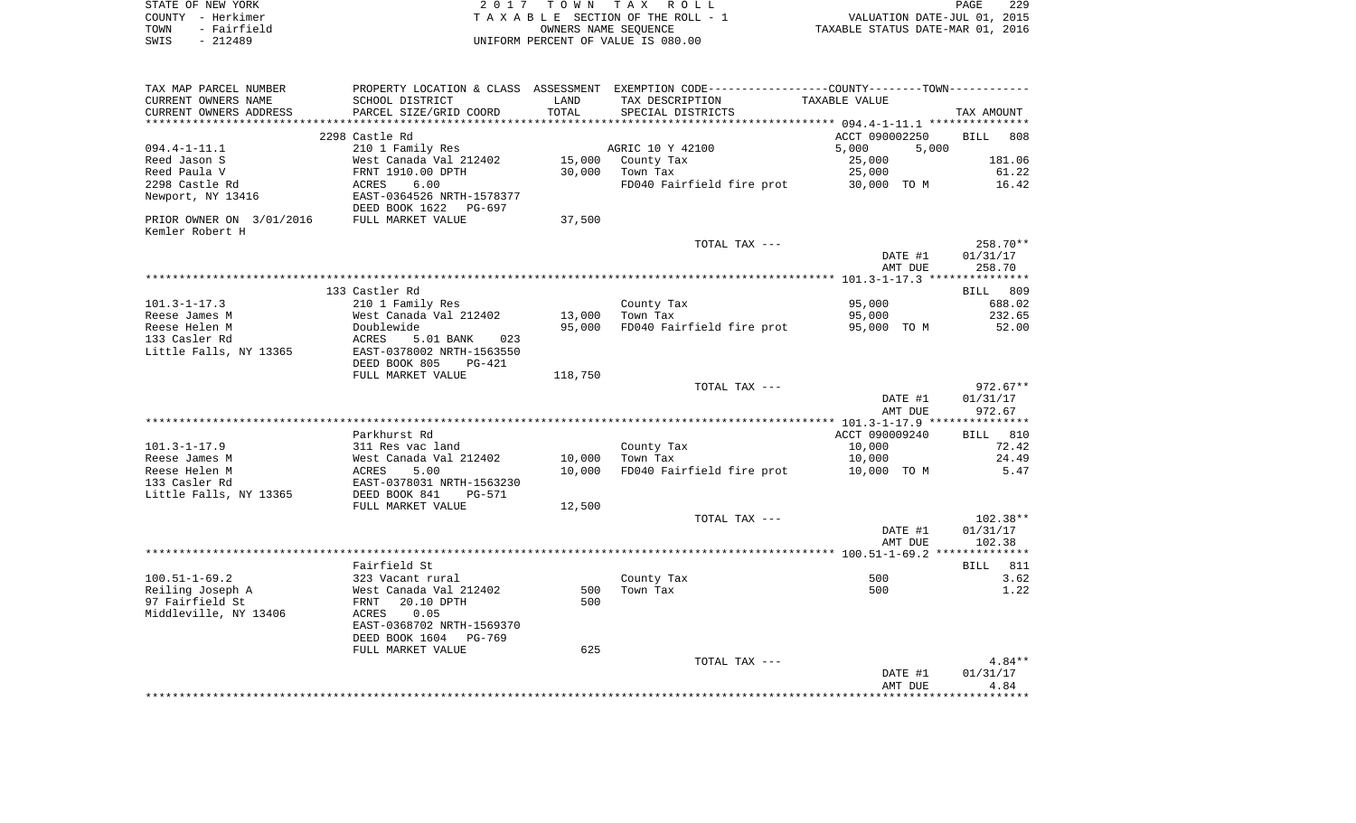STATE OF NEW YORK
COUNTY - Herkimer
TOWN - Fairfield
SWIS - 212489

2 0 1 7 T O W N T A X R O L L
T A X A B L E SECTION OF THE ROLL - 1
OWNERS NAME SEQUENCE
UNIFORM PERCENT OF VALUE IS 080.00

VALUATION DATE-JUL 01, 2015
TAXABLE STATUS DATE-MAR 01, 2016

| TAX MAP PARCEL NUMBER / CURRENT OWNERS NAME / CURRENT OWNERS ADDRESS | PROPERTY LOCATION & CLASS / SCHOOL DISTRICT / PARCEL SIZE/GRID COORD | ASSESSMENT LAND / TOTAL | EXEMPTION CODE / TAX DESCRIPTION / SPECIAL DISTRICTS | COUNTY / TOWN TAXABLE VALUE | TAX AMOUNT |
|---|---|---|---|---|---|
| | 2298 Castle Rd | | | ACCT 090002250 | BILL 808 |
| 094.4-1-11.1 | 210 1 Family Res | | AGRIC 10 Y 42100 | 5,000 5,000 | |
| Reed Jason S | West Canada Val 212402 | 15,000 | County Tax | 25,000 | 181.06 |
| Reed Paula V | FRNT 1910.00 DPTH | 30,000 | Town Tax | 25,000 | 61.22 |
| 2298 Castle Rd | ACRES 6.00 | | FD040 Fairfield fire prot | 30,000 TO M | 16.42 |
| Newport, NY 13416 | EAST-0364526 NRTH-1578377 | | | | |
| | DEED BOOK 1622 PG-697 | | | | |
| PRIOR OWNER ON 3/01/2016 | FULL MARKET VALUE | 37,500 | | | |
| Kemler Robert H | | | | | |
| | | | TOTAL TAX --- | | 258.70** |
| | | | | DATE #1 | 01/31/17 |
| | | | | AMT DUE | 258.70 |
| | 133 Castler Rd | | | | BILL 809 |
| 101.3-1-17.3 | 210 1 Family Res | | County Tax | 95,000 | 688.02 |
| Reese James M | West Canada Val 212402 | 13,000 | Town Tax | 95,000 | 232.65 |
| Reese Helen M | Doublewide | 95,000 | FD040 Fairfield fire prot | 95,000 TO M | 52.00 |
| 133 Casler Rd | ACRES 5.01 BANK 023 | | | | |
| Little Falls, NY 13365 | EAST-0378002 NRTH-1563550 | | | | |
| | DEED BOOK 805 PG-421 | | | | |
| | FULL MARKET VALUE | 118,750 | | | |
| | | | TOTAL TAX --- | | 972.67** |
| | | | | DATE #1 | 01/31/17 |
| | | | | AMT DUE | 972.67 |
| | Parkhurst Rd | | | ACCT 090009240 | BILL 810 |
| 101.3-1-17.9 | 311 Res vac land | | County Tax | 10,000 | 72.42 |
| Reese James M | West Canada Val 212402 | 10,000 | Town Tax | 10,000 | 24.49 |
| Reese Helen M | ACRES 5.00 | 10,000 | FD040 Fairfield fire prot | 10,000 TO M | 5.47 |
| 133 Casler Rd | EAST-0378031 NRTH-1563230 | | | | |
| Little Falls, NY 13365 | DEED BOOK 841 PG-571 | | | | |
| | FULL MARKET VALUE | 12,500 | | | |
| | | | TOTAL TAX --- | | 102.38** |
| | | | | DATE #1 | 01/31/17 |
| | | | | AMT DUE | 102.38 |
| | Fairfield St | | | | BILL 811 |
| 100.51-1-69.2 | 323 Vacant rural | | County Tax | 500 | 3.62 |
| Reiling Joseph A | West Canada Val 212402 | 500 | Town Tax | 500 | 1.22 |
| 97 Fairfield St | FRNT 20.10 DPTH | 500 | | | |
| Middleville, NY 13406 | ACRES 0.05 | | | | |
| | EAST-0368702 NRTH-1569370 | | | | |
| | DEED BOOK 1604 PG-769 | | | | |
| | FULL MARKET VALUE | 625 | | | |
| | | | TOTAL TAX --- | | 4.84** |
| | | | | DATE #1 | 01/31/17 |
| | | | | AMT DUE | 4.84 |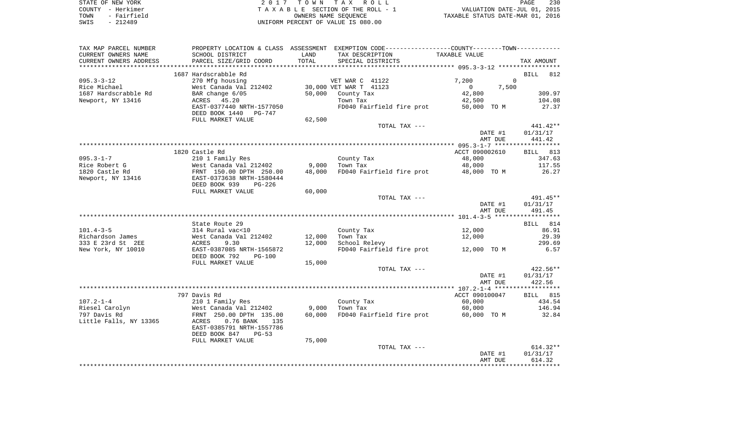STATE OF NEW YORK
COUNTY - Herkimer
TOWN - Fairfield
SWIS - 212489

2 0 1 7 T O W N T A X R O L L
T A X A B L E SECTION OF THE ROLL - 1
OWNERS NAME SEQUENCE
UNIFORM PERCENT OF VALUE IS 080.00

VALUATION DATE-JUL 01, 2015
TAXABLE STATUS DATE-MAR 01, 2016

| TAX MAP PARCEL NUMBER / CURRENT OWNERS NAME / CURRENT OWNERS ADDRESS | PROPERTY LOCATION & CLASS / SCHOOL DISTRICT / PARCEL SIZE/GRID COORD | ASSESSMENT LAND / TOTAL | EXEMPTION CODE / TAX DESCRIPTION / SPECIAL DISTRICTS | COUNTY TAXABLE VALUE | TOWN TAXABLE VALUE | TAX AMOUNT |
|---|---|---|---|---|---|---|
| | 1687 Hardscrabble Rd | | | | | BILL 812 |
| 095.3-3-12 | 270 Mfg housing | | VET WAR C 41122 | 7,200 | 0 | |
| Rice Michael | West Canada Val 212402 | 30,000 | VET WAR T 41123 | 0 | 7,500 | |
| 1687 Hardscrabble Rd | BAR change 6/05 | 50,000 | County Tax | 42,800 | | 309.97 |
| Newport, NY 13416 | ACRES 45.20 | | Town Tax | 42,500 | | 104.08 |
| | EAST-0377440 NRTH-1577050 | | FD040 Fairfield fire prot | 50,000 TO M | | 27.37 |
| | DEED BOOK 1440 PG-747 | | | | | |
| | FULL MARKET VALUE | 62,500 | | | | |
| | | | TOTAL TAX --- | | | 441.42** |
| | | | | | DATE #1 | 01/31/17 |
| | | | | | AMT DUE | 441.42 |
| | 1820 Castle Rd | | | ACCT 090002610 | | BILL 813 |
| 095.3-1-7 | 210 1 Family Res | | County Tax | 48,000 | | 347.63 |
| Rice Robert G | West Canada Val 212402 | 9,000 | Town Tax | 48,000 | | 117.55 |
| 1820 Castle Rd | FRNT 150.00 DPTH 250.00 | 48,000 | FD040 Fairfield fire prot | 48,000 TO M | | 26.27 |
| Newport, NY 13416 | EAST-0373638 NRTH-1580444 | | | | | |
| | DEED BOOK 939 PG-226 | | | | | |
| | FULL MARKET VALUE | 60,000 | | | | |
| | | | TOTAL TAX --- | | | 491.45** |
| | | | | | DATE #1 | 01/31/17 |
| | | | | | AMT DUE | 491.45 |
| | State Route 29 | | | | | BILL 814 |
| 101.4-3-5 | 314 Rural vac<10 | | County Tax | 12,000 | | 86.91 |
| Richardson James | West Canada Val 212402 | 12,000 | Town Tax | 12,000 | | 29.39 |
| 333 E 23rd St 2EE | ACRES 9.30 | 12,000 | School Relevy | | | 299.69 |
| New York, NY 10010 | EAST-0387085 NRTH-1565872 | | FD040 Fairfield fire prot | 12,000 TO M | | 6.57 |
| | DEED BOOK 792 PG-100 | | | | | |
| | FULL MARKET VALUE | 15,000 | | | | |
| | | | TOTAL TAX --- | | | 422.56** |
| | | | | | DATE #1 | 01/31/17 |
| | | | | | AMT DUE | 422.56 |
| | 797 Davis Rd | | | ACCT 090100047 | | BILL 815 |
| 107.2-1-4 | 210 1 Family Res | | County Tax | 60,000 | | 434.54 |
| Riesel Carolyn | West Canada Val 212402 | 9,000 | Town Tax | 60,000 | | 146.94 |
| 797 Davis Rd | FRNT 250.00 DPTH 135.00 | 60,000 | FD040 Fairfield fire prot | 60,000 TO M | | 32.84 |
| Little Falls, NY 13365 | ACRES 0.76 BANK 135 | | | | | |
| | EAST-0385791 NRTH-1557786 | | | | | |
| | DEED BOOK 847 PG-53 | | | | | |
| | FULL MARKET VALUE | 75,000 | | | | |
| | | | TOTAL TAX --- | | | 614.32** |
| | | | | | DATE #1 | 01/31/17 |
| | | | | | AMT DUE | 614.32 |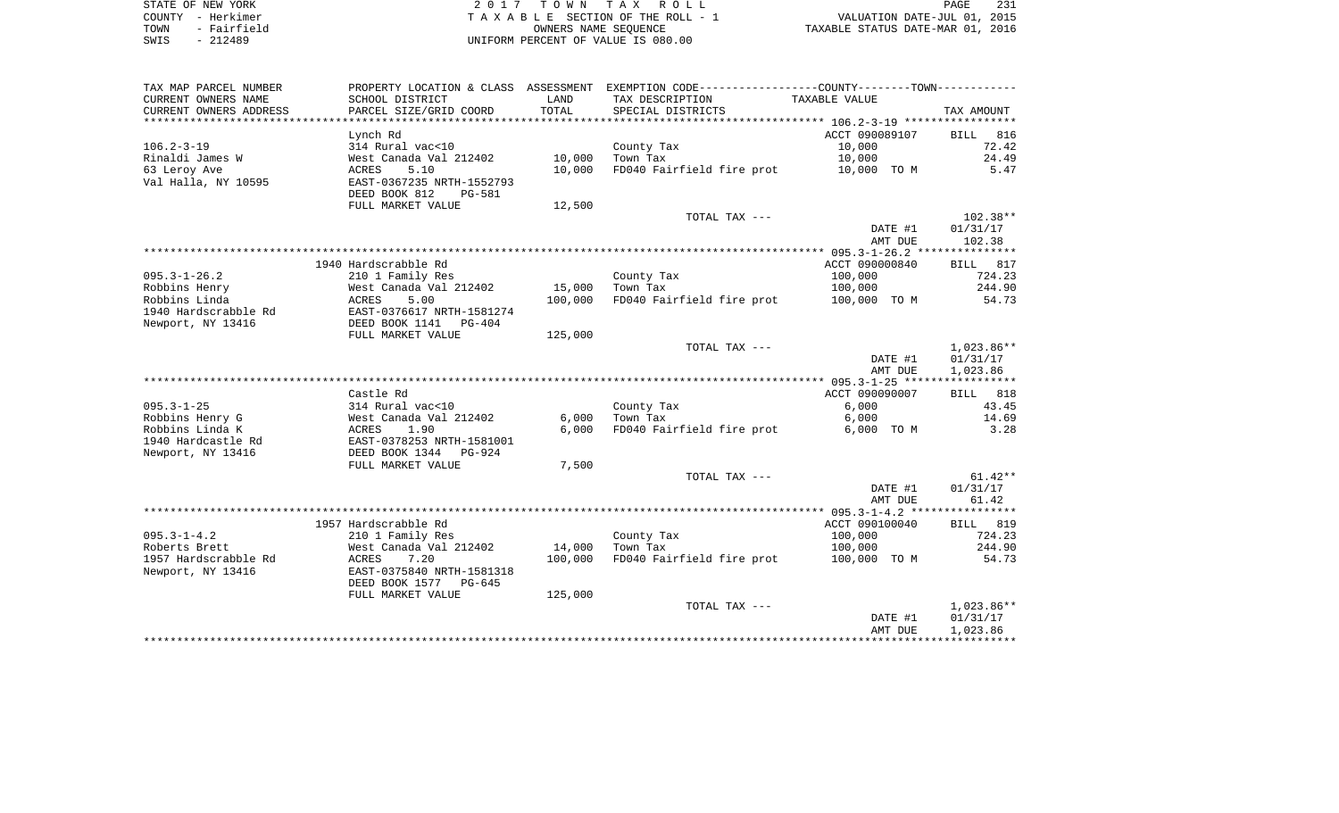STATE OF NEW YORK
COUNTY - Herkimer
TOWN - Fairfield
SWIS - 212489

2017 TOWN TAX ROLL
TAXABLE SECTION OF THE ROLL - 1
OWNERS NAME SEQUENCE
UNIFORM PERCENT OF VALUE IS 080.00

VALUATION DATE-JUL 01, 2015
TAXABLE STATUS DATE-MAR 01, 2016

| TAX MAP PARCEL NUMBER / CURRENT OWNERS NAME / CURRENT OWNERS ADDRESS | PROPERTY LOCATION & CLASS / SCHOOL DISTRICT / PARCEL SIZE/GRID COORD | ASSESSMENT LAND / TOTAL | EXEMPTION CODE / TAX DESCRIPTION / SPECIAL DISTRICTS | TAXABLE VALUE | TAX AMOUNT |
|---|---|---|---|---|---|
| | Lynch Rd | | | ACCT 090089107 | BILL 816 |
| 106.2-3-19 | 314 Rural vac<10 | | County Tax | 10,000 | 72.42 |
| Rinaldi James W | West Canada Val 212402 | 10,000 | Town Tax | 10,000 | 24.49 |
| 63 Leroy Ave | ACRES 5.10 | 10,000 | FD040 Fairfield fire prot | 10,000 TO M | 5.47 |
| Val Halla, NY 10595 | EAST-0367235 NRTH-1552793 | | | | |
| | DEED BOOK 812 PG-581 | | | | |
| | FULL MARKET VALUE | 12,500 | | | |
| | | | TOTAL TAX --- | | 102.38** |
| | | | | DATE #1 | 01/31/17 |
| | | | | AMT DUE | 102.38 |
| | 1940 Hardscrabble Rd | | | ACCT 090000840 | BILL 817 |
| 095.3-1-26.2 | 210 1 Family Res | | County Tax | 100,000 | 724.23 |
| Robbins Henry | West Canada Val 212402 | 15,000 | Town Tax | 100,000 | 244.90 |
| Robbins Linda | ACRES 5.00 | 100,000 | FD040 Fairfield fire prot | 100,000 TO M | 54.73 |
| 1940 Hardscrabble Rd | EAST-0376617 NRTH-1581274 | | | | |
| Newport, NY 13416 | DEED BOOK 1141 PG-404 | | | | |
| | FULL MARKET VALUE | 125,000 | | | |
| | | | TOTAL TAX --- | | 1,023.86** |
| | | | | DATE #1 | 01/31/17 |
| | | | | AMT DUE | 1,023.86 |
| | Castle Rd | | | ACCT 090090007 | BILL 818 |
| 095.3-1-25 | 314 Rural vac<10 | | County Tax | 6,000 | 43.45 |
| Robbins Henry G | West Canada Val 212402 | 6,000 | Town Tax | 6,000 | 14.69 |
| Robbins Linda K | ACRES 1.90 | 6,000 | FD040 Fairfield fire prot | 6,000 TO M | 3.28 |
| 1940 Hardcastle Rd | EAST-0378253 NRTH-1581001 | | | | |
| Newport, NY 13416 | DEED BOOK 1344 PG-924 | | | | |
| | FULL MARKET VALUE | 7,500 | | | |
| | | | TOTAL TAX --- | | 61.42** |
| | | | | DATE #1 | 01/31/17 |
| | | | | AMT DUE | 61.42 |
| | 1957 Hardscrabble Rd | | | ACCT 090100040 | BILL 819 |
| 095.3-1-4.2 | 210 1 Family Res | | County Tax | 100,000 | 724.23 |
| Roberts Brett | West Canada Val 212402 | 14,000 | Town Tax | 100,000 | 244.90 |
| 1957 Hardscrabble Rd | ACRES 7.20 | 100,000 | FD040 Fairfield fire prot | 100,000 TO M | 54.73 |
| Newport, NY 13416 | EAST-0375840 NRTH-1581318 | | | | |
| | DEED BOOK 1577 PG-645 | | | | |
| | FULL MARKET VALUE | 125,000 | | | |
| | | | TOTAL TAX --- | | 1,023.86** |
| | | | | DATE #1 | 01/31/17 |
| | | | | AMT DUE | 1,023.86 |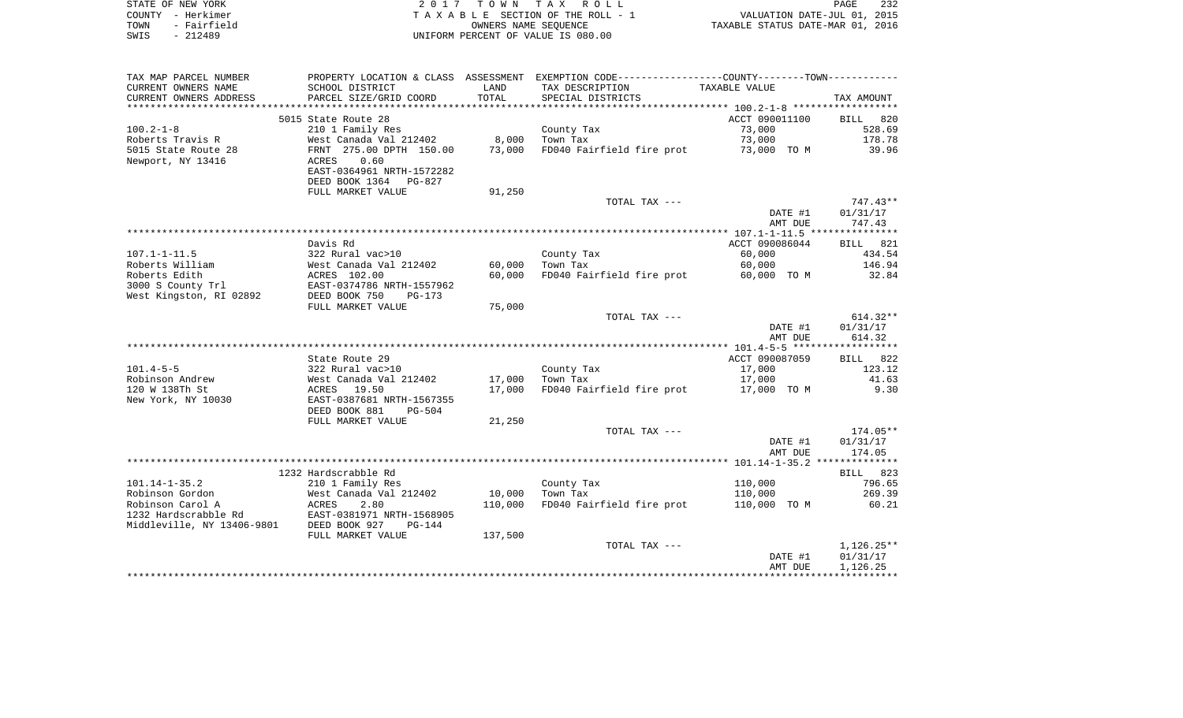STATE OF NEW YORK
COUNTY - Herkimer
TOWN - Fairfield
SWIS - 212489

2 0 1 7 T O W N T A X R O L L
T A X A B L E SECTION OF THE ROLL - 1
OWNERS NAME SEQUENCE
UNIFORM PERCENT OF VALUE IS 080.00

VALUATION DATE-JUL 01, 2015
TAXABLE STATUS DATE-MAR 01, 2016

| TAX MAP PARCEL NUMBER / CURRENT OWNERS NAME / CURRENT OWNERS ADDRESS | PROPERTY LOCATION & CLASS / SCHOOL DISTRICT / PARCEL SIZE/GRID COORD | ASSESSMENT LAND / TOTAL | EXEMPTION CODE / TAX DESCRIPTION / SPECIAL DISTRICTS | TAXABLE VALUE | TAX AMOUNT |
|---|---|---|---|---|---|
| 100.2-1-8 | 5015 State Route 28 | | | ACCT 090011100 | BILL 820 |
| | 210 1 Family Res | | County Tax | 73,000 | 528.69 |
| Roberts Travis R | West Canada Val 212402 | 8,000 | Town Tax | 73,000 | 178.78 |
| 5015 State Route 28 | FRNT 275.00 DPTH 150.00 | 73,000 | FD040 Fairfield fire prot | 73,000 TO M | 39.96 |
| Newport, NY 13416 | ACRES 0.60 | | | | |
| | EAST-0364961 NRTH-1572282 | | | | |
| | DEED BOOK 1364 PG-827 | | | | |
| | FULL MARKET VALUE | 91,250 | | | |
| | | | TOTAL TAX --- | | 747.43** |
| | | | | DATE #1 | 01/31/17 |
| | | | | AMT DUE | 747.43 |
| 107.1-1-11.5 | Davis Rd | | | ACCT 090086044 | BILL 821 |
| | 322 Rural vac>10 | | County Tax | 60,000 | 434.54 |
| Roberts William | West Canada Val 212402 | 60,000 | Town Tax | 60,000 | 146.94 |
| Roberts Edith | ACRES 102.00 | 60,000 | FD040 Fairfield fire prot | 60,000 TO M | 32.84 |
| 3000 S County Trl | EAST-0374786 NRTH-1557962 | | | | |
| West Kingston, RI 02892 | DEED BOOK 750 PG-173 | | | | |
| | FULL MARKET VALUE | 75,000 | | | |
| | | | TOTAL TAX --- | | 614.32** |
| | | | | DATE #1 | 01/31/17 |
| | | | | AMT DUE | 614.32 |
| 101.4-5-5 | State Route 29 | | | ACCT 090087059 | BILL 822 |
| | 322 Rural vac>10 | | County Tax | 17,000 | 123.12 |
| Robinson Andrew | West Canada Val 212402 | 17,000 | Town Tax | 17,000 | 41.63 |
| 120 W 138Th St | ACRES 19.50 | 17,000 | FD040 Fairfield fire prot | 17,000 TO M | 9.30 |
| New York, NY 10030 | EAST-0387681 NRTH-1567355 | | | | |
| | DEED BOOK 881 PG-504 | | | | |
| | FULL MARKET VALUE | 21,250 | | | |
| | | | TOTAL TAX --- | | 174.05** |
| | | | | DATE #1 | 01/31/17 |
| | | | | AMT DUE | 174.05 |
| 101.14-1-35.2 | 1232 Hardscrabble Rd | | | | BILL 823 |
| | 210 1 Family Res | | County Tax | 110,000 | 796.65 |
| Robinson Gordon | West Canada Val 212402 | 10,000 | Town Tax | 110,000 | 269.39 |
| Robinson Carol A | ACRES 2.80 | 110,000 | FD040 Fairfield fire prot | 110,000 TO M | 60.21 |
| 1232 Hardscrabble Rd | EAST-0381971 NRTH-1568905 | | | | |
| Middleville, NY 13406-9801 | DEED BOOK 927 PG-144 | | | | |
| | FULL MARKET VALUE | 137,500 | | | |
| | | | TOTAL TAX --- | | 1,126.25** |
| | | | | DATE #1 | 01/31/17 |
| | | | | AMT DUE | 1,126.25 |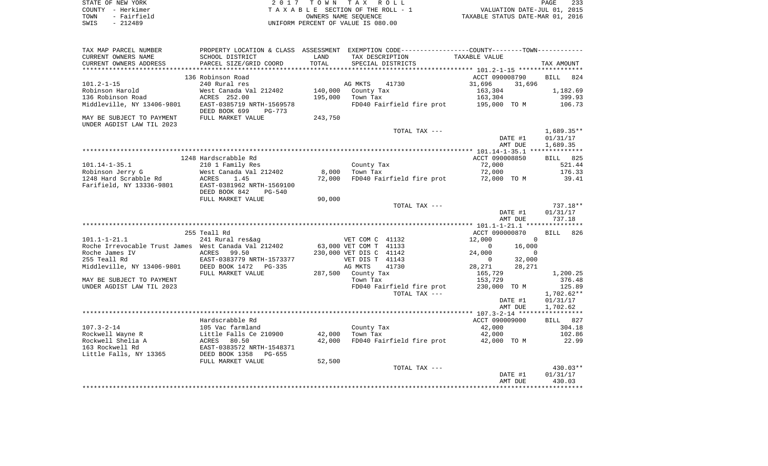STATE OF NEW YORK
COUNTY - Herkimer
TOWN - Fairfield
SWIS - 212489

2017 TOWN TAX ROLL
TAXABLE SECTION OF THE ROLL - 1
OWNERS NAME SEQUENCE
UNIFORM PERCENT OF VALUE IS 080.00

VALUATION DATE-JUL 01, 2015
TAXABLE STATUS DATE-MAR 01, 2016

| TAX MAP PARCEL NUMBER<br>CURRENT OWNERS NAME<br>CURRENT OWNERS ADDRESS | PROPERTY LOCATION & CLASS<br>SCHOOL DISTRICT<br>PARCEL SIZE/GRID COORD | ASSESSMENT<br>LAND<br>TOTAL | EXEMPTION CODE<br>TAX DESCRIPTION<br>SPECIAL DISTRICTS | COUNTY | TOWN<br>TAXABLE VALUE | TAX AMOUNT |
|---|---|---|---|---|---|---|
| | 136 Robinson Road | | | ACCT 090008790 | | BILL 824 |
| 101.2-1-15 | 240 Rural res | | AG MKTS 41730 | 31,696 | 31,696 | |
| Robinson Harold | West Canada Val 212402 | 140,000 | County Tax | 163,304 | | 1,182.69 |
| 136 Robinson Road | ACRES 252.00 | 195,000 | Town Tax | 163,304 | | 399.93 |
| Middleville, NY 13406-9801 | EAST-0385719 NRTH-1569578 | | FD040 Fairfield fire prot | 195,000 TO M | | 106.73 |
| | DEED BOOK 699 PG-773 | | | | | |
| MAY BE SUBJECT TO PAYMENT | FULL MARKET VALUE | 243,750 | | | | |
| UNDER AGDIST LAW TIL 2023 | | | | | | |
| | | | TOTAL TAX --- | | | 1,689.35** |
| | | | | | DATE #1 | 01/31/17 |
| | | | | | AMT DUE | 1,689.35 |
| | 1248 Hardscrabble Rd | | | ACCT 090008850 | | BILL 825 |
| 101.14-1-35.1 | 210 1 Family Res | | County Tax | 72,000 | | 521.44 |
| Robinson Jerry G | West Canada Val 212402 | 8,000 | Town Tax | 72,000 | | 176.33 |
| 1248 Hard Scrabble Rd | ACRES 1.45 | 72,000 | FD040 Fairfield fire prot | 72,000 TO M | | 39.41 |
| Farifield, NY 13336-9801 | EAST-0381962 NRTH-1569100 | | | | | |
| | DEED BOOK 842 PG-540 | | | | | |
| | FULL MARKET VALUE | 90,000 | | | | |
| | | | TOTAL TAX --- | | | 737.18** |
| | | | | | DATE #1 | 01/31/17 |
| | | | | | AMT DUE | 737.18 |
| | 255 Teall Rd | | | ACCT 090000870 | | BILL 826 |
| 101.1-1-21.1 | 241 Rural res&ag | | VET COM C 41132 | 12,000 | 0 | |
| Roche Irrevocable Trust James | West Canada Val 212402 | 63,000 | VET COM T 41133 | 0 | 16,000 | |
| Roche James IV | ACRES 99.50 | 230,000 | VET DIS C 41142 | 24,000 | 0 | |
| 255 Teall Rd | EAST-0383779 NRTH-1573377 | | VET DIS T 41143 | 0 | 32,000 | |
| Middleville, NY 13406-9801 | DEED BOOK 1472 PG-335 | | AG MKTS 41730 | 28,271 | 28,271 | |
| | FULL MARKET VALUE | 287,500 | County Tax | 165,729 | | 1,200.25 |
| MAY BE SUBJECT TO PAYMENT | | | Town Tax | 153,729 | | 376.48 |
| UNDER AGDIST LAW TIL 2023 | | | FD040 Fairfield fire prot | 230,000 TO M | | 125.89 |
| | | | TOTAL TAX --- | | | 1,702.62** |
| | | | | | DATE #1 | 01/31/17 |
| | | | | | AMT DUE | 1,702.62 |
| | Hardscrabble Rd | | | ACCT 090009000 | | BILL 827 |
| 107.3-2-14 | 105 Vac farmland | | County Tax | 42,000 | | 304.18 |
| Rockwell Wayne R | Little Falls Ce 210900 | 42,000 | Town Tax | 42,000 | | 102.86 |
| Rockwell Shelia A | ACRES 80.50 | 42,000 | FD040 Fairfield fire prot | 42,000 TO M | | 22.99 |
| 163 Rockwell Rd | EAST-0383572 NRTH-1548371 | | | | | |
| Little Falls, NY 13365 | DEED BOOK 1358 PG-655 | | | | | |
| | FULL MARKET VALUE | 52,500 | | | | |
| | | | TOTAL TAX --- | | | 430.03** |
| | | | | | DATE #1 | 01/31/17 |
| | | | | | AMT DUE | 430.03 |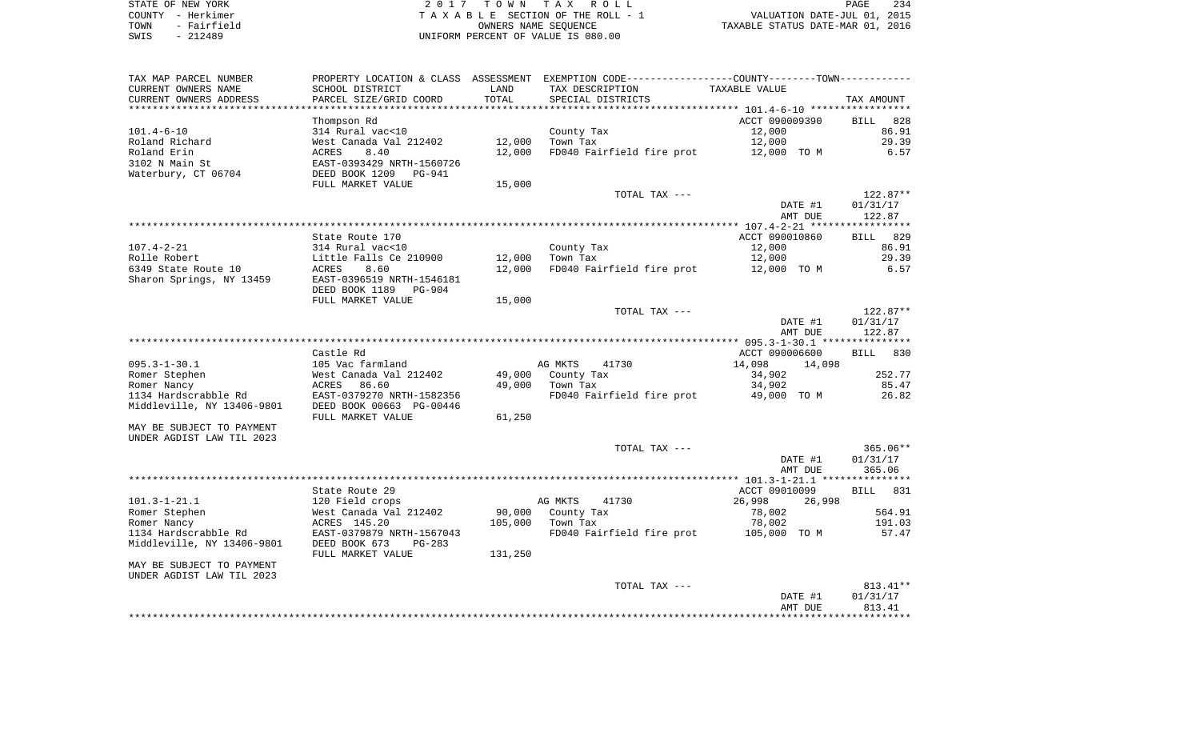STATE OF NEW YORK | 2017 TOWN TAX ROLL
COUNTY - Herkimer | TAXABLE SECTION OF THE ROLL - 1 | VALUATION DATE-JUL 01, 2015
TOWN - Fairfield | OWNERS NAME SEQUENCE | TAXABLE STATUS DATE-MAR 01, 2016
SWIS - 212489 | UNIFORM PERCENT OF VALUE IS 080.00

| TAX MAP PARCEL NUMBER / CURRENT OWNERS NAME / CURRENT OWNERS ADDRESS | PROPERTY LOCATION & CLASS / SCHOOL DISTRICT / PARCEL SIZE/GRID COORD | ASSESSMENT LAND / TOTAL | EXEMPTION CODE / TAX DESCRIPTION / SPECIAL DISTRICTS | COUNTY / TOWN TAXABLE VALUE | TAX AMOUNT |
|---|---|---|---|---|---|
| **101.4-6-10** | Thompson Rd | | | ACCT 090009390 | BILL 828 |
| 101.4-6-10 | 314 Rural vac<10 | | County Tax | 12,000 | 86.91 |
| Roland Richard | West Canada Val 212402 | 12,000 | Town Tax | 12,000 | 29.39 |
| Roland Erin | ACRES 8.40 | 12,000 | FD040 Fairfield fire prot | 12,000 TO M | 6.57 |
| 3102 N Main St | EAST-0393429 NRTH-1560726 | | | | |
| Waterbury, CT 06704 | DEED BOOK 1209 PG-941 | | | | |
| | FULL MARKET VALUE | 15,000 | | | |
| | | | TOTAL TAX --- | | 122.87** |
| | | | | DATE #1 | 01/31/17 |
| | | | | AMT DUE | 122.87 |
| **107.4-2-21** | State Route 170 | | | ACCT 090010860 | BILL 829 |
| 107.4-2-21 | 314 Rural vac<10 | | County Tax | 12,000 | 86.91 |
| Rolle Robert | Little Falls Ce 210900 | 12,000 | Town Tax | 12,000 | 29.39 |
| 6349 State Route 10 | ACRES 8.60 | 12,000 | FD040 Fairfield fire prot | 12,000 TO M | 6.57 |
| Sharon Springs, NY 13459 | EAST-0396519 NRTH-1546181 | | | | |
| | DEED BOOK 1189 PG-904 | | | | |
| | FULL MARKET VALUE | 15,000 | | | |
| | | | TOTAL TAX --- | | 122.87** |
| | | | | DATE #1 | 01/31/17 |
| | | | | AMT DUE | 122.87 |
| **095.3-1-30.1** | Castle Rd | | | ACCT 090006600 | BILL 830 |
| 095.3-1-30.1 | 105 Vac farmland | | AG MKTS 41730 | 14,098 14,098 | |
| Romer Stephen | West Canada Val 212402 | 49,000 | County Tax | 34,902 | 252.77 |
| Romer Nancy | ACRES 86.60 | 49,000 | Town Tax | 34,902 | 85.47 |
| 1134 Hardscrabble Rd | EAST-0379270 NRTH-1582356 | | FD040 Fairfield fire prot | 49,000 TO M | 26.82 |
| Middleville, NY 13406-9801 | DEED BOOK 00663 PG-00446 | | | | |
| | FULL MARKET VALUE | 61,250 | | | |
| MAY BE SUBJECT TO PAYMENT UNDER AGDIST LAW TIL 2023 | | | | | |
| | | | TOTAL TAX --- | | 365.06** |
| | | | | DATE #1 | 01/31/17 |
| | | | | AMT DUE | 365.06 |
| **101.3-1-21.1** | State Route 29 | | | ACCT 09010099 | BILL 831 |
| 101.3-1-21.1 | 120 Field crops | | AG MKTS 41730 | 26,998 26,998 | |
| Romer Stephen | West Canada Val 212402 | 90,000 | County Tax | 78,002 | 564.91 |
| Romer Nancy | ACRES 145.20 | 105,000 | Town Tax | 78,002 | 191.03 |
| 1134 Hardscrabble Rd | EAST-0379879 NRTH-1567043 | | FD040 Fairfield fire prot | 105,000 TO M | 57.47 |
| Middleville, NY 13406-9801 | DEED BOOK 673 PG-283 | | | | |
| | FULL MARKET VALUE | 131,250 | | | |
| MAY BE SUBJECT TO PAYMENT UNDER AGDIST LAW TIL 2023 | | | | | |
| | | | TOTAL TAX --- | | 813.41** |
| | | | | DATE #1 | 01/31/17 |
| | | | | AMT DUE | 813.41 |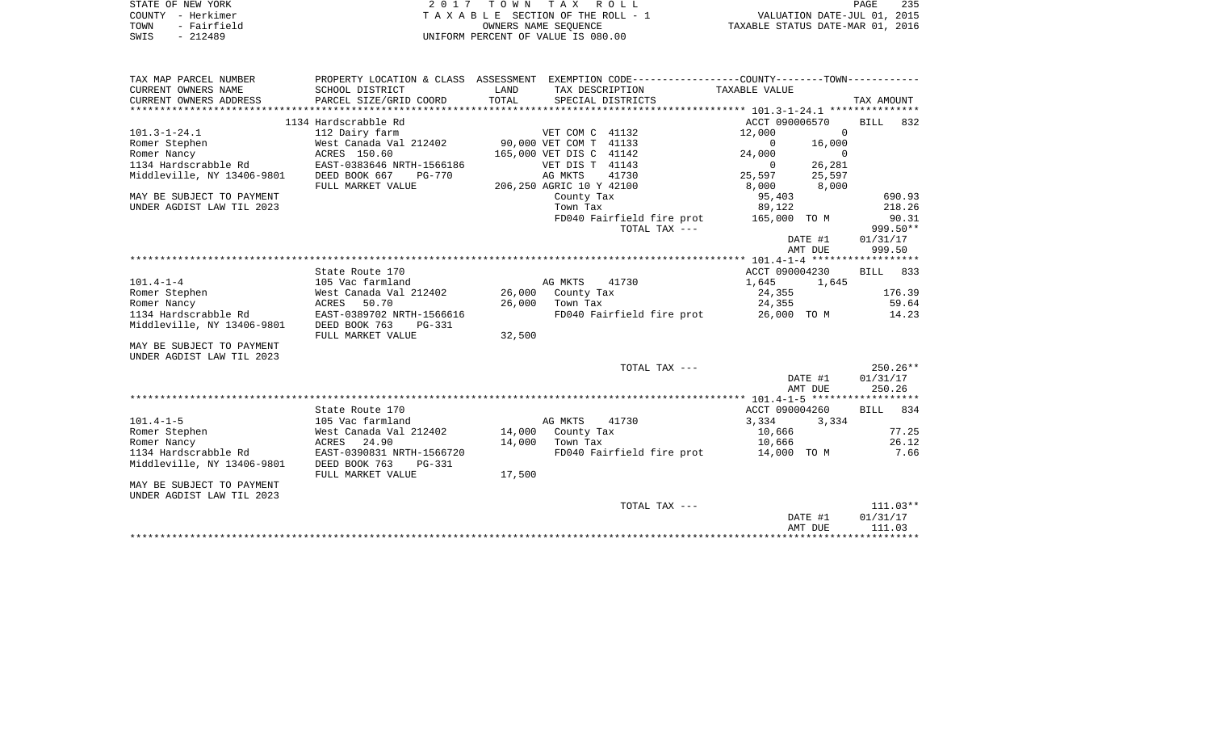STATE OF NEW YORK
COUNTY - Herkimer
TOWN - Fairfield
SWIS - 212489

2 0 1 7 T O W N T A X R O L L
T A X A B L E SECTION OF THE ROLL - 1
OWNERS NAME SEQUENCE
UNIFORM PERCENT OF VALUE IS 080.00

VALUATION DATE-JUL 01, 2015
TAXABLE STATUS DATE-MAR 01, 2016

| TAX MAP PARCEL NUMBER / CURRENT OWNERS NAME / CURRENT OWNERS ADDRESS | PROPERTY LOCATION & CLASS / SCHOOL DISTRICT / PARCEL SIZE/GRID COORD | ASSESSMENT LAND / TOTAL | EXEMPTION CODE / TAX DESCRIPTION / SPECIAL DISTRICTS | COUNTY TAXABLE VALUE | TOWN TAXABLE VALUE | TAX AMOUNT |
|---|---|---|---|---|---|---|
| **101.3-1-24.1** | 1134 Hardscrabble Rd | | | ACCT 090006570 | | BILL 832 |
| 101.3-1-24.1 | 112 Dairy farm | | VET COM C 41132 | 12,000 | 0 | |
| Romer Stephen | West Canada Val 212402 | 90,000 | VET COM T 41133 | 0 | 16,000 | |
| Romer Nancy | ACRES 150.60 | 165,000 | VET DIS C 41142 | 24,000 | 0 | |
| 1134 Hardscrabble Rd | EAST-0383646 NRTH-1566186 | | VET DIS T 41143 | 0 | 26,281 | |
| Middleville, NY 13406-9801 | DEED BOOK 667 PG-770 | | AG MKTS 41730 | 25,597 | 25,597 | |
| | FULL MARKET VALUE | 206,250 | AGRIC 10 Y 42100 | 8,000 | 8,000 | |
| MAY BE SUBJECT TO PAYMENT | | | County Tax | 95,403 | | 690.93 |
| UNDER AGDIST LAW TIL 2023 | | | Town Tax | 89,122 | | 218.26 |
| | | | FD040 Fairfield fire prot | 165,000 TO M | | 90.31 |
| | | | TOTAL TAX --- | | | 999.50** |
| | | | | | DATE #1 | 01/31/17 |
| | | | | | AMT DUE | 999.50 |
| **101.4-1-4** | State Route 170 | | | ACCT 090004230 | | BILL 833 |
| 101.4-1-4 | 105 Vac farmland | | AG MKTS 41730 | 1,645 | 1,645 | |
| Romer Stephen | West Canada Val 212402 | 26,000 | County Tax | 24,355 | | 176.39 |
| Romer Nancy | ACRES 50.70 | 26,000 | Town Tax | 24,355 | | 59.64 |
| 1134 Hardscrabble Rd | EAST-0389702 NRTH-1566616 | | FD040 Fairfield fire prot | 26,000 TO M | | 14.23 |
| Middleville, NY 13406-9801 | DEED BOOK 763 PG-331 | | | | | |
| | FULL MARKET VALUE | 32,500 | | | | |
| MAY BE SUBJECT TO PAYMENT | | | | | | |
| UNDER AGDIST LAW TIL 2023 | | | | | | |
| | | | TOTAL TAX --- | | | 250.26** |
| | | | | | DATE #1 | 01/31/17 |
| | | | | | AMT DUE | 250.26 |
| **101.4-1-5** | State Route 170 | | | ACCT 090004260 | | BILL 834 |
| 101.4-1-5 | 105 Vac farmland | | AG MKTS 41730 | 3,334 | 3,334 | |
| Romer Stephen | West Canada Val 212402 | 14,000 | County Tax | 10,666 | | 77.25 |
| Romer Nancy | ACRES 24.90 | 14,000 | Town Tax | 10,666 | | 26.12 |
| 1134 Hardscrabble Rd | EAST-0390831 NRTH-1566720 | | FD040 Fairfield fire prot | 14,000 TO M | | 7.66 |
| Middleville, NY 13406-9801 | DEED BOOK 763 PG-331 | | | | | |
| | FULL MARKET VALUE | 17,500 | | | | |
| MAY BE SUBJECT TO PAYMENT | | | | | | |
| UNDER AGDIST LAW TIL 2023 | | | | | | |
| | | | TOTAL TAX --- | | | 111.03** |
| | | | | | DATE #1 | 01/31/17 |
| | | | | | AMT DUE | 111.03 |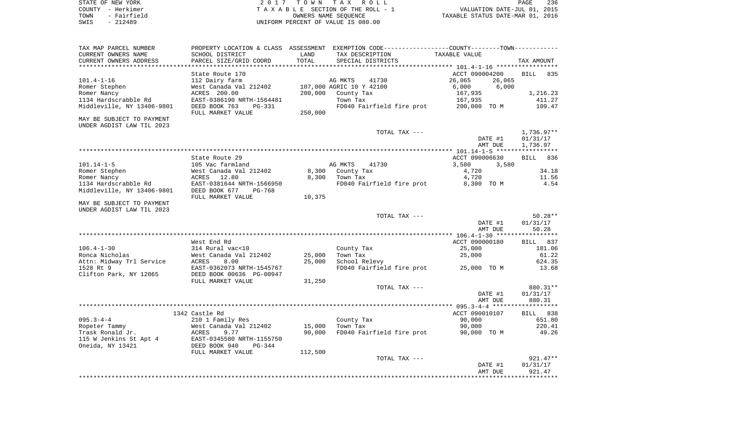STATE OF NEW YORK
COUNTY - Herkimer
TOWN - Fairfield
SWIS - 212489

2 0 1 7 T O W N T A X R O L L
T A X A B L E SECTION OF THE ROLL - 1
OWNERS NAME SEQUENCE
UNIFORM PERCENT OF VALUE IS 080.00

VALUATION DATE-JUL 01, 2015
TAXABLE STATUS DATE-MAR 01, 2016

| TAX MAP PARCEL NUMBER<br>CURRENT OWNERS NAME<br>CURRENT OWNERS ADDRESS | PROPERTY LOCATION & CLASS<br>SCHOOL DISTRICT<br>PARCEL SIZE/GRID COORD | ASSESSMENT LAND | TOTAL | EXEMPTION CODE------COUNTY-----TOWN------<br>TAX DESCRIPTION<br>SPECIAL DISTRICTS | TAXABLE VALUE | | TAX AMOUNT |
|---|---|---|---|---|---|---|---|
| **101.4-1-16** | State Route 170 | | | | ACCT 090004200 | | BILL 835 |
| 101.4-1-16 | 112 Dairy farm | | | AG MKTS 41730 | 26,065 | 26,065 | |
| Romer Stephen | West Canada Val 212402 | 107,000 | | AGRIC 10 Y 42100 | 6,000 | 6,000 | |
| Romer Nancy | ACRES 200.00 | | 200,000 | County Tax | 167,935 | | 1,216.23 |
| 1134 Hardscrabble Rd | EAST-0386190 NRTH-1564481 | | | Town Tax | 167,935 | | 411.27 |
| Middleville, NY 13406-9801 | DEED BOOK 763 PG-331 | | | FD040 Fairfield fire prot | 200,000 TO M | | 109.47 |
| | FULL MARKET VALUE | | 250,000 | | | | |
| MAY BE SUBJECT TO PAYMENT UNDER AGDIST LAW TIL 2023 | | | | | | | |
| | | | | TOTAL TAX --- | | | 1,736.97** |
| | | | | | DATE #1 | | 01/31/17 |
| | | | | | AMT DUE | | 1,736.97 |
| **101.14-1-5** | State Route 29 | | | | ACCT 090006630 | | BILL 836 |
| 101.14-1-5 | 105 Vac farmland | | | AG MKTS 41730 | 3,580 | 3,580 | |
| Romer Stephen | West Canada Val 212402 | 8,300 | | County Tax | 4,720 | | 34.18 |
| Romer Nancy | ACRES 12.80 | | 8,300 | Town Tax | 4,720 | | 11.56 |
| 1134 Hardscrabble Rd | EAST-0381644 NRTH-1566950 | | | FD040 Fairfield fire prot | 8,300 TO M | | 4.54 |
| Middleville, NY 13406-9801 | DEED BOOK 677 PG-768 | | | | | | |
| | FULL MARKET VALUE | | 10,375 | | | | |
| MAY BE SUBJECT TO PAYMENT UNDER AGDIST LAW TIL 2023 | | | | | | | |
| | | | | TOTAL TAX --- | | | 50.28** |
| | | | | | DATE #1 | | 01/31/17 |
| | | | | | AMT DUE | | 50.28 |
| **106.4-1-30** | West End Rd | | | | ACCT 090000180 | | BILL 837 |
| 106.4-1-30 | 314 Rural vac<10 | | | County Tax | 25,000 | | 181.06 |
| Ronca Nicholas | West Canada Val 212402 | 25,000 | | Town Tax | 25,000 | | 61.22 |
| Attn: Midway Trl Service | ACRES 8.00 | | 25,000 | School Relevy | | | 624.35 |
| 1528 Rt 9 | EAST-0362073 NRTH-1545767 | | | FD040 Fairfield fire prot | 25,000 TO M | | 13.68 |
| Clifton Park, NY 12065 | DEED BOOK 00636 PG-00947 | | | | | | |
| | FULL MARKET VALUE | | 31,250 | | | | |
| | | | | TOTAL TAX --- | | | 880.31** |
| | | | | | DATE #1 | | 01/31/17 |
| | | | | | AMT DUE | | 880.31 |
| **095.3-4-4** | 1342 Castle Rd | | | | ACCT 090010107 | | BILL 838 |
| 095.3-4-4 | 210 1 Family Res | | | County Tax | 90,000 | | 651.80 |
| Ropeter Tammy | West Canada Val 212402 | 15,000 | | Town Tax | 90,000 | | 220.41 |
| Trask Ronald Jr. | ACRES 9.77 | | 90,000 | FD040 Fairfield fire prot | 90,000 TO M | | 49.26 |
| 115 W Jenkins St Apt 4 | EAST-0345580 NRTH-1155750 | | | | | | |
| Oneida, NY 13421 | DEED BOOK 940 PG-344 | | | | | | |
| | FULL MARKET VALUE | | 112,500 | | | | |
| | | | | TOTAL TAX --- | | | 921.47** |
| | | | | | DATE #1 | | 01/31/17 |
| | | | | | AMT DUE | | 921.47 |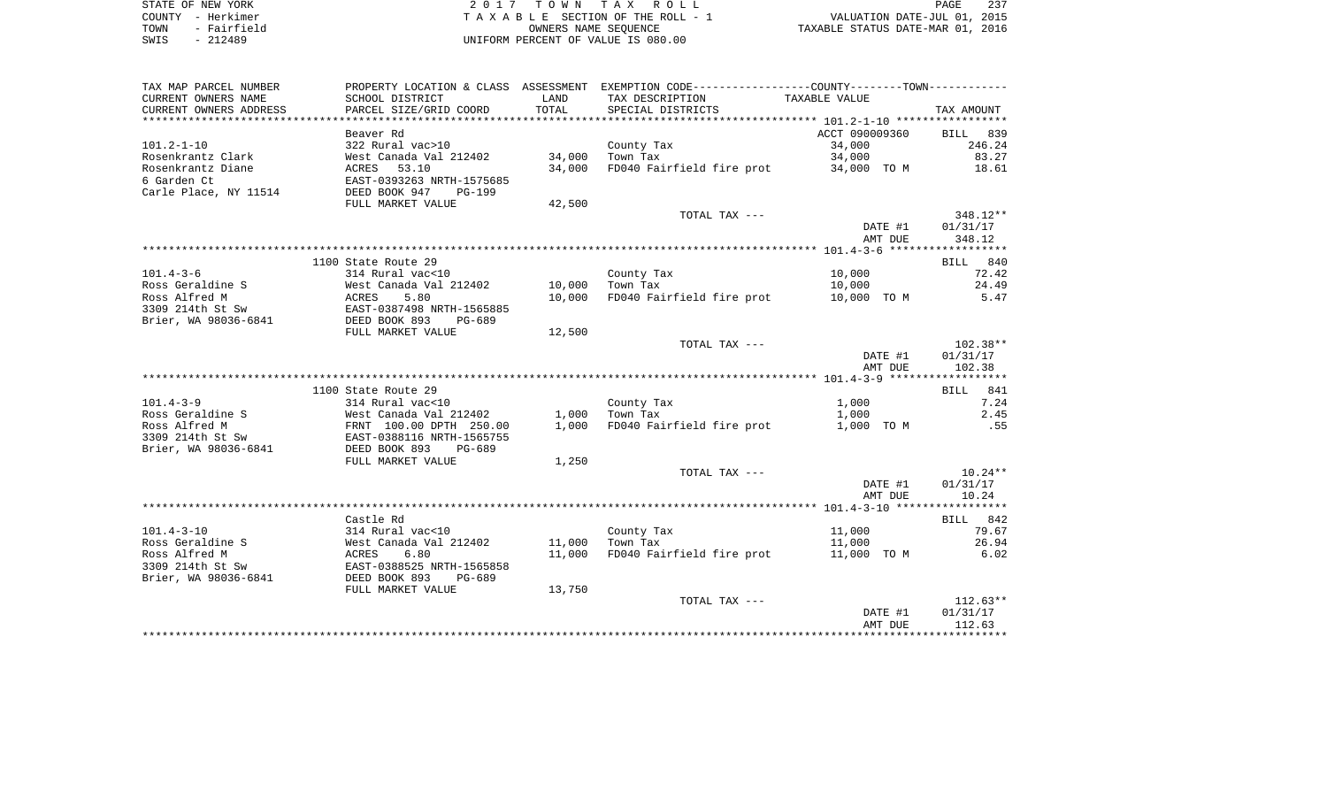STATE OF NEW YORK
COUNTY - Herkimer
TOWN - Fairfield
SWIS - 212489

2 0 1 7 T O W N T A X R O L L
T A X A B L E SECTION OF THE ROLL - 1
OWNERS NAME SEQUENCE
UNIFORM PERCENT OF VALUE IS 080.00

VALUATION DATE-JUL 01, 2015
TAXABLE STATUS DATE-MAR 01, 2016

| TAX MAP PARCEL NUMBER / CURRENT OWNERS NAME / CURRENT OWNERS ADDRESS | PROPERTY LOCATION & CLASS / SCHOOL DISTRICT / PARCEL SIZE/GRID COORD | ASSESSMENT LAND | TOTAL | EXEMPTION CODE / TAX DESCRIPTION / SPECIAL DISTRICTS | TAXABLE VALUE (COUNTY--TOWN) | TAX AMOUNT |
|---|---|---|---|---|---|---|
| 101.2-1-10 | Beaver Rd | | | | ACCT 090009360 | BILL 839 |
| 101.2-1-10 | 322 Rural vac>10 | | | County Tax | 34,000 | 246.24 |
| Rosenkrantz Clark | West Canada Val 212402 | 34,000 | | Town Tax | 34,000 | 83.27 |
| Rosenkrantz Diane | ACRES 53.10 | | 34,000 | FD040 Fairfield fire prot | 34,000 TO M | 18.61 |
| 6 Garden Ct | EAST-0393263 NRTH-1575685 | | | | | |
| Carle Place, NY 11514 | DEED BOOK 947 PG-199 | | | | | |
| | FULL MARKET VALUE | 42,500 | | | | |
| | | | | TOTAL TAX --- | | 348.12** |
| | | | | | DATE #1 | 01/31/17 |
| | | | | | AMT DUE | 348.12 |
| 101.4-3-6 | 1100 State Route 29 | | | | | BILL 840 |
| 101.4-3-6 | 314 Rural vac<10 | | | County Tax | 10,000 | 72.42 |
| Ross Geraldine S | West Canada Val 212402 | 10,000 | | Town Tax | 10,000 | 24.49 |
| Ross Alfred M | ACRES 5.80 | | 10,000 | FD040 Fairfield fire prot | 10,000 TO M | 5.47 |
| 3309 214th St Sw | EAST-0387498 NRTH-1565885 | | | | | |
| Brier, WA 98036-6841 | DEED BOOK 893 PG-689 | | | | | |
| | FULL MARKET VALUE | 12,500 | | | | |
| | | | | TOTAL TAX --- | | 102.38** |
| | | | | | DATE #1 | 01/31/17 |
| | | | | | AMT DUE | 102.38 |
| 101.4-3-9 | 1100 State Route 29 | | | | | BILL 841 |
| 101.4-3-9 | 314 Rural vac<10 | | | County Tax | 1,000 | 7.24 |
| Ross Geraldine S | West Canada Val 212402 | 1,000 | | Town Tax | 1,000 | 2.45 |
| Ross Alfred M | FRNT 100.00 DPTH 250.00 | | 1,000 | FD040 Fairfield fire prot | 1,000 TO M | .55 |
| 3309 214th St Sw | EAST-0388116 NRTH-1565755 | | | | | |
| Brier, WA 98036-6841 | DEED BOOK 893 PG-689 | | | | | |
| | FULL MARKET VALUE | 1,250 | | | | |
| | | | | TOTAL TAX --- | | 10.24** |
| | | | | | DATE #1 | 01/31/17 |
| | | | | | AMT DUE | 10.24 |
| 101.4-3-10 | Castle Rd | | | | | BILL 842 |
| 101.4-3-10 | 314 Rural vac<10 | | | County Tax | 11,000 | 79.67 |
| Ross Geraldine S | West Canada Val 212402 | 11,000 | | Town Tax | 11,000 | 26.94 |
| Ross Alfred M | ACRES 6.80 | | 11,000 | FD040 Fairfield fire prot | 11,000 TO M | 6.02 |
| 3309 214th St Sw | EAST-0388525 NRTH-1565858 | | | | | |
| Brier, WA 98036-6841 | DEED BOOK 893 PG-689 | | | | | |
| | FULL MARKET VALUE | 13,750 | | | | |
| | | | | TOTAL TAX --- | | 112.63** |
| | | | | | DATE #1 | 01/31/17 |
| | | | | | AMT DUE | 112.63 |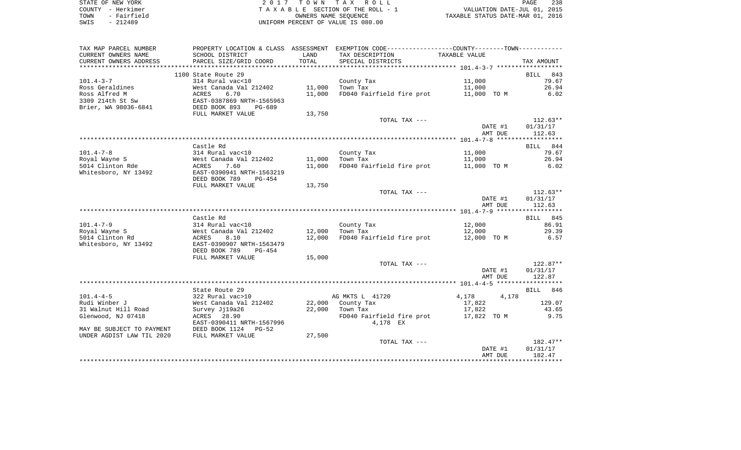STATE OF NEW YORK | 2017 TOWN TAX ROLL | VALUATION DATE-JUL 01, 2015
COUNTY - Herkimer | TAXABLE SECTION OF THE ROLL - 1 | TAXABLE STATUS DATE-MAR 01, 2016
TOWN - Fairfield | OWNERS NAME SEQUENCE
SWIS - 212489 | UNIFORM PERCENT OF VALUE IS 080.00

| TAX MAP PARCEL NUMBER / CURRENT OWNERS NAME / CURRENT OWNERS ADDRESS | PROPERTY LOCATION & CLASS / SCHOOL DISTRICT / PARCEL SIZE/GRID COORD | ASSESSMENT LAND / TOTAL | EXEMPTION CODE / TAX DESCRIPTION / SPECIAL DISTRICTS | COUNTY / TOWN TAXABLE VALUE | TAX AMOUNT |
|---|---|---|---|---|---|
| **101.4-3-7** | 1100 State Route 29 | | | | BILL 843 |
| 101.4-3-7 | 314 Rural vac<10 | | County Tax | 11,000 | 79.67 |
| Ross Geraldines | West Canada Val 212402 | 11,000 | Town Tax | 11,000 | 26.94 |
| Ross Alfred M | ACRES 6.70 | 11,000 | FD040 Fairfield fire prot | 11,000 TO M | 6.02 |
| 3309 214th St Sw | EAST-0387869 NRTH-1565963 | | | | |
| Brier, WA 98036-6841 | DEED BOOK 893 PG-689 | | | | |
| | FULL MARKET VALUE | 13,750 | | | |
| | | | TOTAL TAX --- | | 112.63** |
| | | | | DATE #1 | 01/31/17 |
| | | | | AMT DUE | 112.63 |
| **101.4-7-8** | Castle Rd | | | | BILL 844 |
| 101.4-7-8 | 314 Rural vac<10 | | County Tax | 11,000 | 79.67 |
| Royal Wayne S | West Canada Val 212402 | 11,000 | Town Tax | 11,000 | 26.94 |
| 5014 Clinton Rde | ACRES 7.60 | 11,000 | FD040 Fairfield fire prot | 11,000 TO M | 6.02 |
| Whitesboro, NY 13492 | EAST-0390941 NRTH-1563219 | | | | |
| | DEED BOOK 789 PG-454 | | | | |
| | FULL MARKET VALUE | 13,750 | | | |
| | | | TOTAL TAX --- | | 112.63** |
| | | | | DATE #1 | 01/31/17 |
| | | | | AMT DUE | 112.63 |
| **101.4-7-9** | Castle Rd | | | | BILL 845 |
| 101.4-7-9 | 314 Rural vac<10 | | County Tax | 12,000 | 86.91 |
| Royal Wayne S | West Canada Val 212402 | 12,000 | Town Tax | 12,000 | 29.39 |
| 5014 Clinton Rd | ACRES 8.10 | 12,000 | FD040 Fairfield fire prot | 12,000 TO M | 6.57 |
| Whitesboro, NY 13492 | EAST-0390907 NRTH-1563479 | | | | |
| | DEED BOOK 789 PG-454 | | | | |
| | FULL MARKET VALUE | 15,000 | | | |
| | | | TOTAL TAX --- | | 122.87** |
| | | | | DATE #1 | 01/31/17 |
| | | | | AMT DUE | 122.87 |
| **101.4-4-5** | State Route 29 | | | | BILL 846 |
| 101.4-4-5 | 322 Rural vac>10 | | AG MKTS L 41720 | 4,178 4,178 | |
| Rudi Winber J | West Canada Val 212402 | 22,000 | County Tax | 17,822 | 129.07 |
| 31 Walnut Hill Road | Survey Jj19a26 | 22,000 | Town Tax | 17,822 | 43.65 |
| Glenwood, NJ 07418 | ACRES 28.90 | | FD040 Fairfield fire prot | 17,822 TO M | 9.75 |
| | EAST-0390411 NRTH-1567996 | | 4,178 EX | | |
| MAY BE SUBJECT TO PAYMENT | DEED BOOK 1124 PG-52 | | | | |
| UNDER AGDIST LAW TIL 2020 | FULL MARKET VALUE | 27,500 | | | |
| | | | TOTAL TAX --- | | 182.47** |
| | | | | DATE #1 | 01/31/17 |
| | | | | AMT DUE | 182.47 |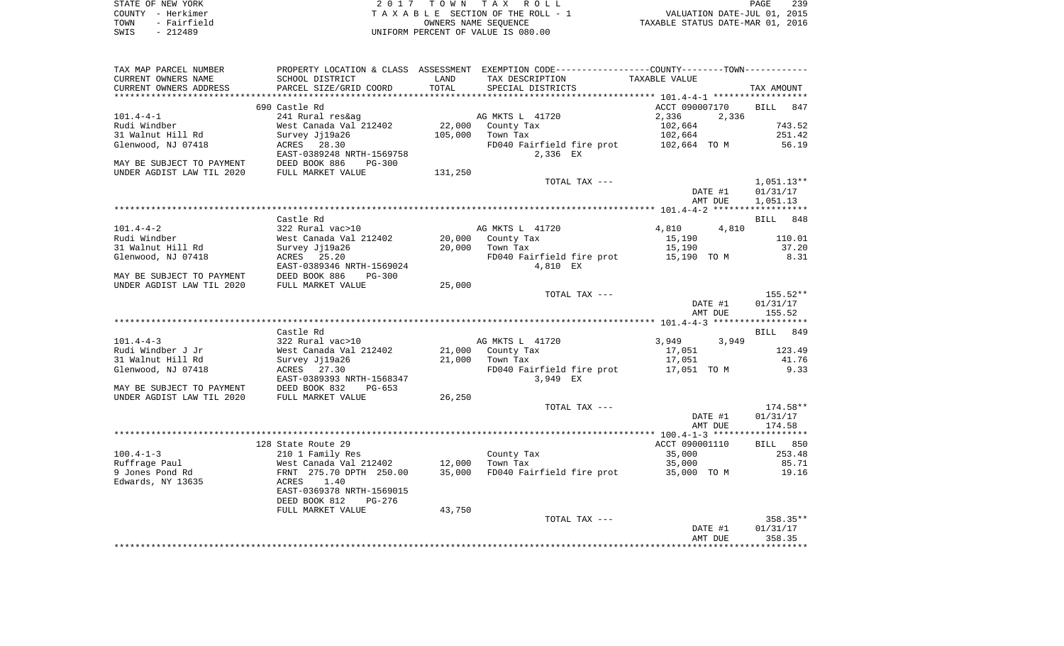STATE OF NEW YORK
COUNTY - Herkimer
TOWN - Fairfield
SWIS - 212489

2017 TOWN TAX ROLL
TAXABLE SECTION OF THE ROLL - 1
OWNERS NAME SEQUENCE
UNIFORM PERCENT OF VALUE IS 080.00

VALUATION DATE-JUL 01, 2015
TAXABLE STATUS DATE-MAR 01, 2016

| TAX MAP PARCEL NUMBER / CURRENT OWNERS NAME / CURRENT OWNERS ADDRESS | PROPERTY LOCATION & CLASS / SCHOOL DISTRICT / PARCEL SIZE/GRID COORD | ASSESSMENT LAND / TOTAL | EXEMPTION CODE / TAX DESCRIPTION / SPECIAL DISTRICTS | COUNTY / TOWN TAXABLE VALUE | TAX AMOUNT |
|---|---|---|---|---|---|
| | 690 Castle Rd | | | ACCT 090007170 | BILL 847 |
| 101.4-4-1 | 241 Rural res&ag | | AG MKTS L 41720 | 2,336 2,336 | |
| Rudi Windber | West Canada Val 212402 | 22,000 | County Tax | 102,664 | 743.52 |
| 31 Walnut Hill Rd | Survey Jj19a26 | 105,000 | Town Tax | 102,664 | 251.42 |
| Glenwood, NJ 07418 | ACRES 28.30 | | FD040 Fairfield fire prot | 102,664 TO M | 56.19 |
| | EAST-0389248 NRTH-1569758 | | 2,336 EX | | |
| MAY BE SUBJECT TO PAYMENT | DEED BOOK 886 PG-300 | | | | |
| UNDER AGDIST LAW TIL 2020 | FULL MARKET VALUE | 131,250 | | | |
| | | | TOTAL TAX --- | | 1,051.13** |
| | | | | DATE #1 | 01/31/17 |
| | | | | AMT DUE | 1,051.13 |
| | Castle Rd | | | | BILL 848 |
| 101.4-4-2 | 322 Rural vac>10 | | AG MKTS L 41720 | 4,810 4,810 | |
| Rudi Windber | West Canada Val 212402 | 20,000 | County Tax | 15,190 | 110.01 |
| 31 Walnut Hill Rd | Survey Jj19a26 | 20,000 | Town Tax | 15,190 | 37.20 |
| Glenwood, NJ 07418 | ACRES 25.20 | | FD040 Fairfield fire prot | 15,190 TO M | 8.31 |
| | EAST-0389346 NRTH-1569024 | | 4,810 EX | | |
| MAY BE SUBJECT TO PAYMENT | DEED BOOK 886 PG-300 | | | | |
| UNDER AGDIST LAW TIL 2020 | FULL MARKET VALUE | 25,000 | | | |
| | | | TOTAL TAX --- | | 155.52** |
| | | | | DATE #1 | 01/31/17 |
| | | | | AMT DUE | 155.52 |
| | Castle Rd | | | | BILL 849 |
| 101.4-4-3 | 322 Rural vac>10 | | AG MKTS L 41720 | 3,949 3,949 | |
| Rudi Windber J Jr | West Canada Val 212402 | 21,000 | County Tax | 17,051 | 123.49 |
| 31 Walnut Hill Rd | Survey Jj19a26 | 21,000 | Town Tax | 17,051 | 41.76 |
| Glenwood, NJ 07418 | ACRES 27.30 | | FD040 Fairfield fire prot | 17,051 TO M | 9.33 |
| | EAST-0389393 NRTH-1568347 | | 3,949 EX | | |
| MAY BE SUBJECT TO PAYMENT | DEED BOOK 832 PG-653 | | | | |
| UNDER AGDIST LAW TIL 2020 | FULL MARKET VALUE | 26,250 | | | |
| | | | TOTAL TAX --- | | 174.58** |
| | | | | DATE #1 | 01/31/17 |
| | | | | AMT DUE | 174.58 |
| | 128 State Route 29 | | | ACCT 090001110 | BILL 850 |
| 100.4-1-3 | 210 1 Family Res | | County Tax | 35,000 | 253.48 |
| Ruffrage Paul | West Canada Val 212402 | 12,000 | Town Tax | 35,000 | 85.71 |
| 9 Jones Pond Rd | FRNT 275.70 DPTH 250.00 | 35,000 | FD040 Fairfield fire prot | 35,000 TO M | 19.16 |
| Edwards, NY 13635 | ACRES 1.40 | | | | |
| | EAST-0369378 NRTH-1569015 | | | | |
| | DEED BOOK 812 PG-276 | | | | |
| | FULL MARKET VALUE | 43,750 | | | |
| | | | TOTAL TAX --- | | 358.35** |
| | | | | DATE #1 | 01/31/17 |
| | | | | AMT DUE | 358.35 |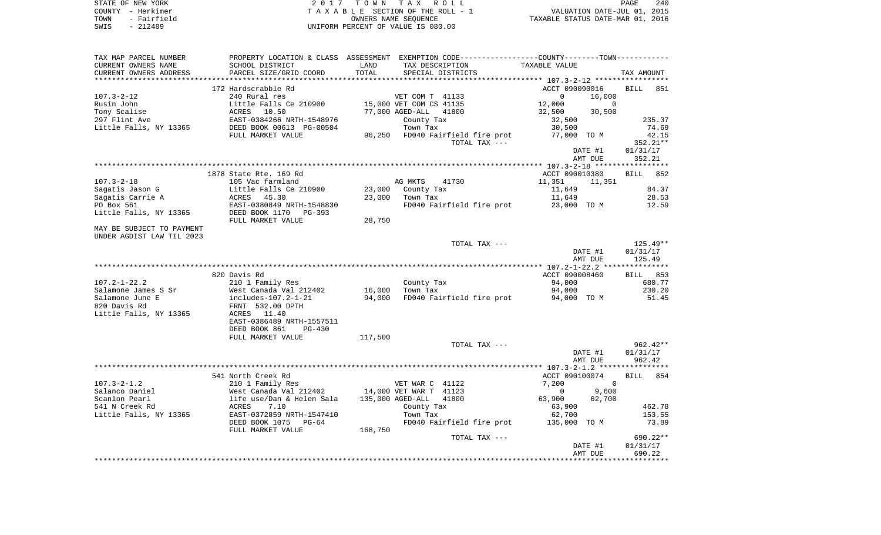STATE OF NEW YORK
COUNTY - Herkimer
TOWN - Fairfield
SWIS - 212489

2017 TOWN TAX ROLL
TAXABLE SECTION OF THE ROLL - 1
OWNERS NAME SEQUENCE
UNIFORM PERCENT OF VALUE IS 080.00

VALUATION DATE-JUL 01, 2015
TAXABLE STATUS DATE-MAR 01, 2016

| TAX MAP PARCEL NUMBER / CURRENT OWNERS NAME / CURRENT OWNERS ADDRESS | PROPERTY LOCATION & CLASS / SCHOOL DISTRICT / PARCEL SIZE/GRID COORD | ASSESSMENT LAND / TOTAL | EXEMPTION CODE / TAX DESCRIPTION / SPECIAL DISTRICTS | COUNTY | TOWN | TAX AMOUNT |
|---|---|---|---|---|---|---|
| 107.3-2-12 | 172 Hardscrabble Rd | | | ACCT 090090016 | | BILL 851 |
| | 240 Rural res | | VET COM T 41133 | 0 | 16,000 | |
| Rusin John | Little Falls Ce 210900 | 15,000 | VET COM CS 41135 | 12,000 | 0 | |
| Tony Scalise | ACRES 10.50 | 77,000 | AGED-ALL 41800 | 32,500 | 30,500 | |
| 297 Flint Ave | EAST-0384266 NRTH-1548976 | | County Tax | 32,500 | | 235.37 |
| Little Falls, NY 13365 | DEED BOOK 00613 PG-00504 | | Town Tax | 30,500 | | 74.69 |
| | FULL MARKET VALUE | 96,250 | FD040 Fairfield fire prot | 77,000 TO M | | 42.15 |
| | | | TOTAL TAX --- | | | 352.21** |
| | | | | DATE #1 | | 01/31/17 |
| | | | | AMT DUE | | 352.21 |
| 107.3-2-18 | 1878 State Rte. 169 Rd | | | ACCT 090010380 | | BILL 852 |
| Sagatis Jason G | 105 Vac farmland | | AG MKTS 41730 | 11,351 | 11,351 | |
| Sagatis Carrie A | Little Falls Ce 210900 | 23,000 | County Tax | 11,649 | | 84.37 |
| PO Box 561 | ACRES 45.30 | 23,000 | Town Tax | 11,649 | | 28.53 |
| Little Falls, NY 13365 | EAST-0380849 NRTH-1548830 | | FD040 Fairfield fire prot | 23,000 TO M | | 12.59 |
| | DEED BOOK 1170 PG-393 | | | | | |
| | FULL MARKET VALUE | 28,750 | | | | |
| MAY BE SUBJECT TO PAYMENT UNDER AGDIST LAW TIL 2023 | | | | | | |
| | | | TOTAL TAX --- | | | 125.49** |
| | | | | DATE #1 | | 01/31/17 |
| | | | | AMT DUE | | 125.49 |
| 107.2-1-22.2 | 820 Davis Rd | | | ACCT 090008460 | | BILL 853 |
| Salamone James S Sr | 210 1 Family Res | | County Tax | 94,000 | | 680.77 |
| Salamone June E | West Canada Val 212402 | 16,000 | Town Tax | 94,000 | | 230.20 |
| 820 Davis Rd | includes-107.2-1-21 | 94,000 | FD040 Fairfield fire prot | 94,000 TO M | | 51.45 |
| Little Falls, NY 13365 | FRNT 532.00 DPTH | | | | | |
| | ACRES 11.40 | | | | | |
| | EAST-0386489 NRTH-1557511 | | | | | |
| | DEED BOOK 861 PG-430 | | | | | |
| | FULL MARKET VALUE | 117,500 | | | | |
| | | | TOTAL TAX --- | | | 962.42** |
| | | | | DATE #1 | | 01/31/17 |
| | | | | AMT DUE | | 962.42 |
| 107.3-2-1.2 | 541 North Creek Rd | | | ACCT 090100074 | | BILL 854 |
| | 210 1 Family Res | | VET WAR C 41122 | 7,200 | 0 | |
| Salanco Daniel | West Canada Val 212402 | 14,000 | VET WAR T 41123 | 0 | 9,600 | |
| Scanlon Pearl | life use/Dan & Helen Sala | 135,000 | AGED-ALL 41800 | 63,900 | 62,700 | |
| 541 N Creek Rd | ACRES 7.10 | | County Tax | 63,900 | | 462.78 |
| Little Falls, NY 13365 | EAST-0372859 NRTH-1547410 | | Town Tax | 62,700 | | 153.55 |
| | DEED BOOK 1075 PG-64 | | FD040 Fairfield fire prot | 135,000 TO M | | 73.89 |
| | FULL MARKET VALUE | 168,750 | | | | |
| | | | TOTAL TAX --- | | | 690.22** |
| | | | | DATE #1 | | 01/31/17 |
| | | | | AMT DUE | | 690.22 |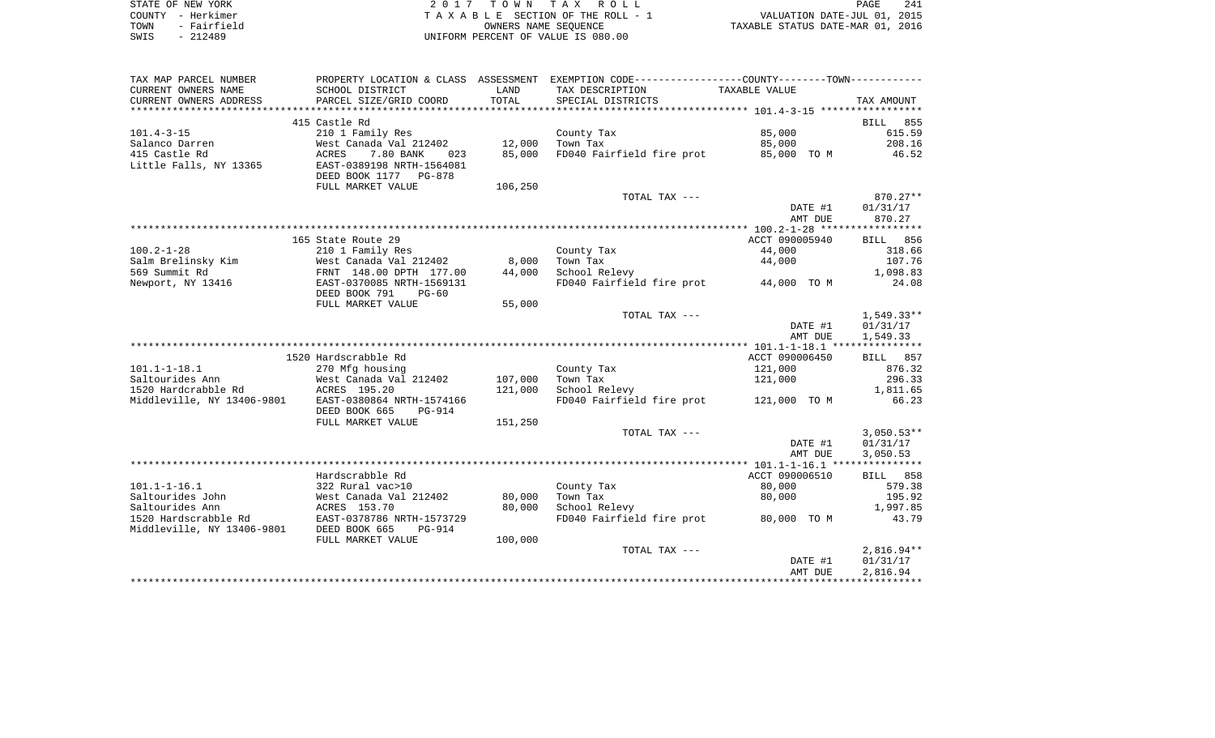STATE OF NEW YORK | COUNTY - Herkimer | TOWN - Fairfield | SWIS - 212489

2017 TOWN TAX ROLL
TAXABLE SECTION OF THE ROLL - 1
OWNERS NAME SEQUENCE
UNIFORM PERCENT OF VALUE IS 080.00

VALUATION DATE-JUL 01, 2015
TAXABLE STATUS DATE-MAR 01, 2016

| TAX MAP PARCEL NUMBER / CURRENT OWNERS NAME / CURRENT OWNERS ADDRESS | PROPERTY LOCATION & CLASS / SCHOOL DISTRICT / PARCEL SIZE/GRID COORD | ASSESSMENT LAND / TOTAL | EXEMPTION CODE / TAX DESCRIPTION / SPECIAL DISTRICTS | TAXABLE VALUE | TAX AMOUNT |
|---|---|---|---|---|---|
| | 415 Castle Rd | | | | BILL 855 |
| 101.4-3-15 | 210 1 Family Res | | County Tax | 85,000 | 615.59 |
| Salanco Darren | West Canada Val 212402 | 12,000 | Town Tax | 85,000 | 208.16 |
| 415 Castle Rd | ACRES 7.80 BANK 023 | 85,000 | FD040 Fairfield fire prot | 85,000 TO M | 46.52 |
| Little Falls, NY 13365 | EAST-0389198 NRTH-1564081 | | | | |
| | DEED BOOK 1177 PG-878 | | | | |
| | FULL MARKET VALUE | 106,250 | | | |
| | | | TOTAL TAX --- | | 870.27** |
| | | | | DATE #1 | 01/31/17 |
| | | | | AMT DUE | 870.27 |
| | 165 State Route 29 | | | ACCT 090005940 | BILL 856 |
| 100.2-1-28 | 210 1 Family Res | | County Tax | 44,000 | 318.66 |
| Salm Brelinsky Kim | West Canada Val 212402 | 8,000 | Town Tax | 44,000 | 107.76 |
| 569 Summit Rd | FRNT 148.00 DPTH 177.00 | 44,000 | School Relevy | | 1,098.83 |
| Newport, NY 13416 | EAST-0370085 NRTH-1569131 | | FD040 Fairfield fire prot | 44,000 TO M | 24.08 |
| | DEED BOOK 791 PG-60 | | | | |
| | FULL MARKET VALUE | 55,000 | | | |
| | | | TOTAL TAX --- | | 1,549.33** |
| | | | | DATE #1 | 01/31/17 |
| | | | | AMT DUE | 1,549.33 |
| | 1520 Hardscrabble Rd | | | ACCT 090006450 | BILL 857 |
| 101.1-1-18.1 | 270 Mfg housing | | County Tax | 121,000 | 876.32 |
| Saltourides Ann | West Canada Val 212402 | 107,000 | Town Tax | 121,000 | 296.33 |
| 1520 Hardcrabble Rd | ACRES 195.20 | 121,000 | School Relevy | | 1,811.65 |
| Middleville, NY 13406-9801 | EAST-0380864 NRTH-1574166 | | FD040 Fairfield fire prot | 121,000 TO M | 66.23 |
| | DEED BOOK 665 PG-914 | | | | |
| | FULL MARKET VALUE | 151,250 | | | |
| | | | TOTAL TAX --- | | 3,050.53** |
| | | | | DATE #1 | 01/31/17 |
| | | | | AMT DUE | 3,050.53 |
| | Hardscrabble Rd | | | ACCT 090006510 | BILL 858 |
| 101.1-1-16.1 | 322 Rural vac>10 | | County Tax | 80,000 | 579.38 |
| Saltourides John | West Canada Val 212402 | 80,000 | Town Tax | 80,000 | 195.92 |
| Saltourides Ann | ACRES 153.70 | 80,000 | School Relevy | | 1,997.85 |
| 1520 Hardscrabble Rd | EAST-0378786 NRTH-1573729 | | FD040 Fairfield fire prot | 80,000 TO M | 43.79 |
| Middleville, NY 13406-9801 | DEED BOOK 665 PG-914 | | | | |
| | FULL MARKET VALUE | 100,000 | | | |
| | | | TOTAL TAX --- | | 2,816.94** |
| | | | | DATE #1 | 01/31/17 |
| | | | | AMT DUE | 2,816.94 |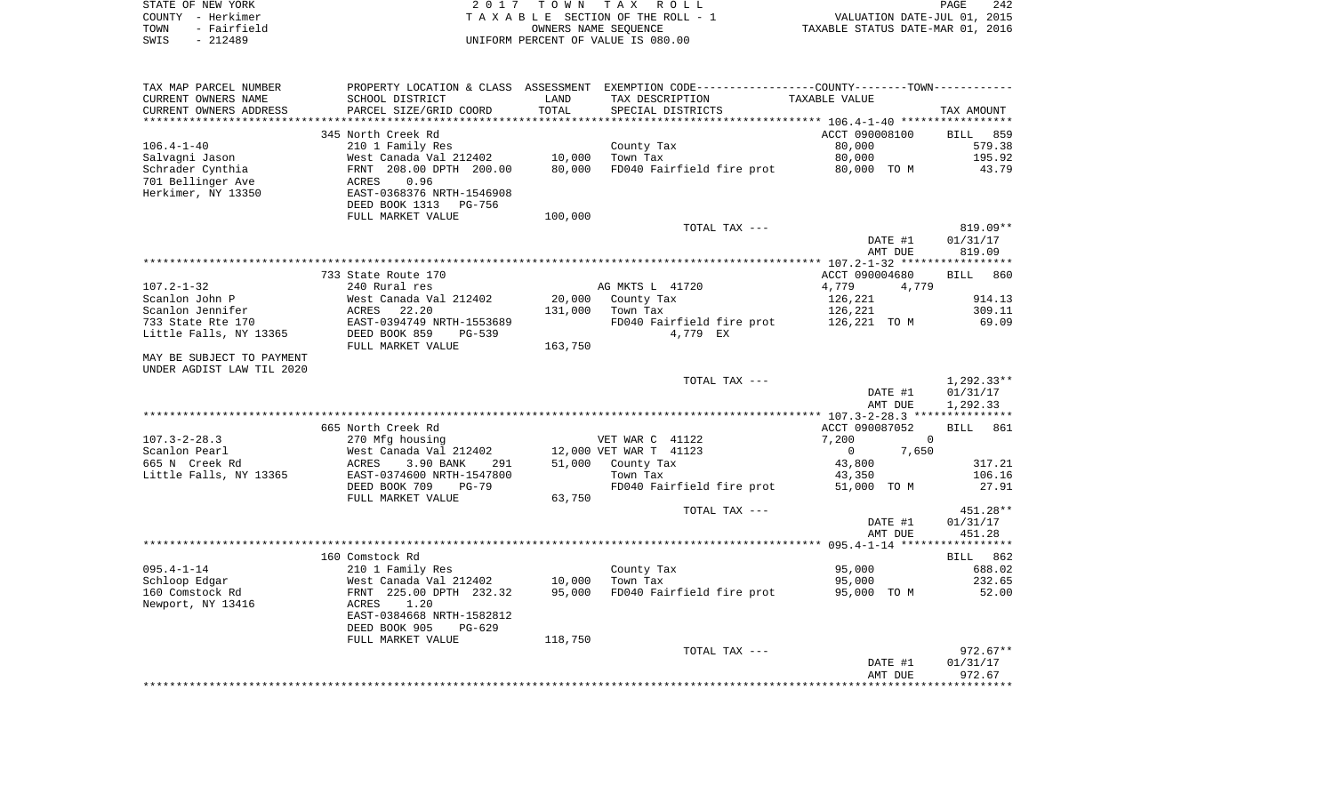STATE OF NEW YORK | 2017 TOWN TAX ROLL
COUNTY - Herkimer | TAXABLE SECTION OF THE ROLL - 1 | VALUATION DATE-JUL 01, 2015
TOWN - Fairfield | OWNERS NAME SEQUENCE | TAXABLE STATUS DATE-MAR 01, 2016
SWIS - 212489 | UNIFORM PERCENT OF VALUE IS 080.00

| TAX MAP PARCEL NUMBER<br>CURRENT OWNERS NAME<br>CURRENT OWNERS ADDRESS | PROPERTY LOCATION & CLASS<br>SCHOOL DISTRICT<br>PARCEL SIZE/GRID COORD | ASSESSMENT<br>LAND<br>TOTAL | EXEMPTION CODE-----COUNTY-----TOWN-----<br>TAX DESCRIPTION<br>SPECIAL DISTRICTS | TAXABLE VALUE | TAX AMOUNT |
|---|---|---|---|---|---|
| | 345 North Creek Rd | | | ACCT 090008100 | BILL 859 |
| 106.4-1-40 | 210 1 Family Res | | County Tax | 80,000 | 579.38 |
| Salvagni Jason | West Canada Val 212402 | 10,000 | Town Tax | 80,000 | 195.92 |
| Schrader Cynthia | FRNT 208.00 DPTH 200.00 | 80,000 | FD040 Fairfield fire prot | 80,000 TO M | 43.79 |
| 701 Bellinger Ave | ACRES 0.96 | | | | |
| Herkimer, NY 13350 | EAST-0368376 NRTH-1546908 | | | | |
| | DEED BOOK 1313 PG-756 | | | | |
| | FULL MARKET VALUE | 100,000 | | | |
| | | | TOTAL TAX --- | | 819.09** |
| | | | | DATE #1 | 01/31/17 |
| | | | | AMT DUE | 819.09 |
| | 733 State Route 170 | | | ACCT 090004680 | BILL 860 |
| 107.2-1-32 | 240 Rural res | | AG MKTS L 41720 | 4,779 4,779 | |
| Scanlon John P | West Canada Val 212402 | 20,000 | County Tax | 126,221 | 914.13 |
| Scanlon Jennifer | ACRES 22.20 | 131,000 | Town Tax | 126,221 | 309.11 |
| 733 State Rte 170 | EAST-0394749 NRTH-1553689 | | FD040 Fairfield fire prot | 126,221 TO M | 69.09 |
| Little Falls, NY 13365 | DEED BOOK 859 PG-539 | | 4,779 EX | | |
| | FULL MARKET VALUE | 163,750 | | | |
| MAY BE SUBJECT TO PAYMENT<br>UNDER AGDIST LAW TIL 2020 | | | | | |
| | | | TOTAL TAX --- | | 1,292.33** |
| | | | | DATE #1 | 01/31/17 |
| | | | | AMT DUE | 1,292.33 |
| | 665 North Creek Rd | | | ACCT 090087052 | BILL 861 |
| 107.3-2-28.3 | 270 Mfg housing | | VET WAR C 41122 | 7,200 0 | |
| Scanlon Pearl | West Canada Val 212402 | 12,000 | VET WAR T 41123 | 0 7,650 | |
| 665 N Creek Rd | ACRES 3.90 BANK 291 | 51,000 | County Tax | 43,800 | 317.21 |
| Little Falls, NY 13365 | EAST-0374600 NRTH-1547800 | | Town Tax | 43,350 | 106.16 |
| | DEED BOOK 709 PG-79 | | FD040 Fairfield fire prot | 51,000 TO M | 27.91 |
| | FULL MARKET VALUE | 63,750 | | | |
| | | | TOTAL TAX --- | | 451.28** |
| | | | | DATE #1 | 01/31/17 |
| | | | | AMT DUE | 451.28 |
| | 160 Comstock Rd | | | | BILL 862 |
| 095.4-1-14 | 210 1 Family Res | | County Tax | 95,000 | 688.02 |
| Schloop Edgar | West Canada Val 212402 | 10,000 | Town Tax | 95,000 | 232.65 |
| 160 Comstock Rd | FRNT 225.00 DPTH 232.32 | 95,000 | FD040 Fairfield fire prot | 95,000 TO M | 52.00 |
| Newport, NY 13416 | ACRES 1.20 | | | | |
| | EAST-0384668 NRTH-1582812 | | | | |
| | DEED BOOK 905 PG-629 | | | | |
| | FULL MARKET VALUE | 118,750 | | | |
| | | | TOTAL TAX --- | | 972.67** |
| | | | | DATE #1 | 01/31/17 |
| | | | | AMT DUE | 972.67 |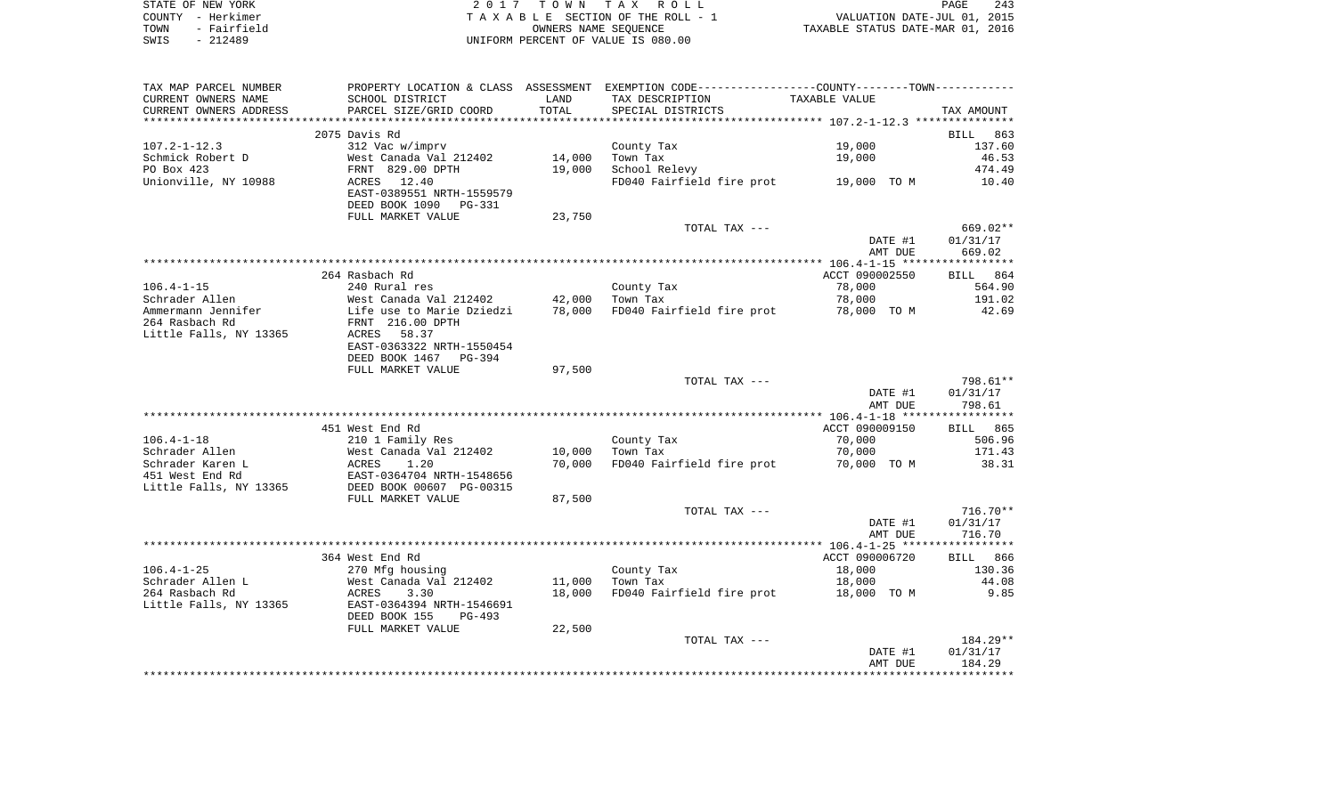STATE OF NEW YORK
COUNTY - Herkimer
TOWN - Fairfield
SWIS - 212489

2017 TOWN TAX ROLL
TAXABLE SECTION OF THE ROLL - 1
OWNERS NAME SEQUENCE
UNIFORM PERCENT OF VALUE IS 080.00

VALUATION DATE-JUL 01, 2015
TAXABLE STATUS DATE-MAR 01, 2016

| TAX MAP PARCEL NUMBER / CURRENT OWNERS NAME / CURRENT OWNERS ADDRESS | PROPERTY LOCATION & CLASS / SCHOOL DISTRICT / PARCEL SIZE/GRID COORD | ASSESSMENT LAND | ASSESSMENT TOTAL | EXEMPTION CODE / TAX DESCRIPTION / SPECIAL DISTRICTS | TAXABLE VALUE | TAX AMOUNT |
|---|---|---|---|---|---|---|
| | 2075 Davis Rd | | | | | BILL 863 |
| 107.2-1-12.3 | 312 Vac w/imprv | | | County Tax | 19,000 | 137.60 |
| Schmick Robert D | West Canada Val 212402 | 14,000 | | Town Tax | 19,000 | 46.53 |
| PO Box 423 | FRNT 829.00 DPTH | | 19,000 | School Relevy | | 474.49 |
| Unionville, NY 10988 | ACRES 12.40 | | | FD040 Fairfield fire prot | 19,000 TO M | 10.40 |
| | EAST-0389551 NRTH-1559579 | | | | | |
| | DEED BOOK 1090 PG-331 | | | | | |
| | FULL MARKET VALUE | 23,750 | | | | |
| | | | | TOTAL TAX --- | | 669.02** |
| | | | | | DATE #1 | 01/31/17 |
| | | | | | AMT DUE | 669.02 |
| | 264 Rasbach Rd | | | | ACCT 090002550 | BILL 864 |
| 106.4-1-15 | 240 Rural res | | | County Tax | 78,000 | 564.90 |
| Schrader Allen | West Canada Val 212402 | 42,000 | | Town Tax | 78,000 | 191.02 |
| Ammermann Jennifer | Life use to Marie Dziedzi | | 78,000 | FD040 Fairfield fire prot | 78,000 TO M | 42.69 |
| 264 Rasbach Rd | FRNT 216.00 DPTH | | | | | |
| Little Falls, NY 13365 | ACRES 58.37 | | | | | |
| | EAST-0363322 NRTH-1550454 | | | | | |
| | DEED BOOK 1467 PG-394 | | | | | |
| | FULL MARKET VALUE | 97,500 | | | | |
| | | | | TOTAL TAX --- | | 798.61** |
| | | | | | DATE #1 | 01/31/17 |
| | | | | | AMT DUE | 798.61 |
| | 451 West End Rd | | | | ACCT 090009150 | BILL 865 |
| 106.4-1-18 | 210 1 Family Res | | | County Tax | 70,000 | 506.96 |
| Schrader Allen | West Canada Val 212402 | 10,000 | | Town Tax | 70,000 | 171.43 |
| Schrader Karen L | ACRES 1.20 | | 70,000 | FD040 Fairfield fire prot | 70,000 TO M | 38.31 |
| 451 West End Rd | EAST-0364704 NRTH-1548656 | | | | | |
| Little Falls, NY 13365 | DEED BOOK 00607 PG-00315 | | | | | |
| | FULL MARKET VALUE | 87,500 | | | | |
| | | | | TOTAL TAX --- | | 716.70** |
| | | | | | DATE #1 | 01/31/17 |
| | | | | | AMT DUE | 716.70 |
| | 364 West End Rd | | | | ACCT 090006720 | BILL 866 |
| 106.4-1-25 | 270 Mfg housing | | | County Tax | 18,000 | 130.36 |
| Schrader Allen L | West Canada Val 212402 | 11,000 | | Town Tax | 18,000 | 44.08 |
| 264 Rasbach Rd | ACRES 3.30 | | 18,000 | FD040 Fairfield fire prot | 18,000 TO M | 9.85 |
| Little Falls, NY 13365 | EAST-0364394 NRTH-1546691 | | | | | |
| | DEED BOOK 155 PG-493 | | | | | |
| | FULL MARKET VALUE | 22,500 | | | | |
| | | | | TOTAL TAX --- | | 184.29** |
| | | | | | DATE #1 | 01/31/17 |
| | | | | | AMT DUE | 184.29 |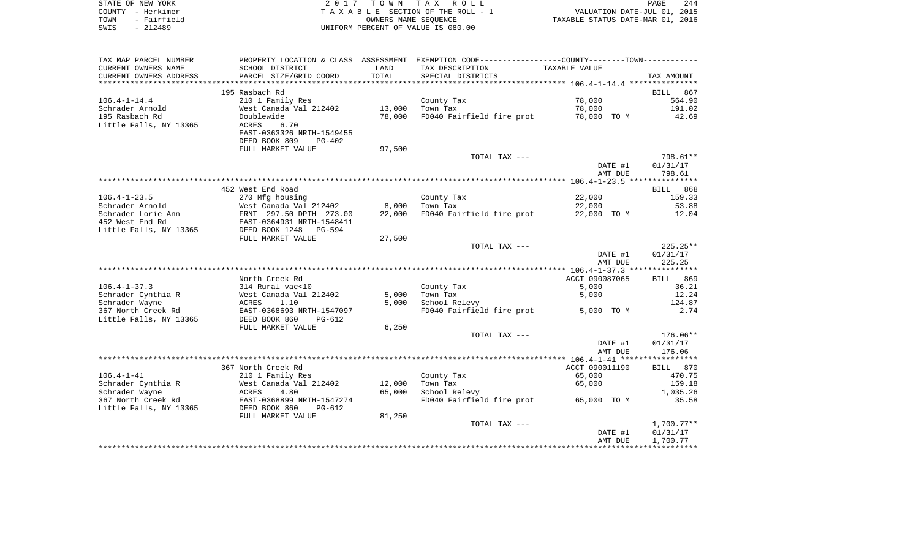STATE OF NEW YORK
COUNTY - Herkimer
TOWN - Fairfield
SWIS - 212489

2 0 1 7 T O W N T A X R O L L
T A X A B L E SECTION OF THE ROLL - 1
OWNERS NAME SEQUENCE
UNIFORM PERCENT OF VALUE IS 080.00

VALUATION DATE-JUL 01, 2015
TAXABLE STATUS DATE-MAR 01, 2016

| TAX MAP PARCEL NUMBER / CURRENT OWNERS NAME / CURRENT OWNERS ADDRESS | PROPERTY LOCATION & CLASS / SCHOOL DISTRICT / PARCEL SIZE/GRID COORD | ASSESSMENT LAND / TOTAL | EXEMPTION CODE / TAX DESCRIPTION / SPECIAL DISTRICTS | TAXABLE VALUE | TAX AMOUNT |
|---|---|---|---|---|---|
| | 195 Rasbach Rd | | | | BILL 867 |
| 106.4-1-14.4 | 210 1 Family Res | | County Tax | 78,000 | 564.90 |
| Schrader Arnold | West Canada Val 212402 | 13,000 | Town Tax | 78,000 | 191.02 |
| 195 Rasbach Rd | Doublewide | 78,000 | FD040 Fairfield fire prot | 78,000 TO M | 42.69 |
| Little Falls, NY 13365 | ACRES 6.70 | | | | |
| | EAST-0363326 NRTH-1549455 | | | | |
| | DEED BOOK 809 PG-402 | | | | |
| | FULL MARKET VALUE | 97,500 | | | |
| | | | TOTAL TAX --- | | 798.61** |
| | | | | DATE #1 | 01/31/17 |
| | | | | AMT DUE | 798.61 |
| | 452 West End Road | | | | BILL 868 |
| 106.4-1-23.5 | 270 Mfg housing | | County Tax | 22,000 | 159.33 |
| Schrader Arnold | West Canada Val 212402 | 8,000 | Town Tax | 22,000 | 53.88 |
| Schrader Lorie Ann | FRNT 297.50 DPTH 273.00 | 22,000 | FD040 Fairfield fire prot | 22,000 TO M | 12.04 |
| 452 West End Rd | EAST-0364931 NRTH-1548411 | | | | |
| Little Falls, NY 13365 | DEED BOOK 1248 PG-594 | | | | |
| | FULL MARKET VALUE | 27,500 | | | |
| | | | TOTAL TAX --- | | 225.25** |
| | | | | DATE #1 | 01/31/17 |
| | | | | AMT DUE | 225.25 |
| | North Creek Rd | | | ACCT 090087065 | BILL 869 |
| 106.4-1-37.3 | 314 Rural vac<10 | | County Tax | 5,000 | 36.21 |
| Schrader Cynthia R | West Canada Val 212402 | 5,000 | Town Tax | 5,000 | 12.24 |
| Schrader Wayne | ACRES 1.10 | 5,000 | School Relevy | | 124.87 |
| 367 North Creek Rd | EAST-0368693 NRTH-1547097 | | FD040 Fairfield fire prot | 5,000 TO M | 2.74 |
| Little Falls, NY 13365 | DEED BOOK 860 PG-612 | | | | |
| | FULL MARKET VALUE | 6,250 | | | |
| | | | TOTAL TAX --- | | 176.06** |
| | | | | DATE #1 | 01/31/17 |
| | | | | AMT DUE | 176.06 |
| | 367 North Creek Rd | | | ACCT 090011190 | BILL 870 |
| 106.4-1-41 | 210 1 Family Res | | County Tax | 65,000 | 470.75 |
| Schrader Cynthia R | West Canada Val 212402 | 12,000 | Town Tax | 65,000 | 159.18 |
| Schrader Wayne | ACRES 4.80 | 65,000 | School Relevy | | 1,035.26 |
| 367 North Creek Rd | EAST-0368899 NRTH-1547274 | | FD040 Fairfield fire prot | 65,000 TO M | 35.58 |
| Little Falls, NY 13365 | DEED BOOK 860 PG-612 | | | | |
| | FULL MARKET VALUE | 81,250 | | | |
| | | | TOTAL TAX --- | | 1,700.77** |
| | | | | DATE #1 | 01/31/17 |
| | | | | AMT DUE | 1,700.77 |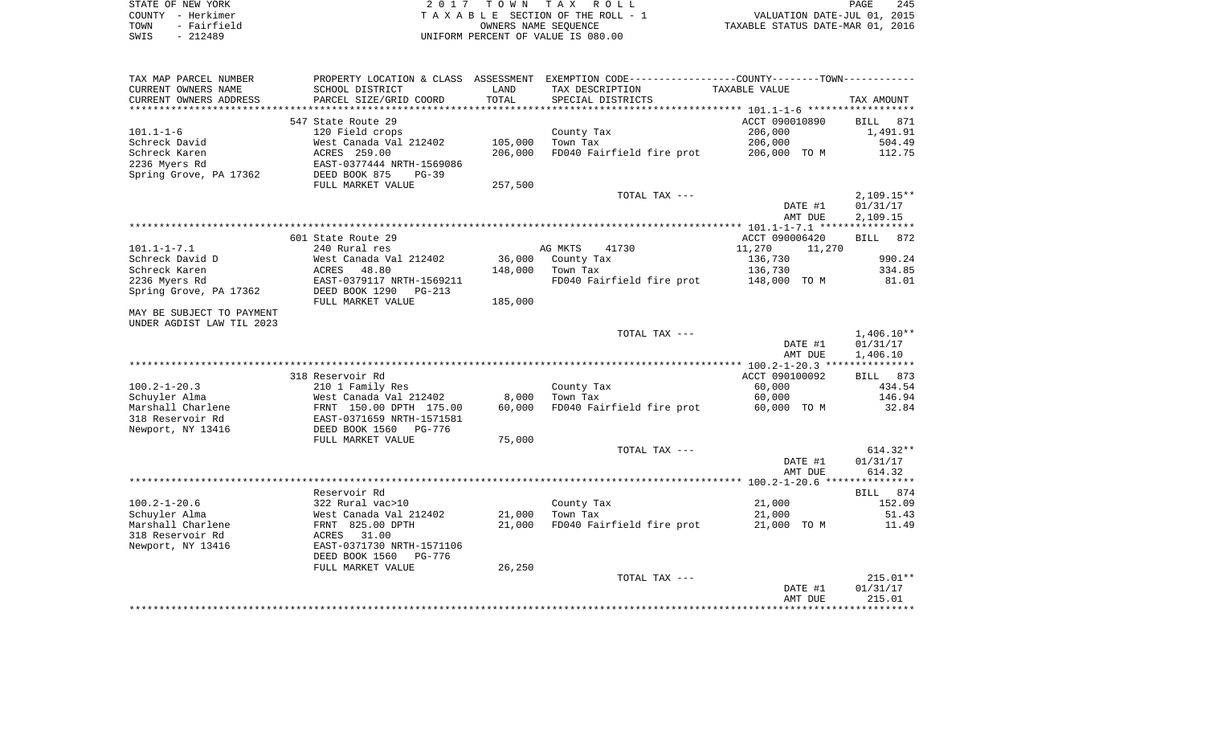STATE OF NEW YORK
COUNTY - Herkimer
TOWN - Fairfield
SWIS - 212489

2017 TOWN TAX ROLL
TAXABLE SECTION OF THE ROLL - 1
OWNERS NAME SEQUENCE
UNIFORM PERCENT OF VALUE IS 080.00

VALUATION DATE-JUL 01, 2015
TAXABLE STATUS DATE-MAR 01, 2016

| TAX MAP PARCEL NUMBER / CURRENT OWNERS NAME / CURRENT OWNERS ADDRESS | PROPERTY LOCATION & CLASS / SCHOOL DISTRICT / PARCEL SIZE/GRID COORD | ASSESSMENT LAND / TOTAL | EXEMPTION CODE / TAX DESCRIPTION / SPECIAL DISTRICTS | TAXABLE VALUE | TAX AMOUNT |
|---|---|---|---|---|---|
| **101.1-1-6** | 547 State Route 29 | | | ACCT 090010890 | BILL 871 |
| | 120 Field crops | | County Tax | 206,000 | 1,491.91 |
| Schreck David | West Canada Val 212402 | 105,000 | Town Tax | 206,000 | 504.49 |
| Schreck Karen | ACRES 259.00 | 206,000 | FD040 Fairfield fire prot | 206,000 TO M | 112.75 |
| 2236 Myers Rd | EAST-0377444 NRTH-1569086 | | | | |
| Spring Grove, PA 17362 | DEED BOOK 875 PG-39 | | | | |
| | FULL MARKET VALUE | 257,500 | | | |
| | | | TOTAL TAX --- | | 2,109.15** |
| | | | | DATE #1 | 01/31/17 |
| | | | | AMT DUE | 2,109.15 |
| **101.1-1-7.1** | 601 State Route 29 | | | ACCT 090006420 | BILL 872 |
| | 240 Rural res | | AG MKTS 41730 | 11,270 11,270 | |
| Schreck David D | West Canada Val 212402 | 36,000 | County Tax | 136,730 | 990.24 |
| Schreck Karen | ACRES 48.80 | 148,000 | Town Tax | 136,730 | 334.85 |
| 2236 Myers Rd | EAST-0379117 NRTH-1569211 | | FD040 Fairfield fire prot | 148,000 TO M | 81.01 |
| Spring Grove, PA 17362 | DEED BOOK 1290 PG-213 | | | | |
| | FULL MARKET VALUE | 185,000 | | | |
| MAY BE SUBJECT TO PAYMENT UNDER AGDIST LAW TIL 2023 | | | | | |
| | | | TOTAL TAX --- | | 1,406.10** |
| | | | | DATE #1 | 01/31/17 |
| | | | | AMT DUE | 1,406.10 |
| **100.2-1-20.3** | 318 Reservoir Rd | | | ACCT 090100092 | BILL 873 |
| | 210 1 Family Res | | County Tax | 60,000 | 434.54 |
| Schuyler Alma | West Canada Val 212402 | 8,000 | Town Tax | 60,000 | 146.94 |
| Marshall Charlene | FRNT 150.00 DPTH 175.00 | 60,000 | FD040 Fairfield fire prot | 60,000 TO M | 32.84 |
| 318 Reservoir Rd | EAST-0371659 NRTH-1571581 | | | | |
| Newport, NY 13416 | DEED BOOK 1560 PG-776 | | | | |
| | FULL MARKET VALUE | 75,000 | | | |
| | | | TOTAL TAX --- | | 614.32** |
| | | | | DATE #1 | 01/31/17 |
| | | | | AMT DUE | 614.32 |
| **100.2-1-20.6** | Reservoir Rd | | | | BILL 874 |
| | 322 Rural vac>10 | | County Tax | 21,000 | 152.09 |
| Schuyler Alma | West Canada Val 212402 | 21,000 | Town Tax | 21,000 | 51.43 |
| Marshall Charlene | FRNT 825.00 DPTH | 21,000 | FD040 Fairfield fire prot | 21,000 TO M | 11.49 |
| 318 Reservoir Rd | ACRES 31.00 | | | | |
| Newport, NY 13416 | EAST-0371730 NRTH-1571106 | | | | |
| | DEED BOOK 1560 PG-776 | | | | |
| | FULL MARKET VALUE | 26,250 | | | |
| | | | TOTAL TAX --- | | 215.01** |
| | | | | DATE #1 | 01/31/17 |
| | | | | AMT DUE | 215.01 |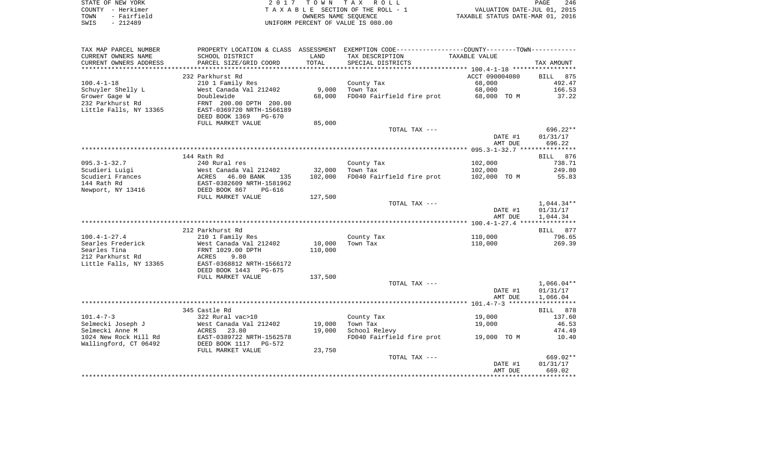STATE OF NEW YORK  
COUNTY - Herkimer  
TOWN - Fairfield  
SWIS - 212489

2017 TOWN TAX ROLL  
TAXABLE SECTION OF THE ROLL - 1  
OWNERS NAME SEQUENCE  
UNIFORM PERCENT OF VALUE IS 080.00

VALUATION DATE-JUL 01, 2015  
TAXABLE STATUS DATE-MAR 01, 2016

| TAX MAP PARCEL NUMBER / CURRENT OWNERS NAME / CURRENT OWNERS ADDRESS | PROPERTY LOCATION & CLASS / SCHOOL DISTRICT / PARCEL SIZE/GRID COORD | ASSESSMENT LAND / TOTAL | EXEMPTION CODE / TAX DESCRIPTION / SPECIAL DISTRICTS | TAXABLE VALUE | TAX AMOUNT |
|---|---|---|---|---|---|
| | 232 Parkhurst Rd | | | ACCT 090004080 | BILL 875 |
| 100.4-1-18 | 210 1 Family Res | | County Tax | 68,000 | 492.47 |
| Schuyler Shelly L | West Canada Val 212402 | 9,000 | Town Tax | 68,000 | 166.53 |
| Grower Gage W | Doublewide | 68,000 | FD040 Fairfield fire prot | 68,000 TO M | 37.22 |
| 232 Parkhurst Rd | FRNT 200.00 DPTH 200.00 | | | | |
| Little Falls, NY 13365 | EAST-0369720 NRTH-1566189 | | | | |
| | DEED BOOK 1369 PG-670 | | | | |
| | FULL MARKET VALUE | 85,000 | | | |
| | | | TOTAL TAX --- | | 696.22** |
| | | | | DATE #1 | 01/31/17 |
| | | | | AMT DUE | 696.22 |
| | 144 Rath Rd | | | | BILL 876 |
| 095.3-1-32.7 | 240 Rural res | | County Tax | 102,000 | 738.71 |
| Scudieri Luigi | West Canada Val 212402 | 32,000 | Town Tax | 102,000 | 249.80 |
| Scudieri Frances | ACRES 46.00 BANK 135 | 102,000 | FD040 Fairfield fire prot | 102,000 TO M | 55.83 |
| 144 Rath Rd | EAST-0382609 NRTH-1581962 | | | | |
| Newport, NY 13416 | DEED BOOK 867 PG-616 | | | | |
| | FULL MARKET VALUE | 127,500 | | | |
| | | | TOTAL TAX --- | | 1,044.34** |
| | | | | DATE #1 | 01/31/17 |
| | | | | AMT DUE | 1,044.34 |
| | 212 Parkhurst Rd | | | | BILL 877 |
| 100.4-1-27.4 | 210 1 Family Res | | County Tax | 110,000 | 796.65 |
| Searles Frederick | West Canada Val 212402 | 10,000 | Town Tax | 110,000 | 269.39 |
| Searles Tina | FRNT 1029.00 DPTH | 110,000 | | | |
| 212 Parkhurst Rd | ACRES 9.80 | | | | |
| Little Falls, NY 13365 | EAST-0368812 NRTH-1566172 | | | | |
| | DEED BOOK 1443 PG-675 | | | | |
| | FULL MARKET VALUE | 137,500 | | | |
| | | | TOTAL TAX --- | | 1,066.04** |
| | | | | DATE #1 | 01/31/17 |
| | | | | AMT DUE | 1,066.04 |
| | 345 Castle Rd | | | | BILL 878 |
| 101.4-7-3 | 322 Rural vac>10 | | County Tax | 19,000 | 137.60 |
| Selmecki Joseph J | West Canada Val 212402 | 19,000 | Town Tax | 19,000 | 46.53 |
| Selmecki Anne M | ACRES 23.80 | 19,000 | School Relevy | | 474.49 |
| 1024 New Rock Hill Rd | EAST-0389722 NRTH-1562578 | | FD040 Fairfield fire prot | 19,000 TO M | 10.40 |
| Wallingford, CT 06492 | DEED BOOK 1117 PG-572 | | | | |
| | FULL MARKET VALUE | 23,750 | | | |
| | | | TOTAL TAX --- | | 669.02** |
| | | | | DATE #1 | 01/31/17 |
| | | | | AMT DUE | 669.02 |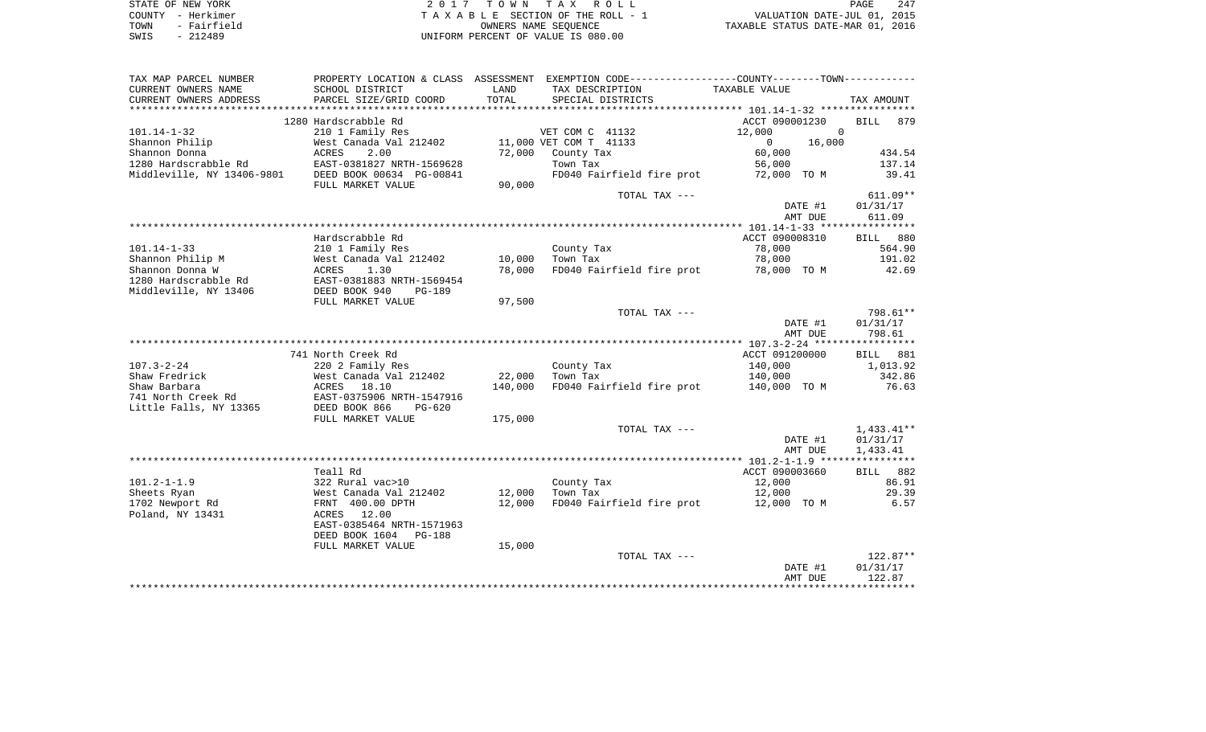STATE OF NEW YORK
COUNTY - Herkimer
TOWN - Fairfield
SWIS - 212489

2 0 1 7 T O W N T A X R O L L
T A X A B L E SECTION OF THE ROLL - 1
OWNERS NAME SEQUENCE
UNIFORM PERCENT OF VALUE IS 080.00

VALUATION DATE-JUL 01, 2015
TAXABLE STATUS DATE-MAR 01, 2016

| TAX MAP PARCEL NUMBER / CURRENT OWNERS NAME / CURRENT OWNERS ADDRESS | PROPERTY LOCATION & CLASS / SCHOOL DISTRICT / PARCEL SIZE/GRID COORD | ASSESSMENT LAND / TOTAL | EXEMPTION CODE / TAX DESCRIPTION / SPECIAL DISTRICTS | COUNTY / TOWN TAXABLE VALUE | TAX AMOUNT |
|---|---|---|---|---|---|
| | 1280 Hardscrabble Rd | | | ACCT 090001230 | BILL 879 |
| 101.14-1-32 | 210 1 Family Res | | VET COM C 41132 | 12,000 0 | |
| Shannon Philip | West Canada Val 212402 | 11,000 | VET COM T 41133 | 0 16,000 | |
| Shannon Donna | ACRES 2.00 | 72,000 | County Tax | 60,000 | 434.54 |
| 1280 Hardscrabble Rd | EAST-0381827 NRTH-1569628 | | Town Tax | 56,000 | 137.14 |
| Middleville, NY 13406-9801 | DEED BOOK 00634 PG-00841 | | FD040 Fairfield fire prot | 72,000 TO M | 39.41 |
| | FULL MARKET VALUE | 90,000 | | | |
| | | | TOTAL TAX --- | | 611.09** |
| | | | | DATE #1 | 01/31/17 |
| | | | | AMT DUE | 611.09 |
| | Hardscrabble Rd | | | ACCT 090008310 | BILL 880 |
| 101.14-1-33 | 210 1 Family Res | | County Tax | 78,000 | 564.90 |
| Shannon Philip M | West Canada Val 212402 | 10,000 | Town Tax | 78,000 | 191.02 |
| Shannon Donna W | ACRES 1.30 | 78,000 | FD040 Fairfield fire prot | 78,000 TO M | 42.69 |
| 1280 Hardscrabble Rd | EAST-0381883 NRTH-1569454 | | | | |
| Middleville, NY 13406 | DEED BOOK 940 PG-189 | | | | |
| | FULL MARKET VALUE | 97,500 | | | |
| | | | TOTAL TAX --- | | 798.61** |
| | | | | DATE #1 | 01/31/17 |
| | | | | AMT DUE | 798.61 |
| | 741 North Creek Rd | | | ACCT 091200000 | BILL 881 |
| 107.3-2-24 | 220 2 Family Res | | County Tax | 140,000 | 1,013.92 |
| Shaw Fredrick | West Canada Val 212402 | 22,000 | Town Tax | 140,000 | 342.86 |
| Shaw Barbara | ACRES 18.10 | 140,000 | FD040 Fairfield fire prot | 140,000 TO M | 76.63 |
| 741 North Creek Rd | EAST-0375906 NRTH-1547916 | | | | |
| Little Falls, NY 13365 | DEED BOOK 866 PG-620 | | | | |
| | FULL MARKET VALUE | 175,000 | | | |
| | | | TOTAL TAX --- | | 1,433.41** |
| | | | | DATE #1 | 01/31/17 |
| | | | | AMT DUE | 1,433.41 |
| | Teall Rd | | | ACCT 090003660 | BILL 882 |
| 101.2-1-1.9 | 322 Rural vac>10 | | County Tax | 12,000 | 86.91 |
| Sheets Ryan | West Canada Val 212402 | 12,000 | Town Tax | 12,000 | 29.39 |
| 1702 Newport Rd | FRNT 400.00 DPTH | 12,000 | FD040 Fairfield fire prot | 12,000 TO M | 6.57 |
| Poland, NY 13431 | ACRES 12.00 | | | | |
| | EAST-0385464 NRTH-1571963 | | | | |
| | DEED BOOK 1604 PG-188 | | | | |
| | FULL MARKET VALUE | 15,000 | | | |
| | | | TOTAL TAX --- | | 122.87** |
| | | | | DATE #1 | 01/31/17 |
| | | | | AMT DUE | 122.87 |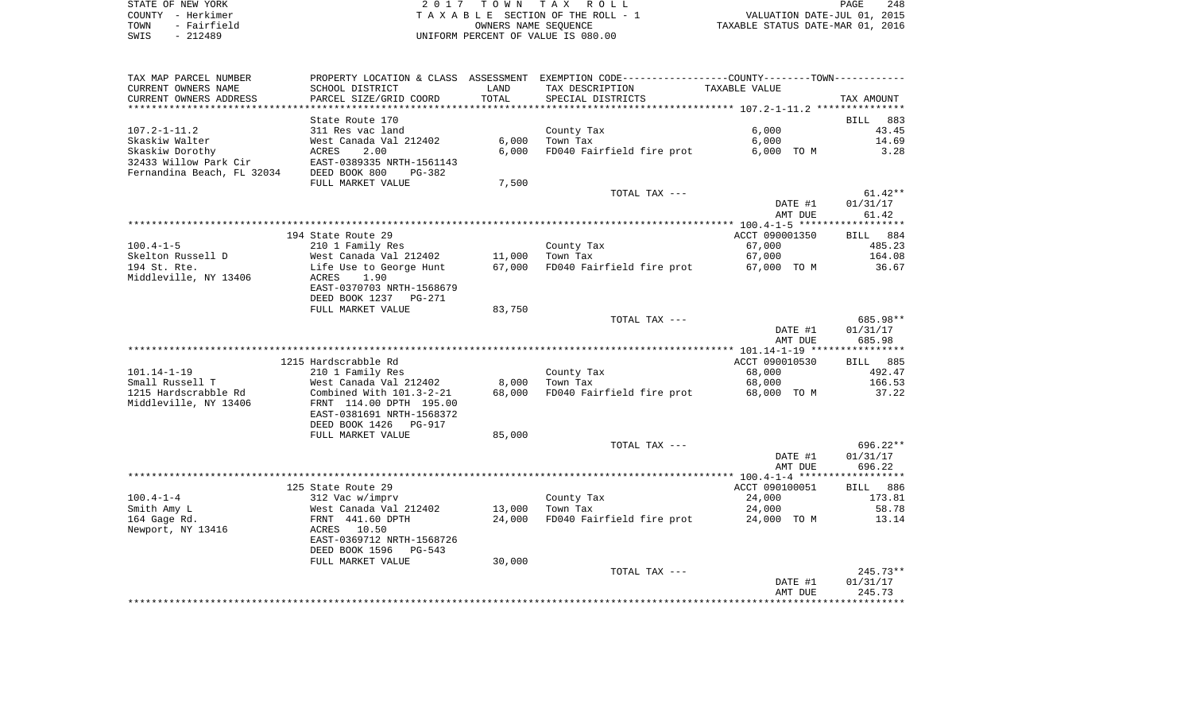STATE OF NEW YORK | 2017 TOWN TAX ROLL | PAGE 248
COUNTY - Herkimer | TAXABLE SECTION OF THE ROLL - 1 | VALUATION DATE-JUL 01, 2015
TOWN - Fairfield | OWNERS NAME SEQUENCE | TAXABLE STATUS DATE-MAR 01, 2016
SWIS - 212489 | UNIFORM PERCENT OF VALUE IS 080.00

| TAX MAP PARCEL NUMBER / CURRENT OWNERS NAME / CURRENT OWNERS ADDRESS | PROPERTY LOCATION & CLASS / SCHOOL DISTRICT / PARCEL SIZE/GRID COORD | ASSESSMENT LAND / TOTAL | EXEMPTION CODE / TAX DESCRIPTION / SPECIAL DISTRICTS | TAXABLE VALUE | TAX AMOUNT |
|---|---|---|---|---|---|
| **107.2-1-11.2** | State Route 170 | | | | BILL 883 |
| 107.2-1-11.2 | 311 Res vac land | | County Tax | 6,000 | 43.45 |
| Skaskiw Walter | West Canada Val 212402 | 6,000 | Town Tax | 6,000 | 14.69 |
| Skaskiw Dorothy | ACRES 2.00 | 6,000 | FD040 Fairfield fire prot | 6,000 TO M | 3.28 |
| 32433 Willow Park Cir | EAST-0389335 NRTH-1561143 | | | | |
| Fernandina Beach, FL 32034 | DEED BOOK 800 PG-382 | | | | |
| | FULL MARKET VALUE | 7,500 | | | |
| | | | TOTAL TAX --- | | 61.42** |
| | | | | DATE #1 | 01/31/17 |
| | | | | AMT DUE | 61.42 |
| **100.4-1-5** | 194 State Route 29 | | | ACCT 090001350 | BILL 884 |
| 100.4-1-5 | 210 1 Family Res | | County Tax | 67,000 | 485.23 |
| Skelton Russell D | West Canada Val 212402 | 11,000 | Town Tax | 67,000 | 164.08 |
| 194 St. Rte. | Life Use to George Hunt | 67,000 | FD040 Fairfield fire prot | 67,000 TO M | 36.67 |
| Middleville, NY 13406 | ACRES 1.90 | | | | |
| | EAST-0370703 NRTH-1568679 | | | | |
| | DEED BOOK 1237 PG-271 | | | | |
| | FULL MARKET VALUE | 83,750 | | | |
| | | | TOTAL TAX --- | | 685.98** |
| | | | | DATE #1 | 01/31/17 |
| | | | | AMT DUE | 685.98 |
| **101.14-1-19** | 1215 Hardscrabble Rd | | | ACCT 090010530 | BILL 885 |
| 101.14-1-19 | 210 1 Family Res | | County Tax | 68,000 | 492.47 |
| Small Russell T | West Canada Val 212402 | 8,000 | Town Tax | 68,000 | 166.53 |
| 1215 Hardscrabble Rd | Combined With 101.3-2-21 | 68,000 | FD040 Fairfield fire prot | 68,000 TO M | 37.22 |
| Middleville, NY 13406 | FRNT 114.00 DPTH 195.00 | | | | |
| | EAST-0381691 NRTH-1568372 | | | | |
| | DEED BOOK 1426 PG-917 | | | | |
| | FULL MARKET VALUE | 85,000 | | | |
| | | | TOTAL TAX --- | | 696.22** |
| | | | | DATE #1 | 01/31/17 |
| | | | | AMT DUE | 696.22 |
| **100.4-1-4** | 125 State Route 29 | | | ACCT 090100051 | BILL 886 |
| 100.4-1-4 | 312 Vac w/imprv | | County Tax | 24,000 | 173.81 |
| Smith Amy L | West Canada Val 212402 | 13,000 | Town Tax | 24,000 | 58.78 |
| 164 Gage Rd. | FRNT 441.60 DPTH | 24,000 | FD040 Fairfield fire prot | 24,000 TO M | 13.14 |
| Newport, NY 13416 | ACRES 10.50 | | | | |
| | EAST-0369712 NRTH-1568726 | | | | |
| | DEED BOOK 1596 PG-543 | | | | |
| | FULL MARKET VALUE | 30,000 | | | |
| | | | TOTAL TAX --- | | 245.73** |
| | | | | DATE #1 | 01/31/17 |
| | | | | AMT DUE | 245.73 |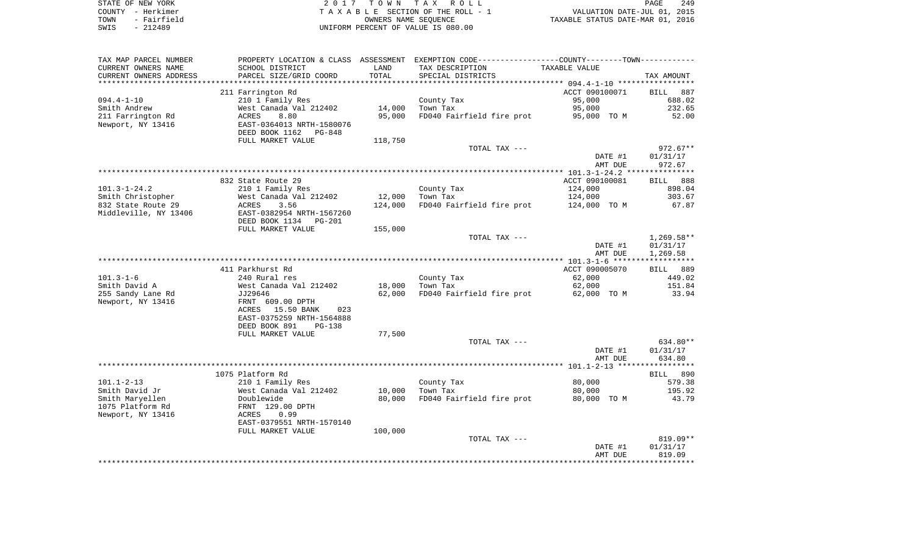STATE OF NEW YORK
COUNTY - Herkimer
TOWN - Fairfield
SWIS - 212489

2 0 1 7 T O W N T A X R O L L
T A X A B L E SECTION OF THE ROLL - 1
OWNERS NAME SEQUENCE
UNIFORM PERCENT OF VALUE IS 080.00

VALUATION DATE-JUL 01, 2015
TAXABLE STATUS DATE-MAR 01, 2016

| TAX MAP PARCEL NUMBER / CURRENT OWNERS NAME / CURRENT OWNERS ADDRESS | PROPERTY LOCATION & CLASS / SCHOOL DISTRICT / PARCEL SIZE/GRID COORD | ASSESSMENT LAND / TOTAL | EXEMPTION CODE / TAX DESCRIPTION / SPECIAL DISTRICTS | TAXABLE VALUE | TAX AMOUNT |
|---|---|---|---|---|---|
| **094.4-1-10** | 211 Farrington Rd | | | ACCT 090100071 | BILL 887 |
| 094.4-1-10 | 210 1 Family Res | | County Tax | 95,000 | 688.02 |
| Smith Andrew | West Canada Val 212402 | 14,000 | Town Tax | 95,000 | 232.65 |
| 211 Farrington Rd | ACRES 8.80 | 95,000 | FD040 Fairfield fire prot | 95,000 TO M | 52.00 |
| Newport, NY 13416 | EAST-0364013 NRTH-1580076 | | | | |
| | DEED BOOK 1162 PG-848 | | | | |
| | FULL MARKET VALUE | 118,750 | | | |
| | | | TOTAL TAX --- | | 972.67** |
| | | | | DATE #1 | 01/31/17 |
| | | | | AMT DUE | 972.67 |
| **101.3-1-24.2** | 832 State Route 29 | | | ACCT 090100081 | BILL 888 |
| 101.3-1-24.2 | 210 1 Family Res | | County Tax | 124,000 | 898.04 |
| Smith Christopher | West Canada Val 212402 | 12,000 | Town Tax | 124,000 | 303.67 |
| 832 State Route 29 | ACRES 3.56 | 124,000 | FD040 Fairfield fire prot | 124,000 TO M | 67.87 |
| Middleville, NY 13406 | EAST-0382954 NRTH-1567260 | | | | |
| | DEED BOOK 1134 PG-201 | | | | |
| | FULL MARKET VALUE | 155,000 | | | |
| | | | TOTAL TAX --- | | 1,269.58** |
| | | | | DATE #1 | 01/31/17 |
| | | | | AMT DUE | 1,269.58 |
| **101.3-1-6** | 411 Parkhurst Rd | | | ACCT 090005070 | BILL 889 |
| 101.3-1-6 | 240 Rural res | | County Tax | 62,000 | 449.02 |
| Smith David A | West Canada Val 212402 | 18,000 | Town Tax | 62,000 | 151.84 |
| 255 Sandy Lane Rd | JJ29646 | 62,000 | FD040 Fairfield fire prot | 62,000 TO M | 33.94 |
| Newport, NY 13416 | FRNT 609.00 DPTH | | | | |
| | ACRES 15.50 BANK 023 | | | | |
| | EAST-0375259 NRTH-1564888 | | | | |
| | DEED BOOK 891 PG-138 | | | | |
| | FULL MARKET VALUE | 77,500 | | | |
| | | | TOTAL TAX --- | | 634.80** |
| | | | | DATE #1 | 01/31/17 |
| | | | | AMT DUE | 634.80 |
| **101.1-2-13** | 1075 Platform Rd | | | | BILL 890 |
| 101.1-2-13 | 210 1 Family Res | | County Tax | 80,000 | 579.38 |
| Smith David Jr | West Canada Val 212402 | 10,000 | Town Tax | 80,000 | 195.92 |
| Smith Maryellen | Doublewide | 80,000 | FD040 Fairfield fire prot | 80,000 TO M | 43.79 |
| 1075 Platform Rd | FRNT 129.00 DPTH | | | | |
| Newport, NY 13416 | ACRES 0.99 | | | | |
| | EAST-0379551 NRTH-1570140 | | | | |
| | FULL MARKET VALUE | 100,000 | | | |
| | | | TOTAL TAX --- | | 819.09** |
| | | | | DATE #1 | 01/31/17 |
| | | | | AMT DUE | 819.09 |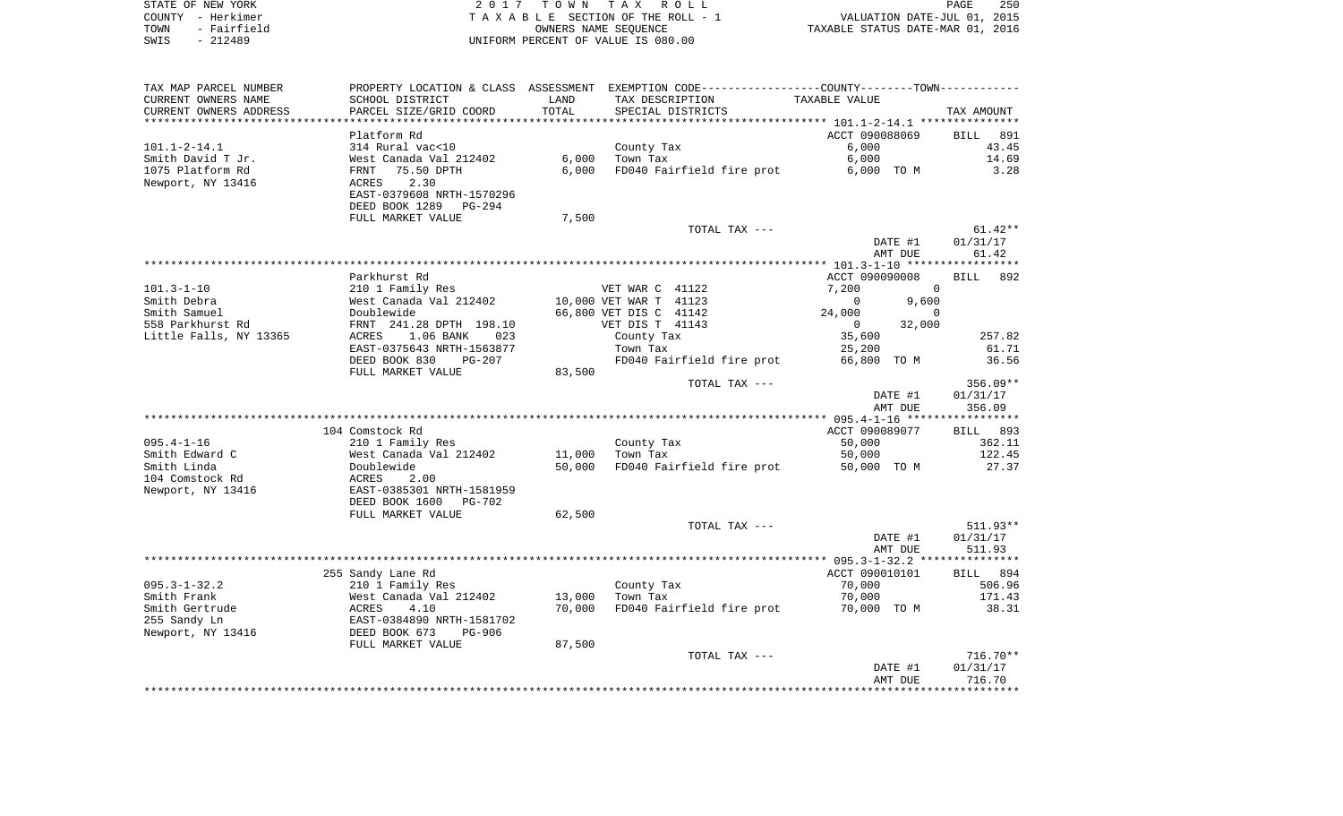STATE OF NEW YORK — 2017 TOWN TAX ROLL — PAGE 250
COUNTY - Herkimer — TAXABLE SECTION OF THE ROLL - 1 — VALUATION DATE-JUL 01, 2015
TOWN - Fairfield — OWNERS NAME SEQUENCE — TAXABLE STATUS DATE-MAR 01, 2016
SWIS - 212489 — UNIFORM PERCENT OF VALUE IS 080.00

| TAX MAP PARCEL NUMBER / CURRENT OWNERS NAME / CURRENT OWNERS ADDRESS | PROPERTY LOCATION & CLASS / SCHOOL DISTRICT / PARCEL SIZE/GRID COORD | ASSESSMENT LAND / TOTAL | EXEMPTION CODE / TAX DESCRIPTION / SPECIAL DISTRICTS | COUNTY TAXABLE VALUE | TOWN TAXABLE VALUE | TAX AMOUNT |
|---|---|---|---|---|---|---|
| **101.1-2-14.1** | Platform Rd | | | ACCT 090088069 | | BILL 891 |
| 101.1-2-14.1 | 314 Rural vac<10 | | County Tax | 6,000 | | 43.45 |
| Smith David T Jr. | West Canada Val 212402 | 6,000 | Town Tax | | 6,000 | 14.69 |
| 1075 Platform Rd | FRNT 75.50 DPTH | 6,000 | FD040 Fairfield fire prot | 6,000 TO M | | 3.28 |
| Newport, NY 13416 | ACRES 2.30 | | | | | |
| | EAST-0379608 NRTH-1570296 | | | | | |
| | DEED BOOK 1289 PG-294 | | | | | |
| | FULL MARKET VALUE | 7,500 | | | | |
| | | | TOTAL TAX --- | | | 61.42** |
| | | | | | DATE #1 | 01/31/17 |
| | | | | | AMT DUE | 61.42 |
| **101.3-1-10** | Parkhurst Rd | | | ACCT 090090008 | | BILL 892 |
| 101.3-1-10 | 210 1 Family Res | | VET WAR C 41122 | 7,200 | 0 | |
| Smith Debra | West Canada Val 212402 | 10,000 | VET WAR T 41123 | 0 | 9,600 | |
| Smith Samuel | Doublewide | 66,800 | VET DIS C 41142 | 24,000 | 0 | |
| 558 Parkhurst Rd | FRNT 241.28 DPTH 198.10 | | VET DIS T 41143 | 0 | 32,000 | |
| Little Falls, NY 13365 | ACRES 1.06 BANK 023 | | County Tax | 35,600 | | 257.82 |
| | EAST-0375643 NRTH-1563877 | | Town Tax | | 25,200 | 61.71 |
| | DEED BOOK 830 PG-207 | | FD040 Fairfield fire prot | 66,800 TO M | | 36.56 |
| | FULL MARKET VALUE | 83,500 | | | | |
| | | | TOTAL TAX --- | | | 356.09** |
| | | | | | DATE #1 | 01/31/17 |
| | | | | | AMT DUE | 356.09 |
| **095.4-1-16** | 104 Comstock Rd | | | ACCT 090089077 | | BILL 893 |
| 095.4-1-16 | 210 1 Family Res | | County Tax | 50,000 | | 362.11 |
| Smith Edward C | West Canada Val 212402 | 11,000 | Town Tax | | 50,000 | 122.45 |
| Smith Linda | Doublewide | 50,000 | FD040 Fairfield fire prot | 50,000 TO M | | 27.37 |
| 104 Comstock Rd | ACRES 2.00 | | | | | |
| Newport, NY 13416 | EAST-0385301 NRTH-1581959 | | | | | |
| | DEED BOOK 1600 PG-702 | | | | | |
| | FULL MARKET VALUE | 62,500 | | | | |
| | | | TOTAL TAX --- | | | 511.93** |
| | | | | | DATE #1 | 01/31/17 |
| | | | | | AMT DUE | 511.93 |
| **095.3-1-32.2** | 255 Sandy Lane Rd | | | ACCT 090010101 | | BILL 894 |
| 095.3-1-32.2 | 210 1 Family Res | | County Tax | 70,000 | | 506.96 |
| Smith Frank | West Canada Val 212402 | 13,000 | Town Tax | | 70,000 | 171.43 |
| Smith Gertrude | ACRES 4.10 | 70,000 | FD040 Fairfield fire prot | 70,000 TO M | | 38.31 |
| 255 Sandy Ln | EAST-0384890 NRTH-1581702 | | | | | |
| Newport, NY 13416 | DEED BOOK 673 PG-906 | | | | | |
| | FULL MARKET VALUE | 87,500 | | | | |
| | | | TOTAL TAX --- | | | 716.70** |
| | | | | | DATE #1 | 01/31/17 |
| | | | | | AMT DUE | 716.70 |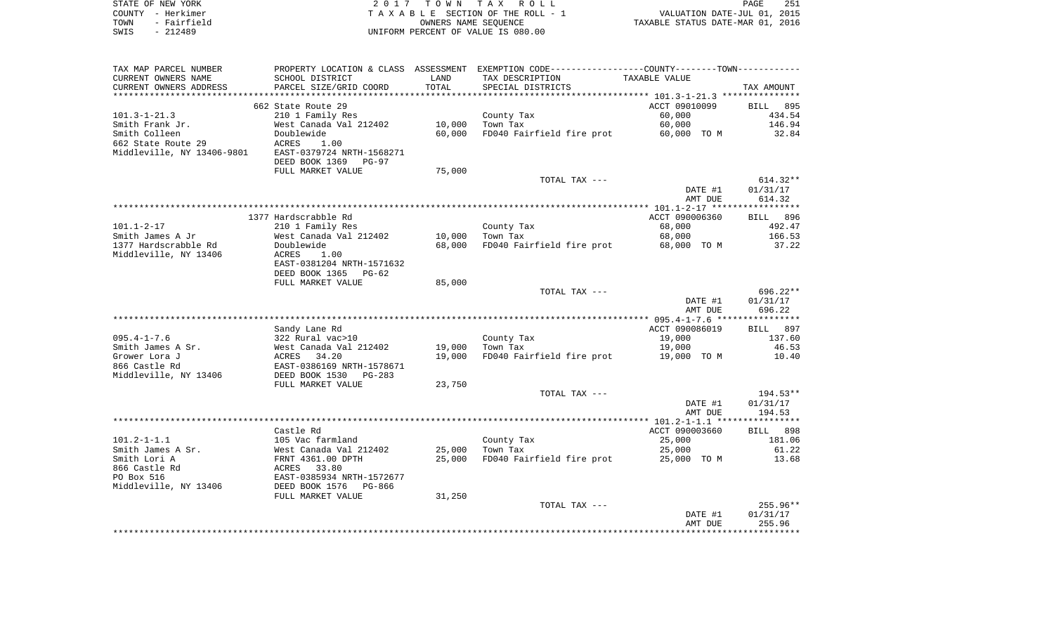STATE OF NEW YORK | 2017 TOWN TAX ROLL | PAGE 251
COUNTY - Herkimer | TAXABLE SECTION OF THE ROLL - 1 | VALUATION DATE-JUL 01, 2015
TOWN - Fairfield | OWNERS NAME SEQUENCE | TAXABLE STATUS DATE-MAR 01, 2016
SWIS - 212489 | UNIFORM PERCENT OF VALUE IS 080.00

| TAX MAP PARCEL NUMBER / CURRENT OWNERS NAME / CURRENT OWNERS ADDRESS | PROPERTY LOCATION & CLASS / SCHOOL DISTRICT / PARCEL SIZE/GRID COORD | ASSESSMENT LAND / TOTAL | EXEMPTION CODE / TAX DESCRIPTION / SPECIAL DISTRICTS | TAXABLE VALUE | TAX AMOUNT |
|---|---|---|---|---|---|
| | 662 State Route 29 | | | ACCT 09010099 | BILL 895 |
| 101.3-1-21.3 | 210 1 Family Res | | County Tax | 60,000 | 434.54 |
| Smith Frank Jr. | West Canada Val 212402 | 10,000 | Town Tax | 60,000 | 146.94 |
| Smith Colleen | Doublewide | 60,000 | FD040 Fairfield fire prot | 60,000 TO M | 32.84 |
| 662 State Route 29 | ACRES 1.00 | | | | |
| Middleville, NY 13406-9801 | EAST-0379724 NRTH-1568271 | | | | |
| | DEED BOOK 1369 PG-97 | | | | |
| | FULL MARKET VALUE | 75,000 | | | |
| | | | TOTAL TAX --- | | 614.32** |
| | | | | DATE #1 | 01/31/17 |
| | | | | AMT DUE | 614.32 |
| | 1377 Hardscrabble Rd | | | ACCT 090006360 | BILL 896 |
| 101.1-2-17 | 210 1 Family Res | | County Tax | 68,000 | 492.47 |
| Smith James A Jr | West Canada Val 212402 | 10,000 | Town Tax | 68,000 | 166.53 |
| 1377 Hardscrabble Rd | Doublewide | 68,000 | FD040 Fairfield fire prot | 68,000 TO M | 37.22 |
| Middleville, NY 13406 | ACRES 1.00 | | | | |
| | EAST-0381204 NRTH-1571632 | | | | |
| | DEED BOOK 1365 PG-62 | | | | |
| | FULL MARKET VALUE | 85,000 | | | |
| | | | TOTAL TAX --- | | 696.22** |
| | | | | DATE #1 | 01/31/17 |
| | | | | AMT DUE | 696.22 |
| | Sandy Lane Rd | | | ACCT 090086019 | BILL 897 |
| 095.4-1-7.6 | 322 Rural vac>10 | | County Tax | 19,000 | 137.60 |
| Smith James A Sr. | West Canada Val 212402 | 19,000 | Town Tax | 19,000 | 46.53 |
| Grower Lora J | ACRES 34.20 | 19,000 | FD040 Fairfield fire prot | 19,000 TO M | 10.40 |
| 866 Castle Rd | EAST-0386169 NRTH-1578671 | | | | |
| Middleville, NY 13406 | DEED BOOK 1530 PG-283 | | | | |
| | FULL MARKET VALUE | 23,750 | | | |
| | | | TOTAL TAX --- | | 194.53** |
| | | | | DATE #1 | 01/31/17 |
| | | | | AMT DUE | 194.53 |
| | Castle Rd | | | ACCT 090003660 | BILL 898 |
| 101.2-1-1.1 | 105 Vac farmland | | County Tax | 25,000 | 181.06 |
| Smith James A Sr. | West Canada Val 212402 | 25,000 | Town Tax | 25,000 | 61.22 |
| Smith Lori A | FRNT 4361.00 DPTH | 25,000 | FD040 Fairfield fire prot | 25,000 TO M | 13.68 |
| 866 Castle Rd | ACRES 33.80 | | | | |
| PO Box 516 | EAST-0385934 NRTH-1572677 | | | | |
| Middleville, NY 13406 | DEED BOOK 1576 PG-866 | | | | |
| | FULL MARKET VALUE | 31,250 | | | |
| | | | TOTAL TAX --- | | 255.96** |
| | | | | DATE #1 | 01/31/17 |
| | | | | AMT DUE | 255.96 |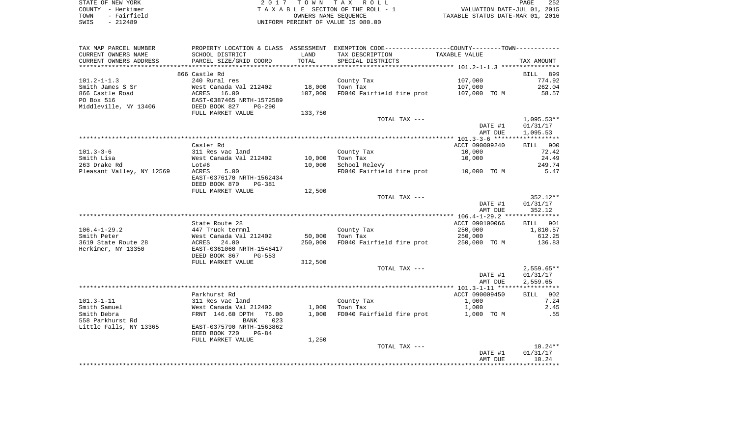STATE OF NEW YORK
COUNTY - Herkimer
TOWN - Fairfield
SWIS - 212489

2 0 1 7 T O W N T A X R O L L
T A X A B L E SECTION OF THE ROLL - 1
OWNERS NAME SEQUENCE
UNIFORM PERCENT OF VALUE IS 080.00

VALUATION DATE-JUL 01, 2015
TAXABLE STATUS DATE-MAR 01, 2016

| TAX MAP PARCEL NUMBER<br>CURRENT OWNERS NAME<br>CURRENT OWNERS ADDRESS | PROPERTY LOCATION & CLASS<br>SCHOOL DISTRICT<br>PARCEL SIZE/GRID COORD | ASSESSMENT<br>LAND<br>TOTAL | EXEMPTION CODE<br>TAX DESCRIPTION<br>SPECIAL DISTRICTS | COUNTY--------TOWN<br>TAXABLE VALUE | TAX AMOUNT |
|---|---|---|---|---|---|
| **101.2-1-1.3** | 866 Castle Rd | | | | BILL 899 |
| 101.2-1-1.3 | 240 Rural res | | County Tax | 107,000 | 774.92 |
| Smith James S Sr | West Canada Val 212402 | 18,000 | Town Tax | 107,000 | 262.04 |
| 866 Castle Road | ACRES 16.00 | 107,000 | FD040 Fairfield fire prot | 107,000 TO M | 58.57 |
| PO Box 516 | EAST-0387465 NRTH-1572589 | | | | |
| Middleville, NY 13406 | DEED BOOK 827 PG-290 | | | | |
| | FULL MARKET VALUE | 133,750 | | | |
| | | | TOTAL TAX --- | | 1,095.53** |
| | | | | DATE #1 | 01/31/17 |
| | | | | AMT DUE | 1,095.53 |
| **101.3-3-6** | Casler Rd | | | ACCT 090009240 | BILL 900 |
| 101.3-3-6 | 311 Res vac land | | County Tax | 10,000 | 72.42 |
| Smith Lisa | West Canada Val 212402 | 10,000 | Town Tax | 10,000 | 24.49 |
| 263 Drake Rd | Lot#6 | 10,000 | School Relevy | | 249.74 |
| Pleasant Valley, NY 12569 | ACRES 5.00 | | FD040 Fairfield fire prot | 10,000 TO M | 5.47 |
| | EAST-0376170 NRTH-1562434 | | | | |
| | DEED BOOK 870 PG-381 | | | | |
| | FULL MARKET VALUE | 12,500 | | | |
| | | | TOTAL TAX --- | | 352.12** |
| | | | | DATE #1 | 01/31/17 |
| | | | | AMT DUE | 352.12 |
| **106.4-1-29.2** | State Route 28 | | | ACCT 090100066 | BILL 901 |
| 106.4-1-29.2 | 447 Truck termnl | | County Tax | 250,000 | 1,810.57 |
| Smith Peter | West Canada Val 212402 | 50,000 | Town Tax | 250,000 | 612.25 |
| 3619 State Route 28 | ACRES 24.00 | 250,000 | FD040 Fairfield fire prot | 250,000 TO M | 136.83 |
| Herkimer, NY 13350 | EAST-0361060 NRTH-1546417 | | | | |
| | DEED BOOK 867 PG-553 | | | | |
| | FULL MARKET VALUE | 312,500 | | | |
| | | | TOTAL TAX --- | | 2,559.65** |
| | | | | DATE #1 | 01/31/17 |
| | | | | AMT DUE | 2,559.65 |
| **101.3-1-11** | Parkhurst Rd | | | ACCT 090009450 | BILL 902 |
| 101.3-1-11 | 311 Res vac land | | County Tax | 1,000 | 7.24 |
| Smith Samuel | West Canada Val 212402 | 1,000 | Town Tax | 1,000 | 2.45 |
| Smith Debra | FRNT 146.60 DPTH 76.00 | 1,000 | FD040 Fairfield fire prot | 1,000 TO M | .55 |
| 558 Parkhurst Rd | BANK 023 | | | | |
| Little Falls, NY 13365 | EAST-0375790 NRTH-1563862 | | | | |
| | DEED BOOK 720 PG-84 | | | | |
| | FULL MARKET VALUE | 1,250 | | | |
| | | | TOTAL TAX --- | | 10.24** |
| | | | | DATE #1 | 01/31/17 |
| | | | | AMT DUE | 10.24 |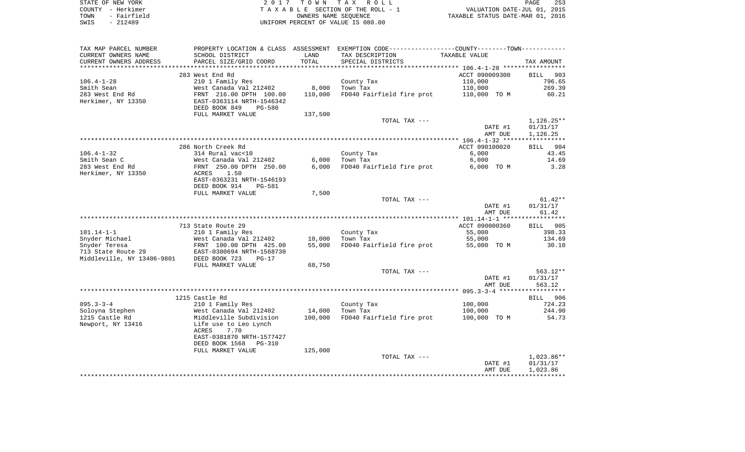STATE OF NEW YORK 2 0 1 7 T O W N T A X R O L L
COUNTY - Herkimer T A X A B L E SECTION OF THE ROLL - 1 VALUATION DATE-JUL 01, 2015
TOWN - Fairfield OWNERS NAME SEQUENCE TAXABLE STATUS DATE-MAR 01, 2016
SWIS - 212489 UNIFORM PERCENT OF VALUE IS 080.00

| TAX MAP PARCEL NUMBER<br>CURRENT OWNERS NAME<br>CURRENT OWNERS ADDRESS | PROPERTY LOCATION & CLASS<br>SCHOOL DISTRICT<br>PARCEL SIZE/GRID COORD | ASSESSMENT<br>LAND<br>TOTAL | EXEMPTION CODE-----COUNTY-----TOWN-----<br>TAX DESCRIPTION<br>SPECIAL DISTRICTS | TAXABLE VALUE | TAX AMOUNT |
|---|---|---|---|---|---|
| | 283 West End Rd | | | ACCT 090009300 | BILL 903 |
| 106.4-1-28 | 210 1 Family Res | | County Tax | 110,000 | 796.65 |
| Smith Sean | West Canada Val 212402 | 8,000 | Town Tax | 110,000 | 269.39 |
| 283 West End Rd | FRNT 216.00 DPTH 100.00 | 110,000 | FD040 Fairfield fire prot | 110,000 TO M | 60.21 |
| Herkimer, NY 13350 | EAST-0363114 NRTH-1546342 | | | | |
| | DEED BOOK 849 PG-580 | | | | |
| | FULL MARKET VALUE | 137,500 | | | |
| | | | TOTAL TAX --- | | 1,126.25** |
| | | | | DATE #1 | 01/31/17 |
| | | | | AMT DUE | 1,126.25 |
| | 286 North Creek Rd | | | ACCT 090100020 | BILL 904 |
| 106.4-1-32 | 314 Rural vac<10 | | County Tax | 6,000 | 43.45 |
| Smith Sean C | West Canada Val 212402 | 6,000 | Town Tax | 6,000 | 14.69 |
| 283 West End Rd | FRNT 250.00 DPTH 250.00 | 6,000 | FD040 Fairfield fire prot | 6,000 TO M | 3.28 |
| Herkimer, NY 13350 | ACRES 1.50 | | | | |
| | EAST-0363231 NRTH-1546193 | | | | |
| | DEED BOOK 914 PG-581 | | | | |
| | FULL MARKET VALUE | 7,500 | | | |
| | | | TOTAL TAX --- | | 61.42** |
| | | | | DATE #1 | 01/31/17 |
| | | | | AMT DUE | 61.42 |
| | 713 State Route 29 | | | ACCT 090000360 | BILL 905 |
| 101.14-1-1 | 210 1 Family Res | | County Tax | 55,000 | 398.33 |
| Snyder Michael | West Canada Val 212402 | 10,000 | Town Tax | 55,000 | 134.69 |
| Snyder Teresa | FRNT 100.00 DPTH 425.00 | 55,000 | FD040 Fairfield fire prot | 55,000 TO M | 30.10 |
| 713 State Route 29 | EAST-0380694 NRTH-1568730 | | | | |
| Middleville, NY 13406-9801 | DEED BOOK 723 PG-17 | | | | |
| | FULL MARKET VALUE | 68,750 | | | |
| | | | TOTAL TAX --- | | 563.12** |
| | | | | DATE #1 | 01/31/17 |
| | | | | AMT DUE | 563.12 |
| | 1215 Castle Rd | | | | BILL 906 |
| 095.3-3-4 | 210 1 Family Res | | County Tax | 100,000 | 724.23 |
| Soloyna Stephen | West Canada Val 212402 | 14,000 | Town Tax | 100,000 | 244.90 |
| 1215 Castle Rd | Middleville Subdivision | 100,000 | FD040 Fairfield fire prot | 100,000 TO M | 54.73 |
| Newport, NY 13416 | Life use to Leo Lynch | | | | |
| | ACRES 7.70 | | | | |
| | EAST-0381870 NRTH-1577427 | | | | |
| | DEED BOOK 1568 PG-310 | | | | |
| | FULL MARKET VALUE | 125,000 | | | |
| | | | TOTAL TAX --- | | 1,023.86** |
| | | | | DATE #1 | 01/31/17 |
| | | | | AMT DUE | 1,023.86 |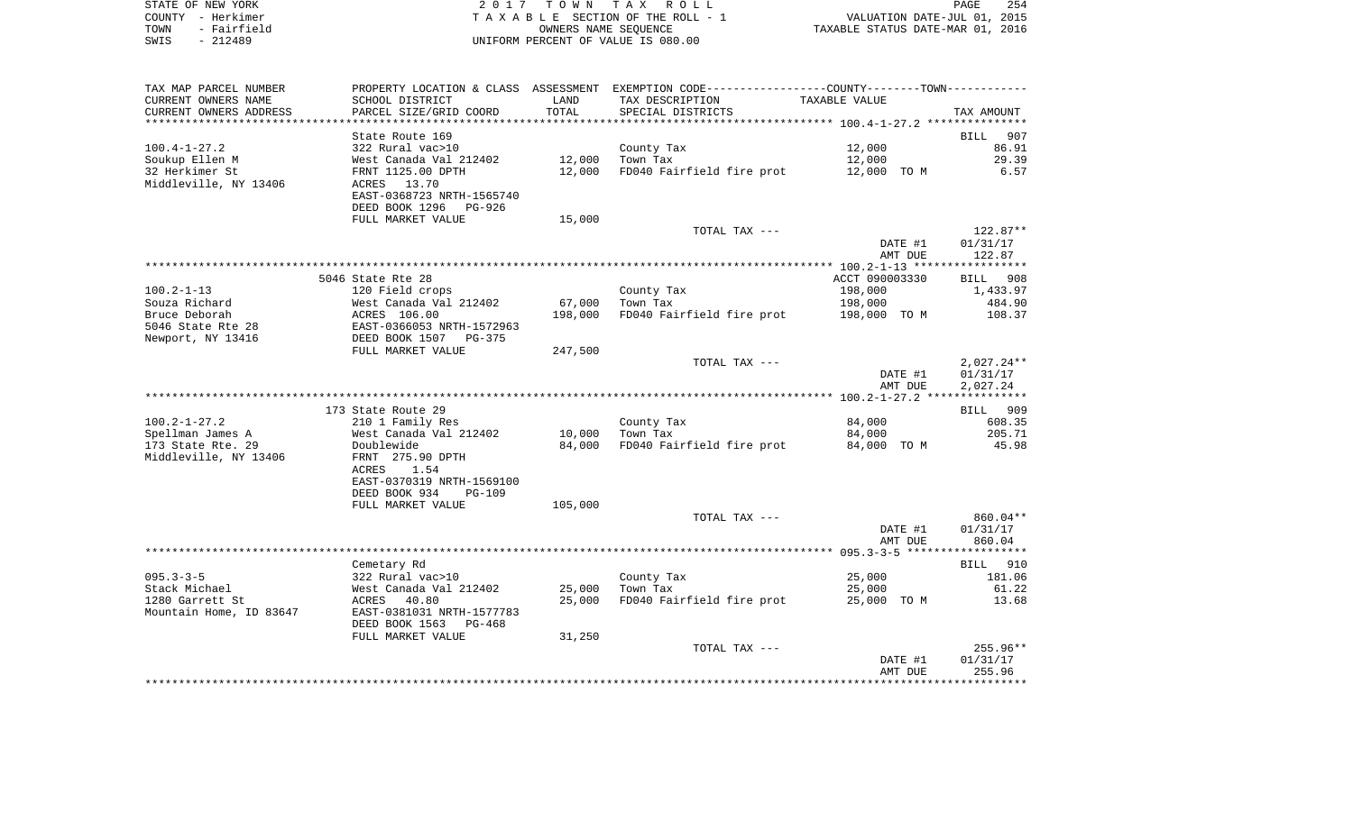STATE OF NEW YORK — 2017 TOWN TAX ROLL
COUNTY - Herkimer — TAXABLE SECTION OF THE ROLL - 1 — VALUATION DATE-JUL 01, 2015
TOWN - Fairfield — OWNERS NAME SEQUENCE — TAXABLE STATUS DATE-MAR 01, 2016
SWIS - 212489 — UNIFORM PERCENT OF VALUE IS 080.00

| TAX MAP PARCEL NUMBER / CURRENT OWNERS NAME / CURRENT OWNERS ADDRESS | PROPERTY LOCATION & CLASS / SCHOOL DISTRICT / PARCEL SIZE/GRID COORD | ASSESSMENT LAND | TOTAL | EXEMPTION CODE / TAX DESCRIPTION / SPECIAL DISTRICTS | TAXABLE VALUE | TAX AMOUNT |
|---|---|---|---|---|---|---|
| **100.4-1-27.2** | State Route 169 | | | | | BILL 907 |
| 100.4-1-27.2 | 322 Rural vac>10 | | | County Tax | 12,000 | 86.91 |
| Soukup Ellen M | West Canada Val 212402 | 12,000 | | Town Tax | 12,000 | 29.39 |
| 32 Herkimer St | FRNT 1125.00 DPTH | | 12,000 | FD040 Fairfield fire prot | 12,000 TO M | 6.57 |
| Middleville, NY 13406 | ACRES 13.70 | | | | | |
| | EAST-0368723 NRTH-1565740 | | | | | |
| | DEED BOOK 1296 PG-926 | | | | | |
| | FULL MARKET VALUE | 15,000 | | | | |
| | | | | TOTAL TAX --- | | 122.87** |
| | | | | | DATE #1 | 01/31/17 |
| | | | | | AMT DUE | 122.87 |
| **100.2-1-13** | 5046 State Rte 28 | | | | ACCT 090003330 | BILL 908 |
| 100.2-1-13 | 120 Field crops | | | County Tax | 198,000 | 1,433.97 |
| Souza Richard | West Canada Val 212402 | 67,000 | | Town Tax | 198,000 | 484.90 |
| Bruce Deborah | ACRES 106.00 | | 198,000 | FD040 Fairfield fire prot | 198,000 TO M | 108.37 |
| 5046 State Rte 28 | EAST-0366053 NRTH-1572963 | | | | | |
| Newport, NY 13416 | DEED BOOK 1507 PG-375 | | | | | |
| | FULL MARKET VALUE | 247,500 | | | | |
| | | | | TOTAL TAX --- | | 2,027.24** |
| | | | | | DATE #1 | 01/31/17 |
| | | | | | AMT DUE | 2,027.24 |
| **100.2-1-27.2** | 173 State Route 29 | | | | | BILL 909 |
| 100.2-1-27.2 | 210 1 Family Res | | | County Tax | 84,000 | 608.35 |
| Spellman James A | West Canada Val 212402 | 10,000 | | Town Tax | 84,000 | 205.71 |
| 173 State Rte. 29 | Doublewide | | 84,000 | FD040 Fairfield fire prot | 84,000 TO M | 45.98 |
| Middleville, NY 13406 | FRNT 275.90 DPTH | | | | | |
| | ACRES 1.54 | | | | | |
| | EAST-0370319 NRTH-1569100 | | | | | |
| | DEED BOOK 934 PG-109 | | | | | |
| | FULL MARKET VALUE | 105,000 | | | | |
| | | | | TOTAL TAX --- | | 860.04** |
| | | | | | DATE #1 | 01/31/17 |
| | | | | | AMT DUE | 860.04 |
| **095.3-3-5** | Cemetary Rd | | | | | BILL 910 |
| 095.3-3-5 | 322 Rural vac>10 | | | County Tax | 25,000 | 181.06 |
| Stack Michael | West Canada Val 212402 | 25,000 | | Town Tax | 25,000 | 61.22 |
| 1280 Garrett St | ACRES 40.80 | | 25,000 | FD040 Fairfield fire prot | 25,000 TO M | 13.68 |
| Mountain Home, ID 83647 | EAST-0381031 NRTH-1577783 | | | | | |
| | DEED BOOK 1563 PG-468 | | | | | |
| | FULL MARKET VALUE | 31,250 | | | | |
| | | | | TOTAL TAX --- | | 255.96** |
| | | | | | DATE #1 | 01/31/17 |
| | | | | | AMT DUE | 255.96 |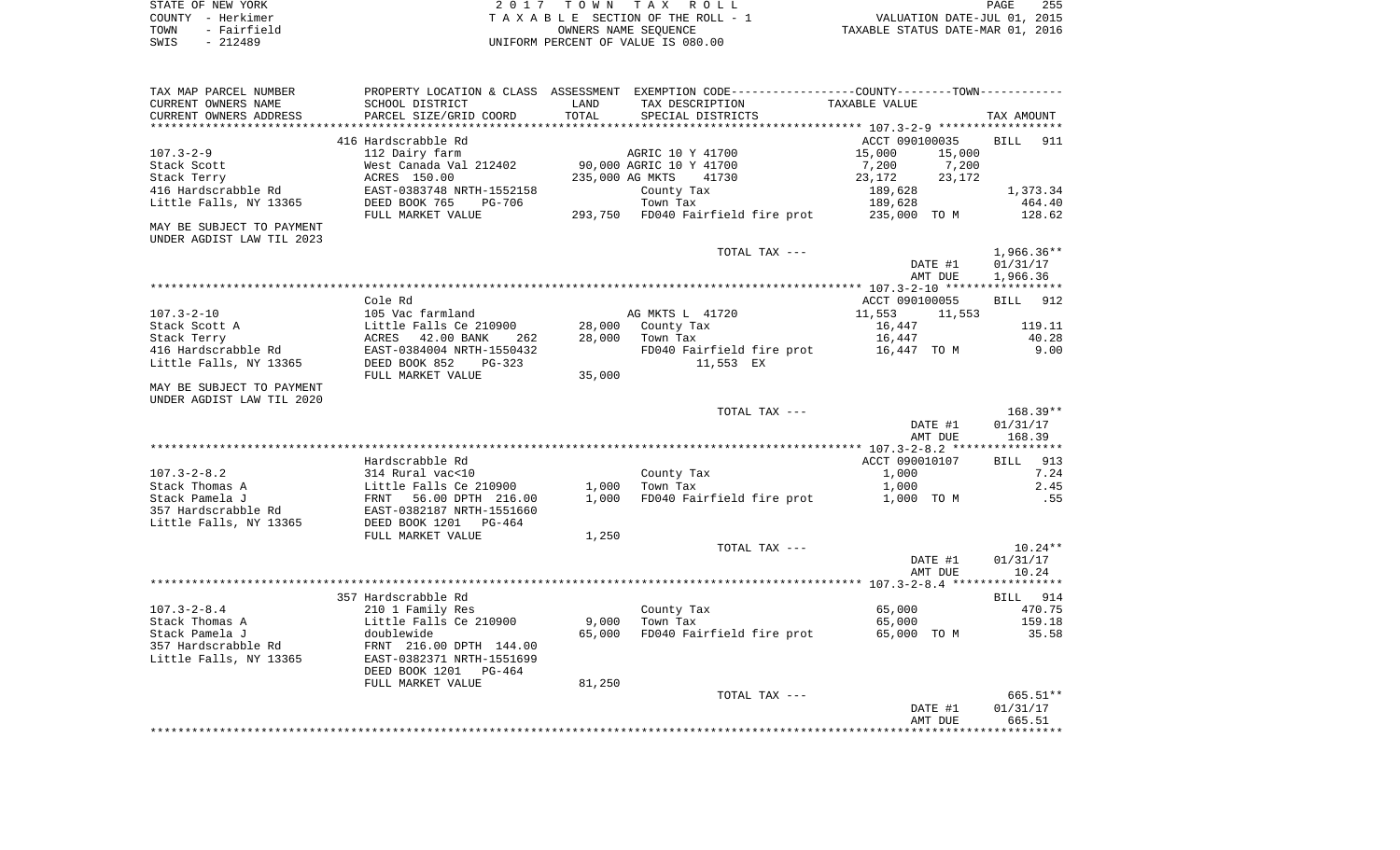STATE OF NEW YORK | COUNTY - Herkimer | TOWN - Fairfield | SWIS - 212489

2017 TOWN TAX ROLL
TAXABLE SECTION OF THE ROLL - 1
OWNERS NAME SEQUENCE
UNIFORM PERCENT OF VALUE IS 080.00

VALUATION DATE-JUL 01, 2015
TAXABLE STATUS DATE-MAR 01, 2016

| TAX MAP PARCEL NUMBER / CURRENT OWNERS NAME / CURRENT OWNERS ADDRESS | PROPERTY LOCATION & CLASS / SCHOOL DISTRICT / PARCEL SIZE/GRID COORD | ASSESSMENT LAND / TOTAL | EXEMPTION CODE / TAX DESCRIPTION / SPECIAL DISTRICTS | COUNTY / TOWN TAXABLE VALUE | TAX AMOUNT |
|---|---|---|---|---|---|
| 107.3-2-9 | 416 Hardscrabble Rd | | | ACCT 090100035 | BILL 911 |
| | 112 Dairy farm | | AGRIC 10 Y 41700 | 15,000 15,000 | |
| Stack Scott | West Canada Val 212402 | 90,000 | AGRIC 10 Y 41700 | 7,200 7,200 | |
| Stack Terry | ACRES 150.00 | 235,000 | AG MKTS 41730 | 23,172 23,172 | |
| 416 Hardscrabble Rd | EAST-0383748 NRTH-1552158 | | County Tax | 189,628 | 1,373.34 |
| Little Falls, NY 13365 | DEED BOOK 765 PG-706 | | Town Tax | 189,628 | 464.40 |
| | FULL MARKET VALUE | 293,750 | FD040 Fairfield fire prot | 235,000 TO M | 128.62 |
| MAY BE SUBJECT TO PAYMENT UNDER AGDIST LAW TIL 2023 | | | | | |
| | | | TOTAL TAX --- | | 1,966.36** |
| | | | | DATE #1 | 01/31/17 |
| | | | | AMT DUE | 1,966.36 |
| 107.3-2-10 | Cole Rd | | | ACCT 090100055 | BILL 912 |
| | 105 Vac farmland | | AG MKTS L 41720 | 11,553 11,553 | |
| Stack Scott A | Little Falls Ce 210900 | 28,000 | County Tax | 16,447 | 119.11 |
| Stack Terry | ACRES 42.00 BANK 262 | 28,000 | Town Tax | 16,447 | 40.28 |
| 416 Hardscrabble Rd | EAST-0384004 NRTH-1550432 | | FD040 Fairfield fire prot | 16,447 TO M | 9.00 |
| Little Falls, NY 13365 | DEED BOOK 852 PG-323 | | 11,553 EX | | |
| | FULL MARKET VALUE | 35,000 | | | |
| MAY BE SUBJECT TO PAYMENT UNDER AGDIST LAW TIL 2020 | | | | | |
| | | | TOTAL TAX --- | | 168.39** |
| | | | | DATE #1 | 01/31/17 |
| | | | | AMT DUE | 168.39 |
| 107.3-2-8.2 | Hardscrabble Rd | | | ACCT 090010107 | BILL 913 |
| | 314 Rural vac<10 | | County Tax | 1,000 | 7.24 |
| Stack Thomas A | Little Falls Ce 210900 | 1,000 | Town Tax | 1,000 | 2.45 |
| Stack Pamela J | FRNT 56.00 DPTH 216.00 | 1,000 | FD040 Fairfield fire prot | 1,000 TO M | .55 |
| 357 Hardscrabble Rd | EAST-0382187 NRTH-1551660 | | | | |
| Little Falls, NY 13365 | DEED BOOK 1201 PG-464 | | | | |
| | FULL MARKET VALUE | 1,250 | | | |
| | | | TOTAL TAX --- | | 10.24** |
| | | | | DATE #1 | 01/31/17 |
| | | | | AMT DUE | 10.24 |
| 107.3-2-8.4 | 357 Hardscrabble Rd | | | | BILL 914 |
| | 210 1 Family Res | | County Tax | 65,000 | 470.75 |
| Stack Thomas A | Little Falls Ce 210900 | 9,000 | Town Tax | 65,000 | 159.18 |
| Stack Pamela J | doublewide | 65,000 | FD040 Fairfield fire prot | 65,000 TO M | 35.58 |
| 357 Hardscrabble Rd | FRNT 216.00 DPTH 144.00 | | | | |
| Little Falls, NY 13365 | EAST-0382371 NRTH-1551699 | | | | |
| | DEED BOOK 1201 PG-464 | | | | |
| | FULL MARKET VALUE | 81,250 | | | |
| | | | TOTAL TAX --- | | 665.51** |
| | | | | DATE #1 | 01/31/17 |
| | | | | AMT DUE | 665.51 |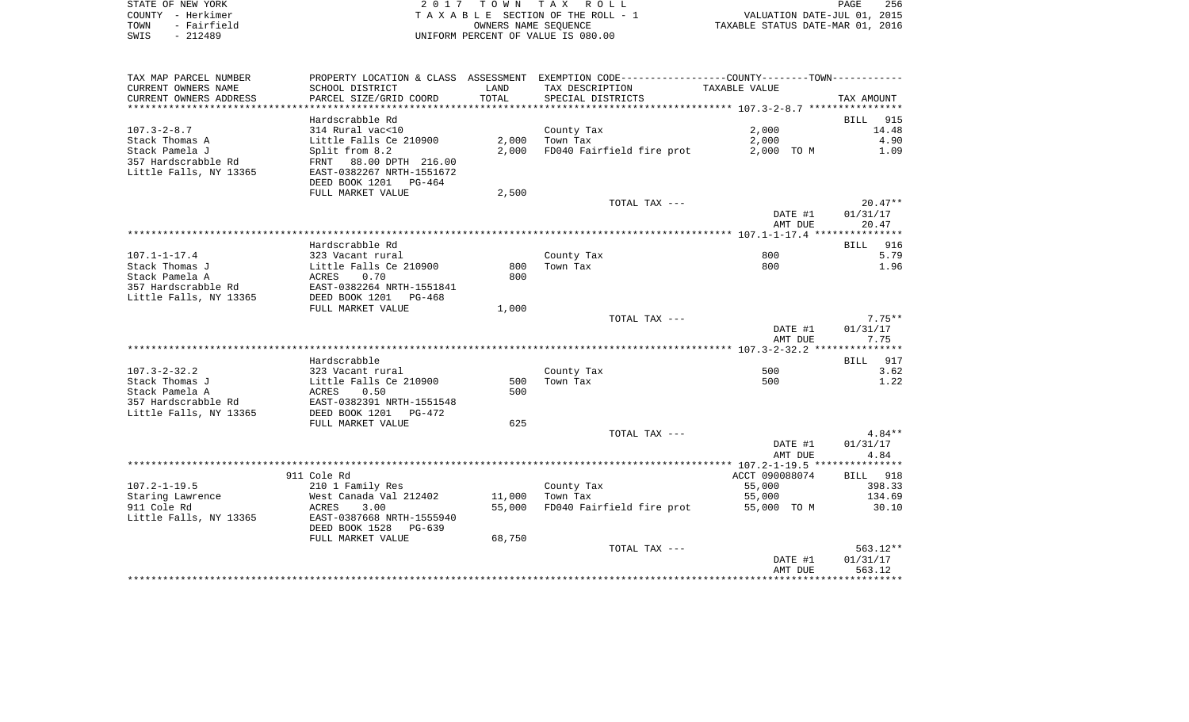STATE OF NEW YORK — 2017 TOWN TAX ROLL — PAGE 256
COUNTY - Herkimer — TAXABLE SECTION OF THE ROLL - 1 — VALUATION DATE-JUL 01, 2015
TOWN - Fairfield — OWNERS NAME SEQUENCE — TAXABLE STATUS DATE-MAR 01, 2016
SWIS - 212489 — UNIFORM PERCENT OF VALUE IS 080.00

| TAX MAP PARCEL NUMBER / CURRENT OWNERS NAME / CURRENT OWNERS ADDRESS | PROPERTY LOCATION & CLASS / SCHOOL DISTRICT / PARCEL SIZE/GRID COORD | ASSESSMENT LAND / TOTAL | EXEMPTION CODE / TAX DESCRIPTION / SPECIAL DISTRICTS | TAXABLE VALUE | TAX AMOUNT |
|---|---|---|---|---|---|
| ******** 107.3-2-8.7 ******** | Hardscrabble Rd | | | | BILL 915 |
| 107.3-2-8.7 | 314 Rural vac<10 | | County Tax | 2,000 | 14.48 |
| Stack Thomas A | Little Falls Ce 210900 | 2,000 | Town Tax | 2,000 | 4.90 |
| Stack Pamela J | Split from 8.2 | 2,000 | FD040 Fairfield fire prot | 2,000 TO M | 1.09 |
| 357 Hardscrabble Rd | FRNT 88.00 DPTH 216.00 | | | | |
| Little Falls, NY 13365 | EAST-0382267 NRTH-1551672 | | | | |
| | DEED BOOK 1201 PG-464 | | | | |
| | FULL MARKET VALUE | 2,500 | | | |
| | | | TOTAL TAX --- | | 20.47** |
| | | | | DATE #1 | 01/31/17 |
| | | | | AMT DUE | 20.47 |
| ******** 107.1-1-17.4 ******** | Hardscrabble Rd | | | | BILL 916 |
| 107.1-1-17.4 | 323 Vacant rural | | County Tax | 800 | 5.79 |
| Stack Thomas J | Little Falls Ce 210900 | 800 | Town Tax | 800 | 1.96 |
| Stack Pamela A | ACRES 0.70 | 800 | | | |
| 357 Hardscrabble Rd | EAST-0382264 NRTH-1551841 | | | | |
| Little Falls, NY 13365 | DEED BOOK 1201 PG-468 | | | | |
| | FULL MARKET VALUE | 1,000 | | | |
| | | | TOTAL TAX --- | | 7.75** |
| | | | | DATE #1 | 01/31/17 |
| | | | | AMT DUE | 7.75 |
| ******** 107.3-2-32.2 ******** | Hardscrabble | | | | BILL 917 |
| 107.3-2-32.2 | 323 Vacant rural | | County Tax | 500 | 3.62 |
| Stack Thomas J | Little Falls Ce 210900 | 500 | Town Tax | 500 | 1.22 |
| Stack Pamela A | ACRES 0.50 | 500 | | | |
| 357 Hardscrabble Rd | EAST-0382391 NRTH-1551548 | | | | |
| Little Falls, NY 13365 | DEED BOOK 1201 PG-472 | | | | |
| | FULL MARKET VALUE | 625 | | | |
| | | | TOTAL TAX --- | | 4.84** |
| | | | | DATE #1 | 01/31/17 |
| | | | | AMT DUE | 4.84 |
| ******** 107.2-1-19.5 ******** | 911 Cole Rd | | | ACCT 090088074 | BILL 918 |
| 107.2-1-19.5 | 210 1 Family Res | | County Tax | 55,000 | 398.33 |
| Staring Lawrence | West Canada Val 212402 | 11,000 | Town Tax | 55,000 | 134.69 |
| 911 Cole Rd | ACRES 3.00 | 55,000 | FD040 Fairfield fire prot | 55,000 TO M | 30.10 |
| Little Falls, NY 13365 | EAST-0387668 NRTH-1555940 | | | | |
| | DEED BOOK 1528 PG-639 | | | | |
| | FULL MARKET VALUE | 68,750 | | | |
| | | | TOTAL TAX --- | | 563.12** |
| | | | | DATE #1 | 01/31/17 |
| | | | | AMT DUE | 563.12 |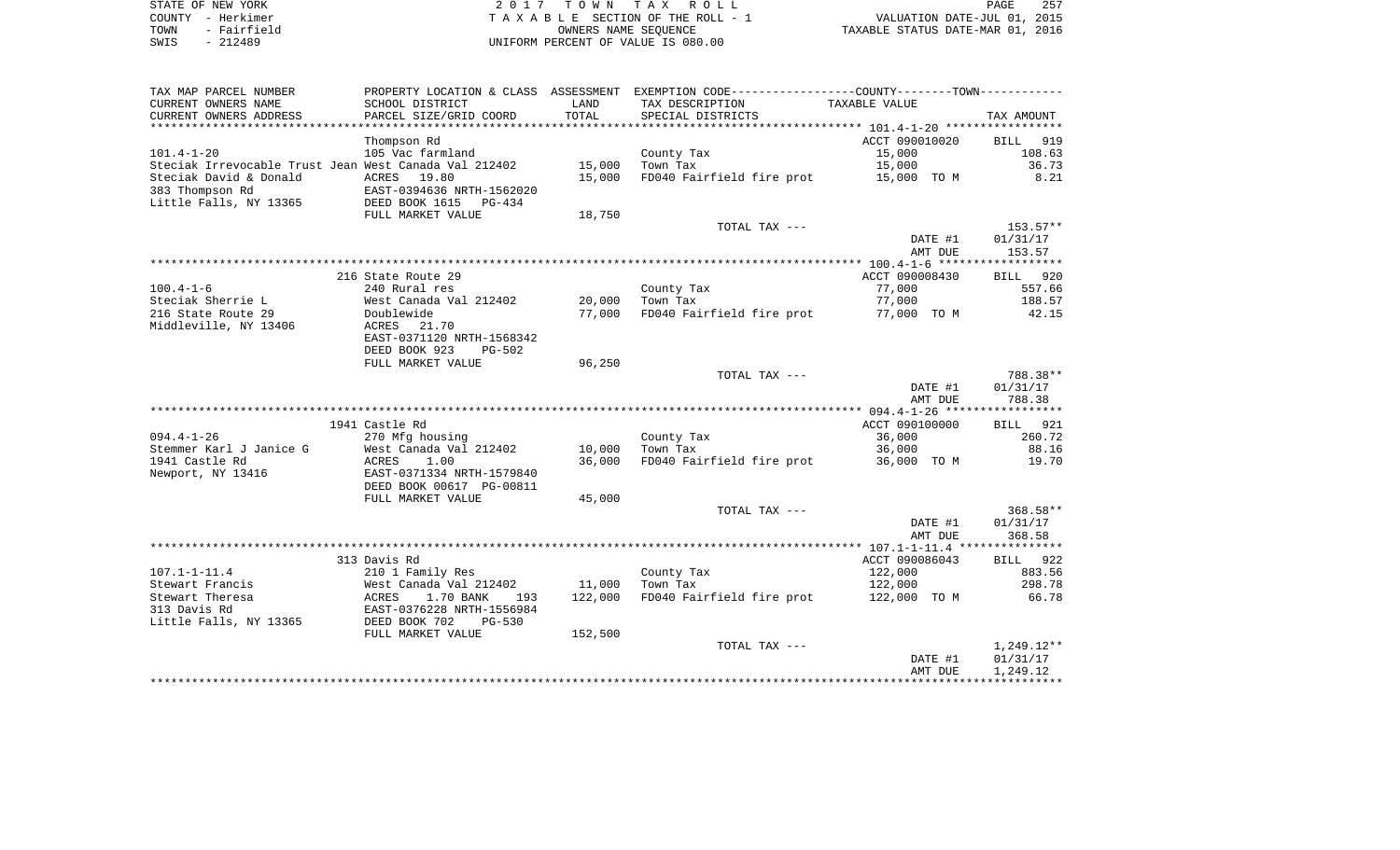STATE OF NEW YORK
COUNTY - Herkimer
TOWN - Fairfield
SWIS - 212489

2 0 1 7 T O W N T A X R O L L
T A X A B L E SECTION OF THE ROLL - 1
OWNERS NAME SEQUENCE
UNIFORM PERCENT OF VALUE IS 080.00

VALUATION DATE-JUL 01, 2015
TAXABLE STATUS DATE-MAR 01, 2016

| TAX MAP PARCEL NUMBER<br>CURRENT OWNERS NAME<br>CURRENT OWNERS ADDRESS | PROPERTY LOCATION & CLASS<br>SCHOOL DISTRICT<br>PARCEL SIZE/GRID COORD | ASSESSMENT<br>LAND<br>TOTAL | EXEMPTION CODE-----COUNTY-----TOWN<br>TAX DESCRIPTION<br>SPECIAL DISTRICTS | TAXABLE VALUE | TAX AMOUNT |
|---|---|---|---|---|---|
| | Thompson Rd | | | ACCT 090010020 | BILL 919 |
| 101.4-1-20 | 105 Vac farmland | | County Tax | 15,000 | 108.63 |
| Steciak Irrevocable Trust Jean | West Canada Val 212402 | 15,000 | Town Tax | 15,000 | 36.73 |
| Steciak David & Donald | ACRES 19.80 | 15,000 | FD040 Fairfield fire prot | 15,000 TO M | 8.21 |
| 383 Thompson Rd | EAST-0394636 NRTH-1562020 | | | | |
| Little Falls, NY 13365 | DEED BOOK 1615 PG-434 | | | | |
| | FULL MARKET VALUE | 18,750 | | | |
| | | | TOTAL TAX --- | | 153.57** |
| | | | | DATE #1 | 01/31/17 |
| | | | | AMT DUE | 153.57 |
| | 216 State Route 29 | | | ACCT 090008430 | BILL 920 |
| 100.4-1-6 | 240 Rural res | | County Tax | 77,000 | 557.66 |
| Steciak Sherrie L | West Canada Val 212402 | 20,000 | Town Tax | 77,000 | 188.57 |
| 216 State Route 29 | Doublewide | 77,000 | FD040 Fairfield fire prot | 77,000 TO M | 42.15 |
| Middleville, NY 13406 | ACRES 21.70 | | | | |
| | EAST-0371120 NRTH-1568342 | | | | |
| | DEED BOOK 923 PG-502 | | | | |
| | FULL MARKET VALUE | 96,250 | | | |
| | | | TOTAL TAX --- | | 788.38** |
| | | | | DATE #1 | 01/31/17 |
| | | | | AMT DUE | 788.38 |
| | 1941 Castle Rd | | | ACCT 090100000 | BILL 921 |
| 094.4-1-26 | 270 Mfg housing | | County Tax | 36,000 | 260.72 |
| Stemmer Karl J Janice G | West Canada Val 212402 | 10,000 | Town Tax | 36,000 | 88.16 |
| 1941 Castle Rd | ACRES 1.00 | 36,000 | FD040 Fairfield fire prot | 36,000 TO M | 19.70 |
| Newport, NY 13416 | EAST-0371334 NRTH-1579840 | | | | |
| | DEED BOOK 00617 PG-00811 | | | | |
| | FULL MARKET VALUE | 45,000 | | | |
| | | | TOTAL TAX --- | | 368.58** |
| | | | | DATE #1 | 01/31/17 |
| | | | | AMT DUE | 368.58 |
| | 313 Davis Rd | | | ACCT 090086043 | BILL 922 |
| 107.1-1-11.4 | 210 1 Family Res | | County Tax | 122,000 | 883.56 |
| Stewart Francis | West Canada Val 212402 | 11,000 | Town Tax | 122,000 | 298.78 |
| Stewart Theresa | ACRES 1.70 BANK 193 | 122,000 | FD040 Fairfield fire prot | 122,000 TO M | 66.78 |
| 313 Davis Rd | EAST-0376228 NRTH-1556984 | | | | |
| Little Falls, NY 13365 | DEED BOOK 702 PG-530 | | | | |
| | FULL MARKET VALUE | 152,500 | | | |
| | | | TOTAL TAX --- | | 1,249.12** |
| | | | | DATE #1 | 01/31/17 |
| | | | | AMT DUE | 1,249.12 |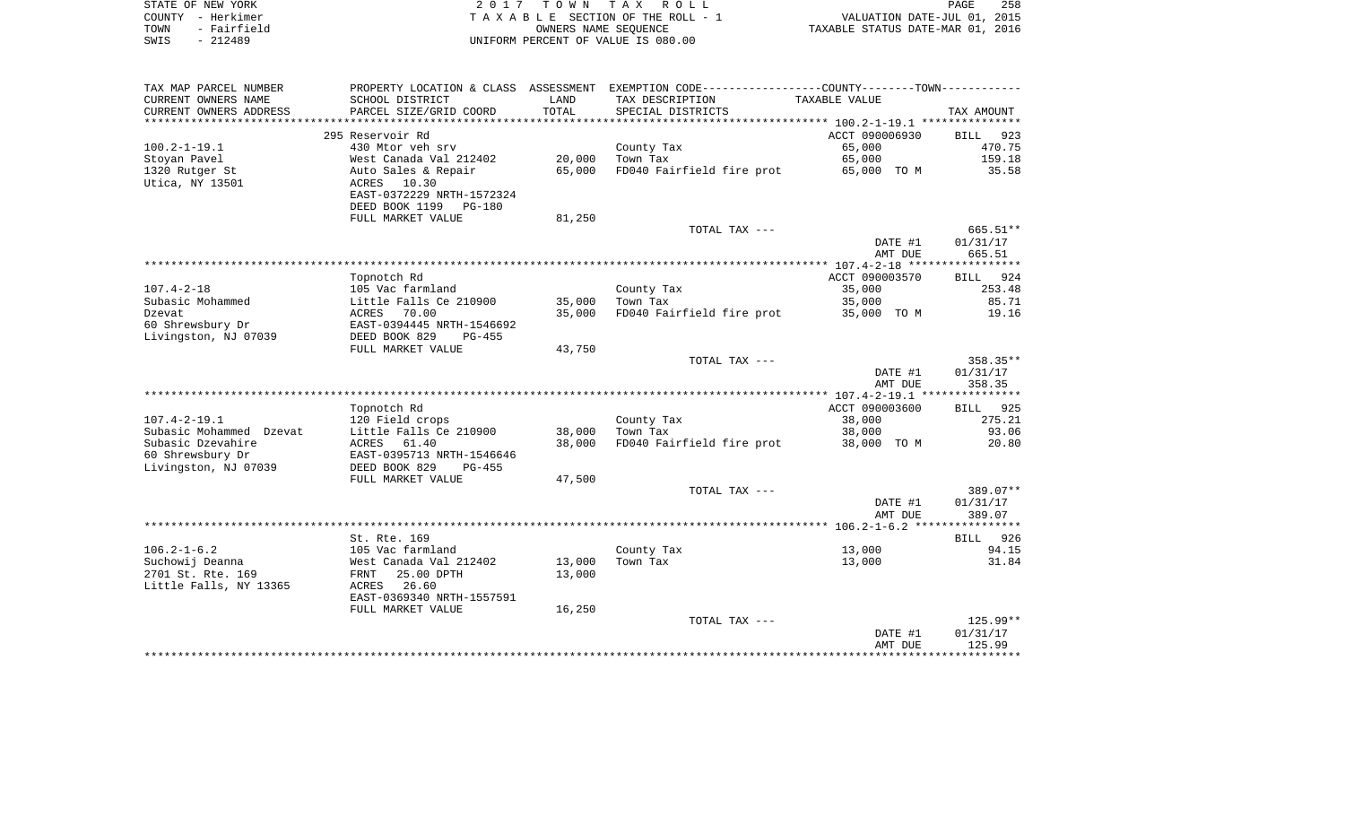STATE OF NEW YORK — COUNTY - Herkimer — TOWN - Fairfield — SWIS - 212489

2017 TOWN TAX ROLL
TAXABLE SECTION OF THE ROLL - 1
OWNERS NAME SEQUENCE
UNIFORM PERCENT OF VALUE IS 080.00

VALUATION DATE-JUL 01, 2015
TAXABLE STATUS DATE-MAR 01, 2016

| TAX MAP PARCEL NUMBER / CURRENT OWNERS NAME / CURRENT OWNERS ADDRESS | PROPERTY LOCATION & CLASS / SCHOOL DISTRICT / PARCEL SIZE/GRID COORD | ASSESSMENT LAND / TOTAL | EXEMPTION CODE / TAX DESCRIPTION / SPECIAL DISTRICTS | TAXABLE VALUE | TAX AMOUNT |
|---|---|---|---|---|---|
| 100.2-1-19.1 | 295 Reservoir Rd | | | ACCT 090006930 | BILL 923 |
| Stoyan Pavel | 430 Mtor veh srv | | County Tax | 65,000 | 470.75 |
| 1320 Rutger St | West Canada Val 212402 | 20,000 | Town Tax | 65,000 | 159.18 |
| Utica, NY 13501 | Auto Sales & Repair | 65,000 | FD040 Fairfield fire prot | 65,000 TO M | 35.58 |
| | ACRES 10.30 | | | | |
| | EAST-0372229 NRTH-1572324 | | | | |
| | DEED BOOK 1199 PG-180 | | | | |
| | FULL MARKET VALUE | 81,250 | | | |
| | | | TOTAL TAX --- | | 665.51** |
| | | | | DATE #1 | 01/31/17 |
| | | | | AMT DUE | 665.51 |
| 107.4-2-18 | Topnotch Rd | | | ACCT 090003570 | BILL 924 |
| Subasic Mohammed | 105 Vac farmland | | County Tax | 35,000 | 253.48 |
| Dzevat | Little Falls Ce 210900 | 35,000 | Town Tax | 35,000 | 85.71 |
| 60 Shrewsbury Dr | ACRES 70.00 | 35,000 | FD040 Fairfield fire prot | 35,000 TO M | 19.16 |
| Livingston, NJ 07039 | EAST-0394445 NRTH-1546692 | | | | |
| | DEED BOOK 829 PG-455 | | | | |
| | FULL MARKET VALUE | 43,750 | | | |
| | | | TOTAL TAX --- | | 358.35** |
| | | | | DATE #1 | 01/31/17 |
| | | | | AMT DUE | 358.35 |
| 107.4-2-19.1 | Topnotch Rd | | | ACCT 090003600 | BILL 925 |
| Subasic Mohammed Dzevat | 120 Field crops | | County Tax | 38,000 | 275.21 |
| Subasic Dzevahire | Little Falls Ce 210900 | 38,000 | Town Tax | 38,000 | 93.06 |
| 60 Shrewsbury Dr | ACRES 61.40 | 38,000 | FD040 Fairfield fire prot | 38,000 TO M | 20.80 |
| Livingston, NJ 07039 | EAST-0395713 NRTH-1546646 | | | | |
| | DEED BOOK 829 PG-455 | | | | |
| | FULL MARKET VALUE | 47,500 | | | |
| | | | TOTAL TAX --- | | 389.07** |
| | | | | DATE #1 | 01/31/17 |
| | | | | AMT DUE | 389.07 |
| 106.2-1-6.2 | St. Rte. 169 | | | | BILL 926 |
| Suchowij Deanna | 105 Vac farmland | | County Tax | 13,000 | 94.15 |
| 2701 St. Rte. 169 | West Canada Val 212402 | 13,000 | Town Tax | 13,000 | 31.84 |
| Little Falls, NY 13365 | FRNT 25.00 DPTH | 13,000 | | | |
| | ACRES 26.60 | | | | |
| | EAST-0369340 NRTH-1557591 | | | | |
| | FULL MARKET VALUE | 16,250 | | | |
| | | | TOTAL TAX --- | | 125.99** |
| | | | | DATE #1 | 01/31/17 |
| | | | | AMT DUE | 125.99 |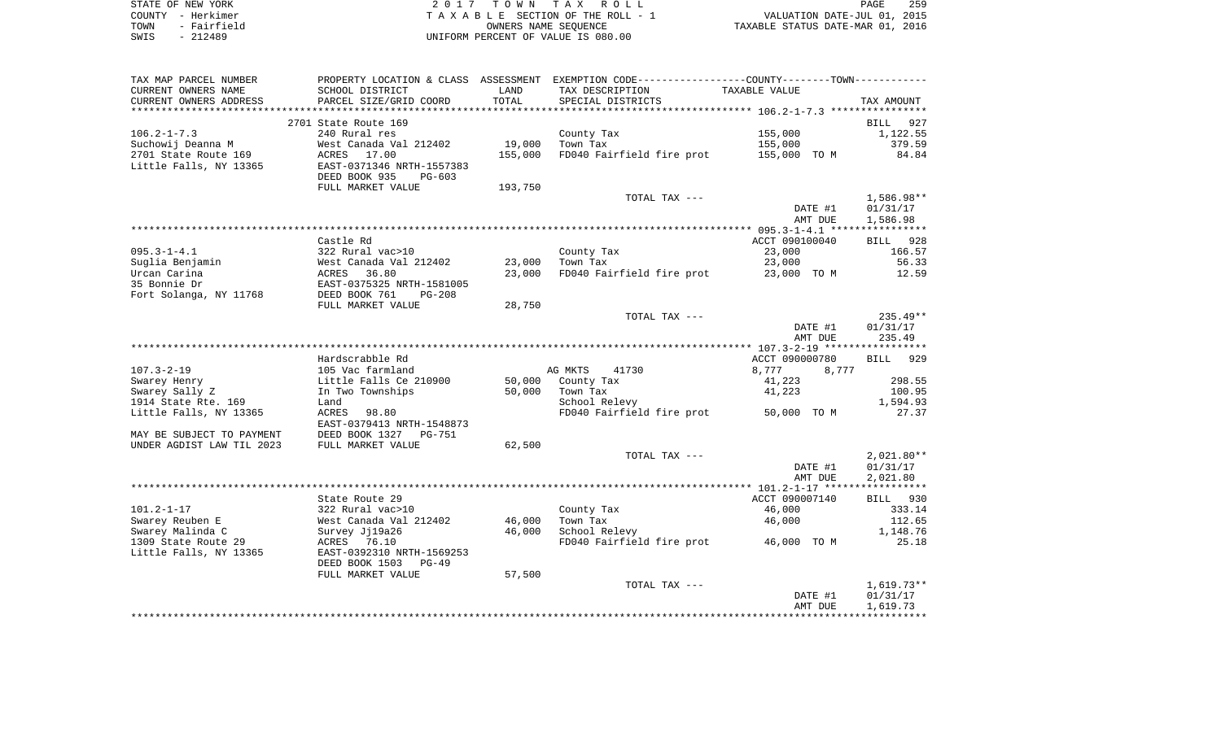STATE OF NEW YORK
COUNTY - Herkimer
TOWN - Fairfield
SWIS - 212489

2 0 1 7 T O W N T A X R O L L
T A X A B L E SECTION OF THE ROLL - 1
OWNERS NAME SEQUENCE
UNIFORM PERCENT OF VALUE IS 080.00

VALUATION DATE-JUL 01, 2015
TAXABLE STATUS DATE-MAR 01, 2016

| TAX MAP PARCEL NUMBER / CURRENT OWNERS NAME / CURRENT OWNERS ADDRESS | PROPERTY LOCATION & CLASS / SCHOOL DISTRICT / PARCEL SIZE/GRID COORD | ASSESSMENT LAND | TOTAL | EXEMPTION CODE / TAX DESCRIPTION / SPECIAL DISTRICTS | COUNTY / TOWN TAXABLE VALUE | TAX AMOUNT |
|---|---|---|---|---|---|---|
| **106.2-1-7.3** | 2701 State Route 169 | | | | | BILL 927 |
| 106.2-1-7.3 | 240 Rural res | | | County Tax | 155,000 | 1,122.55 |
| Suchowij Deanna M | West Canada Val 212402 | 19,000 | | Town Tax | 155,000 | 379.59 |
| 2701 State Route 169 | ACRES 17.00 | | 155,000 | FD040 Fairfield fire prot | 155,000 TO M | 84.84 |
| Little Falls, NY 13365 | EAST-0371346 NRTH-1557383 | | | | | |
| | DEED BOOK 935 PG-603 | | | | | |
| | FULL MARKET VALUE | 193,750 | | | | |
| | | | | TOTAL TAX --- | | 1,586.98** |
| | | | | | DATE #1 | 01/31/17 |
| | | | | | AMT DUE | 1,586.98 |
| **095.3-1-4.1** | Castle Rd | | | | ACCT 090100040 | BILL 928 |
| 095.3-1-4.1 | 322 Rural vac>10 | | | County Tax | 23,000 | 166.57 |
| Suglia Benjamin | West Canada Val 212402 | 23,000 | | Town Tax | 23,000 | 56.33 |
| Urcan Carina | ACRES 36.80 | | 23,000 | FD040 Fairfield fire prot | 23,000 TO M | 12.59 |
| 35 Bonnie Dr | EAST-0375325 NRTH-1581005 | | | | | |
| Fort Solanga, NY 11768 | DEED BOOK 761 PG-208 | | | | | |
| | FULL MARKET VALUE | 28,750 | | | | |
| | | | | TOTAL TAX --- | | 235.49** |
| | | | | | DATE #1 | 01/31/17 |
| | | | | | AMT DUE | 235.49 |
| **107.3-2-19** | Hardscrabble Rd | | | | ACCT 090000780 | BILL 929 |
| 107.3-2-19 | 105 Vac farmland | | | AG MKTS 41730 | 8,777 8,777 | |
| Swarey Henry | Little Falls Ce 210900 | 50,000 | | County Tax | 41,223 | 298.55 |
| Swarey Sally Z | In Two Townships | | 50,000 | Town Tax | 41,223 | 100.95 |
| 1914 State Rte. 169 | Land | | | School Relevy | | 1,594.93 |
| Little Falls, NY 13365 | ACRES 98.80 | | | FD040 Fairfield fire prot | 50,000 TO M | 27.37 |
| | EAST-0379413 NRTH-1548873 | | | | | |
| MAY BE SUBJECT TO PAYMENT | DEED BOOK 1327 PG-751 | | | | | |
| UNDER AGDIST LAW TIL 2023 | FULL MARKET VALUE | 62,500 | | | | |
| | | | | TOTAL TAX --- | | 2,021.80** |
| | | | | | DATE #1 | 01/31/17 |
| | | | | | AMT DUE | 2,021.80 |
| **101.2-1-17** | State Route 29 | | | | ACCT 090007140 | BILL 930 |
| 101.2-1-17 | 322 Rural vac>10 | | | County Tax | 46,000 | 333.14 |
| Swarey Reuben E | West Canada Val 212402 | 46,000 | | Town Tax | 46,000 | 112.65 |
| Swarey Malinda C | Survey Jj19a26 | | 46,000 | School Relevy | | 1,148.76 |
| 1309 State Route 29 | ACRES 76.10 | | | FD040 Fairfield fire prot | 46,000 TO M | 25.18 |
| Little Falls, NY 13365 | EAST-0392310 NRTH-1569253 | | | | | |
| | DEED BOOK 1503 PG-49 | | | | | |
| | FULL MARKET VALUE | 57,500 | | | | |
| | | | | TOTAL TAX --- | | 1,619.73** |
| | | | | | DATE #1 | 01/31/17 |
| | | | | | AMT DUE | 1,619.73 |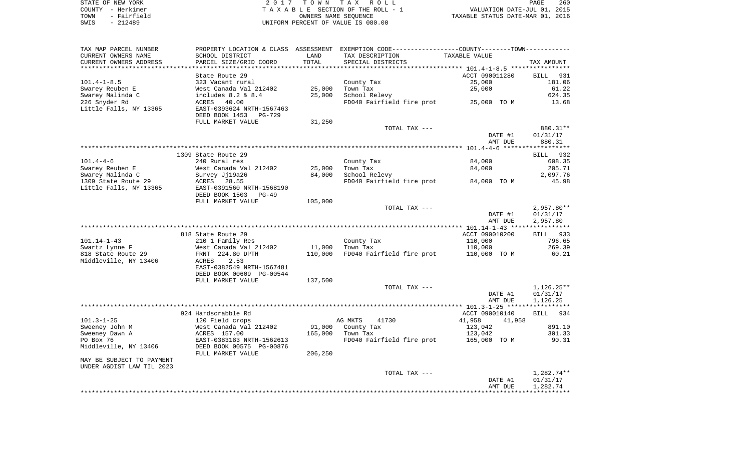STATE OF NEW YORK
COUNTY - Herkimer
TOWN - Fairfield
SWIS - 212489

2 0 1 7 T O W N T A X R O L L
T A X A B L E SECTION OF THE ROLL - 1
OWNERS NAME SEQUENCE
UNIFORM PERCENT OF VALUE IS 080.00

VALUATION DATE-JUL 01, 2015
TAXABLE STATUS DATE-MAR 01, 2016

| TAX MAP PARCEL NUMBER / CURRENT OWNERS NAME / CURRENT OWNERS ADDRESS | PROPERTY LOCATION & CLASS / SCHOOL DISTRICT / PARCEL SIZE/GRID COORD | ASSESSMENT LAND / TOTAL | EXEMPTION CODE / TAX DESCRIPTION / SPECIAL DISTRICTS | COUNTY / TOWN TAXABLE VALUE | TAX AMOUNT |
|---|---|---|---|---|---|
| 101.4-1-8.5 | State Route 29 | | | ACCT 090011280 | BILL 931 |
| | 323 Vacant rural | | County Tax | 25,000 | 181.06 |
| Swarey Reuben E | West Canada Val 212402 | 25,000 | Town Tax | 25,000 | 61.22 |
| Swarey Malinda C | includes 8.2 & 8.4 | 25,000 | School Relevy | | 624.35 |
| 226 Snyder Rd | ACRES 40.00 | | FD040 Fairfield fire prot | 25,000 TO M | 13.68 |
| Little Falls, NY 13365 | EAST-0393624 NRTH-1567463 | | | | |
| | DEED BOOK 1453 PG-729 | | | | |
| | FULL MARKET VALUE | 31,250 | | | |
| | | | TOTAL TAX --- | | 880.31** |
| | | | | DATE #1 | 01/31/17 |
| | | | | AMT DUE | 880.31 |
| 101.4-4-6 | 1309 State Route 29 | | | | BILL 932 |
| | 240 Rural res | | County Tax | 84,000 | 608.35 |
| Swarey Reuben E | West Canada Val 212402 | 25,000 | Town Tax | 84,000 | 205.71 |
| Swarey Malinda C | Survey Jj19a26 | 84,000 | School Relevy | | 2,097.76 |
| 1309 State Route 29 | ACRES 28.55 | | FD040 Fairfield fire prot | 84,000 TO M | 45.98 |
| Little Falls, NY 13365 | EAST-0391560 NRTH-1568190 | | | | |
| | DEED BOOK 1503 PG-49 | | | | |
| | FULL MARKET VALUE | 105,000 | | | |
| | | | TOTAL TAX --- | | 2,957.80** |
| | | | | DATE #1 | 01/31/17 |
| | | | | AMT DUE | 2,957.80 |
| 101.14-1-43 | 818 State Route 29 | | | ACCT 090010200 | BILL 933 |
| | 210 1 Family Res | | County Tax | 110,000 | 796.65 |
| Swartz Lynne F | West Canada Val 212402 | 11,000 | Town Tax | 110,000 | 269.39 |
| 818 State Route 29 | FRNT 224.80 DPTH | 110,000 | FD040 Fairfield fire prot | 110,000 TO M | 60.21 |
| Middleville, NY 13406 | ACRES 2.53 | | | | |
| | EAST-0382549 NRTH-1567481 | | | | |
| | DEED BOOK 00609 PG-00544 | | | | |
| | FULL MARKET VALUE | 137,500 | | | |
| | | | TOTAL TAX --- | | 1,126.25** |
| | | | | DATE #1 | 01/31/17 |
| | | | | AMT DUE | 1,126.25 |
| 101.3-1-25 | 924 Hardscrabble Rd | | | ACCT 090010140 | BILL 934 |
| | 120 Field crops | | AG MKTS 41730 | 41,958 41,958 | |
| Sweeney John M | West Canada Val 212402 | 91,000 | County Tax | 123,042 | 891.10 |
| Sweeney Dawn A | ACRES 157.00 | 165,000 | Town Tax | 123,042 | 301.33 |
| PO Box 76 | EAST-0383183 NRTH-1562613 | | FD040 Fairfield fire prot | 165,000 TO M | 90.31 |
| Middleville, NY 13406 | DEED BOOK 00575 PG-00876 | | | | |
| | FULL MARKET VALUE | 206,250 | | | |
| MAY BE SUBJECT TO PAYMENT | | | | | |
| UNDER AGDIST LAW TIL 2023 | | | | | |
| | | | TOTAL TAX --- | | 1,282.74** |
| | | | | DATE #1 | 01/31/17 |
| | | | | AMT DUE | 1,282.74 |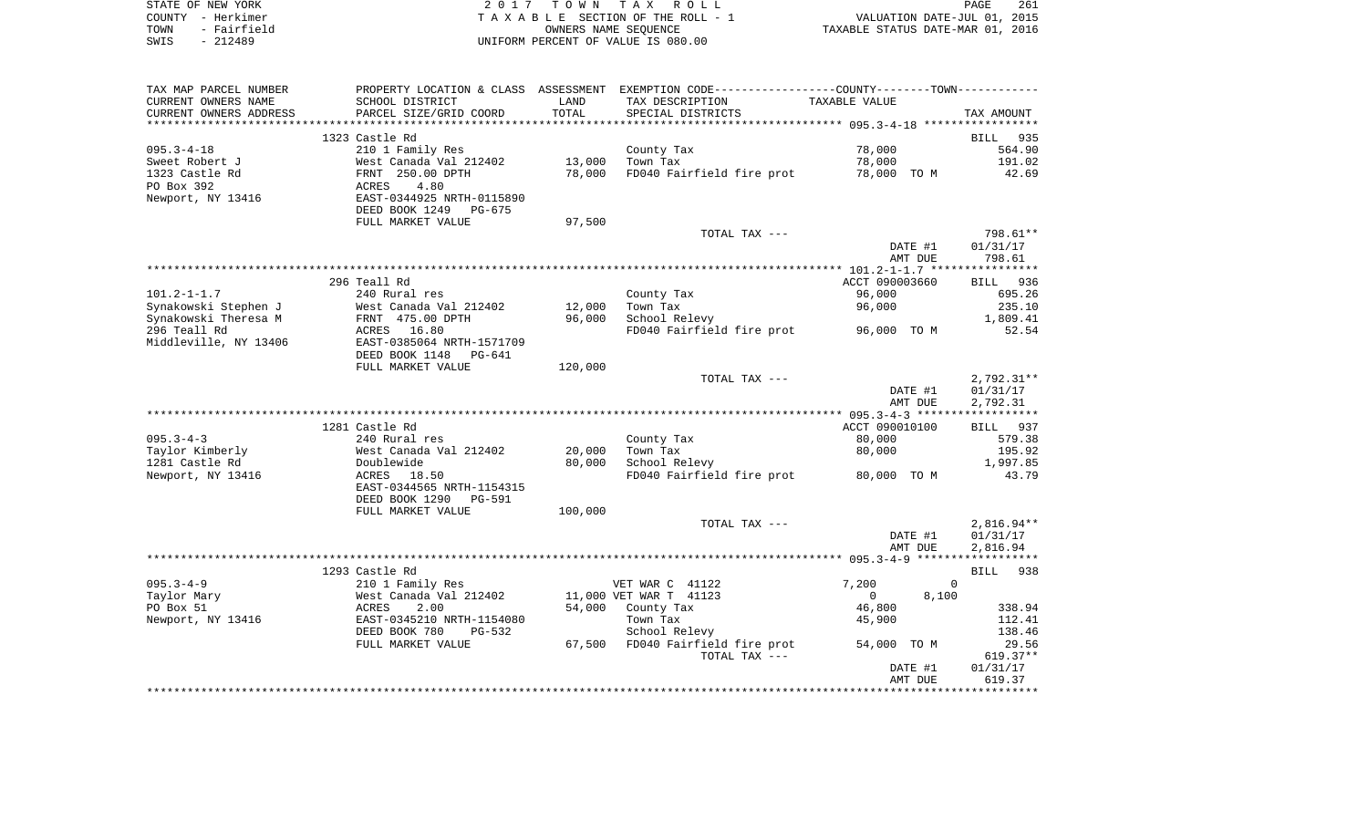STATE OF NEW YORK | 2 0 1 7 T O W N T A X R O L L | PAGE 261
COUNTY - Herkimer | T A X A B L E SECTION OF THE ROLL - 1 | VALUATION DATE-JUL 01, 2015
TOWN - Fairfield | OWNERS NAME SEQUENCE | TAXABLE STATUS DATE-MAR 01, 2016
SWIS - 212489 | UNIFORM PERCENT OF VALUE IS 080.00

| TAX MAP PARCEL NUMBER / CURRENT OWNERS NAME / CURRENT OWNERS ADDRESS | PROPERTY LOCATION & CLASS / SCHOOL DISTRICT / PARCEL SIZE/GRID COORD | ASSESSMENT LAND | TOTAL | EXEMPTION CODE / TAX DESCRIPTION / SPECIAL DISTRICTS | TAXABLE VALUE | TAX AMOUNT |
|---|---|---|---|---|---|---|
| **095.3-4-18** | 1323 Castle Rd | | | | | BILL 935 |
| Sweet Robert J | 210 1 Family Res | | | County Tax | 78,000 | 564.90 |
| 1323 Castle Rd | West Canada Val 212402 | 13,000 | | Town Tax | 78,000 | 191.02 |
| PO Box 392 | FRNT 250.00 DPTH | | 78,000 | FD040 Fairfield fire prot | 78,000 TO M | 42.69 |
| Newport, NY 13416 | ACRES 4.80 | | | | | |
| | EAST-0344925 NRTH-0115890 | | | | | |
| | DEED BOOK 1249 PG-675 | | | | | |
| | FULL MARKET VALUE | 97,500 | | | | |
| | | | | TOTAL TAX --- | | 798.61** |
| | | | | | DATE #1 | 01/31/17 |
| | | | | | AMT DUE | 798.61 |
| **101.2-1-1.7** | 296 Teall Rd | | | | ACCT 090003660 | BILL 936 |
| Synakowski Stephen J | 240 Rural res | | | County Tax | 96,000 | 695.26 |
| Synakowski Theresa M | West Canada Val 212402 | 12,000 | | Town Tax | 96,000 | 235.10 |
| 296 Teall Rd | FRNT 475.00 DPTH | | 96,000 | School Relevy | | 1,809.41 |
| Middleville, NY 13406 | ACRES 16.80 | | | FD040 Fairfield fire prot | 96,000 TO M | 52.54 |
| | EAST-0385064 NRTH-1571709 | | | | | |
| | DEED BOOK 1148 PG-641 | | | | | |
| | FULL MARKET VALUE | 120,000 | | | | |
| | | | | TOTAL TAX --- | | 2,792.31** |
| | | | | | DATE #1 | 01/31/17 |
| | | | | | AMT DUE | 2,792.31 |
| **095.3-4-3** | 1281 Castle Rd | | | | ACCT 090010100 | BILL 937 |
| Taylor Kimberly | 240 Rural res | | | County Tax | 80,000 | 579.38 |
| 1281 Castle Rd | West Canada Val 212402 | 20,000 | | Town Tax | 80,000 | 195.92 |
| Newport, NY 13416 | Doublewide | | 80,000 | School Relevy | | 1,997.85 |
| | ACRES 18.50 | | | FD040 Fairfield fire prot | 80,000 TO M | 43.79 |
| | EAST-0344565 NRTH-1154315 | | | | | |
| | DEED BOOK 1290 PG-591 | | | | | |
| | FULL MARKET VALUE | 100,000 | | | | |
| | | | | TOTAL TAX --- | | 2,816.94** |
| | | | | | DATE #1 | 01/31/17 |
| | | | | | AMT DUE | 2,816.94 |
| **095.3-4-9** | 1293 Castle Rd | | | | | BILL 938 |
| Taylor Mary | 210 1 Family Res | | | VET WAR C 41122 | 7,200 0 | |
| PO Box 51 | West Canada Val 212402 | 11,000 | | VET WAR T 41123 | 0 8,100 | |
| Newport, NY 13416 | ACRES 2.00 | | 54,000 | County Tax | 46,800 | 338.94 |
| | EAST-0345210 NRTH-1154080 | | | Town Tax | 45,900 | 112.41 |
| | DEED BOOK 780 PG-532 | | | School Relevy | | 138.46 |
| | FULL MARKET VALUE | 67,500 | | FD040 Fairfield fire prot | 54,000 TO M | 29.56 |
| | | | | TOTAL TAX --- | | 619.37** |
| | | | | | DATE #1 | 01/31/17 |
| | | | | | AMT DUE | 619.37 |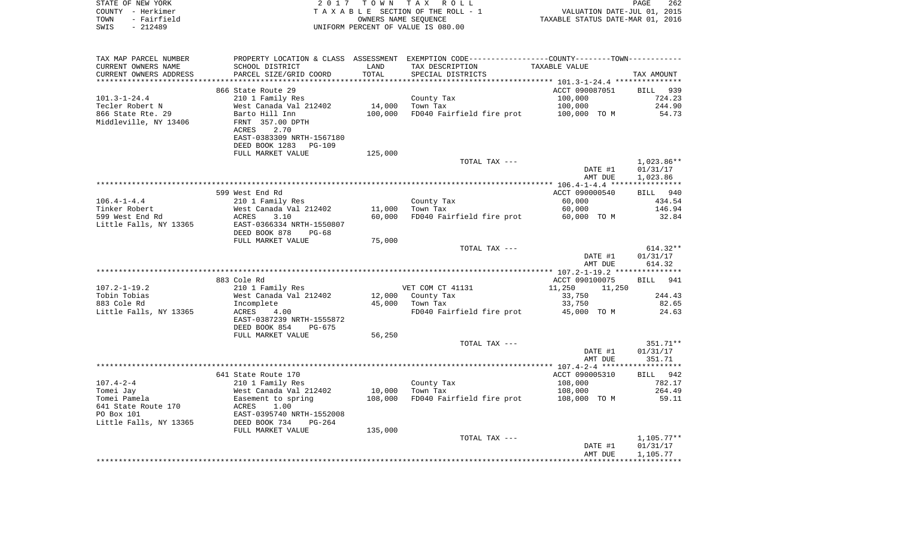STATE OF NEW YORK | 2 0 1 7 T O W N T A X R O L L | PAGE 262
COUNTY - Herkimer | T A X A B L E SECTION OF THE ROLL - 1 | VALUATION DATE-JUL 01, 2015
TOWN - Fairfield | OWNERS NAME SEQUENCE | TAXABLE STATUS DATE-MAR 01, 2016
SWIS - 212489 | UNIFORM PERCENT OF VALUE IS 080.00

| TAX MAP PARCEL NUMBER / CURRENT OWNERS NAME / CURRENT OWNERS ADDRESS | PROPERTY LOCATION & CLASS / SCHOOL DISTRICT / PARCEL SIZE/GRID COORD | ASSESSMENT LAND / TOTAL | EXEMPTION CODE / TAX DESCRIPTION / SPECIAL DISTRICTS | COUNTY TAXABLE VALUE | TOWN TAXABLE VALUE | TAX AMOUNT |
|---|---|---|---|---|---|---|
| **101.3-1-24.4** | 866 State Route 29 | | | ACCT 090087051 | | BILL 939 |
| 101.3-1-24.4 | 210 1 Family Res | | County Tax | 100,000 | | 724.23 |
| Tecler Robert N | West Canada Val 212402 | 14,000 | Town Tax | 100,000 | | 244.90 |
| 866 State Rte. 29 | Barto Hill Inn | 100,000 | FD040 Fairfield fire prot | 100,000 TO M | | 54.73 |
| Middleville, NY 13406 | FRNT 357.00 DPTH | | | | | |
| | ACRES 2.70 | | | | | |
| | EAST-0383309 NRTH-1567180 | | | | | |
| | DEED BOOK 1283 PG-109 | | | | | |
| | FULL MARKET VALUE | 125,000 | | | | |
| | | | TOTAL TAX --- | | | 1,023.86** |
| | | | | | DATE #1 | 01/31/17 |
| | | | | | AMT DUE | 1,023.86 |
| **106.4-1-4.4** | 599 West End Rd | | | ACCT 090000540 | | BILL 940 |
| 106.4-1-4.4 | 210 1 Family Res | | County Tax | 60,000 | | 434.54 |
| Tinker Robert | West Canada Val 212402 | 11,000 | Town Tax | 60,000 | | 146.94 |
| 599 West End Rd | ACRES 3.10 | 60,000 | FD040 Fairfield fire prot | 60,000 TO M | | 32.84 |
| Little Falls, NY 13365 | EAST-0366334 NRTH-1550807 | | | | | |
| | DEED BOOK 878 PG-68 | | | | | |
| | FULL MARKET VALUE | 75,000 | | | | |
| | | | TOTAL TAX --- | | | 614.32** |
| | | | | | DATE #1 | 01/31/17 |
| | | | | | AMT DUE | 614.32 |
| **107.2-1-19.2** | 883 Cole Rd | | | ACCT 090100075 | | BILL 941 |
| 107.2-1-19.2 | 210 1 Family Res | | VET COM CT 41131 | 11,250 | 11,250 | |
| Tobin Tobias | West Canada Val 212402 | 12,000 | County Tax | 33,750 | | 244.43 |
| 883 Cole Rd | Incomplete | 45,000 | Town Tax | 33,750 | | 82.65 |
| Little Falls, NY 13365 | ACRES 4.00 | | FD040 Fairfield fire prot | 45,000 TO M | | 24.63 |
| | EAST-0387239 NRTH-1555872 | | | | | |
| | DEED BOOK 854 PG-675 | | | | | |
| | FULL MARKET VALUE | 56,250 | | | | |
| | | | TOTAL TAX --- | | | 351.71** |
| | | | | | DATE #1 | 01/31/17 |
| | | | | | AMT DUE | 351.71 |
| **107.4-2-4** | 641 State Route 170 | | | ACCT 090005310 | | BILL 942 |
| 107.4-2-4 | 210 1 Family Res | | County Tax | 108,000 | | 782.17 |
| Tomei Jay | West Canada Val 212402 | 10,000 | Town Tax | 108,000 | | 264.49 |
| Tomei Pamela | Easement to spring | 108,000 | FD040 Fairfield fire prot | 108,000 TO M | | 59.11 |
| 641 State Route 170 | ACRES 1.00 | | | | | |
| PO Box 101 | EAST-0395740 NRTH-1552008 | | | | | |
| Little Falls, NY 13365 | DEED BOOK 734 PG-264 | | | | | |
| | FULL MARKET VALUE | 135,000 | | | | |
| | | | TOTAL TAX --- | | | 1,105.77** |
| | | | | | DATE #1 | 01/31/17 |
| | | | | | AMT DUE | 1,105.77 |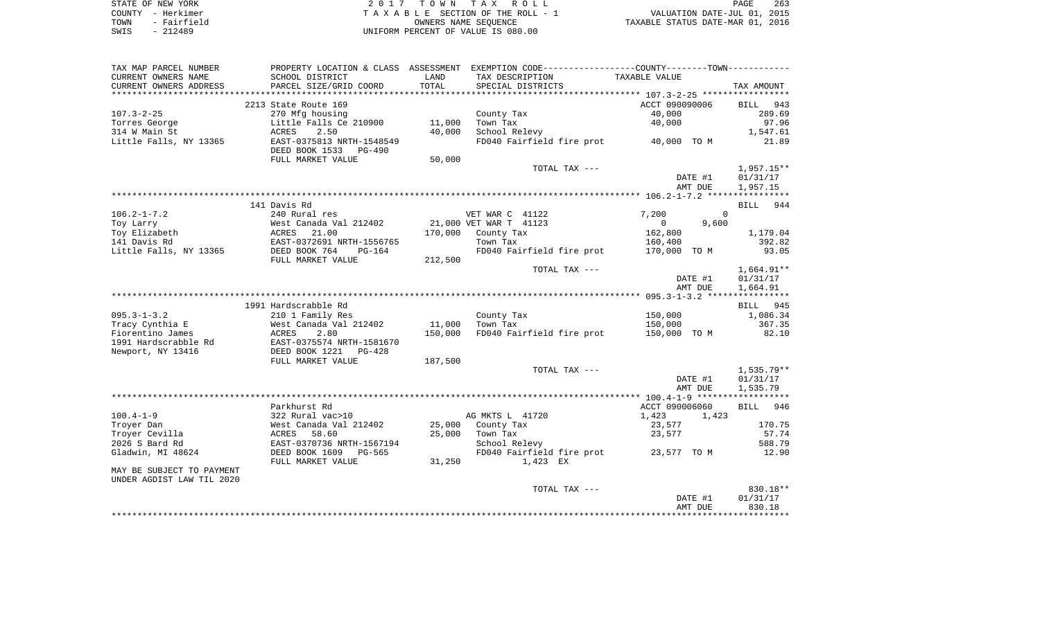STATE OF NEW YORK — 2 0 1 7 T O W N T A X R O L L — PAGE 263
COUNTY - Herkimer — T A X A B L E SECTION OF THE ROLL - 1 — VALUATION DATE-JUL 01, 2015
TOWN - Fairfield — OWNERS NAME SEQUENCE — TAXABLE STATUS DATE-MAR 01, 2016
SWIS - 212489 — UNIFORM PERCENT OF VALUE IS 080.00

| TAX MAP PARCEL NUMBER / CURRENT OWNERS NAME / CURRENT OWNERS ADDRESS | PROPERTY LOCATION & CLASS / SCHOOL DISTRICT / PARCEL SIZE/GRID COORD | ASSESSMENT LAND | TOTAL | EXEMPTION CODE / TAX DESCRIPTION / SPECIAL DISTRICTS | COUNTY TAXABLE VALUE | TOWN TAXABLE VALUE | TAX AMOUNT |
|---|---|---|---|---|---|---|---|
| **107.3-2-25** | 2213 State Route 169 | | | | ACCT 090090006 | | BILL 943 |
| Torres George | 270 Mfg housing | | | County Tax | 40,000 | | 289.69 |
| 314 W Main St | Little Falls Ce 210900 | 11,000 | | Town Tax | | 40,000 | 97.96 |
| Little Falls, NY 13365 | ACRES 2.50 | | 40,000 | School Relevy | | | 1,547.61 |
| | EAST-0375813 NRTH-1548549 | | | FD040 Fairfield fire prot | 40,000 TO M | | 21.89 |
| | DEED BOOK 1533 PG-490 | | | | | | |
| | FULL MARKET VALUE | | 50,000 | | | | |
| | | | | TOTAL TAX --- | | | 1,957.15** |
| | | | | | DATE #1 | | 01/31/17 |
| | | | | | AMT DUE | | 1,957.15 |
| **106.2-1-7.2** | 141 Davis Rd | | | | | | BILL 944 |
| Toy Larry | 240 Rural res | | | VET WAR C 41122 | 7,200 | 0 | |
| Toy Elizabeth | West Canada Val 212402 | 21,000 | | VET WAR T 41123 | 0 | 9,600 | |
| 141 Davis Rd | ACRES 21.00 | | 170,000 | County Tax | 162,800 | | 1,179.04 |
| Little Falls, NY 13365 | EAST-0372691 NRTH-1556765 | | | Town Tax | | 160,400 | 392.82 |
| | DEED BOOK 764 PG-164 | | | FD040 Fairfield fire prot | 170,000 TO M | | 93.05 |
| | FULL MARKET VALUE | | 212,500 | | | | |
| | | | | TOTAL TAX --- | | | 1,664.91** |
| | | | | | DATE #1 | | 01/31/17 |
| | | | | | AMT DUE | | 1,664.91 |
| **095.3-1-3.2** | 1991 Hardscrabble Rd | | | | | | BILL 945 |
| Tracy Cynthia E | 210 1 Family Res | | | County Tax | 150,000 | | 1,086.34 |
| Fiorentino James | West Canada Val 212402 | 11,000 | | Town Tax | | 150,000 | 367.35 |
| 1991 Hardscrabble Rd | ACRES 2.80 | | 150,000 | FD040 Fairfield fire prot | 150,000 TO M | | 82.10 |
| Newport, NY 13416 | EAST-0375574 NRTH-1581670 | | | | | | |
| | DEED BOOK 1221 PG-428 | | | | | | |
| | FULL MARKET VALUE | | 187,500 | | | | |
| | | | | TOTAL TAX --- | | | 1,535.79** |
| | | | | | DATE #1 | | 01/31/17 |
| | | | | | AMT DUE | | 1,535.79 |
| **100.4-1-9** | Parkhurst Rd | | | | ACCT 090006060 | | BILL 946 |
| Troyer Dan | 322 Rural vac>10 | | | AG MKTS L 41720 | 1,423 | 1,423 | |
| Troyer Cevilla | West Canada Val 212402 | 25,000 | | County Tax | 23,577 | | 170.75 |
| 2026 S Bard Rd | ACRES 58.60 | | 25,000 | Town Tax | | 23,577 | 57.74 |
| Gladwin, MI 48624 | EAST-0370736 NRTH-1567194 | | | School Relevy | | | 588.79 |
| | DEED BOOK 1609 PG-565 | | | FD040 Fairfield fire prot | 23,577 TO M | | 12.90 |
| | FULL MARKET VALUE | | 31,250 | 1,423 EX | | | |
| MAY BE SUBJECT TO PAYMENT UNDER AGDIST LAW TIL 2020 | | | | | | | |
| | | | | TOTAL TAX --- | | | 830.18** |
| | | | | | DATE #1 | | 01/31/17 |
| | | | | | AMT DUE | | 830.18 |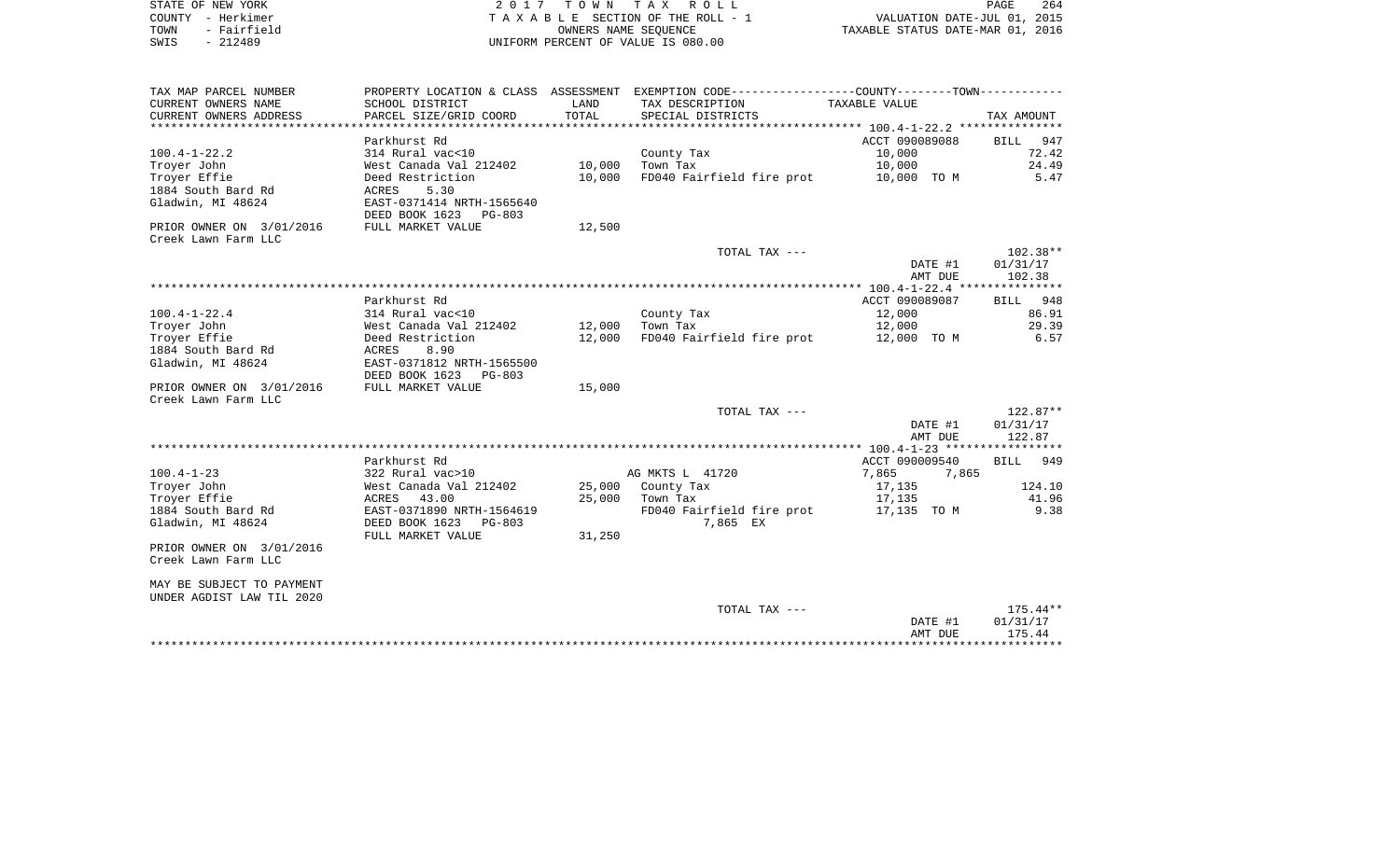STATE OF NEW YORK
COUNTY - Herkimer
TOWN - Fairfield
SWIS - 212489

2 0 1 7 T O W N T A X R O L L
T A X A B L E SECTION OF THE ROLL - 1
OWNERS NAME SEQUENCE
UNIFORM PERCENT OF VALUE IS 080.00

VALUATION DATE-JUL 01, 2015
TAXABLE STATUS DATE-MAR 01, 2016

| TAX MAP PARCEL NUMBER<br>CURRENT OWNERS NAME<br>CURRENT OWNERS ADDRESS | PROPERTY LOCATION & CLASS<br>SCHOOL DISTRICT<br>PARCEL SIZE/GRID COORD | ASSESSMENT<br>LAND<br>TOTAL | EXEMPTION CODE-----------------COUNTY--------TOWN-----------<br>TAX DESCRIPTION<br>SPECIAL DISTRICTS | TAXABLE VALUE | TAX AMOUNT |
|---|---|---|---|---|---|
| ************** 100.4-1-22.2 ************** | | | | | |
| | Parkhurst Rd | | | ACCT 090089088 | BILL 947 |
| 100.4-1-22.2 | 314 Rural vac<10 | | County Tax | 10,000 | 72.42 |
| Troyer John | West Canada Val 212402 | 10,000 | Town Tax | 10,000 | 24.49 |
| Troyer Effie | Deed Restriction | 10,000 | FD040 Fairfield fire prot | 10,000 TO M | 5.47 |
| 1884 South Bard Rd | ACRES 5.30 | | | | |
| Gladwin, MI 48624 | EAST-0371414 NRTH-1565640 | | | | |
| | DEED BOOK 1623 PG-803 | | | | |
| PRIOR OWNER ON 3/01/2016 | FULL MARKET VALUE | 12,500 | | | |
| Creek Lawn Farm LLC | | | | | |
| | | | TOTAL TAX --- | | 102.38** |
| | | | | DATE #1 | 01/31/17 |
| | | | | AMT DUE | 102.38 |
| ************** 100.4-1-22.4 ************** | | | | | |
| | Parkhurst Rd | | | ACCT 090089087 | BILL 948 |
| 100.4-1-22.4 | 314 Rural vac<10 | | County Tax | 12,000 | 86.91 |
| Troyer John | West Canada Val 212402 | 12,000 | Town Tax | 12,000 | 29.39 |
| Troyer Effie | Deed Restriction | 12,000 | FD040 Fairfield fire prot | 12,000 TO M | 6.57 |
| 1884 South Bard Rd | ACRES 8.90 | | | | |
| Gladwin, MI 48624 | EAST-0371812 NRTH-1565500 | | | | |
| | DEED BOOK 1623 PG-803 | | | | |
| PRIOR OWNER ON 3/01/2016 | FULL MARKET VALUE | 15,000 | | | |
| Creek Lawn Farm LLC | | | | | |
| | | | TOTAL TAX --- | | 122.87** |
| | | | | DATE #1 | 01/31/17 |
| | | | | AMT DUE | 122.87 |
| ************** 100.4-1-23 ************** | | | | | |
| | Parkhurst Rd | | | ACCT 090009540 | BILL 949 |
| 100.4-1-23 | 322 Rural vac>10 | | AG MKTS L 41720 | 7,865 7,865 | |
| Troyer John | West Canada Val 212402 | 25,000 | County Tax | 17,135 | 124.10 |
| Troyer Effie | ACRES 43.00 | 25,000 | Town Tax | 17,135 | 41.96 |
| 1884 South Bard Rd | EAST-0371890 NRTH-1564619 | | FD040 Fairfield fire prot | 17,135 TO M | 9.38 |
| Gladwin, MI 48624 | DEED BOOK 1623 PG-803 | | 7,865 EX | | |
| | FULL MARKET VALUE | 31,250 | | | |
| PRIOR OWNER ON 3/01/2016 | | | | | |
| Creek Lawn Farm LLC | | | | | |
| MAY BE SUBJECT TO PAYMENT | | | | | |
| UNDER AGDIST LAW TIL 2020 | | | | | |
| | | | TOTAL TAX --- | | 175.44** |
| | | | | DATE #1 | 01/31/17 |
| | | | | AMT DUE | 175.44 |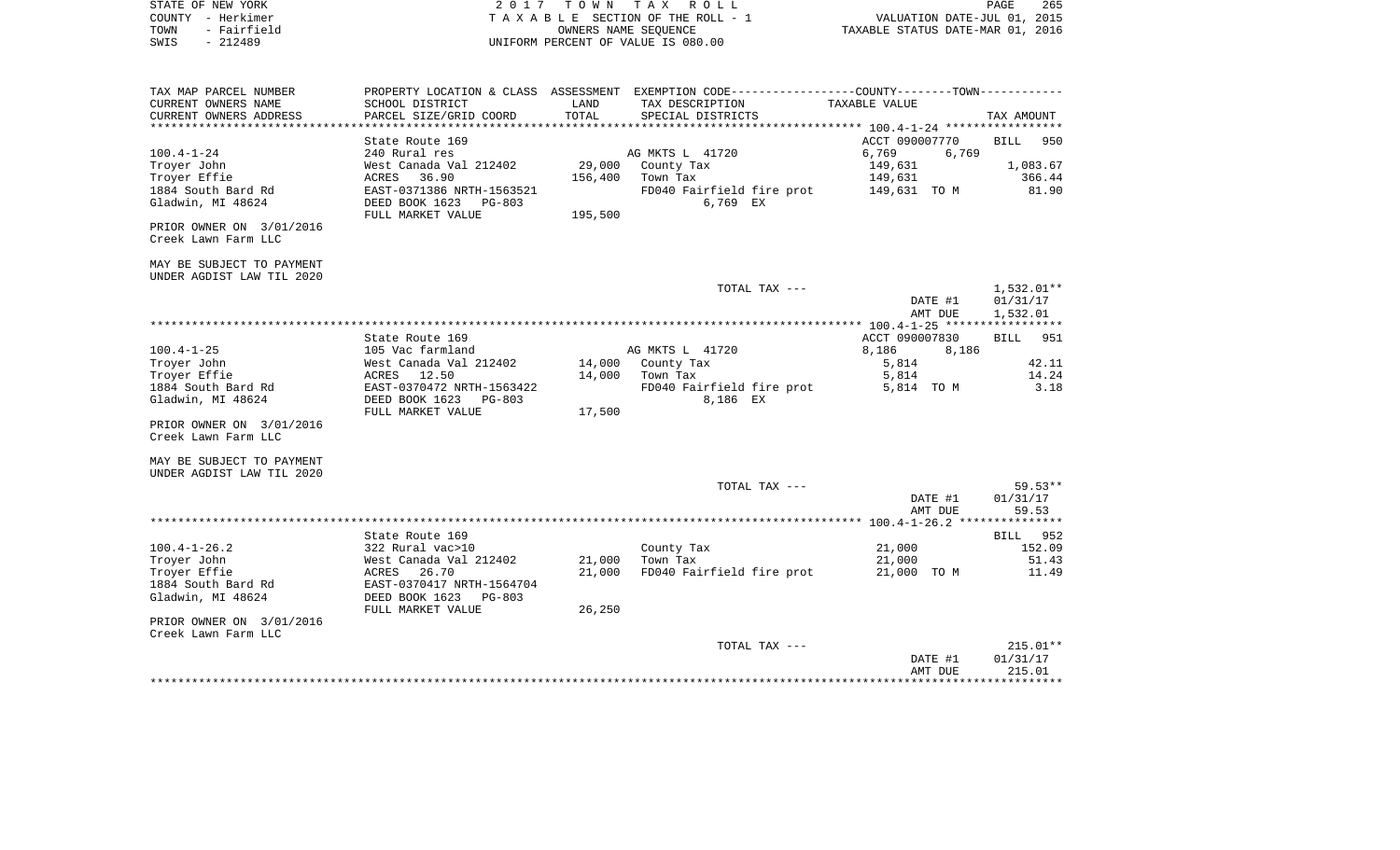STATE OF NEW YORK　　　　　　　　2017 TOWN TAX ROLL　　　　　　　　PAGE 265
COUNTY - Herkimer　　　　　　TAXABLE SECTION OF THE ROLL - 1　　　　VALUATION DATE-JUL 01, 2015
TOWN - Fairfield　　　　　　　　OWNERS NAME SEQUENCE　　　　　TAXABLE STATUS DATE-MAR 01, 2016
SWIS - 212489　　　　　　　UNIFORM PERCENT OF VALUE IS 080.00

| TAX MAP PARCEL NUMBER<br>CURRENT OWNERS NAME<br>CURRENT OWNERS ADDRESS | PROPERTY LOCATION & CLASS<br>SCHOOL DISTRICT<br>PARCEL SIZE/GRID COORD | ASSESSMENT<br>LAND<br>TOTAL | EXEMPTION CODE-----COUNTY-----TOWN-----<br>TAX DESCRIPTION<br>SPECIAL DISTRICTS | TAXABLE VALUE | | TAX AMOUNT |
|---|---|---|---|---|---|---|
| | State Route 169 | | | ACCT 090007770 | | BILL 950 |
| 100.4-1-24 | 240 Rural res | | AG MKTS L 41720 | 6,769 | 6,769 | |
| Troyer John | West Canada Val 212402 | 29,000 | County Tax | 149,631 | | 1,083.67 |
| Troyer Effie | ACRES 36.90 | 156,400 | Town Tax | 149,631 | | 366.44 |
| 1884 South Bard Rd | EAST-0371386 NRTH-1563521 | | FD040 Fairfield fire prot | 149,631 | TO M | 81.90 |
| Gladwin, MI 48624 | DEED BOOK 1623 PG-803 | | 6,769 EX | | | |
| | FULL MARKET VALUE | 195,500 | | | | |
| PRIOR OWNER ON 3/01/2016 | | | | | | |
| Creek Lawn Farm LLC | | | | | | |
| MAY BE SUBJECT TO PAYMENT | | | | | | |
| UNDER AGDIST LAW TIL 2020 | | | | | | |
| | | | TOTAL TAX --- | | | 1,532.01** |
| | | | | | DATE #1 | 01/31/17 |
| | | | | | AMT DUE | 1,532.01 |
| | State Route 169 | | | ACCT 090007830 | | BILL 951 |
| 100.4-1-25 | 105 Vac farmland | | AG MKTS L 41720 | 8,186 | 8,186 | |
| Troyer John | West Canada Val 212402 | 14,000 | County Tax | 5,814 | | 42.11 |
| Troyer Effie | ACRES 12.50 | 14,000 | Town Tax | 5,814 | | 14.24 |
| 1884 South Bard Rd | EAST-0370472 NRTH-1563422 | | FD040 Fairfield fire prot | 5,814 | TO M | 3.18 |
| Gladwin, MI 48624 | DEED BOOK 1623 PG-803 | | 8,186 EX | | | |
| | FULL MARKET VALUE | 17,500 | | | | |
| PRIOR OWNER ON 3/01/2016 | | | | | | |
| Creek Lawn Farm LLC | | | | | | |
| MAY BE SUBJECT TO PAYMENT | | | | | | |
| UNDER AGDIST LAW TIL 2020 | | | | | | |
| | | | TOTAL TAX --- | | | 59.53** |
| | | | | | DATE #1 | 01/31/17 |
| | | | | | AMT DUE | 59.53 |
| | State Route 169 | | | | | BILL 952 |
| 100.4-1-26.2 | 322 Rural vac>10 | | County Tax | 21,000 | | 152.09 |
| Troyer John | West Canada Val 212402 | 21,000 | Town Tax | 21,000 | | 51.43 |
| Troyer Effie | ACRES 26.70 | 21,000 | FD040 Fairfield fire prot | 21,000 | TO M | 11.49 |
| 1884 South Bard Rd | EAST-0370417 NRTH-1564704 | | | | | |
| Gladwin, MI 48624 | DEED BOOK 1623 PG-803 | | | | | |
| | FULL MARKET VALUE | 26,250 | | | | |
| PRIOR OWNER ON 3/01/2016 | | | | | | |
| Creek Lawn Farm LLC | | | | | | |
| | | | TOTAL TAX --- | | | 215.01** |
| | | | | | DATE #1 | 01/31/17 |
| | | | | | AMT DUE | 215.01 |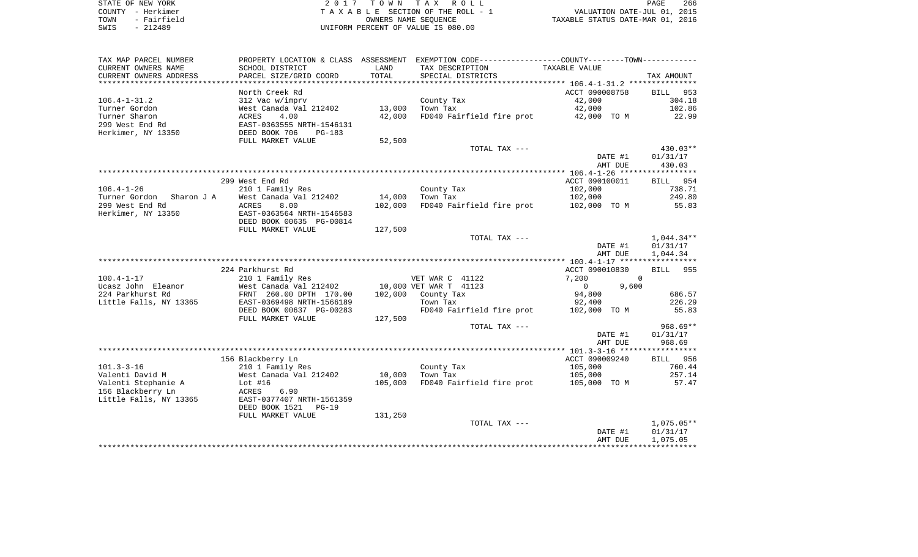STATE OF NEW YORK
COUNTY - Herkimer
TOWN - Fairfield
SWIS - 212489

2 0 1 7 T O W N T A X R O L L
T A X A B L E SECTION OF THE ROLL - 1
OWNERS NAME SEQUENCE
UNIFORM PERCENT OF VALUE IS 080.00

VALUATION DATE-JUL 01, 2015
TAXABLE STATUS DATE-MAR 01, 2016

| TAX MAP PARCEL NUMBER<br>CURRENT OWNERS NAME<br>CURRENT OWNERS ADDRESS | PROPERTY LOCATION & CLASS<br>SCHOOL DISTRICT<br>PARCEL SIZE/GRID COORD | ASSESSMENT<br>LAND<br>TOTAL | EXEMPTION CODE-----COUNTY-----TOWN<br>TAX DESCRIPTION<br>SPECIAL DISTRICTS | TAXABLE VALUE | TAX AMOUNT |
|---|---|---|---|---|---|
| 106.4-1-31.2 | North Creek Rd | | | ACCT 090008758 | BILL 953 |
| | 312 Vac w/imprv | | County Tax | 42,000 | 304.18 |
| Turner Gordon | West Canada Val 212402 | 13,000 | Town Tax | 42,000 | 102.86 |
| Turner Sharon | ACRES 4.00 | 42,000 | FD040 Fairfield fire prot | 42,000 TO M | 22.99 |
| 299 West End Rd | EAST-0363555 NRTH-1546131 | | | | |
| Herkimer, NY 13350 | DEED BOOK 706 PG-183 | | | | |
| | FULL MARKET VALUE | 52,500 | | | |
| | | | TOTAL TAX --- | | 430.03** |
| | | | | DATE #1 | 01/31/17 |
| | | | | AMT DUE | 430.03 |
| 106.4-1-26 | 299 West End Rd | | | ACCT 090100011 | BILL 954 |
| | 210 1 Family Res | | County Tax | 102,000 | 738.71 |
| Turner Gordon Sharon J A | West Canada Val 212402 | 14,000 | Town Tax | 102,000 | 249.80 |
| 299 West End Rd | ACRES 8.00 | 102,000 | FD040 Fairfield fire prot | 102,000 TO M | 55.83 |
| Herkimer, NY 13350 | EAST-0363564 NRTH-1546583 | | | | |
| | DEED BOOK 00635 PG-00814 | | | | |
| | FULL MARKET VALUE | 127,500 | | | |
| | | | TOTAL TAX --- | | 1,044.34** |
| | | | | DATE #1 | 01/31/17 |
| | | | | AMT DUE | 1,044.34 |
| 100.4-1-17 | 224 Parkhurst Rd | | | ACCT 090010830 | BILL 955 |
| | 210 1 Family Res | | VET WAR C 41122 | 7,200 0 | |
| Ucasz John Eleanor | West Canada Val 212402 | 10,000 | VET WAR T 41123 | 0 9,600 | |
| 224 Parkhurst Rd | FRNT 260.00 DPTH 170.00 | 102,000 | County Tax | 94,800 | 686.57 |
| Little Falls, NY 13365 | EAST-0369498 NRTH-1566189 | | Town Tax | 92,400 | 226.29 |
| | DEED BOOK 00637 PG-00283 | | FD040 Fairfield fire prot | 102,000 TO M | 55.83 |
| | FULL MARKET VALUE | 127,500 | | | |
| | | | TOTAL TAX --- | | 968.69** |
| | | | | DATE #1 | 01/31/17 |
| | | | | AMT DUE | 968.69 |
| 101.3-3-16 | 156 Blackberry Ln | | | ACCT 090009240 | BILL 956 |
| | 210 1 Family Res | | County Tax | 105,000 | 760.44 |
| Valenti David M | West Canada Val 212402 | 10,000 | Town Tax | 105,000 | 257.14 |
| Valenti Stephanie A | Lot #16 | 105,000 | FD040 Fairfield fire prot | 105,000 TO M | 57.47 |
| 156 Blackberry Ln | ACRES 6.90 | | | | |
| Little Falls, NY 13365 | EAST-0377407 NRTH-1561359 | | | | |
| | DEED BOOK 1521 PG-19 | | | | |
| | FULL MARKET VALUE | 131,250 | | | |
| | | | TOTAL TAX --- | | 1,075.05** |
| | | | | DATE #1 | 01/31/17 |
| | | | | AMT DUE | 1,075.05 |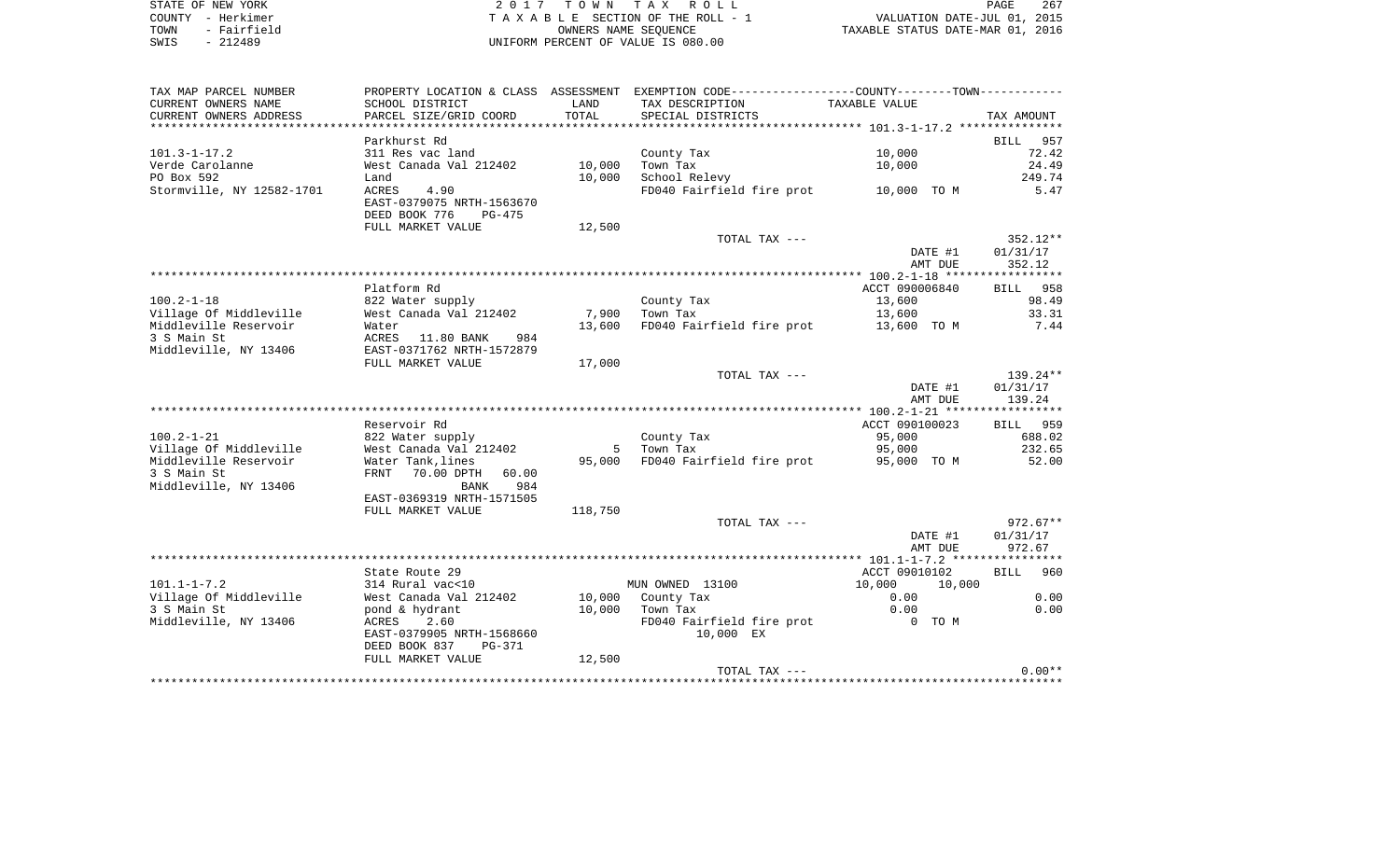STATE OF NEW YORK | 2017 TOWN TAX ROLL | PAGE 267
COUNTY - Herkimer | TAXABLE SECTION OF THE ROLL - 1 | VALUATION DATE-JUL 01, 2015
TOWN - Fairfield | OWNERS NAME SEQUENCE | TAXABLE STATUS DATE-MAR 01, 2016
SWIS - 212489 | UNIFORM PERCENT OF VALUE IS 080.00

| TAX MAP PARCEL NUMBER / CURRENT OWNERS NAME / CURRENT OWNERS ADDRESS | PROPERTY LOCATION & CLASS / SCHOOL DISTRICT / PARCEL SIZE/GRID COORD | ASSESSMENT LAND / TOTAL | EXEMPTION CODE / TAX DESCRIPTION / SPECIAL DISTRICTS | COUNTY--------TOWN / TAXABLE VALUE | TAX AMOUNT |
|---|---|---|---|---|---|
| | Parkhurst Rd | | | | BILL 957 |
| 101.3-1-17.2 | 311 Res vac land | | County Tax | 10,000 | 72.42 |
| Verde Carolanne | West Canada Val 212402 | 10,000 | Town Tax | 10,000 | 24.49 |
| PO Box 592 | Land | 10,000 | School Relevy | | 249.74 |
| Stormville, NY 12582-1701 | ACRES 4.90 | | FD040 Fairfield fire prot | 10,000 TO M | 5.47 |
| | EAST-0379075 NRTH-1563670 | | | | |
| | DEED BOOK 776 PG-475 | | | | |
| | FULL MARKET VALUE | 12,500 | | | |
| | | | TOTAL TAX --- | | 352.12** |
| | | | | DATE #1 | 01/31/17 |
| | | | | AMT DUE | 352.12 |
| | Platform Rd | | | ACCT 090006840 | BILL 958 |
| 100.2-1-18 | 822 Water supply | | County Tax | 13,600 | 98.49 |
| Village Of Middleville | West Canada Val 212402 | 7,900 | Town Tax | 13,600 | 33.31 |
| Middleville Reservoir | Water | 13,600 | FD040 Fairfield fire prot | 13,600 TO M | 7.44 |
| 3 S Main St | ACRES 11.80 BANK 984 | | | | |
| Middleville, NY 13406 | EAST-0371762 NRTH-1572879 | | | | |
| | FULL MARKET VALUE | 17,000 | | | |
| | | | TOTAL TAX --- | | 139.24** |
| | | | | DATE #1 | 01/31/17 |
| | | | | AMT DUE | 139.24 |
| | Reservoir Rd | | | ACCT 090100023 | BILL 959 |
| 100.2-1-21 | 822 Water supply | | County Tax | 95,000 | 688.02 |
| Village Of Middleville | West Canada Val 212402 | 5 | Town Tax | 95,000 | 232.65 |
| Middleville Reservoir | Water Tank,lines | 95,000 | FD040 Fairfield fire prot | 95,000 TO M | 52.00 |
| 3 S Main St | FRNT 70.00 DPTH 60.00 | | | | |
| Middleville, NY 13406 | BANK 984 | | | | |
| | EAST-0369319 NRTH-1571505 | | | | |
| | FULL MARKET VALUE | 118,750 | | | |
| | | | TOTAL TAX --- | | 972.67** |
| | | | | DATE #1 | 01/31/17 |
| | | | | AMT DUE | 972.67 |
| | State Route 29 | | | ACCT 09010102 | BILL 960 |
| 101.1-1-7.2 | 314 Rural vac<10 | | MUN OWNED 13100 | 10,000 10,000 | |
| Village Of Middleville | West Canada Val 212402 | 10,000 | County Tax | 0.00 | 0.00 |
| 3 S Main St | pond & hydrant | 10,000 | Town Tax | 0.00 | 0.00 |
| Middleville, NY 13406 | ACRES 2.60 | | FD040 Fairfield fire prot | 0 TO M | |
| | EAST-0379905 NRTH-1568660 | | 10,000 EX | | |
| | DEED BOOK 837 PG-371 | | | | |
| | FULL MARKET VALUE | 12,500 | | | |
| | | | TOTAL TAX --- | | 0.00** |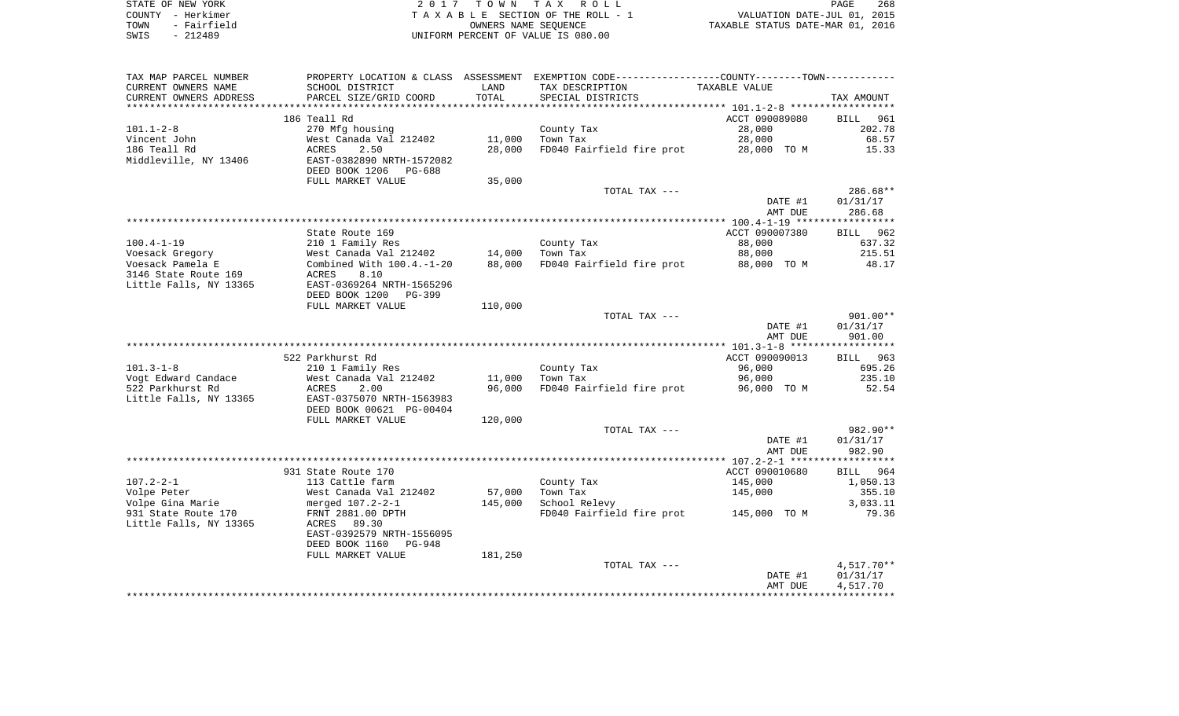STATE OF NEW YORK | COUNTY - Herkimer | TOWN - Fairfield | SWIS - 212489

2017 TOWN TAX ROLL
TAXABLE SECTION OF THE ROLL - 1
OWNERS NAME SEQUENCE
UNIFORM PERCENT OF VALUE IS 080.00

VALUATION DATE-JUL 01, 2015
TAXABLE STATUS DATE-MAR 01, 2016

| TAX MAP PARCEL NUMBER / CURRENT OWNERS NAME / CURRENT OWNERS ADDRESS | PROPERTY LOCATION & CLASS / SCHOOL DISTRICT / PARCEL SIZE/GRID COORD | ASSESSMENT LAND / TOTAL | EXEMPTION CODE / TAX DESCRIPTION / SPECIAL DISTRICTS | TAXABLE VALUE | TAX AMOUNT |
|---|---|---|---|---|---|
| 101.1-2-8 | 186 Teall Rd | | | ACCT 090089080 | BILL 961 |
| Vincent John | 270 Mfg housing | | County Tax | 28,000 | 202.78 |
| 186 Teall Rd | West Canada Val 212402 | 11,000 | Town Tax | 28,000 | 68.57 |
| Middleville, NY 13406 | ACRES 2.50 | 28,000 | FD040 Fairfield fire prot | 28,000 TO M | 15.33 |
| | EAST-0382890 NRTH-1572082 | | | | |
| | DEED BOOK 1206 PG-688 | | | | |
| | FULL MARKET VALUE | 35,000 | | | |
| | | | TOTAL TAX --- | | 286.68** |
| | | | | DATE #1 | 01/31/17 |
| | | | | AMT DUE | 286.68 |
| 100.4-1-19 | State Route 169 | | | ACCT 090007380 | BILL 962 |
| Voesack Gregory | 210 1 Family Res | | County Tax | 88,000 | 637.32 |
| Voesack Pamela E | West Canada Val 212402 | 14,000 | Town Tax | 88,000 | 215.51 |
| 3146 State Route 169 | Combined With 100.4.-1-20 | 88,000 | FD040 Fairfield fire prot | 88,000 TO M | 48.17 |
| Little Falls, NY 13365 | ACRES 8.10 | | | | |
| | EAST-0369264 NRTH-1565296 | | | | |
| | DEED BOOK 1200 PG-399 | | | | |
| | FULL MARKET VALUE | 110,000 | | | |
| | | | TOTAL TAX --- | | 901.00** |
| | | | | DATE #1 | 01/31/17 |
| | | | | AMT DUE | 901.00 |
| 101.3-1-8 | 522 Parkhurst Rd | | | ACCT 090090013 | BILL 963 |
| Vogt Edward Candace | 210 1 Family Res | | County Tax | 96,000 | 695.26 |
| 522 Parkhurst Rd | West Canada Val 212402 | 11,000 | Town Tax | 96,000 | 235.10 |
| Little Falls, NY 13365 | ACRES 2.00 | 96,000 | FD040 Fairfield fire prot | 96,000 TO M | 52.54 |
| | EAST-0375070 NRTH-1563983 | | | | |
| | DEED BOOK 00621 PG-00404 | | | | |
| | FULL MARKET VALUE | 120,000 | | | |
| | | | TOTAL TAX --- | | 982.90** |
| | | | | DATE #1 | 01/31/17 |
| | | | | AMT DUE | 982.90 |
| 107.2-2-1 | 931 State Route 170 | | | ACCT 090010680 | BILL 964 |
| Volpe Peter | 113 Cattle farm | | County Tax | 145,000 | 1,050.13 |
| Volpe Gina Marie | West Canada Val 212402 | 57,000 | Town Tax | 145,000 | 355.10 |
| 931 State Route 170 | merged 107.2-2-1 | 145,000 | School Relevy | | 3,033.11 |
| Little Falls, NY 13365 | FRNT 2881.00 DPTH | | FD040 Fairfield fire prot | 145,000 TO M | 79.36 |
| | ACRES 89.30 | | | | |
| | EAST-0392579 NRTH-1556095 | | | | |
| | DEED BOOK 1160 PG-948 | | | | |
| | FULL MARKET VALUE | 181,250 | | | |
| | | | TOTAL TAX --- | | 4,517.70** |
| | | | | DATE #1 | 01/31/17 |
| | | | | AMT DUE | 4,517.70 |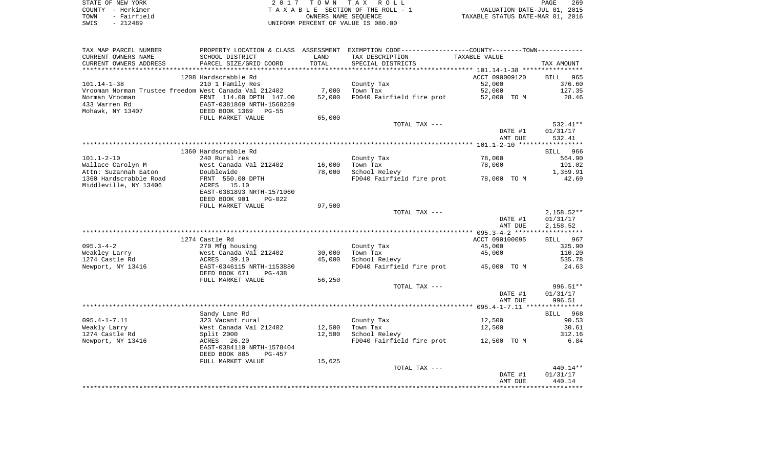STATE OF NEW YORK | 2017 TOWN TAX ROLL | PAGE 269
COUNTY - Herkimer | TAXABLE SECTION OF THE ROLL - 1 | VALUATION DATE-JUL 01, 2015
TOWN - Fairfield | OWNERS NAME SEQUENCE | TAXABLE STATUS DATE-MAR 01, 2016
SWIS - 212489 | UNIFORM PERCENT OF VALUE IS 080.00

| TAX MAP PARCEL NUMBER / CURRENT OWNERS NAME / CURRENT OWNERS ADDRESS | PROPERTY LOCATION & CLASS / SCHOOL DISTRICT / PARCEL SIZE/GRID COORD | ASSESSMENT LAND / TOTAL | EXEMPTION CODE / TAX DESCRIPTION / SPECIAL DISTRICTS | COUNTY--TOWN TAXABLE VALUE | TAX AMOUNT |
|---|---|---|---|---|---|
| | 1208 Hardscrabble Rd | | | ACCT 090009120 | BILL 965 |
| 101.14-1-38 | 210 1 Family Res | | County Tax | 52,000 | 376.60 |
| Vrooman Norman Trustee freedom | West Canada Val 212402 | 7,000 | Town Tax | 52,000 | 127.35 |
| Norman Vrooman | FRNT 114.00 DPTH 147.00 | 52,000 | FD040 Fairfield fire prot | 52,000 TO M | 28.46 |
| 433 Warren Rd | EAST-0381869 NRTH-1568259 | | | | |
| Mohawk, NY 13407 | DEED BOOK 1369 PG-55 | | | | |
| | FULL MARKET VALUE | 65,000 | | | |
| | | | TOTAL TAX --- | | 532.41** |
| | | | | DATE #1 | 01/31/17 |
| | | | | AMT DUE | 532.41 |
| | 1360 Hardscrabble Rd | | | | BILL 966 |
| 101.1-2-10 | 240 Rural res | | County Tax | 78,000 | 564.90 |
| Wallace Carolyn M | West Canada Val 212402 | 16,000 | Town Tax | 78,000 | 191.02 |
| Attn: Suzannah Eaton | Doublewide | 78,000 | School Relevy | | 1,359.91 |
| 1360 Hardscrabble Road | FRNT 550.00 DPTH | | FD040 Fairfield fire prot | 78,000 TO M | 42.69 |
| Middleville, NY 13406 | ACRES 15.10 | | | | |
| | EAST-0381893 NRTH-1571060 | | | | |
| | DEED BOOK 901 PG-022 | | | | |
| | FULL MARKET VALUE | 97,500 | | | |
| | | | TOTAL TAX --- | | 2,158.52** |
| | | | | DATE #1 | 01/31/17 |
| | | | | AMT DUE | 2,158.52 |
| | 1274 Castle Rd | | | ACCT 090100095 | BILL 967 |
| 095.3-4-2 | 270 Mfg housing | | County Tax | 45,000 | 325.90 |
| Weakley Larry | West Canada Val 212402 | 30,000 | Town Tax | 45,000 | 110.20 |
| 1274 Castle Rd | ACRES 39.10 | 45,000 | School Relevy | | 535.78 |
| Newport, NY 13416 | EAST-0346115 NRTH-1153880 | | FD040 Fairfield fire prot | 45,000 TO M | 24.63 |
| | DEED BOOK 671 PG-438 | | | | |
| | FULL MARKET VALUE | 56,250 | | | |
| | | | TOTAL TAX --- | | 996.51** |
| | | | | DATE #1 | 01/31/17 |
| | | | | AMT DUE | 996.51 |
| | Sandy Lane Rd | | | | BILL 968 |
| 095.4-1-7.11 | 323 Vacant rural | | County Tax | 12,500 | 90.53 |
| Weakly Larry | West Canada Val 212402 | 12,500 | Town Tax | 12,500 | 30.61 |
| 1274 Castle Rd | Split 2000 | 12,500 | School Relevy | | 312.16 |
| Newport, NY 13416 | ACRES 26.20 | | FD040 Fairfield fire prot | 12,500 TO M | 6.84 |
| | EAST-0384110 NRTH-1578404 | | | | |
| | DEED BOOK 885 PG-457 | | | | |
| | FULL MARKET VALUE | 15,625 | | | |
| | | | TOTAL TAX --- | | 440.14** |
| | | | | DATE #1 | 01/31/17 |
| | | | | AMT DUE | 440.14 |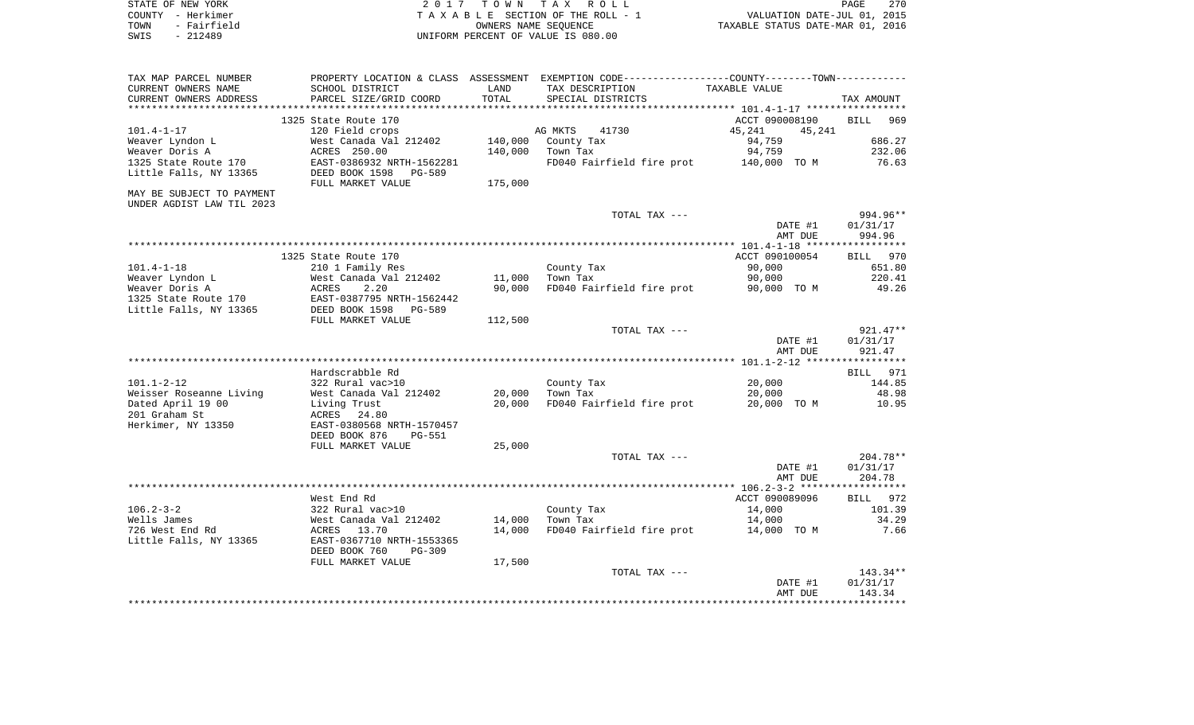STATE OF NEW YORK | COUNTY - Herkimer | TOWN - Fairfield | SWIS - 212489

2017 TOWN TAX ROLL
TAXABLE SECTION OF THE ROLL - 1
OWNERS NAME SEQUENCE
UNIFORM PERCENT OF VALUE IS 080.00

VALUATION DATE-JUL 01, 2015
TAXABLE STATUS DATE-MAR 01, 2016

| TAX MAP PARCEL NUMBER / CURRENT OWNERS NAME / CURRENT OWNERS ADDRESS | PROPERTY LOCATION & CLASS / SCHOOL DISTRICT / PARCEL SIZE/GRID COORD | ASSESSMENT LAND / TOTAL | EXEMPTION CODE / TAX DESCRIPTION / SPECIAL DISTRICTS | COUNTY / TOWN TAXABLE VALUE | TAX AMOUNT |
|---|---|---|---|---|---|
| 101.4-1-17 | 1325 State Route 170 | | | ACCT 090008190 | BILL 969 |
| | 120 Field crops | | AG MKTS 41730 | 45,241 45,241 | |
| Weaver Lyndon L | West Canada Val 212402 | 140,000 | County Tax | 94,759 | 686.27 |
| Weaver Doris A | ACRES 250.00 | 140,000 | Town Tax | 94,759 | 232.06 |
| 1325 State Route 170 | EAST-0386932 NRTH-1562281 | | FD040 Fairfield fire prot | 140,000 TO M | 76.63 |
| Little Falls, NY 13365 | DEED BOOK 1598 PG-589 | | | | |
| | FULL MARKET VALUE | 175,000 | | | |
| MAY BE SUBJECT TO PAYMENT UNDER AGDIST LAW TIL 2023 | | | | | |
| | | | TOTAL TAX --- | | 994.96** |
| | | | | DATE #1 | 01/31/17 |
| | | | | AMT DUE | 994.96 |
| 101.4-1-18 | 1325 State Route 170 | | | ACCT 090100054 | BILL 970 |
| | 210 1 Family Res | | County Tax | 90,000 | 651.80 |
| Weaver Lyndon L | West Canada Val 212402 | 11,000 | Town Tax | 90,000 | 220.41 |
| Weaver Doris A | ACRES 2.20 | 90,000 | FD040 Fairfield fire prot | 90,000 TO M | 49.26 |
| 1325 State Route 170 | EAST-0387795 NRTH-1562442 | | | | |
| Little Falls, NY 13365 | DEED BOOK 1598 PG-589 | | | | |
| | FULL MARKET VALUE | 112,500 | | | |
| | | | TOTAL TAX --- | | 921.47** |
| | | | | DATE #1 | 01/31/17 |
| | | | | AMT DUE | 921.47 |
| 101.1-2-12 | Hardscrabble Rd | | | | BILL 971 |
| | 322 Rural vac>10 | | County Tax | 20,000 | 144.85 |
| Weisser Roseanne Living | West Canada Val 212402 | 20,000 | Town Tax | 20,000 | 48.98 |
| Dated April 19 00 | Living Trust | 20,000 | FD040 Fairfield fire prot | 20,000 TO M | 10.95 |
| 201 Graham St | ACRES 24.80 | | | | |
| Herkimer, NY 13350 | EAST-0380568 NRTH-1570457 | | | | |
| | DEED BOOK 876 PG-551 | | | | |
| | FULL MARKET VALUE | 25,000 | | | |
| | | | TOTAL TAX --- | | 204.78** |
| | | | | DATE #1 | 01/31/17 |
| | | | | AMT DUE | 204.78 |
| 106.2-3-2 | West End Rd | | | ACCT 090089096 | BILL 972 |
| | 322 Rural vac>10 | | County Tax | 14,000 | 101.39 |
| Wells James | West Canada Val 212402 | 14,000 | Town Tax | 14,000 | 34.29 |
| 726 West End Rd | ACRES 13.70 | 14,000 | FD040 Fairfield fire prot | 14,000 TO M | 7.66 |
| Little Falls, NY 13365 | EAST-0367710 NRTH-1553365 | | | | |
| | DEED BOOK 760 PG-309 | | | | |
| | FULL MARKET VALUE | 17,500 | | | |
| | | | TOTAL TAX --- | | 143.34** |
| | | | | DATE #1 | 01/31/17 |
| | | | | AMT DUE | 143.34 |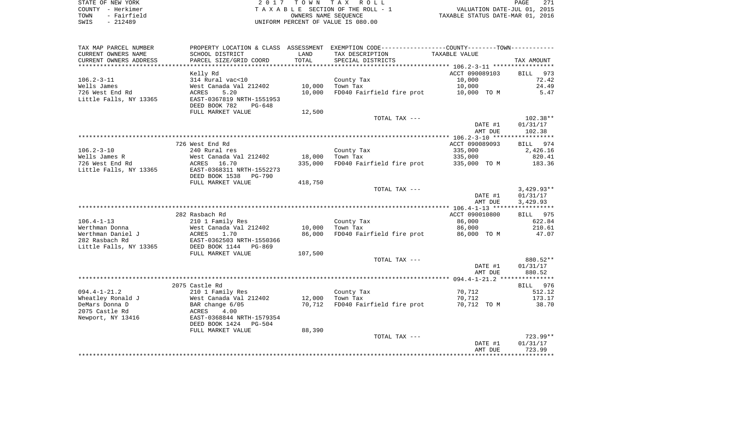STATE OF NEW YORK | COUNTY - Herkimer | TOWN - Fairfield | SWIS - 212489

# 2017 TOWN TAX ROLL

TAXABLE SECTION OF THE ROLL - 1
OWNERS NAME SEQUENCE
UNIFORM PERCENT OF VALUE IS 080.00

VALUATION DATE-JUL 01, 2015
TAXABLE STATUS DATE-MAR 01, 2016

| TAX MAP PARCEL NUMBER / CURRENT OWNERS NAME / CURRENT OWNERS ADDRESS | PROPERTY LOCATION & CLASS / SCHOOL DISTRICT / PARCEL SIZE/GRID COORD | ASSESSMENT LAND | TOTAL | EXEMPTION CODE / TAX DESCRIPTION / SPECIAL DISTRICTS | TAXABLE VALUE | TAX AMOUNT |
|---|---|---|---|---|---|---|
| **106.2-3-11** | Kelly Rd | | | | ACCT 090089103 | BILL 973 |
| Wells James | 314 Rural vac<10 | | | County Tax | 10,000 | 72.42 |
| 726 West End Rd | West Canada Val 212402 | 10,000 | | Town Tax | 10,000 | 24.49 |
| Little Falls, NY 13365 | ACRES 5.20 | | 10,000 | FD040 Fairfield fire prot | 10,000 TO M | 5.47 |
| | EAST-0367819 NRTH-1551953 | | | | | |
| | DEED BOOK 782 PG-648 | | | | | |
| | FULL MARKET VALUE | 12,500 | | | | |
| | | | | TOTAL TAX --- | | 102.38** |
| | | | | | DATE #1 | 01/31/17 |
| | | | | | AMT DUE | 102.38 |
| **106.2-3-10** | 726 West End Rd | | | | ACCT 090089093 | BILL 974 |
| Wells James R | 240 Rural res | | | County Tax | 335,000 | 2,426.16 |
| 726 West End Rd | West Canada Val 212402 | 18,000 | | Town Tax | 335,000 | 820.41 |
| Little Falls, NY 13365 | ACRES 16.70 | | 335,000 | FD040 Fairfield fire prot | 335,000 TO M | 183.36 |
| | EAST-0368311 NRTH-1552273 | | | | | |
| | DEED BOOK 1538 PG-790 | | | | | |
| | FULL MARKET VALUE | 418,750 | | | | |
| | | | | TOTAL TAX --- | | 3,429.93** |
| | | | | | DATE #1 | 01/31/17 |
| | | | | | AMT DUE | 3,429.93 |
| **106.4-1-13** | 282 Rasbach Rd | | | | ACCT 090010800 | BILL 975 |
| Werthman Donna | 210 1 Family Res | | | County Tax | 86,000 | 622.84 |
| Werthman Daniel J | West Canada Val 212402 | 10,000 | | Town Tax | 86,000 | 210.61 |
| 282 Rasbach Rd | ACRES 1.70 | | 86,000 | FD040 Fairfield fire prot | 86,000 TO M | 47.07 |
| Little Falls, NY 13365 | EAST-0362503 NRTH-1550366 | | | | | |
| | DEED BOOK 1144 PG-869 | | | | | |
| | FULL MARKET VALUE | 107,500 | | | | |
| | | | | TOTAL TAX --- | | 880.52** |
| | | | | | DATE #1 | 01/31/17 |
| | | | | | AMT DUE | 880.52 |
| **094.4-1-21.2** | 2075 Castle Rd | | | | | BILL 976 |
| Wheatley Ronald J | 210 1 Family Res | | | County Tax | 70,712 | 512.12 |
| DeMars Donna D | West Canada Val 212402 | 12,000 | | Town Tax | 70,712 | 173.17 |
| 2075 Castle Rd | BAR change 6/05 | | 70,712 | FD040 Fairfield fire prot | 70,712 TO M | 38.70 |
| Newport, NY 13416 | ACRES 4.00 | | | | | |
| | EAST-0368844 NRTH-1579354 | | | | | |
| | DEED BOOK 1424 PG-504 | | | | | |
| | FULL MARKET VALUE | 88,390 | | | | |
| | | | | TOTAL TAX --- | | 723.99** |
| | | | | | DATE #1 | 01/31/17 |
| | | | | | AMT DUE | 723.99 |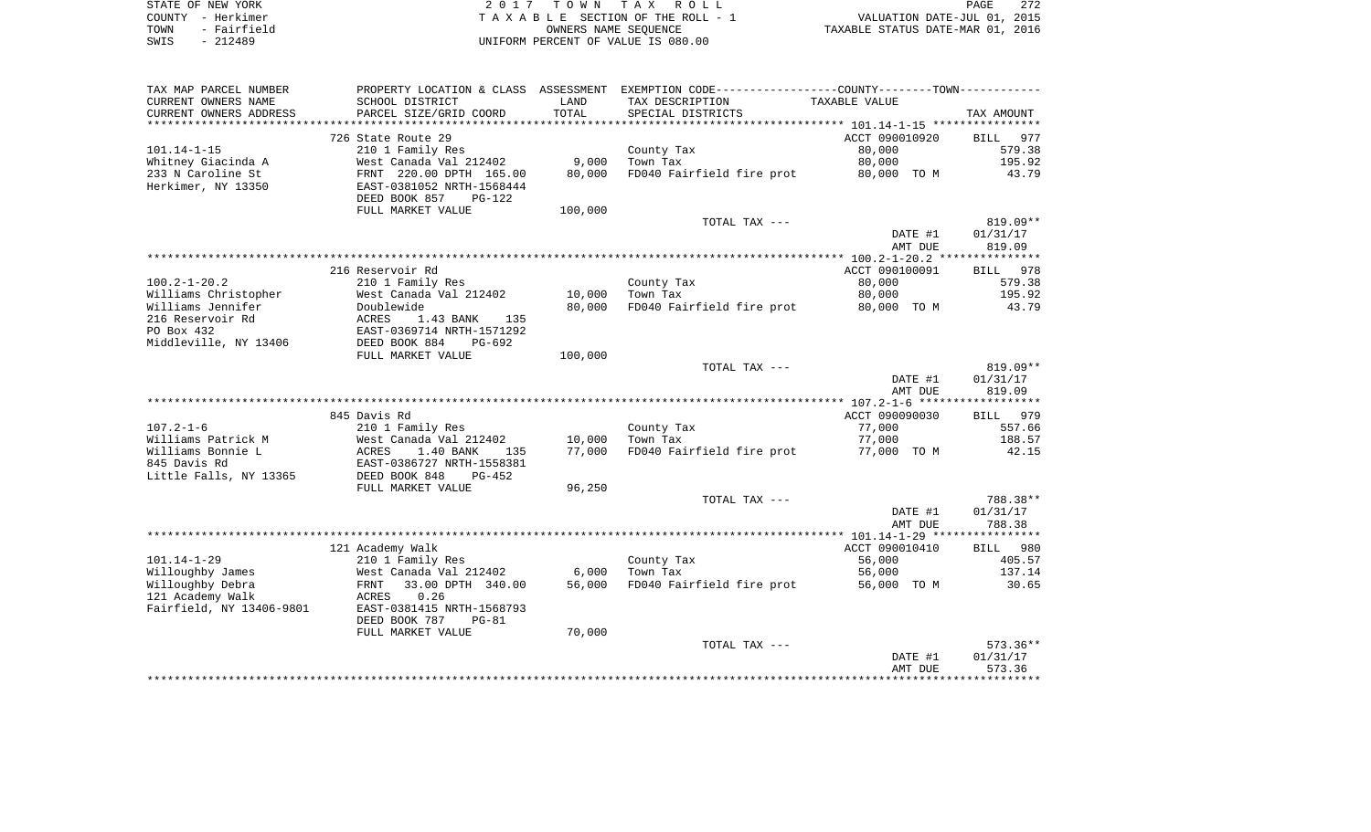STATE OF NEW YORK — COUNTY - Herkimer — TOWN - Fairfield — SWIS - 212489

2017 TOWN TAX ROLL
TAXABLE SECTION OF THE ROLL - 1
OWNERS NAME SEQUENCE
UNIFORM PERCENT OF VALUE IS 080.00

VALUATION DATE-JUL 01, 2015
TAXABLE STATUS DATE-MAR 01, 2016

| TAX MAP PARCEL NUMBER / CURRENT OWNERS NAME / CURRENT OWNERS ADDRESS | PROPERTY LOCATION & CLASS / SCHOOL DISTRICT / PARCEL SIZE/GRID COORD | ASSESSMENT LAND / TOTAL | EXEMPTION CODE / TAX DESCRIPTION / SPECIAL DISTRICTS | TAXABLE VALUE | TAX AMOUNT |
|---|---|---|---|---|---|
| | 726 State Route 29 | | | ACCT 090010920 | BILL 977 |
| 101.14-1-15 | 210 1 Family Res | | County Tax | 80,000 | 579.38 |
| Whitney Giacinda A | West Canada Val 212402 | 9,000 | Town Tax | 80,000 | 195.92 |
| 233 N Caroline St | FRNT 220.00 DPTH 165.00 | 80,000 | FD040 Fairfield fire prot | 80,000 TO M | 43.79 |
| Herkimer, NY 13350 | EAST-0381052 NRTH-1568444 | | | | |
| | DEED BOOK 857 PG-122 | | | | |
| | FULL MARKET VALUE | 100,000 | | | |
| | | | TOTAL TAX --- | | 819.09** |
| | | | | DATE #1 | 01/31/17 |
| | | | | AMT DUE | 819.09 |
| | 216 Reservoir Rd | | | ACCT 090100091 | BILL 978 |
| 100.2-1-20.2 | 210 1 Family Res | | County Tax | 80,000 | 579.38 |
| Williams Christopher | West Canada Val 212402 | 10,000 | Town Tax | 80,000 | 195.92 |
| Williams Jennifer | Doublewide | 80,000 | FD040 Fairfield fire prot | 80,000 TO M | 43.79 |
| 216 Reservoir Rd | ACRES 1.43 BANK 135 | | | | |
| PO Box 432 | EAST-0369714 NRTH-1571292 | | | | |
| Middleville, NY 13406 | DEED BOOK 884 PG-692 | | | | |
| | FULL MARKET VALUE | 100,000 | | | |
| | | | TOTAL TAX --- | | 819.09** |
| | | | | DATE #1 | 01/31/17 |
| | | | | AMT DUE | 819.09 |
| | 845 Davis Rd | | | ACCT 090090030 | BILL 979 |
| 107.2-1-6 | 210 1 Family Res | | County Tax | 77,000 | 557.66 |
| Williams Patrick M | West Canada Val 212402 | 10,000 | Town Tax | 77,000 | 188.57 |
| Williams Bonnie L | ACRES 1.40 BANK 135 | 77,000 | FD040 Fairfield fire prot | 77,000 TO M | 42.15 |
| 845 Davis Rd | EAST-0386727 NRTH-1558381 | | | | |
| Little Falls, NY 13365 | DEED BOOK 848 PG-452 | | | | |
| | FULL MARKET VALUE | 96,250 | | | |
| | | | TOTAL TAX --- | | 788.38** |
| | | | | DATE #1 | 01/31/17 |
| | | | | AMT DUE | 788.38 |
| | 121 Academy Walk | | | ACCT 090010410 | BILL 980 |
| 101.14-1-29 | 210 1 Family Res | | County Tax | 56,000 | 405.57 |
| Willoughby James | West Canada Val 212402 | 6,000 | Town Tax | 56,000 | 137.14 |
| Willoughby Debra | FRNT 33.00 DPTH 340.00 | 56,000 | FD040 Fairfield fire prot | 56,000 TO M | 30.65 |
| 121 Academy Walk | ACRES 0.26 | | | | |
| Fairfield, NY 13406-9801 | EAST-0381415 NRTH-1568793 | | | | |
| | DEED BOOK 787 PG-81 | | | | |
| | FULL MARKET VALUE | 70,000 | | | |
| | | | TOTAL TAX --- | | 573.36** |
| | | | | DATE #1 | 01/31/17 |
| | | | | AMT DUE | 573.36 |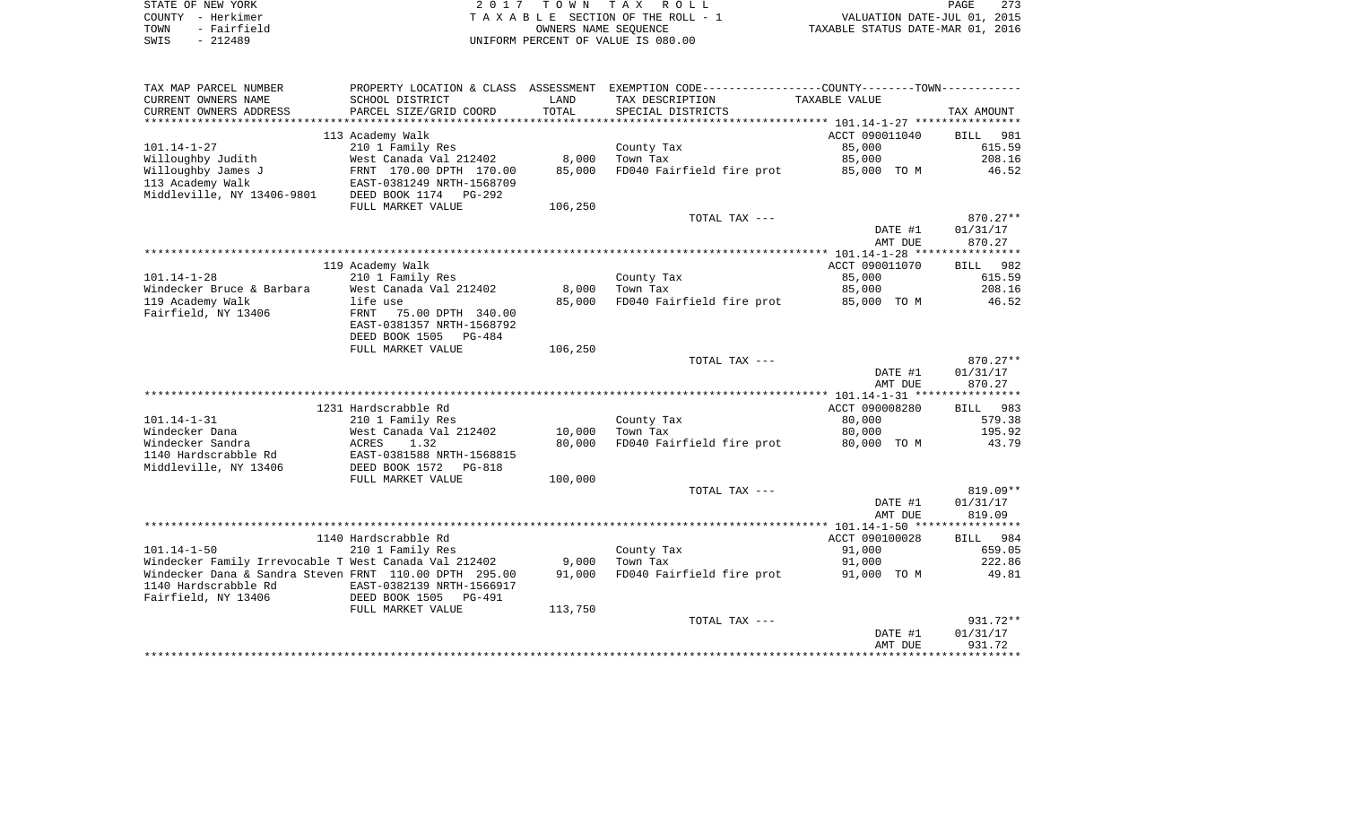STATE OF NEW YORK
COUNTY - Herkimer
TOWN - Fairfield
SWIS - 212489

2 0 1 7 T O W N T A X R O L L
T A X A B L E SECTION OF THE ROLL - 1
OWNERS NAME SEQUENCE
UNIFORM PERCENT OF VALUE IS 080.00

VALUATION DATE-JUL 01, 2015
TAXABLE STATUS DATE-MAR 01, 2016

| TAX MAP PARCEL NUMBER<br>CURRENT OWNERS NAME<br>CURRENT OWNERS ADDRESS | PROPERTY LOCATION & CLASS<br>SCHOOL DISTRICT<br>PARCEL SIZE/GRID COORD | ASSESSMENT<br>LAND<br>TOTAL | EXEMPTION CODE-----COUNTY-----TOWN-----<br>TAX DESCRIPTION<br>SPECIAL DISTRICTS | TAXABLE VALUE | TAX AMOUNT |
|---|---|---|---|---|---|
| **101.14-1-27** | 113 Academy Walk | | | ACCT 090011040 | BILL 981 |
| 101.14-1-27 | 210 1 Family Res | | County Tax | 85,000 | 615.59 |
| Willoughby Judith | West Canada Val 212402 | 8,000 | Town Tax | 85,000 | 208.16 |
| Willoughby James J | FRNT 170.00 DPTH 170.00 | 85,000 | FD040 Fairfield fire prot | 85,000 TO M | 46.52 |
| 113 Academy Walk | EAST-0381249 NRTH-1568709 | | | | |
| Middleville, NY 13406-9801 | DEED BOOK 1174 PG-292 | | | | |
| | FULL MARKET VALUE | 106,250 | | | |
| | | | TOTAL TAX --- | | 870.27** |
| | | | | DATE #1 | 01/31/17 |
| | | | | AMT DUE | 870.27 |
| **101.14-1-28** | 119 Academy Walk | | | ACCT 090011070 | BILL 982 |
| 101.14-1-28 | 210 1 Family Res | | County Tax | 85,000 | 615.59 |
| Windecker Bruce & Barbara | West Canada Val 212402 | 8,000 | Town Tax | 85,000 | 208.16 |
| 119 Academy Walk | life use | 85,000 | FD040 Fairfield fire prot | 85,000 TO M | 46.52 |
| Fairfield, NY 13406 | FRNT 75.00 DPTH 340.00 | | | | |
| | EAST-0381357 NRTH-1568792 | | | | |
| | DEED BOOK 1505 PG-484 | | | | |
| | FULL MARKET VALUE | 106,250 | | | |
| | | | TOTAL TAX --- | | 870.27** |
| | | | | DATE #1 | 01/31/17 |
| | | | | AMT DUE | 870.27 |
| **101.14-1-31** | 1231 Hardscrabble Rd | | | ACCT 090008280 | BILL 983 |
| 101.14-1-31 | 210 1 Family Res | | County Tax | 80,000 | 579.38 |
| Windecker Dana | West Canada Val 212402 | 10,000 | Town Tax | 80,000 | 195.92 |
| Windecker Sandra | ACRES 1.32 | 80,000 | FD040 Fairfield fire prot | 80,000 TO M | 43.79 |
| 1140 Hardscrabble Rd | EAST-0381588 NRTH-1568815 | | | | |
| Middleville, NY 13406 | DEED BOOK 1572 PG-818 | | | | |
| | FULL MARKET VALUE | 100,000 | | | |
| | | | TOTAL TAX --- | | 819.09** |
| | | | | DATE #1 | 01/31/17 |
| | | | | AMT DUE | 819.09 |
| **101.14-1-50** | 1140 Hardscrabble Rd | | | ACCT 090100028 | BILL 984 |
| 101.14-1-50 | 210 1 Family Res | | County Tax | 91,000 | 659.05 |
| Windecker Family Irrevocable T | West Canada Val 212402 | 9,000 | Town Tax | 91,000 | 222.86 |
| Windecker Dana & Sandra Steven | FRNT 110.00 DPTH 295.00 | 91,000 | FD040 Fairfield fire prot | 91,000 TO M | 49.81 |
| 1140 Hardscrabble Rd | EAST-0382139 NRTH-1566917 | | | | |
| Fairfield, NY 13406 | DEED BOOK 1505 PG-491 | | | | |
| | FULL MARKET VALUE | 113,750 | | | |
| | | | TOTAL TAX --- | | 931.72** |
| | | | | DATE #1 | 01/31/17 |
| | | | | AMT DUE | 931.72 |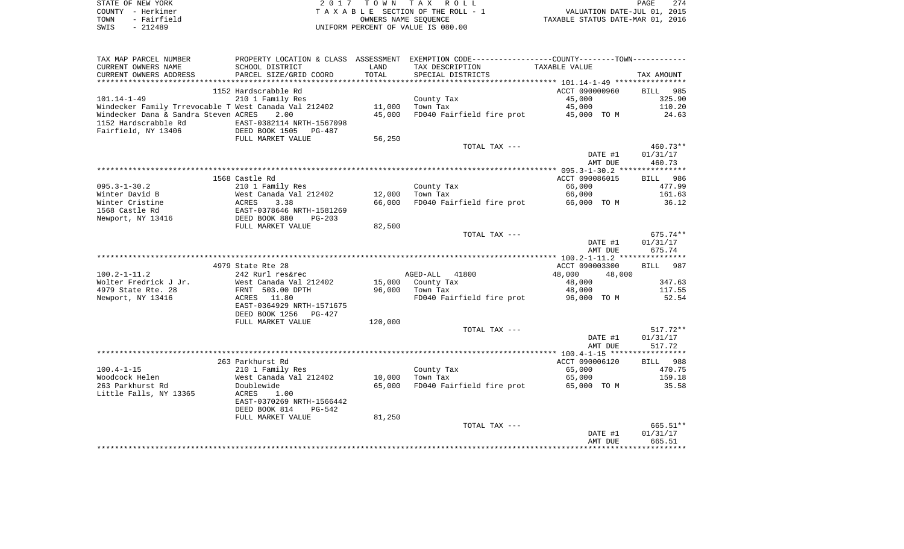STATE OF NEW YORK
COUNTY - Herkimer
TOWN - Fairfield
SWIS - 212489

2 0 1 7 T O W N T A X R O L L
T A X A B L E SECTION OF THE ROLL - 1
OWNERS NAME SEQUENCE
UNIFORM PERCENT OF VALUE IS 080.00

VALUATION DATE-JUL 01, 2015
TAXABLE STATUS DATE-MAR 01, 2016

| TAX MAP PARCEL NUMBER<br>CURRENT OWNERS NAME<br>CURRENT OWNERS ADDRESS | PROPERTY LOCATION & CLASS<br>SCHOOL DISTRICT<br>PARCEL SIZE/GRID COORD | ASSESSMENT<br>LAND<br>TOTAL | EXEMPTION CODE-----COUNTY-----TOWN-----<br>TAX DESCRIPTION<br>SPECIAL DISTRICTS | TAXABLE VALUE | TAX AMOUNT |
|---|---|---|---|---|---|
| **101.14-1-49** | 1152 Hardscrabble Rd | | | ACCT 090000960 | BILL 985 |
| 101.14-1-49 | 210 1 Family Res | | County Tax | 45,000 | 325.90 |
| Windecker Family Trrevocable T | West Canada Val 212402 | 11,000 | Town Tax | 45,000 | 110.20 |
| Windecker Dana & Sandra Steven | ACRES 2.00 | 45,000 | FD040 Fairfield fire prot | 45,000 TO M | 24.63 |
| 1152 Hardscrabble Rd | EAST-0382114 NRTH-1567098 | | | | |
| Fairfield, NY 13406 | DEED BOOK 1505 PG-487 | | | | |
| | FULL MARKET VALUE | 56,250 | | | |
| | | | TOTAL TAX --- | | 460.73** |
| | | | | DATE #1 | 01/31/17 |
| | | | | AMT DUE | 460.73 |
| **095.3-1-30.2** | 1568 Castle Rd | | | ACCT 090086015 | BILL 986 |
| 095.3-1-30.2 | 210 1 Family Res | | County Tax | 66,000 | 477.99 |
| Winter David B | West Canada Val 212402 | 12,000 | Town Tax | 66,000 | 161.63 |
| Winter Cristine | ACRES 3.38 | 66,000 | FD040 Fairfield fire prot | 66,000 TO M | 36.12 |
| 1568 Castle Rd | EAST-0378646 NRTH-1581269 | | | | |
| Newport, NY 13416 | DEED BOOK 880 PG-203 | | | | |
| | FULL MARKET VALUE | 82,500 | | | |
| | | | TOTAL TAX --- | | 675.74** |
| | | | | DATE #1 | 01/31/17 |
| | | | | AMT DUE | 675.74 |
| **100.2-1-11.2** | 4979 State Rte 28 | | | ACCT 090003300 | BILL 987 |
| 100.2-1-11.2 | 242 Rurl res&rec | | AGED-ALL 41800 | 48,000 48,000 | |
| Wolter Fredrick J Jr. | West Canada Val 212402 | 15,000 | County Tax | 48,000 | 347.63 |
| 4979 State Rte. 28 | FRNT 503.00 DPTH | 96,000 | Town Tax | 48,000 | 117.55 |
| Newport, NY 13416 | ACRES 11.80 | | FD040 Fairfield fire prot | 96,000 TO M | 52.54 |
| | EAST-0364929 NRTH-1571675 | | | | |
| | DEED BOOK 1256 PG-427 | | | | |
| | FULL MARKET VALUE | 120,000 | | | |
| | | | TOTAL TAX --- | | 517.72** |
| | | | | DATE #1 | 01/31/17 |
| | | | | AMT DUE | 517.72 |
| **100.4-1-15** | 263 Parkhurst Rd | | | ACCT 090006120 | BILL 988 |
| 100.4-1-15 | 210 1 Family Res | | County Tax | 65,000 | 470.75 |
| Woodcock Helen | West Canada Val 212402 | 10,000 | Town Tax | 65,000 | 159.18 |
| 263 Parkhurst Rd | Doublewide | 65,000 | FD040 Fairfield fire prot | 65,000 TO M | 35.58 |
| Little Falls, NY 13365 | ACRES 1.00 | | | | |
| | EAST-0370269 NRTH-1566442 | | | | |
| | DEED BOOK 814 PG-542 | | | | |
| | FULL MARKET VALUE | 81,250 | | | |
| | | | TOTAL TAX --- | | 665.51** |
| | | | | DATE #1 | 01/31/17 |
| | | | | AMT DUE | 665.51 |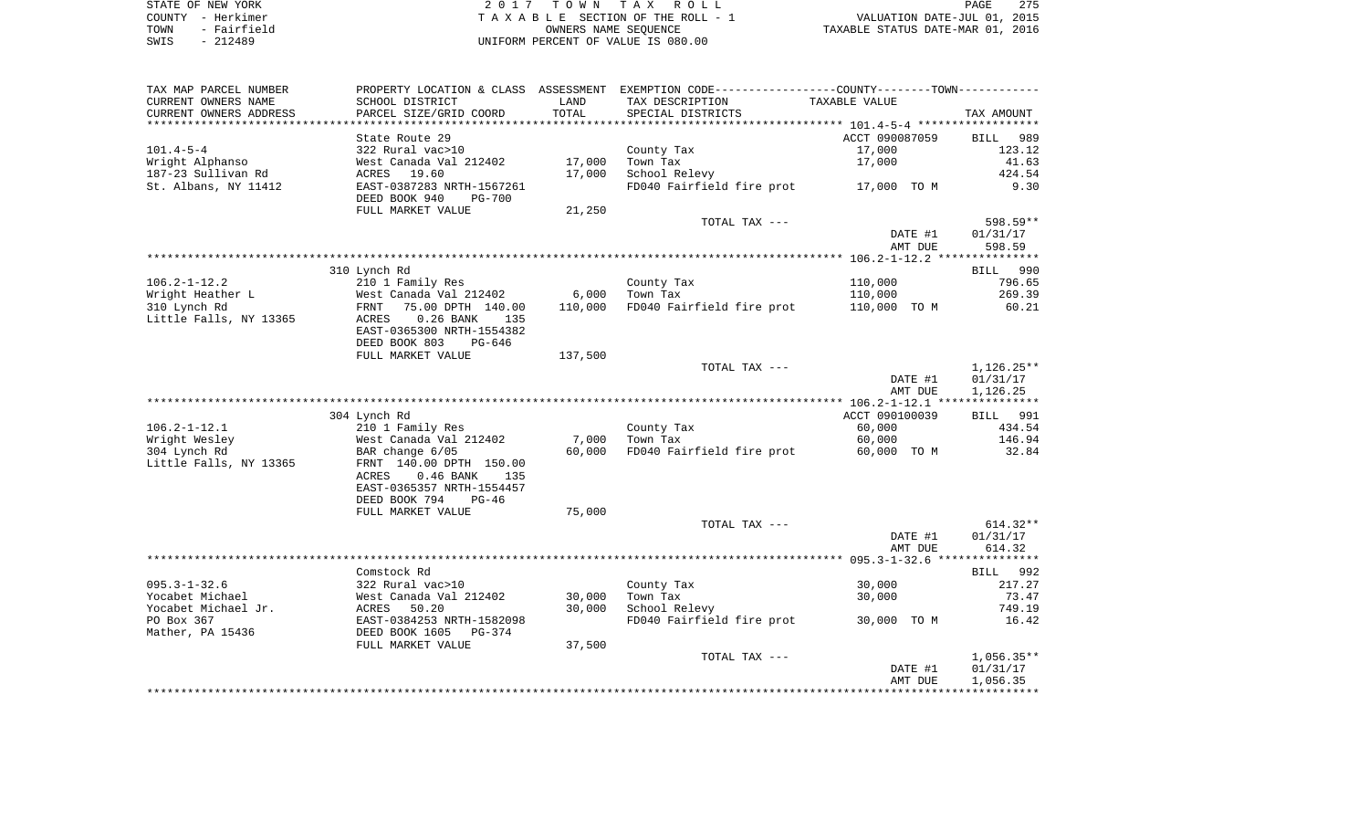STATE OF NEW YORK | COUNTY - Herkimer | TOWN - Fairfield | SWIS - 212489

**2017 TOWN TAX ROLL**
**TAXABLE SECTION OF THE ROLL - 1**
OWNERS NAME SEQUENCE
UNIFORM PERCENT OF VALUE IS 080.00

VALUATION DATE-JUL 01, 2015
TAXABLE STATUS DATE-MAR 01, 2016

| TAX MAP PARCEL NUMBER / CURRENT OWNERS NAME / CURRENT OWNERS ADDRESS | PROPERTY LOCATION & CLASS / SCHOOL DISTRICT / PARCEL SIZE/GRID COORD | ASSESSMENT LAND / TOTAL | EXEMPTION CODE / TAX DESCRIPTION / SPECIAL DISTRICTS | TAXABLE VALUE | TAX AMOUNT |
|---|---|---|---|---|---|
| **101.4-5-4** | State Route 29 | | | ACCT 090087059 | BILL 989 |
| 101.4-5-4 | 322 Rural vac>10 | | County Tax | 17,000 | 123.12 |
| Wright Alphanso | West Canada Val 212402 | 17,000 | Town Tax | 17,000 | 41.63 |
| 187-23 Sullivan Rd | ACRES 19.60 | 17,000 | School Relevy | | 424.54 |
| St. Albans, NY 11412 | EAST-0387283 NRTH-1567261 | | FD040 Fairfield fire prot | 17,000 TO M | 9.30 |
| | DEED BOOK 940 PG-700 | | | | |
| | FULL MARKET VALUE | 21,250 | | | |
| | | | TOTAL TAX --- | | 598.59** |
| | | | | DATE #1 | 01/31/17 |
| | | | | AMT DUE | 598.59 |
| **106.2-1-12.2** | 310 Lynch Rd | | | | BILL 990 |
| 106.2-1-12.2 | 210 1 Family Res | | County Tax | 110,000 | 796.65 |
| Wright Heather L | West Canada Val 212402 | 6,000 | Town Tax | 110,000 | 269.39 |
| 310 Lynch Rd | FRNT 75.00 DPTH 140.00 | 110,000 | FD040 Fairfield fire prot | 110,000 TO M | 60.21 |
| Little Falls, NY 13365 | ACRES 0.26 BANK 135 | | | | |
| | EAST-0365300 NRTH-1554382 | | | | |
| | DEED BOOK 803 PG-646 | | | | |
| | FULL MARKET VALUE | 137,500 | | | |
| | | | TOTAL TAX --- | | 1,126.25** |
| | | | | DATE #1 | 01/31/17 |
| | | | | AMT DUE | 1,126.25 |
| **106.2-1-12.1** | 304 Lynch Rd | | | ACCT 090100039 | BILL 991 |
| 106.2-1-12.1 | 210 1 Family Res | | County Tax | 60,000 | 434.54 |
| Wright Wesley | West Canada Val 212402 | 7,000 | Town Tax | 60,000 | 146.94 |
| 304 Lynch Rd | BAR change 6/05 | 60,000 | FD040 Fairfield fire prot | 60,000 TO M | 32.84 |
| Little Falls, NY 13365 | FRNT 140.00 DPTH 150.00 | | | | |
| | ACRES 0.46 BANK 135 | | | | |
| | EAST-0365357 NRTH-1554457 | | | | |
| | DEED BOOK 794 PG-46 | | | | |
| | FULL MARKET VALUE | 75,000 | | | |
| | | | TOTAL TAX --- | | 614.32** |
| | | | | DATE #1 | 01/31/17 |
| | | | | AMT DUE | 614.32 |
| **095.3-1-32.6** | Comstock Rd | | | | BILL 992 |
| 095.3-1-32.6 | 322 Rural vac>10 | | County Tax | 30,000 | 217.27 |
| Yocabet Michael | West Canada Val 212402 | 30,000 | Town Tax | 30,000 | 73.47 |
| Yocabet Michael Jr. | ACRES 50.20 | 30,000 | School Relevy | | 749.19 |
| PO Box 367 | EAST-0384253 NRTH-1582098 | | FD040 Fairfield fire prot | 30,000 TO M | 16.42 |
| Mather, PA 15436 | DEED BOOK 1605 PG-374 | | | | |
| | FULL MARKET VALUE | 37,500 | | | |
| | | | TOTAL TAX --- | | 1,056.35** |
| | | | | DATE #1 | 01/31/17 |
| | | | | AMT DUE | 1,056.35 |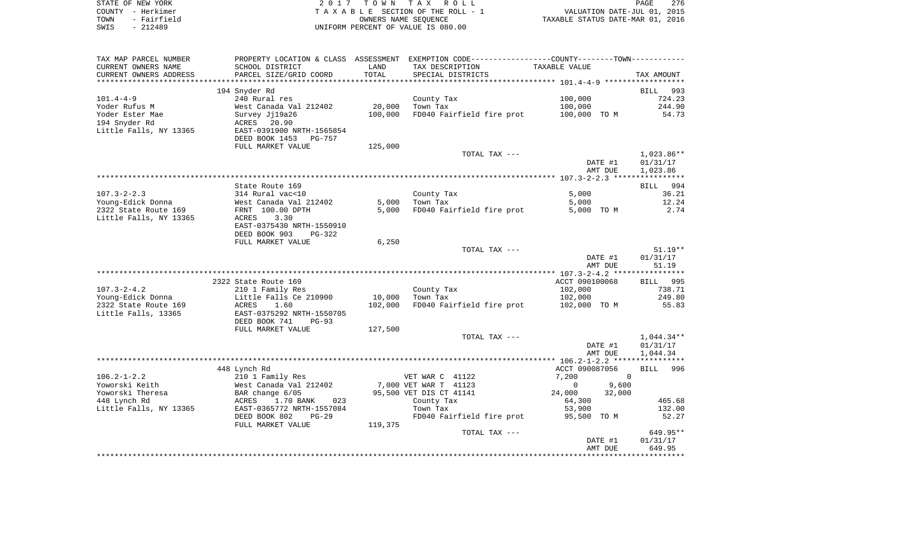STATE OF NEW YORK | COUNTY - Herkimer | TOWN - Fairfield | SWIS - 212489

# 2017 TOWN TAX ROLL

TAXABLE SECTION OF THE ROLL - 1
OWNERS NAME SEQUENCE
UNIFORM PERCENT OF VALUE IS 080.00

VALUATION DATE-JUL 01, 2015
TAXABLE STATUS DATE-MAR 01, 2016

| TAX MAP PARCEL NUMBER<br>CURRENT OWNERS NAME<br>CURRENT OWNERS ADDRESS | PROPERTY LOCATION & CLASS<br>SCHOOL DISTRICT<br>PARCEL SIZE/GRID COORD | ASSESSMENT<br>LAND<br>TOTAL | EXEMPTION CODE<br>TAX DESCRIPTION<br>SPECIAL DISTRICTS | COUNTY / TOWN<br>TAXABLE VALUE | TAX AMOUNT |
|---|---|---|---|---|---|
| | 194 Snyder Rd | | | | BILL 993 |
| 101.4-4-9 | 240 Rural res | | County Tax | 100,000 | 724.23 |
| Yoder Rufus M | West Canada Val 212402 | 20,000 | Town Tax | 100,000 | 244.90 |
| Yoder Ester Mae | Survey Jj19a26 | 100,000 | FD040 Fairfield fire prot | 100,000 TO M | 54.73 |
| 194 Snyder Rd | ACRES 20.90 | | | | |
| Little Falls, NY 13365 | EAST-0391900 NRTH-1565854 | | | | |
| | DEED BOOK 1453 PG-757 | | | | |
| | FULL MARKET VALUE | 125,000 | | | |
| | | | TOTAL TAX --- | | 1,023.86** |
| | | | | DATE #1 | 01/31/17 |
| | | | | AMT DUE | 1,023.86 |
| | State Route 169 | | | | BILL 994 |
| 107.3-2-2.3 | 314 Rural vac<10 | | County Tax | 5,000 | 36.21 |
| Young-Edick Donna | West Canada Val 212402 | 5,000 | Town Tax | 5,000 | 12.24 |
| 2322 State Route 169 | FRNT 100.00 DPTH | 5,000 | FD040 Fairfield fire prot | 5,000 TO M | 2.74 |
| Little Falls, NY 13365 | ACRES 3.30 | | | | |
| | EAST-0375430 NRTH-1550910 | | | | |
| | DEED BOOK 903 PG-322 | | | | |
| | FULL MARKET VALUE | 6,250 | | | |
| | | | TOTAL TAX --- | | 51.19** |
| | | | | DATE #1 | 01/31/17 |
| | | | | AMT DUE | 51.19 |
| | 2322 State Route 169 | | | ACCT 090100068 | BILL 995 |
| 107.3-2-4.2 | 210 1 Family Res | | County Tax | 102,000 | 738.71 |
| Young-Edick Donna | Little Falls Ce 210900 | 10,000 | Town Tax | 102,000 | 249.80 |
| 2322 State Route 169 | ACRES 1.60 | 102,000 | FD040 Fairfield fire prot | 102,000 TO M | 55.83 |
| Little Falls, 13365 | EAST-0375292 NRTH-1550705 | | | | |
| | DEED BOOK 741 PG-93 | | | | |
| | FULL MARKET VALUE | 127,500 | | | |
| | | | TOTAL TAX --- | | 1,044.34** |
| | | | | DATE #1 | 01/31/17 |
| | | | | AMT DUE | 1,044.34 |
| | 448 Lynch Rd | | | ACCT 090087056 | BILL 996 |
| 106.2-1-2.2 | 210 1 Family Res | | VET WAR C 41122 | 7,200 / 0 | |
| Yoworski Keith | West Canada Val 212402 | 7,000 | VET WAR T 41123 | 0 / 9,600 | |
| Yoworski Theresa | BAR change 6/05 | 95,500 | VET DIS CT 41141 | 24,000 / 32,000 | |
| 448 Lynch Rd | ACRES 1.70 BANK 023 | | County Tax | 64,300 | 465.68 |
| Little Falls, NY 13365 | EAST-0365772 NRTH-1557084 | | Town Tax | 53,900 | 132.00 |
| | DEED BOOK 802 PG-29 | | FD040 Fairfield fire prot | 95,500 TO M | 52.27 |
| | FULL MARKET VALUE | 119,375 | | | |
| | | | TOTAL TAX --- | | 649.95** |
| | | | | DATE #1 | 01/31/17 |
| | | | | AMT DUE | 649.95 |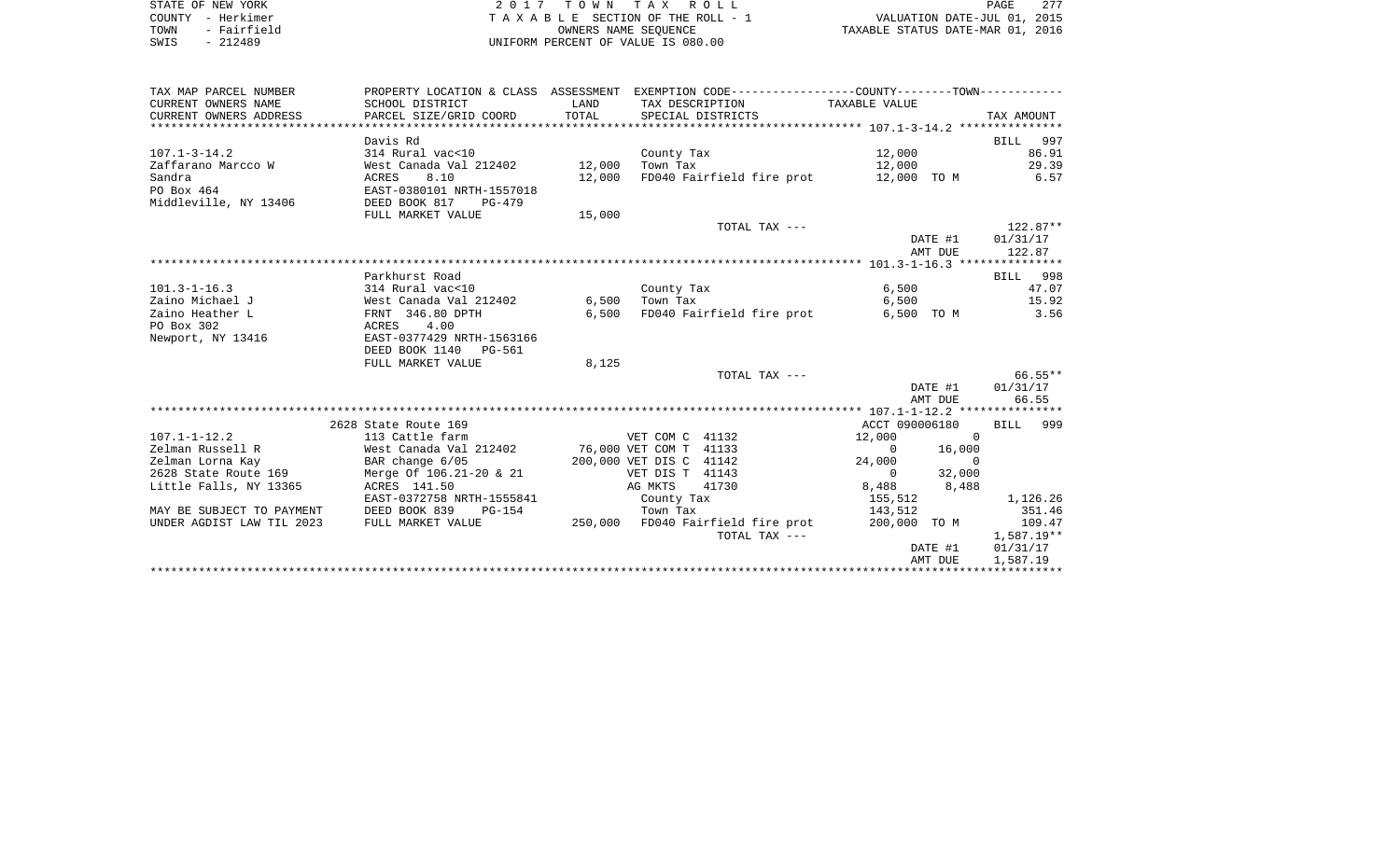STATE OF NEW YORK
COUNTY - Herkimer
TOWN - Fairfield
SWIS - 212489

2 0 1 7 T O W N T A X R O L L
T A X A B L E SECTION OF THE ROLL - 1
OWNERS NAME SEQUENCE
UNIFORM PERCENT OF VALUE IS 080.00

VALUATION DATE-JUL 01, 2015
TAXABLE STATUS DATE-MAR 01, 2016

| TAX MAP PARCEL NUMBER / CURRENT OWNERS NAME / CURRENT OWNERS ADDRESS | PROPERTY LOCATION & CLASS / SCHOOL DISTRICT / PARCEL SIZE/GRID COORD | ASSESSMENT LAND / TOTAL | EXEMPTION CODE / TAX DESCRIPTION / SPECIAL DISTRICTS | COUNTY / TOWN TAXABLE VALUE | TAX AMOUNT |
|---|---|---|---|---|---|
| **107.1-3-14.2** | | | | | BILL 997 |
| | Davis Rd | | | | |
| 107.1-3-14.2 | 314 Rural vac<10 | | County Tax | 12,000 | 86.91 |
| Zaffarano Marcco W | West Canada Val 212402 | 12,000 | Town Tax | 12,000 | 29.39 |
| Sandra | ACRES 8.10 | 12,000 | FD040 Fairfield fire prot | 12,000 TO M | 6.57 |
| PO Box 464 | EAST-0380101 NRTH-1557018 | | | | |
| Middleville, NY 13406 | DEED BOOK 817 PG-479 | | | | |
| | FULL MARKET VALUE | 15,000 | | | |
| | | | TOTAL TAX --- | | 122.87** |
| | | | | DATE #1 | 01/31/17 |
| | | | | AMT DUE | 122.87 |
| **101.3-1-16.3** | | | | | BILL 998 |
| | Parkhurst Road | | | | |
| 101.3-1-16.3 | 314 Rural vac<10 | | County Tax | 6,500 | 47.07 |
| Zaino Michael J | West Canada Val 212402 | 6,500 | Town Tax | 6,500 | 15.92 |
| Zaino Heather L | FRNT 346.80 DPTH | 6,500 | FD040 Fairfield fire prot | 6,500 TO M | 3.56 |
| PO Box 302 | ACRES 4.00 | | | | |
| Newport, NY 13416 | EAST-0377429 NRTH-1563166 | | | | |
| | DEED BOOK 1140 PG-561 | | | | |
| | FULL MARKET VALUE | 8,125 | | | |
| | | | TOTAL TAX --- | | 66.55** |
| | | | | DATE #1 | 01/31/17 |
| | | | | AMT DUE | 66.55 |
| **107.1-1-12.2** | | | | ACCT 090006180 | BILL 999 |
| | 2628 State Route 169 | | | | |
| 107.1-1-12.2 | 113 Cattle farm | | VET COM C 41132 | 12,000 / 0 | |
| Zelman Russell R | West Canada Val 212402 | 76,000 | VET COM T 41133 | 0 / 16,000 | |
| Zelman Lorna Kay | BAR change 6/05 | 200,000 | VET DIS C 41142 | 24,000 / 0 | |
| 2628 State Route 169 | Merge Of 106.21-20 & 21 | | VET DIS T 41143 | 0 / 32,000 | |
| Little Falls, NY 13365 | ACRES 141.50 | | AG MKTS 41730 | 8,488 / 8,488 | |
| | EAST-0372758 NRTH-1555841 | | County Tax | 155,512 | 1,126.26 |
| MAY BE SUBJECT TO PAYMENT | DEED BOOK 839 PG-154 | | Town Tax | 143,512 | 351.46 |
| UNDER AGDIST LAW TIL 2023 | FULL MARKET VALUE | 250,000 | FD040 Fairfield fire prot | 200,000 TO M | 109.47 |
| | | | TOTAL TAX --- | | 1,587.19** |
| | | | | DATE #1 | 01/31/17 |
| | | | | AMT DUE | 1,587.19 |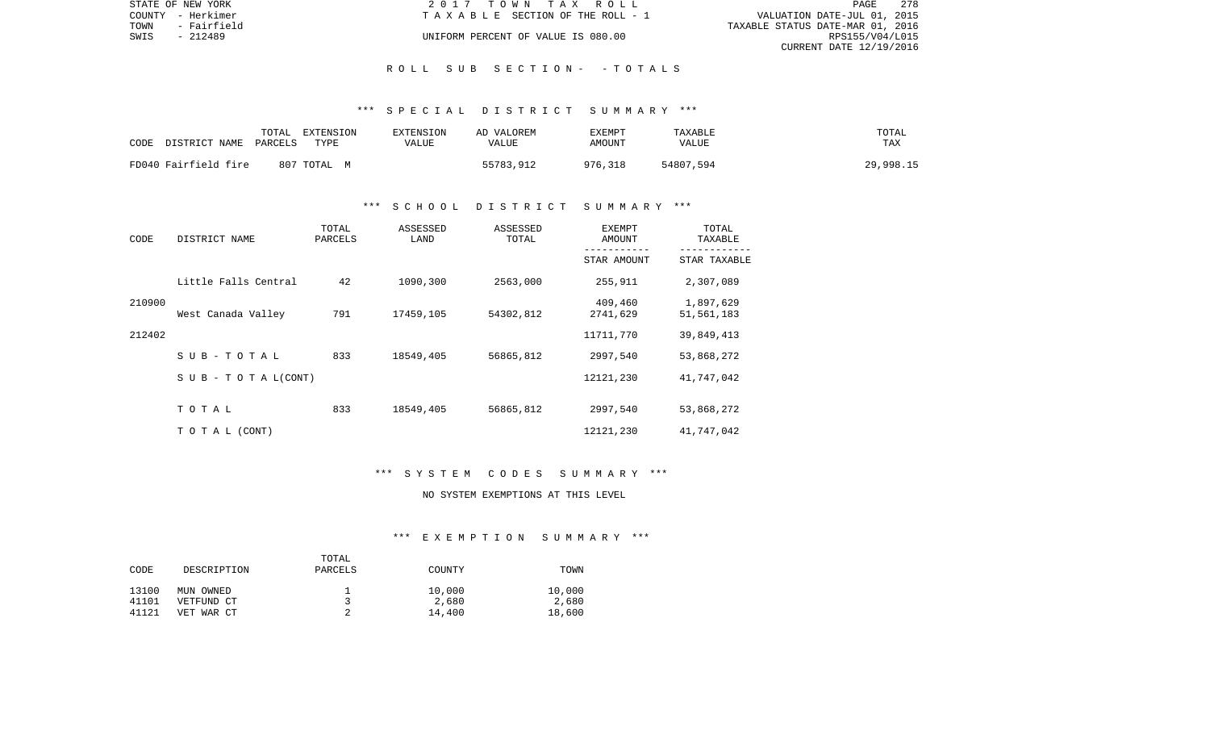STATE OF NEW YORK
COUNTY - Herkimer
TOWN - Fairfield
SWIS - 212489

2 0 1 7 T O W N T A X R O L L
T A X A B L E SECTION OF THE ROLL - 1
UNIFORM PERCENT OF VALUE IS 080.00

VALUATION DATE-JUL 01, 2015
TAXABLE STATUS DATE-MAR 01, 2016
RPS155/V04/L015
CURRENT DATE 12/19/2016

R O L L S U B S E C T I O N - - T O T A L S

*** S P E C I A L D I S T R I C T S U M M A R Y ***

| CODE DISTRICT NAME | TOTAL PARCELS | EXTENSION TYPE | EXTENSION VALUE | AD VALOREM VALUE | EXEMPT AMOUNT | TAXABLE VALUE | TOTAL TAX |
|---|---|---|---|---|---|---|---|
| FD040 Fairfield fire | 807 | TOTAL M | | 55783,912 | 976,318 | 54807,594 | 29,998.15 |

*** S C H O O L D I S T R I C T S U M M A R Y ***

| CODE | DISTRICT NAME | TOTAL PARCELS | ASSESSED LAND | ASSESSED TOTAL | EXEMPT AMOUNT / STAR AMOUNT | TOTAL TAXABLE / STAR TAXABLE |
|---|---|---|---|---|---|---|
| | Little Falls Central | 42 | 1090,300 | 2563,000 | 255,911 | 2,307,089 |
| 210900 | | | | | 409,460 | 1,897,629 |
| | West Canada Valley | 791 | 17459,105 | 54302,812 | 2741,629 | 51,561,183 |
| 212402 | | | | | 11711,770 | 39,849,413 |
| | S U B - T O T A L | 833 | 18549,405 | 56865,812 | 2997,540 | 53,868,272 |
| | S U B - T O T A L(CONT) | | | | 12121,230 | 41,747,042 |
| | T O T A L | 833 | 18549,405 | 56865,812 | 2997,540 | 53,868,272 |
| | T O T A L (CONT) | | | | 12121,230 | 41,747,042 |

*** S Y S T E M C O D E S S U M M A R Y ***

NO SYSTEM EXEMPTIONS AT THIS LEVEL

*** E X E M P T I O N S U M M A R Y ***

| CODE | DESCRIPTION | TOTAL PARCELS | COUNTY | TOWN |
|---|---|---|---|---|
| 13100 | MUN OWNED | 1 | 10,000 | 10,000 |
| 41101 | VETFUND CT | 3 | 2,680 | 2,680 |
| 41121 | VET WAR CT | 2 | 14,400 | 18,600 |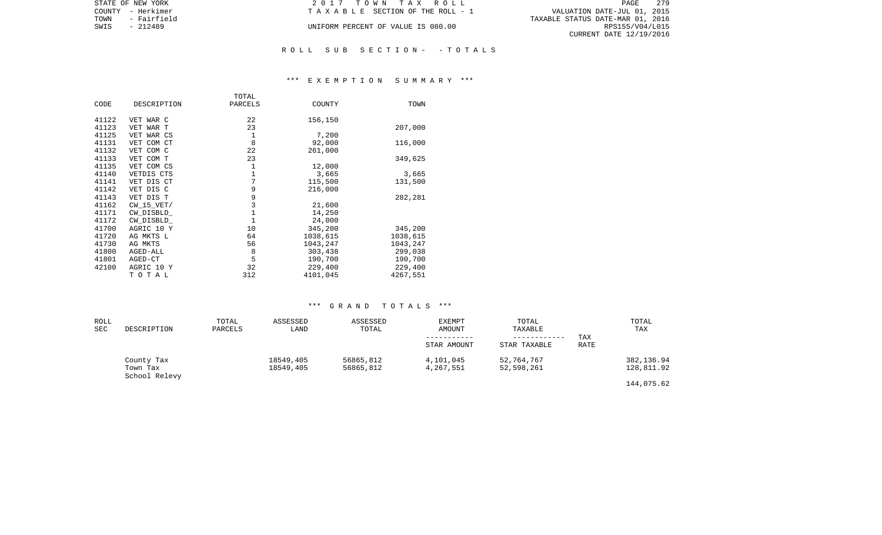STATE OF NEW YORK
COUNTY - Herkimer
TOWN - Fairfield
SWIS - 212489

2 0 1 7 T O W N T A X R O L L
T A X A B L E SECTION OF THE ROLL - 1
UNIFORM PERCENT OF VALUE IS 080.00

VALUATION DATE-JUL 01, 2015
TAXABLE STATUS DATE-MAR 01, 2016
RPS155/V04/L015
CURRENT DATE 12/19/2016

R O L L S U B S E C T I O N - - T O T A L S

*** E X E M P T I O N S U M M A R Y ***

| CODE | DESCRIPTION | TOTAL PARCELS | COUNTY | TOWN |
|---|---|---|---|---|
| 41122 | VET WAR C | 22 | 156,150 | |
| 41123 | VET WAR T | 23 | | 207,000 |
| 41125 | VET WAR CS | 1 | 7,200 | |
| 41131 | VET COM CT | 8 | 92,000 | 116,000 |
| 41132 | VET COM C | 22 | 261,000 | |
| 41133 | VET COM T | 23 | | 349,625 |
| 41135 | VET COM CS | 1 | 12,000 | |
| 41140 | VETDIS CTS | 1 | 3,665 | 3,665 |
| 41141 | VET DIS CT | 7 | 115,500 | 131,500 |
| 41142 | VET DIS C | 9 | 216,000 | |
| 41143 | VET DIS T | 9 | | 282,281 |
| 41162 | CW_15_VET/ | 3 | 21,600 | |
| 41171 | CW_DISBLD_ | 1 | 14,250 | |
| 41172 | CW_DISBLD_ | 1 | 24,000 | |
| 41700 | AGRIC 10 Y | 10 | 345,200 | 345,200 |
| 41720 | AG MKTS L | 64 | 1038,615 | 1038,615 |
| 41730 | AG MKTS | 56 | 1043,247 | 1043,247 |
| 41800 | AGED-ALL | 8 | 303,438 | 299,038 |
| 41801 | AGED-CT | 5 | 190,700 | 190,700 |
| 42100 | AGRIC 10 Y | 32 | 229,400 | 229,400 |
| | T O T A L | 312 | 4101,045 | 4267,551 |

*** G R A N D T O T A L S ***

| ROLL SEC | DESCRIPTION | TOTAL PARCELS | ASSESSED LAND | ASSESSED TOTAL | EXEMPT AMOUNT<br>-----------<br>STAR AMOUNT | TOTAL TAXABLE<br>------------<br>STAR TAXABLE | TAX RATE | TOTAL TAX |
|---|---|---|---|---|---|---|---|---|
| | County Tax | | 18549,405 | 56865,812 | 4,101,045 | 52,764,767 | | 382,136.94 |
| | Town Tax | | 18549,405 | 56865,812 | 4,267,551 | 52,598,261 | | 128,811.92 |
| | School Relevy | | | | | | | 144,075.62 |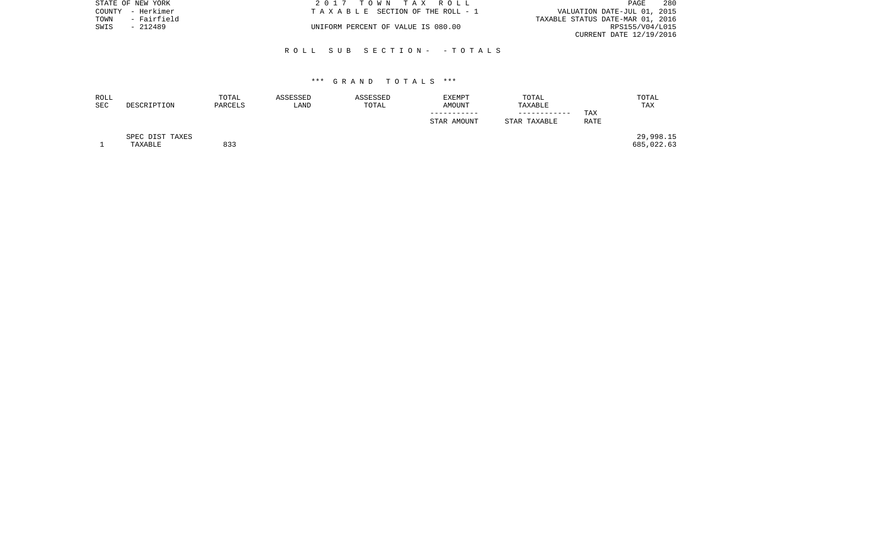STATE OF NEW YORK
COUNTY - Herkimer
TOWN - Fairfield
SWIS - 212489

2 0 1 7 T O W N T A X R O L L
T A X A B L E SECTION OF THE ROLL - 1
UNIFORM PERCENT OF VALUE IS 080.00

VALUATION DATE-JUL 01, 2015
TAXABLE STATUS DATE-MAR 01, 2016
RPS155/V04/L015
CURRENT DATE 12/19/2016

R O L L S U B S E C T I O N - - T O T A L S

*** G R A N D T O T A L S ***

| ROLL SEC | DESCRIPTION | TOTAL PARCELS | ASSESSED LAND | ASSESSED TOTAL | EXEMPT AMOUNT<br>-----------<br>STAR AMOUNT | TOTAL TAXABLE<br>------------<br>STAR TAXABLE | TAX RATE | TOTAL TAX |
|---|---|---|---|---|---|---|---|---|
| | SPEC DIST TAXES | | | | | | | 29,998.15 |
| 1 | TAXABLE | 833 | | | | | | 685,022.63 |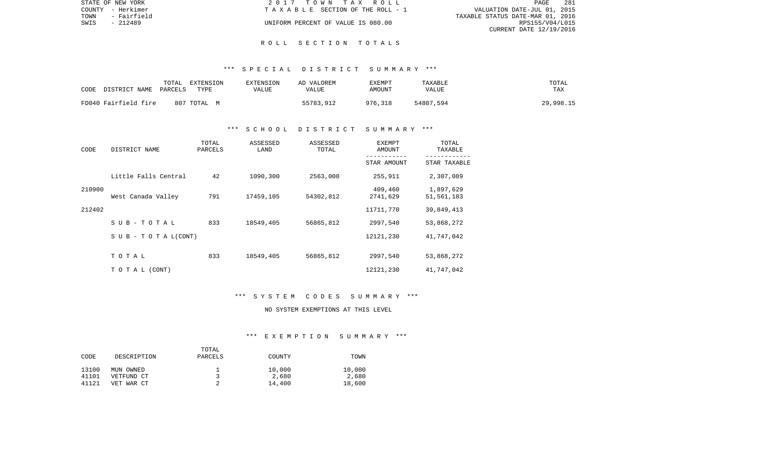STATE OF NEW YORK
COUNTY - Herkimer
TOWN - Fairfield
SWIS - 212489

2017 TOWN TAX ROLL
TAXABLE SECTION OF THE ROLL - 1
UNIFORM PERCENT OF VALUE IS 080.00

VALUATION DATE-JUL 01, 2015
TAXABLE STATUS DATE-MAR 01, 2016
RPS155/V04/L015
CURRENT DATE 12/19/2016

# ROLL SECTION TOTALS

## *** SPECIAL DISTRICT SUMMARY ***

| CODE DISTRICT NAME | TOTAL PARCELS | EXTENSION TYPE | EXTENSION VALUE | AD VALOREM VALUE | EXEMPT AMOUNT | TAXABLE VALUE | TOTAL TAX |
|---|---|---|---|---|---|---|---|
| FD040 Fairfield fire | 807 | TOTAL M | | 55783,912 | 976,318 | 54807,594 | 29,998.15 |

## *** SCHOOL DISTRICT SUMMARY ***

| CODE | DISTRICT NAME | TOTAL PARCELS | ASSESSED LAND | ASSESSED TOTAL | EXEMPT AMOUNT / STAR AMOUNT | TOTAL TAXABLE / STAR TAXABLE |
|---|---|---|---|---|---|---|
| | Little Falls Central | 42 | 1090,300 | 2563,000 | 255,911 | 2,307,089 |
| 210900 | | | | | 409,460 | 1,897,629 |
| | West Canada Valley | 791 | 17459,105 | 54302,812 | 2741,629 | 51,561,183 |
| 212402 | | | | | 11711,770 | 39,849,413 |
| | SUB-TOTAL | 833 | 18549,405 | 56865,812 | 2997,540 | 53,868,272 |
| | SUB-TOTAL(CONT) | | | | 12121,230 | 41,747,042 |
| | TOTAL | 833 | 18549,405 | 56865,812 | 2997,540 | 53,868,272 |
| | TOTAL (CONT) | | | | 12121,230 | 41,747,042 |

## *** SYSTEM CODES SUMMARY ***

NO SYSTEM EXEMPTIONS AT THIS LEVEL

## *** EXEMPTION SUMMARY ***

| CODE | DESCRIPTION | TOTAL PARCELS | COUNTY | TOWN |
|---|---|---|---|---|
| 13100 | MUN OWNED | 1 | 10,000 | 10,000 |
| 41101 | VETFUND CT | 3 | 2,680 | 2,680 |
| 41121 | VET WAR CT | 2 | 14,400 | 18,600 |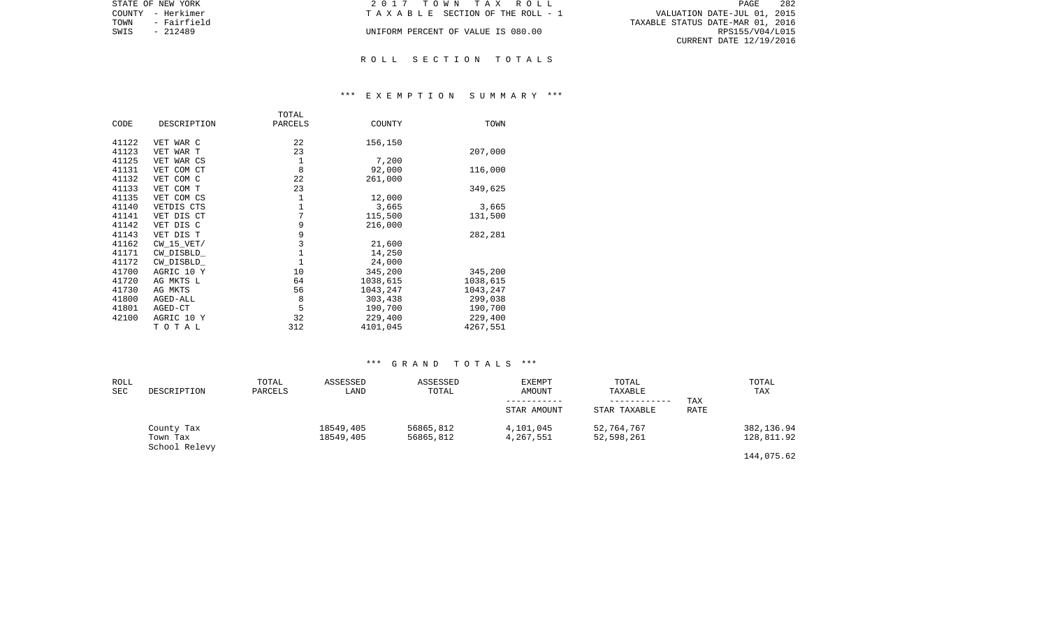STATE OF NEW YORK
COUNTY - Herkimer
TOWN - Fairfield
SWIS - 212489

2017 TOWN TAX ROLL
TAXABLE SECTION OF THE ROLL - 1
UNIFORM PERCENT OF VALUE IS 080.00

VALUATION DATE-JUL 01, 2015
TAXABLE STATUS DATE-MAR 01, 2016
RPS155/V04/L015
CURRENT DATE 12/19/2016

# ROLL SECTION TOTALS

## *** EXEMPTION SUMMARY ***

| CODE | DESCRIPTION | TOTAL PARCELS | COUNTY | TOWN |
|---|---|---|---|---|
| 41122 | VET WAR C | 22 | 156,150 | |
| 41123 | VET WAR T | 23 | | 207,000 |
| 41125 | VET WAR CS | 1 | 7,200 | |
| 41131 | VET COM CT | 8 | 92,000 | 116,000 |
| 41132 | VET COM C | 22 | 261,000 | |
| 41133 | VET COM T | 23 | | 349,625 |
| 41135 | VET COM CS | 1 | 12,000 | |
| 41140 | VETDIS CTS | 1 | 3,665 | 3,665 |
| 41141 | VET DIS CT | 7 | 115,500 | 131,500 |
| 41142 | VET DIS C | 9 | 216,000 | |
| 41143 | VET DIS T | 9 | | 282,281 |
| 41162 | CW_15_VET/ | 3 | 21,600 | |
| 41171 | CW_DISBLD_ | 1 | 14,250 | |
| 41172 | CW_DISBLD_ | 1 | 24,000 | |
| 41700 | AGRIC 10 Y | 10 | 345,200 | 345,200 |
| 41720 | AG MKTS L | 64 | 1038,615 | 1038,615 |
| 41730 | AG MKTS | 56 | 1043,247 | 1043,247 |
| 41800 | AGED-ALL | 8 | 303,438 | 299,038 |
| 41801 | AGED-CT | 5 | 190,700 | 190,700 |
| 42100 | AGRIC 10 Y | 32 | 229,400 | 229,400 |
| | TOTAL | 312 | 4101,045 | 4267,551 |

## *** GRAND TOTALS ***

| ROLL SEC | DESCRIPTION | TOTAL PARCELS | ASSESSED LAND | ASSESSED TOTAL | EXEMPT AMOUNT / STAR AMOUNT | TOTAL TAXABLE / STAR TAXABLE | TAX RATE | TOTAL TAX |
|---|---|---|---|---|---|---|---|---|
| | County Tax | | 18549,405 | 56865,812 | 4,101,045 | 52,764,767 | | 382,136.94 |
| | Town Tax | | 18549,405 | 56865,812 | 4,267,551 | 52,598,261 | | 128,811.92 |
| | School Relevy | | | | | | | 144,075.62 |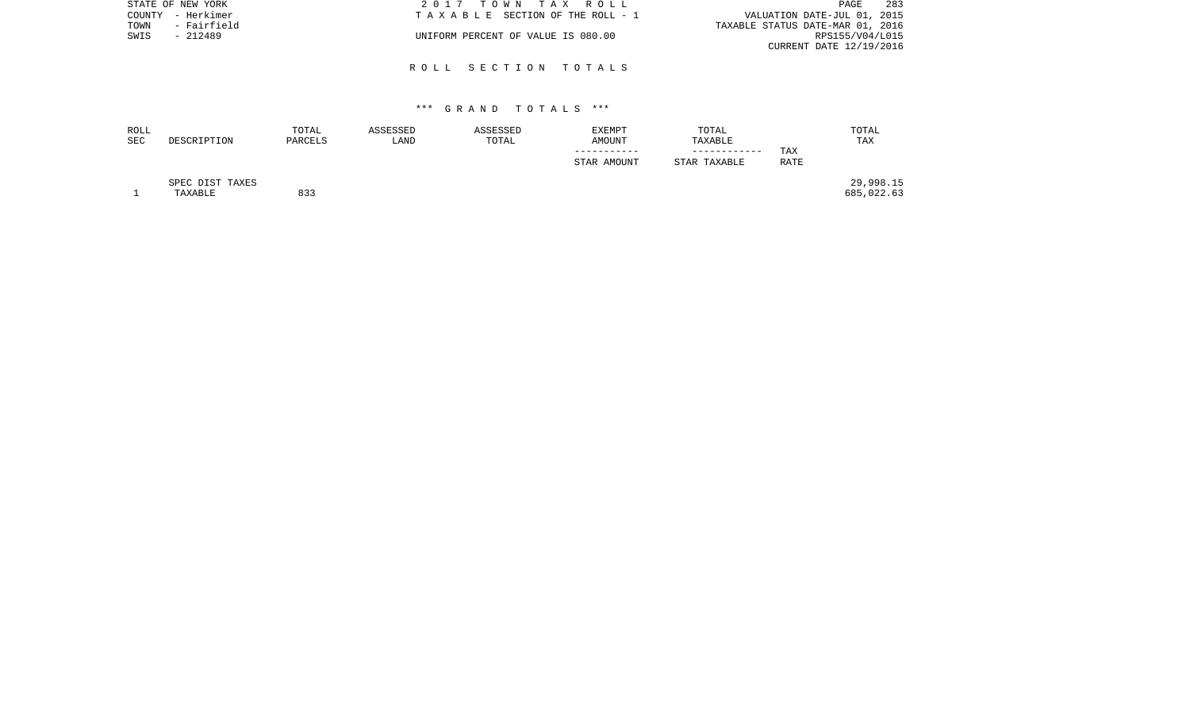STATE OF NEW YORK
COUNTY - Herkimer
TOWN - Fairfield
SWIS - 212489

2 0 1 7 T O W N T A X R O L L
T A X A B L E SECTION OF THE ROLL - 1
UNIFORM PERCENT OF VALUE IS 080.00

VALUATION DATE-JUL 01, 2015
TAXABLE STATUS DATE-MAR 01, 2016
RPS155/V04/L015
CURRENT DATE 12/19/2016

## R O L L S E C T I O N T O T A L S

### *** G R A N D T O T A L S ***

| ROLL SEC | DESCRIPTION | TOTAL PARCELS | ASSESSED LAND | ASSESSED TOTAL | EXEMPT AMOUNT<br>-----------<br>STAR AMOUNT | TOTAL TAXABLE<br>------------<br>STAR TAXABLE | TAX RATE | TOTAL TAX |
|---|---|---|---|---|---|---|---|---|
| | SPEC DIST TAXES | | | | | | | 29,998.15 |
| 1 | TAXABLE | 833 | | | | | | 685,022.63 |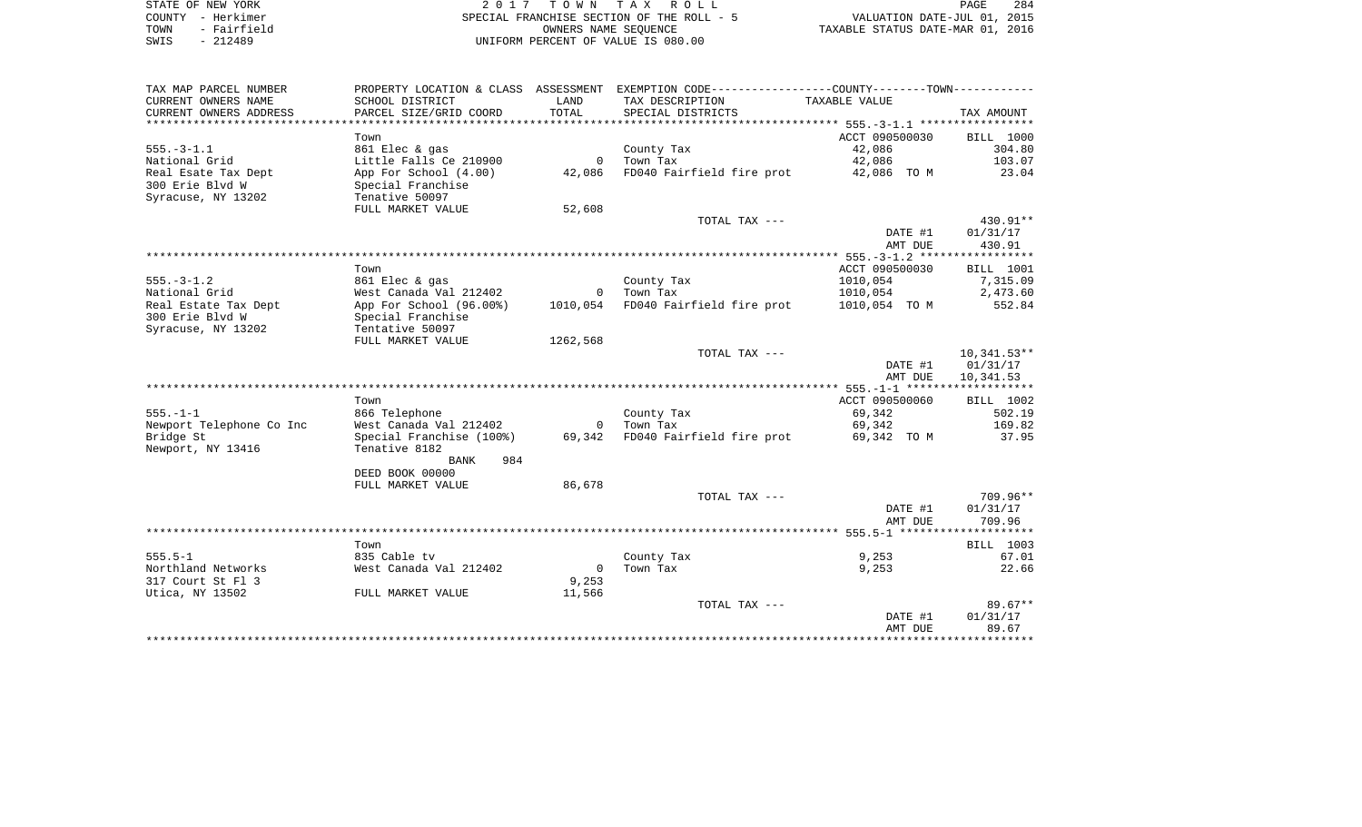STATE OF NEW YORK 2017 TOWN TAX ROLL
COUNTY - Herkimer SPECIAL FRANCHISE SECTION OF THE ROLL - 5 VALUATION DATE-JUL 01, 2015
TOWN - Fairfield OWNERS NAME SEQUENCE TAXABLE STATUS DATE-MAR 01, 2016
SWIS - 212489 UNIFORM PERCENT OF VALUE IS 080.00

| TAX MAP PARCEL NUMBER / CURRENT OWNERS NAME / CURRENT OWNERS ADDRESS | PROPERTY LOCATION & CLASS / SCHOOL DISTRICT / PARCEL SIZE/GRID COORD | ASSESSMENT LAND / TOTAL | EXEMPTION CODE / TAX DESCRIPTION / SPECIAL DISTRICTS | TAXABLE VALUE (COUNTY--------TOWN) | TAX AMOUNT |
|---|---|---|---|---|---|
| **555.-3-1.1** | | | | | |
| | Town | | | ACCT 090500030 | BILL 1000 |
| 555.-3-1.1 | 861 Elec & gas | | County Tax | 42,086 | 304.80 |
| National Grid | Little Falls Ce 210900 | 0 | Town Tax | 42,086 | 103.07 |
| Real Esate Tax Dept | App For School (4.00) | 42,086 | FD040 Fairfield fire prot | 42,086 TO M | 23.04 |
| 300 Erie Blvd W | Special Franchise | | | | |
| Syracuse, NY 13202 | Tentative 50097 | | | | |
| | FULL MARKET VALUE | 52,608 | | | |
| | | | TOTAL TAX --- | | 430.91** |
| | | | | DATE #1 | 01/31/17 |
| | | | | AMT DUE | 430.91 |
| **555.-3-1.2** | | | | | |
| | Town | | | ACCT 090500030 | BILL 1001 |
| 555.-3-1.2 | 861 Elec & gas | | County Tax | 1010,054 | 7,315.09 |
| National Grid | West Canada Val 212402 | 0 | Town Tax | 1010,054 | 2,473.60 |
| Real Estate Tax Dept | App For School (96.00%) | 1010,054 | FD040 Fairfield fire prot | 1010,054 TO M | 552.84 |
| 300 Erie Blvd W | Special Franchise | | | | |
| Syracuse, NY 13202 | Tentative 50097 | | | | |
| | FULL MARKET VALUE | 1262,568 | | | |
| | | | TOTAL TAX --- | | 10,341.53** |
| | | | | DATE #1 | 01/31/17 |
| | | | | AMT DUE | 10,341.53 |
| **555.-1-1** | | | | | |
| | Town | | | ACCT 090500060 | BILL 1002 |
| 555.-1-1 | 866 Telephone | | County Tax | 69,342 | 502.19 |
| Newport Telephone Co Inc | West Canada Val 212402 | 0 | Town Tax | 69,342 | 169.82 |
| Bridge St | Special Franchise (100%) | 69,342 | FD040 Fairfield fire prot | 69,342 TO M | 37.95 |
| Newport, NY 13416 | Tentative 8182 | | | | |
| | BANK 984 | | | | |
| | DEED BOOK 00000 | | | | |
| | FULL MARKET VALUE | 86,678 | | | |
| | | | TOTAL TAX --- | | 709.96** |
| | | | | DATE #1 | 01/31/17 |
| | | | | AMT DUE | 709.96 |
| **555.5-1** | | | | | |
| | Town | | | | BILL 1003 |
| 555.5-1 | 835 Cable tv | | County Tax | 9,253 | 67.01 |
| Northland Networks | West Canada Val 212402 | 0 | Town Tax | 9,253 | 22.66 |
| 317 Court St Fl 3 | | 9,253 | | | |
| Utica, NY 13502 | FULL MARKET VALUE | 11,566 | | | |
| | | | TOTAL TAX --- | | 89.67** |
| | | | | DATE #1 | 01/31/17 |
| | | | | AMT DUE | 89.67 |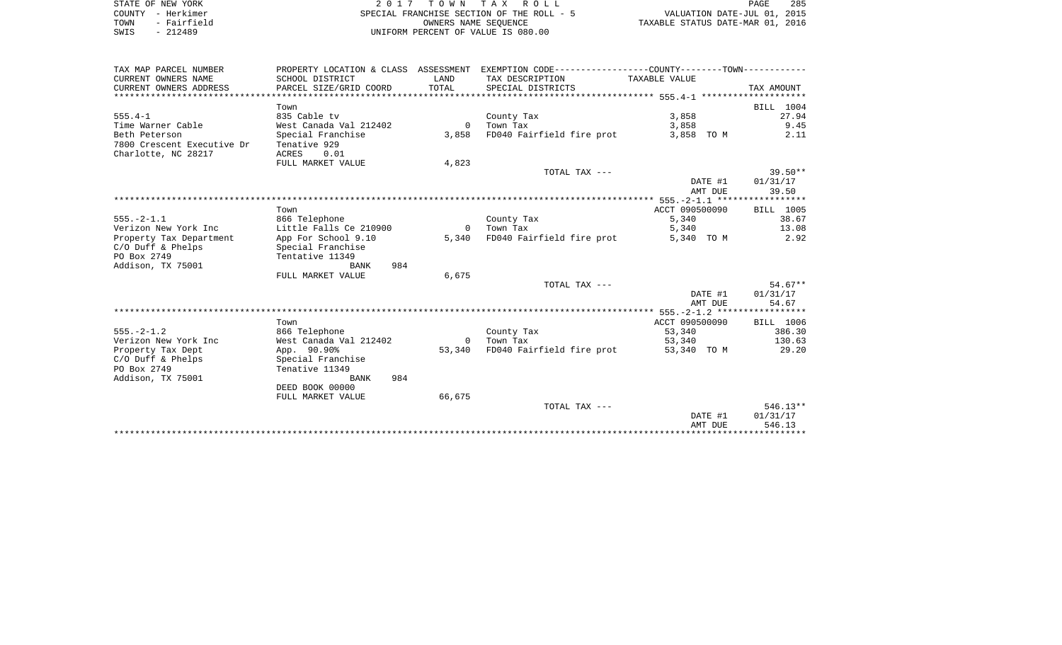STATE OF NEW YORK
COUNTY - Herkimer
TOWN - Fairfield
SWIS - 212489

# 2017 TOWN TAX ROLL

SPECIAL FRANCHISE SECTION OF THE ROLL - 5
OWNERS NAME SEQUENCE
UNIFORM PERCENT OF VALUE IS 080.00

VALUATION DATE-JUL 01, 2015
TAXABLE STATUS DATE-MAR 01, 2016

| TAX MAP PARCEL NUMBER / CURRENT OWNERS NAME / CURRENT OWNERS ADDRESS | PROPERTY LOCATION & CLASS / SCHOOL DISTRICT / PARCEL SIZE/GRID COORD | ASSESSMENT LAND / TOTAL | EXEMPTION CODE / TAX DESCRIPTION / SPECIAL DISTRICTS | COUNTY / TOWN TAXABLE VALUE | TAX AMOUNT |
|---|---|---|---|---|---|
| 555.4-1 | Town | | | | BILL 1004 |
| Time Warner Cable | 835 Cable tv | | County Tax | 3,858 | 27.94 |
| Beth Peterson | West Canada Val 212402 | 0 | Town Tax | 3,858 | 9.45 |
| 7800 Crescent Executive Dr | Special Franchise | 3,858 | FD040 Fairfield fire prot | 3,858 TO M | 2.11 |
| Charlotte, NC 28217 | Tenative 929 | | | | |
| | ACRES 0.01 | | | | |
| | FULL MARKET VALUE | 4,823 | | | |
| | | | TOTAL TAX --- | | 39.50** |
| | | | | DATE #1 | 01/31/17 |
| | | | | AMT DUE | 39.50 |
| 555.-2-1.1 | Town | | | ACCT 090500090 | BILL 1005 |
| Verizon New York Inc | 866 Telephone | | County Tax | 5,340 | 38.67 |
| Property Tax Department | Little Falls Ce 210900 | 0 | Town Tax | 5,340 | 13.08 |
| C/O Duff & Phelps | App For School 9.10 | 5,340 | FD040 Fairfield fire prot | 5,340 TO M | 2.92 |
| PO Box 2749 | Special Franchise | | | | |
| Addison, TX 75001 | Tentative 11349 | | | | |
| | BANK 984 | | | | |
| | FULL MARKET VALUE | 6,675 | | | |
| | | | TOTAL TAX --- | | 54.67** |
| | | | | DATE #1 | 01/31/17 |
| | | | | AMT DUE | 54.67 |
| 555.-2-1.2 | Town | | | ACCT 090500090 | BILL 1006 |
| Verizon New York Inc | 866 Telephone | | County Tax | 53,340 | 386.30 |
| Property Tax Dept | West Canada Val 212402 | 0 | Town Tax | 53,340 | 130.63 |
| C/O Duff & Phelps | App. 90.90% | 53,340 | FD040 Fairfield fire prot | 53,340 TO M | 29.20 |
| PO Box 2749 | Special Franchise | | | | |
| Addison, TX 75001 | Tenative 11349 | | | | |
| | BANK 984 | | | | |
| | DEED BOOK 00000 | | | | |
| | FULL MARKET VALUE | 66,675 | | | |
| | | | TOTAL TAX --- | | 546.13** |
| | | | | DATE #1 | 01/31/17 |
| | | | | AMT DUE | 546.13 |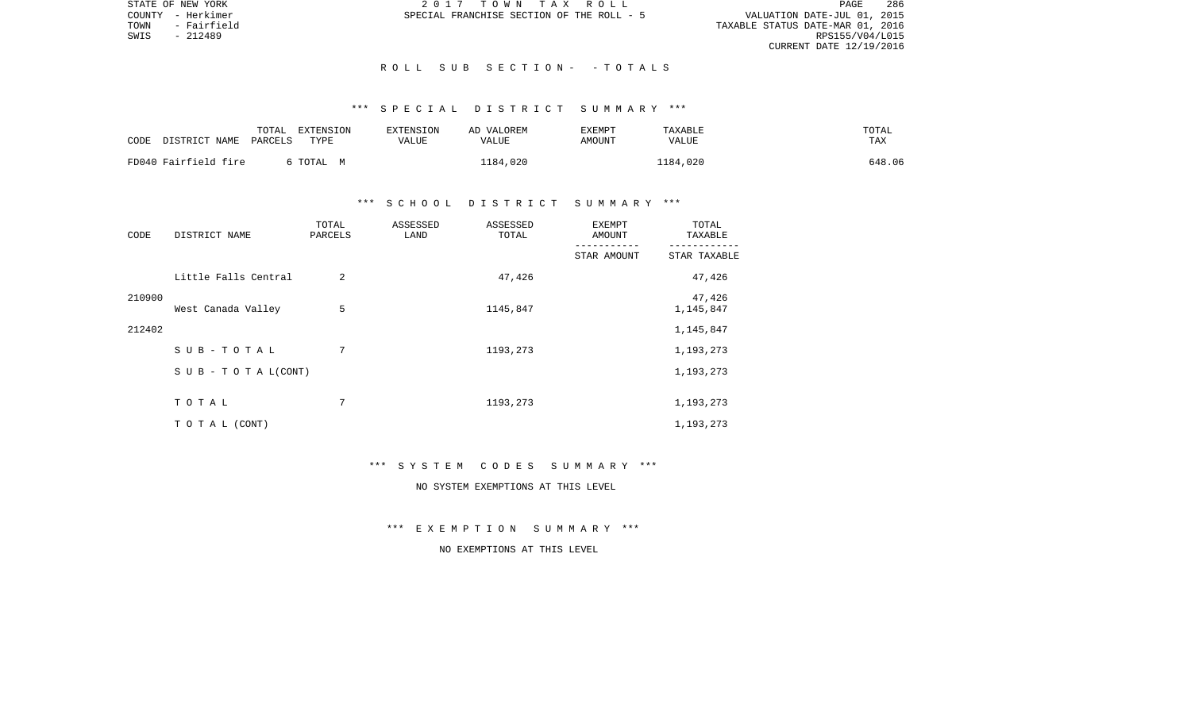STATE OF NEW YORK | 2 0 1 7 T O W N T A X R O L L
COUNTY - Herkimer | SPECIAL FRANCHISE SECTION OF THE ROLL - 5
TOWN - Fairfield
SWIS - 212489

VALUATION DATE-JUL 01, 2015
TAXABLE STATUS DATE-MAR 01, 2016
RPS155/V04/L015
CURRENT DATE 12/19/2016

## R O L L S U B S E C T I O N - - T O T A L S

### *** S P E C I A L D I S T R I C T S U M M A R Y ***

| CODE DISTRICT NAME | TOTAL PARCELS | EXTENSION TYPE | EXTENSION VALUE | AD VALOREM VALUE | EXEMPT AMOUNT | TAXABLE VALUE | TOTAL TAX |
|---|---|---|---|---|---|---|---|
| FD040 Fairfield fire | 6 | TOTAL M | | 1184,020 | | 1184,020 | 648.06 |

### *** S C H O O L D I S T R I C T S U M M A R Y ***

| CODE | DISTRICT NAME | TOTAL PARCELS | ASSESSED LAND | ASSESSED TOTAL | EXEMPT AMOUNT / STAR AMOUNT | TOTAL TAXABLE / STAR TAXABLE |
|---|---|---|---|---|---|---|
| | Little Falls Central | 2 | | 47,426 | | 47,426 |
| 210900 | | | | | | 47,426 |
| | West Canada Valley | 5 | | 1145,847 | | 1,145,847 |
| 212402 | | | | | | 1,145,847 |
| | S U B - T O T A L | 7 | | 1193,273 | | 1,193,273 |
| | S U B - T O T A L(CONT) | | | | | 1,193,273 |
| | T O T A L | 7 | | 1193,273 | | 1,193,273 |
| | T O T A L (CONT) | | | | | 1,193,273 |

### *** S Y S T E M C O D E S S U M M A R Y ***

NO SYSTEM EXEMPTIONS AT THIS LEVEL

### *** E X E M P T I O N S U M M A R Y ***

NO EXEMPTIONS AT THIS LEVEL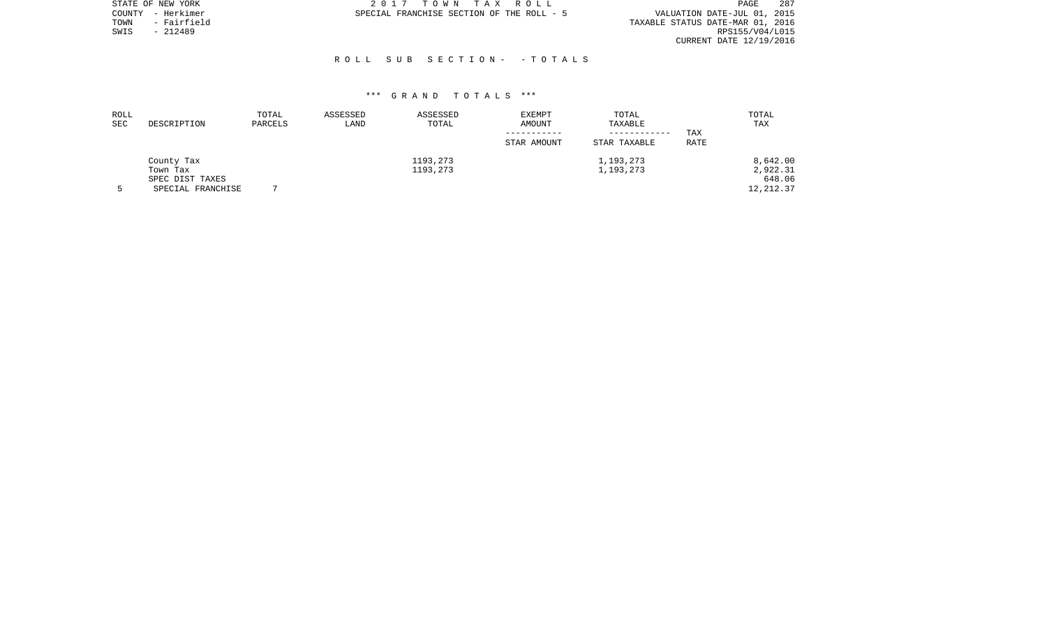STATE OF NEW YORK
COUNTY - Herkimer
TOWN - Fairfield
SWIS - 212489

2 0 1 7 T O W N T A X R O L L
SPECIAL FRANCHISE SECTION OF THE ROLL - 5

VALUATION DATE-JUL 01, 2015
TAXABLE STATUS DATE-MAR 01, 2016
RPS155/V04/L015
CURRENT DATE 12/19/2016

R O L L S U B S E C T I O N - - T O T A L S

\*\*\* G R A N D T O T A L S \*\*\*

| ROLL SEC | DESCRIPTION | TOTAL PARCELS | ASSESSED LAND | ASSESSED TOTAL | EXEMPT AMOUNT<br>-----------<br>STAR AMOUNT | TOTAL TAXABLE<br>------------<br>STAR TAXABLE | TAX RATE | TOTAL TAX |
|---|---|---|---|---|---|---|---|---|
| | County Tax | | | 1193,273 | | 1,193,273 | | 8,642.00 |
| | Town Tax | | | 1193,273 | | 1,193,273 | | 2,922.31 |
| | SPEC DIST TAXES | | | | | | | 648.06 |
| 5 | SPECIAL FRANCHISE | 7 | | | | | | 12,212.37 |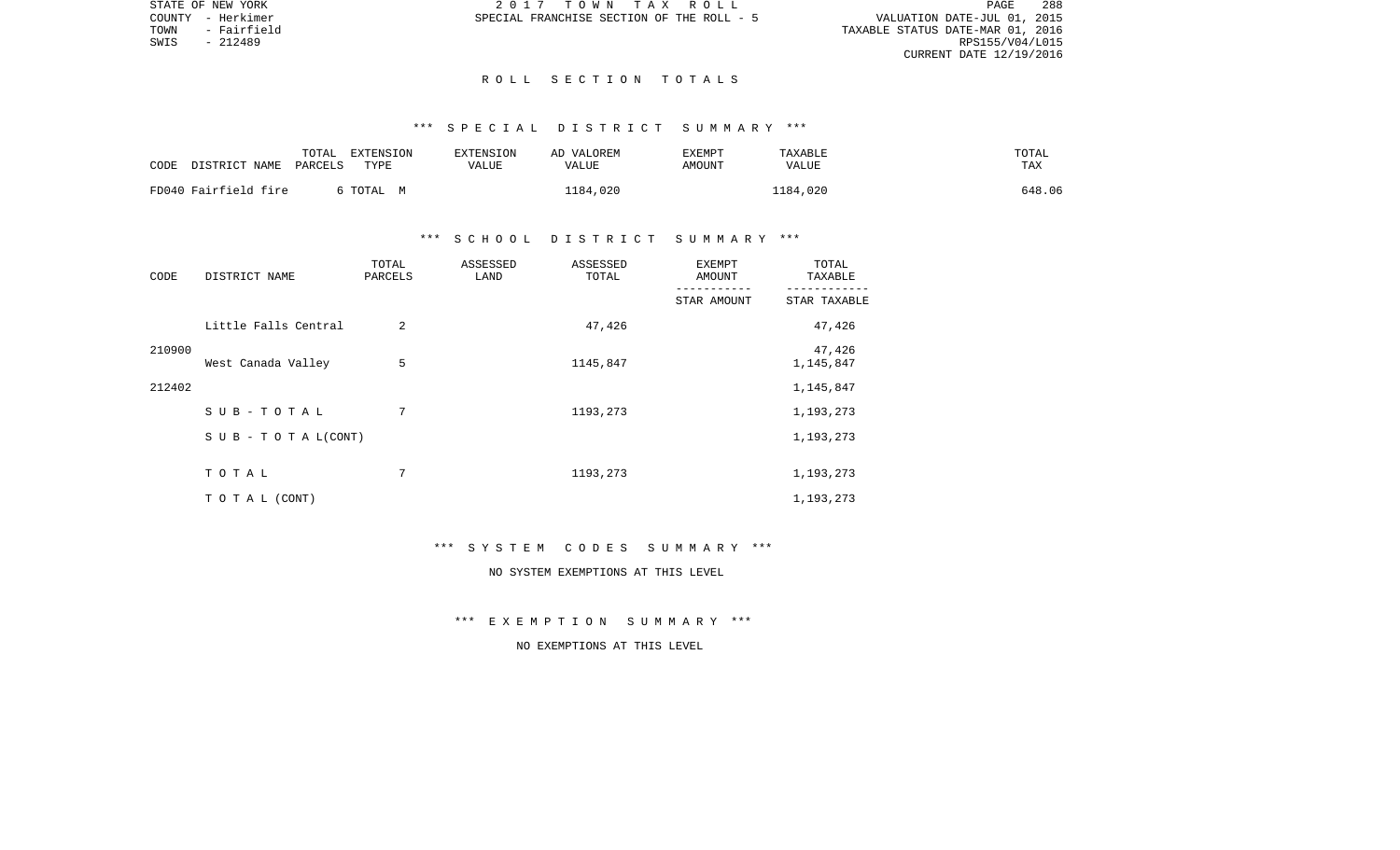STATE OF NEW YORK
COUNTY - Herkimer
TOWN - Fairfield
SWIS - 212489

2 0 1 7 T O W N T A X R O L L
SPECIAL FRANCHISE SECTION OF THE ROLL - 5

VALUATION DATE-JUL 01, 2015
TAXABLE STATUS DATE-MAR 01, 2016
RPS155/V04/L015
CURRENT DATE 12/19/2016

# R O L L S E C T I O N T O T A L S

## *** S P E C I A L D I S T R I C T S U M M A R Y ***

| CODE DISTRICT NAME | TOTAL PARCELS | EXTENSION TYPE | EXTENSION VALUE | AD VALOREM VALUE | EXEMPT AMOUNT | TAXABLE VALUE | TOTAL TAX |
|---|---|---|---|---|---|---|---|
| FD040 Fairfield fire | 6 | TOTAL M | | 1184,020 | | 1184,020 | 648.06 |

## *** S C H O O L D I S T R I C T S U M M A R Y ***

| CODE | DISTRICT NAME | TOTAL PARCELS | ASSESSED LAND | ASSESSED TOTAL | EXEMPT AMOUNT / STAR AMOUNT | TOTAL TAXABLE / STAR TAXABLE |
|---|---|---|---|---|---|---|
| | Little Falls Central | 2 | | 47,426 | | 47,426 |
| 210900 | | | | | | 47,426 |
| | West Canada Valley | 5 | | 1145,847 | | 1,145,847 |
| 212402 | | | | | | 1,145,847 |
| | S U B - T O T A L | 7 | | 1193,273 | | 1,193,273 |
| | S U B - T O T A L(CONT) | | | | | 1,193,273 |
| | T O T A L | 7 | | 1193,273 | | 1,193,273 |
| | T O T A L (CONT) | | | | | 1,193,273 |

## *** S Y S T E M C O D E S S U M M A R Y ***

NO SYSTEM EXEMPTIONS AT THIS LEVEL

## *** E X E M P T I O N S U M M A R Y ***

NO EXEMPTIONS AT THIS LEVEL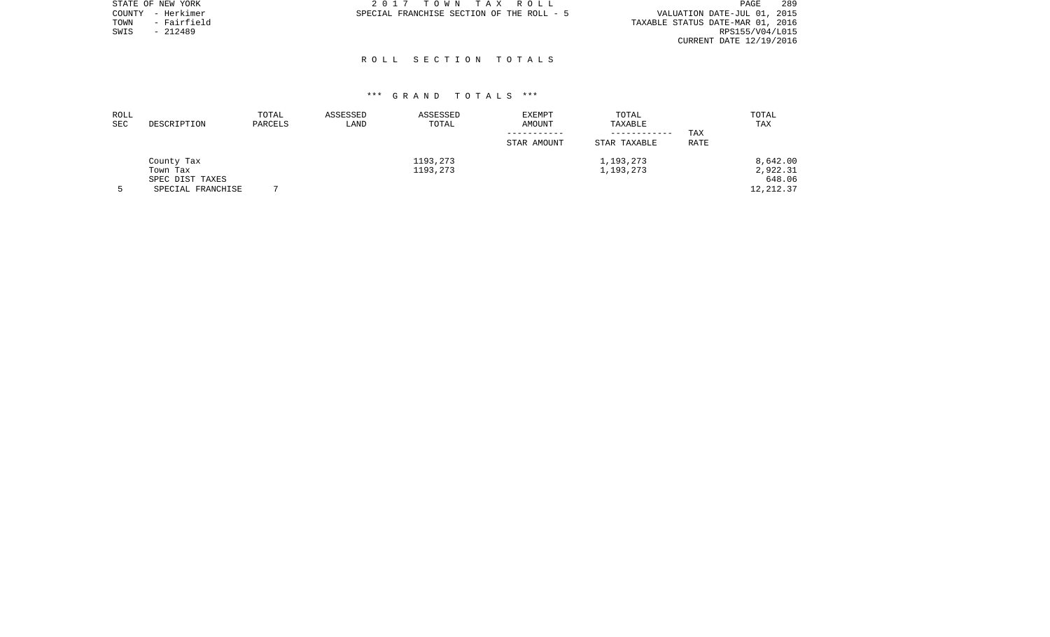STATE OF NEW YORK
COUNTY - Herkimer
TOWN - Fairfield
SWIS - 212489

2017 TOWN TAX ROLL
SPECIAL FRANCHISE SECTION OF THE ROLL - 5

VALUATION DATE-JUL 01, 2015
TAXABLE STATUS DATE-MAR 01, 2016
RPS155/V04/L015
CURRENT DATE 12/19/2016

## ROLL SECTION TOTALS

### *** GRAND TOTALS ***

| ROLL SEC | DESCRIPTION | TOTAL PARCELS | ASSESSED LAND | ASSESSED TOTAL | EXEMPT AMOUNT / STAR AMOUNT | TOTAL TAXABLE / STAR TAXABLE | TAX RATE | TOTAL TAX |
|---|---|---|---|---|---|---|---|---|
| | County Tax | | | 1193,273 | | 1,193,273 | | 8,642.00 |
| | Town Tax | | | 1193,273 | | 1,193,273 | | 2,922.31 |
| | SPEC DIST TAXES | | | | | | | 648.06 |
| 5 | SPECIAL FRANCHISE | 7 | | | | | | 12,212.37 |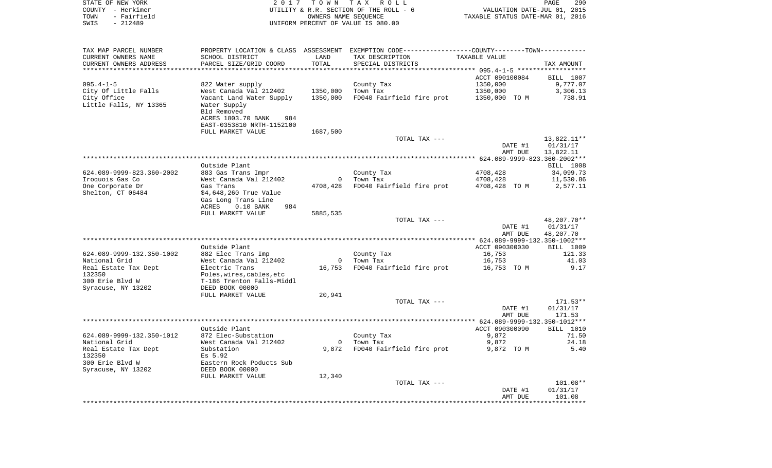STATE OF NEW YORK
COUNTY - Herkimer
TOWN - Fairfield
SWIS - 212489

2 0 1 7 T O W N T A X R O L L
UTILITY & R.R. SECTION OF THE ROLL - 6
OWNERS NAME SEQUENCE
UNIFORM PERCENT OF VALUE IS 080.00

VALUATION DATE-JUL 01, 2015
TAXABLE STATUS DATE-MAR 01, 2016

| TAX MAP PARCEL NUMBER / CURRENT OWNERS NAME / CURRENT OWNERS ADDRESS | PROPERTY LOCATION & CLASS / SCHOOL DISTRICT / PARCEL SIZE/GRID COORD | ASSESSMENT LAND / TOTAL | EXEMPTION CODE / TAX DESCRIPTION / SPECIAL DISTRICTS | COUNTY--------TOWN TAXABLE VALUE | TAX AMOUNT |
|---|---|---|---|---|---|
| **095.4-1-5** | | | | ACCT 090100084 | BILL 1007 |
| 095.4-1-5 | 822 Water supply | | County Tax | 1350,000 | 9,777.07 |
| City Of Little Falls | West Canada Val 212402 | 1350,000 | Town Tax | 1350,000 | 3,306.13 |
| City Office | Vacant Land Water Supply | 1350,000 | FD040 Fairfield fire prot | 1350,000 TO M | 738.91 |
| Little Falls, NY 13365 | Water Supply | | | | |
| | Bld Removed | | | | |
| | ACRES 1803.70 BANK 984 | | | | |
| | EAST-0353810 NRTH-1152100 | | | | |
| | FULL MARKET VALUE | 1687,500 | | | |
| | | | TOTAL TAX --- | | 13,822.11** |
| | | | | DATE #1 | 01/31/17 |
| | | | | AMT DUE | 13,822.11 |
| **624.089-9999-823.360-2002** | Outside Plant | | | | BILL 1008 |
| 624.089-9999-823.360-2002 | 883 Gas Trans Impr | | County Tax | 4708,428 | 34,099.73 |
| Iroquois Gas Co | West Canada Val 212402 | 0 | Town Tax | 4708,428 | 11,530.86 |
| One Corporate Dr | Gas Trans | 4708,428 | FD040 Fairfield fire prot | 4708,428 TO M | 2,577.11 |
| Shelton, CT 06484 | $4,648,260 True Value | | | | |
| | Gas Long Trans Line | | | | |
| | ACRES 0.10 BANK 984 | | | | |
| | FULL MARKET VALUE | 5885,535 | | | |
| | | | TOTAL TAX --- | | 48,207.70** |
| | | | | DATE #1 | 01/31/17 |
| | | | | AMT DUE | 48,207.70 |
| **624.089-9999-132.350-1002** | Outside Plant | | | ACCT 090300030 | BILL 1009 |
| 624.089-9999-132.350-1002 | 882 Elec Trans Imp | | County Tax | 16,753 | 121.33 |
| National Grid | West Canada Val 212402 | 0 | Town Tax | 16,753 | 41.03 |
| Real Estate Tax Dept | Electric Trans | 16,753 | FD040 Fairfield fire prot | 16,753 TO M | 9.17 |
| 132350 | Poles,wires,cables,etc | | | | |
| 300 Erie Blvd W | T-186 Trenton Falls-Middl | | | | |
| Syracuse, NY 13202 | DEED BOOK 00000 | | | | |
| | FULL MARKET VALUE | 20,941 | | | |
| | | | TOTAL TAX --- | | 171.53** |
| | | | | DATE #1 | 01/31/17 |
| | | | | AMT DUE | 171.53 |
| **624.089-9999-132.350-1012** | Outside Plant | | | ACCT 090300090 | BILL 1010 |
| 624.089-9999-132.350-1012 | 872 Elec-Substation | | County Tax | 9,872 | 71.50 |
| National Grid | West Canada Val 212402 | 0 | Town Tax | 9,872 | 24.18 |
| Real Estate Tax Dept | Substation | 9,872 | FD040 Fairfield fire prot | 9,872 TO M | 5.40 |
| 132350 | Es 5.92 | | | | |
| 300 Erie Blvd W | Eastern Rock Poducts Sub | | | | |
| Syracuse, NY 13202 | DEED BOOK 00000 | | | | |
| | FULL MARKET VALUE | 12,340 | | | |
| | | | TOTAL TAX --- | | 101.08** |
| | | | | DATE #1 | 01/31/17 |
| | | | | AMT DUE | 101.08 |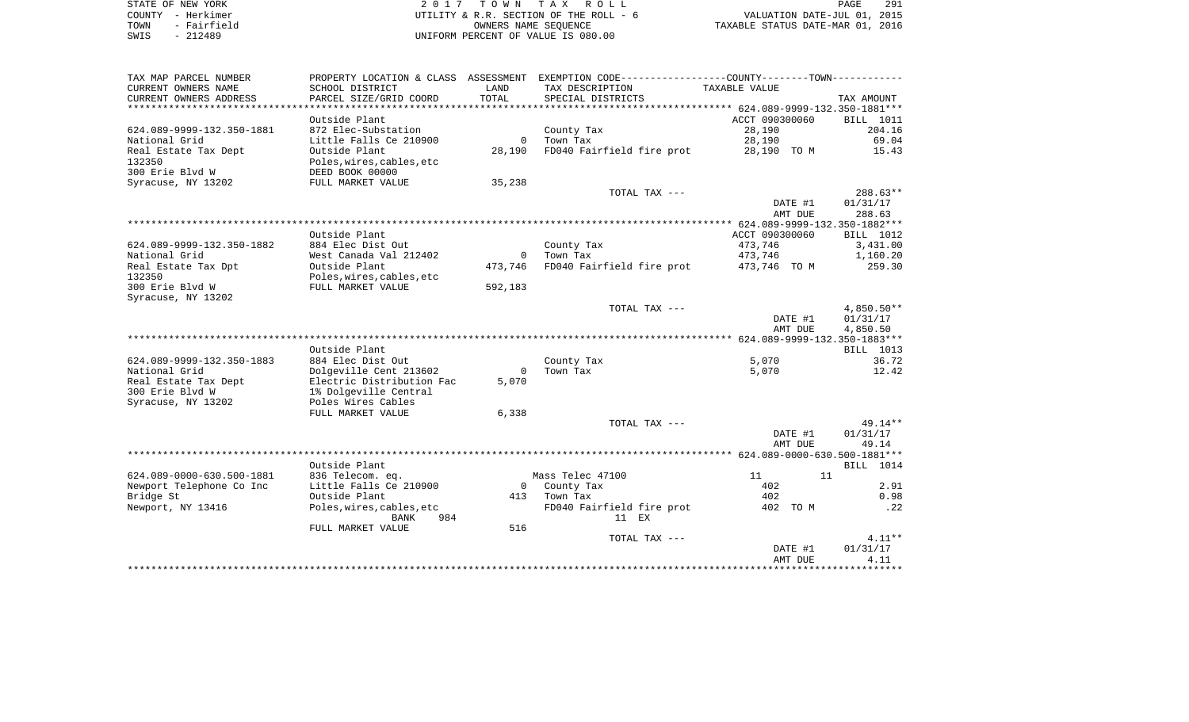STATE OF NEW YORK
COUNTY - Herkimer
TOWN - Fairfield
SWIS - 212489

2017 TOWN TAX ROLL
UTILITY & R.R. SECTION OF THE ROLL - 6
OWNERS NAME SEQUENCE
UNIFORM PERCENT OF VALUE IS 080.00

VALUATION DATE-JUL 01, 2015
TAXABLE STATUS DATE-MAR 01, 2016

| TAX MAP PARCEL NUMBER / CURRENT OWNERS NAME / CURRENT OWNERS ADDRESS | PROPERTY LOCATION & CLASS / SCHOOL DISTRICT / PARCEL SIZE/GRID COORD | ASSESSMENT LAND / TOTAL | EXEMPTION CODE / TAX DESCRIPTION / SPECIAL DISTRICTS | COUNTY/TOWN TAXABLE VALUE | TAX AMOUNT |
|---|---|---|---|---|---|
| **624.089-9999-132.350-1881** | Outside Plant | | | ACCT 090300060 | BILL 1011 |
| 624.089-9999-132.350-1881 | 872 Elec-Substation | | County Tax | 28,190 | 204.16 |
| National Grid | Little Falls Ce 210900 | 0 | Town Tax | 28,190 | 69.04 |
| Real Estate Tax Dept | Outside Plant | 28,190 | FD040 Fairfield fire prot | 28,190 TO M | 15.43 |
| 132350 | Poles,wires,cables,etc | | | | |
| 300 Erie Blvd W | DEED BOOK 00000 | | | | |
| Syracuse, NY 13202 | FULL MARKET VALUE | 35,238 | | | |
| | | | TOTAL TAX --- | | 288.63** |
| | | | | DATE #1 | 01/31/17 |
| | | | | AMT DUE | 288.63 |
| **624.089-9999-132.350-1882** | Outside Plant | | | ACCT 090300060 | BILL 1012 |
| 624.089-9999-132.350-1882 | 884 Elec Dist Out | | County Tax | 473,746 | 3,431.00 |
| National Grid | West Canada Val 212402 | 0 | Town Tax | 473,746 | 1,160.20 |
| Real Estate Tax Dpt | Outside Plant | 473,746 | FD040 Fairfield fire prot | 473,746 TO M | 259.30 |
| 132350 | Poles,wires,cables,etc | | | | |
| 300 Erie Blvd W | FULL MARKET VALUE | 592,183 | | | |
| Syracuse, NY 13202 | | | | | |
| | | | TOTAL TAX --- | | 4,850.50** |
| | | | | DATE #1 | 01/31/17 |
| | | | | AMT DUE | 4,850.50 |
| **624.089-9999-132.350-1883** | Outside Plant | | | | BILL 1013 |
| 624.089-9999-132.350-1883 | 884 Elec Dist Out | | County Tax | 5,070 | 36.72 |
| National Grid | Dolgeville Cent 213602 | 0 | Town Tax | 5,070 | 12.42 |
| Real Estate Tax Dept | Electric Distribution Fac | 5,070 | | | |
| 300 Erie Blvd W | 1% Dolgeville Central | | | | |
| Syracuse, NY 13202 | Poles Wires Cables | | | | |
| | FULL MARKET VALUE | 6,338 | | | |
| | | | TOTAL TAX --- | | 49.14** |
| | | | | DATE #1 | 01/31/17 |
| | | | | AMT DUE | 49.14 |
| **624.089-0000-630.500-1881** | Outside Plant | | | | BILL 1014 |
| 624.089-0000-630.500-1881 | 836 Telecom. eq. | | Mass Telec 47100 | 11 11 | |
| Newport Telephone Co Inc | Little Falls Ce 210900 | 0 | County Tax | 402 | 2.91 |
| Bridge St | Outside Plant | 413 | Town Tax | 402 | 0.98 |
| Newport, NY 13416 | Poles,wires,cables,etc | | FD040 Fairfield fire prot | 402 TO M | .22 |
| | BANK 984 | | 11 EX | | |
| | FULL MARKET VALUE | 516 | | | |
| | | | TOTAL TAX --- | | 4.11** |
| | | | | DATE #1 | 01/31/17 |
| | | | | AMT DUE | 4.11 |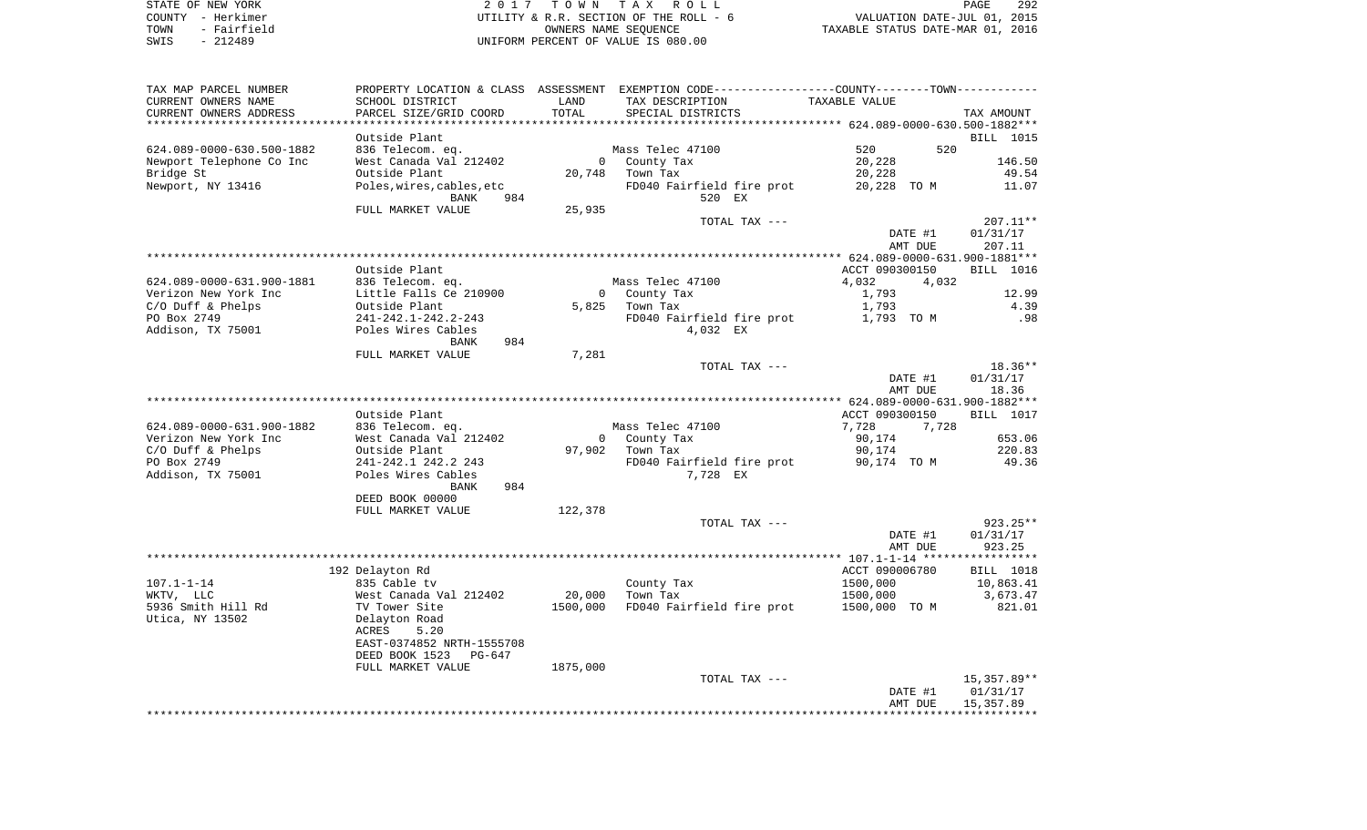STATE OF NEW YORK
COUNTY - Herkimer
TOWN - Fairfield
SWIS - 212489

2 0 1 7 T O W N T A X R O L L
UTILITY & R.R. SECTION OF THE ROLL - 6
OWNERS NAME SEQUENCE
UNIFORM PERCENT OF VALUE IS 080.00

VALUATION DATE-JUL 01, 2015
TAXABLE STATUS DATE-MAR 01, 2016

| TAX MAP PARCEL NUMBER / CURRENT OWNERS NAME / CURRENT OWNERS ADDRESS | PROPERTY LOCATION & CLASS / SCHOOL DISTRICT / PARCEL SIZE/GRID COORD | ASSESSMENT LAND / TOTAL | EXEMPTION CODE / TAX DESCRIPTION / SPECIAL DISTRICTS | COUNTY / TOWN TAXABLE VALUE | TAX AMOUNT |
|---|---|---|---|---|---|
| **624.089-0000-630.500-1882** | Outside Plant | | | | BILL 1015 |
| 624.089-0000-630.500-1882 | 836 Telecom. eq. | | Mass Telec 47100 | 520 520 | |
| Newport Telephone Co Inc | West Canada Val 212402 | 0 | County Tax | 20,228 | 146.50 |
| Bridge St | Outside Plant | 20,748 | Town Tax | 20,228 | 49.54 |
| Newport, NY 13416 | Poles,wires,cables,etc | | FD040 Fairfield fire prot | 20,228 TO M | 11.07 |
| | BANK 984 | | 520 EX | | |
| | FULL MARKET VALUE | 25,935 | | | |
| | | | TOTAL TAX --- | | 207.11** |
| | | | | DATE #1 | 01/31/17 |
| | | | | AMT DUE | 207.11 |
| **624.089-0000-631.900-1881** | Outside Plant | | | ACCT 090300150 | BILL 1016 |
| 624.089-0000-631.900-1881 | 836 Telecom. eq. | | Mass Telec 47100 | 4,032 4,032 | |
| Verizon New York Inc | Little Falls Ce 210900 | 0 | County Tax | 1,793 | 12.99 |
| C/O Duff & Phelps | Outside Plant | 5,825 | Town Tax | 1,793 | 4.39 |
| PO Box 2749 | 241-242.1-242.2-243 | | FD040 Fairfield fire prot | 1,793 TO M | .98 |
| Addison, TX 75001 | Poles Wires Cables | | 4,032 EX | | |
| | BANK 984 | | | | |
| | FULL MARKET VALUE | 7,281 | | | |
| | | | TOTAL TAX --- | | 18.36** |
| | | | | DATE #1 | 01/31/17 |
| | | | | AMT DUE | 18.36 |
| **624.089-0000-631.900-1882** | Outside Plant | | | ACCT 090300150 | BILL 1017 |
| 624.089-0000-631.900-1882 | 836 Telecom. eq. | | Mass Telec 47100 | 7,728 7,728 | |
| Verizon New York Inc | West Canada Val 212402 | 0 | County Tax | 90,174 | 653.06 |
| C/O Duff & Phelps | Outside Plant | 97,902 | Town Tax | 90,174 | 220.83 |
| PO Box 2749 | 241-242.1 242.2 243 | | FD040 Fairfield fire prot | 90,174 TO M | 49.36 |
| Addison, TX 75001 | Poles Wires Cables | | 7,728 EX | | |
| | BANK 984 | | | | |
| | DEED BOOK 00000 | | | | |
| | FULL MARKET VALUE | 122,378 | | | |
| | | | TOTAL TAX --- | | 923.25** |
| | | | | DATE #1 | 01/31/17 |
| | | | | AMT DUE | 923.25 |
| **107.1-1-14** | 192 Delayton Rd | | | ACCT 090006780 | BILL 1018 |
| 107.1-1-14 | 835 Cable tv | | County Tax | 1500,000 | 10,863.41 |
| WKTV, LLC | West Canada Val 212402 | 20,000 | Town Tax | 1500,000 | 3,673.47 |
| 5936 Smith Hill Rd | TV Tower Site | 1500,000 | FD040 Fairfield fire prot | 1500,000 TO M | 821.01 |
| Utica, NY 13502 | Delayton Road | | | | |
| | ACRES 5.20 | | | | |
| | EAST-0374852 NRTH-1555708 | | | | |
| | DEED BOOK 1523 PG-647 | | | | |
| | FULL MARKET VALUE | 1875,000 | | | |
| | | | TOTAL TAX --- | | 15,357.89** |
| | | | | DATE #1 | 01/31/17 |
| | | | | AMT DUE | 15,357.89 |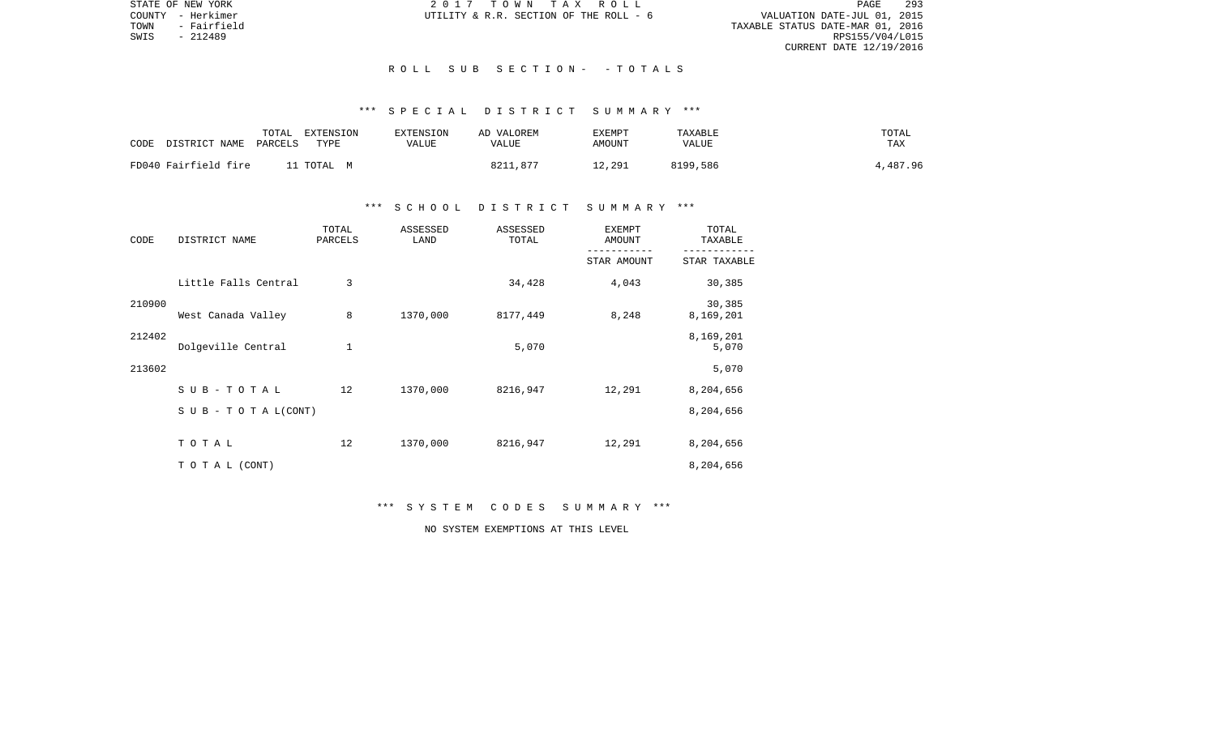STATE OF NEW YORK | 2 0 1 7 T O W N T A X R O L L | PAGE 293
COUNTY - Herkimer | UTILITY & R.R. SECTION OF THE ROLL - 6 | VALUATION DATE-JUL 01, 2015
TOWN - Fairfield | | TAXABLE STATUS DATE-MAR 01, 2016
SWIS - 212489 | | RPS155/V04/L015
CURRENT DATE 12/19/2016

R O L L S U B S E C T I O N - - T O T A L S

*** S P E C I A L D I S T R I C T S U M M A R Y ***

| CODE DISTRICT NAME | TOTAL PARCELS | EXTENSION TYPE | EXTENSION VALUE | AD VALOREM VALUE | EXEMPT AMOUNT | TAXABLE VALUE | TOTAL TAX |
|---|---|---|---|---|---|---|---|
| FD040 Fairfield fire | 11 | TOTAL M | | 8211,877 | 12,291 | 8199,586 | 4,487.96 |

*** S C H O O L D I S T R I C T S U M M A R Y ***

| CODE | DISTRICT NAME | TOTAL PARCELS | ASSESSED LAND | ASSESSED TOTAL | EXEMPT AMOUNT / STAR AMOUNT | TOTAL TAXABLE / STAR TAXABLE |
|---|---|---|---|---|---|---|
| 210900 | Little Falls Central | 3 | | 34,428 | 4,043 | 30,385 |
| | | | | | | 30,385 |
| 212402 | West Canada Valley | 8 | 1370,000 | 8177,449 | 8,248 | 8,169,201 |
| | | | | | | 8,169,201 |
| 213602 | Dolgeville Central | 1 | | 5,070 | | 5,070 |
| | | | | | | 5,070 |
| | S U B - T O T A L | 12 | 1370,000 | 8216,947 | 12,291 | 8,204,656 |
| | S U B - T O T A L(CONT) | | | | | 8,204,656 |
| | T O T A L | 12 | 1370,000 | 8216,947 | 12,291 | 8,204,656 |
| | T O T A L (CONT) | | | | | 8,204,656 |

*** S Y S T E M C O D E S S U M M A R Y ***

NO SYSTEM EXEMPTIONS AT THIS LEVEL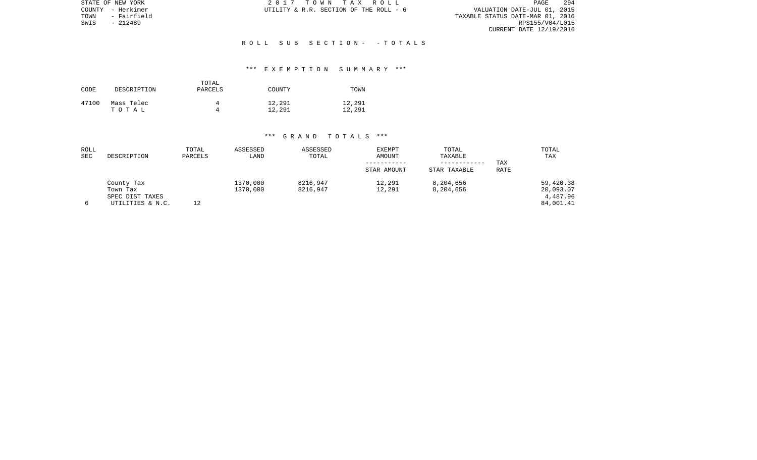STATE OF NEW YORK
COUNTY - Herkimer
TOWN - Fairfield
SWIS - 212489

2 0 1 7 T O W N T A X R O L L
UTILITY & R.R. SECTION OF THE ROLL - 6

VALUATION DATE-JUL 01, 2015
TAXABLE STATUS DATE-MAR 01, 2016
RPS155/V04/L015
CURRENT DATE 12/19/2016

R O L L S U B S E C T I O N - - T O T A L S

*** E X E M P T I O N S U M M A R Y ***

| CODE | DESCRIPTION | TOTAL PARCELS | COUNTY | TOWN |
|---|---|---|---|---|
| 47100 | Mass Telec | 4 | 12,291 | 12,291 |
| | T O T A L | 4 | 12,291 | 12,291 |

*** G R A N D T O T A L S ***

| ROLL SEC | DESCRIPTION | TOTAL PARCELS | ASSESSED LAND | ASSESSED TOTAL | EXEMPT AMOUNT<br>-----------<br>STAR AMOUNT | TOTAL TAXABLE<br>------------<br>STAR TAXABLE | TAX RATE | TOTAL TAX |
|---|---|---|---|---|---|---|---|---|
| | County Tax | | 1370,000 | 8216,947 | 12,291 | 8,204,656 | | 59,420.38 |
| | Town Tax | | 1370,000 | 8216,947 | 12,291 | 8,204,656 | | 20,093.07 |
| | SPEC DIST TAXES | | | | | | | 4,487.96 |
| 6 | UTILITIES & N.C. | 12 | | | | | | 84,001.41 |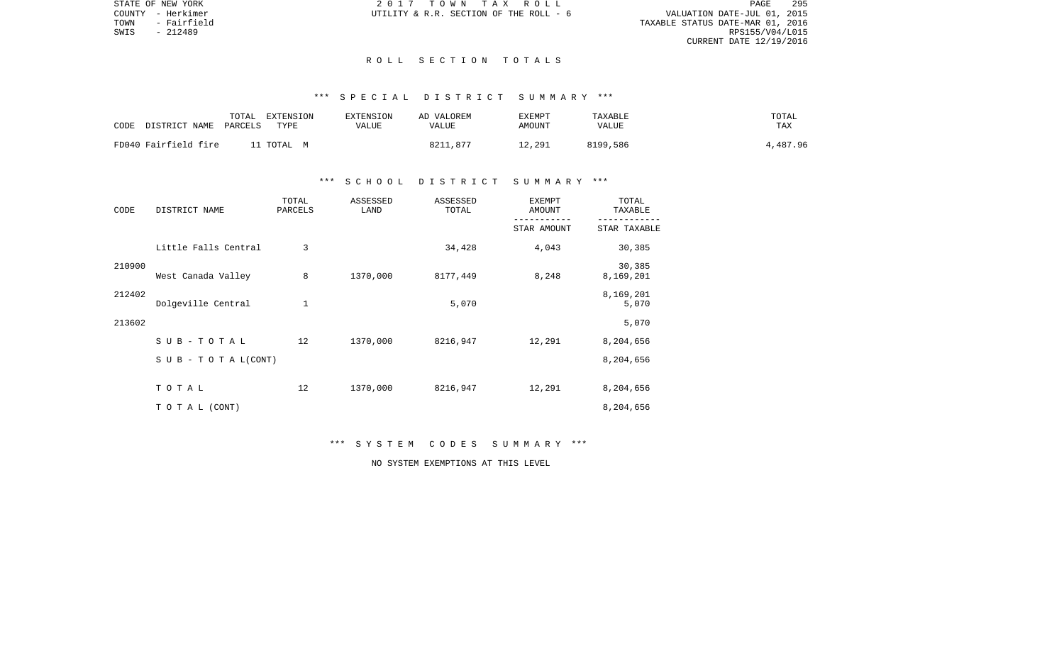STATE OF NEW YORK
COUNTY - Herkimer
TOWN - Fairfield
SWIS - 212489

2 0 1 7 T O W N T A X R O L L
UTILITY & R.R. SECTION OF THE ROLL - 6

VALUATION DATE-JUL 01, 2015
TAXABLE STATUS DATE-MAR 01, 2016
RPS155/V04/L015
CURRENT DATE 12/19/2016

## R O L L S E C T I O N T O T A L S

### *** S P E C I A L D I S T R I C T S U M M A R Y ***

| CODE DISTRICT NAME | TOTAL PARCELS | EXTENSION TYPE | EXTENSION VALUE | AD VALOREM VALUE | EXEMPT AMOUNT | TAXABLE VALUE | TOTAL TAX |
|---|---|---|---|---|---|---|---|
| FD040 Fairfield fire | 11 | TOTAL M | | 8211,877 | 12,291 | 8199,586 | 4,487.96 |

### *** S C H O O L D I S T R I C T S U M M A R Y ***

| CODE | DISTRICT NAME | TOTAL PARCELS | ASSESSED LAND | ASSESSED TOTAL | EXEMPT AMOUNT / STAR AMOUNT | TOTAL TAXABLE / STAR TAXABLE |
|---|---|---|---|---|---|---|
| 210900 | Little Falls Central | 3 | | 34,428 | 4,043 | 30,385 |
| | | | | | | 30,385 |
| 212402 | West Canada Valley | 8 | 1370,000 | 8177,449 | 8,248 | 8,169,201 |
| | | | | | | 8,169,201 |
| 213602 | Dolgeville Central | 1 | | 5,070 | | 5,070 |
| | | | | | | 5,070 |
| | S U B - T O T A L | 12 | 1370,000 | 8216,947 | 12,291 | 8,204,656 |
| | S U B - T O T A L(CONT) | | | | | 8,204,656 |
| | T O T A L | 12 | 1370,000 | 8216,947 | 12,291 | 8,204,656 |
| | T O T A L (CONT) | | | | | 8,204,656 |

### *** S Y S T E M C O D E S S U M M A R Y ***

NO SYSTEM EXEMPTIONS AT THIS LEVEL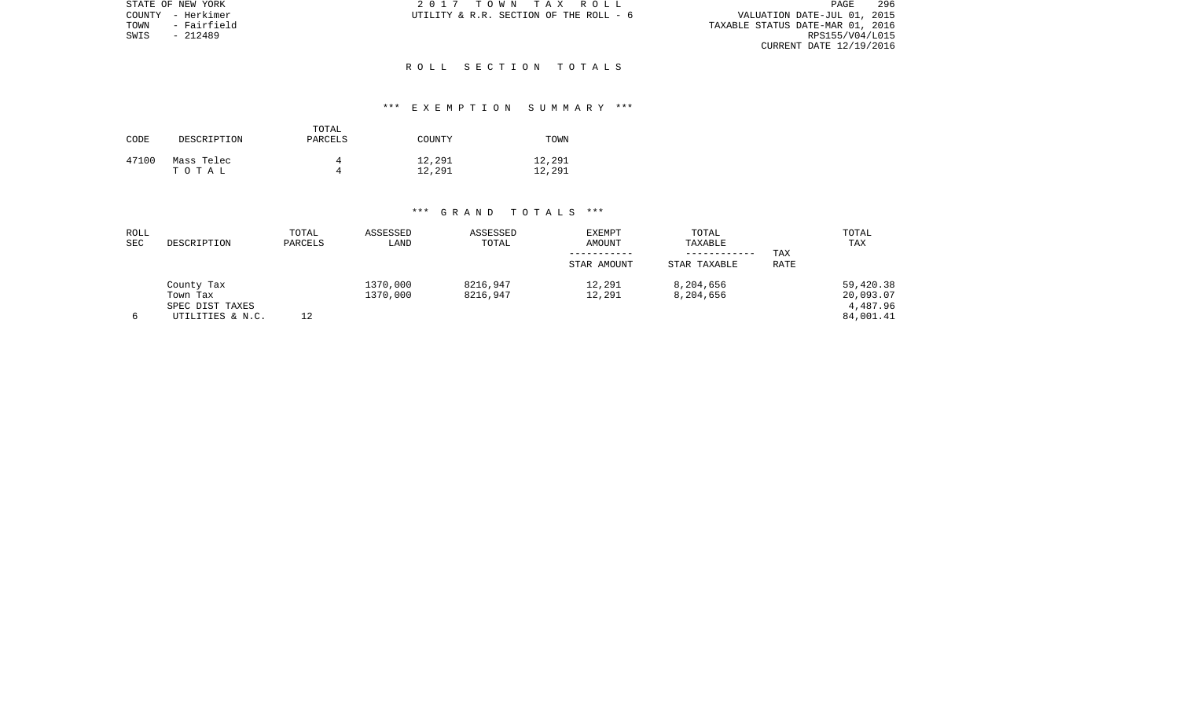STATE OF NEW YORK
COUNTY - Herkimer
TOWN - Fairfield
SWIS - 212489

2 0 1 7 T O W N T A X R O L L
UTILITY & R.R. SECTION OF THE ROLL - 6

VALUATION DATE-JUL 01, 2015
TAXABLE STATUS DATE-MAR 01, 2016
RPS155/V04/L015
CURRENT DATE 12/19/2016

## R O L L S E C T I O N T O T A L S

### *** E X E M P T I O N S U M M A R Y ***

| CODE | DESCRIPTION | TOTAL PARCELS | COUNTY | TOWN |
|---|---|---|---|---|
| 47100 | Mass Telec | 4 | 12,291 | 12,291 |
| | T O T A L | 4 | 12,291 | 12,291 |

### *** G R A N D T O T A L S ***

| ROLL SEC | DESCRIPTION | TOTAL PARCELS | ASSESSED LAND | ASSESSED TOTAL | EXEMPT AMOUNT<br>-----------<br>STAR AMOUNT | TOTAL TAXABLE<br>------------<br>STAR TAXABLE | TAX RATE | TOTAL TAX |
|---|---|---|---|---|---|---|---|---|
| | County Tax | | 1370,000 | 8216,947 | 12,291 | 8,204,656 | | 59,420.38 |
| | Town Tax | | 1370,000 | 8216,947 | 12,291 | 8,204,656 | | 20,093.07 |
| | SPEC DIST TAXES | | | | | | | 4,487.96 |
| 6 | UTILITIES & N.C. | 12 | | | | | | 84,001.41 |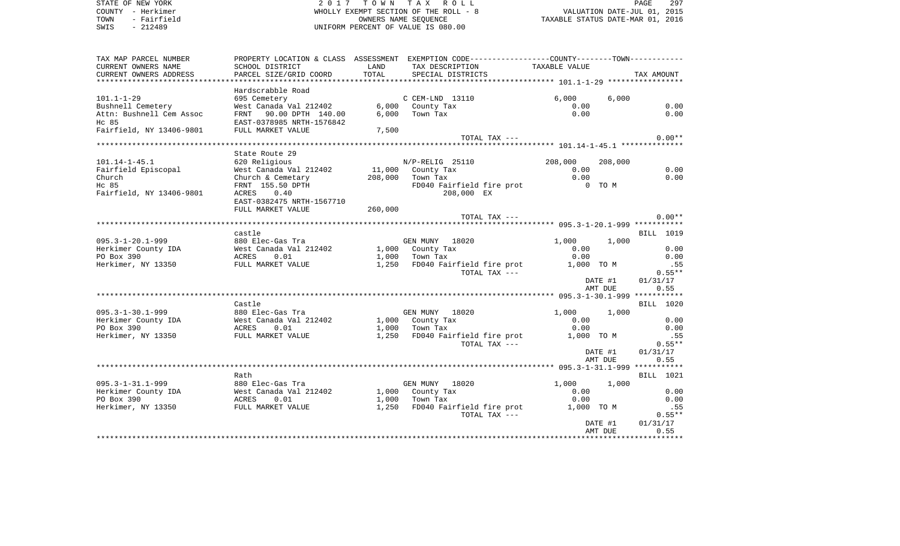STATE OF NEW YORK
COUNTY - Herkimer
TOWN - Fairfield
SWIS - 212489

# 2017 TOWN TAX ROLL

WHOLLY EXEMPT SECTION OF THE ROLL - 8
OWNERS NAME SEQUENCE
UNIFORM PERCENT OF VALUE IS 080.00

VALUATION DATE-JUL 01, 2015
TAXABLE STATUS DATE-MAR 01, 2016

| TAX MAP PARCEL NUMBER / CURRENT OWNERS NAME / CURRENT OWNERS ADDRESS | PROPERTY LOCATION & CLASS / SCHOOL DISTRICT / PARCEL SIZE/GRID COORD | ASSESSMENT LAND | TOTAL | EXEMPTION CODE / TAX DESCRIPTION / SPECIAL DISTRICTS | COUNTY TAXABLE VALUE | TOWN | TAX AMOUNT |
|---|---|---|---|---|---|---|---|
| 101.1-1-29 | Hardscrabble Road | | | | | | |
| | 695 Cemetery | | | C CEM-LND 13110 | 6,000 | 6,000 | |
| Bushnell Cemetery | West Canada Val 212402 | 6,000 | | County Tax | 0.00 | | 0.00 |
| Attn: Bushnell Cem Assoc | FRNT 90.00 DPTH 140.00 | | 6,000 | Town Tax | 0.00 | | 0.00 |
| Hc 85 | EAST-0378985 NRTH-1576842 | | | | | | |
| Fairfield, NY 13406-9801 | FULL MARKET VALUE | | 7,500 | | | | |
| | | | | TOTAL TAX --- | | | 0.00** |
| 101.14-1-45.1 | State Route 29 | | | | | | |
| | 620 Religious | | | N/P-RELIG 25110 | 208,000 | 208,000 | |
| Fairfield Episcopal | West Canada Val 212402 | 11,000 | | County Tax | 0.00 | | 0.00 |
| Church | Church & Cemetary | | 208,000 | Town Tax | 0.00 | | 0.00 |
| Hc 85 | FRNT 155.50 DPTH | | | FD040 Fairfield fire prot | 0 TO M | | |
| Fairfield, NY 13406-9801 | ACRES 0.40 | | | 208,000 EX | | | |
| | EAST-0382475 NRTH-1567710 | | | | | | |
| | FULL MARKET VALUE | | 260,000 | | | | |
| | | | | TOTAL TAX --- | | | 0.00** |
| 095.3-1-20.1-999 | castle | | | | | | BILL 1019 |
| | 880 Elec-Gas Tra | | | GEN MUNY 18020 | 1,000 | 1,000 | |
| Herkimer County IDA | West Canada Val 212402 | 1,000 | | County Tax | 0.00 | | 0.00 |
| PO Box 390 | ACRES 0.01 | | 1,000 | Town Tax | 0.00 | | 0.00 |
| Herkimer, NY 13350 | FULL MARKET VALUE | | 1,250 | FD040 Fairfield fire prot | 1,000 TO M | | .55 |
| | | | | TOTAL TAX --- | | | 0.55** |
| | | | | | | DATE #1 | 01/31/17 |
| | | | | | | AMT DUE | 0.55 |
| 095.3-1-30.1-999 | Castle | | | | | | BILL 1020 |
| | 880 Elec-Gas Tra | | | GEN MUNY 18020 | 1,000 | 1,000 | |
| Herkimer County IDA | West Canada Val 212402 | 1,000 | | County Tax | 0.00 | | 0.00 |
| PO Box 390 | ACRES 0.01 | | 1,000 | Town Tax | 0.00 | | 0.00 |
| Herkimer, NY 13350 | FULL MARKET VALUE | | 1,250 | FD040 Fairfield fire prot | 1,000 TO M | | .55 |
| | | | | TOTAL TAX --- | | | 0.55** |
| | | | | | | DATE #1 | 01/31/17 |
| | | | | | | AMT DUE | 0.55 |
| 095.3-1-31.1-999 | Rath | | | | | | BILL 1021 |
| | 880 Elec-Gas Tra | | | GEN MUNY 18020 | 1,000 | 1,000 | |
| Herkimer County IDA | West Canada Val 212402 | 1,000 | | County Tax | 0.00 | | 0.00 |
| PO Box 390 | ACRES 0.01 | | 1,000 | Town Tax | 0.00 | | 0.00 |
| Herkimer, NY 13350 | FULL MARKET VALUE | | 1,250 | FD040 Fairfield fire prot | 1,000 TO M | | .55 |
| | | | | TOTAL TAX --- | | | 0.55** |
| | | | | | | DATE #1 | 01/31/17 |
| | | | | | | AMT DUE | 0.55 |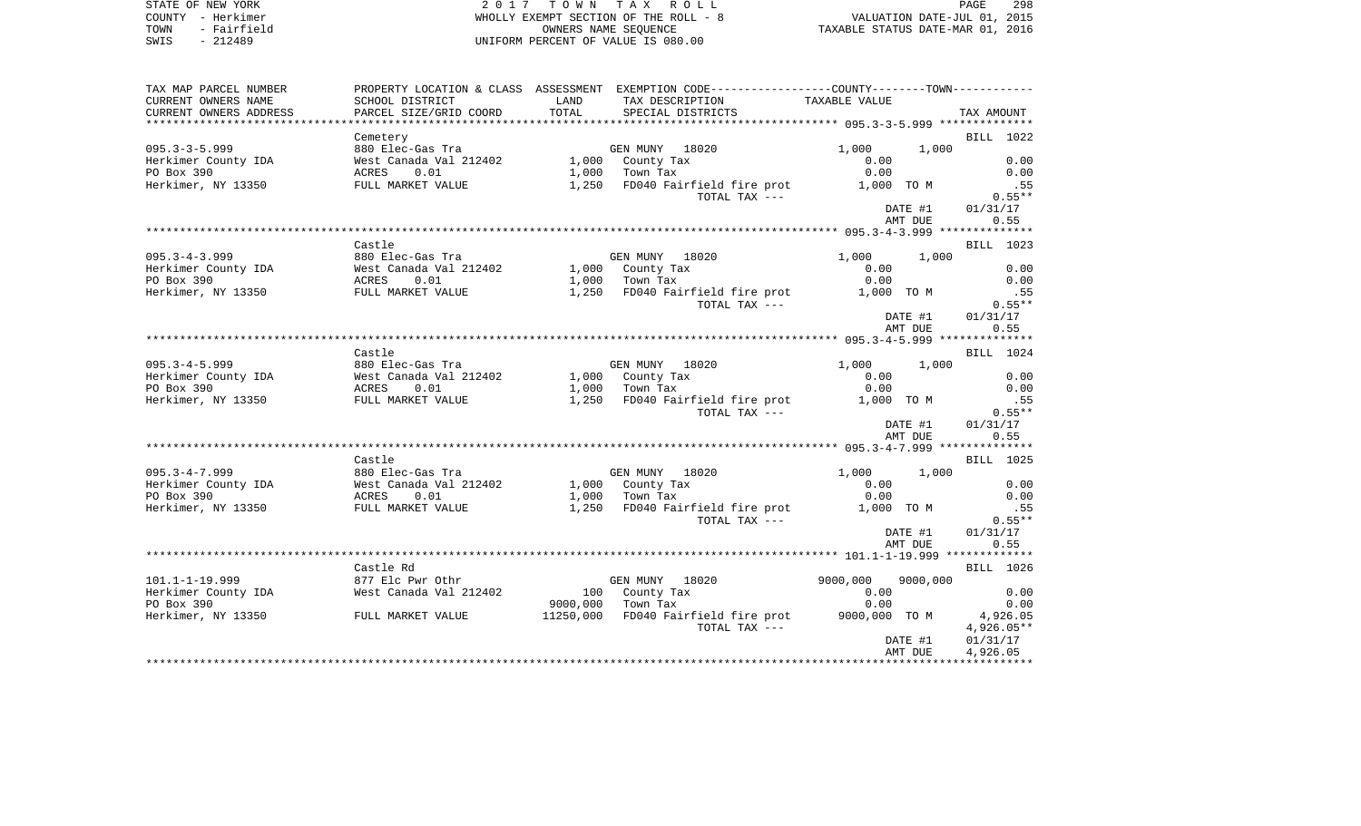STATE OF NEW YORK
COUNTY - Herkimer
TOWN - Fairfield
SWIS - 212489

2 0 1 7 T O W N T A X R O L L
WHOLLY EXEMPT SECTION OF THE ROLL - 8
OWNERS NAME SEQUENCE
UNIFORM PERCENT OF VALUE IS 080.00

VALUATION DATE-JUL 01, 2015
TAXABLE STATUS DATE-MAR 01, 2016

| TAX MAP PARCEL NUMBER / CURRENT OWNERS NAME / CURRENT OWNERS ADDRESS | PROPERTY LOCATION & CLASS / SCHOOL DISTRICT / PARCEL SIZE/GRID COORD | ASSESSMENT LAND / TOTAL | EXEMPTION CODE / TAX DESCRIPTION / SPECIAL DISTRICTS | COUNTY TAXABLE VALUE | TOWN | TAX AMOUNT |
|---|---|---|---|---|---|---|
| 095.3-3-5.999 | Cemetery |  |  |  |  | BILL 1022 |
| 095.3-3-5.999 | 880 Elec-Gas Tra |  | GEN MUNY 18020 | 1,000 | 1,000 |  |
| Herkimer County IDA | West Canada Val 212402 | 1,000 | County Tax | 0.00 |  | 0.00 |
| PO Box 390 | ACRES 0.01 | 1,000 | Town Tax | 0.00 |  | 0.00 |
| Herkimer, NY 13350 | FULL MARKET VALUE | 1,250 | FD040 Fairfield fire prot | 1,000 TO M |  | .55 |
|  |  |  | TOTAL TAX --- |  |  | 0.55** |
|  |  |  |  |  | DATE #1 | 01/31/17 |
|  |  |  |  |  | AMT DUE | 0.55 |
| 095.3-4-3.999 | Castle |  |  |  |  | BILL 1023 |
| 095.3-4-3.999 | 880 Elec-Gas Tra |  | GEN MUNY 18020 | 1,000 | 1,000 |  |
| Herkimer County IDA | West Canada Val 212402 | 1,000 | County Tax | 0.00 |  | 0.00 |
| PO Box 390 | ACRES 0.01 | 1,000 | Town Tax | 0.00 |  | 0.00 |
| Herkimer, NY 13350 | FULL MARKET VALUE | 1,250 | FD040 Fairfield fire prot | 1,000 TO M |  | .55 |
|  |  |  | TOTAL TAX --- |  |  | 0.55** |
|  |  |  |  |  | DATE #1 | 01/31/17 |
|  |  |  |  |  | AMT DUE | 0.55 |
| 095.3-4-5.999 | Castle |  |  |  |  | BILL 1024 |
| 095.3-4-5.999 | 880 Elec-Gas Tra |  | GEN MUNY 18020 | 1,000 | 1,000 |  |
| Herkimer County IDA | West Canada Val 212402 | 1,000 | County Tax | 0.00 |  | 0.00 |
| PO Box 390 | ACRES 0.01 | 1,000 | Town Tax | 0.00 |  | 0.00 |
| Herkimer, NY 13350 | FULL MARKET VALUE | 1,250 | FD040 Fairfield fire prot | 1,000 TO M |  | .55 |
|  |  |  | TOTAL TAX --- |  |  | 0.55** |
|  |  |  |  |  | DATE #1 | 01/31/17 |
|  |  |  |  |  | AMT DUE | 0.55 |
| 095.3-4-7.999 | Castle |  |  |  |  | BILL 1025 |
| 095.3-4-7.999 | 880 Elec-Gas Tra |  | GEN MUNY 18020 | 1,000 | 1,000 |  |
| Herkimer County IDA | West Canada Val 212402 | 1,000 | County Tax | 0.00 |  | 0.00 |
| PO Box 390 | ACRES 0.01 | 1,000 | Town Tax | 0.00 |  | 0.00 |
| Herkimer, NY 13350 | FULL MARKET VALUE | 1,250 | FD040 Fairfield fire prot | 1,000 TO M |  | .55 |
|  |  |  | TOTAL TAX --- |  |  | 0.55** |
|  |  |  |  |  | DATE #1 | 01/31/17 |
|  |  |  |  |  | AMT DUE | 0.55 |
| 101.1-1-19.999 | Castle Rd |  |  |  |  | BILL 1026 |
| 101.1-1-19.999 | 877 Elc Pwr Othr |  | GEN MUNY 18020 | 9000,000 | 9000,000 |  |
| Herkimer County IDA | West Canada Val 212402 | 100 | County Tax | 0.00 |  | 0.00 |
| PO Box 390 |  | 9000,000 | Town Tax | 0.00 |  | 0.00 |
| Herkimer, NY 13350 | FULL MARKET VALUE | 11250,000 | FD040 Fairfield fire prot | 9000,000 TO M |  | 4,926.05 |
|  |  |  | TOTAL TAX --- |  |  | 4,926.05** |
|  |  |  |  |  | DATE #1 | 01/31/17 |
|  |  |  |  |  | AMT DUE | 4,926.05 |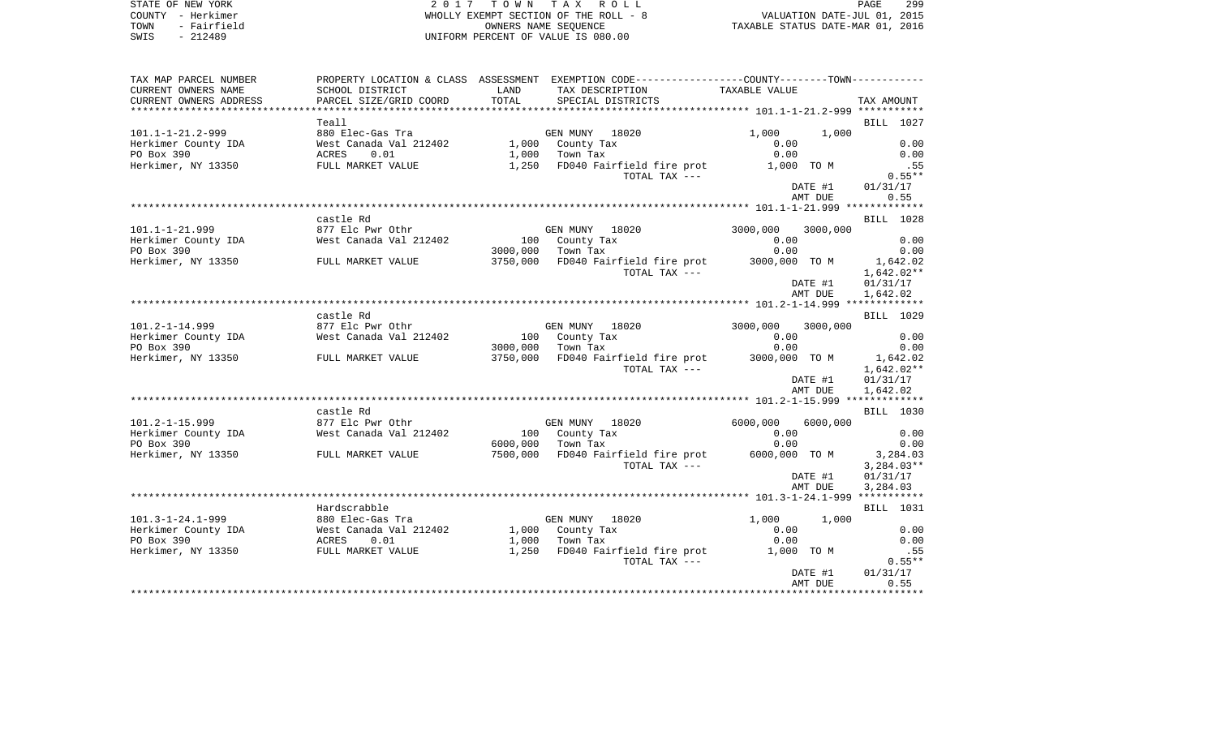STATE OF NEW YORK
COUNTY - Herkimer
TOWN - Fairfield
SWIS - 212489

2 0 1 7 T O W N T A X R O L L
WHOLLY EXEMPT SECTION OF THE ROLL - 8
OWNERS NAME SEQUENCE
UNIFORM PERCENT OF VALUE IS 080.00

VALUATION DATE-JUL 01, 2015
TAXABLE STATUS DATE-MAR 01, 2016

| TAX MAP PARCEL NUMBER / CURRENT OWNERS NAME / CURRENT OWNERS ADDRESS | PROPERTY LOCATION & CLASS / SCHOOL DISTRICT / PARCEL SIZE/GRID COORD | ASSESSMENT LAND / TOTAL | EXEMPTION CODE / TAX DESCRIPTION / SPECIAL DISTRICTS | COUNTY / TOWN TAXABLE VALUE | TAX AMOUNT |
|---|---|---|---|---|---|
| 101.1-1-21.2-999 | Teall | | | | BILL 1027 |
| 101.1-1-21.2-999 | 880 Elec-Gas Tra | | GEN MUNY 18020 | 1,000 1,000 | |
| Herkimer County IDA | West Canada Val 212402 | 1,000 | County Tax | 0.00 | 0.00 |
| PO Box 390 | ACRES 0.01 | 1,000 | Town Tax | 0.00 | 0.00 |
| Herkimer, NY 13350 | FULL MARKET VALUE | 1,250 | FD040 Fairfield fire prot | 1,000 TO M | .55 |
| | | | TOTAL TAX --- | | 0.55** |
| | | | | DATE #1 | 01/31/17 |
| | | | | AMT DUE | 0.55 |
| 101.1-1-21.999 | castle Rd | | | | BILL 1028 |
| 101.1-1-21.999 | 877 Elc Pwr Othr | | GEN MUNY 18020 | 3000,000 3000,000 | |
| Herkimer County IDA | West Canada Val 212402 | 100 | County Tax | 0.00 | 0.00 |
| PO Box 390 | | 3000,000 | Town Tax | 0.00 | 0.00 |
| Herkimer, NY 13350 | FULL MARKET VALUE | 3750,000 | FD040 Fairfield fire prot | 3000,000 TO M | 1,642.02 |
| | | | TOTAL TAX --- | | 1,642.02** |
| | | | | DATE #1 | 01/31/17 |
| | | | | AMT DUE | 1,642.02 |
| 101.2-1-14.999 | castle Rd | | | | BILL 1029 |
| 101.2-1-14.999 | 877 Elc Pwr Othr | | GEN MUNY 18020 | 3000,000 3000,000 | |
| Herkimer County IDA | West Canada Val 212402 | 100 | County Tax | 0.00 | 0.00 |
| PO Box 390 | | 3000,000 | Town Tax | 0.00 | 0.00 |
| Herkimer, NY 13350 | FULL MARKET VALUE | 3750,000 | FD040 Fairfield fire prot | 3000,000 TO M | 1,642.02 |
| | | | TOTAL TAX --- | | 1,642.02** |
| | | | | DATE #1 | 01/31/17 |
| | | | | AMT DUE | 1,642.02 |
| 101.2-1-15.999 | castle Rd | | | | BILL 1030 |
| 101.2-1-15.999 | 877 Elc Pwr Othr | | GEN MUNY 18020 | 6000,000 6000,000 | |
| Herkimer County IDA | West Canada Val 212402 | 100 | County Tax | 0.00 | 0.00 |
| PO Box 390 | | 6000,000 | Town Tax | 0.00 | 0.00 |
| Herkimer, NY 13350 | FULL MARKET VALUE | 7500,000 | FD040 Fairfield fire prot | 6000,000 TO M | 3,284.03 |
| | | | TOTAL TAX --- | | 3,284.03** |
| | | | | DATE #1 | 01/31/17 |
| | | | | AMT DUE | 3,284.03 |
| 101.3-1-24.1-999 | Hardscrabble | | | | BILL 1031 |
| 101.3-1-24.1-999 | 880 Elec-Gas Tra | | GEN MUNY 18020 | 1,000 1,000 | |
| Herkimer County IDA | West Canada Val 212402 | 1,000 | County Tax | 0.00 | 0.00 |
| PO Box 390 | ACRES 0.01 | 1,000 | Town Tax | 0.00 | 0.00 |
| Herkimer, NY 13350 | FULL MARKET VALUE | 1,250 | FD040 Fairfield fire prot | 1,000 TO M | .55 |
| | | | TOTAL TAX --- | | 0.55** |
| | | | | DATE #1 | 01/31/17 |
| | | | | AMT DUE | 0.55 |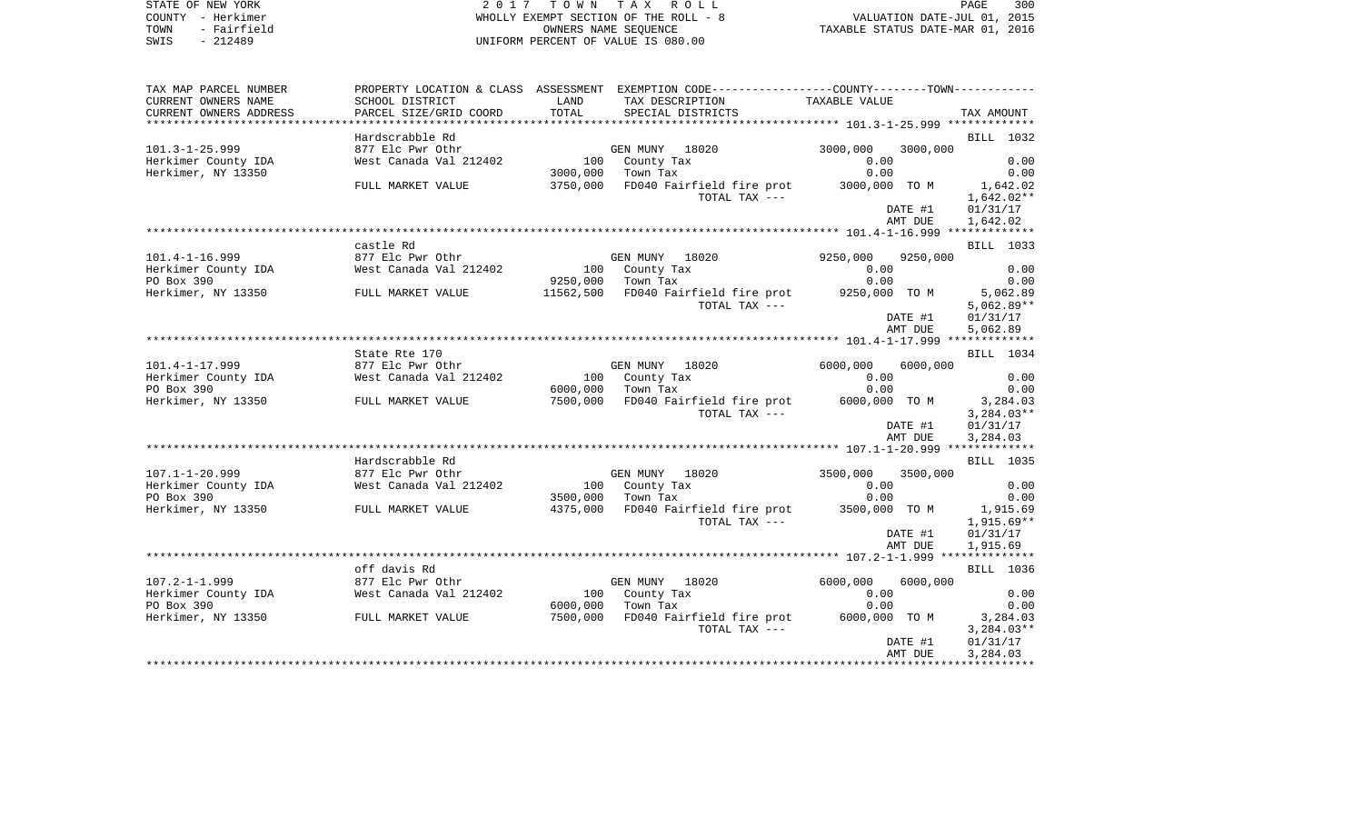STATE OF NEW YORK
COUNTY - Herkimer
TOWN - Fairfield
SWIS - 212489

# 2017 TOWN TAX ROLL

WHOLLY EXEMPT SECTION OF THE ROLL - 8
OWNERS NAME SEQUENCE
UNIFORM PERCENT OF VALUE IS 080.00

VALUATION DATE-JUL 01, 2015
TAXABLE STATUS DATE-MAR 01, 2016

| TAX MAP PARCEL NUMBER / CURRENT OWNERS NAME / CURRENT OWNERS ADDRESS | PROPERTY LOCATION & CLASS / SCHOOL DISTRICT / PARCEL SIZE/GRID COORD | ASSESSMENT LAND / TOTAL | EXEMPTION CODE / TAX DESCRIPTION / SPECIAL DISTRICTS | COUNTY / TOWN TAXABLE VALUE | TAX AMOUNT |
|---|---|---|---|---|---|
| 101.3-1-25.999 | Hardscrabble Rd | | | | BILL 1032 |
| | 877 Elc Pwr Othr | | GEN MUNY 18020 | 3000,000 3000,000 | |
| Herkimer County IDA | West Canada Val 212402 | 100 | County Tax | 0.00 | 0.00 |
| Herkimer, NY 13350 | | 3000,000 | Town Tax | 0.00 | 0.00 |
| | FULL MARKET VALUE | 3750,000 | FD040 Fairfield fire prot | 3000,000 TO M | 1,642.02 |
| | | | TOTAL TAX --- | | 1,642.02** |
| | | | | DATE #1 | 01/31/17 |
| | | | | AMT DUE | 1,642.02 |
| 101.4-1-16.999 | castle Rd | | | | BILL 1033 |
| | 877 Elc Pwr Othr | | GEN MUNY 18020 | 9250,000 9250,000 | |
| Herkimer County IDA | West Canada Val 212402 | 100 | County Tax | 0.00 | 0.00 |
| PO Box 390 | | 9250,000 | Town Tax | 0.00 | 0.00 |
| Herkimer, NY 13350 | FULL MARKET VALUE | 11562,500 | FD040 Fairfield fire prot | 9250,000 TO M | 5,062.89 |
| | | | TOTAL TAX --- | | 5,062.89** |
| | | | | DATE #1 | 01/31/17 |
| | | | | AMT DUE | 5,062.89 |
| 101.4-1-17.999 | State Rte 170 | | | | BILL 1034 |
| | 877 Elc Pwr Othr | | GEN MUNY 18020 | 6000,000 6000,000 | |
| Herkimer County IDA | West Canada Val 212402 | 100 | County Tax | 0.00 | 0.00 |
| PO Box 390 | | 6000,000 | Town Tax | 0.00 | 0.00 |
| Herkimer, NY 13350 | FULL MARKET VALUE | 7500,000 | FD040 Fairfield fire prot | 6000,000 TO M | 3,284.03 |
| | | | TOTAL TAX --- | | 3,284.03** |
| | | | | DATE #1 | 01/31/17 |
| | | | | AMT DUE | 3,284.03 |
| 107.1-1-20.999 | Hardscrabble Rd | | | | BILL 1035 |
| | 877 Elc Pwr Othr | | GEN MUNY 18020 | 3500,000 3500,000 | |
| Herkimer County IDA | West Canada Val 212402 | 100 | County Tax | 0.00 | 0.00 |
| PO Box 390 | | 3500,000 | Town Tax | 0.00 | 0.00 |
| Herkimer, NY 13350 | FULL MARKET VALUE | 4375,000 | FD040 Fairfield fire prot | 3500,000 TO M | 1,915.69 |
| | | | TOTAL TAX --- | | 1,915.69** |
| | | | | DATE #1 | 01/31/17 |
| | | | | AMT DUE | 1,915.69 |
| 107.2-1-1.999 | off davis Rd | | | | BILL 1036 |
| | 877 Elc Pwr Othr | | GEN MUNY 18020 | 6000,000 6000,000 | |
| Herkimer County IDA | West Canada Val 212402 | 100 | County Tax | 0.00 | 0.00 |
| PO Box 390 | | 6000,000 | Town Tax | 0.00 | 0.00 |
| Herkimer, NY 13350 | FULL MARKET VALUE | 7500,000 | FD040 Fairfield fire prot | 6000,000 TO M | 3,284.03 |
| | | | TOTAL TAX --- | | 3,284.03** |
| | | | | DATE #1 | 01/31/17 |
| | | | | AMT DUE | 3,284.03 |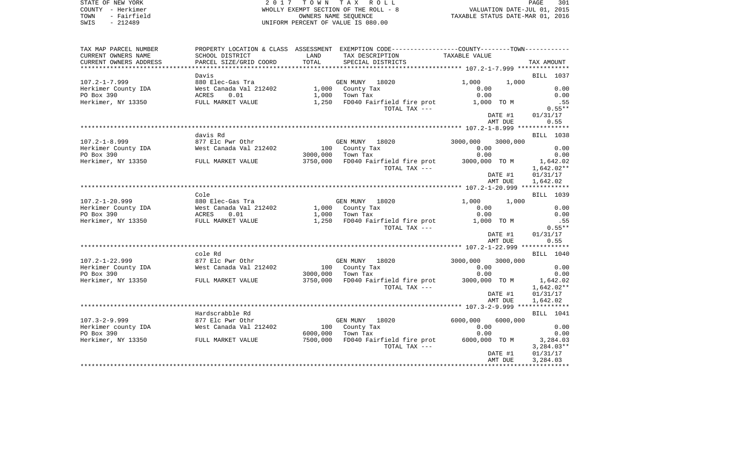STATE OF NEW YORK
COUNTY - Herkimer
TOWN - Fairfield
SWIS - 212489

2 0 1 7 T O W N T A X R O L L
WHOLLY EXEMPT SECTION OF THE ROLL - 8
OWNERS NAME SEQUENCE
UNIFORM PERCENT OF VALUE IS 080.00

VALUATION DATE-JUL 01, 2015
TAXABLE STATUS DATE-MAR 01, 2016

| TAX MAP PARCEL NUMBER / CURRENT OWNERS NAME / CURRENT OWNERS ADDRESS | PROPERTY LOCATION & CLASS / SCHOOL DISTRICT / PARCEL SIZE/GRID COORD | ASSESSMENT LAND / TOTAL | EXEMPTION CODE / TAX DESCRIPTION / SPECIAL DISTRICTS | COUNTY TAXABLE VALUE | TOWN | TAX AMOUNT |
|---|---|---|---|---|---|---|
| **107.2-1-7.999** | Davis | | | | | BILL 1037 |
| 107.2-1-7.999 | 880 Elec-Gas Tra | | GEN MUNY 18020 | 1,000 | 1,000 | |
| Herkimer County IDA | West Canada Val 212402 | 1,000 | County Tax | 0.00 | | 0.00 |
| PO Box 390 | ACRES 0.01 | 1,000 | Town Tax | 0.00 | | 0.00 |
| Herkimer, NY 13350 | FULL MARKET VALUE | 1,250 | FD040 Fairfield fire prot | 1,000 TO M | | .55 |
| | | | TOTAL TAX --- | | | 0.55** |
| | | | | DATE #1 | | 01/31/17 |
| | | | | AMT DUE | | 0.55 |
| **107.2-1-8.999** | davis Rd | | | | | BILL 1038 |
| 107.2-1-8.999 | 877 Elc Pwr Othr | | GEN MUNY 18020 | 3000,000 | 3000,000 | |
| Herkimer County IDA | West Canada Val 212402 | 100 | County Tax | 0.00 | | 0.00 |
| PO Box 390 | | 3000,000 | Town Tax | 0.00 | | 0.00 |
| Herkimer, NY 13350 | FULL MARKET VALUE | 3750,000 | FD040 Fairfield fire prot | 3000,000 TO M | | 1,642.02 |
| | | | TOTAL TAX --- | | | 1,642.02** |
| | | | | DATE #1 | | 01/31/17 |
| | | | | AMT DUE | | 1,642.02 |
| **107.2-1-20.999** | Cole | | | | | BILL 1039 |
| 107.2-1-20.999 | 880 Elec-Gas Tra | | GEN MUNY 18020 | 1,000 | 1,000 | |
| Herkimer County IDA | West Canada Val 212402 | 1,000 | County Tax | 0.00 | | 0.00 |
| PO Box 390 | ACRES 0.01 | 1,000 | Town Tax | 0.00 | | 0.00 |
| Herkimer, NY 13350 | FULL MARKET VALUE | 1,250 | FD040 Fairfield fire prot | 1,000 TO M | | .55 |
| | | | TOTAL TAX --- | | | 0.55** |
| | | | | DATE #1 | | 01/31/17 |
| | | | | AMT DUE | | 0.55 |
| **107.2-1-22.999** | cole Rd | | | | | BILL 1040 |
| 107.2-1-22.999 | 877 Elc Pwr Othr | | GEN MUNY 18020 | 3000,000 | 3000,000 | |
| Herkimer County IDA | West Canada Val 212402 | 100 | County Tax | 0.00 | | 0.00 |
| PO Box 390 | | 3000,000 | Town Tax | 0.00 | | 0.00 |
| Herkimer, NY 13350 | FULL MARKET VALUE | 3750,000 | FD040 Fairfield fire prot | 3000,000 TO M | | 1,642.02 |
| | | | TOTAL TAX --- | | | 1,642.02** |
| | | | | DATE #1 | | 01/31/17 |
| | | | | AMT DUE | | 1,642.02 |
| **107.3-2-9.999** | Hardscrabble Rd | | | | | BILL 1041 |
| 107.3-2-9.999 | 877 Elc Pwr Othr | | GEN MUNY 18020 | 6000,000 | 6000,000 | |
| Herkimer county IDA | West Canada Val 212402 | 100 | County Tax | 0.00 | | 0.00 |
| PO Box 390 | | 6000,000 | Town Tax | 0.00 | | 0.00 |
| Herkimer, NY 13350 | FULL MARKET VALUE | 7500,000 | FD040 Fairfield fire prot | 6000,000 TO M | | 3,284.03 |
| | | | TOTAL TAX --- | | | 3,284.03** |
| | | | | DATE #1 | | 01/31/17 |
| | | | | AMT DUE | | 3,284.03 |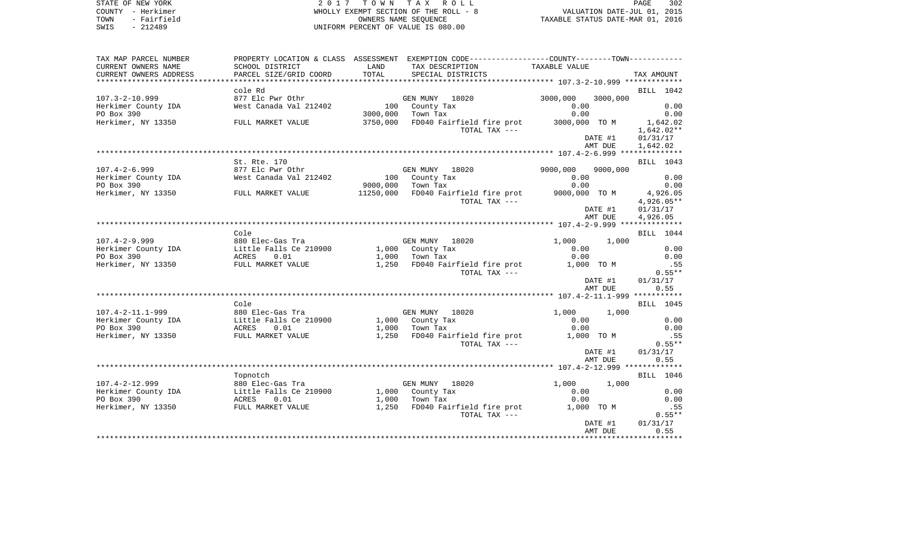STATE OF NEW YORK
COUNTY - Herkimer
TOWN - Fairfield
SWIS - 212489

2 0 1 7 T O W N T A X R O L L
WHOLLY EXEMPT SECTION OF THE ROLL - 8
OWNERS NAME SEQUENCE
UNIFORM PERCENT OF VALUE IS 080.00

VALUATION DATE-JUL 01, 2015
TAXABLE STATUS DATE-MAR 01, 2016

| TAX MAP PARCEL NUMBER / CURRENT OWNERS NAME / CURRENT OWNERS ADDRESS | PROPERTY LOCATION & CLASS / SCHOOL DISTRICT / PARCEL SIZE/GRID COORD | ASSESSMENT LAND / TOTAL | EXEMPTION CODE / TAX DESCRIPTION / SPECIAL DISTRICTS | COUNTY / TOWN TAXABLE VALUE | TAX AMOUNT |
|---|---|---|---|---|---|
| **107.3-2-10.999** | cole Rd | | | | BILL 1042 |
| 107.3-2-10.999 | 877 Elc Pwr Othr | | GEN MUNY 18020 | 3000,000 3000,000 | |
| Herkimer County IDA | West Canada Val 212402 | 100 | County Tax | 0.00 | 0.00 |
| PO Box 390 | | 3000,000 | Town Tax | 0.00 | 0.00 |
| Herkimer, NY 13350 | FULL MARKET VALUE | 3750,000 | FD040 Fairfield fire prot | 3000,000 TO M | 1,642.02 |
| | | | TOTAL TAX --- | | 1,642.02** |
| | | | | DATE #1 | 01/31/17 |
| | | | | AMT DUE | 1,642.02 |
| **107.4-2-6.999** | St. Rte. 170 | | | | BILL 1043 |
| 107.4-2-6.999 | 877 Elc Pwr Othr | | GEN MUNY 18020 | 9000,000 9000,000 | |
| Herkimer County IDA | West Canada Val 212402 | 100 | County Tax | 0.00 | 0.00 |
| PO Box 390 | | 9000,000 | Town Tax | 0.00 | 0.00 |
| Herkimer, NY 13350 | FULL MARKET VALUE | 11250,000 | FD040 Fairfield fire prot | 9000,000 TO M | 4,926.05 |
| | | | TOTAL TAX --- | | 4,926.05** |
| | | | | DATE #1 | 01/31/17 |
| | | | | AMT DUE | 4,926.05 |
| **107.4-2-9.999** | Cole | | | | BILL 1044 |
| 107.4-2-9.999 | 880 Elec-Gas Tra | | GEN MUNY 18020 | 1,000 1,000 | |
| Herkimer County IDA | Little Falls Ce 210900 | 1,000 | County Tax | 0.00 | 0.00 |
| PO Box 390 | ACRES 0.01 | 1,000 | Town Tax | 0.00 | 0.00 |
| Herkimer, NY 13350 | FULL MARKET VALUE | 1,250 | FD040 Fairfield fire prot | 1,000 TO M | .55 |
| | | | TOTAL TAX --- | | 0.55** |
| | | | | DATE #1 | 01/31/17 |
| | | | | AMT DUE | 0.55 |
| **107.4-2-11.1-999** | Cole | | | | BILL 1045 |
| 107.4-2-11.1-999 | 880 Elec-Gas Tra | | GEN MUNY 18020 | 1,000 1,000 | |
| Herkimer County IDA | Little Falls Ce 210900 | 1,000 | County Tax | 0.00 | 0.00 |
| PO Box 390 | ACRES 0.01 | 1,000 | Town Tax | 0.00 | 0.00 |
| Herkimer, NY 13350 | FULL MARKET VALUE | 1,250 | FD040 Fairfield fire prot | 1,000 TO M | .55 |
| | | | TOTAL TAX --- | | 0.55** |
| | | | | DATE #1 | 01/31/17 |
| | | | | AMT DUE | 0.55 |
| **107.4-2-12.999** | Topnotch | | | | BILL 1046 |
| 107.4-2-12.999 | 880 Elec-Gas Tra | | GEN MUNY 18020 | 1,000 1,000 | |
| Herkimer County IDA | Little Falls Ce 210900 | 1,000 | County Tax | 0.00 | 0.00 |
| PO Box 390 | ACRES 0.01 | 1,000 | Town Tax | 0.00 | 0.00 |
| Herkimer, NY 13350 | FULL MARKET VALUE | 1,250 | FD040 Fairfield fire prot | 1,000 TO M | .55 |
| | | | TOTAL TAX --- | | 0.55** |
| | | | | DATE #1 | 01/31/17 |
| | | | | AMT DUE | 0.55 |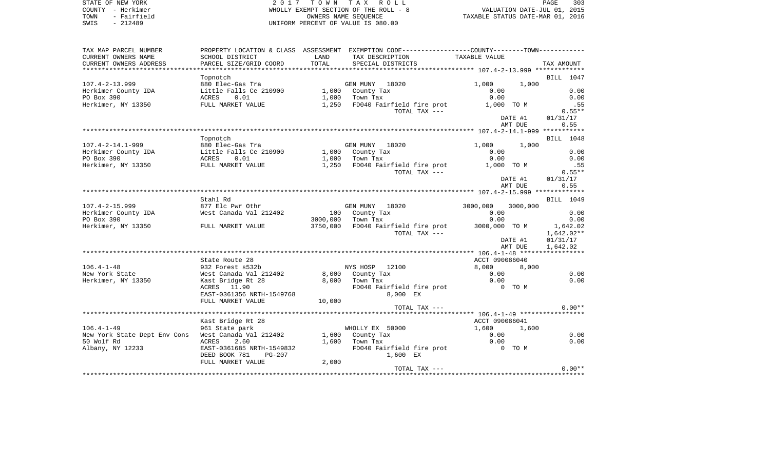STATE OF NEW YORK — COUNTY - Herkimer — TOWN - Fairfield — SWIS - 212489

# 2017 TOWN TAX ROLL

WHOLLY EXEMPT SECTION OF THE ROLL - 8
OWNERS NAME SEQUENCE
UNIFORM PERCENT OF VALUE IS 080.00

VALUATION DATE-JUL 01, 2015
TAXABLE STATUS DATE-MAR 01, 2016

| TAX MAP PARCEL NUMBER / CURRENT OWNERS NAME / CURRENT OWNERS ADDRESS | PROPERTY LOCATION & CLASS / SCHOOL DISTRICT / PARCEL SIZE/GRID COORD | ASSESSMENT LAND / TOTAL | EXEMPTION CODE / TAX DESCRIPTION / SPECIAL DISTRICTS | COUNTY TAXABLE VALUE | TOWN TAXABLE VALUE | TAX AMOUNT |
|---|---|---|---|---|---|---|
| **107.4-2-13.999** | Topnotch | | | | | BILL 1047 |
| | 880 Elec-Gas Tra | | GEN MUNY 18020 | 1,000 | 1,000 | |
| Herkimer County IDA | Little Falls Ce 210900 | 1,000 | County Tax | 0.00 | | 0.00 |
| PO Box 390 | ACRES 0.01 | 1,000 | Town Tax | 0.00 | | 0.00 |
| Herkimer, NY 13350 | FULL MARKET VALUE | 1,250 | FD040 Fairfield fire prot | 1,000 TO M | | .55 |
| | | | TOTAL TAX --- | | | 0.55** |
| | | | | | DATE #1 | 01/31/17 |
| | | | | | AMT DUE | 0.55 |
| **107.4-2-14.1-999** | Topnotch | | | | | BILL 1048 |
| | 880 Elec-Gas Tra | | GEN MUNY 18020 | 1,000 | 1,000 | |
| Herkimer County IDA | Little Falls Ce 210900 | 1,000 | County Tax | 0.00 | | 0.00 |
| PO Box 390 | ACRES 0.01 | 1,000 | Town Tax | 0.00 | | 0.00 |
| Herkimer, NY 13350 | FULL MARKET VALUE | 1,250 | FD040 Fairfield fire prot | 1,000 TO M | | .55 |
| | | | TOTAL TAX --- | | | 0.55** |
| | | | | | DATE #1 | 01/31/17 |
| | | | | | AMT DUE | 0.55 |
| **107.4-2-15.999** | Stahl Rd | | | | | BILL 1049 |
| | 877 Elc Pwr Othr | | GEN MUNY 18020 | 3000,000 | 3000,000 | |
| Herkimer County IDA | West Canada Val 212402 | 100 | County Tax | 0.00 | | 0.00 |
| PO Box 390 | | 3000,000 | Town Tax | 0.00 | | 0.00 |
| Herkimer, NY 13350 | FULL MARKET VALUE | 3750,000 | FD040 Fairfield fire prot | 3000,000 TO M | | 1,642.02 |
| | | | TOTAL TAX --- | | | 1,642.02** |
| | | | | | DATE #1 | 01/31/17 |
| | | | | | AMT DUE | 1,642.02 |
| **106.4-1-48** | State Route 28 | | | ACCT 090086040 | | |
| | 932 Forest s532b | | NYS HOSP 12100 | 8,000 | 8,000 | |
| New York State | West Canada Val 212402 | 8,000 | County Tax | 0.00 | | 0.00 |
| Herkimer, NY 13350 | Kast Bridge Rt 28 | 8,000 | Town Tax | 0.00 | | 0.00 |
| | ACRES 11.90 | | FD040 Fairfield fire prot | 0 TO M | | |
| | EAST-0361356 NRTH-1549768 | | 8,000 EX | | | |
| | FULL MARKET VALUE | 10,000 | | | | |
| | | | TOTAL TAX --- | | | 0.00** |
| **106.4-1-49** | Kast Bridge Rt 28 | | | ACCT 090086041 | | |
| | 961 State park | | WHOLLY EX 50000 | 1,600 | 1,600 | |
| New York State Dept Env Cons | West Canada Val 212402 | 1,600 | County Tax | 0.00 | | 0.00 |
| 50 Wolf Rd | ACRES 2.60 | 1,600 | Town Tax | 0.00 | | 0.00 |
| Albany, NY 12233 | EAST-0361685 NRTH-1549832 | | FD040 Fairfield fire prot | 0 TO M | | |
| | DEED BOOK 781 PG-207 | | 1,600 EX | | | |
| | FULL MARKET VALUE | 2,000 | | | | |
| | | | TOTAL TAX --- | | | 0.00** |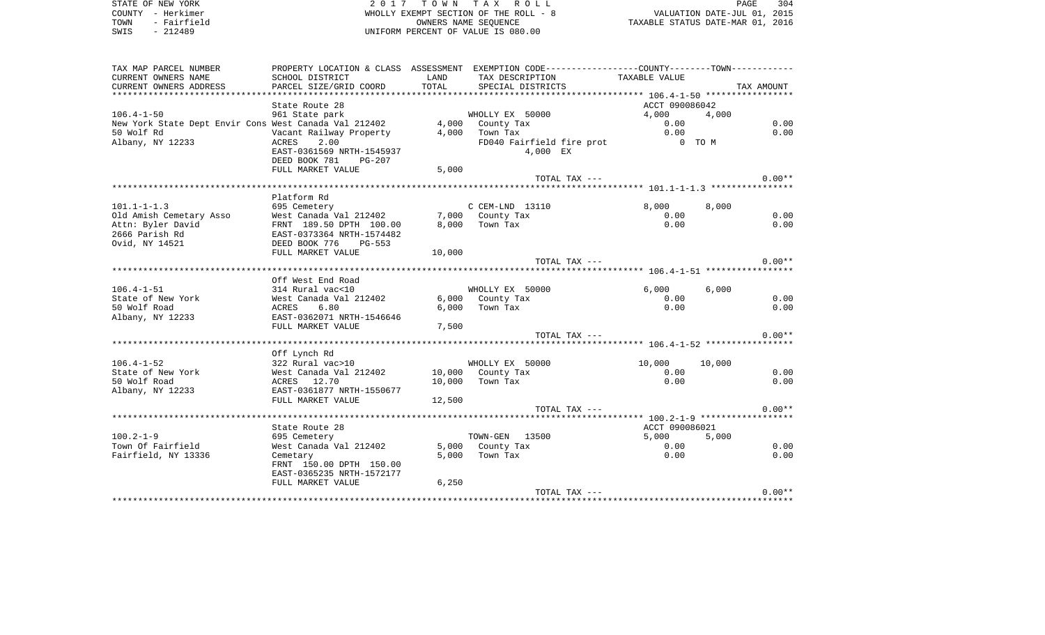STATE OF NEW YORK
COUNTY - Herkimer
TOWN - Fairfield
SWIS - 212489

2 0 1 7 T O W N T A X R O L L
WHOLLY EXEMPT SECTION OF THE ROLL - 8
OWNERS NAME SEQUENCE
UNIFORM PERCENT OF VALUE IS 080.00

VALUATION DATE-JUL 01, 2015
TAXABLE STATUS DATE-MAR 01, 2016

```
TAX MAP PARCEL NUMBER     PROPERTY LOCATION & CLASS  ASSESSMENT  EXEMPTION CODE-----------------COUNTY--------TOWN-----------
CURRENT OWNERS NAME       SCHOOL DISTRICT             LAND       TAX DESCRIPTION              TAXABLE VALUE
CURRENT OWNERS ADDRESS    PARCEL SIZE/GRID COORD      TOTAL      SPECIAL DISTRICTS                                    TAX AMOUNT
******************************************************************************************** 106.4-1-50 *****************
                          State Route 28                                                   ACCT 090086042
106.4-1-50                961 State park                         WHOLLY EX 50000          4,000        4,000
New York State Dept Envir Cons West Canada Val 212402   4,000    County Tax                0.00                      0.00
50 Wolf Rd                Vacant Railway Property       4,000    Town Tax                  0.00                      0.00
Albany, NY 12233          ACRES     2.00                         FD040 Fairfield fire prot        0 TO M
                          EAST-0361569 NRTH-1545937                    4,000 EX
                          DEED BOOK 781    PG-207
                          FULL MARKET VALUE             5,000
                                                                       TOTAL TAX ---                                    0.00**
******************************************************************************************** 101.1-1-1.3 ****************
                          Platform Rd
101.1-1-1.3               695 Cemetery                           C CEM-LND  13110          8,000        8,000
Old Amish Cemetary Asso   West Canada Val 212402        7,000    County Tax                0.00                      0.00
Attn: Byler David         FRNT 189.50 DPTH 100.00       8,000    Town Tax                  0.00                      0.00
2666 Parish Rd            EAST-0373364 NRTH-1574482
Ovid, NY 14521            DEED BOOK 776    PG-553
                          FULL MARKET VALUE            10,000
                                                                       TOTAL TAX ---                                    0.00**
******************************************************************************************** 106.4-1-51 *****************
                          Off West End Road
106.4-1-51                314 Rural vac<10                       WHOLLY EX 50000          6,000        6,000
State of New York         West Canada Val 212402        6,000    County Tax                0.00                      0.00
50 Wolf Road              ACRES     6.80                6,000    Town Tax                  0.00                      0.00
Albany, NY 12233          EAST-0362071 NRTH-1546646
                          FULL MARKET VALUE             7,500
                                                                       TOTAL TAX ---                                    0.00**
******************************************************************************************** 106.4-1-52 *****************
                          Off Lynch Rd
106.4-1-52                322 Rural vac>10                       WHOLLY EX 50000         10,000       10,000
State of New York         West Canada Val 212402       10,000    County Tax                0.00                      0.00
50 Wolf Road              ACRES    12.70               10,000    Town Tax                  0.00                      0.00
Albany, NY 12233          EAST-0361877 NRTH-1550677
                          FULL MARKET VALUE            12,500
                                                                       TOTAL TAX ---                                    0.00**
******************************************************************************************** 100.2-1-9 ******************
                          State Route 28                                                   ACCT 090086021
100.2-1-9                 695 Cemetery                           TOWN-GEN   13500          5,000        5,000
Town Of Fairfield         West Canada Val 212402        5,000    County Tax                0.00                      0.00
Fairfield, NY 13336       Cemetary                      5,000    Town Tax                  0.00                      0.00
                          FRNT 150.00 DPTH 150.00
                          EAST-0365235 NRTH-1572177
                          FULL MARKET VALUE             6,250
                                                                       TOTAL TAX ---                                    0.00**
************************************************************************************************************************************
```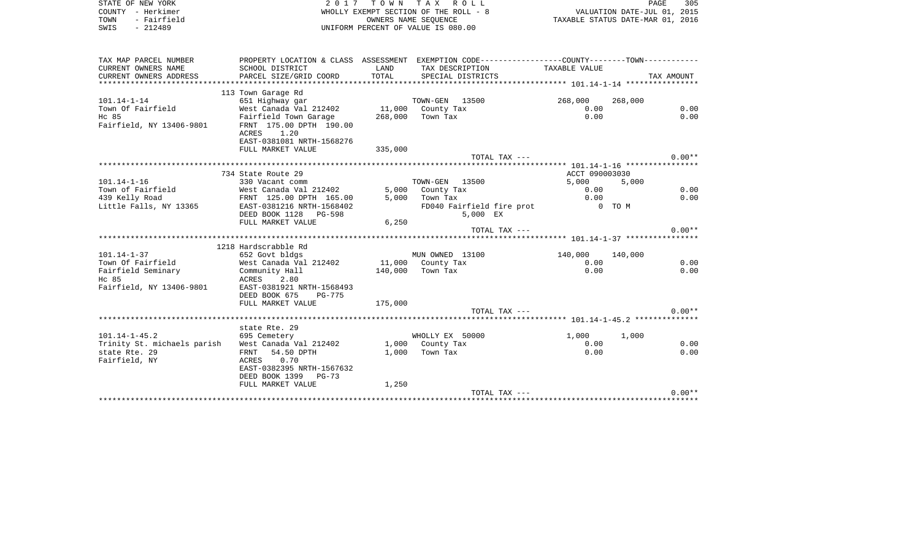STATE OF NEW YORK
COUNTY - Herkimer
TOWN - Fairfield
SWIS - 212489

2017 TOWN TAX ROLL
WHOLLY EXEMPT SECTION OF THE ROLL - 8
OWNERS NAME SEQUENCE
UNIFORM PERCENT OF VALUE IS 080.00

VALUATION DATE-JUL 01, 2015
TAXABLE STATUS DATE-MAR 01, 2016

| TAX MAP PARCEL NUMBER / CURRENT OWNERS NAME / CURRENT OWNERS ADDRESS | PROPERTY LOCATION & CLASS / SCHOOL DISTRICT / PARCEL SIZE/GRID COORD | ASSESSMENT LAND / TOTAL | EXEMPTION CODE / TAX DESCRIPTION / SPECIAL DISTRICTS | COUNTY TAXABLE VALUE | TOWN | TAX AMOUNT |
|---|---|---|---|---|---|---|
| | 113 Town Garage Rd | | | | | |
| 101.14-1-14 | 651 Highway gar | | TOWN-GEN 13500 | 268,000 | 268,000 | |
| Town Of Fairfield | West Canada Val 212402 | 11,000 | County Tax | 0.00 | | 0.00 |
| Hc 85 | Fairfield Town Garage | 268,000 | Town Tax | 0.00 | | 0.00 |
| Fairfield, NY 13406-9801 | FRNT 175.00 DPTH 190.00 | | | | | |
| | ACRES 1.20 | | | | | |
| | EAST-0381081 NRTH-1568276 | | | | | |
| | FULL MARKET VALUE | 335,000 | | | | |
| | | | TOTAL TAX --- | | | 0.00** |
| | 734 State Route 29 | | | ACCT 090003030 | | |
| 101.14-1-16 | 330 Vacant comm | | TOWN-GEN 13500 | 5,000 | 5,000 | |
| Town of Fairfield | West Canada Val 212402 | 5,000 | County Tax | 0.00 | | 0.00 |
| 439 Kelly Road | FRNT 125.00 DPTH 165.00 | 5,000 | Town Tax | 0.00 | | 0.00 |
| Little Falls, NY 13365 | EAST-0381216 NRTH-1568402 | | FD040 Fairfield fire prot | 0 TO M | | |
| | DEED BOOK 1128 PG-598 | | 5,000 EX | | | |
| | FULL MARKET VALUE | 6,250 | | | | |
| | | | TOTAL TAX --- | | | 0.00** |
| | 1218 Hardscrabble Rd | | | | | |
| 101.14-1-37 | 652 Govt bldgs | | MUN OWNED 13100 | 140,000 | 140,000 | |
| Town Of Fairfield | West Canada Val 212402 | 11,000 | County Tax | 0.00 | | 0.00 |
| Fairfield Seminary | Community Hall | 140,000 | Town Tax | 0.00 | | 0.00 |
| Hc 85 | ACRES 2.80 | | | | | |
| Fairfield, NY 13406-9801 | EAST-0381921 NRTH-1568493 | | | | | |
| | DEED BOOK 675 PG-775 | | | | | |
| | FULL MARKET VALUE | 175,000 | | | | |
| | | | TOTAL TAX --- | | | 0.00** |
| | state Rte. 29 | | | | | |
| 101.14-1-45.2 | 695 Cemetery | | WHOLLY EX 50000 | 1,000 | 1,000 | |
| Trinity St. michaels parish | West Canada Val 212402 | 1,000 | County Tax | 0.00 | | 0.00 |
| state Rte. 29 | FRNT 54.50 DPTH | 1,000 | Town Tax | 0.00 | | 0.00 |
| Fairfield, NY | ACRES 0.70 | | | | | |
| | EAST-0382395 NRTH-1567632 | | | | | |
| | DEED BOOK 1399 PG-73 | | | | | |
| | FULL MARKET VALUE | 1,250 | | | | |
| | | | TOTAL TAX --- | | | 0.00** |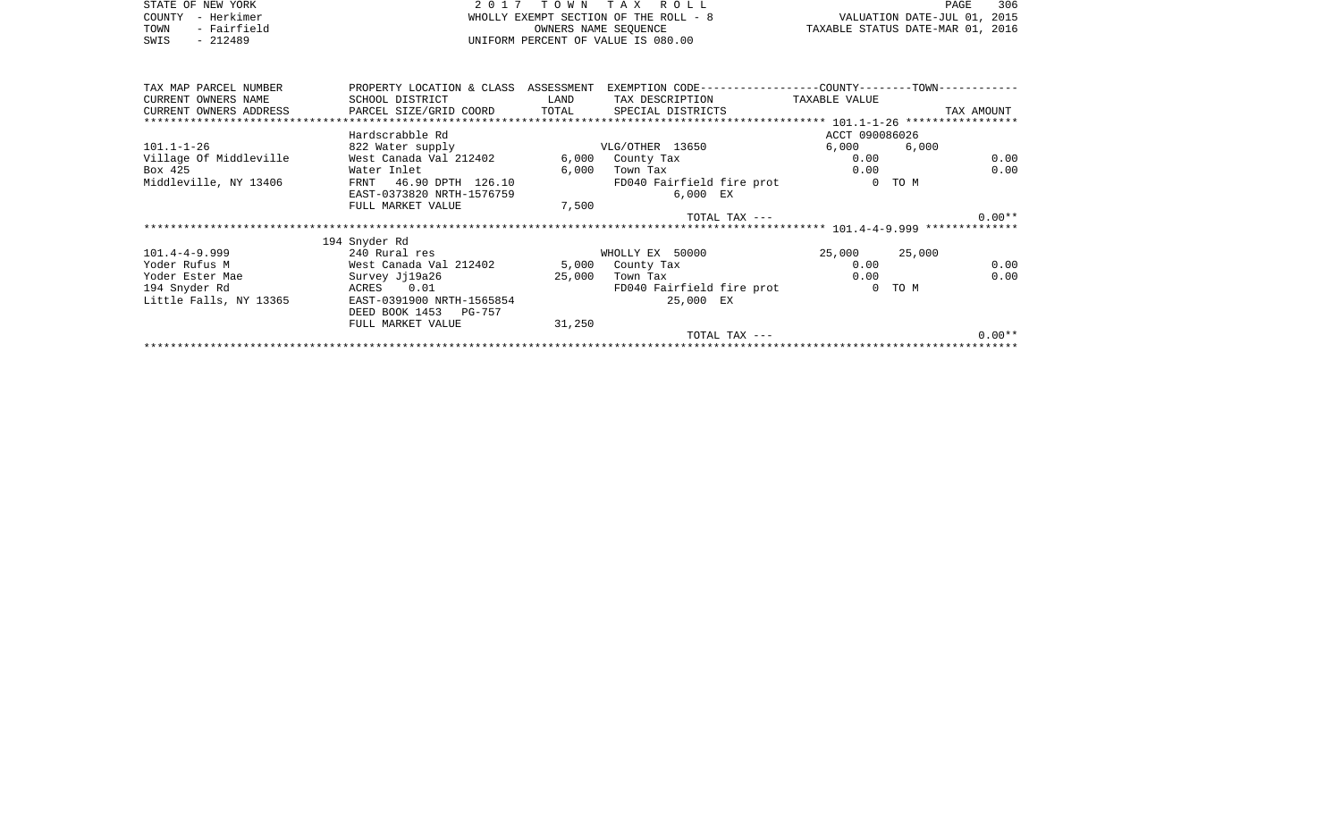STATE OF NEW YORK
COUNTY - Herkimer
TOWN - Fairfield
SWIS - 212489

2 0 1 7 T O W N T A X R O L L
WHOLLY EXEMPT SECTION OF THE ROLL - 8
OWNERS NAME SEQUENCE
UNIFORM PERCENT OF VALUE IS 080.00

VALUATION DATE-JUL 01, 2015
TAXABLE STATUS DATE-MAR 01, 2016

| TAX MAP PARCEL NUMBER / CURRENT OWNERS NAME / CURRENT OWNERS ADDRESS | PROPERTY LOCATION & CLASS / SCHOOL DISTRICT / PARCEL SIZE/GRID COORD | ASSESSMENT LAND / TOTAL | EXEMPTION CODE / TAX DESCRIPTION / SPECIAL DISTRICTS | COUNTY TAXABLE VALUE | TOWN | TAX AMOUNT |
|---|---|---|---|---|---|---|
| 101.1-1-26 | Hardscrabble Rd | | | ACCT 090086026 | | |
| | 822 Water supply | | VLG/OTHER 13650 | 6,000 | 6,000 | |
| Village Of Middleville | West Canada Val 212402 | 6,000 | County Tax | 0.00 | | 0.00 |
| Box 425 | Water Inlet | 6,000 | Town Tax | 0.00 | | 0.00 |
| Middleville, NY 13406 | FRNT 46.90 DPTH 126.10 | | FD040 Fairfield fire prot | 0 TO M | | |
| | EAST-0373820 NRTH-1576759 | | 6,000 EX | | | |
| | FULL MARKET VALUE | 7,500 | | | | |
| | | | TOTAL TAX --- | | | 0.00** |
| 101.4-4-9.999 | 194 Snyder Rd | | | | | |
| | 240 Rural res | | WHOLLY EX 50000 | 25,000 | 25,000 | |
| Yoder Rufus M | West Canada Val 212402 | 5,000 | County Tax | 0.00 | | 0.00 |
| Yoder Ester Mae | Survey Jj19a26 | 25,000 | Town Tax | 0.00 | | 0.00 |
| 194 Snyder Rd | ACRES 0.01 | | FD040 Fairfield fire prot | 0 TO M | | |
| Little Falls, NY 13365 | EAST-0391900 NRTH-1565854 | | 25,000 EX | | | |
| | DEED BOOK 1453 PG-757 | | | | | |
| | FULL MARKET VALUE | 31,250 | | | | |
| | | | TOTAL TAX --- | | | 0.00** |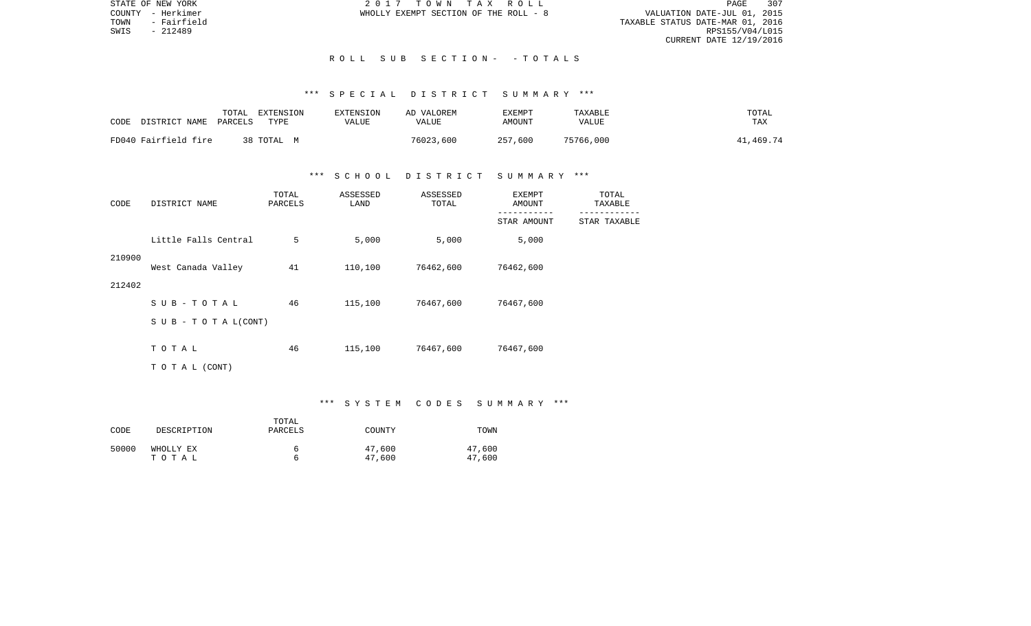STATE OF NEW YORK
COUNTY - Herkimer
TOWN - Fairfield
SWIS - 212489

2 0 1 7 T O W N T A X R O L L
WHOLLY EXEMPT SECTION OF THE ROLL - 8

VALUATION DATE-JUL 01, 2015
TAXABLE STATUS DATE-MAR 01, 2016
RPS155/V04/L015
CURRENT DATE 12/19/2016

## R O L L S U B S E C T I O N - - T O T A L S

### *** S P E C I A L D I S T R I C T S U M M A R Y ***

| CODE DISTRICT NAME | TOTAL PARCELS | EXTENSION TYPE | EXTENSION VALUE | AD VALOREM VALUE | EXEMPT AMOUNT | TAXABLE VALUE | TOTAL TAX |
|---|---|---|---|---|---|---|---|
| FD040 Fairfield fire | 38 | TOTAL M | | 76023,600 | 257,600 | 75766,000 | 41,469.74 |

### *** S C H O O L D I S T R I C T S U M M A R Y ***

| CODE | DISTRICT NAME | TOTAL PARCELS | ASSESSED LAND | ASSESSED TOTAL | EXEMPT AMOUNT / STAR AMOUNT | TOTAL TAXABLE / STAR TAXABLE |
|---|---|---|---|---|---|---|
| 210900 | Little Falls Central | 5 | 5,000 | 5,000 | 5,000 | |
| 212402 | West Canada Valley | 41 | 110,100 | 76462,600 | 76462,600 | |
| | S U B - T O T A L | 46 | 115,100 | 76467,600 | 76467,600 | |
| | S U B - T O T A L(CONT) | | | | | |
| | T O T A L | 46 | 115,100 | 76467,600 | 76467,600 | |
| | T O T A L (CONT) | | | | | |

### *** S Y S T E M C O D E S S U M M A R Y ***

| CODE | DESCRIPTION | TOTAL PARCELS | COUNTY | TOWN |
|---|---|---|---|---|
| 50000 | WHOLLY EX | 6 | 47,600 | 47,600 |
| | T O T A L | 6 | 47,600 | 47,600 |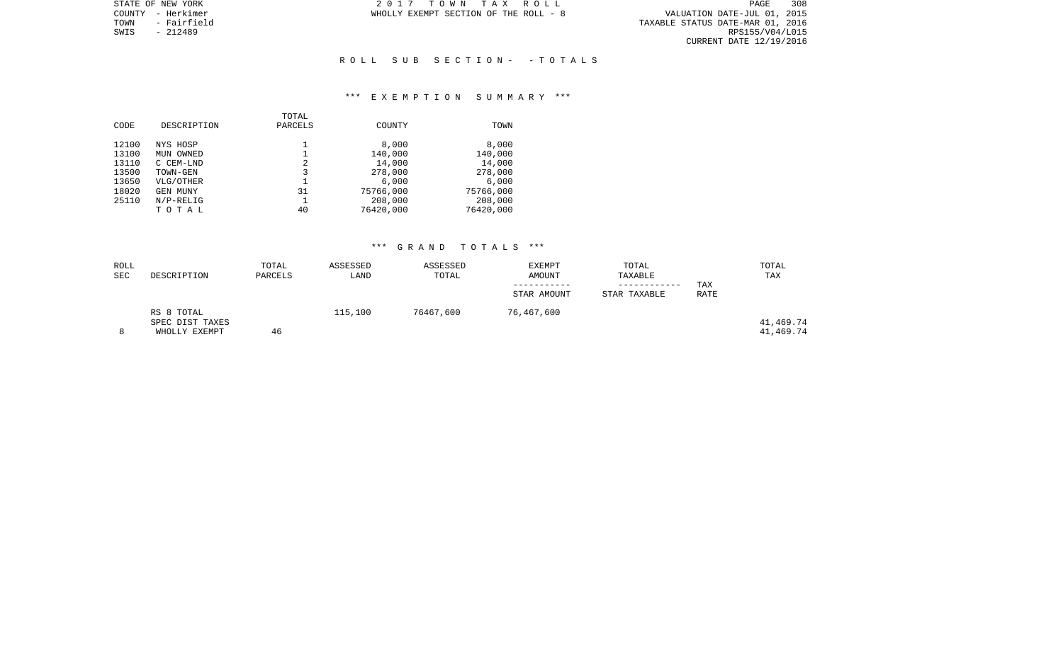STATE OF NEW YORK
COUNTY - Herkimer
TOWN - Fairfield
SWIS - 212489

2 0 1 7 T O W N T A X R O L L
WHOLLY EXEMPT SECTION OF THE ROLL - 8

VALUATION DATE-JUL 01, 2015
TAXABLE STATUS DATE-MAR 01, 2016
RPS155/V04/L015
CURRENT DATE 12/19/2016

## R O L L S U B S E C T I O N - - T O T A L S

### *** E X E M P T I O N S U M M A R Y ***

| CODE | DESCRIPTION | TOTAL PARCELS | COUNTY | TOWN |
|---|---|---|---|---|
| 12100 | NYS HOSP | 1 | 8,000 | 8,000 |
| 13100 | MUN OWNED | 1 | 140,000 | 140,000 |
| 13110 | C CEM-LND | 2 | 14,000 | 14,000 |
| 13500 | TOWN-GEN | 3 | 278,000 | 278,000 |
| 13650 | VLG/OTHER | 1 | 6,000 | 6,000 |
| 18020 | GEN MUNY | 31 | 75766,000 | 75766,000 |
| 25110 | N/P-RELIG | 1 | 208,000 | 208,000 |
| | T O T A L | 40 | 76420,000 | 76420,000 |

### *** G R A N D T O T A L S ***

| ROLL SEC | DESCRIPTION | TOTAL PARCELS | ASSESSED LAND | ASSESSED TOTAL | EXEMPT AMOUNT / STAR AMOUNT | TOTAL TAXABLE / STAR TAXABLE | TAX RATE | TOTAL TAX |
|---|---|---|---|---|---|---|---|---|
| | RS 8 TOTAL | | 115,100 | 76467,600 | 76,467,600 | | | |
| | SPEC DIST TAXES | | | | | | | 41,469.74 |
| 8 | WHOLLY EXEMPT | 46 | | | | | | 41,469.74 |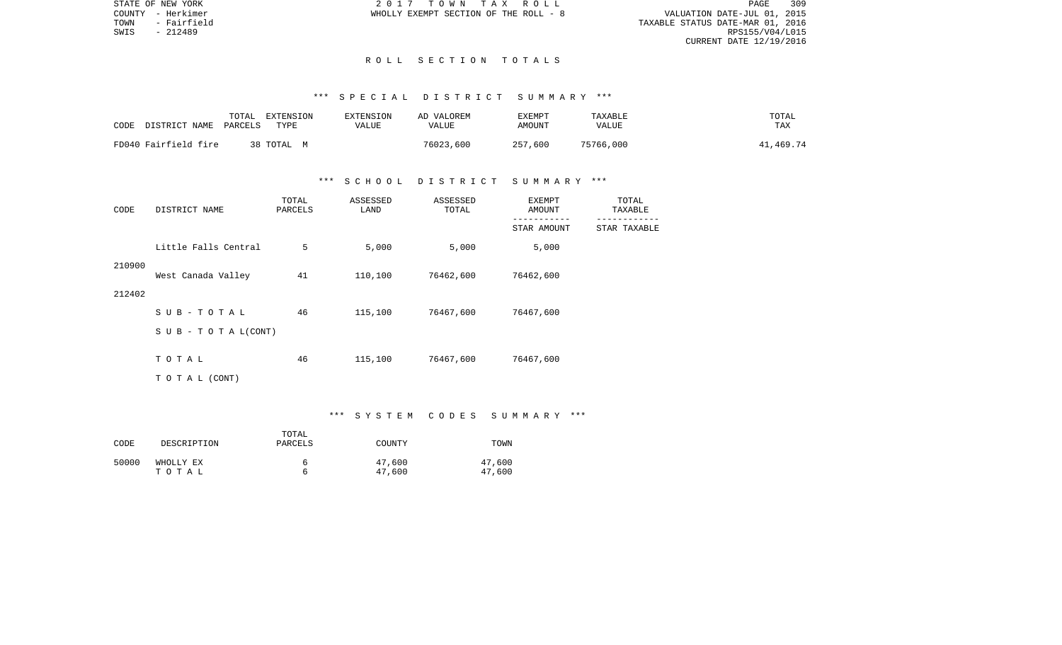STATE OF NEW YORK
COUNTY - Herkimer
TOWN - Fairfield
SWIS - 212489

2 0 1 7 T O W N T A X R O L L
WHOLLY EXEMPT SECTION OF THE ROLL - 8

VALUATION DATE-JUL 01, 2015
TAXABLE STATUS DATE-MAR 01, 2016
RPS155/V04/L015
CURRENT DATE 12/19/2016

# R O L L S E C T I O N T O T A L S

## *** S P E C I A L D I S T R I C T S U M M A R Y ***

| CODE DISTRICT NAME | TOTAL PARCELS | EXTENSION TYPE | EXTENSION VALUE | AD VALOREM VALUE | EXEMPT AMOUNT | TAXABLE VALUE | TOTAL TAX |
|---|---|---|---|---|---|---|---|
| FD040 Fairfield fire | 38 | TOTAL M | | 76023,600 | 257,600 | 75766,000 | 41,469.74 |

## *** S C H O O L D I S T R I C T S U M M A R Y ***

| CODE | DISTRICT NAME | TOTAL PARCELS | ASSESSED LAND | ASSESSED TOTAL | EXEMPT AMOUNT / STAR AMOUNT | TOTAL TAXABLE / STAR TAXABLE |
|---|---|---|---|---|---|---|
| 210900 | Little Falls Central | 5 | 5,000 | 5,000 | 5,000 | |
| 212402 | West Canada Valley | 41 | 110,100 | 76462,600 | 76462,600 | |
| | S U B - T O T A L | 46 | 115,100 | 76467,600 | 76467,600 | |
| | S U B - T O T A L(CONT) | | | | | |
| | T O T A L | 46 | 115,100 | 76467,600 | 76467,600 | |
| | T O T A L (CONT) | | | | | |

## *** S Y S T E M C O D E S S U M M A R Y ***

| CODE | DESCRIPTION | TOTAL PARCELS | COUNTY | TOWN |
|---|---|---|---|---|
| 50000 | WHOLLY EX | 6 | 47,600 | 47,600 |
| | T O T A L | 6 | 47,600 | 47,600 |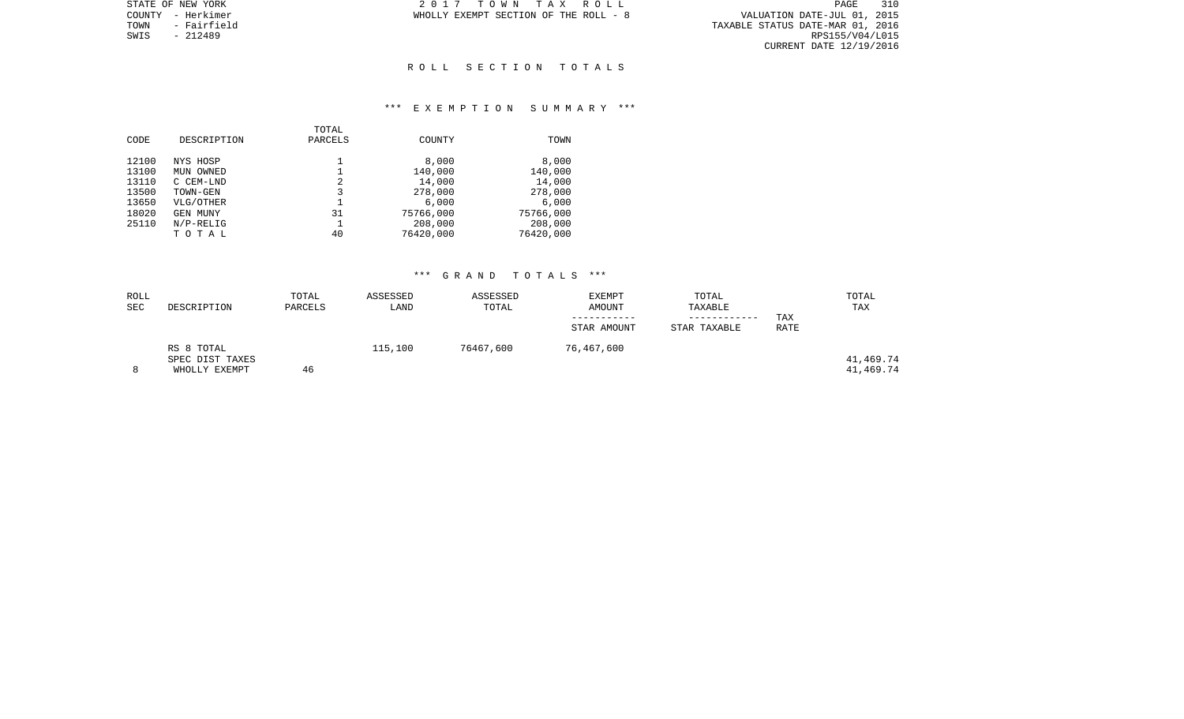STATE OF NEW YORK
COUNTY - Herkimer
TOWN - Fairfield
SWIS - 212489

2 0 1 7 T O W N T A X R O L L
WHOLLY EXEMPT SECTION OF THE ROLL - 8

VALUATION DATE-JUL 01, 2015
TAXABLE STATUS DATE-MAR 01, 2016
RPS155/V04/L015
CURRENT DATE 12/19/2016

## R O L L S E C T I O N T O T A L S

### \*\*\* E X E M P T I O N S U M M A R Y \*\*\*

| CODE | DESCRIPTION | TOTAL PARCELS | COUNTY | TOWN |
|---|---|---|---|---|
| 12100 | NYS HOSP | 1 | 8,000 | 8,000 |
| 13100 | MUN OWNED | 1 | 140,000 | 140,000 |
| 13110 | C CEM-LND | 2 | 14,000 | 14,000 |
| 13500 | TOWN-GEN | 3 | 278,000 | 278,000 |
| 13650 | VLG/OTHER | 1 | 6,000 | 6,000 |
| 18020 | GEN MUNY | 31 | 75766,000 | 75766,000 |
| 25110 | N/P-RELIG | 1 | 208,000 | 208,000 |
| | T O T A L | 40 | 76420,000 | 76420,000 |

### \*\*\* G R A N D T O T A L S \*\*\*

| ROLL SEC | DESCRIPTION | TOTAL PARCELS | ASSESSED LAND | ASSESSED TOTAL | EXEMPT AMOUNT ----------- STAR AMOUNT | TOTAL TAXABLE ------------ STAR TAXABLE | TAX RATE | TOTAL TAX |
|---|---|---|---|---|---|---|---|---|
| | RS 8 TOTAL | | 115,100 | 76467,600 | 76,467,600 | | | |
| | SPEC DIST TAXES | | | | | | | 41,469.74 |
| 8 | WHOLLY EXEMPT | 46 | | | | | | 41,469.74 |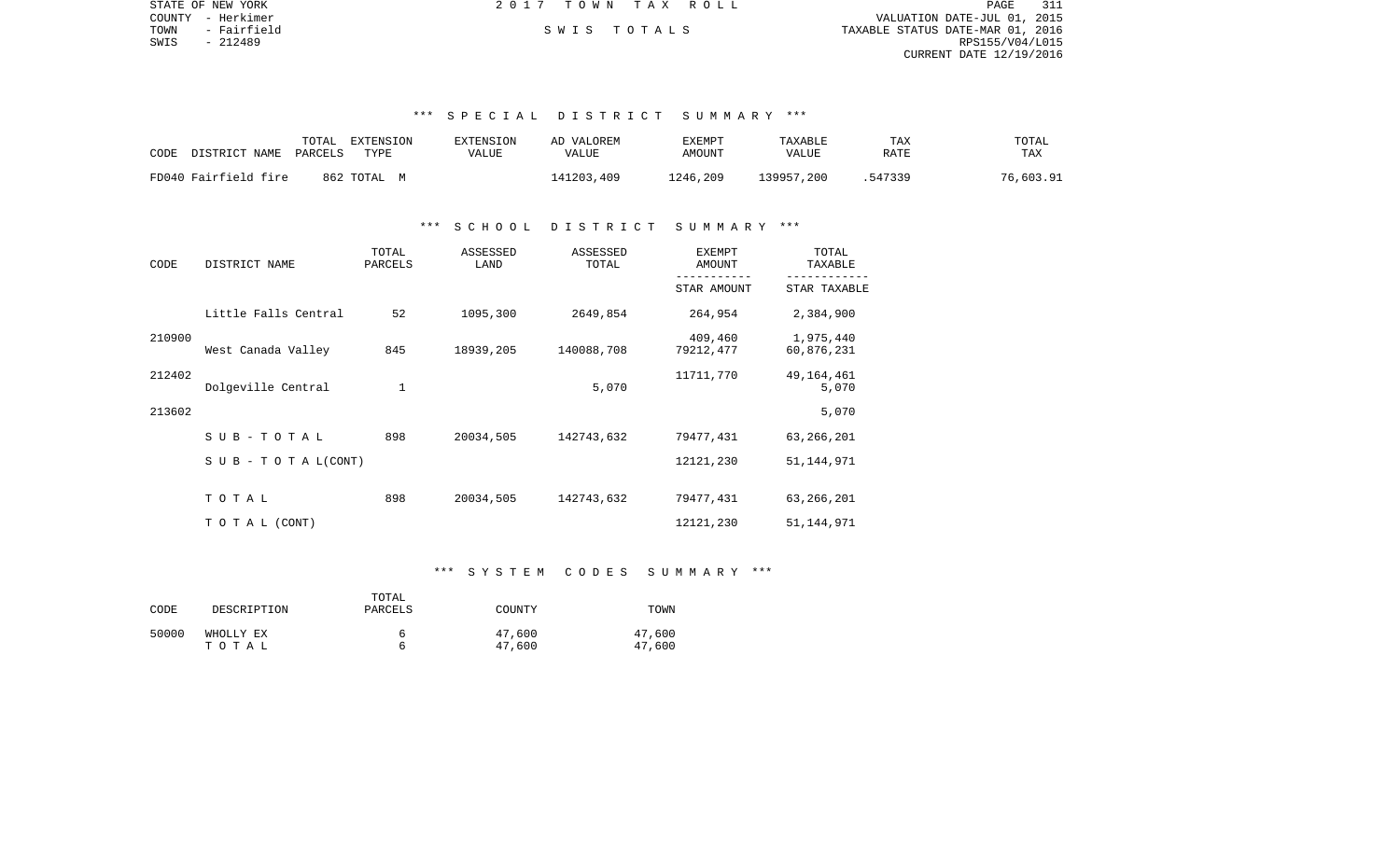STATE OF NEW YORK
COUNTY - Herkimer
TOWN - Fairfield
SWIS - 212489

2017 TOWN TAX ROLL

SWIS TOTALS

VALUATION DATE-JUL 01, 2015
TAXABLE STATUS DATE-MAR 01, 2016
RPS155/V04/L015
CURRENT DATE 12/19/2016

### *** SPECIAL DISTRICT SUMMARY ***

| CODE DISTRICT NAME | TOTAL PARCELS | EXTENSION TYPE | EXTENSION VALUE | AD VALOREM VALUE | EXEMPT AMOUNT | TAXABLE VALUE | TAX RATE | TOTAL TAX |
|---|---|---|---|---|---|---|---|---|
| FD040 Fairfield fire | 862 | TOTAL M | | 141203,409 | 1246,209 | 139957,200 | .547339 | 76,603.91 |

### *** SCHOOL DISTRICT SUMMARY ***

| CODE | DISTRICT NAME | TOTAL PARCELS | ASSESSED LAND | ASSESSED TOTAL | EXEMPT AMOUNT / STAR AMOUNT | TOTAL TAXABLE / STAR TAXABLE |
|---|---|---|---|---|---|---|
| 210900 | Little Falls Central | 52 | 1095,300 | 2649,854 | 264,954 | 2,384,900 |
| | | | | | 409,460 | 1,975,440 |
| 212402 | West Canada Valley | 845 | 18939,205 | 140088,708 | 79212,477 | 60,876,231 |
| | | | | | 11711,770 | 49,164,461 |
| 213602 | Dolgeville Central | 1 | | 5,070 | | 5,070 |
| | | | | | | 5,070 |
| | SUB-TOTAL | 898 | 20034,505 | 142743,632 | 79477,431 | 63,266,201 |
| | SUB-TOTAL(CONT) | | | | 12121,230 | 51,144,971 |
| | TOTAL | 898 | 20034,505 | 142743,632 | 79477,431 | 63,266,201 |
| | TOTAL (CONT) | | | | 12121,230 | 51,144,971 |

### *** SYSTEM CODES SUMMARY ***

| CODE | DESCRIPTION | TOTAL PARCELS | COUNTY | TOWN |
|---|---|---|---|---|
| 50000 | WHOLLY EX | 6 | 47,600 | 47,600 |
| | TOTAL | 6 | 47,600 | 47,600 |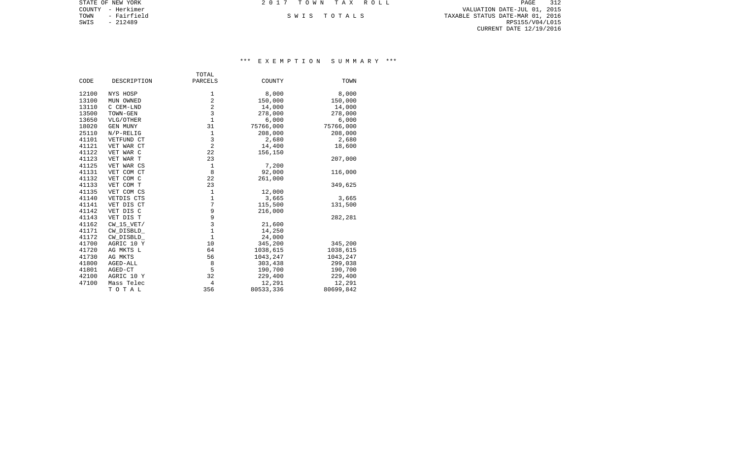STATE OF NEW YORK
COUNTY - Herkimer
TOWN - Fairfield
SWIS - 212489

2 0 1 7 T O W N T A X R O L L

S W I S T O T A L S

VALUATION DATE-JUL 01, 2015
TAXABLE STATUS DATE-MAR 01, 2016
RPS155/V04/L015
CURRENT DATE 12/19/2016

### *** E X E M P T I O N S U M M A R Y ***

| CODE | DESCRIPTION | TOTAL PARCELS | COUNTY | TOWN |
|---|---|---|---|---|
| 12100 | NYS HOSP | 1 | 8,000 | 8,000 |
| 13100 | MUN OWNED | 2 | 150,000 | 150,000 |
| 13110 | C CEM-LND | 2 | 14,000 | 14,000 |
| 13500 | TOWN-GEN | 3 | 278,000 | 278,000 |
| 13650 | VLG/OTHER | 1 | 6,000 | 6,000 |
| 18020 | GEN MUNY | 31 | 75766,000 | 75766,000 |
| 25110 | N/P-RELIG | 1 | 208,000 | 208,000 |
| 41101 | VETFUND CT | 3 | 2,680 | 2,680 |
| 41121 | VET WAR CT | 2 | 14,400 | 18,600 |
| 41122 | VET WAR C | 22 | 156,150 | |
| 41123 | VET WAR T | 23 | | 207,000 |
| 41125 | VET WAR CS | 1 | 7,200 | |
| 41131 | VET COM CT | 8 | 92,000 | 116,000 |
| 41132 | VET COM C | 22 | 261,000 | |
| 41133 | VET COM T | 23 | | 349,625 |
| 41135 | VET COM CS | 1 | 12,000 | |
| 41140 | VETDIS CTS | 1 | 3,665 | 3,665 |
| 41141 | VET DIS CT | 7 | 115,500 | 131,500 |
| 41142 | VET DIS C | 9 | 216,000 | |
| 41143 | VET DIS T | 9 | | 282,281 |
| 41162 | CW_15_VET/ | 3 | 21,600 | |
| 41171 | CW_DISBLD_ | 1 | 14,250 | |
| 41172 | CW_DISBLD_ | 1 | 24,000 | |
| 41700 | AGRIC 10 Y | 10 | 345,200 | 345,200 |
| 41720 | AG MKTS L | 64 | 1038,615 | 1038,615 |
| 41730 | AG MKTS | 56 | 1043,247 | 1043,247 |
| 41800 | AGED-ALL | 8 | 303,438 | 299,038 |
| 41801 | AGED-CT | 5 | 190,700 | 190,700 |
| 42100 | AGRIC 10 Y | 32 | 229,400 | 229,400 |
| 47100 | Mass Telec | 4 | 12,291 | 12,291 |
| | T O T A L | 356 | 80533,336 | 80699,842 |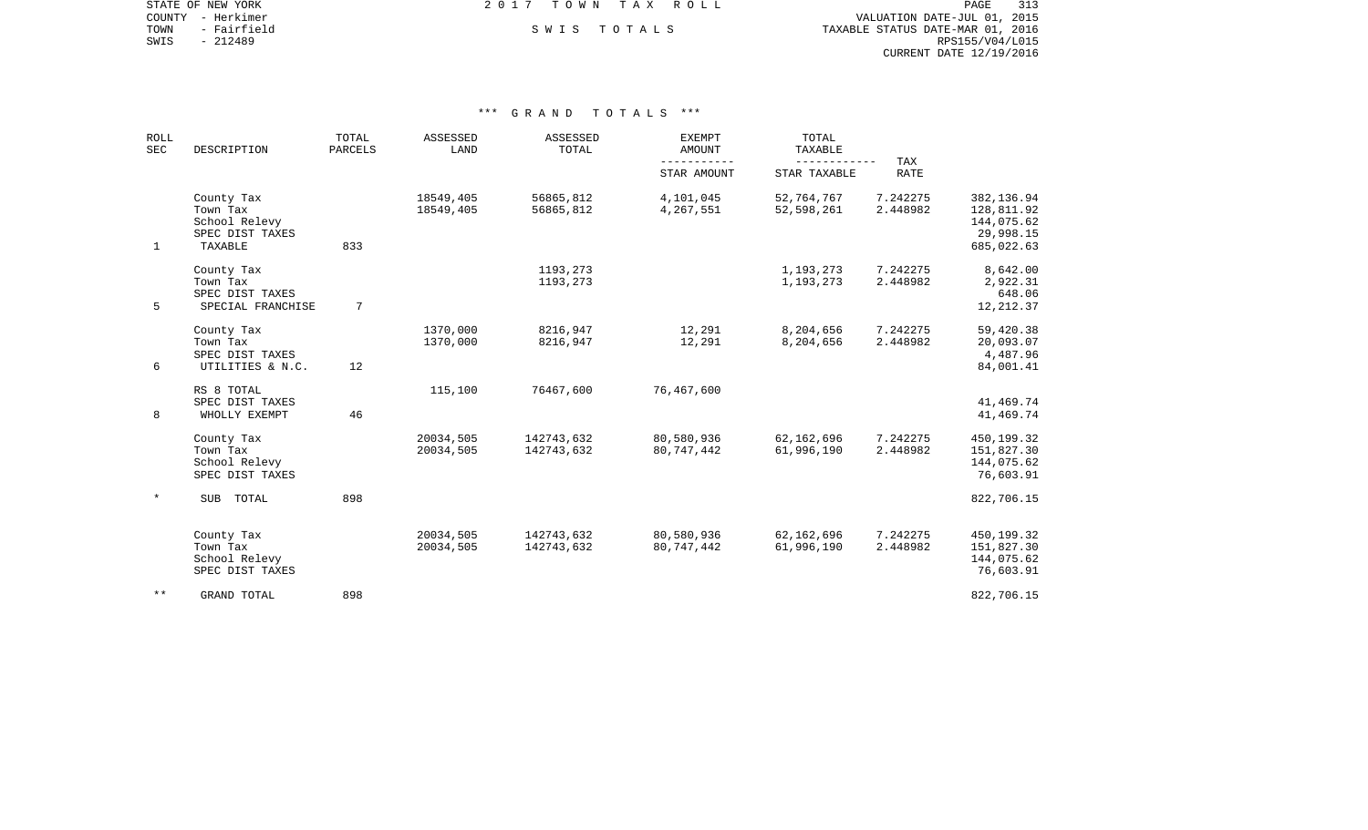STATE OF NEW YORK
COUNTY - Herkimer
TOWN - Fairfield
SWIS - 212489

2 0 1 7 T O W N T A X R O L L

S W I S T O T A L S

VALUATION DATE-JUL 01, 2015
TAXABLE STATUS DATE-MAR 01, 2016
RPS155/V04/L015
CURRENT DATE 12/19/2016

*** G R A N D T O T A L S ***

| ROLL SEC | DESCRIPTION | TOTAL PARCELS | ASSESSED LAND | ASSESSED TOTAL | EXEMPT AMOUNT / STAR AMOUNT | TOTAL TAXABLE / STAR TAXABLE | TAX RATE | |
|---|---|---|---|---|---|---|---|---|
| | County Tax | | 18549,405 | 56865,812 | 4,101,045 | 52,764,767 | 7.242275 | 382,136.94 |
| | Town Tax | | 18549,405 | 56865,812 | 4,267,551 | 52,598,261 | 2.448982 | 128,811.92 |
| | School Relevy | | | | | | | 144,075.62 |
| | SPEC DIST TAXES | | | | | | | 29,998.15 |
| 1 | TAXABLE | 833 | | | | | | 685,022.63 |
| | County Tax | | | 1193,273 | | 1,193,273 | 7.242275 | 8,642.00 |
| | Town Tax | | | 1193,273 | | 1,193,273 | 2.448982 | 2,922.31 |
| | SPEC DIST TAXES | | | | | | | 648.06 |
| 5 | SPECIAL FRANCHISE | 7 | | | | | | 12,212.37 |
| | County Tax | | 1370,000 | 8216,947 | 12,291 | 8,204,656 | 7.242275 | 59,420.38 |
| | Town Tax | | 1370,000 | 8216,947 | 12,291 | 8,204,656 | 2.448982 | 20,093.07 |
| | SPEC DIST TAXES | | | | | | | 4,487.96 |
| 6 | UTILITIES & N.C. | 12 | | | | | | 84,001.41 |
| | RS 8 TOTAL | | 115,100 | 76467,600 | 76,467,600 | | | |
| | SPEC DIST TAXES | | | | | | | 41,469.74 |
| 8 | WHOLLY EXEMPT | 46 | | | | | | 41,469.74 |
| | County Tax | | 20034,505 | 142743,632 | 80,580,936 | 62,162,696 | 7.242275 | 450,199.32 |
| | Town Tax | | 20034,505 | 142743,632 | 80,747,442 | 61,996,190 | 2.448982 | 151,827.30 |
| | School Relevy | | | | | | | 144,075.62 |
| | SPEC DIST TAXES | | | | | | | 76,603.91 |
| * | SUB TOTAL | 898 | | | | | | 822,706.15 |
| | County Tax | | 20034,505 | 142743,632 | 80,580,936 | 62,162,696 | 7.242275 | 450,199.32 |
| | Town Tax | | 20034,505 | 142743,632 | 80,747,442 | 61,996,190 | 2.448982 | 151,827.30 |
| | School Relevy | | | | | | | 144,075.62 |
| | SPEC DIST TAXES | | | | | | | 76,603.91 |
| ** | GRAND TOTAL | 898 | | | | | | 822,706.15 |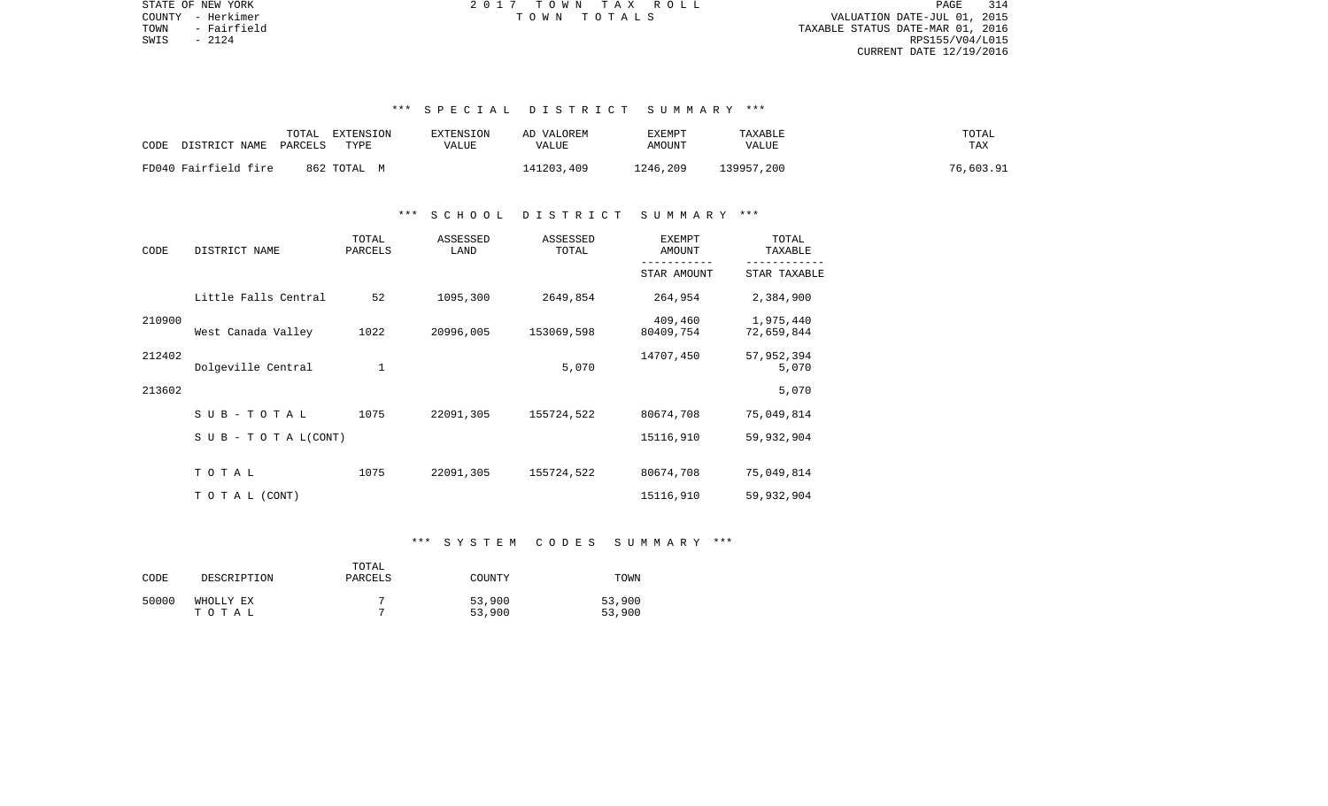STATE OF NEW YORK
COUNTY - Herkimer
TOWN - Fairfield
SWIS - 2124

2 0 1 7 T O W N T A X R O L L
T O W N T O T A L S

VALUATION DATE-JUL 01, 2015
TAXABLE STATUS DATE-MAR 01, 2016
RPS155/V04/L015
CURRENT DATE 12/19/2016

### *** S P E C I A L D I S T R I C T S U M M A R Y ***

| CODE DISTRICT NAME | TOTAL PARCELS | EXTENSION TYPE | EXTENSION VALUE | AD VALOREM VALUE | EXEMPT AMOUNT | TAXABLE VALUE | TOTAL TAX |
|---|---|---|---|---|---|---|---|
| FD040 Fairfield fire | 862 | TOTAL M | | 141203,409 | 1246,209 | 139957,200 | 76,603.91 |

### *** S C H O O L D I S T R I C T S U M M A R Y ***

| CODE | DISTRICT NAME | TOTAL PARCELS | ASSESSED LAND | ASSESSED TOTAL | EXEMPT AMOUNT / STAR AMOUNT | TOTAL TAXABLE / STAR TAXABLE |
|---|---|---|---|---|---|---|
| 210900 | Little Falls Central | 52 | 1095,300 | 2649,854 | 264,954 | 2,384,900 |
| | | | | | 409,460 | 1,975,440 |
| 212402 | West Canada Valley | 1022 | 20996,005 | 153069,598 | 80409,754 | 72,659,844 |
| | | | | | 14707,450 | 57,952,394 |
| 213602 | Dolgeville Central | 1 | | 5,070 | | 5,070 |
| | | | | | | 5,070 |
| | S U B - T O T A L | 1075 | 22091,305 | 155724,522 | 80674,708 | 75,049,814 |
| | S U B - T O T A L(CONT) | | | | 15116,910 | 59,932,904 |
| | T O T A L | 1075 | 22091,305 | 155724,522 | 80674,708 | 75,049,814 |
| | T O T A L (CONT) | | | | 15116,910 | 59,932,904 |

### *** S Y S T E M C O D E S S U M M A R Y ***

| CODE | DESCRIPTION | TOTAL PARCELS | COUNTY | TOWN |
|---|---|---|---|---|
| 50000 | WHOLLY EX | 7 | 53,900 | 53,900 |
| | T O T A L | 7 | 53,900 | 53,900 |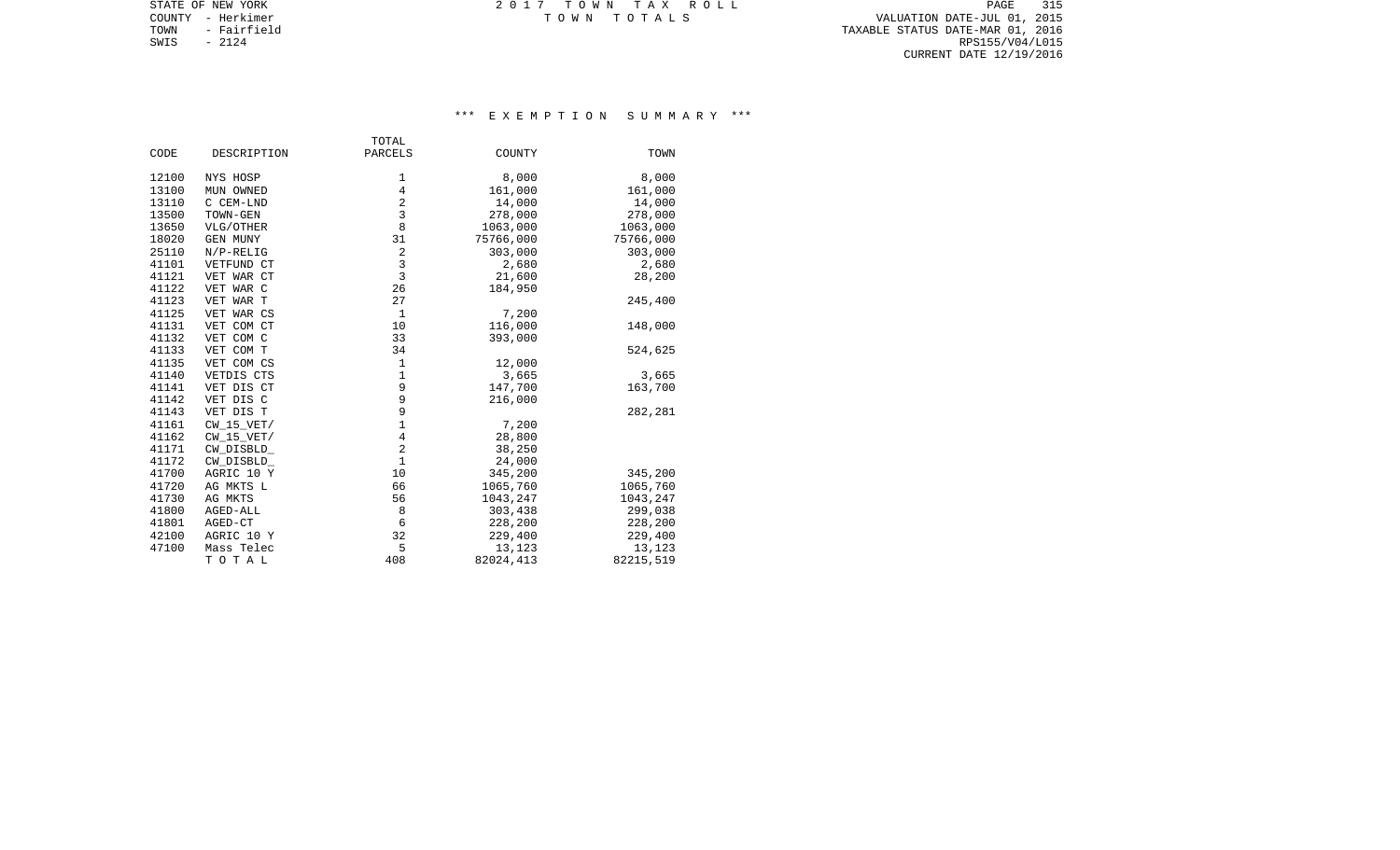STATE OF NEW YORK
COUNTY - Herkimer
TOWN - Fairfield
SWIS - 2124

2 0 1 7 T O W N T A X R O L L
T O W N T O T A L S

VALUATION DATE-JUL 01, 2015
TAXABLE STATUS DATE-MAR 01, 2016
RPS155/V04/L015
CURRENT DATE 12/19/2016

### *** E X E M P T I O N S U M M A R Y ***

| CODE | DESCRIPTION | TOTAL PARCELS | COUNTY | TOWN |
|---|---|---|---|---|
| 12100 | NYS HOSP | 1 | 8,000 | 8,000 |
| 13100 | MUN OWNED | 4 | 161,000 | 161,000 |
| 13110 | C CEM-LND | 2 | 14,000 | 14,000 |
| 13500 | TOWN-GEN | 3 | 278,000 | 278,000 |
| 13650 | VLG/OTHER | 8 | 1063,000 | 1063,000 |
| 18020 | GEN MUNY | 31 | 75766,000 | 75766,000 |
| 25110 | N/P-RELIG | 2 | 303,000 | 303,000 |
| 41101 | VETFUND CT | 3 | 2,680 | 2,680 |
| 41121 | VET WAR CT | 3 | 21,600 | 28,200 |
| 41122 | VET WAR C | 26 | 184,950 | |
| 41123 | VET WAR T | 27 | | 245,400 |
| 41125 | VET WAR CS | 1 | 7,200 | |
| 41131 | VET COM CT | 10 | 116,000 | 148,000 |
| 41132 | VET COM C | 33 | 393,000 | |
| 41133 | VET COM T | 34 | | 524,625 |
| 41135 | VET COM CS | 1 | 12,000 | |
| 41140 | VETDIS CTS | 1 | 3,665 | 3,665 |
| 41141 | VET DIS CT | 9 | 147,700 | 163,700 |
| 41142 | VET DIS C | 9 | 216,000 | |
| 41143 | VET DIS T | 9 | | 282,281 |
| 41161 | CW_15_VET/ | 1 | 7,200 | |
| 41162 | CW_15_VET/ | 4 | 28,800 | |
| 41171 | CW_DISBLD_ | 2 | 38,250 | |
| 41172 | CW_DISBLD_ | 1 | 24,000 | |
| 41700 | AGRIC 10 Y | 10 | 345,200 | 345,200 |
| 41720 | AG MKTS L | 66 | 1065,760 | 1065,760 |
| 41730 | AG MKTS | 56 | 1043,247 | 1043,247 |
| 41800 | AGED-ALL | 8 | 303,438 | 299,038 |
| 41801 | AGED-CT | 6 | 228,200 | 228,200 |
| 42100 | AGRIC 10 Y | 32 | 229,400 | 229,400 |
| 47100 | Mass Telec | 5 | 13,123 | 13,123 |
| | T O T A L | 408 | 82024,413 | 82215,519 |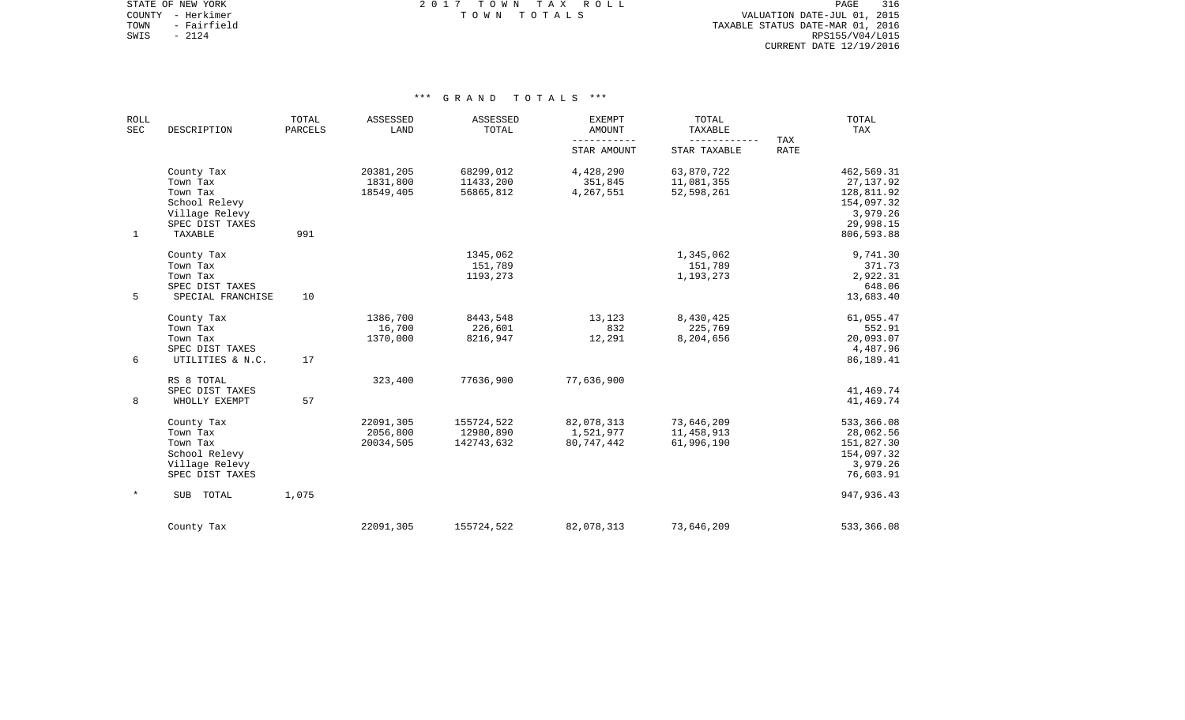STATE OF NEW YORK
COUNTY - Herkimer
TOWN - Fairfield
SWIS - 2124

2 0 1 7 T O W N T A X R O L L
T O W N T O T A L S

VALUATION DATE-JUL 01, 2015
TAXABLE STATUS DATE-MAR 01, 2016
RPS155/V04/L015
CURRENT DATE 12/19/2016

*** G R A N D T O T A L S ***

| ROLL SEC | DESCRIPTION | TOTAL PARCELS | ASSESSED LAND | ASSESSED TOTAL | EXEMPT AMOUNT / STAR AMOUNT | TOTAL TAXABLE / STAR TAXABLE | TAX RATE | TOTAL TAX |
|---|---|---|---|---|---|---|---|---|
| | County Tax | | 20381,205 | 68299,012 | 4,428,290 | 63,870,722 | | 462,569.31 |
| | Town Tax | | 1831,800 | 11433,200 | 351,845 | 11,081,355 | | 27,137.92 |
| | Town Tax | | 18549,405 | 56865,812 | 4,267,551 | 52,598,261 | | 128,811.92 |
| | School Relevy | | | | | | | 154,097.32 |
| | Village Relevy | | | | | | | 3,979.26 |
| | SPEC DIST TAXES | | | | | | | 29,998.15 |
| 1 | TAXABLE | 991 | | | | | | 806,593.88 |
| | County Tax | | | 1345,062 | | 1,345,062 | | 9,741.30 |
| | Town Tax | | | 151,789 | | 151,789 | | 371.73 |
| | Town Tax | | | 1193,273 | | 1,193,273 | | 2,922.31 |
| | SPEC DIST TAXES | | | | | | | 648.06 |
| 5 | SPECIAL FRANCHISE | 10 | | | | | | 13,683.40 |
| | County Tax | | 1386,700 | 8443,548 | 13,123 | 8,430,425 | | 61,055.47 |
| | Town Tax | | 16,700 | 226,601 | 832 | 225,769 | | 552.91 |
| | Town Tax | | 1370,000 | 8216,947 | 12,291 | 8,204,656 | | 20,093.07 |
| | SPEC DIST TAXES | | | | | | | 4,487.96 |
| 6 | UTILITIES & N.C. | 17 | | | | | | 86,189.41 |
| | RS 8 TOTAL | | 323,400 | 77636,900 | 77,636,900 | | | |
| | SPEC DIST TAXES | | | | | | | 41,469.74 |
| 8 | WHOLLY EXEMPT | 57 | | | | | | 41,469.74 |
| | County Tax | | 22091,305 | 155724,522 | 82,078,313 | 73,646,209 | | 533,366.08 |
| | Town Tax | | 2056,800 | 12980,890 | 1,521,977 | 11,458,913 | | 28,062.56 |
| | Town Tax | | 20034,505 | 142743,632 | 80,747,442 | 61,996,190 | | 151,827.30 |
| | School Relevy | | | | | | | 154,097.32 |
| | Village Relevy | | | | | | | 3,979.26 |
| | SPEC DIST TAXES | | | | | | | 76,603.91 |
| * | SUB TOTAL | 1,075 | | | | | | 947,936.43 |
| | County Tax | | 22091,305 | 155724,522 | 82,078,313 | 73,646,209 | | 533,366.08 |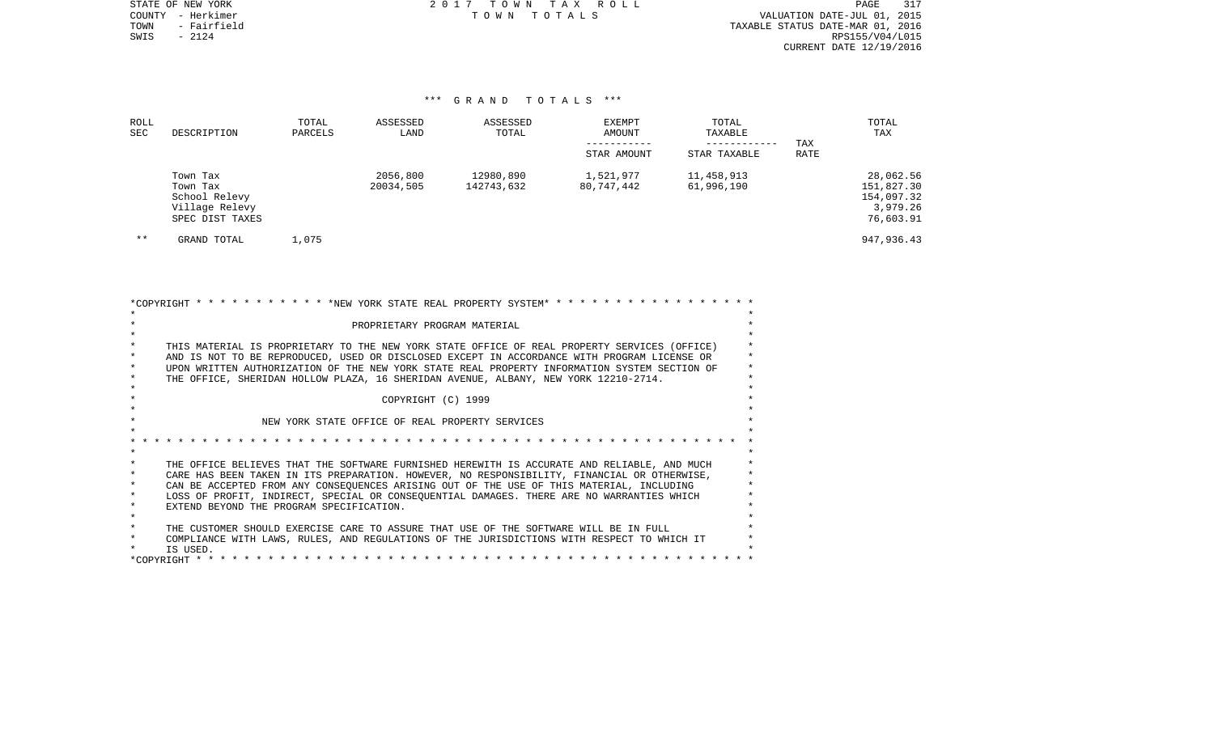STATE OF NEW YORK
COUNTY - Herkimer
TOWN - Fairfield
SWIS - 2124

2 0 1 7 T O W N T A X R O L L
T O W N T O T A L S

VALUATION DATE-JUL 01, 2015
TAXABLE STATUS DATE-MAR 01, 2016
RPS155/V04/L015
CURRENT DATE 12/19/2016

\*\*\* G R A N D T O T A L S \*\*\*

| ROLL SEC | DESCRIPTION | TOTAL PARCELS | ASSESSED LAND | ASSESSED TOTAL | EXEMPT AMOUNT ----------- STAR AMOUNT | TOTAL TAXABLE ------------ STAR TAXABLE | TAX RATE | TOTAL TAX |
|---|---|---|---|---|---|---|---|---|
| | Town Tax | | 2056,800 | 12980,890 | 1,521,977 | 11,458,913 | | 28,062.56 |
| | Town Tax | | 20034,505 | 142743,632 | 80,747,442 | 61,996,190 | | 151,827.30 |
| | School Relevy | | | | | | | 154,097.32 |
| | Village Relevy | | | | | | | 3,979.26 |
| | SPEC DIST TAXES | | | | | | | 76,603.91 |
| ** | GRAND TOTAL | 1,075 | | | | | | 947,936.43 |

```
*COPYRIGHT * * * * * * * * * * * *NEW YORK STATE REAL PROPERTY SYSTEM* * * * * * * * * * * * * * * * * *
*                                                                                                       *
*                                   PROPRIETARY PROGRAM MATERIAL                                        *
*                                                                                                       *
*     THIS MATERIAL IS PROPRIETARY TO THE NEW YORK STATE OFFICE OF REAL PROPERTY SERVICES (OFFICE)      *
*     AND IS NOT TO BE REPRODUCED, USED OR DISCLOSED EXCEPT IN ACCORDANCE WITH PROGRAM LICENSE OR       *
*     UPON WRITTEN AUTHORIZATION OF THE NEW YORK STATE REAL PROPERTY INFORMATION SYSTEM SECTION OF      *
*     THE OFFICE, SHERIDAN HOLLOW PLAZA, 16 SHERIDAN AVENUE, ALBANY, NEW YORK 12210-2714.               *
*                                                                                                       *
*                                       COPYRIGHT (C) 1999                                              *
*                                                                                                       *
*                         NEW YORK STATE OFFICE OF REAL PROPERTY SERVICES                               *
*                                                                                                       *
* * * * * * * * * * * * * * * * * * * * * * * * * * * * * * * * * * * * * * * * * * * * * * * * * * * *
*                                                                                                       *
*     THE OFFICE BELIEVES THAT THE SOFTWARE FURNISHED HEREWITH IS ACCURATE AND RELIABLE, AND MUCH       *
*     CARE HAS BEEN TAKEN IN ITS PREPARATION. HOWEVER, NO RESPONSIBILITY, FINANCIAL OR OTHERWISE,       *
*     CAN BE ACCEPTED FROM ANY CONSEQUENCES ARISING OUT OF THE USE OF THIS MATERIAL, INCLUDING          *
*     LOSS OF PROFIT, INDIRECT, SPECIAL OR CONSEQUENTIAL DAMAGES. THERE ARE NO WARRANTIES WHICH         *
*     EXTEND BEYOND THE PROGRAM SPECIFICATION.                                                          *
*                                                                                                       *
*     THE CUSTOMER SHOULD EXERCISE CARE TO ASSURE THAT USE OF THE SOFTWARE WILL BE IN FULL              *
*     COMPLIANCE WITH LAWS, RULES, AND REGULATIONS OF THE JURISDICTIONS WITH RESPECT TO WHICH IT        *
*     IS USED.                                                                                          *
*COPYRIGHT * * * * * * * * * * * * * * * * * * * * * * * * * * * * * * * * * * * * * * * * * * * * * *
```